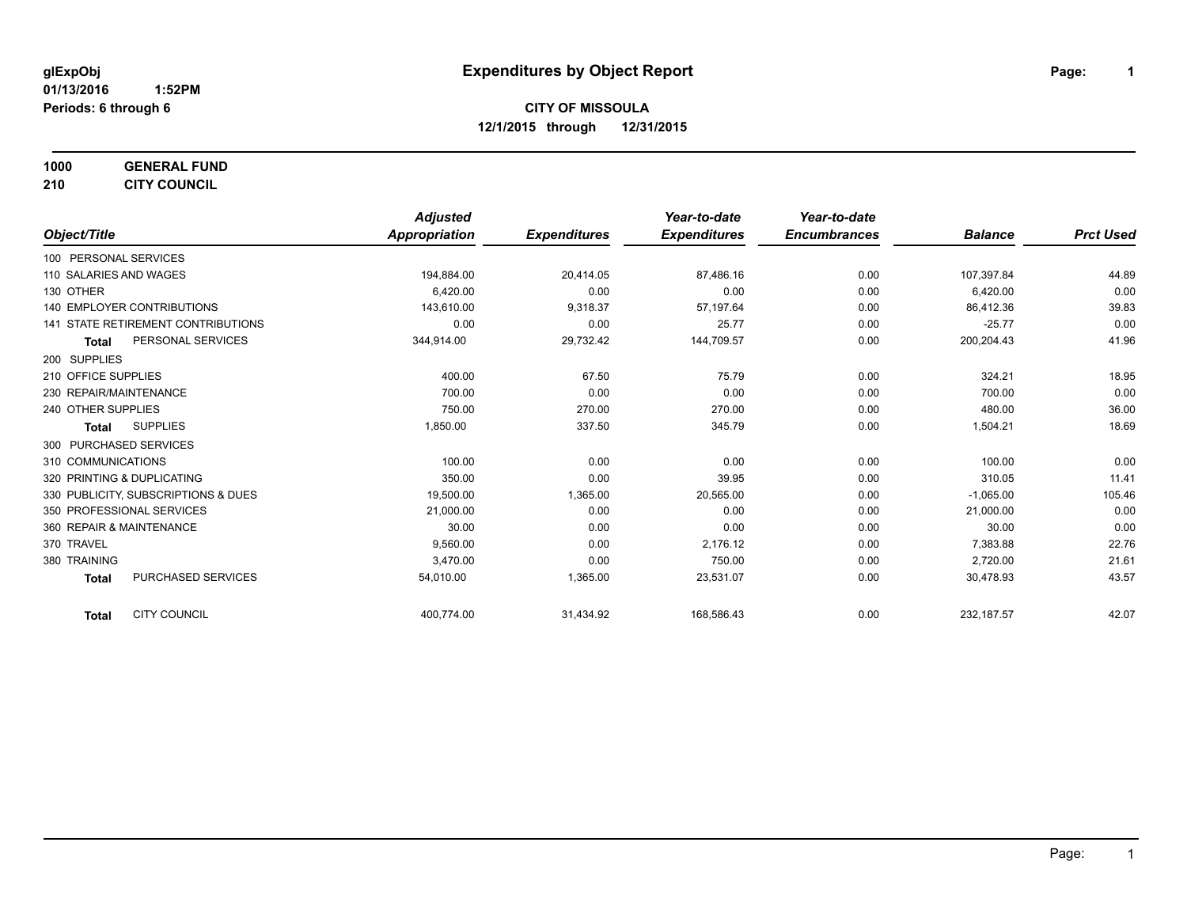glExpObj
01/13/2016 1:52PM
Periods: 6 through 6

# Expenditures by Object Report

## CITY OF MISSOULA

12/1/2015 through 12/31/2015

**1000 GENERAL FUND**
**210 CITY COUNCIL**

| Object/Title | Adjusted Appropriation | Expenditures | Year-to-date Expenditures | Year-to-date Encumbrances | Balance | Prct Used |
|---|---|---|---|---|---|---|
| 100 PERSONAL SERVICES | | | | | | |
| 110 SALARIES AND WAGES | 194,884.00 | 20,414.05 | 87,486.16 | 0.00 | 107,397.84 | 44.89 |
| 130 OTHER | 6,420.00 | 0.00 | 0.00 | 0.00 | 6,420.00 | 0.00 |
| 140 EMPLOYER CONTRIBUTIONS | 143,610.00 | 9,318.37 | 57,197.64 | 0.00 | 86,412.36 | 39.83 |
| 141 STATE RETIREMENT CONTRIBUTIONS | 0.00 | 0.00 | 25.77 | 0.00 | -25.77 | 0.00 |
| **Total** PERSONAL SERVICES | 344,914.00 | 29,732.42 | 144,709.57 | 0.00 | 200,204.43 | 41.96 |
| 200 SUPPLIES | | | | | | |
| 210 OFFICE SUPPLIES | 400.00 | 67.50 | 75.79 | 0.00 | 324.21 | 18.95 |
| 230 REPAIR/MAINTENANCE | 700.00 | 0.00 | 0.00 | 0.00 | 700.00 | 0.00 |
| 240 OTHER SUPPLIES | 750.00 | 270.00 | 270.00 | 0.00 | 480.00 | 36.00 |
| **Total** SUPPLIES | 1,850.00 | 337.50 | 345.79 | 0.00 | 1,504.21 | 18.69 |
| 300 PURCHASED SERVICES | | | | | | |
| 310 COMMUNICATIONS | 100.00 | 0.00 | 0.00 | 0.00 | 100.00 | 0.00 |
| 320 PRINTING & DUPLICATING | 350.00 | 0.00 | 39.95 | 0.00 | 310.05 | 11.41 |
| 330 PUBLICITY, SUBSCRIPTIONS & DUES | 19,500.00 | 1,365.00 | 20,565.00 | 0.00 | -1,065.00 | 105.46 |
| 350 PROFESSIONAL SERVICES | 21,000.00 | 0.00 | 0.00 | 0.00 | 21,000.00 | 0.00 |
| 360 REPAIR & MAINTENANCE | 30.00 | 0.00 | 0.00 | 0.00 | 30.00 | 0.00 |
| 370 TRAVEL | 9,560.00 | 0.00 | 2,176.12 | 0.00 | 7,383.88 | 22.76 |
| 380 TRAINING | 3,470.00 | 0.00 | 750.00 | 0.00 | 2,720.00 | 21.61 |
| **Total** PURCHASED SERVICES | 54,010.00 | 1,365.00 | 23,531.07 | 0.00 | 30,478.93 | 43.57 |
| **Total** CITY COUNCIL | 400,774.00 | 31,434.92 | 168,586.43 | 0.00 | 232,187.57 | 42.07 |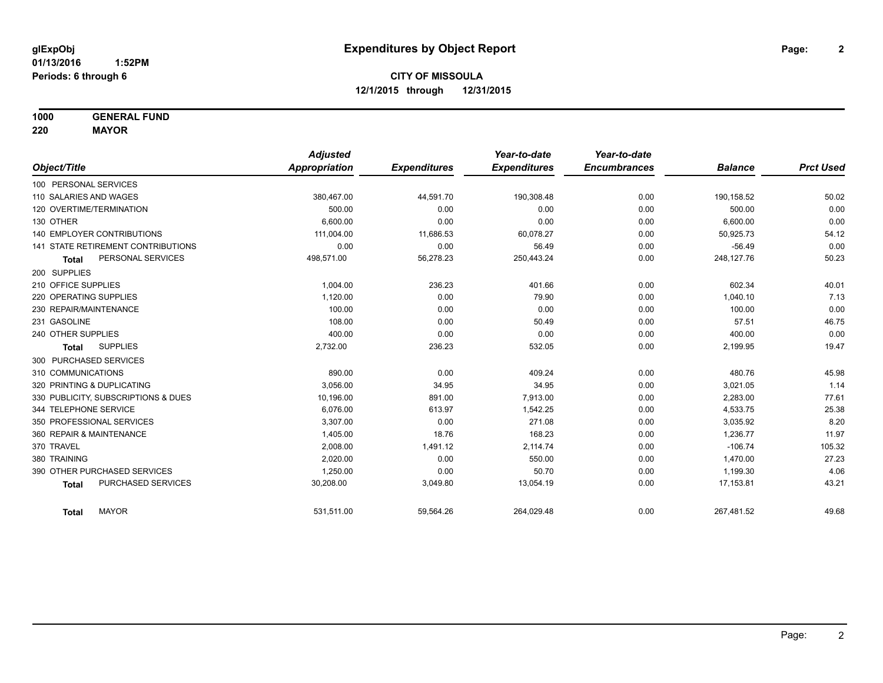glExpObj
01/13/2016 1:52PM
Periods: 6 through 6

# Expenditures by Object Report

**CITY OF MISSOULA**
**12/1/2015 through 12/31/2015**

**1000 GENERAL FUND**
**220 MAYOR**

| Object/Title | Adjusted Appropriation | Expenditures | Year-to-date Expenditures | Year-to-date Encumbrances | Balance | Prct Used |
|---|---|---|---|---|---|---|
| 100 PERSONAL SERVICES | | | | | | |
| 110 SALARIES AND WAGES | 380,467.00 | 44,591.70 | 190,308.48 | 0.00 | 190,158.52 | 50.02 |
| 120 OVERTIME/TERMINATION | 500.00 | 0.00 | 0.00 | 0.00 | 500.00 | 0.00 |
| 130 OTHER | 6,600.00 | 0.00 | 0.00 | 0.00 | 6,600.00 | 0.00 |
| 140 EMPLOYER CONTRIBUTIONS | 111,004.00 | 11,686.53 | 60,078.27 | 0.00 | 50,925.73 | 54.12 |
| 141 STATE RETIREMENT CONTRIBUTIONS | 0.00 | 0.00 | 56.49 | 0.00 | -56.49 | 0.00 |
| **Total** PERSONAL SERVICES | 498,571.00 | 56,278.23 | 250,443.24 | 0.00 | 248,127.76 | 50.23 |
| 200 SUPPLIES | | | | | | |
| 210 OFFICE SUPPLIES | 1,004.00 | 236.23 | 401.66 | 0.00 | 602.34 | 40.01 |
| 220 OPERATING SUPPLIES | 1,120.00 | 0.00 | 79.90 | 0.00 | 1,040.10 | 7.13 |
| 230 REPAIR/MAINTENANCE | 100.00 | 0.00 | 0.00 | 0.00 | 100.00 | 0.00 |
| 231 GASOLINE | 108.00 | 0.00 | 50.49 | 0.00 | 57.51 | 46.75 |
| 240 OTHER SUPPLIES | 400.00 | 0.00 | 0.00 | 0.00 | 400.00 | 0.00 |
| **Total** SUPPLIES | 2,732.00 | 236.23 | 532.05 | 0.00 | 2,199.95 | 19.47 |
| 300 PURCHASED SERVICES | | | | | | |
| 310 COMMUNICATIONS | 890.00 | 0.00 | 409.24 | 0.00 | 480.76 | 45.98 |
| 320 PRINTING & DUPLICATING | 3,056.00 | 34.95 | 34.95 | 0.00 | 3,021.05 | 1.14 |
| 330 PUBLICITY, SUBSCRIPTIONS & DUES | 10,196.00 | 891.00 | 7,913.00 | 0.00 | 2,283.00 | 77.61 |
| 344 TELEPHONE SERVICE | 6,076.00 | 613.97 | 1,542.25 | 0.00 | 4,533.75 | 25.38 |
| 350 PROFESSIONAL SERVICES | 3,307.00 | 0.00 | 271.08 | 0.00 | 3,035.92 | 8.20 |
| 360 REPAIR & MAINTENANCE | 1,405.00 | 18.76 | 168.23 | 0.00 | 1,236.77 | 11.97 |
| 370 TRAVEL | 2,008.00 | 1,491.12 | 2,114.74 | 0.00 | -106.74 | 105.32 |
| 380 TRAINING | 2,020.00 | 0.00 | 550.00 | 0.00 | 1,470.00 | 27.23 |
| 390 OTHER PURCHASED SERVICES | 1,250.00 | 0.00 | 50.70 | 0.00 | 1,199.30 | 4.06 |
| **Total** PURCHASED SERVICES | 30,208.00 | 3,049.80 | 13,054.19 | 0.00 | 17,153.81 | 43.21 |
| **Total** MAYOR | 531,511.00 | 59,564.26 | 264,029.48 | 0.00 | 267,481.52 | 49.68 |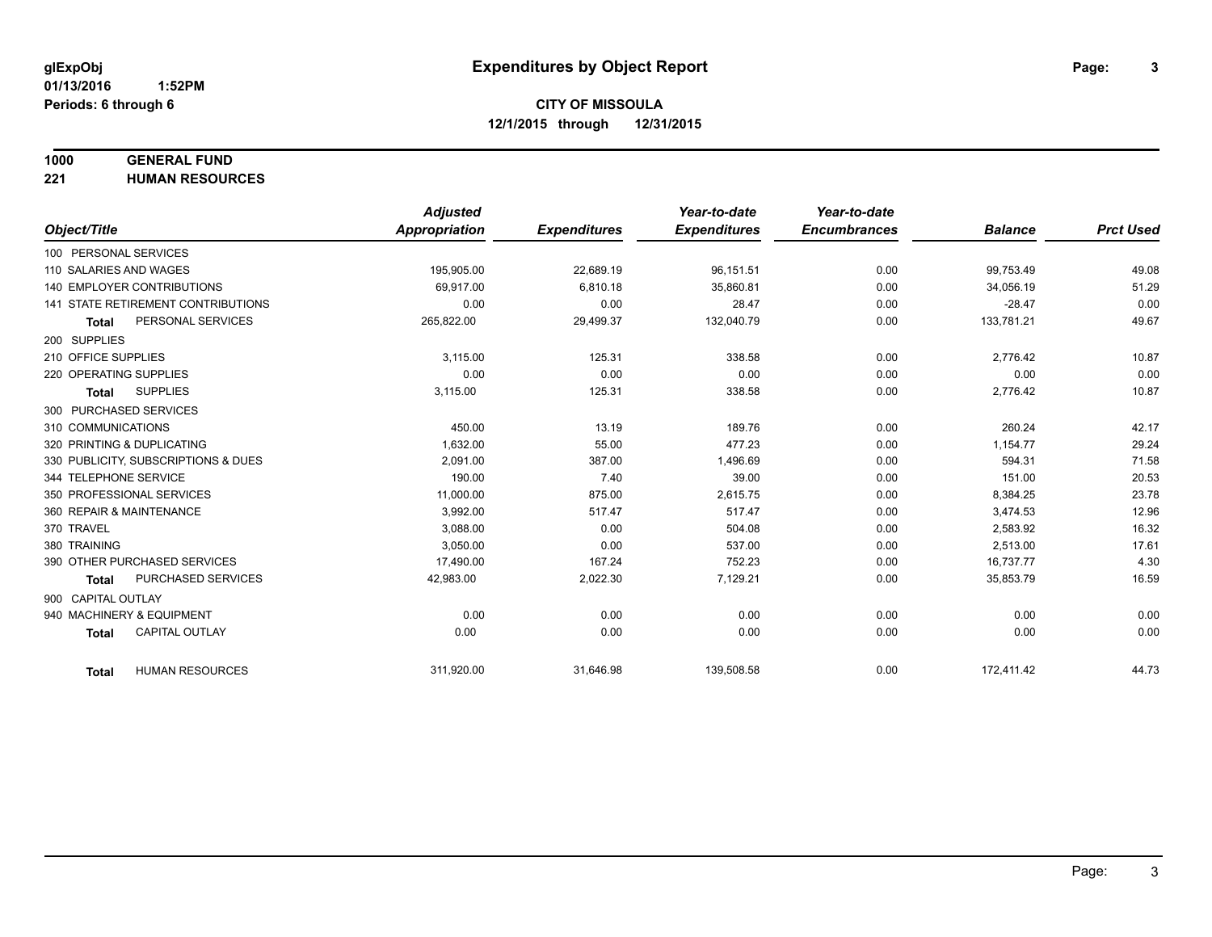**glExpObj**
**01/13/2016 1:52PM**
**Periods: 6 through 6**

# Expenditures by Object Report

**CITY OF MISSOULA**
**12/1/2015 through 12/31/2015**

**1000 GENERAL FUND**
**221 HUMAN RESOURCES**

| Object/Title | Adjusted Appropriation | Expenditures | Year-to-date Expenditures | Year-to-date Encumbrances | Balance | Prct Used |
|---|---|---|---|---|---|---|
| 100 PERSONAL SERVICES | | | | | | |
| 110 SALARIES AND WAGES | 195,905.00 | 22,689.19 | 96,151.51 | 0.00 | 99,753.49 | 49.08 |
| 140 EMPLOYER CONTRIBUTIONS | 69,917.00 | 6,810.18 | 35,860.81 | 0.00 | 34,056.19 | 51.29 |
| 141 STATE RETIREMENT CONTRIBUTIONS | 0.00 | 0.00 | 28.47 | 0.00 | -28.47 | 0.00 |
| **Total** PERSONAL SERVICES | 265,822.00 | 29,499.37 | 132,040.79 | 0.00 | 133,781.21 | 49.67 |
| 200 SUPPLIES | | | | | | |
| 210 OFFICE SUPPLIES | 3,115.00 | 125.31 | 338.58 | 0.00 | 2,776.42 | 10.87 |
| 220 OPERATING SUPPLIES | 0.00 | 0.00 | 0.00 | 0.00 | 0.00 | 0.00 |
| **Total** SUPPLIES | 3,115.00 | 125.31 | 338.58 | 0.00 | 2,776.42 | 10.87 |
| 300 PURCHASED SERVICES | | | | | | |
| 310 COMMUNICATIONS | 450.00 | 13.19 | 189.76 | 0.00 | 260.24 | 42.17 |
| 320 PRINTING & DUPLICATING | 1,632.00 | 55.00 | 477.23 | 0.00 | 1,154.77 | 29.24 |
| 330 PUBLICITY, SUBSCRIPTIONS & DUES | 2,091.00 | 387.00 | 1,496.69 | 0.00 | 594.31 | 71.58 |
| 344 TELEPHONE SERVICE | 190.00 | 7.40 | 39.00 | 0.00 | 151.00 | 20.53 |
| 350 PROFESSIONAL SERVICES | 11,000.00 | 875.00 | 2,615.75 | 0.00 | 8,384.25 | 23.78 |
| 360 REPAIR & MAINTENANCE | 3,992.00 | 517.47 | 517.47 | 0.00 | 3,474.53 | 12.96 |
| 370 TRAVEL | 3,088.00 | 0.00 | 504.08 | 0.00 | 2,583.92 | 16.32 |
| 380 TRAINING | 3,050.00 | 0.00 | 537.00 | 0.00 | 2,513.00 | 17.61 |
| 390 OTHER PURCHASED SERVICES | 17,490.00 | 167.24 | 752.23 | 0.00 | 16,737.77 | 4.30 |
| **Total** PURCHASED SERVICES | 42,983.00 | 2,022.30 | 7,129.21 | 0.00 | 35,853.79 | 16.59 |
| 900 CAPITAL OUTLAY | | | | | | |
| 940 MACHINERY & EQUIPMENT | 0.00 | 0.00 | 0.00 | 0.00 | 0.00 | 0.00 |
| **Total** CAPITAL OUTLAY | 0.00 | 0.00 | 0.00 | 0.00 | 0.00 | 0.00 |
| **Total** HUMAN RESOURCES | 311,920.00 | 31,646.98 | 139,508.58 | 0.00 | 172,411.42 | 44.73 |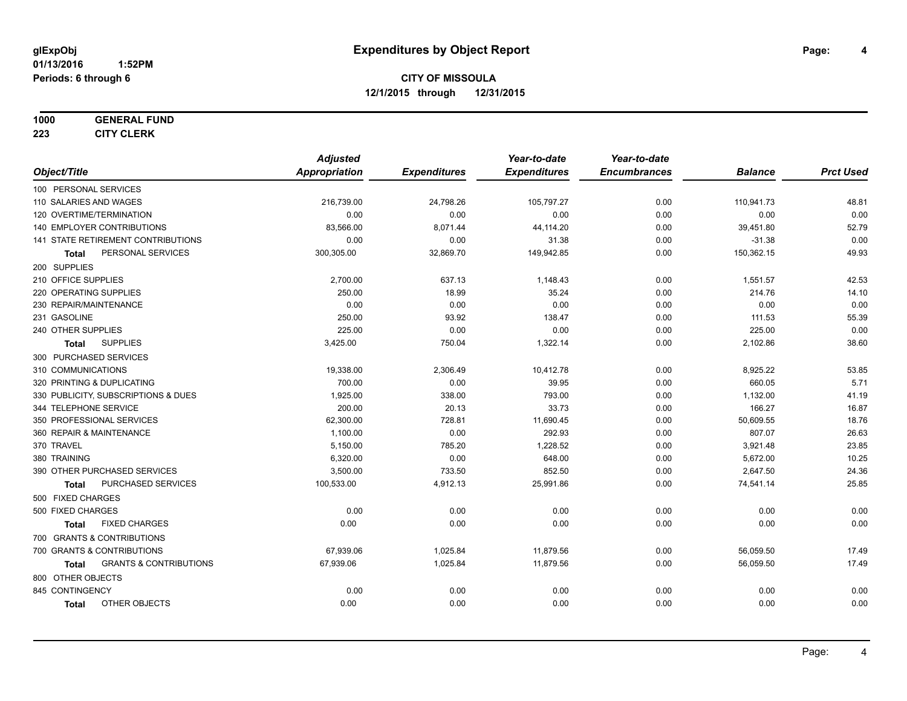**glExpObj**
**01/13/2016 1:52PM**
**Periods: 6 through 6**

# Expenditures by Object Report

**CITY OF MISSOULA**
**12/1/2015 through 12/31/2015**

**1000 GENERAL FUND**
**223 CITY CLERK**

| Object/Title | Adjusted Appropriation | Expenditures | Year-to-date Expenditures | Year-to-date Encumbrances | Balance | Prct Used |
|---|---|---|---|---|---|---|
| 100 PERSONAL SERVICES | | | | | | |
| 110 SALARIES AND WAGES | 216,739.00 | 24,798.26 | 105,797.27 | 0.00 | 110,941.73 | 48.81 |
| 120 OVERTIME/TERMINATION | 0.00 | 0.00 | 0.00 | 0.00 | 0.00 | 0.00 |
| 140 EMPLOYER CONTRIBUTIONS | 83,566.00 | 8,071.44 | 44,114.20 | 0.00 | 39,451.80 | 52.79 |
| 141 STATE RETIREMENT CONTRIBUTIONS | 0.00 | 0.00 | 31.38 | 0.00 | -31.38 | 0.00 |
| **Total** PERSONAL SERVICES | 300,305.00 | 32,869.70 | 149,942.85 | 0.00 | 150,362.15 | 49.93 |
| 200 SUPPLIES | | | | | | |
| 210 OFFICE SUPPLIES | 2,700.00 | 637.13 | 1,148.43 | 0.00 | 1,551.57 | 42.53 |
| 220 OPERATING SUPPLIES | 250.00 | 18.99 | 35.24 | 0.00 | 214.76 | 14.10 |
| 230 REPAIR/MAINTENANCE | 0.00 | 0.00 | 0.00 | 0.00 | 0.00 | 0.00 |
| 231 GASOLINE | 250.00 | 93.92 | 138.47 | 0.00 | 111.53 | 55.39 |
| 240 OTHER SUPPLIES | 225.00 | 0.00 | 0.00 | 0.00 | 225.00 | 0.00 |
| **Total** SUPPLIES | 3,425.00 | 750.04 | 1,322.14 | 0.00 | 2,102.86 | 38.60 |
| 300 PURCHASED SERVICES | | | | | | |
| 310 COMMUNICATIONS | 19,338.00 | 2,306.49 | 10,412.78 | 0.00 | 8,925.22 | 53.85 |
| 320 PRINTING & DUPLICATING | 700.00 | 0.00 | 39.95 | 0.00 | 660.05 | 5.71 |
| 330 PUBLICITY, SUBSCRIPTIONS & DUES | 1,925.00 | 338.00 | 793.00 | 0.00 | 1,132.00 | 41.19 |
| 344 TELEPHONE SERVICE | 200.00 | 20.13 | 33.73 | 0.00 | 166.27 | 16.87 |
| 350 PROFESSIONAL SERVICES | 62,300.00 | 728.81 | 11,690.45 | 0.00 | 50,609.55 | 18.76 |
| 360 REPAIR & MAINTENANCE | 1,100.00 | 0.00 | 292.93 | 0.00 | 807.07 | 26.63 |
| 370 TRAVEL | 5,150.00 | 785.20 | 1,228.52 | 0.00 | 3,921.48 | 23.85 |
| 380 TRAINING | 6,320.00 | 0.00 | 648.00 | 0.00 | 5,672.00 | 10.25 |
| 390 OTHER PURCHASED SERVICES | 3,500.00 | 733.50 | 852.50 | 0.00 | 2,647.50 | 24.36 |
| **Total** PURCHASED SERVICES | 100,533.00 | 4,912.13 | 25,991.86 | 0.00 | 74,541.14 | 25.85 |
| 500 FIXED CHARGES | | | | | | |
| 500 FIXED CHARGES | 0.00 | 0.00 | 0.00 | 0.00 | 0.00 | 0.00 |
| **Total** FIXED CHARGES | 0.00 | 0.00 | 0.00 | 0.00 | 0.00 | 0.00 |
| 700 GRANTS & CONTRIBUTIONS | | | | | | |
| 700 GRANTS & CONTRIBUTIONS | 67,939.06 | 1,025.84 | 11,879.56 | 0.00 | 56,059.50 | 17.49 |
| **Total** GRANTS & CONTRIBUTIONS | 67,939.06 | 1,025.84 | 11,879.56 | 0.00 | 56,059.50 | 17.49 |
| 800 OTHER OBJECTS | | | | | | |
| 845 CONTINGENCY | 0.00 | 0.00 | 0.00 | 0.00 | 0.00 | 0.00 |
| **Total** OTHER OBJECTS | 0.00 | 0.00 | 0.00 | 0.00 | 0.00 | 0.00 |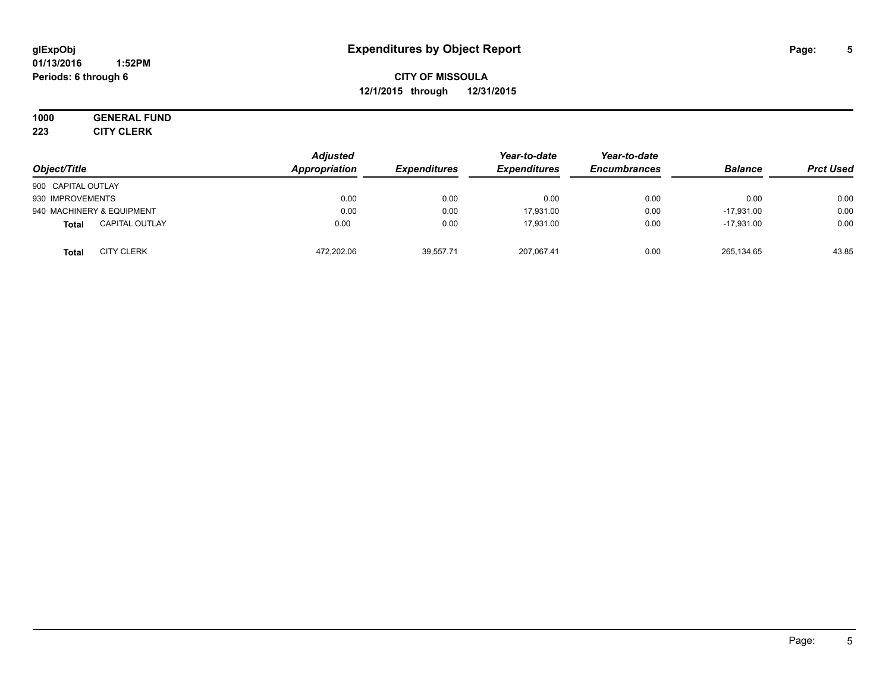# Expenditures by Object Report

glExpObj
01/13/2016 1:52PM
Periods: 6 through 6

**CITY OF MISSOULA**
**12/1/2015 through 12/31/2015**

**1000 GENERAL FUND**
**223 CITY CLERK**

| Object/Title | | Adjusted Appropriation | Expenditures | Year-to-date Expenditures | Year-to-date Encumbrances | Balance | Prct Used |
|---|---|---|---|---|---|---|---|
| 900 CAPITAL OUTLAY | | | | | | | |
| 930 IMPROVEMENTS | | 0.00 | 0.00 | 0.00 | 0.00 | 0.00 | 0.00 |
| 940 MACHINERY & EQUIPMENT | | 0.00 | 0.00 | 17,931.00 | 0.00 | -17,931.00 | 0.00 |
| **Total** | CAPITAL OUTLAY | 0.00 | 0.00 | 17,931.00 | 0.00 | -17,931.00 | 0.00 |
| **Total** | CITY CLERK | 472,202.06 | 39,557.71 | 207,067.41 | 0.00 | 265,134.65 | 43.85 |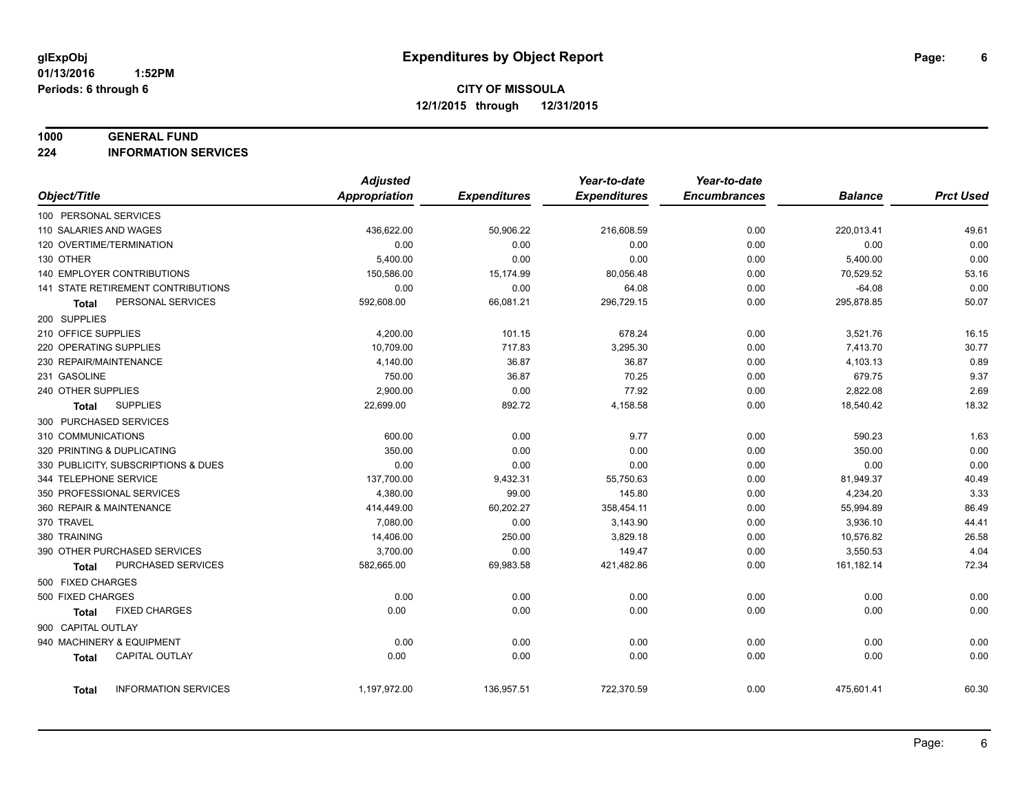glExpObj
01/13/2016 1:52PM
Periods: 6 through 6

# Expenditures by Object Report

**CITY OF MISSOULA**
**12/1/2015 through 12/31/2015**

**1000 GENERAL FUND**
**224 INFORMATION SERVICES**

| Object/Title | Adjusted Appropriation | Expenditures | Year-to-date Expenditures | Year-to-date Encumbrances | Balance | Prct Used |
|---|---|---|---|---|---|---|
| 100 PERSONAL SERVICES | | | | | | |
| 110 SALARIES AND WAGES | 436,622.00 | 50,906.22 | 216,608.59 | 0.00 | 220,013.41 | 49.61 |
| 120 OVERTIME/TERMINATION | 0.00 | 0.00 | 0.00 | 0.00 | 0.00 | 0.00 |
| 130 OTHER | 5,400.00 | 0.00 | 0.00 | 0.00 | 5,400.00 | 0.00 |
| 140 EMPLOYER CONTRIBUTIONS | 150,586.00 | 15,174.99 | 80,056.48 | 0.00 | 70,529.52 | 53.16 |
| 141 STATE RETIREMENT CONTRIBUTIONS | 0.00 | 0.00 | 64.08 | 0.00 | -64.08 | 0.00 |
| **Total** PERSONAL SERVICES | 592,608.00 | 66,081.21 | 296,729.15 | 0.00 | 295,878.85 | 50.07 |
| 200 SUPPLIES | | | | | | |
| 210 OFFICE SUPPLIES | 4,200.00 | 101.15 | 678.24 | 0.00 | 3,521.76 | 16.15 |
| 220 OPERATING SUPPLIES | 10,709.00 | 717.83 | 3,295.30 | 0.00 | 7,413.70 | 30.77 |
| 230 REPAIR/MAINTENANCE | 4,140.00 | 36.87 | 36.87 | 0.00 | 4,103.13 | 0.89 |
| 231 GASOLINE | 750.00 | 36.87 | 70.25 | 0.00 | 679.75 | 9.37 |
| 240 OTHER SUPPLIES | 2,900.00 | 0.00 | 77.92 | 0.00 | 2,822.08 | 2.69 |
| **Total** SUPPLIES | 22,699.00 | 892.72 | 4,158.58 | 0.00 | 18,540.42 | 18.32 |
| 300 PURCHASED SERVICES | | | | | | |
| 310 COMMUNICATIONS | 600.00 | 0.00 | 9.77 | 0.00 | 590.23 | 1.63 |
| 320 PRINTING & DUPLICATING | 350.00 | 0.00 | 0.00 | 0.00 | 350.00 | 0.00 |
| 330 PUBLICITY, SUBSCRIPTIONS & DUES | 0.00 | 0.00 | 0.00 | 0.00 | 0.00 | 0.00 |
| 344 TELEPHONE SERVICE | 137,700.00 | 9,432.31 | 55,750.63 | 0.00 | 81,949.37 | 40.49 |
| 350 PROFESSIONAL SERVICES | 4,380.00 | 99.00 | 145.80 | 0.00 | 4,234.20 | 3.33 |
| 360 REPAIR & MAINTENANCE | 414,449.00 | 60,202.27 | 358,454.11 | 0.00 | 55,994.89 | 86.49 |
| 370 TRAVEL | 7,080.00 | 0.00 | 3,143.90 | 0.00 | 3,936.10 | 44.41 |
| 380 TRAINING | 14,406.00 | 250.00 | 3,829.18 | 0.00 | 10,576.82 | 26.58 |
| 390 OTHER PURCHASED SERVICES | 3,700.00 | 0.00 | 149.47 | 0.00 | 3,550.53 | 4.04 |
| **Total** PURCHASED SERVICES | 582,665.00 | 69,983.58 | 421,482.86 | 0.00 | 161,182.14 | 72.34 |
| 500 FIXED CHARGES | | | | | | |
| 500 FIXED CHARGES | 0.00 | 0.00 | 0.00 | 0.00 | 0.00 | 0.00 |
| **Total** FIXED CHARGES | 0.00 | 0.00 | 0.00 | 0.00 | 0.00 | 0.00 |
| 900 CAPITAL OUTLAY | | | | | | |
| 940 MACHINERY & EQUIPMENT | 0.00 | 0.00 | 0.00 | 0.00 | 0.00 | 0.00 |
| **Total** CAPITAL OUTLAY | 0.00 | 0.00 | 0.00 | 0.00 | 0.00 | 0.00 |
| **Total** INFORMATION SERVICES | 1,197,972.00 | 136,957.51 | 722,370.59 | 0.00 | 475,601.41 | 60.30 |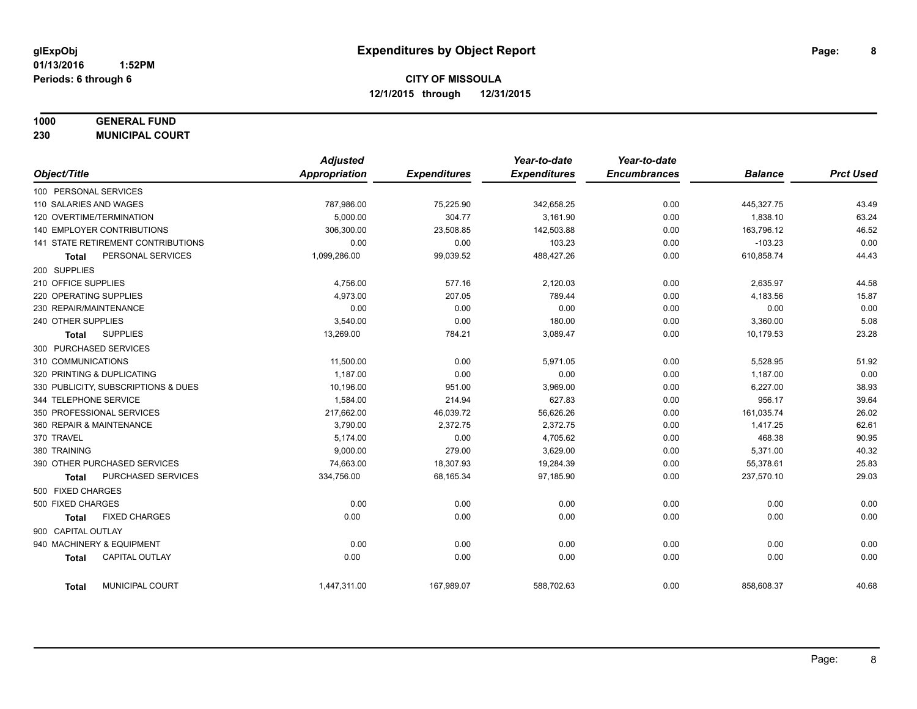**glExpObj**
**01/13/2016 1:52PM**
**Periods: 6 through 6**

# Expenditures by Object Report

**CITY OF MISSOULA**
**12/1/2015 through 12/31/2015**

**1000 GENERAL FUND**
**230 MUNICIPAL COURT**

| Object/Title | Adjusted Appropriation | Expenditures | Year-to-date Expenditures | Year-to-date Encumbrances | Balance | Prct Used |
|---|---|---|---|---|---|---|
| 100 PERSONAL SERVICES | | | | | | |
| 110 SALARIES AND WAGES | 787,986.00 | 75,225.90 | 342,658.25 | 0.00 | 445,327.75 | 43.49 |
| 120 OVERTIME/TERMINATION | 5,000.00 | 304.77 | 3,161.90 | 0.00 | 1,838.10 | 63.24 |
| 140 EMPLOYER CONTRIBUTIONS | 306,300.00 | 23,508.85 | 142,503.88 | 0.00 | 163,796.12 | 46.52 |
| 141 STATE RETIREMENT CONTRIBUTIONS | 0.00 | 0.00 | 103.23 | 0.00 | -103.23 | 0.00 |
| **Total** PERSONAL SERVICES | 1,099,286.00 | 99,039.52 | 488,427.26 | 0.00 | 610,858.74 | 44.43 |
| 200 SUPPLIES | | | | | | |
| 210 OFFICE SUPPLIES | 4,756.00 | 577.16 | 2,120.03 | 0.00 | 2,635.97 | 44.58 |
| 220 OPERATING SUPPLIES | 4,973.00 | 207.05 | 789.44 | 0.00 | 4,183.56 | 15.87 |
| 230 REPAIR/MAINTENANCE | 0.00 | 0.00 | 0.00 | 0.00 | 0.00 | 0.00 |
| 240 OTHER SUPPLIES | 3,540.00 | 0.00 | 180.00 | 0.00 | 3,360.00 | 5.08 |
| **Total** SUPPLIES | 13,269.00 | 784.21 | 3,089.47 | 0.00 | 10,179.53 | 23.28 |
| 300 PURCHASED SERVICES | | | | | | |
| 310 COMMUNICATIONS | 11,500.00 | 0.00 | 5,971.05 | 0.00 | 5,528.95 | 51.92 |
| 320 PRINTING & DUPLICATING | 1,187.00 | 0.00 | 0.00 | 0.00 | 1,187.00 | 0.00 |
| 330 PUBLICITY, SUBSCRIPTIONS & DUES | 10,196.00 | 951.00 | 3,969.00 | 0.00 | 6,227.00 | 38.93 |
| 344 TELEPHONE SERVICE | 1,584.00 | 214.94 | 627.83 | 0.00 | 956.17 | 39.64 |
| 350 PROFESSIONAL SERVICES | 217,662.00 | 46,039.72 | 56,626.26 | 0.00 | 161,035.74 | 26.02 |
| 360 REPAIR & MAINTENANCE | 3,790.00 | 2,372.75 | 2,372.75 | 0.00 | 1,417.25 | 62.61 |
| 370 TRAVEL | 5,174.00 | 0.00 | 4,705.62 | 0.00 | 468.38 | 90.95 |
| 380 TRAINING | 9,000.00 | 279.00 | 3,629.00 | 0.00 | 5,371.00 | 40.32 |
| 390 OTHER PURCHASED SERVICES | 74,663.00 | 18,307.93 | 19,284.39 | 0.00 | 55,378.61 | 25.83 |
| **Total** PURCHASED SERVICES | 334,756.00 | 68,165.34 | 97,185.90 | 0.00 | 237,570.10 | 29.03 |
| 500 FIXED CHARGES | | | | | | |
| 500 FIXED CHARGES | 0.00 | 0.00 | 0.00 | 0.00 | 0.00 | 0.00 |
| **Total** FIXED CHARGES | 0.00 | 0.00 | 0.00 | 0.00 | 0.00 | 0.00 |
| 900 CAPITAL OUTLAY | | | | | | |
| 940 MACHINERY & EQUIPMENT | 0.00 | 0.00 | 0.00 | 0.00 | 0.00 | 0.00 |
| **Total** CAPITAL OUTLAY | 0.00 | 0.00 | 0.00 | 0.00 | 0.00 | 0.00 |
| **Total** MUNICIPAL COURT | 1,447,311.00 | 167,989.07 | 588,702.63 | 0.00 | 858,608.37 | 40.68 |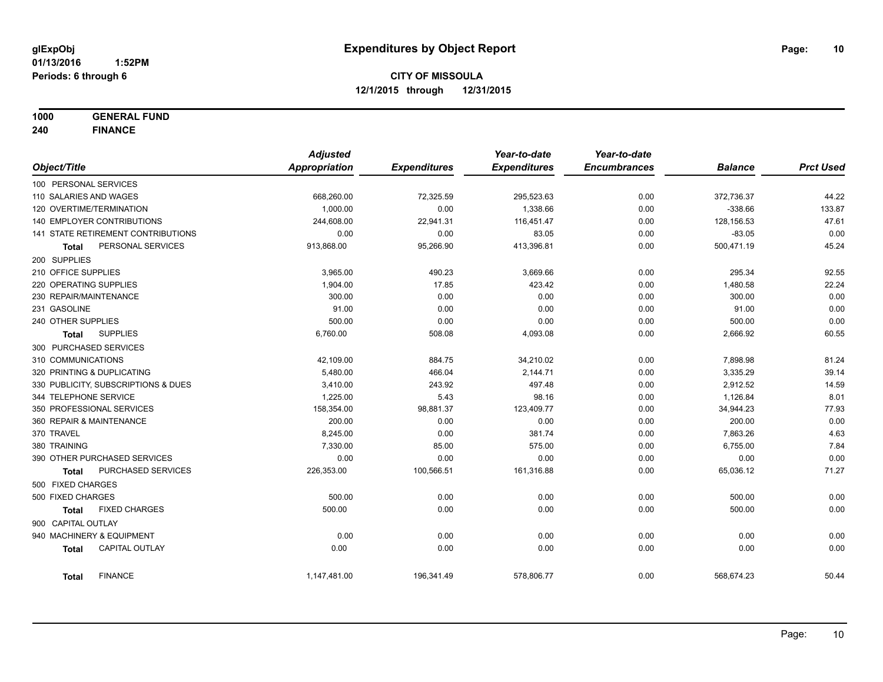glExpObj
01/13/2016 1:52PM
Periods: 6 through 6

# Expenditures by Object Report

**CITY OF MISSOULA**
**12/1/2015 through 12/31/2015**

**1000 GENERAL FUND**
**240 FINANCE**

| Object/Title | Adjusted Appropriation | Expenditures | Year-to-date Expenditures | Year-to-date Encumbrances | Balance | Prct Used |
|---|---|---|---|---|---|---|
| 100 PERSONAL SERVICES | | | | | | |
| 110 SALARIES AND WAGES | 668,260.00 | 72,325.59 | 295,523.63 | 0.00 | 372,736.37 | 44.22 |
| 120 OVERTIME/TERMINATION | 1,000.00 | 0.00 | 1,338.66 | 0.00 | -338.66 | 133.87 |
| 140 EMPLOYER CONTRIBUTIONS | 244,608.00 | 22,941.31 | 116,451.47 | 0.00 | 128,156.53 | 47.61 |
| 141 STATE RETIREMENT CONTRIBUTIONS | 0.00 | 0.00 | 83.05 | 0.00 | -83.05 | 0.00 |
| **Total** PERSONAL SERVICES | 913,868.00 | 95,266.90 | 413,396.81 | 0.00 | 500,471.19 | 45.24 |
| 200 SUPPLIES | | | | | | |
| 210 OFFICE SUPPLIES | 3,965.00 | 490.23 | 3,669.66 | 0.00 | 295.34 | 92.55 |
| 220 OPERATING SUPPLIES | 1,904.00 | 17.85 | 423.42 | 0.00 | 1,480.58 | 22.24 |
| 230 REPAIR/MAINTENANCE | 300.00 | 0.00 | 0.00 | 0.00 | 300.00 | 0.00 |
| 231 GASOLINE | 91.00 | 0.00 | 0.00 | 0.00 | 91.00 | 0.00 |
| 240 OTHER SUPPLIES | 500.00 | 0.00 | 0.00 | 0.00 | 500.00 | 0.00 |
| **Total** SUPPLIES | 6,760.00 | 508.08 | 4,093.08 | 0.00 | 2,666.92 | 60.55 |
| 300 PURCHASED SERVICES | | | | | | |
| 310 COMMUNICATIONS | 42,109.00 | 884.75 | 34,210.02 | 0.00 | 7,898.98 | 81.24 |
| 320 PRINTING & DUPLICATING | 5,480.00 | 466.04 | 2,144.71 | 0.00 | 3,335.29 | 39.14 |
| 330 PUBLICITY, SUBSCRIPTIONS & DUES | 3,410.00 | 243.92 | 497.48 | 0.00 | 2,912.52 | 14.59 |
| 344 TELEPHONE SERVICE | 1,225.00 | 5.43 | 98.16 | 0.00 | 1,126.84 | 8.01 |
| 350 PROFESSIONAL SERVICES | 158,354.00 | 98,881.37 | 123,409.77 | 0.00 | 34,944.23 | 77.93 |
| 360 REPAIR & MAINTENANCE | 200.00 | 0.00 | 0.00 | 0.00 | 200.00 | 0.00 |
| 370 TRAVEL | 8,245.00 | 0.00 | 381.74 | 0.00 | 7,863.26 | 4.63 |
| 380 TRAINING | 7,330.00 | 85.00 | 575.00 | 0.00 | 6,755.00 | 7.84 |
| 390 OTHER PURCHASED SERVICES | 0.00 | 0.00 | 0.00 | 0.00 | 0.00 | 0.00 |
| **Total** PURCHASED SERVICES | 226,353.00 | 100,566.51 | 161,316.88 | 0.00 | 65,036.12 | 71.27 |
| 500 FIXED CHARGES | | | | | | |
| 500 FIXED CHARGES | 500.00 | 0.00 | 0.00 | 0.00 | 500.00 | 0.00 |
| **Total** FIXED CHARGES | 500.00 | 0.00 | 0.00 | 0.00 | 500.00 | 0.00 |
| 900 CAPITAL OUTLAY | | | | | | |
| 940 MACHINERY & EQUIPMENT | 0.00 | 0.00 | 0.00 | 0.00 | 0.00 | 0.00 |
| **Total** CAPITAL OUTLAY | 0.00 | 0.00 | 0.00 | 0.00 | 0.00 | 0.00 |
| **Total** FINANCE | 1,147,481.00 | 196,341.49 | 578,806.77 | 0.00 | 568,674.23 | 50.44 |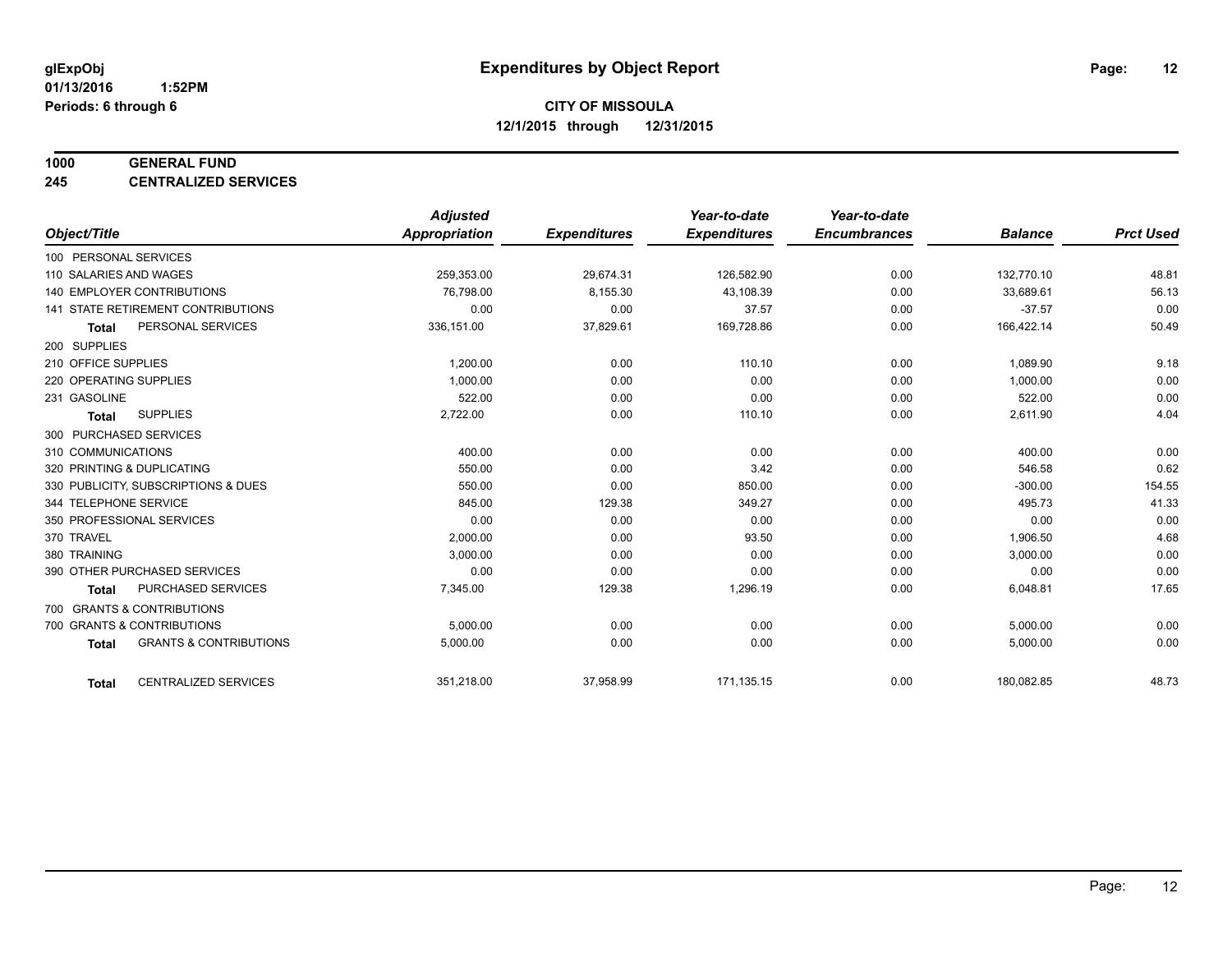glExpObj
01/13/2016 1:52PM
Periods: 6 through 6

# Expenditures by Object Report

**CITY OF MISSOULA**
**12/1/2015 through 12/31/2015**

**1000 GENERAL FUND**
**245 CENTRALIZED SERVICES**

| Object/Title | Adjusted Appropriation | Expenditures | Year-to-date Expenditures | Year-to-date Encumbrances | Balance | Prct Used |
|---|---|---|---|---|---|---|
| 100 PERSONAL SERVICES | | | | | | |
| 110 SALARIES AND WAGES | 259,353.00 | 29,674.31 | 126,582.90 | 0.00 | 132,770.10 | 48.81 |
| 140 EMPLOYER CONTRIBUTIONS | 76,798.00 | 8,155.30 | 43,108.39 | 0.00 | 33,689.61 | 56.13 |
| 141 STATE RETIREMENT CONTRIBUTIONS | 0.00 | 0.00 | 37.57 | 0.00 | -37.57 | 0.00 |
| **Total** PERSONAL SERVICES | 336,151.00 | 37,829.61 | 169,728.86 | 0.00 | 166,422.14 | 50.49 |
| 200 SUPPLIES | | | | | | |
| 210 OFFICE SUPPLIES | 1,200.00 | 0.00 | 110.10 | 0.00 | 1,089.90 | 9.18 |
| 220 OPERATING SUPPLIES | 1,000.00 | 0.00 | 0.00 | 0.00 | 1,000.00 | 0.00 |
| 231 GASOLINE | 522.00 | 0.00 | 0.00 | 0.00 | 522.00 | 0.00 |
| **Total** SUPPLIES | 2,722.00 | 0.00 | 110.10 | 0.00 | 2,611.90 | 4.04 |
| 300 PURCHASED SERVICES | | | | | | |
| 310 COMMUNICATIONS | 400.00 | 0.00 | 0.00 | 0.00 | 400.00 | 0.00 |
| 320 PRINTING & DUPLICATING | 550.00 | 0.00 | 3.42 | 0.00 | 546.58 | 0.62 |
| 330 PUBLICITY, SUBSCRIPTIONS & DUES | 550.00 | 0.00 | 850.00 | 0.00 | -300.00 | 154.55 |
| 344 TELEPHONE SERVICE | 845.00 | 129.38 | 349.27 | 0.00 | 495.73 | 41.33 |
| 350 PROFESSIONAL SERVICES | 0.00 | 0.00 | 0.00 | 0.00 | 0.00 | 0.00 |
| 370 TRAVEL | 2,000.00 | 0.00 | 93.50 | 0.00 | 1,906.50 | 4.68 |
| 380 TRAINING | 3,000.00 | 0.00 | 0.00 | 0.00 | 3,000.00 | 0.00 |
| 390 OTHER PURCHASED SERVICES | 0.00 | 0.00 | 0.00 | 0.00 | 0.00 | 0.00 |
| **Total** PURCHASED SERVICES | 7,345.00 | 129.38 | 1,296.19 | 0.00 | 6,048.81 | 17.65 |
| 700 GRANTS & CONTRIBUTIONS | | | | | | |
| 700 GRANTS & CONTRIBUTIONS | 5,000.00 | 0.00 | 0.00 | 0.00 | 5,000.00 | 0.00 |
| **Total** GRANTS & CONTRIBUTIONS | 5,000.00 | 0.00 | 0.00 | 0.00 | 5,000.00 | 0.00 |
| **Total** CENTRALIZED SERVICES | 351,218.00 | 37,958.99 | 171,135.15 | 0.00 | 180,082.85 | 48.73 |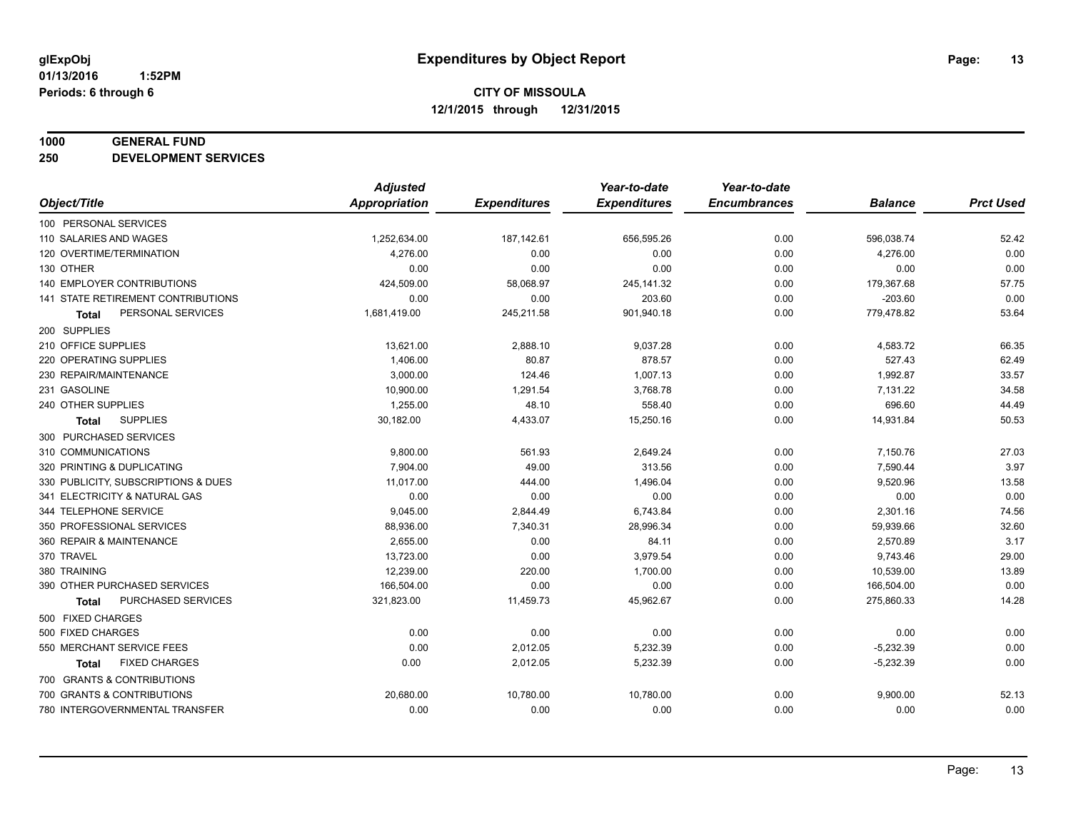# Expenditures by Object Report

glExpObj
01/13/2016 1:52PM
Periods: 6 through 6

**CITY OF MISSOULA**
**12/1/2015 through 12/31/2015**

**1000 GENERAL FUND**
**250 DEVELOPMENT SERVICES**

| Object/Title | Adjusted Appropriation | Expenditures | Year-to-date Expenditures | Year-to-date Encumbrances | Balance | Prct Used |
|---|---|---|---|---|---|---|
| 100 PERSONAL SERVICES | | | | | | |
| 110 SALARIES AND WAGES | 1,252,634.00 | 187,142.61 | 656,595.26 | 0.00 | 596,038.74 | 52.42 |
| 120 OVERTIME/TERMINATION | 4,276.00 | 0.00 | 0.00 | 0.00 | 4,276.00 | 0.00 |
| 130 OTHER | 0.00 | 0.00 | 0.00 | 0.00 | 0.00 | 0.00 |
| 140 EMPLOYER CONTRIBUTIONS | 424,509.00 | 58,068.97 | 245,141.32 | 0.00 | 179,367.68 | 57.75 |
| 141 STATE RETIREMENT CONTRIBUTIONS | 0.00 | 0.00 | 203.60 | 0.00 | -203.60 | 0.00 |
| **Total** PERSONAL SERVICES | 1,681,419.00 | 245,211.58 | 901,940.18 | 0.00 | 779,478.82 | 53.64 |
| 200 SUPPLIES | | | | | | |
| 210 OFFICE SUPPLIES | 13,621.00 | 2,888.10 | 9,037.28 | 0.00 | 4,583.72 | 66.35 |
| 220 OPERATING SUPPLIES | 1,406.00 | 80.87 | 878.57 | 0.00 | 527.43 | 62.49 |
| 230 REPAIR/MAINTENANCE | 3,000.00 | 124.46 | 1,007.13 | 0.00 | 1,992.87 | 33.57 |
| 231 GASOLINE | 10,900.00 | 1,291.54 | 3,768.78 | 0.00 | 7,131.22 | 34.58 |
| 240 OTHER SUPPLIES | 1,255.00 | 48.10 | 558.40 | 0.00 | 696.60 | 44.49 |
| **Total** SUPPLIES | 30,182.00 | 4,433.07 | 15,250.16 | 0.00 | 14,931.84 | 50.53 |
| 300 PURCHASED SERVICES | | | | | | |
| 310 COMMUNICATIONS | 9,800.00 | 561.93 | 2,649.24 | 0.00 | 7,150.76 | 27.03 |
| 320 PRINTING & DUPLICATING | 7,904.00 | 49.00 | 313.56 | 0.00 | 7,590.44 | 3.97 |
| 330 PUBLICITY, SUBSCRIPTIONS & DUES | 11,017.00 | 444.00 | 1,496.04 | 0.00 | 9,520.96 | 13.58 |
| 341 ELECTRICITY & NATURAL GAS | 0.00 | 0.00 | 0.00 | 0.00 | 0.00 | 0.00 |
| 344 TELEPHONE SERVICE | 9,045.00 | 2,844.49 | 6,743.84 | 0.00 | 2,301.16 | 74.56 |
| 350 PROFESSIONAL SERVICES | 88,936.00 | 7,340.31 | 28,996.34 | 0.00 | 59,939.66 | 32.60 |
| 360 REPAIR & MAINTENANCE | 2,655.00 | 0.00 | 84.11 | 0.00 | 2,570.89 | 3.17 |
| 370 TRAVEL | 13,723.00 | 0.00 | 3,979.54 | 0.00 | 9,743.46 | 29.00 |
| 380 TRAINING | 12,239.00 | 220.00 | 1,700.00 | 0.00 | 10,539.00 | 13.89 |
| 390 OTHER PURCHASED SERVICES | 166,504.00 | 0.00 | 0.00 | 0.00 | 166,504.00 | 0.00 |
| **Total** PURCHASED SERVICES | 321,823.00 | 11,459.73 | 45,962.67 | 0.00 | 275,860.33 | 14.28 |
| 500 FIXED CHARGES | | | | | | |
| 500 FIXED CHARGES | 0.00 | 0.00 | 0.00 | 0.00 | 0.00 | 0.00 |
| 550 MERCHANT SERVICE FEES | 0.00 | 2,012.05 | 5,232.39 | 0.00 | -5,232.39 | 0.00 |
| **Total** FIXED CHARGES | 0.00 | 2,012.05 | 5,232.39 | 0.00 | -5,232.39 | 0.00 |
| 700 GRANTS & CONTRIBUTIONS | | | | | | |
| 700 GRANTS & CONTRIBUTIONS | 20,680.00 | 10,780.00 | 10,780.00 | 0.00 | 9,900.00 | 52.13 |
| 780 INTERGOVERNMENTAL TRANSFER | 0.00 | 0.00 | 0.00 | 0.00 | 0.00 | 0.00 |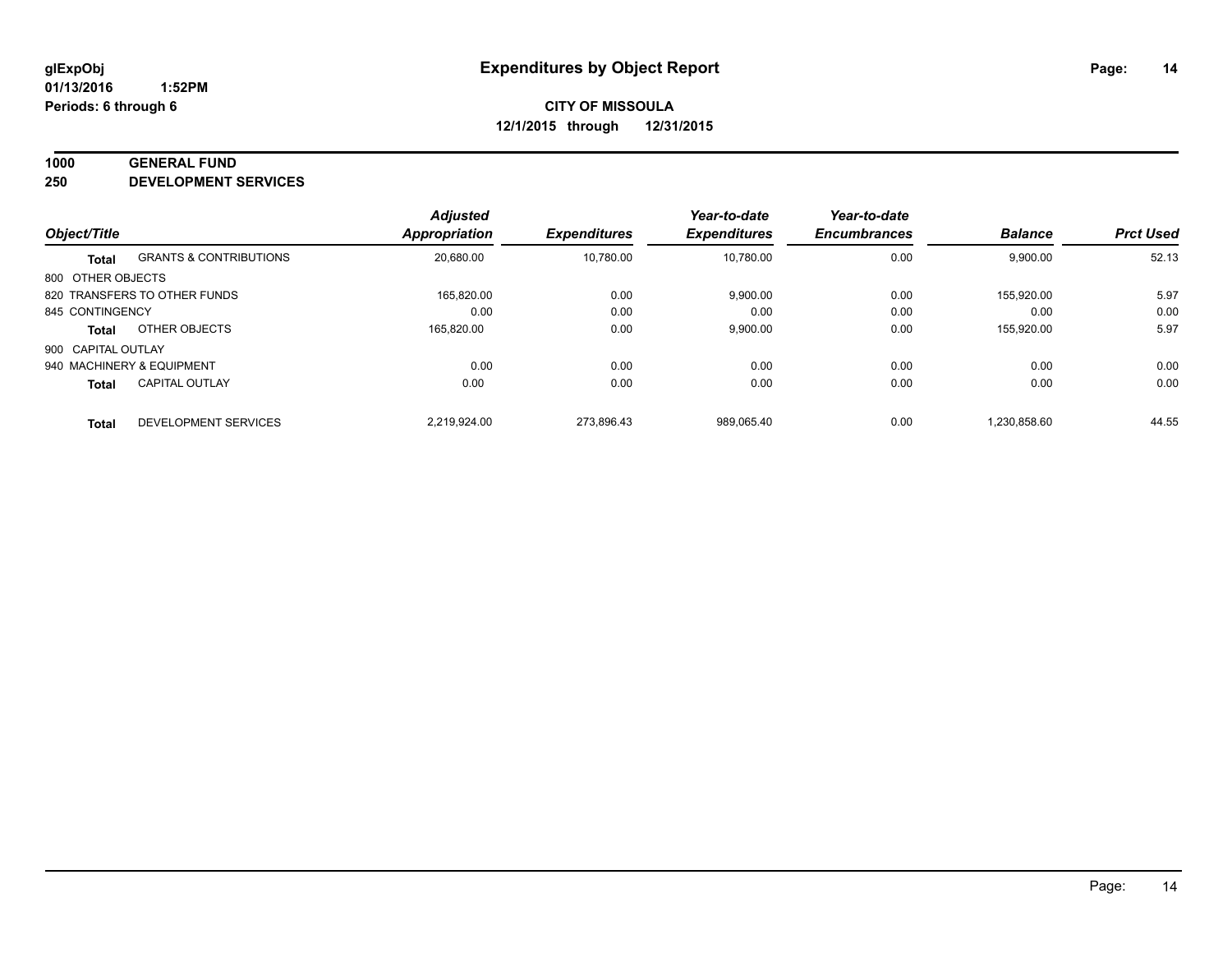**glExpObj**
**01/13/2016 1:52PM**
**Periods: 6 through 6**

# Expenditures by Object Report

**CITY OF MISSOULA**
**12/1/2015 through 12/31/2015**

**1000 GENERAL FUND**
**250 DEVELOPMENT SERVICES**

| Object/Title | | Adjusted Appropriation | Expenditures | Year-to-date Expenditures | Year-to-date Encumbrances | Balance | Prct Used |
|---|---|---|---|---|---|---|---|
| **Total** | GRANTS & CONTRIBUTIONS | 20,680.00 | 10,780.00 | 10,780.00 | 0.00 | 9,900.00 | 52.13 |
| 800 OTHER OBJECTS | | | | | | | |
| 820 TRANSFERS TO OTHER FUNDS | | 165,820.00 | 0.00 | 9,900.00 | 0.00 | 155,920.00 | 5.97 |
| 845 CONTINGENCY | | 0.00 | 0.00 | 0.00 | 0.00 | 0.00 | 0.00 |
| **Total** | OTHER OBJECTS | 165,820.00 | 0.00 | 9,900.00 | 0.00 | 155,920.00 | 5.97 |
| 900 CAPITAL OUTLAY | | | | | | | |
| 940 MACHINERY & EQUIPMENT | | 0.00 | 0.00 | 0.00 | 0.00 | 0.00 | 0.00 |
| **Total** | CAPITAL OUTLAY | 0.00 | 0.00 | 0.00 | 0.00 | 0.00 | 0.00 |
| **Total** | DEVELOPMENT SERVICES | 2,219,924.00 | 273,896.43 | 989,065.40 | 0.00 | 1,230,858.60 | 44.55 |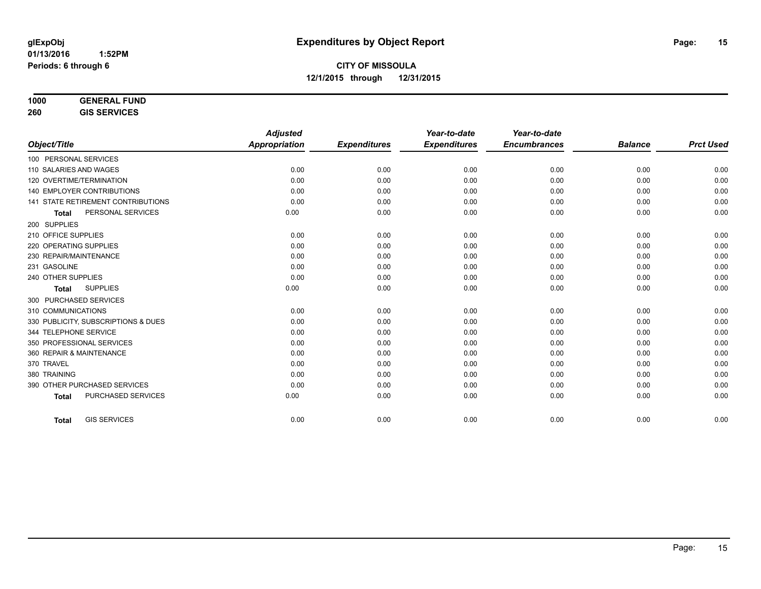glExpObj
01/13/2016 1:52PM
Periods: 6 through 6

# Expenditures by Object Report

**CITY OF MISSOULA**
**12/1/2015 through 12/31/2015**

**1000 GENERAL FUND**
**260 GIS SERVICES**

| Object/Title | Adjusted Appropriation | Expenditures | Year-to-date Expenditures | Year-to-date Encumbrances | Balance | Prct Used |
|---|---|---|---|---|---|---|
| 100 PERSONAL SERVICES | | | | | | |
| 110 SALARIES AND WAGES | 0.00 | 0.00 | 0.00 | 0.00 | 0.00 | 0.00 |
| 120 OVERTIME/TERMINATION | 0.00 | 0.00 | 0.00 | 0.00 | 0.00 | 0.00 |
| 140 EMPLOYER CONTRIBUTIONS | 0.00 | 0.00 | 0.00 | 0.00 | 0.00 | 0.00 |
| 141 STATE RETIREMENT CONTRIBUTIONS | 0.00 | 0.00 | 0.00 | 0.00 | 0.00 | 0.00 |
| **Total** PERSONAL SERVICES | 0.00 | 0.00 | 0.00 | 0.00 | 0.00 | 0.00 |
| 200 SUPPLIES | | | | | | |
| 210 OFFICE SUPPLIES | 0.00 | 0.00 | 0.00 | 0.00 | 0.00 | 0.00 |
| 220 OPERATING SUPPLIES | 0.00 | 0.00 | 0.00 | 0.00 | 0.00 | 0.00 |
| 230 REPAIR/MAINTENANCE | 0.00 | 0.00 | 0.00 | 0.00 | 0.00 | 0.00 |
| 231 GASOLINE | 0.00 | 0.00 | 0.00 | 0.00 | 0.00 | 0.00 |
| 240 OTHER SUPPLIES | 0.00 | 0.00 | 0.00 | 0.00 | 0.00 | 0.00 |
| **Total** SUPPLIES | 0.00 | 0.00 | 0.00 | 0.00 | 0.00 | 0.00 |
| 300 PURCHASED SERVICES | | | | | | |
| 310 COMMUNICATIONS | 0.00 | 0.00 | 0.00 | 0.00 | 0.00 | 0.00 |
| 330 PUBLICITY, SUBSCRIPTIONS & DUES | 0.00 | 0.00 | 0.00 | 0.00 | 0.00 | 0.00 |
| 344 TELEPHONE SERVICE | 0.00 | 0.00 | 0.00 | 0.00 | 0.00 | 0.00 |
| 350 PROFESSIONAL SERVICES | 0.00 | 0.00 | 0.00 | 0.00 | 0.00 | 0.00 |
| 360 REPAIR & MAINTENANCE | 0.00 | 0.00 | 0.00 | 0.00 | 0.00 | 0.00 |
| 370 TRAVEL | 0.00 | 0.00 | 0.00 | 0.00 | 0.00 | 0.00 |
| 380 TRAINING | 0.00 | 0.00 | 0.00 | 0.00 | 0.00 | 0.00 |
| 390 OTHER PURCHASED SERVICES | 0.00 | 0.00 | 0.00 | 0.00 | 0.00 | 0.00 |
| **Total** PURCHASED SERVICES | 0.00 | 0.00 | 0.00 | 0.00 | 0.00 | 0.00 |
| **Total** GIS SERVICES | 0.00 | 0.00 | 0.00 | 0.00 | 0.00 | 0.00 |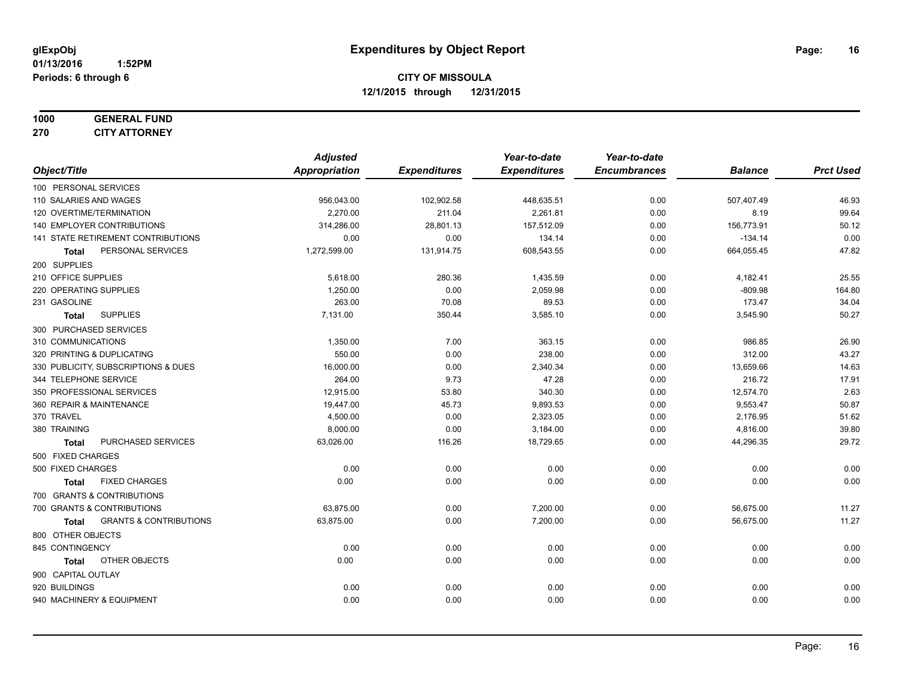# Expenditures by Object Report

glExpObj
01/13/2016 1:52PM
Periods: 6 through 6

**CITY OF MISSOULA**
**12/1/2015 through 12/31/2015**

**1000 GENERAL FUND**
**270 CITY ATTORNEY**

| Object/Title | Adjusted Appropriation | Expenditures | Year-to-date Expenditures | Year-to-date Encumbrances | Balance | Prct Used |
|---|---|---|---|---|---|---|
| 100 PERSONAL SERVICES | | | | | | |
| 110 SALARIES AND WAGES | 956,043.00 | 102,902.58 | 448,635.51 | 0.00 | 507,407.49 | 46.93 |
| 120 OVERTIME/TERMINATION | 2,270.00 | 211.04 | 2,261.81 | 0.00 | 8.19 | 99.64 |
| 140 EMPLOYER CONTRIBUTIONS | 314,286.00 | 28,801.13 | 157,512.09 | 0.00 | 156,773.91 | 50.12 |
| 141 STATE RETIREMENT CONTRIBUTIONS | 0.00 | 0.00 | 134.14 | 0.00 | -134.14 | 0.00 |
| **Total** PERSONAL SERVICES | 1,272,599.00 | 131,914.75 | 608,543.55 | 0.00 | 664,055.45 | 47.82 |
| 200 SUPPLIES | | | | | | |
| 210 OFFICE SUPPLIES | 5,618.00 | 280.36 | 1,435.59 | 0.00 | 4,182.41 | 25.55 |
| 220 OPERATING SUPPLIES | 1,250.00 | 0.00 | 2,059.98 | 0.00 | -809.98 | 164.80 |
| 231 GASOLINE | 263.00 | 70.08 | 89.53 | 0.00 | 173.47 | 34.04 |
| **Total** SUPPLIES | 7,131.00 | 350.44 | 3,585.10 | 0.00 | 3,545.90 | 50.27 |
| 300 PURCHASED SERVICES | | | | | | |
| 310 COMMUNICATIONS | 1,350.00 | 7.00 | 363.15 | 0.00 | 986.85 | 26.90 |
| 320 PRINTING & DUPLICATING | 550.00 | 0.00 | 238.00 | 0.00 | 312.00 | 43.27 |
| 330 PUBLICITY, SUBSCRIPTIONS & DUES | 16,000.00 | 0.00 | 2,340.34 | 0.00 | 13,659.66 | 14.63 |
| 344 TELEPHONE SERVICE | 264.00 | 9.73 | 47.28 | 0.00 | 216.72 | 17.91 |
| 350 PROFESSIONAL SERVICES | 12,915.00 | 53.80 | 340.30 | 0.00 | 12,574.70 | 2.63 |
| 360 REPAIR & MAINTENANCE | 19,447.00 | 45.73 | 9,893.53 | 0.00 | 9,553.47 | 50.87 |
| 370 TRAVEL | 4,500.00 | 0.00 | 2,323.05 | 0.00 | 2,176.95 | 51.62 |
| 380 TRAINING | 8,000.00 | 0.00 | 3,184.00 | 0.00 | 4,816.00 | 39.80 |
| **Total** PURCHASED SERVICES | 63,026.00 | 116.26 | 18,729.65 | 0.00 | 44,296.35 | 29.72 |
| 500 FIXED CHARGES | | | | | | |
| 500 FIXED CHARGES | 0.00 | 0.00 | 0.00 | 0.00 | 0.00 | 0.00 |
| **Total** FIXED CHARGES | 0.00 | 0.00 | 0.00 | 0.00 | 0.00 | 0.00 |
| 700 GRANTS & CONTRIBUTIONS | | | | | | |
| 700 GRANTS & CONTRIBUTIONS | 63,875.00 | 0.00 | 7,200.00 | 0.00 | 56,675.00 | 11.27 |
| **Total** GRANTS & CONTRIBUTIONS | 63,875.00 | 0.00 | 7,200.00 | 0.00 | 56,675.00 | 11.27 |
| 800 OTHER OBJECTS | | | | | | |
| 845 CONTINGENCY | 0.00 | 0.00 | 0.00 | 0.00 | 0.00 | 0.00 |
| **Total** OTHER OBJECTS | 0.00 | 0.00 | 0.00 | 0.00 | 0.00 | 0.00 |
| 900 CAPITAL OUTLAY | | | | | | |
| 920 BUILDINGS | 0.00 | 0.00 | 0.00 | 0.00 | 0.00 | 0.00 |
| 940 MACHINERY & EQUIPMENT | 0.00 | 0.00 | 0.00 | 0.00 | 0.00 | 0.00 |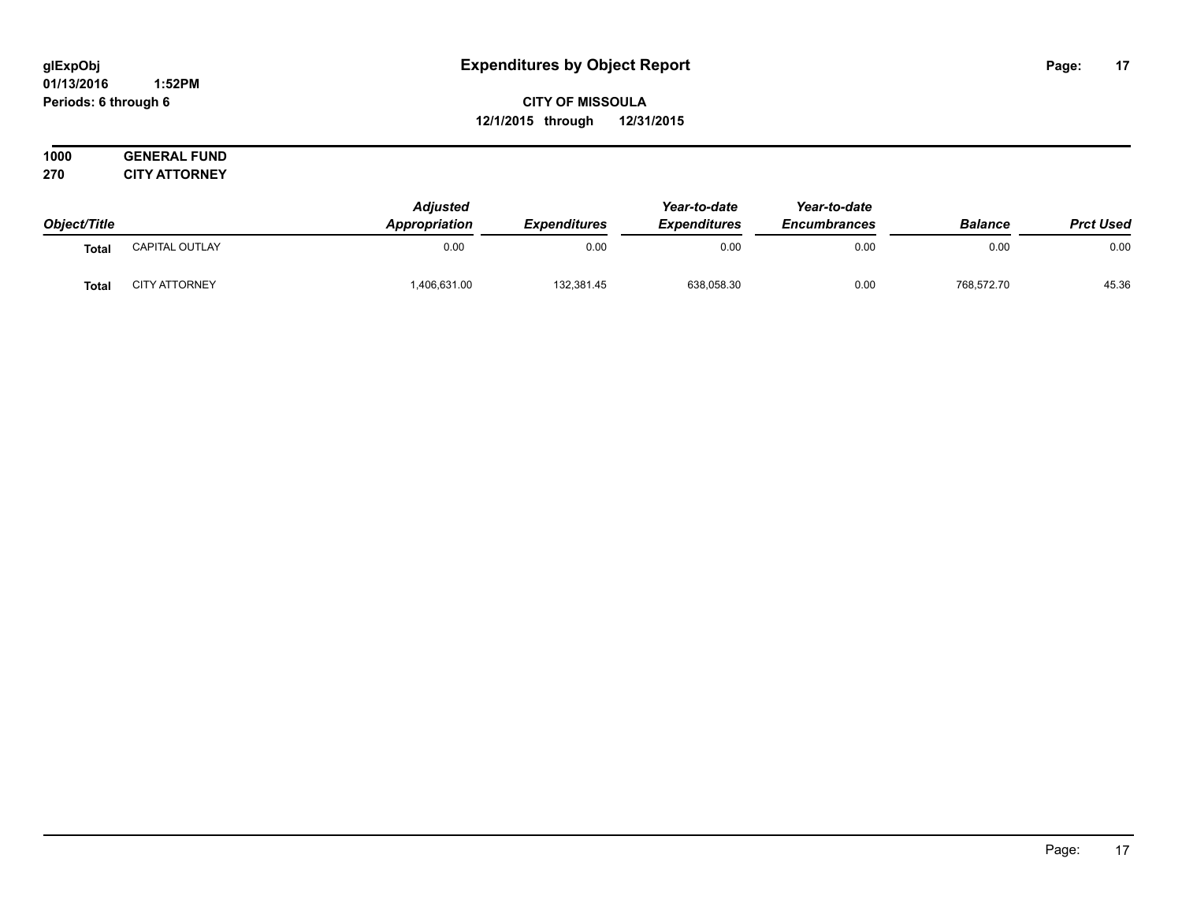**glExpObj**
**01/13/2016 1:52PM**
**Periods: 6 through 6**

# Expenditures by Object Report

**CITY OF MISSOULA**
**12/1/2015 through 12/31/2015**

**1000 GENERAL FUND**
**270 CITY ATTORNEY**

| Object/Title | | *Adjusted Appropriation* | *Expenditures* | *Year-to-date Expenditures* | *Year-to-date Encumbrances* | *Balance* | *Prct Used* |
|---|---|---|---|---|---|---|---|
| **Total** | CAPITAL OUTLAY | 0.00 | 0.00 | 0.00 | 0.00 | 0.00 | 0.00 |
| **Total** | CITY ATTORNEY | 1,406,631.00 | 132,381.45 | 638,058.30 | 0.00 | 768,572.70 | 45.36 |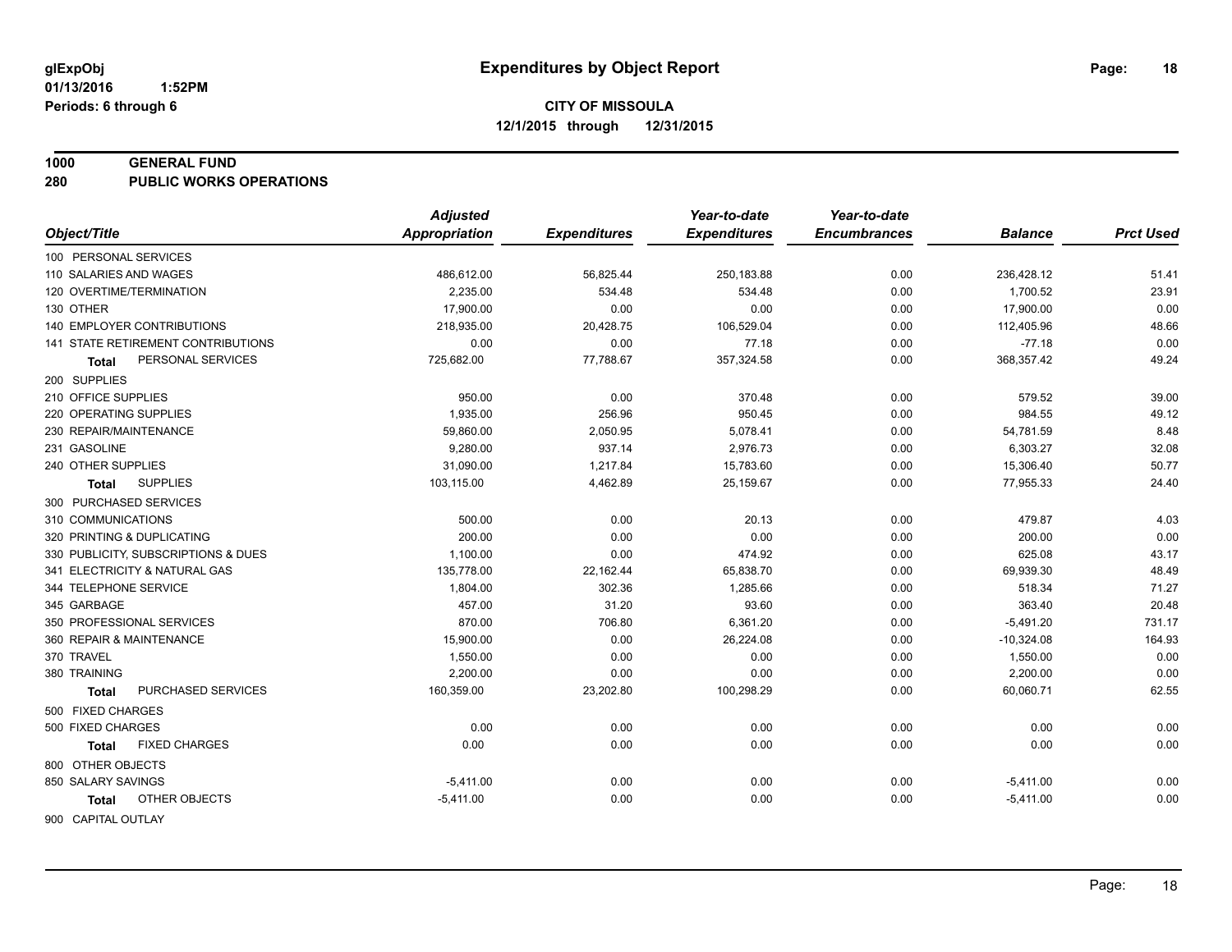**glExpObj**
**01/13/2016 1:52PM**
**Periods: 6 through 6**

# Expenditures by Object Report

**CITY OF MISSOULA**
**12/1/2015 through 12/31/2015**

## 1000 GENERAL FUND
## 280 PUBLIC WORKS OPERATIONS

| Object/Title | Adjusted Appropriation | Expenditures | Year-to-date Expenditures | Year-to-date Encumbrances | Balance | Prct Used |
|---|---|---|---|---|---|---|
| 100 PERSONAL SERVICES | | | | | | |
| 110 SALARIES AND WAGES | 486,612.00 | 56,825.44 | 250,183.88 | 0.00 | 236,428.12 | 51.41 |
| 120 OVERTIME/TERMINATION | 2,235.00 | 534.48 | 534.48 | 0.00 | 1,700.52 | 23.91 |
| 130 OTHER | 17,900.00 | 0.00 | 0.00 | 0.00 | 17,900.00 | 0.00 |
| 140 EMPLOYER CONTRIBUTIONS | 218,935.00 | 20,428.75 | 106,529.04 | 0.00 | 112,405.96 | 48.66 |
| 141 STATE RETIREMENT CONTRIBUTIONS | 0.00 | 0.00 | 77.18 | 0.00 | -77.18 | 0.00 |
| **Total** PERSONAL SERVICES | 725,682.00 | 77,788.67 | 357,324.58 | 0.00 | 368,357.42 | 49.24 |
| 200 SUPPLIES | | | | | | |
| 210 OFFICE SUPPLIES | 950.00 | 0.00 | 370.48 | 0.00 | 579.52 | 39.00 |
| 220 OPERATING SUPPLIES | 1,935.00 | 256.96 | 950.45 | 0.00 | 984.55 | 49.12 |
| 230 REPAIR/MAINTENANCE | 59,860.00 | 2,050.95 | 5,078.41 | 0.00 | 54,781.59 | 8.48 |
| 231 GASOLINE | 9,280.00 | 937.14 | 2,976.73 | 0.00 | 6,303.27 | 32.08 |
| 240 OTHER SUPPLIES | 31,090.00 | 1,217.84 | 15,783.60 | 0.00 | 15,306.40 | 50.77 |
| **Total** SUPPLIES | 103,115.00 | 4,462.89 | 25,159.67 | 0.00 | 77,955.33 | 24.40 |
| 300 PURCHASED SERVICES | | | | | | |
| 310 COMMUNICATIONS | 500.00 | 0.00 | 20.13 | 0.00 | 479.87 | 4.03 |
| 320 PRINTING & DUPLICATING | 200.00 | 0.00 | 0.00 | 0.00 | 200.00 | 0.00 |
| 330 PUBLICITY, SUBSCRIPTIONS & DUES | 1,100.00 | 0.00 | 474.92 | 0.00 | 625.08 | 43.17 |
| 341 ELECTRICITY & NATURAL GAS | 135,778.00 | 22,162.44 | 65,838.70 | 0.00 | 69,939.30 | 48.49 |
| 344 TELEPHONE SERVICE | 1,804.00 | 302.36 | 1,285.66 | 0.00 | 518.34 | 71.27 |
| 345 GARBAGE | 457.00 | 31.20 | 93.60 | 0.00 | 363.40 | 20.48 |
| 350 PROFESSIONAL SERVICES | 870.00 | 706.80 | 6,361.20 | 0.00 | -5,491.20 | 731.17 |
| 360 REPAIR & MAINTENANCE | 15,900.00 | 0.00 | 26,224.08 | 0.00 | -10,324.08 | 164.93 |
| 370 TRAVEL | 1,550.00 | 0.00 | 0.00 | 0.00 | 1,550.00 | 0.00 |
| 380 TRAINING | 2,200.00 | 0.00 | 0.00 | 0.00 | 2,200.00 | 0.00 |
| **Total** PURCHASED SERVICES | 160,359.00 | 23,202.80 | 100,298.29 | 0.00 | 60,060.71 | 62.55 |
| 500 FIXED CHARGES | | | | | | |
| 500 FIXED CHARGES | 0.00 | 0.00 | 0.00 | 0.00 | 0.00 | 0.00 |
| **Total** FIXED CHARGES | 0.00 | 0.00 | 0.00 | 0.00 | 0.00 | 0.00 |
| 800 OTHER OBJECTS | | | | | | |
| 850 SALARY SAVINGS | -5,411.00 | 0.00 | 0.00 | 0.00 | -5,411.00 | 0.00 |
| **Total** OTHER OBJECTS | -5,411.00 | 0.00 | 0.00 | 0.00 | -5,411.00 | 0.00 |
| 900 CAPITAL OUTLAY | | | | | | |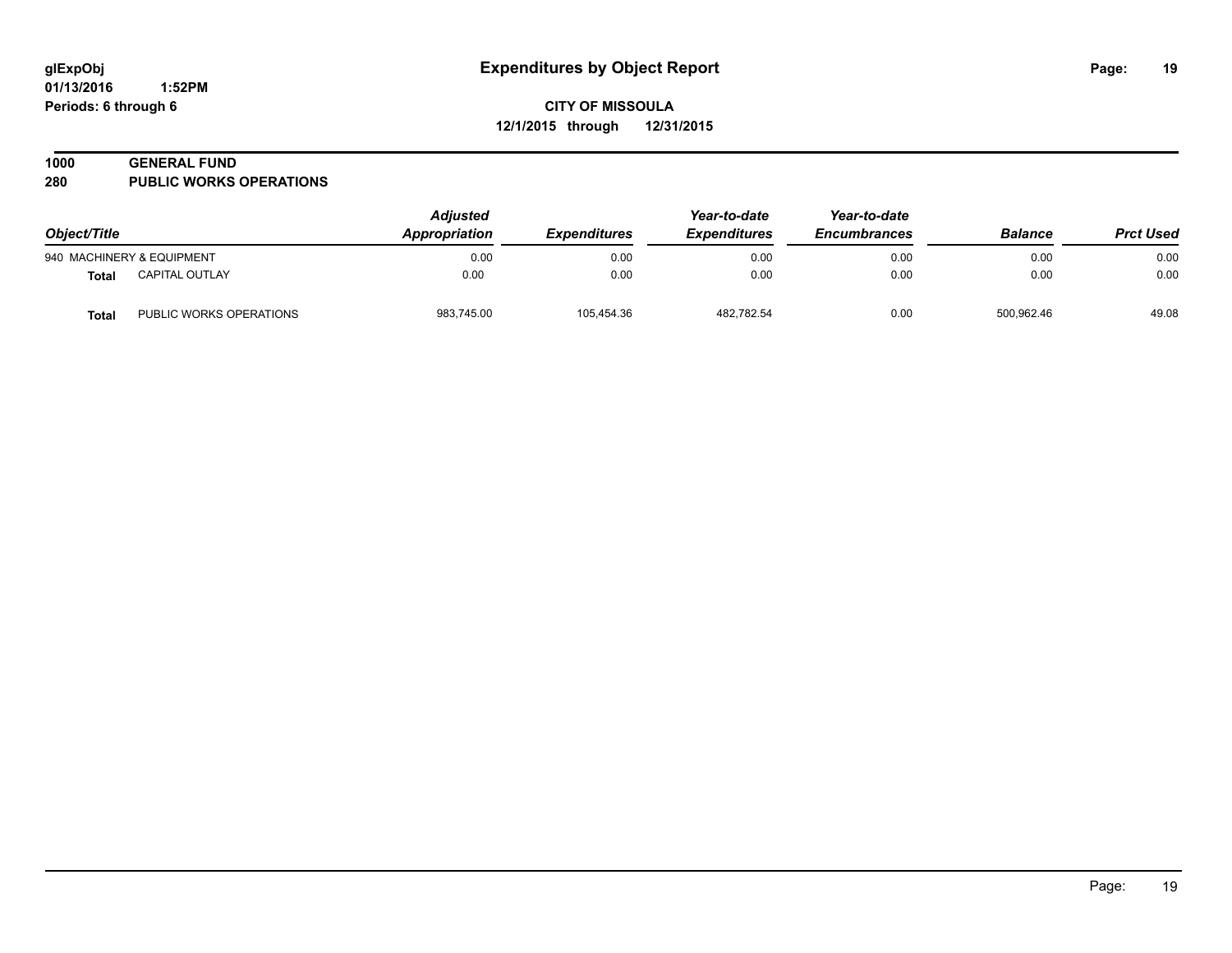**Expenditures by Object Report**

**CITY OF MISSOULA**

**12/1/2015 through 12/31/2015**

glExpObj
01/13/2016 1:52PM
Periods: 6 through 6

## 1000 GENERAL FUND
## 280 PUBLIC WORKS OPERATIONS

| Object/Title | | Adjusted Appropriation | Expenditures | Year-to-date Expenditures | Year-to-date Encumbrances | Balance | Prct Used |
|---|---|---|---|---|---|---|---|
| 940 MACHINERY & EQUIPMENT | | 0.00 | 0.00 | 0.00 | 0.00 | 0.00 | 0.00 |
| **Total** | CAPITAL OUTLAY | 0.00 | 0.00 | 0.00 | 0.00 | 0.00 | 0.00 |
| **Total** | PUBLIC WORKS OPERATIONS | 983,745.00 | 105,454.36 | 482,782.54 | 0.00 | 500,962.46 | 49.08 |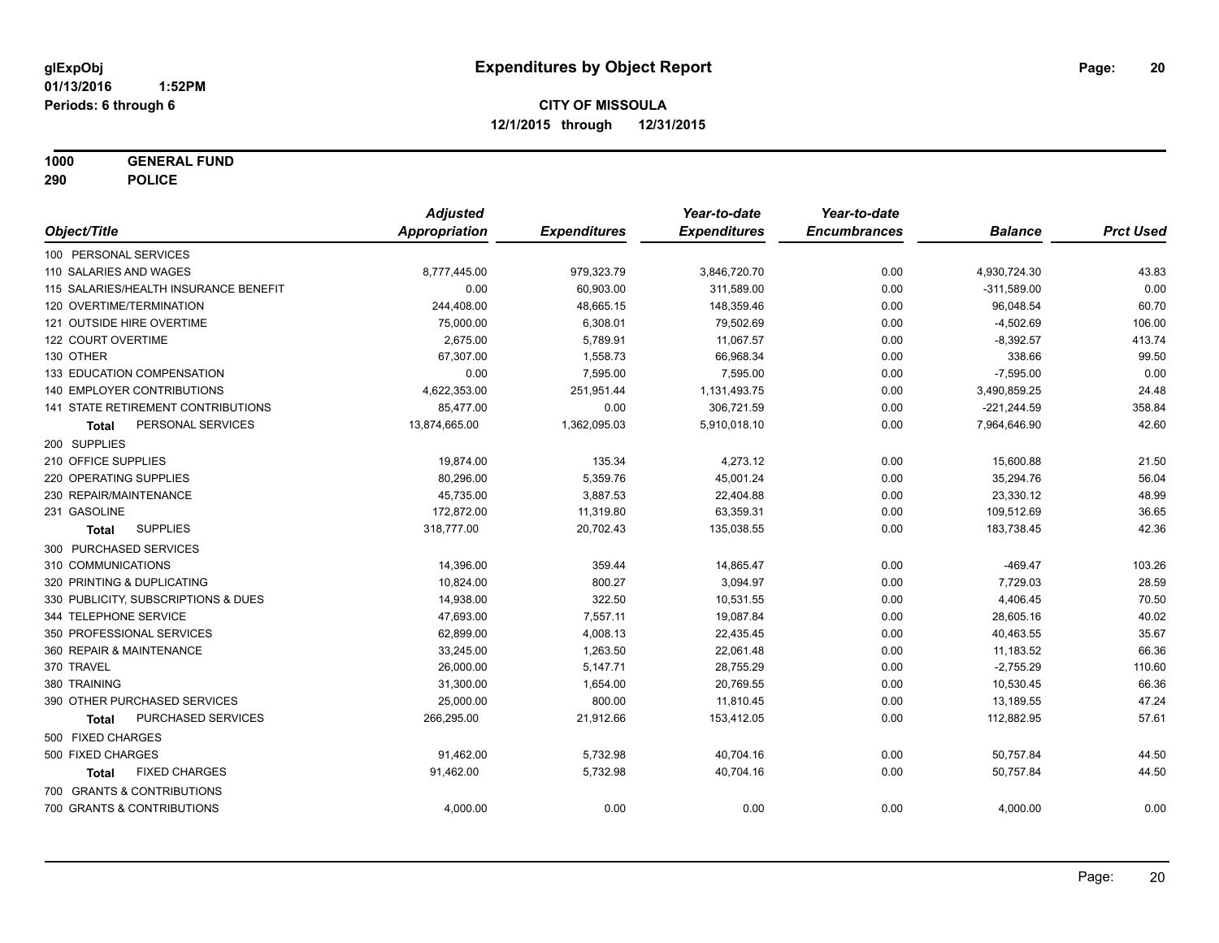**glExpObj**
**01/13/2016 1:52PM**
**Periods: 6 through 6**

# Expenditures by Object Report

**CITY OF MISSOULA**
**12/1/2015 through 12/31/2015**

**1000 GENERAL FUND**
**290 POLICE**

| Object/Title | Adjusted Appropriation | Expenditures | Year-to-date Expenditures | Year-to-date Encumbrances | Balance | Prct Used |
|---|---|---|---|---|---|---|
| 100 PERSONAL SERVICES | | | | | | |
| 110 SALARIES AND WAGES | 8,777,445.00 | 979,323.79 | 3,846,720.70 | 0.00 | 4,930,724.30 | 43.83 |
| 115 SALARIES/HEALTH INSURANCE BENEFIT | 0.00 | 60,903.00 | 311,589.00 | 0.00 | -311,589.00 | 0.00 |
| 120 OVERTIME/TERMINATION | 244,408.00 | 48,665.15 | 148,359.46 | 0.00 | 96,048.54 | 60.70 |
| 121 OUTSIDE HIRE OVERTIME | 75,000.00 | 6,308.01 | 79,502.69 | 0.00 | -4,502.69 | 106.00 |
| 122 COURT OVERTIME | 2,675.00 | 5,789.91 | 11,067.57 | 0.00 | -8,392.57 | 413.74 |
| 130 OTHER | 67,307.00 | 1,558.73 | 66,968.34 | 0.00 | 338.66 | 99.50 |
| 133 EDUCATION COMPENSATION | 0.00 | 7,595.00 | 7,595.00 | 0.00 | -7,595.00 | 0.00 |
| 140 EMPLOYER CONTRIBUTIONS | 4,622,353.00 | 251,951.44 | 1,131,493.75 | 0.00 | 3,490,859.25 | 24.48 |
| 141 STATE RETIREMENT CONTRIBUTIONS | 85,477.00 | 0.00 | 306,721.59 | 0.00 | -221,244.59 | 358.84 |
| **Total** PERSONAL SERVICES | 13,874,665.00 | 1,362,095.03 | 5,910,018.10 | 0.00 | 7,964,646.90 | 42.60 |
| 200 SUPPLIES | | | | | | |
| 210 OFFICE SUPPLIES | 19,874.00 | 135.34 | 4,273.12 | 0.00 | 15,600.88 | 21.50 |
| 220 OPERATING SUPPLIES | 80,296.00 | 5,359.76 | 45,001.24 | 0.00 | 35,294.76 | 56.04 |
| 230 REPAIR/MAINTENANCE | 45,735.00 | 3,887.53 | 22,404.88 | 0.00 | 23,330.12 | 48.99 |
| 231 GASOLINE | 172,872.00 | 11,319.80 | 63,359.31 | 0.00 | 109,512.69 | 36.65 |
| **Total** SUPPLIES | 318,777.00 | 20,702.43 | 135,038.55 | 0.00 | 183,738.45 | 42.36 |
| 300 PURCHASED SERVICES | | | | | | |
| 310 COMMUNICATIONS | 14,396.00 | 359.44 | 14,865.47 | 0.00 | -469.47 | 103.26 |
| 320 PRINTING & DUPLICATING | 10,824.00 | 800.27 | 3,094.97 | 0.00 | 7,729.03 | 28.59 |
| 330 PUBLICITY, SUBSCRIPTIONS & DUES | 14,938.00 | 322.50 | 10,531.55 | 0.00 | 4,406.45 | 70.50 |
| 344 TELEPHONE SERVICE | 47,693.00 | 7,557.11 | 19,087.84 | 0.00 | 28,605.16 | 40.02 |
| 350 PROFESSIONAL SERVICES | 62,899.00 | 4,008.13 | 22,435.45 | 0.00 | 40,463.55 | 35.67 |
| 360 REPAIR & MAINTENANCE | 33,245.00 | 1,263.50 | 22,061.48 | 0.00 | 11,183.52 | 66.36 |
| 370 TRAVEL | 26,000.00 | 5,147.71 | 28,755.29 | 0.00 | -2,755.29 | 110.60 |
| 380 TRAINING | 31,300.00 | 1,654.00 | 20,769.55 | 0.00 | 10,530.45 | 66.36 |
| 390 OTHER PURCHASED SERVICES | 25,000.00 | 800.00 | 11,810.45 | 0.00 | 13,189.55 | 47.24 |
| **Total** PURCHASED SERVICES | 266,295.00 | 21,912.66 | 153,412.05 | 0.00 | 112,882.95 | 57.61 |
| 500 FIXED CHARGES | | | | | | |
| 500 FIXED CHARGES | 91,462.00 | 5,732.98 | 40,704.16 | 0.00 | 50,757.84 | 44.50 |
| **Total** FIXED CHARGES | 91,462.00 | 5,732.98 | 40,704.16 | 0.00 | 50,757.84 | 44.50 |
| 700 GRANTS & CONTRIBUTIONS | | | | | | |
| 700 GRANTS & CONTRIBUTIONS | 4,000.00 | 0.00 | 0.00 | 0.00 | 4,000.00 | 0.00 |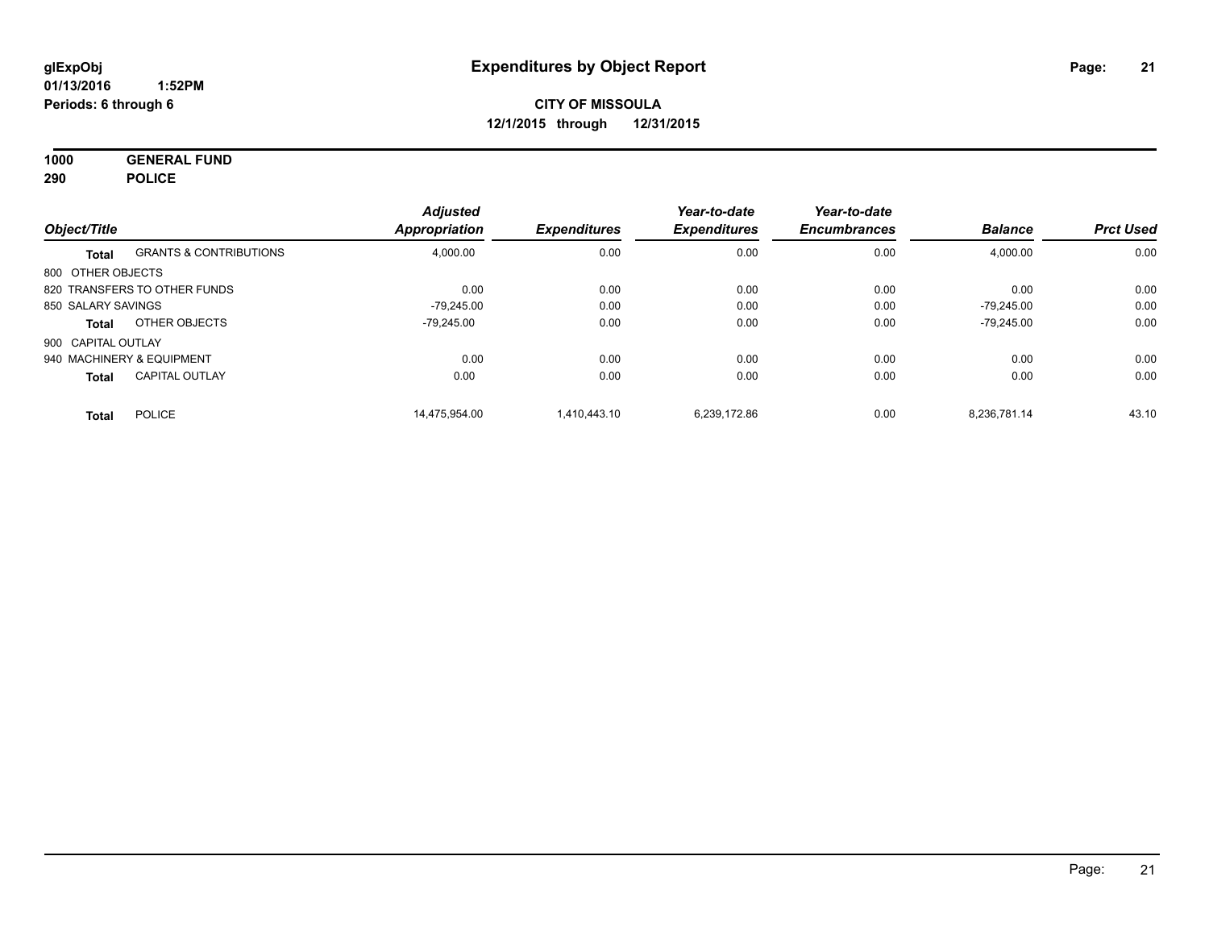**glExpObj**
**01/13/2016 1:52PM**
**Periods: 6 through 6**

# Expenditures by Object Report

**CITY OF MISSOULA**
**12/1/2015 through 12/31/2015**

**1000 GENERAL FUND**
**290 POLICE**

| Object/Title | | Adjusted Appropriation | Expenditures | Year-to-date Expenditures | Year-to-date Encumbrances | Balance | Prct Used |
|---|---|---|---|---|---|---|---|
| **Total** | GRANTS & CONTRIBUTIONS | 4,000.00 | 0.00 | 0.00 | 0.00 | 4,000.00 | 0.00 |
| 800 OTHER OBJECTS | | | | | | | |
| 820 TRANSFERS TO OTHER FUNDS | | 0.00 | 0.00 | 0.00 | 0.00 | 0.00 | 0.00 |
| 850 SALARY SAVINGS | | -79,245.00 | 0.00 | 0.00 | 0.00 | -79,245.00 | 0.00 |
| **Total** | OTHER OBJECTS | -79,245.00 | 0.00 | 0.00 | 0.00 | -79,245.00 | 0.00 |
| 900 CAPITAL OUTLAY | | | | | | | |
| 940 MACHINERY & EQUIPMENT | | 0.00 | 0.00 | 0.00 | 0.00 | 0.00 | 0.00 |
| **Total** | CAPITAL OUTLAY | 0.00 | 0.00 | 0.00 | 0.00 | 0.00 | 0.00 |
| **Total** | POLICE | 14,475,954.00 | 1,410,443.10 | 6,239,172.86 | 0.00 | 8,236,781.14 | 43.10 |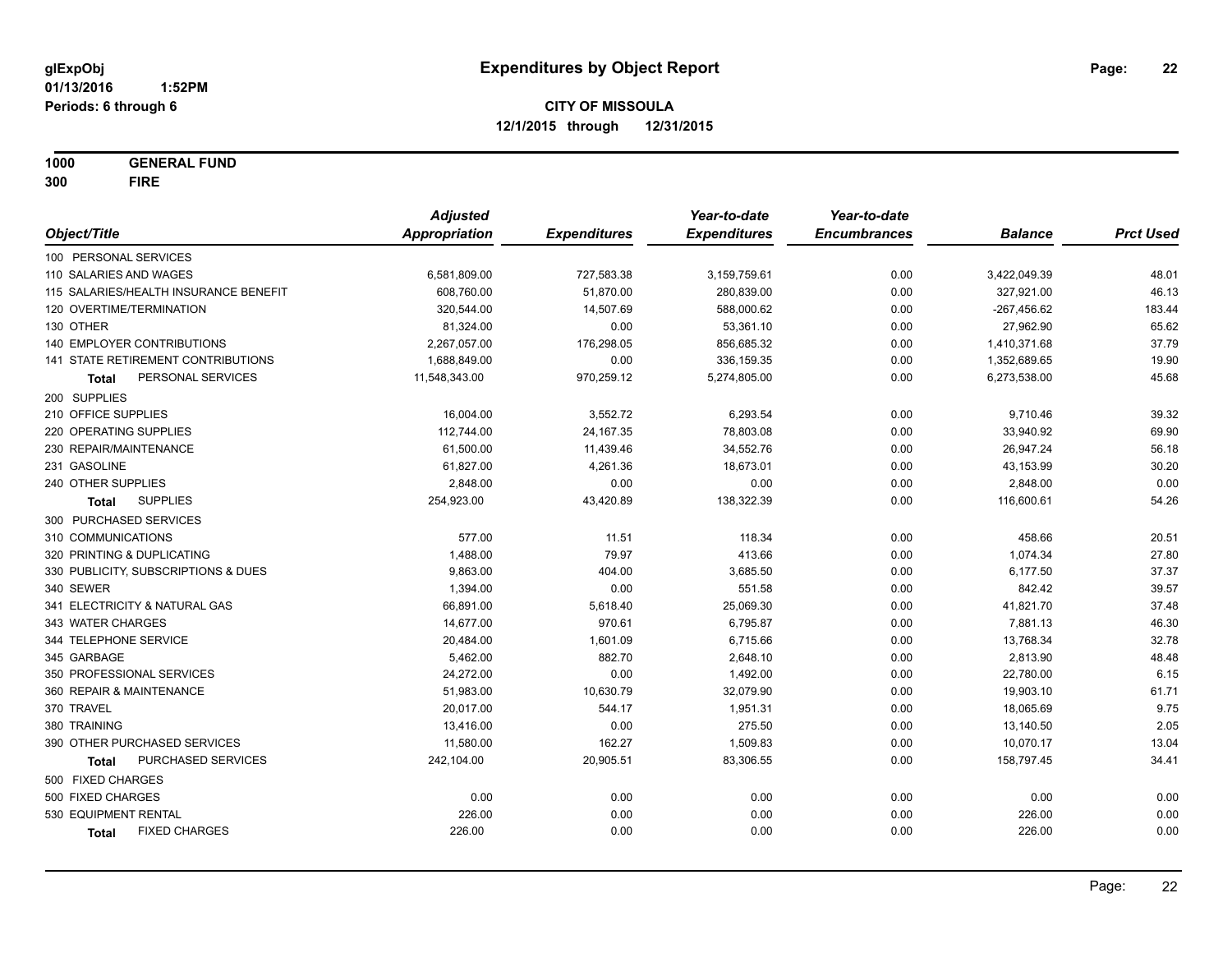glExpObj
01/13/2016 1:52PM
Periods: 6 through 6

# Expenditures by Object Report

**CITY OF MISSOULA**
**12/1/2015 through 12/31/2015**

**1000 GENERAL FUND**
**300 FIRE**

| Object/Title | Adjusted Appropriation | Expenditures | Year-to-date Expenditures | Year-to-date Encumbrances | Balance | Prct Used |
|---|---|---|---|---|---|---|
| 100 PERSONAL SERVICES | | | | | | |
| 110 SALARIES AND WAGES | 6,581,809.00 | 727,583.38 | 3,159,759.61 | 0.00 | 3,422,049.39 | 48.01 |
| 115 SALARIES/HEALTH INSURANCE BENEFIT | 608,760.00 | 51,870.00 | 280,839.00 | 0.00 | 327,921.00 | 46.13 |
| 120 OVERTIME/TERMINATION | 320,544.00 | 14,507.69 | 588,000.62 | 0.00 | -267,456.62 | 183.44 |
| 130 OTHER | 81,324.00 | 0.00 | 53,361.10 | 0.00 | 27,962.90 | 65.62 |
| 140 EMPLOYER CONTRIBUTIONS | 2,267,057.00 | 176,298.05 | 856,685.32 | 0.00 | 1,410,371.68 | 37.79 |
| 141 STATE RETIREMENT CONTRIBUTIONS | 1,688,849.00 | 0.00 | 336,159.35 | 0.00 | 1,352,689.65 | 19.90 |
| **Total** PERSONAL SERVICES | 11,548,343.00 | 970,259.12 | 5,274,805.00 | 0.00 | 6,273,538.00 | 45.68 |
| 200 SUPPLIES | | | | | | |
| 210 OFFICE SUPPLIES | 16,004.00 | 3,552.72 | 6,293.54 | 0.00 | 9,710.46 | 39.32 |
| 220 OPERATING SUPPLIES | 112,744.00 | 24,167.35 | 78,803.08 | 0.00 | 33,940.92 | 69.90 |
| 230 REPAIR/MAINTENANCE | 61,500.00 | 11,439.46 | 34,552.76 | 0.00 | 26,947.24 | 56.18 |
| 231 GASOLINE | 61,827.00 | 4,261.36 | 18,673.01 | 0.00 | 43,153.99 | 30.20 |
| 240 OTHER SUPPLIES | 2,848.00 | 0.00 | 0.00 | 0.00 | 2,848.00 | 0.00 |
| **Total** SUPPLIES | 254,923.00 | 43,420.89 | 138,322.39 | 0.00 | 116,600.61 | 54.26 |
| 300 PURCHASED SERVICES | | | | | | |
| 310 COMMUNICATIONS | 577.00 | 11.51 | 118.34 | 0.00 | 458.66 | 20.51 |
| 320 PRINTING & DUPLICATING | 1,488.00 | 79.97 | 413.66 | 0.00 | 1,074.34 | 27.80 |
| 330 PUBLICITY, SUBSCRIPTIONS & DUES | 9,863.00 | 404.00 | 3,685.50 | 0.00 | 6,177.50 | 37.37 |
| 340 SEWER | 1,394.00 | 0.00 | 551.58 | 0.00 | 842.42 | 39.57 |
| 341 ELECTRICITY & NATURAL GAS | 66,891.00 | 5,618.40 | 25,069.30 | 0.00 | 41,821.70 | 37.48 |
| 343 WATER CHARGES | 14,677.00 | 970.61 | 6,795.87 | 0.00 | 7,881.13 | 46.30 |
| 344 TELEPHONE SERVICE | 20,484.00 | 1,601.09 | 6,715.66 | 0.00 | 13,768.34 | 32.78 |
| 345 GARBAGE | 5,462.00 | 882.70 | 2,648.10 | 0.00 | 2,813.90 | 48.48 |
| 350 PROFESSIONAL SERVICES | 24,272.00 | 0.00 | 1,492.00 | 0.00 | 22,780.00 | 6.15 |
| 360 REPAIR & MAINTENANCE | 51,983.00 | 10,630.79 | 32,079.90 | 0.00 | 19,903.10 | 61.71 |
| 370 TRAVEL | 20,017.00 | 544.17 | 1,951.31 | 0.00 | 18,065.69 | 9.75 |
| 380 TRAINING | 13,416.00 | 0.00 | 275.50 | 0.00 | 13,140.50 | 2.05 |
| 390 OTHER PURCHASED SERVICES | 11,580.00 | 162.27 | 1,509.83 | 0.00 | 10,070.17 | 13.04 |
| **Total** PURCHASED SERVICES | 242,104.00 | 20,905.51 | 83,306.55 | 0.00 | 158,797.45 | 34.41 |
| 500 FIXED CHARGES | | | | | | |
| 500 FIXED CHARGES | 0.00 | 0.00 | 0.00 | 0.00 | 0.00 | 0.00 |
| 530 EQUIPMENT RENTAL | 226.00 | 0.00 | 0.00 | 0.00 | 226.00 | 0.00 |
| **Total** FIXED CHARGES | 226.00 | 0.00 | 0.00 | 0.00 | 226.00 | 0.00 |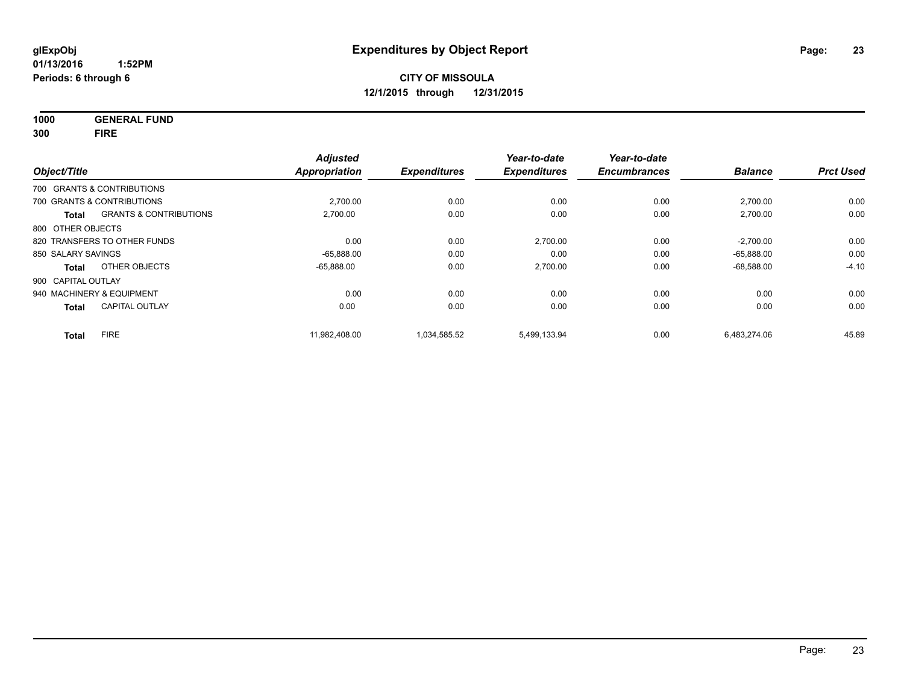# Expenditures by Object Report

glExpObj
01/13/2016 1:52PM
Periods: 6 through 6

**CITY OF MISSOULA**
**12/1/2015 through 12/31/2015**

**1000 GENERAL FUND**
**300 FIRE**

| Object/Title | | Adjusted Appropriation | Expenditures | Year-to-date Expenditures | Year-to-date Encumbrances | Balance | Prct Used |
|---|---|---|---|---|---|---|---|
| 700 GRANTS & CONTRIBUTIONS | | | | | | | |
| 700 GRANTS & CONTRIBUTIONS | | 2,700.00 | 0.00 | 0.00 | 0.00 | 2,700.00 | 0.00 |
| **Total** | GRANTS & CONTRIBUTIONS | 2,700.00 | 0.00 | 0.00 | 0.00 | 2,700.00 | 0.00 |
| 800 OTHER OBJECTS | | | | | | | |
| 820 TRANSFERS TO OTHER FUNDS | | 0.00 | 0.00 | 2,700.00 | 0.00 | -2,700.00 | 0.00 |
| 850 SALARY SAVINGS | | -65,888.00 | 0.00 | 0.00 | 0.00 | -65,888.00 | 0.00 |
| **Total** | OTHER OBJECTS | -65,888.00 | 0.00 | 2,700.00 | 0.00 | -68,588.00 | -4.10 |
| 900 CAPITAL OUTLAY | | | | | | | |
| 940 MACHINERY & EQUIPMENT | | 0.00 | 0.00 | 0.00 | 0.00 | 0.00 | 0.00 |
| **Total** | CAPITAL OUTLAY | 0.00 | 0.00 | 0.00 | 0.00 | 0.00 | 0.00 |
| **Total** | FIRE | 11,982,408.00 | 1,034,585.52 | 5,499,133.94 | 0.00 | 6,483,274.06 | 45.89 |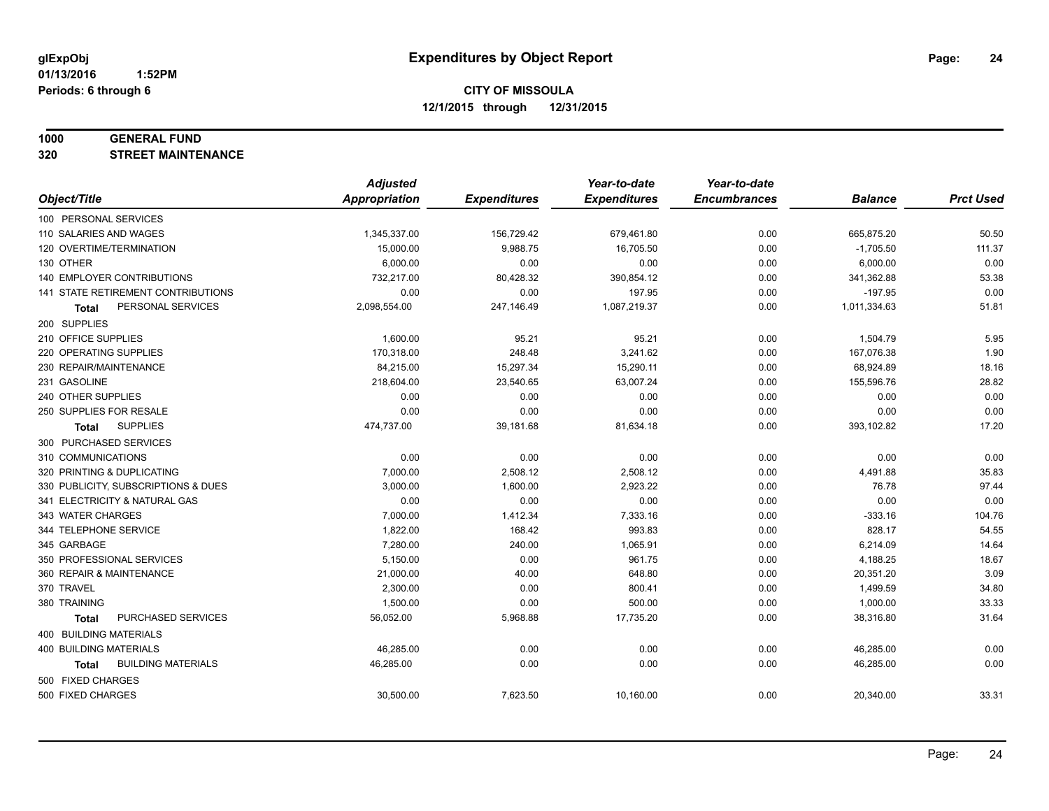glExpObj
01/13/2016 1:52PM
Periods: 6 through 6

# Expenditures by Object Report

**CITY OF MISSOULA**
**12/1/2015 through 12/31/2015**

**1000 GENERAL FUND**
**320 STREET MAINTENANCE**

| Object/Title | Adjusted Appropriation | Expenditures | Year-to-date Expenditures | Year-to-date Encumbrances | Balance | Prct Used |
|---|---|---|---|---|---|---|
| 100 PERSONAL SERVICES | | | | | | |
| 110 SALARIES AND WAGES | 1,345,337.00 | 156,729.42 | 679,461.80 | 0.00 | 665,875.20 | 50.50 |
| 120 OVERTIME/TERMINATION | 15,000.00 | 9,988.75 | 16,705.50 | 0.00 | -1,705.50 | 111.37 |
| 130 OTHER | 6,000.00 | 0.00 | 0.00 | 0.00 | 6,000.00 | 0.00 |
| 140 EMPLOYER CONTRIBUTIONS | 732,217.00 | 80,428.32 | 390,854.12 | 0.00 | 341,362.88 | 53.38 |
| 141 STATE RETIREMENT CONTRIBUTIONS | 0.00 | 0.00 | 197.95 | 0.00 | -197.95 | 0.00 |
| **Total** PERSONAL SERVICES | 2,098,554.00 | 247,146.49 | 1,087,219.37 | 0.00 | 1,011,334.63 | 51.81 |
| 200 SUPPLIES | | | | | | |
| 210 OFFICE SUPPLIES | 1,600.00 | 95.21 | 95.21 | 0.00 | 1,504.79 | 5.95 |
| 220 OPERATING SUPPLIES | 170,318.00 | 248.48 | 3,241.62 | 0.00 | 167,076.38 | 1.90 |
| 230 REPAIR/MAINTENANCE | 84,215.00 | 15,297.34 | 15,290.11 | 0.00 | 68,924.89 | 18.16 |
| 231 GASOLINE | 218,604.00 | 23,540.65 | 63,007.24 | 0.00 | 155,596.76 | 28.82 |
| 240 OTHER SUPPLIES | 0.00 | 0.00 | 0.00 | 0.00 | 0.00 | 0.00 |
| 250 SUPPLIES FOR RESALE | 0.00 | 0.00 | 0.00 | 0.00 | 0.00 | 0.00 |
| **Total** SUPPLIES | 474,737.00 | 39,181.68 | 81,634.18 | 0.00 | 393,102.82 | 17.20 |
| 300 PURCHASED SERVICES | | | | | | |
| 310 COMMUNICATIONS | 0.00 | 0.00 | 0.00 | 0.00 | 0.00 | 0.00 |
| 320 PRINTING & DUPLICATING | 7,000.00 | 2,508.12 | 2,508.12 | 0.00 | 4,491.88 | 35.83 |
| 330 PUBLICITY, SUBSCRIPTIONS & DUES | 3,000.00 | 1,600.00 | 2,923.22 | 0.00 | 76.78 | 97.44 |
| 341 ELECTRICITY & NATURAL GAS | 0.00 | 0.00 | 0.00 | 0.00 | 0.00 | 0.00 |
| 343 WATER CHARGES | 7,000.00 | 1,412.34 | 7,333.16 | 0.00 | -333.16 | 104.76 |
| 344 TELEPHONE SERVICE | 1,822.00 | 168.42 | 993.83 | 0.00 | 828.17 | 54.55 |
| 345 GARBAGE | 7,280.00 | 240.00 | 1,065.91 | 0.00 | 6,214.09 | 14.64 |
| 350 PROFESSIONAL SERVICES | 5,150.00 | 0.00 | 961.75 | 0.00 | 4,188.25 | 18.67 |
| 360 REPAIR & MAINTENANCE | 21,000.00 | 40.00 | 648.80 | 0.00 | 20,351.20 | 3.09 |
| 370 TRAVEL | 2,300.00 | 0.00 | 800.41 | 0.00 | 1,499.59 | 34.80 |
| 380 TRAINING | 1,500.00 | 0.00 | 500.00 | 0.00 | 1,000.00 | 33.33 |
| **Total** PURCHASED SERVICES | 56,052.00 | 5,968.88 | 17,735.20 | 0.00 | 38,316.80 | 31.64 |
| 400 BUILDING MATERIALS | | | | | | |
| 400 BUILDING MATERIALS | 46,285.00 | 0.00 | 0.00 | 0.00 | 46,285.00 | 0.00 |
| **Total** BUILDING MATERIALS | 46,285.00 | 0.00 | 0.00 | 0.00 | 46,285.00 | 0.00 |
| 500 FIXED CHARGES | | | | | | |
| 500 FIXED CHARGES | 30,500.00 | 7,623.50 | 10,160.00 | 0.00 | 20,340.00 | 33.31 |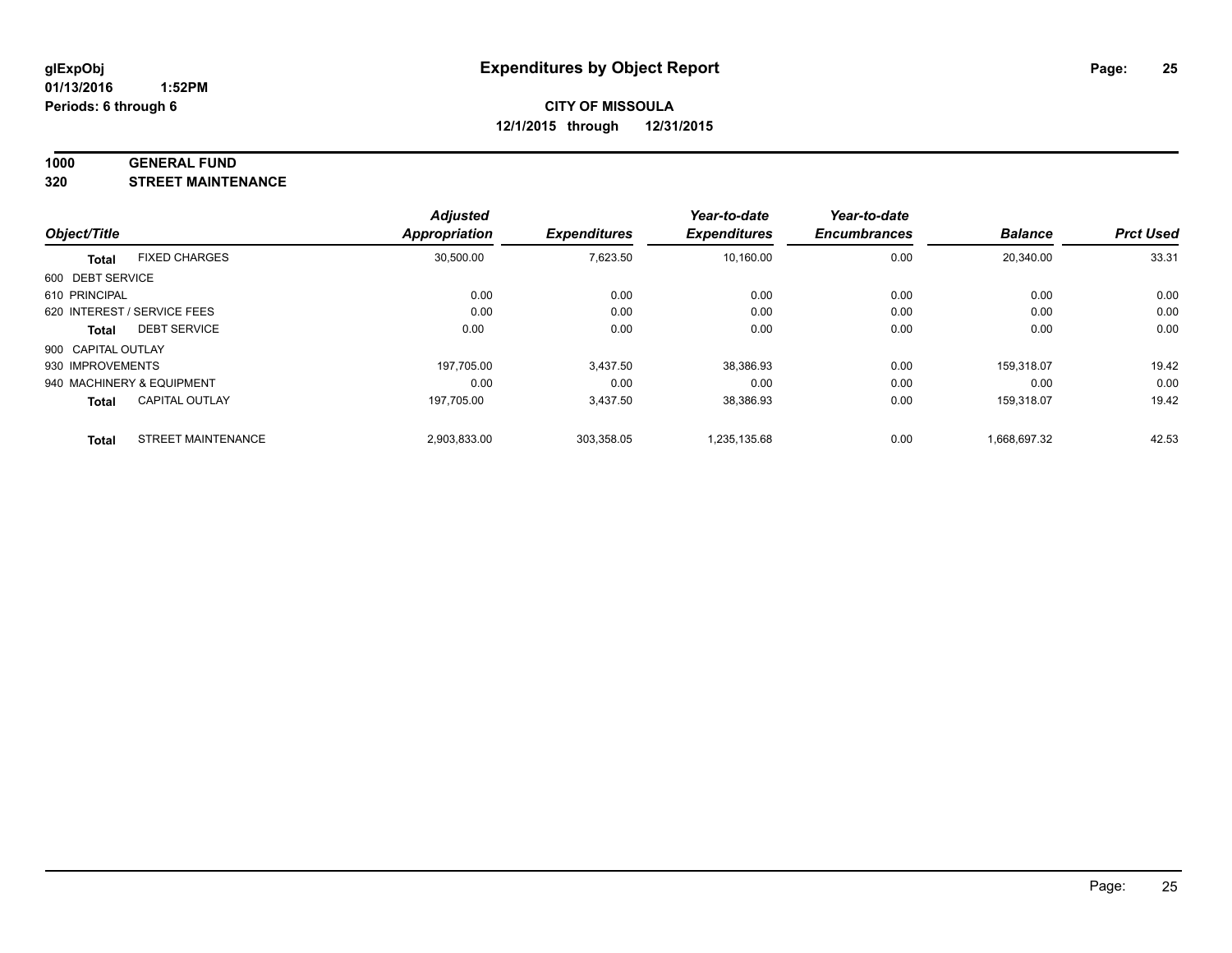**glExpObj**
**01/13/2016 1:52PM**
**Periods: 6 through 6**

# Expenditures by Object Report

**CITY OF MISSOULA**
**12/1/2015 through 12/31/2015**

**1000 GENERAL FUND**
**320 STREET MAINTENANCE**

| Object/Title | | Adjusted Appropriation | Expenditures | Year-to-date Expenditures | Year-to-date Encumbrances | Balance | Prct Used |
|---|---|---|---|---|---|---|---|
| **Total** | FIXED CHARGES | 30,500.00 | 7,623.50 | 10,160.00 | 0.00 | 20,340.00 | 33.31 |
| 600 DEBT SERVICE | | | | | | | |
| 610 PRINCIPAL | | 0.00 | 0.00 | 0.00 | 0.00 | 0.00 | 0.00 |
| 620 INTEREST / SERVICE FEES | | 0.00 | 0.00 | 0.00 | 0.00 | 0.00 | 0.00 |
| **Total** | DEBT SERVICE | 0.00 | 0.00 | 0.00 | 0.00 | 0.00 | 0.00 |
| 900 CAPITAL OUTLAY | | | | | | | |
| 930 IMPROVEMENTS | | 197,705.00 | 3,437.50 | 38,386.93 | 0.00 | 159,318.07 | 19.42 |
| 940 MACHINERY & EQUIPMENT | | 0.00 | 0.00 | 0.00 | 0.00 | 0.00 | 0.00 |
| **Total** | CAPITAL OUTLAY | 197,705.00 | 3,437.50 | 38,386.93 | 0.00 | 159,318.07 | 19.42 |
| **Total** | STREET MAINTENANCE | 2,903,833.00 | 303,358.05 | 1,235,135.68 | 0.00 | 1,668,697.32 | 42.53 |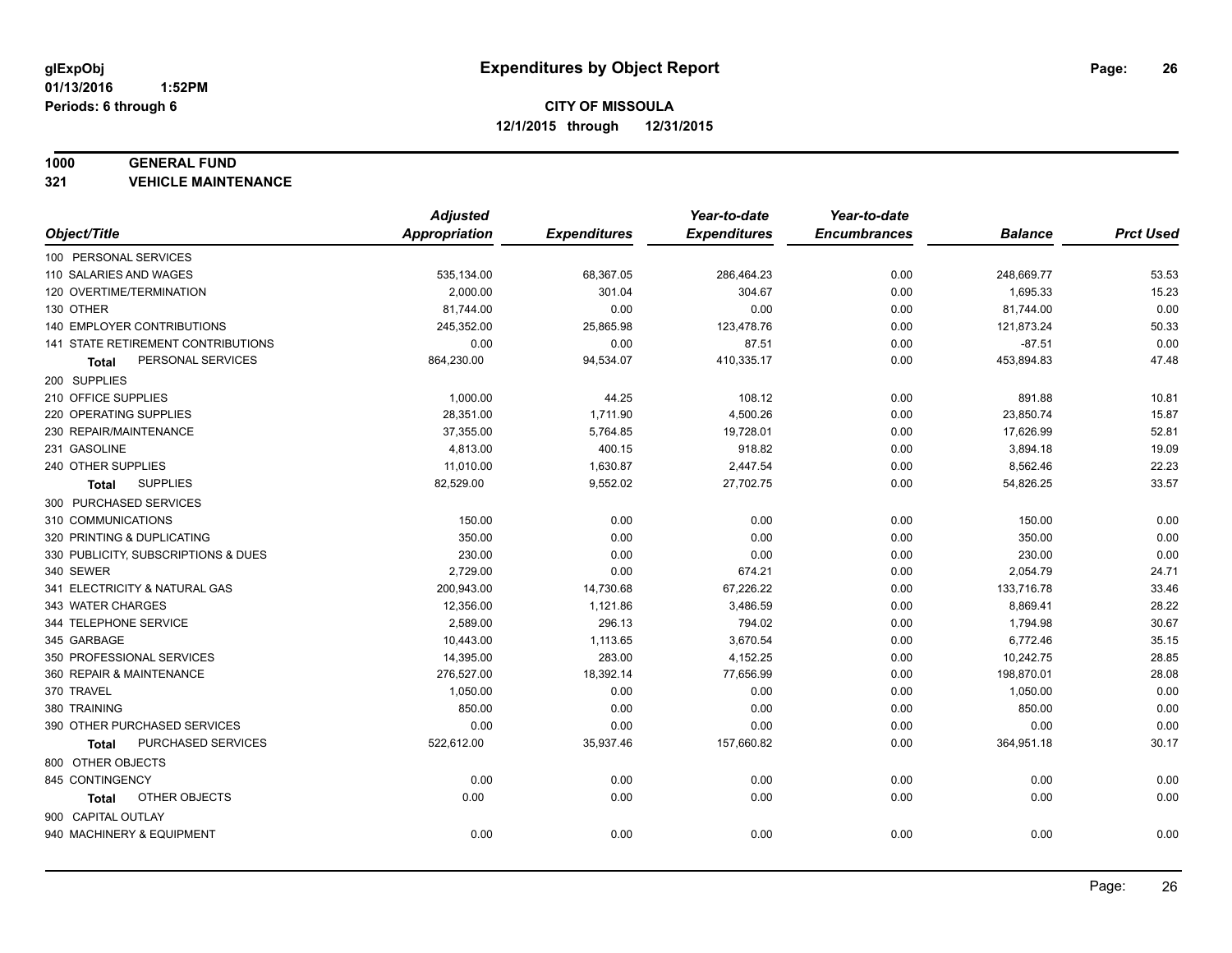# Expenditures by Object Report

glExpObj
01/13/2016 1:52PM
Periods: 6 through 6

**CITY OF MISSOULA**
**12/1/2015 through 12/31/2015**

**1000 GENERAL FUND**
**321 VEHICLE MAINTENANCE**

| Object/Title | Adjusted Appropriation | Expenditures | Year-to-date Expenditures | Year-to-date Encumbrances | Balance | Prct Used |
|---|---|---|---|---|---|---|
| 100 PERSONAL SERVICES | | | | | | |
| 110 SALARIES AND WAGES | 535,134.00 | 68,367.05 | 286,464.23 | 0.00 | 248,669.77 | 53.53 |
| 120 OVERTIME/TERMINATION | 2,000.00 | 301.04 | 304.67 | 0.00 | 1,695.33 | 15.23 |
| 130 OTHER | 81,744.00 | 0.00 | 0.00 | 0.00 | 81,744.00 | 0.00 |
| 140 EMPLOYER CONTRIBUTIONS | 245,352.00 | 25,865.98 | 123,478.76 | 0.00 | 121,873.24 | 50.33 |
| 141 STATE RETIREMENT CONTRIBUTIONS | 0.00 | 0.00 | 87.51 | 0.00 | -87.51 | 0.00 |
| **Total** PERSONAL SERVICES | 864,230.00 | 94,534.07 | 410,335.17 | 0.00 | 453,894.83 | 47.48 |
| 200 SUPPLIES | | | | | | |
| 210 OFFICE SUPPLIES | 1,000.00 | 44.25 | 108.12 | 0.00 | 891.88 | 10.81 |
| 220 OPERATING SUPPLIES | 28,351.00 | 1,711.90 | 4,500.26 | 0.00 | 23,850.74 | 15.87 |
| 230 REPAIR/MAINTENANCE | 37,355.00 | 5,764.85 | 19,728.01 | 0.00 | 17,626.99 | 52.81 |
| 231 GASOLINE | 4,813.00 | 400.15 | 918.82 | 0.00 | 3,894.18 | 19.09 |
| 240 OTHER SUPPLIES | 11,010.00 | 1,630.87 | 2,447.54 | 0.00 | 8,562.46 | 22.23 |
| **Total** SUPPLIES | 82,529.00 | 9,552.02 | 27,702.75 | 0.00 | 54,826.25 | 33.57 |
| 300 PURCHASED SERVICES | | | | | | |
| 310 COMMUNICATIONS | 150.00 | 0.00 | 0.00 | 0.00 | 150.00 | 0.00 |
| 320 PRINTING & DUPLICATING | 350.00 | 0.00 | 0.00 | 0.00 | 350.00 | 0.00 |
| 330 PUBLICITY, SUBSCRIPTIONS & DUES | 230.00 | 0.00 | 0.00 | 0.00 | 230.00 | 0.00 |
| 340 SEWER | 2,729.00 | 0.00 | 674.21 | 0.00 | 2,054.79 | 24.71 |
| 341 ELECTRICITY & NATURAL GAS | 200,943.00 | 14,730.68 | 67,226.22 | 0.00 | 133,716.78 | 33.46 |
| 343 WATER CHARGES | 12,356.00 | 1,121.86 | 3,486.59 | 0.00 | 8,869.41 | 28.22 |
| 344 TELEPHONE SERVICE | 2,589.00 | 296.13 | 794.02 | 0.00 | 1,794.98 | 30.67 |
| 345 GARBAGE | 10,443.00 | 1,113.65 | 3,670.54 | 0.00 | 6,772.46 | 35.15 |
| 350 PROFESSIONAL SERVICES | 14,395.00 | 283.00 | 4,152.25 | 0.00 | 10,242.75 | 28.85 |
| 360 REPAIR & MAINTENANCE | 276,527.00 | 18,392.14 | 77,656.99 | 0.00 | 198,870.01 | 28.08 |
| 370 TRAVEL | 1,050.00 | 0.00 | 0.00 | 0.00 | 1,050.00 | 0.00 |
| 380 TRAINING | 850.00 | 0.00 | 0.00 | 0.00 | 850.00 | 0.00 |
| 390 OTHER PURCHASED SERVICES | 0.00 | 0.00 | 0.00 | 0.00 | 0.00 | 0.00 |
| **Total** PURCHASED SERVICES | 522,612.00 | 35,937.46 | 157,660.82 | 0.00 | 364,951.18 | 30.17 |
| 800 OTHER OBJECTS | | | | | | |
| 845 CONTINGENCY | 0.00 | 0.00 | 0.00 | 0.00 | 0.00 | 0.00 |
| **Total** OTHER OBJECTS | 0.00 | 0.00 | 0.00 | 0.00 | 0.00 | 0.00 |
| 900 CAPITAL OUTLAY | | | | | | |
| 940 MACHINERY & EQUIPMENT | 0.00 | 0.00 | 0.00 | 0.00 | 0.00 | 0.00 |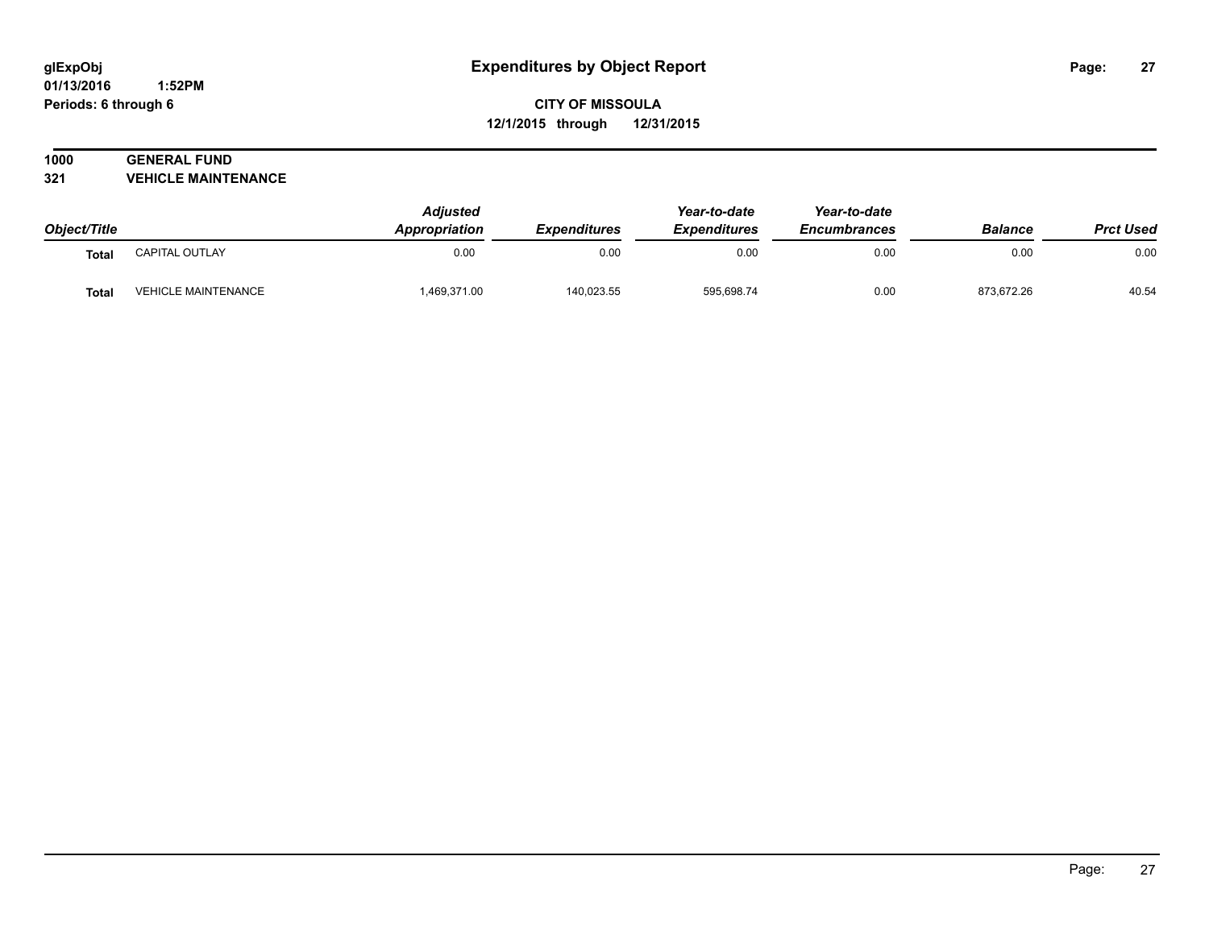# Expenditures by Object Report

glExpObj
01/13/2016 1:52PM
Periods: 6 through 6

**CITY OF MISSOULA**
**12/1/2015 through 12/31/2015**

**1000 GENERAL FUND**
**321 VEHICLE MAINTENANCE**

| Object/Title | | Adjusted Appropriation | Expenditures | Year-to-date Expenditures | Year-to-date Encumbrances | Balance | Prct Used |
|---|---|---|---|---|---|---|---|
| **Total** | CAPITAL OUTLAY | 0.00 | 0.00 | 0.00 | 0.00 | 0.00 | 0.00 |
| **Total** | VEHICLE MAINTENANCE | 1,469,371.00 | 140,023.55 | 595,698.74 | 0.00 | 873,672.26 | 40.54 |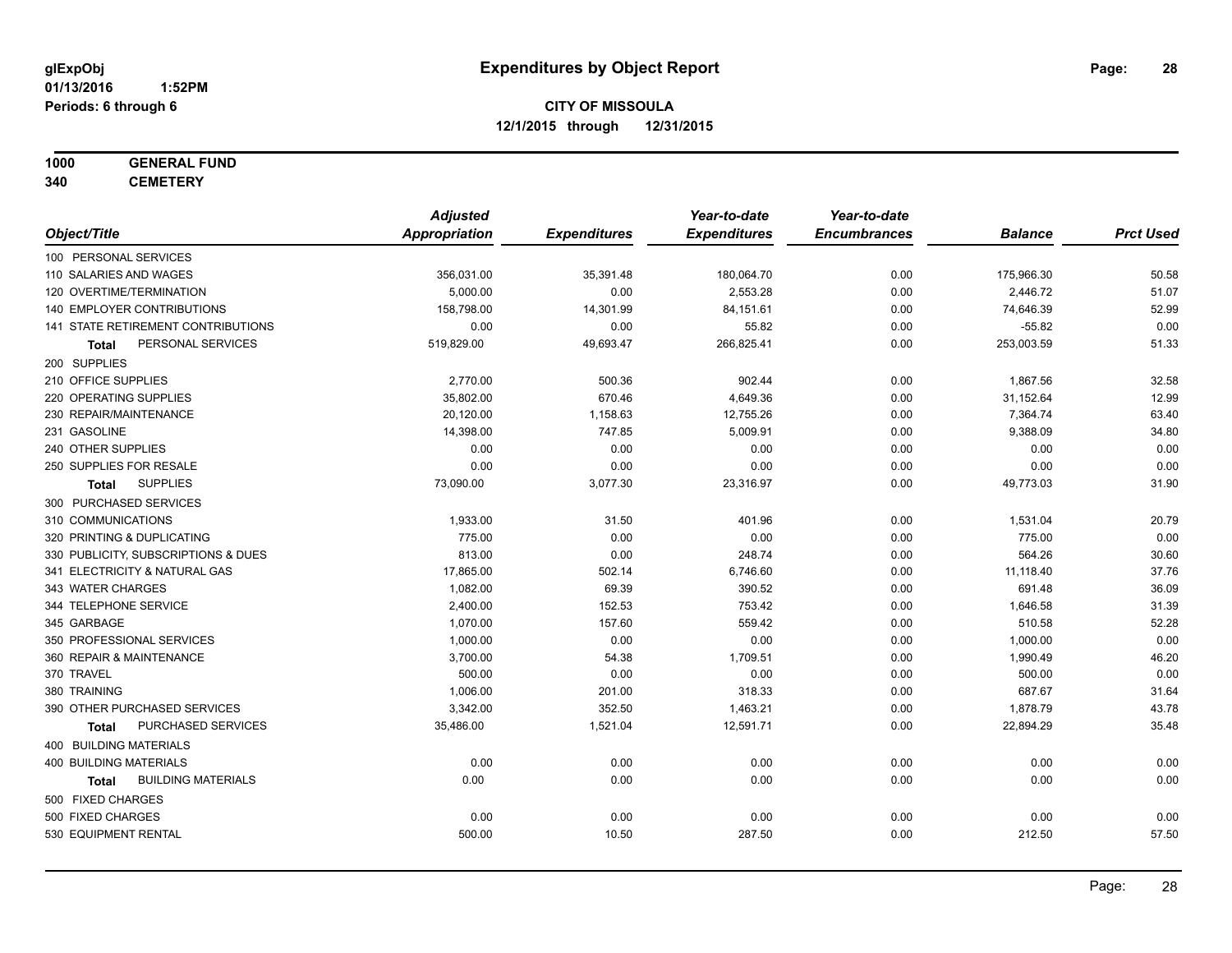# Expenditures by Object Report

glExpObj
01/13/2016 1:52PM
Periods: 6 through 6

**CITY OF MISSOULA**
**12/1/2015 through 12/31/2015**

**1000 GENERAL FUND**
**340 CEMETERY**

| Object/Title | Adjusted Appropriation | Expenditures | Year-to-date Expenditures | Year-to-date Encumbrances | Balance | Prct Used |
|---|---|---|---|---|---|---|
| 100 PERSONAL SERVICES | | | | | | |
| 110 SALARIES AND WAGES | 356,031.00 | 35,391.48 | 180,064.70 | 0.00 | 175,966.30 | 50.58 |
| 120 OVERTIME/TERMINATION | 5,000.00 | 0.00 | 2,553.28 | 0.00 | 2,446.72 | 51.07 |
| 140 EMPLOYER CONTRIBUTIONS | 158,798.00 | 14,301.99 | 84,151.61 | 0.00 | 74,646.39 | 52.99 |
| 141 STATE RETIREMENT CONTRIBUTIONS | 0.00 | 0.00 | 55.82 | 0.00 | -55.82 | 0.00 |
| **Total** PERSONAL SERVICES | 519,829.00 | 49,693.47 | 266,825.41 | 0.00 | 253,003.59 | 51.33 |
| 200 SUPPLIES | | | | | | |
| 210 OFFICE SUPPLIES | 2,770.00 | 500.36 | 902.44 | 0.00 | 1,867.56 | 32.58 |
| 220 OPERATING SUPPLIES | 35,802.00 | 670.46 | 4,649.36 | 0.00 | 31,152.64 | 12.99 |
| 230 REPAIR/MAINTENANCE | 20,120.00 | 1,158.63 | 12,755.26 | 0.00 | 7,364.74 | 63.40 |
| 231 GASOLINE | 14,398.00 | 747.85 | 5,009.91 | 0.00 | 9,388.09 | 34.80 |
| 240 OTHER SUPPLIES | 0.00 | 0.00 | 0.00 | 0.00 | 0.00 | 0.00 |
| 250 SUPPLIES FOR RESALE | 0.00 | 0.00 | 0.00 | 0.00 | 0.00 | 0.00 |
| **Total** SUPPLIES | 73,090.00 | 3,077.30 | 23,316.97 | 0.00 | 49,773.03 | 31.90 |
| 300 PURCHASED SERVICES | | | | | | |
| 310 COMMUNICATIONS | 1,933.00 | 31.50 | 401.96 | 0.00 | 1,531.04 | 20.79 |
| 320 PRINTING & DUPLICATING | 775.00 | 0.00 | 0.00 | 0.00 | 775.00 | 0.00 |
| 330 PUBLICITY, SUBSCRIPTIONS & DUES | 813.00 | 0.00 | 248.74 | 0.00 | 564.26 | 30.60 |
| 341 ELECTRICITY & NATURAL GAS | 17,865.00 | 502.14 | 6,746.60 | 0.00 | 11,118.40 | 37.76 |
| 343 WATER CHARGES | 1,082.00 | 69.39 | 390.52 | 0.00 | 691.48 | 36.09 |
| 344 TELEPHONE SERVICE | 2,400.00 | 152.53 | 753.42 | 0.00 | 1,646.58 | 31.39 |
| 345 GARBAGE | 1,070.00 | 157.60 | 559.42 | 0.00 | 510.58 | 52.28 |
| 350 PROFESSIONAL SERVICES | 1,000.00 | 0.00 | 0.00 | 0.00 | 1,000.00 | 0.00 |
| 360 REPAIR & MAINTENANCE | 3,700.00 | 54.38 | 1,709.51 | 0.00 | 1,990.49 | 46.20 |
| 370 TRAVEL | 500.00 | 0.00 | 0.00 | 0.00 | 500.00 | 0.00 |
| 380 TRAINING | 1,006.00 | 201.00 | 318.33 | 0.00 | 687.67 | 31.64 |
| 390 OTHER PURCHASED SERVICES | 3,342.00 | 352.50 | 1,463.21 | 0.00 | 1,878.79 | 43.78 |
| **Total** PURCHASED SERVICES | 35,486.00 | 1,521.04 | 12,591.71 | 0.00 | 22,894.29 | 35.48 |
| 400 BUILDING MATERIALS | | | | | | |
| 400 BUILDING MATERIALS | 0.00 | 0.00 | 0.00 | 0.00 | 0.00 | 0.00 |
| **Total** BUILDING MATERIALS | 0.00 | 0.00 | 0.00 | 0.00 | 0.00 | 0.00 |
| 500 FIXED CHARGES | | | | | | |
| 500 FIXED CHARGES | 0.00 | 0.00 | 0.00 | 0.00 | 0.00 | 0.00 |
| 530 EQUIPMENT RENTAL | 500.00 | 10.50 | 287.50 | 0.00 | 212.50 | 57.50 |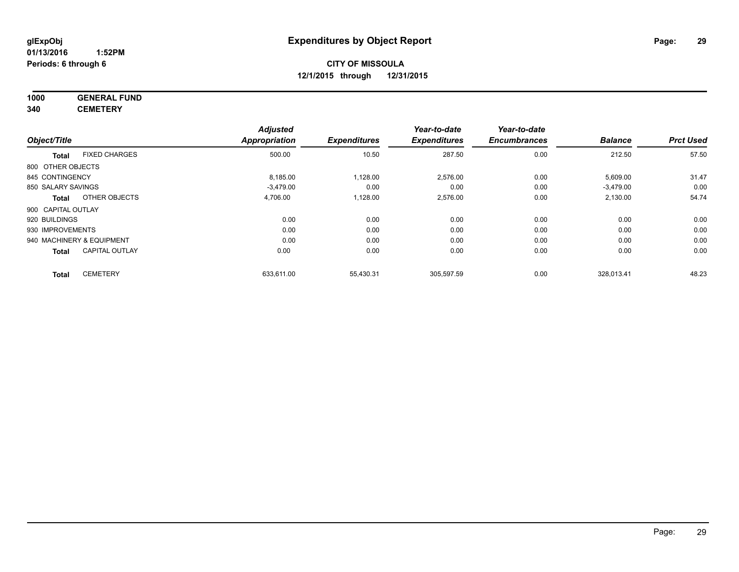# Expenditures by Object Report

glExpObj
01/13/2016 1:52PM
Periods: 6 through 6

**CITY OF MISSOULA**
**12/1/2015 through 12/31/2015**

**1000 GENERAL FUND**
**340 CEMETERY**

| Object/Title | Adjusted Appropriation | Expenditures | Year-to-date Expenditures | Year-to-date Encumbrances | Balance | Prct Used |
|---|---|---|---|---|---|---|
| **Total** FIXED CHARGES | 500.00 | 10.50 | 287.50 | 0.00 | 212.50 | 57.50 |
| 800 OTHER OBJECTS | | | | | | |
| 845 CONTINGENCY | 8,185.00 | 1,128.00 | 2,576.00 | 0.00 | 5,609.00 | 31.47 |
| 850 SALARY SAVINGS | -3,479.00 | 0.00 | 0.00 | 0.00 | -3,479.00 | 0.00 |
| **Total** OTHER OBJECTS | 4,706.00 | 1,128.00 | 2,576.00 | 0.00 | 2,130.00 | 54.74 |
| 900 CAPITAL OUTLAY | | | | | | |
| 920 BUILDINGS | 0.00 | 0.00 | 0.00 | 0.00 | 0.00 | 0.00 |
| 930 IMPROVEMENTS | 0.00 | 0.00 | 0.00 | 0.00 | 0.00 | 0.00 |
| 940 MACHINERY & EQUIPMENT | 0.00 | 0.00 | 0.00 | 0.00 | 0.00 | 0.00 |
| **Total** CAPITAL OUTLAY | 0.00 | 0.00 | 0.00 | 0.00 | 0.00 | 0.00 |
| **Total** CEMETERY | 633,611.00 | 55,430.31 | 305,597.59 | 0.00 | 328,013.41 | 48.23 |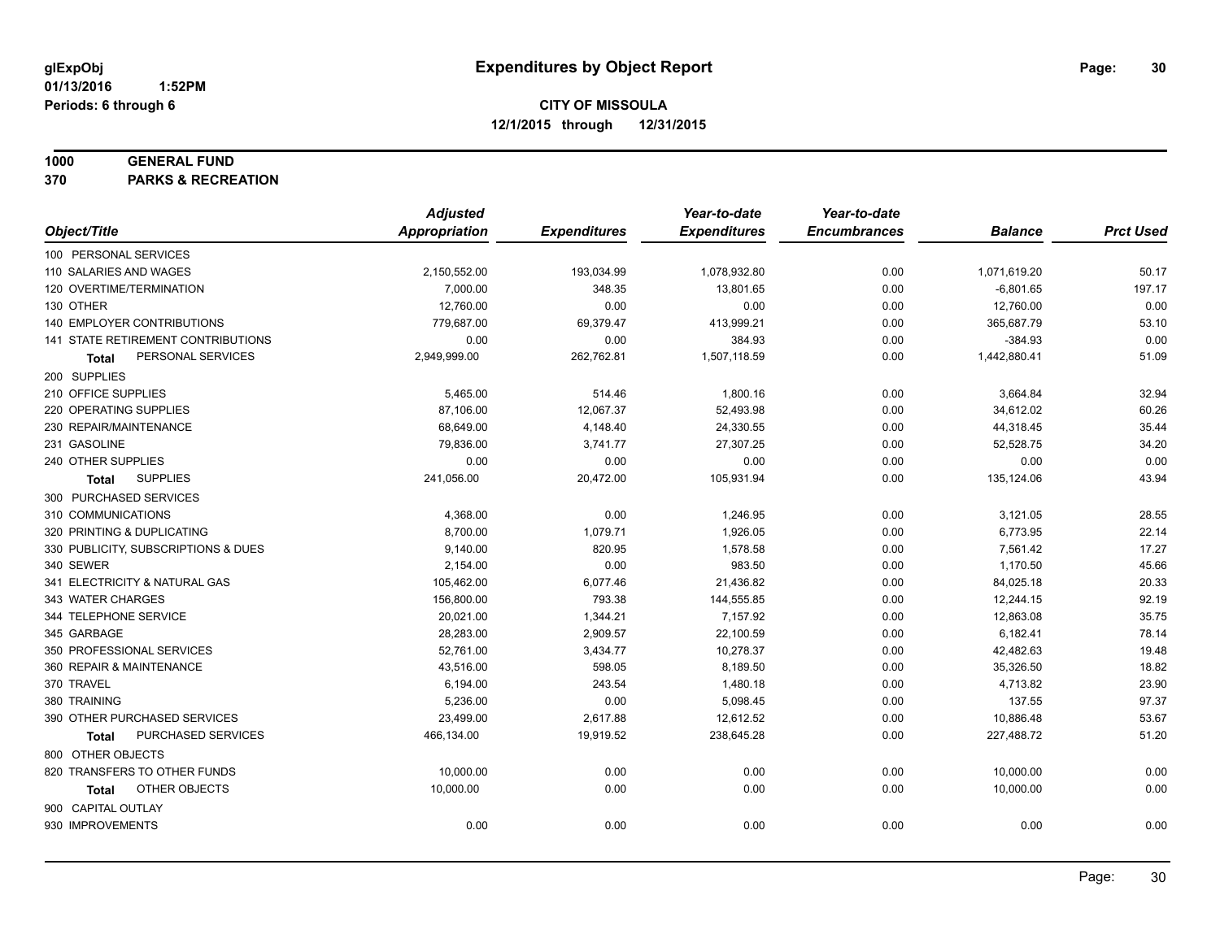glExpObj
01/13/2016 1:52PM
Periods: 6 through 6

# Expenditures by Object Report

**CITY OF MISSOULA**
**12/1/2015 through 12/31/2015**

**1000 GENERAL FUND**
**370 PARKS & RECREATION**

| Object/Title | Adjusted Appropriation | Expenditures | Year-to-date Expenditures | Year-to-date Encumbrances | Balance | Prct Used |
|---|---|---|---|---|---|---|
| 100 PERSONAL SERVICES | | | | | | |
| 110 SALARIES AND WAGES | 2,150,552.00 | 193,034.99 | 1,078,932.80 | 0.00 | 1,071,619.20 | 50.17 |
| 120 OVERTIME/TERMINATION | 7,000.00 | 348.35 | 13,801.65 | 0.00 | -6,801.65 | 197.17 |
| 130 OTHER | 12,760.00 | 0.00 | 0.00 | 0.00 | 12,760.00 | 0.00 |
| 140 EMPLOYER CONTRIBUTIONS | 779,687.00 | 69,379.47 | 413,999.21 | 0.00 | 365,687.79 | 53.10 |
| 141 STATE RETIREMENT CONTRIBUTIONS | 0.00 | 0.00 | 384.93 | 0.00 | -384.93 | 0.00 |
| **Total** PERSONAL SERVICES | 2,949,999.00 | 262,762.81 | 1,507,118.59 | 0.00 | 1,442,880.41 | 51.09 |
| 200 SUPPLIES | | | | | | |
| 210 OFFICE SUPPLIES | 5,465.00 | 514.46 | 1,800.16 | 0.00 | 3,664.84 | 32.94 |
| 220 OPERATING SUPPLIES | 87,106.00 | 12,067.37 | 52,493.98 | 0.00 | 34,612.02 | 60.26 |
| 230 REPAIR/MAINTENANCE | 68,649.00 | 4,148.40 | 24,330.55 | 0.00 | 44,318.45 | 35.44 |
| 231 GASOLINE | 79,836.00 | 3,741.77 | 27,307.25 | 0.00 | 52,528.75 | 34.20 |
| 240 OTHER SUPPLIES | 0.00 | 0.00 | 0.00 | 0.00 | 0.00 | 0.00 |
| **Total** SUPPLIES | 241,056.00 | 20,472.00 | 105,931.94 | 0.00 | 135,124.06 | 43.94 |
| 300 PURCHASED SERVICES | | | | | | |
| 310 COMMUNICATIONS | 4,368.00 | 0.00 | 1,246.95 | 0.00 | 3,121.05 | 28.55 |
| 320 PRINTING & DUPLICATING | 8,700.00 | 1,079.71 | 1,926.05 | 0.00 | 6,773.95 | 22.14 |
| 330 PUBLICITY, SUBSCRIPTIONS & DUES | 9,140.00 | 820.95 | 1,578.58 | 0.00 | 7,561.42 | 17.27 |
| 340 SEWER | 2,154.00 | 0.00 | 983.50 | 0.00 | 1,170.50 | 45.66 |
| 341 ELECTRICITY & NATURAL GAS | 105,462.00 | 6,077.46 | 21,436.82 | 0.00 | 84,025.18 | 20.33 |
| 343 WATER CHARGES | 156,800.00 | 793.38 | 144,555.85 | 0.00 | 12,244.15 | 92.19 |
| 344 TELEPHONE SERVICE | 20,021.00 | 1,344.21 | 7,157.92 | 0.00 | 12,863.08 | 35.75 |
| 345 GARBAGE | 28,283.00 | 2,909.57 | 22,100.59 | 0.00 | 6,182.41 | 78.14 |
| 350 PROFESSIONAL SERVICES | 52,761.00 | 3,434.77 | 10,278.37 | 0.00 | 42,482.63 | 19.48 |
| 360 REPAIR & MAINTENANCE | 43,516.00 | 598.05 | 8,189.50 | 0.00 | 35,326.50 | 18.82 |
| 370 TRAVEL | 6,194.00 | 243.54 | 1,480.18 | 0.00 | 4,713.82 | 23.90 |
| 380 TRAINING | 5,236.00 | 0.00 | 5,098.45 | 0.00 | 137.55 | 97.37 |
| 390 OTHER PURCHASED SERVICES | 23,499.00 | 2,617.88 | 12,612.52 | 0.00 | 10,886.48 | 53.67 |
| **Total** PURCHASED SERVICES | 466,134.00 | 19,919.52 | 238,645.28 | 0.00 | 227,488.72 | 51.20 |
| 800 OTHER OBJECTS | | | | | | |
| 820 TRANSFERS TO OTHER FUNDS | 10,000.00 | 0.00 | 0.00 | 0.00 | 10,000.00 | 0.00 |
| **Total** OTHER OBJECTS | 10,000.00 | 0.00 | 0.00 | 0.00 | 10,000.00 | 0.00 |
| 900 CAPITAL OUTLAY | | | | | | |
| 930 IMPROVEMENTS | 0.00 | 0.00 | 0.00 | 0.00 | 0.00 | 0.00 |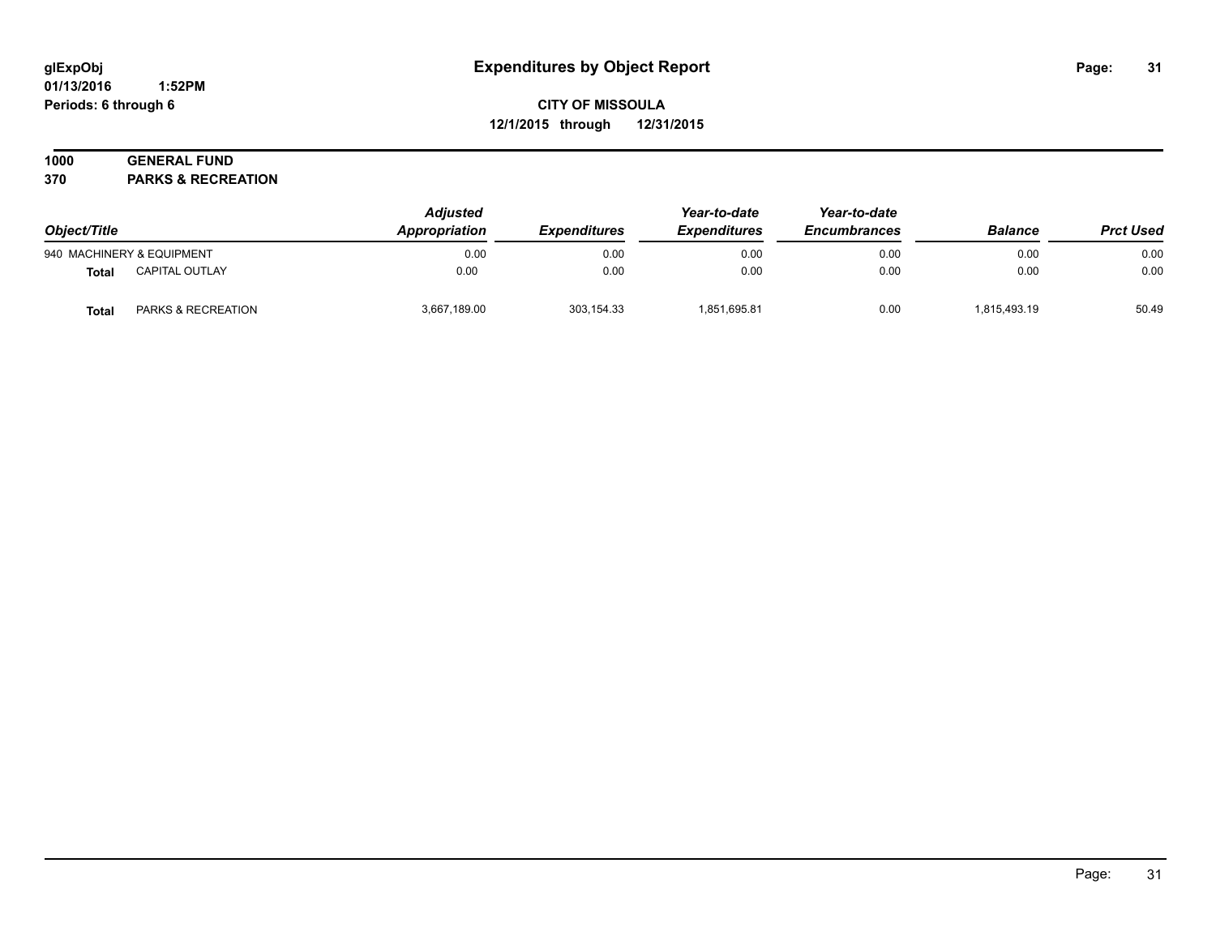# Expenditures by Object Report

glExpObj
01/13/2016 1:52PM
Periods: 6 through 6

**CITY OF MISSOULA**
**12/1/2015 through 12/31/2015**

**1000 GENERAL FUND**
**370 PARKS & RECREATION**

| Object/Title | | Adjusted Appropriation | Expenditures | Year-to-date Expenditures | Year-to-date Encumbrances | Balance | Prct Used |
|---|---|---|---|---|---|---|---|
| 940 MACHINERY & EQUIPMENT | | 0.00 | 0.00 | 0.00 | 0.00 | 0.00 | 0.00 |
| **Total** | CAPITAL OUTLAY | 0.00 | 0.00 | 0.00 | 0.00 | 0.00 | 0.00 |
| **Total** | PARKS & RECREATION | 3,667,189.00 | 303,154.33 | 1,851,695.81 | 0.00 | 1,815,493.19 | 50.49 |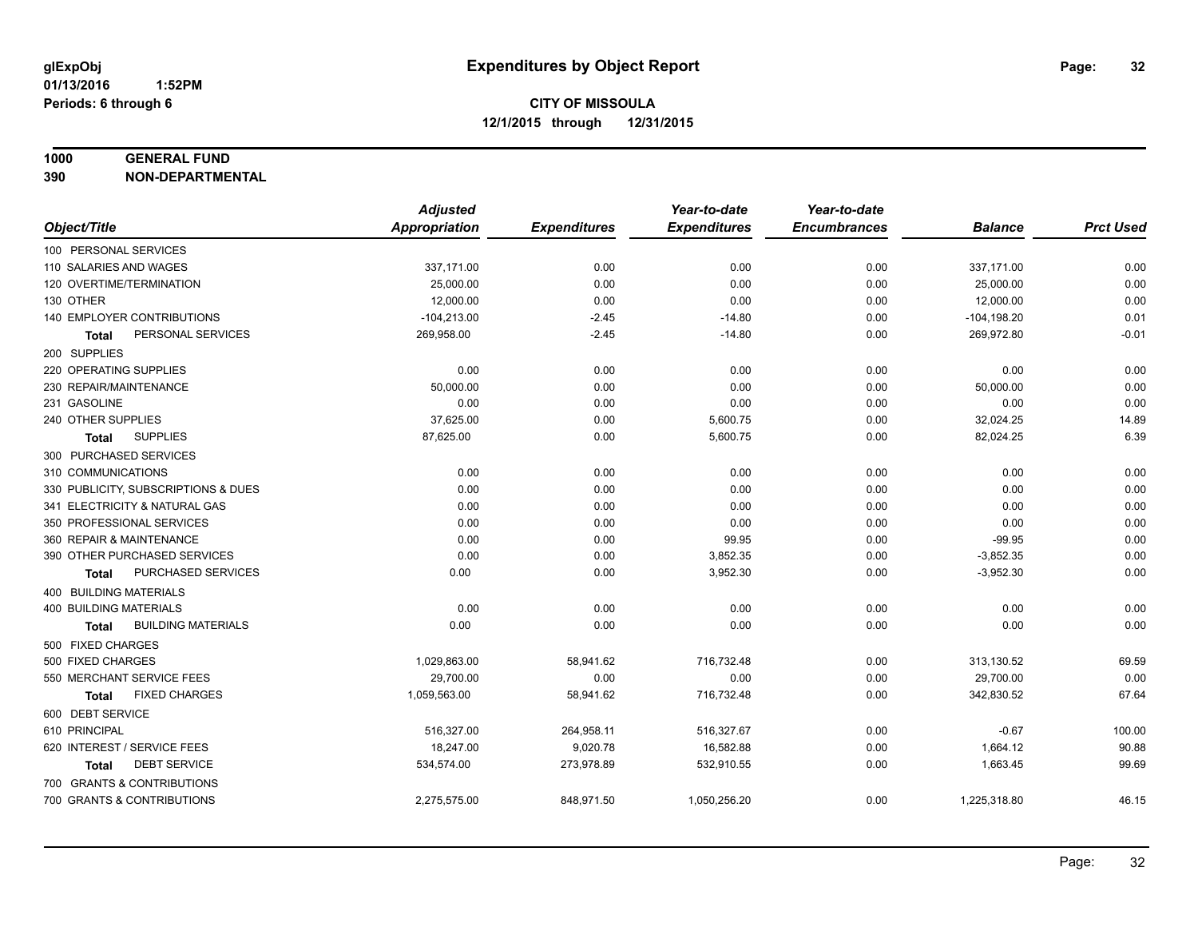**glExpObj**
**01/13/2016 1:52PM**
**Periods: 6 through 6**

# Expenditures by Object Report

**CITY OF MISSOULA**
**12/1/2015 through 12/31/2015**

**1000 GENERAL FUND**
**390 NON-DEPARTMENTAL**

| Object/Title | Adjusted Appropriation | Expenditures | Year-to-date Expenditures | Year-to-date Encumbrances | Balance | Prct Used |
|---|---|---|---|---|---|---|
| 100 PERSONAL SERVICES | | | | | | |
| 110 SALARIES AND WAGES | 337,171.00 | 0.00 | 0.00 | 0.00 | 337,171.00 | 0.00 |
| 120 OVERTIME/TERMINATION | 25,000.00 | 0.00 | 0.00 | 0.00 | 25,000.00 | 0.00 |
| 130 OTHER | 12,000.00 | 0.00 | 0.00 | 0.00 | 12,000.00 | 0.00 |
| 140 EMPLOYER CONTRIBUTIONS | -104,213.00 | -2.45 | -14.80 | 0.00 | -104,198.20 | 0.01 |
| **Total** PERSONAL SERVICES | 269,958.00 | -2.45 | -14.80 | 0.00 | 269,972.80 | -0.01 |
| 200 SUPPLIES | | | | | | |
| 220 OPERATING SUPPLIES | 0.00 | 0.00 | 0.00 | 0.00 | 0.00 | 0.00 |
| 230 REPAIR/MAINTENANCE | 50,000.00 | 0.00 | 0.00 | 0.00 | 50,000.00 | 0.00 |
| 231 GASOLINE | 0.00 | 0.00 | 0.00 | 0.00 | 0.00 | 0.00 |
| 240 OTHER SUPPLIES | 37,625.00 | 0.00 | 5,600.75 | 0.00 | 32,024.25 | 14.89 |
| **Total** SUPPLIES | 87,625.00 | 0.00 | 5,600.75 | 0.00 | 82,024.25 | 6.39 |
| 300 PURCHASED SERVICES | | | | | | |
| 310 COMMUNICATIONS | 0.00 | 0.00 | 0.00 | 0.00 | 0.00 | 0.00 |
| 330 PUBLICITY, SUBSCRIPTIONS & DUES | 0.00 | 0.00 | 0.00 | 0.00 | 0.00 | 0.00 |
| 341 ELECTRICITY & NATURAL GAS | 0.00 | 0.00 | 0.00 | 0.00 | 0.00 | 0.00 |
| 350 PROFESSIONAL SERVICES | 0.00 | 0.00 | 0.00 | 0.00 | 0.00 | 0.00 |
| 360 REPAIR & MAINTENANCE | 0.00 | 0.00 | 99.95 | 0.00 | -99.95 | 0.00 |
| 390 OTHER PURCHASED SERVICES | 0.00 | 0.00 | 3,852.35 | 0.00 | -3,852.35 | 0.00 |
| **Total** PURCHASED SERVICES | 0.00 | 0.00 | 3,952.30 | 0.00 | -3,952.30 | 0.00 |
| 400 BUILDING MATERIALS | | | | | | |
| 400 BUILDING MATERIALS | 0.00 | 0.00 | 0.00 | 0.00 | 0.00 | 0.00 |
| **Total** BUILDING MATERIALS | 0.00 | 0.00 | 0.00 | 0.00 | 0.00 | 0.00 |
| 500 FIXED CHARGES | | | | | | |
| 500 FIXED CHARGES | 1,029,863.00 | 58,941.62 | 716,732.48 | 0.00 | 313,130.52 | 69.59 |
| 550 MERCHANT SERVICE FEES | 29,700.00 | 0.00 | 0.00 | 0.00 | 29,700.00 | 0.00 |
| **Total** FIXED CHARGES | 1,059,563.00 | 58,941.62 | 716,732.48 | 0.00 | 342,830.52 | 67.64 |
| 600 DEBT SERVICE | | | | | | |
| 610 PRINCIPAL | 516,327.00 | 264,958.11 | 516,327.67 | 0.00 | -0.67 | 100.00 |
| 620 INTEREST / SERVICE FEES | 18,247.00 | 9,020.78 | 16,582.88 | 0.00 | 1,664.12 | 90.88 |
| **Total** DEBT SERVICE | 534,574.00 | 273,978.89 | 532,910.55 | 0.00 | 1,663.45 | 99.69 |
| 700 GRANTS & CONTRIBUTIONS | | | | | | |
| 700 GRANTS & CONTRIBUTIONS | 2,275,575.00 | 848,971.50 | 1,050,256.20 | 0.00 | 1,225,318.80 | 46.15 |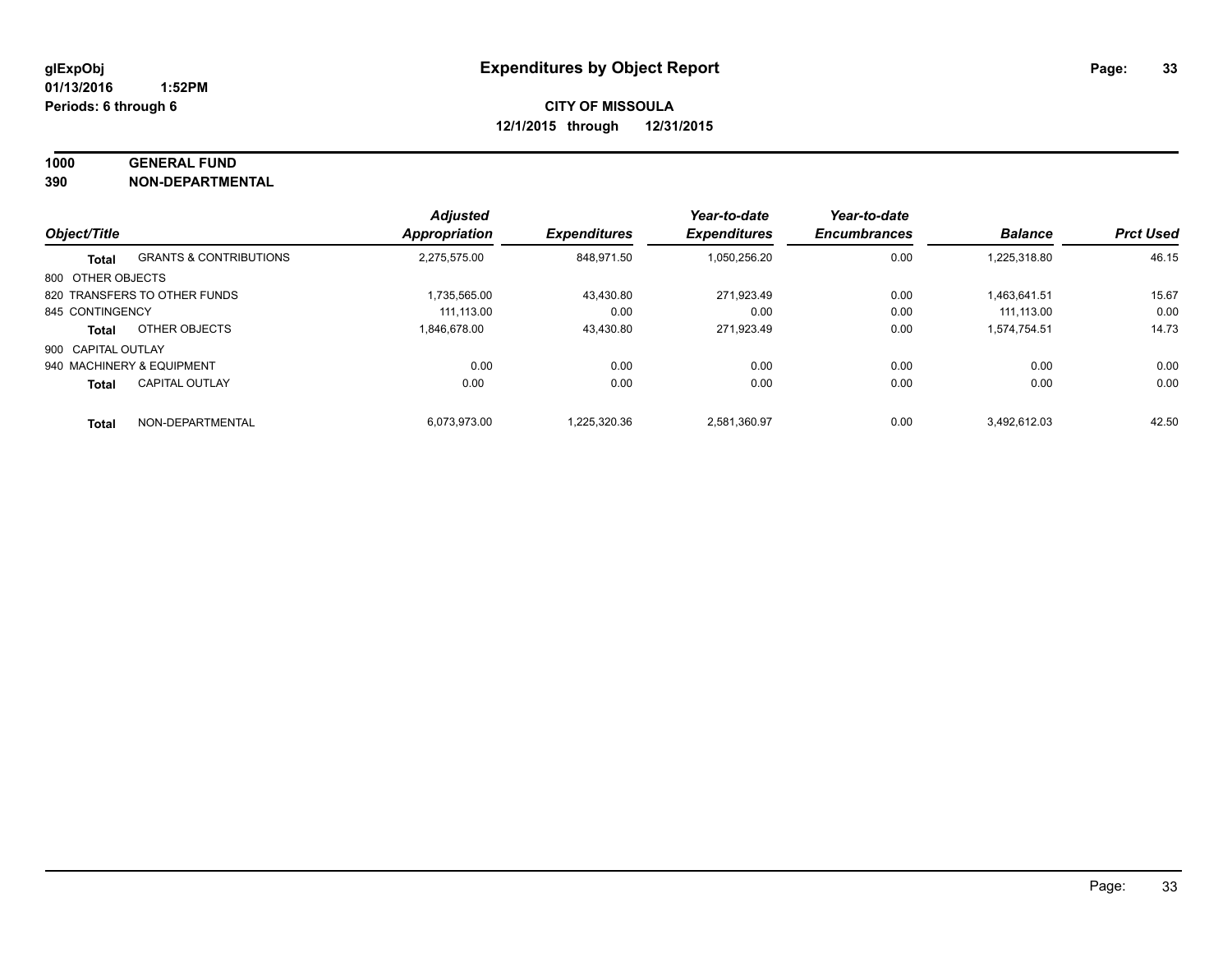**glExpObj**
**01/13/2016 1:52PM**
**Periods: 6 through 6**

# Expenditures by Object Report

**CITY OF MISSOULA**
**12/1/2015 through 12/31/2015**

**1000 GENERAL FUND**
**390 NON-DEPARTMENTAL**

| Object/Title | | Adjusted Appropriation | Expenditures | Year-to-date Expenditures | Year-to-date Encumbrances | Balance | Prct Used |
|---|---|---|---|---|---|---|---|
| **Total** | GRANTS & CONTRIBUTIONS | 2,275,575.00 | 848,971.50 | 1,050,256.20 | 0.00 | 1,225,318.80 | 46.15 |
| 800 OTHER OBJECTS | | | | | | | |
| 820 TRANSFERS TO OTHER FUNDS | | 1,735,565.00 | 43,430.80 | 271,923.49 | 0.00 | 1,463,641.51 | 15.67 |
| 845 CONTINGENCY | | 111,113.00 | 0.00 | 0.00 | 0.00 | 111,113.00 | 0.00 |
| **Total** | OTHER OBJECTS | 1,846,678.00 | 43,430.80 | 271,923.49 | 0.00 | 1,574,754.51 | 14.73 |
| 900 CAPITAL OUTLAY | | | | | | | |
| 940 MACHINERY & EQUIPMENT | | 0.00 | 0.00 | 0.00 | 0.00 | 0.00 | 0.00 |
| **Total** | CAPITAL OUTLAY | 0.00 | 0.00 | 0.00 | 0.00 | 0.00 | 0.00 |
| **Total** | NON-DEPARTMENTAL | 6,073,973.00 | 1,225,320.36 | 2,581,360.97 | 0.00 | 3,492,612.03 | 42.50 |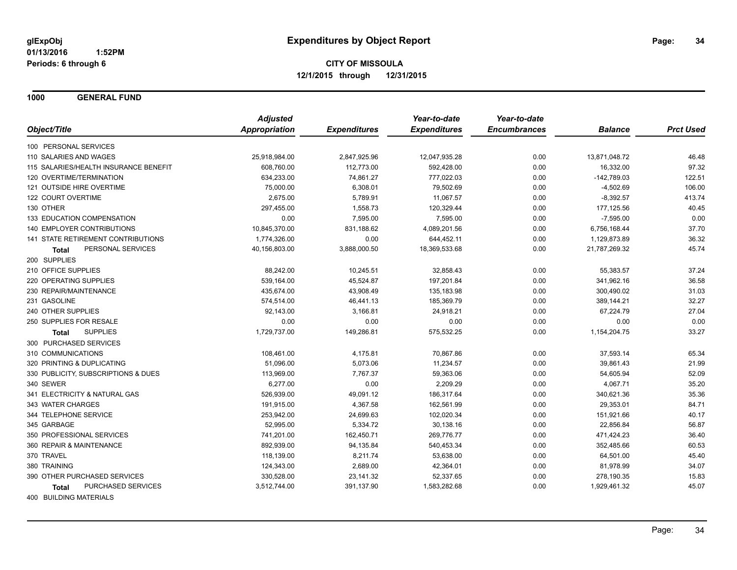**glExpObj** | **Expenditures by Object Report**

**01/13/2016 1:52PM**

**Periods: 6 through 6**

**CITY OF MISSOULA**

**12/1/2015 through 12/31/2015**

## 1000 GENERAL FUND

| Object/Title | Adjusted Appropriation | Expenditures | Year-to-date Expenditures | Year-to-date Encumbrances | Balance | Prct Used |
|---|---|---|---|---|---|---|
| 100 PERSONAL SERVICES | | | | | | |
| 110 SALARIES AND WAGES | 25,918,984.00 | 2,847,925.96 | 12,047,935.28 | 0.00 | 13,871,048.72 | 46.48 |
| 115 SALARIES/HEALTH INSURANCE BENEFIT | 608,760.00 | 112,773.00 | 592,428.00 | 0.00 | 16,332.00 | 97.32 |
| 120 OVERTIME/TERMINATION | 634,233.00 | 74,861.27 | 777,022.03 | 0.00 | -142,789.03 | 122.51 |
| 121 OUTSIDE HIRE OVERTIME | 75,000.00 | 6,308.01 | 79,502.69 | 0.00 | -4,502.69 | 106.00 |
| 122 COURT OVERTIME | 2,675.00 | 5,789.91 | 11,067.57 | 0.00 | -8,392.57 | 413.74 |
| 130 OTHER | 297,455.00 | 1,558.73 | 120,329.44 | 0.00 | 177,125.56 | 40.45 |
| 133 EDUCATION COMPENSATION | 0.00 | 7,595.00 | 7,595.00 | 0.00 | -7,595.00 | 0.00 |
| 140 EMPLOYER CONTRIBUTIONS | 10,845,370.00 | 831,188.62 | 4,089,201.56 | 0.00 | 6,756,168.44 | 37.70 |
| 141 STATE RETIREMENT CONTRIBUTIONS | 1,774,326.00 | 0.00 | 644,452.11 | 0.00 | 1,129,873.89 | 36.32 |
| **Total** PERSONAL SERVICES | 40,156,803.00 | 3,888,000.50 | 18,369,533.68 | 0.00 | 21,787,269.32 | 45.74 |
| 200 SUPPLIES | | | | | | |
| 210 OFFICE SUPPLIES | 88,242.00 | 10,245.51 | 32,858.43 | 0.00 | 55,383.57 | 37.24 |
| 220 OPERATING SUPPLIES | 539,164.00 | 45,524.87 | 197,201.84 | 0.00 | 341,962.16 | 36.58 |
| 230 REPAIR/MAINTENANCE | 435,674.00 | 43,908.49 | 135,183.98 | 0.00 | 300,490.02 | 31.03 |
| 231 GASOLINE | 574,514.00 | 46,441.13 | 185,369.79 | 0.00 | 389,144.21 | 32.27 |
| 240 OTHER SUPPLIES | 92,143.00 | 3,166.81 | 24,918.21 | 0.00 | 67,224.79 | 27.04 |
| 250 SUPPLIES FOR RESALE | 0.00 | 0.00 | 0.00 | 0.00 | 0.00 | 0.00 |
| **Total** SUPPLIES | 1,729,737.00 | 149,286.81 | 575,532.25 | 0.00 | 1,154,204.75 | 33.27 |
| 300 PURCHASED SERVICES | | | | | | |
| 310 COMMUNICATIONS | 108,461.00 | 4,175.81 | 70,867.86 | 0.00 | 37,593.14 | 65.34 |
| 320 PRINTING & DUPLICATING | 51,096.00 | 5,073.06 | 11,234.57 | 0.00 | 39,861.43 | 21.99 |
| 330 PUBLICITY, SUBSCRIPTIONS & DUES | 113,969.00 | 7,767.37 | 59,363.06 | 0.00 | 54,605.94 | 52.09 |
| 340 SEWER | 6,277.00 | 0.00 | 2,209.29 | 0.00 | 4,067.71 | 35.20 |
| 341 ELECTRICITY & NATURAL GAS | 526,939.00 | 49,091.12 | 186,317.64 | 0.00 | 340,621.36 | 35.36 |
| 343 WATER CHARGES | 191,915.00 | 4,367.58 | 162,561.99 | 0.00 | 29,353.01 | 84.71 |
| 344 TELEPHONE SERVICE | 253,942.00 | 24,699.63 | 102,020.34 | 0.00 | 151,921.66 | 40.17 |
| 345 GARBAGE | 52,995.00 | 5,334.72 | 30,138.16 | 0.00 | 22,856.84 | 56.87 |
| 350 PROFESSIONAL SERVICES | 741,201.00 | 162,450.71 | 269,776.77 | 0.00 | 471,424.23 | 36.40 |
| 360 REPAIR & MAINTENANCE | 892,939.00 | 94,135.84 | 540,453.34 | 0.00 | 352,485.66 | 60.53 |
| 370 TRAVEL | 118,139.00 | 8,211.74 | 53,638.00 | 0.00 | 64,501.00 | 45.40 |
| 380 TRAINING | 124,343.00 | 2,689.00 | 42,364.01 | 0.00 | 81,978.99 | 34.07 |
| 390 OTHER PURCHASED SERVICES | 330,528.00 | 23,141.32 | 52,337.65 | 0.00 | 278,190.35 | 15.83 |
| **Total** PURCHASED SERVICES | 3,512,744.00 | 391,137.90 | 1,583,282.68 | 0.00 | 1,929,461.32 | 45.07 |
| 400 BUILDING MATERIALS | | | | | | |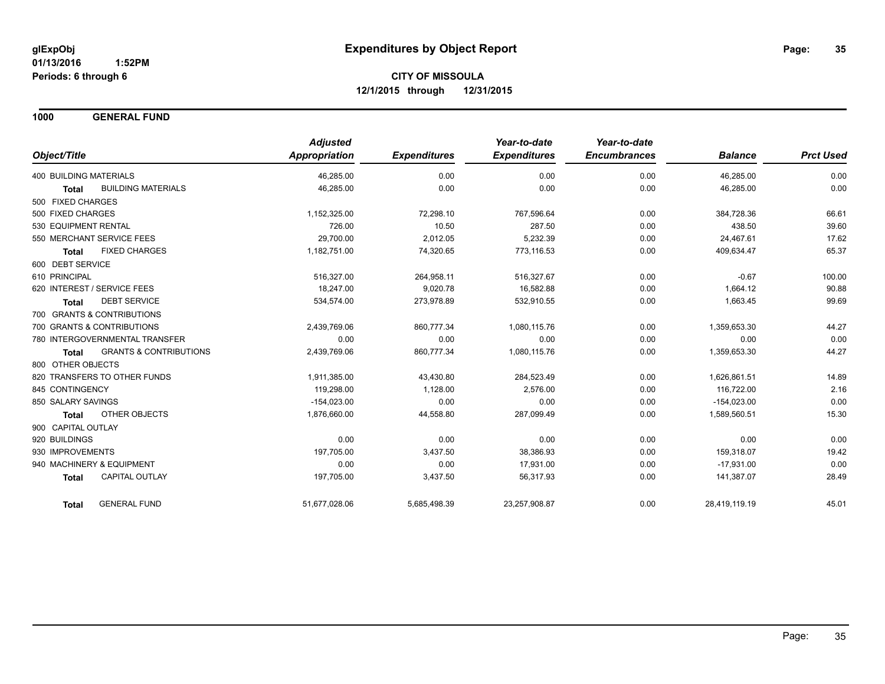# Expenditures by Object Report

glExpObj
01/13/2016 1:52PM
Periods: 6 through 6

**CITY OF MISSOULA**
**12/1/2015 through 12/31/2015**

## 1000 GENERAL FUND

| Object/Title | | Adjusted Appropriation | Expenditures | Year-to-date Expenditures | Year-to-date Encumbrances | Balance | Prct Used |
|---|---|---|---|---|---|---|---|
| 400 BUILDING MATERIALS | | 46,285.00 | 0.00 | 0.00 | 0.00 | 46,285.00 | 0.00 |
| **Total** | BUILDING MATERIALS | 46,285.00 | 0.00 | 0.00 | 0.00 | 46,285.00 | 0.00 |
| 500 FIXED CHARGES | | | | | | | |
| 500 FIXED CHARGES | | 1,152,325.00 | 72,298.10 | 767,596.64 | 0.00 | 384,728.36 | 66.61 |
| 530 EQUIPMENT RENTAL | | 726.00 | 10.50 | 287.50 | 0.00 | 438.50 | 39.60 |
| 550 MERCHANT SERVICE FEES | | 29,700.00 | 2,012.05 | 5,232.39 | 0.00 | 24,467.61 | 17.62 |
| **Total** | FIXED CHARGES | 1,182,751.00 | 74,320.65 | 773,116.53 | 0.00 | 409,634.47 | 65.37 |
| 600 DEBT SERVICE | | | | | | | |
| 610 PRINCIPAL | | 516,327.00 | 264,958.11 | 516,327.67 | 0.00 | -0.67 | 100.00 |
| 620 INTEREST / SERVICE FEES | | 18,247.00 | 9,020.78 | 16,582.88 | 0.00 | 1,664.12 | 90.88 |
| **Total** | DEBT SERVICE | 534,574.00 | 273,978.89 | 532,910.55 | 0.00 | 1,663.45 | 99.69 |
| 700 GRANTS & CONTRIBUTIONS | | | | | | | |
| 700 GRANTS & CONTRIBUTIONS | | 2,439,769.06 | 860,777.34 | 1,080,115.76 | 0.00 | 1,359,653.30 | 44.27 |
| 780 INTERGOVERNMENTAL TRANSFER | | 0.00 | 0.00 | 0.00 | 0.00 | 0.00 | 0.00 |
| **Total** | GRANTS & CONTRIBUTIONS | 2,439,769.06 | 860,777.34 | 1,080,115.76 | 0.00 | 1,359,653.30 | 44.27 |
| 800 OTHER OBJECTS | | | | | | | |
| 820 TRANSFERS TO OTHER FUNDS | | 1,911,385.00 | 43,430.80 | 284,523.49 | 0.00 | 1,626,861.51 | 14.89 |
| 845 CONTINGENCY | | 119,298.00 | 1,128.00 | 2,576.00 | 0.00 | 116,722.00 | 2.16 |
| 850 SALARY SAVINGS | | -154,023.00 | 0.00 | 0.00 | 0.00 | -154,023.00 | 0.00 |
| **Total** | OTHER OBJECTS | 1,876,660.00 | 44,558.80 | 287,099.49 | 0.00 | 1,589,560.51 | 15.30 |
| 900 CAPITAL OUTLAY | | | | | | | |
| 920 BUILDINGS | | 0.00 | 0.00 | 0.00 | 0.00 | 0.00 | 0.00 |
| 930 IMPROVEMENTS | | 197,705.00 | 3,437.50 | 38,386.93 | 0.00 | 159,318.07 | 19.42 |
| 940 MACHINERY & EQUIPMENT | | 0.00 | 0.00 | 17,931.00 | 0.00 | -17,931.00 | 0.00 |
| **Total** | CAPITAL OUTLAY | 197,705.00 | 3,437.50 | 56,317.93 | 0.00 | 141,387.07 | 28.49 |
| **Total** | GENERAL FUND | 51,677,028.06 | 5,685,498.39 | 23,257,908.87 | 0.00 | 28,419,119.19 | 45.01 |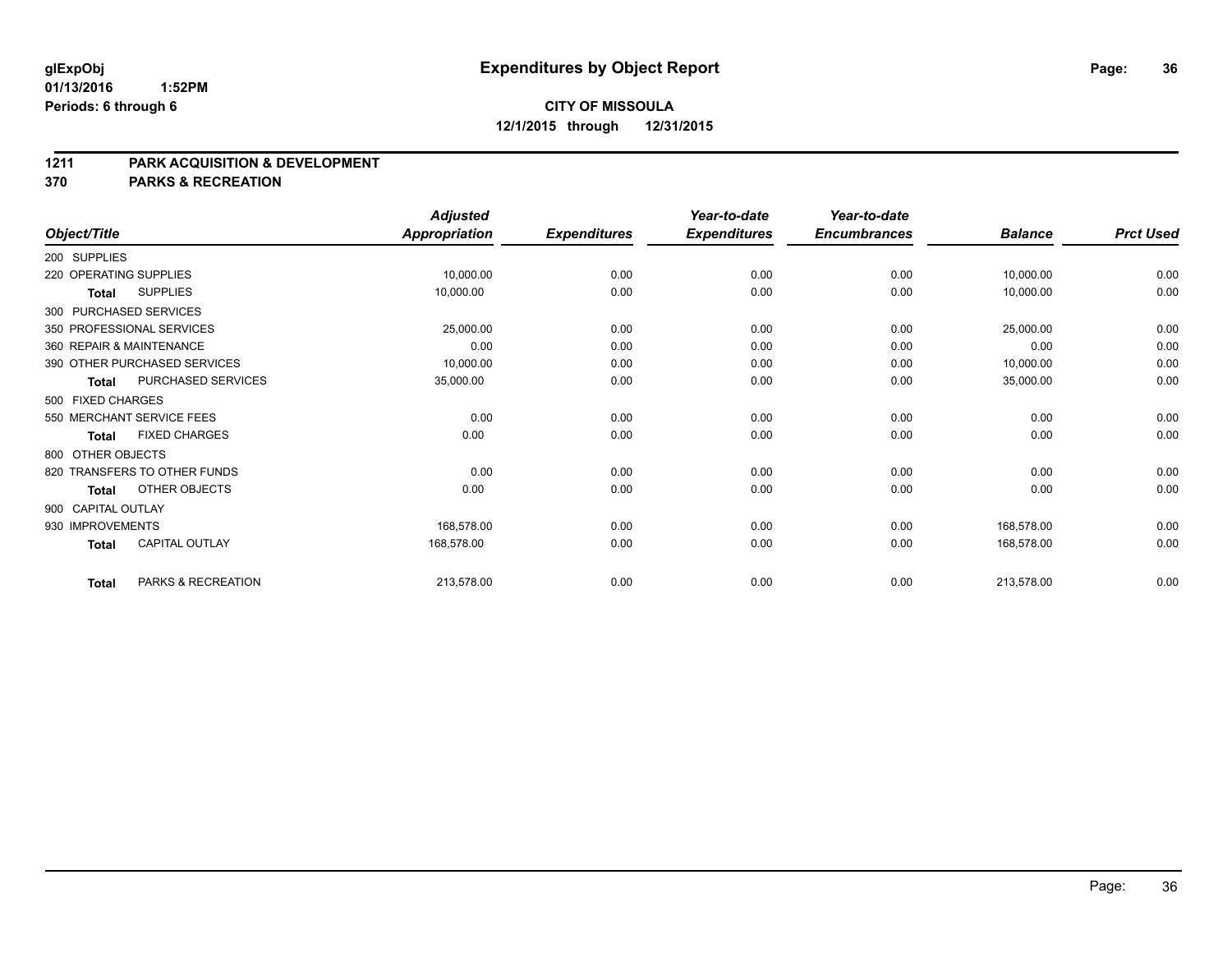# Expenditures by Object Report

glExpObj
01/13/2016 1:52PM
Periods: 6 through 6

**CITY OF MISSOULA**
**12/1/2015 through 12/31/2015**

**1211 PARK ACQUISITION & DEVELOPMENT**
**370 PARKS & RECREATION**

| Object/Title | Adjusted Appropriation | Expenditures | Year-to-date Expenditures | Year-to-date Encumbrances | Balance | Prct Used |
|---|---|---|---|---|---|---|
| 200 SUPPLIES | | | | | | |
| 220 OPERATING SUPPLIES | 10,000.00 | 0.00 | 0.00 | 0.00 | 10,000.00 | 0.00 |
| **Total** SUPPLIES | 10,000.00 | 0.00 | 0.00 | 0.00 | 10,000.00 | 0.00 |
| 300 PURCHASED SERVICES | | | | | | |
| 350 PROFESSIONAL SERVICES | 25,000.00 | 0.00 | 0.00 | 0.00 | 25,000.00 | 0.00 |
| 360 REPAIR & MAINTENANCE | 0.00 | 0.00 | 0.00 | 0.00 | 0.00 | 0.00 |
| 390 OTHER PURCHASED SERVICES | 10,000.00 | 0.00 | 0.00 | 0.00 | 10,000.00 | 0.00 |
| **Total** PURCHASED SERVICES | 35,000.00 | 0.00 | 0.00 | 0.00 | 35,000.00 | 0.00 |
| 500 FIXED CHARGES | | | | | | |
| 550 MERCHANT SERVICE FEES | 0.00 | 0.00 | 0.00 | 0.00 | 0.00 | 0.00 |
| **Total** FIXED CHARGES | 0.00 | 0.00 | 0.00 | 0.00 | 0.00 | 0.00 |
| 800 OTHER OBJECTS | | | | | | |
| 820 TRANSFERS TO OTHER FUNDS | 0.00 | 0.00 | 0.00 | 0.00 | 0.00 | 0.00 |
| **Total** OTHER OBJECTS | 0.00 | 0.00 | 0.00 | 0.00 | 0.00 | 0.00 |
| 900 CAPITAL OUTLAY | | | | | | |
| 930 IMPROVEMENTS | 168,578.00 | 0.00 | 0.00 | 0.00 | 168,578.00 | 0.00 |
| **Total** CAPITAL OUTLAY | 168,578.00 | 0.00 | 0.00 | 0.00 | 168,578.00 | 0.00 |
| **Total** PARKS & RECREATION | 213,578.00 | 0.00 | 0.00 | 0.00 | 213,578.00 | 0.00 |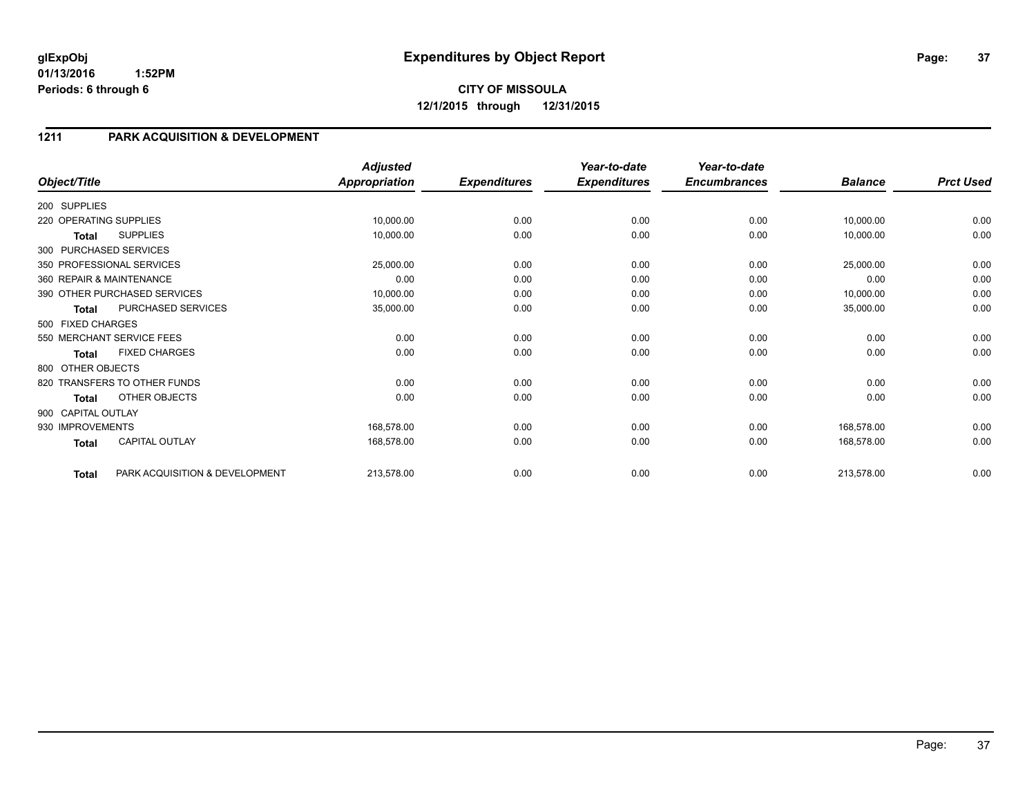# Expenditures by Object Report

glExpObj
01/13/2016 1:52PM
Periods: 6 through 6

**CITY OF MISSOULA**
**12/1/2015 through 12/31/2015**

## 1211 PARK ACQUISITION & DEVELOPMENT

| Object/Title | Adjusted Appropriation | Expenditures | Year-to-date Expenditures | Year-to-date Encumbrances | Balance | Prct Used |
|---|---|---|---|---|---|---|
| 200 SUPPLIES | | | | | | |
| 220 OPERATING SUPPLIES | 10,000.00 | 0.00 | 0.00 | 0.00 | 10,000.00 | 0.00 |
| **Total** SUPPLIES | 10,000.00 | 0.00 | 0.00 | 0.00 | 10,000.00 | 0.00 |
| 300 PURCHASED SERVICES | | | | | | |
| 350 PROFESSIONAL SERVICES | 25,000.00 | 0.00 | 0.00 | 0.00 | 25,000.00 | 0.00 |
| 360 REPAIR & MAINTENANCE | 0.00 | 0.00 | 0.00 | 0.00 | 0.00 | 0.00 |
| 390 OTHER PURCHASED SERVICES | 10,000.00 | 0.00 | 0.00 | 0.00 | 10,000.00 | 0.00 |
| **Total** PURCHASED SERVICES | 35,000.00 | 0.00 | 0.00 | 0.00 | 35,000.00 | 0.00 |
| 500 FIXED CHARGES | | | | | | |
| 550 MERCHANT SERVICE FEES | 0.00 | 0.00 | 0.00 | 0.00 | 0.00 | 0.00 |
| **Total** FIXED CHARGES | 0.00 | 0.00 | 0.00 | 0.00 | 0.00 | 0.00 |
| 800 OTHER OBJECTS | | | | | | |
| 820 TRANSFERS TO OTHER FUNDS | 0.00 | 0.00 | 0.00 | 0.00 | 0.00 | 0.00 |
| **Total** OTHER OBJECTS | 0.00 | 0.00 | 0.00 | 0.00 | 0.00 | 0.00 |
| 900 CAPITAL OUTLAY | | | | | | |
| 930 IMPROVEMENTS | 168,578.00 | 0.00 | 0.00 | 0.00 | 168,578.00 | 0.00 |
| **Total** CAPITAL OUTLAY | 168,578.00 | 0.00 | 0.00 | 0.00 | 168,578.00 | 0.00 |
| **Total** PARK ACQUISITION & DEVELOPMENT | 213,578.00 | 0.00 | 0.00 | 0.00 | 213,578.00 | 0.00 |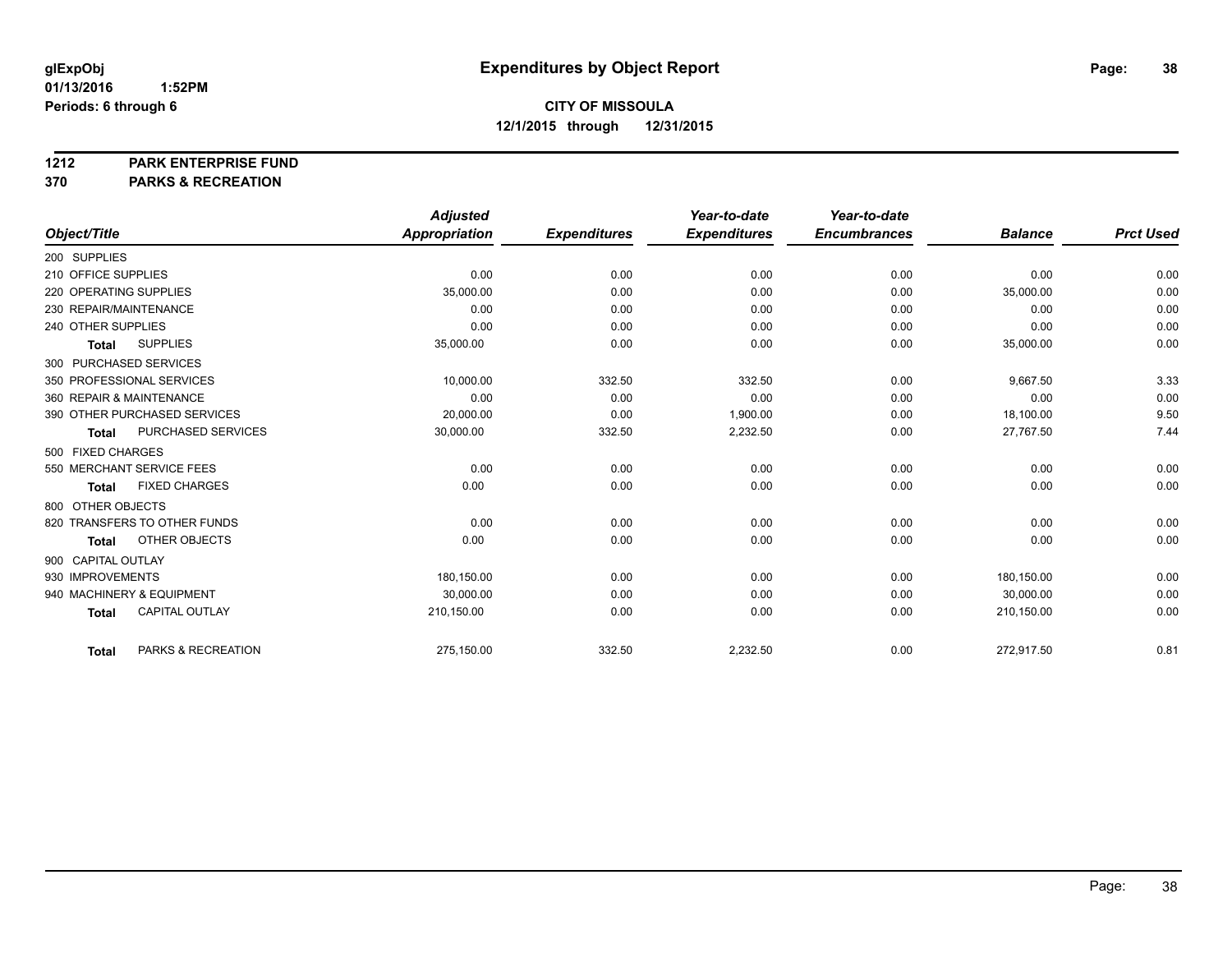**glExpObj**
**01/13/2016 1:52PM**
**Periods: 6 through 6**

# Expenditures by Object Report

**CITY OF MISSOULA**
**12/1/2015 through 12/31/2015**

**1212 PARK ENTERPRISE FUND**
**370 PARKS & RECREATION**

| Object/Title | Adjusted Appropriation | Expenditures | Year-to-date Expenditures | Year-to-date Encumbrances | Balance | Prct Used |
|---|---|---|---|---|---|---|
| 200 SUPPLIES | | | | | | |
| 210 OFFICE SUPPLIES | 0.00 | 0.00 | 0.00 | 0.00 | 0.00 | 0.00 |
| 220 OPERATING SUPPLIES | 35,000.00 | 0.00 | 0.00 | 0.00 | 35,000.00 | 0.00 |
| 230 REPAIR/MAINTENANCE | 0.00 | 0.00 | 0.00 | 0.00 | 0.00 | 0.00 |
| 240 OTHER SUPPLIES | 0.00 | 0.00 | 0.00 | 0.00 | 0.00 | 0.00 |
| **Total** SUPPLIES | 35,000.00 | 0.00 | 0.00 | 0.00 | 35,000.00 | 0.00 |
| 300 PURCHASED SERVICES | | | | | | |
| 350 PROFESSIONAL SERVICES | 10,000.00 | 332.50 | 332.50 | 0.00 | 9,667.50 | 3.33 |
| 360 REPAIR & MAINTENANCE | 0.00 | 0.00 | 0.00 | 0.00 | 0.00 | 0.00 |
| 390 OTHER PURCHASED SERVICES | 20,000.00 | 0.00 | 1,900.00 | 0.00 | 18,100.00 | 9.50 |
| **Total** PURCHASED SERVICES | 30,000.00 | 332.50 | 2,232.50 | 0.00 | 27,767.50 | 7.44 |
| 500 FIXED CHARGES | | | | | | |
| 550 MERCHANT SERVICE FEES | 0.00 | 0.00 | 0.00 | 0.00 | 0.00 | 0.00 |
| **Total** FIXED CHARGES | 0.00 | 0.00 | 0.00 | 0.00 | 0.00 | 0.00 |
| 800 OTHER OBJECTS | | | | | | |
| 820 TRANSFERS TO OTHER FUNDS | 0.00 | 0.00 | 0.00 | 0.00 | 0.00 | 0.00 |
| **Total** OTHER OBJECTS | 0.00 | 0.00 | 0.00 | 0.00 | 0.00 | 0.00 |
| 900 CAPITAL OUTLAY | | | | | | |
| 930 IMPROVEMENTS | 180,150.00 | 0.00 | 0.00 | 0.00 | 180,150.00 | 0.00 |
| 940 MACHINERY & EQUIPMENT | 30,000.00 | 0.00 | 0.00 | 0.00 | 30,000.00 | 0.00 |
| **Total** CAPITAL OUTLAY | 210,150.00 | 0.00 | 0.00 | 0.00 | 210,150.00 | 0.00 |
| **Total** PARKS & RECREATION | 275,150.00 | 332.50 | 2,232.50 | 0.00 | 272,917.50 | 0.81 |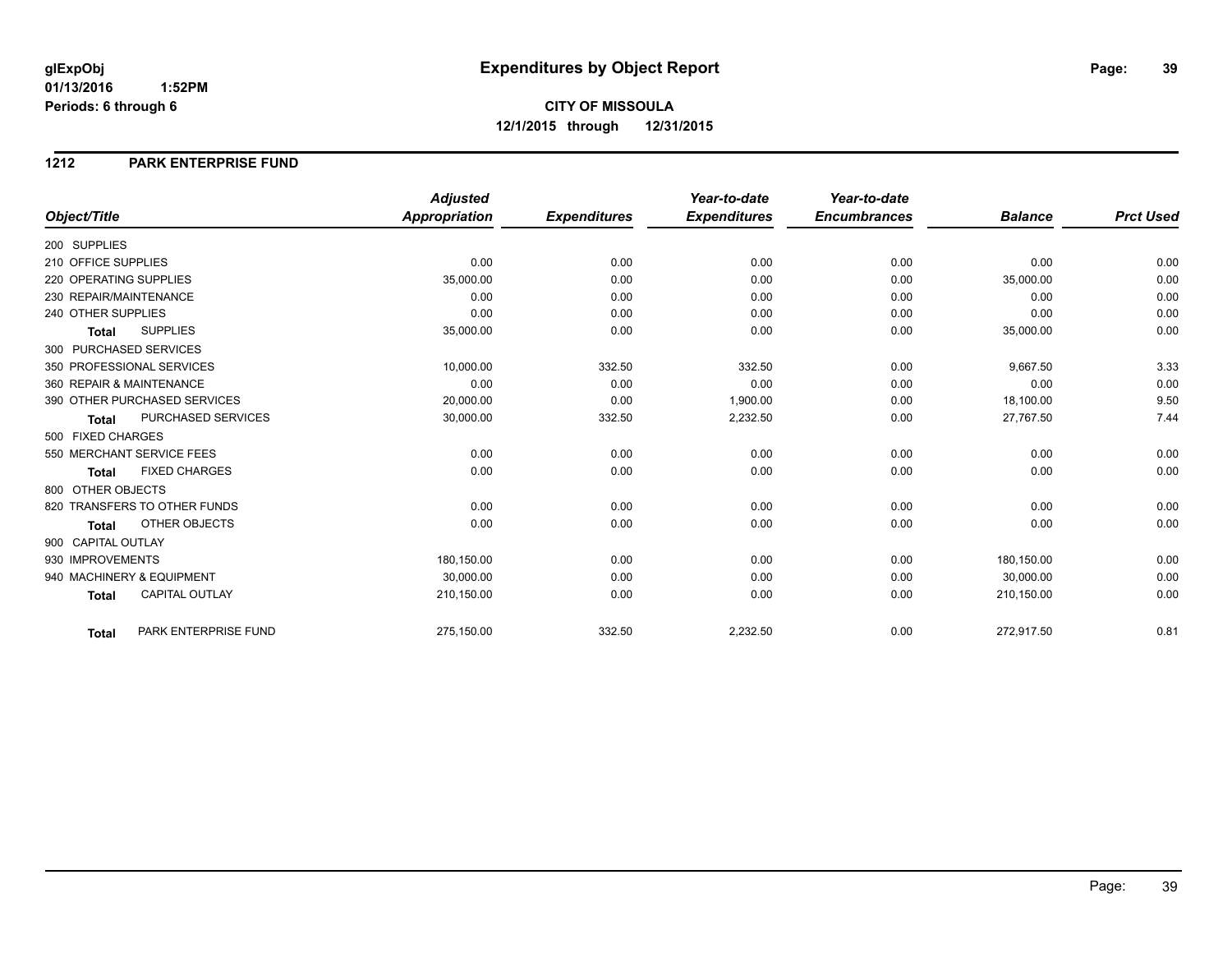**glExpObj**
**01/13/2016 1:52PM**
**Periods: 6 through 6**

# Expenditures by Object Report

**CITY OF MISSOULA**
**12/1/2015 through 12/31/2015**

## 1212 PARK ENTERPRISE FUND

| Object/Title | *Adjusted Appropriation* | *Expenditures* | *Year-to-date Expenditures* | *Year-to-date Encumbrances* | *Balance* | *Prct Used* |
|---|---|---|---|---|---|---|
| 200 SUPPLIES | | | | | | |
| 210 OFFICE SUPPLIES | 0.00 | 0.00 | 0.00 | 0.00 | 0.00 | 0.00 |
| 220 OPERATING SUPPLIES | 35,000.00 | 0.00 | 0.00 | 0.00 | 35,000.00 | 0.00 |
| 230 REPAIR/MAINTENANCE | 0.00 | 0.00 | 0.00 | 0.00 | 0.00 | 0.00 |
| 240 OTHER SUPPLIES | 0.00 | 0.00 | 0.00 | 0.00 | 0.00 | 0.00 |
| **Total** SUPPLIES | 35,000.00 | 0.00 | 0.00 | 0.00 | 35,000.00 | 0.00 |
| 300 PURCHASED SERVICES | | | | | | |
| 350 PROFESSIONAL SERVICES | 10,000.00 | 332.50 | 332.50 | 0.00 | 9,667.50 | 3.33 |
| 360 REPAIR & MAINTENANCE | 0.00 | 0.00 | 0.00 | 0.00 | 0.00 | 0.00 |
| 390 OTHER PURCHASED SERVICES | 20,000.00 | 0.00 | 1,900.00 | 0.00 | 18,100.00 | 9.50 |
| **Total** PURCHASED SERVICES | 30,000.00 | 332.50 | 2,232.50 | 0.00 | 27,767.50 | 7.44 |
| 500 FIXED CHARGES | | | | | | |
| 550 MERCHANT SERVICE FEES | 0.00 | 0.00 | 0.00 | 0.00 | 0.00 | 0.00 |
| **Total** FIXED CHARGES | 0.00 | 0.00 | 0.00 | 0.00 | 0.00 | 0.00 |
| 800 OTHER OBJECTS | | | | | | |
| 820 TRANSFERS TO OTHER FUNDS | 0.00 | 0.00 | 0.00 | 0.00 | 0.00 | 0.00 |
| **Total** OTHER OBJECTS | 0.00 | 0.00 | 0.00 | 0.00 | 0.00 | 0.00 |
| 900 CAPITAL OUTLAY | | | | | | |
| 930 IMPROVEMENTS | 180,150.00 | 0.00 | 0.00 | 0.00 | 180,150.00 | 0.00 |
| 940 MACHINERY & EQUIPMENT | 30,000.00 | 0.00 | 0.00 | 0.00 | 30,000.00 | 0.00 |
| **Total** CAPITAL OUTLAY | 210,150.00 | 0.00 | 0.00 | 0.00 | 210,150.00 | 0.00 |
| **Total** PARK ENTERPRISE FUND | 275,150.00 | 332.50 | 2,232.50 | 0.00 | 272,917.50 | 0.81 |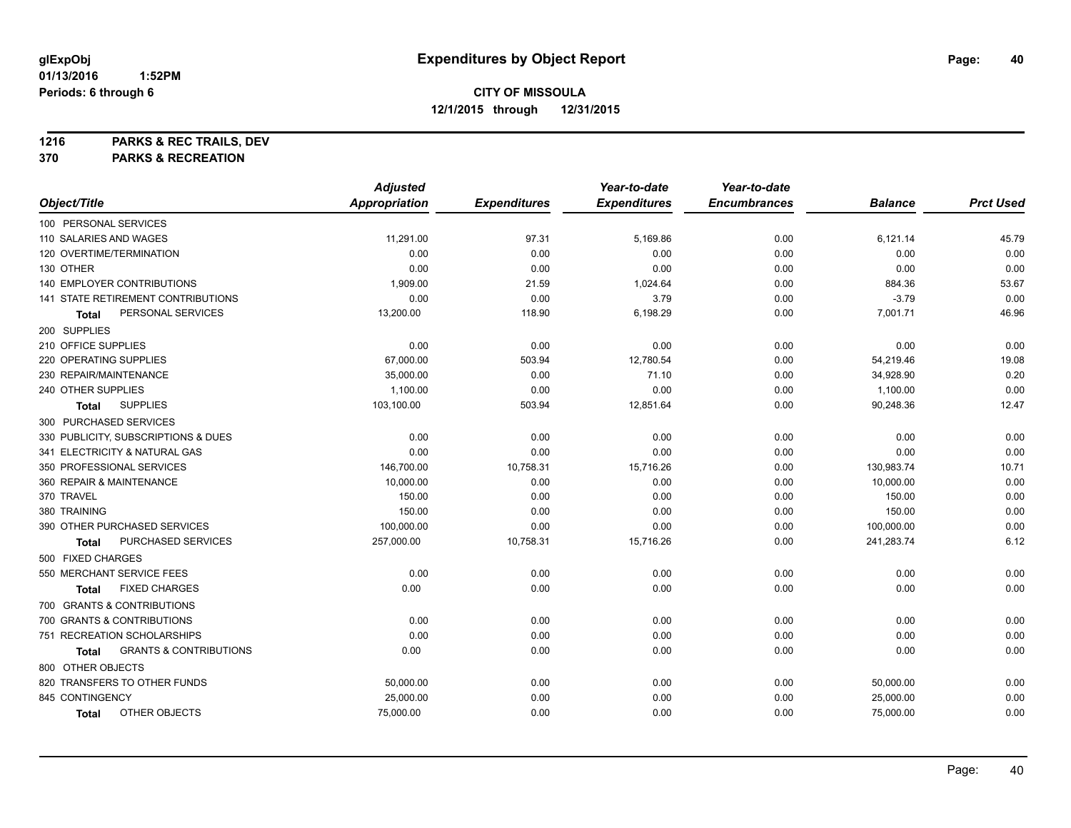**glExpObj**
**01/13/2016 1:52PM**
**Periods: 6 through 6**

# Expenditures by Object Report

**CITY OF MISSOULA**
**12/1/2015 through 12/31/2015**

**1216 PARKS & REC TRAILS, DEV**
**370 PARKS & RECREATION**

| Object/Title | Adjusted Appropriation | Expenditures | Year-to-date Expenditures | Year-to-date Encumbrances | Balance | Prct Used |
|---|---|---|---|---|---|---|
| 100 PERSONAL SERVICES | | | | | | |
| 110 SALARIES AND WAGES | 11,291.00 | 97.31 | 5,169.86 | 0.00 | 6,121.14 | 45.79 |
| 120 OVERTIME/TERMINATION | 0.00 | 0.00 | 0.00 | 0.00 | 0.00 | 0.00 |
| 130 OTHER | 0.00 | 0.00 | 0.00 | 0.00 | 0.00 | 0.00 |
| 140 EMPLOYER CONTRIBUTIONS | 1,909.00 | 21.59 | 1,024.64 | 0.00 | 884.36 | 53.67 |
| 141 STATE RETIREMENT CONTRIBUTIONS | 0.00 | 0.00 | 3.79 | 0.00 | -3.79 | 0.00 |
| **Total** PERSONAL SERVICES | 13,200.00 | 118.90 | 6,198.29 | 0.00 | 7,001.71 | 46.96 |
| 200 SUPPLIES | | | | | | |
| 210 OFFICE SUPPLIES | 0.00 | 0.00 | 0.00 | 0.00 | 0.00 | 0.00 |
| 220 OPERATING SUPPLIES | 67,000.00 | 503.94 | 12,780.54 | 0.00 | 54,219.46 | 19.08 |
| 230 REPAIR/MAINTENANCE | 35,000.00 | 0.00 | 71.10 | 0.00 | 34,928.90 | 0.20 |
| 240 OTHER SUPPLIES | 1,100.00 | 0.00 | 0.00 | 0.00 | 1,100.00 | 0.00 |
| **Total** SUPPLIES | 103,100.00 | 503.94 | 12,851.64 | 0.00 | 90,248.36 | 12.47 |
| 300 PURCHASED SERVICES | | | | | | |
| 330 PUBLICITY, SUBSCRIPTIONS & DUES | 0.00 | 0.00 | 0.00 | 0.00 | 0.00 | 0.00 |
| 341 ELECTRICITY & NATURAL GAS | 0.00 | 0.00 | 0.00 | 0.00 | 0.00 | 0.00 |
| 350 PROFESSIONAL SERVICES | 146,700.00 | 10,758.31 | 15,716.26 | 0.00 | 130,983.74 | 10.71 |
| 360 REPAIR & MAINTENANCE | 10,000.00 | 0.00 | 0.00 | 0.00 | 10,000.00 | 0.00 |
| 370 TRAVEL | 150.00 | 0.00 | 0.00 | 0.00 | 150.00 | 0.00 |
| 380 TRAINING | 150.00 | 0.00 | 0.00 | 0.00 | 150.00 | 0.00 |
| 390 OTHER PURCHASED SERVICES | 100,000.00 | 0.00 | 0.00 | 0.00 | 100,000.00 | 0.00 |
| **Total** PURCHASED SERVICES | 257,000.00 | 10,758.31 | 15,716.26 | 0.00 | 241,283.74 | 6.12 |
| 500 FIXED CHARGES | | | | | | |
| 550 MERCHANT SERVICE FEES | 0.00 | 0.00 | 0.00 | 0.00 | 0.00 | 0.00 |
| **Total** FIXED CHARGES | 0.00 | 0.00 | 0.00 | 0.00 | 0.00 | 0.00 |
| 700 GRANTS & CONTRIBUTIONS | | | | | | |
| 700 GRANTS & CONTRIBUTIONS | 0.00 | 0.00 | 0.00 | 0.00 | 0.00 | 0.00 |
| 751 RECREATION SCHOLARSHIPS | 0.00 | 0.00 | 0.00 | 0.00 | 0.00 | 0.00 |
| **Total** GRANTS & CONTRIBUTIONS | 0.00 | 0.00 | 0.00 | 0.00 | 0.00 | 0.00 |
| 800 OTHER OBJECTS | | | | | | |
| 820 TRANSFERS TO OTHER FUNDS | 50,000.00 | 0.00 | 0.00 | 0.00 | 50,000.00 | 0.00 |
| 845 CONTINGENCY | 25,000.00 | 0.00 | 0.00 | 0.00 | 25,000.00 | 0.00 |
| **Total** OTHER OBJECTS | 75,000.00 | 0.00 | 0.00 | 0.00 | 75,000.00 | 0.00 |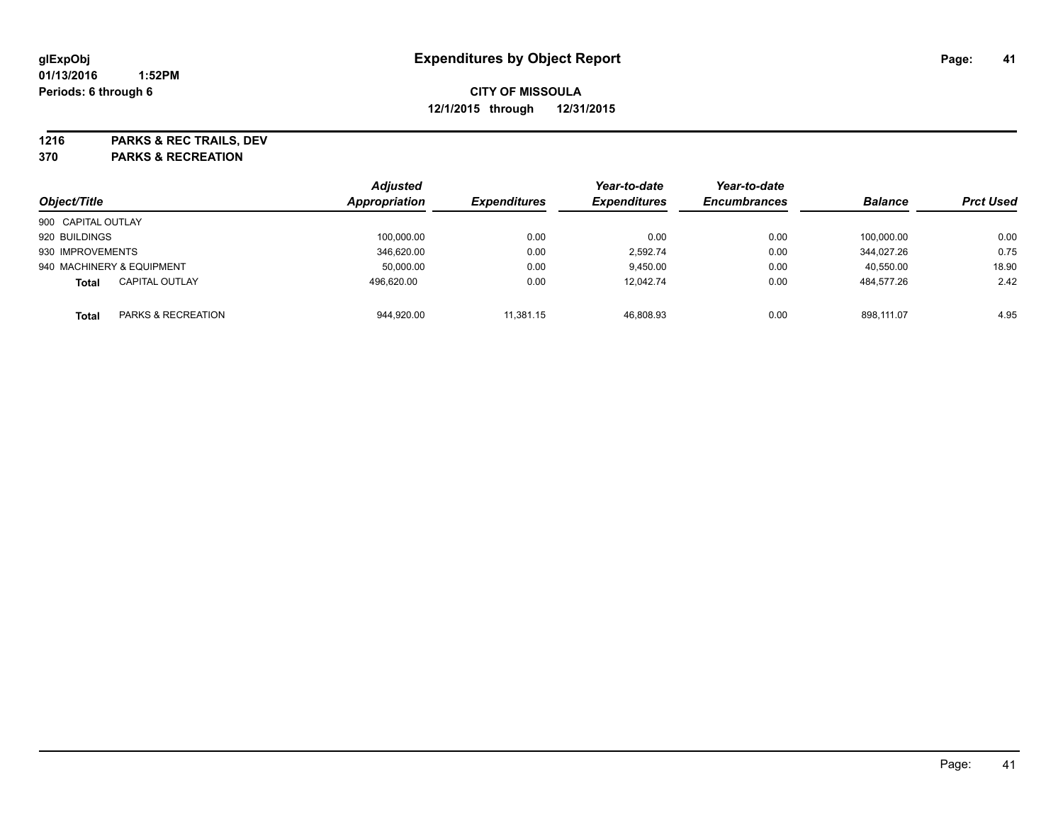**glExpObj** **Expenditures by Object Report**

**01/13/2016 1:52PM**

**Periods: 6 through 6**

**CITY OF MISSOULA**

**12/1/2015 through 12/31/2015**

**1216 PARKS & REC TRAILS, DEV**

**370 PARKS & RECREATION**

| Object/Title | | Adjusted Appropriation | Expenditures | Year-to-date Expenditures | Year-to-date Encumbrances | Balance | Prct Used |
|---|---|---|---|---|---|---|---|
| 900 CAPITAL OUTLAY | | | | | | | |
| 920 BUILDINGS | | 100,000.00 | 0.00 | 0.00 | 0.00 | 100,000.00 | 0.00 |
| 930 IMPROVEMENTS | | 346,620.00 | 0.00 | 2,592.74 | 0.00 | 344,027.26 | 0.75 |
| 940 MACHINERY & EQUIPMENT | | 50,000.00 | 0.00 | 9,450.00 | 0.00 | 40,550.00 | 18.90 |
| **Total** | CAPITAL OUTLAY | 496,620.00 | 0.00 | 12,042.74 | 0.00 | 484,577.26 | 2.42 |
| **Total** | PARKS & RECREATION | 944,920.00 | 11,381.15 | 46,808.93 | 0.00 | 898,111.07 | 4.95 |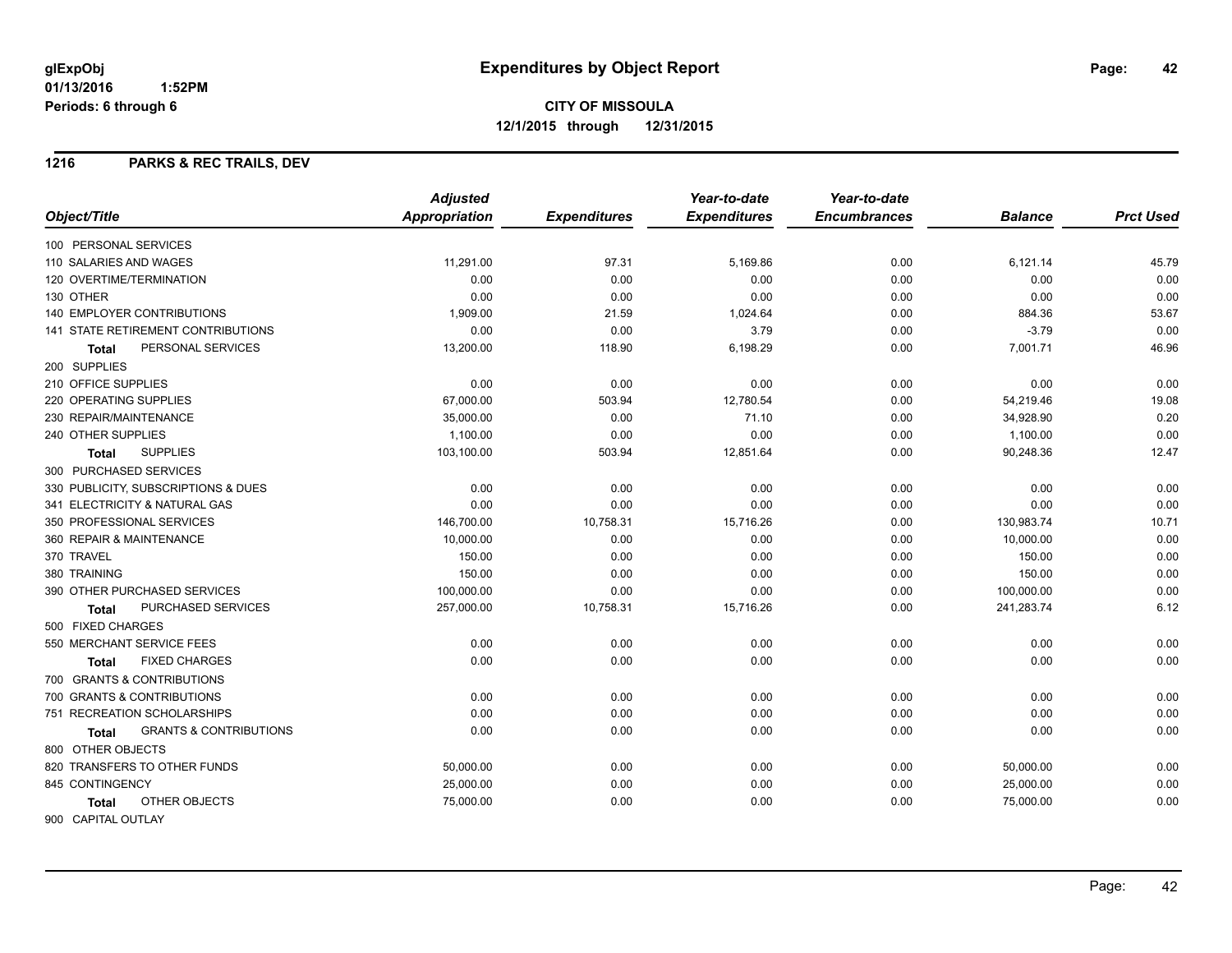# Expenditures by Object Report

glExpObj
01/13/2016 1:52PM
Periods: 6 through 6

**CITY OF MISSOULA**
**12/1/2015 through 12/31/2015**

## 1216 PARKS & REC TRAILS, DEV

| Object/Title | Adjusted Appropriation | Expenditures | Year-to-date Expenditures | Year-to-date Encumbrances | Balance | Prct Used |
|---|---|---|---|---|---|---|
| 100 PERSONAL SERVICES | | | | | | |
| 110 SALARIES AND WAGES | 11,291.00 | 97.31 | 5,169.86 | 0.00 | 6,121.14 | 45.79 |
| 120 OVERTIME/TERMINATION | 0.00 | 0.00 | 0.00 | 0.00 | 0.00 | 0.00 |
| 130 OTHER | 0.00 | 0.00 | 0.00 | 0.00 | 0.00 | 0.00 |
| 140 EMPLOYER CONTRIBUTIONS | 1,909.00 | 21.59 | 1,024.64 | 0.00 | 884.36 | 53.67 |
| 141 STATE RETIREMENT CONTRIBUTIONS | 0.00 | 0.00 | 3.79 | 0.00 | -3.79 | 0.00 |
| **Total** PERSONAL SERVICES | 13,200.00 | 118.90 | 6,198.29 | 0.00 | 7,001.71 | 46.96 |
| 200 SUPPLIES | | | | | | |
| 210 OFFICE SUPPLIES | 0.00 | 0.00 | 0.00 | 0.00 | 0.00 | 0.00 |
| 220 OPERATING SUPPLIES | 67,000.00 | 503.94 | 12,780.54 | 0.00 | 54,219.46 | 19.08 |
| 230 REPAIR/MAINTENANCE | 35,000.00 | 0.00 | 71.10 | 0.00 | 34,928.90 | 0.20 |
| 240 OTHER SUPPLIES | 1,100.00 | 0.00 | 0.00 | 0.00 | 1,100.00 | 0.00 |
| **Total** SUPPLIES | 103,100.00 | 503.94 | 12,851.64 | 0.00 | 90,248.36 | 12.47 |
| 300 PURCHASED SERVICES | | | | | | |
| 330 PUBLICITY, SUBSCRIPTIONS & DUES | 0.00 | 0.00 | 0.00 | 0.00 | 0.00 | 0.00 |
| 341 ELECTRICITY & NATURAL GAS | 0.00 | 0.00 | 0.00 | 0.00 | 0.00 | 0.00 |
| 350 PROFESSIONAL SERVICES | 146,700.00 | 10,758.31 | 15,716.26 | 0.00 | 130,983.74 | 10.71 |
| 360 REPAIR & MAINTENANCE | 10,000.00 | 0.00 | 0.00 | 0.00 | 10,000.00 | 0.00 |
| 370 TRAVEL | 150.00 | 0.00 | 0.00 | 0.00 | 150.00 | 0.00 |
| 380 TRAINING | 150.00 | 0.00 | 0.00 | 0.00 | 150.00 | 0.00 |
| 390 OTHER PURCHASED SERVICES | 100,000.00 | 0.00 | 0.00 | 0.00 | 100,000.00 | 0.00 |
| **Total** PURCHASED SERVICES | 257,000.00 | 10,758.31 | 15,716.26 | 0.00 | 241,283.74 | 6.12 |
| 500 FIXED CHARGES | | | | | | |
| 550 MERCHANT SERVICE FEES | 0.00 | 0.00 | 0.00 | 0.00 | 0.00 | 0.00 |
| **Total** FIXED CHARGES | 0.00 | 0.00 | 0.00 | 0.00 | 0.00 | 0.00 |
| 700 GRANTS & CONTRIBUTIONS | | | | | | |
| 700 GRANTS & CONTRIBUTIONS | 0.00 | 0.00 | 0.00 | 0.00 | 0.00 | 0.00 |
| 751 RECREATION SCHOLARSHIPS | 0.00 | 0.00 | 0.00 | 0.00 | 0.00 | 0.00 |
| **Total** GRANTS & CONTRIBUTIONS | 0.00 | 0.00 | 0.00 | 0.00 | 0.00 | 0.00 |
| 800 OTHER OBJECTS | | | | | | |
| 820 TRANSFERS TO OTHER FUNDS | 50,000.00 | 0.00 | 0.00 | 0.00 | 50,000.00 | 0.00 |
| 845 CONTINGENCY | 25,000.00 | 0.00 | 0.00 | 0.00 | 25,000.00 | 0.00 |
| **Total** OTHER OBJECTS | 75,000.00 | 0.00 | 0.00 | 0.00 | 75,000.00 | 0.00 |
| 900 CAPITAL OUTLAY | | | | | | |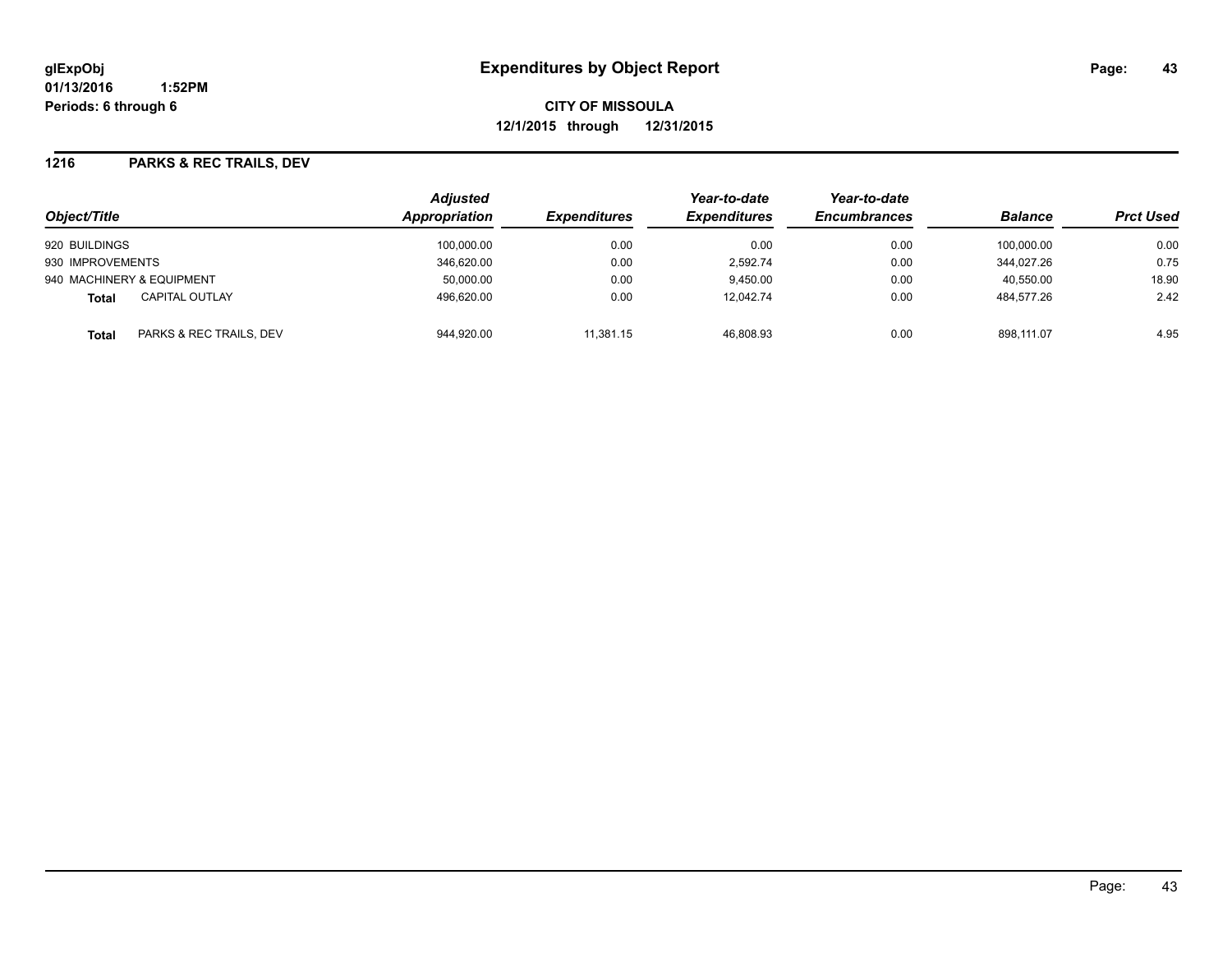# Expenditures by Object Report

glExpObj
01/13/2016 1:52PM
Periods: 6 through 6

**CITY OF MISSOULA**
**12/1/2015 through 12/31/2015**

## 1216 PARKS & REC TRAILS, DEV

| Object/Title | | Adjusted Appropriation | Expenditures | Year-to-date Expenditures | Year-to-date Encumbrances | Balance | Prct Used |
|---|---|---|---|---|---|---|---|
| 920 BUILDINGS | | 100,000.00 | 0.00 | 0.00 | 0.00 | 100,000.00 | 0.00 |
| 930 IMPROVEMENTS | | 346,620.00 | 0.00 | 2,592.74 | 0.00 | 344,027.26 | 0.75 |
| 940 MACHINERY & EQUIPMENT | | 50,000.00 | 0.00 | 9,450.00 | 0.00 | 40,550.00 | 18.90 |
| **Total** | CAPITAL OUTLAY | 496,620.00 | 0.00 | 12,042.74 | 0.00 | 484,577.26 | 2.42 |
| **Total** | PARKS & REC TRAILS, DEV | 944,920.00 | 11,381.15 | 46,808.93 | 0.00 | 898,111.07 | 4.95 |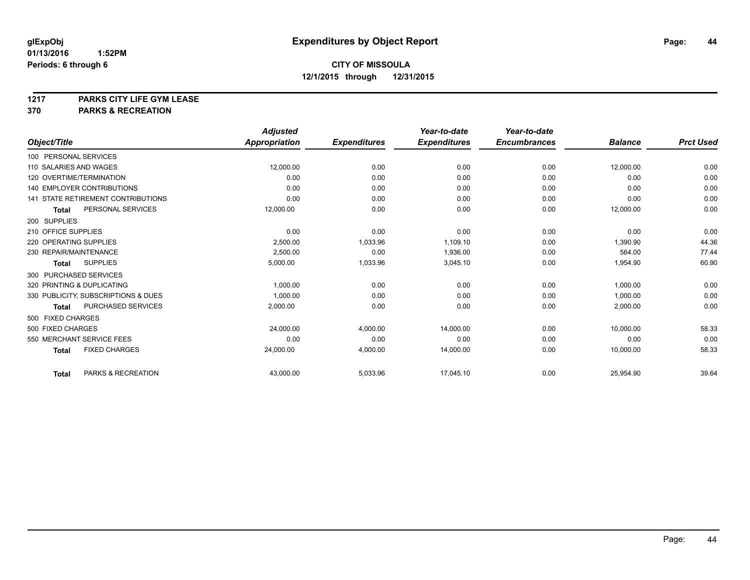# Expenditures by Object Report

glExpObj
01/13/2016 1:52PM
Periods: 6 through 6

**CITY OF MISSOULA**
**12/1/2015 through 12/31/2015**

**1217 PARKS CITY LIFE GYM LEASE**
**370 PARKS & RECREATION**

| Object/Title | Adjusted Appropriation | Expenditures | Year-to-date Expenditures | Year-to-date Encumbrances | Balance | Prct Used |
|---|---|---|---|---|---|---|
| 100 PERSONAL SERVICES | | | | | | |
| 110 SALARIES AND WAGES | 12,000.00 | 0.00 | 0.00 | 0.00 | 12,000.00 | 0.00 |
| 120 OVERTIME/TERMINATION | 0.00 | 0.00 | 0.00 | 0.00 | 0.00 | 0.00 |
| 140 EMPLOYER CONTRIBUTIONS | 0.00 | 0.00 | 0.00 | 0.00 | 0.00 | 0.00 |
| 141 STATE RETIREMENT CONTRIBUTIONS | 0.00 | 0.00 | 0.00 | 0.00 | 0.00 | 0.00 |
| **Total** PERSONAL SERVICES | 12,000.00 | 0.00 | 0.00 | 0.00 | 12,000.00 | 0.00 |
| 200 SUPPLIES | | | | | | |
| 210 OFFICE SUPPLIES | 0.00 | 0.00 | 0.00 | 0.00 | 0.00 | 0.00 |
| 220 OPERATING SUPPLIES | 2,500.00 | 1,033.96 | 1,109.10 | 0.00 | 1,390.90 | 44.36 |
| 230 REPAIR/MAINTENANCE | 2,500.00 | 0.00 | 1,936.00 | 0.00 | 564.00 | 77.44 |
| **Total** SUPPLIES | 5,000.00 | 1,033.96 | 3,045.10 | 0.00 | 1,954.90 | 60.90 |
| 300 PURCHASED SERVICES | | | | | | |
| 320 PRINTING & DUPLICATING | 1,000.00 | 0.00 | 0.00 | 0.00 | 1,000.00 | 0.00 |
| 330 PUBLICITY, SUBSCRIPTIONS & DUES | 1,000.00 | 0.00 | 0.00 | 0.00 | 1,000.00 | 0.00 |
| **Total** PURCHASED SERVICES | 2,000.00 | 0.00 | 0.00 | 0.00 | 2,000.00 | 0.00 |
| 500 FIXED CHARGES | | | | | | |
| 500 FIXED CHARGES | 24,000.00 | 4,000.00 | 14,000.00 | 0.00 | 10,000.00 | 58.33 |
| 550 MERCHANT SERVICE FEES | 0.00 | 0.00 | 0.00 | 0.00 | 0.00 | 0.00 |
| **Total** FIXED CHARGES | 24,000.00 | 4,000.00 | 14,000.00 | 0.00 | 10,000.00 | 58.33 |
| **Total** PARKS & RECREATION | 43,000.00 | 5,033.96 | 17,045.10 | 0.00 | 25,954.90 | 39.64 |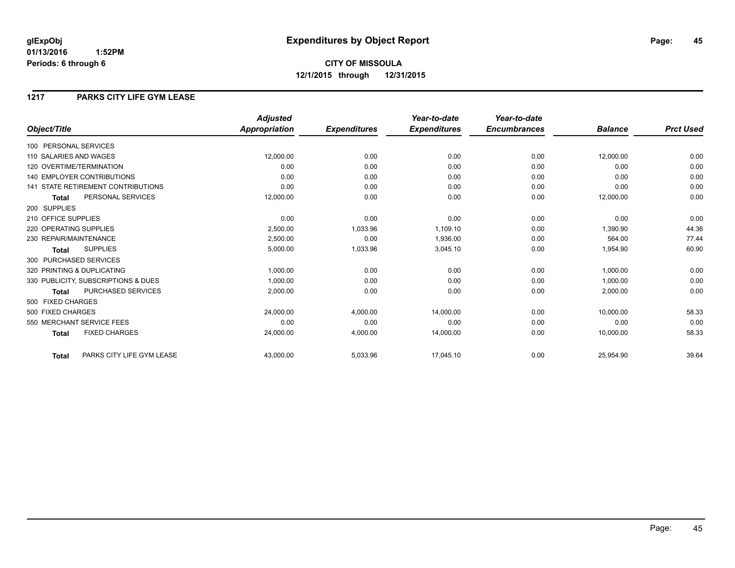**glExpObj**
**01/13/2016 1:52PM**
**Periods: 6 through 6**

# Expenditures by Object Report

**CITY OF MISSOULA**
**12/1/2015 through 12/31/2015**

## 1217 PARKS CITY LIFE GYM LEASE

| Object/Title | Adjusted Appropriation | Expenditures | Year-to-date Expenditures | Year-to-date Encumbrances | Balance | Prct Used |
|---|---|---|---|---|---|---|
| 100 PERSONAL SERVICES | | | | | | |
| 110 SALARIES AND WAGES | 12,000.00 | 0.00 | 0.00 | 0.00 | 12,000.00 | 0.00 |
| 120 OVERTIME/TERMINATION | 0.00 | 0.00 | 0.00 | 0.00 | 0.00 | 0.00 |
| 140 EMPLOYER CONTRIBUTIONS | 0.00 | 0.00 | 0.00 | 0.00 | 0.00 | 0.00 |
| 141 STATE RETIREMENT CONTRIBUTIONS | 0.00 | 0.00 | 0.00 | 0.00 | 0.00 | 0.00 |
| **Total** PERSONAL SERVICES | 12,000.00 | 0.00 | 0.00 | 0.00 | 12,000.00 | 0.00 |
| 200 SUPPLIES | | | | | | |
| 210 OFFICE SUPPLIES | 0.00 | 0.00 | 0.00 | 0.00 | 0.00 | 0.00 |
| 220 OPERATING SUPPLIES | 2,500.00 | 1,033.96 | 1,109.10 | 0.00 | 1,390.90 | 44.36 |
| 230 REPAIR/MAINTENANCE | 2,500.00 | 0.00 | 1,936.00 | 0.00 | 564.00 | 77.44 |
| **Total** SUPPLIES | 5,000.00 | 1,033.96 | 3,045.10 | 0.00 | 1,954.90 | 60.90 |
| 300 PURCHASED SERVICES | | | | | | |
| 320 PRINTING & DUPLICATING | 1,000.00 | 0.00 | 0.00 | 0.00 | 1,000.00 | 0.00 |
| 330 PUBLICITY, SUBSCRIPTIONS & DUES | 1,000.00 | 0.00 | 0.00 | 0.00 | 1,000.00 | 0.00 |
| **Total** PURCHASED SERVICES | 2,000.00 | 0.00 | 0.00 | 0.00 | 2,000.00 | 0.00 |
| 500 FIXED CHARGES | | | | | | |
| 500 FIXED CHARGES | 24,000.00 | 4,000.00 | 14,000.00 | 0.00 | 10,000.00 | 58.33 |
| 550 MERCHANT SERVICE FEES | 0.00 | 0.00 | 0.00 | 0.00 | 0.00 | 0.00 |
| **Total** FIXED CHARGES | 24,000.00 | 4,000.00 | 14,000.00 | 0.00 | 10,000.00 | 58.33 |
| **Total** PARKS CITY LIFE GYM LEASE | 43,000.00 | 5,033.96 | 17,045.10 | 0.00 | 25,954.90 | 39.64 |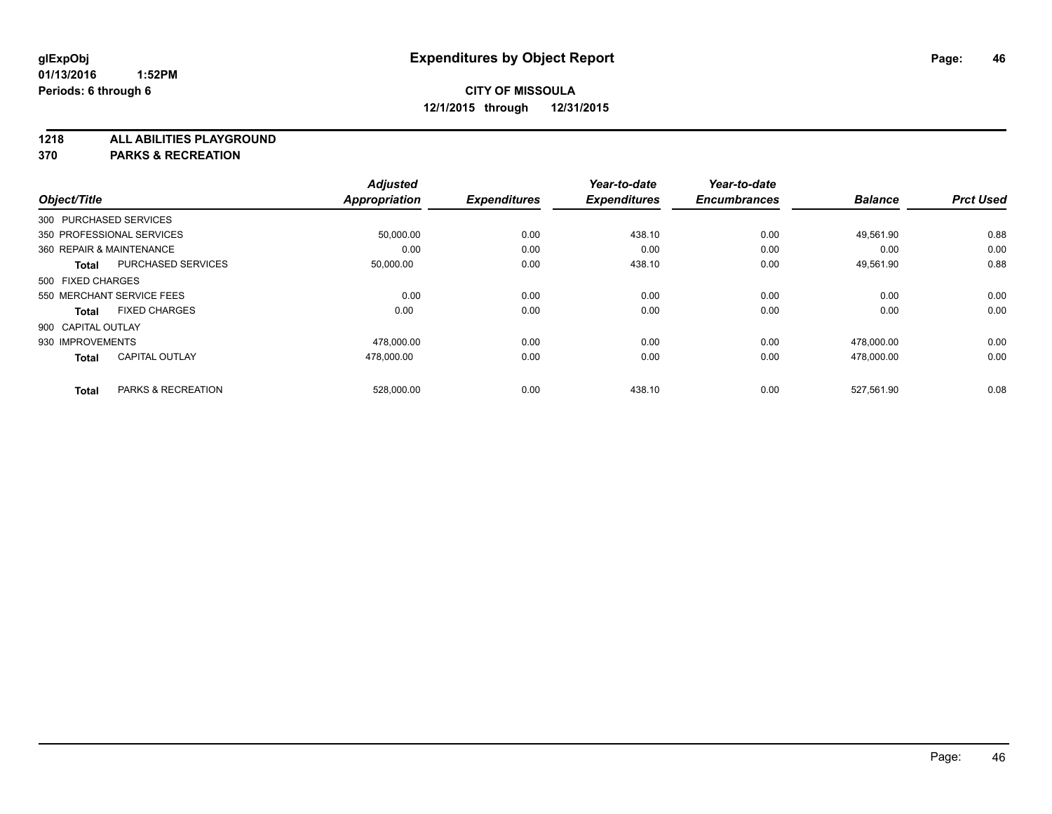**glExpObj**
**01/13/2016 1:52PM**
**Periods: 6 through 6**

# Expenditures by Object Report

**CITY OF MISSOULA**
**12/1/2015 through 12/31/2015**

**1218 ALL ABILITIES PLAYGROUND**
**370 PARKS & RECREATION**

| Object/Title | | Adjusted Appropriation | Expenditures | Year-to-date Expenditures | Year-to-date Encumbrances | Balance | Prct Used |
|---|---|---|---|---|---|---|---|
| 300 PURCHASED SERVICES | | | | | | | |
| 350 PROFESSIONAL SERVICES | | 50,000.00 | 0.00 | 438.10 | 0.00 | 49,561.90 | 0.88 |
| 360 REPAIR & MAINTENANCE | | 0.00 | 0.00 | 0.00 | 0.00 | 0.00 | 0.00 |
| **Total** | PURCHASED SERVICES | 50,000.00 | 0.00 | 438.10 | 0.00 | 49,561.90 | 0.88 |
| 500 FIXED CHARGES | | | | | | | |
| 550 MERCHANT SERVICE FEES | | 0.00 | 0.00 | 0.00 | 0.00 | 0.00 | 0.00 |
| **Total** | FIXED CHARGES | 0.00 | 0.00 | 0.00 | 0.00 | 0.00 | 0.00 |
| 900 CAPITAL OUTLAY | | | | | | | |
| 930 IMPROVEMENTS | | 478,000.00 | 0.00 | 0.00 | 0.00 | 478,000.00 | 0.00 |
| **Total** | CAPITAL OUTLAY | 478,000.00 | 0.00 | 0.00 | 0.00 | 478,000.00 | 0.00 |
| **Total** | PARKS & RECREATION | 528,000.00 | 0.00 | 438.10 | 0.00 | 527,561.90 | 0.08 |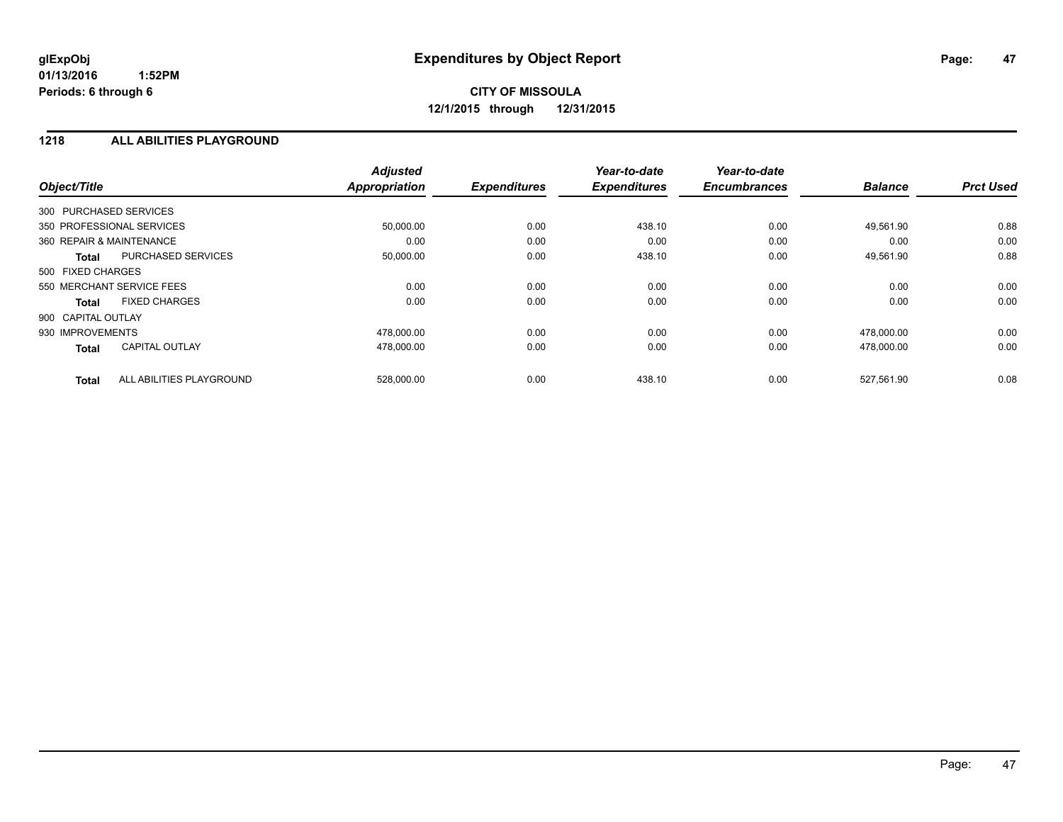**glExpObj** **Expenditures by Object Report**
**01/13/2016 1:52PM**
**Periods: 6 through 6**

**CITY OF MISSOULA**
**12/1/2015 through 12/31/2015**

## 1218 ALL ABILITIES PLAYGROUND

| Object/Title | | Adjusted Appropriation | Expenditures | Year-to-date Expenditures | Year-to-date Encumbrances | Balance | Prct Used |
|---|---|---|---|---|---|---|---|
| 300 PURCHASED SERVICES | | | | | | | |
| 350 PROFESSIONAL SERVICES | | 50,000.00 | 0.00 | 438.10 | 0.00 | 49,561.90 | 0.88 |
| 360 REPAIR & MAINTENANCE | | 0.00 | 0.00 | 0.00 | 0.00 | 0.00 | 0.00 |
| **Total** | PURCHASED SERVICES | 50,000.00 | 0.00 | 438.10 | 0.00 | 49,561.90 | 0.88 |
| 500 FIXED CHARGES | | | | | | | |
| 550 MERCHANT SERVICE FEES | | 0.00 | 0.00 | 0.00 | 0.00 | 0.00 | 0.00 |
| **Total** | FIXED CHARGES | 0.00 | 0.00 | 0.00 | 0.00 | 0.00 | 0.00 |
| 900 CAPITAL OUTLAY | | | | | | | |
| 930 IMPROVEMENTS | | 478,000.00 | 0.00 | 0.00 | 0.00 | 478,000.00 | 0.00 |
| **Total** | CAPITAL OUTLAY | 478,000.00 | 0.00 | 0.00 | 0.00 | 478,000.00 | 0.00 |
| **Total** | ALL ABILITIES PLAYGROUND | 528,000.00 | 0.00 | 438.10 | 0.00 | 527,561.90 | 0.08 |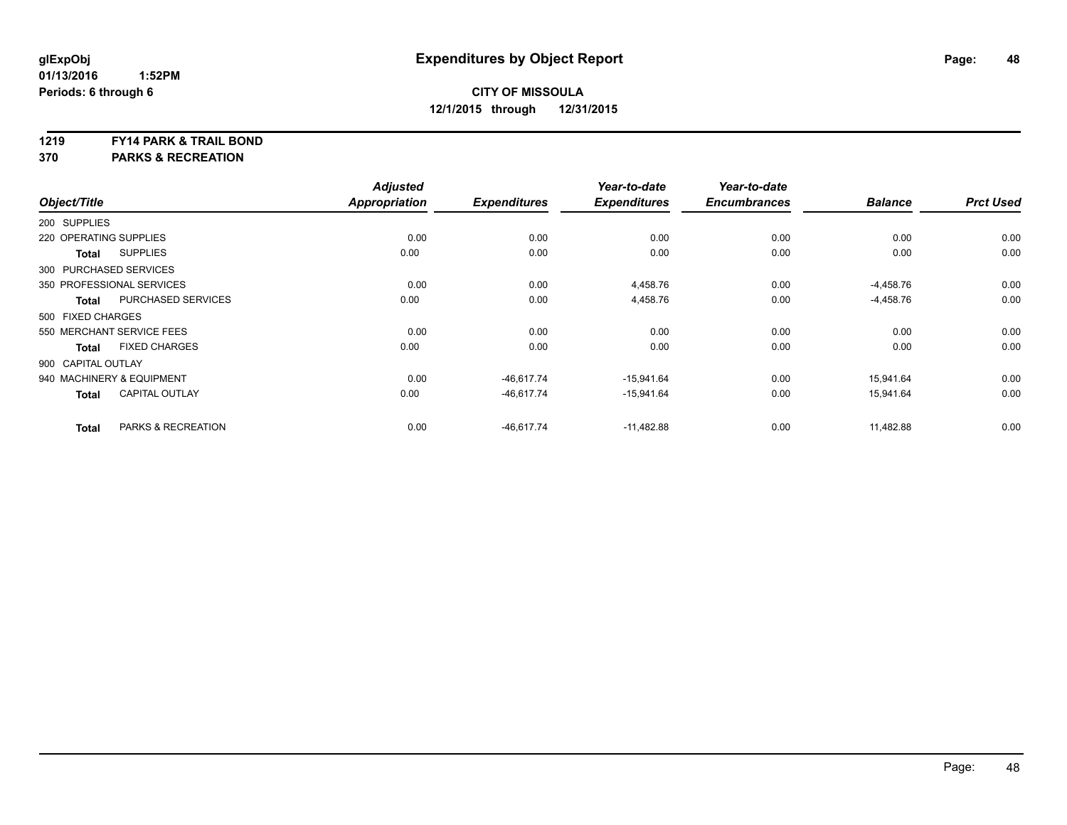**glExpObj** **Expenditures by Object Report**
**01/13/2016 1:52PM**
**Periods: 6 through 6**

**CITY OF MISSOULA**
**12/1/2015 through 12/31/2015**

**1219 FY14 PARK & TRAIL BOND**
**370 PARKS & RECREATION**

| Object/Title | Adjusted Appropriation | Expenditures | Year-to-date Expenditures | Year-to-date Encumbrances | Balance | Prct Used |
|---|---|---|---|---|---|---|
| 200 SUPPLIES | | | | | | |
| 220 OPERATING SUPPLIES | 0.00 | 0.00 | 0.00 | 0.00 | 0.00 | 0.00 |
| **Total** SUPPLIES | 0.00 | 0.00 | 0.00 | 0.00 | 0.00 | 0.00 |
| 300 PURCHASED SERVICES | | | | | | |
| 350 PROFESSIONAL SERVICES | 0.00 | 0.00 | 4,458.76 | 0.00 | -4,458.76 | 0.00 |
| **Total** PURCHASED SERVICES | 0.00 | 0.00 | 4,458.76 | 0.00 | -4,458.76 | 0.00 |
| 500 FIXED CHARGES | | | | | | |
| 550 MERCHANT SERVICE FEES | 0.00 | 0.00 | 0.00 | 0.00 | 0.00 | 0.00 |
| **Total** FIXED CHARGES | 0.00 | 0.00 | 0.00 | 0.00 | 0.00 | 0.00 |
| 900 CAPITAL OUTLAY | | | | | | |
| 940 MACHINERY & EQUIPMENT | 0.00 | -46,617.74 | -15,941.64 | 0.00 | 15,941.64 | 0.00 |
| **Total** CAPITAL OUTLAY | 0.00 | -46,617.74 | -15,941.64 | 0.00 | 15,941.64 | 0.00 |
| **Total** PARKS & RECREATION | 0.00 | -46,617.74 | -11,482.88 | 0.00 | 11,482.88 | 0.00 |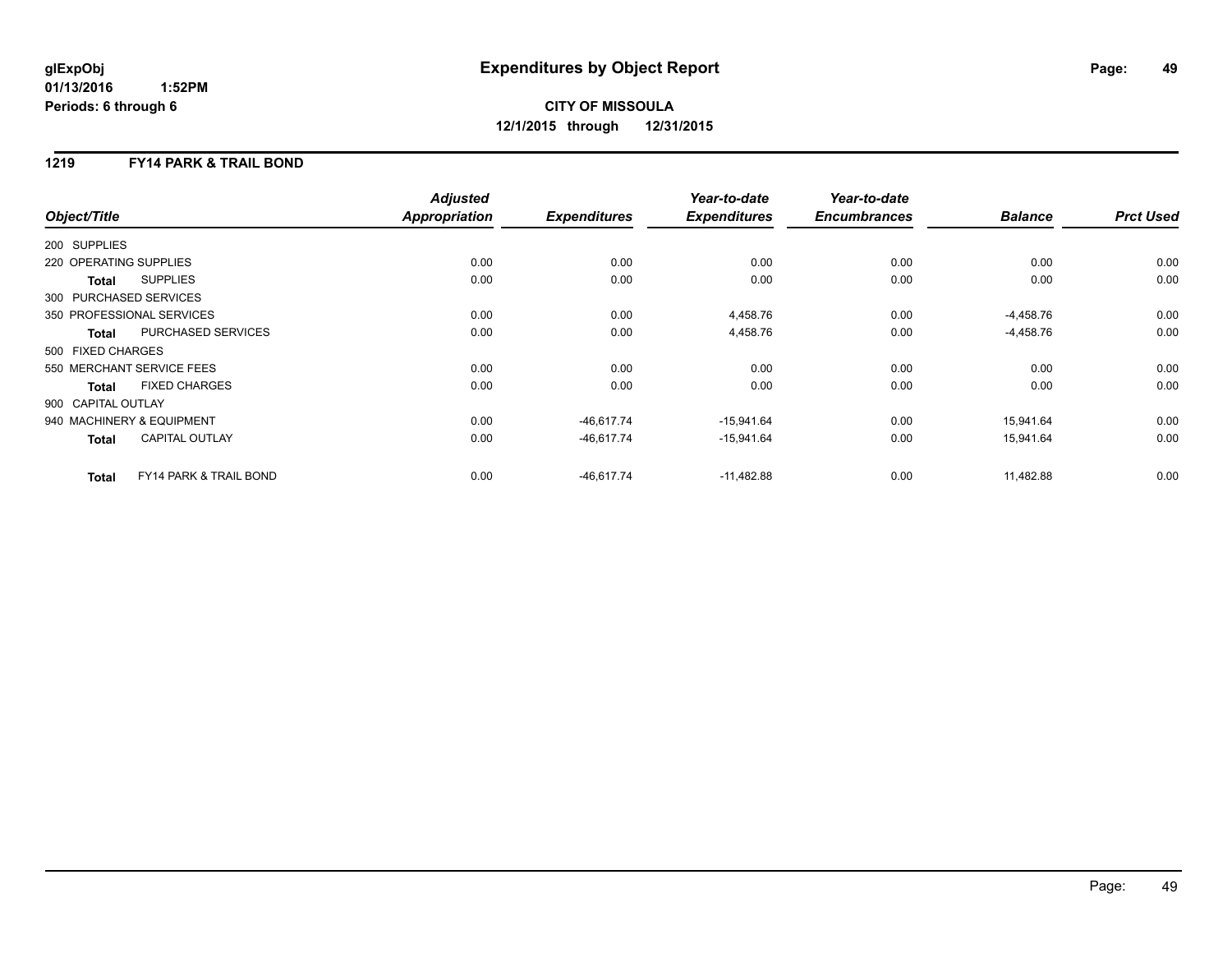**glExpObj**
**01/13/2016 1:52PM**
**Periods: 6 through 6**

# Expenditures by Object Report

**CITY OF MISSOULA**
**12/1/2015 through 12/31/2015**

## 1219 FY14 PARK & TRAIL BOND

| Object/Title | | Adjusted Appropriation | Expenditures | Year-to-date Expenditures | Year-to-date Encumbrances | Balance | Prct Used |
|---|---|---|---|---|---|---|---|
| 200 SUPPLIES | | | | | | | |
| 220 OPERATING SUPPLIES | | 0.00 | 0.00 | 0.00 | 0.00 | 0.00 | 0.00 |
| **Total** | SUPPLIES | 0.00 | 0.00 | 0.00 | 0.00 | 0.00 | 0.00 |
| 300 PURCHASED SERVICES | | | | | | | |
| 350 PROFESSIONAL SERVICES | | 0.00 | 0.00 | 4,458.76 | 0.00 | -4,458.76 | 0.00 |
| **Total** | PURCHASED SERVICES | 0.00 | 0.00 | 4,458.76 | 0.00 | -4,458.76 | 0.00 |
| 500 FIXED CHARGES | | | | | | | |
| 550 MERCHANT SERVICE FEES | | 0.00 | 0.00 | 0.00 | 0.00 | 0.00 | 0.00 |
| **Total** | FIXED CHARGES | 0.00 | 0.00 | 0.00 | 0.00 | 0.00 | 0.00 |
| 900 CAPITAL OUTLAY | | | | | | | |
| 940 MACHINERY & EQUIPMENT | | 0.00 | -46,617.74 | -15,941.64 | 0.00 | 15,941.64 | 0.00 |
| **Total** | CAPITAL OUTLAY | 0.00 | -46,617.74 | -15,941.64 | 0.00 | 15,941.64 | 0.00 |
| **Total** | FY14 PARK & TRAIL BOND | 0.00 | -46,617.74 | -11,482.88 | 0.00 | 11,482.88 | 0.00 |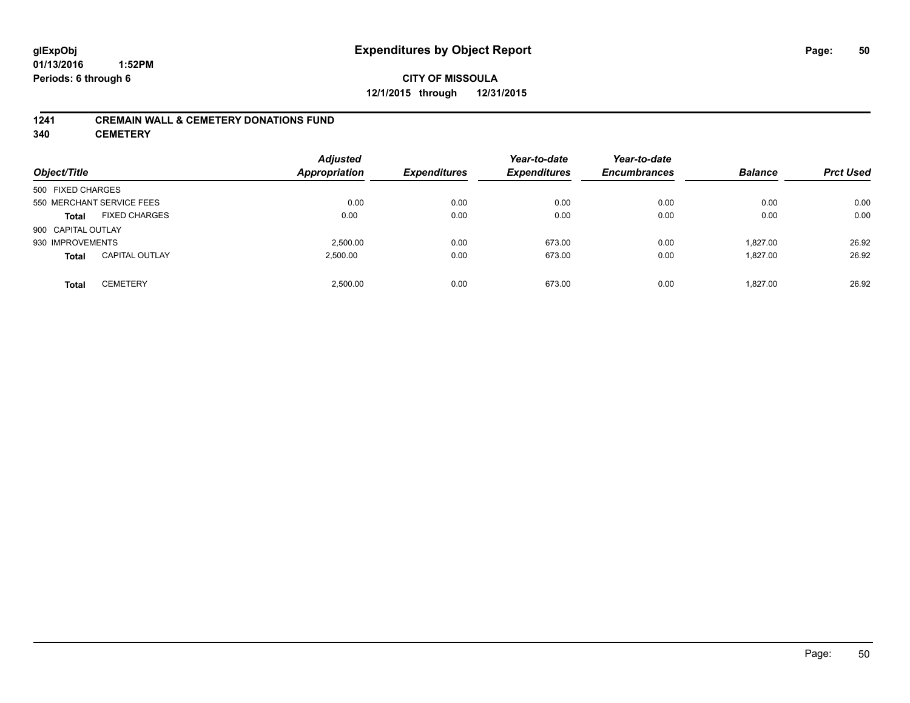# Expenditures by Object Report

glExpObj
01/13/2016 1:52PM
Periods: 6 through 6

**CITY OF MISSOULA**
**12/1/2015 through 12/31/2015**

**1241 CREMAIN WALL & CEMETERY DONATIONS FUND**
**340 CEMETERY**

| Object/Title | | Adjusted Appropriation | Expenditures | Year-to-date Expenditures | Year-to-date Encumbrances | Balance | Prct Used |
|---|---|---|---|---|---|---|---|
| 500 FIXED CHARGES | | | | | | | |
| 550 MERCHANT SERVICE FEES | | 0.00 | 0.00 | 0.00 | 0.00 | 0.00 | 0.00 |
| **Total** | FIXED CHARGES | 0.00 | 0.00 | 0.00 | 0.00 | 0.00 | 0.00 |
| 900 CAPITAL OUTLAY | | | | | | | |
| 930 IMPROVEMENTS | | 2,500.00 | 0.00 | 673.00 | 0.00 | 1,827.00 | 26.92 |
| **Total** | CAPITAL OUTLAY | 2,500.00 | 0.00 | 673.00 | 0.00 | 1,827.00 | 26.92 |
| **Total** | CEMETERY | 2,500.00 | 0.00 | 673.00 | 0.00 | 1,827.00 | 26.92 |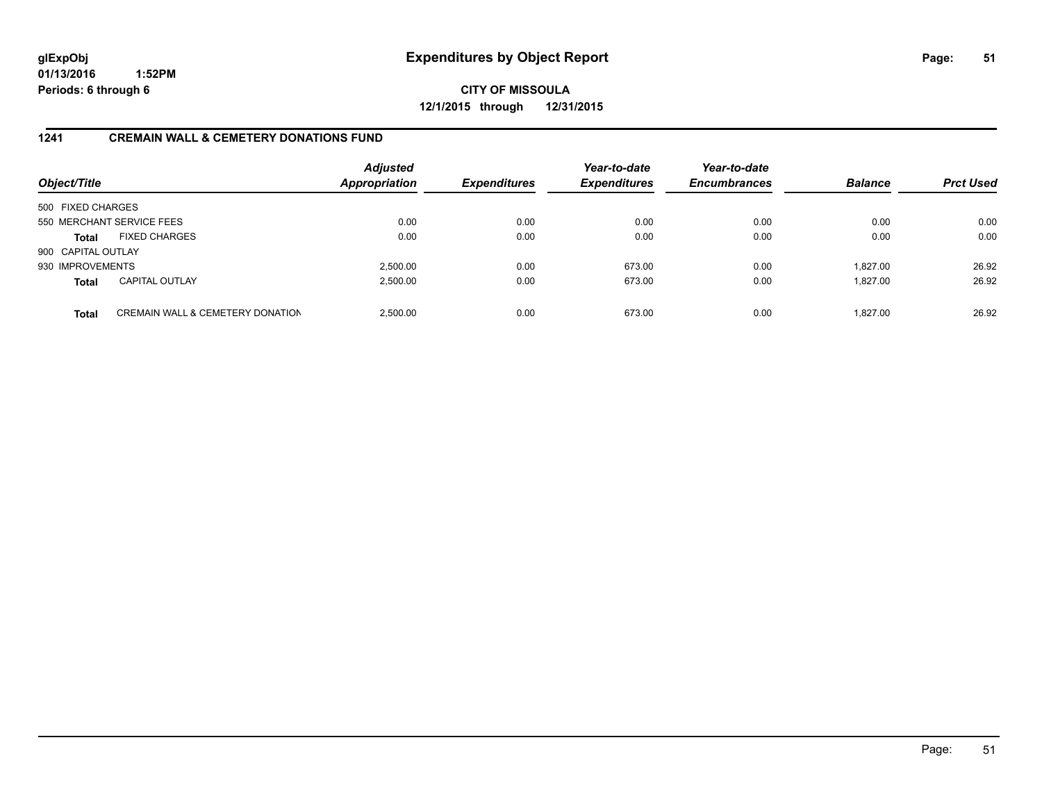glExpObj
01/13/2016 1:52PM
Periods: 6 through 6

# Expenditures by Object Report

**CITY OF MISSOULA**
**12/1/2015 through 12/31/2015**

## 1241 CREMAIN WALL & CEMETERY DONATIONS FUND

| Object/Title | | *Adjusted Appropriation* | *Expenditures* | *Year-to-date Expenditures* | *Year-to-date Encumbrances* | *Balance* | *Prct Used* |
|---|---|---|---|---|---|---|---|
| 500 FIXED CHARGES | | | | | | | |
| 550 MERCHANT SERVICE FEES | | 0.00 | 0.00 | 0.00 | 0.00 | 0.00 | 0.00 |
| **Total** | FIXED CHARGES | 0.00 | 0.00 | 0.00 | 0.00 | 0.00 | 0.00 |
| 900 CAPITAL OUTLAY | | | | | | | |
| 930 IMPROVEMENTS | | 2,500.00 | 0.00 | 673.00 | 0.00 | 1,827.00 | 26.92 |
| **Total** | CAPITAL OUTLAY | 2,500.00 | 0.00 | 673.00 | 0.00 | 1,827.00 | 26.92 |
| **Total** | CREMAIN WALL & CEMETERY DONATION | 2,500.00 | 0.00 | 673.00 | 0.00 | 1,827.00 | 26.92 |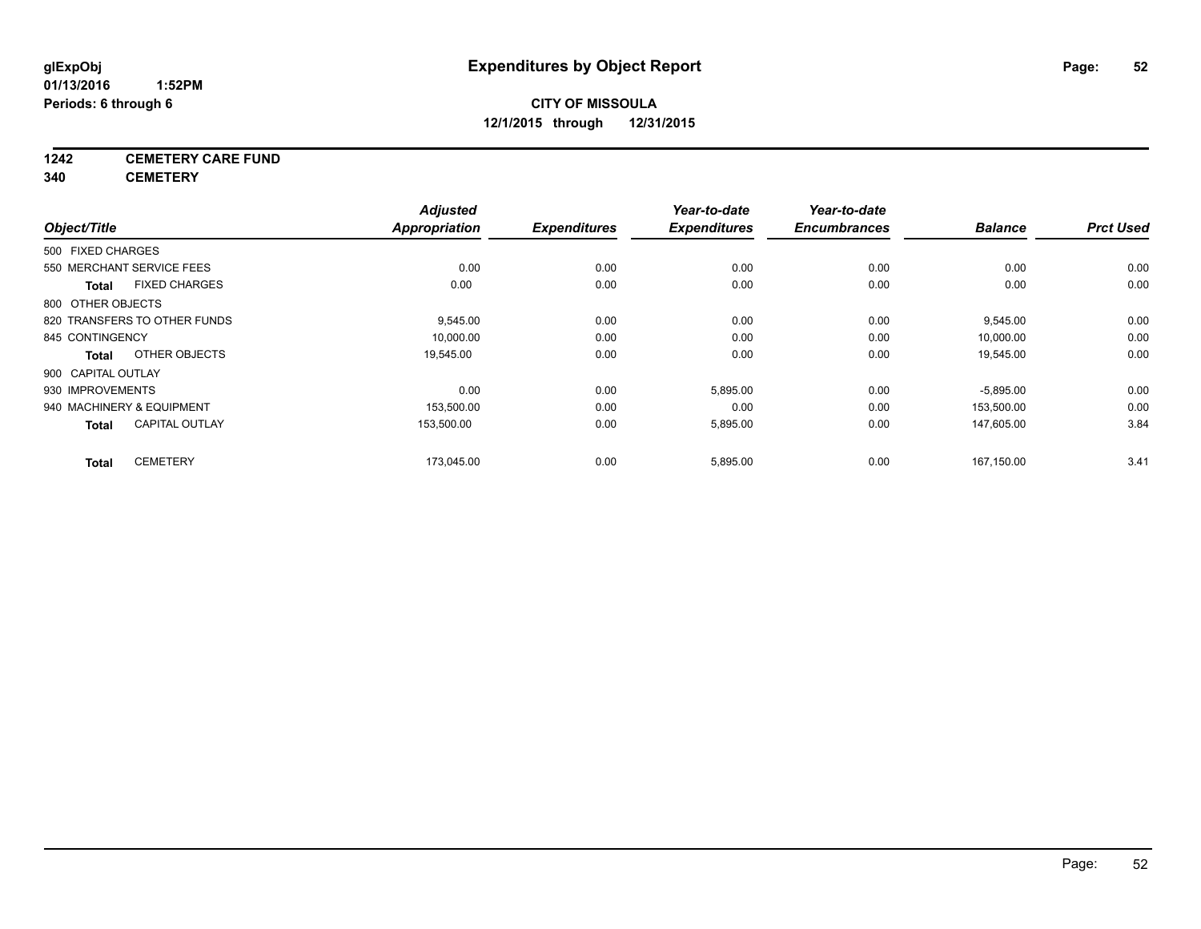**glExpObj**
**01/13/2016 1:52PM**
**Periods: 6 through 6**

# Expenditures by Object Report

**CITY OF MISSOULA**
**12/1/2015 through 12/31/2015**

**1242 CEMETERY CARE FUND**
**340 CEMETERY**

| Object/Title | Adjusted Appropriation | Expenditures | Year-to-date Expenditures | Year-to-date Encumbrances | Balance | Prct Used |
|---|---|---|---|---|---|---|
| 500 FIXED CHARGES | | | | | | |
| 550 MERCHANT SERVICE FEES | 0.00 | 0.00 | 0.00 | 0.00 | 0.00 | 0.00 |
| **Total** FIXED CHARGES | 0.00 | 0.00 | 0.00 | 0.00 | 0.00 | 0.00 |
| 800 OTHER OBJECTS | | | | | | |
| 820 TRANSFERS TO OTHER FUNDS | 9,545.00 | 0.00 | 0.00 | 0.00 | 9,545.00 | 0.00 |
| 845 CONTINGENCY | 10,000.00 | 0.00 | 0.00 | 0.00 | 10,000.00 | 0.00 |
| **Total** OTHER OBJECTS | 19,545.00 | 0.00 | 0.00 | 0.00 | 19,545.00 | 0.00 |
| 900 CAPITAL OUTLAY | | | | | | |
| 930 IMPROVEMENTS | 0.00 | 0.00 | 5,895.00 | 0.00 | -5,895.00 | 0.00 |
| 940 MACHINERY & EQUIPMENT | 153,500.00 | 0.00 | 0.00 | 0.00 | 153,500.00 | 0.00 |
| **Total** CAPITAL OUTLAY | 153,500.00 | 0.00 | 5,895.00 | 0.00 | 147,605.00 | 3.84 |
| **Total** CEMETERY | 173,045.00 | 0.00 | 5,895.00 | 0.00 | 167,150.00 | 3.41 |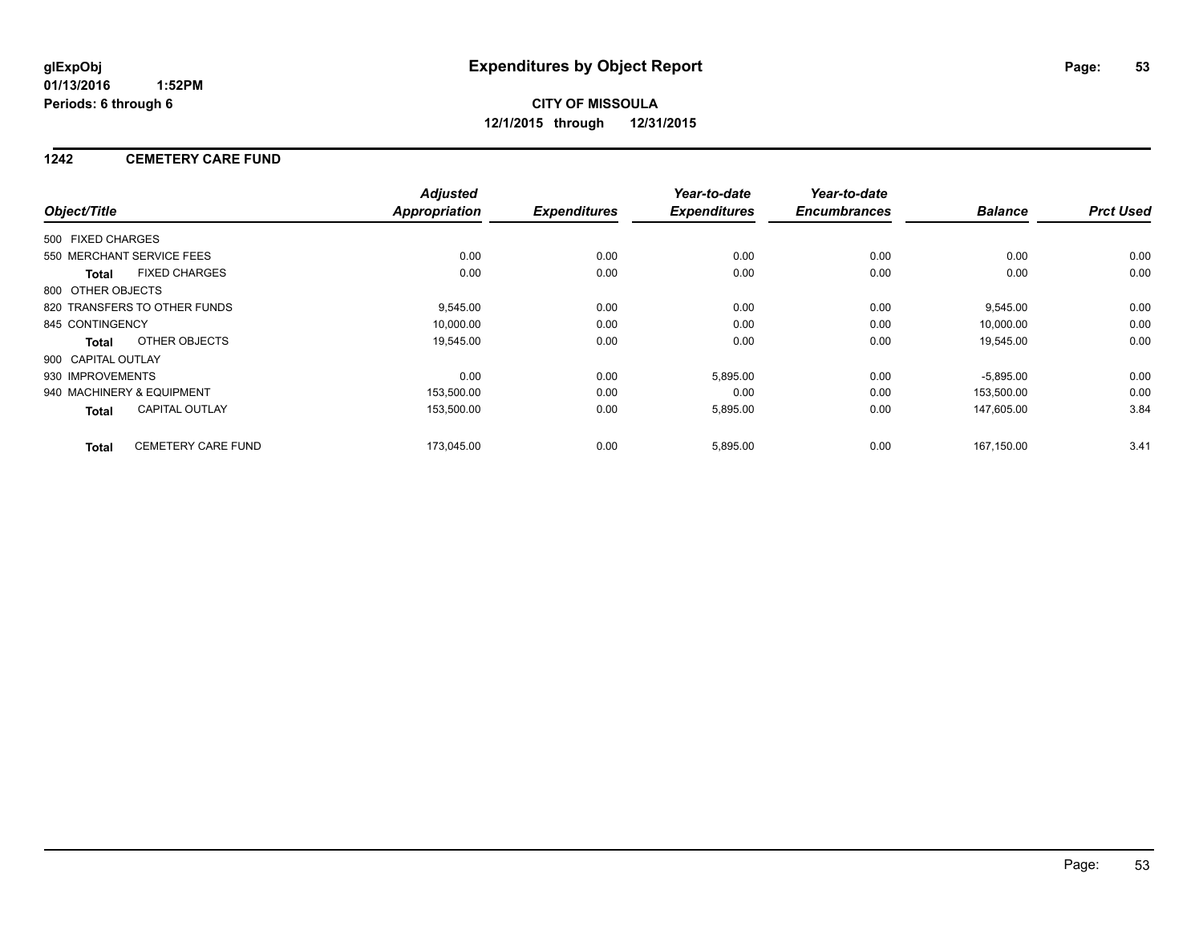glExpObj
01/13/2016 1:52PM
Periods: 6 through 6

# Expenditures by Object Report

**CITY OF MISSOULA**
**12/1/2015 through 12/31/2015**

## 1242 CEMETERY CARE FUND

| Object/Title | Adjusted Appropriation | Expenditures | Year-to-date Expenditures | Year-to-date Encumbrances | Balance | Prct Used |
|---|---|---|---|---|---|---|
| 500 FIXED CHARGES | | | | | | |
| 550 MERCHANT SERVICE FEES | 0.00 | 0.00 | 0.00 | 0.00 | 0.00 | 0.00 |
| **Total** FIXED CHARGES | 0.00 | 0.00 | 0.00 | 0.00 | 0.00 | 0.00 |
| 800 OTHER OBJECTS | | | | | | |
| 820 TRANSFERS TO OTHER FUNDS | 9,545.00 | 0.00 | 0.00 | 0.00 | 9,545.00 | 0.00 |
| 845 CONTINGENCY | 10,000.00 | 0.00 | 0.00 | 0.00 | 10,000.00 | 0.00 |
| **Total** OTHER OBJECTS | 19,545.00 | 0.00 | 0.00 | 0.00 | 19,545.00 | 0.00 |
| 900 CAPITAL OUTLAY | | | | | | |
| 930 IMPROVEMENTS | 0.00 | 0.00 | 5,895.00 | 0.00 | -5,895.00 | 0.00 |
| 940 MACHINERY & EQUIPMENT | 153,500.00 | 0.00 | 0.00 | 0.00 | 153,500.00 | 0.00 |
| **Total** CAPITAL OUTLAY | 153,500.00 | 0.00 | 5,895.00 | 0.00 | 147,605.00 | 3.84 |
| **Total** CEMETERY CARE FUND | 173,045.00 | 0.00 | 5,895.00 | 0.00 | 167,150.00 | 3.41 |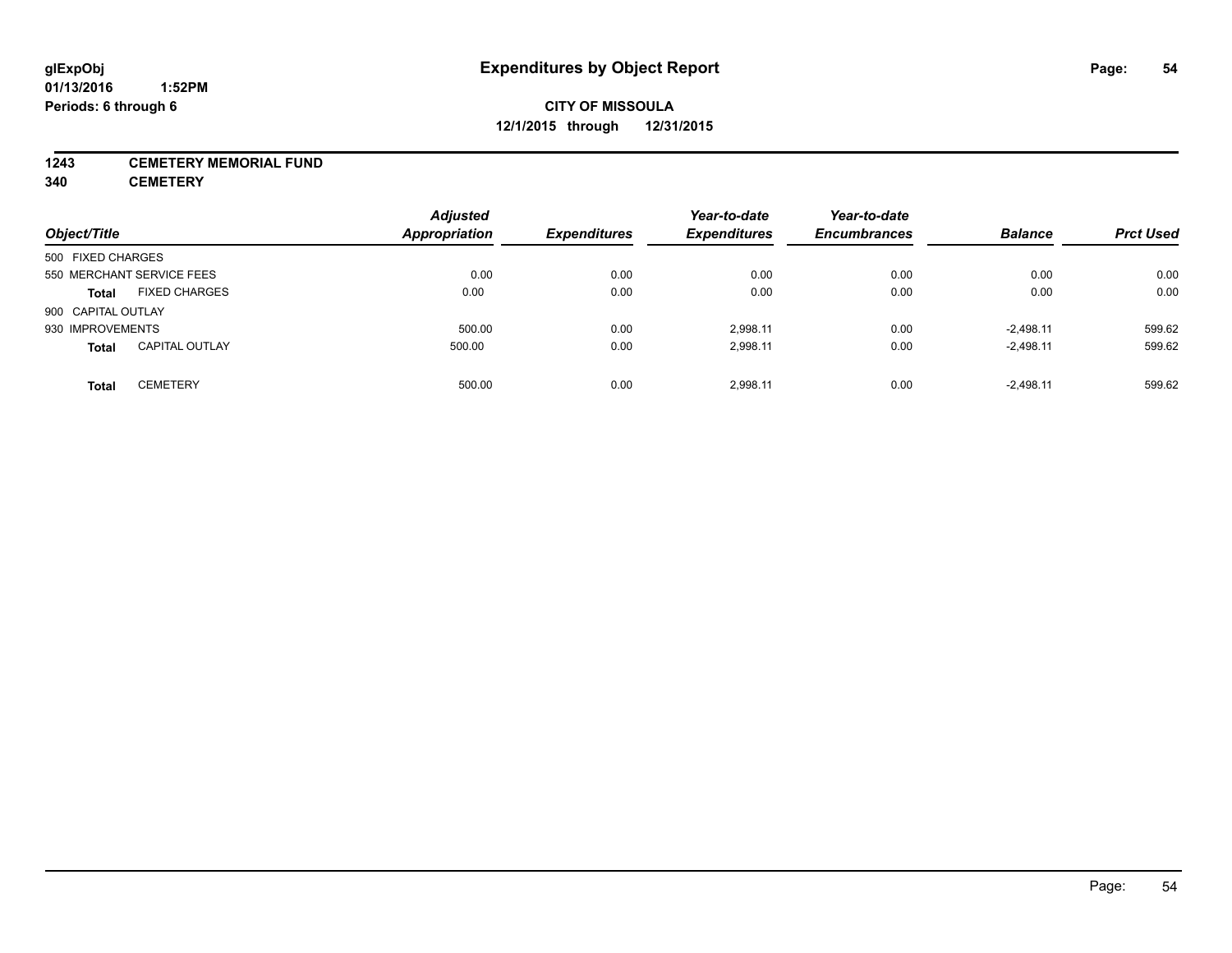# Expenditures by Object Report

glExpObj
01/13/2016 1:52PM
Periods: 6 through 6

**CITY OF MISSOULA**
**12/1/2015 through 12/31/2015**

**1243 CEMETERY MEMORIAL FUND**
**340 CEMETERY**

| Object/Title | | Adjusted Appropriation | Expenditures | Year-to-date Expenditures | Year-to-date Encumbrances | Balance | Prct Used |
|---|---|---|---|---|---|---|---|
| 500 FIXED CHARGES | | | | | | | |
| 550 MERCHANT SERVICE FEES | | 0.00 | 0.00 | 0.00 | 0.00 | 0.00 | 0.00 |
| **Total** | FIXED CHARGES | 0.00 | 0.00 | 0.00 | 0.00 | 0.00 | 0.00 |
| 900 CAPITAL OUTLAY | | | | | | | |
| 930 IMPROVEMENTS | | 500.00 | 0.00 | 2,998.11 | 0.00 | -2,498.11 | 599.62 |
| **Total** | CAPITAL OUTLAY | 500.00 | 0.00 | 2,998.11 | 0.00 | -2,498.11 | 599.62 |
| **Total** | CEMETERY | 500.00 | 0.00 | 2,998.11 | 0.00 | -2,498.11 | 599.62 |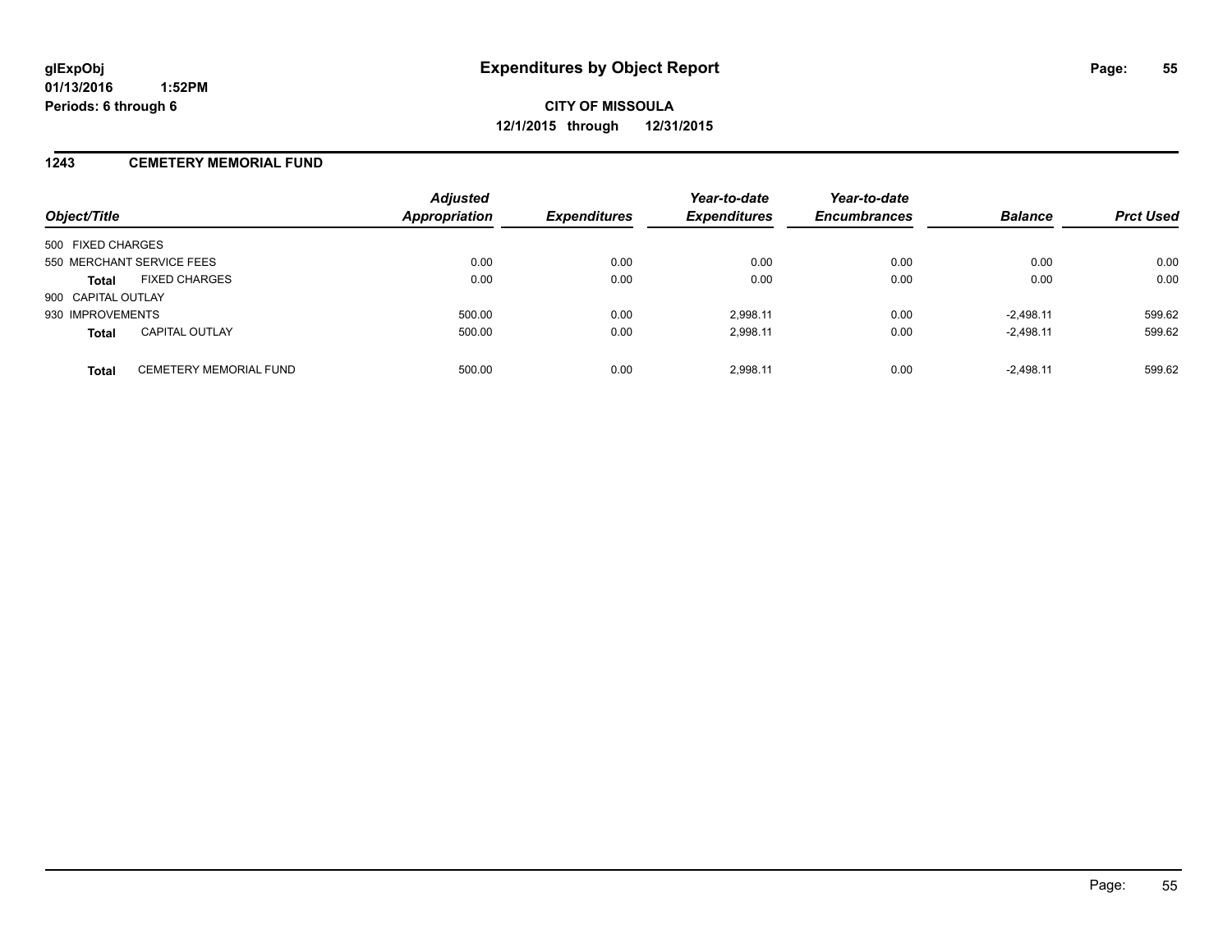**glExpObj**
**01/13/2016 1:52PM**
**Periods: 6 through 6**

# Expenditures by Object Report

**CITY OF MISSOULA**
**12/1/2015 through 12/31/2015**

## 1243 CEMETERY MEMORIAL FUND

| Object/Title | | Adjusted Appropriation | Expenditures | Year-to-date Expenditures | Year-to-date Encumbrances | Balance | Prct Used |
|---|---|---|---|---|---|---|---|
| 500 FIXED CHARGES | | | | | | | |
| 550 MERCHANT SERVICE FEES | | 0.00 | 0.00 | 0.00 | 0.00 | 0.00 | 0.00 |
| **Total** | FIXED CHARGES | 0.00 | 0.00 | 0.00 | 0.00 | 0.00 | 0.00 |
| 900 CAPITAL OUTLAY | | | | | | | |
| 930 IMPROVEMENTS | | 500.00 | 0.00 | 2,998.11 | 0.00 | -2,498.11 | 599.62 |
| **Total** | CAPITAL OUTLAY | 500.00 | 0.00 | 2,998.11 | 0.00 | -2,498.11 | 599.62 |
| **Total** | CEMETERY MEMORIAL FUND | 500.00 | 0.00 | 2,998.11 | 0.00 | -2,498.11 | 599.62 |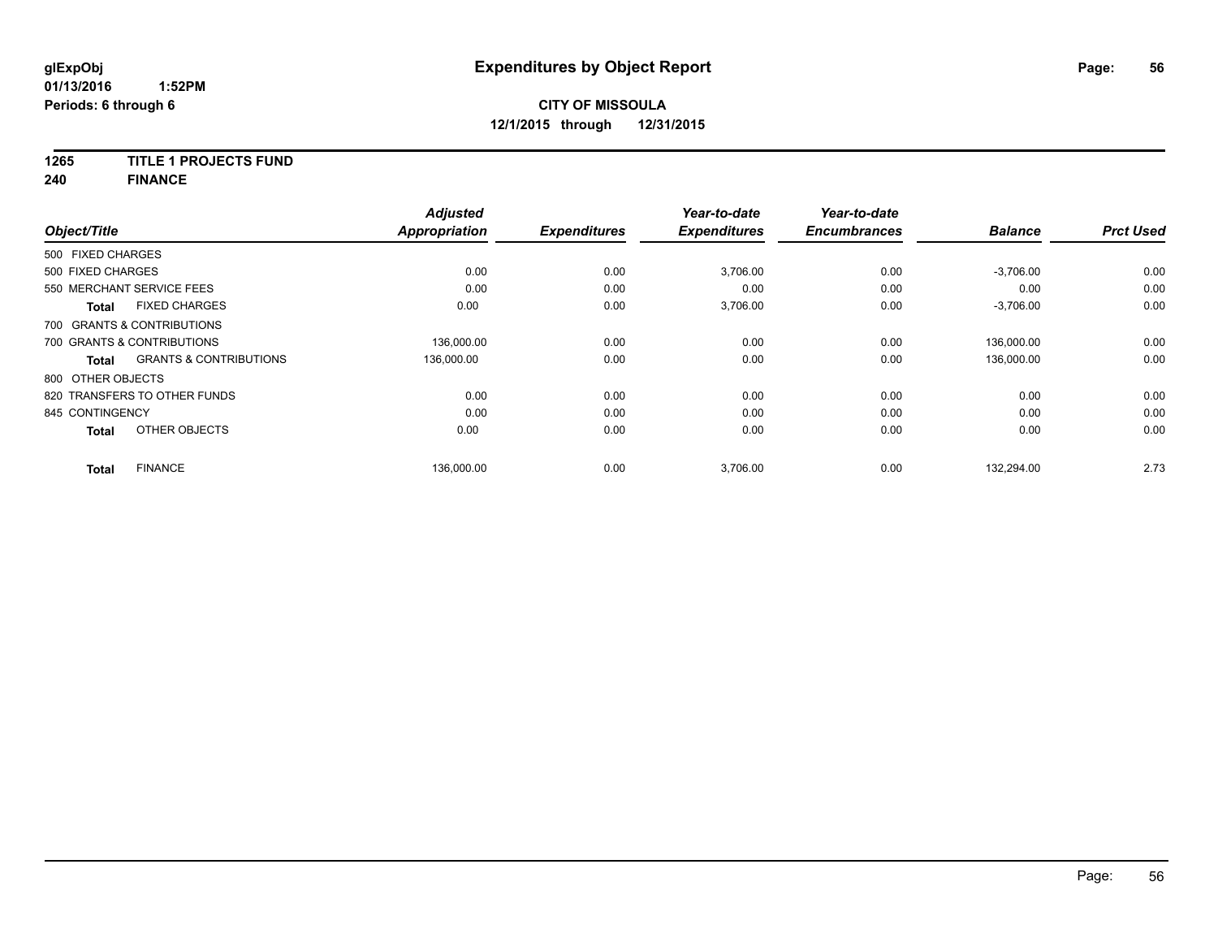**glExpObj** **Expenditures by Object Report**

**01/13/2016 1:52PM**

**Periods: 6 through 6**

**CITY OF MISSOULA**

**12/1/2015 through 12/31/2015**

**1265 TITLE 1 PROJECTS FUND**

**240 FINANCE**

| Object/Title | | Adjusted Appropriation | Expenditures | Year-to-date Expenditures | Year-to-date Encumbrances | Balance | Prct Used |
|---|---|---|---|---|---|---|---|
| 500 FIXED CHARGES | | | | | | | |
| 500 FIXED CHARGES | | 0.00 | 0.00 | 3,706.00 | 0.00 | -3,706.00 | 0.00 |
| 550 MERCHANT SERVICE FEES | | 0.00 | 0.00 | 0.00 | 0.00 | 0.00 | 0.00 |
| **Total** | FIXED CHARGES | 0.00 | 0.00 | 3,706.00 | 0.00 | -3,706.00 | 0.00 |
| 700 GRANTS & CONTRIBUTIONS | | | | | | | |
| 700 GRANTS & CONTRIBUTIONS | | 136,000.00 | 0.00 | 0.00 | 0.00 | 136,000.00 | 0.00 |
| **Total** | GRANTS & CONTRIBUTIONS | 136,000.00 | 0.00 | 0.00 | 0.00 | 136,000.00 | 0.00 |
| 800 OTHER OBJECTS | | | | | | | |
| 820 TRANSFERS TO OTHER FUNDS | | 0.00 | 0.00 | 0.00 | 0.00 | 0.00 | 0.00 |
| 845 CONTINGENCY | | 0.00 | 0.00 | 0.00 | 0.00 | 0.00 | 0.00 |
| **Total** | OTHER OBJECTS | 0.00 | 0.00 | 0.00 | 0.00 | 0.00 | 0.00 |
| **Total** | FINANCE | 136,000.00 | 0.00 | 3,706.00 | 0.00 | 132,294.00 | 2.73 |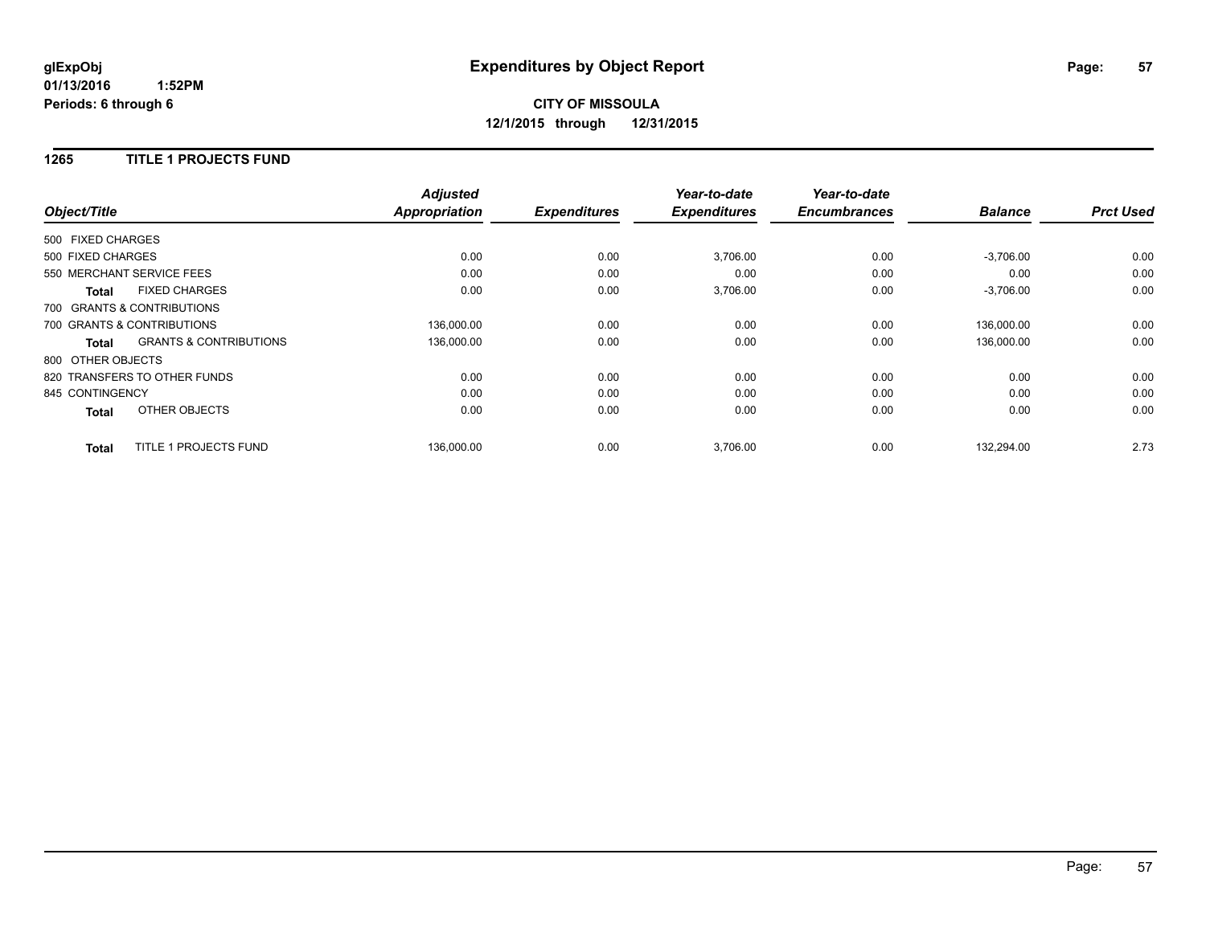**glExpObj**
**01/13/2016 1:52PM**
**Periods: 6 through 6**

# Expenditures by Object Report

**CITY OF MISSOULA**
**12/1/2015 through 12/31/2015**

## 1265 TITLE 1 PROJECTS FUND

| Object/Title | Adjusted Appropriation | Expenditures | Year-to-date Expenditures | Year-to-date Encumbrances | Balance | Prct Used |
|---|---|---|---|---|---|---|
| 500 FIXED CHARGES | | | | | | |
| 500 FIXED CHARGES | 0.00 | 0.00 | 3,706.00 | 0.00 | -3,706.00 | 0.00 |
| 550 MERCHANT SERVICE FEES | 0.00 | 0.00 | 0.00 | 0.00 | 0.00 | 0.00 |
| **Total** FIXED CHARGES | 0.00 | 0.00 | 3,706.00 | 0.00 | -3,706.00 | 0.00 |
| 700 GRANTS & CONTRIBUTIONS | | | | | | |
| 700 GRANTS & CONTRIBUTIONS | 136,000.00 | 0.00 | 0.00 | 0.00 | 136,000.00 | 0.00 |
| **Total** GRANTS & CONTRIBUTIONS | 136,000.00 | 0.00 | 0.00 | 0.00 | 136,000.00 | 0.00 |
| 800 OTHER OBJECTS | | | | | | |
| 820 TRANSFERS TO OTHER FUNDS | 0.00 | 0.00 | 0.00 | 0.00 | 0.00 | 0.00 |
| 845 CONTINGENCY | 0.00 | 0.00 | 0.00 | 0.00 | 0.00 | 0.00 |
| **Total** OTHER OBJECTS | 0.00 | 0.00 | 0.00 | 0.00 | 0.00 | 0.00 |
| **Total** TITLE 1 PROJECTS FUND | 136,000.00 | 0.00 | 3,706.00 | 0.00 | 132,294.00 | 2.73 |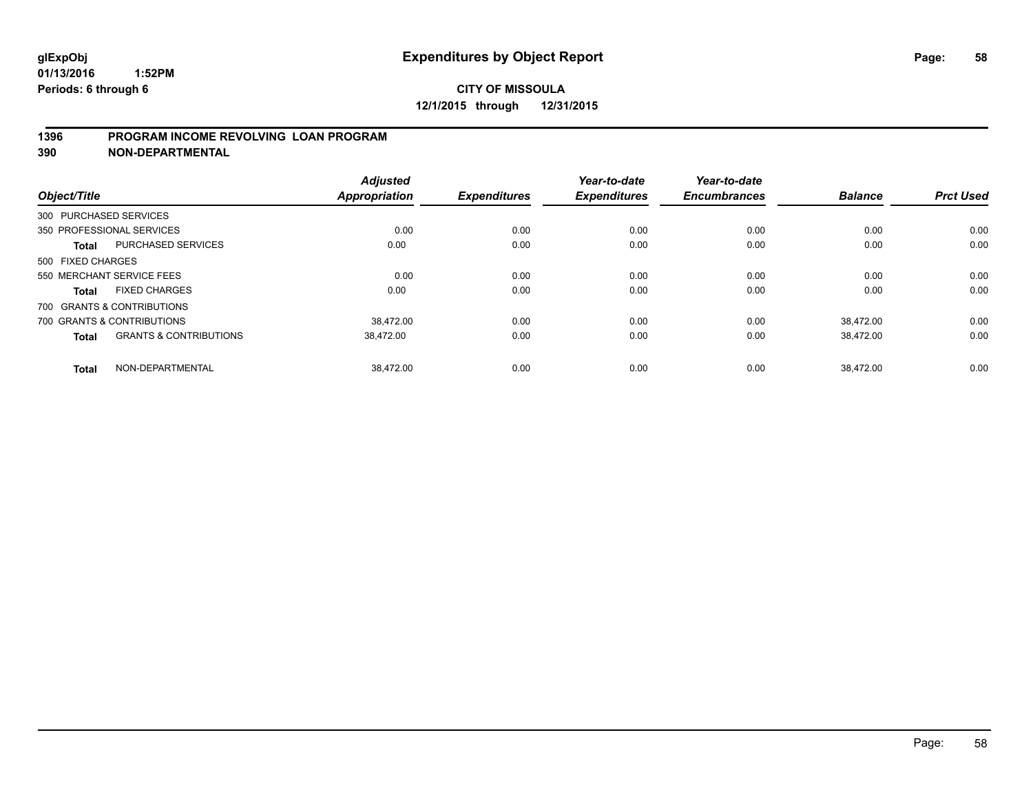**glExpObj**
**01/13/2016 1:52PM**
**Periods: 6 through 6**

# Expenditures by Object Report

**CITY OF MISSOULA**
**12/1/2015 through 12/31/2015**

## 1396 PROGRAM INCOME REVOLVING LOAN PROGRAM
## 390 NON-DEPARTMENTAL

| Object/Title | | Adjusted Appropriation | Expenditures | Year-to-date Expenditures | Year-to-date Encumbrances | Balance | Prct Used |
|---|---|---|---|---|---|---|---|
| 300 PURCHASED SERVICES | | | | | | | |
| 350 PROFESSIONAL SERVICES | | 0.00 | 0.00 | 0.00 | 0.00 | 0.00 | 0.00 |
| **Total** | PURCHASED SERVICES | 0.00 | 0.00 | 0.00 | 0.00 | 0.00 | 0.00 |
| 500 FIXED CHARGES | | | | | | | |
| 550 MERCHANT SERVICE FEES | | 0.00 | 0.00 | 0.00 | 0.00 | 0.00 | 0.00 |
| **Total** | FIXED CHARGES | 0.00 | 0.00 | 0.00 | 0.00 | 0.00 | 0.00 |
| 700 GRANTS & CONTRIBUTIONS | | | | | | | |
| 700 GRANTS & CONTRIBUTIONS | | 38,472.00 | 0.00 | 0.00 | 0.00 | 38,472.00 | 0.00 |
| **Total** | GRANTS & CONTRIBUTIONS | 38,472.00 | 0.00 | 0.00 | 0.00 | 38,472.00 | 0.00 |
| **Total** | NON-DEPARTMENTAL | 38,472.00 | 0.00 | 0.00 | 0.00 | 38,472.00 | 0.00 |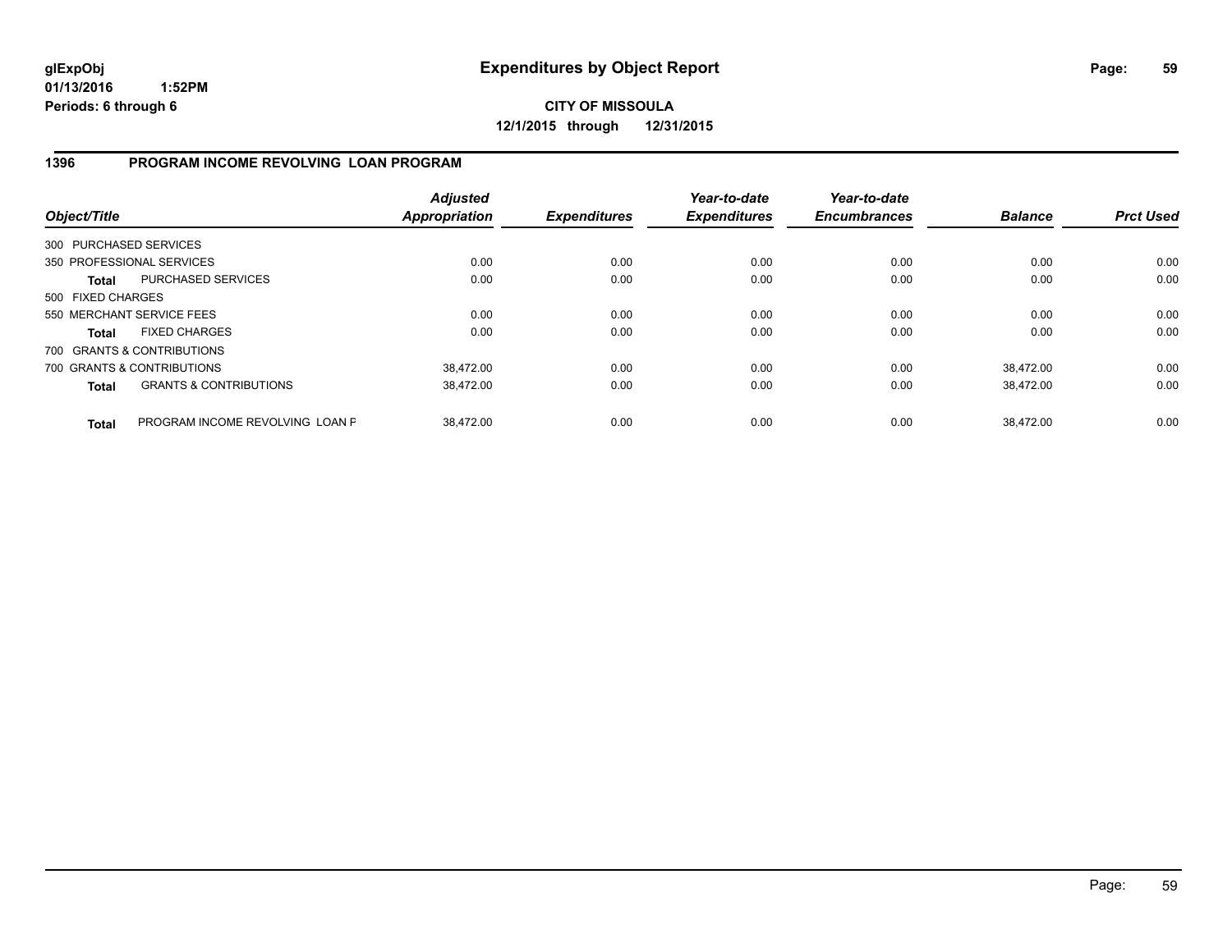**glExpObj**
**01/13/2016 1:52PM**
**Periods: 6 through 6**

# Expenditures by Object Report

**CITY OF MISSOULA**
**12/1/2015 through 12/31/2015**

## 1396 PROGRAM INCOME REVOLVING LOAN PROGRAM

| Object/Title | | Adjusted Appropriation | Expenditures | Year-to-date Expenditures | Year-to-date Encumbrances | Balance | Prct Used |
|---|---|---|---|---|---|---|---|
| 300 PURCHASED SERVICES | | | | | | | |
| 350 PROFESSIONAL SERVICES | | 0.00 | 0.00 | 0.00 | 0.00 | 0.00 | 0.00 |
| **Total** | PURCHASED SERVICES | 0.00 | 0.00 | 0.00 | 0.00 | 0.00 | 0.00 |
| 500 FIXED CHARGES | | | | | | | |
| 550 MERCHANT SERVICE FEES | | 0.00 | 0.00 | 0.00 | 0.00 | 0.00 | 0.00 |
| **Total** | FIXED CHARGES | 0.00 | 0.00 | 0.00 | 0.00 | 0.00 | 0.00 |
| 700 GRANTS & CONTRIBUTIONS | | | | | | | |
| 700 GRANTS & CONTRIBUTIONS | | 38,472.00 | 0.00 | 0.00 | 0.00 | 38,472.00 | 0.00 |
| **Total** | GRANTS & CONTRIBUTIONS | 38,472.00 | 0.00 | 0.00 | 0.00 | 38,472.00 | 0.00 |
| **Total** | PROGRAM INCOME REVOLVING LOAN F | 38,472.00 | 0.00 | 0.00 | 0.00 | 38,472.00 | 0.00 |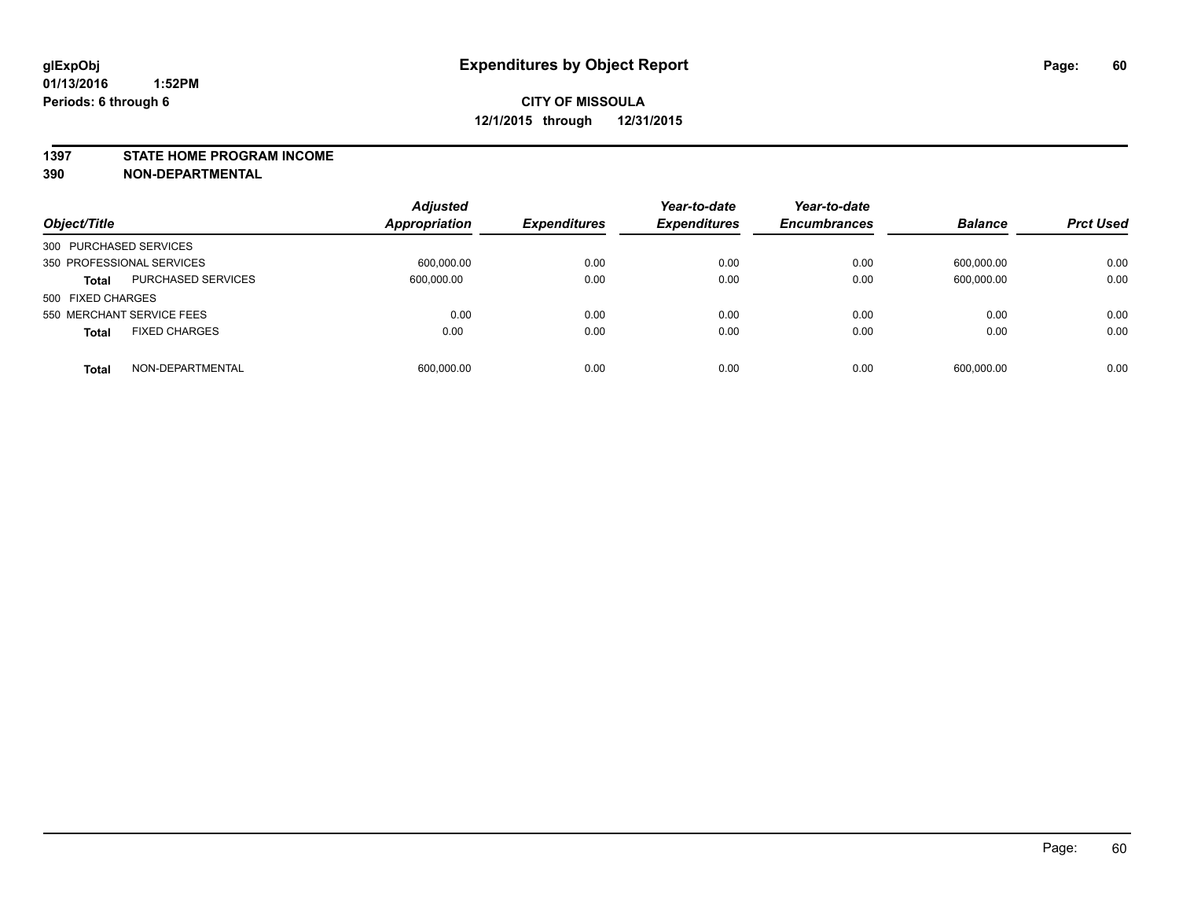glExpObj
01/13/2016 1:52PM
Periods: 6 through 6

# Expenditures by Object Report

**CITY OF MISSOULA**
**12/1/2015 through 12/31/2015**

**1397 STATE HOME PROGRAM INCOME**
**390 NON-DEPARTMENTAL**

| Object/Title | | Adjusted Appropriation | Expenditures | Year-to-date Expenditures | Year-to-date Encumbrances | Balance | Prct Used |
|---|---|---|---|---|---|---|---|
| 300 PURCHASED SERVICES | | | | | | | |
| 350 PROFESSIONAL SERVICES | | 600,000.00 | 0.00 | 0.00 | 0.00 | 600,000.00 | 0.00 |
| **Total** | PURCHASED SERVICES | 600,000.00 | 0.00 | 0.00 | 0.00 | 600,000.00 | 0.00 |
| 500 FIXED CHARGES | | | | | | | |
| 550 MERCHANT SERVICE FEES | | 0.00 | 0.00 | 0.00 | 0.00 | 0.00 | 0.00 |
| **Total** | FIXED CHARGES | 0.00 | 0.00 | 0.00 | 0.00 | 0.00 | 0.00 |
| **Total** | NON-DEPARTMENTAL | 600,000.00 | 0.00 | 0.00 | 0.00 | 600,000.00 | 0.00 |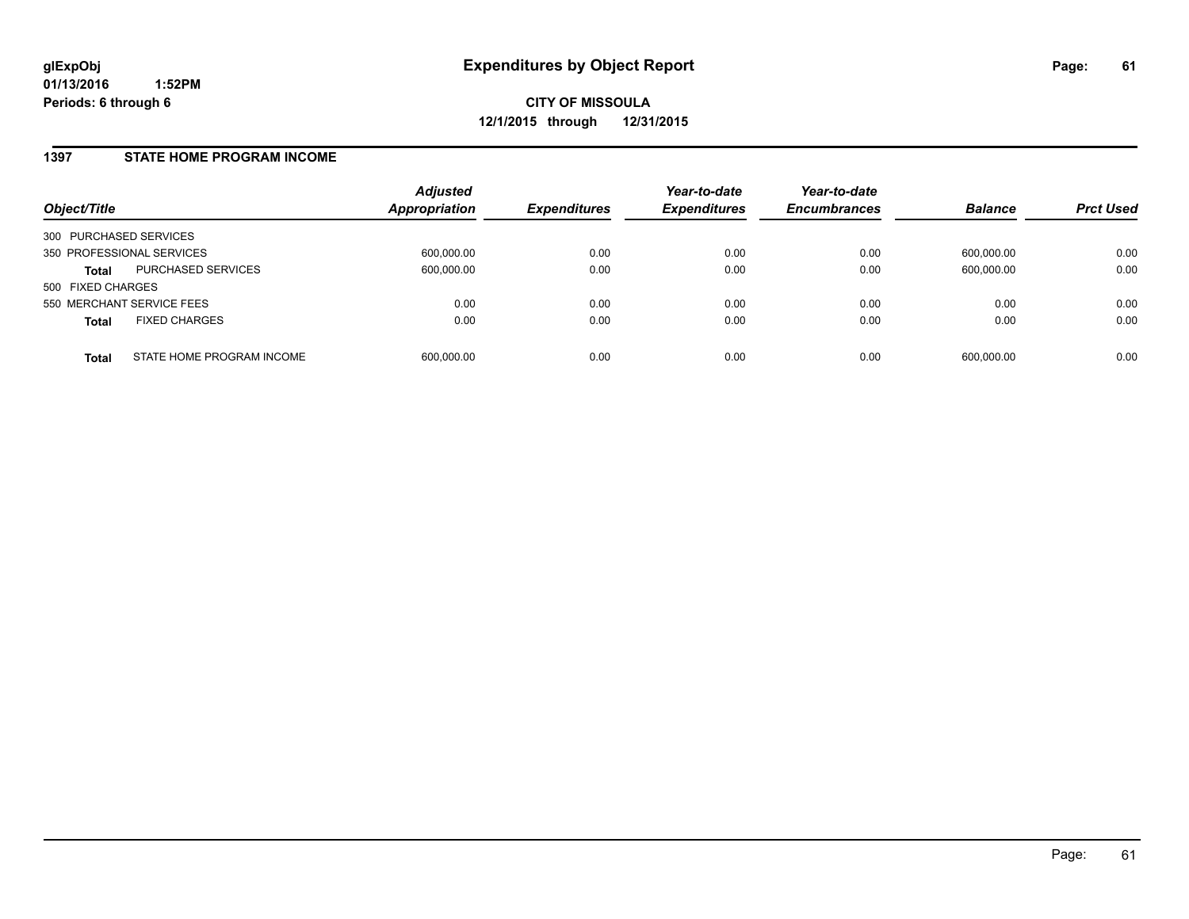**glExpObj**
**01/13/2016 1:52PM**
**Periods: 6 through 6**

# Expenditures by Object Report

**CITY OF MISSOULA**
**12/1/2015 through 12/31/2015**

## 1397 STATE HOME PROGRAM INCOME

| Object/Title | | Adjusted Appropriation | Expenditures | Year-to-date Expenditures | Year-to-date Encumbrances | Balance | Prct Used |
|---|---|---|---|---|---|---|---|
| 300 PURCHASED SERVICES | | | | | | | |
| 350 PROFESSIONAL SERVICES | | 600,000.00 | 0.00 | 0.00 | 0.00 | 600,000.00 | 0.00 |
| **Total** | PURCHASED SERVICES | 600,000.00 | 0.00 | 0.00 | 0.00 | 600,000.00 | 0.00 |
| 500 FIXED CHARGES | | | | | | | |
| 550 MERCHANT SERVICE FEES | | 0.00 | 0.00 | 0.00 | 0.00 | 0.00 | 0.00 |
| **Total** | FIXED CHARGES | 0.00 | 0.00 | 0.00 | 0.00 | 0.00 | 0.00 |
| **Total** | STATE HOME PROGRAM INCOME | 600,000.00 | 0.00 | 0.00 | 0.00 | 600,000.00 | 0.00 |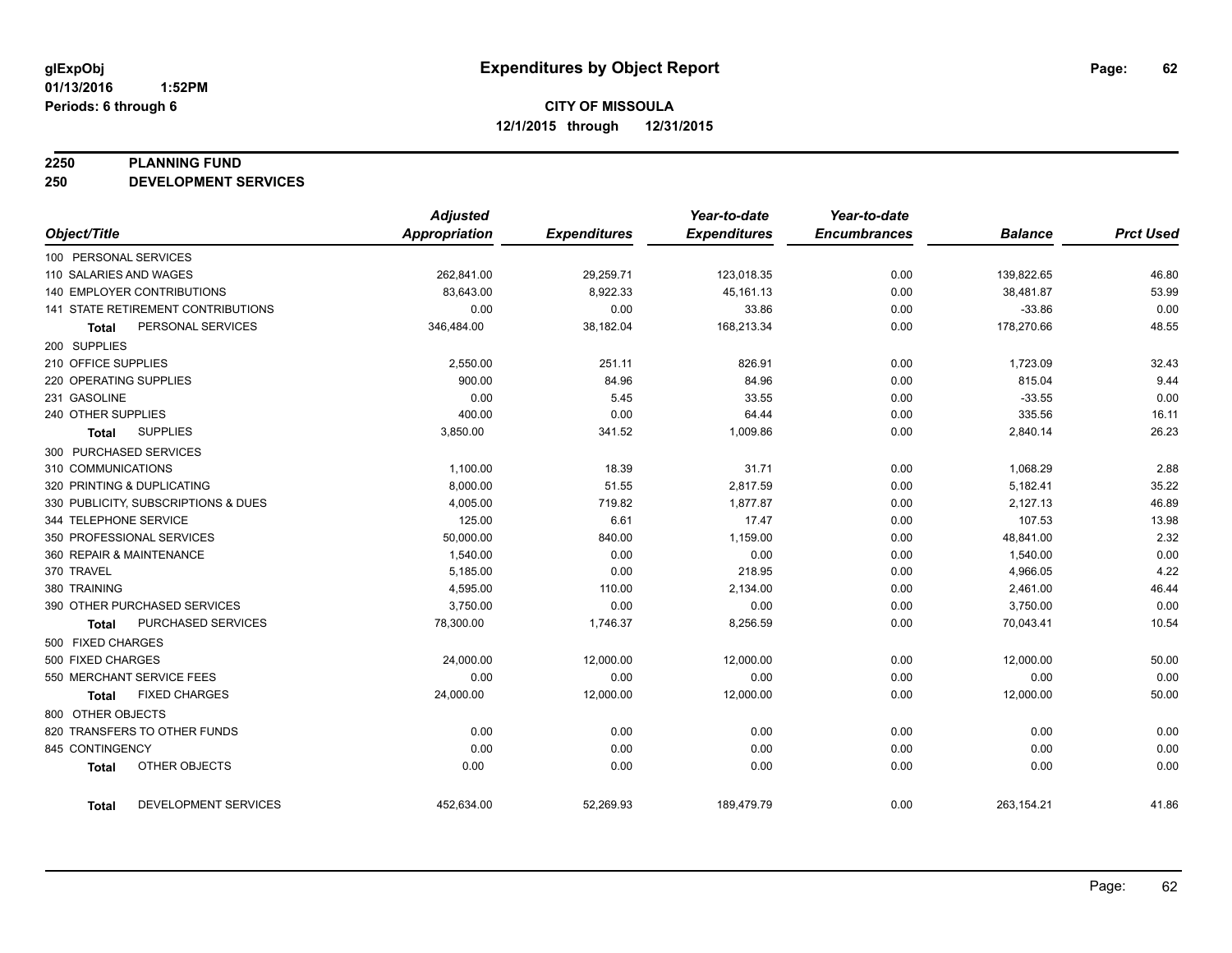**glExpObj**
**01/13/2016 1:52PM**
**Periods: 6 through 6**

# Expenditures by Object Report

**CITY OF MISSOULA**
**12/1/2015 through 12/31/2015**

**2250 PLANNING FUND**
**250 DEVELOPMENT SERVICES**

| Object/Title | Adjusted Appropriation | Expenditures | Year-to-date Expenditures | Year-to-date Encumbrances | Balance | Prct Used |
|---|---|---|---|---|---|---|
| 100 PERSONAL SERVICES | | | | | | |
| 110 SALARIES AND WAGES | 262,841.00 | 29,259.71 | 123,018.35 | 0.00 | 139,822.65 | 46.80 |
| 140 EMPLOYER CONTRIBUTIONS | 83,643.00 | 8,922.33 | 45,161.13 | 0.00 | 38,481.87 | 53.99 |
| 141 STATE RETIREMENT CONTRIBUTIONS | 0.00 | 0.00 | 33.86 | 0.00 | -33.86 | 0.00 |
| **Total** PERSONAL SERVICES | 346,484.00 | 38,182.04 | 168,213.34 | 0.00 | 178,270.66 | 48.55 |
| 200 SUPPLIES | | | | | | |
| 210 OFFICE SUPPLIES | 2,550.00 | 251.11 | 826.91 | 0.00 | 1,723.09 | 32.43 |
| 220 OPERATING SUPPLIES | 900.00 | 84.96 | 84.96 | 0.00 | 815.04 | 9.44 |
| 231 GASOLINE | 0.00 | 5.45 | 33.55 | 0.00 | -33.55 | 0.00 |
| 240 OTHER SUPPLIES | 400.00 | 0.00 | 64.44 | 0.00 | 335.56 | 16.11 |
| **Total** SUPPLIES | 3,850.00 | 341.52 | 1,009.86 | 0.00 | 2,840.14 | 26.23 |
| 300 PURCHASED SERVICES | | | | | | |
| 310 COMMUNICATIONS | 1,100.00 | 18.39 | 31.71 | 0.00 | 1,068.29 | 2.88 |
| 320 PRINTING & DUPLICATING | 8,000.00 | 51.55 | 2,817.59 | 0.00 | 5,182.41 | 35.22 |
| 330 PUBLICITY, SUBSCRIPTIONS & DUES | 4,005.00 | 719.82 | 1,877.87 | 0.00 | 2,127.13 | 46.89 |
| 344 TELEPHONE SERVICE | 125.00 | 6.61 | 17.47 | 0.00 | 107.53 | 13.98 |
| 350 PROFESSIONAL SERVICES | 50,000.00 | 840.00 | 1,159.00 | 0.00 | 48,841.00 | 2.32 |
| 360 REPAIR & MAINTENANCE | 1,540.00 | 0.00 | 0.00 | 0.00 | 1,540.00 | 0.00 |
| 370 TRAVEL | 5,185.00 | 0.00 | 218.95 | 0.00 | 4,966.05 | 4.22 |
| 380 TRAINING | 4,595.00 | 110.00 | 2,134.00 | 0.00 | 2,461.00 | 46.44 |
| 390 OTHER PURCHASED SERVICES | 3,750.00 | 0.00 | 0.00 | 0.00 | 3,750.00 | 0.00 |
| **Total** PURCHASED SERVICES | 78,300.00 | 1,746.37 | 8,256.59 | 0.00 | 70,043.41 | 10.54 |
| 500 FIXED CHARGES | | | | | | |
| 500 FIXED CHARGES | 24,000.00 | 12,000.00 | 12,000.00 | 0.00 | 12,000.00 | 50.00 |
| 550 MERCHANT SERVICE FEES | 0.00 | 0.00 | 0.00 | 0.00 | 0.00 | 0.00 |
| **Total** FIXED CHARGES | 24,000.00 | 12,000.00 | 12,000.00 | 0.00 | 12,000.00 | 50.00 |
| 800 OTHER OBJECTS | | | | | | |
| 820 TRANSFERS TO OTHER FUNDS | 0.00 | 0.00 | 0.00 | 0.00 | 0.00 | 0.00 |
| 845 CONTINGENCY | 0.00 | 0.00 | 0.00 | 0.00 | 0.00 | 0.00 |
| **Total** OTHER OBJECTS | 0.00 | 0.00 | 0.00 | 0.00 | 0.00 | 0.00 |
| **Total** DEVELOPMENT SERVICES | 452,634.00 | 52,269.93 | 189,479.79 | 0.00 | 263,154.21 | 41.86 |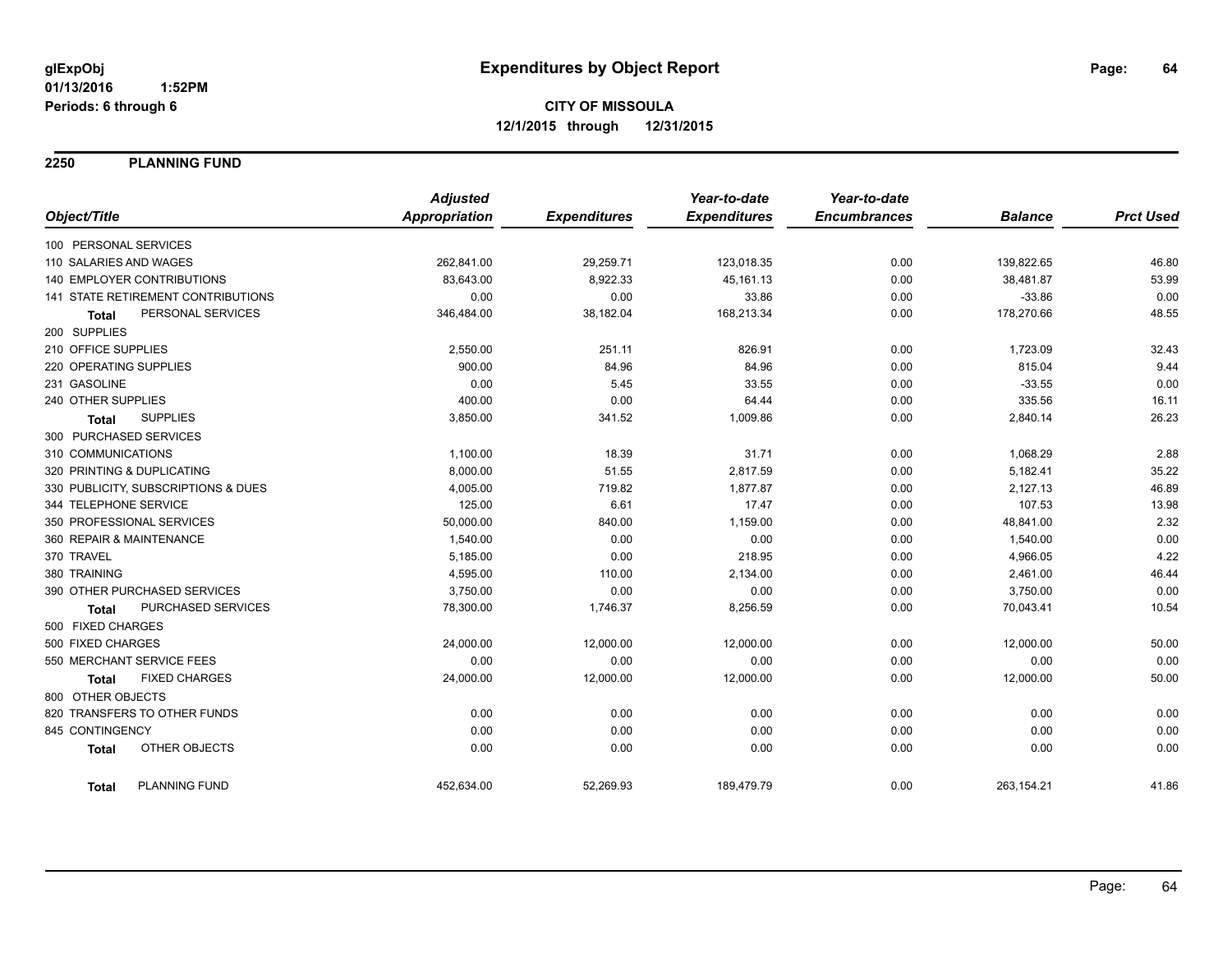**glExpObj**
**01/13/2016 1:52PM**
**Periods: 6 through 6**

# Expenditures by Object Report

**CITY OF MISSOULA**
**12/1/2015 through 12/31/2015**

## 2250 PLANNING FUND

| Object/Title | Adjusted Appropriation | Expenditures | Year-to-date Expenditures | Year-to-date Encumbrances | Balance | Prct Used |
|---|---|---|---|---|---|---|
| 100 PERSONAL SERVICES | | | | | | |
| 110 SALARIES AND WAGES | 262,841.00 | 29,259.71 | 123,018.35 | 0.00 | 139,822.65 | 46.80 |
| 140 EMPLOYER CONTRIBUTIONS | 83,643.00 | 8,922.33 | 45,161.13 | 0.00 | 38,481.87 | 53.99 |
| 141 STATE RETIREMENT CONTRIBUTIONS | 0.00 | 0.00 | 33.86 | 0.00 | -33.86 | 0.00 |
| **Total** PERSONAL SERVICES | 346,484.00 | 38,182.04 | 168,213.34 | 0.00 | 178,270.66 | 48.55 |
| 200 SUPPLIES | | | | | | |
| 210 OFFICE SUPPLIES | 2,550.00 | 251.11 | 826.91 | 0.00 | 1,723.09 | 32.43 |
| 220 OPERATING SUPPLIES | 900.00 | 84.96 | 84.96 | 0.00 | 815.04 | 9.44 |
| 231 GASOLINE | 0.00 | 5.45 | 33.55 | 0.00 | -33.55 | 0.00 |
| 240 OTHER SUPPLIES | 400.00 | 0.00 | 64.44 | 0.00 | 335.56 | 16.11 |
| **Total** SUPPLIES | 3,850.00 | 341.52 | 1,009.86 | 0.00 | 2,840.14 | 26.23 |
| 300 PURCHASED SERVICES | | | | | | |
| 310 COMMUNICATIONS | 1,100.00 | 18.39 | 31.71 | 0.00 | 1,068.29 | 2.88 |
| 320 PRINTING & DUPLICATING | 8,000.00 | 51.55 | 2,817.59 | 0.00 | 5,182.41 | 35.22 |
| 330 PUBLICITY, SUBSCRIPTIONS & DUES | 4,005.00 | 719.82 | 1,877.87 | 0.00 | 2,127.13 | 46.89 |
| 344 TELEPHONE SERVICE | 125.00 | 6.61 | 17.47 | 0.00 | 107.53 | 13.98 |
| 350 PROFESSIONAL SERVICES | 50,000.00 | 840.00 | 1,159.00 | 0.00 | 48,841.00 | 2.32 |
| 360 REPAIR & MAINTENANCE | 1,540.00 | 0.00 | 0.00 | 0.00 | 1,540.00 | 0.00 |
| 370 TRAVEL | 5,185.00 | 0.00 | 218.95 | 0.00 | 4,966.05 | 4.22 |
| 380 TRAINING | 4,595.00 | 110.00 | 2,134.00 | 0.00 | 2,461.00 | 46.44 |
| 390 OTHER PURCHASED SERVICES | 3,750.00 | 0.00 | 0.00 | 0.00 | 3,750.00 | 0.00 |
| **Total** PURCHASED SERVICES | 78,300.00 | 1,746.37 | 8,256.59 | 0.00 | 70,043.41 | 10.54 |
| 500 FIXED CHARGES | | | | | | |
| 500 FIXED CHARGES | 24,000.00 | 12,000.00 | 12,000.00 | 0.00 | 12,000.00 | 50.00 |
| 550 MERCHANT SERVICE FEES | 0.00 | 0.00 | 0.00 | 0.00 | 0.00 | 0.00 |
| **Total** FIXED CHARGES | 24,000.00 | 12,000.00 | 12,000.00 | 0.00 | 12,000.00 | 50.00 |
| 800 OTHER OBJECTS | | | | | | |
| 820 TRANSFERS TO OTHER FUNDS | 0.00 | 0.00 | 0.00 | 0.00 | 0.00 | 0.00 |
| 845 CONTINGENCY | 0.00 | 0.00 | 0.00 | 0.00 | 0.00 | 0.00 |
| **Total** OTHER OBJECTS | 0.00 | 0.00 | 0.00 | 0.00 | 0.00 | 0.00 |
| **Total** PLANNING FUND | 452,634.00 | 52,269.93 | 189,479.79 | 0.00 | 263,154.21 | 41.86 |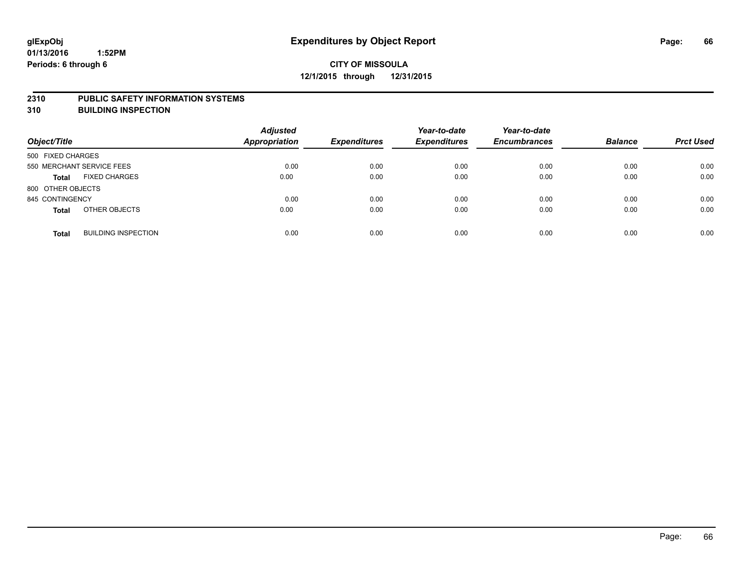**glExpObj**
**01/13/2016 1:52PM**
**Periods: 6 through 6**

# Expenditures by Object Report

**CITY OF MISSOULA**
**12/1/2015 through 12/31/2015**

## 2310 PUBLIC SAFETY INFORMATION SYSTEMS
## 310 BUILDING INSPECTION

| Object/Title | | Adjusted Appropriation | Expenditures | Year-to-date Expenditures | Year-to-date Encumbrances | Balance | Prct Used |
|---|---|---|---|---|---|---|---|
| 500 FIXED CHARGES | | | | | | | |
| 550 MERCHANT SERVICE FEES | | 0.00 | 0.00 | 0.00 | 0.00 | 0.00 | 0.00 |
| **Total** | FIXED CHARGES | 0.00 | 0.00 | 0.00 | 0.00 | 0.00 | 0.00 |
| 800 OTHER OBJECTS | | | | | | | |
| 845 CONTINGENCY | | 0.00 | 0.00 | 0.00 | 0.00 | 0.00 | 0.00 |
| **Total** | OTHER OBJECTS | 0.00 | 0.00 | 0.00 | 0.00 | 0.00 | 0.00 |
| **Total** | BUILDING INSPECTION | 0.00 | 0.00 | 0.00 | 0.00 | 0.00 | 0.00 |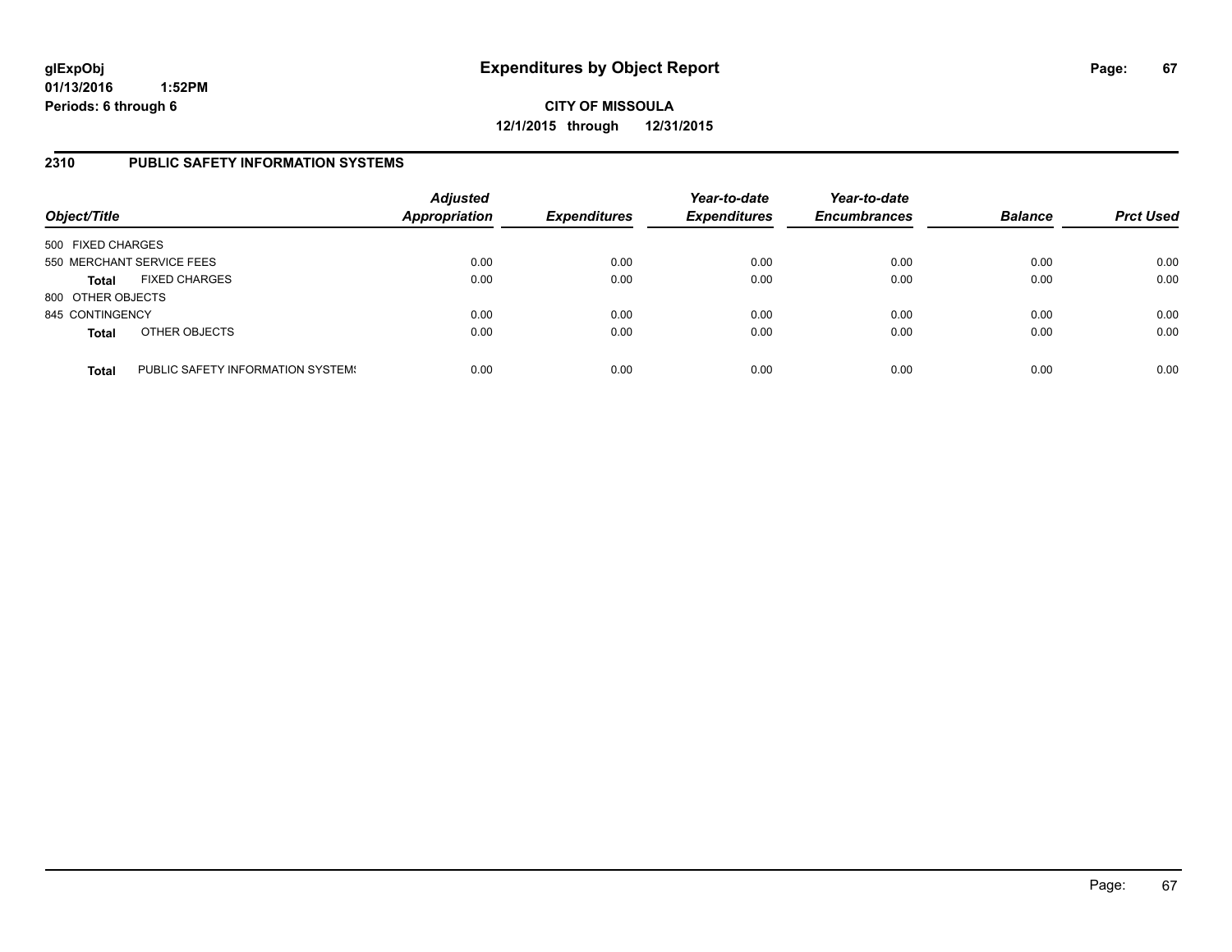# Expenditures by Object Report

glExpObj
01/13/2016 1:52PM
Periods: 6 through 6

**CITY OF MISSOULA**
**12/1/2015 through 12/31/2015**

## 2310 PUBLIC SAFETY INFORMATION SYSTEMS

| Object/Title | | *Adjusted Appropriation* | *Expenditures* | *Year-to-date Expenditures* | *Year-to-date Encumbrances* | *Balance* | *Prct Used* |
|---|---|---|---|---|---|---|---|
| 500 FIXED CHARGES | | | | | | | |
| 550 MERCHANT SERVICE FEES | | 0.00 | 0.00 | 0.00 | 0.00 | 0.00 | 0.00 |
| **Total** | FIXED CHARGES | 0.00 | 0.00 | 0.00 | 0.00 | 0.00 | 0.00 |
| 800 OTHER OBJECTS | | | | | | | |
| 845 CONTINGENCY | | 0.00 | 0.00 | 0.00 | 0.00 | 0.00 | 0.00 |
| **Total** | OTHER OBJECTS | 0.00 | 0.00 | 0.00 | 0.00 | 0.00 | 0.00 |
| **Total** | PUBLIC SAFETY INFORMATION SYSTEMS | 0.00 | 0.00 | 0.00 | 0.00 | 0.00 | 0.00 |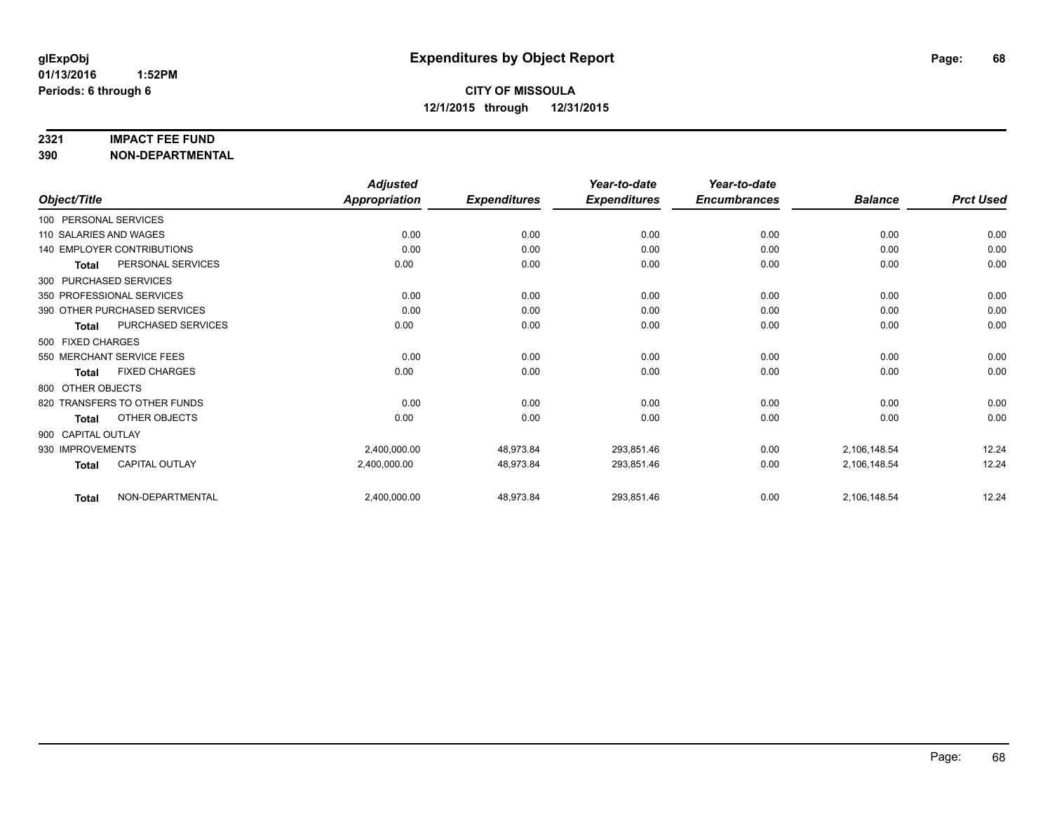**glExpObj** **Expenditures by Object Report**

**01/13/2016 1:52PM**

**Periods: 6 through 6**

**CITY OF MISSOULA**

**12/1/2015 through 12/31/2015**

**2321 IMPACT FEE FUND**

**390 NON-DEPARTMENTAL**

| Object/Title | | Adjusted Appropriation | Expenditures | Year-to-date Expenditures | Year-to-date Encumbrances | Balance | Prct Used |
|---|---|---|---|---|---|---|---|
| 100 PERSONAL SERVICES | | | | | | | |
| 110 SALARIES AND WAGES | | 0.00 | 0.00 | 0.00 | 0.00 | 0.00 | 0.00 |
| 140 EMPLOYER CONTRIBUTIONS | | 0.00 | 0.00 | 0.00 | 0.00 | 0.00 | 0.00 |
| Total | PERSONAL SERVICES | 0.00 | 0.00 | 0.00 | 0.00 | 0.00 | 0.00 |
| 300 PURCHASED SERVICES | | | | | | | |
| 350 PROFESSIONAL SERVICES | | 0.00 | 0.00 | 0.00 | 0.00 | 0.00 | 0.00 |
| 390 OTHER PURCHASED SERVICES | | 0.00 | 0.00 | 0.00 | 0.00 | 0.00 | 0.00 |
| Total | PURCHASED SERVICES | 0.00 | 0.00 | 0.00 | 0.00 | 0.00 | 0.00 |
| 500 FIXED CHARGES | | | | | | | |
| 550 MERCHANT SERVICE FEES | | 0.00 | 0.00 | 0.00 | 0.00 | 0.00 | 0.00 |
| Total | FIXED CHARGES | 0.00 | 0.00 | 0.00 | 0.00 | 0.00 | 0.00 |
| 800 OTHER OBJECTS | | | | | | | |
| 820 TRANSFERS TO OTHER FUNDS | | 0.00 | 0.00 | 0.00 | 0.00 | 0.00 | 0.00 |
| Total | OTHER OBJECTS | 0.00 | 0.00 | 0.00 | 0.00 | 0.00 | 0.00 |
| 900 CAPITAL OUTLAY | | | | | | | |
| 930 IMPROVEMENTS | | 2,400,000.00 | 48,973.84 | 293,851.46 | 0.00 | 2,106,148.54 | 12.24 |
| Total | CAPITAL OUTLAY | 2,400,000.00 | 48,973.84 | 293,851.46 | 0.00 | 2,106,148.54 | 12.24 |
| Total | NON-DEPARTMENTAL | 2,400,000.00 | 48,973.84 | 293,851.46 | 0.00 | 2,106,148.54 | 12.24 |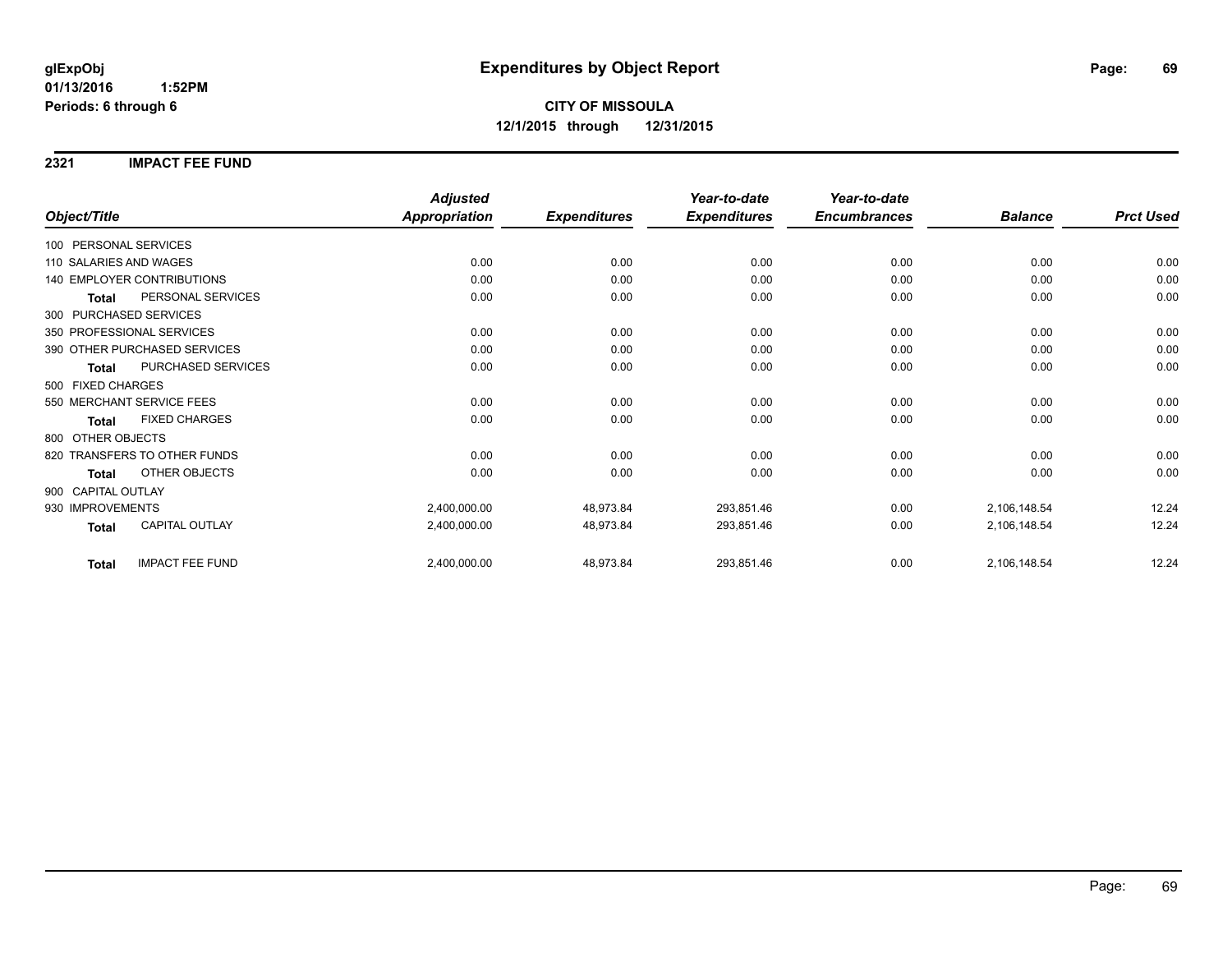**glExpObj**
**01/13/2016 1:52PM**
**Periods: 6 through 6**

# Expenditures by Object Report

**CITY OF MISSOULA**
**12/1/2015 through 12/31/2015**

## 2321 IMPACT FEE FUND

| Object/Title | Adjusted Appropriation | Expenditures | Year-to-date Expenditures | Year-to-date Encumbrances | Balance | Prct Used |
|---|---|---|---|---|---|---|
| 100 PERSONAL SERVICES | | | | | | |
| 110 SALARIES AND WAGES | 0.00 | 0.00 | 0.00 | 0.00 | 0.00 | 0.00 |
| 140 EMPLOYER CONTRIBUTIONS | 0.00 | 0.00 | 0.00 | 0.00 | 0.00 | 0.00 |
| **Total** PERSONAL SERVICES | 0.00 | 0.00 | 0.00 | 0.00 | 0.00 | 0.00 |
| 300 PURCHASED SERVICES | | | | | | |
| 350 PROFESSIONAL SERVICES | 0.00 | 0.00 | 0.00 | 0.00 | 0.00 | 0.00 |
| 390 OTHER PURCHASED SERVICES | 0.00 | 0.00 | 0.00 | 0.00 | 0.00 | 0.00 |
| **Total** PURCHASED SERVICES | 0.00 | 0.00 | 0.00 | 0.00 | 0.00 | 0.00 |
| 500 FIXED CHARGES | | | | | | |
| 550 MERCHANT SERVICE FEES | 0.00 | 0.00 | 0.00 | 0.00 | 0.00 | 0.00 |
| **Total** FIXED CHARGES | 0.00 | 0.00 | 0.00 | 0.00 | 0.00 | 0.00 |
| 800 OTHER OBJECTS | | | | | | |
| 820 TRANSFERS TO OTHER FUNDS | 0.00 | 0.00 | 0.00 | 0.00 | 0.00 | 0.00 |
| **Total** OTHER OBJECTS | 0.00 | 0.00 | 0.00 | 0.00 | 0.00 | 0.00 |
| 900 CAPITAL OUTLAY | | | | | | |
| 930 IMPROVEMENTS | 2,400,000.00 | 48,973.84 | 293,851.46 | 0.00 | 2,106,148.54 | 12.24 |
| **Total** CAPITAL OUTLAY | 2,400,000.00 | 48,973.84 | 293,851.46 | 0.00 | 2,106,148.54 | 12.24 |
| **Total** IMPACT FEE FUND | 2,400,000.00 | 48,973.84 | 293,851.46 | 0.00 | 2,106,148.54 | 12.24 |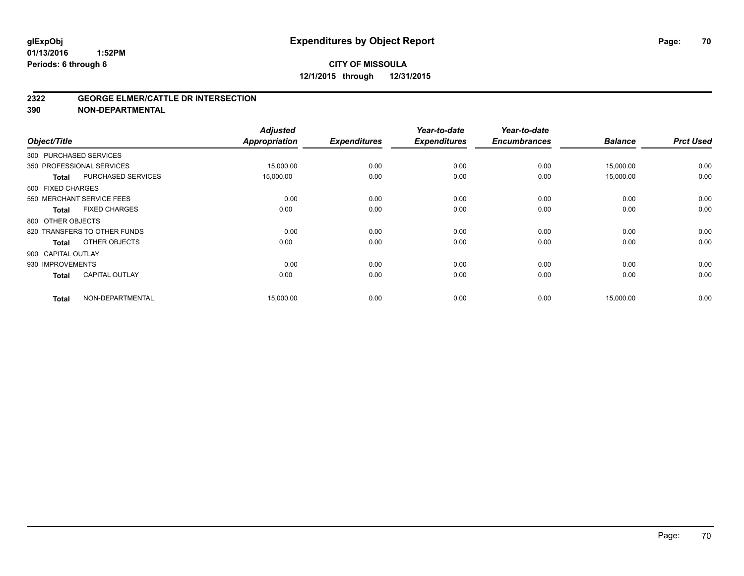# Expenditures by Object Report

glExpObj
01/13/2016 1:52PM
Periods: 6 through 6

**CITY OF MISSOULA**
**12/1/2015 through 12/31/2015**

## 2322 GEORGE ELMER/CATTLE DR INTERSECTION
## 390 NON-DEPARTMENTAL

| Object/Title | Adjusted Appropriation | Expenditures | Year-to-date Expenditures | Year-to-date Encumbrances | Balance | Prct Used |
|---|---|---|---|---|---|---|
| 300 PURCHASED SERVICES | | | | | | |
| 350 PROFESSIONAL SERVICES | 15,000.00 | 0.00 | 0.00 | 0.00 | 15,000.00 | 0.00 |
| **Total** PURCHASED SERVICES | 15,000.00 | 0.00 | 0.00 | 0.00 | 15,000.00 | 0.00 |
| 500 FIXED CHARGES | | | | | | |
| 550 MERCHANT SERVICE FEES | 0.00 | 0.00 | 0.00 | 0.00 | 0.00 | 0.00 |
| **Total** FIXED CHARGES | 0.00 | 0.00 | 0.00 | 0.00 | 0.00 | 0.00 |
| 800 OTHER OBJECTS | | | | | | |
| 820 TRANSFERS TO OTHER FUNDS | 0.00 | 0.00 | 0.00 | 0.00 | 0.00 | 0.00 |
| **Total** OTHER OBJECTS | 0.00 | 0.00 | 0.00 | 0.00 | 0.00 | 0.00 |
| 900 CAPITAL OUTLAY | | | | | | |
| 930 IMPROVEMENTS | 0.00 | 0.00 | 0.00 | 0.00 | 0.00 | 0.00 |
| **Total** CAPITAL OUTLAY | 0.00 | 0.00 | 0.00 | 0.00 | 0.00 | 0.00 |
| **Total** NON-DEPARTMENTAL | 15,000.00 | 0.00 | 0.00 | 0.00 | 15,000.00 | 0.00 |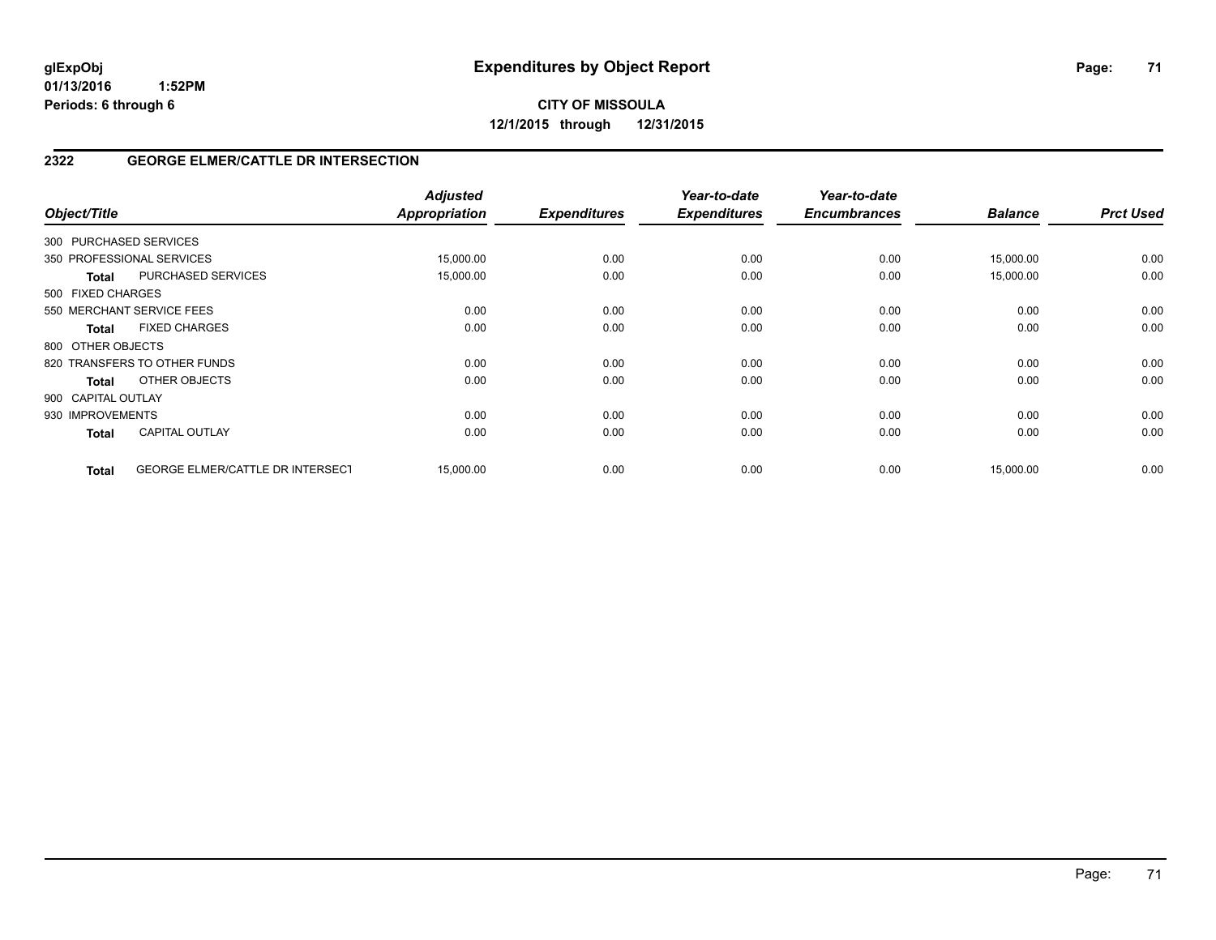# Expenditures by Object Report

glExpObj
01/13/2016 1:52PM
Periods: 6 through 6

**CITY OF MISSOULA**
**12/1/2015 through 12/31/2015**

## 2322 GEORGE ELMER/CATTLE DR INTERSECTION

| Object/Title | | *Adjusted Appropriation* | *Expenditures* | *Year-to-date Expenditures* | *Year-to-date Encumbrances* | *Balance* | *Prct Used* |
|---|---|---|---|---|---|---|---|
| 300 PURCHASED SERVICES | | | | | | | |
| 350 PROFESSIONAL SERVICES | | 15,000.00 | 0.00 | 0.00 | 0.00 | 15,000.00 | 0.00 |
| **Total** | PURCHASED SERVICES | 15,000.00 | 0.00 | 0.00 | 0.00 | 15,000.00 | 0.00 |
| 500 FIXED CHARGES | | | | | | | |
| 550 MERCHANT SERVICE FEES | | 0.00 | 0.00 | 0.00 | 0.00 | 0.00 | 0.00 |
| **Total** | FIXED CHARGES | 0.00 | 0.00 | 0.00 | 0.00 | 0.00 | 0.00 |
| 800 OTHER OBJECTS | | | | | | | |
| 820 TRANSFERS TO OTHER FUNDS | | 0.00 | 0.00 | 0.00 | 0.00 | 0.00 | 0.00 |
| **Total** | OTHER OBJECTS | 0.00 | 0.00 | 0.00 | 0.00 | 0.00 | 0.00 |
| 900 CAPITAL OUTLAY | | | | | | | |
| 930 IMPROVEMENTS | | 0.00 | 0.00 | 0.00 | 0.00 | 0.00 | 0.00 |
| **Total** | CAPITAL OUTLAY | 0.00 | 0.00 | 0.00 | 0.00 | 0.00 | 0.00 |
| **Total** | GEORGE ELMER/CATTLE DR INTERSECT | 15,000.00 | 0.00 | 0.00 | 0.00 | 15,000.00 | 0.00 |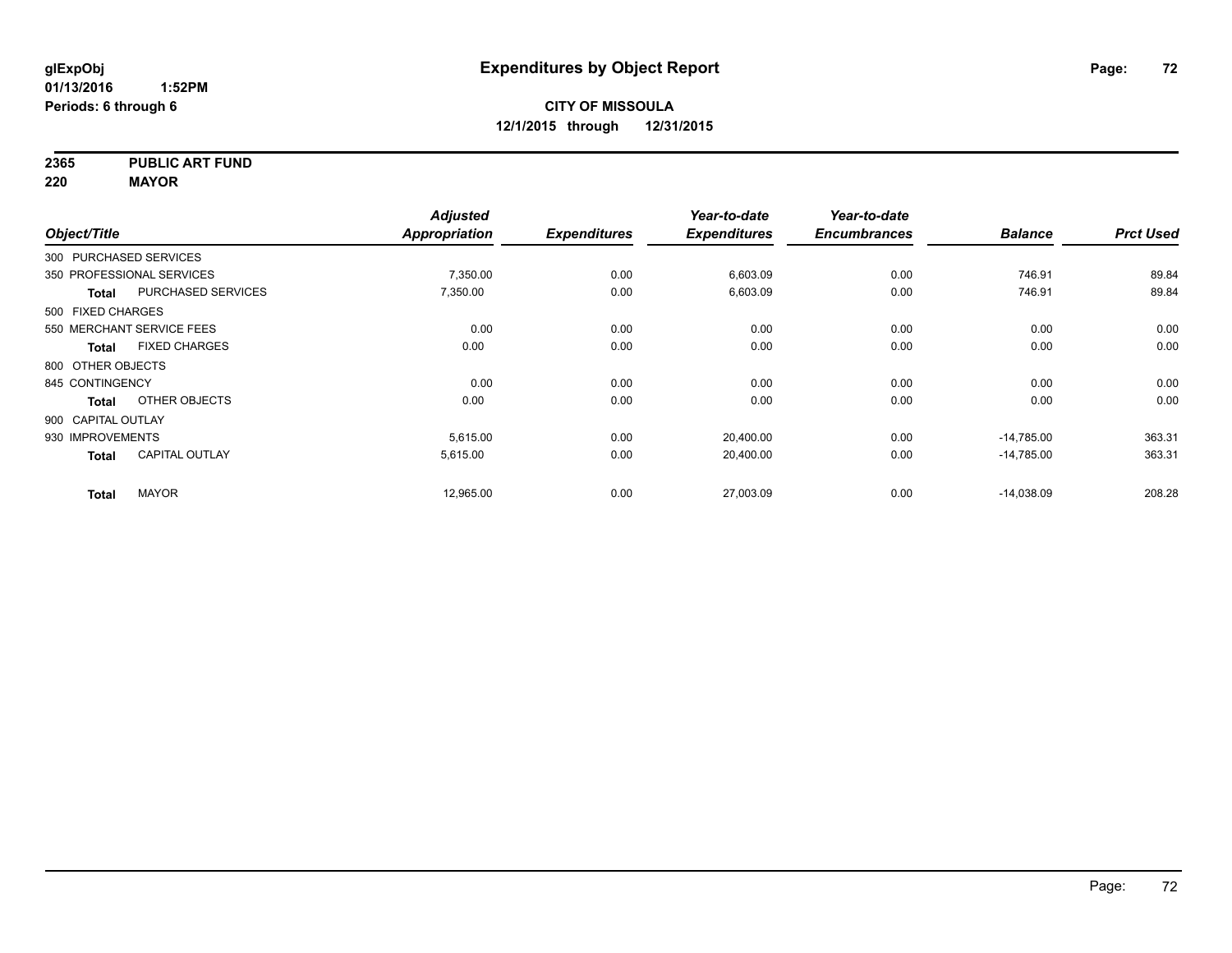glExpObj
01/13/2016 1:52PM
Periods: 6 through 6

# Expenditures by Object Report

**CITY OF MISSOULA**
**12/1/2015 through 12/31/2015**

**2365 PUBLIC ART FUND**
**220 MAYOR**

| Object/Title | | Adjusted Appropriation | Expenditures | Year-to-date Expenditures | Year-to-date Encumbrances | Balance | Prct Used |
|---|---|---|---|---|---|---|---|
| 300 PURCHASED SERVICES | | | | | | | |
| 350 PROFESSIONAL SERVICES | | 7,350.00 | 0.00 | 6,603.09 | 0.00 | 746.91 | 89.84 |
| **Total** | PURCHASED SERVICES | 7,350.00 | 0.00 | 6,603.09 | 0.00 | 746.91 | 89.84 |
| 500 FIXED CHARGES | | | | | | | |
| 550 MERCHANT SERVICE FEES | | 0.00 | 0.00 | 0.00 | 0.00 | 0.00 | 0.00 |
| **Total** | FIXED CHARGES | 0.00 | 0.00 | 0.00 | 0.00 | 0.00 | 0.00 |
| 800 OTHER OBJECTS | | | | | | | |
| 845 CONTINGENCY | | 0.00 | 0.00 | 0.00 | 0.00 | 0.00 | 0.00 |
| **Total** | OTHER OBJECTS | 0.00 | 0.00 | 0.00 | 0.00 | 0.00 | 0.00 |
| 900 CAPITAL OUTLAY | | | | | | | |
| 930 IMPROVEMENTS | | 5,615.00 | 0.00 | 20,400.00 | 0.00 | -14,785.00 | 363.31 |
| **Total** | CAPITAL OUTLAY | 5,615.00 | 0.00 | 20,400.00 | 0.00 | -14,785.00 | 363.31 |
| **Total** | MAYOR | 12,965.00 | 0.00 | 27,003.09 | 0.00 | -14,038.09 | 208.28 |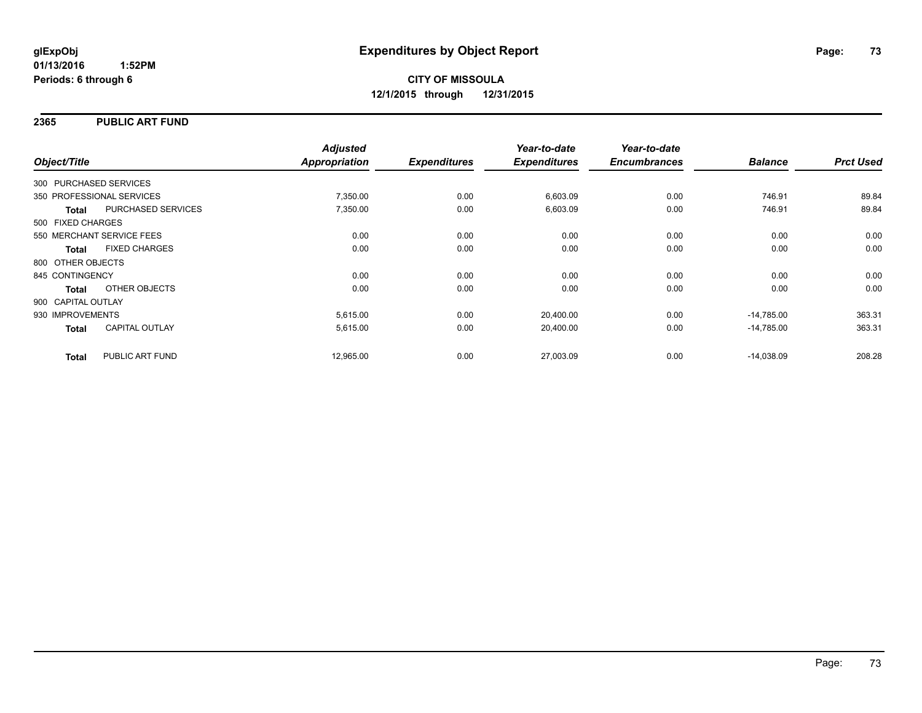# Expenditures by Object Report

glExpObj
01/13/2016 1:52PM
Periods: 6 through 6

**CITY OF MISSOULA**
**12/1/2015 through 12/31/2015**

## 2365 PUBLIC ART FUND

| Object/Title | | Adjusted Appropriation | Expenditures | Year-to-date Expenditures | Year-to-date Encumbrances | Balance | Prct Used |
|---|---|---|---|---|---|---|---|
| 300 PURCHASED SERVICES | | | | | | | |
| 350 PROFESSIONAL SERVICES | | 7,350.00 | 0.00 | 6,603.09 | 0.00 | 746.91 | 89.84 |
| **Total** | PURCHASED SERVICES | 7,350.00 | 0.00 | 6,603.09 | 0.00 | 746.91 | 89.84 |
| 500 FIXED CHARGES | | | | | | | |
| 550 MERCHANT SERVICE FEES | | 0.00 | 0.00 | 0.00 | 0.00 | 0.00 | 0.00 |
| **Total** | FIXED CHARGES | 0.00 | 0.00 | 0.00 | 0.00 | 0.00 | 0.00 |
| 800 OTHER OBJECTS | | | | | | | |
| 845 CONTINGENCY | | 0.00 | 0.00 | 0.00 | 0.00 | 0.00 | 0.00 |
| **Total** | OTHER OBJECTS | 0.00 | 0.00 | 0.00 | 0.00 | 0.00 | 0.00 |
| 900 CAPITAL OUTLAY | | | | | | | |
| 930 IMPROVEMENTS | | 5,615.00 | 0.00 | 20,400.00 | 0.00 | -14,785.00 | 363.31 |
| **Total** | CAPITAL OUTLAY | 5,615.00 | 0.00 | 20,400.00 | 0.00 | -14,785.00 | 363.31 |
| **Total** | PUBLIC ART FUND | 12,965.00 | 0.00 | 27,003.09 | 0.00 | -14,038.09 | 208.28 |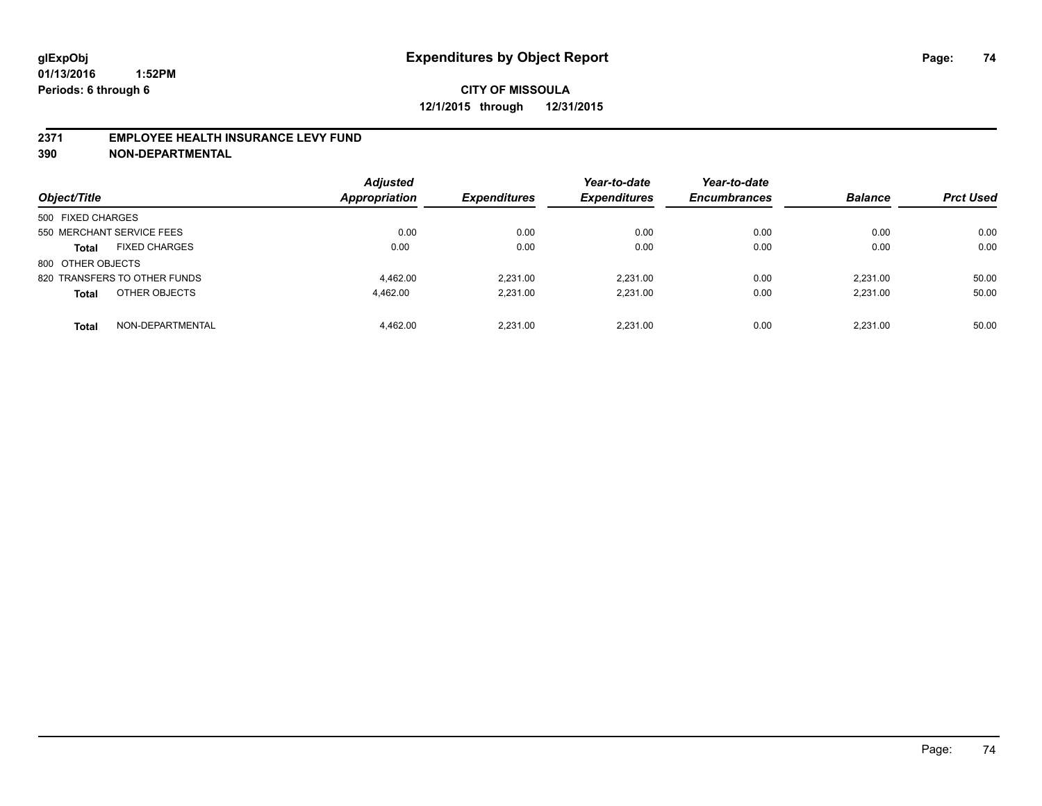**glExpObj** **Expenditures by Object Report**

**01/13/2016 1:52PM**

**Periods: 6 through 6**

**CITY OF MISSOULA**

**12/1/2015 through 12/31/2015**

## 2371 EMPLOYEE HEALTH INSURANCE LEVY FUND
## 390 NON-DEPARTMENTAL

| Object/Title | | Adjusted Appropriation | Expenditures | Year-to-date Expenditures | Year-to-date Encumbrances | Balance | Prct Used |
|---|---|---|---|---|---|---|---|
| 500 FIXED CHARGES | | | | | | | |
| 550 MERCHANT SERVICE FEES | | 0.00 | 0.00 | 0.00 | 0.00 | 0.00 | 0.00 |
| **Total** | FIXED CHARGES | 0.00 | 0.00 | 0.00 | 0.00 | 0.00 | 0.00 |
| 800 OTHER OBJECTS | | | | | | | |
| 820 TRANSFERS TO OTHER FUNDS | | 4,462.00 | 2,231.00 | 2,231.00 | 0.00 | 2,231.00 | 50.00 |
| **Total** | OTHER OBJECTS | 4,462.00 | 2,231.00 | 2,231.00 | 0.00 | 2,231.00 | 50.00 |
| **Total** | NON-DEPARTMENTAL | 4,462.00 | 2,231.00 | 2,231.00 | 0.00 | 2,231.00 | 50.00 |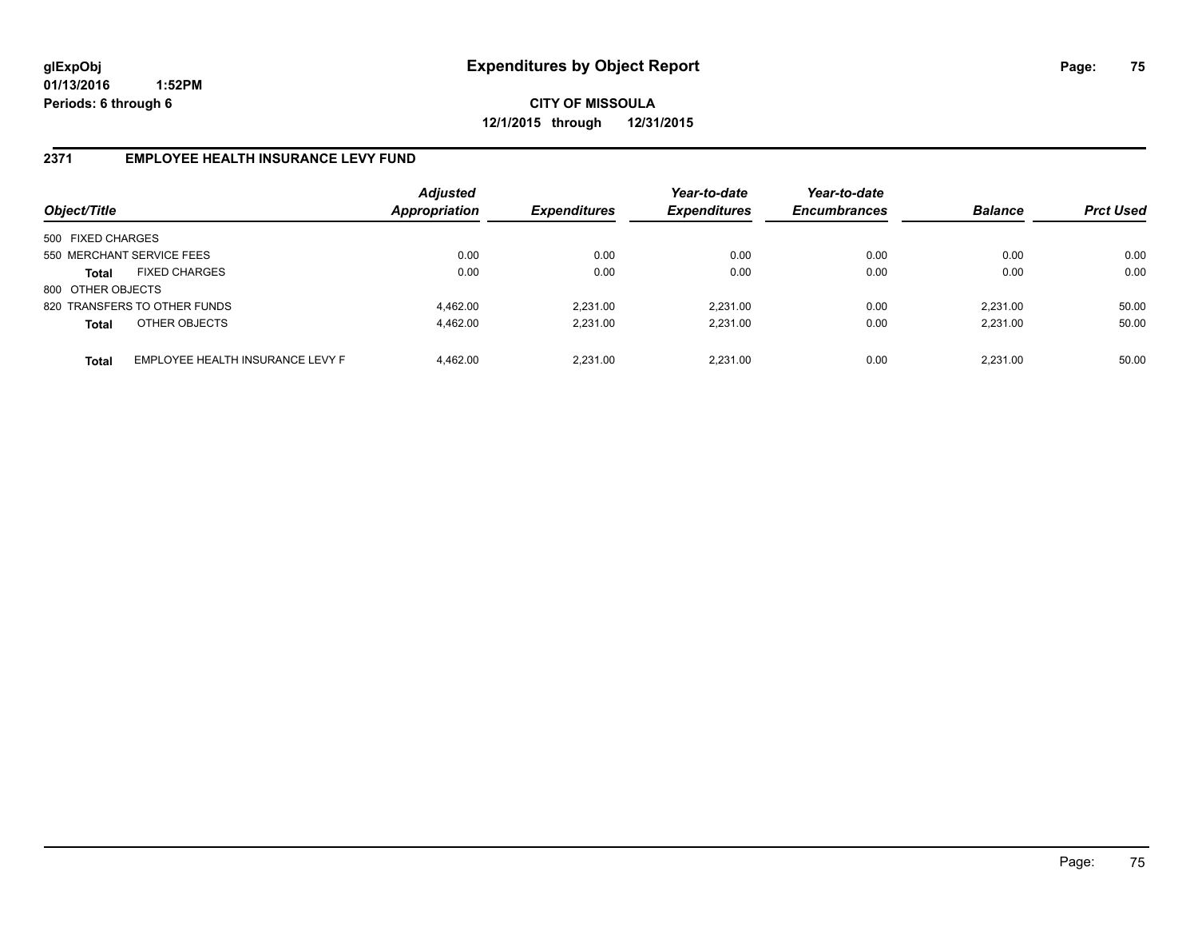# Expenditures by Object Report

glExpObj
01/13/2016 1:52PM
Periods: 6 through 6

**CITY OF MISSOULA**
**12/1/2015 through 12/31/2015**

## 2371 EMPLOYEE HEALTH INSURANCE LEVY FUND

| Object/Title | | Adjusted Appropriation | Expenditures | Year-to-date Expenditures | Year-to-date Encumbrances | Balance | Prct Used |
|---|---|---|---|---|---|---|---|
| 500 FIXED CHARGES | | | | | | | |
| 550 MERCHANT SERVICE FEES | | 0.00 | 0.00 | 0.00 | 0.00 | 0.00 | 0.00 |
| **Total** | FIXED CHARGES | 0.00 | 0.00 | 0.00 | 0.00 | 0.00 | 0.00 |
| 800 OTHER OBJECTS | | | | | | | |
| 820 TRANSFERS TO OTHER FUNDS | | 4,462.00 | 2,231.00 | 2,231.00 | 0.00 | 2,231.00 | 50.00 |
| **Total** | OTHER OBJECTS | 4,462.00 | 2,231.00 | 2,231.00 | 0.00 | 2,231.00 | 50.00 |
| **Total** | EMPLOYEE HEALTH INSURANCE LEVY F | 4,462.00 | 2,231.00 | 2,231.00 | 0.00 | 2,231.00 | 50.00 |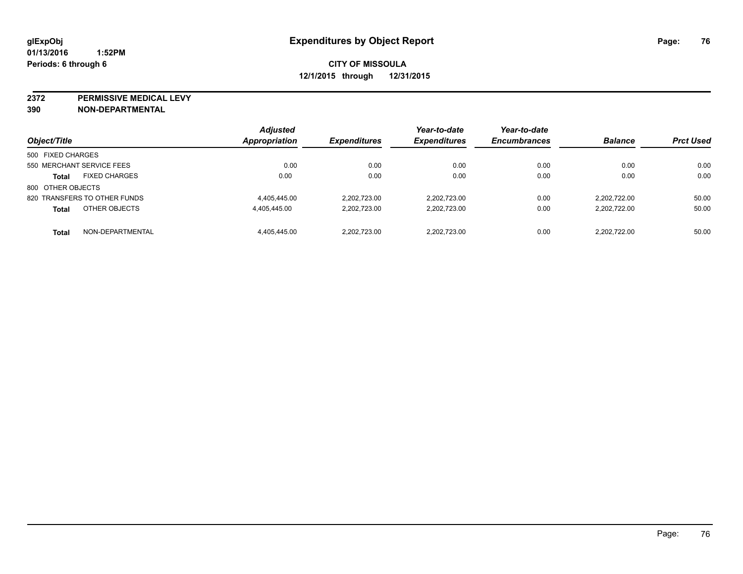glExpObj
01/13/2016 1:52PM
Periods: 6 through 6

# Expenditures by Object Report

**CITY OF MISSOULA**
**12/1/2015 through 12/31/2015**

**2372 PERMISSIVE MEDICAL LEVY**
**390 NON-DEPARTMENTAL**

| Object/Title | | Adjusted Appropriation | Expenditures | Year-to-date Expenditures | Year-to-date Encumbrances | Balance | Prct Used |
|---|---|---|---|---|---|---|---|
| 500 FIXED CHARGES | | | | | | | |
| 550 MERCHANT SERVICE FEES | | 0.00 | 0.00 | 0.00 | 0.00 | 0.00 | 0.00 |
| **Total** | FIXED CHARGES | 0.00 | 0.00 | 0.00 | 0.00 | 0.00 | 0.00 |
| 800 OTHER OBJECTS | | | | | | | |
| 820 TRANSFERS TO OTHER FUNDS | | 4,405,445.00 | 2,202,723.00 | 2,202,723.00 | 0.00 | 2,202,722.00 | 50.00 |
| **Total** | OTHER OBJECTS | 4,405,445.00 | 2,202,723.00 | 2,202,723.00 | 0.00 | 2,202,722.00 | 50.00 |
| **Total** | NON-DEPARTMENTAL | 4,405,445.00 | 2,202,723.00 | 2,202,723.00 | 0.00 | 2,202,722.00 | 50.00 |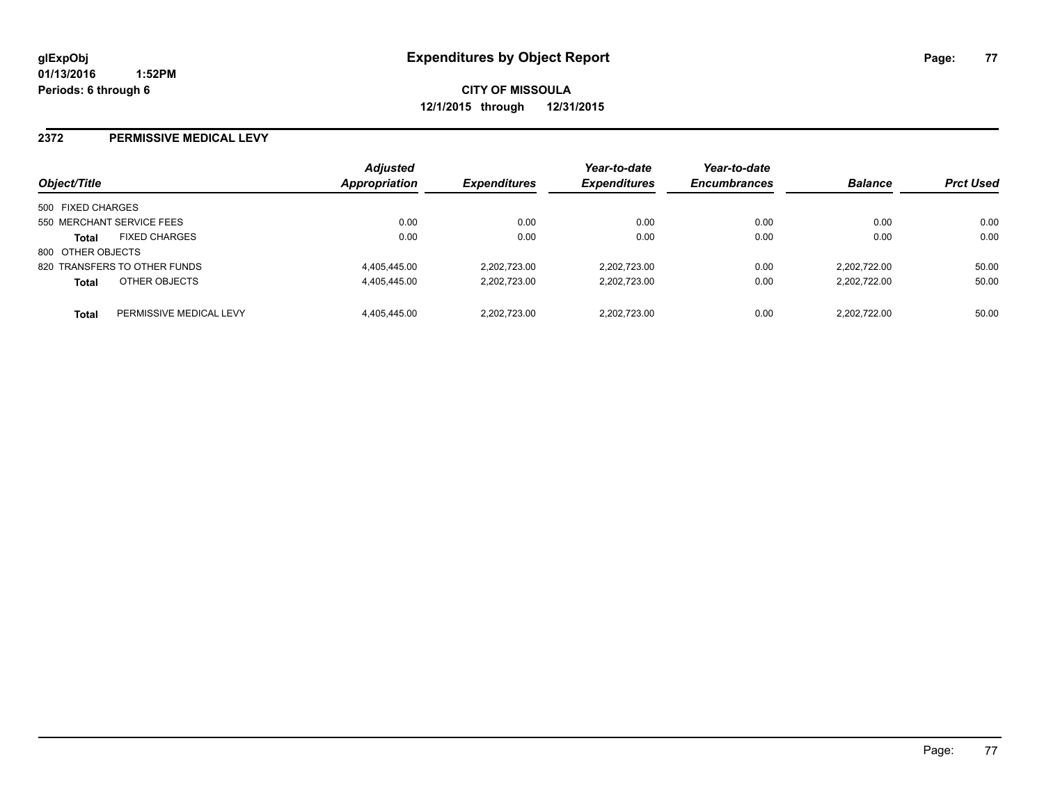glExpObj
01/13/2016 1:52PM
Periods: 6 through 6

# Expenditures by Object Report

**CITY OF MISSOULA**
**12/1/2015 through 12/31/2015**

## 2372 PERMISSIVE MEDICAL LEVY

| Object/Title | | Adjusted Appropriation | Expenditures | Year-to-date Expenditures | Year-to-date Encumbrances | Balance | Prct Used |
|---|---|---|---|---|---|---|---|
| 500 FIXED CHARGES | | | | | | | |
| 550 MERCHANT SERVICE FEES | | 0.00 | 0.00 | 0.00 | 0.00 | 0.00 | 0.00 |
| **Total** | FIXED CHARGES | 0.00 | 0.00 | 0.00 | 0.00 | 0.00 | 0.00 |
| 800 OTHER OBJECTS | | | | | | | |
| 820 TRANSFERS TO OTHER FUNDS | | 4,405,445.00 | 2,202,723.00 | 2,202,723.00 | 0.00 | 2,202,722.00 | 50.00 |
| **Total** | OTHER OBJECTS | 4,405,445.00 | 2,202,723.00 | 2,202,723.00 | 0.00 | 2,202,722.00 | 50.00 |
| **Total** | PERMISSIVE MEDICAL LEVY | 4,405,445.00 | 2,202,723.00 | 2,202,723.00 | 0.00 | 2,202,722.00 | 50.00 |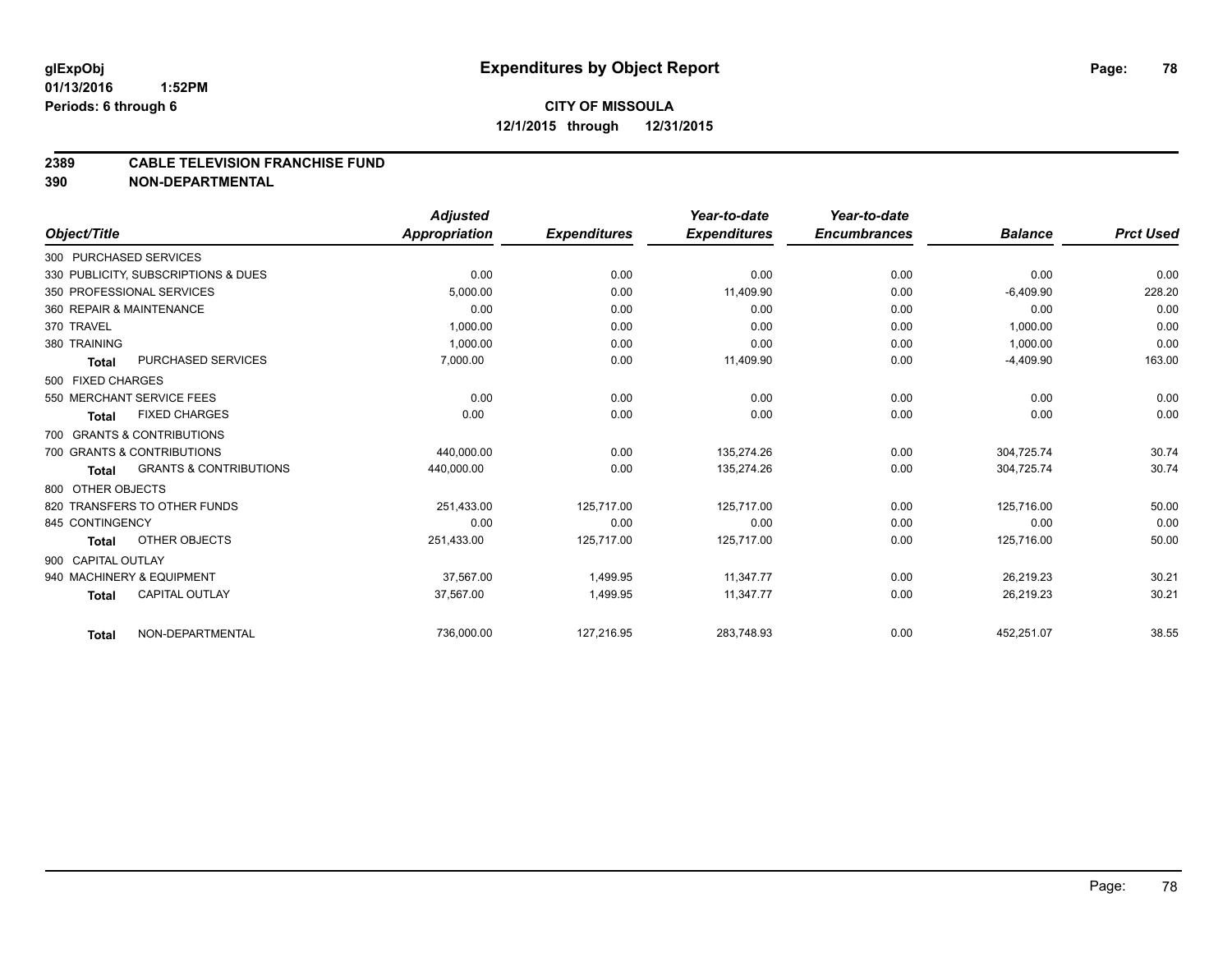# Expenditures by Object Report

glExpObj
01/13/2016 1:52PM
Periods: 6 through 6

**CITY OF MISSOULA**
**12/1/2015 through 12/31/2015**

## 2389 CABLE TELEVISION FRANCHISE FUND
## 390 NON-DEPARTMENTAL

| Object/Title | | Adjusted Appropriation | Expenditures | Year-to-date Expenditures | Year-to-date Encumbrances | Balance | Prct Used |
|---|---|---|---|---|---|---|---|
| 300 PURCHASED SERVICES | | | | | | | |
| 330 PUBLICITY, SUBSCRIPTIONS & DUES | | 0.00 | 0.00 | 0.00 | 0.00 | 0.00 | 0.00 |
| 350 PROFESSIONAL SERVICES | | 5,000.00 | 0.00 | 11,409.90 | 0.00 | -6,409.90 | 228.20 |
| 360 REPAIR & MAINTENANCE | | 0.00 | 0.00 | 0.00 | 0.00 | 0.00 | 0.00 |
| 370 TRAVEL | | 1,000.00 | 0.00 | 0.00 | 0.00 | 1,000.00 | 0.00 |
| 380 TRAINING | | 1,000.00 | 0.00 | 0.00 | 0.00 | 1,000.00 | 0.00 |
| **Total** | PURCHASED SERVICES | 7,000.00 | 0.00 | 11,409.90 | 0.00 | -4,409.90 | 163.00 |
| 500 FIXED CHARGES | | | | | | | |
| 550 MERCHANT SERVICE FEES | | 0.00 | 0.00 | 0.00 | 0.00 | 0.00 | 0.00 |
| **Total** | FIXED CHARGES | 0.00 | 0.00 | 0.00 | 0.00 | 0.00 | 0.00 |
| 700 GRANTS & CONTRIBUTIONS | | | | | | | |
| 700 GRANTS & CONTRIBUTIONS | | 440,000.00 | 0.00 | 135,274.26 | 0.00 | 304,725.74 | 30.74 |
| **Total** | GRANTS & CONTRIBUTIONS | 440,000.00 | 0.00 | 135,274.26 | 0.00 | 304,725.74 | 30.74 |
| 800 OTHER OBJECTS | | | | | | | |
| 820 TRANSFERS TO OTHER FUNDS | | 251,433.00 | 125,717.00 | 125,717.00 | 0.00 | 125,716.00 | 50.00 |
| 845 CONTINGENCY | | 0.00 | 0.00 | 0.00 | 0.00 | 0.00 | 0.00 |
| **Total** | OTHER OBJECTS | 251,433.00 | 125,717.00 | 125,717.00 | 0.00 | 125,716.00 | 50.00 |
| 900 CAPITAL OUTLAY | | | | | | | |
| 940 MACHINERY & EQUIPMENT | | 37,567.00 | 1,499.95 | 11,347.77 | 0.00 | 26,219.23 | 30.21 |
| **Total** | CAPITAL OUTLAY | 37,567.00 | 1,499.95 | 11,347.77 | 0.00 | 26,219.23 | 30.21 |
| **Total** | NON-DEPARTMENTAL | 736,000.00 | 127,216.95 | 283,748.93 | 0.00 | 452,251.07 | 38.55 |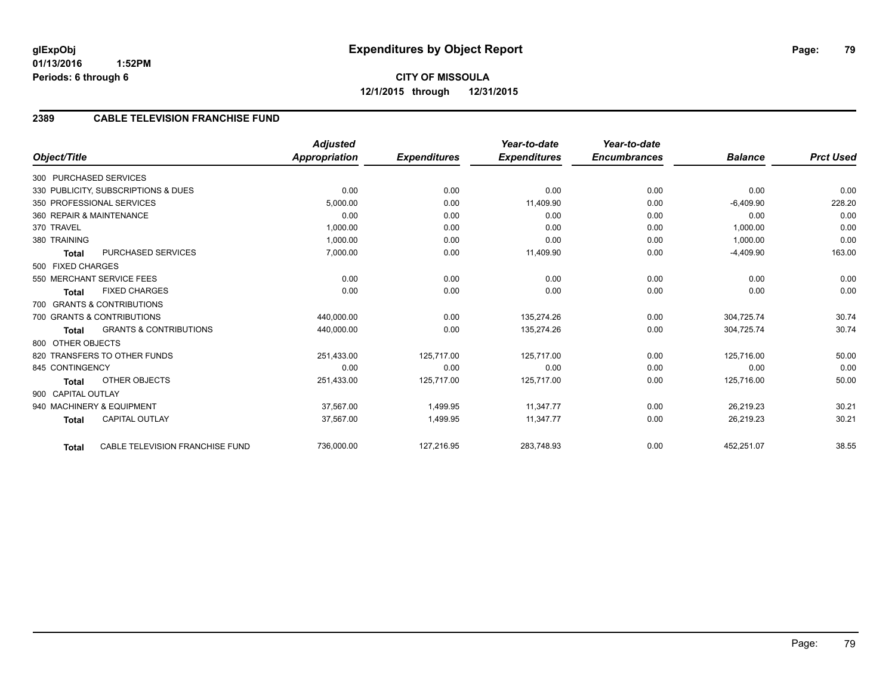**glExpObj**
**01/13/2016 1:52PM**
**Periods: 6 through 6**

# Expenditures by Object Report

**CITY OF MISSOULA**
**12/1/2015 through 12/31/2015**

## 2389 CABLE TELEVISION FRANCHISE FUND

| Object/Title | Adjusted Appropriation | Expenditures | Year-to-date Expenditures | Year-to-date Encumbrances | Balance | Prct Used |
|---|---|---|---|---|---|---|
| 300 PURCHASED SERVICES | | | | | | |
| 330 PUBLICITY, SUBSCRIPTIONS & DUES | 0.00 | 0.00 | 0.00 | 0.00 | 0.00 | 0.00 |
| 350 PROFESSIONAL SERVICES | 5,000.00 | 0.00 | 11,409.90 | 0.00 | -6,409.90 | 228.20 |
| 360 REPAIR & MAINTENANCE | 0.00 | 0.00 | 0.00 | 0.00 | 0.00 | 0.00 |
| 370 TRAVEL | 1,000.00 | 0.00 | 0.00 | 0.00 | 1,000.00 | 0.00 |
| 380 TRAINING | 1,000.00 | 0.00 | 0.00 | 0.00 | 1,000.00 | 0.00 |
| **Total** PURCHASED SERVICES | 7,000.00 | 0.00 | 11,409.90 | 0.00 | -4,409.90 | 163.00 |
| 500 FIXED CHARGES | | | | | | |
| 550 MERCHANT SERVICE FEES | 0.00 | 0.00 | 0.00 | 0.00 | 0.00 | 0.00 |
| **Total** FIXED CHARGES | 0.00 | 0.00 | 0.00 | 0.00 | 0.00 | 0.00 |
| 700 GRANTS & CONTRIBUTIONS | | | | | | |
| 700 GRANTS & CONTRIBUTIONS | 440,000.00 | 0.00 | 135,274.26 | 0.00 | 304,725.74 | 30.74 |
| **Total** GRANTS & CONTRIBUTIONS | 440,000.00 | 0.00 | 135,274.26 | 0.00 | 304,725.74 | 30.74 |
| 800 OTHER OBJECTS | | | | | | |
| 820 TRANSFERS TO OTHER FUNDS | 251,433.00 | 125,717.00 | 125,717.00 | 0.00 | 125,716.00 | 50.00 |
| 845 CONTINGENCY | 0.00 | 0.00 | 0.00 | 0.00 | 0.00 | 0.00 |
| **Total** OTHER OBJECTS | 251,433.00 | 125,717.00 | 125,717.00 | 0.00 | 125,716.00 | 50.00 |
| 900 CAPITAL OUTLAY | | | | | | |
| 940 MACHINERY & EQUIPMENT | 37,567.00 | 1,499.95 | 11,347.77 | 0.00 | 26,219.23 | 30.21 |
| **Total** CAPITAL OUTLAY | 37,567.00 | 1,499.95 | 11,347.77 | 0.00 | 26,219.23 | 30.21 |
| **Total** CABLE TELEVISION FRANCHISE FUND | 736,000.00 | 127,216.95 | 283,748.93 | 0.00 | 452,251.07 | 38.55 |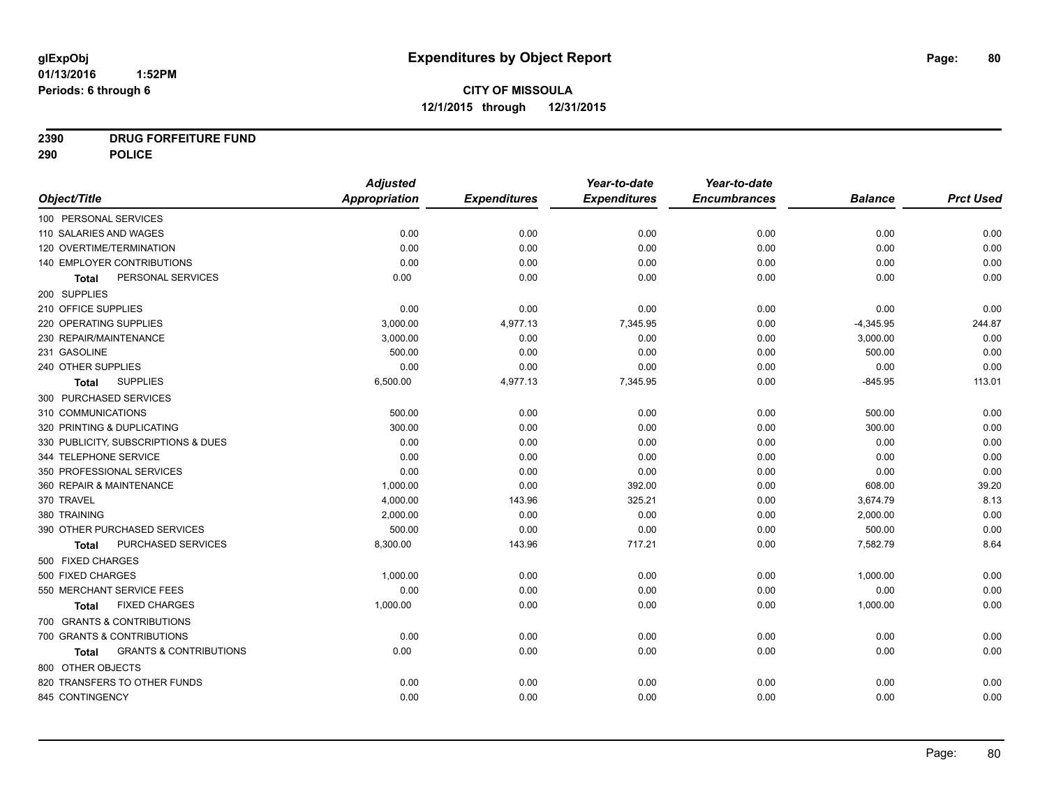# Expenditures by Object Report

glExpObj
01/13/2016 1:52PM
Periods: 6 through 6

**CITY OF MISSOULA**
**12/1/2015 through 12/31/2015**

**2390 DRUG FORFEITURE FUND**
**290 POLICE**

| Object/Title | Adjusted Appropriation | Expenditures | Year-to-date Expenditures | Year-to-date Encumbrances | Balance | Prct Used |
|---|---|---|---|---|---|---|
| 100 PERSONAL SERVICES | | | | | | |
| 110 SALARIES AND WAGES | 0.00 | 0.00 | 0.00 | 0.00 | 0.00 | 0.00 |
| 120 OVERTIME/TERMINATION | 0.00 | 0.00 | 0.00 | 0.00 | 0.00 | 0.00 |
| 140 EMPLOYER CONTRIBUTIONS | 0.00 | 0.00 | 0.00 | 0.00 | 0.00 | 0.00 |
| **Total** PERSONAL SERVICES | 0.00 | 0.00 | 0.00 | 0.00 | 0.00 | 0.00 |
| 200 SUPPLIES | | | | | | |
| 210 OFFICE SUPPLIES | 0.00 | 0.00 | 0.00 | 0.00 | 0.00 | 0.00 |
| 220 OPERATING SUPPLIES | 3,000.00 | 4,977.13 | 7,345.95 | 0.00 | -4,345.95 | 244.87 |
| 230 REPAIR/MAINTENANCE | 3,000.00 | 0.00 | 0.00 | 0.00 | 3,000.00 | 0.00 |
| 231 GASOLINE | 500.00 | 0.00 | 0.00 | 0.00 | 500.00 | 0.00 |
| 240 OTHER SUPPLIES | 0.00 | 0.00 | 0.00 | 0.00 | 0.00 | 0.00 |
| **Total** SUPPLIES | 6,500.00 | 4,977.13 | 7,345.95 | 0.00 | -845.95 | 113.01 |
| 300 PURCHASED SERVICES | | | | | | |
| 310 COMMUNICATIONS | 500.00 | 0.00 | 0.00 | 0.00 | 500.00 | 0.00 |
| 320 PRINTING & DUPLICATING | 300.00 | 0.00 | 0.00 | 0.00 | 300.00 | 0.00 |
| 330 PUBLICITY, SUBSCRIPTIONS & DUES | 0.00 | 0.00 | 0.00 | 0.00 | 0.00 | 0.00 |
| 344 TELEPHONE SERVICE | 0.00 | 0.00 | 0.00 | 0.00 | 0.00 | 0.00 |
| 350 PROFESSIONAL SERVICES | 0.00 | 0.00 | 0.00 | 0.00 | 0.00 | 0.00 |
| 360 REPAIR & MAINTENANCE | 1,000.00 | 0.00 | 392.00 | 0.00 | 608.00 | 39.20 |
| 370 TRAVEL | 4,000.00 | 143.96 | 325.21 | 0.00 | 3,674.79 | 8.13 |
| 380 TRAINING | 2,000.00 | 0.00 | 0.00 | 0.00 | 2,000.00 | 0.00 |
| 390 OTHER PURCHASED SERVICES | 500.00 | 0.00 | 0.00 | 0.00 | 500.00 | 0.00 |
| **Total** PURCHASED SERVICES | 8,300.00 | 143.96 | 717.21 | 0.00 | 7,582.79 | 8.64 |
| 500 FIXED CHARGES | | | | | | |
| 500 FIXED CHARGES | 1,000.00 | 0.00 | 0.00 | 0.00 | 1,000.00 | 0.00 |
| 550 MERCHANT SERVICE FEES | 0.00 | 0.00 | 0.00 | 0.00 | 0.00 | 0.00 |
| **Total** FIXED CHARGES | 1,000.00 | 0.00 | 0.00 | 0.00 | 1,000.00 | 0.00 |
| 700 GRANTS & CONTRIBUTIONS | | | | | | |
| 700 GRANTS & CONTRIBUTIONS | 0.00 | 0.00 | 0.00 | 0.00 | 0.00 | 0.00 |
| **Total** GRANTS & CONTRIBUTIONS | 0.00 | 0.00 | 0.00 | 0.00 | 0.00 | 0.00 |
| 800 OTHER OBJECTS | | | | | | |
| 820 TRANSFERS TO OTHER FUNDS | 0.00 | 0.00 | 0.00 | 0.00 | 0.00 | 0.00 |
| 845 CONTINGENCY | 0.00 | 0.00 | 0.00 | 0.00 | 0.00 | 0.00 |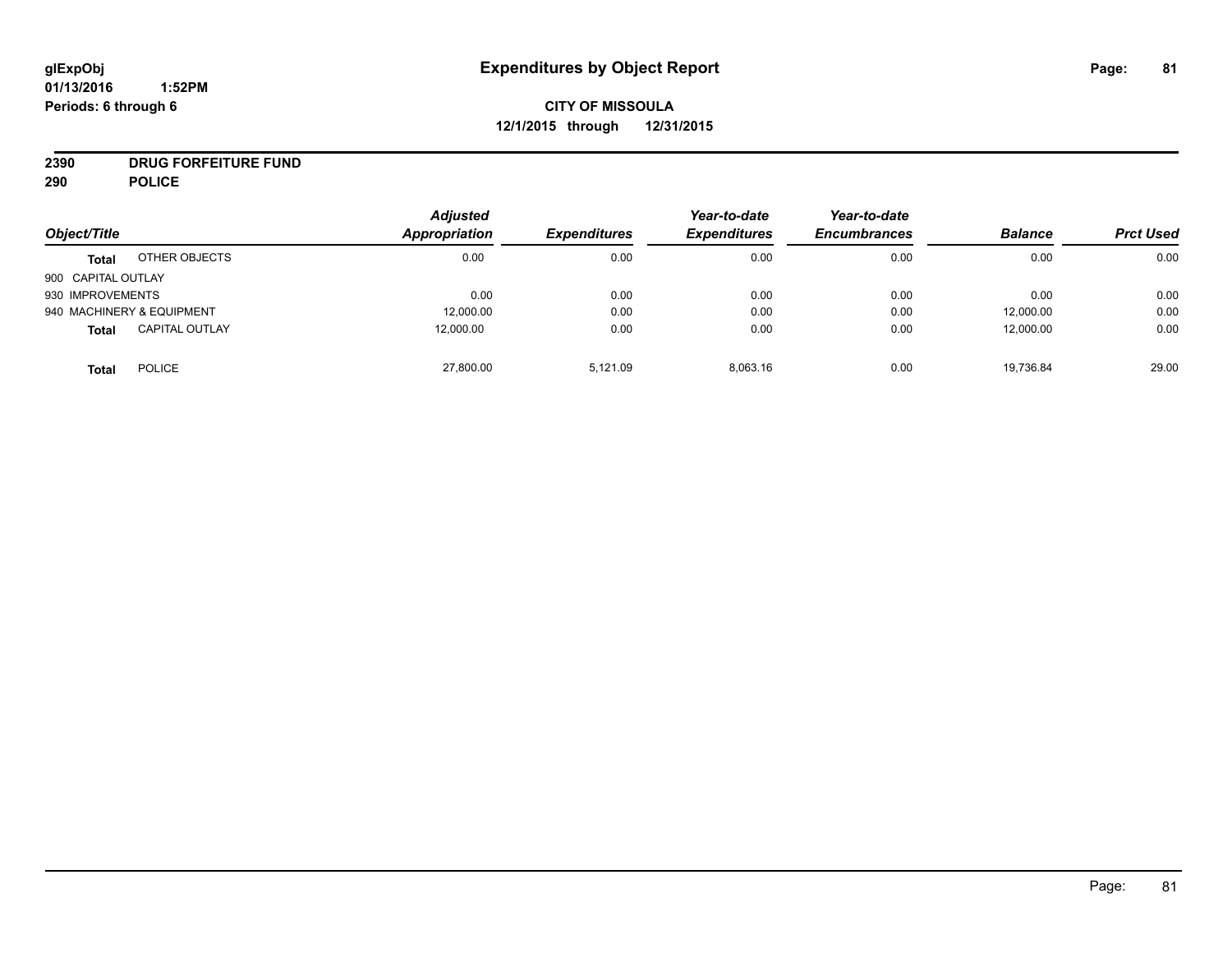**2390 DRUG FORFEITURE FUND**

**290 POLICE**

| Object/Title | | Adjusted Appropriation | Expenditures | Year-to-date Expenditures | Year-to-date Encumbrances | Balance | Prct Used |
|---|---|---|---|---|---|---|---|
| **Total** | OTHER OBJECTS | 0.00 | 0.00 | 0.00 | 0.00 | 0.00 | 0.00 |
| 900 CAPITAL OUTLAY | | | | | | | |
| 930 IMPROVEMENTS | | 0.00 | 0.00 | 0.00 | 0.00 | 0.00 | 0.00 |
| 940 MACHINERY & EQUIPMENT | | 12,000.00 | 0.00 | 0.00 | 0.00 | 12,000.00 | 0.00 |
| **Total** | CAPITAL OUTLAY | 12,000.00 | 0.00 | 0.00 | 0.00 | 12,000.00 | 0.00 |
| **Total** | POLICE | 27,800.00 | 5,121.09 | 8,063.16 | 0.00 | 19,736.84 | 29.00 |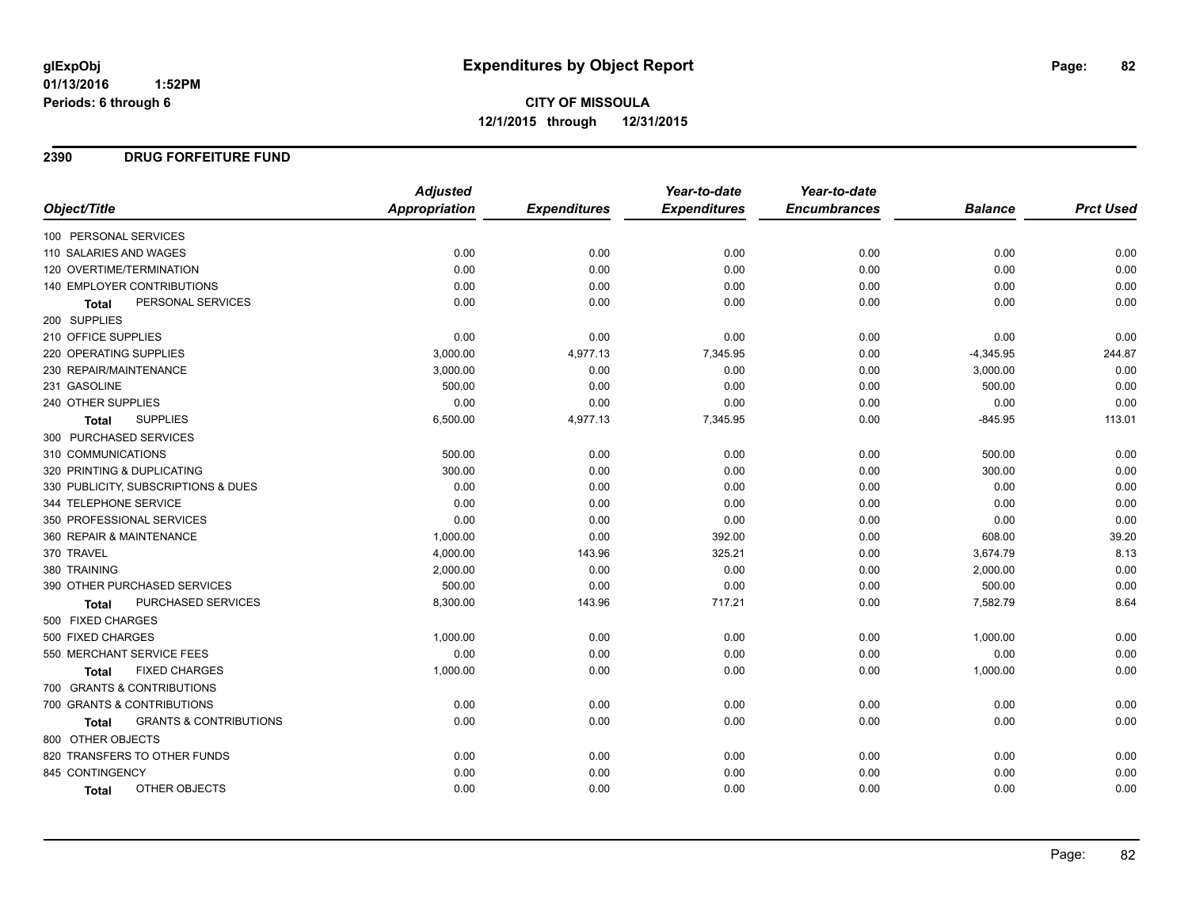# Expenditures by Object Report

glExpObj
01/13/2016 1:52PM
Periods: 6 through 6

**CITY OF MISSOULA**
**12/1/2015 through 12/31/2015**

## 2390 DRUG FORFEITURE FUND

| Object/Title | Adjusted Appropriation | Expenditures | Year-to-date Expenditures | Year-to-date Encumbrances | Balance | Prct Used |
|---|---|---|---|---|---|---|
| 100 PERSONAL SERVICES | | | | | | |
| 110 SALARIES AND WAGES | 0.00 | 0.00 | 0.00 | 0.00 | 0.00 | 0.00 |
| 120 OVERTIME/TERMINATION | 0.00 | 0.00 | 0.00 | 0.00 | 0.00 | 0.00 |
| 140 EMPLOYER CONTRIBUTIONS | 0.00 | 0.00 | 0.00 | 0.00 | 0.00 | 0.00 |
| **Total** PERSONAL SERVICES | 0.00 | 0.00 | 0.00 | 0.00 | 0.00 | 0.00 |
| 200 SUPPLIES | | | | | | |
| 210 OFFICE SUPPLIES | 0.00 | 0.00 | 0.00 | 0.00 | 0.00 | 0.00 |
| 220 OPERATING SUPPLIES | 3,000.00 | 4,977.13 | 7,345.95 | 0.00 | -4,345.95 | 244.87 |
| 230 REPAIR/MAINTENANCE | 3,000.00 | 0.00 | 0.00 | 0.00 | 3,000.00 | 0.00 |
| 231 GASOLINE | 500.00 | 0.00 | 0.00 | 0.00 | 500.00 | 0.00 |
| 240 OTHER SUPPLIES | 0.00 | 0.00 | 0.00 | 0.00 | 0.00 | 0.00 |
| **Total** SUPPLIES | 6,500.00 | 4,977.13 | 7,345.95 | 0.00 | -845.95 | 113.01 |
| 300 PURCHASED SERVICES | | | | | | |
| 310 COMMUNICATIONS | 500.00 | 0.00 | 0.00 | 0.00 | 500.00 | 0.00 |
| 320 PRINTING & DUPLICATING | 300.00 | 0.00 | 0.00 | 0.00 | 300.00 | 0.00 |
| 330 PUBLICITY, SUBSCRIPTIONS & DUES | 0.00 | 0.00 | 0.00 | 0.00 | 0.00 | 0.00 |
| 344 TELEPHONE SERVICE | 0.00 | 0.00 | 0.00 | 0.00 | 0.00 | 0.00 |
| 350 PROFESSIONAL SERVICES | 0.00 | 0.00 | 0.00 | 0.00 | 0.00 | 0.00 |
| 360 REPAIR & MAINTENANCE | 1,000.00 | 0.00 | 392.00 | 0.00 | 608.00 | 39.20 |
| 370 TRAVEL | 4,000.00 | 143.96 | 325.21 | 0.00 | 3,674.79 | 8.13 |
| 380 TRAINING | 2,000.00 | 0.00 | 0.00 | 0.00 | 2,000.00 | 0.00 |
| 390 OTHER PURCHASED SERVICES | 500.00 | 0.00 | 0.00 | 0.00 | 500.00 | 0.00 |
| **Total** PURCHASED SERVICES | 8,300.00 | 143.96 | 717.21 | 0.00 | 7,582.79 | 8.64 |
| 500 FIXED CHARGES | | | | | | |
| 500 FIXED CHARGES | 1,000.00 | 0.00 | 0.00 | 0.00 | 1,000.00 | 0.00 |
| 550 MERCHANT SERVICE FEES | 0.00 | 0.00 | 0.00 | 0.00 | 0.00 | 0.00 |
| **Total** FIXED CHARGES | 1,000.00 | 0.00 | 0.00 | 0.00 | 1,000.00 | 0.00 |
| 700 GRANTS & CONTRIBUTIONS | | | | | | |
| 700 GRANTS & CONTRIBUTIONS | 0.00 | 0.00 | 0.00 | 0.00 | 0.00 | 0.00 |
| **Total** GRANTS & CONTRIBUTIONS | 0.00 | 0.00 | 0.00 | 0.00 | 0.00 | 0.00 |
| 800 OTHER OBJECTS | | | | | | |
| 820 TRANSFERS TO OTHER FUNDS | 0.00 | 0.00 | 0.00 | 0.00 | 0.00 | 0.00 |
| 845 CONTINGENCY | 0.00 | 0.00 | 0.00 | 0.00 | 0.00 | 0.00 |
| **Total** OTHER OBJECTS | 0.00 | 0.00 | 0.00 | 0.00 | 0.00 | 0.00 |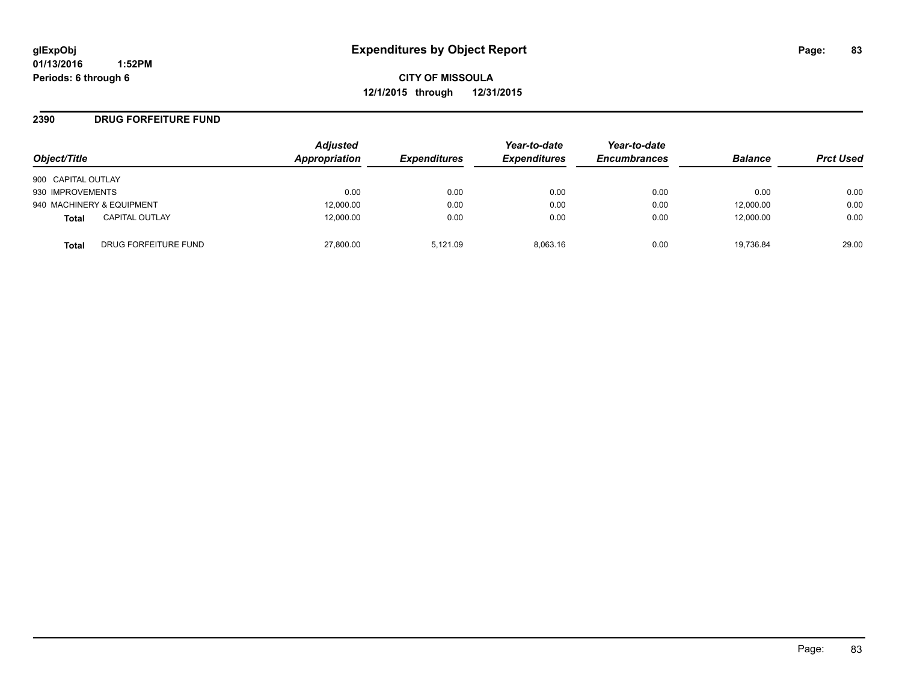**glExpObj**
**01/13/2016 1:52PM**
**Periods: 6 through 6**

# Expenditures by Object Report

**CITY OF MISSOULA**
**12/1/2015 through 12/31/2015**

## 2390 DRUG FORFEITURE FUND

| Object/Title | Adjusted Appropriation | Expenditures | Year-to-date Expenditures | Year-to-date Encumbrances | Balance | Prct Used |
|---|---|---|---|---|---|---|
| 900 CAPITAL OUTLAY | | | | | | |
| 930 IMPROVEMENTS | 0.00 | 0.00 | 0.00 | 0.00 | 0.00 | 0.00 |
| 940 MACHINERY & EQUIPMENT | 12,000.00 | 0.00 | 0.00 | 0.00 | 12,000.00 | 0.00 |
| **Total** CAPITAL OUTLAY | 12,000.00 | 0.00 | 0.00 | 0.00 | 12,000.00 | 0.00 |
| **Total** DRUG FORFEITURE FUND | 27,800.00 | 5,121.09 | 8,063.16 | 0.00 | 19,736.84 | 29.00 |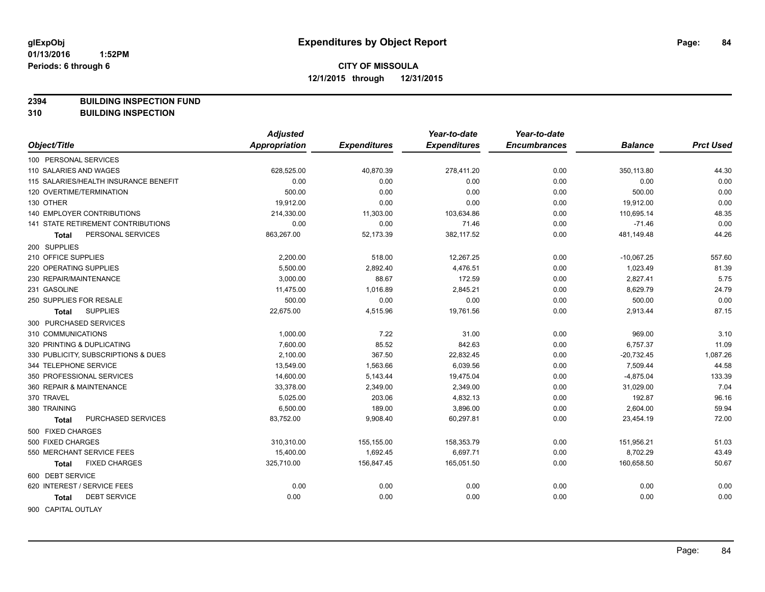# Expenditures by Object Report

glExpObj
01/13/2016 1:52PM
Periods: 6 through 6

**CITY OF MISSOULA**
**12/1/2015 through 12/31/2015**

**2394 BUILDING INSPECTION FUND**
**310 BUILDING INSPECTION**

| Object/Title | Adjusted Appropriation | Expenditures | Year-to-date Expenditures | Year-to-date Encumbrances | Balance | Prct Used |
|---|---|---|---|---|---|---|
| 100 PERSONAL SERVICES | | | | | | |
| 110 SALARIES AND WAGES | 628,525.00 | 40,870.39 | 278,411.20 | 0.00 | 350,113.80 | 44.30 |
| 115 SALARIES/HEALTH INSURANCE BENEFIT | 0.00 | 0.00 | 0.00 | 0.00 | 0.00 | 0.00 |
| 120 OVERTIME/TERMINATION | 500.00 | 0.00 | 0.00 | 0.00 | 500.00 | 0.00 |
| 130 OTHER | 19,912.00 | 0.00 | 0.00 | 0.00 | 19,912.00 | 0.00 |
| 140 EMPLOYER CONTRIBUTIONS | 214,330.00 | 11,303.00 | 103,634.86 | 0.00 | 110,695.14 | 48.35 |
| 141 STATE RETIREMENT CONTRIBUTIONS | 0.00 | 0.00 | 71.46 | 0.00 | -71.46 | 0.00 |
| **Total** PERSONAL SERVICES | 863,267.00 | 52,173.39 | 382,117.52 | 0.00 | 481,149.48 | 44.26 |
| 200 SUPPLIES | | | | | | |
| 210 OFFICE SUPPLIES | 2,200.00 | 518.00 | 12,267.25 | 0.00 | -10,067.25 | 557.60 |
| 220 OPERATING SUPPLIES | 5,500.00 | 2,892.40 | 4,476.51 | 0.00 | 1,023.49 | 81.39 |
| 230 REPAIR/MAINTENANCE | 3,000.00 | 88.67 | 172.59 | 0.00 | 2,827.41 | 5.75 |
| 231 GASOLINE | 11,475.00 | 1,016.89 | 2,845.21 | 0.00 | 8,629.79 | 24.79 |
| 250 SUPPLIES FOR RESALE | 500.00 | 0.00 | 0.00 | 0.00 | 500.00 | 0.00 |
| **Total** SUPPLIES | 22,675.00 | 4,515.96 | 19,761.56 | 0.00 | 2,913.44 | 87.15 |
| 300 PURCHASED SERVICES | | | | | | |
| 310 COMMUNICATIONS | 1,000.00 | 7.22 | 31.00 | 0.00 | 969.00 | 3.10 |
| 320 PRINTING & DUPLICATING | 7,600.00 | 85.52 | 842.63 | 0.00 | 6,757.37 | 11.09 |
| 330 PUBLICITY, SUBSCRIPTIONS & DUES | 2,100.00 | 367.50 | 22,832.45 | 0.00 | -20,732.45 | 1,087.26 |
| 344 TELEPHONE SERVICE | 13,549.00 | 1,563.66 | 6,039.56 | 0.00 | 7,509.44 | 44.58 |
| 350 PROFESSIONAL SERVICES | 14,600.00 | 5,143.44 | 19,475.04 | 0.00 | -4,875.04 | 133.39 |
| 360 REPAIR & MAINTENANCE | 33,378.00 | 2,349.00 | 2,349.00 | 0.00 | 31,029.00 | 7.04 |
| 370 TRAVEL | 5,025.00 | 203.06 | 4,832.13 | 0.00 | 192.87 | 96.16 |
| 380 TRAINING | 6,500.00 | 189.00 | 3,896.00 | 0.00 | 2,604.00 | 59.94 |
| **Total** PURCHASED SERVICES | 83,752.00 | 9,908.40 | 60,297.81 | 0.00 | 23,454.19 | 72.00 |
| 500 FIXED CHARGES | | | | | | |
| 500 FIXED CHARGES | 310,310.00 | 155,155.00 | 158,353.79 | 0.00 | 151,956.21 | 51.03 |
| 550 MERCHANT SERVICE FEES | 15,400.00 | 1,692.45 | 6,697.71 | 0.00 | 8,702.29 | 43.49 |
| **Total** FIXED CHARGES | 325,710.00 | 156,847.45 | 165,051.50 | 0.00 | 160,658.50 | 50.67 |
| 600 DEBT SERVICE | | | | | | |
| 620 INTEREST / SERVICE FEES | 0.00 | 0.00 | 0.00 | 0.00 | 0.00 | 0.00 |
| **Total** DEBT SERVICE | 0.00 | 0.00 | 0.00 | 0.00 | 0.00 | 0.00 |
| 900 CAPITAL OUTLAY | | | | | | |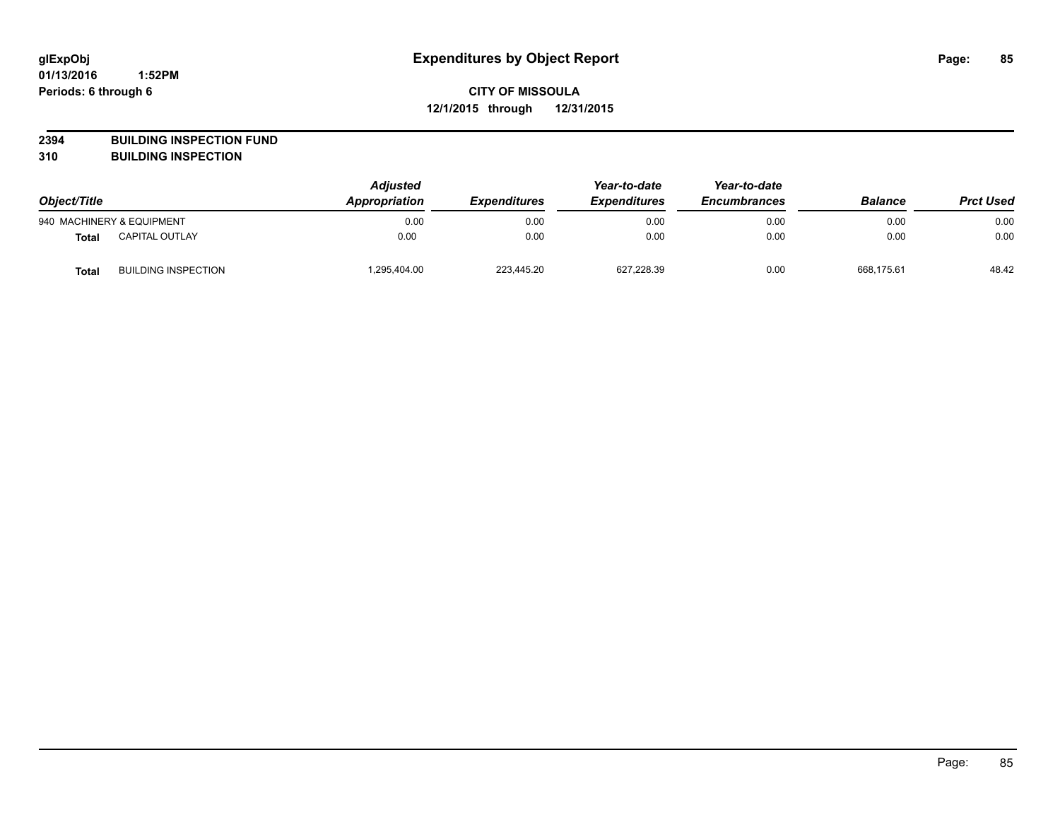# Expenditures by Object Report

glExpObj
01/13/2016 1:52PM
Periods: 6 through 6

**CITY OF MISSOULA**
**12/1/2015 through 12/31/2015**

**2394 BUILDING INSPECTION FUND**
**310 BUILDING INSPECTION**

| Object/Title | | Adjusted Appropriation | Expenditures | Year-to-date Expenditures | Year-to-date Encumbrances | Balance | Prct Used |
|---|---|---|---|---|---|---|---|
| 940 MACHINERY & EQUIPMENT | | 0.00 | 0.00 | 0.00 | 0.00 | 0.00 | 0.00 |
| **Total** | CAPITAL OUTLAY | 0.00 | 0.00 | 0.00 | 0.00 | 0.00 | 0.00 |
| **Total** | BUILDING INSPECTION | 1,295,404.00 | 223,445.20 | 627,228.39 | 0.00 | 668,175.61 | 48.42 |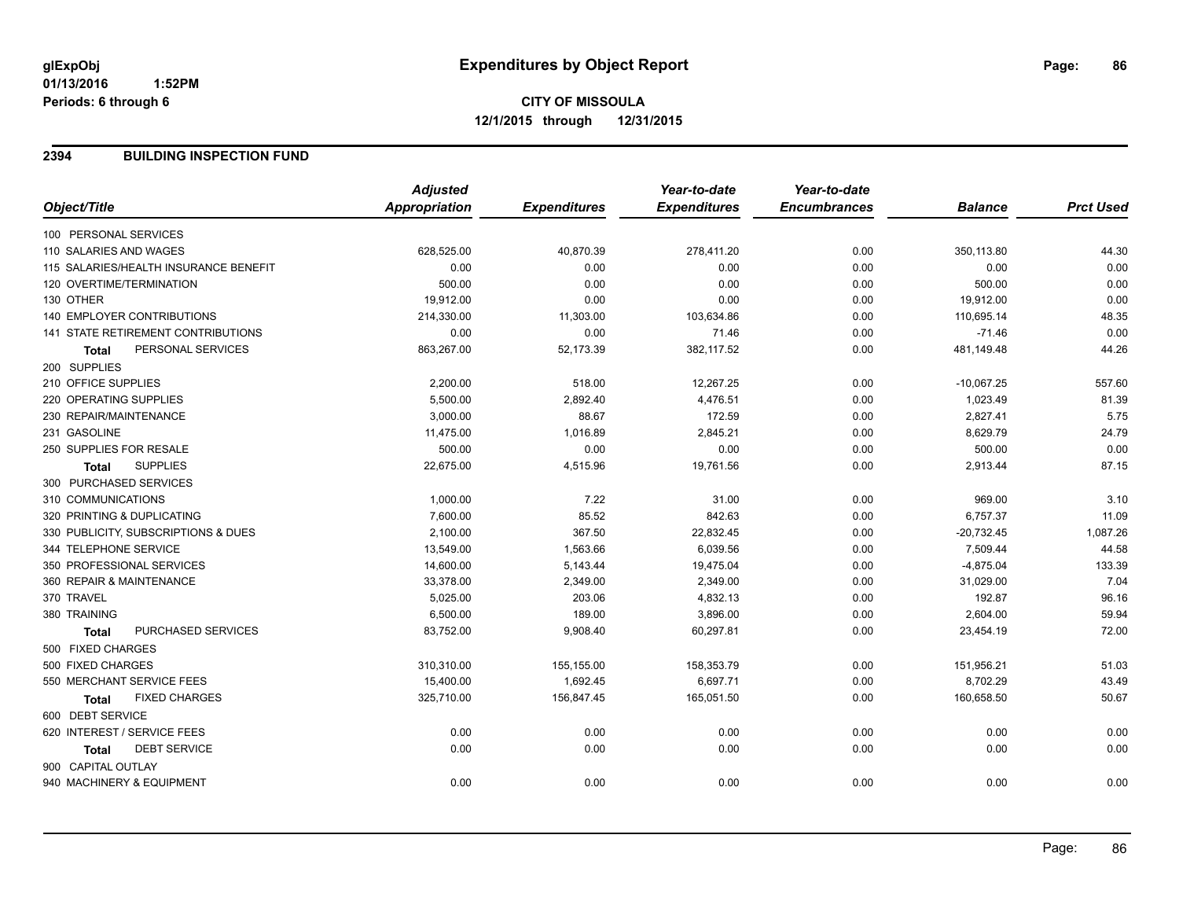# Expenditures by Object Report

glExpObj
01/13/2016 1:52PM
Periods: 6 through 6

**CITY OF MISSOULA**
**12/1/2015 through 12/31/2015**

## 2394 BUILDING INSPECTION FUND

| Object/Title | Adjusted Appropriation | Expenditures | Year-to-date Expenditures | Year-to-date Encumbrances | Balance | Prct Used |
|---|---|---|---|---|---|---|
| 100 PERSONAL SERVICES | | | | | | |
| 110 SALARIES AND WAGES | 628,525.00 | 40,870.39 | 278,411.20 | 0.00 | 350,113.80 | 44.30 |
| 115 SALARIES/HEALTH INSURANCE BENEFIT | 0.00 | 0.00 | 0.00 | 0.00 | 0.00 | 0.00 |
| 120 OVERTIME/TERMINATION | 500.00 | 0.00 | 0.00 | 0.00 | 500.00 | 0.00 |
| 130 OTHER | 19,912.00 | 0.00 | 0.00 | 0.00 | 19,912.00 | 0.00 |
| 140 EMPLOYER CONTRIBUTIONS | 214,330.00 | 11,303.00 | 103,634.86 | 0.00 | 110,695.14 | 48.35 |
| 141 STATE RETIREMENT CONTRIBUTIONS | 0.00 | 0.00 | 71.46 | 0.00 | -71.46 | 0.00 |
| **Total** PERSONAL SERVICES | 863,267.00 | 52,173.39 | 382,117.52 | 0.00 | 481,149.48 | 44.26 |
| 200 SUPPLIES | | | | | | |
| 210 OFFICE SUPPLIES | 2,200.00 | 518.00 | 12,267.25 | 0.00 | -10,067.25 | 557.60 |
| 220 OPERATING SUPPLIES | 5,500.00 | 2,892.40 | 4,476.51 | 0.00 | 1,023.49 | 81.39 |
| 230 REPAIR/MAINTENANCE | 3,000.00 | 88.67 | 172.59 | 0.00 | 2,827.41 | 5.75 |
| 231 GASOLINE | 11,475.00 | 1,016.89 | 2,845.21 | 0.00 | 8,629.79 | 24.79 |
| 250 SUPPLIES FOR RESALE | 500.00 | 0.00 | 0.00 | 0.00 | 500.00 | 0.00 |
| **Total** SUPPLIES | 22,675.00 | 4,515.96 | 19,761.56 | 0.00 | 2,913.44 | 87.15 |
| 300 PURCHASED SERVICES | | | | | | |
| 310 COMMUNICATIONS | 1,000.00 | 7.22 | 31.00 | 0.00 | 969.00 | 3.10 |
| 320 PRINTING & DUPLICATING | 7,600.00 | 85.52 | 842.63 | 0.00 | 6,757.37 | 11.09 |
| 330 PUBLICITY, SUBSCRIPTIONS & DUES | 2,100.00 | 367.50 | 22,832.45 | 0.00 | -20,732.45 | 1,087.26 |
| 344 TELEPHONE SERVICE | 13,549.00 | 1,563.66 | 6,039.56 | 0.00 | 7,509.44 | 44.58 |
| 350 PROFESSIONAL SERVICES | 14,600.00 | 5,143.44 | 19,475.04 | 0.00 | -4,875.04 | 133.39 |
| 360 REPAIR & MAINTENANCE | 33,378.00 | 2,349.00 | 2,349.00 | 0.00 | 31,029.00 | 7.04 |
| 370 TRAVEL | 5,025.00 | 203.06 | 4,832.13 | 0.00 | 192.87 | 96.16 |
| 380 TRAINING | 6,500.00 | 189.00 | 3,896.00 | 0.00 | 2,604.00 | 59.94 |
| **Total** PURCHASED SERVICES | 83,752.00 | 9,908.40 | 60,297.81 | 0.00 | 23,454.19 | 72.00 |
| 500 FIXED CHARGES | | | | | | |
| 500 FIXED CHARGES | 310,310.00 | 155,155.00 | 158,353.79 | 0.00 | 151,956.21 | 51.03 |
| 550 MERCHANT SERVICE FEES | 15,400.00 | 1,692.45 | 6,697.71 | 0.00 | 8,702.29 | 43.49 |
| **Total** FIXED CHARGES | 325,710.00 | 156,847.45 | 165,051.50 | 0.00 | 160,658.50 | 50.67 |
| 600 DEBT SERVICE | | | | | | |
| 620 INTEREST / SERVICE FEES | 0.00 | 0.00 | 0.00 | 0.00 | 0.00 | 0.00 |
| **Total** DEBT SERVICE | 0.00 | 0.00 | 0.00 | 0.00 | 0.00 | 0.00 |
| 900 CAPITAL OUTLAY | | | | | | |
| 940 MACHINERY & EQUIPMENT | 0.00 | 0.00 | 0.00 | 0.00 | 0.00 | 0.00 |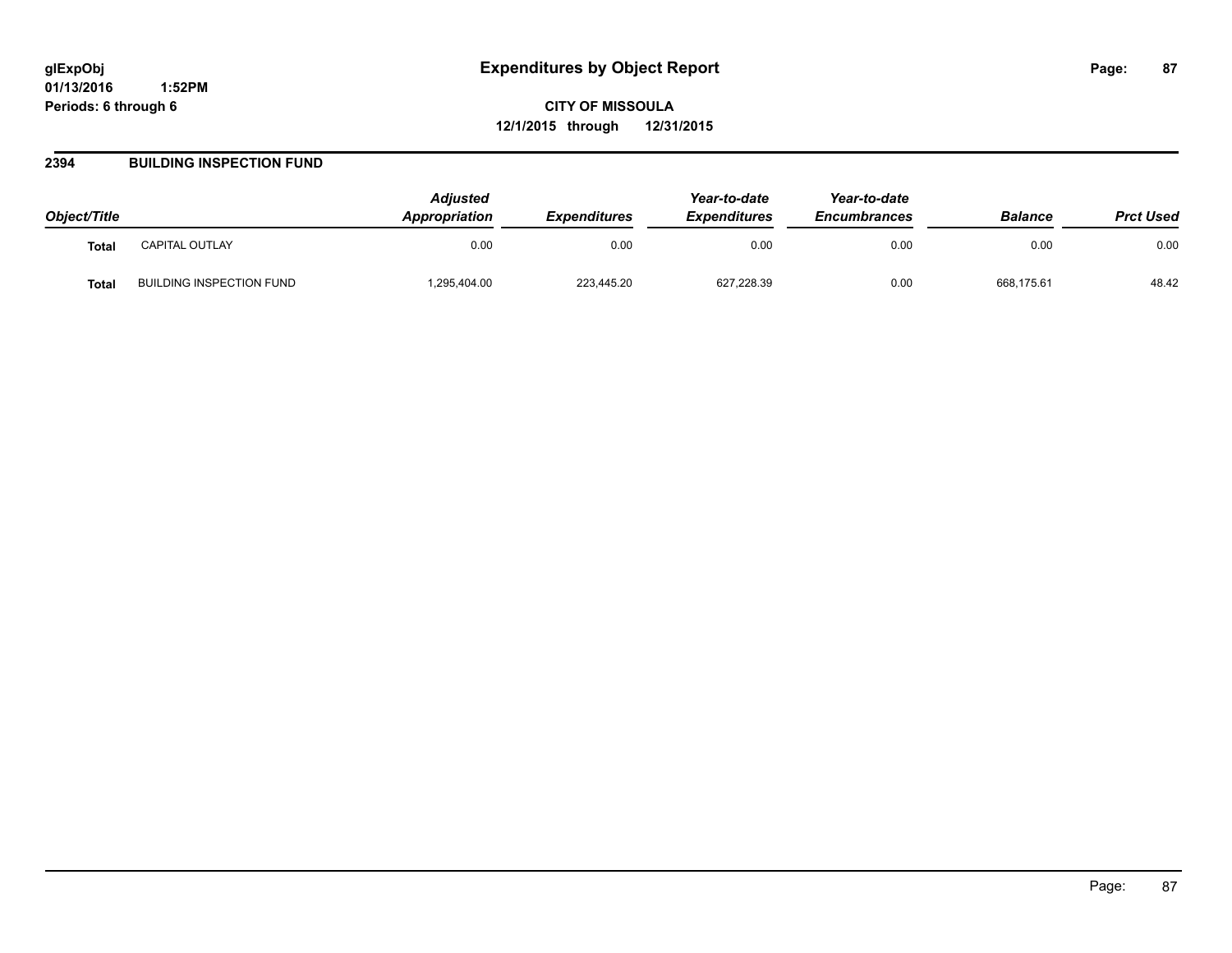**glExpObj**
**01/13/2016 1:52PM**
**Periods: 6 through 6**

# Expenditures by Object Report

**CITY OF MISSOULA**
**12/1/2015 through 12/31/2015**

## 2394 BUILDING INSPECTION FUND

| Object/Title | | Adjusted Appropriation | Expenditures | Year-to-date Expenditures | Year-to-date Encumbrances | Balance | Prct Used |
|---|---|---|---|---|---|---|---|
| **Total** | CAPITAL OUTLAY | 0.00 | 0.00 | 0.00 | 0.00 | 0.00 | 0.00 |
| **Total** | BUILDING INSPECTION FUND | 1,295,404.00 | 223,445.20 | 627,228.39 | 0.00 | 668,175.61 | 48.42 |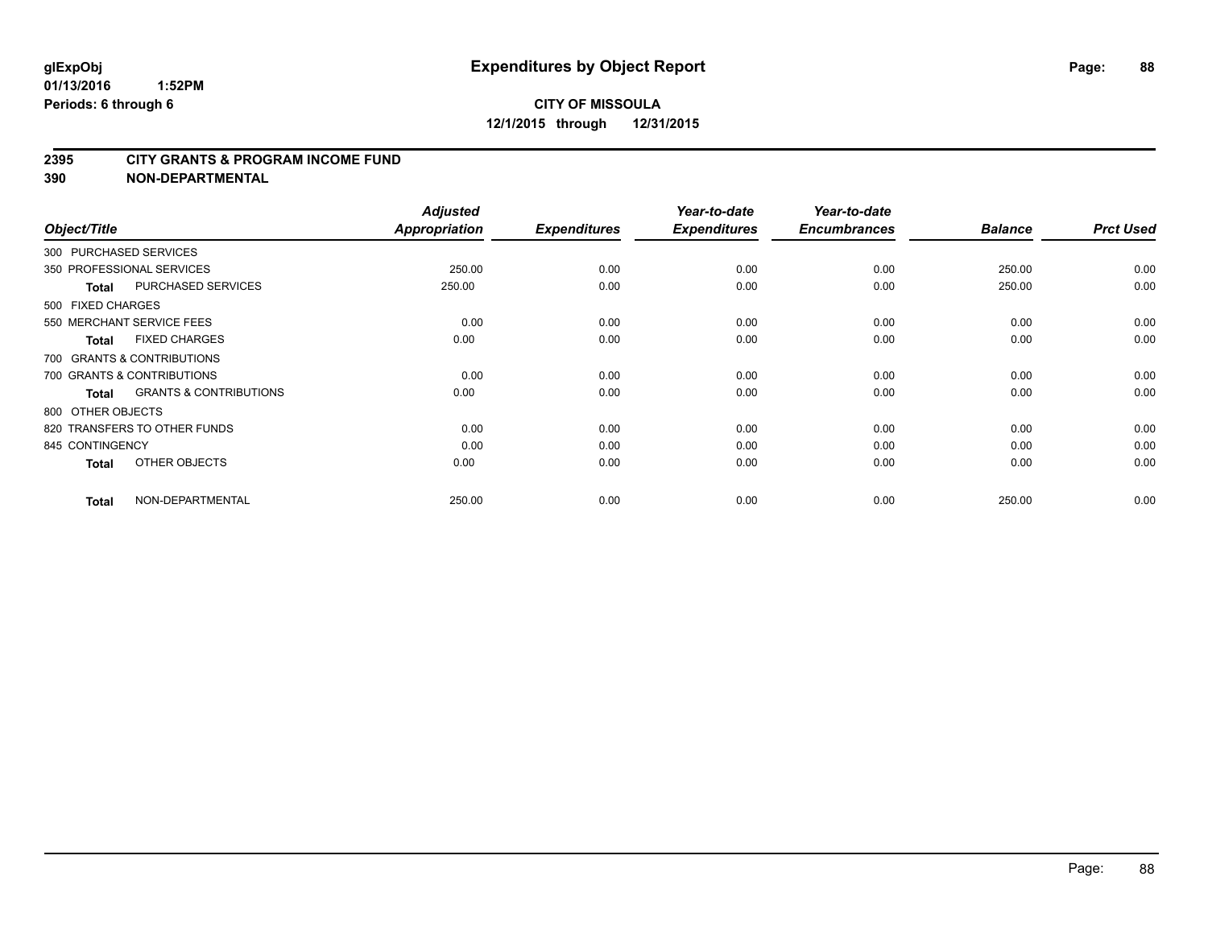**glExpObj**
**01/13/2016 1:52PM**
**Periods: 6 through 6**

# Expenditures by Object Report

**CITY OF MISSOULA**
**12/1/2015 through 12/31/2015**

## 2395 CITY GRANTS & PROGRAM INCOME FUND
## 390 NON-DEPARTMENTAL

| Object/Title | | Adjusted Appropriation | Expenditures | Year-to-date Expenditures | Year-to-date Encumbrances | Balance | Prct Used |
|---|---|---|---|---|---|---|---|
| 300 PURCHASED SERVICES | | | | | | | |
| 350 PROFESSIONAL SERVICES | | 250.00 | 0.00 | 0.00 | 0.00 | 250.00 | 0.00 |
| **Total** | PURCHASED SERVICES | 250.00 | 0.00 | 0.00 | 0.00 | 250.00 | 0.00 |
| 500 FIXED CHARGES | | | | | | | |
| 550 MERCHANT SERVICE FEES | | 0.00 | 0.00 | 0.00 | 0.00 | 0.00 | 0.00 |
| **Total** | FIXED CHARGES | 0.00 | 0.00 | 0.00 | 0.00 | 0.00 | 0.00 |
| 700 GRANTS & CONTRIBUTIONS | | | | | | | |
| 700 GRANTS & CONTRIBUTIONS | | 0.00 | 0.00 | 0.00 | 0.00 | 0.00 | 0.00 |
| **Total** | GRANTS & CONTRIBUTIONS | 0.00 | 0.00 | 0.00 | 0.00 | 0.00 | 0.00 |
| 800 OTHER OBJECTS | | | | | | | |
| 820 TRANSFERS TO OTHER FUNDS | | 0.00 | 0.00 | 0.00 | 0.00 | 0.00 | 0.00 |
| 845 CONTINGENCY | | 0.00 | 0.00 | 0.00 | 0.00 | 0.00 | 0.00 |
| **Total** | OTHER OBJECTS | 0.00 | 0.00 | 0.00 | 0.00 | 0.00 | 0.00 |
| **Total** | NON-DEPARTMENTAL | 250.00 | 0.00 | 0.00 | 0.00 | 250.00 | 0.00 |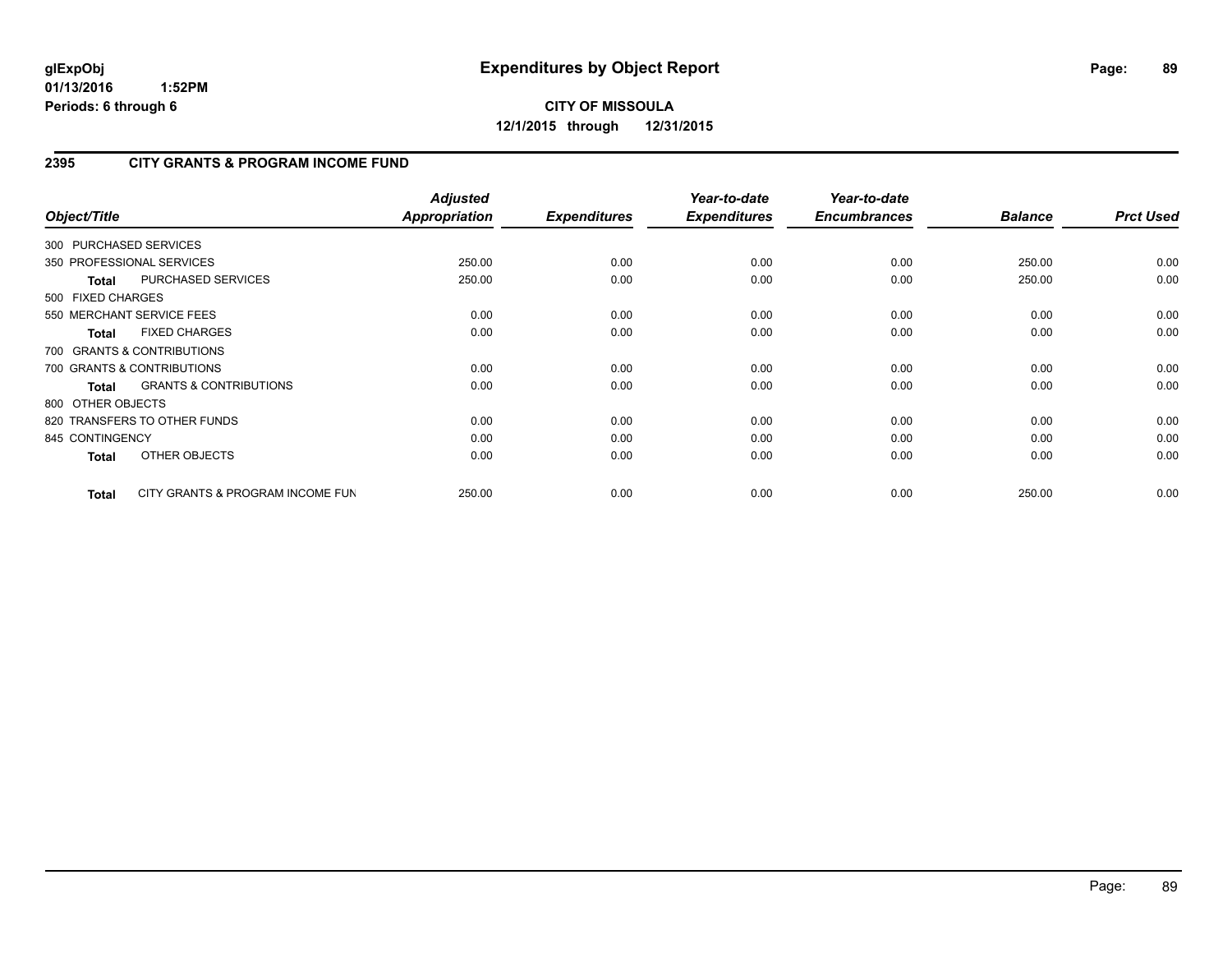**glExpObj**
**01/13/2016 1:52PM**
**Periods: 6 through 6**

# Expenditures by Object Report

**CITY OF MISSOULA**
**12/1/2015 through 12/31/2015**

## 2395 CITY GRANTS & PROGRAM INCOME FUND

| Object/Title | | Adjusted Appropriation | Expenditures | Year-to-date Expenditures | Year-to-date Encumbrances | Balance | Prct Used |
|---|---|---|---|---|---|---|---|
| 300 PURCHASED SERVICES | | | | | | | |
| 350 PROFESSIONAL SERVICES | | 250.00 | 0.00 | 0.00 | 0.00 | 250.00 | 0.00 |
| **Total** | PURCHASED SERVICES | 250.00 | 0.00 | 0.00 | 0.00 | 250.00 | 0.00 |
| 500 FIXED CHARGES | | | | | | | |
| 550 MERCHANT SERVICE FEES | | 0.00 | 0.00 | 0.00 | 0.00 | 0.00 | 0.00 |
| **Total** | FIXED CHARGES | 0.00 | 0.00 | 0.00 | 0.00 | 0.00 | 0.00 |
| 700 GRANTS & CONTRIBUTIONS | | | | | | | |
| 700 GRANTS & CONTRIBUTIONS | | 0.00 | 0.00 | 0.00 | 0.00 | 0.00 | 0.00 |
| **Total** | GRANTS & CONTRIBUTIONS | 0.00 | 0.00 | 0.00 | 0.00 | 0.00 | 0.00 |
| 800 OTHER OBJECTS | | | | | | | |
| 820 TRANSFERS TO OTHER FUNDS | | 0.00 | 0.00 | 0.00 | 0.00 | 0.00 | 0.00 |
| 845 CONTINGENCY | | 0.00 | 0.00 | 0.00 | 0.00 | 0.00 | 0.00 |
| **Total** | OTHER OBJECTS | 0.00 | 0.00 | 0.00 | 0.00 | 0.00 | 0.00 |
| **Total** | CITY GRANTS & PROGRAM INCOME FUN | 250.00 | 0.00 | 0.00 | 0.00 | 250.00 | 0.00 |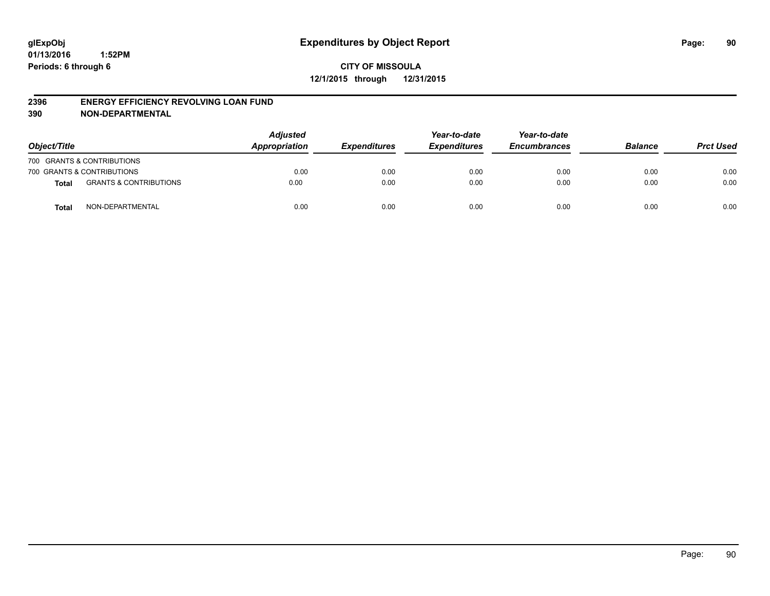glExpObj
01/13/2016 1:52PM
Periods: 6 through 6

# Expenditures by Object Report

**CITY OF MISSOULA**
**12/1/2015 through 12/31/2015**

**2396 ENERGY EFFICIENCY REVOLVING LOAN FUND**
**390 NON-DEPARTMENTAL**

| Object/Title | | Adjusted Appropriation | Expenditures | Year-to-date Expenditures | Year-to-date Encumbrances | Balance | Prct Used |
|---|---|---|---|---|---|---|---|
| 700 GRANTS & CONTRIBUTIONS | | | | | | | |
| 700 GRANTS & CONTRIBUTIONS | | 0.00 | 0.00 | 0.00 | 0.00 | 0.00 | 0.00 |
| **Total** | GRANTS & CONTRIBUTIONS | 0.00 | 0.00 | 0.00 | 0.00 | 0.00 | 0.00 |
| **Total** | NON-DEPARTMENTAL | 0.00 | 0.00 | 0.00 | 0.00 | 0.00 | 0.00 |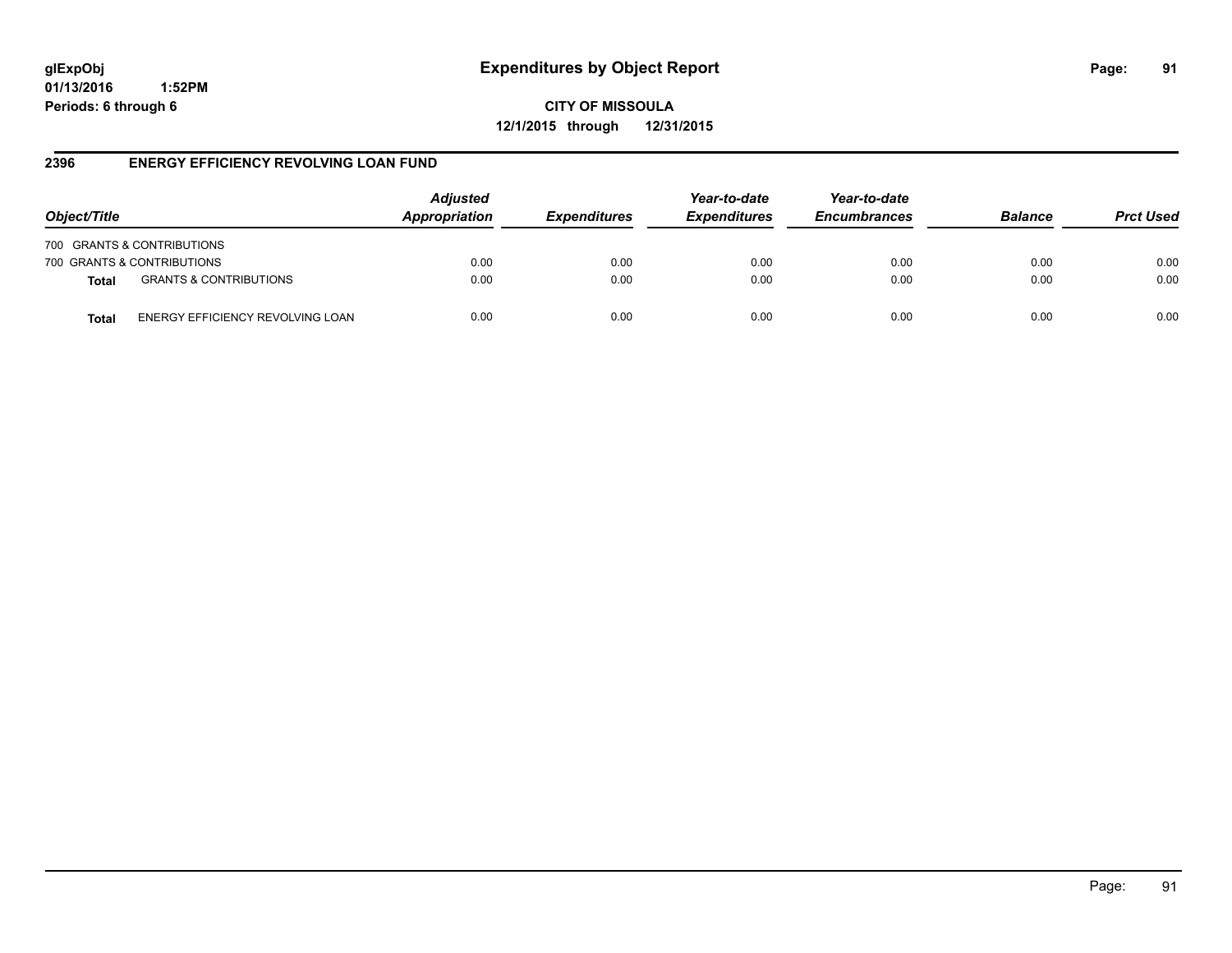# Expenditures by Object Report

glExpObj
01/13/2016 1:52PM
Periods: 6 through 6

**CITY OF MISSOULA**
**12/1/2015 through 12/31/2015**

## 2396 ENERGY EFFICIENCY REVOLVING LOAN FUND

| Object/Title | | Adjusted Appropriation | Expenditures | Year-to-date Expenditures | Year-to-date Encumbrances | Balance | Prct Used |
|---|---|---|---|---|---|---|---|
| 700 GRANTS & CONTRIBUTIONS | | | | | | | |
| 700 GRANTS & CONTRIBUTIONS | | 0.00 | 0.00 | 0.00 | 0.00 | 0.00 | 0.00 |
| **Total** | GRANTS & CONTRIBUTIONS | 0.00 | 0.00 | 0.00 | 0.00 | 0.00 | 0.00 |
| **Total** | ENERGY EFFICIENCY REVOLVING LOAN | 0.00 | 0.00 | 0.00 | 0.00 | 0.00 | 0.00 |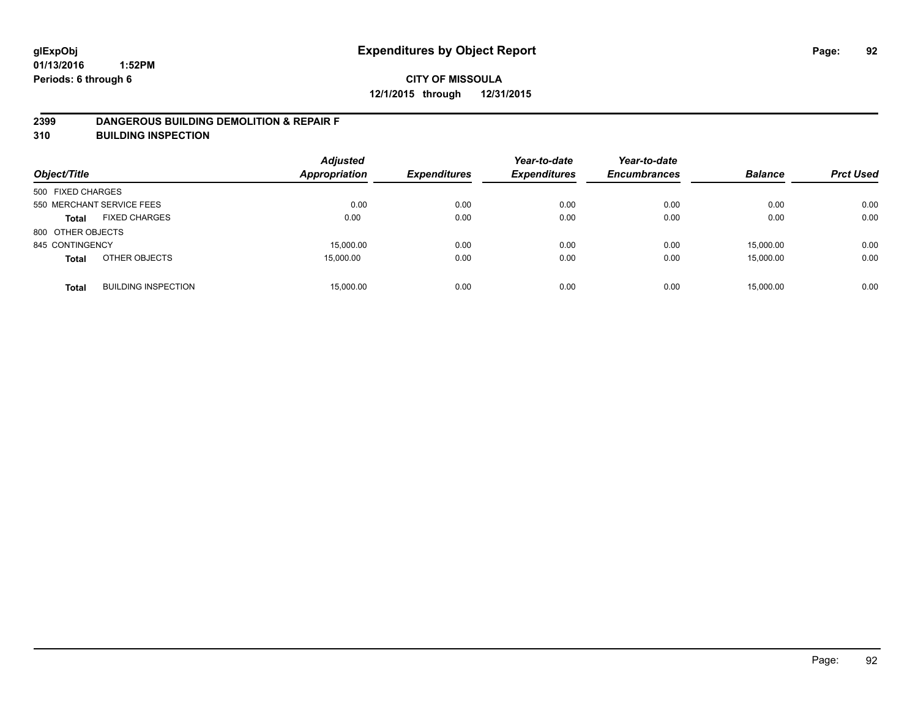**glExpObj** **Expenditures by Object Report**

**01/13/2016 1:52PM**

**Periods: 6 through 6**

**CITY OF MISSOULA**

**12/1/2015 through 12/31/2015**

## 2399 DANGEROUS BUILDING DEMOLITION & REPAIR F

## 310 BUILDING INSPECTION

| Object/Title | | Adjusted Appropriation | Expenditures | Year-to-date Expenditures | Year-to-date Encumbrances | Balance | Prct Used |
|---|---|---|---|---|---|---|---|
| 500 FIXED CHARGES | | | | | | | |
| 550 MERCHANT SERVICE FEES | | 0.00 | 0.00 | 0.00 | 0.00 | 0.00 | 0.00 |
| **Total** | FIXED CHARGES | 0.00 | 0.00 | 0.00 | 0.00 | 0.00 | 0.00 |
| 800 OTHER OBJECTS | | | | | | | |
| 845 CONTINGENCY | | 15,000.00 | 0.00 | 0.00 | 0.00 | 15,000.00 | 0.00 |
| **Total** | OTHER OBJECTS | 15,000.00 | 0.00 | 0.00 | 0.00 | 15,000.00 | 0.00 |
| **Total** | BUILDING INSPECTION | 15,000.00 | 0.00 | 0.00 | 0.00 | 15,000.00 | 0.00 |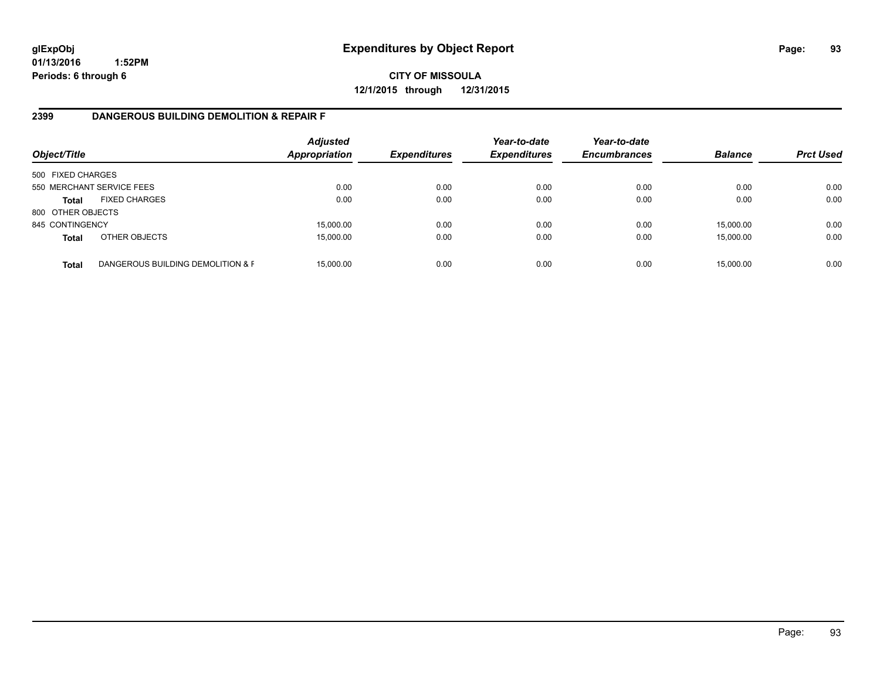glExpObj
01/13/2016 1:52PM
Periods: 6 through 6

# Expenditures by Object Report

**CITY OF MISSOULA**
**12/1/2015 through 12/31/2015**

## 2399 DANGEROUS BUILDING DEMOLITION & REPAIR F

| Object/Title | | Adjusted Appropriation | Expenditures | Year-to-date Expenditures | Year-to-date Encumbrances | Balance | Prct Used |
|---|---|---|---|---|---|---|---|
| 500 FIXED CHARGES | | | | | | | |
| 550 MERCHANT SERVICE FEES | | 0.00 | 0.00 | 0.00 | 0.00 | 0.00 | 0.00 |
| **Total** | FIXED CHARGES | 0.00 | 0.00 | 0.00 | 0.00 | 0.00 | 0.00 |
| 800 OTHER OBJECTS | | | | | | | |
| 845 CONTINGENCY | | 15,000.00 | 0.00 | 0.00 | 0.00 | 15,000.00 | 0.00 |
| **Total** | OTHER OBJECTS | 15,000.00 | 0.00 | 0.00 | 0.00 | 15,000.00 | 0.00 |
| **Total** | DANGEROUS BUILDING DEMOLITION & F | 15,000.00 | 0.00 | 0.00 | 0.00 | 15,000.00 | 0.00 |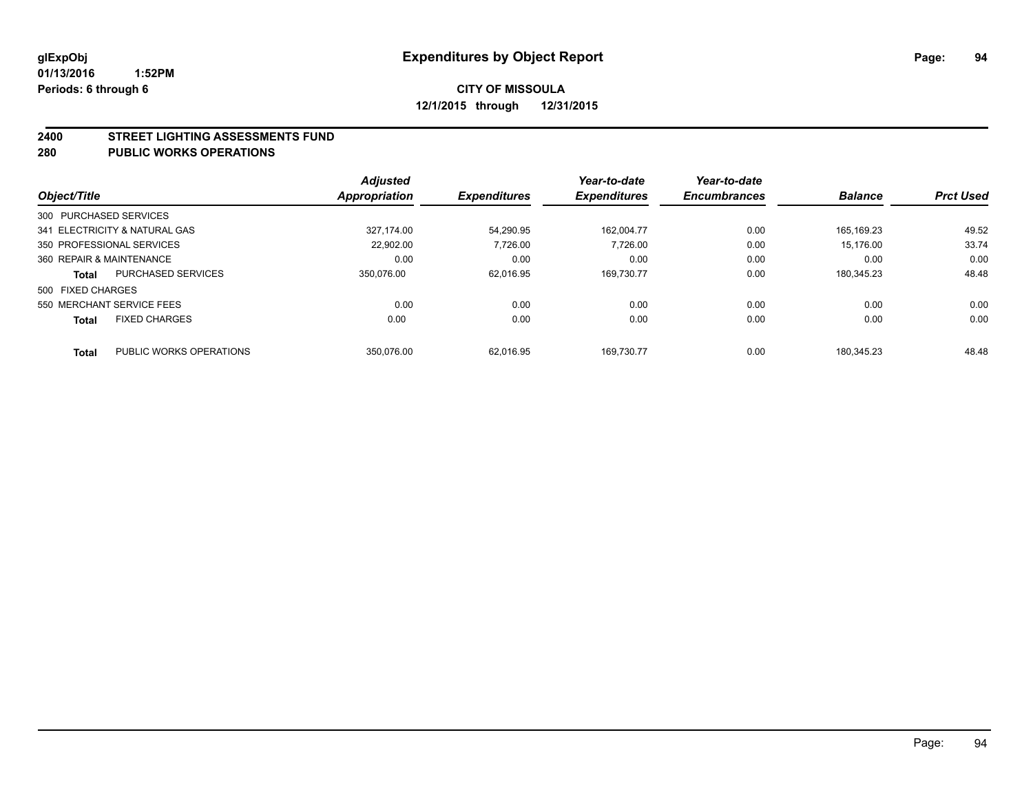**glExpObj**
**01/13/2016 1:52PM**
**Periods: 6 through 6**

# Expenditures by Object Report

**CITY OF MISSOULA**
**12/1/2015 through 12/31/2015**

## 2400 STREET LIGHTING ASSESSMENTS FUND
## 280 PUBLIC WORKS OPERATIONS

| Object/Title | | Adjusted Appropriation | Expenditures | Year-to-date Expenditures | Year-to-date Encumbrances | Balance | Prct Used |
|---|---|---|---|---|---|---|---|
| 300 PURCHASED SERVICES | | | | | | | |
| 341 ELECTRICITY & NATURAL GAS | | 327,174.00 | 54,290.95 | 162,004.77 | 0.00 | 165,169.23 | 49.52 |
| 350 PROFESSIONAL SERVICES | | 22,902.00 | 7,726.00 | 7,726.00 | 0.00 | 15,176.00 | 33.74 |
| 360 REPAIR & MAINTENANCE | | 0.00 | 0.00 | 0.00 | 0.00 | 0.00 | 0.00 |
| **Total** | PURCHASED SERVICES | 350,076.00 | 62,016.95 | 169,730.77 | 0.00 | 180,345.23 | 48.48 |
| 500 FIXED CHARGES | | | | | | | |
| 550 MERCHANT SERVICE FEES | | 0.00 | 0.00 | 0.00 | 0.00 | 0.00 | 0.00 |
| **Total** | FIXED CHARGES | 0.00 | 0.00 | 0.00 | 0.00 | 0.00 | 0.00 |
| **Total** | PUBLIC WORKS OPERATIONS | 350,076.00 | 62,016.95 | 169,730.77 | 0.00 | 180,345.23 | 48.48 |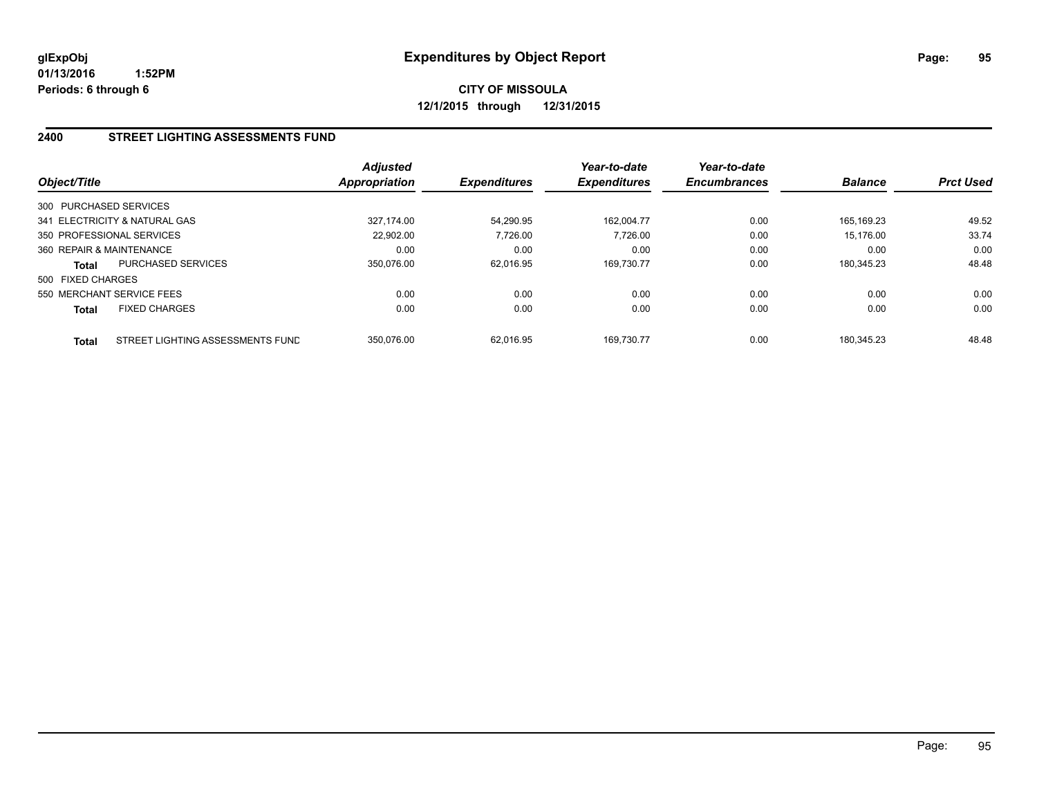# Expenditures by Object Report

glExpObj
01/13/2016 1:52PM
Periods: 6 through 6

**CITY OF MISSOULA**
**12/1/2015 through 12/31/2015**

## 2400 STREET LIGHTING ASSESSMENTS FUND

| Object/Title | | Adjusted Appropriation | Expenditures | Year-to-date Expenditures | Year-to-date Encumbrances | Balance | Prct Used |
|---|---|---|---|---|---|---|---|
| 300 PURCHASED SERVICES | | | | | | | |
| 341 ELECTRICITY & NATURAL GAS | | 327,174.00 | 54,290.95 | 162,004.77 | 0.00 | 165,169.23 | 49.52 |
| 350 PROFESSIONAL SERVICES | | 22,902.00 | 7,726.00 | 7,726.00 | 0.00 | 15,176.00 | 33.74 |
| 360 REPAIR & MAINTENANCE | | 0.00 | 0.00 | 0.00 | 0.00 | 0.00 | 0.00 |
| **Total** | PURCHASED SERVICES | 350,076.00 | 62,016.95 | 169,730.77 | 0.00 | 180,345.23 | 48.48 |
| 500 FIXED CHARGES | | | | | | | |
| 550 MERCHANT SERVICE FEES | | 0.00 | 0.00 | 0.00 | 0.00 | 0.00 | 0.00 |
| **Total** | FIXED CHARGES | 0.00 | 0.00 | 0.00 | 0.00 | 0.00 | 0.00 |
| **Total** | STREET LIGHTING ASSESSMENTS FUND | 350,076.00 | 62,016.95 | 169,730.77 | 0.00 | 180,345.23 | 48.48 |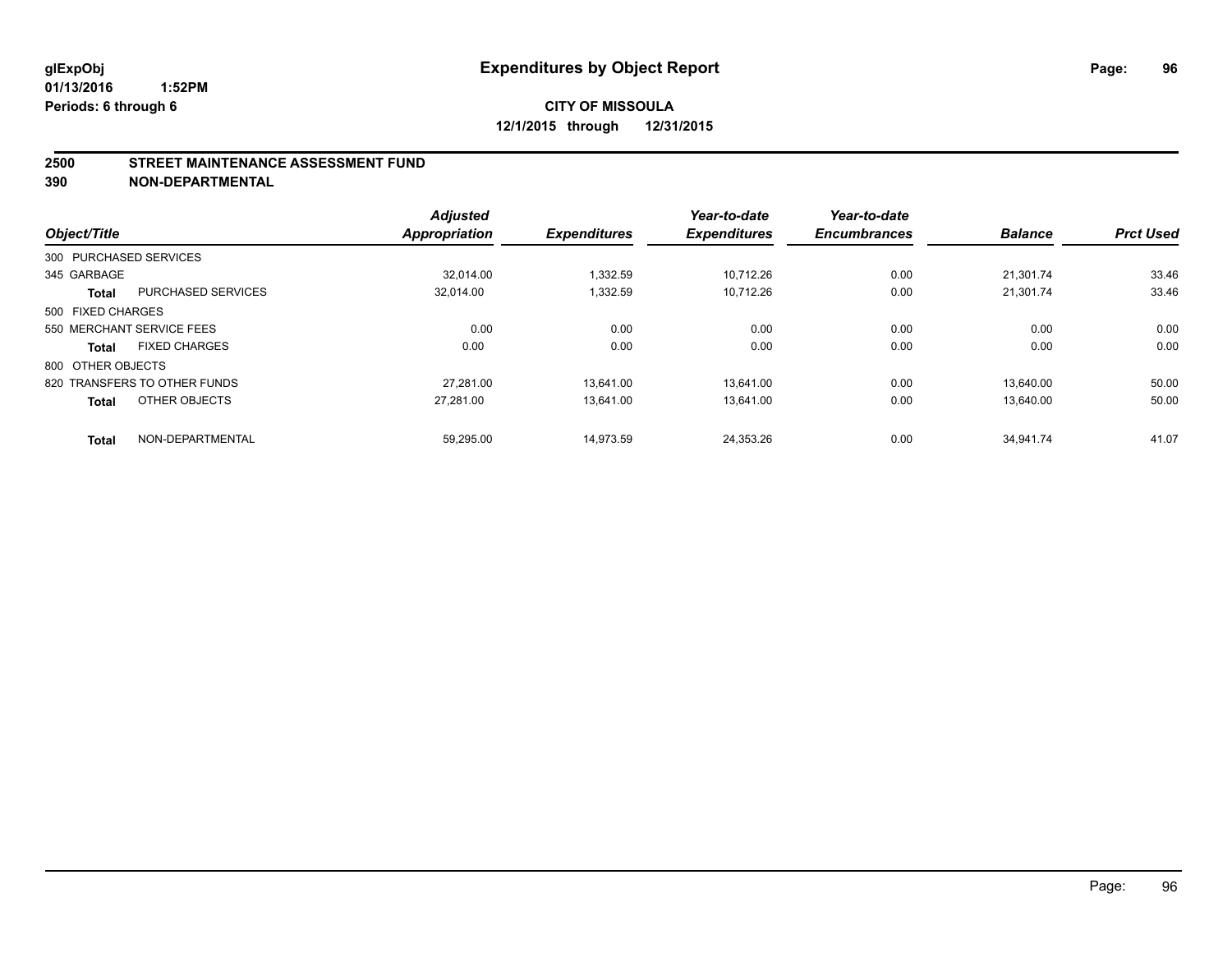**glExpObj** **Expenditures by Object Report**

**01/13/2016 1:52PM**

**Periods: 6 through 6**

**CITY OF MISSOULA**

**12/1/2015 through 12/31/2015**

## 2500 STREET MAINTENANCE ASSESSMENT FUND

## 390 NON-DEPARTMENTAL

| Object/Title | | Adjusted Appropriation | Expenditures | Year-to-date Expenditures | Year-to-date Encumbrances | Balance | Prct Used |
|---|---|---|---|---|---|---|---|
| 300 PURCHASED SERVICES | | | | | | | |
| 345 GARBAGE | | 32,014.00 | 1,332.59 | 10,712.26 | 0.00 | 21,301.74 | 33.46 |
| **Total** | PURCHASED SERVICES | 32,014.00 | 1,332.59 | 10,712.26 | 0.00 | 21,301.74 | 33.46 |
| 500 FIXED CHARGES | | | | | | | |
| 550 MERCHANT SERVICE FEES | | 0.00 | 0.00 | 0.00 | 0.00 | 0.00 | 0.00 |
| **Total** | FIXED CHARGES | 0.00 | 0.00 | 0.00 | 0.00 | 0.00 | 0.00 |
| 800 OTHER OBJECTS | | | | | | | |
| 820 TRANSFERS TO OTHER FUNDS | | 27,281.00 | 13,641.00 | 13,641.00 | 0.00 | 13,640.00 | 50.00 |
| **Total** | OTHER OBJECTS | 27,281.00 | 13,641.00 | 13,641.00 | 0.00 | 13,640.00 | 50.00 |
| **Total** | NON-DEPARTMENTAL | 59,295.00 | 14,973.59 | 24,353.26 | 0.00 | 34,941.74 | 41.07 |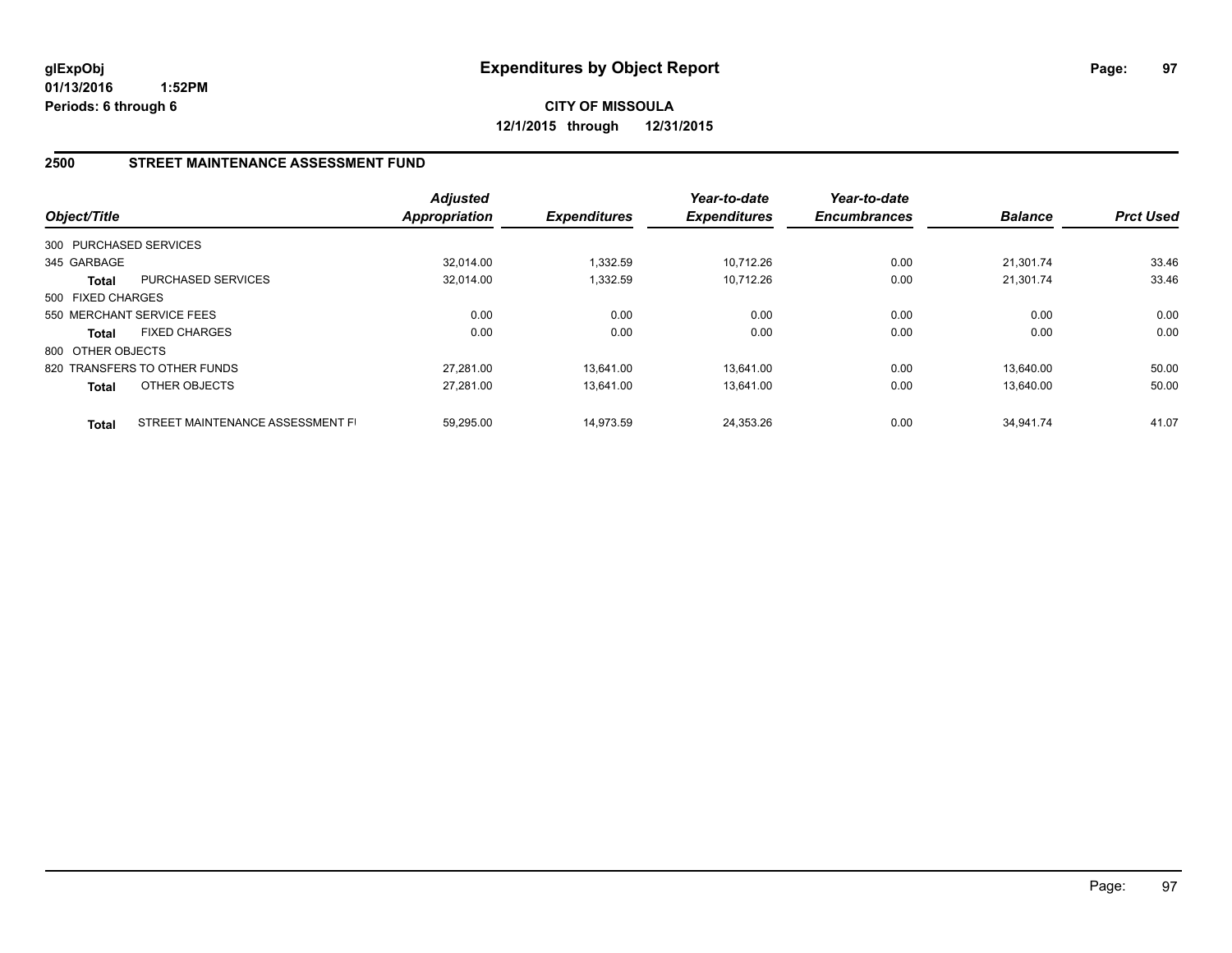**glExpObj**
**01/13/2016 1:52PM**
**Periods: 6 through 6**

# Expenditures by Object Report

**CITY OF MISSOULA**
**12/1/2015 through 12/31/2015**

## 2500 STREET MAINTENANCE ASSESSMENT FUND

| Object/Title | | *Adjusted Appropriation* | *Expenditures* | *Year-to-date Expenditures* | *Year-to-date Encumbrances* | *Balance* | *Prct Used* |
|---|---|---|---|---|---|---|---|
| 300 PURCHASED SERVICES | | | | | | | |
| 345 GARBAGE | | 32,014.00 | 1,332.59 | 10,712.26 | 0.00 | 21,301.74 | 33.46 |
| **Total** | PURCHASED SERVICES | 32,014.00 | 1,332.59 | 10,712.26 | 0.00 | 21,301.74 | 33.46 |
| 500 FIXED CHARGES | | | | | | | |
| 550 MERCHANT SERVICE FEES | | 0.00 | 0.00 | 0.00 | 0.00 | 0.00 | 0.00 |
| **Total** | FIXED CHARGES | 0.00 | 0.00 | 0.00 | 0.00 | 0.00 | 0.00 |
| 800 OTHER OBJECTS | | | | | | | |
| 820 TRANSFERS TO OTHER FUNDS | | 27,281.00 | 13,641.00 | 13,641.00 | 0.00 | 13,640.00 | 50.00 |
| **Total** | OTHER OBJECTS | 27,281.00 | 13,641.00 | 13,641.00 | 0.00 | 13,640.00 | 50.00 |
| **Total** | STREET MAINTENANCE ASSESSMENT FI | 59,295.00 | 14,973.59 | 24,353.26 | 0.00 | 34,941.74 | 41.07 |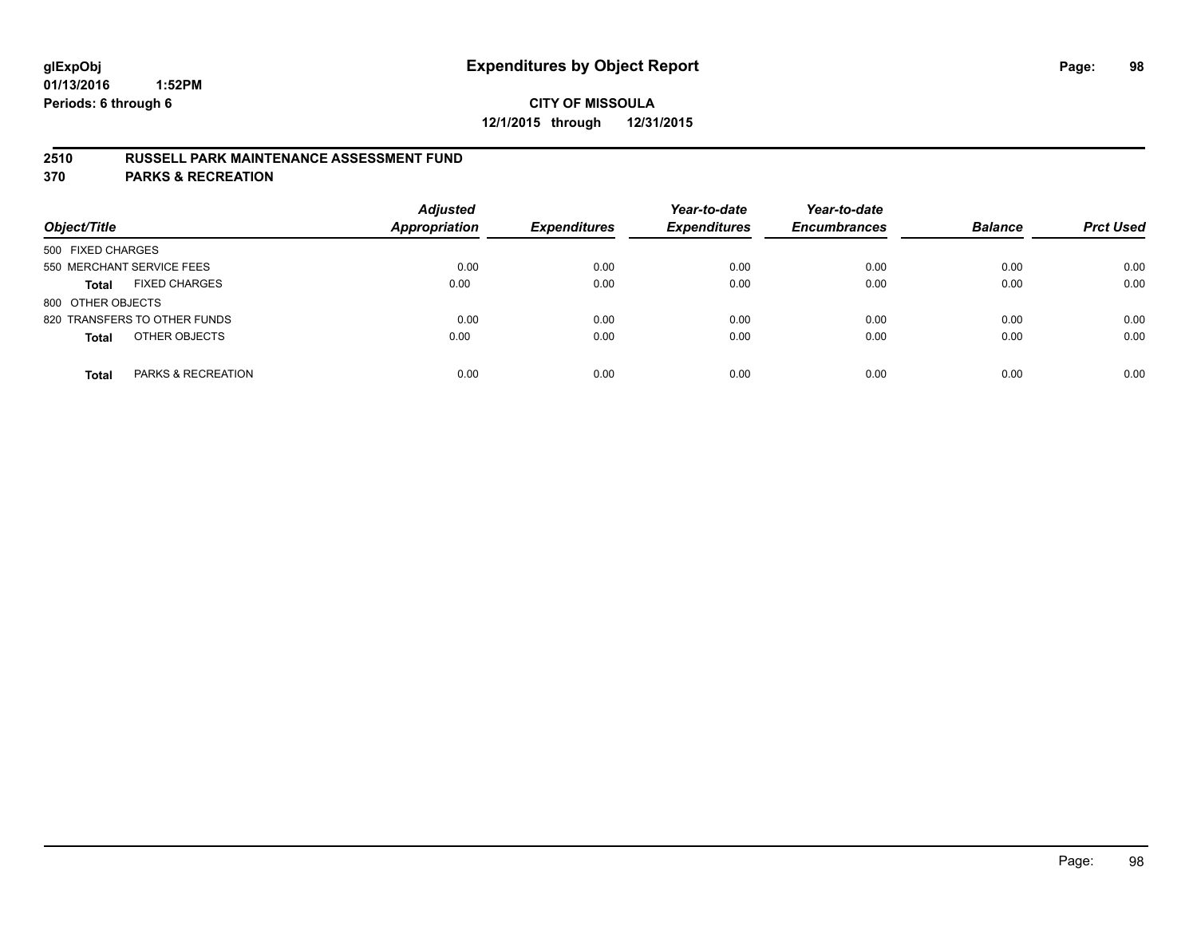**glExpObj** **Expenditures by Object Report**

**01/13/2016 1:52PM**

**Periods: 6 through 6**

**CITY OF MISSOULA**

**12/1/2015 through 12/31/2015**

## 2510 RUSSELL PARK MAINTENANCE ASSESSMENT FUND

## 370 PARKS & RECREATION

| Object/Title | | Adjusted Appropriation | Expenditures | Year-to-date Expenditures | Year-to-date Encumbrances | Balance | Prct Used |
|---|---|---|---|---|---|---|---|
| 500 FIXED CHARGES | | | | | | | |
| 550 MERCHANT SERVICE FEES | | 0.00 | 0.00 | 0.00 | 0.00 | 0.00 | 0.00 |
| **Total** | FIXED CHARGES | 0.00 | 0.00 | 0.00 | 0.00 | 0.00 | 0.00 |
| 800 OTHER OBJECTS | | | | | | | |
| 820 TRANSFERS TO OTHER FUNDS | | 0.00 | 0.00 | 0.00 | 0.00 | 0.00 | 0.00 |
| **Total** | OTHER OBJECTS | 0.00 | 0.00 | 0.00 | 0.00 | 0.00 | 0.00 |
| **Total** | PARKS & RECREATION | 0.00 | 0.00 | 0.00 | 0.00 | 0.00 | 0.00 |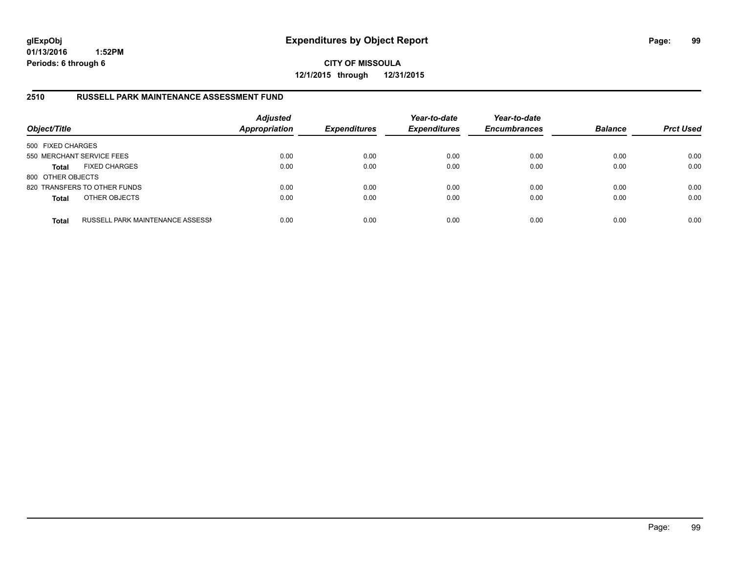**glExpObj**
**01/13/2016 1:52PM**
**Periods: 6 through 6**

# Expenditures by Object Report

**CITY OF MISSOULA**
**12/1/2015 through 12/31/2015**

## 2510 RUSSELL PARK MAINTENANCE ASSESSMENT FUND

| Object/Title | | *Adjusted Appropriation* | *Expenditures* | *Year-to-date Expenditures* | *Year-to-date Encumbrances* | *Balance* | *Prct Used* |
|---|---|---|---|---|---|---|---|
| 500 FIXED CHARGES | | | | | | | |
| 550 MERCHANT SERVICE FEES | | 0.00 | 0.00 | 0.00 | 0.00 | 0.00 | 0.00 |
| **Total** | FIXED CHARGES | 0.00 | 0.00 | 0.00 | 0.00 | 0.00 | 0.00 |
| 800 OTHER OBJECTS | | | | | | | |
| 820 TRANSFERS TO OTHER FUNDS | | 0.00 | 0.00 | 0.00 | 0.00 | 0.00 | 0.00 |
| **Total** | OTHER OBJECTS | 0.00 | 0.00 | 0.00 | 0.00 | 0.00 | 0.00 |
| **Total** | RUSSELL PARK MAINTENANCE ASSESSM | 0.00 | 0.00 | 0.00 | 0.00 | 0.00 | 0.00 |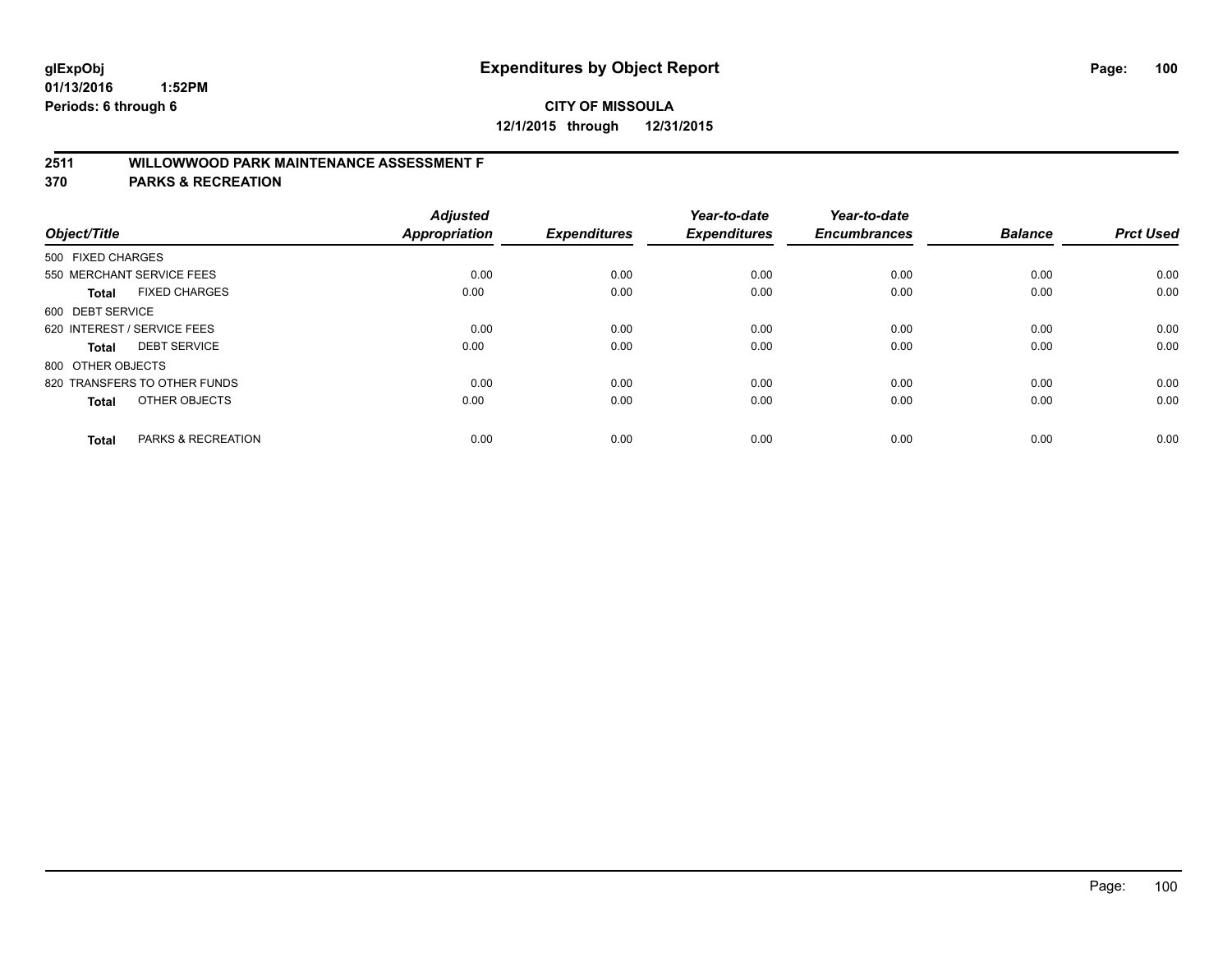**glExpObj**
**01/13/2016 1:52PM**
**Periods: 6 through 6**

# Expenditures by Object Report

**CITY OF MISSOULA**
**12/1/2015 through 12/31/2015**

## 2511 WILLOWWOOD PARK MAINTENANCE ASSESSMENT F
## 370 PARKS & RECREATION

| Object/Title | Adjusted Appropriation | Expenditures | Year-to-date Expenditures | Year-to-date Encumbrances | Balance | Prct Used |
|---|---|---|---|---|---|---|
| 500 FIXED CHARGES | | | | | | |
| 550 MERCHANT SERVICE FEES | 0.00 | 0.00 | 0.00 | 0.00 | 0.00 | 0.00 |
| **Total** FIXED CHARGES | 0.00 | 0.00 | 0.00 | 0.00 | 0.00 | 0.00 |
| 600 DEBT SERVICE | | | | | | |
| 620 INTEREST / SERVICE FEES | 0.00 | 0.00 | 0.00 | 0.00 | 0.00 | 0.00 |
| **Total** DEBT SERVICE | 0.00 | 0.00 | 0.00 | 0.00 | 0.00 | 0.00 |
| 800 OTHER OBJECTS | | | | | | |
| 820 TRANSFERS TO OTHER FUNDS | 0.00 | 0.00 | 0.00 | 0.00 | 0.00 | 0.00 |
| **Total** OTHER OBJECTS | 0.00 | 0.00 | 0.00 | 0.00 | 0.00 | 0.00 |
| **Total** PARKS & RECREATION | 0.00 | 0.00 | 0.00 | 0.00 | 0.00 | 0.00 |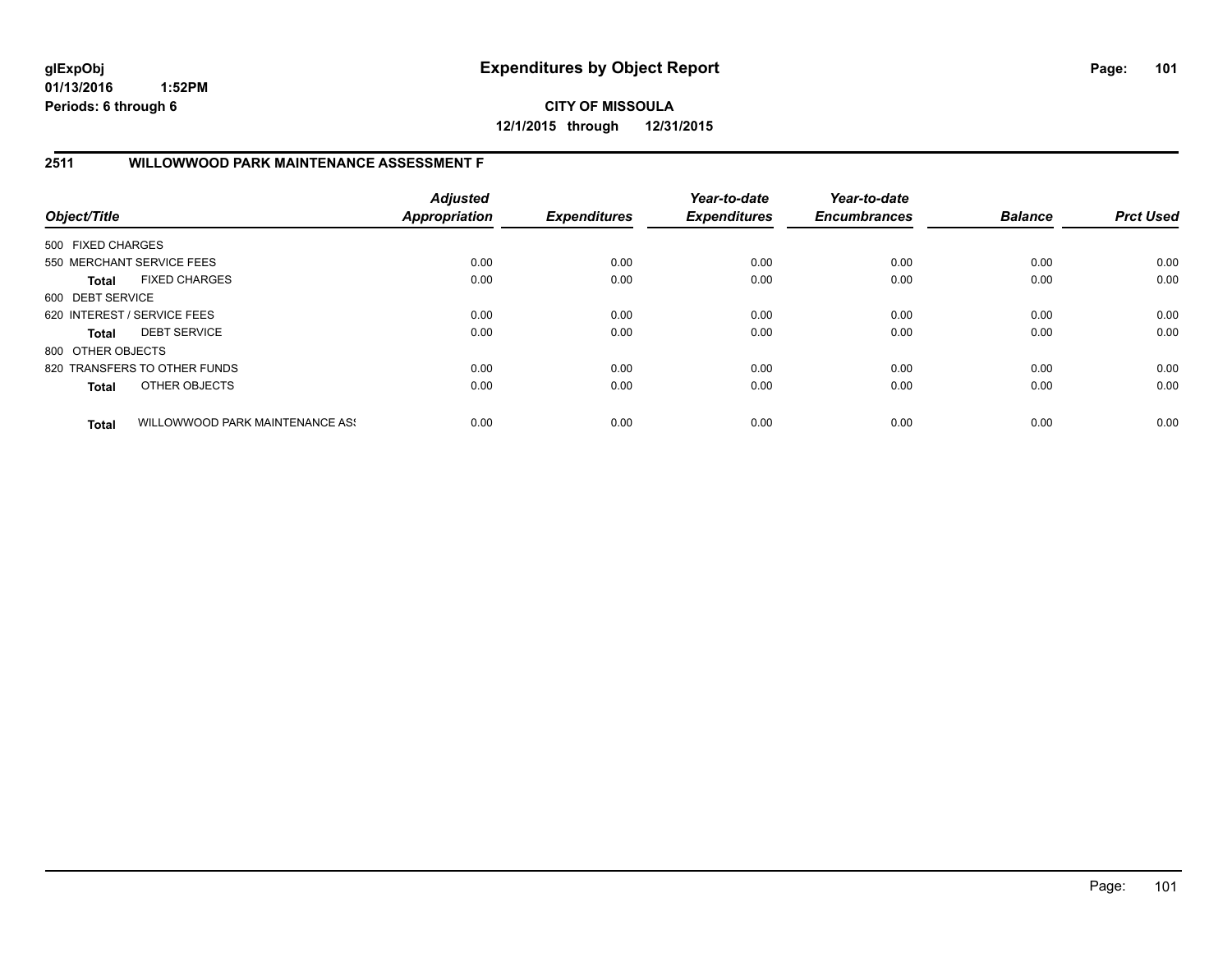# Expenditures by Object Report

glExpObj
01/13/2016 1:52PM
Periods: 6 through 6

**CITY OF MISSOULA**
**12/1/2015 through 12/31/2015**

## 2511 WILLOWWOOD PARK MAINTENANCE ASSESSMENT F

| Object/Title | | Adjusted Appropriation | Expenditures | Year-to-date Expenditures | Year-to-date Encumbrances | Balance | Prct Used |
|---|---|---|---|---|---|---|---|
| 500 FIXED CHARGES | | | | | | | |
| 550 MERCHANT SERVICE FEES | | 0.00 | 0.00 | 0.00 | 0.00 | 0.00 | 0.00 |
| **Total** | FIXED CHARGES | 0.00 | 0.00 | 0.00 | 0.00 | 0.00 | 0.00 |
| 600 DEBT SERVICE | | | | | | | |
| 620 INTEREST / SERVICE FEES | | 0.00 | 0.00 | 0.00 | 0.00 | 0.00 | 0.00 |
| **Total** | DEBT SERVICE | 0.00 | 0.00 | 0.00 | 0.00 | 0.00 | 0.00 |
| 800 OTHER OBJECTS | | | | | | | |
| 820 TRANSFERS TO OTHER FUNDS | | 0.00 | 0.00 | 0.00 | 0.00 | 0.00 | 0.00 |
| **Total** | OTHER OBJECTS | 0.00 | 0.00 | 0.00 | 0.00 | 0.00 | 0.00 |
| **Total** | WILLOWWOOD PARK MAINTENANCE ASS | 0.00 | 0.00 | 0.00 | 0.00 | 0.00 | 0.00 |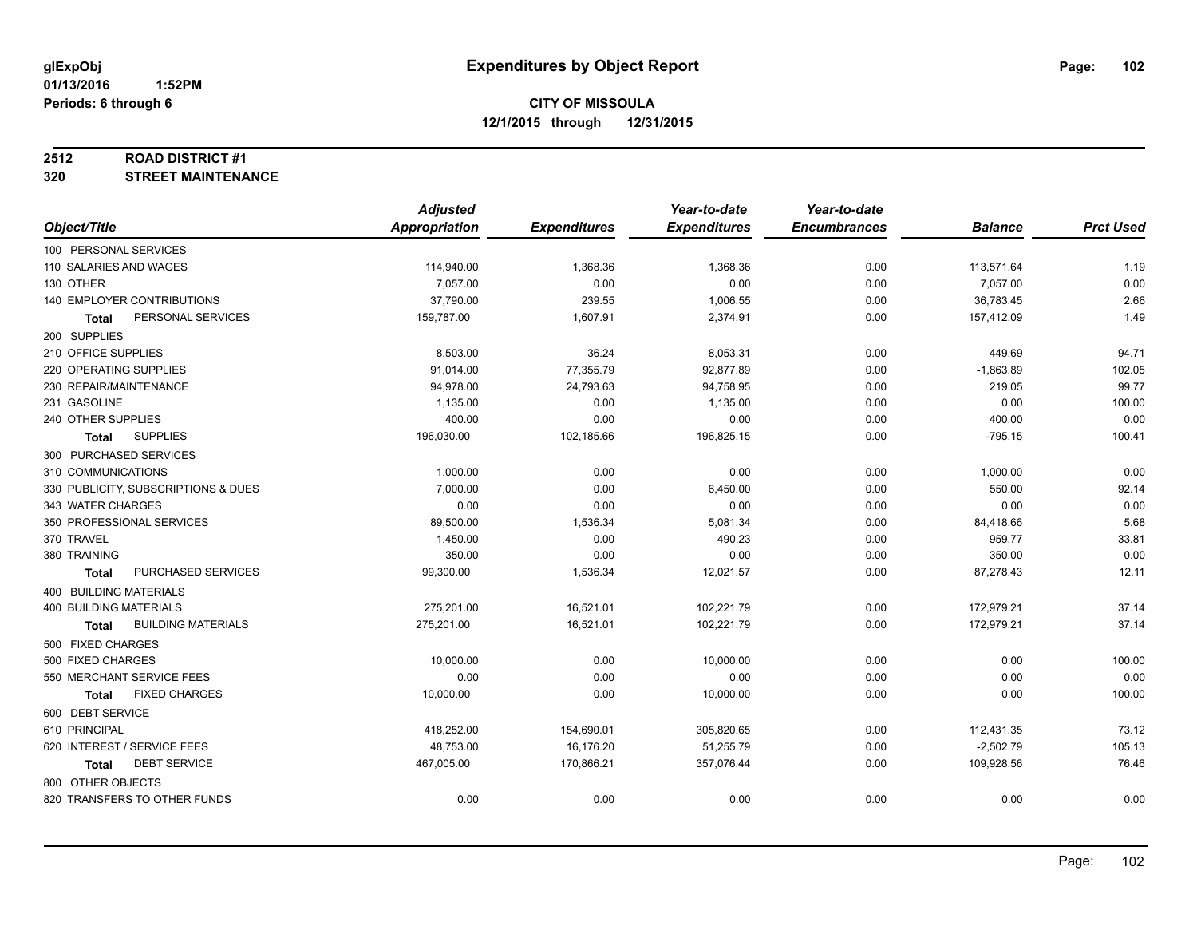# Expenditures by Object Report

glExpObj
01/13/2016 1:52PM
Periods: 6 through 6

**CITY OF MISSOULA**
**12/1/2015 through 12/31/2015**

**2512 ROAD DISTRICT #1**
**320 STREET MAINTENANCE**

| Object/Title | Adjusted Appropriation | Expenditures | Year-to-date Expenditures | Year-to-date Encumbrances | Balance | Prct Used |
|---|---|---|---|---|---|---|
| 100 PERSONAL SERVICES | | | | | | |
| 110 SALARIES AND WAGES | 114,940.00 | 1,368.36 | 1,368.36 | 0.00 | 113,571.64 | 1.19 |
| 130 OTHER | 7,057.00 | 0.00 | 0.00 | 0.00 | 7,057.00 | 0.00 |
| 140 EMPLOYER CONTRIBUTIONS | 37,790.00 | 239.55 | 1,006.55 | 0.00 | 36,783.45 | 2.66 |
| **Total** PERSONAL SERVICES | 159,787.00 | 1,607.91 | 2,374.91 | 0.00 | 157,412.09 | 1.49 |
| 200 SUPPLIES | | | | | | |
| 210 OFFICE SUPPLIES | 8,503.00 | 36.24 | 8,053.31 | 0.00 | 449.69 | 94.71 |
| 220 OPERATING SUPPLIES | 91,014.00 | 77,355.79 | 92,877.89 | 0.00 | -1,863.89 | 102.05 |
| 230 REPAIR/MAINTENANCE | 94,978.00 | 24,793.63 | 94,758.95 | 0.00 | 219.05 | 99.77 |
| 231 GASOLINE | 1,135.00 | 0.00 | 1,135.00 | 0.00 | 0.00 | 100.00 |
| 240 OTHER SUPPLIES | 400.00 | 0.00 | 0.00 | 0.00 | 400.00 | 0.00 |
| **Total** SUPPLIES | 196,030.00 | 102,185.66 | 196,825.15 | 0.00 | -795.15 | 100.41 |
| 300 PURCHASED SERVICES | | | | | | |
| 310 COMMUNICATIONS | 1,000.00 | 0.00 | 0.00 | 0.00 | 1,000.00 | 0.00 |
| 330 PUBLICITY, SUBSCRIPTIONS & DUES | 7,000.00 | 0.00 | 6,450.00 | 0.00 | 550.00 | 92.14 |
| 343 WATER CHARGES | 0.00 | 0.00 | 0.00 | 0.00 | 0.00 | 0.00 |
| 350 PROFESSIONAL SERVICES | 89,500.00 | 1,536.34 | 5,081.34 | 0.00 | 84,418.66 | 5.68 |
| 370 TRAVEL | 1,450.00 | 0.00 | 490.23 | 0.00 | 959.77 | 33.81 |
| 380 TRAINING | 350.00 | 0.00 | 0.00 | 0.00 | 350.00 | 0.00 |
| **Total** PURCHASED SERVICES | 99,300.00 | 1,536.34 | 12,021.57 | 0.00 | 87,278.43 | 12.11 |
| 400 BUILDING MATERIALS | | | | | | |
| 400 BUILDING MATERIALS | 275,201.00 | 16,521.01 | 102,221.79 | 0.00 | 172,979.21 | 37.14 |
| **Total** BUILDING MATERIALS | 275,201.00 | 16,521.01 | 102,221.79 | 0.00 | 172,979.21 | 37.14 |
| 500 FIXED CHARGES | | | | | | |
| 500 FIXED CHARGES | 10,000.00 | 0.00 | 10,000.00 | 0.00 | 0.00 | 100.00 |
| 550 MERCHANT SERVICE FEES | 0.00 | 0.00 | 0.00 | 0.00 | 0.00 | 0.00 |
| **Total** FIXED CHARGES | 10,000.00 | 0.00 | 10,000.00 | 0.00 | 0.00 | 100.00 |
| 600 DEBT SERVICE | | | | | | |
| 610 PRINCIPAL | 418,252.00 | 154,690.01 | 305,820.65 | 0.00 | 112,431.35 | 73.12 |
| 620 INTEREST / SERVICE FEES | 48,753.00 | 16,176.20 | 51,255.79 | 0.00 | -2,502.79 | 105.13 |
| **Total** DEBT SERVICE | 467,005.00 | 170,866.21 | 357,076.44 | 0.00 | 109,928.56 | 76.46 |
| 800 OTHER OBJECTS | | | | | | |
| 820 TRANSFERS TO OTHER FUNDS | 0.00 | 0.00 | 0.00 | 0.00 | 0.00 | 0.00 |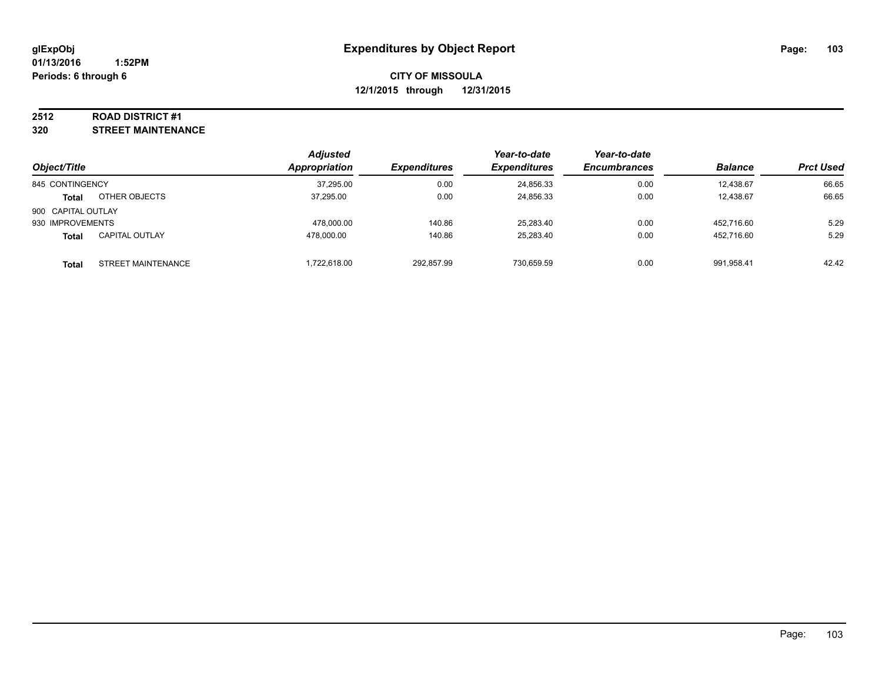**Expenditures by Object Report**

**CITY OF MISSOULA**
**12/1/2015 through 12/31/2015**

glExpObj
01/13/2016 1:52PM
Periods: 6 through 6

**2512 ROAD DISTRICT #1**
**320 STREET MAINTENANCE**

| Object/Title | | Adjusted Appropriation | Expenditures | Year-to-date Expenditures | Year-to-date Encumbrances | Balance | Prct Used |
|---|---|---|---|---|---|---|---|
| 845 CONTINGENCY | | 37,295.00 | 0.00 | 24,856.33 | 0.00 | 12,438.67 | 66.65 |
| **Total** | OTHER OBJECTS | 37,295.00 | 0.00 | 24,856.33 | 0.00 | 12,438.67 | 66.65 |
| 900 CAPITAL OUTLAY | | | | | | | |
| 930 IMPROVEMENTS | | 478,000.00 | 140.86 | 25,283.40 | 0.00 | 452,716.60 | 5.29 |
| **Total** | CAPITAL OUTLAY | 478,000.00 | 140.86 | 25,283.40 | 0.00 | 452,716.60 | 5.29 |
| **Total** | STREET MAINTENANCE | 1,722,618.00 | 292,857.99 | 730,659.59 | 0.00 | 991,958.41 | 42.42 |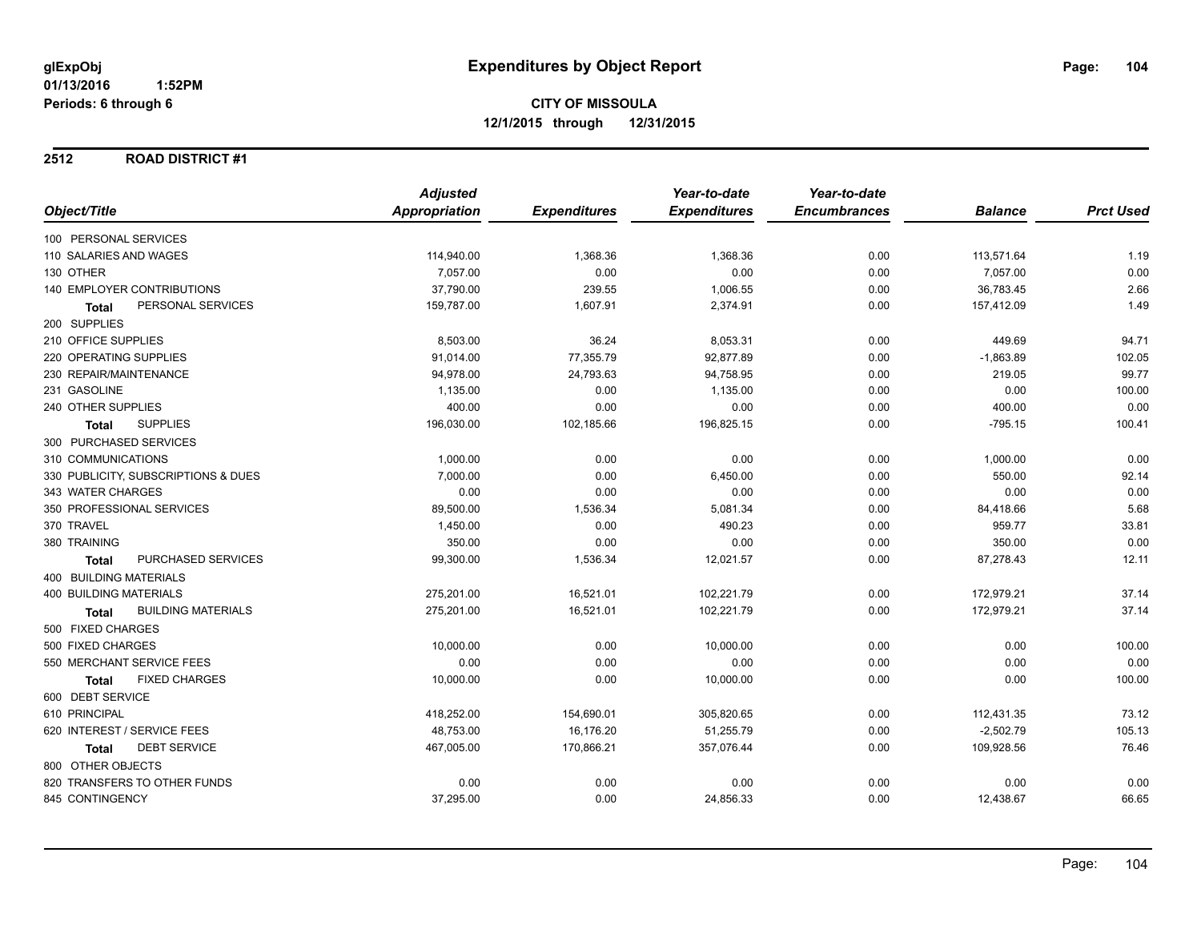# Expenditures by Object Report

glExpObj
01/13/2016 1:52PM
Periods: 6 through 6

**CITY OF MISSOULA**
**12/1/2015 through 12/31/2015**

## 2512 ROAD DISTRICT #1

| Object/Title | Adjusted Appropriation | Expenditures | Year-to-date Expenditures | Year-to-date Encumbrances | Balance | Prct Used |
|---|---|---|---|---|---|---|
| 100 PERSONAL SERVICES | | | | | | |
| 110 SALARIES AND WAGES | 114,940.00 | 1,368.36 | 1,368.36 | 0.00 | 113,571.64 | 1.19 |
| 130 OTHER | 7,057.00 | 0.00 | 0.00 | 0.00 | 7,057.00 | 0.00 |
| 140 EMPLOYER CONTRIBUTIONS | 37,790.00 | 239.55 | 1,006.55 | 0.00 | 36,783.45 | 2.66 |
| **Total** PERSONAL SERVICES | 159,787.00 | 1,607.91 | 2,374.91 | 0.00 | 157,412.09 | 1.49 |
| 200 SUPPLIES | | | | | | |
| 210 OFFICE SUPPLIES | 8,503.00 | 36.24 | 8,053.31 | 0.00 | 449.69 | 94.71 |
| 220 OPERATING SUPPLIES | 91,014.00 | 77,355.79 | 92,877.89 | 0.00 | -1,863.89 | 102.05 |
| 230 REPAIR/MAINTENANCE | 94,978.00 | 24,793.63 | 94,758.95 | 0.00 | 219.05 | 99.77 |
| 231 GASOLINE | 1,135.00 | 0.00 | 1,135.00 | 0.00 | 0.00 | 100.00 |
| 240 OTHER SUPPLIES | 400.00 | 0.00 | 0.00 | 0.00 | 400.00 | 0.00 |
| **Total** SUPPLIES | 196,030.00 | 102,185.66 | 196,825.15 | 0.00 | -795.15 | 100.41 |
| 300 PURCHASED SERVICES | | | | | | |
| 310 COMMUNICATIONS | 1,000.00 | 0.00 | 0.00 | 0.00 | 1,000.00 | 0.00 |
| 330 PUBLICITY, SUBSCRIPTIONS & DUES | 7,000.00 | 0.00 | 6,450.00 | 0.00 | 550.00 | 92.14 |
| 343 WATER CHARGES | 0.00 | 0.00 | 0.00 | 0.00 | 0.00 | 0.00 |
| 350 PROFESSIONAL SERVICES | 89,500.00 | 1,536.34 | 5,081.34 | 0.00 | 84,418.66 | 5.68 |
| 370 TRAVEL | 1,450.00 | 0.00 | 490.23 | 0.00 | 959.77 | 33.81 |
| 380 TRAINING | 350.00 | 0.00 | 0.00 | 0.00 | 350.00 | 0.00 |
| **Total** PURCHASED SERVICES | 99,300.00 | 1,536.34 | 12,021.57 | 0.00 | 87,278.43 | 12.11 |
| 400 BUILDING MATERIALS | | | | | | |
| 400 BUILDING MATERIALS | 275,201.00 | 16,521.01 | 102,221.79 | 0.00 | 172,979.21 | 37.14 |
| **Total** BUILDING MATERIALS | 275,201.00 | 16,521.01 | 102,221.79 | 0.00 | 172,979.21 | 37.14 |
| 500 FIXED CHARGES | | | | | | |
| 500 FIXED CHARGES | 10,000.00 | 0.00 | 10,000.00 | 0.00 | 0.00 | 100.00 |
| 550 MERCHANT SERVICE FEES | 0.00 | 0.00 | 0.00 | 0.00 | 0.00 | 0.00 |
| **Total** FIXED CHARGES | 10,000.00 | 0.00 | 10,000.00 | 0.00 | 0.00 | 100.00 |
| 600 DEBT SERVICE | | | | | | |
| 610 PRINCIPAL | 418,252.00 | 154,690.01 | 305,820.65 | 0.00 | 112,431.35 | 73.12 |
| 620 INTEREST / SERVICE FEES | 48,753.00 | 16,176.20 | 51,255.79 | 0.00 | -2,502.79 | 105.13 |
| **Total** DEBT SERVICE | 467,005.00 | 170,866.21 | 357,076.44 | 0.00 | 109,928.56 | 76.46 |
| 800 OTHER OBJECTS | | | | | | |
| 820 TRANSFERS TO OTHER FUNDS | 0.00 | 0.00 | 0.00 | 0.00 | 0.00 | 0.00 |
| 845 CONTINGENCY | 37,295.00 | 0.00 | 24,856.33 | 0.00 | 12,438.67 | 66.65 |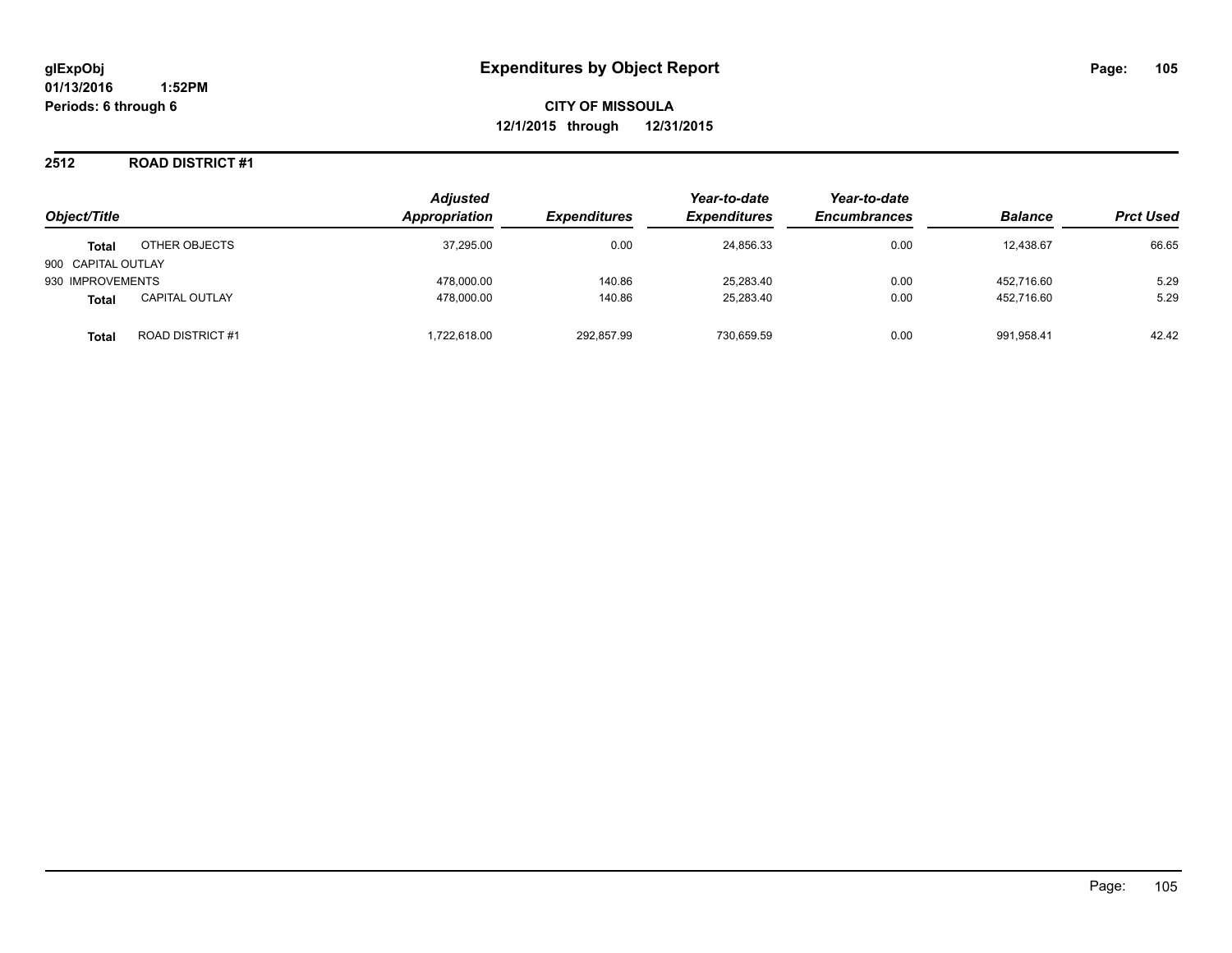**Expenditures by Object Report**

**CITY OF MISSOULA**
**12/1/2015 through 12/31/2015**

glExpObj
01/13/2016 1:52PM
Periods: 6 through 6

## 2512 ROAD DISTRICT #1

| Object/Title | | Adjusted Appropriation | Expenditures | Year-to-date Expenditures | Year-to-date Encumbrances | Balance | Prct Used |
|---|---|---|---|---|---|---|---|
| **Total** | OTHER OBJECTS | 37,295.00 | 0.00 | 24,856.33 | 0.00 | 12,438.67 | 66.65 |
| 900 CAPITAL OUTLAY | | | | | | | |
| 930 IMPROVEMENTS | | 478,000.00 | 140.86 | 25,283.40 | 0.00 | 452,716.60 | 5.29 |
| **Total** | CAPITAL OUTLAY | 478,000.00 | 140.86 | 25,283.40 | 0.00 | 452,716.60 | 5.29 |
| **Total** | ROAD DISTRICT #1 | 1,722,618.00 | 292,857.99 | 730,659.59 | 0.00 | 991,958.41 | 42.42 |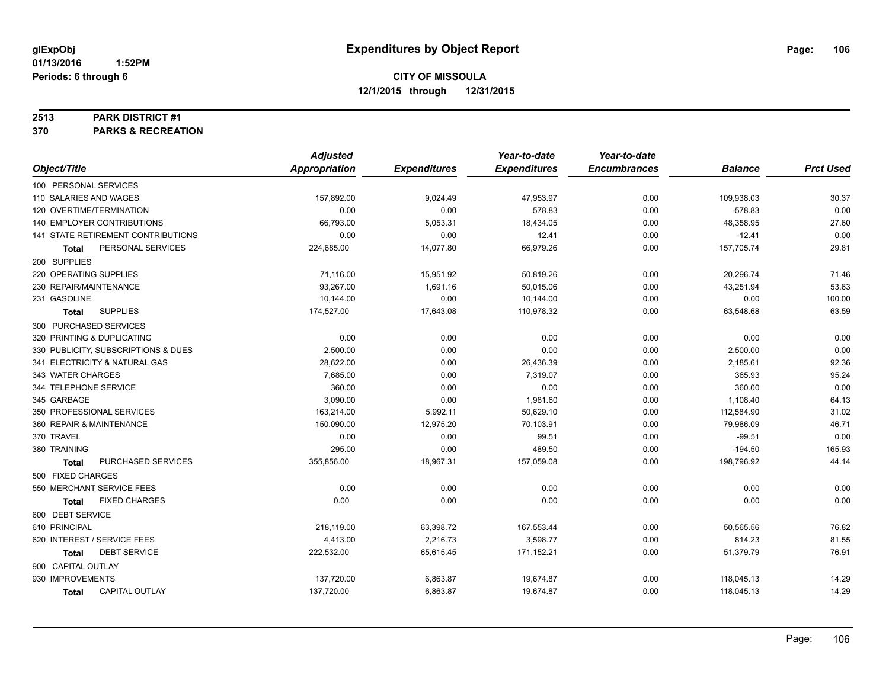# Expenditures by Object Report

glExpObj
01/13/2016 1:52PM
Periods: 6 through 6

**CITY OF MISSOULA**
**12/1/2015 through 12/31/2015**

## 2513 PARK DISTRICT #1
## 370 PARKS & RECREATION

| Object/Title | Adjusted Appropriation | Expenditures | Year-to-date Expenditures | Year-to-date Encumbrances | Balance | Prct Used |
|---|---|---|---|---|---|---|
| 100 PERSONAL SERVICES | | | | | | |
| 110 SALARIES AND WAGES | 157,892.00 | 9,024.49 | 47,953.97 | 0.00 | 109,938.03 | 30.37 |
| 120 OVERTIME/TERMINATION | 0.00 | 0.00 | 578.83 | 0.00 | -578.83 | 0.00 |
| 140 EMPLOYER CONTRIBUTIONS | 66,793.00 | 5,053.31 | 18,434.05 | 0.00 | 48,358.95 | 27.60 |
| 141 STATE RETIREMENT CONTRIBUTIONS | 0.00 | 0.00 | 12.41 | 0.00 | -12.41 | 0.00 |
| **Total** PERSONAL SERVICES | 224,685.00 | 14,077.80 | 66,979.26 | 0.00 | 157,705.74 | 29.81 |
| 200 SUPPLIES | | | | | | |
| 220 OPERATING SUPPLIES | 71,116.00 | 15,951.92 | 50,819.26 | 0.00 | 20,296.74 | 71.46 |
| 230 REPAIR/MAINTENANCE | 93,267.00 | 1,691.16 | 50,015.06 | 0.00 | 43,251.94 | 53.63 |
| 231 GASOLINE | 10,144.00 | 0.00 | 10,144.00 | 0.00 | 0.00 | 100.00 |
| **Total** SUPPLIES | 174,527.00 | 17,643.08 | 110,978.32 | 0.00 | 63,548.68 | 63.59 |
| 300 PURCHASED SERVICES | | | | | | |
| 320 PRINTING & DUPLICATING | 0.00 | 0.00 | 0.00 | 0.00 | 0.00 | 0.00 |
| 330 PUBLICITY, SUBSCRIPTIONS & DUES | 2,500.00 | 0.00 | 0.00 | 0.00 | 2,500.00 | 0.00 |
| 341 ELECTRICITY & NATURAL GAS | 28,622.00 | 0.00 | 26,436.39 | 0.00 | 2,185.61 | 92.36 |
| 343 WATER CHARGES | 7,685.00 | 0.00 | 7,319.07 | 0.00 | 365.93 | 95.24 |
| 344 TELEPHONE SERVICE | 360.00 | 0.00 | 0.00 | 0.00 | 360.00 | 0.00 |
| 345 GARBAGE | 3,090.00 | 0.00 | 1,981.60 | 0.00 | 1,108.40 | 64.13 |
| 350 PROFESSIONAL SERVICES | 163,214.00 | 5,992.11 | 50,629.10 | 0.00 | 112,584.90 | 31.02 |
| 360 REPAIR & MAINTENANCE | 150,090.00 | 12,975.20 | 70,103.91 | 0.00 | 79,986.09 | 46.71 |
| 370 TRAVEL | 0.00 | 0.00 | 99.51 | 0.00 | -99.51 | 0.00 |
| 380 TRAINING | 295.00 | 0.00 | 489.50 | 0.00 | -194.50 | 165.93 |
| **Total** PURCHASED SERVICES | 355,856.00 | 18,967.31 | 157,059.08 | 0.00 | 198,796.92 | 44.14 |
| 500 FIXED CHARGES | | | | | | |
| 550 MERCHANT SERVICE FEES | 0.00 | 0.00 | 0.00 | 0.00 | 0.00 | 0.00 |
| **Total** FIXED CHARGES | 0.00 | 0.00 | 0.00 | 0.00 | 0.00 | 0.00 |
| 600 DEBT SERVICE | | | | | | |
| 610 PRINCIPAL | 218,119.00 | 63,398.72 | 167,553.44 | 0.00 | 50,565.56 | 76.82 |
| 620 INTEREST / SERVICE FEES | 4,413.00 | 2,216.73 | 3,598.77 | 0.00 | 814.23 | 81.55 |
| **Total** DEBT SERVICE | 222,532.00 | 65,615.45 | 171,152.21 | 0.00 | 51,379.79 | 76.91 |
| 900 CAPITAL OUTLAY | | | | | | |
| 930 IMPROVEMENTS | 137,720.00 | 6,863.87 | 19,674.87 | 0.00 | 118,045.13 | 14.29 |
| **Total** CAPITAL OUTLAY | 137,720.00 | 6,863.87 | 19,674.87 | 0.00 | 118,045.13 | 14.29 |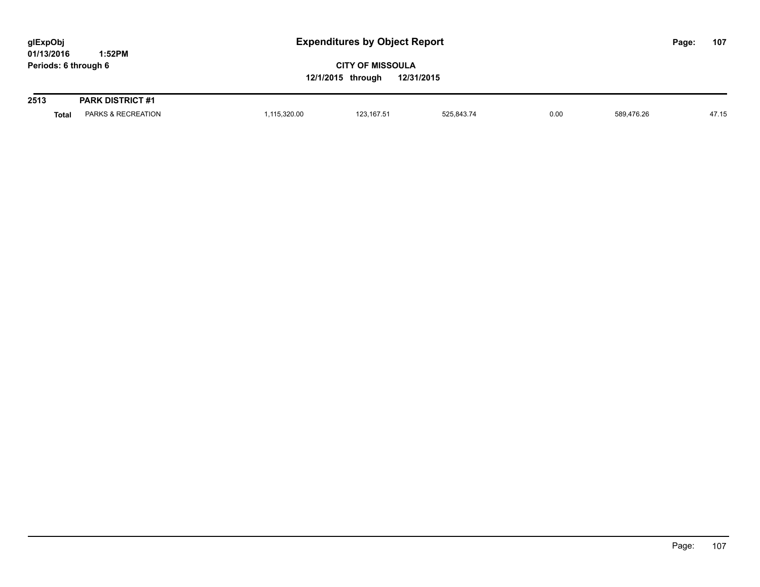# Expenditures by Object Report

glExpObj
01/13/2016 1:52PM
Periods: 6 through 6

**CITY OF MISSOULA**
**12/1/2015 through 12/31/2015**

| 2513 | PARK DISTRICT #1 | | | | | | |
|---|---|---|---|---|---|---|---|
| **Total** | PARKS & RECREATION | 1,115,320.00 | 123,167.51 | 525,843.74 | 0.00 | 589,476.26 | 47.15 |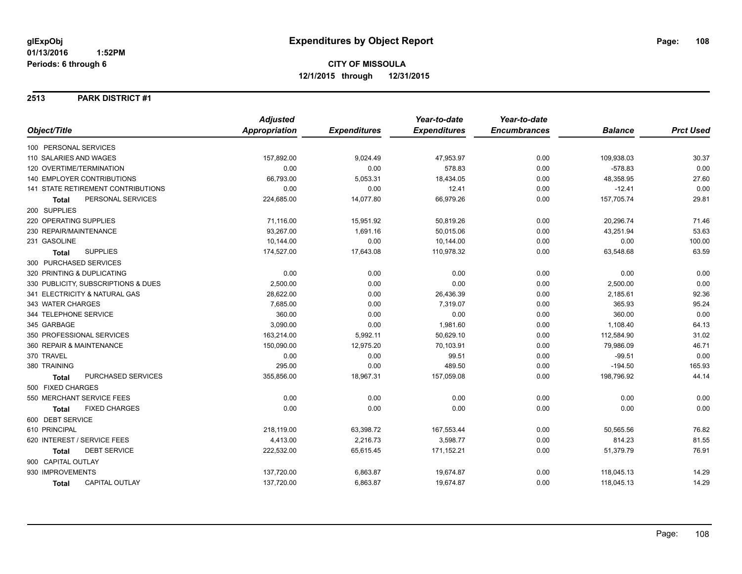# Expenditures by Object Report

glExpObj
01/13/2016 1:52PM
Periods: 6 through 6

**CITY OF MISSOULA**
**12/1/2015 through 12/31/2015**

## 2513 PARK DISTRICT #1

| Object/Title | Adjusted Appropriation | Expenditures | Year-to-date Expenditures | Year-to-date Encumbrances | Balance | Prct Used |
|---|---|---|---|---|---|---|
| 100 PERSONAL SERVICES | | | | | | |
| 110 SALARIES AND WAGES | 157,892.00 | 9,024.49 | 47,953.97 | 0.00 | 109,938.03 | 30.37 |
| 120 OVERTIME/TERMINATION | 0.00 | 0.00 | 578.83 | 0.00 | -578.83 | 0.00 |
| 140 EMPLOYER CONTRIBUTIONS | 66,793.00 | 5,053.31 | 18,434.05 | 0.00 | 48,358.95 | 27.60 |
| 141 STATE RETIREMENT CONTRIBUTIONS | 0.00 | 0.00 | 12.41 | 0.00 | -12.41 | 0.00 |
| **Total** PERSONAL SERVICES | 224,685.00 | 14,077.80 | 66,979.26 | 0.00 | 157,705.74 | 29.81 |
| 200 SUPPLIES | | | | | | |
| 220 OPERATING SUPPLIES | 71,116.00 | 15,951.92 | 50,819.26 | 0.00 | 20,296.74 | 71.46 |
| 230 REPAIR/MAINTENANCE | 93,267.00 | 1,691.16 | 50,015.06 | 0.00 | 43,251.94 | 53.63 |
| 231 GASOLINE | 10,144.00 | 0.00 | 10,144.00 | 0.00 | 0.00 | 100.00 |
| **Total** SUPPLIES | 174,527.00 | 17,643.08 | 110,978.32 | 0.00 | 63,548.68 | 63.59 |
| 300 PURCHASED SERVICES | | | | | | |
| 320 PRINTING & DUPLICATING | 0.00 | 0.00 | 0.00 | 0.00 | 0.00 | 0.00 |
| 330 PUBLICITY, SUBSCRIPTIONS & DUES | 2,500.00 | 0.00 | 0.00 | 0.00 | 2,500.00 | 0.00 |
| 341 ELECTRICITY & NATURAL GAS | 28,622.00 | 0.00 | 26,436.39 | 0.00 | 2,185.61 | 92.36 |
| 343 WATER CHARGES | 7,685.00 | 0.00 | 7,319.07 | 0.00 | 365.93 | 95.24 |
| 344 TELEPHONE SERVICE | 360.00 | 0.00 | 0.00 | 0.00 | 360.00 | 0.00 |
| 345 GARBAGE | 3,090.00 | 0.00 | 1,981.60 | 0.00 | 1,108.40 | 64.13 |
| 350 PROFESSIONAL SERVICES | 163,214.00 | 5,992.11 | 50,629.10 | 0.00 | 112,584.90 | 31.02 |
| 360 REPAIR & MAINTENANCE | 150,090.00 | 12,975.20 | 70,103.91 | 0.00 | 79,986.09 | 46.71 |
| 370 TRAVEL | 0.00 | 0.00 | 99.51 | 0.00 | -99.51 | 0.00 |
| 380 TRAINING | 295.00 | 0.00 | 489.50 | 0.00 | -194.50 | 165.93 |
| **Total** PURCHASED SERVICES | 355,856.00 | 18,967.31 | 157,059.08 | 0.00 | 198,796.92 | 44.14 |
| 500 FIXED CHARGES | | | | | | |
| 550 MERCHANT SERVICE FEES | 0.00 | 0.00 | 0.00 | 0.00 | 0.00 | 0.00 |
| **Total** FIXED CHARGES | 0.00 | 0.00 | 0.00 | 0.00 | 0.00 | 0.00 |
| 600 DEBT SERVICE | | | | | | |
| 610 PRINCIPAL | 218,119.00 | 63,398.72 | 167,553.44 | 0.00 | 50,565.56 | 76.82 |
| 620 INTEREST / SERVICE FEES | 4,413.00 | 2,216.73 | 3,598.77 | 0.00 | 814.23 | 81.55 |
| **Total** DEBT SERVICE | 222,532.00 | 65,615.45 | 171,152.21 | 0.00 | 51,379.79 | 76.91 |
| 900 CAPITAL OUTLAY | | | | | | |
| 930 IMPROVEMENTS | 137,720.00 | 6,863.87 | 19,674.87 | 0.00 | 118,045.13 | 14.29 |
| **Total** CAPITAL OUTLAY | 137,720.00 | 6,863.87 | 19,674.87 | 0.00 | 118,045.13 | 14.29 |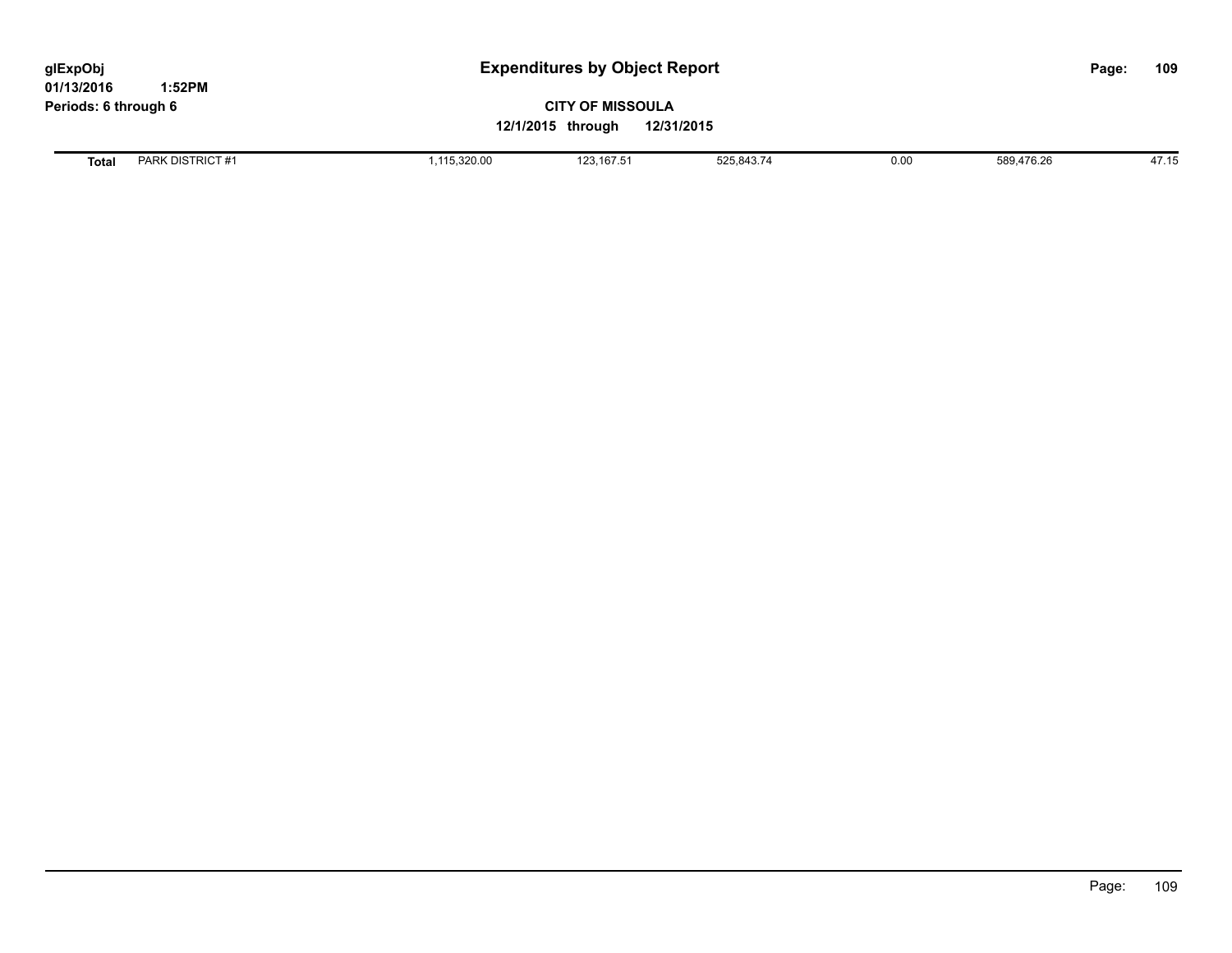# Expenditures by Object Report

glExpObj
01/13/2016 1:52PM
Periods: 6 through 6

**CITY OF MISSOULA**

**12/1/2015 through 12/31/2015**

| | | | | | | | |
|---|---|---|---|---|---|---|---|
| **Total** | PARK DISTRICT #1 | 1,115,320.00 | 123,167.51 | 525,843.74 | 0.00 | 589,476.26 | 47.15 |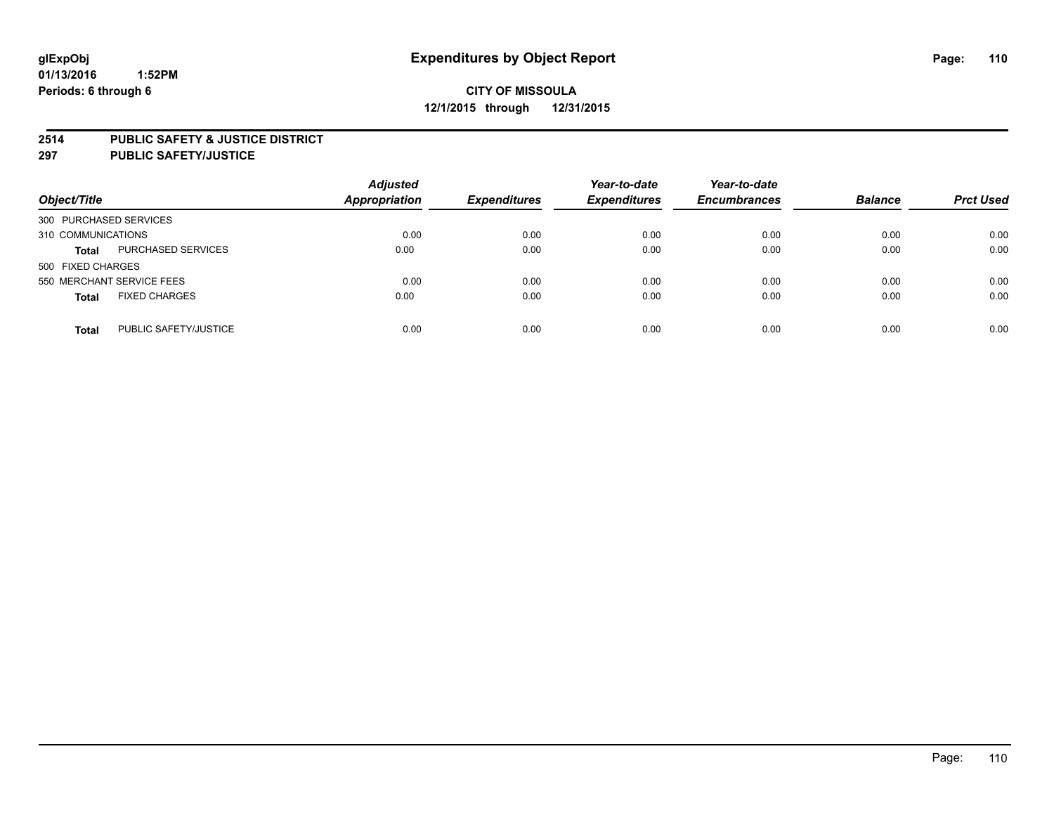glExpObj
01/13/2016 1:52PM
Periods: 6 through 6

# Expenditures by Object Report

**CITY OF MISSOULA**
**12/1/2015 through 12/31/2015**

**2514 PUBLIC SAFETY & JUSTICE DISTRICT**
**297 PUBLIC SAFETY/JUSTICE**

| Object/Title | | Adjusted Appropriation | Expenditures | Year-to-date Expenditures | Year-to-date Encumbrances | Balance | Prct Used |
|---|---|---|---|---|---|---|---|
| 300 PURCHASED SERVICES | | | | | | | |
| 310 COMMUNICATIONS | | 0.00 | 0.00 | 0.00 | 0.00 | 0.00 | 0.00 |
| **Total** | PURCHASED SERVICES | 0.00 | 0.00 | 0.00 | 0.00 | 0.00 | 0.00 |
| 500 FIXED CHARGES | | | | | | | |
| 550 MERCHANT SERVICE FEES | | 0.00 | 0.00 | 0.00 | 0.00 | 0.00 | 0.00 |
| **Total** | FIXED CHARGES | 0.00 | 0.00 | 0.00 | 0.00 | 0.00 | 0.00 |
| **Total** | PUBLIC SAFETY/JUSTICE | 0.00 | 0.00 | 0.00 | 0.00 | 0.00 | 0.00 |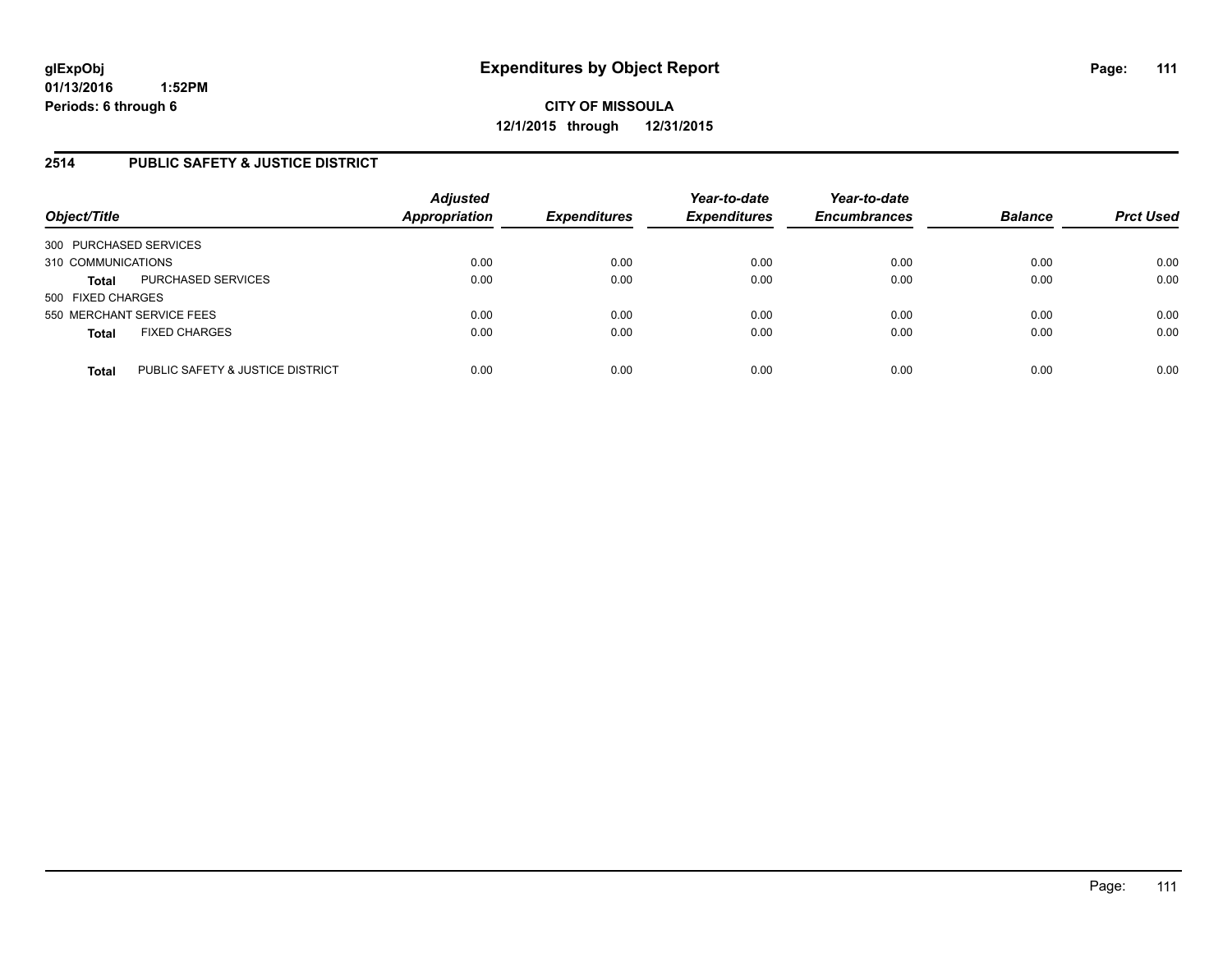**glExpObj**
**01/13/2016 1:52PM**
**Periods: 6 through 6**

# Expenditures by Object Report

**CITY OF MISSOULA**
**12/1/2015 through 12/31/2015**

## 2514 PUBLIC SAFETY & JUSTICE DISTRICT

| Object/Title | Adjusted Appropriation | Expenditures | Year-to-date Expenditures | Year-to-date Encumbrances | Balance | Prct Used |
|---|---|---|---|---|---|---|
| 300 PURCHASED SERVICES | | | | | | |
| 310 COMMUNICATIONS | 0.00 | 0.00 | 0.00 | 0.00 | 0.00 | 0.00 |
| **Total** PURCHASED SERVICES | 0.00 | 0.00 | 0.00 | 0.00 | 0.00 | 0.00 |
| 500 FIXED CHARGES | | | | | | |
| 550 MERCHANT SERVICE FEES | 0.00 | 0.00 | 0.00 | 0.00 | 0.00 | 0.00 |
| **Total** FIXED CHARGES | 0.00 | 0.00 | 0.00 | 0.00 | 0.00 | 0.00 |
| **Total** PUBLIC SAFETY & JUSTICE DISTRICT | 0.00 | 0.00 | 0.00 | 0.00 | 0.00 | 0.00 |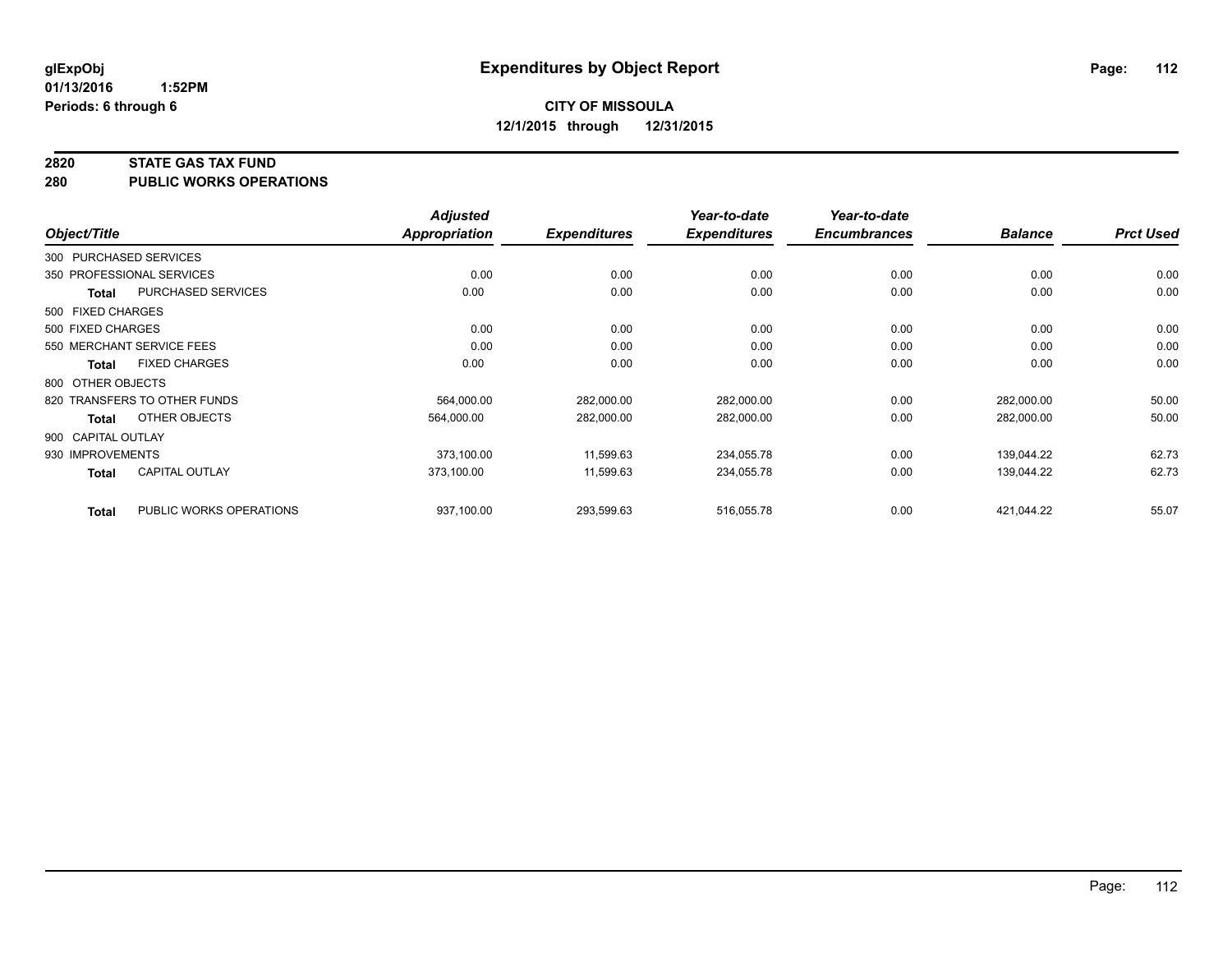glExpObj
01/13/2016 1:52PM
Periods: 6 through 6

# Expenditures by Object Report

**CITY OF MISSOULA**
**12/1/2015 through 12/31/2015**

**2820 STATE GAS TAX FUND**
**280 PUBLIC WORKS OPERATIONS**

| Object/Title | | Adjusted Appropriation | Expenditures | Year-to-date Expenditures | Year-to-date Encumbrances | Balance | Prct Used |
|---|---|---|---|---|---|---|---|
| 300 PURCHASED SERVICES | | | | | | | |
| 350 PROFESSIONAL SERVICES | | 0.00 | 0.00 | 0.00 | 0.00 | 0.00 | 0.00 |
| **Total** | PURCHASED SERVICES | 0.00 | 0.00 | 0.00 | 0.00 | 0.00 | 0.00 |
| 500 FIXED CHARGES | | | | | | | |
| 500 FIXED CHARGES | | 0.00 | 0.00 | 0.00 | 0.00 | 0.00 | 0.00 |
| 550 MERCHANT SERVICE FEES | | 0.00 | 0.00 | 0.00 | 0.00 | 0.00 | 0.00 |
| **Total** | FIXED CHARGES | 0.00 | 0.00 | 0.00 | 0.00 | 0.00 | 0.00 |
| 800 OTHER OBJECTS | | | | | | | |
| 820 TRANSFERS TO OTHER FUNDS | | 564,000.00 | 282,000.00 | 282,000.00 | 0.00 | 282,000.00 | 50.00 |
| **Total** | OTHER OBJECTS | 564,000.00 | 282,000.00 | 282,000.00 | 0.00 | 282,000.00 | 50.00 |
| 900 CAPITAL OUTLAY | | | | | | | |
| 930 IMPROVEMENTS | | 373,100.00 | 11,599.63 | 234,055.78 | 0.00 | 139,044.22 | 62.73 |
| **Total** | CAPITAL OUTLAY | 373,100.00 | 11,599.63 | 234,055.78 | 0.00 | 139,044.22 | 62.73 |
| **Total** | PUBLIC WORKS OPERATIONS | 937,100.00 | 293,599.63 | 516,055.78 | 0.00 | 421,044.22 | 55.07 |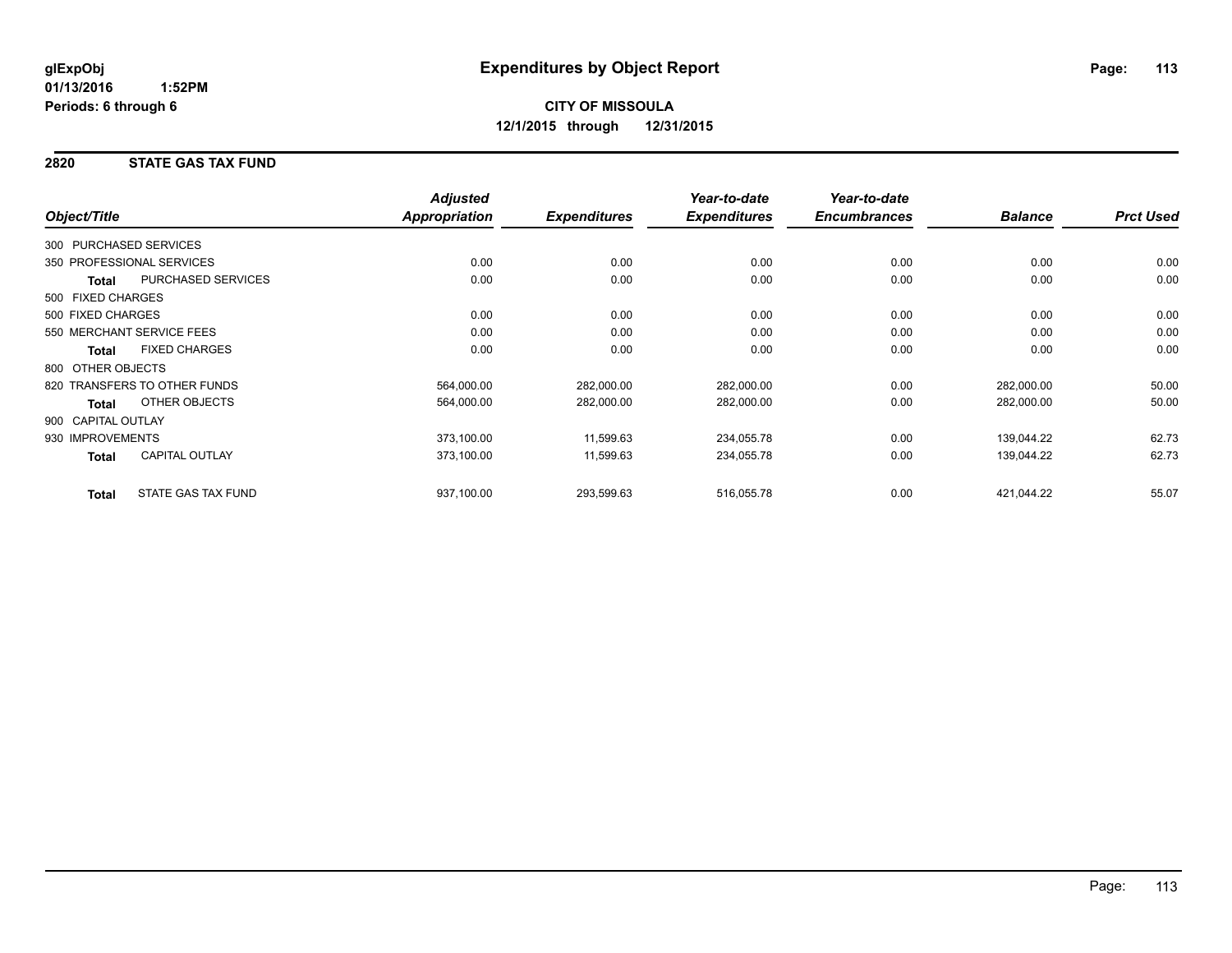glExpObj
01/13/2016 1:52PM
Periods: 6 through 6

# Expenditures by Object Report

**CITY OF MISSOULA**
**12/1/2015 through 12/31/2015**

## 2820 STATE GAS TAX FUND

| Object/Title | | Adjusted Appropriation | Expenditures | Year-to-date Expenditures | Year-to-date Encumbrances | Balance | Prct Used |
|---|---|---|---|---|---|---|---|
| 300 PURCHASED SERVICES | | | | | | | |
| 350 PROFESSIONAL SERVICES | | 0.00 | 0.00 | 0.00 | 0.00 | 0.00 | 0.00 |
| **Total** | PURCHASED SERVICES | 0.00 | 0.00 | 0.00 | 0.00 | 0.00 | 0.00 |
| 500 FIXED CHARGES | | | | | | | |
| 500 FIXED CHARGES | | 0.00 | 0.00 | 0.00 | 0.00 | 0.00 | 0.00 |
| 550 MERCHANT SERVICE FEES | | 0.00 | 0.00 | 0.00 | 0.00 | 0.00 | 0.00 |
| **Total** | FIXED CHARGES | 0.00 | 0.00 | 0.00 | 0.00 | 0.00 | 0.00 |
| 800 OTHER OBJECTS | | | | | | | |
| 820 TRANSFERS TO OTHER FUNDS | | 564,000.00 | 282,000.00 | 282,000.00 | 0.00 | 282,000.00 | 50.00 |
| **Total** | OTHER OBJECTS | 564,000.00 | 282,000.00 | 282,000.00 | 0.00 | 282,000.00 | 50.00 |
| 900 CAPITAL OUTLAY | | | | | | | |
| 930 IMPROVEMENTS | | 373,100.00 | 11,599.63 | 234,055.78 | 0.00 | 139,044.22 | 62.73 |
| **Total** | CAPITAL OUTLAY | 373,100.00 | 11,599.63 | 234,055.78 | 0.00 | 139,044.22 | 62.73 |
| **Total** | STATE GAS TAX FUND | 937,100.00 | 293,599.63 | 516,055.78 | 0.00 | 421,044.22 | 55.07 |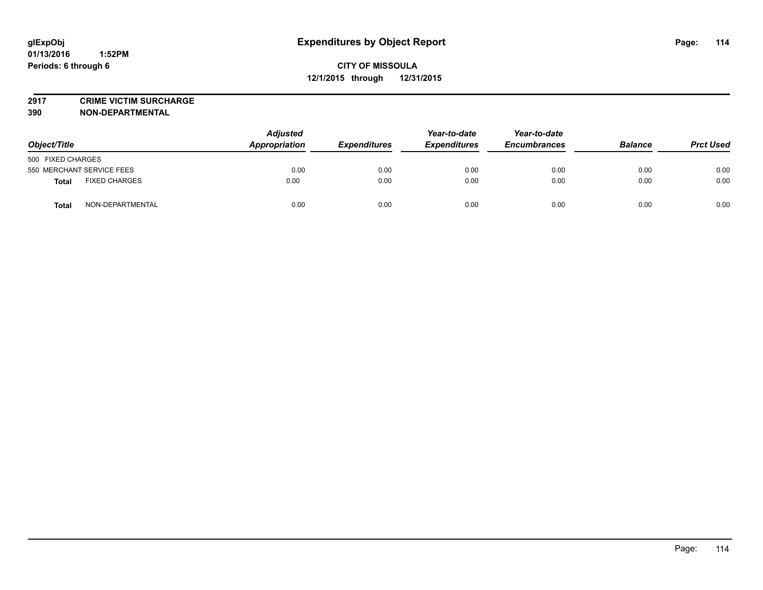# Expenditures by Object Report

glExpObj
01/13/2016 1:52PM
Periods: 6 through 6

**CITY OF MISSOULA**
**12/1/2015 through 12/31/2015**

**2917 CRIME VICTIM SURCHARGE**
**390 NON-DEPARTMENTAL**

| Object/Title | Adjusted Appropriation | Expenditures | Year-to-date Expenditures | Year-to-date Encumbrances | Balance | Prct Used |
|---|---|---|---|---|---|---|
| 500 FIXED CHARGES | | | | | | |
| 550 MERCHANT SERVICE FEES | 0.00 | 0.00 | 0.00 | 0.00 | 0.00 | 0.00 |
| **Total** FIXED CHARGES | 0.00 | 0.00 | 0.00 | 0.00 | 0.00 | 0.00 |
| **Total** NON-DEPARTMENTAL | 0.00 | 0.00 | 0.00 | 0.00 | 0.00 | 0.00 |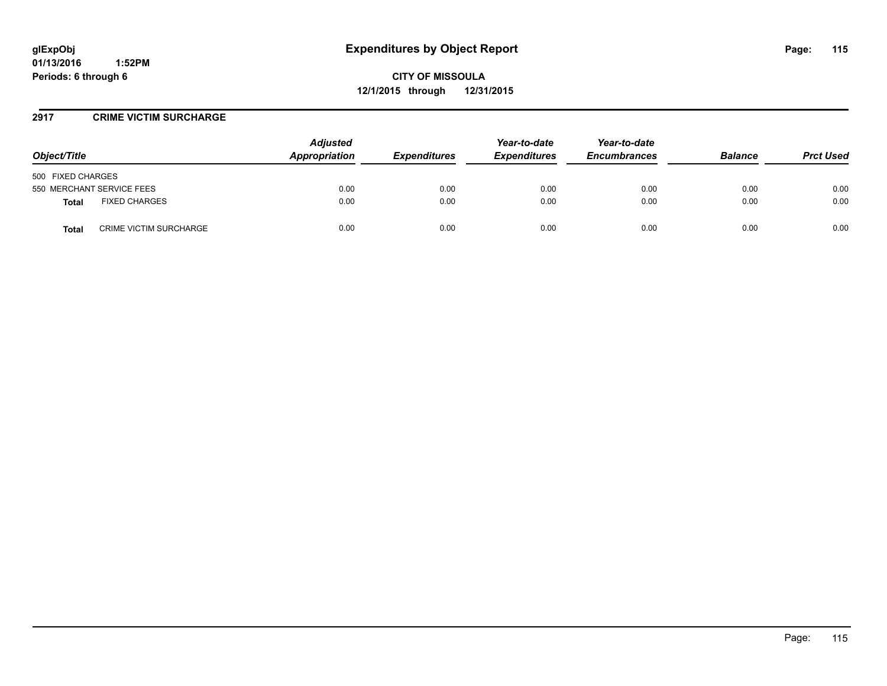# Expenditures by Object Report

**glExpObj**
**01/13/2016 1:52PM**
**Periods: 6 through 6**

**CITY OF MISSOULA**
**12/1/2015 through 12/31/2015**

## 2917 CRIME VICTIM SURCHARGE

| Object/Title | Adjusted Appropriation | Expenditures | Year-to-date Expenditures | Year-to-date Encumbrances | Balance | Prct Used |
|---|---|---|---|---|---|---|
| 500 FIXED CHARGES | | | | | | |
| 550 MERCHANT SERVICE FEES | 0.00 | 0.00 | 0.00 | 0.00 | 0.00 | 0.00 |
| **Total** FIXED CHARGES | 0.00 | 0.00 | 0.00 | 0.00 | 0.00 | 0.00 |
| **Total** CRIME VICTIM SURCHARGE | 0.00 | 0.00 | 0.00 | 0.00 | 0.00 | 0.00 |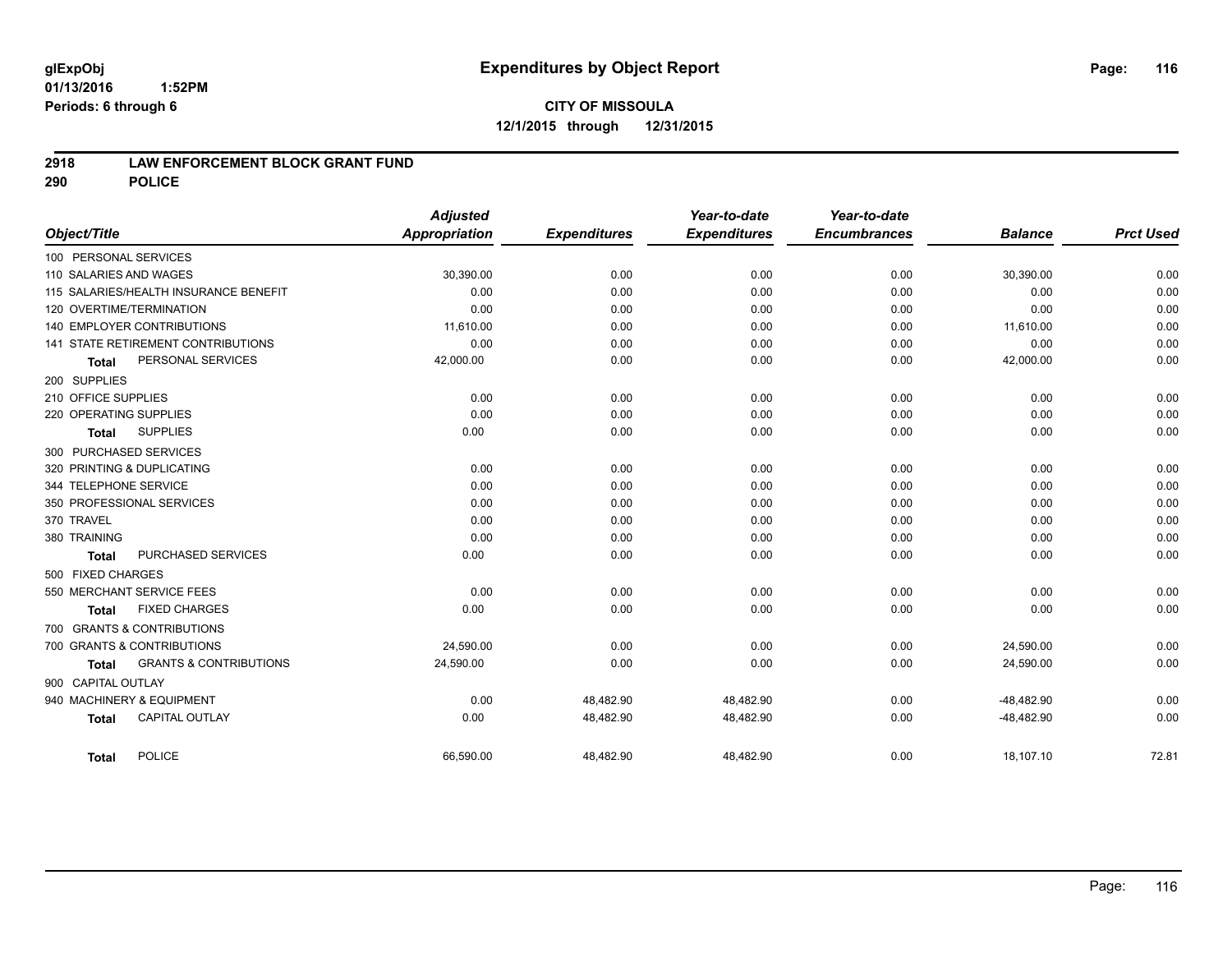**glExpObj** **Expenditures by Object Report**

**01/13/2016 1:52PM**

**Periods: 6 through 6**

**CITY OF MISSOULA**

**12/1/2015 through 12/31/2015**

## 2918 LAW ENFORCEMENT BLOCK GRANT FUND

## 290 POLICE

| Object/Title | Adjusted Appropriation | Expenditures | Year-to-date Expenditures | Year-to-date Encumbrances | Balance | Prct Used |
|---|---|---|---|---|---|---|
| 100 PERSONAL SERVICES | | | | | | |
| 110 SALARIES AND WAGES | 30,390.00 | 0.00 | 0.00 | 0.00 | 30,390.00 | 0.00 |
| 115 SALARIES/HEALTH INSURANCE BENEFIT | 0.00 | 0.00 | 0.00 | 0.00 | 0.00 | 0.00 |
| 120 OVERTIME/TERMINATION | 0.00 | 0.00 | 0.00 | 0.00 | 0.00 | 0.00 |
| 140 EMPLOYER CONTRIBUTIONS | 11,610.00 | 0.00 | 0.00 | 0.00 | 11,610.00 | 0.00 |
| 141 STATE RETIREMENT CONTRIBUTIONS | 0.00 | 0.00 | 0.00 | 0.00 | 0.00 | 0.00 |
| **Total** PERSONAL SERVICES | 42,000.00 | 0.00 | 0.00 | 0.00 | 42,000.00 | 0.00 |
| 200 SUPPLIES | | | | | | |
| 210 OFFICE SUPPLIES | 0.00 | 0.00 | 0.00 | 0.00 | 0.00 | 0.00 |
| 220 OPERATING SUPPLIES | 0.00 | 0.00 | 0.00 | 0.00 | 0.00 | 0.00 |
| **Total** SUPPLIES | 0.00 | 0.00 | 0.00 | 0.00 | 0.00 | 0.00 |
| 300 PURCHASED SERVICES | | | | | | |
| 320 PRINTING & DUPLICATING | 0.00 | 0.00 | 0.00 | 0.00 | 0.00 | 0.00 |
| 344 TELEPHONE SERVICE | 0.00 | 0.00 | 0.00 | 0.00 | 0.00 | 0.00 |
| 350 PROFESSIONAL SERVICES | 0.00 | 0.00 | 0.00 | 0.00 | 0.00 | 0.00 |
| 370 TRAVEL | 0.00 | 0.00 | 0.00 | 0.00 | 0.00 | 0.00 |
| 380 TRAINING | 0.00 | 0.00 | 0.00 | 0.00 | 0.00 | 0.00 |
| **Total** PURCHASED SERVICES | 0.00 | 0.00 | 0.00 | 0.00 | 0.00 | 0.00 |
| 500 FIXED CHARGES | | | | | | |
| 550 MERCHANT SERVICE FEES | 0.00 | 0.00 | 0.00 | 0.00 | 0.00 | 0.00 |
| **Total** FIXED CHARGES | 0.00 | 0.00 | 0.00 | 0.00 | 0.00 | 0.00 |
| 700 GRANTS & CONTRIBUTIONS | | | | | | |
| 700 GRANTS & CONTRIBUTIONS | 24,590.00 | 0.00 | 0.00 | 0.00 | 24,590.00 | 0.00 |
| **Total** GRANTS & CONTRIBUTIONS | 24,590.00 | 0.00 | 0.00 | 0.00 | 24,590.00 | 0.00 |
| 900 CAPITAL OUTLAY | | | | | | |
| 940 MACHINERY & EQUIPMENT | 0.00 | 48,482.90 | 48,482.90 | 0.00 | -48,482.90 | 0.00 |
| **Total** CAPITAL OUTLAY | 0.00 | 48,482.90 | 48,482.90 | 0.00 | -48,482.90 | 0.00 |
| **Total** POLICE | 66,590.00 | 48,482.90 | 48,482.90 | 0.00 | 18,107.10 | 72.81 |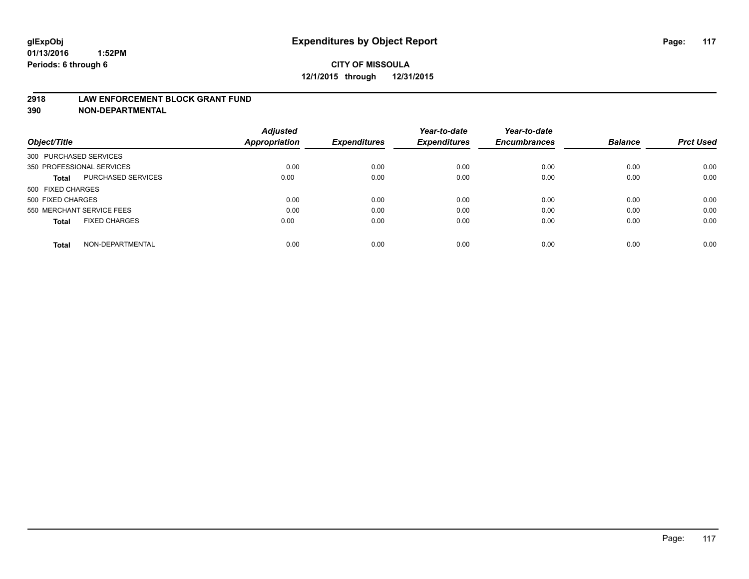glExpObj
01/13/2016 1:52PM
Periods: 6 through 6

# Expenditures by Object Report

**CITY OF MISSOULA**
**12/1/2015 through 12/31/2015**

**2918 LAW ENFORCEMENT BLOCK GRANT FUND**
**390 NON-DEPARTMENTAL**

| Object/Title | | Adjusted Appropriation | Expenditures | Year-to-date Expenditures | Year-to-date Encumbrances | Balance | Prct Used |
|---|---|---|---|---|---|---|---|
| 300 PURCHASED SERVICES | | | | | | | |
| 350 PROFESSIONAL SERVICES | | 0.00 | 0.00 | 0.00 | 0.00 | 0.00 | 0.00 |
| **Total** | PURCHASED SERVICES | 0.00 | 0.00 | 0.00 | 0.00 | 0.00 | 0.00 |
| 500 FIXED CHARGES | | | | | | | |
| 500 FIXED CHARGES | | 0.00 | 0.00 | 0.00 | 0.00 | 0.00 | 0.00 |
| 550 MERCHANT SERVICE FEES | | 0.00 | 0.00 | 0.00 | 0.00 | 0.00 | 0.00 |
| **Total** | FIXED CHARGES | 0.00 | 0.00 | 0.00 | 0.00 | 0.00 | 0.00 |
| **Total** | NON-DEPARTMENTAL | 0.00 | 0.00 | 0.00 | 0.00 | 0.00 | 0.00 |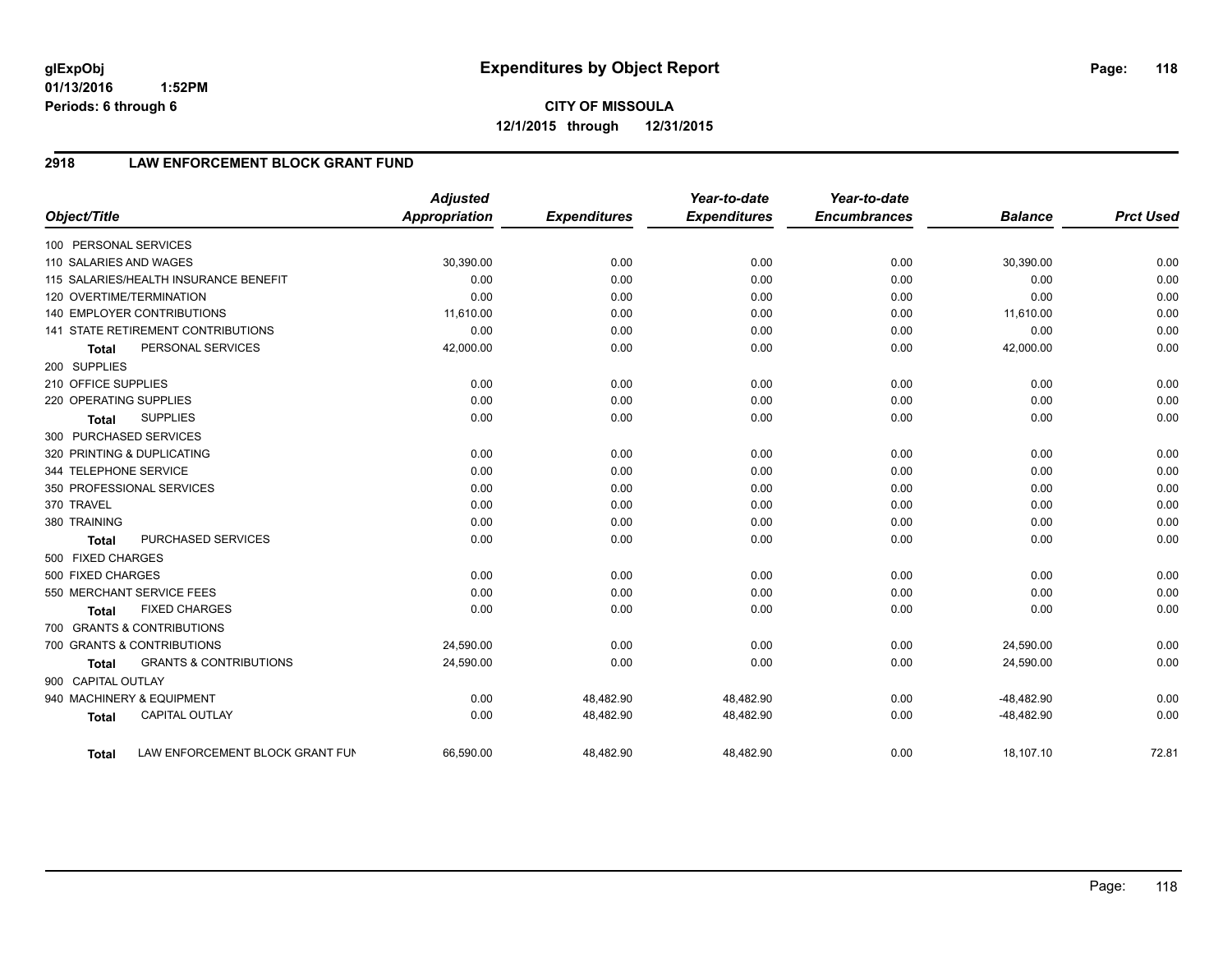**glExpObj**
**01/13/2016 1:52PM**
**Periods: 6 through 6**

# Expenditures by Object Report

**CITY OF MISSOULA**
**12/1/2015 through 12/31/2015**

## 2918 LAW ENFORCEMENT BLOCK GRANT FUND

| Object/Title | Adjusted Appropriation | Expenditures | Year-to-date Expenditures | Year-to-date Encumbrances | Balance | Prct Used |
|---|---|---|---|---|---|---|
| 100 PERSONAL SERVICES | | | | | | |
| 110 SALARIES AND WAGES | 30,390.00 | 0.00 | 0.00 | 0.00 | 30,390.00 | 0.00 |
| 115 SALARIES/HEALTH INSURANCE BENEFIT | 0.00 | 0.00 | 0.00 | 0.00 | 0.00 | 0.00 |
| 120 OVERTIME/TERMINATION | 0.00 | 0.00 | 0.00 | 0.00 | 0.00 | 0.00 |
| 140 EMPLOYER CONTRIBUTIONS | 11,610.00 | 0.00 | 0.00 | 0.00 | 11,610.00 | 0.00 |
| 141 STATE RETIREMENT CONTRIBUTIONS | 0.00 | 0.00 | 0.00 | 0.00 | 0.00 | 0.00 |
| **Total** PERSONAL SERVICES | 42,000.00 | 0.00 | 0.00 | 0.00 | 42,000.00 | 0.00 |
| 200 SUPPLIES | | | | | | |
| 210 OFFICE SUPPLIES | 0.00 | 0.00 | 0.00 | 0.00 | 0.00 | 0.00 |
| 220 OPERATING SUPPLIES | 0.00 | 0.00 | 0.00 | 0.00 | 0.00 | 0.00 |
| **Total** SUPPLIES | 0.00 | 0.00 | 0.00 | 0.00 | 0.00 | 0.00 |
| 300 PURCHASED SERVICES | | | | | | |
| 320 PRINTING & DUPLICATING | 0.00 | 0.00 | 0.00 | 0.00 | 0.00 | 0.00 |
| 344 TELEPHONE SERVICE | 0.00 | 0.00 | 0.00 | 0.00 | 0.00 | 0.00 |
| 350 PROFESSIONAL SERVICES | 0.00 | 0.00 | 0.00 | 0.00 | 0.00 | 0.00 |
| 370 TRAVEL | 0.00 | 0.00 | 0.00 | 0.00 | 0.00 | 0.00 |
| 380 TRAINING | 0.00 | 0.00 | 0.00 | 0.00 | 0.00 | 0.00 |
| **Total** PURCHASED SERVICES | 0.00 | 0.00 | 0.00 | 0.00 | 0.00 | 0.00 |
| 500 FIXED CHARGES | | | | | | |
| 500 FIXED CHARGES | 0.00 | 0.00 | 0.00 | 0.00 | 0.00 | 0.00 |
| 550 MERCHANT SERVICE FEES | 0.00 | 0.00 | 0.00 | 0.00 | 0.00 | 0.00 |
| **Total** FIXED CHARGES | 0.00 | 0.00 | 0.00 | 0.00 | 0.00 | 0.00 |
| 700 GRANTS & CONTRIBUTIONS | | | | | | |
| 700 GRANTS & CONTRIBUTIONS | 24,590.00 | 0.00 | 0.00 | 0.00 | 24,590.00 | 0.00 |
| **Total** GRANTS & CONTRIBUTIONS | 24,590.00 | 0.00 | 0.00 | 0.00 | 24,590.00 | 0.00 |
| 900 CAPITAL OUTLAY | | | | | | |
| 940 MACHINERY & EQUIPMENT | 0.00 | 48,482.90 | 48,482.90 | 0.00 | -48,482.90 | 0.00 |
| **Total** CAPITAL OUTLAY | 0.00 | 48,482.90 | 48,482.90 | 0.00 | -48,482.90 | 0.00 |
| **Total** LAW ENFORCEMENT BLOCK GRANT FUN | 66,590.00 | 48,482.90 | 48,482.90 | 0.00 | 18,107.10 | 72.81 |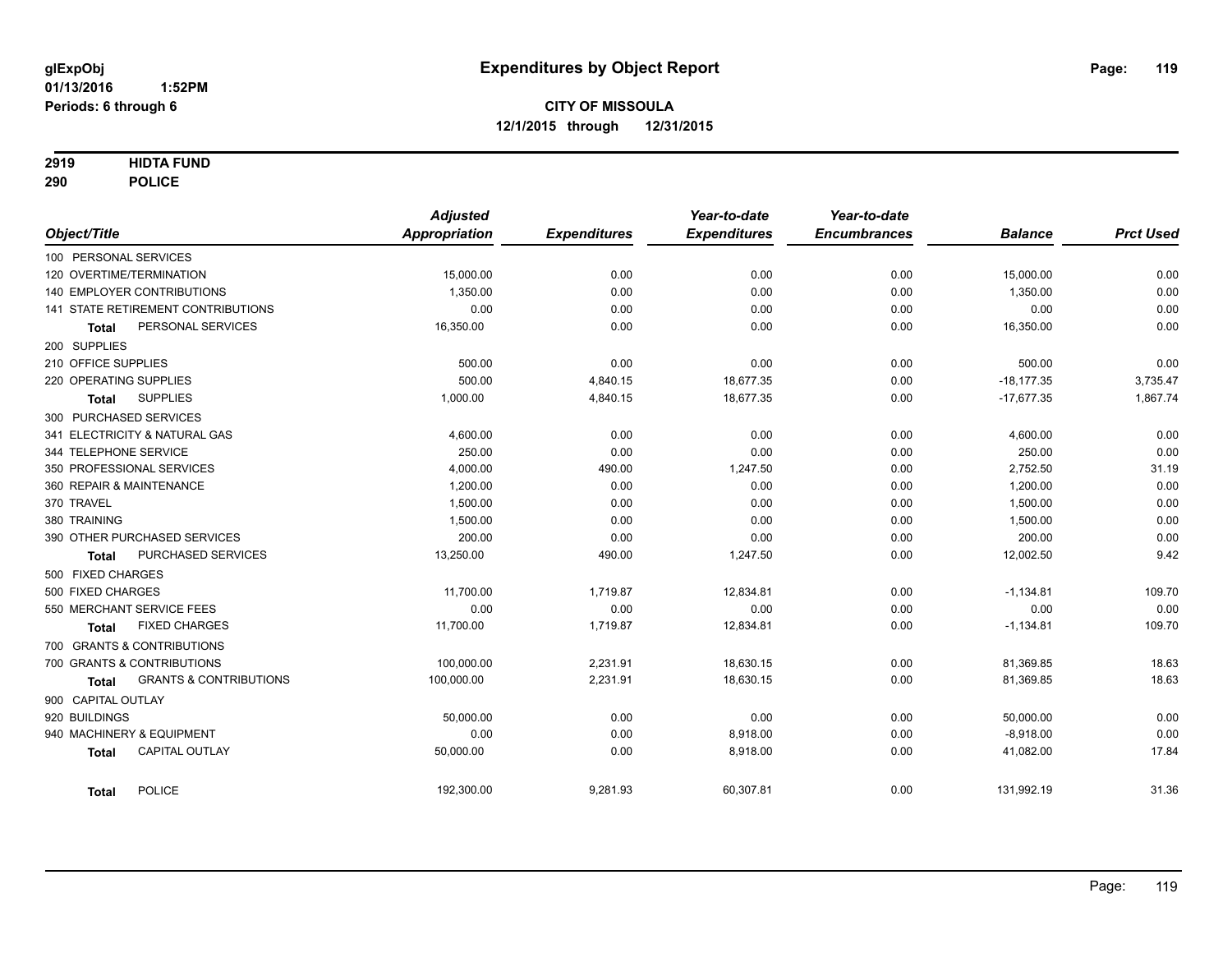**glExpObj**
**01/13/2016 1:52PM**
**Periods: 6 through 6**

# Expenditures by Object Report

**CITY OF MISSOULA**
**12/1/2015 through 12/31/2015**

**2919 HIDTA FUND**
**290 POLICE**

| Object/Title | Adjusted Appropriation | Expenditures | Year-to-date Expenditures | Year-to-date Encumbrances | Balance | Prct Used |
|---|---|---|---|---|---|---|
| 100 PERSONAL SERVICES | | | | | | |
| 120 OVERTIME/TERMINATION | 15,000.00 | 0.00 | 0.00 | 0.00 | 15,000.00 | 0.00 |
| 140 EMPLOYER CONTRIBUTIONS | 1,350.00 | 0.00 | 0.00 | 0.00 | 1,350.00 | 0.00 |
| 141 STATE RETIREMENT CONTRIBUTIONS | 0.00 | 0.00 | 0.00 | 0.00 | 0.00 | 0.00 |
| **Total** PERSONAL SERVICES | 16,350.00 | 0.00 | 0.00 | 0.00 | 16,350.00 | 0.00 |
| 200 SUPPLIES | | | | | | |
| 210 OFFICE SUPPLIES | 500.00 | 0.00 | 0.00 | 0.00 | 500.00 | 0.00 |
| 220 OPERATING SUPPLIES | 500.00 | 4,840.15 | 18,677.35 | 0.00 | -18,177.35 | 3,735.47 |
| **Total** SUPPLIES | 1,000.00 | 4,840.15 | 18,677.35 | 0.00 | -17,677.35 | 1,867.74 |
| 300 PURCHASED SERVICES | | | | | | |
| 341 ELECTRICITY & NATURAL GAS | 4,600.00 | 0.00 | 0.00 | 0.00 | 4,600.00 | 0.00 |
| 344 TELEPHONE SERVICE | 250.00 | 0.00 | 0.00 | 0.00 | 250.00 | 0.00 |
| 350 PROFESSIONAL SERVICES | 4,000.00 | 490.00 | 1,247.50 | 0.00 | 2,752.50 | 31.19 |
| 360 REPAIR & MAINTENANCE | 1,200.00 | 0.00 | 0.00 | 0.00 | 1,200.00 | 0.00 |
| 370 TRAVEL | 1,500.00 | 0.00 | 0.00 | 0.00 | 1,500.00 | 0.00 |
| 380 TRAINING | 1,500.00 | 0.00 | 0.00 | 0.00 | 1,500.00 | 0.00 |
| 390 OTHER PURCHASED SERVICES | 200.00 | 0.00 | 0.00 | 0.00 | 200.00 | 0.00 |
| **Total** PURCHASED SERVICES | 13,250.00 | 490.00 | 1,247.50 | 0.00 | 12,002.50 | 9.42 |
| 500 FIXED CHARGES | | | | | | |
| 500 FIXED CHARGES | 11,700.00 | 1,719.87 | 12,834.81 | 0.00 | -1,134.81 | 109.70 |
| 550 MERCHANT SERVICE FEES | 0.00 | 0.00 | 0.00 | 0.00 | 0.00 | 0.00 |
| **Total** FIXED CHARGES | 11,700.00 | 1,719.87 | 12,834.81 | 0.00 | -1,134.81 | 109.70 |
| 700 GRANTS & CONTRIBUTIONS | | | | | | |
| 700 GRANTS & CONTRIBUTIONS | 100,000.00 | 2,231.91 | 18,630.15 | 0.00 | 81,369.85 | 18.63 |
| **Total** GRANTS & CONTRIBUTIONS | 100,000.00 | 2,231.91 | 18,630.15 | 0.00 | 81,369.85 | 18.63 |
| 900 CAPITAL OUTLAY | | | | | | |
| 920 BUILDINGS | 50,000.00 | 0.00 | 0.00 | 0.00 | 50,000.00 | 0.00 |
| 940 MACHINERY & EQUIPMENT | 0.00 | 0.00 | 8,918.00 | 0.00 | -8,918.00 | 0.00 |
| **Total** CAPITAL OUTLAY | 50,000.00 | 0.00 | 8,918.00 | 0.00 | 41,082.00 | 17.84 |
| **Total** POLICE | 192,300.00 | 9,281.93 | 60,307.81 | 0.00 | 131,992.19 | 31.36 |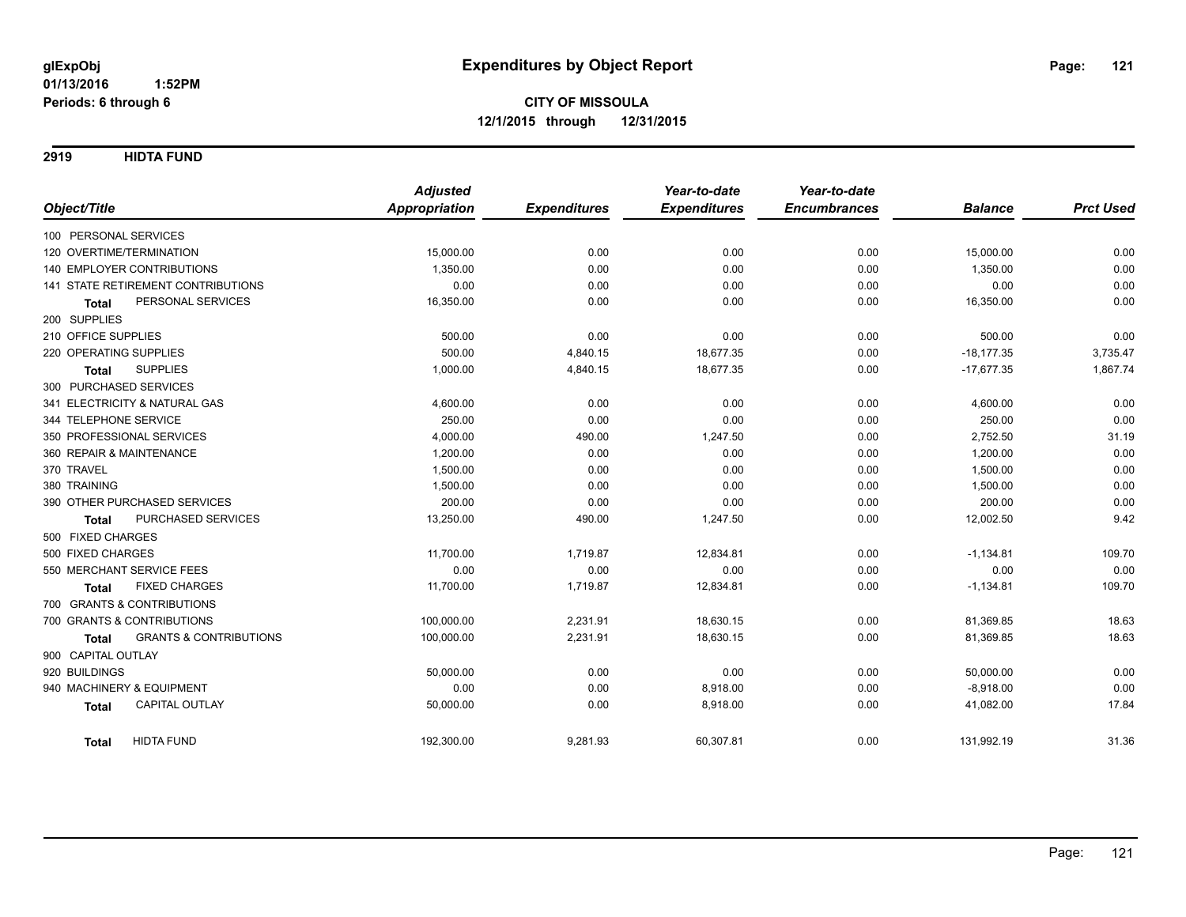**glExpObj**
**01/13/2016 1:52PM**
**Periods: 6 through 6**

# Expenditures by Object Report

**CITY OF MISSOULA**
**12/1/2015 through 12/31/2015**

## 2919 HIDTA FUND

| Object/Title | Adjusted Appropriation | Expenditures | Year-to-date Expenditures | Year-to-date Encumbrances | Balance | Prct Used |
|---|---|---|---|---|---|---|
| 100 PERSONAL SERVICES | | | | | | |
| 120 OVERTIME/TERMINATION | 15,000.00 | 0.00 | 0.00 | 0.00 | 15,000.00 | 0.00 |
| 140 EMPLOYER CONTRIBUTIONS | 1,350.00 | 0.00 | 0.00 | 0.00 | 1,350.00 | 0.00 |
| 141 STATE RETIREMENT CONTRIBUTIONS | 0.00 | 0.00 | 0.00 | 0.00 | 0.00 | 0.00 |
| **Total** PERSONAL SERVICES | 16,350.00 | 0.00 | 0.00 | 0.00 | 16,350.00 | 0.00 |
| 200 SUPPLIES | | | | | | |
| 210 OFFICE SUPPLIES | 500.00 | 0.00 | 0.00 | 0.00 | 500.00 | 0.00 |
| 220 OPERATING SUPPLIES | 500.00 | 4,840.15 | 18,677.35 | 0.00 | -18,177.35 | 3,735.47 |
| **Total** SUPPLIES | 1,000.00 | 4,840.15 | 18,677.35 | 0.00 | -17,677.35 | 1,867.74 |
| 300 PURCHASED SERVICES | | | | | | |
| 341 ELECTRICITY & NATURAL GAS | 4,600.00 | 0.00 | 0.00 | 0.00 | 4,600.00 | 0.00 |
| 344 TELEPHONE SERVICE | 250.00 | 0.00 | 0.00 | 0.00 | 250.00 | 0.00 |
| 350 PROFESSIONAL SERVICES | 4,000.00 | 490.00 | 1,247.50 | 0.00 | 2,752.50 | 31.19 |
| 360 REPAIR & MAINTENANCE | 1,200.00 | 0.00 | 0.00 | 0.00 | 1,200.00 | 0.00 |
| 370 TRAVEL | 1,500.00 | 0.00 | 0.00 | 0.00 | 1,500.00 | 0.00 |
| 380 TRAINING | 1,500.00 | 0.00 | 0.00 | 0.00 | 1,500.00 | 0.00 |
| 390 OTHER PURCHASED SERVICES | 200.00 | 0.00 | 0.00 | 0.00 | 200.00 | 0.00 |
| **Total** PURCHASED SERVICES | 13,250.00 | 490.00 | 1,247.50 | 0.00 | 12,002.50 | 9.42 |
| 500 FIXED CHARGES | | | | | | |
| 500 FIXED CHARGES | 11,700.00 | 1,719.87 | 12,834.81 | 0.00 | -1,134.81 | 109.70 |
| 550 MERCHANT SERVICE FEES | 0.00 | 0.00 | 0.00 | 0.00 | 0.00 | 0.00 |
| **Total** FIXED CHARGES | 11,700.00 | 1,719.87 | 12,834.81 | 0.00 | -1,134.81 | 109.70 |
| 700 GRANTS & CONTRIBUTIONS | | | | | | |
| 700 GRANTS & CONTRIBUTIONS | 100,000.00 | 2,231.91 | 18,630.15 | 0.00 | 81,369.85 | 18.63 |
| **Total** GRANTS & CONTRIBUTIONS | 100,000.00 | 2,231.91 | 18,630.15 | 0.00 | 81,369.85 | 18.63 |
| 900 CAPITAL OUTLAY | | | | | | |
| 920 BUILDINGS | 50,000.00 | 0.00 | 0.00 | 0.00 | 50,000.00 | 0.00 |
| 940 MACHINERY & EQUIPMENT | 0.00 | 0.00 | 8,918.00 | 0.00 | -8,918.00 | 0.00 |
| **Total** CAPITAL OUTLAY | 50,000.00 | 0.00 | 8,918.00 | 0.00 | 41,082.00 | 17.84 |
| **Total** HIDTA FUND | 192,300.00 | 9,281.93 | 60,307.81 | 0.00 | 131,992.19 | 31.36 |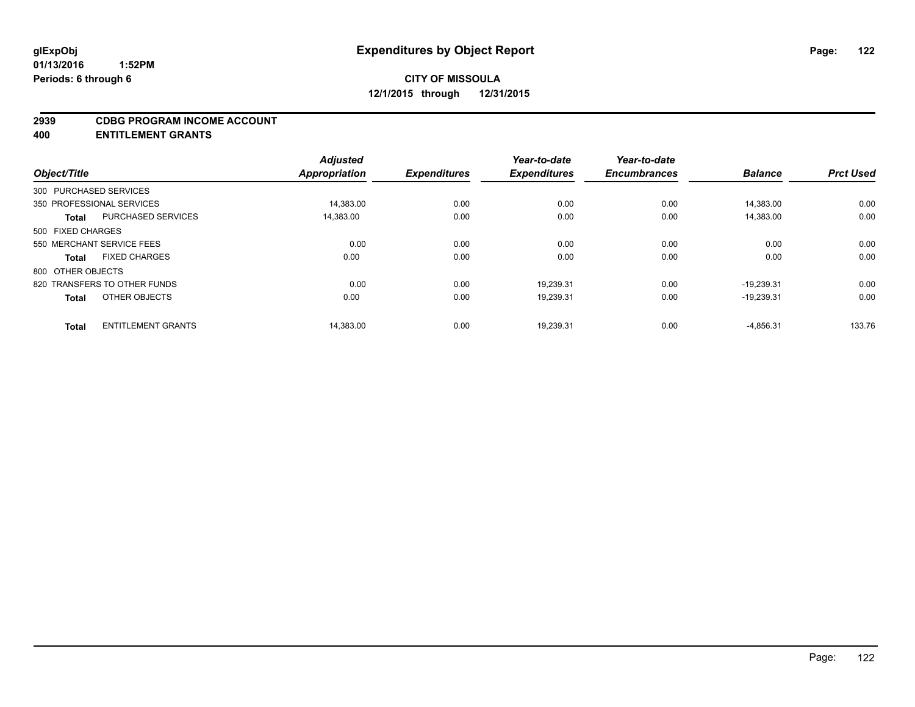glExpObj
01/13/2016 1:52PM
Periods: 6 through 6

# Expenditures by Object Report

**CITY OF MISSOULA**
**12/1/2015 through 12/31/2015**

**2939 CDBG PROGRAM INCOME ACCOUNT**
**400 ENTITLEMENT GRANTS**

| Object/Title | | Adjusted Appropriation | Expenditures | Year-to-date Expenditures | Year-to-date Encumbrances | Balance | Prct Used |
|---|---|---|---|---|---|---|---|
| 300 PURCHASED SERVICES | | | | | | | |
| 350 PROFESSIONAL SERVICES | | 14,383.00 | 0.00 | 0.00 | 0.00 | 14,383.00 | 0.00 |
| **Total** | PURCHASED SERVICES | 14,383.00 | 0.00 | 0.00 | 0.00 | 14,383.00 | 0.00 |
| 500 FIXED CHARGES | | | | | | | |
| 550 MERCHANT SERVICE FEES | | 0.00 | 0.00 | 0.00 | 0.00 | 0.00 | 0.00 |
| **Total** | FIXED CHARGES | 0.00 | 0.00 | 0.00 | 0.00 | 0.00 | 0.00 |
| 800 OTHER OBJECTS | | | | | | | |
| 820 TRANSFERS TO OTHER FUNDS | | 0.00 | 0.00 | 19,239.31 | 0.00 | -19,239.31 | 0.00 |
| **Total** | OTHER OBJECTS | 0.00 | 0.00 | 19,239.31 | 0.00 | -19,239.31 | 0.00 |
| **Total** | ENTITLEMENT GRANTS | 14,383.00 | 0.00 | 19,239.31 | 0.00 | -4,856.31 | 133.76 |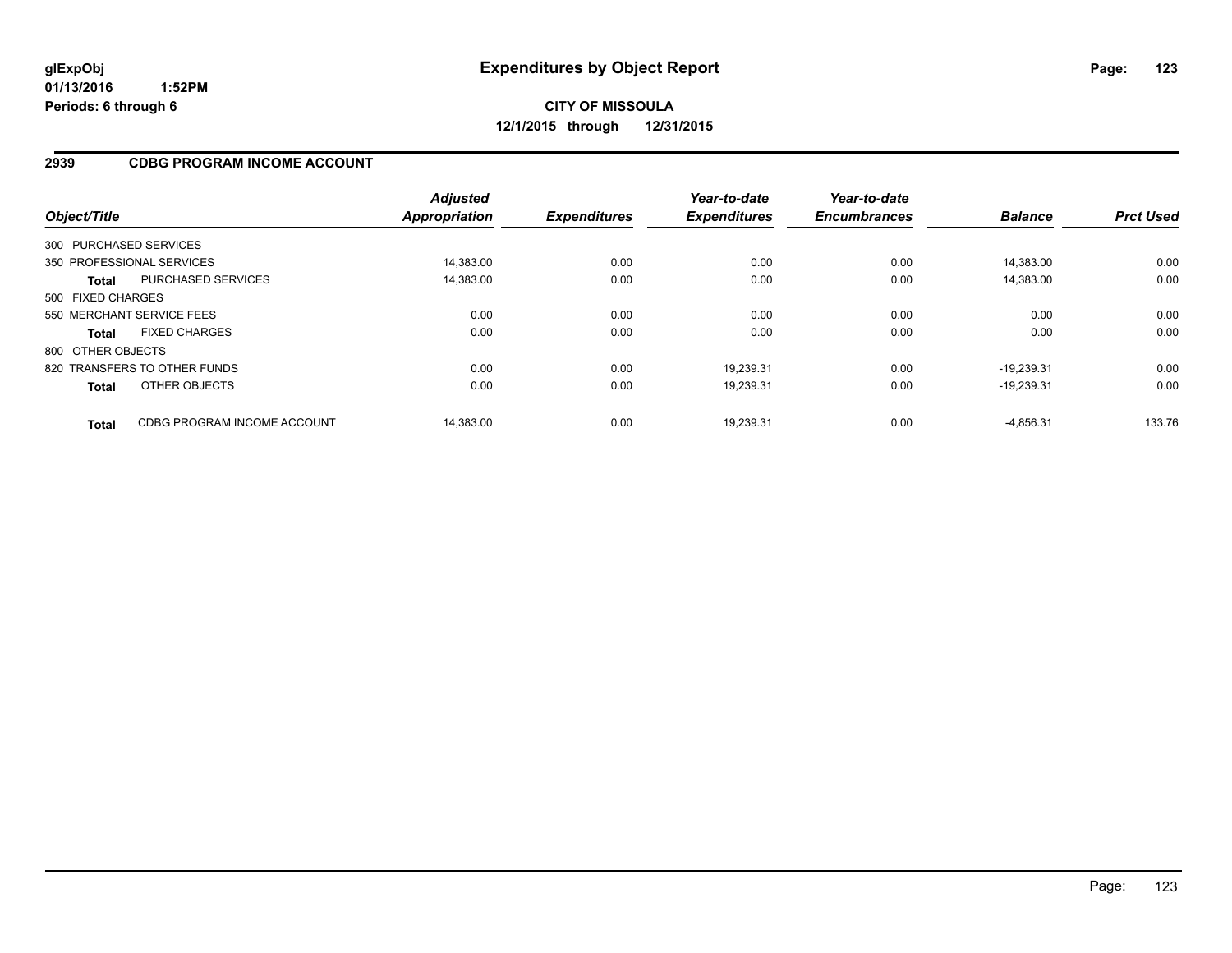**glExpObj** **Expenditures by Object Report**

**01/13/2016 1:52PM**

**Periods: 6 through 6**

**CITY OF MISSOULA**

**12/1/2015 through 12/31/2015**

## 2939 CDBG PROGRAM INCOME ACCOUNT

| Object/Title | Adjusted Appropriation | Expenditures | Year-to-date Expenditures | Year-to-date Encumbrances | Balance | Prct Used |
|---|---|---|---|---|---|---|
| 300 PURCHASED SERVICES | | | | | | |
| 350 PROFESSIONAL SERVICES | 14,383.00 | 0.00 | 0.00 | 0.00 | 14,383.00 | 0.00 |
| **Total** PURCHASED SERVICES | 14,383.00 | 0.00 | 0.00 | 0.00 | 14,383.00 | 0.00 |
| 500 FIXED CHARGES | | | | | | |
| 550 MERCHANT SERVICE FEES | 0.00 | 0.00 | 0.00 | 0.00 | 0.00 | 0.00 |
| **Total** FIXED CHARGES | 0.00 | 0.00 | 0.00 | 0.00 | 0.00 | 0.00 |
| 800 OTHER OBJECTS | | | | | | |
| 820 TRANSFERS TO OTHER FUNDS | 0.00 | 0.00 | 19,239.31 | 0.00 | -19,239.31 | 0.00 |
| **Total** OTHER OBJECTS | 0.00 | 0.00 | 19,239.31 | 0.00 | -19,239.31 | 0.00 |
| **Total** CDBG PROGRAM INCOME ACCOUNT | 14,383.00 | 0.00 | 19,239.31 | 0.00 | -4,856.31 | 133.76 |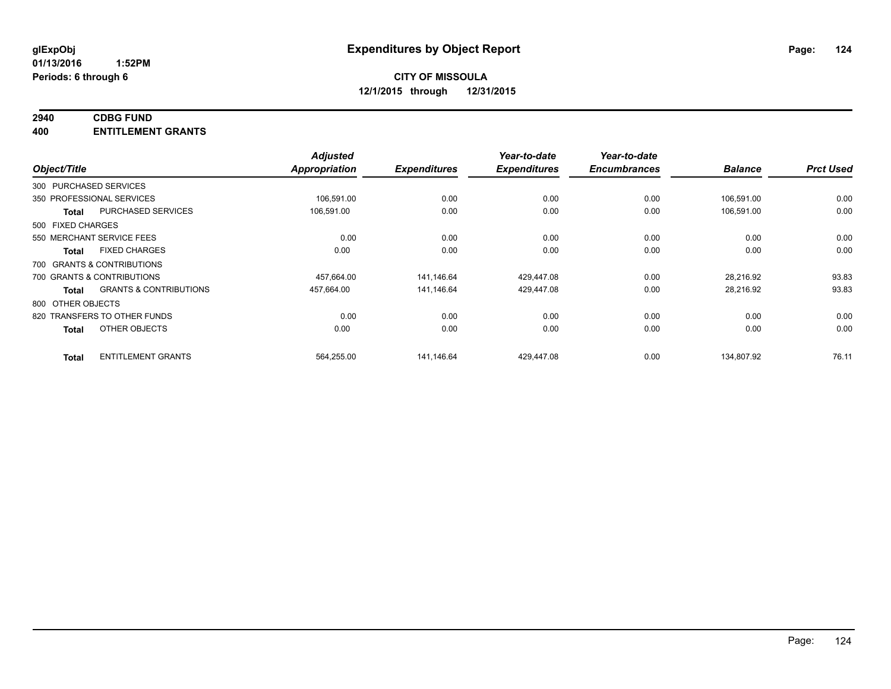**glExpObj** **Expenditures by Object Report**

**01/13/2016 1:52PM**

**Periods: 6 through 6**

**CITY OF MISSOULA**

**12/1/2015 through 12/31/2015**

**2940 CDBG FUND**

**400 ENTITLEMENT GRANTS**

| Object/Title | | Adjusted Appropriation | Expenditures | Year-to-date Expenditures | Year-to-date Encumbrances | Balance | Prct Used |
|---|---|---|---|---|---|---|---|
| 300 PURCHASED SERVICES | | | | | | | |
| 350 PROFESSIONAL SERVICES | | 106,591.00 | 0.00 | 0.00 | 0.00 | 106,591.00 | 0.00 |
| **Total** | PURCHASED SERVICES | 106,591.00 | 0.00 | 0.00 | 0.00 | 106,591.00 | 0.00 |
| 500 FIXED CHARGES | | | | | | | |
| 550 MERCHANT SERVICE FEES | | 0.00 | 0.00 | 0.00 | 0.00 | 0.00 | 0.00 |
| **Total** | FIXED CHARGES | 0.00 | 0.00 | 0.00 | 0.00 | 0.00 | 0.00 |
| 700 GRANTS & CONTRIBUTIONS | | | | | | | |
| 700 GRANTS & CONTRIBUTIONS | | 457,664.00 | 141,146.64 | 429,447.08 | 0.00 | 28,216.92 | 93.83 |
| **Total** | GRANTS & CONTRIBUTIONS | 457,664.00 | 141,146.64 | 429,447.08 | 0.00 | 28,216.92 | 93.83 |
| 800 OTHER OBJECTS | | | | | | | |
| 820 TRANSFERS TO OTHER FUNDS | | 0.00 | 0.00 | 0.00 | 0.00 | 0.00 | 0.00 |
| **Total** | OTHER OBJECTS | 0.00 | 0.00 | 0.00 | 0.00 | 0.00 | 0.00 |
| **Total** | ENTITLEMENT GRANTS | 564,255.00 | 141,146.64 | 429,447.08 | 0.00 | 134,807.92 | 76.11 |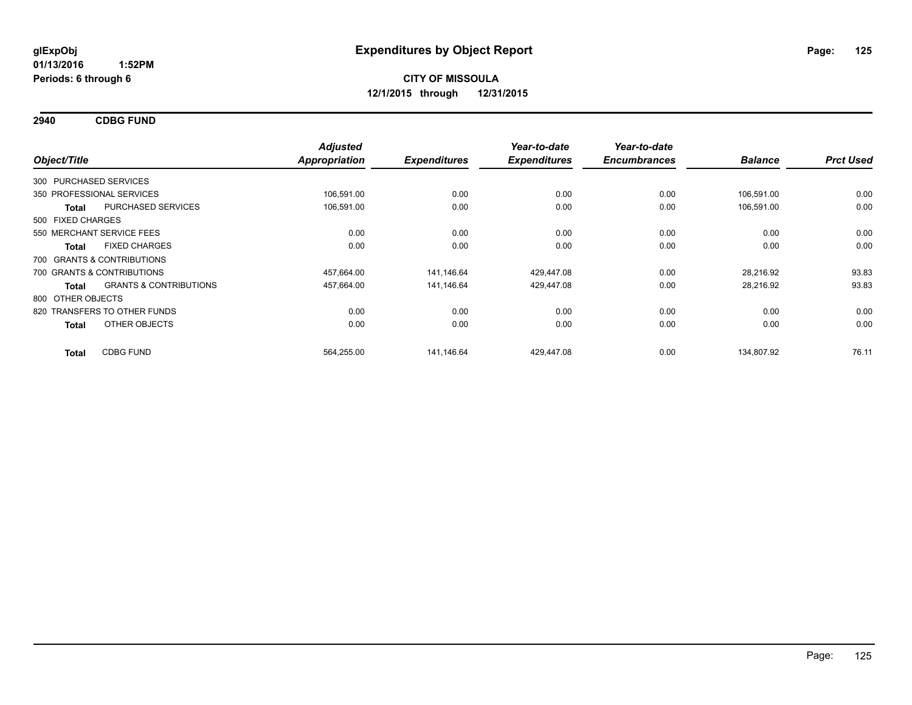**glExpObj**
**01/13/2016 1:52PM**
**Periods: 6 through 6**

# Expenditures by Object Report

**CITY OF MISSOULA**
**12/1/2015 through 12/31/2015**

## 2940 CDBG FUND

| Object/Title | | Adjusted Appropriation | Expenditures | Year-to-date Expenditures | Year-to-date Encumbrances | Balance | Prct Used |
|---|---|---|---|---|---|---|---|
| 300 PURCHASED SERVICES | | | | | | | |
| 350 PROFESSIONAL SERVICES | | 106,591.00 | 0.00 | 0.00 | 0.00 | 106,591.00 | 0.00 |
| **Total** | PURCHASED SERVICES | 106,591.00 | 0.00 | 0.00 | 0.00 | 106,591.00 | 0.00 |
| 500 FIXED CHARGES | | | | | | | |
| 550 MERCHANT SERVICE FEES | | 0.00 | 0.00 | 0.00 | 0.00 | 0.00 | 0.00 |
| **Total** | FIXED CHARGES | 0.00 | 0.00 | 0.00 | 0.00 | 0.00 | 0.00 |
| 700 GRANTS & CONTRIBUTIONS | | | | | | | |
| 700 GRANTS & CONTRIBUTIONS | | 457,664.00 | 141,146.64 | 429,447.08 | 0.00 | 28,216.92 | 93.83 |
| **Total** | GRANTS & CONTRIBUTIONS | 457,664.00 | 141,146.64 | 429,447.08 | 0.00 | 28,216.92 | 93.83 |
| 800 OTHER OBJECTS | | | | | | | |
| 820 TRANSFERS TO OTHER FUNDS | | 0.00 | 0.00 | 0.00 | 0.00 | 0.00 | 0.00 |
| **Total** | OTHER OBJECTS | 0.00 | 0.00 | 0.00 | 0.00 | 0.00 | 0.00 |
| **Total** | CDBG FUND | 564,255.00 | 141,146.64 | 429,447.08 | 0.00 | 134,807.92 | 76.11 |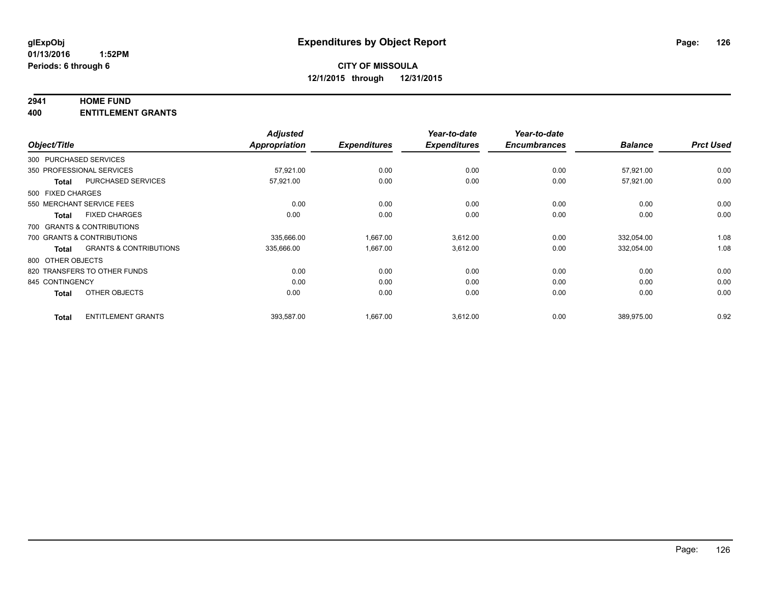# Expenditures by Object Report

glExpObj
01/13/2016 1:52PM
Periods: 6 through 6

**CITY OF MISSOULA**
**12/1/2015 through 12/31/2015**

**2941 HOME FUND**
**400 ENTITLEMENT GRANTS**

| Object/Title | | Adjusted Appropriation | Expenditures | Year-to-date Expenditures | Year-to-date Encumbrances | Balance | Prct Used |
|---|---|---|---|---|---|---|---|
| 300 PURCHASED SERVICES | | | | | | | |
| 350 PROFESSIONAL SERVICES | | 57,921.00 | 0.00 | 0.00 | 0.00 | 57,921.00 | 0.00 |
| **Total** | PURCHASED SERVICES | 57,921.00 | 0.00 | 0.00 | 0.00 | 57,921.00 | 0.00 |
| 500 FIXED CHARGES | | | | | | | |
| 550 MERCHANT SERVICE FEES | | 0.00 | 0.00 | 0.00 | 0.00 | 0.00 | 0.00 |
| **Total** | FIXED CHARGES | 0.00 | 0.00 | 0.00 | 0.00 | 0.00 | 0.00 |
| 700 GRANTS & CONTRIBUTIONS | | | | | | | |
| 700 GRANTS & CONTRIBUTIONS | | 335,666.00 | 1,667.00 | 3,612.00 | 0.00 | 332,054.00 | 1.08 |
| **Total** | GRANTS & CONTRIBUTIONS | 335,666.00 | 1,667.00 | 3,612.00 | 0.00 | 332,054.00 | 1.08 |
| 800 OTHER OBJECTS | | | | | | | |
| 820 TRANSFERS TO OTHER FUNDS | | 0.00 | 0.00 | 0.00 | 0.00 | 0.00 | 0.00 |
| 845 CONTINGENCY | | 0.00 | 0.00 | 0.00 | 0.00 | 0.00 | 0.00 |
| **Total** | OTHER OBJECTS | 0.00 | 0.00 | 0.00 | 0.00 | 0.00 | 0.00 |
| **Total** | ENTITLEMENT GRANTS | 393,587.00 | 1,667.00 | 3,612.00 | 0.00 | 389,975.00 | 0.92 |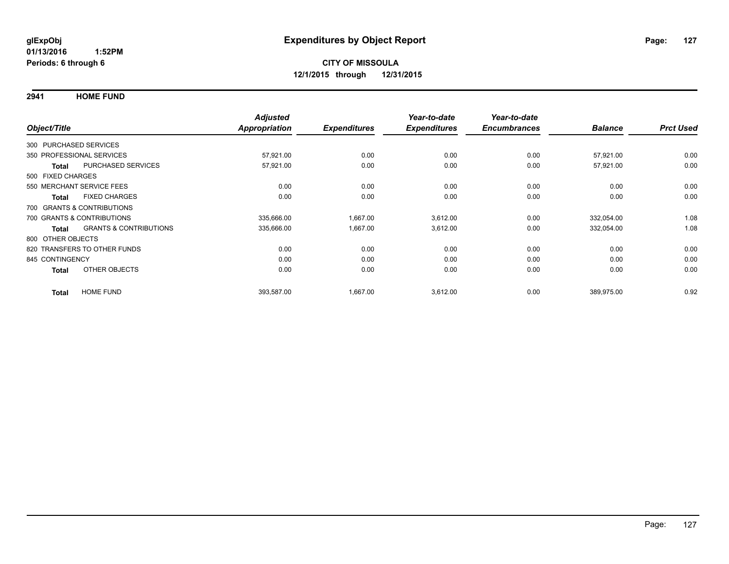**glExpObj**
**01/13/2016 1:52PM**
**Periods: 6 through 6**

# Expenditures by Object Report

**CITY OF MISSOULA**
**12/1/2015 through 12/31/2015**

## 2941 HOME FUND

| Object/Title | | Adjusted Appropriation | Expenditures | Year-to-date Expenditures | Year-to-date Encumbrances | Balance | Prct Used |
|---|---|---|---|---|---|---|---|
| 300 PURCHASED SERVICES | | | | | | | |
| 350 PROFESSIONAL SERVICES | | 57,921.00 | 0.00 | 0.00 | 0.00 | 57,921.00 | 0.00 |
| **Total** | PURCHASED SERVICES | 57,921.00 | 0.00 | 0.00 | 0.00 | 57,921.00 | 0.00 |
| 500 FIXED CHARGES | | | | | | | |
| 550 MERCHANT SERVICE FEES | | 0.00 | 0.00 | 0.00 | 0.00 | 0.00 | 0.00 |
| **Total** | FIXED CHARGES | 0.00 | 0.00 | 0.00 | 0.00 | 0.00 | 0.00 |
| 700 GRANTS & CONTRIBUTIONS | | | | | | | |
| 700 GRANTS & CONTRIBUTIONS | | 335,666.00 | 1,667.00 | 3,612.00 | 0.00 | 332,054.00 | 1.08 |
| **Total** | GRANTS & CONTRIBUTIONS | 335,666.00 | 1,667.00 | 3,612.00 | 0.00 | 332,054.00 | 1.08 |
| 800 OTHER OBJECTS | | | | | | | |
| 820 TRANSFERS TO OTHER FUNDS | | 0.00 | 0.00 | 0.00 | 0.00 | 0.00 | 0.00 |
| 845 CONTINGENCY | | 0.00 | 0.00 | 0.00 | 0.00 | 0.00 | 0.00 |
| **Total** | OTHER OBJECTS | 0.00 | 0.00 | 0.00 | 0.00 | 0.00 | 0.00 |
| **Total** | HOME FUND | 393,587.00 | 1,667.00 | 3,612.00 | 0.00 | 389,975.00 | 0.92 |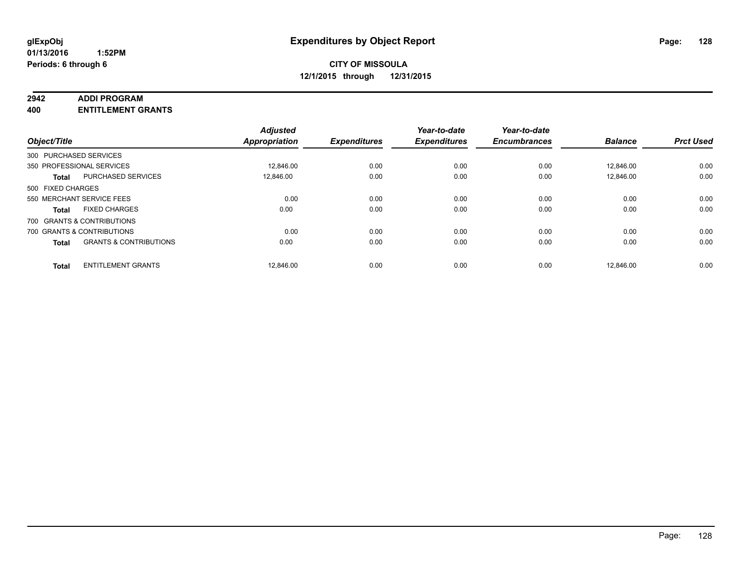# Expenditures by Object Report

glExpObj
01/13/2016 1:52PM
Periods: 6 through 6

**CITY OF MISSOULA**
**12/1/2015 through 12/31/2015**

**2942 ADDI PROGRAM**
**400 ENTITLEMENT GRANTS**

| Object/Title | | Adjusted Appropriation | Expenditures | Year-to-date Expenditures | Year-to-date Encumbrances | Balance | Prct Used |
|---|---|---|---|---|---|---|---|
| 300 PURCHASED SERVICES | | | | | | | |
| 350 PROFESSIONAL SERVICES | | 12,846.00 | 0.00 | 0.00 | 0.00 | 12,846.00 | 0.00 |
| **Total** | PURCHASED SERVICES | 12,846.00 | 0.00 | 0.00 | 0.00 | 12,846.00 | 0.00 |
| 500 FIXED CHARGES | | | | | | | |
| 550 MERCHANT SERVICE FEES | | 0.00 | 0.00 | 0.00 | 0.00 | 0.00 | 0.00 |
| **Total** | FIXED CHARGES | 0.00 | 0.00 | 0.00 | 0.00 | 0.00 | 0.00 |
| 700 GRANTS & CONTRIBUTIONS | | | | | | | |
| 700 GRANTS & CONTRIBUTIONS | | 0.00 | 0.00 | 0.00 | 0.00 | 0.00 | 0.00 |
| **Total** | GRANTS & CONTRIBUTIONS | 0.00 | 0.00 | 0.00 | 0.00 | 0.00 | 0.00 |
| **Total** | ENTITLEMENT GRANTS | 12,846.00 | 0.00 | 0.00 | 0.00 | 12,846.00 | 0.00 |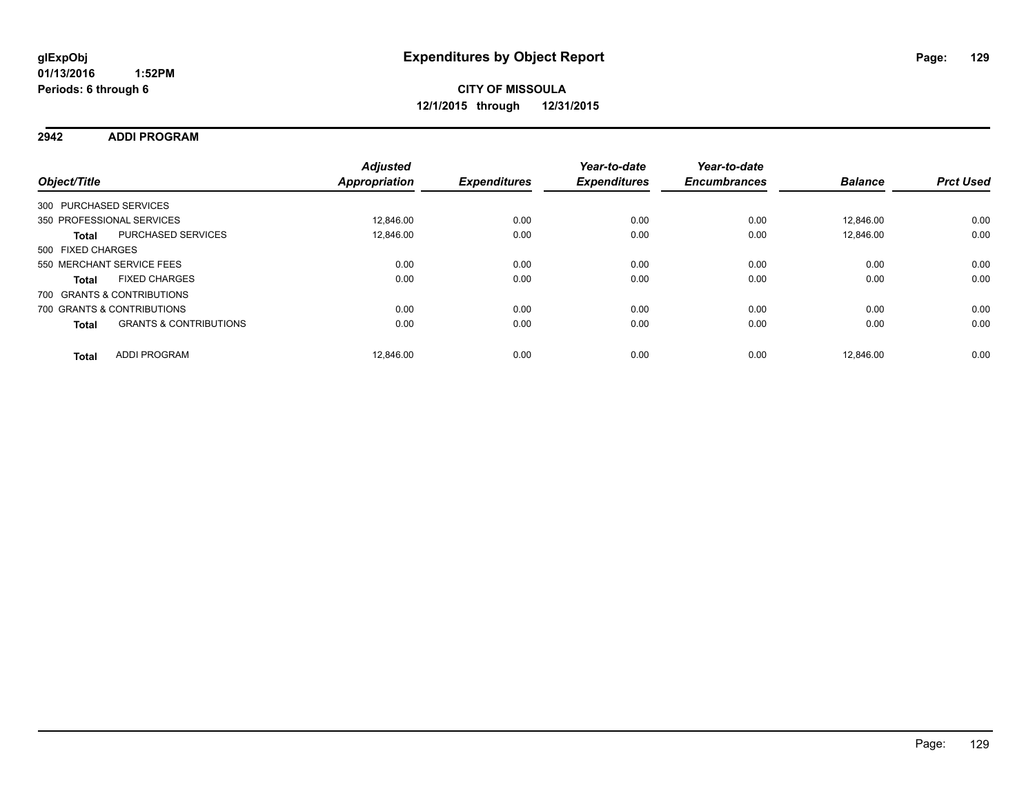**glExpObj**
**01/13/2016 1:52PM**
**Periods: 6 through 6**

# Expenditures by Object Report

**CITY OF MISSOULA**
**12/1/2015 through 12/31/2015**

## 2942 ADDI PROGRAM

| Object/Title | | Adjusted Appropriation | Expenditures | Year-to-date Expenditures | Year-to-date Encumbrances | Balance | Prct Used |
|---|---|---|---|---|---|---|---|
| 300 PURCHASED SERVICES | | | | | | | |
| 350 PROFESSIONAL SERVICES | | 12,846.00 | 0.00 | 0.00 | 0.00 | 12,846.00 | 0.00 |
| **Total** | PURCHASED SERVICES | 12,846.00 | 0.00 | 0.00 | 0.00 | 12,846.00 | 0.00 |
| 500 FIXED CHARGES | | | | | | | |
| 550 MERCHANT SERVICE FEES | | 0.00 | 0.00 | 0.00 | 0.00 | 0.00 | 0.00 |
| **Total** | FIXED CHARGES | 0.00 | 0.00 | 0.00 | 0.00 | 0.00 | 0.00 |
| 700 GRANTS & CONTRIBUTIONS | | | | | | | |
| 700 GRANTS & CONTRIBUTIONS | | 0.00 | 0.00 | 0.00 | 0.00 | 0.00 | 0.00 |
| **Total** | GRANTS & CONTRIBUTIONS | 0.00 | 0.00 | 0.00 | 0.00 | 0.00 | 0.00 |
| **Total** | ADDI PROGRAM | 12,846.00 | 0.00 | 0.00 | 0.00 | 12,846.00 | 0.00 |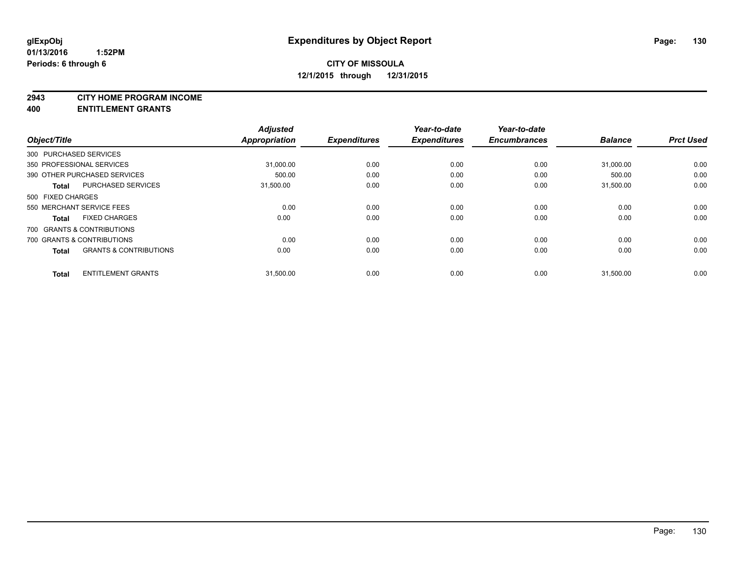**glExpObj**
**01/13/2016 1:52PM**
**Periods: 6 through 6**

# Expenditures by Object Report

**CITY OF MISSOULA**
**12/1/2015 through 12/31/2015**

## 2943 CITY HOME PROGRAM INCOME
## 400 ENTITLEMENT GRANTS

| Object/Title | | Adjusted Appropriation | Expenditures | Year-to-date Expenditures | Year-to-date Encumbrances | Balance | Prct Used |
|---|---|---|---|---|---|---|---|
| 300 PURCHASED SERVICES | | | | | | | |
| 350 PROFESSIONAL SERVICES | | 31,000.00 | 0.00 | 0.00 | 0.00 | 31,000.00 | 0.00 |
| 390 OTHER PURCHASED SERVICES | | 500.00 | 0.00 | 0.00 | 0.00 | 500.00 | 0.00 |
| Total | PURCHASED SERVICES | 31,500.00 | 0.00 | 0.00 | 0.00 | 31,500.00 | 0.00 |
| 500 FIXED CHARGES | | | | | | | |
| 550 MERCHANT SERVICE FEES | | 0.00 | 0.00 | 0.00 | 0.00 | 0.00 | 0.00 |
| Total | FIXED CHARGES | 0.00 | 0.00 | 0.00 | 0.00 | 0.00 | 0.00 |
| 700 GRANTS & CONTRIBUTIONS | | | | | | | |
| 700 GRANTS & CONTRIBUTIONS | | 0.00 | 0.00 | 0.00 | 0.00 | 0.00 | 0.00 |
| Total | GRANTS & CONTRIBUTIONS | 0.00 | 0.00 | 0.00 | 0.00 | 0.00 | 0.00 |
| Total | ENTITLEMENT GRANTS | 31,500.00 | 0.00 | 0.00 | 0.00 | 31,500.00 | 0.00 |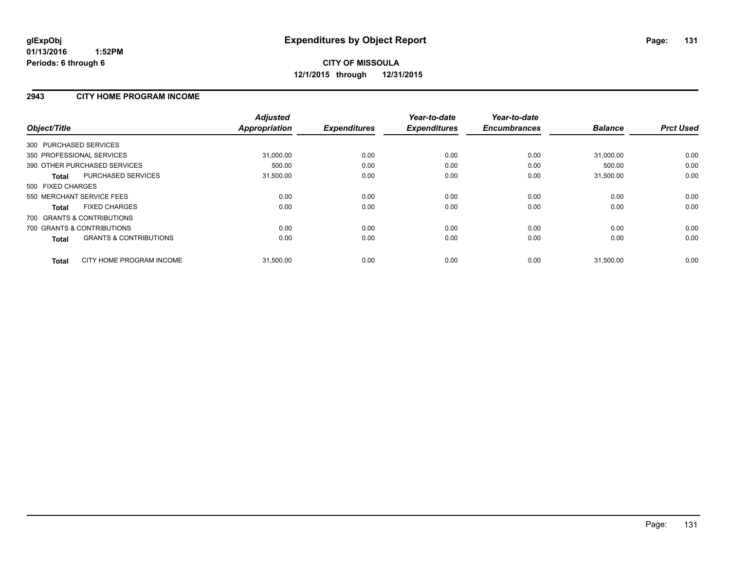glExpObj
01/13/2016 1:52PM
Periods: 6 through 6

# Expenditures by Object Report

**CITY OF MISSOULA**
**12/1/2015 through 12/31/2015**

## 2943 CITY HOME PROGRAM INCOME

| Object/Title | Adjusted Appropriation | Expenditures | Year-to-date Expenditures | Year-to-date Encumbrances | Balance | Prct Used |
|---|---|---|---|---|---|---|
| 300 PURCHASED SERVICES | | | | | | |
| 350 PROFESSIONAL SERVICES | 31,000.00 | 0.00 | 0.00 | 0.00 | 31,000.00 | 0.00 |
| 390 OTHER PURCHASED SERVICES | 500.00 | 0.00 | 0.00 | 0.00 | 500.00 | 0.00 |
| **Total** PURCHASED SERVICES | 31,500.00 | 0.00 | 0.00 | 0.00 | 31,500.00 | 0.00 |
| 500 FIXED CHARGES | | | | | | |
| 550 MERCHANT SERVICE FEES | 0.00 | 0.00 | 0.00 | 0.00 | 0.00 | 0.00 |
| **Total** FIXED CHARGES | 0.00 | 0.00 | 0.00 | 0.00 | 0.00 | 0.00 |
| 700 GRANTS & CONTRIBUTIONS | | | | | | |
| 700 GRANTS & CONTRIBUTIONS | 0.00 | 0.00 | 0.00 | 0.00 | 0.00 | 0.00 |
| **Total** GRANTS & CONTRIBUTIONS | 0.00 | 0.00 | 0.00 | 0.00 | 0.00 | 0.00 |
| **Total** CITY HOME PROGRAM INCOME | 31,500.00 | 0.00 | 0.00 | 0.00 | 31,500.00 | 0.00 |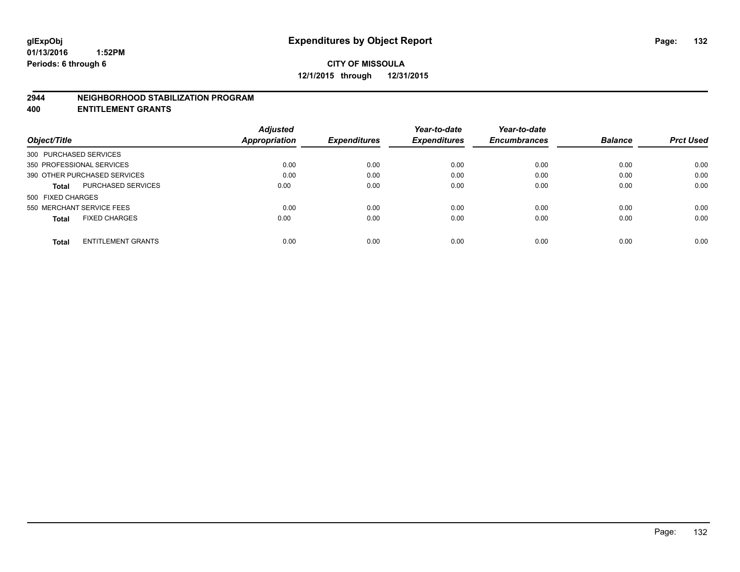**glExpObj**
**01/13/2016 1:52PM**
**Periods: 6 through 6**

# Expenditures by Object Report

**CITY OF MISSOULA**
**12/1/2015 through 12/31/2015**

## 2944 NEIGHBORHOOD STABILIZATION PROGRAM
## 400 ENTITLEMENT GRANTS

| Object/Title | | Adjusted Appropriation | Expenditures | Year-to-date Expenditures | Year-to-date Encumbrances | Balance | Prct Used |
|---|---|---|---|---|---|---|---|
| 300 PURCHASED SERVICES | | | | | | | |
| 350 PROFESSIONAL SERVICES | | 0.00 | 0.00 | 0.00 | 0.00 | 0.00 | 0.00 |
| 390 OTHER PURCHASED SERVICES | | 0.00 | 0.00 | 0.00 | 0.00 | 0.00 | 0.00 |
| **Total** | PURCHASED SERVICES | 0.00 | 0.00 | 0.00 | 0.00 | 0.00 | 0.00 |
| 500 FIXED CHARGES | | | | | | | |
| 550 MERCHANT SERVICE FEES | | 0.00 | 0.00 | 0.00 | 0.00 | 0.00 | 0.00 |
| **Total** | FIXED CHARGES | 0.00 | 0.00 | 0.00 | 0.00 | 0.00 | 0.00 |
| **Total** | ENTITLEMENT GRANTS | 0.00 | 0.00 | 0.00 | 0.00 | 0.00 | 0.00 |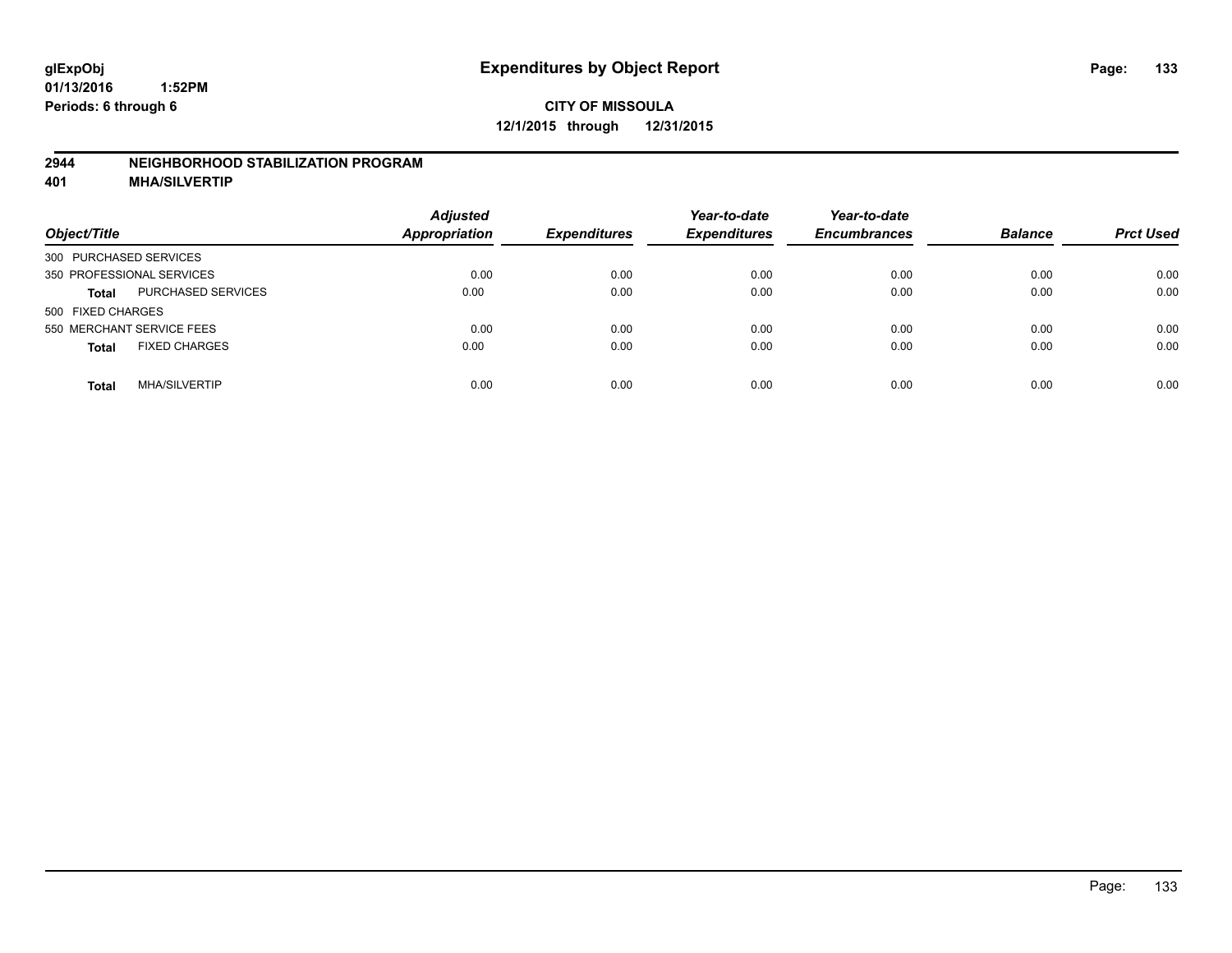glExpObj
01/13/2016 1:52PM
Periods: 6 through 6

# Expenditures by Object Report

**CITY OF MISSOULA**
**12/1/2015 through 12/31/2015**

## 2944 NEIGHBORHOOD STABILIZATION PROGRAM
## 401 MHA/SILVERTIP

| Object/Title | | Adjusted Appropriation | Expenditures | Year-to-date Expenditures | Year-to-date Encumbrances | Balance | Prct Used |
|---|---|---|---|---|---|---|---|
| 300 PURCHASED SERVICES | | | | | | | |
| 350 PROFESSIONAL SERVICES | | 0.00 | 0.00 | 0.00 | 0.00 | 0.00 | 0.00 |
| **Total** | PURCHASED SERVICES | 0.00 | 0.00 | 0.00 | 0.00 | 0.00 | 0.00 |
| 500 FIXED CHARGES | | | | | | | |
| 550 MERCHANT SERVICE FEES | | 0.00 | 0.00 | 0.00 | 0.00 | 0.00 | 0.00 |
| **Total** | FIXED CHARGES | 0.00 | 0.00 | 0.00 | 0.00 | 0.00 | 0.00 |
| **Total** | MHA/SILVERTIP | 0.00 | 0.00 | 0.00 | 0.00 | 0.00 | 0.00 |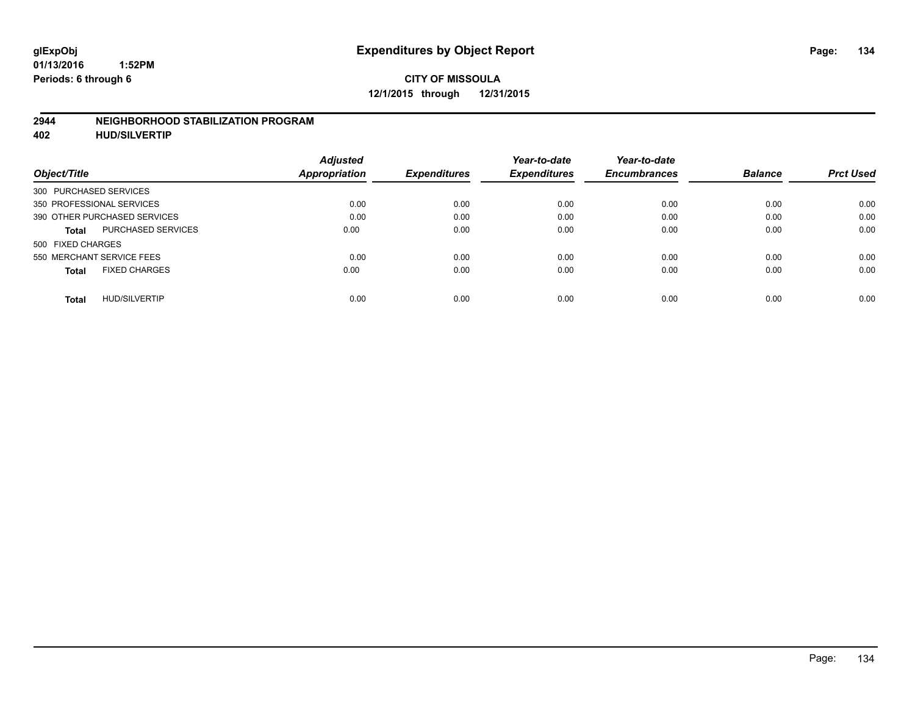glExpObj
01/13/2016 1:52PM
Periods: 6 through 6

# Expenditures by Object Report

**CITY OF MISSOULA**
**12/1/2015 through 12/31/2015**

## 2944 NEIGHBORHOOD STABILIZATION PROGRAM
## 402 HUD/SILVERTIP

| Object/Title | | Adjusted Appropriation | Expenditures | Year-to-date Expenditures | Year-to-date Encumbrances | Balance | Prct Used |
|---|---|---|---|---|---|---|---|
| 300 PURCHASED SERVICES | | | | | | | |
| 350 PROFESSIONAL SERVICES | | 0.00 | 0.00 | 0.00 | 0.00 | 0.00 | 0.00 |
| 390 OTHER PURCHASED SERVICES | | 0.00 | 0.00 | 0.00 | 0.00 | 0.00 | 0.00 |
| **Total** | PURCHASED SERVICES | 0.00 | 0.00 | 0.00 | 0.00 | 0.00 | 0.00 |
| 500 FIXED CHARGES | | | | | | | |
| 550 MERCHANT SERVICE FEES | | 0.00 | 0.00 | 0.00 | 0.00 | 0.00 | 0.00 |
| **Total** | FIXED CHARGES | 0.00 | 0.00 | 0.00 | 0.00 | 0.00 | 0.00 |
| **Total** | HUD/SILVERTIP | 0.00 | 0.00 | 0.00 | 0.00 | 0.00 | 0.00 |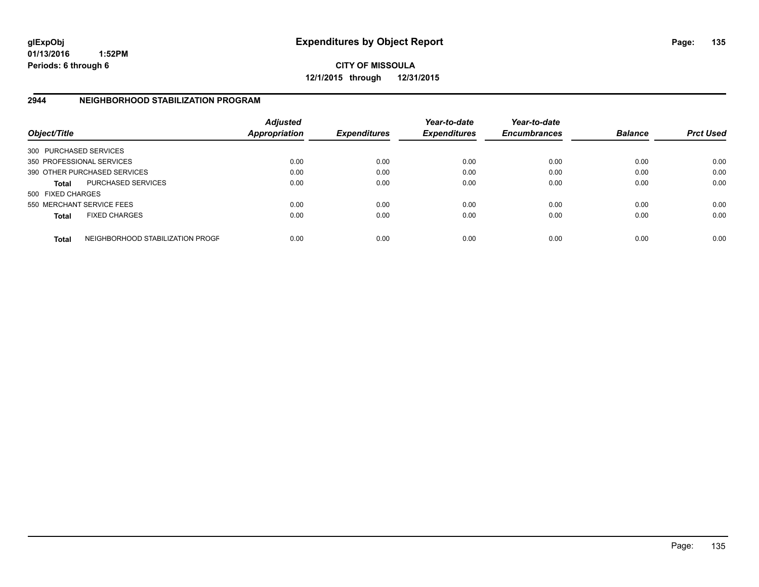glExpObj
01/13/2016 1:52PM
Periods: 6 through 6

# Expenditures by Object Report

**CITY OF MISSOULA**
**12/1/2015 through 12/31/2015**

## 2944 NEIGHBORHOOD STABILIZATION PROGRAM

| Object/Title | Adjusted Appropriation | Expenditures | Year-to-date Expenditures | Year-to-date Encumbrances | Balance | Prct Used |
|---|---|---|---|---|---|---|
| 300 PURCHASED SERVICES | | | | | | |
| 350 PROFESSIONAL SERVICES | 0.00 | 0.00 | 0.00 | 0.00 | 0.00 | 0.00 |
| 390 OTHER PURCHASED SERVICES | 0.00 | 0.00 | 0.00 | 0.00 | 0.00 | 0.00 |
| **Total** PURCHASED SERVICES | 0.00 | 0.00 | 0.00 | 0.00 | 0.00 | 0.00 |
| 500 FIXED CHARGES | | | | | | |
| 550 MERCHANT SERVICE FEES | 0.00 | 0.00 | 0.00 | 0.00 | 0.00 | 0.00 |
| **Total** FIXED CHARGES | 0.00 | 0.00 | 0.00 | 0.00 | 0.00 | 0.00 |
| **Total** NEIGHBORHOOD STABILIZATION PROGF | 0.00 | 0.00 | 0.00 | 0.00 | 0.00 | 0.00 |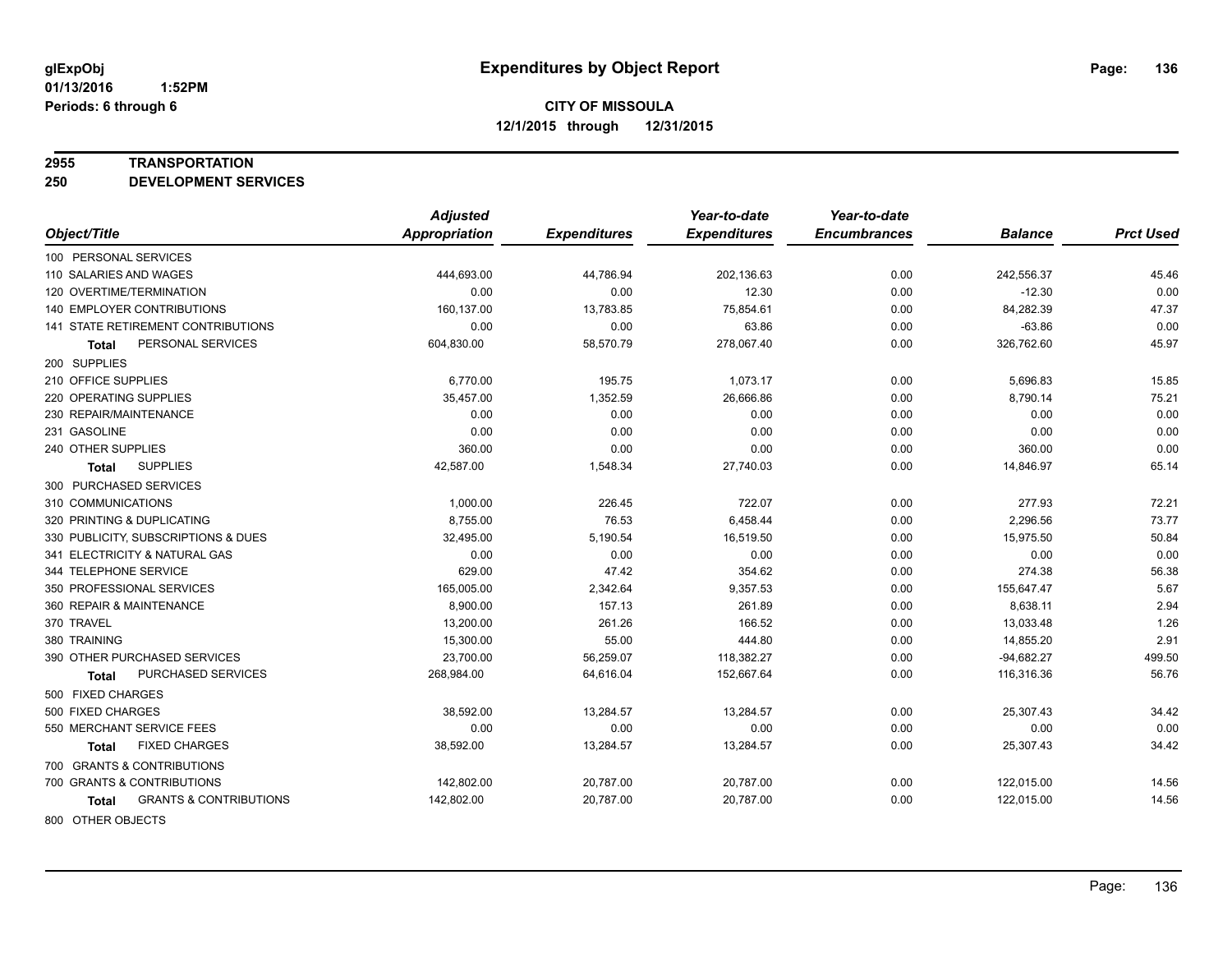**glExpObj**
**01/13/2016 1:52PM**
**Periods: 6 through 6**

# Expenditures by Object Report

**CITY OF MISSOULA**
**12/1/2015 through 12/31/2015**

**2955 TRANSPORTATION**
**250 DEVELOPMENT SERVICES**

| Object/Title | Adjusted Appropriation | Expenditures | Year-to-date Expenditures | Year-to-date Encumbrances | Balance | Prct Used |
|---|---|---|---|---|---|---|
| 100 PERSONAL SERVICES | | | | | | |
| 110 SALARIES AND WAGES | 444,693.00 | 44,786.94 | 202,136.63 | 0.00 | 242,556.37 | 45.46 |
| 120 OVERTIME/TERMINATION | 0.00 | 0.00 | 12.30 | 0.00 | -12.30 | 0.00 |
| 140 EMPLOYER CONTRIBUTIONS | 160,137.00 | 13,783.85 | 75,854.61 | 0.00 | 84,282.39 | 47.37 |
| 141 STATE RETIREMENT CONTRIBUTIONS | 0.00 | 0.00 | 63.86 | 0.00 | -63.86 | 0.00 |
| **Total** PERSONAL SERVICES | 604,830.00 | 58,570.79 | 278,067.40 | 0.00 | 326,762.60 | 45.97 |
| 200 SUPPLIES | | | | | | |
| 210 OFFICE SUPPLIES | 6,770.00 | 195.75 | 1,073.17 | 0.00 | 5,696.83 | 15.85 |
| 220 OPERATING SUPPLIES | 35,457.00 | 1,352.59 | 26,666.86 | 0.00 | 8,790.14 | 75.21 |
| 230 REPAIR/MAINTENANCE | 0.00 | 0.00 | 0.00 | 0.00 | 0.00 | 0.00 |
| 231 GASOLINE | 0.00 | 0.00 | 0.00 | 0.00 | 0.00 | 0.00 |
| 240 OTHER SUPPLIES | 360.00 | 0.00 | 0.00 | 0.00 | 360.00 | 0.00 |
| **Total** SUPPLIES | 42,587.00 | 1,548.34 | 27,740.03 | 0.00 | 14,846.97 | 65.14 |
| 300 PURCHASED SERVICES | | | | | | |
| 310 COMMUNICATIONS | 1,000.00 | 226.45 | 722.07 | 0.00 | 277.93 | 72.21 |
| 320 PRINTING & DUPLICATING | 8,755.00 | 76.53 | 6,458.44 | 0.00 | 2,296.56 | 73.77 |
| 330 PUBLICITY, SUBSCRIPTIONS & DUES | 32,495.00 | 5,190.54 | 16,519.50 | 0.00 | 15,975.50 | 50.84 |
| 341 ELECTRICITY & NATURAL GAS | 0.00 | 0.00 | 0.00 | 0.00 | 0.00 | 0.00 |
| 344 TELEPHONE SERVICE | 629.00 | 47.42 | 354.62 | 0.00 | 274.38 | 56.38 |
| 350 PROFESSIONAL SERVICES | 165,005.00 | 2,342.64 | 9,357.53 | 0.00 | 155,647.47 | 5.67 |
| 360 REPAIR & MAINTENANCE | 8,900.00 | 157.13 | 261.89 | 0.00 | 8,638.11 | 2.94 |
| 370 TRAVEL | 13,200.00 | 261.26 | 166.52 | 0.00 | 13,033.48 | 1.26 |
| 380 TRAINING | 15,300.00 | 55.00 | 444.80 | 0.00 | 14,855.20 | 2.91 |
| 390 OTHER PURCHASED SERVICES | 23,700.00 | 56,259.07 | 118,382.27 | 0.00 | -94,682.27 | 499.50 |
| **Total** PURCHASED SERVICES | 268,984.00 | 64,616.04 | 152,667.64 | 0.00 | 116,316.36 | 56.76 |
| 500 FIXED CHARGES | | | | | | |
| 500 FIXED CHARGES | 38,592.00 | 13,284.57 | 13,284.57 | 0.00 | 25,307.43 | 34.42 |
| 550 MERCHANT SERVICE FEES | 0.00 | 0.00 | 0.00 | 0.00 | 0.00 | 0.00 |
| **Total** FIXED CHARGES | 38,592.00 | 13,284.57 | 13,284.57 | 0.00 | 25,307.43 | 34.42 |
| 700 GRANTS & CONTRIBUTIONS | | | | | | |
| 700 GRANTS & CONTRIBUTIONS | 142,802.00 | 20,787.00 | 20,787.00 | 0.00 | 122,015.00 | 14.56 |
| **Total** GRANTS & CONTRIBUTIONS | 142,802.00 | 20,787.00 | 20,787.00 | 0.00 | 122,015.00 | 14.56 |
| 800 OTHER OBJECTS | | | | | | |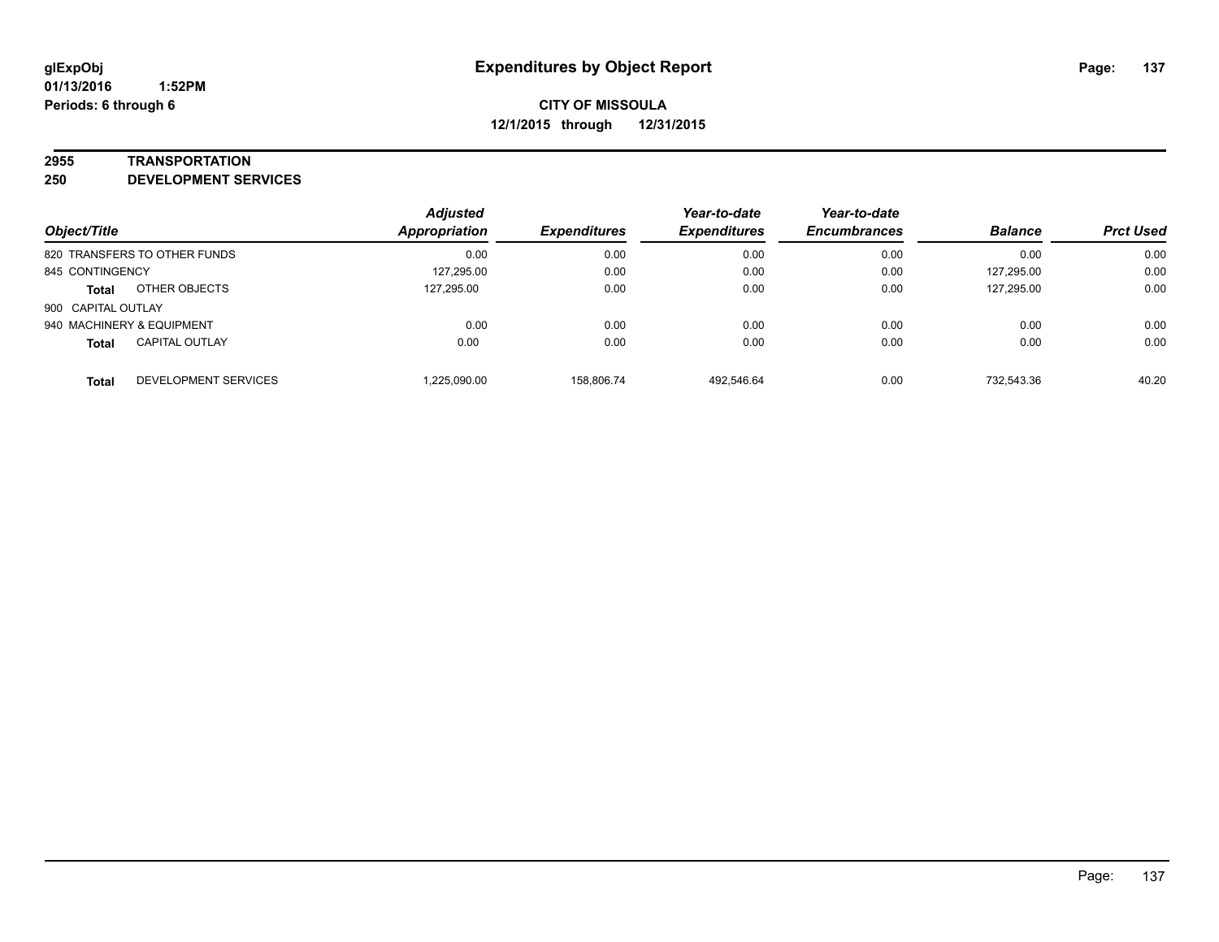**glExpObj**
**01/13/2016 1:52PM**
**Periods: 6 through 6**

# Expenditures by Object Report

**CITY OF MISSOULA**
**12/1/2015 through 12/31/2015**

**2955 TRANSPORTATION**
**250 DEVELOPMENT SERVICES**

| Object/Title | | Adjusted Appropriation | Expenditures | Year-to-date Expenditures | Year-to-date Encumbrances | Balance | Prct Used |
|---|---|---|---|---|---|---|---|
| 820 TRANSFERS TO OTHER FUNDS | | 0.00 | 0.00 | 0.00 | 0.00 | 0.00 | 0.00 |
| 845 CONTINGENCY | | 127,295.00 | 0.00 | 0.00 | 0.00 | 127,295.00 | 0.00 |
| **Total** | OTHER OBJECTS | 127,295.00 | 0.00 | 0.00 | 0.00 | 127,295.00 | 0.00 |
| 900 CAPITAL OUTLAY | | | | | | | |
| 940 MACHINERY & EQUIPMENT | | 0.00 | 0.00 | 0.00 | 0.00 | 0.00 | 0.00 |
| **Total** | CAPITAL OUTLAY | 0.00 | 0.00 | 0.00 | 0.00 | 0.00 | 0.00 |
| **Total** | DEVELOPMENT SERVICES | 1,225,090.00 | 158,806.74 | 492,546.64 | 0.00 | 732,543.36 | 40.20 |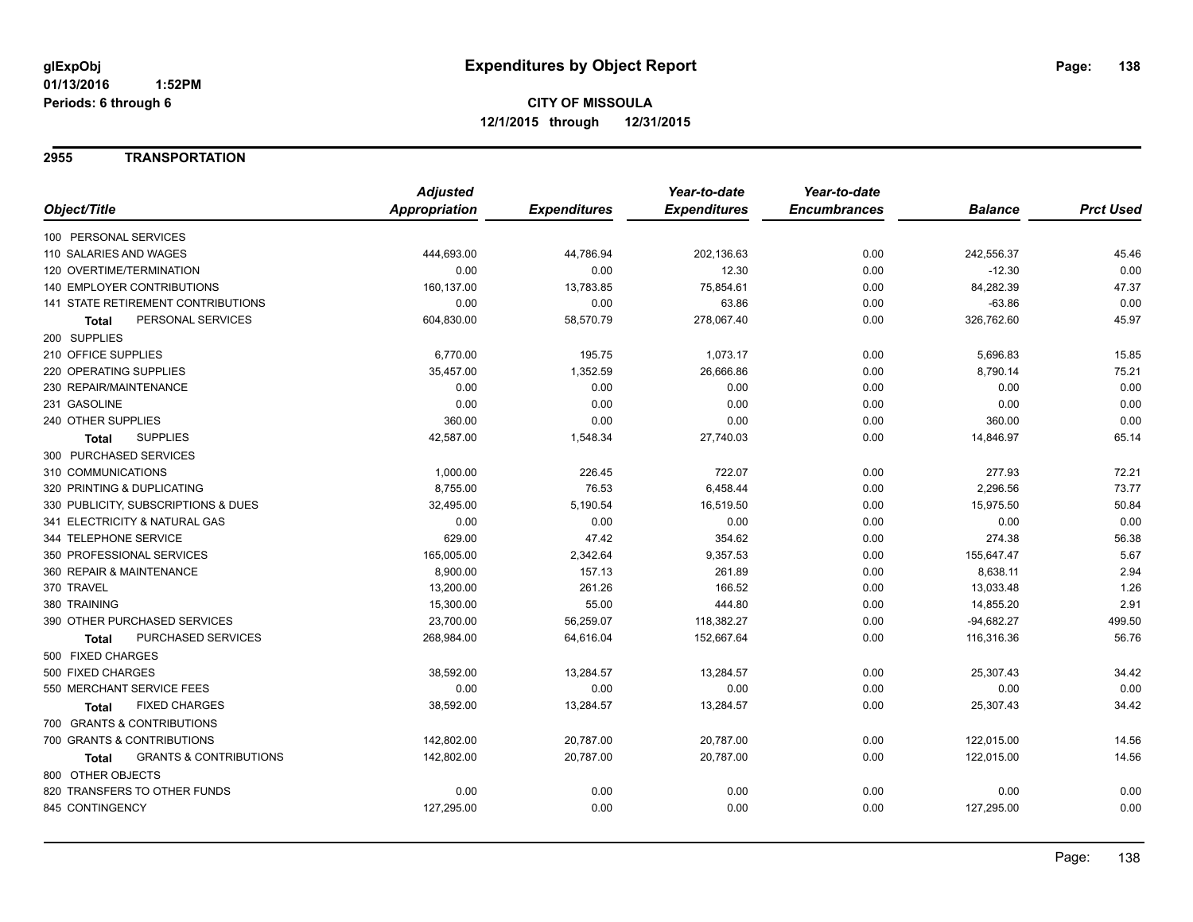**glExpObj**
**01/13/2016 1:52PM**
**Periods: 6 through 6**

# Expenditures by Object Report

**CITY OF MISSOULA**
**12/1/2015 through 12/31/2015**

## 2955 TRANSPORTATION

| Object/Title | Adjusted Appropriation | Expenditures | Year-to-date Expenditures | Year-to-date Encumbrances | Balance | Prct Used |
|---|---|---|---|---|---|---|
| 100 PERSONAL SERVICES | | | | | | |
| 110 SALARIES AND WAGES | 444,693.00 | 44,786.94 | 202,136.63 | 0.00 | 242,556.37 | 45.46 |
| 120 OVERTIME/TERMINATION | 0.00 | 0.00 | 12.30 | 0.00 | -12.30 | 0.00 |
| 140 EMPLOYER CONTRIBUTIONS | 160,137.00 | 13,783.85 | 75,854.61 | 0.00 | 84,282.39 | 47.37 |
| 141 STATE RETIREMENT CONTRIBUTIONS | 0.00 | 0.00 | 63.86 | 0.00 | -63.86 | 0.00 |
| **Total** PERSONAL SERVICES | 604,830.00 | 58,570.79 | 278,067.40 | 0.00 | 326,762.60 | 45.97 |
| 200 SUPPLIES | | | | | | |
| 210 OFFICE SUPPLIES | 6,770.00 | 195.75 | 1,073.17 | 0.00 | 5,696.83 | 15.85 |
| 220 OPERATING SUPPLIES | 35,457.00 | 1,352.59 | 26,666.86 | 0.00 | 8,790.14 | 75.21 |
| 230 REPAIR/MAINTENANCE | 0.00 | 0.00 | 0.00 | 0.00 | 0.00 | 0.00 |
| 231 GASOLINE | 0.00 | 0.00 | 0.00 | 0.00 | 0.00 | 0.00 |
| 240 OTHER SUPPLIES | 360.00 | 0.00 | 0.00 | 0.00 | 360.00 | 0.00 |
| **Total** SUPPLIES | 42,587.00 | 1,548.34 | 27,740.03 | 0.00 | 14,846.97 | 65.14 |
| 300 PURCHASED SERVICES | | | | | | |
| 310 COMMUNICATIONS | 1,000.00 | 226.45 | 722.07 | 0.00 | 277.93 | 72.21 |
| 320 PRINTING & DUPLICATING | 8,755.00 | 76.53 | 6,458.44 | 0.00 | 2,296.56 | 73.77 |
| 330 PUBLICITY, SUBSCRIPTIONS & DUES | 32,495.00 | 5,190.54 | 16,519.50 | 0.00 | 15,975.50 | 50.84 |
| 341 ELECTRICITY & NATURAL GAS | 0.00 | 0.00 | 0.00 | 0.00 | 0.00 | 0.00 |
| 344 TELEPHONE SERVICE | 629.00 | 47.42 | 354.62 | 0.00 | 274.38 | 56.38 |
| 350 PROFESSIONAL SERVICES | 165,005.00 | 2,342.64 | 9,357.53 | 0.00 | 155,647.47 | 5.67 |
| 360 REPAIR & MAINTENANCE | 8,900.00 | 157.13 | 261.89 | 0.00 | 8,638.11 | 2.94 |
| 370 TRAVEL | 13,200.00 | 261.26 | 166.52 | 0.00 | 13,033.48 | 1.26 |
| 380 TRAINING | 15,300.00 | 55.00 | 444.80 | 0.00 | 14,855.20 | 2.91 |
| 390 OTHER PURCHASED SERVICES | 23,700.00 | 56,259.07 | 118,382.27 | 0.00 | -94,682.27 | 499.50 |
| **Total** PURCHASED SERVICES | 268,984.00 | 64,616.04 | 152,667.64 | 0.00 | 116,316.36 | 56.76 |
| 500 FIXED CHARGES | | | | | | |
| 500 FIXED CHARGES | 38,592.00 | 13,284.57 | 13,284.57 | 0.00 | 25,307.43 | 34.42 |
| 550 MERCHANT SERVICE FEES | 0.00 | 0.00 | 0.00 | 0.00 | 0.00 | 0.00 |
| **Total** FIXED CHARGES | 38,592.00 | 13,284.57 | 13,284.57 | 0.00 | 25,307.43 | 34.42 |
| 700 GRANTS & CONTRIBUTIONS | | | | | | |
| 700 GRANTS & CONTRIBUTIONS | 142,802.00 | 20,787.00 | 20,787.00 | 0.00 | 122,015.00 | 14.56 |
| **Total** GRANTS & CONTRIBUTIONS | 142,802.00 | 20,787.00 | 20,787.00 | 0.00 | 122,015.00 | 14.56 |
| 800 OTHER OBJECTS | | | | | | |
| 820 TRANSFERS TO OTHER FUNDS | 0.00 | 0.00 | 0.00 | 0.00 | 0.00 | 0.00 |
| 845 CONTINGENCY | 127,295.00 | 0.00 | 0.00 | 0.00 | 127,295.00 | 0.00 |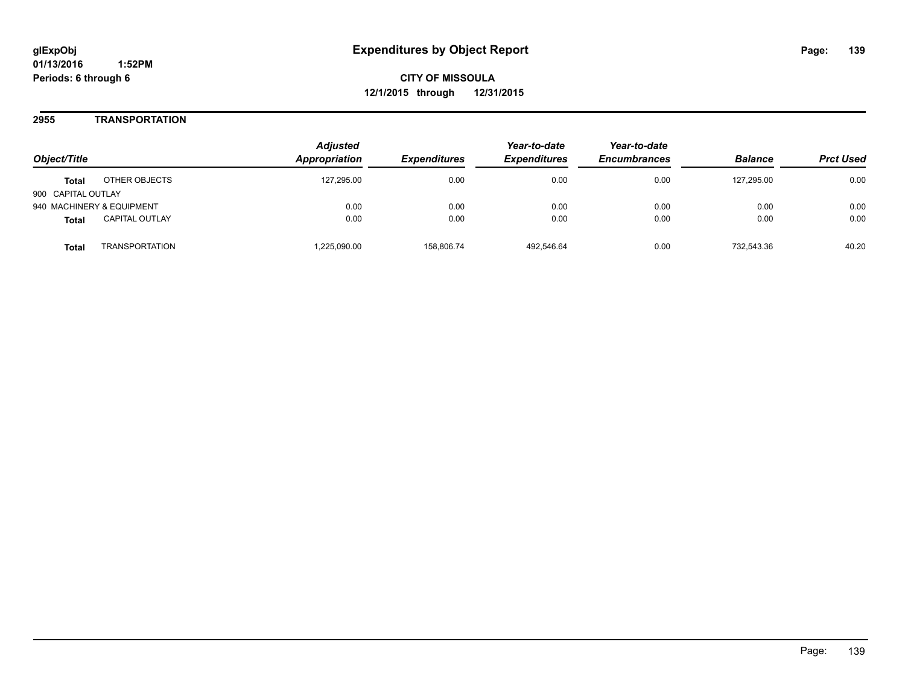**glExpObj**
**01/13/2016 1:52PM**
**Periods: 6 through 6**

# Expenditures by Object Report

**CITY OF MISSOULA**
**12/1/2015 through 12/31/2015**

## 2955 TRANSPORTATION

| Object/Title | | Adjusted Appropriation | Expenditures | Year-to-date Expenditures | Year-to-date Encumbrances | Balance | Prct Used |
|---|---|---|---|---|---|---|---|
| **Total** | OTHER OBJECTS | 127,295.00 | 0.00 | 0.00 | 0.00 | 127,295.00 | 0.00 |
| 900 CAPITAL OUTLAY | | | | | | | |
| 940 MACHINERY & EQUIPMENT | | 0.00 | 0.00 | 0.00 | 0.00 | 0.00 | 0.00 |
| **Total** | CAPITAL OUTLAY | 0.00 | 0.00 | 0.00 | 0.00 | 0.00 | 0.00 |
| **Total** | TRANSPORTATION | 1,225,090.00 | 158,806.74 | 492,546.64 | 0.00 | 732,543.36 | 40.20 |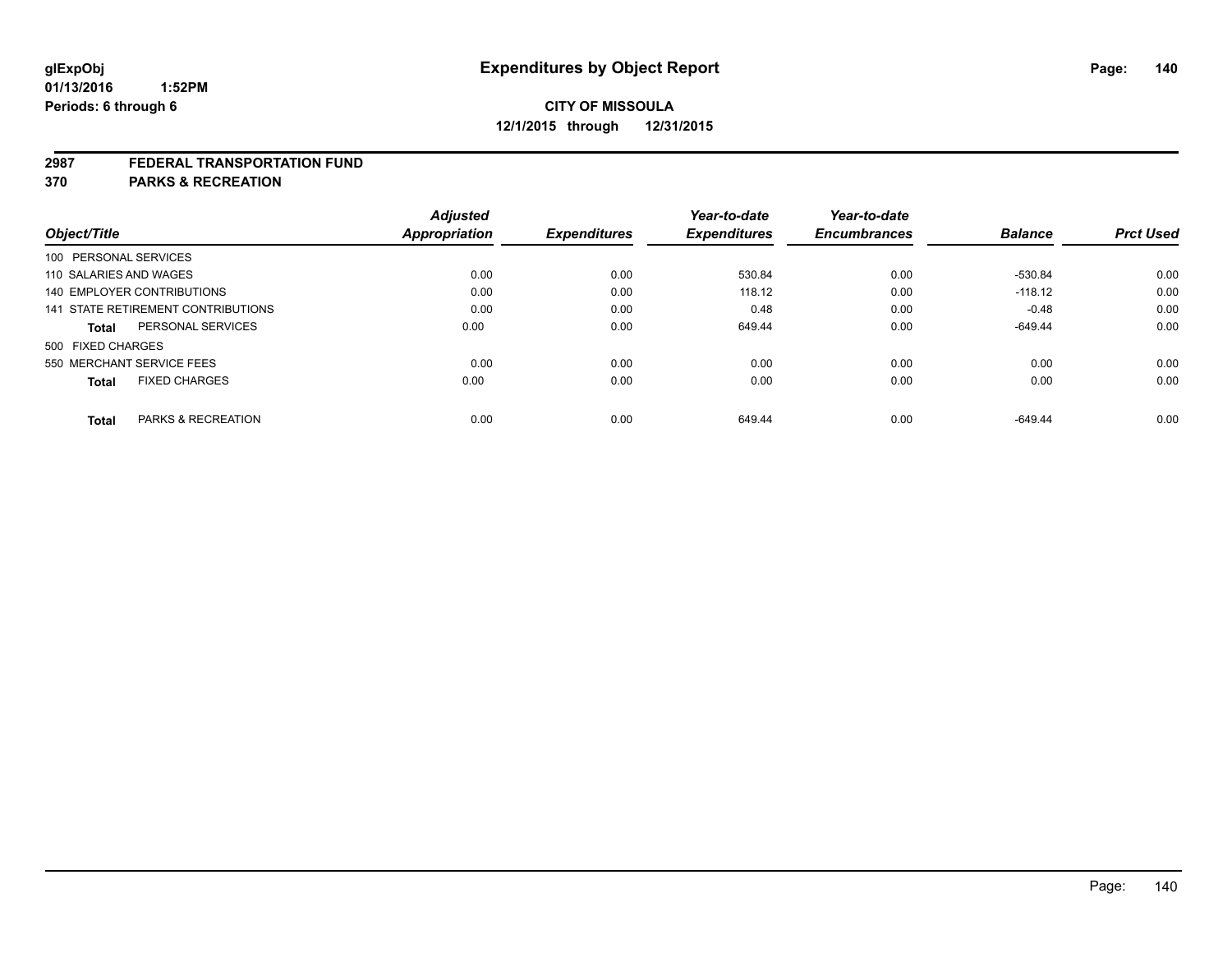**glExpObj**
**01/13/2016 1:52PM**
**Periods: 6 through 6**

# Expenditures by Object Report

**CITY OF MISSOULA**
**12/1/2015 through 12/31/2015**

## 2987 FEDERAL TRANSPORTATION FUND
## 370 PARKS & RECREATION

| Object/Title | Adjusted Appropriation | Expenditures | Year-to-date Expenditures | Year-to-date Encumbrances | Balance | Prct Used |
|---|---|---|---|---|---|---|
| 100 PERSONAL SERVICES | | | | | | |
| 110 SALARIES AND WAGES | 0.00 | 0.00 | 530.84 | 0.00 | -530.84 | 0.00 |
| 140 EMPLOYER CONTRIBUTIONS | 0.00 | 0.00 | 118.12 | 0.00 | -118.12 | 0.00 |
| 141 STATE RETIREMENT CONTRIBUTIONS | 0.00 | 0.00 | 0.48 | 0.00 | -0.48 | 0.00 |
| **Total** PERSONAL SERVICES | 0.00 | 0.00 | 649.44 | 0.00 | -649.44 | 0.00 |
| 500 FIXED CHARGES | | | | | | |
| 550 MERCHANT SERVICE FEES | 0.00 | 0.00 | 0.00 | 0.00 | 0.00 | 0.00 |
| **Total** FIXED CHARGES | 0.00 | 0.00 | 0.00 | 0.00 | 0.00 | 0.00 |
| **Total** PARKS & RECREATION | 0.00 | 0.00 | 649.44 | 0.00 | -649.44 | 0.00 |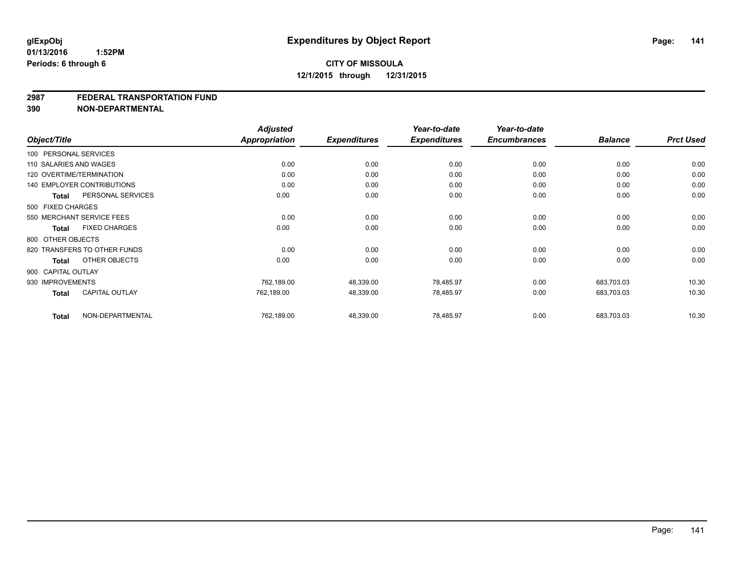**glExpObj**
**01/13/2016 1:52PM**
**Periods: 6 through 6**

# Expenditures by Object Report

**CITY OF MISSOULA**
**12/1/2015 through 12/31/2015**

**2987 FEDERAL TRANSPORTATION FUND**
**390 NON-DEPARTMENTAL**

| Object/Title | | Adjusted Appropriation | Expenditures | Year-to-date Expenditures | Year-to-date Encumbrances | Balance | Prct Used |
|---|---|---|---|---|---|---|---|
| 100 PERSONAL SERVICES | | | | | | | |
| 110 SALARIES AND WAGES | | 0.00 | 0.00 | 0.00 | 0.00 | 0.00 | 0.00 |
| 120 OVERTIME/TERMINATION | | 0.00 | 0.00 | 0.00 | 0.00 | 0.00 | 0.00 |
| 140 EMPLOYER CONTRIBUTIONS | | 0.00 | 0.00 | 0.00 | 0.00 | 0.00 | 0.00 |
| **Total** | PERSONAL SERVICES | 0.00 | 0.00 | 0.00 | 0.00 | 0.00 | 0.00 |
| 500 FIXED CHARGES | | | | | | | |
| 550 MERCHANT SERVICE FEES | | 0.00 | 0.00 | 0.00 | 0.00 | 0.00 | 0.00 |
| **Total** | FIXED CHARGES | 0.00 | 0.00 | 0.00 | 0.00 | 0.00 | 0.00 |
| 800 OTHER OBJECTS | | | | | | | |
| 820 TRANSFERS TO OTHER FUNDS | | 0.00 | 0.00 | 0.00 | 0.00 | 0.00 | 0.00 |
| **Total** | OTHER OBJECTS | 0.00 | 0.00 | 0.00 | 0.00 | 0.00 | 0.00 |
| 900 CAPITAL OUTLAY | | | | | | | |
| 930 IMPROVEMENTS | | 762,189.00 | 48,339.00 | 78,485.97 | 0.00 | 683,703.03 | 10.30 |
| **Total** | CAPITAL OUTLAY | 762,189.00 | 48,339.00 | 78,485.97 | 0.00 | 683,703.03 | 10.30 |
| **Total** | NON-DEPARTMENTAL | 762,189.00 | 48,339.00 | 78,485.97 | 0.00 | 683,703.03 | 10.30 |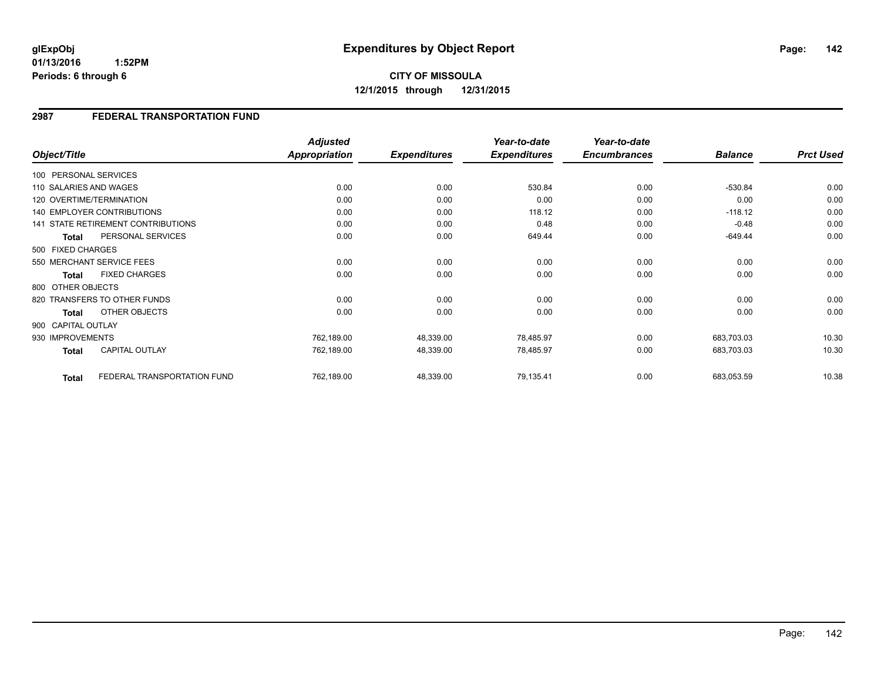**glExpObj** **Expenditures by Object Report**

**01/13/2016 1:52PM**

**Periods: 6 through 6**

**CITY OF MISSOULA**

**12/1/2015 through 12/31/2015**

## 2987 FEDERAL TRANSPORTATION FUND

| Object/Title | Adjusted Appropriation | Expenditures | Year-to-date Expenditures | Year-to-date Encumbrances | Balance | Prct Used |
|---|---|---|---|---|---|---|
| 100 PERSONAL SERVICES | | | | | | |
| 110 SALARIES AND WAGES | 0.00 | 0.00 | 530.84 | 0.00 | -530.84 | 0.00 |
| 120 OVERTIME/TERMINATION | 0.00 | 0.00 | 0.00 | 0.00 | 0.00 | 0.00 |
| 140 EMPLOYER CONTRIBUTIONS | 0.00 | 0.00 | 118.12 | 0.00 | -118.12 | 0.00 |
| 141 STATE RETIREMENT CONTRIBUTIONS | 0.00 | 0.00 | 0.48 | 0.00 | -0.48 | 0.00 |
| **Total** PERSONAL SERVICES | 0.00 | 0.00 | 649.44 | 0.00 | -649.44 | 0.00 |
| 500 FIXED CHARGES | | | | | | |
| 550 MERCHANT SERVICE FEES | 0.00 | 0.00 | 0.00 | 0.00 | 0.00 | 0.00 |
| **Total** FIXED CHARGES | 0.00 | 0.00 | 0.00 | 0.00 | 0.00 | 0.00 |
| 800 OTHER OBJECTS | | | | | | |
| 820 TRANSFERS TO OTHER FUNDS | 0.00 | 0.00 | 0.00 | 0.00 | 0.00 | 0.00 |
| **Total** OTHER OBJECTS | 0.00 | 0.00 | 0.00 | 0.00 | 0.00 | 0.00 |
| 900 CAPITAL OUTLAY | | | | | | |
| 930 IMPROVEMENTS | 762,189.00 | 48,339.00 | 78,485.97 | 0.00 | 683,703.03 | 10.30 |
| **Total** CAPITAL OUTLAY | 762,189.00 | 48,339.00 | 78,485.97 | 0.00 | 683,703.03 | 10.30 |
| **Total** FEDERAL TRANSPORTATION FUND | 762,189.00 | 48,339.00 | 79,135.41 | 0.00 | 683,053.59 | 10.38 |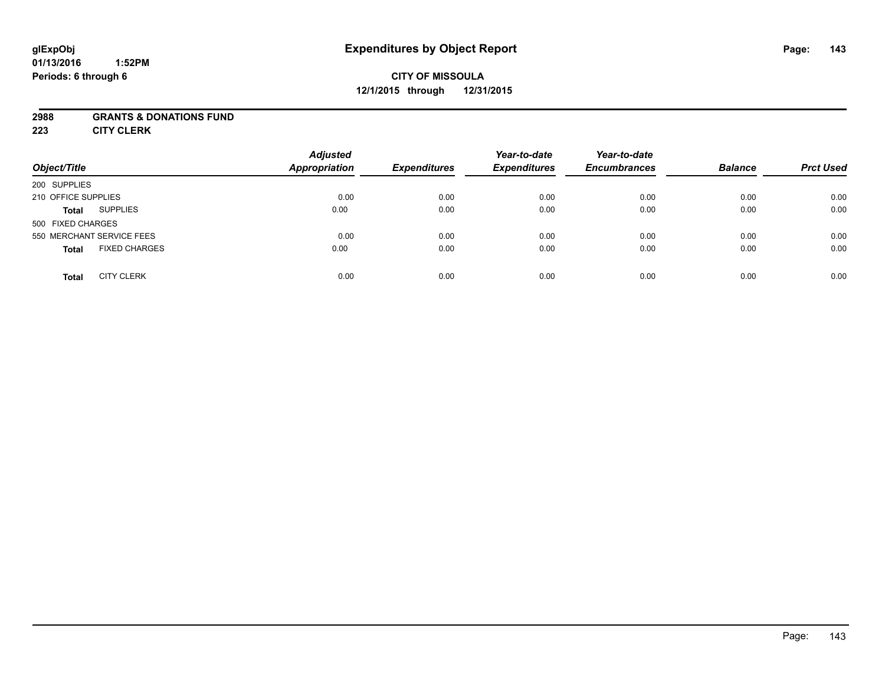**glExpObj**
**01/13/2016 1:52PM**
**Periods: 6 through 6**

# Expenditures by Object Report

**CITY OF MISSOULA**
**12/1/2015 through 12/31/2015**

**2988 GRANTS & DONATIONS FUND**
**223 CITY CLERK**

| *Object/Title* | | *Adjusted Appropriation* | *Expenditures* | *Year-to-date Expenditures* | *Year-to-date Encumbrances* | *Balance* | *Prct Used* |
|---|---|---|---|---|---|---|---|
| 200 SUPPLIES | | | | | | | |
| 210 OFFICE SUPPLIES | | 0.00 | 0.00 | 0.00 | 0.00 | 0.00 | 0.00 |
| **Total** | SUPPLIES | 0.00 | 0.00 | 0.00 | 0.00 | 0.00 | 0.00 |
| 500 FIXED CHARGES | | | | | | | |
| 550 MERCHANT SERVICE FEES | | 0.00 | 0.00 | 0.00 | 0.00 | 0.00 | 0.00 |
| **Total** | FIXED CHARGES | 0.00 | 0.00 | 0.00 | 0.00 | 0.00 | 0.00 |
| **Total** | CITY CLERK | 0.00 | 0.00 | 0.00 | 0.00 | 0.00 | 0.00 |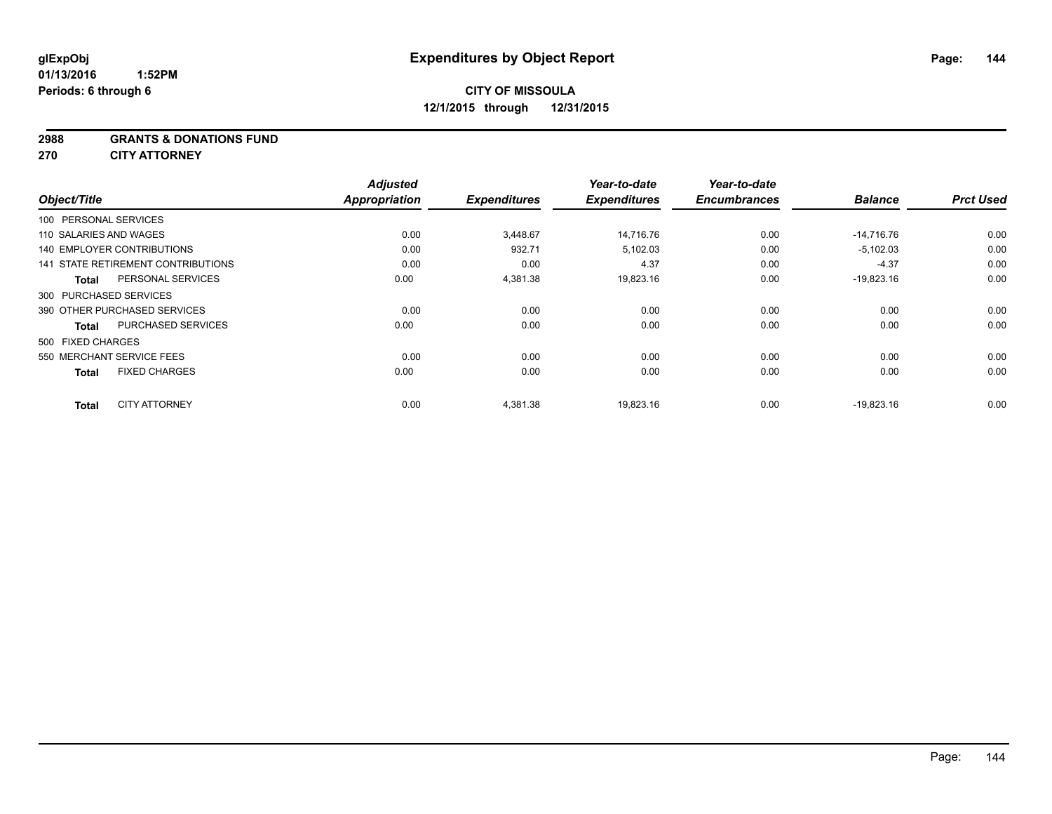**glExpObj**
**01/13/2016 1:52PM**
**Periods: 6 through 6**

# Expenditures by Object Report

**CITY OF MISSOULA**
**12/1/2015 through 12/31/2015**

**2988 GRANTS & DONATIONS FUND**
**270 CITY ATTORNEY**

| Object/Title | Adjusted Appropriation | Expenditures | Year-to-date Expenditures | Year-to-date Encumbrances | Balance | Prct Used |
|---|---|---|---|---|---|---|
| 100 PERSONAL SERVICES | | | | | | |
| 110 SALARIES AND WAGES | 0.00 | 3,448.67 | 14,716.76 | 0.00 | -14,716.76 | 0.00 |
| 140 EMPLOYER CONTRIBUTIONS | 0.00 | 932.71 | 5,102.03 | 0.00 | -5,102.03 | 0.00 |
| 141 STATE RETIREMENT CONTRIBUTIONS | 0.00 | 0.00 | 4.37 | 0.00 | -4.37 | 0.00 |
| **Total** PERSONAL SERVICES | 0.00 | 4,381.38 | 19,823.16 | 0.00 | -19,823.16 | 0.00 |
| 300 PURCHASED SERVICES | | | | | | |
| 390 OTHER PURCHASED SERVICES | 0.00 | 0.00 | 0.00 | 0.00 | 0.00 | 0.00 |
| **Total** PURCHASED SERVICES | 0.00 | 0.00 | 0.00 | 0.00 | 0.00 | 0.00 |
| 500 FIXED CHARGES | | | | | | |
| 550 MERCHANT SERVICE FEES | 0.00 | 0.00 | 0.00 | 0.00 | 0.00 | 0.00 |
| **Total** FIXED CHARGES | 0.00 | 0.00 | 0.00 | 0.00 | 0.00 | 0.00 |
| **Total** CITY ATTORNEY | 0.00 | 4,381.38 | 19,823.16 | 0.00 | -19,823.16 | 0.00 |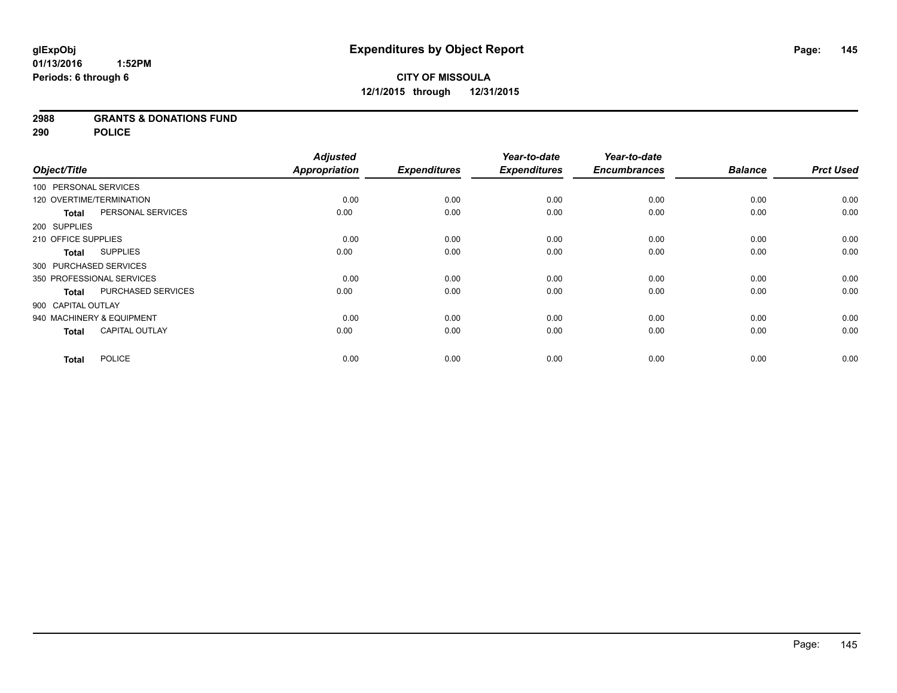**glExpObj**
**01/13/2016 1:52PM**
**Periods: 6 through 6**

# Expenditures by Object Report

**CITY OF MISSOULA**
**12/1/2015 through 12/31/2015**

**2988 GRANTS & DONATIONS FUND**
**290 POLICE**

| Object/Title | | Adjusted Appropriation | Expenditures | Year-to-date Expenditures | Year-to-date Encumbrances | Balance | Prct Used |
|---|---|---|---|---|---|---|---|
| 100 PERSONAL SERVICES | | | | | | | |
| 120 OVERTIME/TERMINATION | | 0.00 | 0.00 | 0.00 | 0.00 | 0.00 | 0.00 |
| **Total** | PERSONAL SERVICES | 0.00 | 0.00 | 0.00 | 0.00 | 0.00 | 0.00 |
| 200 SUPPLIES | | | | | | | |
| 210 OFFICE SUPPLIES | | 0.00 | 0.00 | 0.00 | 0.00 | 0.00 | 0.00 |
| **Total** | SUPPLIES | 0.00 | 0.00 | 0.00 | 0.00 | 0.00 | 0.00 |
| 300 PURCHASED SERVICES | | | | | | | |
| 350 PROFESSIONAL SERVICES | | 0.00 | 0.00 | 0.00 | 0.00 | 0.00 | 0.00 |
| **Total** | PURCHASED SERVICES | 0.00 | 0.00 | 0.00 | 0.00 | 0.00 | 0.00 |
| 900 CAPITAL OUTLAY | | | | | | | |
| 940 MACHINERY & EQUIPMENT | | 0.00 | 0.00 | 0.00 | 0.00 | 0.00 | 0.00 |
| **Total** | CAPITAL OUTLAY | 0.00 | 0.00 | 0.00 | 0.00 | 0.00 | 0.00 |
| **Total** | POLICE | 0.00 | 0.00 | 0.00 | 0.00 | 0.00 | 0.00 |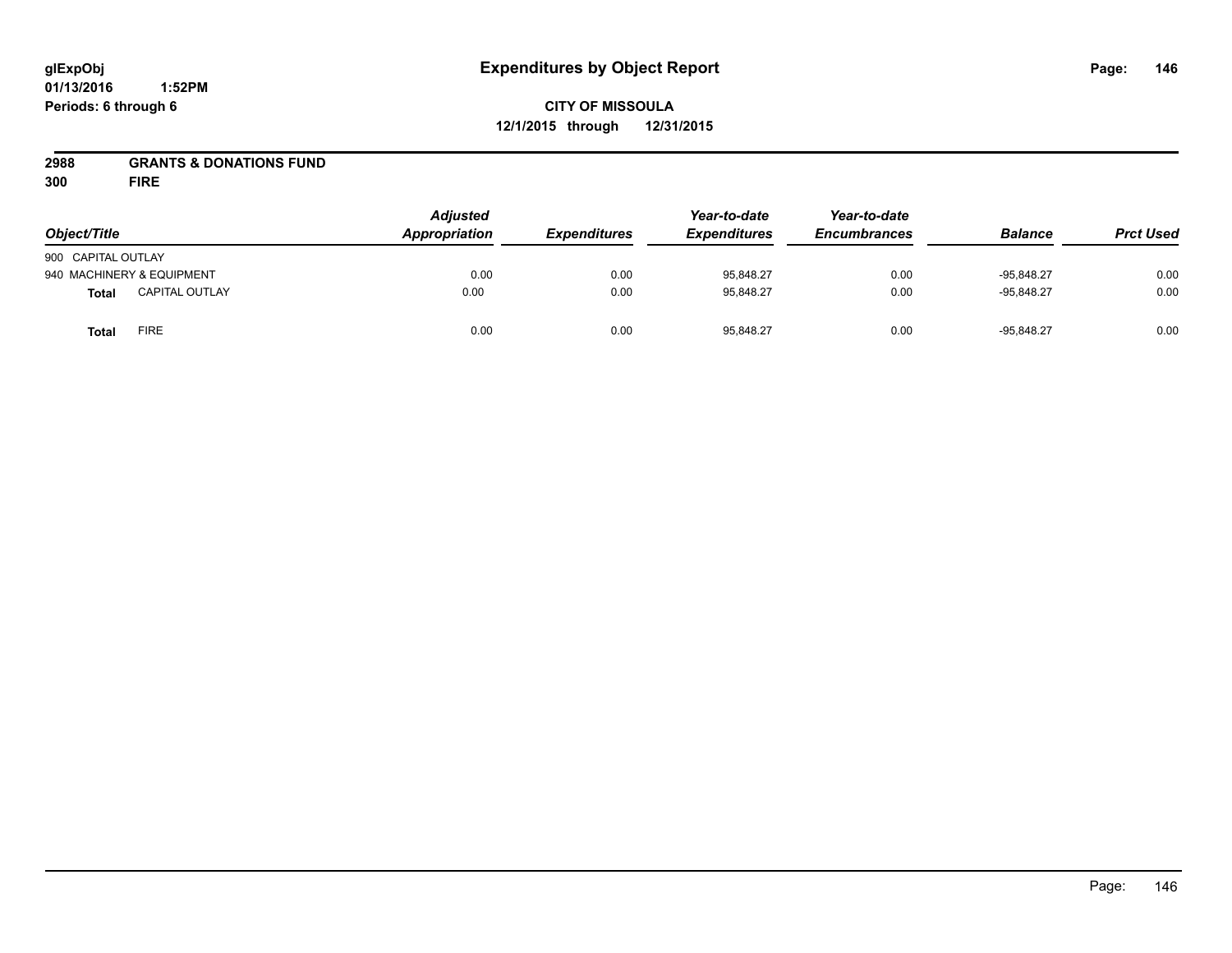glExpObj
01/13/2016 1:52PM
Periods: 6 through 6

# Expenditures by Object Report

**CITY OF MISSOULA**
**12/1/2015 through 12/31/2015**

**2988 GRANTS & DONATIONS FUND**
**300 FIRE**

| Object/Title | | Adjusted Appropriation | Expenditures | Year-to-date Expenditures | Year-to-date Encumbrances | Balance | Prct Used |
|---|---|---|---|---|---|---|---|
| 900 CAPITAL OUTLAY | | | | | | | |
| 940 MACHINERY & EQUIPMENT | | 0.00 | 0.00 | 95,848.27 | 0.00 | -95,848.27 | 0.00 |
| **Total** | CAPITAL OUTLAY | 0.00 | 0.00 | 95,848.27 | 0.00 | -95,848.27 | 0.00 |
| **Total** | FIRE | 0.00 | 0.00 | 95,848.27 | 0.00 | -95,848.27 | 0.00 |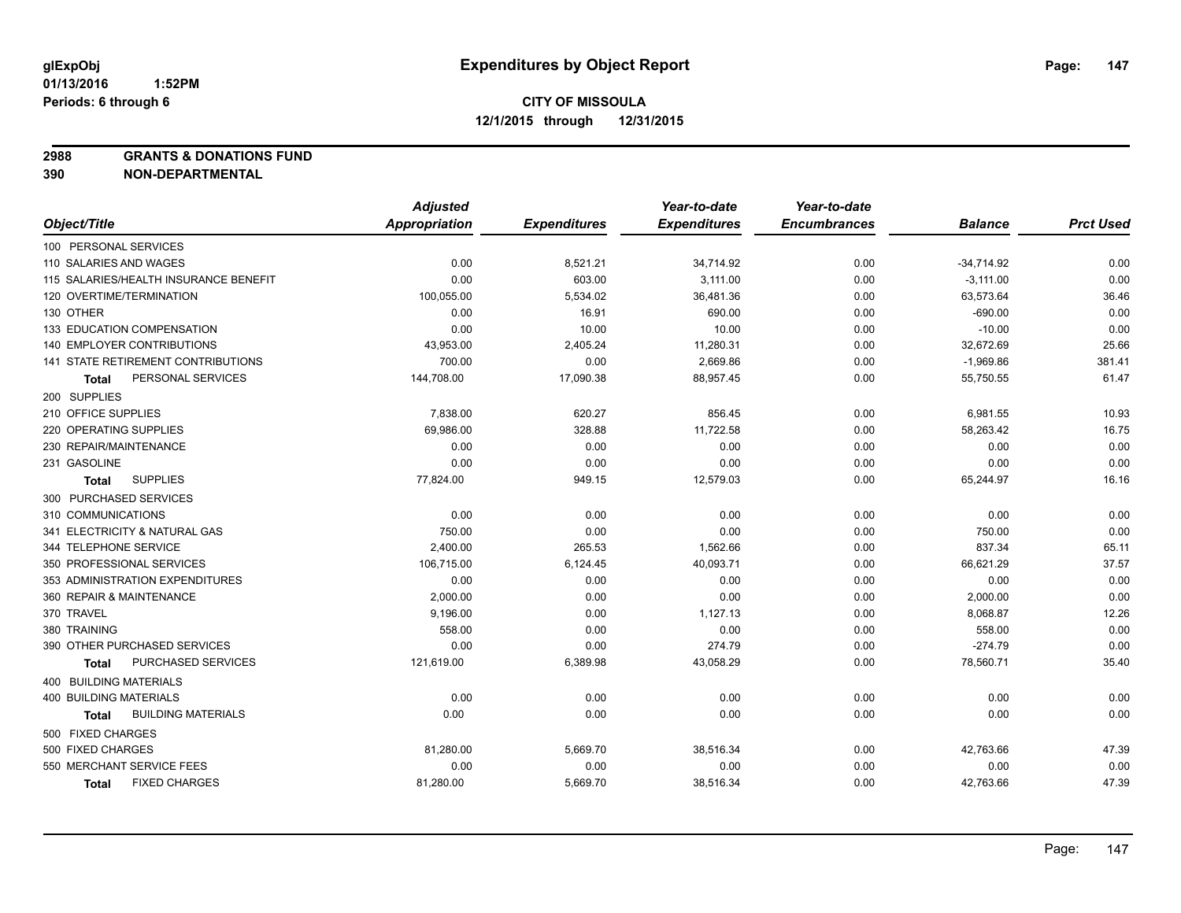**glExpObj**
**01/13/2016 1:52PM**
**Periods: 6 through 6**

# Expenditures by Object Report

**CITY OF MISSOULA**
**12/1/2015 through 12/31/2015**

**2988 GRANTS & DONATIONS FUND**
**390 NON-DEPARTMENTAL**

| Object/Title | Adjusted Appropriation | Expenditures | Year-to-date Expenditures | Year-to-date Encumbrances | Balance | Prct Used |
|---|---|---|---|---|---|---|
| 100 PERSONAL SERVICES | | | | | | |
| 110 SALARIES AND WAGES | 0.00 | 8,521.21 | 34,714.92 | 0.00 | -34,714.92 | 0.00 |
| 115 SALARIES/HEALTH INSURANCE BENEFIT | 0.00 | 603.00 | 3,111.00 | 0.00 | -3,111.00 | 0.00 |
| 120 OVERTIME/TERMINATION | 100,055.00 | 5,534.02 | 36,481.36 | 0.00 | 63,573.64 | 36.46 |
| 130 OTHER | 0.00 | 16.91 | 690.00 | 0.00 | -690.00 | 0.00 |
| 133 EDUCATION COMPENSATION | 0.00 | 10.00 | 10.00 | 0.00 | -10.00 | 0.00 |
| 140 EMPLOYER CONTRIBUTIONS | 43,953.00 | 2,405.24 | 11,280.31 | 0.00 | 32,672.69 | 25.66 |
| 141 STATE RETIREMENT CONTRIBUTIONS | 700.00 | 0.00 | 2,669.86 | 0.00 | -1,969.86 | 381.41 |
| **Total** PERSONAL SERVICES | 144,708.00 | 17,090.38 | 88,957.45 | 0.00 | 55,750.55 | 61.47 |
| 200 SUPPLIES | | | | | | |
| 210 OFFICE SUPPLIES | 7,838.00 | 620.27 | 856.45 | 0.00 | 6,981.55 | 10.93 |
| 220 OPERATING SUPPLIES | 69,986.00 | 328.88 | 11,722.58 | 0.00 | 58,263.42 | 16.75 |
| 230 REPAIR/MAINTENANCE | 0.00 | 0.00 | 0.00 | 0.00 | 0.00 | 0.00 |
| 231 GASOLINE | 0.00 | 0.00 | 0.00 | 0.00 | 0.00 | 0.00 |
| **Total** SUPPLIES | 77,824.00 | 949.15 | 12,579.03 | 0.00 | 65,244.97 | 16.16 |
| 300 PURCHASED SERVICES | | | | | | |
| 310 COMMUNICATIONS | 0.00 | 0.00 | 0.00 | 0.00 | 0.00 | 0.00 |
| 341 ELECTRICITY & NATURAL GAS | 750.00 | 0.00 | 0.00 | 0.00 | 750.00 | 0.00 |
| 344 TELEPHONE SERVICE | 2,400.00 | 265.53 | 1,562.66 | 0.00 | 837.34 | 65.11 |
| 350 PROFESSIONAL SERVICES | 106,715.00 | 6,124.45 | 40,093.71 | 0.00 | 66,621.29 | 37.57 |
| 353 ADMINISTRATION EXPENDITURES | 0.00 | 0.00 | 0.00 | 0.00 | 0.00 | 0.00 |
| 360 REPAIR & MAINTENANCE | 2,000.00 | 0.00 | 0.00 | 0.00 | 2,000.00 | 0.00 |
| 370 TRAVEL | 9,196.00 | 0.00 | 1,127.13 | 0.00 | 8,068.87 | 12.26 |
| 380 TRAINING | 558.00 | 0.00 | 0.00 | 0.00 | 558.00 | 0.00 |
| 390 OTHER PURCHASED SERVICES | 0.00 | 0.00 | 274.79 | 0.00 | -274.79 | 0.00 |
| **Total** PURCHASED SERVICES | 121,619.00 | 6,389.98 | 43,058.29 | 0.00 | 78,560.71 | 35.40 |
| 400 BUILDING MATERIALS | | | | | | |
| 400 BUILDING MATERIALS | 0.00 | 0.00 | 0.00 | 0.00 | 0.00 | 0.00 |
| **Total** BUILDING MATERIALS | 0.00 | 0.00 | 0.00 | 0.00 | 0.00 | 0.00 |
| 500 FIXED CHARGES | | | | | | |
| 500 FIXED CHARGES | 81,280.00 | 5,669.70 | 38,516.34 | 0.00 | 42,763.66 | 47.39 |
| 550 MERCHANT SERVICE FEES | 0.00 | 0.00 | 0.00 | 0.00 | 0.00 | 0.00 |
| **Total** FIXED CHARGES | 81,280.00 | 5,669.70 | 38,516.34 | 0.00 | 42,763.66 | 47.39 |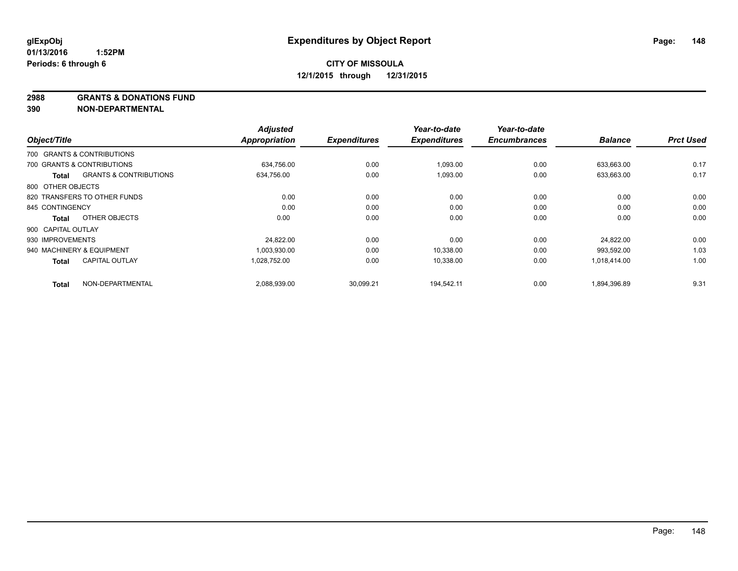# Expenditures by Object Report

glExpObj
01/13/2016 1:52PM
Periods: 6 through 6

**CITY OF MISSOULA**
**12/1/2015 through 12/31/2015**

**2988 GRANTS & DONATIONS FUND**
**390 NON-DEPARTMENTAL**

| Object/Title | | Adjusted Appropriation | Expenditures | Year-to-date Expenditures | Year-to-date Encumbrances | Balance | Prct Used |
|---|---|---|---|---|---|---|---|
| 700 GRANTS & CONTRIBUTIONS | | | | | | | |
| 700 GRANTS & CONTRIBUTIONS | | 634,756.00 | 0.00 | 1,093.00 | 0.00 | 633,663.00 | 0.17 |
| **Total** | GRANTS & CONTRIBUTIONS | 634,756.00 | 0.00 | 1,093.00 | 0.00 | 633,663.00 | 0.17 |
| 800 OTHER OBJECTS | | | | | | | |
| 820 TRANSFERS TO OTHER FUNDS | | 0.00 | 0.00 | 0.00 | 0.00 | 0.00 | 0.00 |
| 845 CONTINGENCY | | 0.00 | 0.00 | 0.00 | 0.00 | 0.00 | 0.00 |
| **Total** | OTHER OBJECTS | 0.00 | 0.00 | 0.00 | 0.00 | 0.00 | 0.00 |
| 900 CAPITAL OUTLAY | | | | | | | |
| 930 IMPROVEMENTS | | 24,822.00 | 0.00 | 0.00 | 0.00 | 24,822.00 | 0.00 |
| 940 MACHINERY & EQUIPMENT | | 1,003,930.00 | 0.00 | 10,338.00 | 0.00 | 993,592.00 | 1.03 |
| **Total** | CAPITAL OUTLAY | 1,028,752.00 | 0.00 | 10,338.00 | 0.00 | 1,018,414.00 | 1.00 |
| **Total** | NON-DEPARTMENTAL | 2,088,939.00 | 30,099.21 | 194,542.11 | 0.00 | 1,894,396.89 | 9.31 |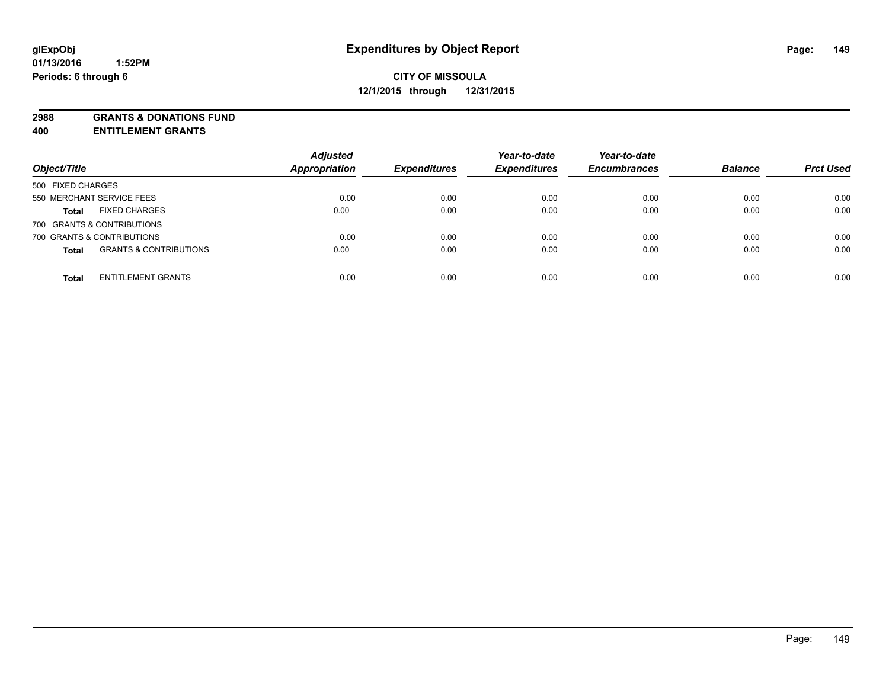# Expenditures by Object Report

glExpObj
01/13/2016 1:52PM
Periods: 6 through 6

**CITY OF MISSOULA**
**12/1/2015 through 12/31/2015**

**2988 GRANTS & DONATIONS FUND**
**400 ENTITLEMENT GRANTS**

| Object/Title | | Adjusted Appropriation | Expenditures | Year-to-date Expenditures | Year-to-date Encumbrances | Balance | Prct Used |
|---|---|---|---|---|---|---|---|
| 500 FIXED CHARGES | | | | | | | |
| 550 MERCHANT SERVICE FEES | | 0.00 | 0.00 | 0.00 | 0.00 | 0.00 | 0.00 |
| **Total** | FIXED CHARGES | 0.00 | 0.00 | 0.00 | 0.00 | 0.00 | 0.00 |
| 700 GRANTS & CONTRIBUTIONS | | | | | | | |
| 700 GRANTS & CONTRIBUTIONS | | 0.00 | 0.00 | 0.00 | 0.00 | 0.00 | 0.00 |
| **Total** | GRANTS & CONTRIBUTIONS | 0.00 | 0.00 | 0.00 | 0.00 | 0.00 | 0.00 |
| **Total** | ENTITLEMENT GRANTS | 0.00 | 0.00 | 0.00 | 0.00 | 0.00 | 0.00 |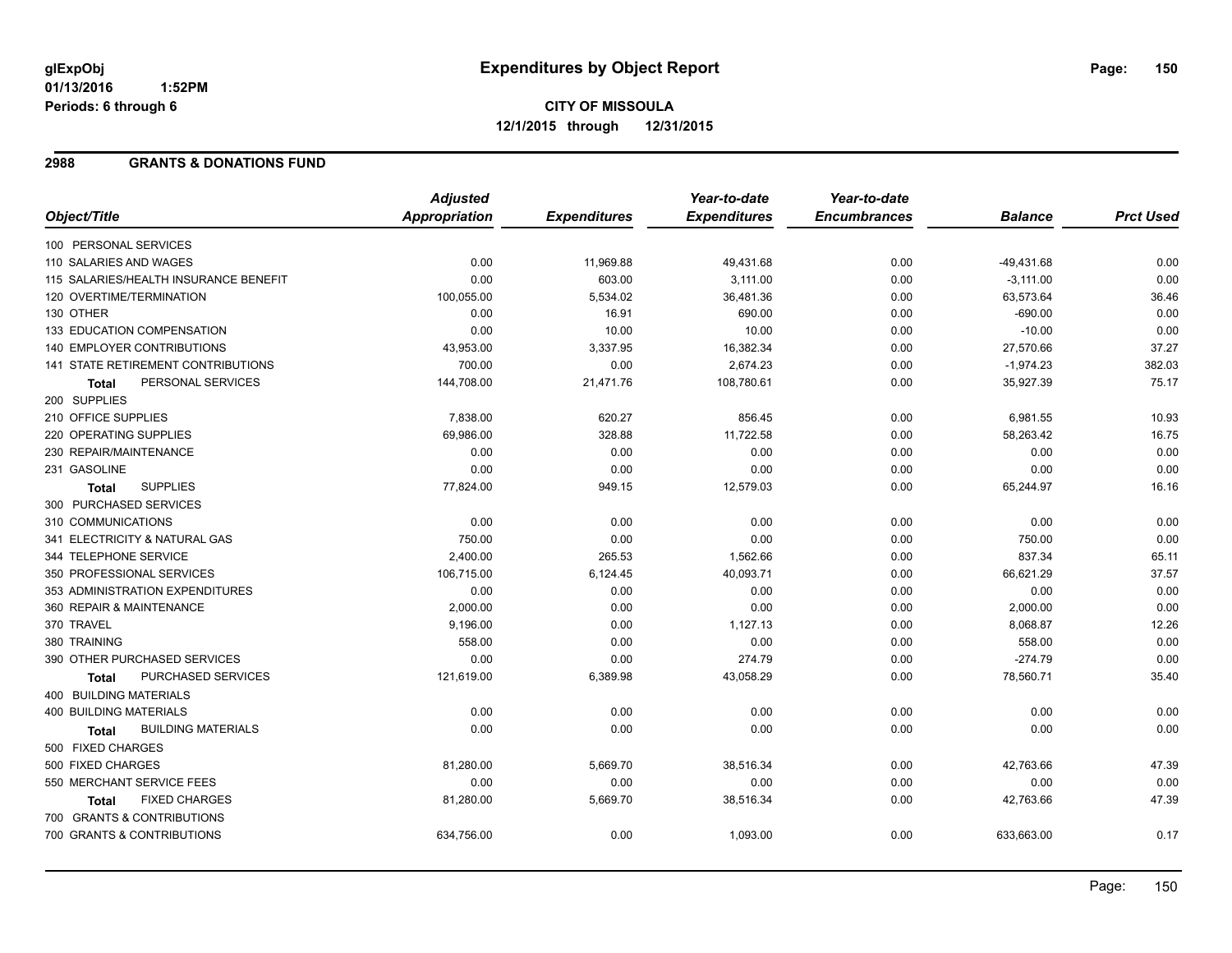**glExpObj**
**01/13/2016 1:52PM**
**Periods: 6 through 6**

# Expenditures by Object Report

**CITY OF MISSOULA**
**12/1/2015 through 12/31/2015**

## 2988 GRANTS & DONATIONS FUND

| Object/Title | Adjusted Appropriation | Expenditures | Year-to-date Expenditures | Year-to-date Encumbrances | Balance | Prct Used |
|---|---|---|---|---|---|---|
| 100 PERSONAL SERVICES | | | | | | |
| 110 SALARIES AND WAGES | 0.00 | 11,969.88 | 49,431.68 | 0.00 | -49,431.68 | 0.00 |
| 115 SALARIES/HEALTH INSURANCE BENEFIT | 0.00 | 603.00 | 3,111.00 | 0.00 | -3,111.00 | 0.00 |
| 120 OVERTIME/TERMINATION | 100,055.00 | 5,534.02 | 36,481.36 | 0.00 | 63,573.64 | 36.46 |
| 130 OTHER | 0.00 | 16.91 | 690.00 | 0.00 | -690.00 | 0.00 |
| 133 EDUCATION COMPENSATION | 0.00 | 10.00 | 10.00 | 0.00 | -10.00 | 0.00 |
| 140 EMPLOYER CONTRIBUTIONS | 43,953.00 | 3,337.95 | 16,382.34 | 0.00 | 27,570.66 | 37.27 |
| 141 STATE RETIREMENT CONTRIBUTIONS | 700.00 | 0.00 | 2,674.23 | 0.00 | -1,974.23 | 382.03 |
| **Total** PERSONAL SERVICES | 144,708.00 | 21,471.76 | 108,780.61 | 0.00 | 35,927.39 | 75.17 |
| 200 SUPPLIES | | | | | | |
| 210 OFFICE SUPPLIES | 7,838.00 | 620.27 | 856.45 | 0.00 | 6,981.55 | 10.93 |
| 220 OPERATING SUPPLIES | 69,986.00 | 328.88 | 11,722.58 | 0.00 | 58,263.42 | 16.75 |
| 230 REPAIR/MAINTENANCE | 0.00 | 0.00 | 0.00 | 0.00 | 0.00 | 0.00 |
| 231 GASOLINE | 0.00 | 0.00 | 0.00 | 0.00 | 0.00 | 0.00 |
| **Total** SUPPLIES | 77,824.00 | 949.15 | 12,579.03 | 0.00 | 65,244.97 | 16.16 |
| 300 PURCHASED SERVICES | | | | | | |
| 310 COMMUNICATIONS | 0.00 | 0.00 | 0.00 | 0.00 | 0.00 | 0.00 |
| 341 ELECTRICITY & NATURAL GAS | 750.00 | 0.00 | 0.00 | 0.00 | 750.00 | 0.00 |
| 344 TELEPHONE SERVICE | 2,400.00 | 265.53 | 1,562.66 | 0.00 | 837.34 | 65.11 |
| 350 PROFESSIONAL SERVICES | 106,715.00 | 6,124.45 | 40,093.71 | 0.00 | 66,621.29 | 37.57 |
| 353 ADMINISTRATION EXPENDITURES | 0.00 | 0.00 | 0.00 | 0.00 | 0.00 | 0.00 |
| 360 REPAIR & MAINTENANCE | 2,000.00 | 0.00 | 0.00 | 0.00 | 2,000.00 | 0.00 |
| 370 TRAVEL | 9,196.00 | 0.00 | 1,127.13 | 0.00 | 8,068.87 | 12.26 |
| 380 TRAINING | 558.00 | 0.00 | 0.00 | 0.00 | 558.00 | 0.00 |
| 390 OTHER PURCHASED SERVICES | 0.00 | 0.00 | 274.79 | 0.00 | -274.79 | 0.00 |
| **Total** PURCHASED SERVICES | 121,619.00 | 6,389.98 | 43,058.29 | 0.00 | 78,560.71 | 35.40 |
| 400 BUILDING MATERIALS | | | | | | |
| 400 BUILDING MATERIALS | 0.00 | 0.00 | 0.00 | 0.00 | 0.00 | 0.00 |
| **Total** BUILDING MATERIALS | 0.00 | 0.00 | 0.00 | 0.00 | 0.00 | 0.00 |
| 500 FIXED CHARGES | | | | | | |
| 500 FIXED CHARGES | 81,280.00 | 5,669.70 | 38,516.34 | 0.00 | 42,763.66 | 47.39 |
| 550 MERCHANT SERVICE FEES | 0.00 | 0.00 | 0.00 | 0.00 | 0.00 | 0.00 |
| **Total** FIXED CHARGES | 81,280.00 | 5,669.70 | 38,516.34 | 0.00 | 42,763.66 | 47.39 |
| 700 GRANTS & CONTRIBUTIONS | | | | | | |
| 700 GRANTS & CONTRIBUTIONS | 634,756.00 | 0.00 | 1,093.00 | 0.00 | 633,663.00 | 0.17 |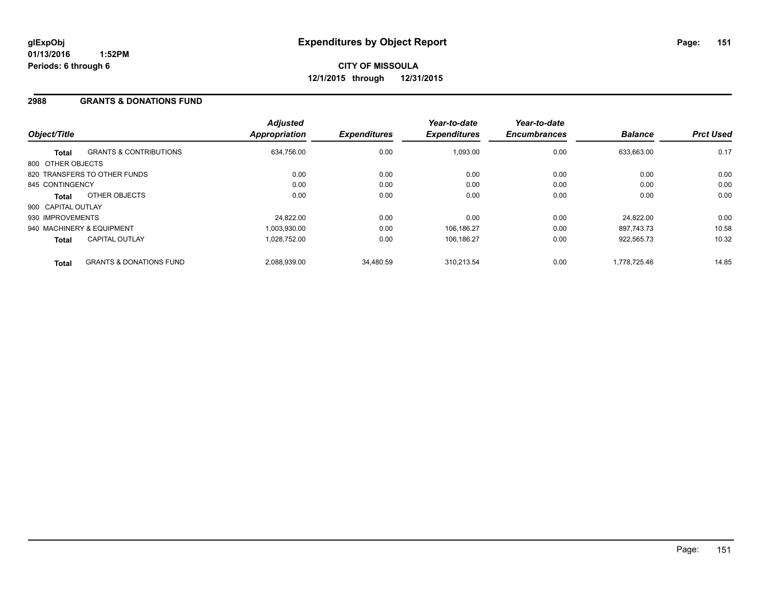**glExpObj**
**01/13/2016 1:52PM**
**Periods: 6 through 6**

# Expenditures by Object Report

**CITY OF MISSOULA**
**12/1/2015 through 12/31/2015**

## 2988 GRANTS & DONATIONS FUND

| Object/Title | | Adjusted Appropriation | Expenditures | Year-to-date Expenditures | Year-to-date Encumbrances | Balance | Prct Used |
|---|---|---|---|---|---|---|---|
| **Total** | GRANTS & CONTRIBUTIONS | 634,756.00 | 0.00 | 1,093.00 | 0.00 | 633,663.00 | 0.17 |
| 800 OTHER OBJECTS | | | | | | | |
| 820 TRANSFERS TO OTHER FUNDS | | 0.00 | 0.00 | 0.00 | 0.00 | 0.00 | 0.00 |
| 845 CONTINGENCY | | 0.00 | 0.00 | 0.00 | 0.00 | 0.00 | 0.00 |
| **Total** | OTHER OBJECTS | 0.00 | 0.00 | 0.00 | 0.00 | 0.00 | 0.00 |
| 900 CAPITAL OUTLAY | | | | | | | |
| 930 IMPROVEMENTS | | 24,822.00 | 0.00 | 0.00 | 0.00 | 24,822.00 | 0.00 |
| 940 MACHINERY & EQUIPMENT | | 1,003,930.00 | 0.00 | 106,186.27 | 0.00 | 897,743.73 | 10.58 |
| **Total** | CAPITAL OUTLAY | 1,028,752.00 | 0.00 | 106,186.27 | 0.00 | 922,565.73 | 10.32 |
| **Total** | GRANTS & DONATIONS FUND | 2,088,939.00 | 34,480.59 | 310,213.54 | 0.00 | 1,778,725.46 | 14.85 |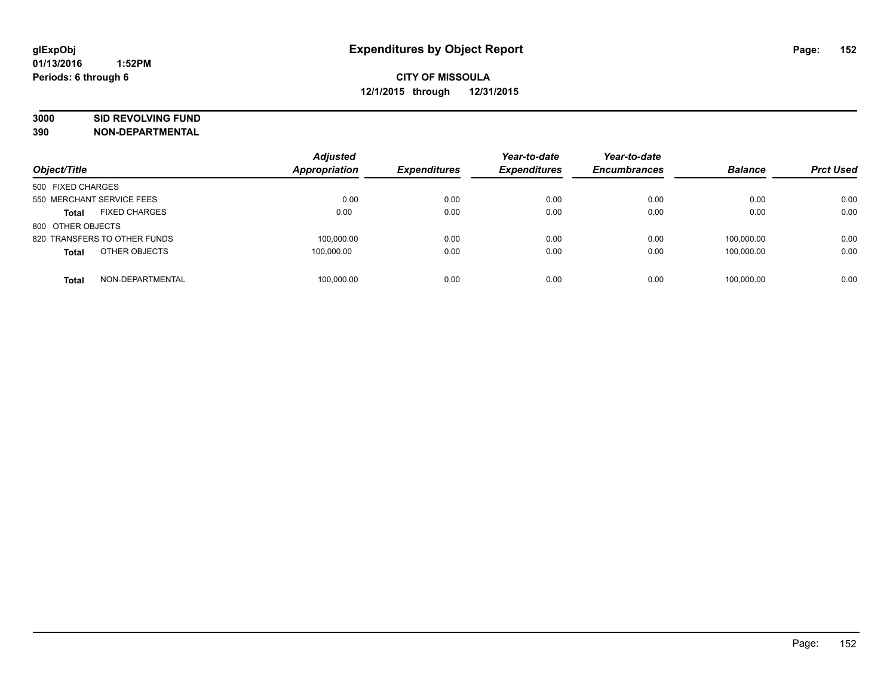glExpObj
01/13/2016 1:52PM
Periods: 6 through 6

# Expenditures by Object Report

**CITY OF MISSOULA**
**12/1/2015 through 12/31/2015**

**3000 SID REVOLVING FUND**
**390 NON-DEPARTMENTAL**

| Object/Title | | Adjusted Appropriation | Expenditures | Year-to-date Expenditures | Year-to-date Encumbrances | Balance | Prct Used |
|---|---|---|---|---|---|---|---|
| 500 FIXED CHARGES | | | | | | | |
| 550 MERCHANT SERVICE FEES | | 0.00 | 0.00 | 0.00 | 0.00 | 0.00 | 0.00 |
| **Total** | FIXED CHARGES | 0.00 | 0.00 | 0.00 | 0.00 | 0.00 | 0.00 |
| 800 OTHER OBJECTS | | | | | | | |
| 820 TRANSFERS TO OTHER FUNDS | | 100,000.00 | 0.00 | 0.00 | 0.00 | 100,000.00 | 0.00 |
| **Total** | OTHER OBJECTS | 100,000.00 | 0.00 | 0.00 | 0.00 | 100,000.00 | 0.00 |
| **Total** | NON-DEPARTMENTAL | 100,000.00 | 0.00 | 0.00 | 0.00 | 100,000.00 | 0.00 |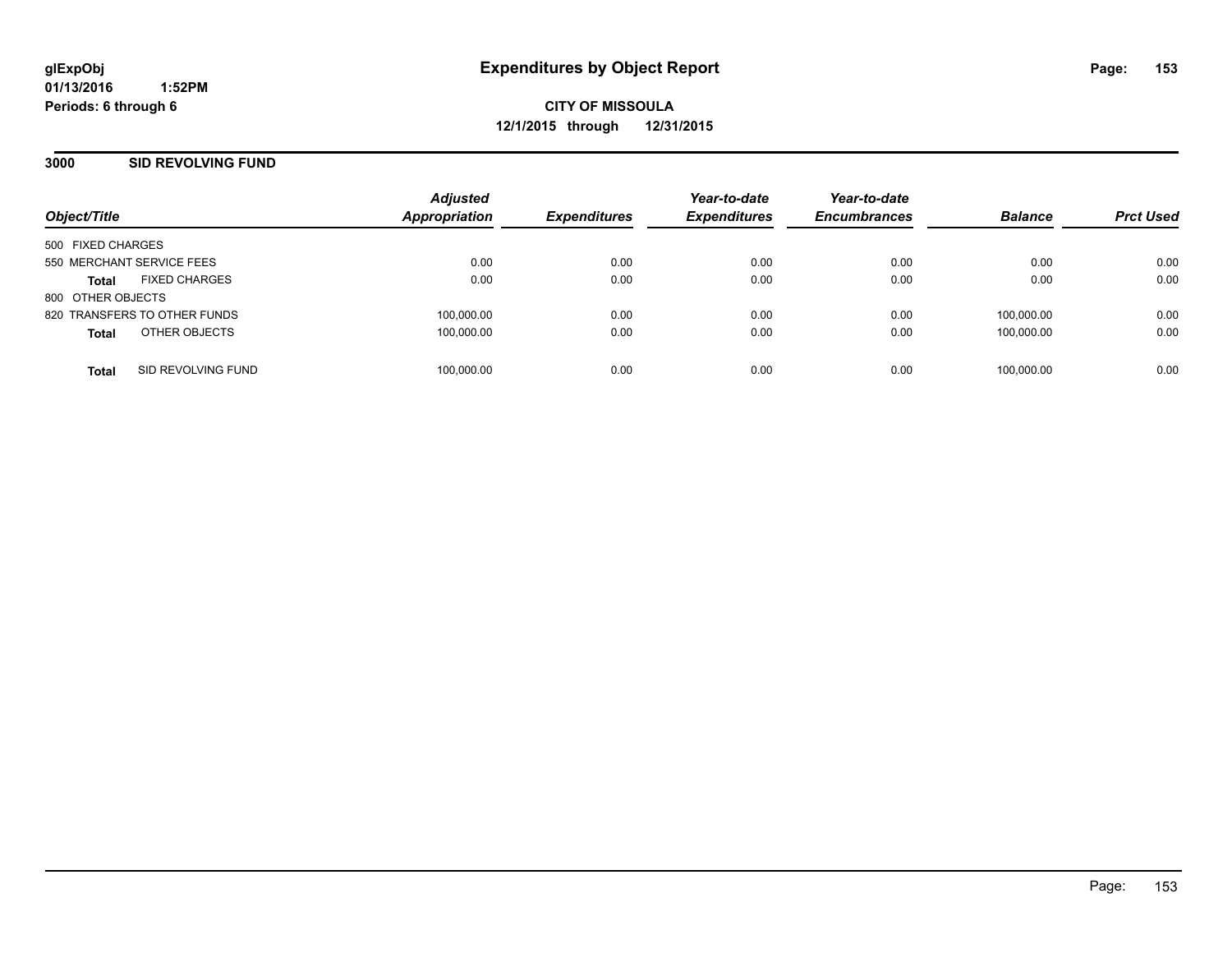**glExpObj**
**01/13/2016 1:52PM**
**Periods: 6 through 6**

# Expenditures by Object Report

**CITY OF MISSOULA**
**12/1/2015 through 12/31/2015**

## 3000 SID REVOLVING FUND

| Object/Title | Adjusted Appropriation | Expenditures | Year-to-date Expenditures | Year-to-date Encumbrances | Balance | Prct Used |
|---|---|---|---|---|---|---|
| 500 FIXED CHARGES | | | | | | |
| 550 MERCHANT SERVICE FEES | 0.00 | 0.00 | 0.00 | 0.00 | 0.00 | 0.00 |
| **Total** FIXED CHARGES | 0.00 | 0.00 | 0.00 | 0.00 | 0.00 | 0.00 |
| 800 OTHER OBJECTS | | | | | | |
| 820 TRANSFERS TO OTHER FUNDS | 100,000.00 | 0.00 | 0.00 | 0.00 | 100,000.00 | 0.00 |
| **Total** OTHER OBJECTS | 100,000.00 | 0.00 | 0.00 | 0.00 | 100,000.00 | 0.00 |
| **Total** SID REVOLVING FUND | 100,000.00 | 0.00 | 0.00 | 0.00 | 100,000.00 | 0.00 |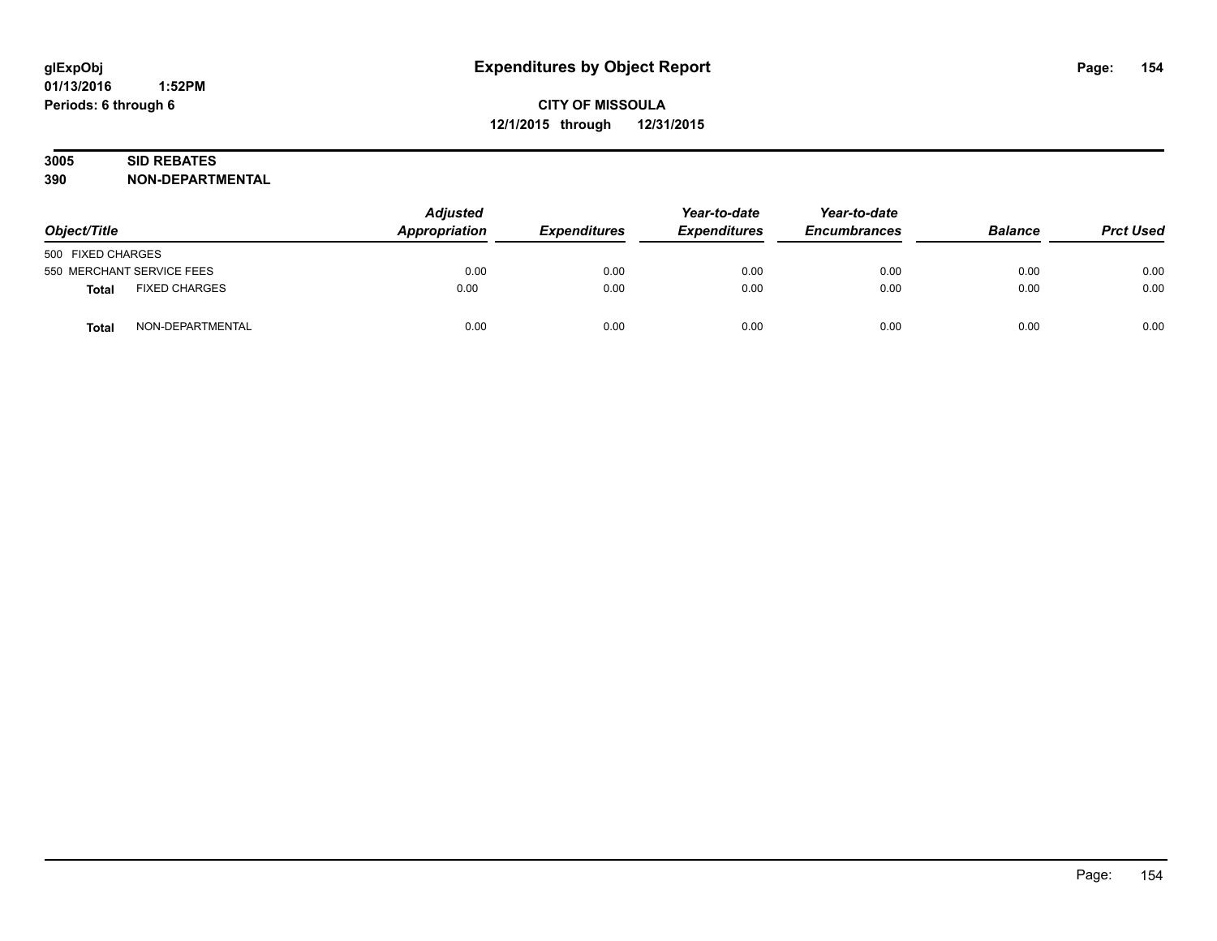**glExpObj**
**01/13/2016 1:52PM**
**Periods: 6 through 6**

# Expenditures by Object Report

**CITY OF MISSOULA**
**12/1/2015 through 12/31/2015**

**3005 SID REBATES**
**390 NON-DEPARTMENTAL**

| Object/Title | | Adjusted Appropriation | Expenditures | Year-to-date Expenditures | Year-to-date Encumbrances | Balance | Prct Used |
|---|---|---|---|---|---|---|---|
| 500 FIXED CHARGES | | | | | | | |
| 550 MERCHANT SERVICE FEES | | 0.00 | 0.00 | 0.00 | 0.00 | 0.00 | 0.00 |
| **Total** | FIXED CHARGES | 0.00 | 0.00 | 0.00 | 0.00 | 0.00 | 0.00 |
| **Total** | NON-DEPARTMENTAL | 0.00 | 0.00 | 0.00 | 0.00 | 0.00 | 0.00 |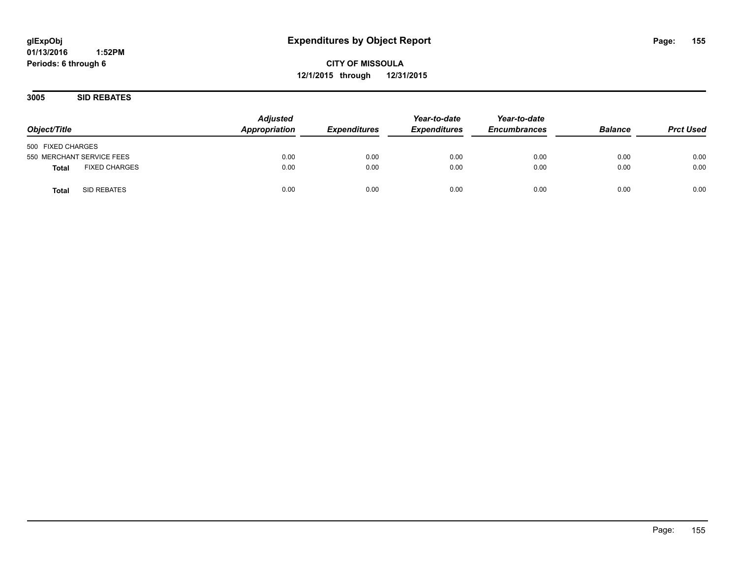# Expenditures by Object Report

glExpObj
01/13/2016 1:52PM
Periods: 6 through 6

**CITY OF MISSOULA**
**12/1/2015 through 12/31/2015**

## 3005 SID REBATES

| Object/Title | Adjusted Appropriation | Expenditures | Year-to-date Expenditures | Year-to-date Encumbrances | Balance | Prct Used |
|---|---|---|---|---|---|---|
| 500 FIXED CHARGES | | | | | | |
| 550 MERCHANT SERVICE FEES | 0.00 | 0.00 | 0.00 | 0.00 | 0.00 | 0.00 |
| **Total** FIXED CHARGES | 0.00 | 0.00 | 0.00 | 0.00 | 0.00 | 0.00 |
| **Total** SID REBATES | 0.00 | 0.00 | 0.00 | 0.00 | 0.00 | 0.00 |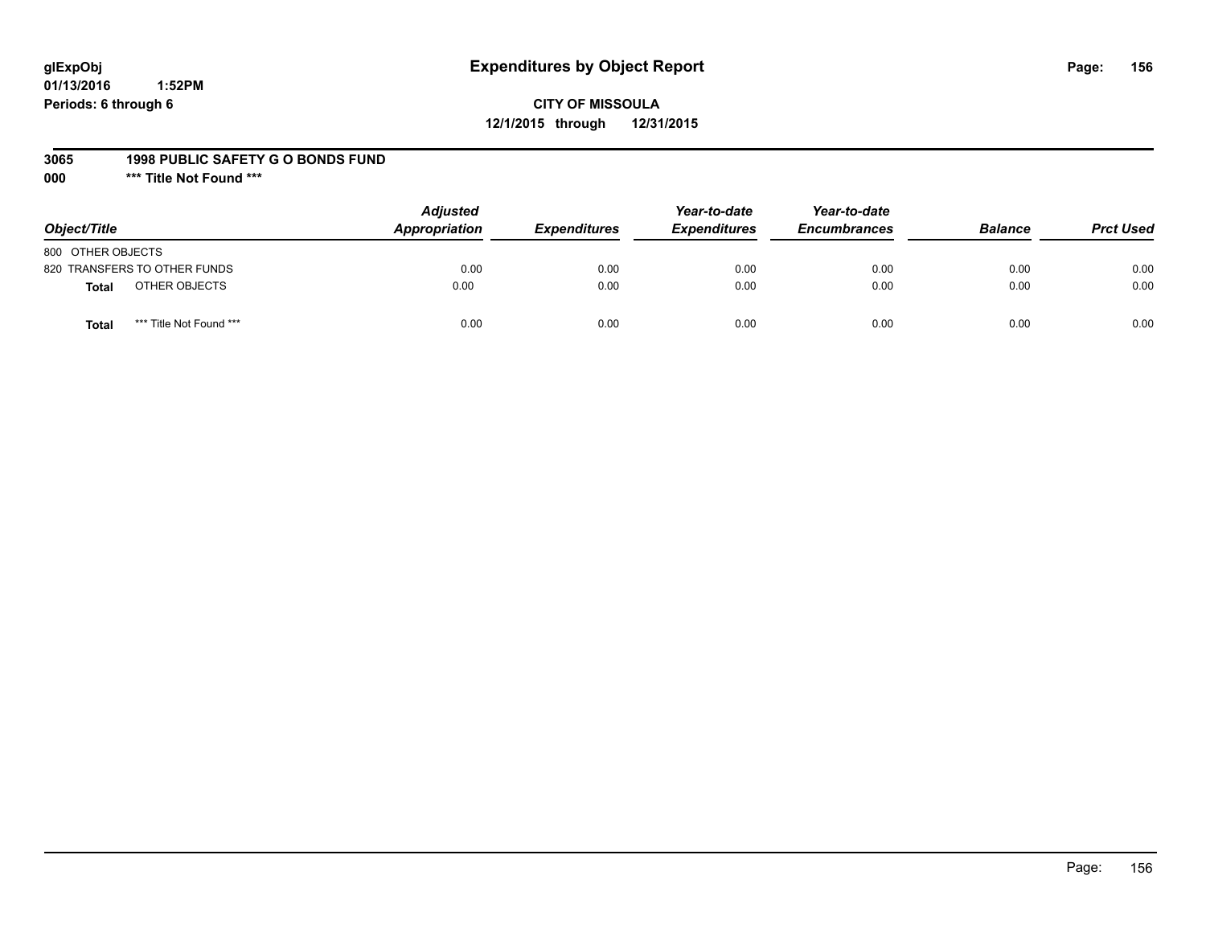**glExpObj**
**01/13/2016 1:52PM**
**Periods: 6 through 6**

# Expenditures by Object Report

**CITY OF MISSOULA**
**12/1/2015 through 12/31/2015**

**3065 1998 PUBLIC SAFETY G O BONDS FUND**
**000 *** Title Not Found *****

| *Object/Title* | *Adjusted Appropriation* | *Expenditures* | *Year-to-date Expenditures* | *Year-to-date Encumbrances* | *Balance* | *Prct Used* |
|---|---|---|---|---|---|---|
| 800 OTHER OBJECTS | | | | | | |
| 820 TRANSFERS TO OTHER FUNDS | 0.00 | 0.00 | 0.00 | 0.00 | 0.00 | 0.00 |
| **Total** OTHER OBJECTS | 0.00 | 0.00 | 0.00 | 0.00 | 0.00 | 0.00 |
| **Total** *** Title Not Found *** | 0.00 | 0.00 | 0.00 | 0.00 | 0.00 | 0.00 |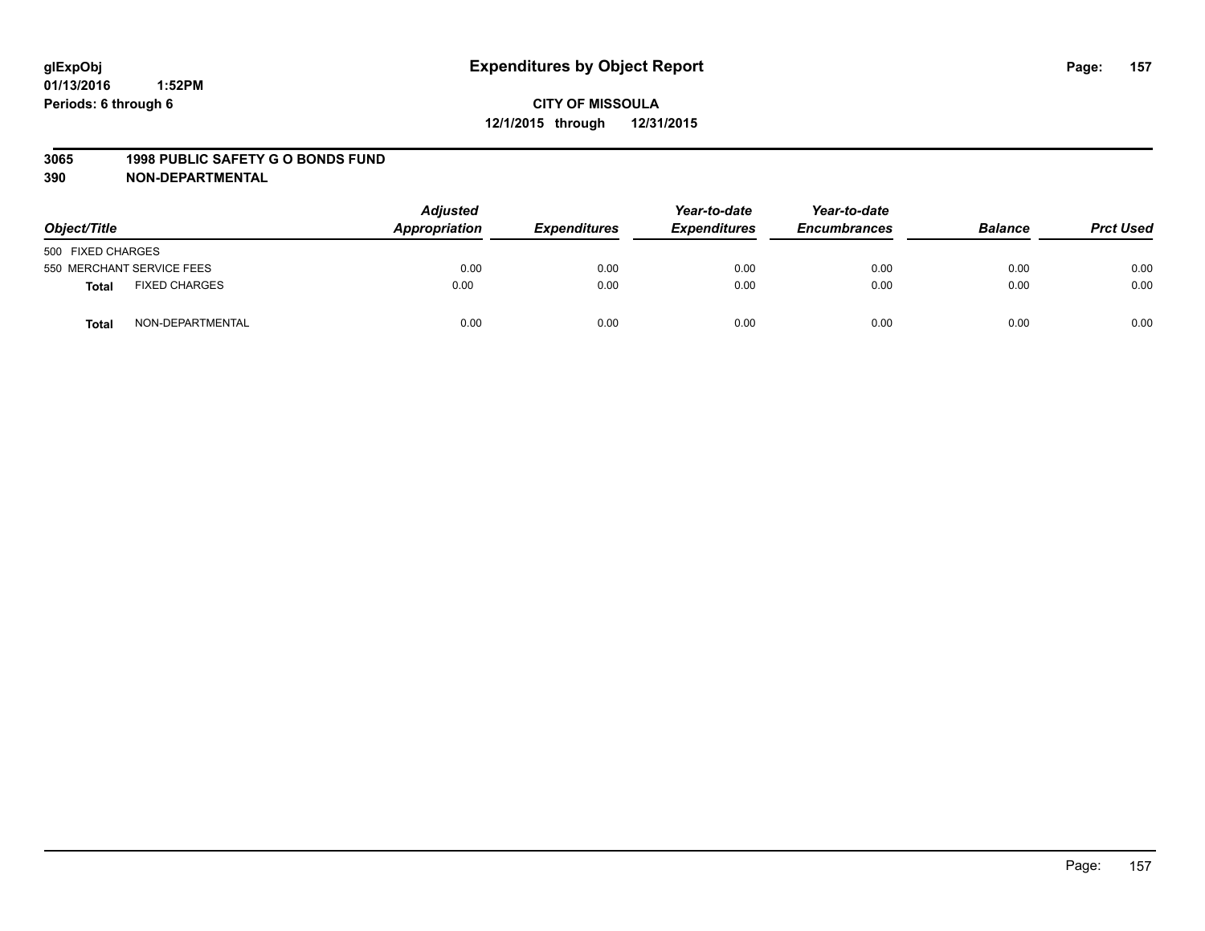# Expenditures by Object Report

glExpObj
01/13/2016 1:52PM
Periods: 6 through 6

**CITY OF MISSOULA**
**12/1/2015 through 12/31/2015**

**3065 1998 PUBLIC SAFETY G O BONDS FUND**
**390 NON-DEPARTMENTAL**

| Object/Title | Adjusted Appropriation | Expenditures | Year-to-date Expenditures | Year-to-date Encumbrances | Balance | Prct Used |
|---|---|---|---|---|---|---|
| 500 FIXED CHARGES | | | | | | |
| 550 MERCHANT SERVICE FEES | 0.00 | 0.00 | 0.00 | 0.00 | 0.00 | 0.00 |
| **Total** FIXED CHARGES | 0.00 | 0.00 | 0.00 | 0.00 | 0.00 | 0.00 |
| **Total** NON-DEPARTMENTAL | 0.00 | 0.00 | 0.00 | 0.00 | 0.00 | 0.00 |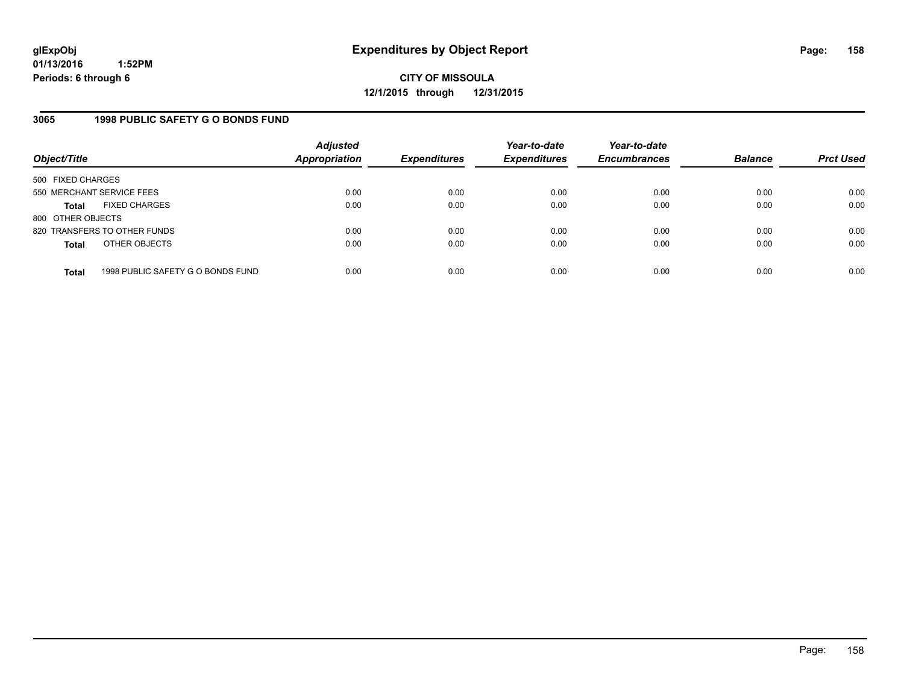glExpObj
01/13/2016 1:52PM
Periods: 6 through 6

# Expenditures by Object Report

**CITY OF MISSOULA**
**12/1/2015 through 12/31/2015**

## 3065 1998 PUBLIC SAFETY G O BONDS FUND

| Object/Title | | Adjusted Appropriation | Expenditures | Year-to-date Expenditures | Year-to-date Encumbrances | Balance | Prct Used |
|---|---|---|---|---|---|---|---|
| 500 FIXED CHARGES | | | | | | | |
| 550 MERCHANT SERVICE FEES | | 0.00 | 0.00 | 0.00 | 0.00 | 0.00 | 0.00 |
| **Total** | FIXED CHARGES | 0.00 | 0.00 | 0.00 | 0.00 | 0.00 | 0.00 |
| 800 OTHER OBJECTS | | | | | | | |
| 820 TRANSFERS TO OTHER FUNDS | | 0.00 | 0.00 | 0.00 | 0.00 | 0.00 | 0.00 |
| **Total** | OTHER OBJECTS | 0.00 | 0.00 | 0.00 | 0.00 | 0.00 | 0.00 |
| **Total** | 1998 PUBLIC SAFETY G O BONDS FUND | 0.00 | 0.00 | 0.00 | 0.00 | 0.00 | 0.00 |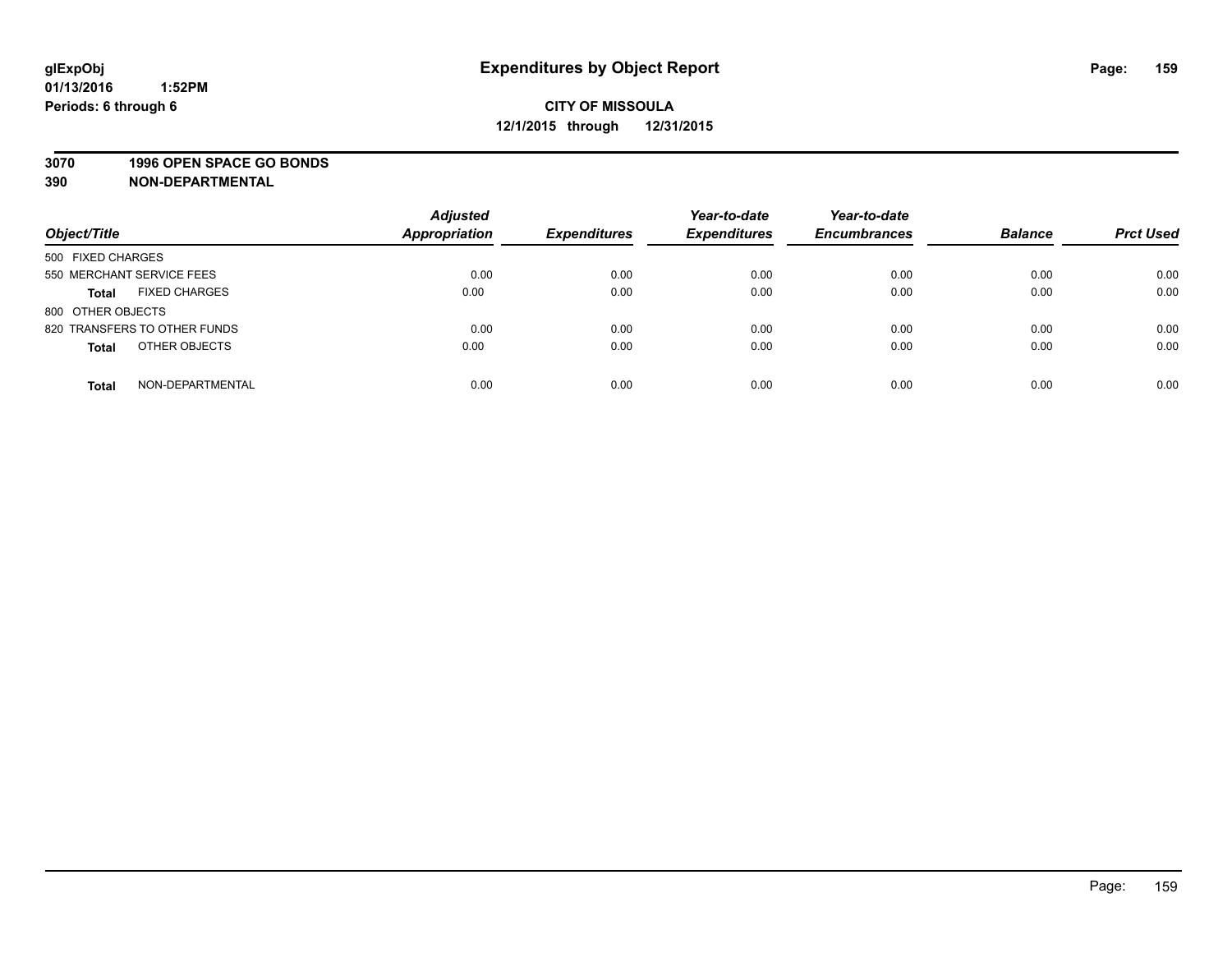**glExpObj**
**01/13/2016 1:52PM**
**Periods: 6 through 6**

# Expenditures by Object Report

**CITY OF MISSOULA**
**12/1/2015 through 12/31/2015**

**3070 1996 OPEN SPACE GO BONDS**
**390 NON-DEPARTMENTAL**

| Object/Title | Adjusted Appropriation | Expenditures | Year-to-date Expenditures | Year-to-date Encumbrances | Balance | Prct Used |
|---|---|---|---|---|---|---|
| 500 FIXED CHARGES | | | | | | |
| 550 MERCHANT SERVICE FEES | 0.00 | 0.00 | 0.00 | 0.00 | 0.00 | 0.00 |
| **Total** FIXED CHARGES | 0.00 | 0.00 | 0.00 | 0.00 | 0.00 | 0.00 |
| 800 OTHER OBJECTS | | | | | | |
| 820 TRANSFERS TO OTHER FUNDS | 0.00 | 0.00 | 0.00 | 0.00 | 0.00 | 0.00 |
| **Total** OTHER OBJECTS | 0.00 | 0.00 | 0.00 | 0.00 | 0.00 | 0.00 |
| **Total** NON-DEPARTMENTAL | 0.00 | 0.00 | 0.00 | 0.00 | 0.00 | 0.00 |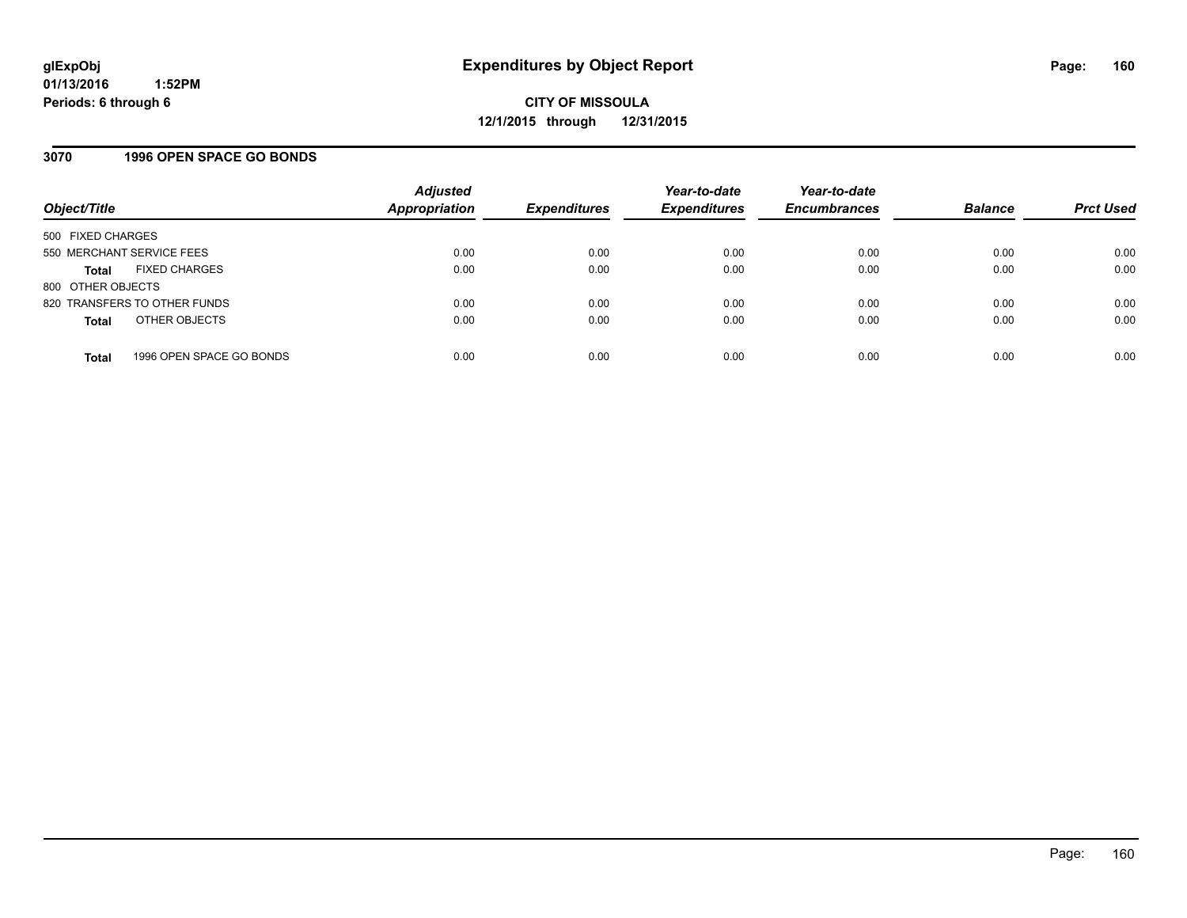# Expenditures by Object Report

glExpObj
01/13/2016 1:52PM
Periods: 6 through 6

**CITY OF MISSOULA**
**12/1/2015 through 12/31/2015**

## 3070 1996 OPEN SPACE GO BONDS

| Object/Title | Adjusted Appropriation | Expenditures | Year-to-date Expenditures | Year-to-date Encumbrances | Balance | Prct Used |
|---|---|---|---|---|---|---|
| 500 FIXED CHARGES | | | | | | |
| 550 MERCHANT SERVICE FEES | 0.00 | 0.00 | 0.00 | 0.00 | 0.00 | 0.00 |
| **Total** FIXED CHARGES | 0.00 | 0.00 | 0.00 | 0.00 | 0.00 | 0.00 |
| 800 OTHER OBJECTS | | | | | | |
| 820 TRANSFERS TO OTHER FUNDS | 0.00 | 0.00 | 0.00 | 0.00 | 0.00 | 0.00 |
| **Total** OTHER OBJECTS | 0.00 | 0.00 | 0.00 | 0.00 | 0.00 | 0.00 |
| **Total** 1996 OPEN SPACE GO BONDS | 0.00 | 0.00 | 0.00 | 0.00 | 0.00 | 0.00 |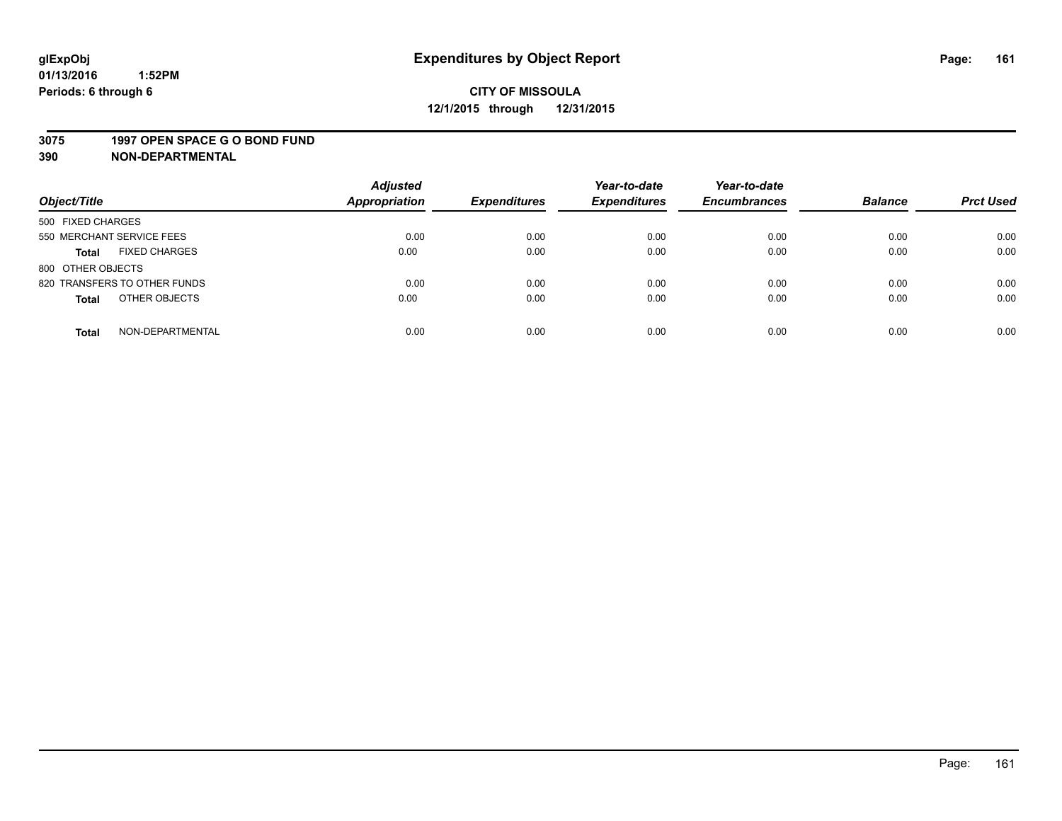**glExpObj**
**01/13/2016 1:52PM**
**Periods: 6 through 6**

# Expenditures by Object Report

**CITY OF MISSOULA**
**12/1/2015 through 12/31/2015**

**3075 1997 OPEN SPACE G O BOND FUND**
**390 NON-DEPARTMENTAL**

| Object/Title | | *Adjusted Appropriation* | *Expenditures* | *Year-to-date Expenditures* | *Year-to-date Encumbrances* | *Balance* | *Prct Used* |
|---|---|---|---|---|---|---|---|
| 500 FIXED CHARGES | | | | | | | |
| 550 MERCHANT SERVICE FEES | | 0.00 | 0.00 | 0.00 | 0.00 | 0.00 | 0.00 |
| **Total** | FIXED CHARGES | 0.00 | 0.00 | 0.00 | 0.00 | 0.00 | 0.00 |
| 800 OTHER OBJECTS | | | | | | | |
| 820 TRANSFERS TO OTHER FUNDS | | 0.00 | 0.00 | 0.00 | 0.00 | 0.00 | 0.00 |
| **Total** | OTHER OBJECTS | 0.00 | 0.00 | 0.00 | 0.00 | 0.00 | 0.00 |
| **Total** | NON-DEPARTMENTAL | 0.00 | 0.00 | 0.00 | 0.00 | 0.00 | 0.00 |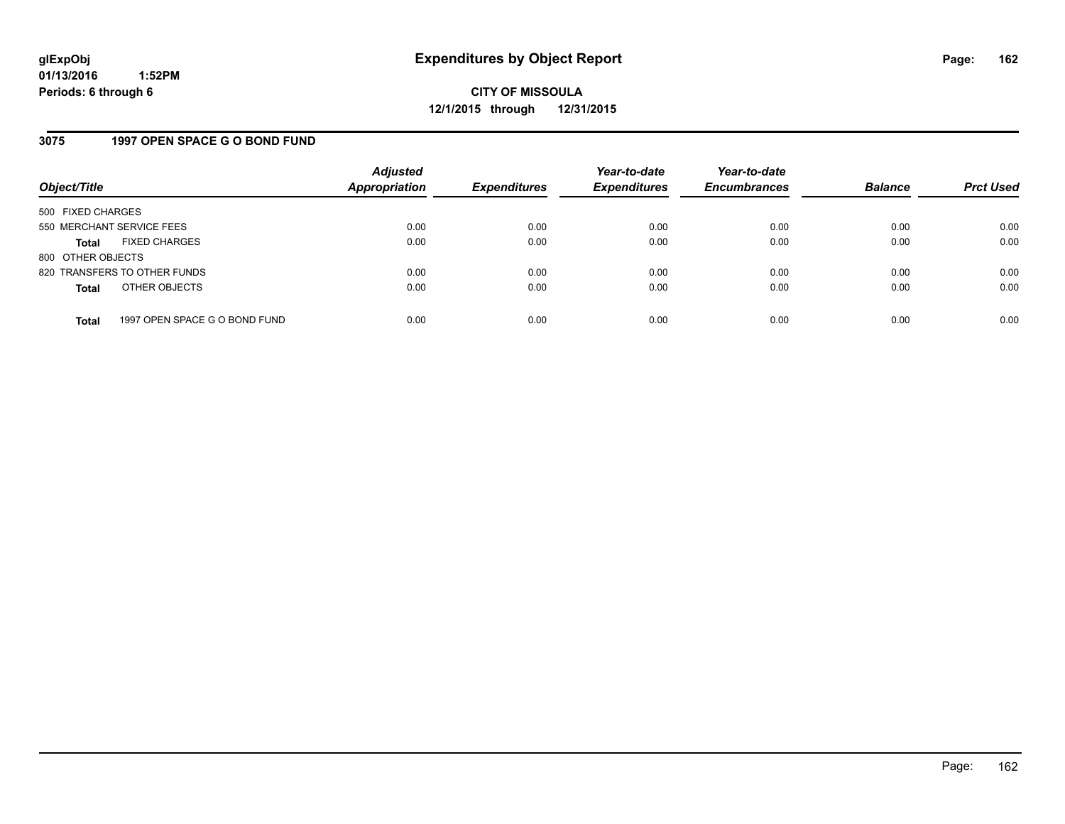glExpObj
01/13/2016 1:52PM
Periods: 6 through 6

# Expenditures by Object Report

**CITY OF MISSOULA**
**12/1/2015 through 12/31/2015**

## 3075 1997 OPEN SPACE G O BOND FUND

| Object/Title | Adjusted Appropriation | Expenditures | Year-to-date Expenditures | Year-to-date Encumbrances | Balance | Prct Used |
|---|---|---|---|---|---|---|
| 500 FIXED CHARGES | | | | | | |
| 550 MERCHANT SERVICE FEES | 0.00 | 0.00 | 0.00 | 0.00 | 0.00 | 0.00 |
| **Total** FIXED CHARGES | 0.00 | 0.00 | 0.00 | 0.00 | 0.00 | 0.00 |
| 800 OTHER OBJECTS | | | | | | |
| 820 TRANSFERS TO OTHER FUNDS | 0.00 | 0.00 | 0.00 | 0.00 | 0.00 | 0.00 |
| **Total** OTHER OBJECTS | 0.00 | 0.00 | 0.00 | 0.00 | 0.00 | 0.00 |
| **Total** 1997 OPEN SPACE G O BOND FUND | 0.00 | 0.00 | 0.00 | 0.00 | 0.00 | 0.00 |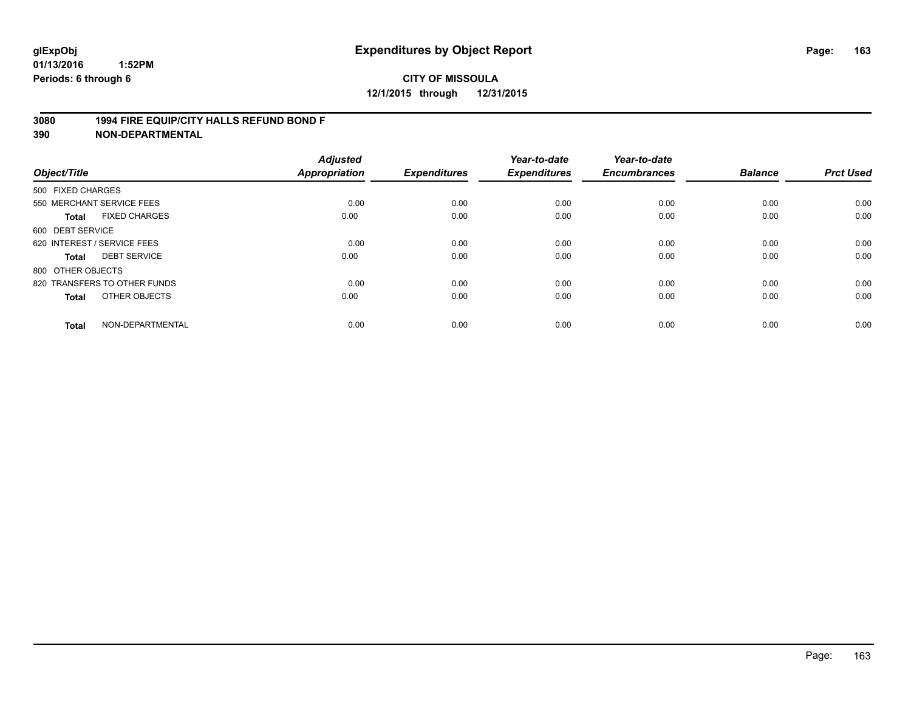# Expenditures by Object Report

glExpObj
01/13/2016 1:52PM
Periods: 6 through 6

**CITY OF MISSOULA**
**12/1/2015 through 12/31/2015**

**3080 1994 FIRE EQUIP/CITY HALLS REFUND BOND F**
**390 NON-DEPARTMENTAL**

| Object/Title | Adjusted Appropriation | Expenditures | Year-to-date Expenditures | Year-to-date Encumbrances | Balance | Prct Used |
|---|---|---|---|---|---|---|
| 500 FIXED CHARGES | | | | | | |
| 550 MERCHANT SERVICE FEES | 0.00 | 0.00 | 0.00 | 0.00 | 0.00 | 0.00 |
| **Total** FIXED CHARGES | 0.00 | 0.00 | 0.00 | 0.00 | 0.00 | 0.00 |
| 600 DEBT SERVICE | | | | | | |
| 620 INTEREST / SERVICE FEES | 0.00 | 0.00 | 0.00 | 0.00 | 0.00 | 0.00 |
| **Total** DEBT SERVICE | 0.00 | 0.00 | 0.00 | 0.00 | 0.00 | 0.00 |
| 800 OTHER OBJECTS | | | | | | |
| 820 TRANSFERS TO OTHER FUNDS | 0.00 | 0.00 | 0.00 | 0.00 | 0.00 | 0.00 |
| **Total** OTHER OBJECTS | 0.00 | 0.00 | 0.00 | 0.00 | 0.00 | 0.00 |
| **Total** NON-DEPARTMENTAL | 0.00 | 0.00 | 0.00 | 0.00 | 0.00 | 0.00 |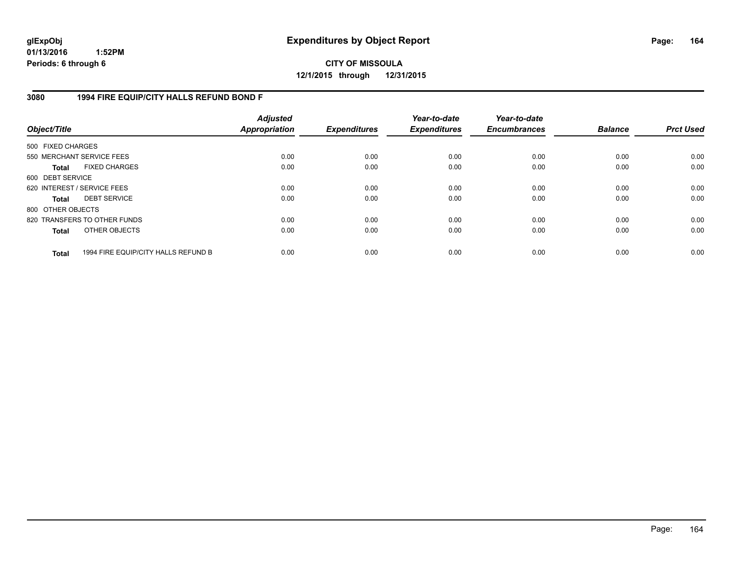# Expenditures by Object Report

**CITY OF MISSOULA**

**12/1/2015 through 12/31/2015**

glExpObj
01/13/2016 1:52PM
Periods: 6 through 6

## 3080 1994 FIRE EQUIP/CITY HALLS REFUND BOND F

| Object/Title | Adjusted Appropriation | Expenditures | Year-to-date Expenditures | Year-to-date Encumbrances | Balance | Prct Used |
|---|---|---|---|---|---|---|
| 500 FIXED CHARGES | | | | | | |
| 550 MERCHANT SERVICE FEES | 0.00 | 0.00 | 0.00 | 0.00 | 0.00 | 0.00 |
| **Total** FIXED CHARGES | 0.00 | 0.00 | 0.00 | 0.00 | 0.00 | 0.00 |
| 600 DEBT SERVICE | | | | | | |
| 620 INTEREST / SERVICE FEES | 0.00 | 0.00 | 0.00 | 0.00 | 0.00 | 0.00 |
| **Total** DEBT SERVICE | 0.00 | 0.00 | 0.00 | 0.00 | 0.00 | 0.00 |
| 800 OTHER OBJECTS | | | | | | |
| 820 TRANSFERS TO OTHER FUNDS | 0.00 | 0.00 | 0.00 | 0.00 | 0.00 | 0.00 |
| **Total** OTHER OBJECTS | 0.00 | 0.00 | 0.00 | 0.00 | 0.00 | 0.00 |
| **Total** 1994 FIRE EQUIP/CITY HALLS REFUND B | 0.00 | 0.00 | 0.00 | 0.00 | 0.00 | 0.00 |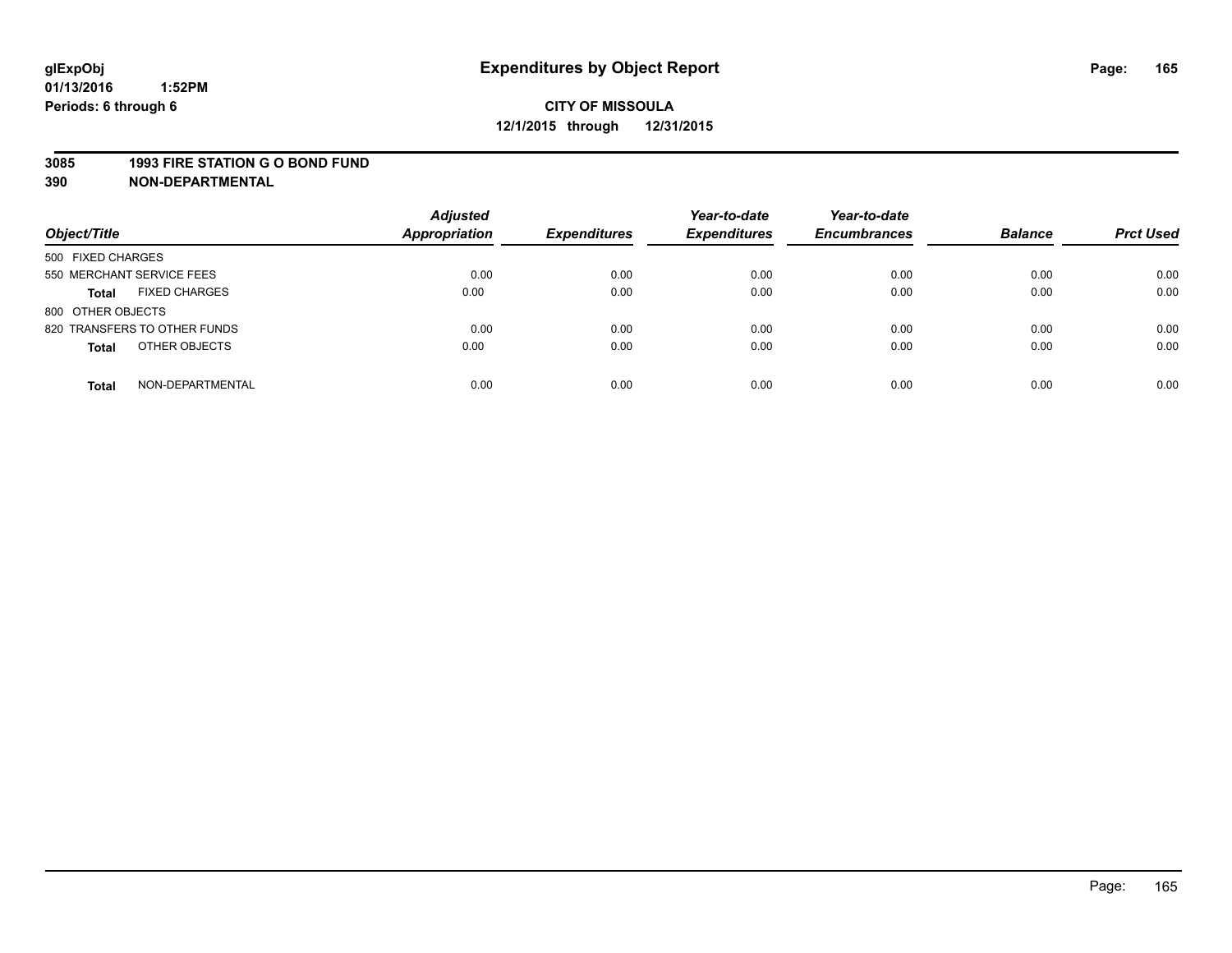**glExpObj**
**01/13/2016 1:52PM**
**Periods: 6 through 6**

# Expenditures by Object Report

**CITY OF MISSOULA**
**12/1/2015 through 12/31/2015**

**3085 1993 FIRE STATION G O BOND FUND**
**390 NON-DEPARTMENTAL**

| Object/Title | Adjusted Appropriation | Expenditures | Year-to-date Expenditures | Year-to-date Encumbrances | Balance | Prct Used |
|---|---|---|---|---|---|---|
| 500 FIXED CHARGES | | | | | | |
| 550 MERCHANT SERVICE FEES | 0.00 | 0.00 | 0.00 | 0.00 | 0.00 | 0.00 |
| **Total** FIXED CHARGES | 0.00 | 0.00 | 0.00 | 0.00 | 0.00 | 0.00 |
| 800 OTHER OBJECTS | | | | | | |
| 820 TRANSFERS TO OTHER FUNDS | 0.00 | 0.00 | 0.00 | 0.00 | 0.00 | 0.00 |
| **Total** OTHER OBJECTS | 0.00 | 0.00 | 0.00 | 0.00 | 0.00 | 0.00 |
| **Total** NON-DEPARTMENTAL | 0.00 | 0.00 | 0.00 | 0.00 | 0.00 | 0.00 |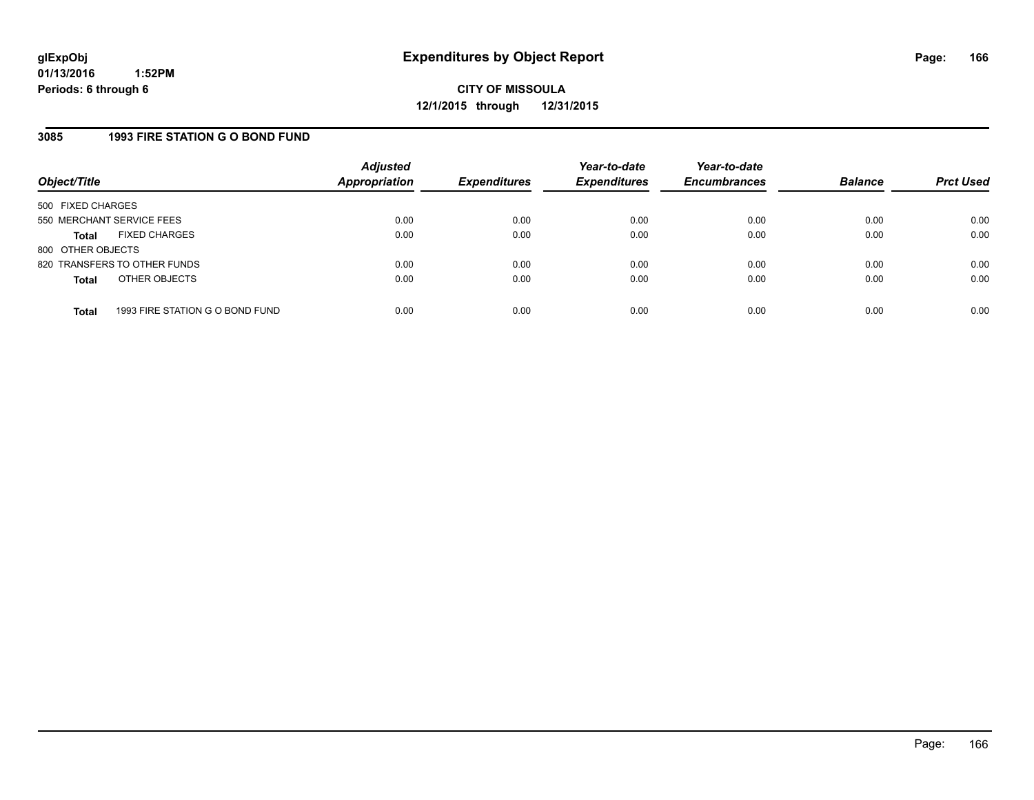glExpObj
01/13/2016 1:52PM
Periods: 6 through 6

# Expenditures by Object Report

**CITY OF MISSOULA**
**12/1/2015 through 12/31/2015**

## 3085 1993 FIRE STATION G O BOND FUND

| Object/Title | Adjusted Appropriation | Expenditures | Year-to-date Expenditures | Year-to-date Encumbrances | Balance | Prct Used |
|---|---|---|---|---|---|---|
| 500 FIXED CHARGES | | | | | | |
| 550 MERCHANT SERVICE FEES | 0.00 | 0.00 | 0.00 | 0.00 | 0.00 | 0.00 |
| **Total** FIXED CHARGES | 0.00 | 0.00 | 0.00 | 0.00 | 0.00 | 0.00 |
| 800 OTHER OBJECTS | | | | | | |
| 820 TRANSFERS TO OTHER FUNDS | 0.00 | 0.00 | 0.00 | 0.00 | 0.00 | 0.00 |
| **Total** OTHER OBJECTS | 0.00 | 0.00 | 0.00 | 0.00 | 0.00 | 0.00 |
| **Total** 1993 FIRE STATION G O BOND FUND | 0.00 | 0.00 | 0.00 | 0.00 | 0.00 | 0.00 |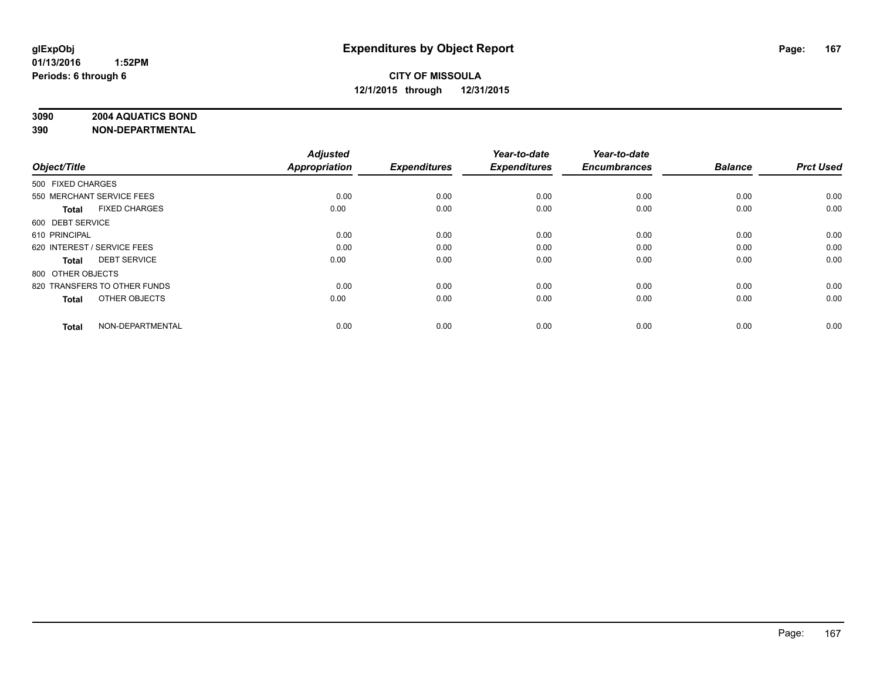**glExpObj** 
**01/13/2016 1:52PM**
**Periods: 6 through 6**

# Expenditures by Object Report

**CITY OF MISSOULA**
**12/1/2015 through 12/31/2015**

**3090 2004 AQUATICS BOND**
**390 NON-DEPARTMENTAL**

| Object/Title | Adjusted Appropriation | Expenditures | Year-to-date Expenditures | Year-to-date Encumbrances | Balance | Prct Used |
|---|---|---|---|---|---|---|
| 500 FIXED CHARGES | | | | | | |
| 550 MERCHANT SERVICE FEES | 0.00 | 0.00 | 0.00 | 0.00 | 0.00 | 0.00 |
| **Total** FIXED CHARGES | 0.00 | 0.00 | 0.00 | 0.00 | 0.00 | 0.00 |
| 600 DEBT SERVICE | | | | | | |
| 610 PRINCIPAL | 0.00 | 0.00 | 0.00 | 0.00 | 0.00 | 0.00 |
| 620 INTEREST / SERVICE FEES | 0.00 | 0.00 | 0.00 | 0.00 | 0.00 | 0.00 |
| **Total** DEBT SERVICE | 0.00 | 0.00 | 0.00 | 0.00 | 0.00 | 0.00 |
| 800 OTHER OBJECTS | | | | | | |
| 820 TRANSFERS TO OTHER FUNDS | 0.00 | 0.00 | 0.00 | 0.00 | 0.00 | 0.00 |
| **Total** OTHER OBJECTS | 0.00 | 0.00 | 0.00 | 0.00 | 0.00 | 0.00 |
| **Total** NON-DEPARTMENTAL | 0.00 | 0.00 | 0.00 | 0.00 | 0.00 | 0.00 |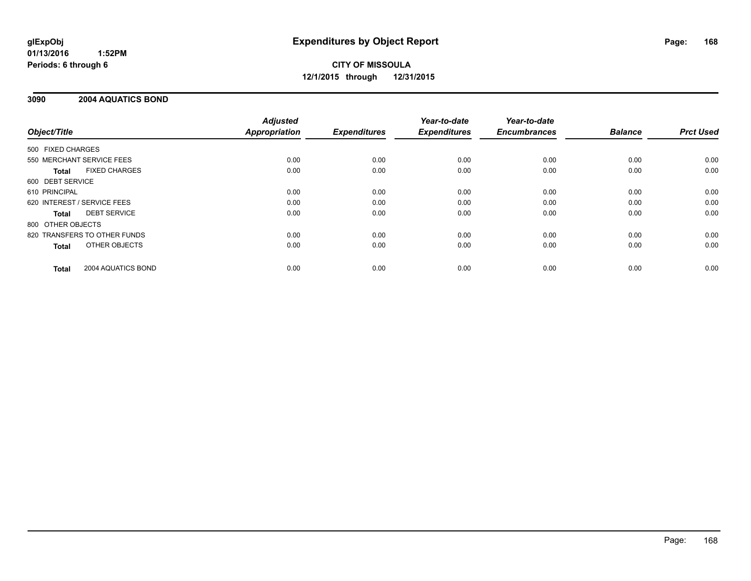# Expenditures by Object Report

glExpObj
01/13/2016 1:52PM
Periods: 6 through 6

**CITY OF MISSOULA**
**12/1/2015 through 12/31/2015**

## 3090 2004 AQUATICS BOND

| Object/Title | Adjusted Appropriation | Expenditures | Year-to-date Expenditures | Year-to-date Encumbrances | Balance | Prct Used |
|---|---|---|---|---|---|---|
| 500 FIXED CHARGES | | | | | | |
| 550 MERCHANT SERVICE FEES | 0.00 | 0.00 | 0.00 | 0.00 | 0.00 | 0.00 |
| **Total** FIXED CHARGES | 0.00 | 0.00 | 0.00 | 0.00 | 0.00 | 0.00 |
| 600 DEBT SERVICE | | | | | | |
| 610 PRINCIPAL | 0.00 | 0.00 | 0.00 | 0.00 | 0.00 | 0.00 |
| 620 INTEREST / SERVICE FEES | 0.00 | 0.00 | 0.00 | 0.00 | 0.00 | 0.00 |
| **Total** DEBT SERVICE | 0.00 | 0.00 | 0.00 | 0.00 | 0.00 | 0.00 |
| 800 OTHER OBJECTS | | | | | | |
| 820 TRANSFERS TO OTHER FUNDS | 0.00 | 0.00 | 0.00 | 0.00 | 0.00 | 0.00 |
| **Total** OTHER OBJECTS | 0.00 | 0.00 | 0.00 | 0.00 | 0.00 | 0.00 |
| **Total** 2004 AQUATICS BOND | 0.00 | 0.00 | 0.00 | 0.00 | 0.00 | 0.00 |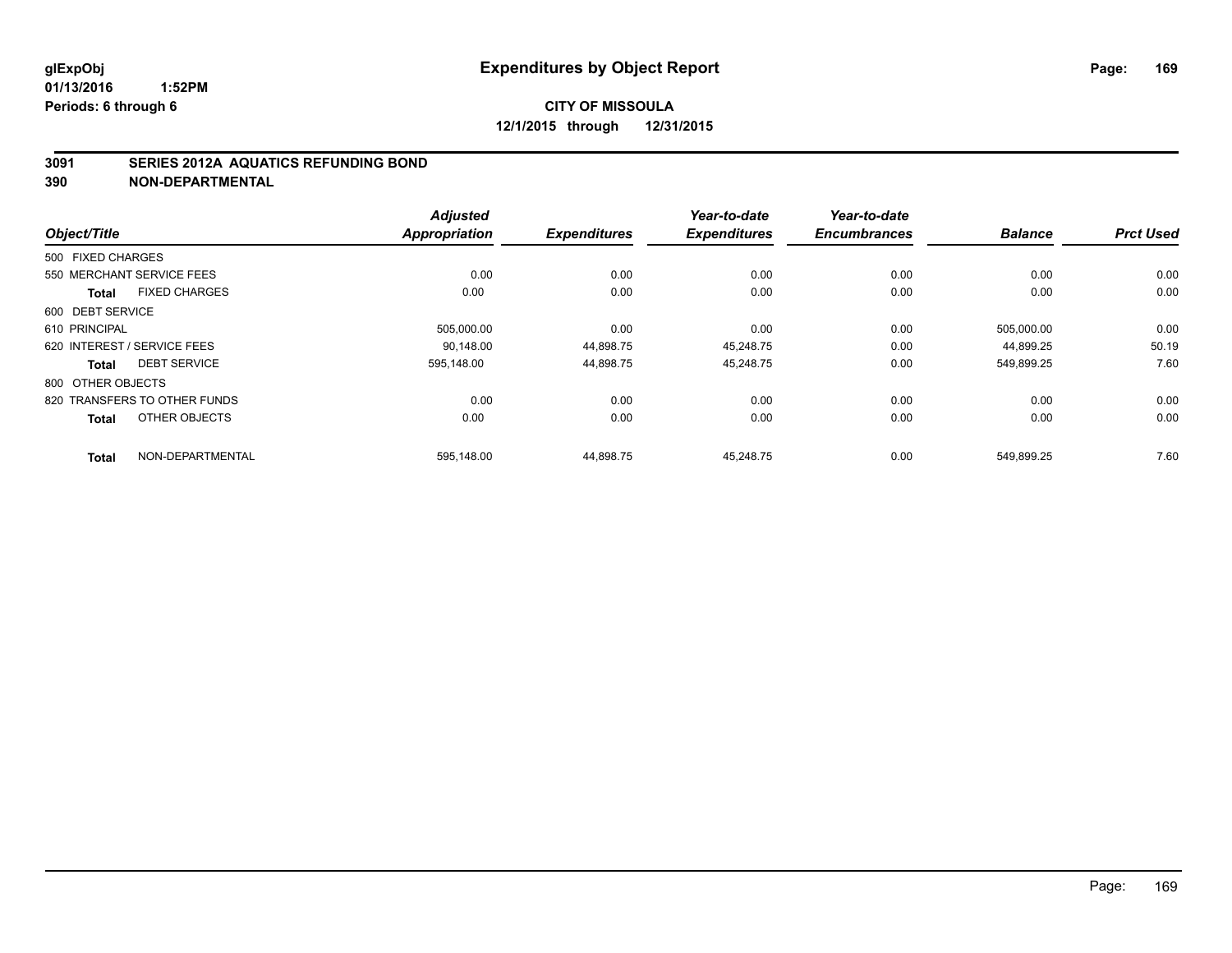**glExpObj** **Expenditures by Object Report**

**01/13/2016 1:52PM**

**Periods: 6 through 6**

**CITY OF MISSOULA**

**12/1/2015 through 12/31/2015**

## 3091 SERIES 2012A AQUATICS REFUNDING BOND

## 390 NON-DEPARTMENTAL

| Object/Title | Adjusted Appropriation | Expenditures | Year-to-date Expenditures | Year-to-date Encumbrances | Balance | Prct Used |
|---|---|---|---|---|---|---|
| 500 FIXED CHARGES | | | | | | |
| 550 MERCHANT SERVICE FEES | 0.00 | 0.00 | 0.00 | 0.00 | 0.00 | 0.00 |
| **Total** FIXED CHARGES | 0.00 | 0.00 | 0.00 | 0.00 | 0.00 | 0.00 |
| 600 DEBT SERVICE | | | | | | |
| 610 PRINCIPAL | 505,000.00 | 0.00 | 0.00 | 0.00 | 505,000.00 | 0.00 |
| 620 INTEREST / SERVICE FEES | 90,148.00 | 44,898.75 | 45,248.75 | 0.00 | 44,899.25 | 50.19 |
| **Total** DEBT SERVICE | 595,148.00 | 44,898.75 | 45,248.75 | 0.00 | 549,899.25 | 7.60 |
| 800 OTHER OBJECTS | | | | | | |
| 820 TRANSFERS TO OTHER FUNDS | 0.00 | 0.00 | 0.00 | 0.00 | 0.00 | 0.00 |
| **Total** OTHER OBJECTS | 0.00 | 0.00 | 0.00 | 0.00 | 0.00 | 0.00 |
| **Total** NON-DEPARTMENTAL | 595,148.00 | 44,898.75 | 45,248.75 | 0.00 | 549,899.25 | 7.60 |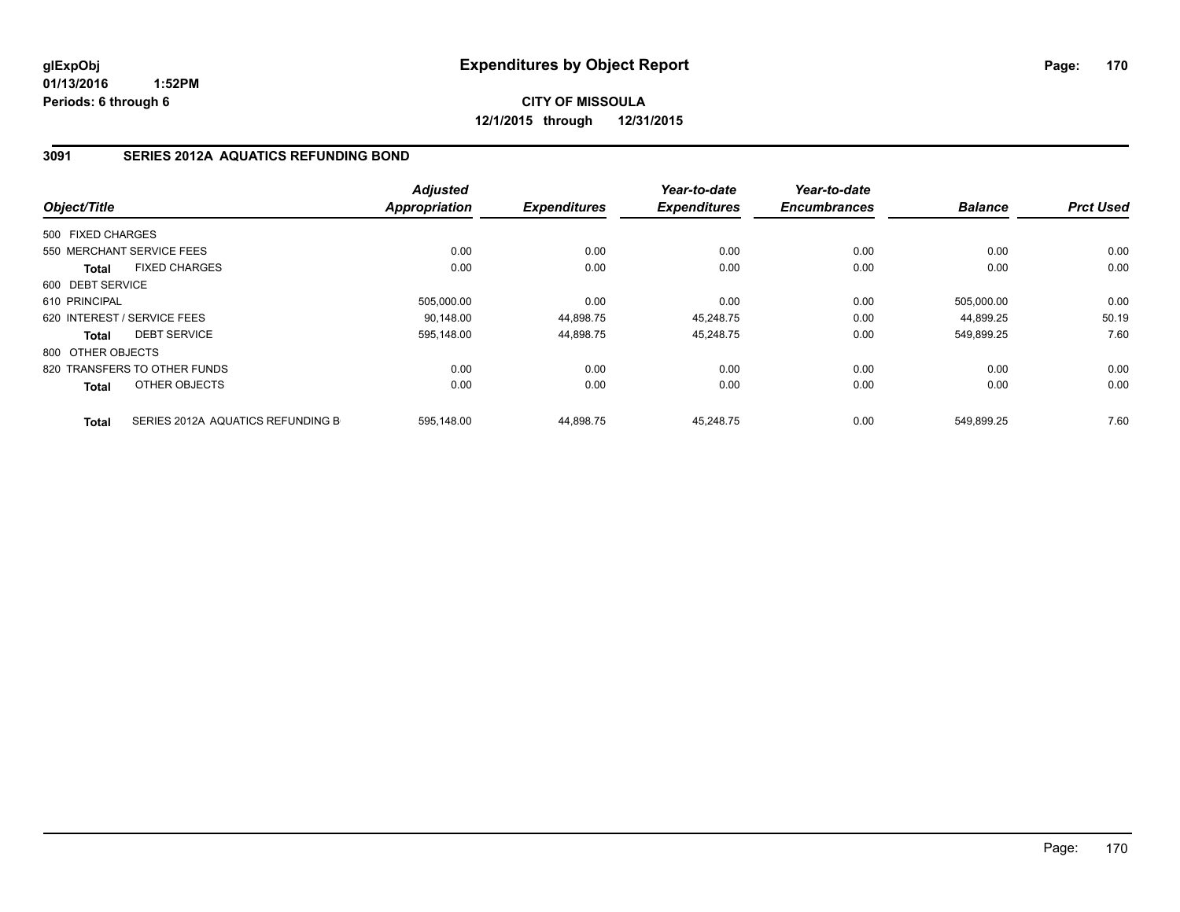glExpObj
01/13/2016 1:52PM
Periods: 6 through 6

# Expenditures by Object Report

**CITY OF MISSOULA**
**12/1/2015 through 12/31/2015**

## 3091 SERIES 2012A AQUATICS REFUNDING BOND

| Object/Title | | Adjusted Appropriation | Expenditures | Year-to-date Expenditures | Year-to-date Encumbrances | Balance | Prct Used |
|---|---|---|---|---|---|---|---|
| 500 FIXED CHARGES | | | | | | | |
| 550 MERCHANT SERVICE FEES | | 0.00 | 0.00 | 0.00 | 0.00 | 0.00 | 0.00 |
| **Total** | FIXED CHARGES | 0.00 | 0.00 | 0.00 | 0.00 | 0.00 | 0.00 |
| 600 DEBT SERVICE | | | | | | | |
| 610 PRINCIPAL | | 505,000.00 | 0.00 | 0.00 | 0.00 | 505,000.00 | 0.00 |
| 620 INTEREST / SERVICE FEES | | 90,148.00 | 44,898.75 | 45,248.75 | 0.00 | 44,899.25 | 50.19 |
| **Total** | DEBT SERVICE | 595,148.00 | 44,898.75 | 45,248.75 | 0.00 | 549,899.25 | 7.60 |
| 800 OTHER OBJECTS | | | | | | | |
| 820 TRANSFERS TO OTHER FUNDS | | 0.00 | 0.00 | 0.00 | 0.00 | 0.00 | 0.00 |
| **Total** | OTHER OBJECTS | 0.00 | 0.00 | 0.00 | 0.00 | 0.00 | 0.00 |
| **Total** | SERIES 2012A AQUATICS REFUNDING B | 595,148.00 | 44,898.75 | 45,248.75 | 0.00 | 549,899.25 | 7.60 |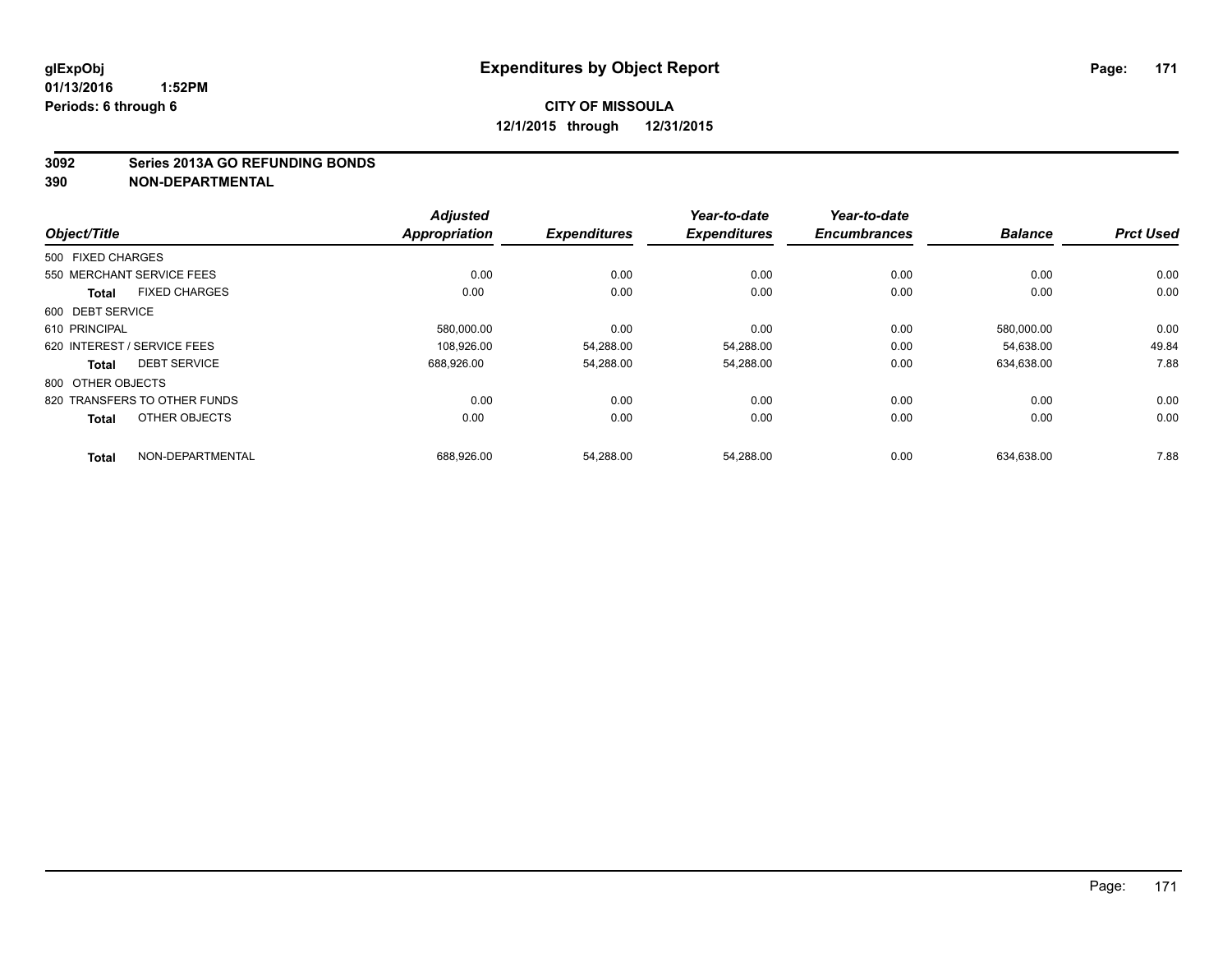glExpObj
01/13/2016 1:52PM
Periods: 6 through 6

# Expenditures by Object Report

**CITY OF MISSOULA**
**12/1/2015 through 12/31/2015**

**3092 Series 2013A GO REFUNDING BONDS**
**390 NON-DEPARTMENTAL**

| Object/Title | Adjusted Appropriation | Expenditures | Year-to-date Expenditures | Year-to-date Encumbrances | Balance | Prct Used |
|---|---|---|---|---|---|---|
| 500 FIXED CHARGES | | | | | | |
| 550 MERCHANT SERVICE FEES | 0.00 | 0.00 | 0.00 | 0.00 | 0.00 | 0.00 |
| **Total** FIXED CHARGES | 0.00 | 0.00 | 0.00 | 0.00 | 0.00 | 0.00 |
| 600 DEBT SERVICE | | | | | | |
| 610 PRINCIPAL | 580,000.00 | 0.00 | 0.00 | 0.00 | 580,000.00 | 0.00 |
| 620 INTEREST / SERVICE FEES | 108,926.00 | 54,288.00 | 54,288.00 | 0.00 | 54,638.00 | 49.84 |
| **Total** DEBT SERVICE | 688,926.00 | 54,288.00 | 54,288.00 | 0.00 | 634,638.00 | 7.88 |
| 800 OTHER OBJECTS | | | | | | |
| 820 TRANSFERS TO OTHER FUNDS | 0.00 | 0.00 | 0.00 | 0.00 | 0.00 | 0.00 |
| **Total** OTHER OBJECTS | 0.00 | 0.00 | 0.00 | 0.00 | 0.00 | 0.00 |
| **Total** NON-DEPARTMENTAL | 688,926.00 | 54,288.00 | 54,288.00 | 0.00 | 634,638.00 | 7.88 |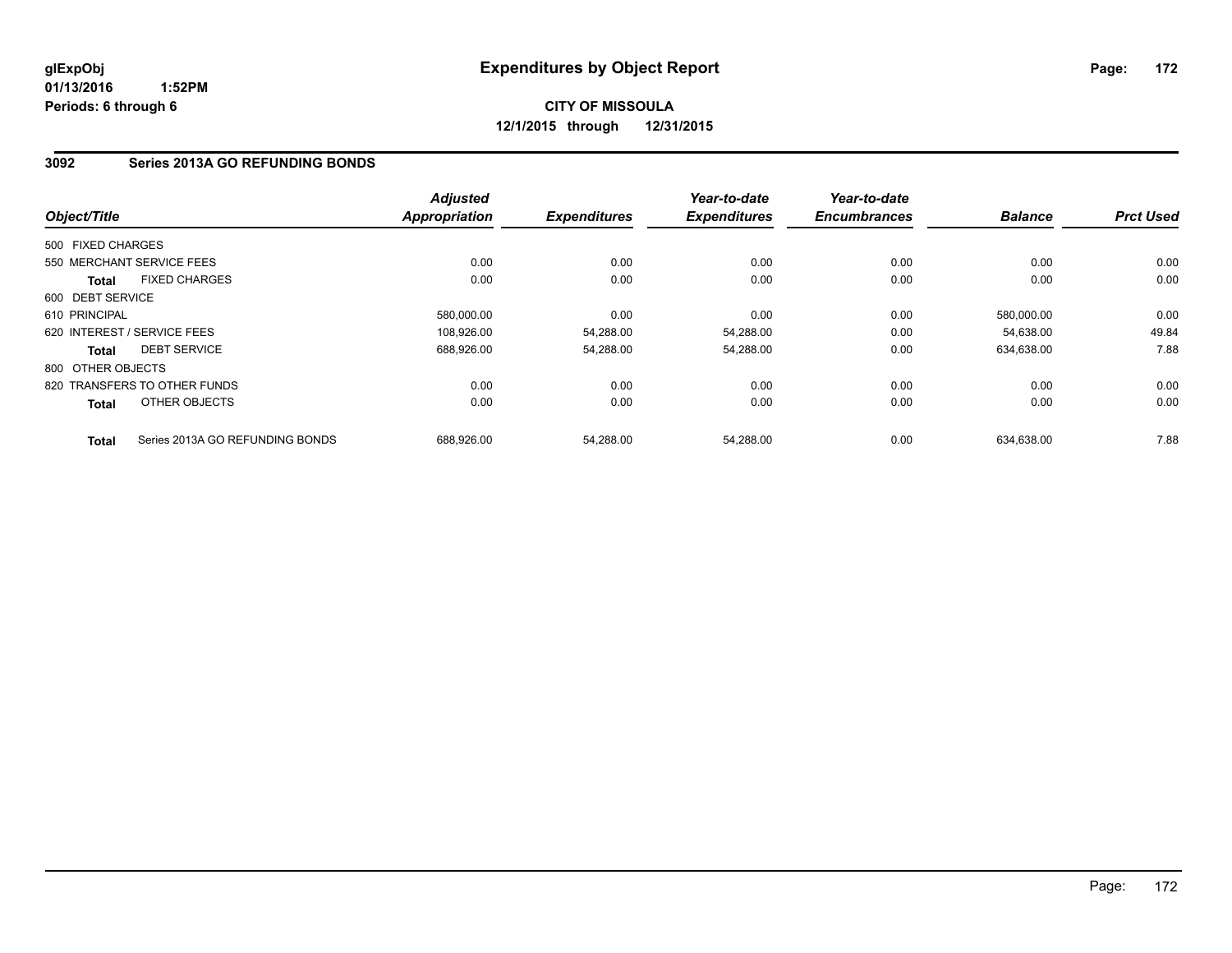# Expenditures by Object Report

**CITY OF MISSOULA**

**12/1/2015 through 12/31/2015**

glExpObj
01/13/2016 1:52PM
Periods: 6 through 6

## 3092 Series 2013A GO REFUNDING BONDS

| Object/Title | Adjusted Appropriation | Expenditures | Year-to-date Expenditures | Year-to-date Encumbrances | Balance | Prct Used |
|---|---|---|---|---|---|---|
| 500 FIXED CHARGES | | | | | | |
| 550 MERCHANT SERVICE FEES | 0.00 | 0.00 | 0.00 | 0.00 | 0.00 | 0.00 |
| **Total** FIXED CHARGES | 0.00 | 0.00 | 0.00 | 0.00 | 0.00 | 0.00 |
| 600 DEBT SERVICE | | | | | | |
| 610 PRINCIPAL | 580,000.00 | 0.00 | 0.00 | 0.00 | 580,000.00 | 0.00 |
| 620 INTEREST / SERVICE FEES | 108,926.00 | 54,288.00 | 54,288.00 | 0.00 | 54,638.00 | 49.84 |
| **Total** DEBT SERVICE | 688,926.00 | 54,288.00 | 54,288.00 | 0.00 | 634,638.00 | 7.88 |
| 800 OTHER OBJECTS | | | | | | |
| 820 TRANSFERS TO OTHER FUNDS | 0.00 | 0.00 | 0.00 | 0.00 | 0.00 | 0.00 |
| **Total** OTHER OBJECTS | 0.00 | 0.00 | 0.00 | 0.00 | 0.00 | 0.00 |
| **Total** Series 2013A GO REFUNDING BONDS | 688,926.00 | 54,288.00 | 54,288.00 | 0.00 | 634,638.00 | 7.88 |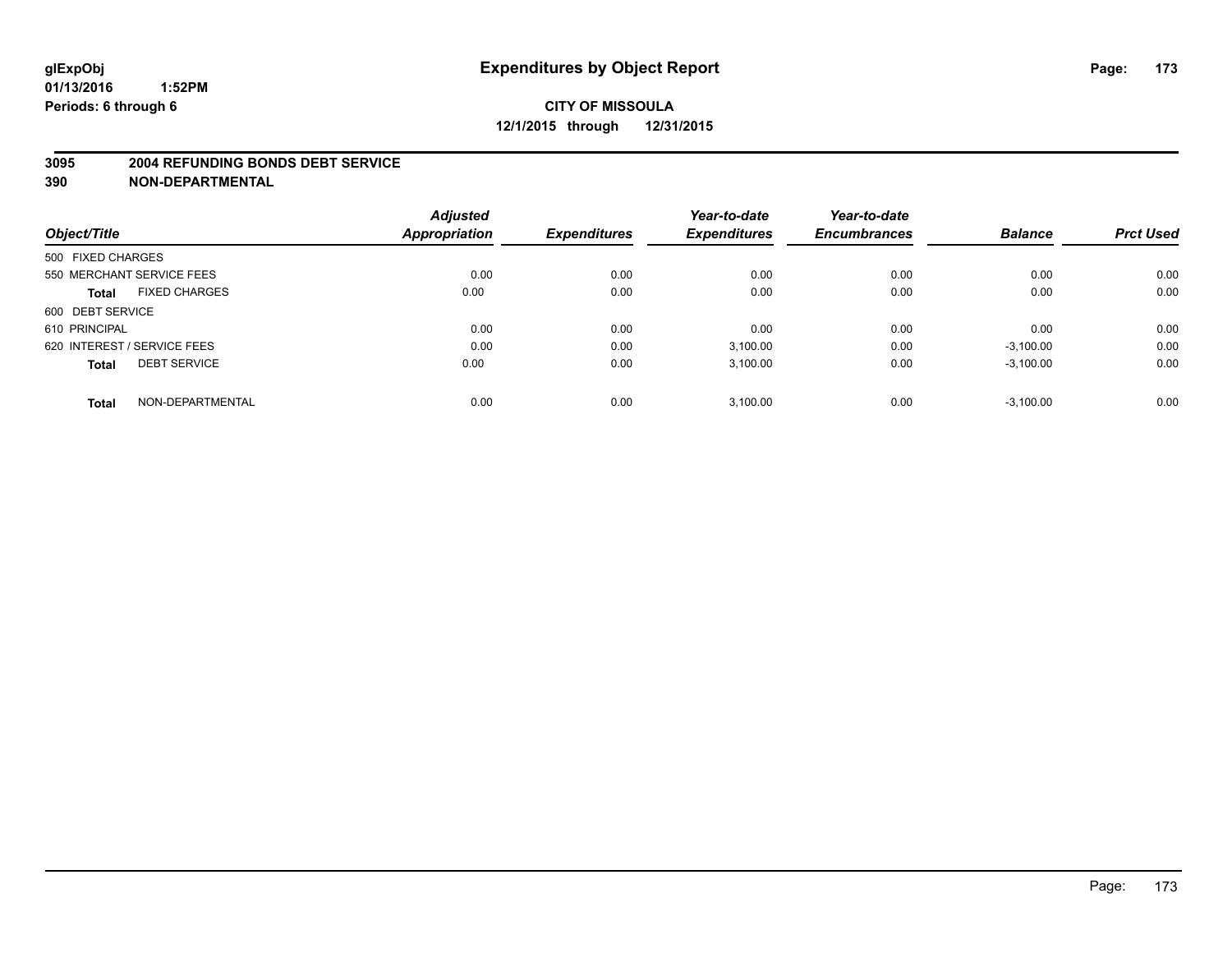**glExpObj**
**01/13/2016 1:52PM**
**Periods: 6 through 6**

# Expenditures by Object Report

**CITY OF MISSOULA**
**12/1/2015 through 12/31/2015**

**3095 2004 REFUNDING BONDS DEBT SERVICE**
**390 NON-DEPARTMENTAL**

| Object/Title | Adjusted Appropriation | Expenditures | Year-to-date Expenditures | Year-to-date Encumbrances | Balance | Prct Used |
|---|---|---|---|---|---|---|
| 500 FIXED CHARGES | | | | | | |
| 550 MERCHANT SERVICE FEES | 0.00 | 0.00 | 0.00 | 0.00 | 0.00 | 0.00 |
| **Total** FIXED CHARGES | 0.00 | 0.00 | 0.00 | 0.00 | 0.00 | 0.00 |
| 600 DEBT SERVICE | | | | | | |
| 610 PRINCIPAL | 0.00 | 0.00 | 0.00 | 0.00 | 0.00 | 0.00 |
| 620 INTEREST / SERVICE FEES | 0.00 | 0.00 | 3,100.00 | 0.00 | -3,100.00 | 0.00 |
| **Total** DEBT SERVICE | 0.00 | 0.00 | 3,100.00 | 0.00 | -3,100.00 | 0.00 |
| **Total** NON-DEPARTMENTAL | 0.00 | 0.00 | 3,100.00 | 0.00 | -3,100.00 | 0.00 |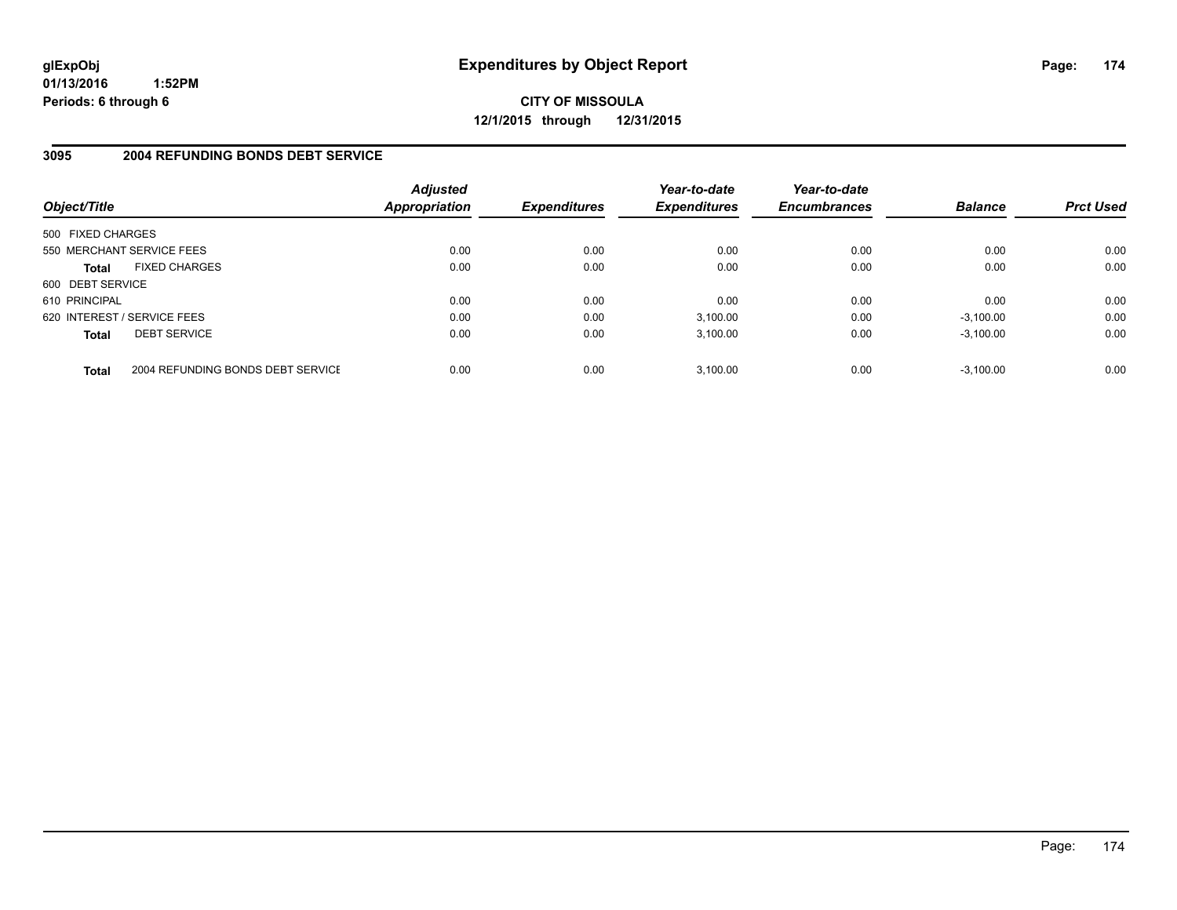glExpObj
01/13/2016 1:52PM
Periods: 6 through 6

# Expenditures by Object Report

**CITY OF MISSOULA**
**12/1/2015 through 12/31/2015**

## 3095 2004 REFUNDING BONDS DEBT SERVICE

| Object/Title | | Adjusted Appropriation | Expenditures | Year-to-date Expenditures | Year-to-date Encumbrances | Balance | Prct Used |
|---|---|---|---|---|---|---|---|
| 500 FIXED CHARGES | | | | | | | |
| 550 MERCHANT SERVICE FEES | | 0.00 | 0.00 | 0.00 | 0.00 | 0.00 | 0.00 |
| **Total** | FIXED CHARGES | 0.00 | 0.00 | 0.00 | 0.00 | 0.00 | 0.00 |
| 600 DEBT SERVICE | | | | | | | |
| 610 PRINCIPAL | | 0.00 | 0.00 | 0.00 | 0.00 | 0.00 | 0.00 |
| 620 INTEREST / SERVICE FEES | | 0.00 | 0.00 | 3,100.00 | 0.00 | -3,100.00 | 0.00 |
| **Total** | DEBT SERVICE | 0.00 | 0.00 | 3,100.00 | 0.00 | -3,100.00 | 0.00 |
| **Total** | 2004 REFUNDING BONDS DEBT SERVICE | 0.00 | 0.00 | 3,100.00 | 0.00 | -3,100.00 | 0.00 |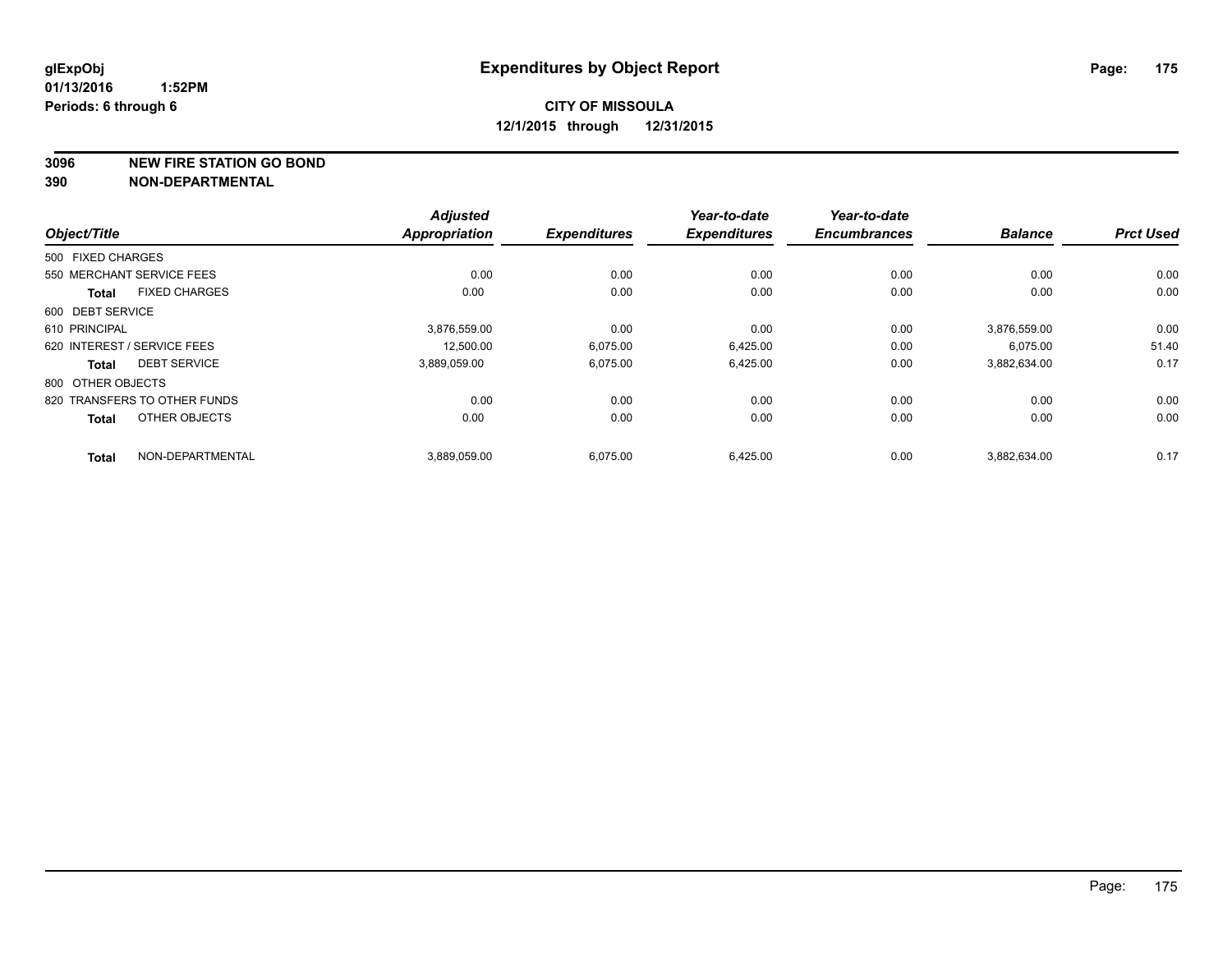**glExpObj** **Expenditures by Object Report**

**01/13/2016 1:52PM**

**Periods: 6 through 6**

**CITY OF MISSOULA**

**12/1/2015 through 12/31/2015**

**3096 NEW FIRE STATION GO BOND**

**390 NON-DEPARTMENTAL**

| Object/Title | | Adjusted Appropriation | Expenditures | Year-to-date Expenditures | Year-to-date Encumbrances | Balance | Prct Used |
|---|---|---|---|---|---|---|---|
| 500 FIXED CHARGES | | | | | | | |
| 550 MERCHANT SERVICE FEES | | 0.00 | 0.00 | 0.00 | 0.00 | 0.00 | 0.00 |
| **Total** | FIXED CHARGES | 0.00 | 0.00 | 0.00 | 0.00 | 0.00 | 0.00 |
| 600 DEBT SERVICE | | | | | | | |
| 610 PRINCIPAL | | 3,876,559.00 | 0.00 | 0.00 | 0.00 | 3,876,559.00 | 0.00 |
| 620 INTEREST / SERVICE FEES | | 12,500.00 | 6,075.00 | 6,425.00 | 0.00 | 6,075.00 | 51.40 |
| **Total** | DEBT SERVICE | 3,889,059.00 | 6,075.00 | 6,425.00 | 0.00 | 3,882,634.00 | 0.17 |
| 800 OTHER OBJECTS | | | | | | | |
| 820 TRANSFERS TO OTHER FUNDS | | 0.00 | 0.00 | 0.00 | 0.00 | 0.00 | 0.00 |
| **Total** | OTHER OBJECTS | 0.00 | 0.00 | 0.00 | 0.00 | 0.00 | 0.00 |
| **Total** | NON-DEPARTMENTAL | 3,889,059.00 | 6,075.00 | 6,425.00 | 0.00 | 3,882,634.00 | 0.17 |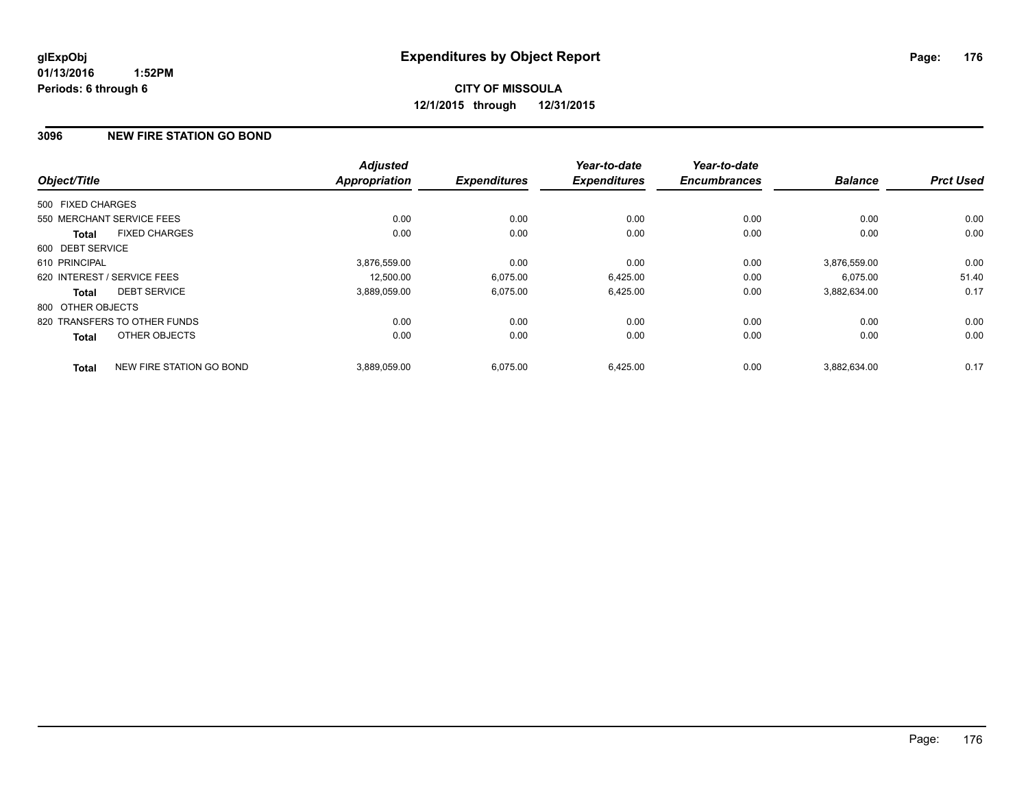glExpObj
01/13/2016 1:52PM
Periods: 6 through 6

# Expenditures by Object Report

**CITY OF MISSOULA**
**12/1/2015 through 12/31/2015**

## 3096 NEW FIRE STATION GO BOND

| Object/Title | | Adjusted Appropriation | Expenditures | Year-to-date Expenditures | Year-to-date Encumbrances | Balance | Prct Used |
|---|---|---|---|---|---|---|---|
| 500 FIXED CHARGES | | | | | | | |
| 550 MERCHANT SERVICE FEES | | 0.00 | 0.00 | 0.00 | 0.00 | 0.00 | 0.00 |
| **Total** | FIXED CHARGES | 0.00 | 0.00 | 0.00 | 0.00 | 0.00 | 0.00 |
| 600 DEBT SERVICE | | | | | | | |
| 610 PRINCIPAL | | 3,876,559.00 | 0.00 | 0.00 | 0.00 | 3,876,559.00 | 0.00 |
| 620 INTEREST / SERVICE FEES | | 12,500.00 | 6,075.00 | 6,425.00 | 0.00 | 6,075.00 | 51.40 |
| **Total** | DEBT SERVICE | 3,889,059.00 | 6,075.00 | 6,425.00 | 0.00 | 3,882,634.00 | 0.17 |
| 800 OTHER OBJECTS | | | | | | | |
| 820 TRANSFERS TO OTHER FUNDS | | 0.00 | 0.00 | 0.00 | 0.00 | 0.00 | 0.00 |
| **Total** | OTHER OBJECTS | 0.00 | 0.00 | 0.00 | 0.00 | 0.00 | 0.00 |
| **Total** | NEW FIRE STATION GO BOND | 3,889,059.00 | 6,075.00 | 6,425.00 | 0.00 | 3,882,634.00 | 0.17 |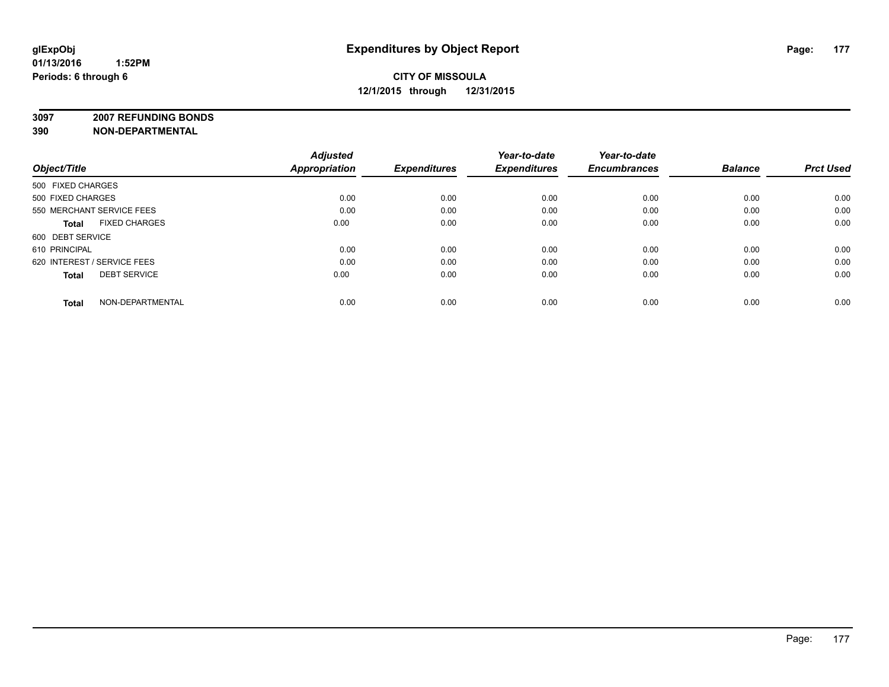**glExpObj**
**01/13/2016 1:52PM**
**Periods: 6 through 6**

# Expenditures by Object Report

**CITY OF MISSOULA**
**12/1/2015 through 12/31/2015**

**3097 2007 REFUNDING BONDS**
**390 NON-DEPARTMENTAL**

| Object/Title | | *Adjusted Appropriation* | *Expenditures* | *Year-to-date Expenditures* | *Year-to-date Encumbrances* | *Balance* | *Prct Used* |
|---|---|---|---|---|---|---|---|
| 500 FIXED CHARGES | | | | | | | |
| 500 FIXED CHARGES | | 0.00 | 0.00 | 0.00 | 0.00 | 0.00 | 0.00 |
| 550 MERCHANT SERVICE FEES | | 0.00 | 0.00 | 0.00 | 0.00 | 0.00 | 0.00 |
| **Total** | FIXED CHARGES | 0.00 | 0.00 | 0.00 | 0.00 | 0.00 | 0.00 |
| 600 DEBT SERVICE | | | | | | | |
| 610 PRINCIPAL | | 0.00 | 0.00 | 0.00 | 0.00 | 0.00 | 0.00 |
| 620 INTEREST / SERVICE FEES | | 0.00 | 0.00 | 0.00 | 0.00 | 0.00 | 0.00 |
| **Total** | DEBT SERVICE | 0.00 | 0.00 | 0.00 | 0.00 | 0.00 | 0.00 |
| **Total** | NON-DEPARTMENTAL | 0.00 | 0.00 | 0.00 | 0.00 | 0.00 | 0.00 |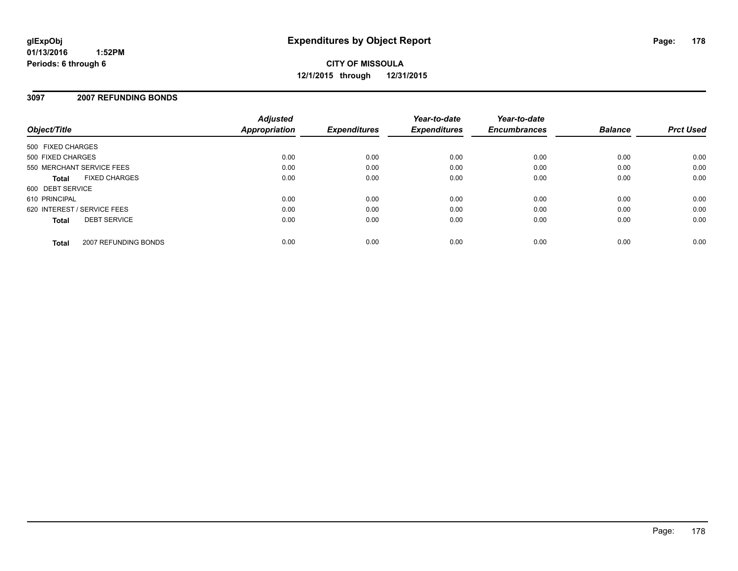glExpObj
01/13/2016 1:52PM
Periods: 6 through 6

# Expenditures by Object Report

**CITY OF MISSOULA**
**12/1/2015 through 12/31/2015**

## 3097 2007 REFUNDING BONDS

| Object/Title | Adjusted Appropriation | Expenditures | Year-to-date Expenditures | Year-to-date Encumbrances | Balance | Prct Used |
|---|---|---|---|---|---|---|
| 500 FIXED CHARGES | | | | | | |
| 500 FIXED CHARGES | 0.00 | 0.00 | 0.00 | 0.00 | 0.00 | 0.00 |
| 550 MERCHANT SERVICE FEES | 0.00 | 0.00 | 0.00 | 0.00 | 0.00 | 0.00 |
| **Total** FIXED CHARGES | 0.00 | 0.00 | 0.00 | 0.00 | 0.00 | 0.00 |
| 600 DEBT SERVICE | | | | | | |
| 610 PRINCIPAL | 0.00 | 0.00 | 0.00 | 0.00 | 0.00 | 0.00 |
| 620 INTEREST / SERVICE FEES | 0.00 | 0.00 | 0.00 | 0.00 | 0.00 | 0.00 |
| **Total** DEBT SERVICE | 0.00 | 0.00 | 0.00 | 0.00 | 0.00 | 0.00 |
| **Total** 2007 REFUNDING BONDS | 0.00 | 0.00 | 0.00 | 0.00 | 0.00 | 0.00 |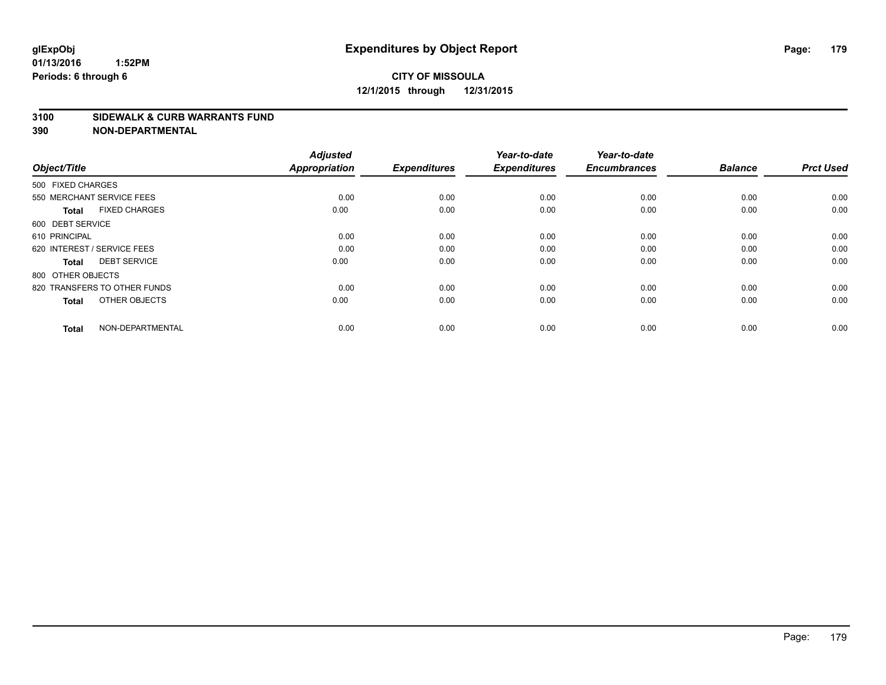glExpObj
01/13/2016 1:52PM
Periods: 6 through 6

# Expenditures by Object Report

**CITY OF MISSOULA**
**12/1/2015 through 12/31/2015**

**3100 SIDEWALK & CURB WARRANTS FUND**
**390 NON-DEPARTMENTAL**

| Object/Title | Adjusted Appropriation | Expenditures | Year-to-date Expenditures | Year-to-date Encumbrances | Balance | Prct Used |
|---|---|---|---|---|---|---|
| 500 FIXED CHARGES | | | | | | |
| 550 MERCHANT SERVICE FEES | 0.00 | 0.00 | 0.00 | 0.00 | 0.00 | 0.00 |
| **Total** FIXED CHARGES | 0.00 | 0.00 | 0.00 | 0.00 | 0.00 | 0.00 |
| 600 DEBT SERVICE | | | | | | |
| 610 PRINCIPAL | 0.00 | 0.00 | 0.00 | 0.00 | 0.00 | 0.00 |
| 620 INTEREST / SERVICE FEES | 0.00 | 0.00 | 0.00 | 0.00 | 0.00 | 0.00 |
| **Total** DEBT SERVICE | 0.00 | 0.00 | 0.00 | 0.00 | 0.00 | 0.00 |
| 800 OTHER OBJECTS | | | | | | |
| 820 TRANSFERS TO OTHER FUNDS | 0.00 | 0.00 | 0.00 | 0.00 | 0.00 | 0.00 |
| **Total** OTHER OBJECTS | 0.00 | 0.00 | 0.00 | 0.00 | 0.00 | 0.00 |
| **Total** NON-DEPARTMENTAL | 0.00 | 0.00 | 0.00 | 0.00 | 0.00 | 0.00 |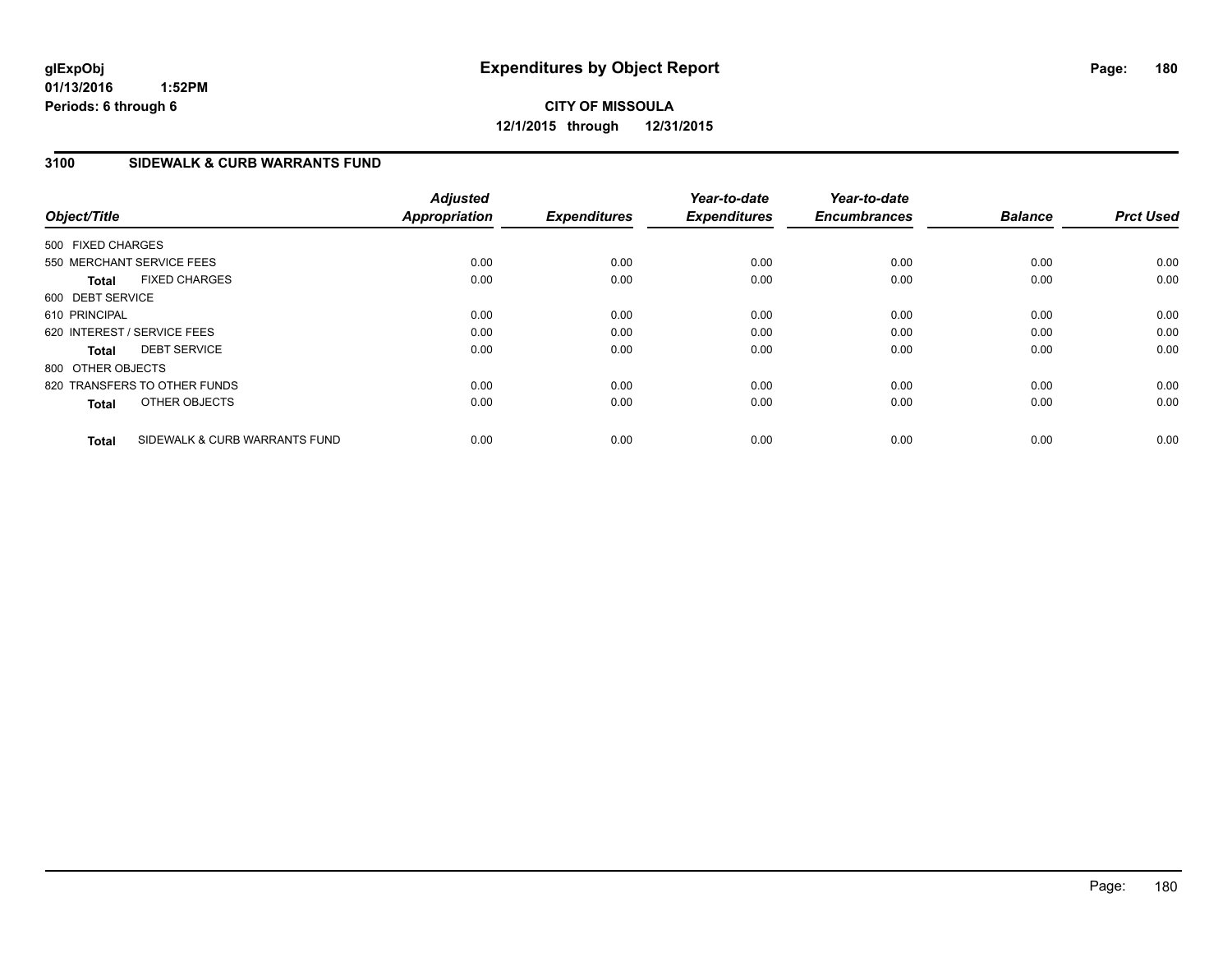glExpObj
01/13/2016 1:52PM
Periods: 6 through 6

# Expenditures by Object Report

**CITY OF MISSOULA**
**12/1/2015 through 12/31/2015**

## 3100 SIDEWALK & CURB WARRANTS FUND

| Object/Title | Adjusted Appropriation | Expenditures | Year-to-date Expenditures | Year-to-date Encumbrances | Balance | Prct Used |
|---|---|---|---|---|---|---|
| 500 FIXED CHARGES | | | | | | |
| 550 MERCHANT SERVICE FEES | 0.00 | 0.00 | 0.00 | 0.00 | 0.00 | 0.00 |
| **Total** FIXED CHARGES | 0.00 | 0.00 | 0.00 | 0.00 | 0.00 | 0.00 |
| 600 DEBT SERVICE | | | | | | |
| 610 PRINCIPAL | 0.00 | 0.00 | 0.00 | 0.00 | 0.00 | 0.00 |
| 620 INTEREST / SERVICE FEES | 0.00 | 0.00 | 0.00 | 0.00 | 0.00 | 0.00 |
| **Total** DEBT SERVICE | 0.00 | 0.00 | 0.00 | 0.00 | 0.00 | 0.00 |
| 800 OTHER OBJECTS | | | | | | |
| 820 TRANSFERS TO OTHER FUNDS | 0.00 | 0.00 | 0.00 | 0.00 | 0.00 | 0.00 |
| **Total** OTHER OBJECTS | 0.00 | 0.00 | 0.00 | 0.00 | 0.00 | 0.00 |
| **Total** SIDEWALK & CURB WARRANTS FUND | 0.00 | 0.00 | 0.00 | 0.00 | 0.00 | 0.00 |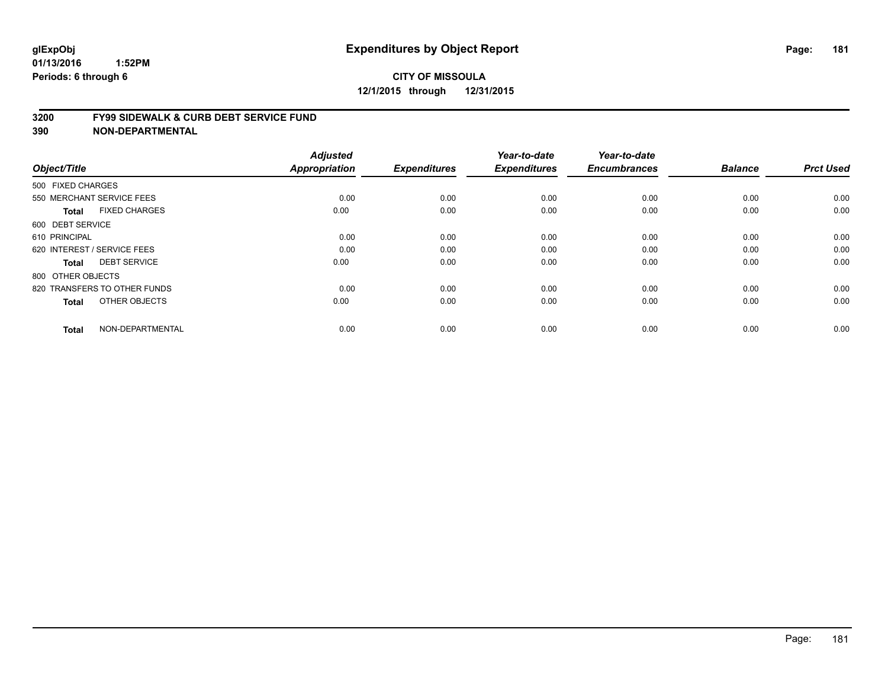glExpObj
01/13/2016 1:52PM
Periods: 6 through 6

# Expenditures by Object Report

**CITY OF MISSOULA**
**12/1/2015 through 12/31/2015**

## 3200 FY99 SIDEWALK & CURB DEBT SERVICE FUND
## 390 NON-DEPARTMENTAL

| Object/Title | Adjusted Appropriation | Expenditures | Year-to-date Expenditures | Year-to-date Encumbrances | Balance | Prct Used |
|---|---|---|---|---|---|---|
| 500 FIXED CHARGES | | | | | | |
| 550 MERCHANT SERVICE FEES | 0.00 | 0.00 | 0.00 | 0.00 | 0.00 | 0.00 |
| **Total** FIXED CHARGES | 0.00 | 0.00 | 0.00 | 0.00 | 0.00 | 0.00 |
| 600 DEBT SERVICE | | | | | | |
| 610 PRINCIPAL | 0.00 | 0.00 | 0.00 | 0.00 | 0.00 | 0.00 |
| 620 INTEREST / SERVICE FEES | 0.00 | 0.00 | 0.00 | 0.00 | 0.00 | 0.00 |
| **Total** DEBT SERVICE | 0.00 | 0.00 | 0.00 | 0.00 | 0.00 | 0.00 |
| 800 OTHER OBJECTS | | | | | | |
| 820 TRANSFERS TO OTHER FUNDS | 0.00 | 0.00 | 0.00 | 0.00 | 0.00 | 0.00 |
| **Total** OTHER OBJECTS | 0.00 | 0.00 | 0.00 | 0.00 | 0.00 | 0.00 |
| **Total** NON-DEPARTMENTAL | 0.00 | 0.00 | 0.00 | 0.00 | 0.00 | 0.00 |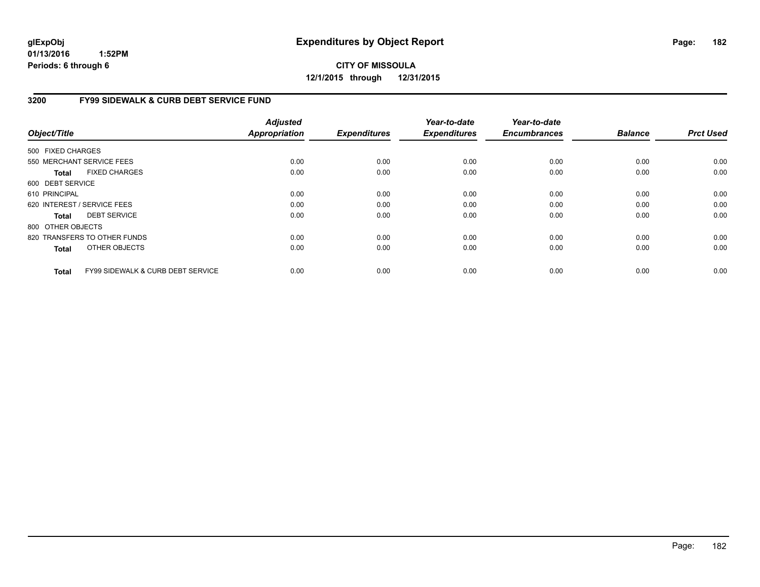**glExpObj**
**01/13/2016 1:52PM**
**Periods: 6 through 6**

# Expenditures by Object Report

**CITY OF MISSOULA**
**12/1/2015 through 12/31/2015**

## 3200 FY99 SIDEWALK & CURB DEBT SERVICE FUND

| Object/Title | Adjusted Appropriation | Expenditures | Year-to-date Expenditures | Year-to-date Encumbrances | Balance | Prct Used |
|---|---|---|---|---|---|---|
| 500 FIXED CHARGES | | | | | | |
| 550 MERCHANT SERVICE FEES | 0.00 | 0.00 | 0.00 | 0.00 | 0.00 | 0.00 |
| **Total** FIXED CHARGES | 0.00 | 0.00 | 0.00 | 0.00 | 0.00 | 0.00 |
| 600 DEBT SERVICE | | | | | | |
| 610 PRINCIPAL | 0.00 | 0.00 | 0.00 | 0.00 | 0.00 | 0.00 |
| 620 INTEREST / SERVICE FEES | 0.00 | 0.00 | 0.00 | 0.00 | 0.00 | 0.00 |
| **Total** DEBT SERVICE | 0.00 | 0.00 | 0.00 | 0.00 | 0.00 | 0.00 |
| 800 OTHER OBJECTS | | | | | | |
| 820 TRANSFERS TO OTHER FUNDS | 0.00 | 0.00 | 0.00 | 0.00 | 0.00 | 0.00 |
| **Total** OTHER OBJECTS | 0.00 | 0.00 | 0.00 | 0.00 | 0.00 | 0.00 |
| **Total** FY99 SIDEWALK & CURB DEBT SERVICE | 0.00 | 0.00 | 0.00 | 0.00 | 0.00 | 0.00 |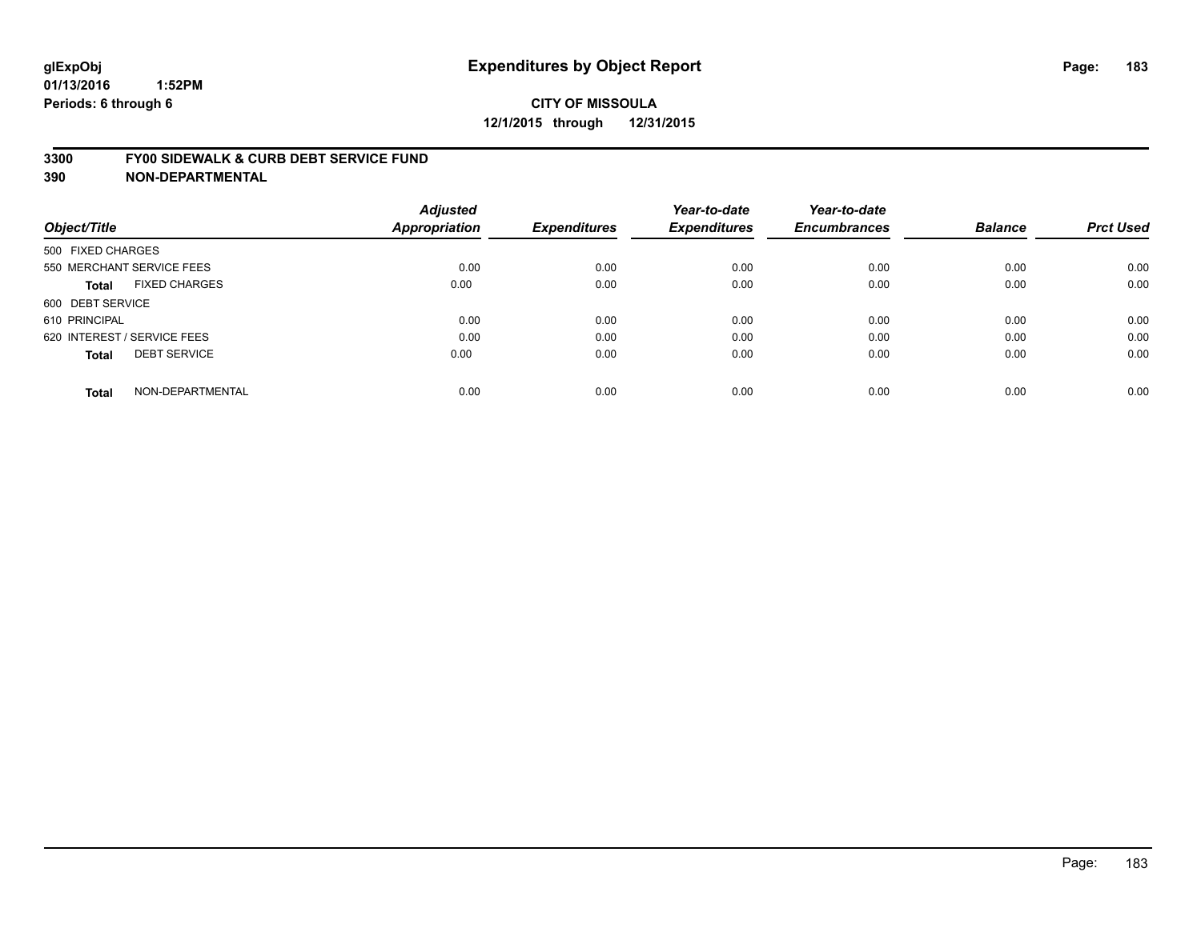**glExpObj**
**01/13/2016 1:52PM**
**Periods: 6 through 6**

# Expenditures by Object Report

**CITY OF MISSOULA**
**12/1/2015 through 12/31/2015**

**3300 FY00 SIDEWALK & CURB DEBT SERVICE FUND**
**390 NON-DEPARTMENTAL**

| Object/Title | Adjusted Appropriation | Expenditures | Year-to-date Expenditures | Year-to-date Encumbrances | Balance | Prct Used |
|---|---|---|---|---|---|---|
| 500 FIXED CHARGES | | | | | | |
| 550 MERCHANT SERVICE FEES | 0.00 | 0.00 | 0.00 | 0.00 | 0.00 | 0.00 |
| **Total** FIXED CHARGES | 0.00 | 0.00 | 0.00 | 0.00 | 0.00 | 0.00 |
| 600 DEBT SERVICE | | | | | | |
| 610 PRINCIPAL | 0.00 | 0.00 | 0.00 | 0.00 | 0.00 | 0.00 |
| 620 INTEREST / SERVICE FEES | 0.00 | 0.00 | 0.00 | 0.00 | 0.00 | 0.00 |
| **Total** DEBT SERVICE | 0.00 | 0.00 | 0.00 | 0.00 | 0.00 | 0.00 |
| **Total** NON-DEPARTMENTAL | 0.00 | 0.00 | 0.00 | 0.00 | 0.00 | 0.00 |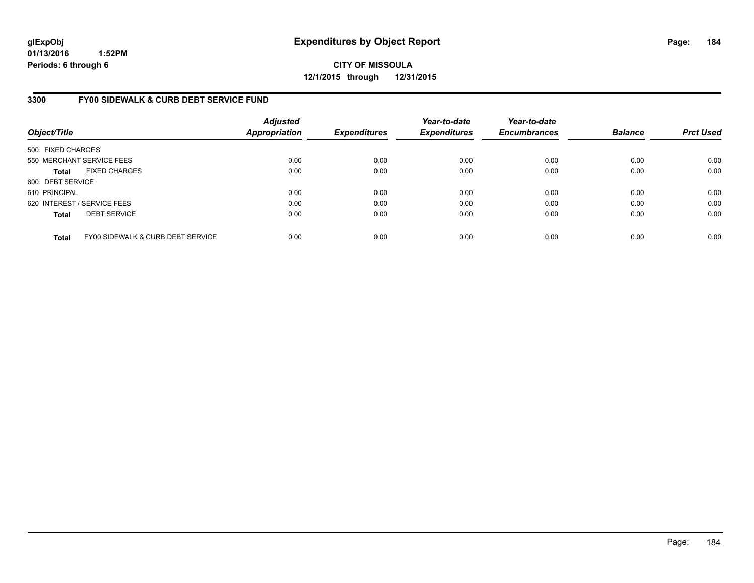glExpObj
01/13/2016 1:52PM
Periods: 6 through 6

# Expenditures by Object Report

**CITY OF MISSOULA**
**12/1/2015 through 12/31/2015**

## 3300 FY00 SIDEWALK & CURB DEBT SERVICE FUND

| Object/Title | Adjusted Appropriation | Expenditures | Year-to-date Expenditures | Year-to-date Encumbrances | Balance | Prct Used |
|---|---|---|---|---|---|---|
| 500 FIXED CHARGES | | | | | | |
| 550 MERCHANT SERVICE FEES | 0.00 | 0.00 | 0.00 | 0.00 | 0.00 | 0.00 |
| **Total** FIXED CHARGES | 0.00 | 0.00 | 0.00 | 0.00 | 0.00 | 0.00 |
| 600 DEBT SERVICE | | | | | | |
| 610 PRINCIPAL | 0.00 | 0.00 | 0.00 | 0.00 | 0.00 | 0.00 |
| 620 INTEREST / SERVICE FEES | 0.00 | 0.00 | 0.00 | 0.00 | 0.00 | 0.00 |
| **Total** DEBT SERVICE | 0.00 | 0.00 | 0.00 | 0.00 | 0.00 | 0.00 |
| **Total** FY00 SIDEWALK & CURB DEBT SERVICE | 0.00 | 0.00 | 0.00 | 0.00 | 0.00 | 0.00 |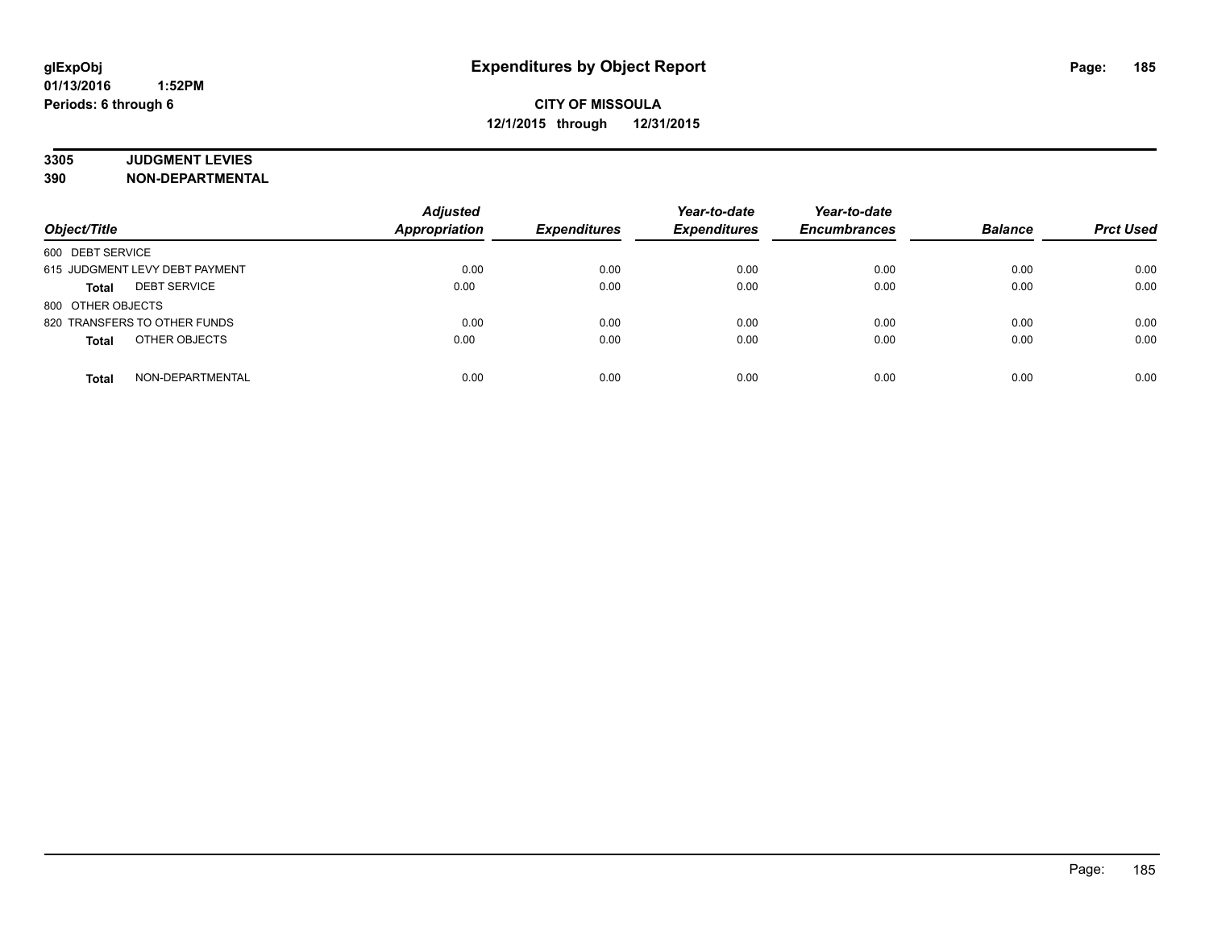**glExpObj**
**01/13/2016 1:52PM**
**Periods: 6 through 6**

# Expenditures by Object Report

**CITY OF MISSOULA**
**12/1/2015 through 12/31/2015**

**3305 JUDGMENT LEVIES**
**390 NON-DEPARTMENTAL**

| Object/Title | Adjusted Appropriation | Expenditures | Year-to-date Expenditures | Year-to-date Encumbrances | Balance | Prct Used |
|---|---|---|---|---|---|---|
| 600 DEBT SERVICE | | | | | | |
| 615 JUDGMENT LEVY DEBT PAYMENT | 0.00 | 0.00 | 0.00 | 0.00 | 0.00 | 0.00 |
| **Total** DEBT SERVICE | 0.00 | 0.00 | 0.00 | 0.00 | 0.00 | 0.00 |
| 800 OTHER OBJECTS | | | | | | |
| 820 TRANSFERS TO OTHER FUNDS | 0.00 | 0.00 | 0.00 | 0.00 | 0.00 | 0.00 |
| **Total** OTHER OBJECTS | 0.00 | 0.00 | 0.00 | 0.00 | 0.00 | 0.00 |
| **Total** NON-DEPARTMENTAL | 0.00 | 0.00 | 0.00 | 0.00 | 0.00 | 0.00 |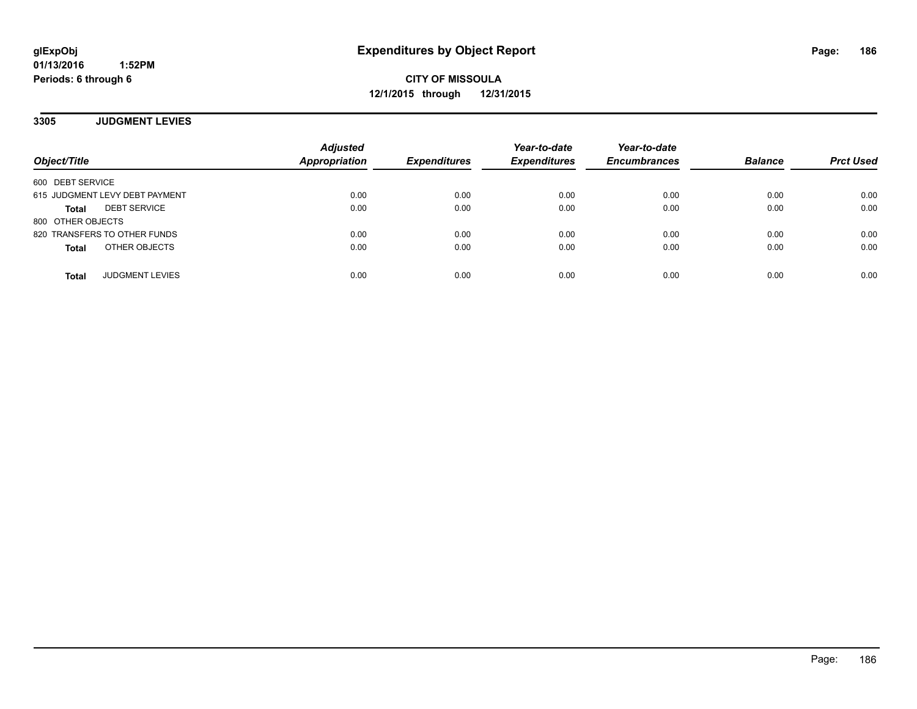glExpObj
01/13/2016 1:52PM
Periods: 6 through 6

# Expenditures by Object Report

**CITY OF MISSOULA**
**12/1/2015 through 12/31/2015**

## 3305 JUDGMENT LEVIES

| Object/Title | Adjusted Appropriation | Expenditures | Year-to-date Expenditures | Year-to-date Encumbrances | Balance | Prct Used |
|---|---|---|---|---|---|---|
| 600 DEBT SERVICE | | | | | | |
| 615 JUDGMENT LEVY DEBT PAYMENT | 0.00 | 0.00 | 0.00 | 0.00 | 0.00 | 0.00 |
| **Total** DEBT SERVICE | 0.00 | 0.00 | 0.00 | 0.00 | 0.00 | 0.00 |
| 800 OTHER OBJECTS | | | | | | |
| 820 TRANSFERS TO OTHER FUNDS | 0.00 | 0.00 | 0.00 | 0.00 | 0.00 | 0.00 |
| **Total** OTHER OBJECTS | 0.00 | 0.00 | 0.00 | 0.00 | 0.00 | 0.00 |
| **Total** JUDGMENT LEVIES | 0.00 | 0.00 | 0.00 | 0.00 | 0.00 | 0.00 |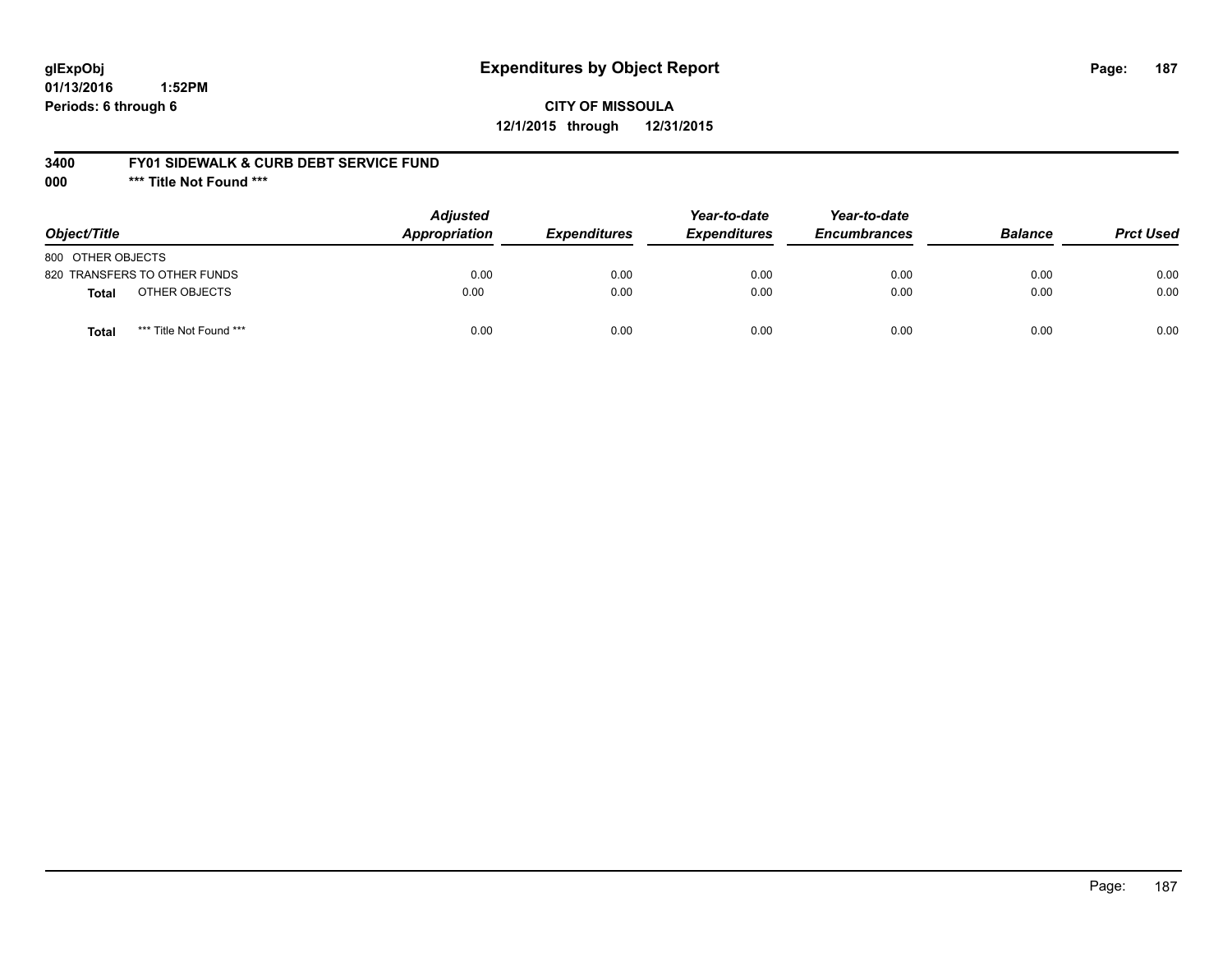glExpObj
01/13/2016 1:52PM
Periods: 6 through 6

# Expenditures by Object Report

**CITY OF MISSOULA**
**12/1/2015 through 12/31/2015**

**3400 FY01 SIDEWALK & CURB DEBT SERVICE FUND**
**000 \*\*\* Title Not Found \*\*\***

| Object/Title | Adjusted Appropriation | Expenditures | Year-to-date Expenditures | Year-to-date Encumbrances | Balance | Prct Used |
|---|---|---|---|---|---|---|
| 800 OTHER OBJECTS | | | | | | |
| 820 TRANSFERS TO OTHER FUNDS | 0.00 | 0.00 | 0.00 | 0.00 | 0.00 | 0.00 |
| **Total** OTHER OBJECTS | 0.00 | 0.00 | 0.00 | 0.00 | 0.00 | 0.00 |
| **Total** *** Title Not Found *** | 0.00 | 0.00 | 0.00 | 0.00 | 0.00 | 0.00 |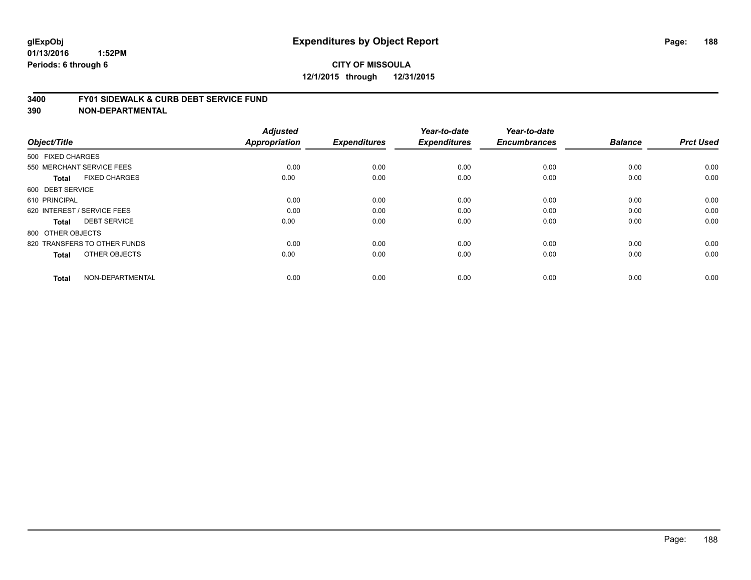glExpObj
01/13/2016 1:52PM
Periods: 6 through 6

# Expenditures by Object Report

**CITY OF MISSOULA**
**12/1/2015 through 12/31/2015**

**3400 FY01 SIDEWALK & CURB DEBT SERVICE FUND**
**390 NON-DEPARTMENTAL**

| Object/Title | | Adjusted Appropriation | Expenditures | Year-to-date Expenditures | Year-to-date Encumbrances | Balance | Prct Used |
|---|---|---|---|---|---|---|---|
| 500 FIXED CHARGES | | | | | | | |
| 550 MERCHANT SERVICE FEES | | 0.00 | 0.00 | 0.00 | 0.00 | 0.00 | 0.00 |
| **Total** | FIXED CHARGES | 0.00 | 0.00 | 0.00 | 0.00 | 0.00 | 0.00 |
| 600 DEBT SERVICE | | | | | | | |
| 610 PRINCIPAL | | 0.00 | 0.00 | 0.00 | 0.00 | 0.00 | 0.00 |
| 620 INTEREST / SERVICE FEES | | 0.00 | 0.00 | 0.00 | 0.00 | 0.00 | 0.00 |
| **Total** | DEBT SERVICE | 0.00 | 0.00 | 0.00 | 0.00 | 0.00 | 0.00 |
| 800 OTHER OBJECTS | | | | | | | |
| 820 TRANSFERS TO OTHER FUNDS | | 0.00 | 0.00 | 0.00 | 0.00 | 0.00 | 0.00 |
| **Total** | OTHER OBJECTS | 0.00 | 0.00 | 0.00 | 0.00 | 0.00 | 0.00 |
| **Total** | NON-DEPARTMENTAL | 0.00 | 0.00 | 0.00 | 0.00 | 0.00 | 0.00 |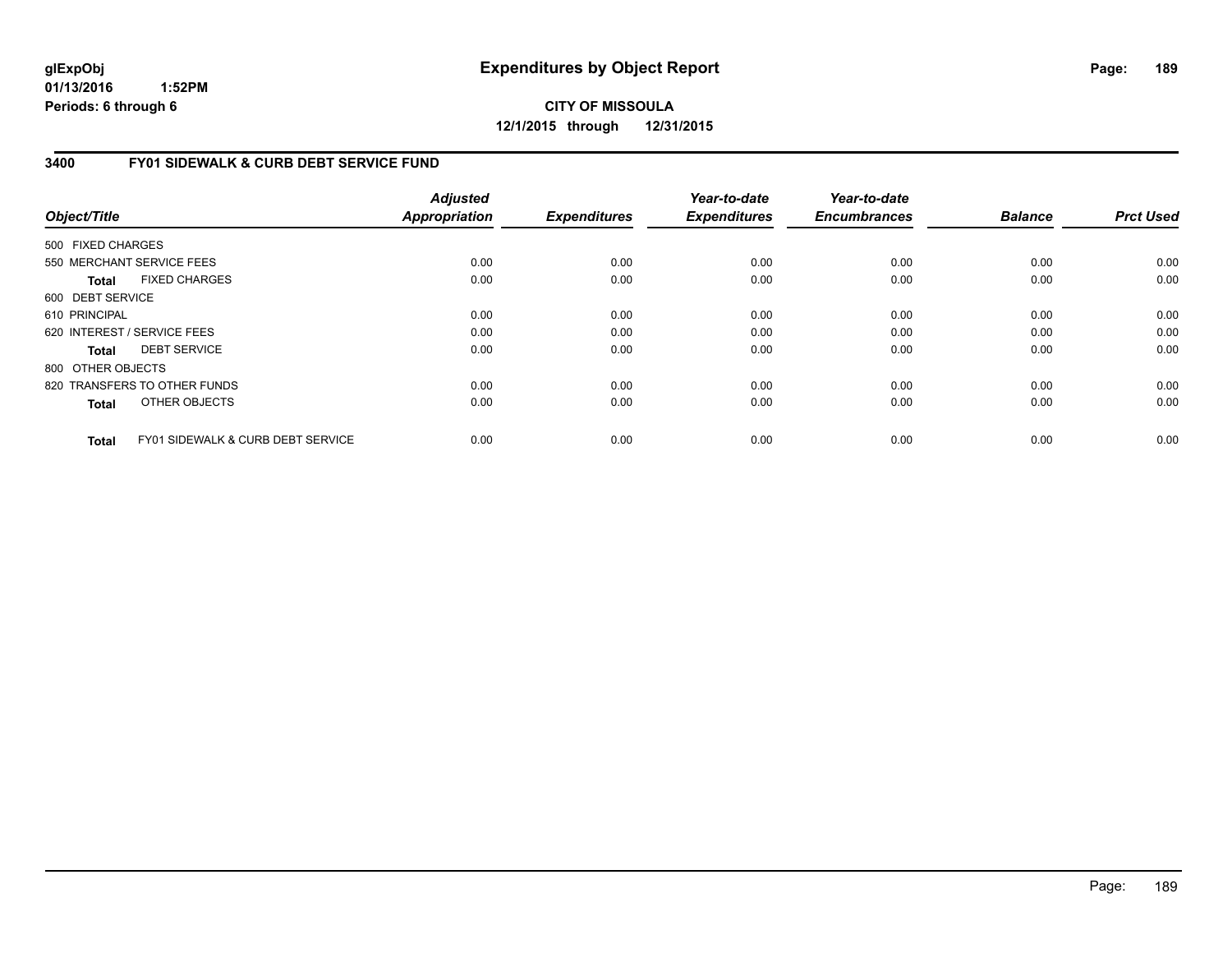**glExpObj**
**01/13/2016 1:52PM**
**Periods: 6 through 6**

# Expenditures by Object Report

**CITY OF MISSOULA**
**12/1/2015 through 12/31/2015**

## 3400 FY01 SIDEWALK & CURB DEBT SERVICE FUND

| Object/Title | Adjusted Appropriation | Expenditures | Year-to-date Expenditures | Year-to-date Encumbrances | Balance | Prct Used |
|---|---|---|---|---|---|---|
| 500 FIXED CHARGES | | | | | | |
| 550 MERCHANT SERVICE FEES | 0.00 | 0.00 | 0.00 | 0.00 | 0.00 | 0.00 |
| **Total** FIXED CHARGES | 0.00 | 0.00 | 0.00 | 0.00 | 0.00 | 0.00 |
| 600 DEBT SERVICE | | | | | | |
| 610 PRINCIPAL | 0.00 | 0.00 | 0.00 | 0.00 | 0.00 | 0.00 |
| 620 INTEREST / SERVICE FEES | 0.00 | 0.00 | 0.00 | 0.00 | 0.00 | 0.00 |
| **Total** DEBT SERVICE | 0.00 | 0.00 | 0.00 | 0.00 | 0.00 | 0.00 |
| 800 OTHER OBJECTS | | | | | | |
| 820 TRANSFERS TO OTHER FUNDS | 0.00 | 0.00 | 0.00 | 0.00 | 0.00 | 0.00 |
| **Total** OTHER OBJECTS | 0.00 | 0.00 | 0.00 | 0.00 | 0.00 | 0.00 |
| **Total** FY01 SIDEWALK & CURB DEBT SERVICE | 0.00 | 0.00 | 0.00 | 0.00 | 0.00 | 0.00 |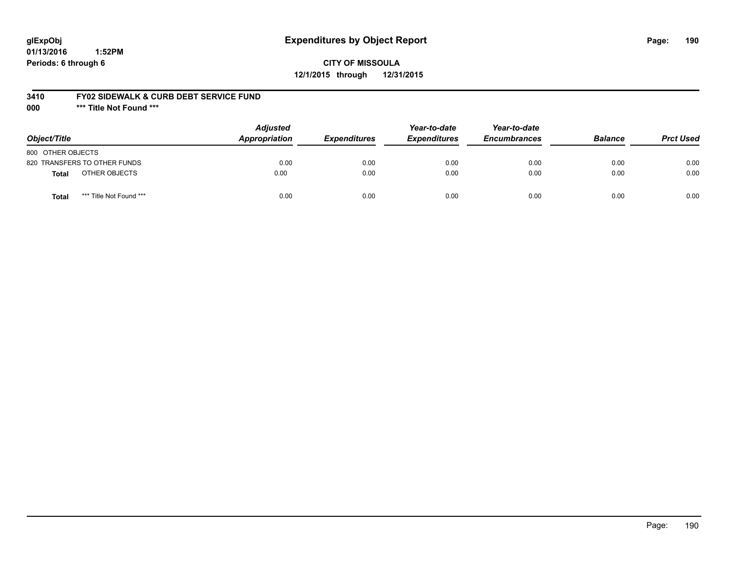**glExpObj** **Expenditures by Object Report**
**01/13/2016 1:52PM**
**Periods: 6 through 6**

**CITY OF MISSOULA**
**12/1/2015 through 12/31/2015**

**3410 FY02 SIDEWALK & CURB DEBT SERVICE FUND**
**000 \*\*\* Title Not Found \*\*\***

| Object/Title | | *Adjusted Appropriation* | *Expenditures* | *Year-to-date Expenditures* | *Year-to-date Encumbrances* | *Balance* | *Prct Used* |
|---|---|---|---|---|---|---|---|
| 800 OTHER OBJECTS | | | | | | | |
| 820 TRANSFERS TO OTHER FUNDS | | 0.00 | 0.00 | 0.00 | 0.00 | 0.00 | 0.00 |
| **Total** | OTHER OBJECTS | 0.00 | 0.00 | 0.00 | 0.00 | 0.00 | 0.00 |
| **Total** | *** Title Not Found *** | 0.00 | 0.00 | 0.00 | 0.00 | 0.00 | 0.00 |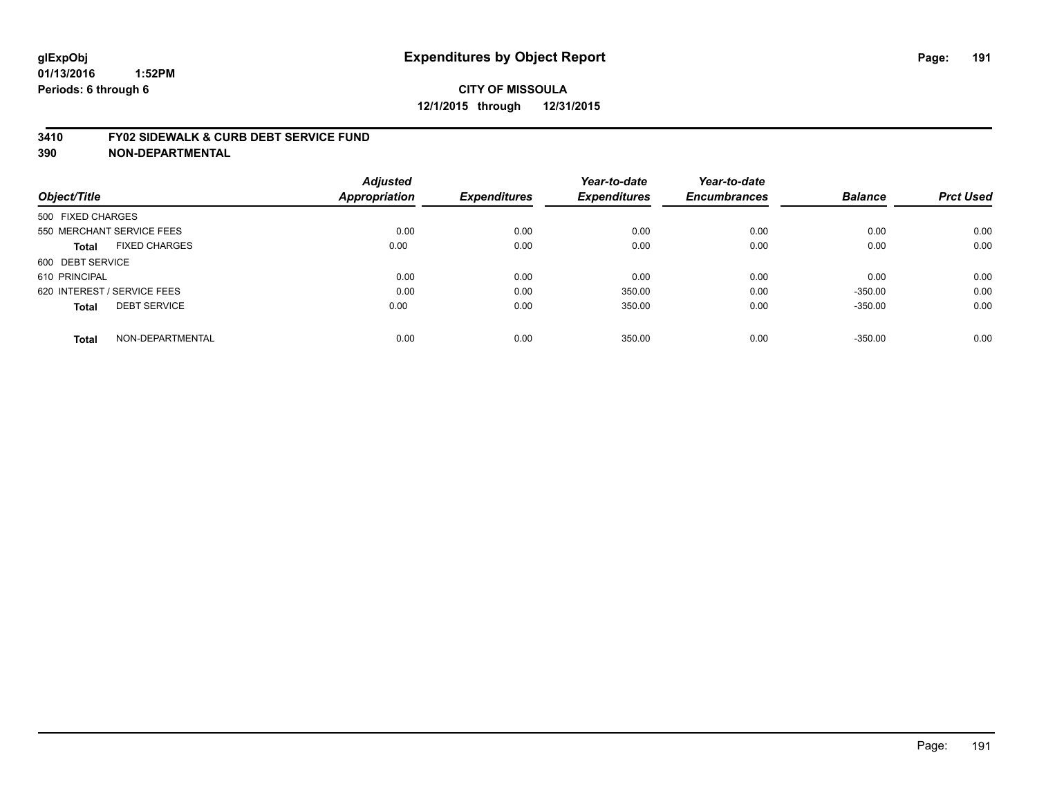**glExpObj** **Expenditures by Object Report**
**01/13/2016 1:52PM**
**Periods: 6 through 6**

**CITY OF MISSOULA**
**12/1/2015 through 12/31/2015**

## 3410 FY02 SIDEWALK & CURB DEBT SERVICE FUND
## 390 NON-DEPARTMENTAL

| Object/Title | | Adjusted Appropriation | Expenditures | Year-to-date Expenditures | Year-to-date Encumbrances | Balance | Prct Used |
|---|---|---|---|---|---|---|---|
| 500 FIXED CHARGES | | | | | | | |
| 550 MERCHANT SERVICE FEES | | 0.00 | 0.00 | 0.00 | 0.00 | 0.00 | 0.00 |
| **Total** | FIXED CHARGES | 0.00 | 0.00 | 0.00 | 0.00 | 0.00 | 0.00 |
| 600 DEBT SERVICE | | | | | | | |
| 610 PRINCIPAL | | 0.00 | 0.00 | 0.00 | 0.00 | 0.00 | 0.00 |
| 620 INTEREST / SERVICE FEES | | 0.00 | 0.00 | 350.00 | 0.00 | -350.00 | 0.00 |
| **Total** | DEBT SERVICE | 0.00 | 0.00 | 350.00 | 0.00 | -350.00 | 0.00 |
| **Total** | NON-DEPARTMENTAL | 0.00 | 0.00 | 350.00 | 0.00 | -350.00 | 0.00 |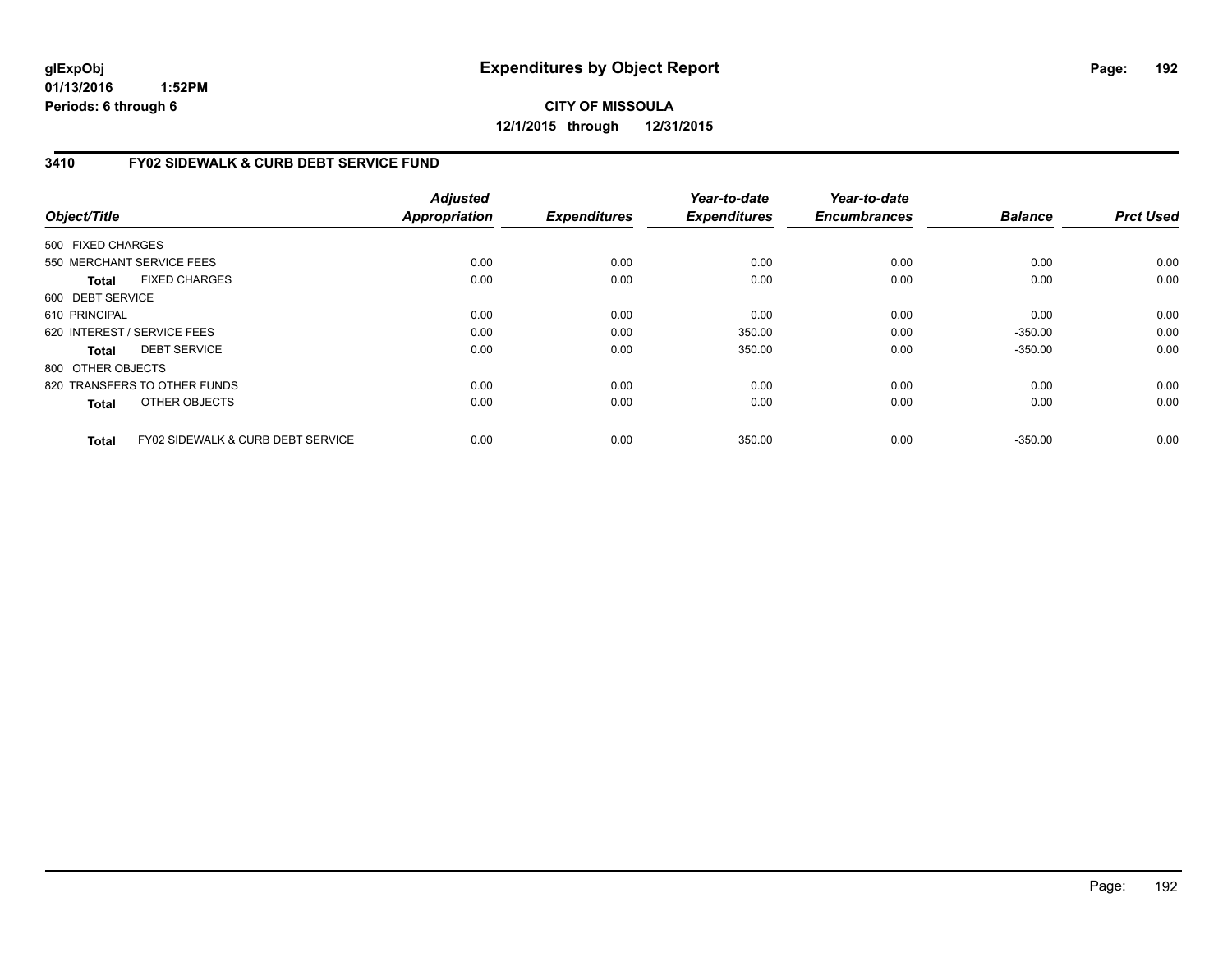glExpObj
01/13/2016 1:52PM
Periods: 6 through 6

# Expenditures by Object Report

**CITY OF MISSOULA**
**12/1/2015 through 12/31/2015**

## 3410 FY02 SIDEWALK & CURB DEBT SERVICE FUND

| Object/Title | Adjusted Appropriation | Expenditures | Year-to-date Expenditures | Year-to-date Encumbrances | Balance | Prct Used |
|---|---|---|---|---|---|---|
| 500 FIXED CHARGES | | | | | | |
| 550 MERCHANT SERVICE FEES | 0.00 | 0.00 | 0.00 | 0.00 | 0.00 | 0.00 |
| **Total** FIXED CHARGES | 0.00 | 0.00 | 0.00 | 0.00 | 0.00 | 0.00 |
| 600 DEBT SERVICE | | | | | | |
| 610 PRINCIPAL | 0.00 | 0.00 | 0.00 | 0.00 | 0.00 | 0.00 |
| 620 INTEREST / SERVICE FEES | 0.00 | 0.00 | 350.00 | 0.00 | -350.00 | 0.00 |
| **Total** DEBT SERVICE | 0.00 | 0.00 | 350.00 | 0.00 | -350.00 | 0.00 |
| 800 OTHER OBJECTS | | | | | | |
| 820 TRANSFERS TO OTHER FUNDS | 0.00 | 0.00 | 0.00 | 0.00 | 0.00 | 0.00 |
| **Total** OTHER OBJECTS | 0.00 | 0.00 | 0.00 | 0.00 | 0.00 | 0.00 |
| **Total** FY02 SIDEWALK & CURB DEBT SERVICE | 0.00 | 0.00 | 350.00 | 0.00 | -350.00 | 0.00 |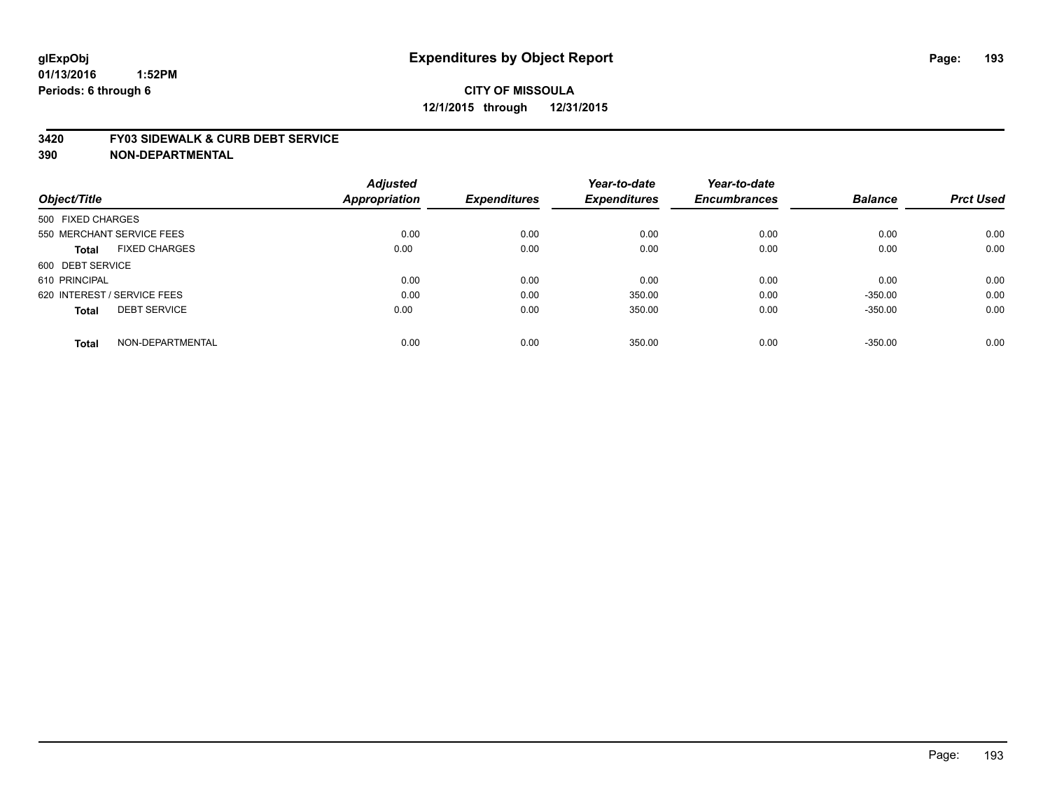**glExpObj** **Expenditures by Object Report**

**01/13/2016 1:52PM**

**Periods: 6 through 6**

**CITY OF MISSOULA**

**12/1/2015 through 12/31/2015**

**3420 FY03 SIDEWALK & CURB DEBT SERVICE**

**390 NON-DEPARTMENTAL**

| Object/Title | Adjusted Appropriation | Expenditures | Year-to-date Expenditures | Year-to-date Encumbrances | Balance | Prct Used |
|---|---|---|---|---|---|---|
| 500 FIXED CHARGES | | | | | | |
| 550 MERCHANT SERVICE FEES | 0.00 | 0.00 | 0.00 | 0.00 | 0.00 | 0.00 |
| **Total** FIXED CHARGES | 0.00 | 0.00 | 0.00 | 0.00 | 0.00 | 0.00 |
| 600 DEBT SERVICE | | | | | | |
| 610 PRINCIPAL | 0.00 | 0.00 | 0.00 | 0.00 | 0.00 | 0.00 |
| 620 INTEREST / SERVICE FEES | 0.00 | 0.00 | 350.00 | 0.00 | -350.00 | 0.00 |
| **Total** DEBT SERVICE | 0.00 | 0.00 | 350.00 | 0.00 | -350.00 | 0.00 |
| **Total** NON-DEPARTMENTAL | 0.00 | 0.00 | 350.00 | 0.00 | -350.00 | 0.00 |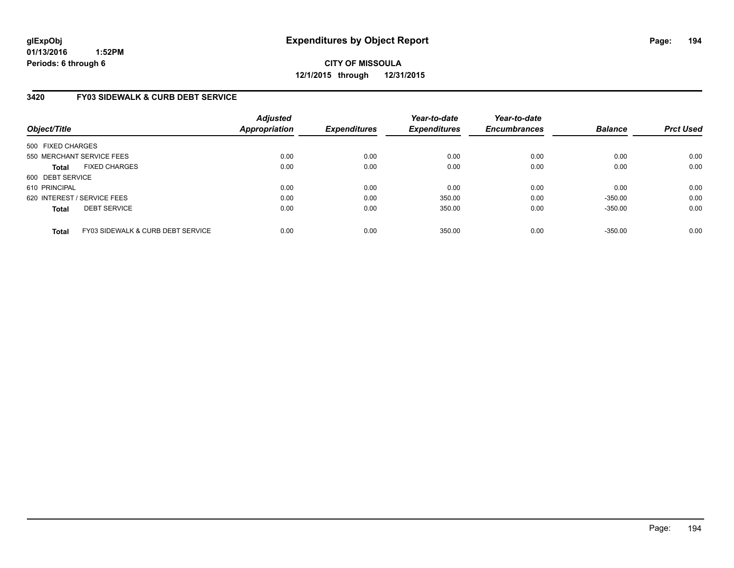# Expenditures by Object Report

**glExpObj**
**01/13/2016 1:52PM**
**Periods: 6 through 6**

**CITY OF MISSOULA**
**12/1/2015 through 12/31/2015**

## 3420 FY03 SIDEWALK & CURB DEBT SERVICE

| Object/Title | Adjusted Appropriation | Expenditures | Year-to-date Expenditures | Year-to-date Encumbrances | Balance | Prct Used |
|---|---|---|---|---|---|---|
| 500 FIXED CHARGES | | | | | | |
| 550 MERCHANT SERVICE FEES | 0.00 | 0.00 | 0.00 | 0.00 | 0.00 | 0.00 |
| **Total** FIXED CHARGES | 0.00 | 0.00 | 0.00 | 0.00 | 0.00 | 0.00 |
| 600 DEBT SERVICE | | | | | | |
| 610 PRINCIPAL | 0.00 | 0.00 | 0.00 | 0.00 | 0.00 | 0.00 |
| 620 INTEREST / SERVICE FEES | 0.00 | 0.00 | 350.00 | 0.00 | -350.00 | 0.00 |
| **Total** DEBT SERVICE | 0.00 | 0.00 | 350.00 | 0.00 | -350.00 | 0.00 |
| **Total** FY03 SIDEWALK & CURB DEBT SERVICE | 0.00 | 0.00 | 350.00 | 0.00 | -350.00 | 0.00 |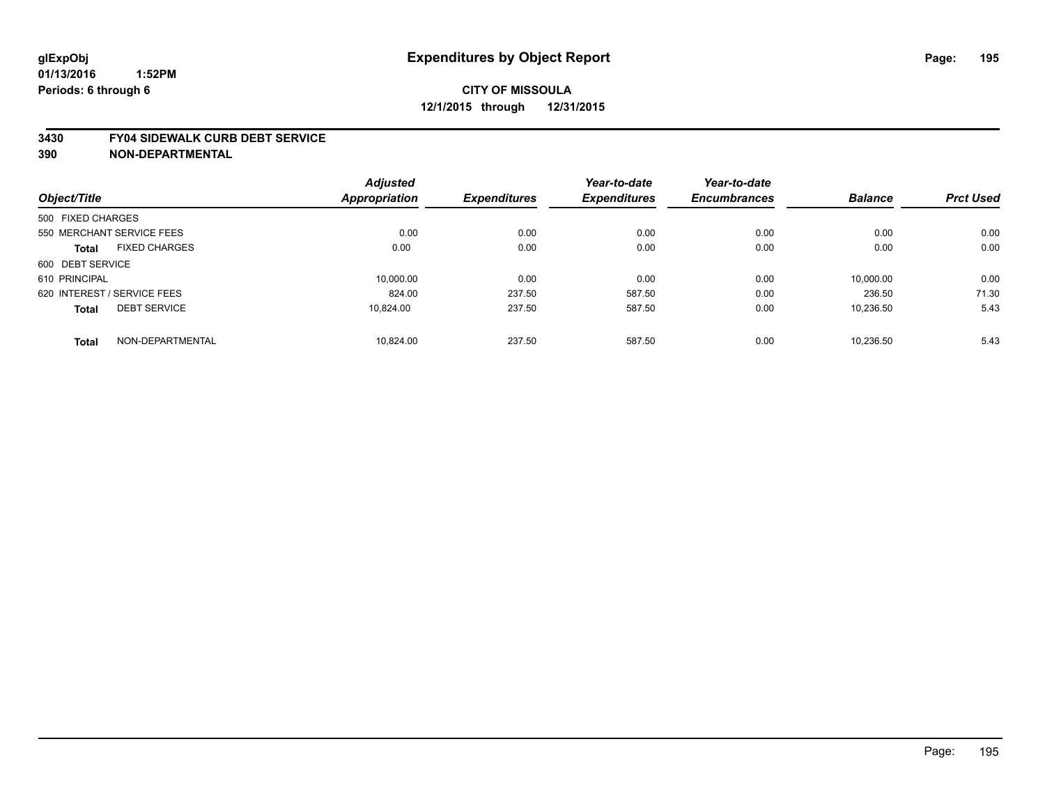glExpObj
01/13/2016 1:52PM
Periods: 6 through 6

# Expenditures by Object Report

**CITY OF MISSOULA**
**12/1/2015 through 12/31/2015**

**3430 FY04 SIDEWALK CURB DEBT SERVICE**
**390 NON-DEPARTMENTAL**

| Object/Title | | Adjusted Appropriation | Expenditures | Year-to-date Expenditures | Year-to-date Encumbrances | Balance | Prct Used |
|---|---|---|---|---|---|---|---|
| 500 FIXED CHARGES | | | | | | | |
| 550 MERCHANT SERVICE FEES | | 0.00 | 0.00 | 0.00 | 0.00 | 0.00 | 0.00 |
| **Total** | FIXED CHARGES | 0.00 | 0.00 | 0.00 | 0.00 | 0.00 | 0.00 |
| 600 DEBT SERVICE | | | | | | | |
| 610 PRINCIPAL | | 10,000.00 | 0.00 | 0.00 | 0.00 | 10,000.00 | 0.00 |
| 620 INTEREST / SERVICE FEES | | 824.00 | 237.50 | 587.50 | 0.00 | 236.50 | 71.30 |
| **Total** | DEBT SERVICE | 10,824.00 | 237.50 | 587.50 | 0.00 | 10,236.50 | 5.43 |
| **Total** | NON-DEPARTMENTAL | 10,824.00 | 237.50 | 587.50 | 0.00 | 10,236.50 | 5.43 |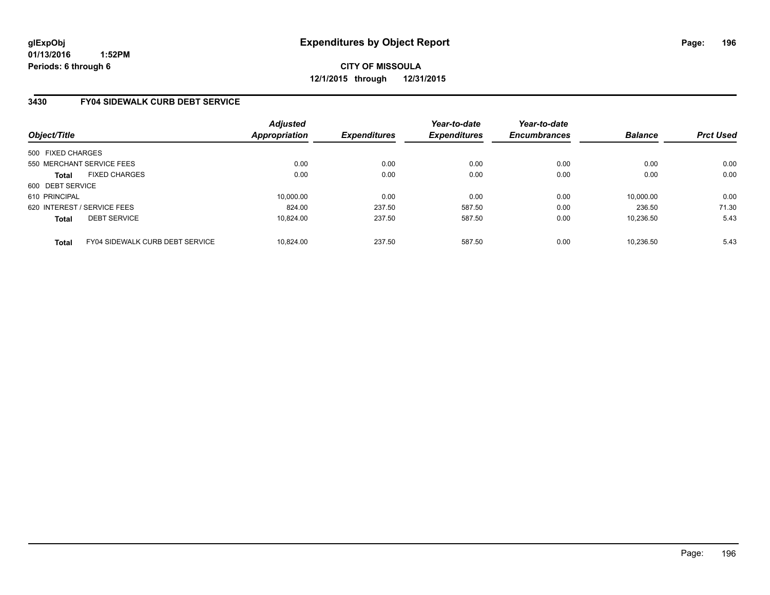**glExpObj**
**01/13/2016 1:52PM**
**Periods: 6 through 6**

# Expenditures by Object Report

**CITY OF MISSOULA**
**12/1/2015 through 12/31/2015**

## 3430 FY04 SIDEWALK CURB DEBT SERVICE

| Object/Title | Adjusted Appropriation | Expenditures | Year-to-date Expenditures | Year-to-date Encumbrances | Balance | Prct Used |
|---|---|---|---|---|---|---|
| 500 FIXED CHARGES | | | | | | |
| 550 MERCHANT SERVICE FEES | 0.00 | 0.00 | 0.00 | 0.00 | 0.00 | 0.00 |
| **Total** FIXED CHARGES | 0.00 | 0.00 | 0.00 | 0.00 | 0.00 | 0.00 |
| 600 DEBT SERVICE | | | | | | |
| 610 PRINCIPAL | 10,000.00 | 0.00 | 0.00 | 0.00 | 10,000.00 | 0.00 |
| 620 INTEREST / SERVICE FEES | 824.00 | 237.50 | 587.50 | 0.00 | 236.50 | 71.30 |
| **Total** DEBT SERVICE | 10,824.00 | 237.50 | 587.50 | 0.00 | 10,236.50 | 5.43 |
| **Total** FY04 SIDEWALK CURB DEBT SERVICE | 10,824.00 | 237.50 | 587.50 | 0.00 | 10,236.50 | 5.43 |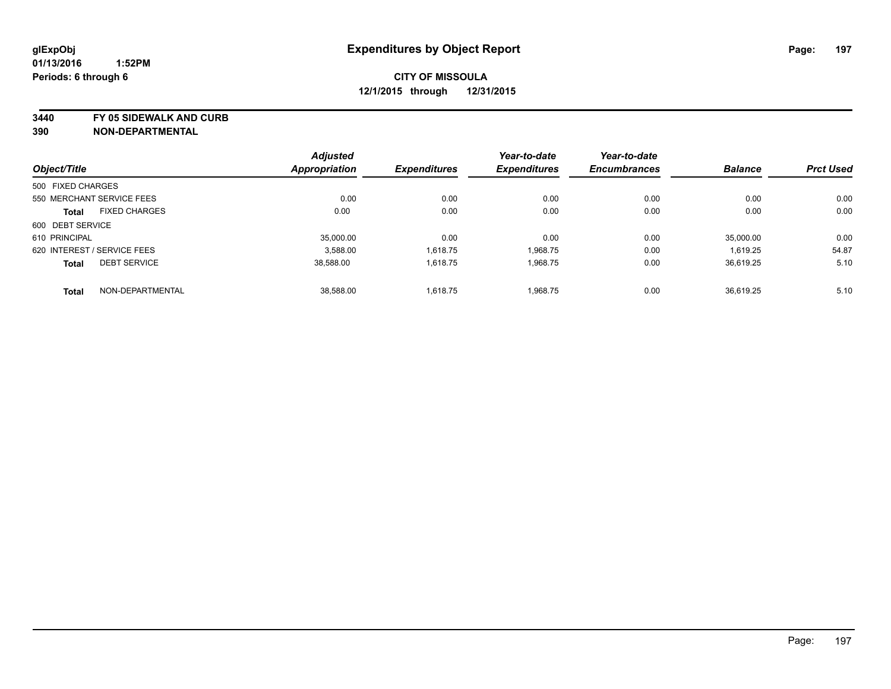glExpObj
01/13/2016 1:52PM
Periods: 6 through 6

# Expenditures by Object Report

**CITY OF MISSOULA**
**12/1/2015 through 12/31/2015**

**3440 FY 05 SIDEWALK AND CURB**
**390 NON-DEPARTMENTAL**

| Object/Title | | Adjusted Appropriation | Expenditures | Year-to-date Expenditures | Year-to-date Encumbrances | Balance | Prct Used |
|---|---|---|---|---|---|---|---|
| 500 FIXED CHARGES | | | | | | | |
| 550 MERCHANT SERVICE FEES | | 0.00 | 0.00 | 0.00 | 0.00 | 0.00 | 0.00 |
| **Total** | FIXED CHARGES | 0.00 | 0.00 | 0.00 | 0.00 | 0.00 | 0.00 |
| 600 DEBT SERVICE | | | | | | | |
| 610 PRINCIPAL | | 35,000.00 | 0.00 | 0.00 | 0.00 | 35,000.00 | 0.00 |
| 620 INTEREST / SERVICE FEES | | 3,588.00 | 1,618.75 | 1,968.75 | 0.00 | 1,619.25 | 54.87 |
| **Total** | DEBT SERVICE | 38,588.00 | 1,618.75 | 1,968.75 | 0.00 | 36,619.25 | 5.10 |
| **Total** | NON-DEPARTMENTAL | 38,588.00 | 1,618.75 | 1,968.75 | 0.00 | 36,619.25 | 5.10 |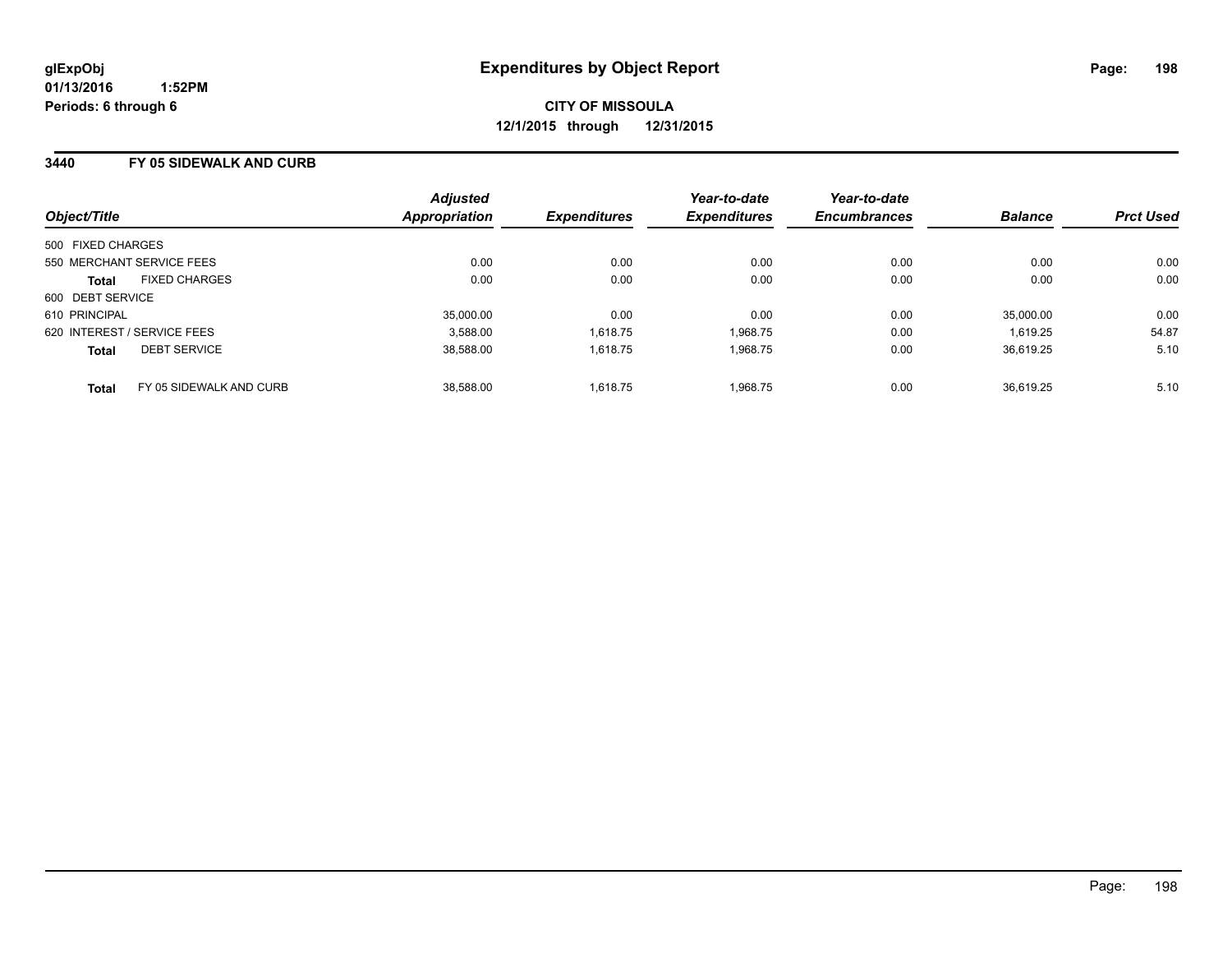glExpObj
01/13/2016 1:52PM
Periods: 6 through 6

# Expenditures by Object Report

**CITY OF MISSOULA**
**12/1/2015 through 12/31/2015**

## 3440 FY 05 SIDEWALK AND CURB

| Object/Title | | Adjusted Appropriation | Expenditures | Year-to-date Expenditures | Year-to-date Encumbrances | Balance | Prct Used |
|---|---|---|---|---|---|---|---|
| 500 FIXED CHARGES | | | | | | | |
| 550 MERCHANT SERVICE FEES | | 0.00 | 0.00 | 0.00 | 0.00 | 0.00 | 0.00 |
| **Total** | FIXED CHARGES | 0.00 | 0.00 | 0.00 | 0.00 | 0.00 | 0.00 |
| 600 DEBT SERVICE | | | | | | | |
| 610 PRINCIPAL | | 35,000.00 | 0.00 | 0.00 | 0.00 | 35,000.00 | 0.00 |
| 620 INTEREST / SERVICE FEES | | 3,588.00 | 1,618.75 | 1,968.75 | 0.00 | 1,619.25 | 54.87 |
| **Total** | DEBT SERVICE | 38,588.00 | 1,618.75 | 1,968.75 | 0.00 | 36,619.25 | 5.10 |
| **Total** | FY 05 SIDEWALK AND CURB | 38,588.00 | 1,618.75 | 1,968.75 | 0.00 | 36,619.25 | 5.10 |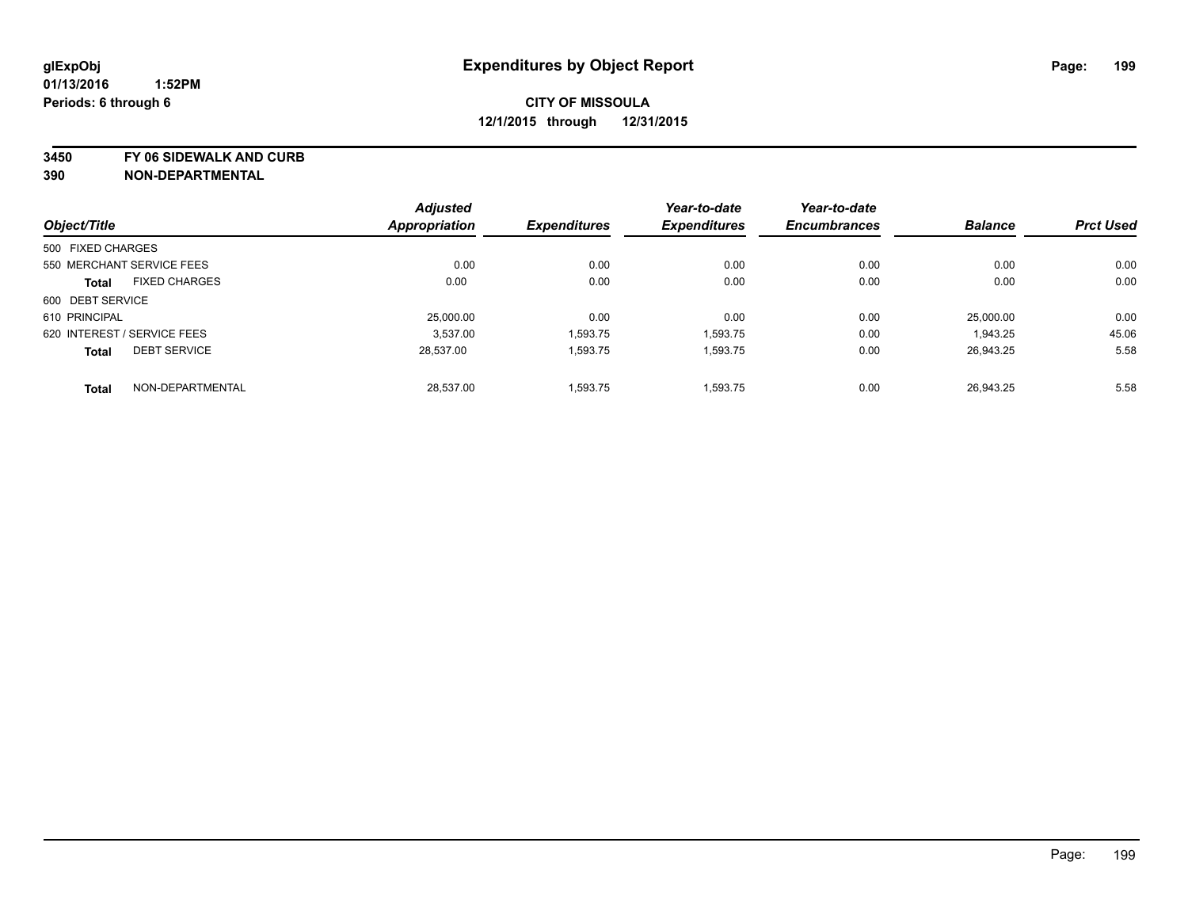**glExpObj**
**01/13/2016 1:52PM**
**Periods: 6 through 6**

# Expenditures by Object Report

**CITY OF MISSOULA**
**12/1/2015 through 12/31/2015**

**3450 FY 06 SIDEWALK AND CURB**
**390 NON-DEPARTMENTAL**

| Object/Title | | Adjusted Appropriation | Expenditures | Year-to-date Expenditures | Year-to-date Encumbrances | Balance | Prct Used |
|---|---|---|---|---|---|---|---|
| 500 FIXED CHARGES | | | | | | | |
| 550 MERCHANT SERVICE FEES | | 0.00 | 0.00 | 0.00 | 0.00 | 0.00 | 0.00 |
| **Total** | FIXED CHARGES | 0.00 | 0.00 | 0.00 | 0.00 | 0.00 | 0.00 |
| 600 DEBT SERVICE | | | | | | | |
| 610 PRINCIPAL | | 25,000.00 | 0.00 | 0.00 | 0.00 | 25,000.00 | 0.00 |
| 620 INTEREST / SERVICE FEES | | 3,537.00 | 1,593.75 | 1,593.75 | 0.00 | 1,943.25 | 45.06 |
| **Total** | DEBT SERVICE | 28,537.00 | 1,593.75 | 1,593.75 | 0.00 | 26,943.25 | 5.58 |
| **Total** | NON-DEPARTMENTAL | 28,537.00 | 1,593.75 | 1,593.75 | 0.00 | 26,943.25 | 5.58 |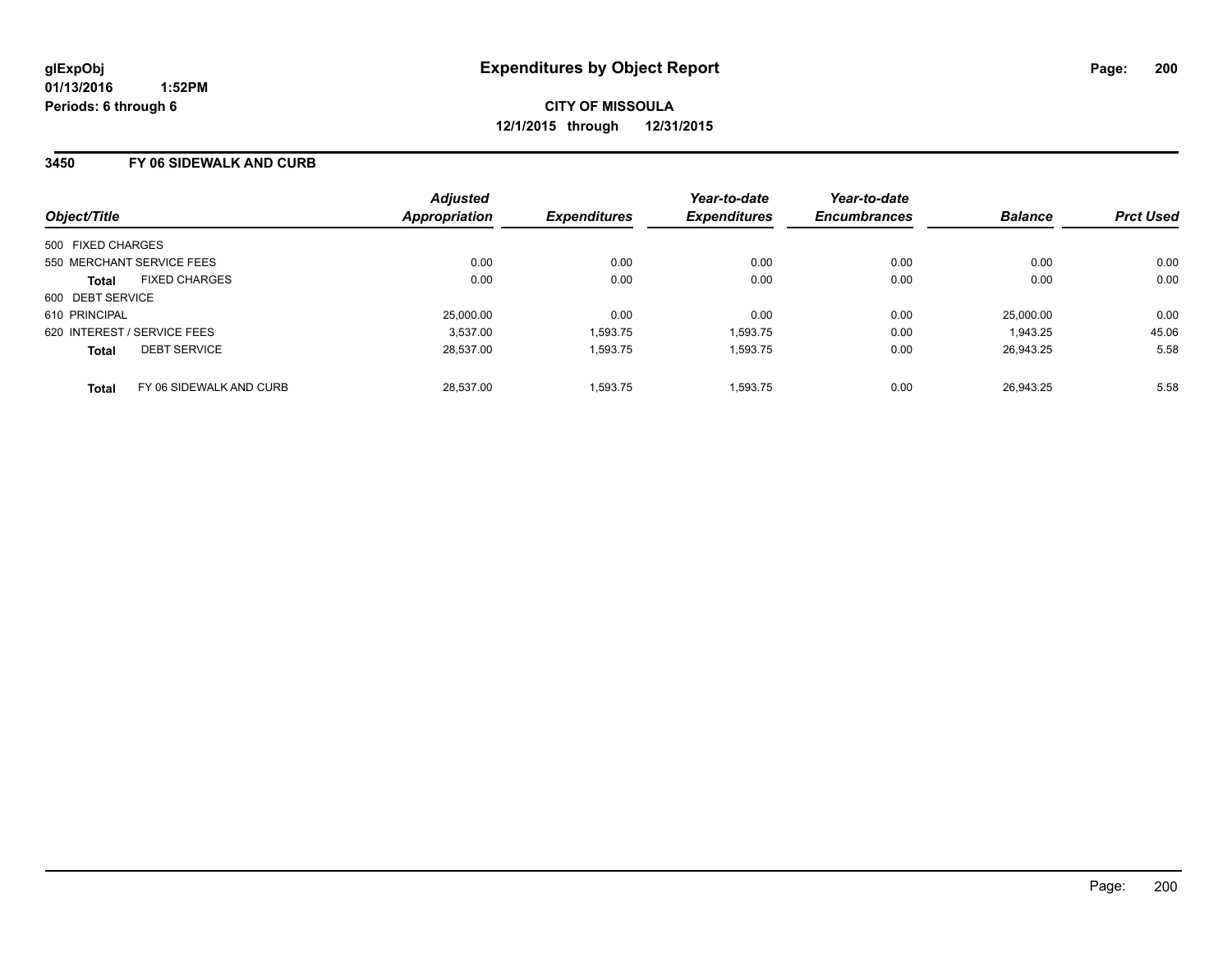glExpObj
01/13/2016 1:52PM
Periods: 6 through 6

# Expenditures by Object Report

**CITY OF MISSOULA**
**12/1/2015 through 12/31/2015**

## 3450 FY 06 SIDEWALK AND CURB

| Object/Title | Adjusted Appropriation | Expenditures | Year-to-date Expenditures | Year-to-date Encumbrances | Balance | Prct Used |
|---|---|---|---|---|---|---|
| 500 FIXED CHARGES | | | | | | |
| 550 MERCHANT SERVICE FEES | 0.00 | 0.00 | 0.00 | 0.00 | 0.00 | 0.00 |
| **Total** FIXED CHARGES | 0.00 | 0.00 | 0.00 | 0.00 | 0.00 | 0.00 |
| 600 DEBT SERVICE | | | | | | |
| 610 PRINCIPAL | 25,000.00 | 0.00 | 0.00 | 0.00 | 25,000.00 | 0.00 |
| 620 INTEREST / SERVICE FEES | 3,537.00 | 1,593.75 | 1,593.75 | 0.00 | 1,943.25 | 45.06 |
| **Total** DEBT SERVICE | 28,537.00 | 1,593.75 | 1,593.75 | 0.00 | 26,943.25 | 5.58 |
| **Total** FY 06 SIDEWALK AND CURB | 28,537.00 | 1,593.75 | 1,593.75 | 0.00 | 26,943.25 | 5.58 |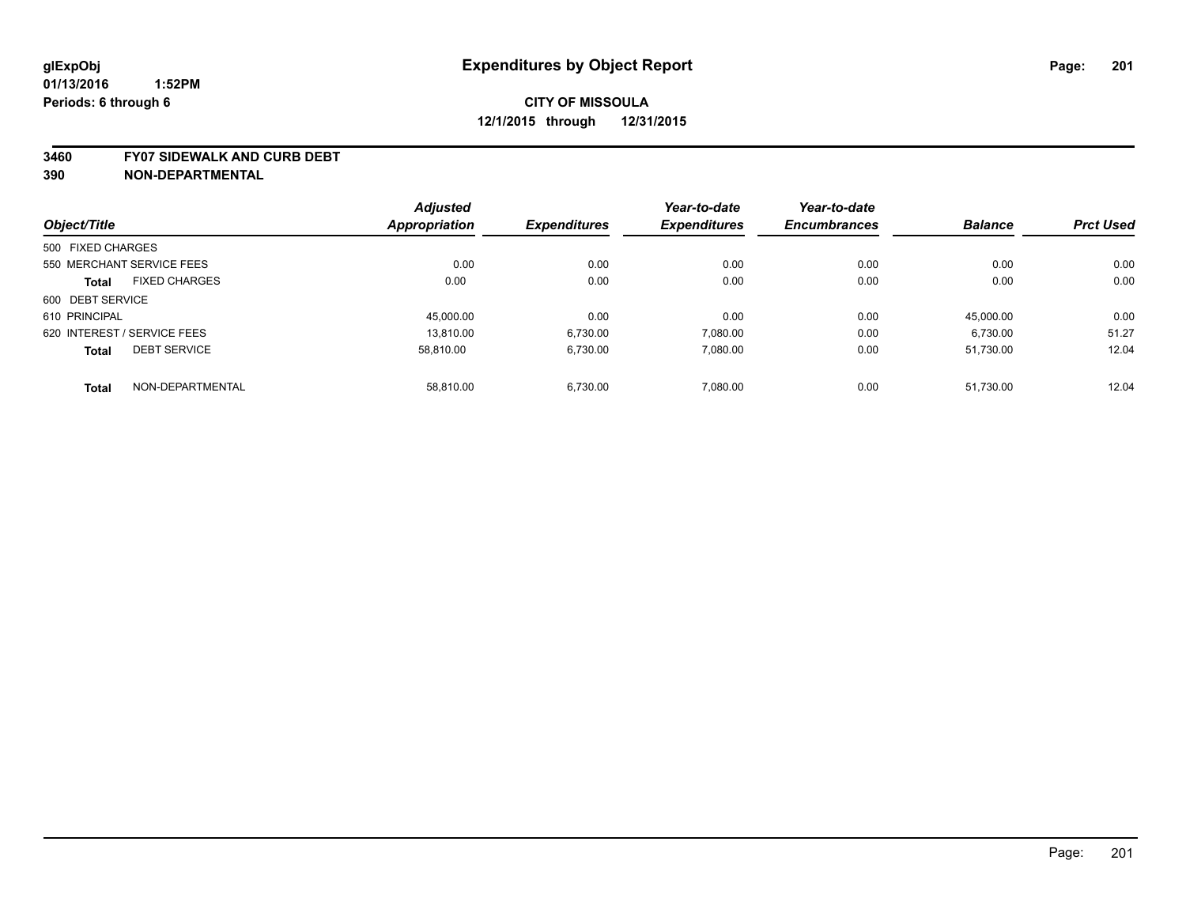**glExpObj**
**01/13/2016 1:52PM**
**Periods: 6 through 6**

# Expenditures by Object Report

**CITY OF MISSOULA**
**12/1/2015 through 12/31/2015**

**3460 FY07 SIDEWALK AND CURB DEBT**
**390 NON-DEPARTMENTAL**

| Object/Title | | Adjusted Appropriation | Expenditures | Year-to-date Expenditures | Year-to-date Encumbrances | Balance | Prct Used |
|---|---|---|---|---|---|---|---|
| 500 FIXED CHARGES | | | | | | | |
| 550 MERCHANT SERVICE FEES | | 0.00 | 0.00 | 0.00 | 0.00 | 0.00 | 0.00 |
| **Total** | FIXED CHARGES | 0.00 | 0.00 | 0.00 | 0.00 | 0.00 | 0.00 |
| 600 DEBT SERVICE | | | | | | | |
| 610 PRINCIPAL | | 45,000.00 | 0.00 | 0.00 | 0.00 | 45,000.00 | 0.00 |
| 620 INTEREST / SERVICE FEES | | 13,810.00 | 6,730.00 | 7,080.00 | 0.00 | 6,730.00 | 51.27 |
| **Total** | DEBT SERVICE | 58,810.00 | 6,730.00 | 7,080.00 | 0.00 | 51,730.00 | 12.04 |
| **Total** | NON-DEPARTMENTAL | 58,810.00 | 6,730.00 | 7,080.00 | 0.00 | 51,730.00 | 12.04 |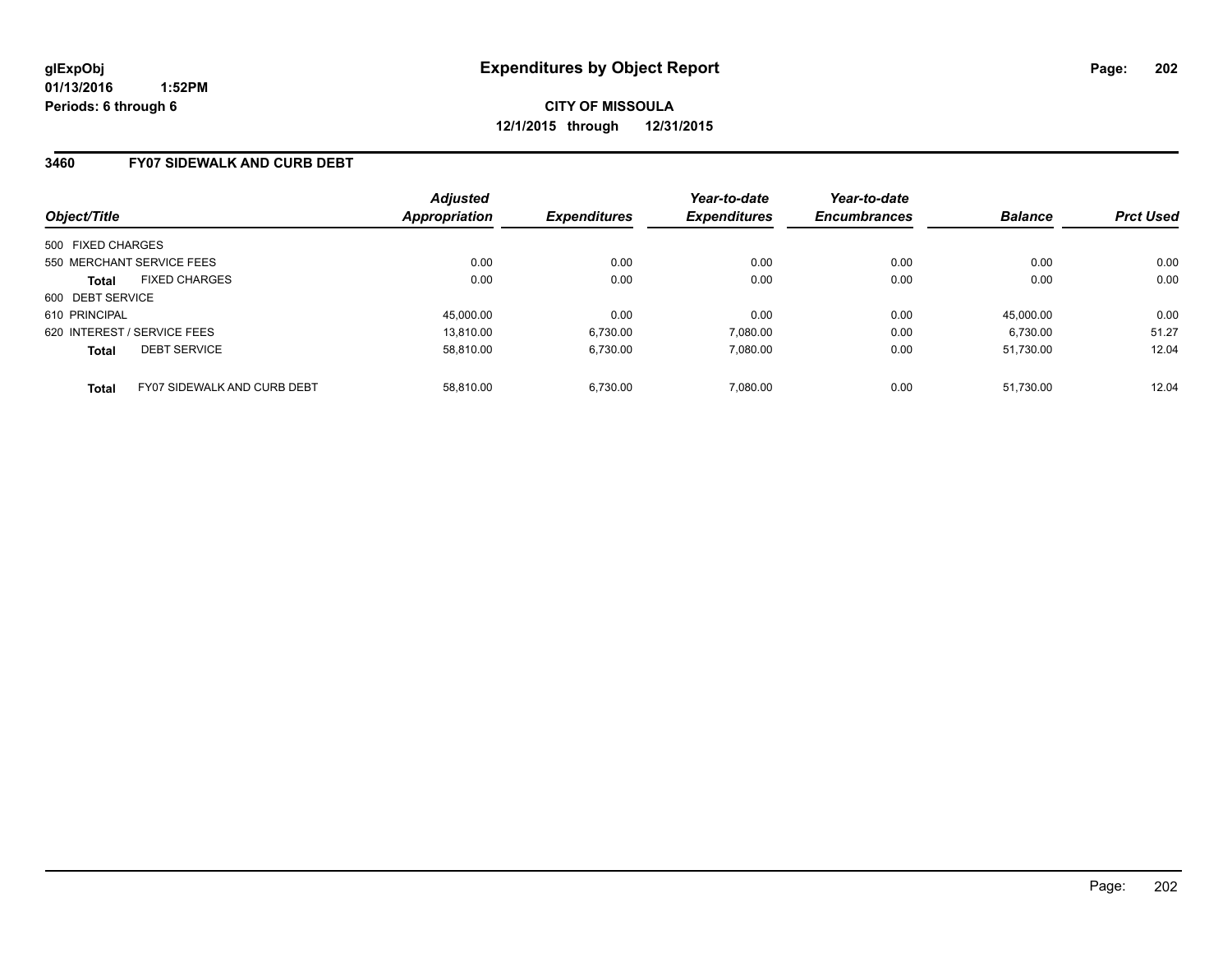# Expenditures by Object Report

glExpObj
01/13/2016 1:52PM
Periods: 6 through 6

**CITY OF MISSOULA**
**12/1/2015 through 12/31/2015**

## 3460 FY07 SIDEWALK AND CURB DEBT

| Object/Title | | Adjusted Appropriation | Expenditures | Year-to-date Expenditures | Year-to-date Encumbrances | Balance | Prct Used |
|---|---|---|---|---|---|---|---|
| 500 FIXED CHARGES | | | | | | | |
| 550 MERCHANT SERVICE FEES | | 0.00 | 0.00 | 0.00 | 0.00 | 0.00 | 0.00 |
| **Total** | FIXED CHARGES | 0.00 | 0.00 | 0.00 | 0.00 | 0.00 | 0.00 |
| 600 DEBT SERVICE | | | | | | | |
| 610 PRINCIPAL | | 45,000.00 | 0.00 | 0.00 | 0.00 | 45,000.00 | 0.00 |
| 620 INTEREST / SERVICE FEES | | 13,810.00 | 6,730.00 | 7,080.00 | 0.00 | 6,730.00 | 51.27 |
| **Total** | DEBT SERVICE | 58,810.00 | 6,730.00 | 7,080.00 | 0.00 | 51,730.00 | 12.04 |
| **Total** | FY07 SIDEWALK AND CURB DEBT | 58,810.00 | 6,730.00 | 7,080.00 | 0.00 | 51,730.00 | 12.04 |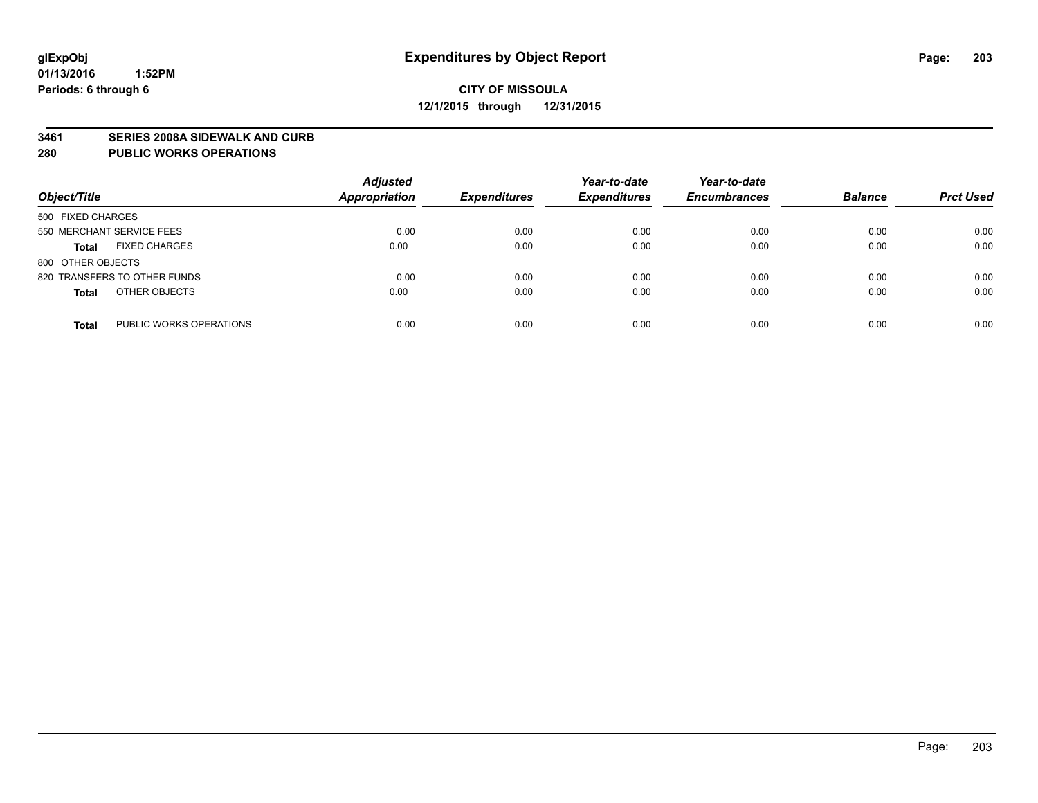glExpObj
01/13/2016 1:52PM
Periods: 6 through 6

# Expenditures by Object Report

**CITY OF MISSOULA**
**12/1/2015 through 12/31/2015**

**3461 SERIES 2008A SIDEWALK AND CURB**
**280 PUBLIC WORKS OPERATIONS**

| Object/Title | | Adjusted Appropriation | Expenditures | Year-to-date Expenditures | Year-to-date Encumbrances | Balance | Prct Used |
|---|---|---|---|---|---|---|---|
| 500 FIXED CHARGES | | | | | | | |
| 550 MERCHANT SERVICE FEES | | 0.00 | 0.00 | 0.00 | 0.00 | 0.00 | 0.00 |
| **Total** | FIXED CHARGES | 0.00 | 0.00 | 0.00 | 0.00 | 0.00 | 0.00 |
| 800 OTHER OBJECTS | | | | | | | |
| 820 TRANSFERS TO OTHER FUNDS | | 0.00 | 0.00 | 0.00 | 0.00 | 0.00 | 0.00 |
| **Total** | OTHER OBJECTS | 0.00 | 0.00 | 0.00 | 0.00 | 0.00 | 0.00 |
| **Total** | PUBLIC WORKS OPERATIONS | 0.00 | 0.00 | 0.00 | 0.00 | 0.00 | 0.00 |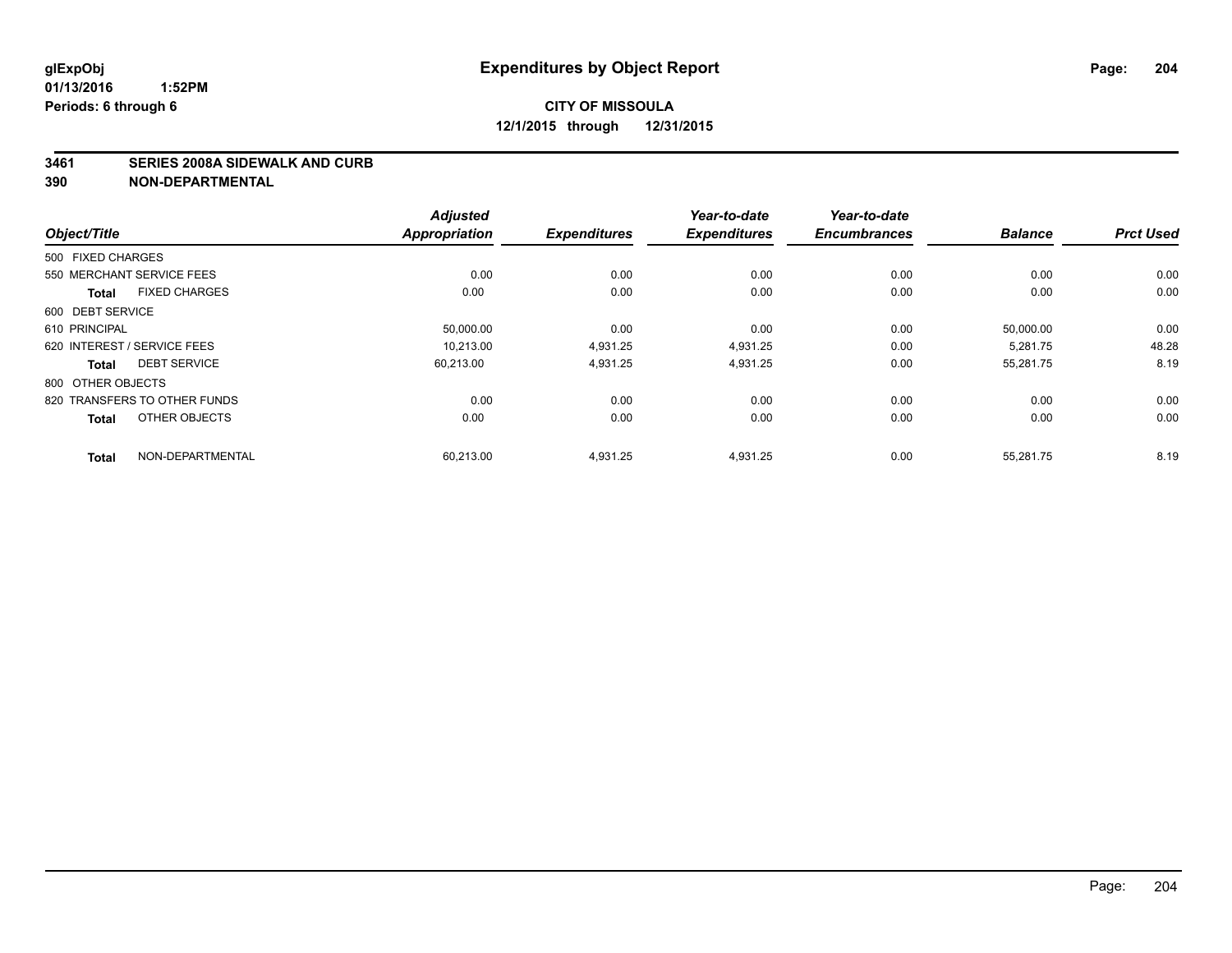glExpObj **Expenditures by Object Report**
01/13/2016 1:52PM
Periods: 6 through 6

**CITY OF MISSOULA**
**12/1/2015 through 12/31/2015**

**3461 SERIES 2008A SIDEWALK AND CURB**
**390 NON-DEPARTMENTAL**

| Object/Title | Adjusted Appropriation | Expenditures | Year-to-date Expenditures | Year-to-date Encumbrances | Balance | Prct Used |
|---|---|---|---|---|---|---|
| 500 FIXED CHARGES | | | | | | |
| 550 MERCHANT SERVICE FEES | 0.00 | 0.00 | 0.00 | 0.00 | 0.00 | 0.00 |
| **Total** FIXED CHARGES | 0.00 | 0.00 | 0.00 | 0.00 | 0.00 | 0.00 |
| 600 DEBT SERVICE | | | | | | |
| 610 PRINCIPAL | 50,000.00 | 0.00 | 0.00 | 0.00 | 50,000.00 | 0.00 |
| 620 INTEREST / SERVICE FEES | 10,213.00 | 4,931.25 | 4,931.25 | 0.00 | 5,281.75 | 48.28 |
| **Total** DEBT SERVICE | 60,213.00 | 4,931.25 | 4,931.25 | 0.00 | 55,281.75 | 8.19 |
| 800 OTHER OBJECTS | | | | | | |
| 820 TRANSFERS TO OTHER FUNDS | 0.00 | 0.00 | 0.00 | 0.00 | 0.00 | 0.00 |
| **Total** OTHER OBJECTS | 0.00 | 0.00 | 0.00 | 0.00 | 0.00 | 0.00 |
| **Total** NON-DEPARTMENTAL | 60,213.00 | 4,931.25 | 4,931.25 | 0.00 | 55,281.75 | 8.19 |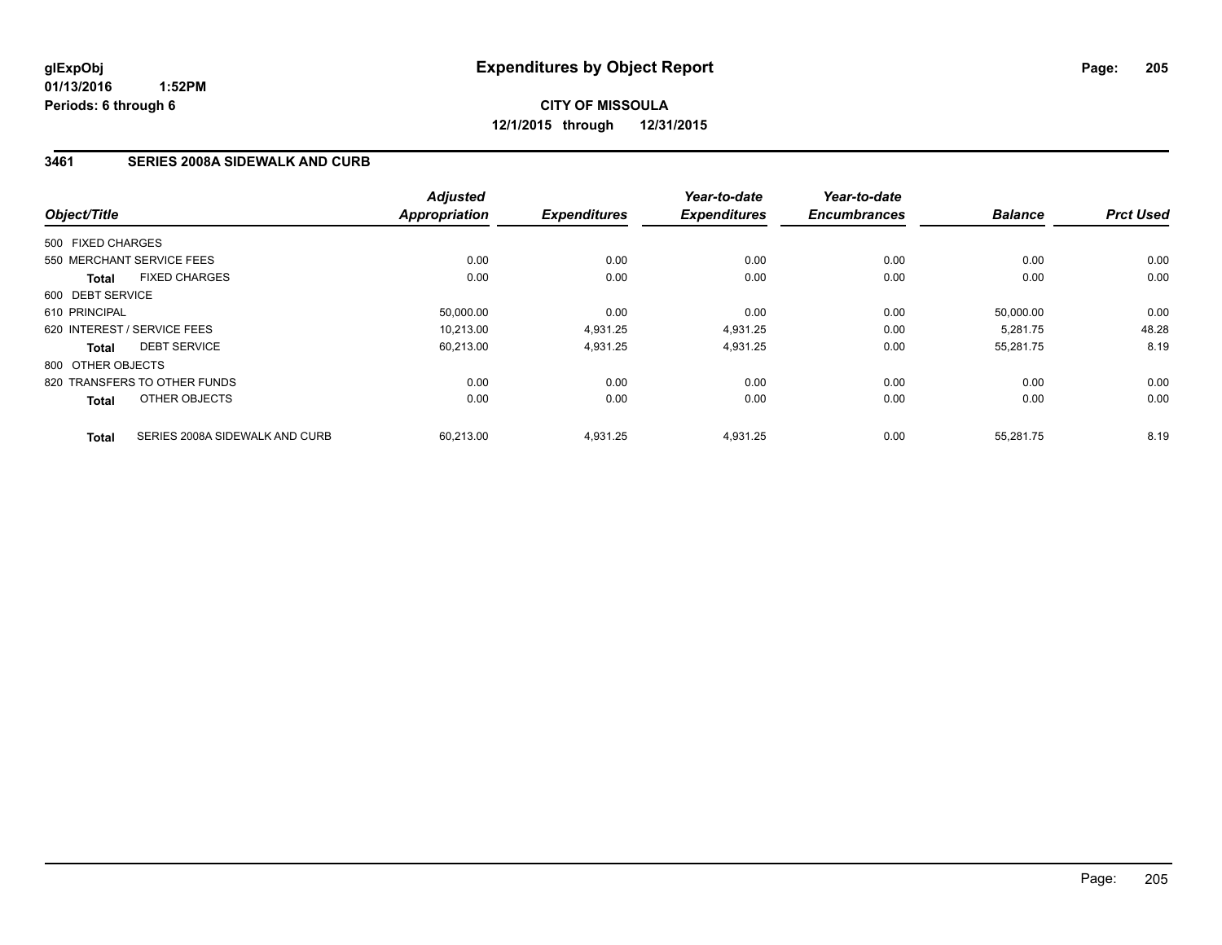# Expenditures by Object Report

glExpObj
01/13/2016 1:52PM
Periods: 6 through 6

**CITY OF MISSOULA**
**12/1/2015 through 12/31/2015**

## 3461 SERIES 2008A SIDEWALK AND CURB

| Object/Title | | Adjusted Appropriation | Expenditures | Year-to-date Expenditures | Year-to-date Encumbrances | Balance | Prct Used |
|---|---|---|---|---|---|---|---|
| 500 FIXED CHARGES | | | | | | | |
| 550 MERCHANT SERVICE FEES | | 0.00 | 0.00 | 0.00 | 0.00 | 0.00 | 0.00 |
| **Total** | FIXED CHARGES | 0.00 | 0.00 | 0.00 | 0.00 | 0.00 | 0.00 |
| 600 DEBT SERVICE | | | | | | | |
| 610 PRINCIPAL | | 50,000.00 | 0.00 | 0.00 | 0.00 | 50,000.00 | 0.00 |
| 620 INTEREST / SERVICE FEES | | 10,213.00 | 4,931.25 | 4,931.25 | 0.00 | 5,281.75 | 48.28 |
| **Total** | DEBT SERVICE | 60,213.00 | 4,931.25 | 4,931.25 | 0.00 | 55,281.75 | 8.19 |
| 800 OTHER OBJECTS | | | | | | | |
| 820 TRANSFERS TO OTHER FUNDS | | 0.00 | 0.00 | 0.00 | 0.00 | 0.00 | 0.00 |
| **Total** | OTHER OBJECTS | 0.00 | 0.00 | 0.00 | 0.00 | 0.00 | 0.00 |
| **Total** | SERIES 2008A SIDEWALK AND CURB | 60,213.00 | 4,931.25 | 4,931.25 | 0.00 | 55,281.75 | 8.19 |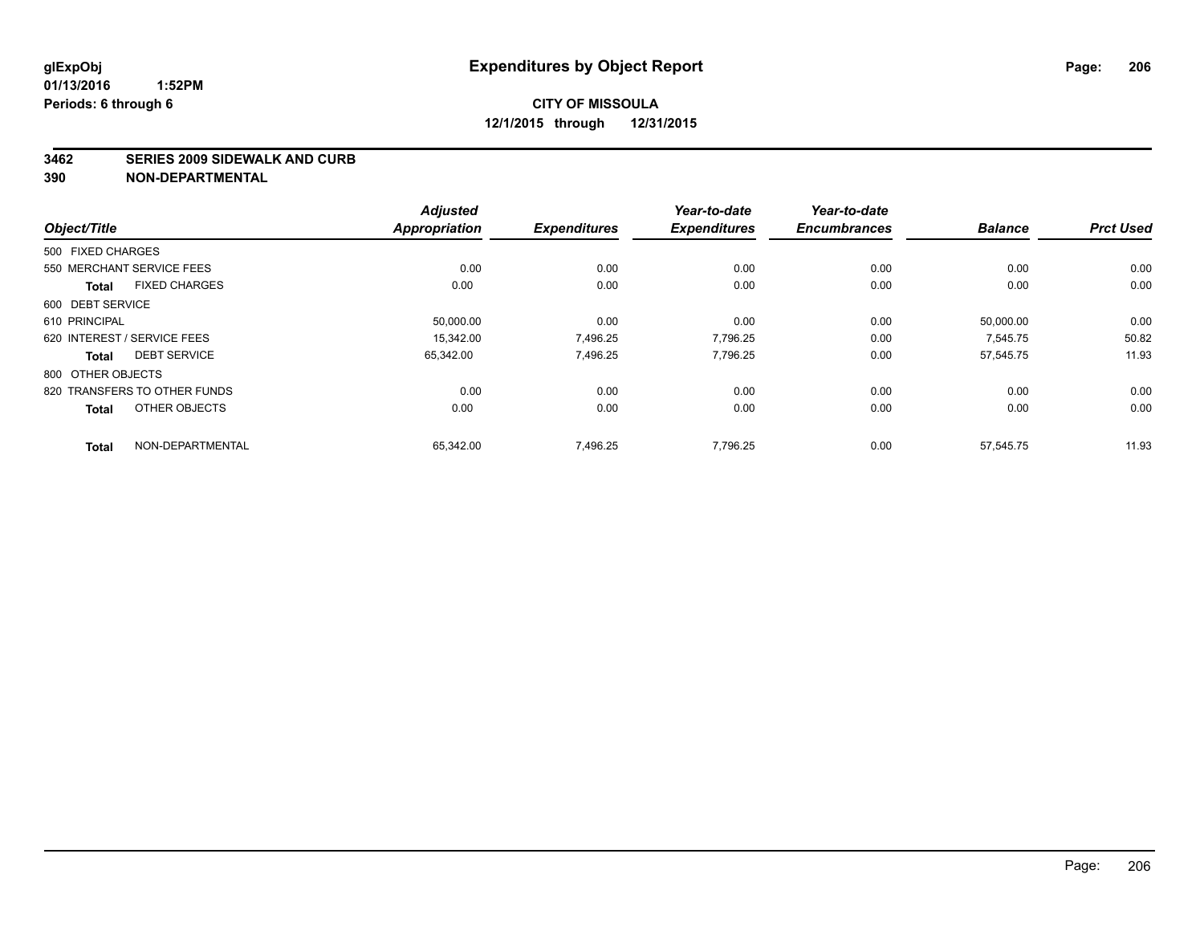glExpObj
01/13/2016 1:52PM
Periods: 6 through 6

# Expenditures by Object Report

**CITY OF MISSOULA**
**12/1/2015 through 12/31/2015**

**3462 SERIES 2009 SIDEWALK AND CURB**
**390 NON-DEPARTMENTAL**

| Object/Title | Adjusted Appropriation | Expenditures | Year-to-date Expenditures | Year-to-date Encumbrances | Balance | Prct Used |
|---|---|---|---|---|---|---|
| 500 FIXED CHARGES | | | | | | |
| 550 MERCHANT SERVICE FEES | 0.00 | 0.00 | 0.00 | 0.00 | 0.00 | 0.00 |
| **Total** FIXED CHARGES | 0.00 | 0.00 | 0.00 | 0.00 | 0.00 | 0.00 |
| 600 DEBT SERVICE | | | | | | |
| 610 PRINCIPAL | 50,000.00 | 0.00 | 0.00 | 0.00 | 50,000.00 | 0.00 |
| 620 INTEREST / SERVICE FEES | 15,342.00 | 7,496.25 | 7,796.25 | 0.00 | 7,545.75 | 50.82 |
| **Total** DEBT SERVICE | 65,342.00 | 7,496.25 | 7,796.25 | 0.00 | 57,545.75 | 11.93 |
| 800 OTHER OBJECTS | | | | | | |
| 820 TRANSFERS TO OTHER FUNDS | 0.00 | 0.00 | 0.00 | 0.00 | 0.00 | 0.00 |
| **Total** OTHER OBJECTS | 0.00 | 0.00 | 0.00 | 0.00 | 0.00 | 0.00 |
| **Total** NON-DEPARTMENTAL | 65,342.00 | 7,496.25 | 7,796.25 | 0.00 | 57,545.75 | 11.93 |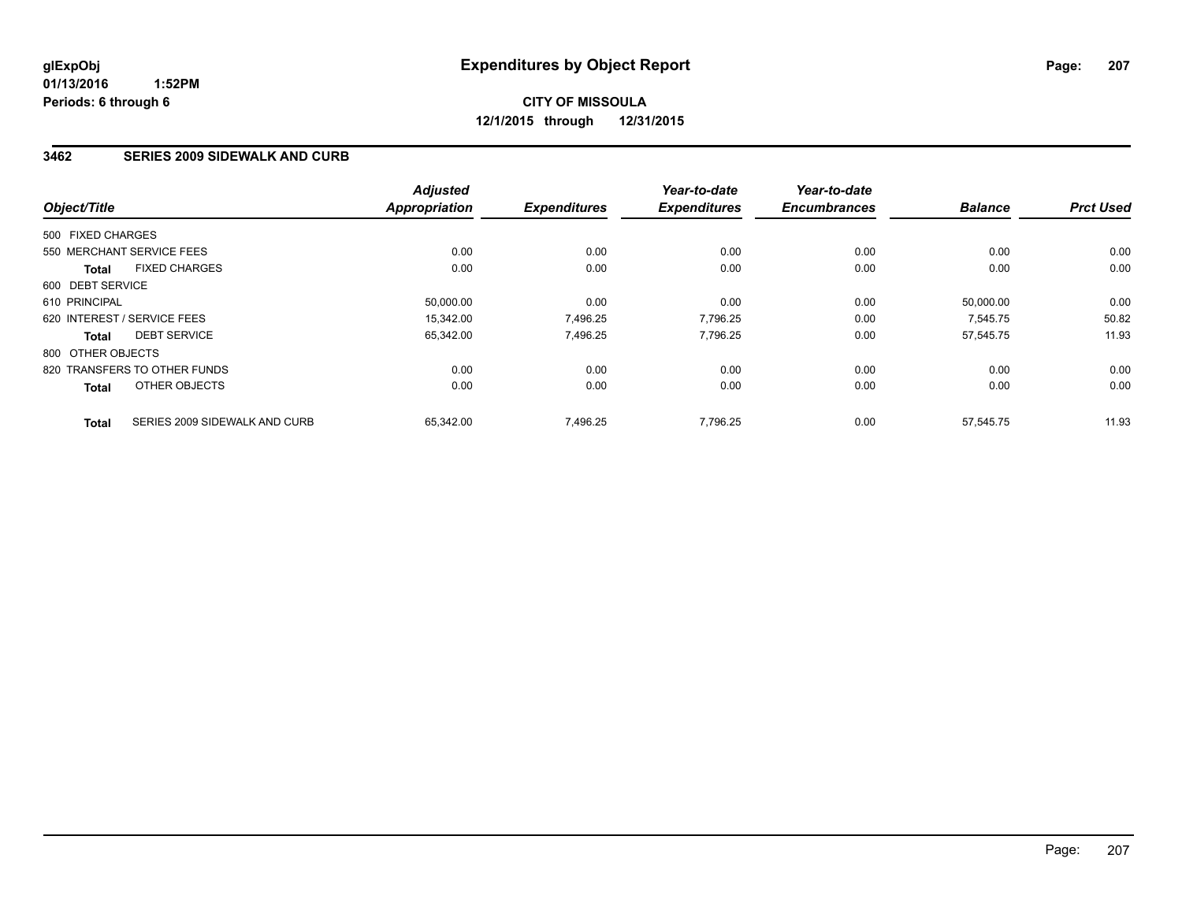**glExpObj**
**01/13/2016 1:52PM**
**Periods: 6 through 6**

# Expenditures by Object Report

**CITY OF MISSOULA**
**12/1/2015 through 12/31/2015**

## 3462 SERIES 2009 SIDEWALK AND CURB

| Object/Title | Adjusted Appropriation | Expenditures | Year-to-date Expenditures | Year-to-date Encumbrances | Balance | Prct Used |
|---|---|---|---|---|---|---|
| 500 FIXED CHARGES | | | | | | |
| 550 MERCHANT SERVICE FEES | 0.00 | 0.00 | 0.00 | 0.00 | 0.00 | 0.00 |
| **Total** FIXED CHARGES | 0.00 | 0.00 | 0.00 | 0.00 | 0.00 | 0.00 |
| 600 DEBT SERVICE | | | | | | |
| 610 PRINCIPAL | 50,000.00 | 0.00 | 0.00 | 0.00 | 50,000.00 | 0.00 |
| 620 INTEREST / SERVICE FEES | 15,342.00 | 7,496.25 | 7,796.25 | 0.00 | 7,545.75 | 50.82 |
| **Total** DEBT SERVICE | 65,342.00 | 7,496.25 | 7,796.25 | 0.00 | 57,545.75 | 11.93 |
| 800 OTHER OBJECTS | | | | | | |
| 820 TRANSFERS TO OTHER FUNDS | 0.00 | 0.00 | 0.00 | 0.00 | 0.00 | 0.00 |
| **Total** OTHER OBJECTS | 0.00 | 0.00 | 0.00 | 0.00 | 0.00 | 0.00 |
| **Total** SERIES 2009 SIDEWALK AND CURB | 65,342.00 | 7,496.25 | 7,796.25 | 0.00 | 57,545.75 | 11.93 |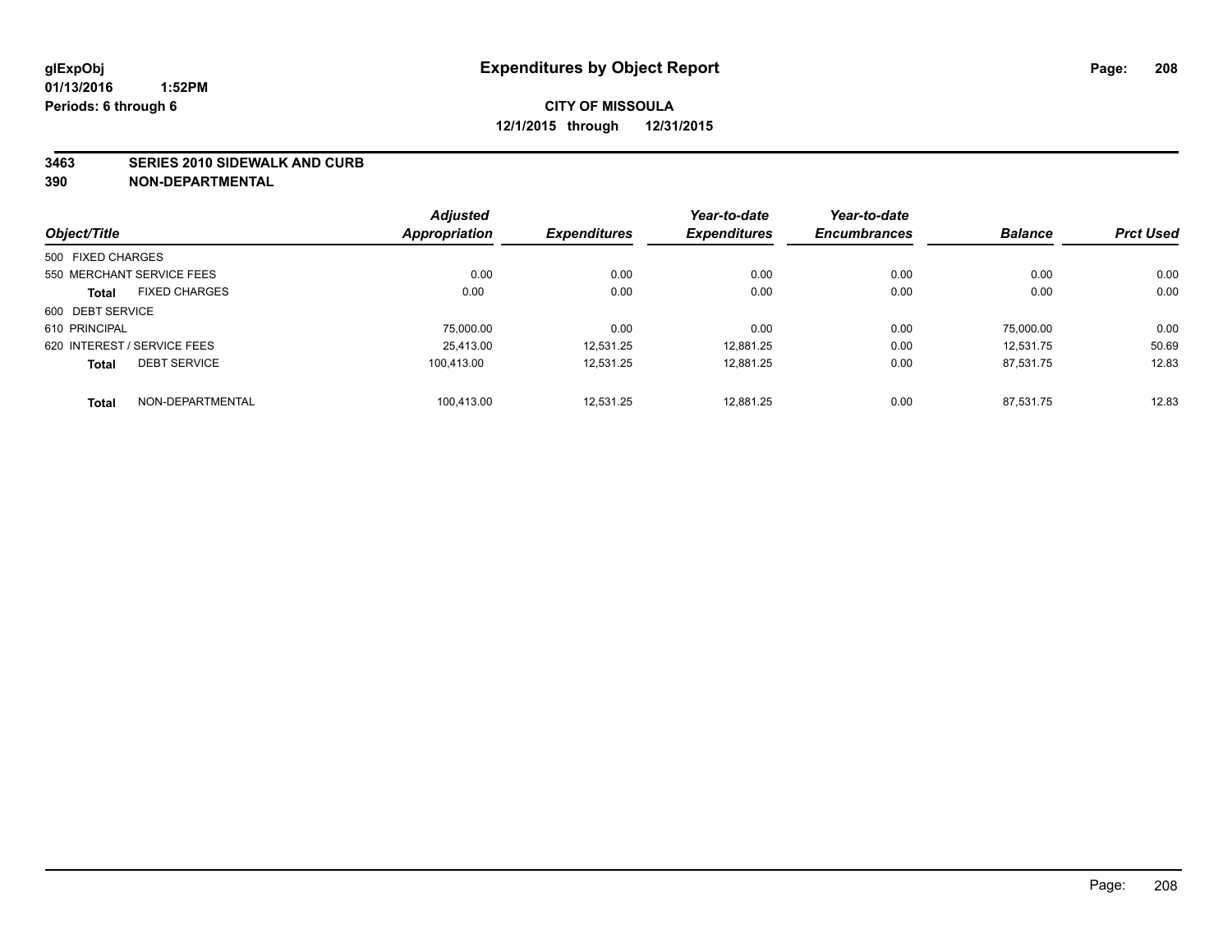**glExpObj**
**01/13/2016 1:52PM**
**Periods: 6 through 6**

# Expenditures by Object Report

**CITY OF MISSOULA**
**12/1/2015 through 12/31/2015**

**3463 SERIES 2010 SIDEWALK AND CURB**
**390 NON-DEPARTMENTAL**

| Object/Title | | Adjusted Appropriation | Expenditures | Year-to-date Expenditures | Year-to-date Encumbrances | Balance | Prct Used |
|---|---|---|---|---|---|---|---|
| 500 FIXED CHARGES | | | | | | | |
| 550 MERCHANT SERVICE FEES | | 0.00 | 0.00 | 0.00 | 0.00 | 0.00 | 0.00 |
| **Total** | FIXED CHARGES | 0.00 | 0.00 | 0.00 | 0.00 | 0.00 | 0.00 |
| 600 DEBT SERVICE | | | | | | | |
| 610 PRINCIPAL | | 75,000.00 | 0.00 | 0.00 | 0.00 | 75,000.00 | 0.00 |
| 620 INTEREST / SERVICE FEES | | 25,413.00 | 12,531.25 | 12,881.25 | 0.00 | 12,531.75 | 50.69 |
| **Total** | DEBT SERVICE | 100,413.00 | 12,531.25 | 12,881.25 | 0.00 | 87,531.75 | 12.83 |
| **Total** | NON-DEPARTMENTAL | 100,413.00 | 12,531.25 | 12,881.25 | 0.00 | 87,531.75 | 12.83 |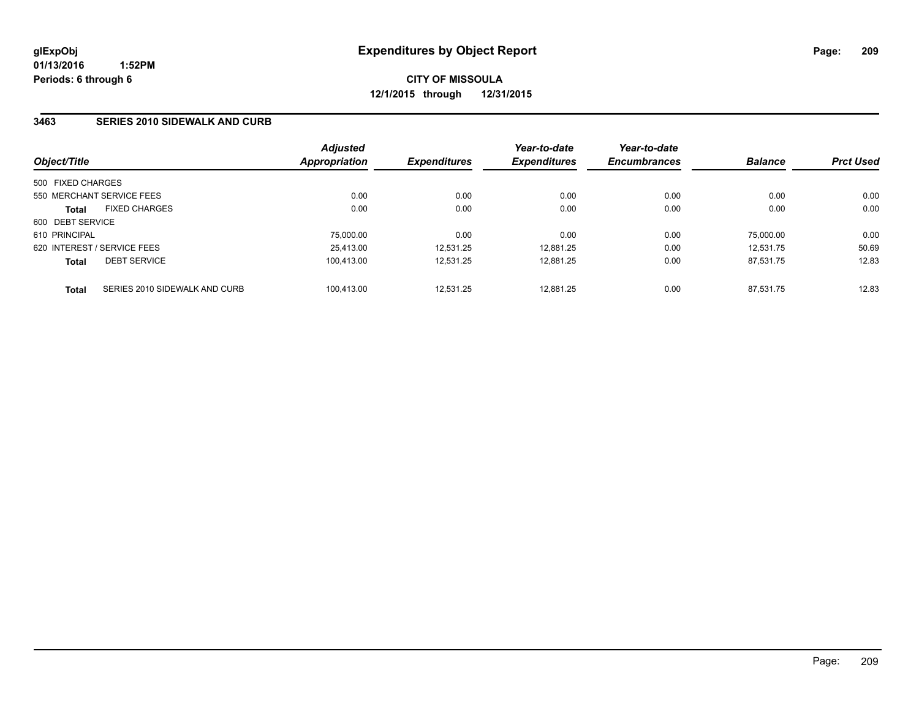glExpObj
01/13/2016 1:52PM
Periods: 6 through 6

# Expenditures by Object Report

**CITY OF MISSOULA**
**12/1/2015 through 12/31/2015**

## 3463 SERIES 2010 SIDEWALK AND CURB

| Object/Title | Adjusted Appropriation | Expenditures | Year-to-date Expenditures | Year-to-date Encumbrances | Balance | Prct Used |
|---|---|---|---|---|---|---|
| 500 FIXED CHARGES | | | | | | |
| 550 MERCHANT SERVICE FEES | 0.00 | 0.00 | 0.00 | 0.00 | 0.00 | 0.00 |
| **Total** FIXED CHARGES | 0.00 | 0.00 | 0.00 | 0.00 | 0.00 | 0.00 |
| 600 DEBT SERVICE | | | | | | |
| 610 PRINCIPAL | 75,000.00 | 0.00 | 0.00 | 0.00 | 75,000.00 | 0.00 |
| 620 INTEREST / SERVICE FEES | 25,413.00 | 12,531.25 | 12,881.25 | 0.00 | 12,531.75 | 50.69 |
| **Total** DEBT SERVICE | 100,413.00 | 12,531.25 | 12,881.25 | 0.00 | 87,531.75 | 12.83 |
| **Total** SERIES 2010 SIDEWALK AND CURB | 100,413.00 | 12,531.25 | 12,881.25 | 0.00 | 87,531.75 | 12.83 |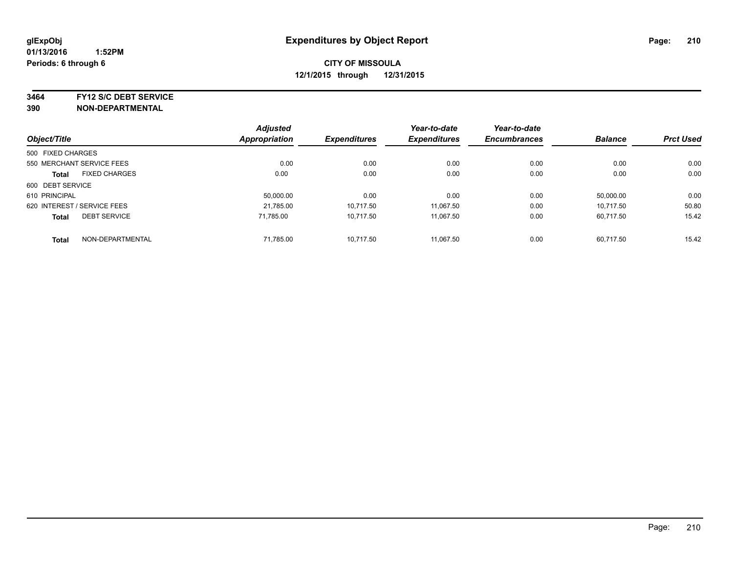glExpObj
01/13/2016 1:52PM
Periods: 6 through 6

# Expenditures by Object Report

**CITY OF MISSOULA**
**12/1/2015 through 12/31/2015**

**3464 FY12 S/C DEBT SERVICE**
**390 NON-DEPARTMENTAL**

| Object/Title | Adjusted Appropriation | Expenditures | Year-to-date Expenditures | Year-to-date Encumbrances | Balance | Prct Used |
|---|---|---|---|---|---|---|
| 500 FIXED CHARGES | | | | | | |
| 550 MERCHANT SERVICE FEES | 0.00 | 0.00 | 0.00 | 0.00 | 0.00 | 0.00 |
| **Total** FIXED CHARGES | 0.00 | 0.00 | 0.00 | 0.00 | 0.00 | 0.00 |
| 600 DEBT SERVICE | | | | | | |
| 610 PRINCIPAL | 50,000.00 | 0.00 | 0.00 | 0.00 | 50,000.00 | 0.00 |
| 620 INTEREST / SERVICE FEES | 21,785.00 | 10,717.50 | 11,067.50 | 0.00 | 10,717.50 | 50.80 |
| **Total** DEBT SERVICE | 71,785.00 | 10,717.50 | 11,067.50 | 0.00 | 60,717.50 | 15.42 |
| **Total** NON-DEPARTMENTAL | 71,785.00 | 10,717.50 | 11,067.50 | 0.00 | 60,717.50 | 15.42 |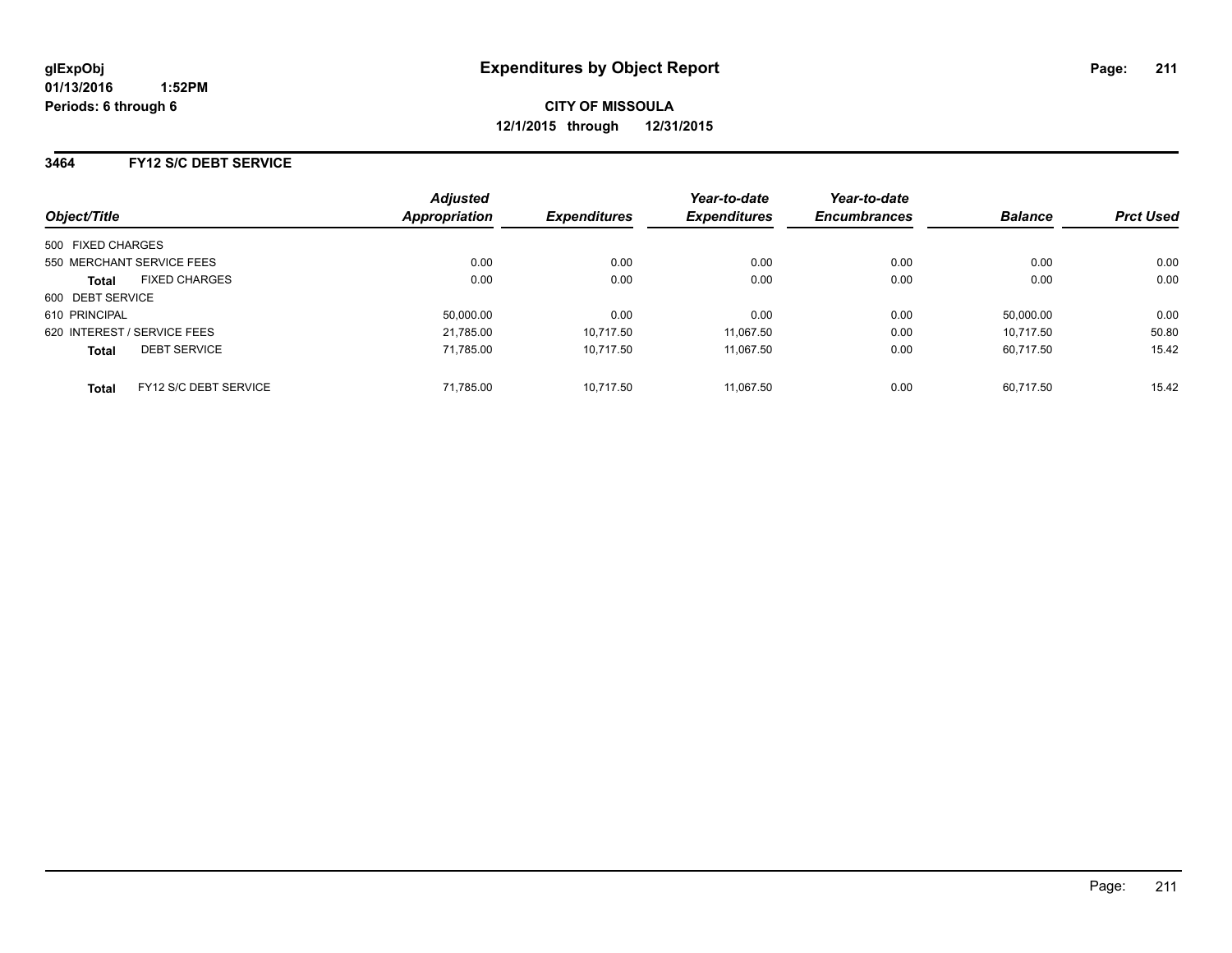glExpObj
01/13/2016 1:52PM
Periods: 6 through 6

# Expenditures by Object Report

**CITY OF MISSOULA**
**12/1/2015 through 12/31/2015**

## 3464 FY12 S/C DEBT SERVICE

| Object/Title | Adjusted Appropriation | Expenditures | Year-to-date Expenditures | Year-to-date Encumbrances | Balance | Prct Used |
|---|---|---|---|---|---|---|
| 500 FIXED CHARGES | | | | | | |
| 550 MERCHANT SERVICE FEES | 0.00 | 0.00 | 0.00 | 0.00 | 0.00 | 0.00 |
| **Total** FIXED CHARGES | 0.00 | 0.00 | 0.00 | 0.00 | 0.00 | 0.00 |
| 600 DEBT SERVICE | | | | | | |
| 610 PRINCIPAL | 50,000.00 | 0.00 | 0.00 | 0.00 | 50,000.00 | 0.00 |
| 620 INTEREST / SERVICE FEES | 21,785.00 | 10,717.50 | 11,067.50 | 0.00 | 10,717.50 | 50.80 |
| **Total** DEBT SERVICE | 71,785.00 | 10,717.50 | 11,067.50 | 0.00 | 60,717.50 | 15.42 |
| **Total** FY12 S/C DEBT SERVICE | 71,785.00 | 10,717.50 | 11,067.50 | 0.00 | 60,717.50 | 15.42 |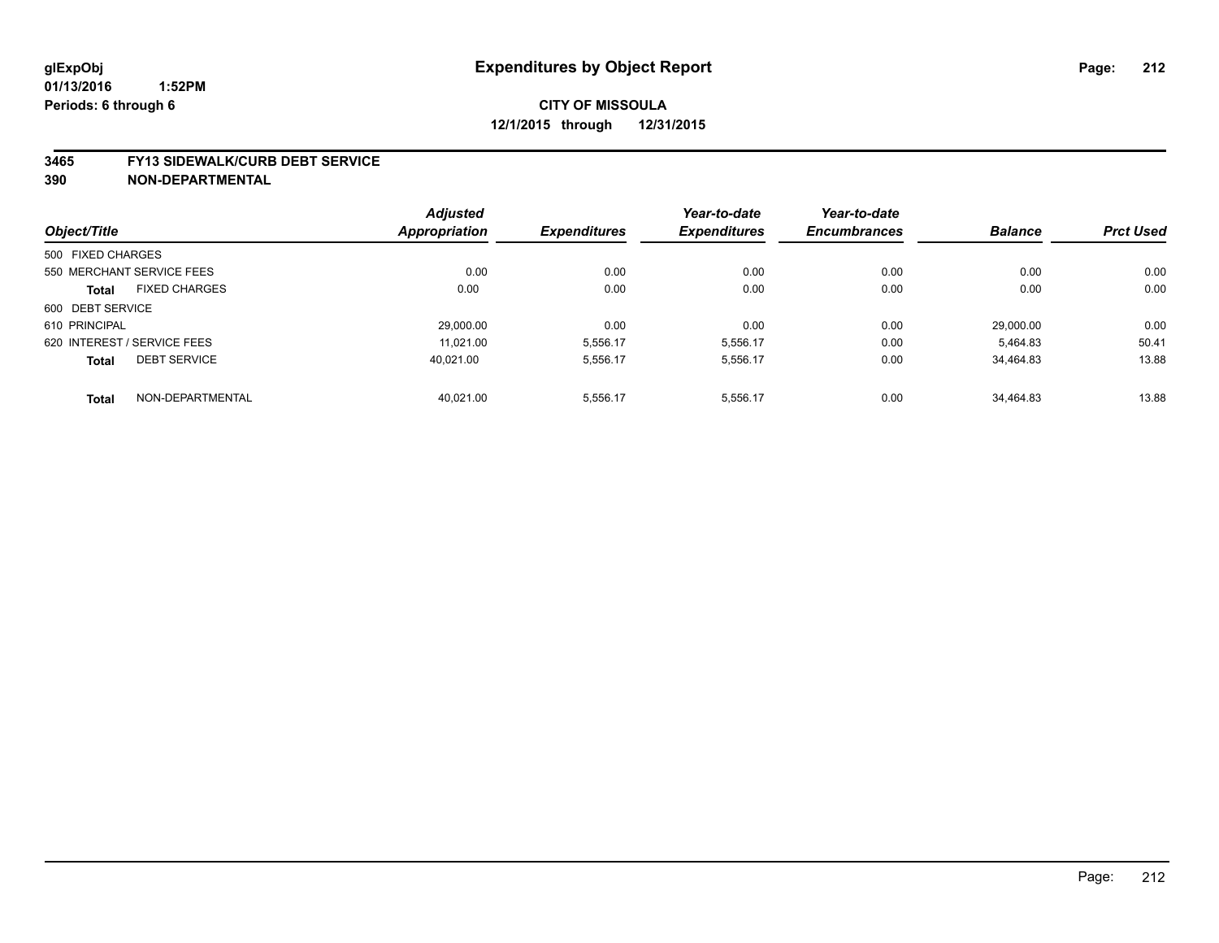glExpObj
01/13/2016 1:52PM
Periods: 6 through 6

# Expenditures by Object Report

**CITY OF MISSOULA**

**12/1/2015 through 12/31/2015**

**3465 FY13 SIDEWALK/CURB DEBT SERVICE**
**390 NON-DEPARTMENTAL**

| Object/Title | | Adjusted Appropriation | Expenditures | Year-to-date Expenditures | Year-to-date Encumbrances | Balance | Prct Used |
|---|---|---|---|---|---|---|---|
| 500 FIXED CHARGES | | | | | | | |
| 550 MERCHANT SERVICE FEES | | 0.00 | 0.00 | 0.00 | 0.00 | 0.00 | 0.00 |
| **Total** | FIXED CHARGES | 0.00 | 0.00 | 0.00 | 0.00 | 0.00 | 0.00 |
| 600 DEBT SERVICE | | | | | | | |
| 610 PRINCIPAL | | 29,000.00 | 0.00 | 0.00 | 0.00 | 29,000.00 | 0.00 |
| 620 INTEREST / SERVICE FEES | | 11,021.00 | 5,556.17 | 5,556.17 | 0.00 | 5,464.83 | 50.41 |
| **Total** | DEBT SERVICE | 40,021.00 | 5,556.17 | 5,556.17 | 0.00 | 34,464.83 | 13.88 |
| **Total** | NON-DEPARTMENTAL | 40,021.00 | 5,556.17 | 5,556.17 | 0.00 | 34,464.83 | 13.88 |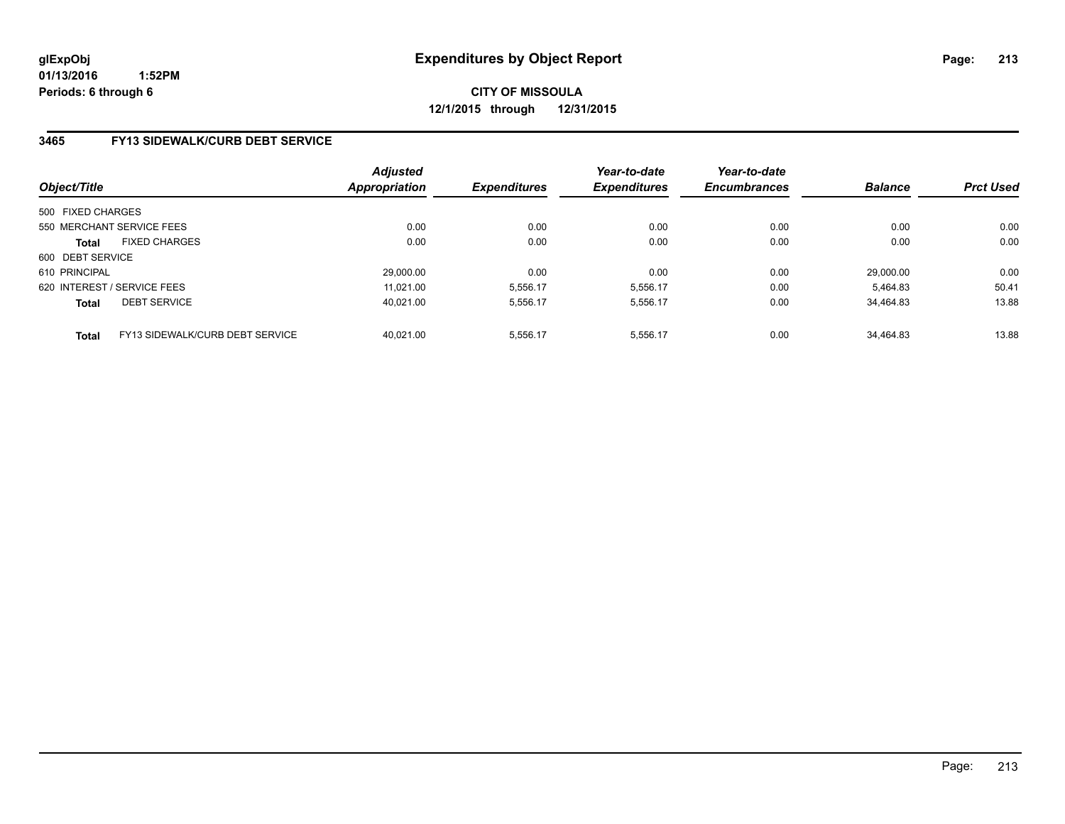**glExpObj**
**01/13/2016 1:52PM**
**Periods: 6 through 6**

# Expenditures by Object Report

**CITY OF MISSOULA**
**12/1/2015 through 12/31/2015**

## 3465 FY13 SIDEWALK/CURB DEBT SERVICE

| Object/Title | | Adjusted Appropriation | Expenditures | Year-to-date Expenditures | Year-to-date Encumbrances | Balance | Prct Used |
|---|---|---|---|---|---|---|---|
| 500 FIXED CHARGES | | | | | | | |
| 550 MERCHANT SERVICE FEES | | 0.00 | 0.00 | 0.00 | 0.00 | 0.00 | 0.00 |
| **Total** | FIXED CHARGES | 0.00 | 0.00 | 0.00 | 0.00 | 0.00 | 0.00 |
| 600 DEBT SERVICE | | | | | | | |
| 610 PRINCIPAL | | 29,000.00 | 0.00 | 0.00 | 0.00 | 29,000.00 | 0.00 |
| 620 INTEREST / SERVICE FEES | | 11,021.00 | 5,556.17 | 5,556.17 | 0.00 | 5,464.83 | 50.41 |
| **Total** | DEBT SERVICE | 40,021.00 | 5,556.17 | 5,556.17 | 0.00 | 34,464.83 | 13.88 |
| **Total** | FY13 SIDEWALK/CURB DEBT SERVICE | 40,021.00 | 5,556.17 | 5,556.17 | 0.00 | 34,464.83 | 13.88 |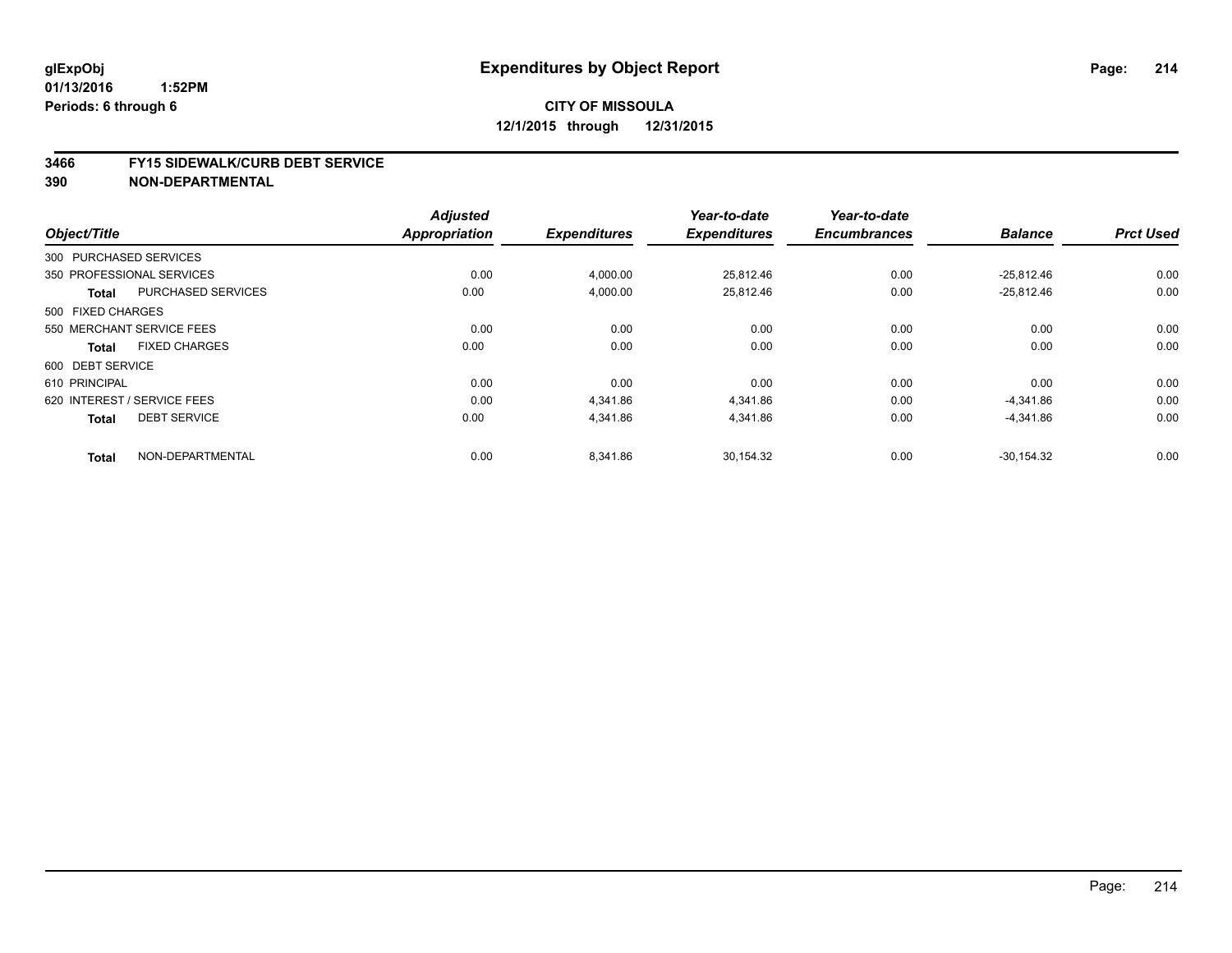# Expenditures by Object Report

glExpObj
01/13/2016 1:52PM
Periods: 6 through 6

**CITY OF MISSOULA**
**12/1/2015 through 12/31/2015**

## 3466 FY15 SIDEWALK/CURB DEBT SERVICE
## 390 NON-DEPARTMENTAL

| Object/Title | | Adjusted Appropriation | Expenditures | Year-to-date Expenditures | Year-to-date Encumbrances | Balance | Prct Used |
|---|---|---|---|---|---|---|---|
| 300 PURCHASED SERVICES | | | | | | | |
| 350 PROFESSIONAL SERVICES | | 0.00 | 4,000.00 | 25,812.46 | 0.00 | -25,812.46 | 0.00 |
| **Total** | PURCHASED SERVICES | 0.00 | 4,000.00 | 25,812.46 | 0.00 | -25,812.46 | 0.00 |
| 500 FIXED CHARGES | | | | | | | |
| 550 MERCHANT SERVICE FEES | | 0.00 | 0.00 | 0.00 | 0.00 | 0.00 | 0.00 |
| **Total** | FIXED CHARGES | 0.00 | 0.00 | 0.00 | 0.00 | 0.00 | 0.00 |
| 600 DEBT SERVICE | | | | | | | |
| 610 PRINCIPAL | | 0.00 | 0.00 | 0.00 | 0.00 | 0.00 | 0.00 |
| 620 INTEREST / SERVICE FEES | | 0.00 | 4,341.86 | 4,341.86 | 0.00 | -4,341.86 | 0.00 |
| **Total** | DEBT SERVICE | 0.00 | 4,341.86 | 4,341.86 | 0.00 | -4,341.86 | 0.00 |
| **Total** | NON-DEPARTMENTAL | 0.00 | 8,341.86 | 30,154.32 | 0.00 | -30,154.32 | 0.00 |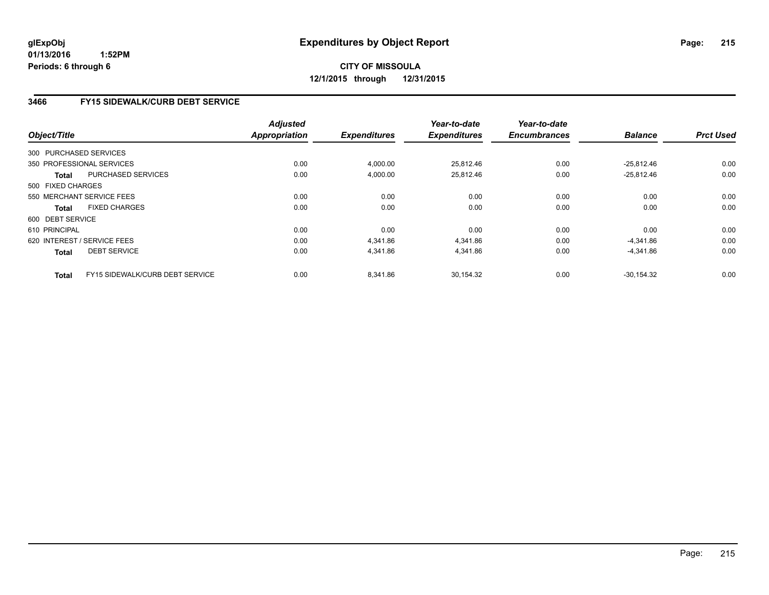# Expenditures by Object Report

glExpObj
01/13/2016 1:52PM
Periods: 6 through 6

**CITY OF MISSOULA**
**12/1/2015 through 12/31/2015**

## 3466 FY15 SIDEWALK/CURB DEBT SERVICE

| Object/Title | | Adjusted Appropriation | Expenditures | Year-to-date Expenditures | Year-to-date Encumbrances | Balance | Prct Used |
|---|---|---|---|---|---|---|---|
| 300 PURCHASED SERVICES | | | | | | | |
| 350 PROFESSIONAL SERVICES | | 0.00 | 4,000.00 | 25,812.46 | 0.00 | -25,812.46 | 0.00 |
| **Total** | PURCHASED SERVICES | 0.00 | 4,000.00 | 25,812.46 | 0.00 | -25,812.46 | 0.00 |
| 500 FIXED CHARGES | | | | | | | |
| 550 MERCHANT SERVICE FEES | | 0.00 | 0.00 | 0.00 | 0.00 | 0.00 | 0.00 |
| **Total** | FIXED CHARGES | 0.00 | 0.00 | 0.00 | 0.00 | 0.00 | 0.00 |
| 600 DEBT SERVICE | | | | | | | |
| 610 PRINCIPAL | | 0.00 | 0.00 | 0.00 | 0.00 | 0.00 | 0.00 |
| 620 INTEREST / SERVICE FEES | | 0.00 | 4,341.86 | 4,341.86 | 0.00 | -4,341.86 | 0.00 |
| **Total** | DEBT SERVICE | 0.00 | 4,341.86 | 4,341.86 | 0.00 | -4,341.86 | 0.00 |
| **Total** | FY15 SIDEWALK/CURB DEBT SERVICE | 0.00 | 8,341.86 | 30,154.32 | 0.00 | -30,154.32 | 0.00 |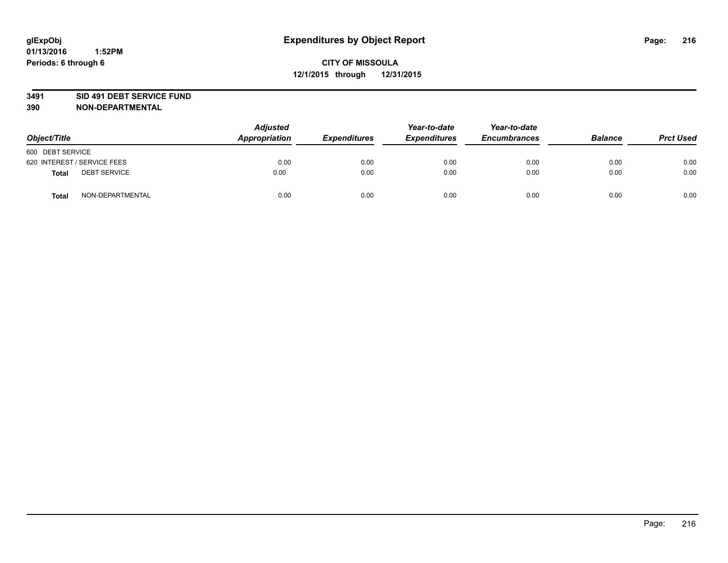glExpObj
01/13/2016 1:52PM
Periods: 6 through 6

# Expenditures by Object Report

**CITY OF MISSOULA**
**12/1/2015 through 12/31/2015**

**3491 SID 491 DEBT SERVICE FUND**
**390 NON-DEPARTMENTAL**

| Object/Title | | Adjusted Appropriation | Expenditures | Year-to-date Expenditures | Year-to-date Encumbrances | Balance | Prct Used |
|---|---|---|---|---|---|---|---|
| 600 DEBT SERVICE | | | | | | | |
| 620 INTEREST / SERVICE FEES | | 0.00 | 0.00 | 0.00 | 0.00 | 0.00 | 0.00 |
| **Total** | DEBT SERVICE | 0.00 | 0.00 | 0.00 | 0.00 | 0.00 | 0.00 |
| **Total** | NON-DEPARTMENTAL | 0.00 | 0.00 | 0.00 | 0.00 | 0.00 | 0.00 |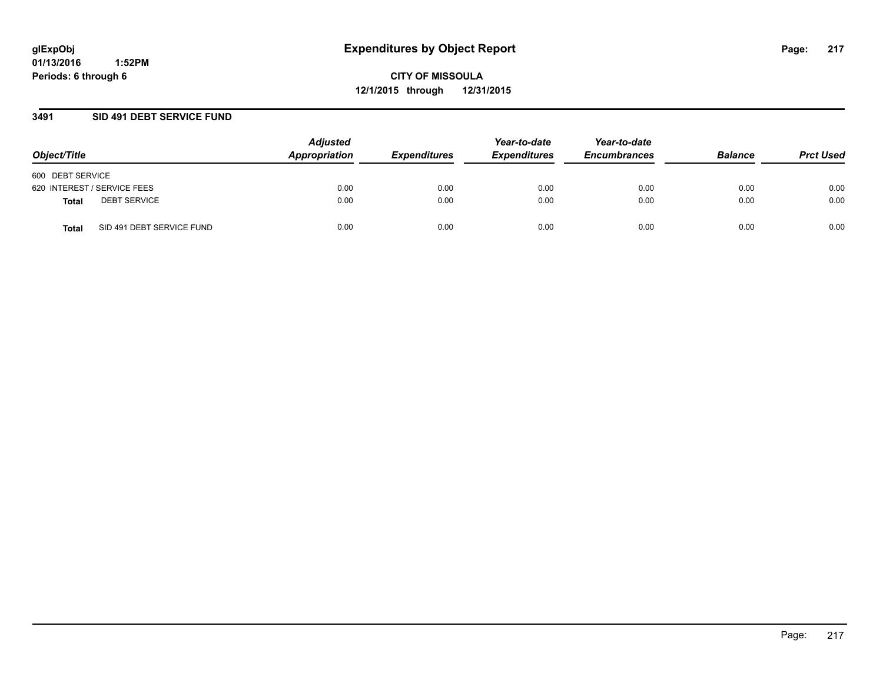glExpObj
01/13/2016 1:52PM
Periods: 6 through 6

# Expenditures by Object Report

**CITY OF MISSOULA**
**12/1/2015 through 12/31/2015**

## 3491 SID 491 DEBT SERVICE FUND

| Object/Title | | Adjusted Appropriation | Expenditures | Year-to-date Expenditures | Year-to-date Encumbrances | Balance | Prct Used |
|---|---|---|---|---|---|---|---|
| 600 DEBT SERVICE | | | | | | | |
| 620 INTEREST / SERVICE FEES | | 0.00 | 0.00 | 0.00 | 0.00 | 0.00 | 0.00 |
| **Total** | DEBT SERVICE | 0.00 | 0.00 | 0.00 | 0.00 | 0.00 | 0.00 |
| **Total** | SID 491 DEBT SERVICE FUND | 0.00 | 0.00 | 0.00 | 0.00 | 0.00 | 0.00 |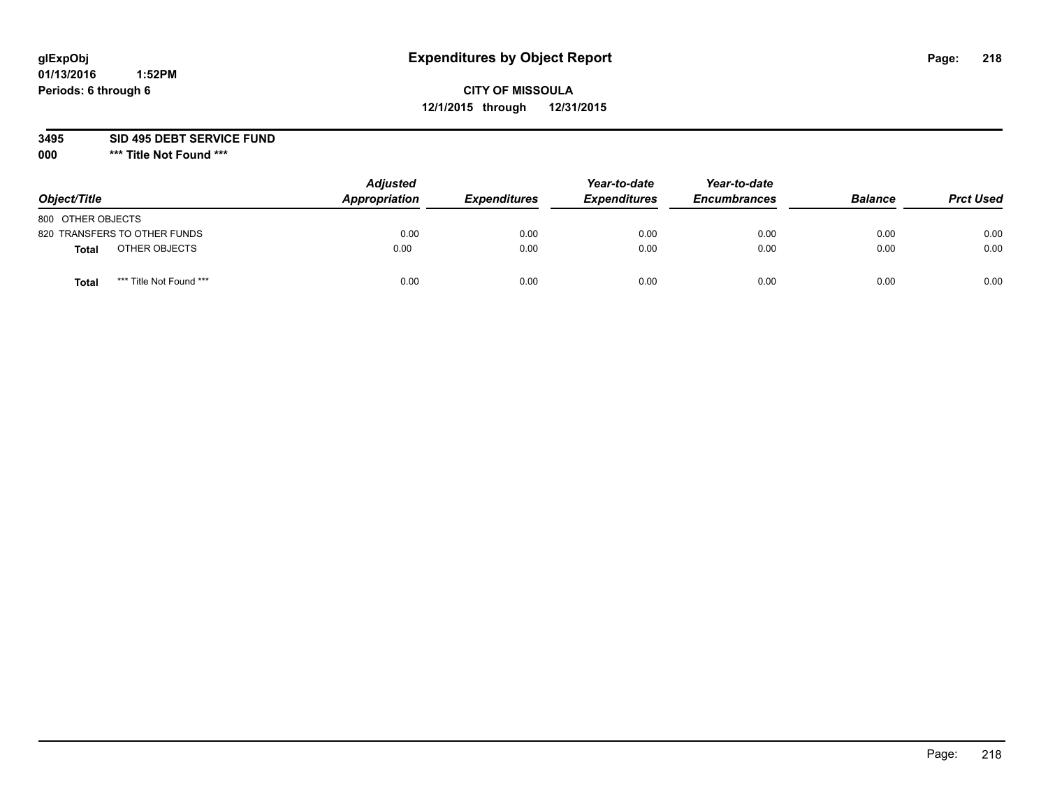glExpObj
01/13/2016 1:52PM
Periods: 6 through 6

# Expenditures by Object Report

**CITY OF MISSOULA**
**12/1/2015 through 12/31/2015**

**3495 SID 495 DEBT SERVICE FUND**
**000 \*\*\* Title Not Found \*\*\***

| Object/Title | Adjusted Appropriation | Expenditures | Year-to-date Expenditures | Year-to-date Encumbrances | Balance | Prct Used |
|---|---|---|---|---|---|---|
| 800 OTHER OBJECTS | | | | | | |
| 820 TRANSFERS TO OTHER FUNDS | 0.00 | 0.00 | 0.00 | 0.00 | 0.00 | 0.00 |
| **Total** OTHER OBJECTS | 0.00 | 0.00 | 0.00 | 0.00 | 0.00 | 0.00 |
| **Total** *** Title Not Found *** | 0.00 | 0.00 | 0.00 | 0.00 | 0.00 | 0.00 |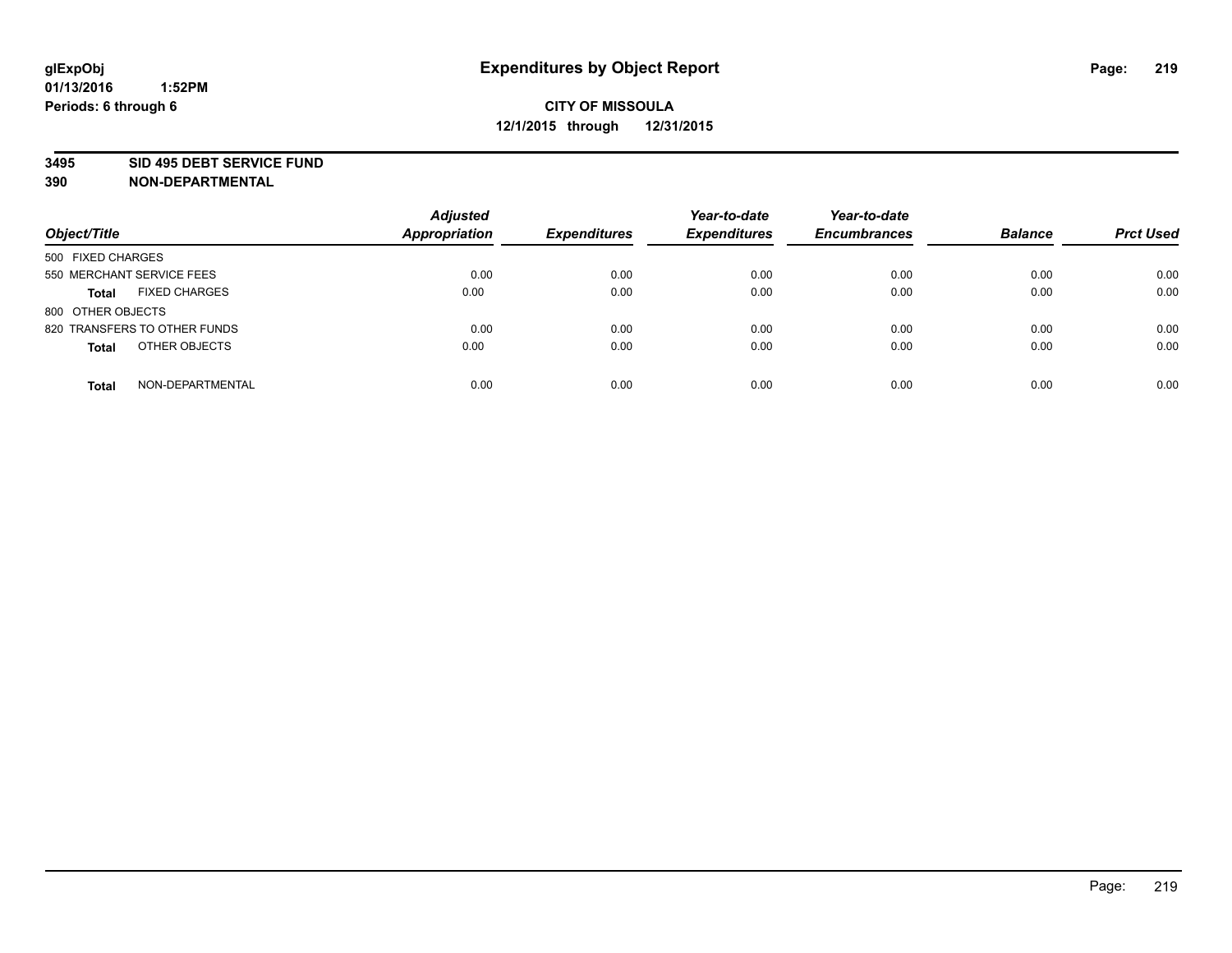glExpObj
01/13/2016 1:52PM
Periods: 6 through 6

# Expenditures by Object Report

**CITY OF MISSOULA**
**12/1/2015 through 12/31/2015**

**3495 SID 495 DEBT SERVICE FUND**
**390 NON-DEPARTMENTAL**

| Object/Title | Adjusted Appropriation | Expenditures | Year-to-date Expenditures | Year-to-date Encumbrances | Balance | Prct Used |
|---|---|---|---|---|---|---|
| 500 FIXED CHARGES | | | | | | |
| 550 MERCHANT SERVICE FEES | 0.00 | 0.00 | 0.00 | 0.00 | 0.00 | 0.00 |
| **Total** FIXED CHARGES | 0.00 | 0.00 | 0.00 | 0.00 | 0.00 | 0.00 |
| 800 OTHER OBJECTS | | | | | | |
| 820 TRANSFERS TO OTHER FUNDS | 0.00 | 0.00 | 0.00 | 0.00 | 0.00 | 0.00 |
| **Total** OTHER OBJECTS | 0.00 | 0.00 | 0.00 | 0.00 | 0.00 | 0.00 |
| **Total** NON-DEPARTMENTAL | 0.00 | 0.00 | 0.00 | 0.00 | 0.00 | 0.00 |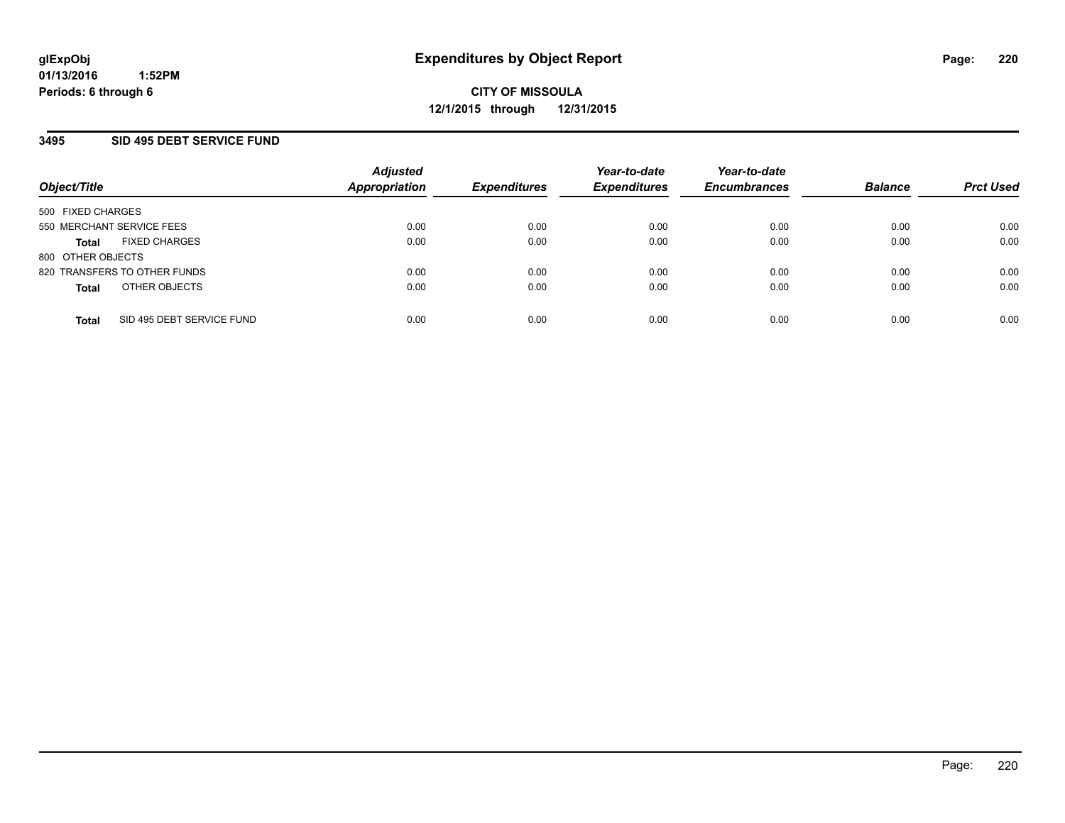# Expenditures by Object Report

glExpObj
01/13/2016 1:52PM
Periods: 6 through 6

**CITY OF MISSOULA**
**12/1/2015 through 12/31/2015**

## 3495 SID 495 DEBT SERVICE FUND

| Object/Title | | Adjusted Appropriation | Expenditures | Year-to-date Expenditures | Year-to-date Encumbrances | Balance | Prct Used |
|---|---|---|---|---|---|---|---|
| 500 FIXED CHARGES | | | | | | | |
| 550 MERCHANT SERVICE FEES | | 0.00 | 0.00 | 0.00 | 0.00 | 0.00 | 0.00 |
| **Total** | FIXED CHARGES | 0.00 | 0.00 | 0.00 | 0.00 | 0.00 | 0.00 |
| 800 OTHER OBJECTS | | | | | | | |
| 820 TRANSFERS TO OTHER FUNDS | | 0.00 | 0.00 | 0.00 | 0.00 | 0.00 | 0.00 |
| **Total** | OTHER OBJECTS | 0.00 | 0.00 | 0.00 | 0.00 | 0.00 | 0.00 |
| **Total** | SID 495 DEBT SERVICE FUND | 0.00 | 0.00 | 0.00 | 0.00 | 0.00 | 0.00 |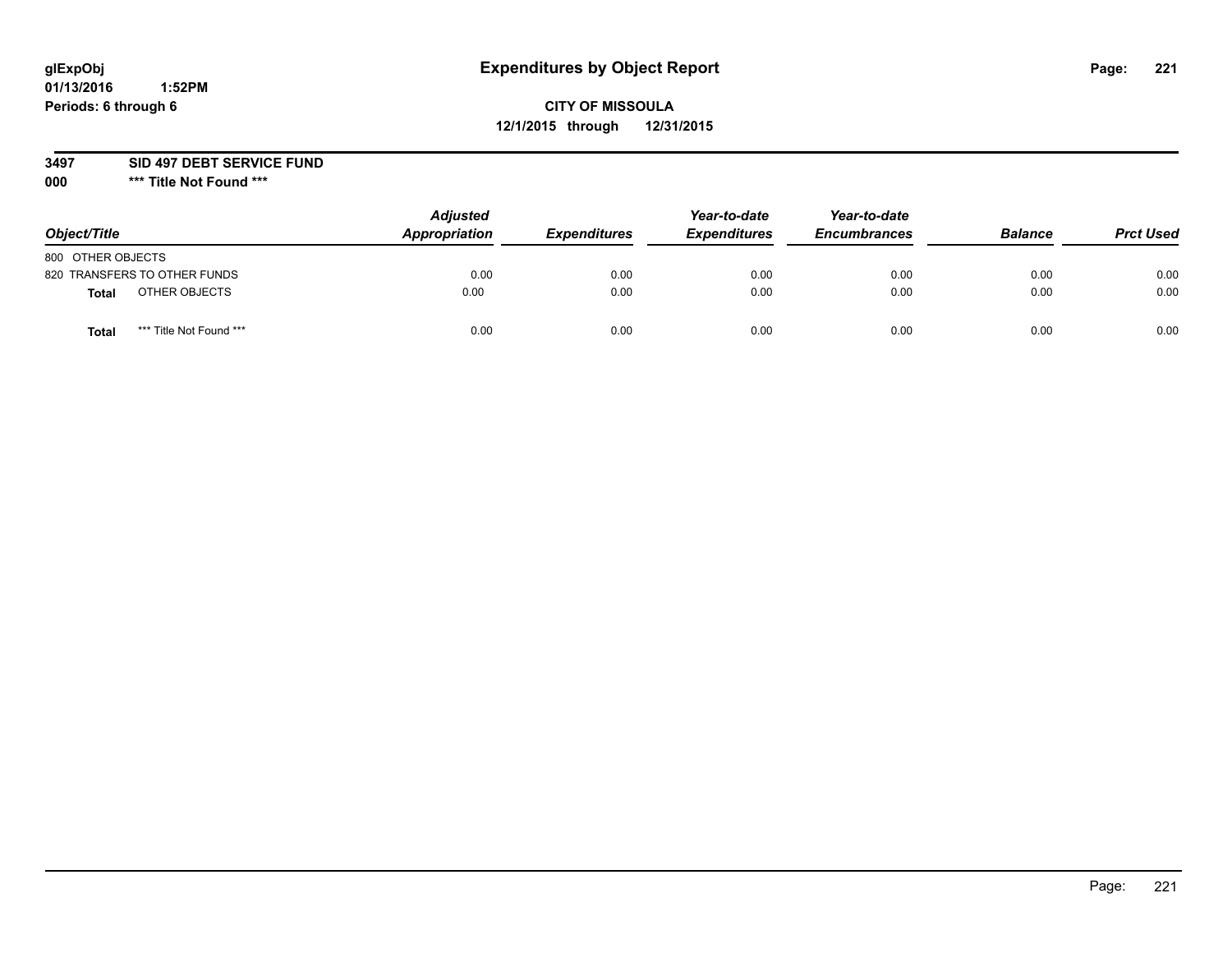glExpObj
01/13/2016 1:52PM
Periods: 6 through 6

# Expenditures by Object Report

**CITY OF MISSOULA**
**12/1/2015 through 12/31/2015**

**3497 SID 497 DEBT SERVICE FUND**
**000 *** Title Not Found *****

| Object/Title | | Adjusted Appropriation | Expenditures | Year-to-date Expenditures | Year-to-date Encumbrances | Balance | Prct Used |
|---|---|---|---|---|---|---|---|
| 800 OTHER OBJECTS | | | | | | | |
| 820 TRANSFERS TO OTHER FUNDS | | 0.00 | 0.00 | 0.00 | 0.00 | 0.00 | 0.00 |
| **Total** | OTHER OBJECTS | 0.00 | 0.00 | 0.00 | 0.00 | 0.00 | 0.00 |
| **Total** | *** Title Not Found *** | 0.00 | 0.00 | 0.00 | 0.00 | 0.00 | 0.00 |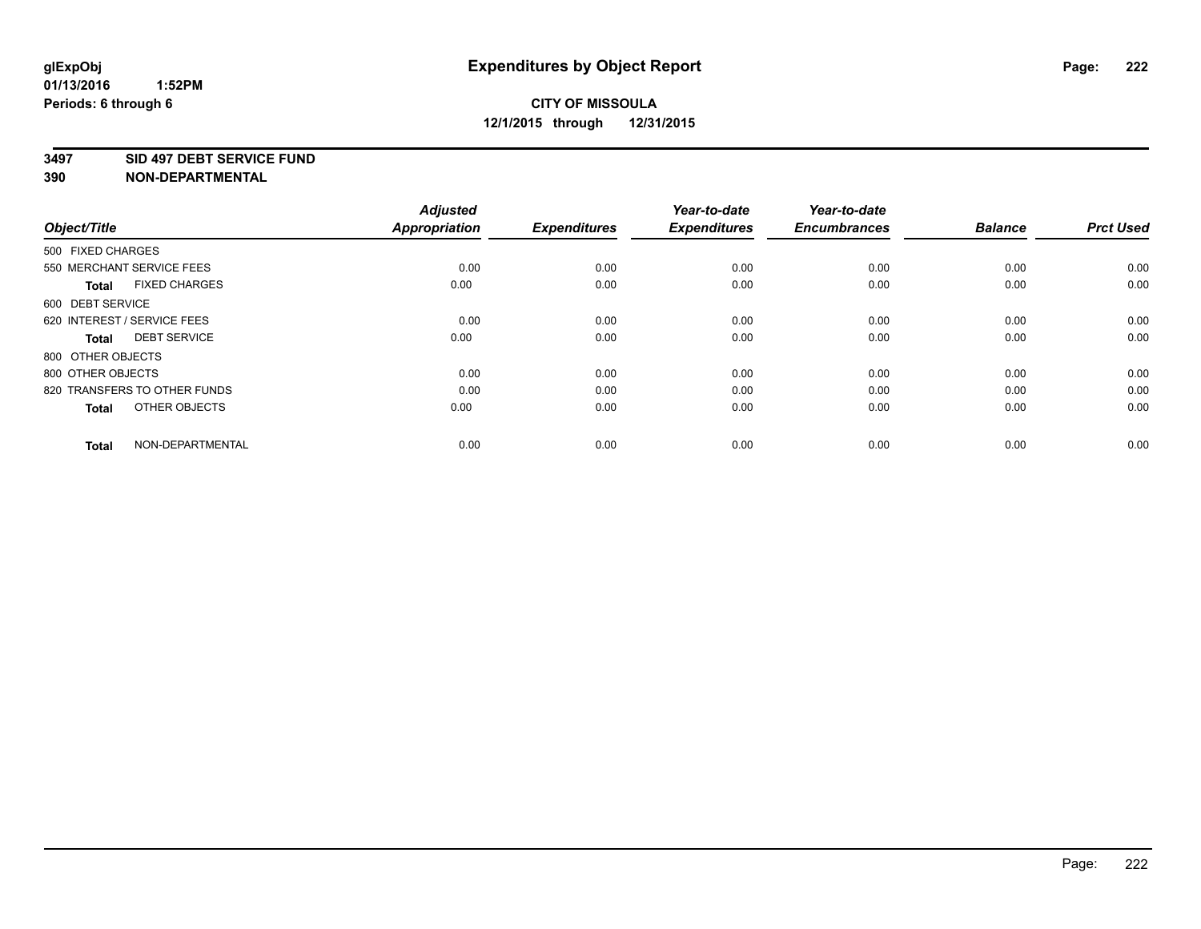**glExpObj** **Expenditures by Object Report**

**01/13/2016 1:52PM**

**Periods: 6 through 6**

**CITY OF MISSOULA**

**12/1/2015 through 12/31/2015**

## 3497 SID 497 DEBT SERVICE FUND
## 390 NON-DEPARTMENTAL

| Object/Title | Adjusted Appropriation | Expenditures | Year-to-date Expenditures | Year-to-date Encumbrances | Balance | Prct Used |
|---|---|---|---|---|---|---|
| 500 FIXED CHARGES | | | | | | |
| 550 MERCHANT SERVICE FEES | 0.00 | 0.00 | 0.00 | 0.00 | 0.00 | 0.00 |
| **Total** FIXED CHARGES | 0.00 | 0.00 | 0.00 | 0.00 | 0.00 | 0.00 |
| 600 DEBT SERVICE | | | | | | |
| 620 INTEREST / SERVICE FEES | 0.00 | 0.00 | 0.00 | 0.00 | 0.00 | 0.00 |
| **Total** DEBT SERVICE | 0.00 | 0.00 | 0.00 | 0.00 | 0.00 | 0.00 |
| 800 OTHER OBJECTS | | | | | | |
| 800 OTHER OBJECTS | 0.00 | 0.00 | 0.00 | 0.00 | 0.00 | 0.00 |
| 820 TRANSFERS TO OTHER FUNDS | 0.00 | 0.00 | 0.00 | 0.00 | 0.00 | 0.00 |
| **Total** OTHER OBJECTS | 0.00 | 0.00 | 0.00 | 0.00 | 0.00 | 0.00 |
| **Total** NON-DEPARTMENTAL | 0.00 | 0.00 | 0.00 | 0.00 | 0.00 | 0.00 |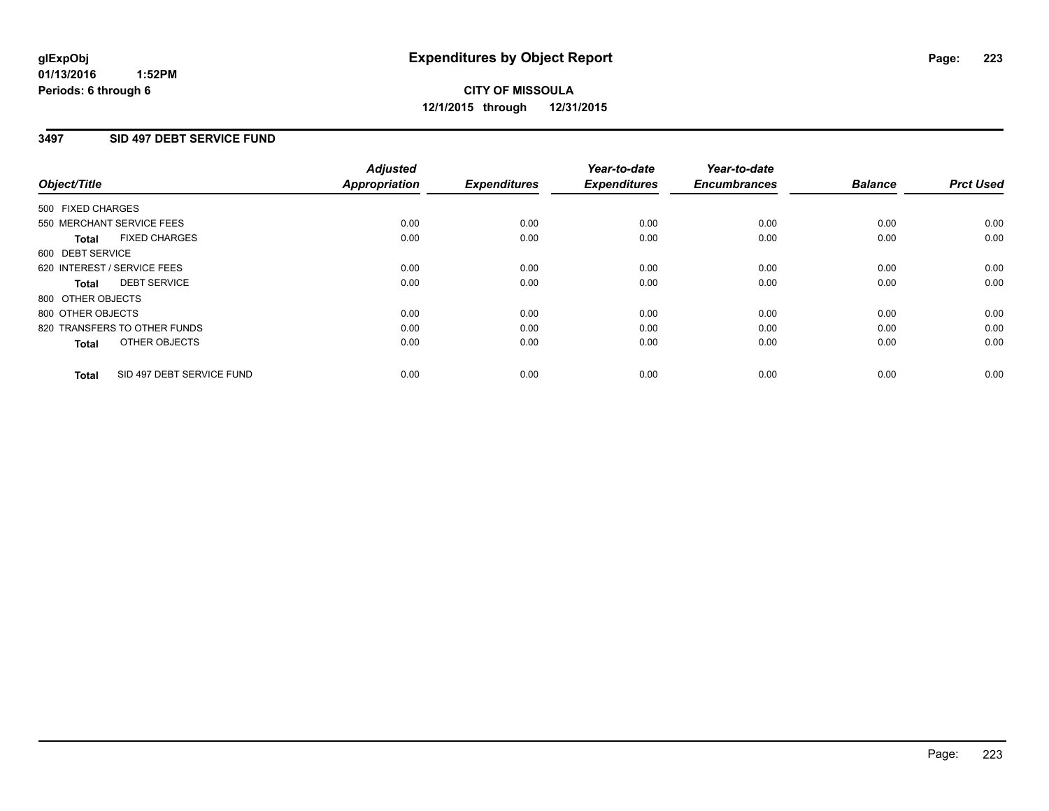**glExpObj** **Expenditures by Object Report**

**01/13/2016 1:52PM**

**Periods: 6 through 6**

**CITY OF MISSOULA**

**12/1/2015 through 12/31/2015**

## 3497 SID 497 DEBT SERVICE FUND

| Object/Title | Adjusted Appropriation | Expenditures | Year-to-date Expenditures | Year-to-date Encumbrances | Balance | Prct Used |
|---|---|---|---|---|---|---|
| 500 FIXED CHARGES | | | | | | |
| 550 MERCHANT SERVICE FEES | 0.00 | 0.00 | 0.00 | 0.00 | 0.00 | 0.00 |
| **Total** FIXED CHARGES | 0.00 | 0.00 | 0.00 | 0.00 | 0.00 | 0.00 |
| 600 DEBT SERVICE | | | | | | |
| 620 INTEREST / SERVICE FEES | 0.00 | 0.00 | 0.00 | 0.00 | 0.00 | 0.00 |
| **Total** DEBT SERVICE | 0.00 | 0.00 | 0.00 | 0.00 | 0.00 | 0.00 |
| 800 OTHER OBJECTS | | | | | | |
| 800 OTHER OBJECTS | 0.00 | 0.00 | 0.00 | 0.00 | 0.00 | 0.00 |
| 820 TRANSFERS TO OTHER FUNDS | 0.00 | 0.00 | 0.00 | 0.00 | 0.00 | 0.00 |
| **Total** OTHER OBJECTS | 0.00 | 0.00 | 0.00 | 0.00 | 0.00 | 0.00 |
| **Total** SID 497 DEBT SERVICE FUND | 0.00 | 0.00 | 0.00 | 0.00 | 0.00 | 0.00 |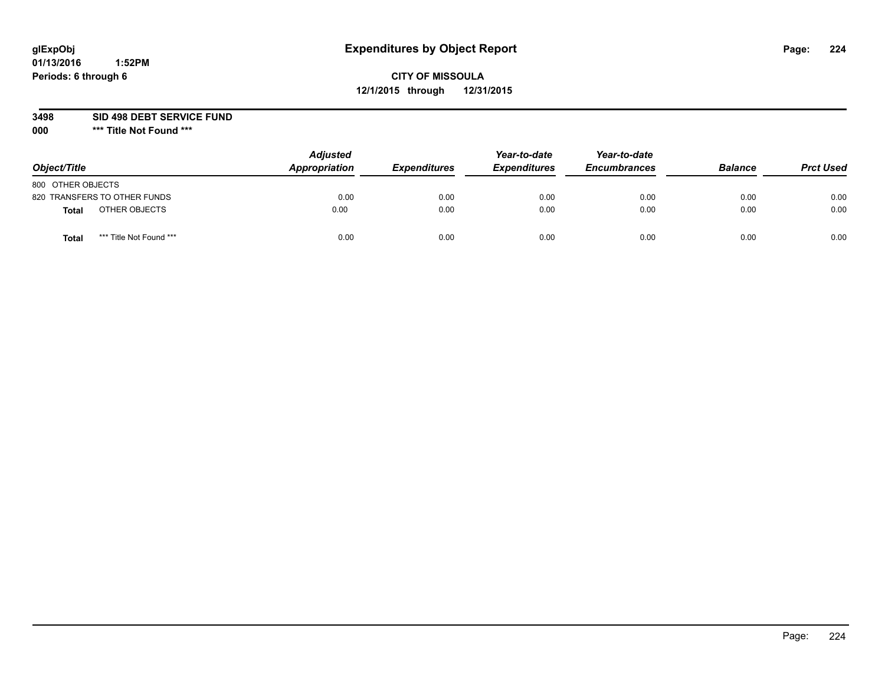**glExpObj**
**01/13/2016 1:52PM**
**Periods: 6 through 6**

# Expenditures by Object Report

**CITY OF MISSOULA**
**12/1/2015 through 12/31/2015**

**3498 SID 498 DEBT SERVICE FUND**
**000 \*\*\* Title Not Found \*\*\***

| Object/Title | | Adjusted Appropriation | Expenditures | Year-to-date Expenditures | Year-to-date Encumbrances | Balance | Prct Used |
|---|---|---|---|---|---|---|---|
| 800 OTHER OBJECTS | | | | | | | |
| 820 TRANSFERS TO OTHER FUNDS | | 0.00 | 0.00 | 0.00 | 0.00 | 0.00 | 0.00 |
| **Total** | OTHER OBJECTS | 0.00 | 0.00 | 0.00 | 0.00 | 0.00 | 0.00 |
| **Total** | *** Title Not Found *** | 0.00 | 0.00 | 0.00 | 0.00 | 0.00 | 0.00 |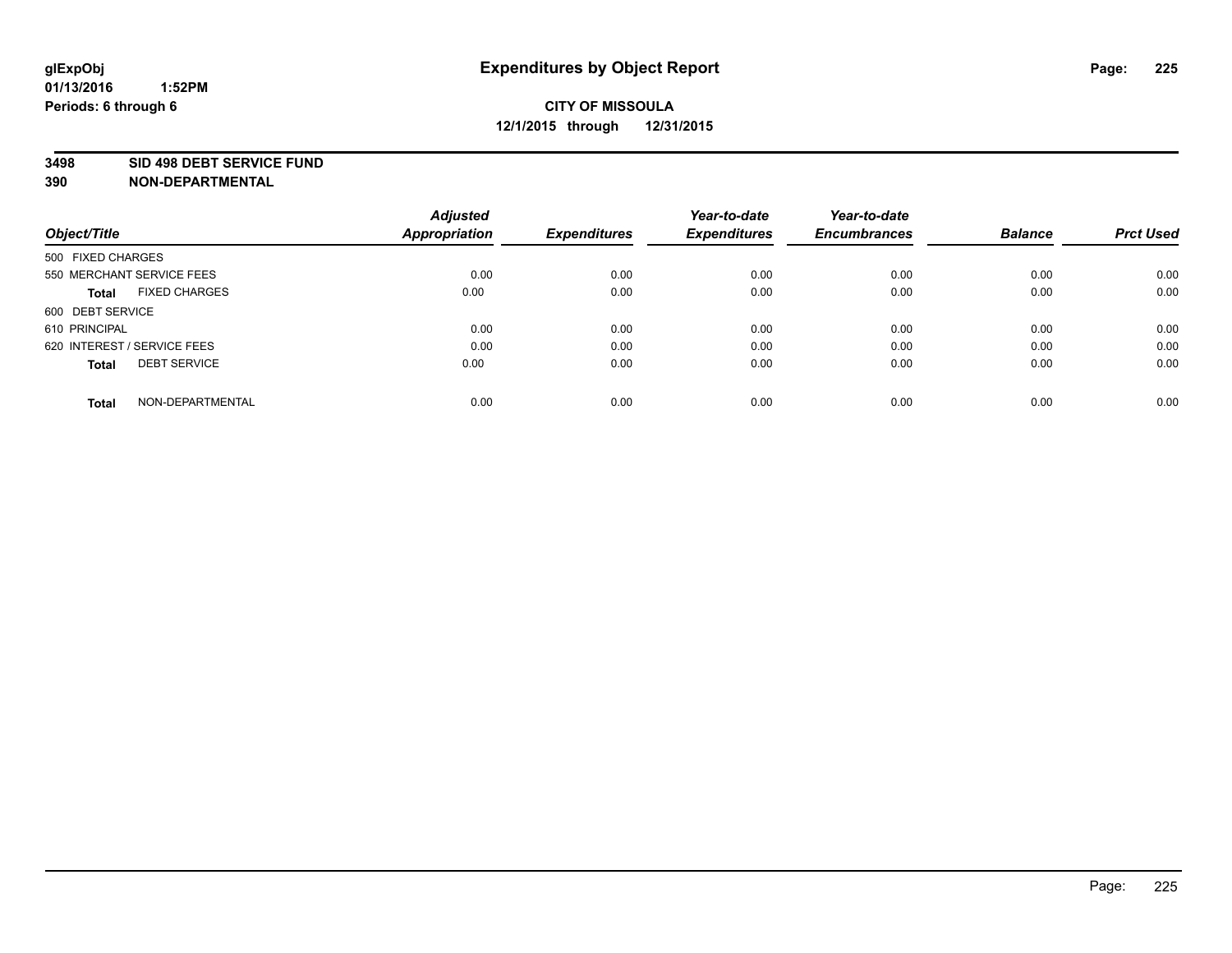**glExpObj**
**01/13/2016 1:52PM**
**Periods: 6 through 6**

# Expenditures by Object Report

**CITY OF MISSOULA**
**12/1/2015 through 12/31/2015**

**3498 SID 498 DEBT SERVICE FUND**
**390 NON-DEPARTMENTAL**

| Object/Title | Adjusted Appropriation | Expenditures | Year-to-date Expenditures | Year-to-date Encumbrances | Balance | Prct Used |
|---|---|---|---|---|---|---|
| 500 FIXED CHARGES | | | | | | |
| 550 MERCHANT SERVICE FEES | 0.00 | 0.00 | 0.00 | 0.00 | 0.00 | 0.00 |
| **Total** FIXED CHARGES | 0.00 | 0.00 | 0.00 | 0.00 | 0.00 | 0.00 |
| 600 DEBT SERVICE | | | | | | |
| 610 PRINCIPAL | 0.00 | 0.00 | 0.00 | 0.00 | 0.00 | 0.00 |
| 620 INTEREST / SERVICE FEES | 0.00 | 0.00 | 0.00 | 0.00 | 0.00 | 0.00 |
| **Total** DEBT SERVICE | 0.00 | 0.00 | 0.00 | 0.00 | 0.00 | 0.00 |
| **Total** NON-DEPARTMENTAL | 0.00 | 0.00 | 0.00 | 0.00 | 0.00 | 0.00 |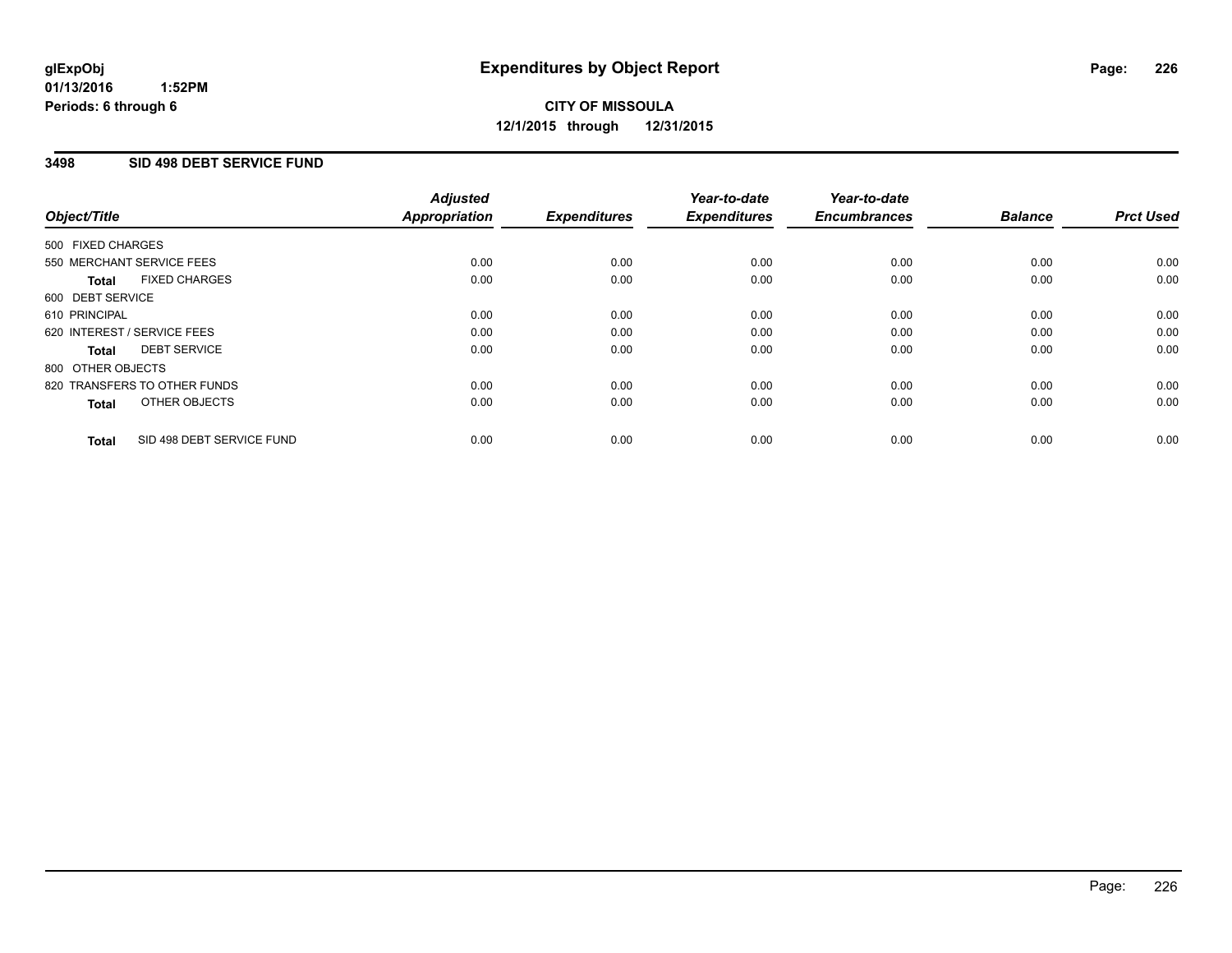glExpObj
01/13/2016 1:52PM
Periods: 6 through 6

# Expenditures by Object Report

**CITY OF MISSOULA**
**12/1/2015 through 12/31/2015**

## 3498 SID 498 DEBT SERVICE FUND

| Object/Title | Adjusted Appropriation | Expenditures | Year-to-date Expenditures | Year-to-date Encumbrances | Balance | Prct Used |
|---|---|---|---|---|---|---|
| 500 FIXED CHARGES | | | | | | |
| 550 MERCHANT SERVICE FEES | 0.00 | 0.00 | 0.00 | 0.00 | 0.00 | 0.00 |
| **Total** FIXED CHARGES | 0.00 | 0.00 | 0.00 | 0.00 | 0.00 | 0.00 |
| 600 DEBT SERVICE | | | | | | |
| 610 PRINCIPAL | 0.00 | 0.00 | 0.00 | 0.00 | 0.00 | 0.00 |
| 620 INTEREST / SERVICE FEES | 0.00 | 0.00 | 0.00 | 0.00 | 0.00 | 0.00 |
| **Total** DEBT SERVICE | 0.00 | 0.00 | 0.00 | 0.00 | 0.00 | 0.00 |
| 800 OTHER OBJECTS | | | | | | |
| 820 TRANSFERS TO OTHER FUNDS | 0.00 | 0.00 | 0.00 | 0.00 | 0.00 | 0.00 |
| **Total** OTHER OBJECTS | 0.00 | 0.00 | 0.00 | 0.00 | 0.00 | 0.00 |
| **Total** SID 498 DEBT SERVICE FUND | 0.00 | 0.00 | 0.00 | 0.00 | 0.00 | 0.00 |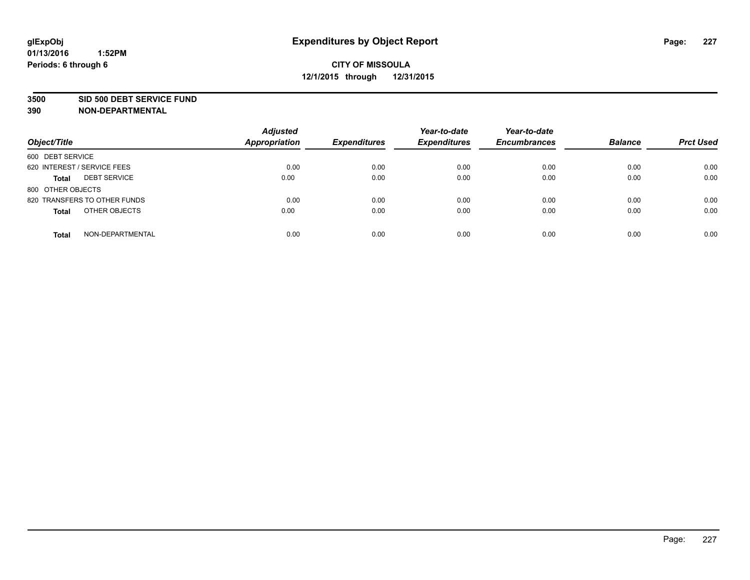# Expenditures by Object Report

glExpObj
01/13/2016 1:52PM
Periods: 6 through 6

**CITY OF MISSOULA**
**12/1/2015 through 12/31/2015**

**3500 SID 500 DEBT SERVICE FUND**
**390 NON-DEPARTMENTAL**

| Object/Title | | Adjusted Appropriation | Expenditures | Year-to-date Expenditures | Year-to-date Encumbrances | Balance | Prct Used |
|---|---|---|---|---|---|---|---|
| 600 DEBT SERVICE | | | | | | | |
| 620 INTEREST / SERVICE FEES | | 0.00 | 0.00 | 0.00 | 0.00 | 0.00 | 0.00 |
| **Total** | DEBT SERVICE | 0.00 | 0.00 | 0.00 | 0.00 | 0.00 | 0.00 |
| 800 OTHER OBJECTS | | | | | | | |
| 820 TRANSFERS TO OTHER FUNDS | | 0.00 | 0.00 | 0.00 | 0.00 | 0.00 | 0.00 |
| **Total** | OTHER OBJECTS | 0.00 | 0.00 | 0.00 | 0.00 | 0.00 | 0.00 |
| **Total** | NON-DEPARTMENTAL | 0.00 | 0.00 | 0.00 | 0.00 | 0.00 | 0.00 |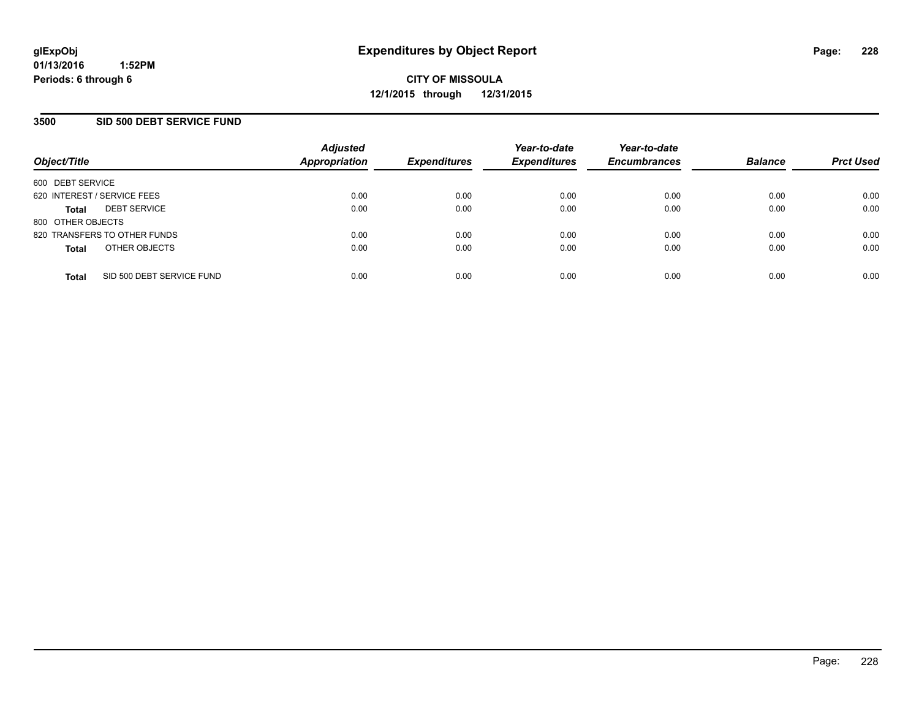# Expenditures by Object Report

glExpObj
01/13/2016 1:52PM
Periods: 6 through 6

**CITY OF MISSOULA**
**12/1/2015 through 12/31/2015**

## 3500 SID 500 DEBT SERVICE FUND

| Object/Title | | Adjusted Appropriation | Expenditures | Year-to-date Expenditures | Year-to-date Encumbrances | Balance | Prct Used |
|---|---|---|---|---|---|---|---|
| 600 DEBT SERVICE | | | | | | | |
| 620 INTEREST / SERVICE FEES | | 0.00 | 0.00 | 0.00 | 0.00 | 0.00 | 0.00 |
| **Total** | DEBT SERVICE | 0.00 | 0.00 | 0.00 | 0.00 | 0.00 | 0.00 |
| 800 OTHER OBJECTS | | | | | | | |
| 820 TRANSFERS TO OTHER FUNDS | | 0.00 | 0.00 | 0.00 | 0.00 | 0.00 | 0.00 |
| **Total** | OTHER OBJECTS | 0.00 | 0.00 | 0.00 | 0.00 | 0.00 | 0.00 |
| **Total** | SID 500 DEBT SERVICE FUND | 0.00 | 0.00 | 0.00 | 0.00 | 0.00 | 0.00 |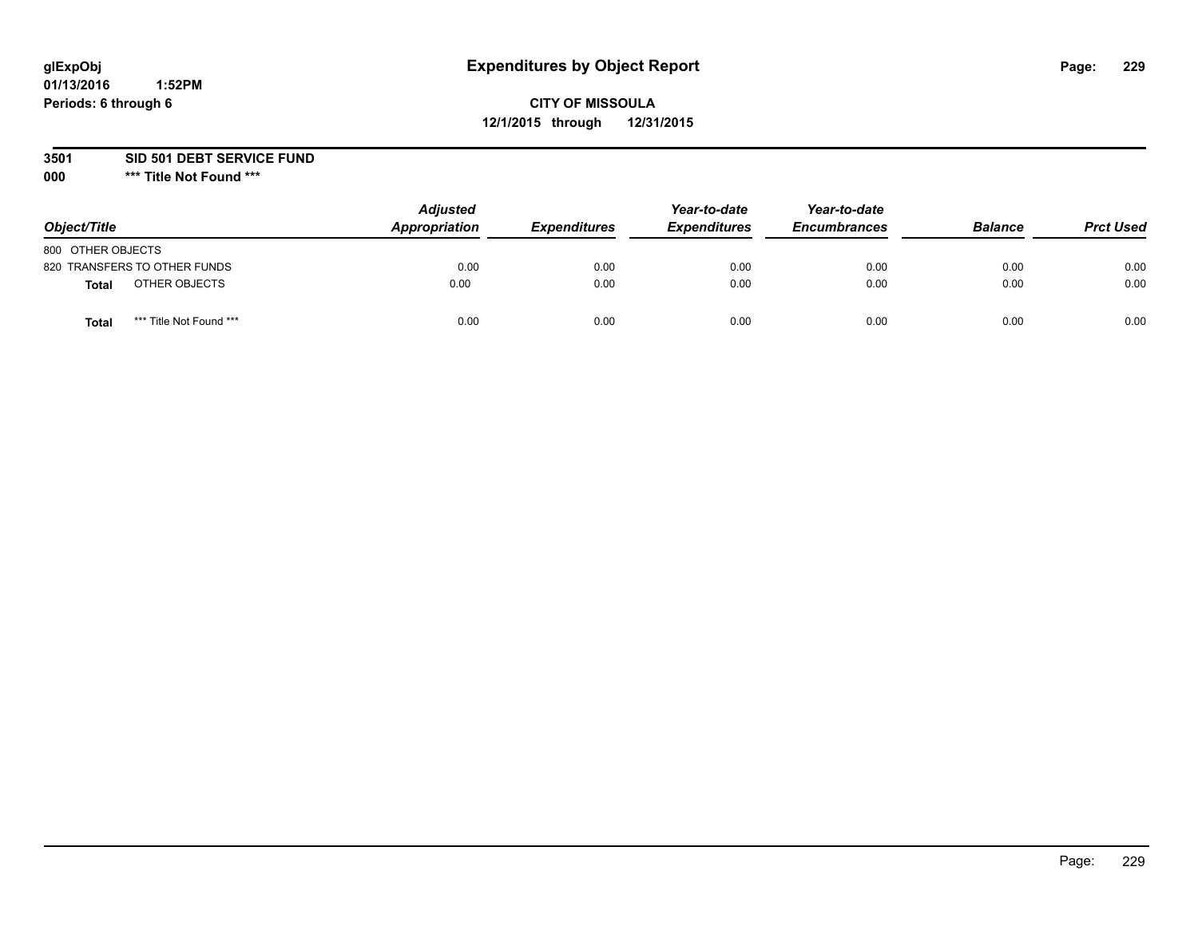# Expenditures by Object Report

glExpObj
01/13/2016 1:52PM
Periods: 6 through 6

**CITY OF MISSOULA**
**12/1/2015 through 12/31/2015**

**3501 SID 501 DEBT SERVICE FUND**
**000 \*\*\* Title Not Found \*\*\***

| Object/Title | Adjusted Appropriation | Expenditures | Year-to-date Expenditures | Year-to-date Encumbrances | Balance | Prct Used |
|---|---|---|---|---|---|---|
| 800 OTHER OBJECTS | | | | | | |
| 820 TRANSFERS TO OTHER FUNDS | 0.00 | 0.00 | 0.00 | 0.00 | 0.00 | 0.00 |
| **Total** OTHER OBJECTS | 0.00 | 0.00 | 0.00 | 0.00 | 0.00 | 0.00 |
| **Total** *** Title Not Found *** | 0.00 | 0.00 | 0.00 | 0.00 | 0.00 | 0.00 |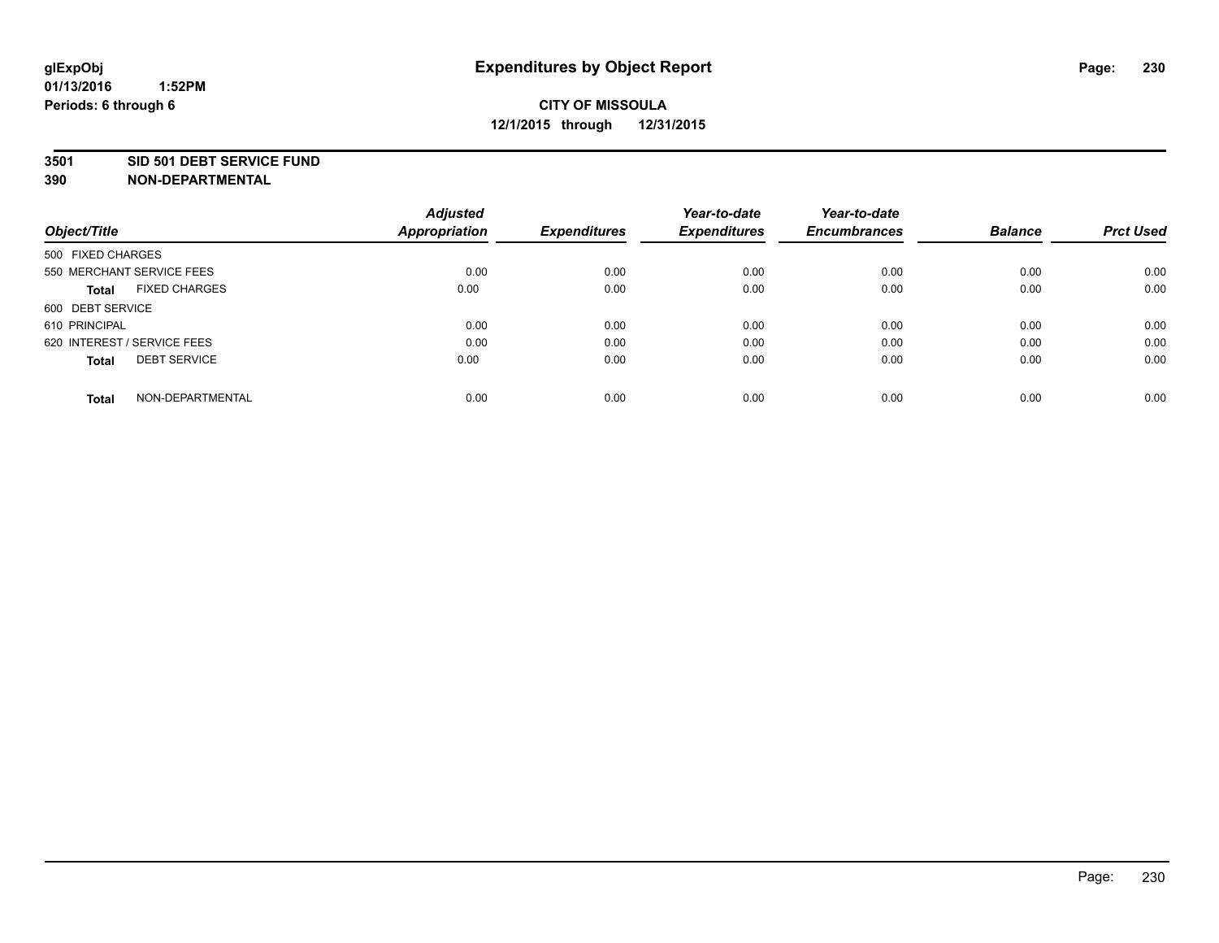glExpObj
01/13/2016 1:52PM
Periods: 6 through 6

# Expenditures by Object Report

**CITY OF MISSOULA**
**12/1/2015 through 12/31/2015**

**3501 SID 501 DEBT SERVICE FUND**
**390 NON-DEPARTMENTAL**

| Object/Title | Adjusted Appropriation | Expenditures | Year-to-date Expenditures | Year-to-date Encumbrances | Balance | Prct Used |
|---|---|---|---|---|---|---|
| 500 FIXED CHARGES | | | | | | |
| 550 MERCHANT SERVICE FEES | 0.00 | 0.00 | 0.00 | 0.00 | 0.00 | 0.00 |
| **Total** FIXED CHARGES | 0.00 | 0.00 | 0.00 | 0.00 | 0.00 | 0.00 |
| 600 DEBT SERVICE | | | | | | |
| 610 PRINCIPAL | 0.00 | 0.00 | 0.00 | 0.00 | 0.00 | 0.00 |
| 620 INTEREST / SERVICE FEES | 0.00 | 0.00 | 0.00 | 0.00 | 0.00 | 0.00 |
| **Total** DEBT SERVICE | 0.00 | 0.00 | 0.00 | 0.00 | 0.00 | 0.00 |
| **Total** NON-DEPARTMENTAL | 0.00 | 0.00 | 0.00 | 0.00 | 0.00 | 0.00 |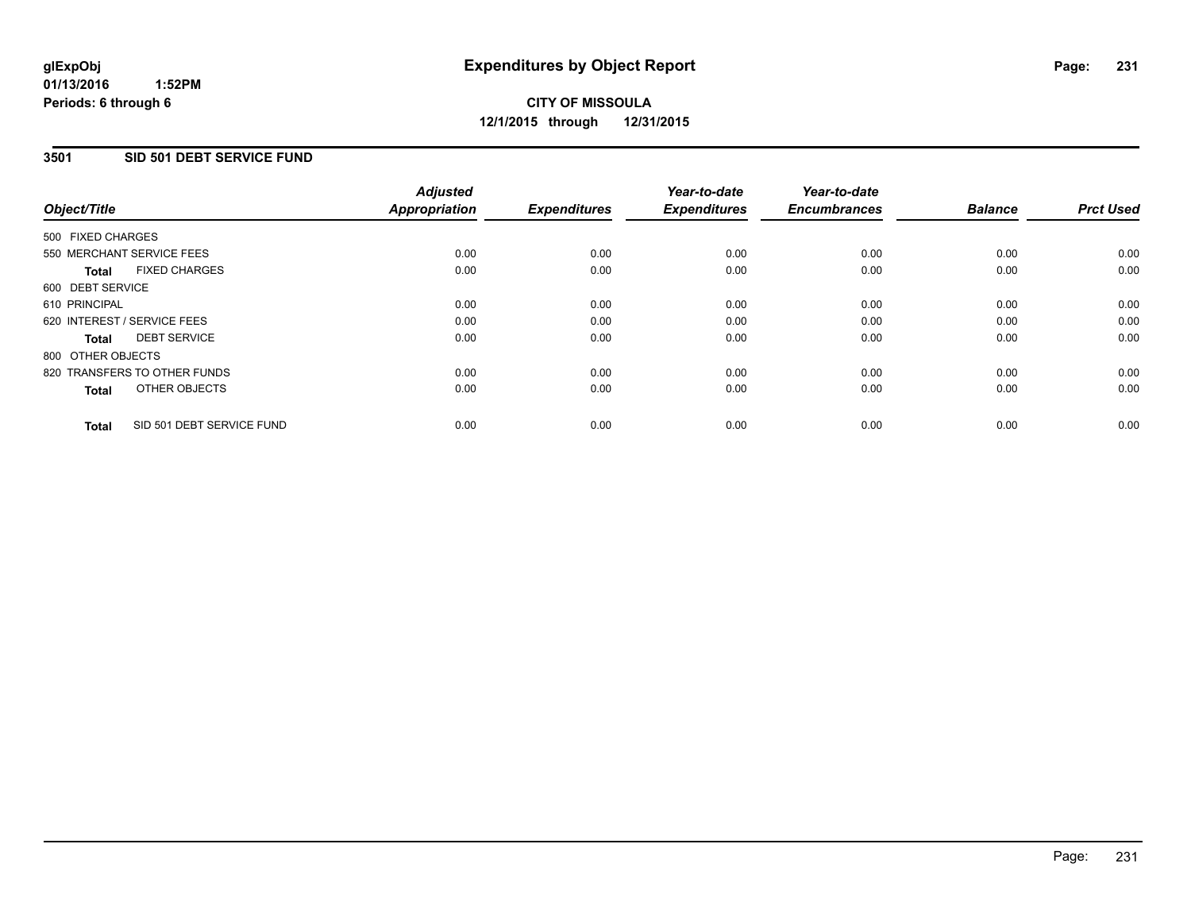glExpObj
01/13/2016 1:52PM
Periods: 6 through 6

# Expenditures by Object Report

**CITY OF MISSOULA**
**12/1/2015 through 12/31/2015**

## 3501 SID 501 DEBT SERVICE FUND

| Object/Title | | Adjusted Appropriation | Expenditures | Year-to-date Expenditures | Year-to-date Encumbrances | Balance | Prct Used |
|---|---|---|---|---|---|---|---|
| 500 FIXED CHARGES | | | | | | | |
| 550 MERCHANT SERVICE FEES | | 0.00 | 0.00 | 0.00 | 0.00 | 0.00 | 0.00 |
| **Total** | FIXED CHARGES | 0.00 | 0.00 | 0.00 | 0.00 | 0.00 | 0.00 |
| 600 DEBT SERVICE | | | | | | | |
| 610 PRINCIPAL | | 0.00 | 0.00 | 0.00 | 0.00 | 0.00 | 0.00 |
| 620 INTEREST / SERVICE FEES | | 0.00 | 0.00 | 0.00 | 0.00 | 0.00 | 0.00 |
| **Total** | DEBT SERVICE | 0.00 | 0.00 | 0.00 | 0.00 | 0.00 | 0.00 |
| 800 OTHER OBJECTS | | | | | | | |
| 820 TRANSFERS TO OTHER FUNDS | | 0.00 | 0.00 | 0.00 | 0.00 | 0.00 | 0.00 |
| **Total** | OTHER OBJECTS | 0.00 | 0.00 | 0.00 | 0.00 | 0.00 | 0.00 |
| **Total** | SID 501 DEBT SERVICE FUND | 0.00 | 0.00 | 0.00 | 0.00 | 0.00 | 0.00 |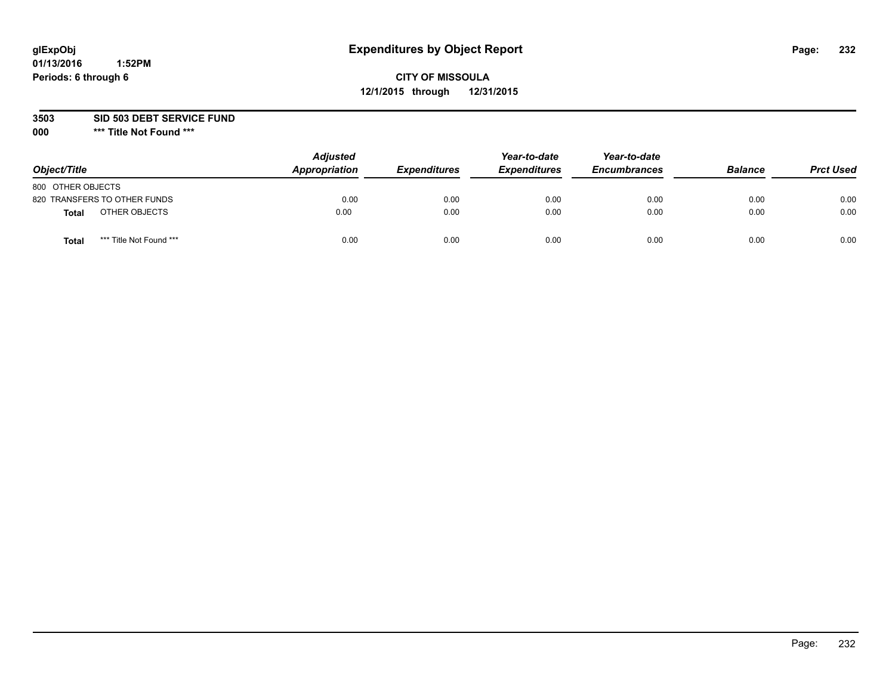glExpObj
01/13/2016 1:52PM
Periods: 6 through 6

# Expenditures by Object Report

**CITY OF MISSOULA**
**12/1/2015 through 12/31/2015**

**3503 SID 503 DEBT SERVICE FUND**
**000 \*\*\* Title Not Found \*\*\***

| Object/Title | Adjusted Appropriation | Expenditures | Year-to-date Expenditures | Year-to-date Encumbrances | Balance | Prct Used |
|---|---|---|---|---|---|---|
| 800 OTHER OBJECTS | | | | | | |
| 820 TRANSFERS TO OTHER FUNDS | 0.00 | 0.00 | 0.00 | 0.00 | 0.00 | 0.00 |
| **Total** OTHER OBJECTS | 0.00 | 0.00 | 0.00 | 0.00 | 0.00 | 0.00 |
| **Total** *** Title Not Found *** | 0.00 | 0.00 | 0.00 | 0.00 | 0.00 | 0.00 |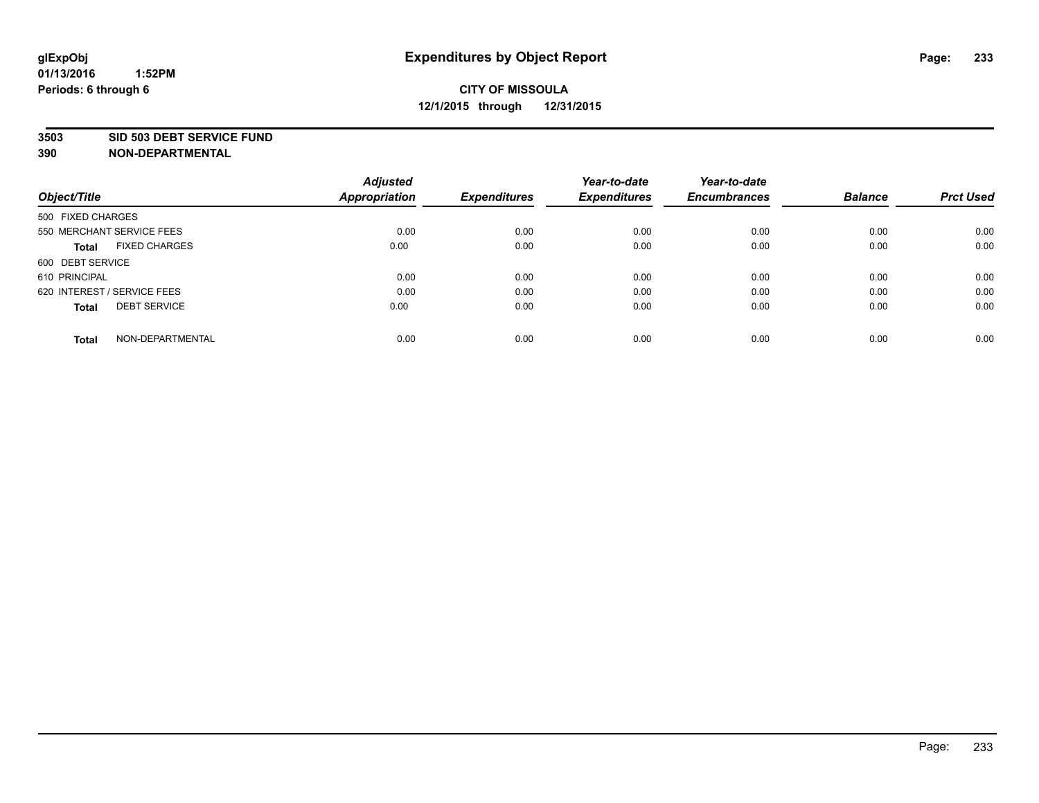glExpObj
01/13/2016 1:52PM
Periods: 6 through 6

# Expenditures by Object Report

**CITY OF MISSOULA**
**12/1/2015 through 12/31/2015**

**3503 SID 503 DEBT SERVICE FUND**
**390 NON-DEPARTMENTAL**

| Object/Title | Adjusted Appropriation | Expenditures | Year-to-date Expenditures | Year-to-date Encumbrances | Balance | Prct Used |
|---|---|---|---|---|---|---|
| 500 FIXED CHARGES | | | | | | |
| 550 MERCHANT SERVICE FEES | 0.00 | 0.00 | 0.00 | 0.00 | 0.00 | 0.00 |
| **Total** FIXED CHARGES | 0.00 | 0.00 | 0.00 | 0.00 | 0.00 | 0.00 |
| 600 DEBT SERVICE | | | | | | |
| 610 PRINCIPAL | 0.00 | 0.00 | 0.00 | 0.00 | 0.00 | 0.00 |
| 620 INTEREST / SERVICE FEES | 0.00 | 0.00 | 0.00 | 0.00 | 0.00 | 0.00 |
| **Total** DEBT SERVICE | 0.00 | 0.00 | 0.00 | 0.00 | 0.00 | 0.00 |
| **Total** NON-DEPARTMENTAL | 0.00 | 0.00 | 0.00 | 0.00 | 0.00 | 0.00 |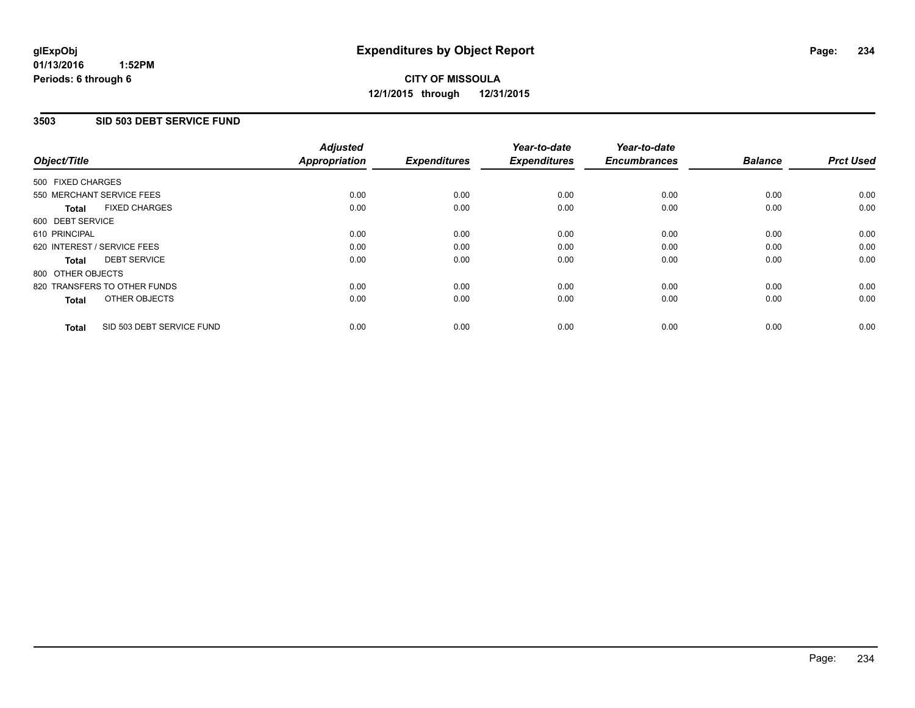glExpObj
01/13/2016 1:52PM
Periods: 6 through 6

# Expenditures by Object Report

**CITY OF MISSOULA**
**12/1/2015 through 12/31/2015**

## 3503 SID 503 DEBT SERVICE FUND

| Object/Title | | Adjusted Appropriation | Expenditures | Year-to-date Expenditures | Year-to-date Encumbrances | Balance | Prct Used |
|---|---|---|---|---|---|---|---|
| 500 FIXED CHARGES | | | | | | | |
| 550 MERCHANT SERVICE FEES | | 0.00 | 0.00 | 0.00 | 0.00 | 0.00 | 0.00 |
| **Total** | FIXED CHARGES | 0.00 | 0.00 | 0.00 | 0.00 | 0.00 | 0.00 |
| 600 DEBT SERVICE | | | | | | | |
| 610 PRINCIPAL | | 0.00 | 0.00 | 0.00 | 0.00 | 0.00 | 0.00 |
| 620 INTEREST / SERVICE FEES | | 0.00 | 0.00 | 0.00 | 0.00 | 0.00 | 0.00 |
| **Total** | DEBT SERVICE | 0.00 | 0.00 | 0.00 | 0.00 | 0.00 | 0.00 |
| 800 OTHER OBJECTS | | | | | | | |
| 820 TRANSFERS TO OTHER FUNDS | | 0.00 | 0.00 | 0.00 | 0.00 | 0.00 | 0.00 |
| **Total** | OTHER OBJECTS | 0.00 | 0.00 | 0.00 | 0.00 | 0.00 | 0.00 |
| **Total** | SID 503 DEBT SERVICE FUND | 0.00 | 0.00 | 0.00 | 0.00 | 0.00 | 0.00 |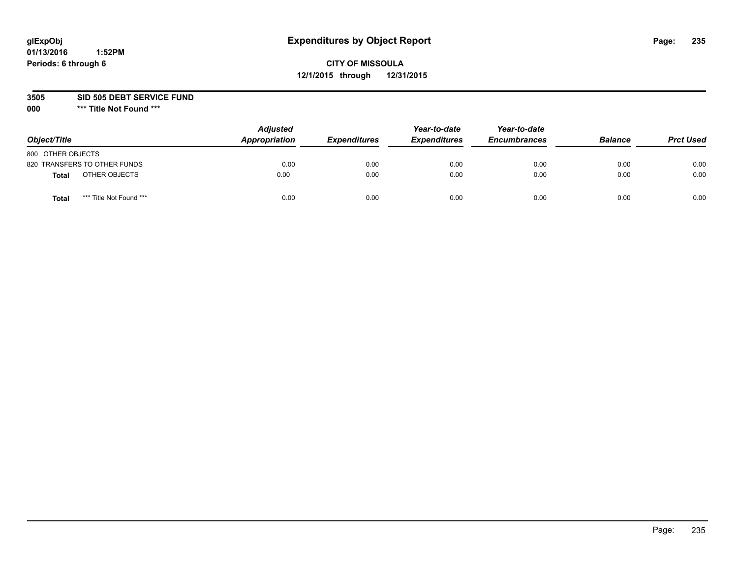# Expenditures by Object Report

glExpObj
01/13/2016 1:52PM
Periods: 6 through 6

**CITY OF MISSOULA**
**12/1/2015 through 12/31/2015**

**3505 SID 505 DEBT SERVICE FUND**
**000 \*\*\* Title Not Found \*\*\***

| Object/Title | Adjusted Appropriation | Expenditures | Year-to-date Expenditures | Year-to-date Encumbrances | Balance | Prct Used |
|---|---|---|---|---|---|---|
| 800 OTHER OBJECTS | | | | | | |
| 820 TRANSFERS TO OTHER FUNDS | 0.00 | 0.00 | 0.00 | 0.00 | 0.00 | 0.00 |
| **Total** OTHER OBJECTS | 0.00 | 0.00 | 0.00 | 0.00 | 0.00 | 0.00 |
| **Total** *** Title Not Found *** | 0.00 | 0.00 | 0.00 | 0.00 | 0.00 | 0.00 |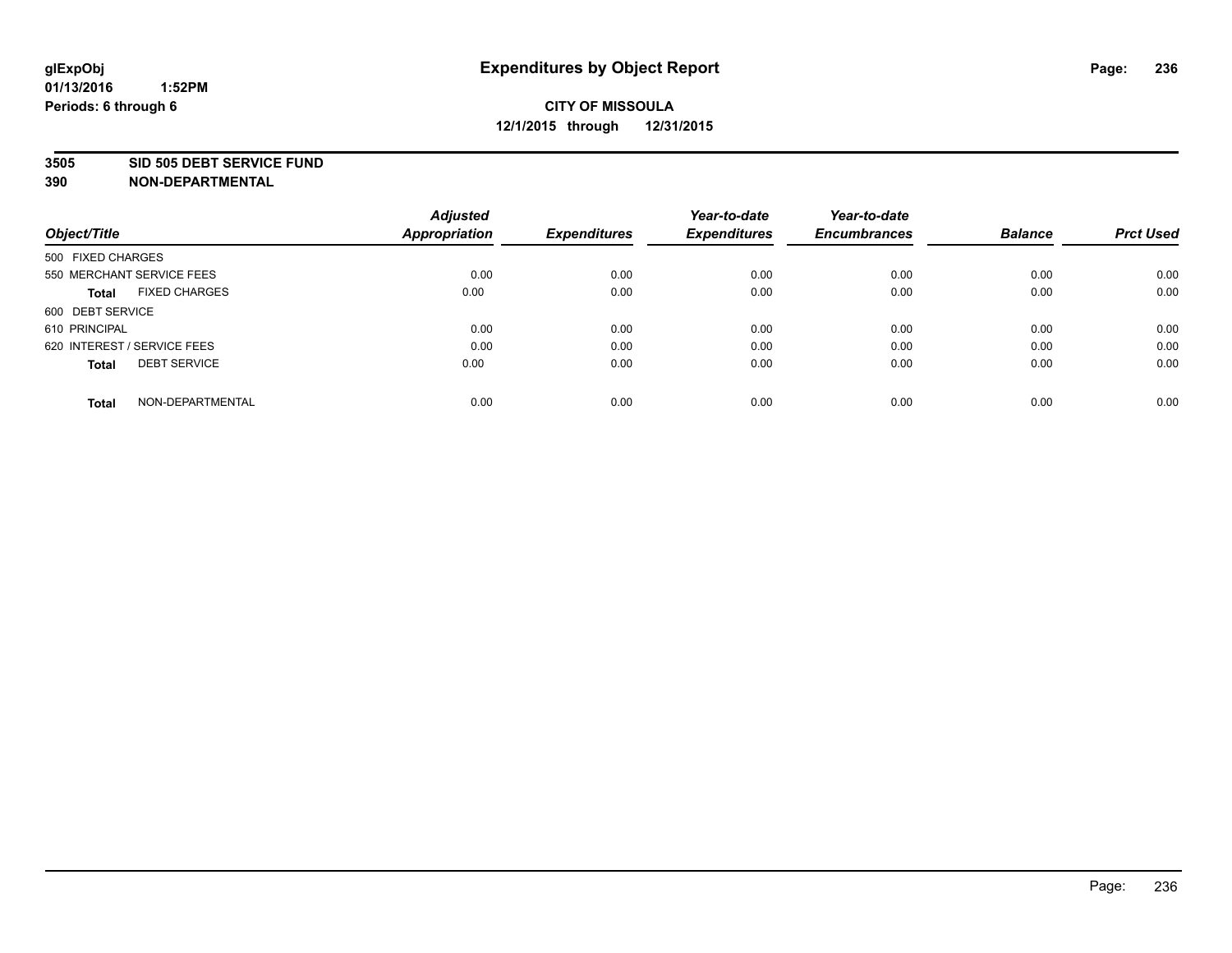# Expenditures by Object Report

glExpObj
01/13/2016 1:52PM
Periods: 6 through 6

**CITY OF MISSOULA**
**12/1/2015 through 12/31/2015**

**3505 SID 505 DEBT SERVICE FUND**
**390 NON-DEPARTMENTAL**

| Object/Title | Adjusted Appropriation | Expenditures | Year-to-date Expenditures | Year-to-date Encumbrances | Balance | Prct Used |
|---|---|---|---|---|---|---|
| 500 FIXED CHARGES | | | | | | |
| 550 MERCHANT SERVICE FEES | 0.00 | 0.00 | 0.00 | 0.00 | 0.00 | 0.00 |
| **Total** FIXED CHARGES | 0.00 | 0.00 | 0.00 | 0.00 | 0.00 | 0.00 |
| 600 DEBT SERVICE | | | | | | |
| 610 PRINCIPAL | 0.00 | 0.00 | 0.00 | 0.00 | 0.00 | 0.00 |
| 620 INTEREST / SERVICE FEES | 0.00 | 0.00 | 0.00 | 0.00 | 0.00 | 0.00 |
| **Total** DEBT SERVICE | 0.00 | 0.00 | 0.00 | 0.00 | 0.00 | 0.00 |
| **Total** NON-DEPARTMENTAL | 0.00 | 0.00 | 0.00 | 0.00 | 0.00 | 0.00 |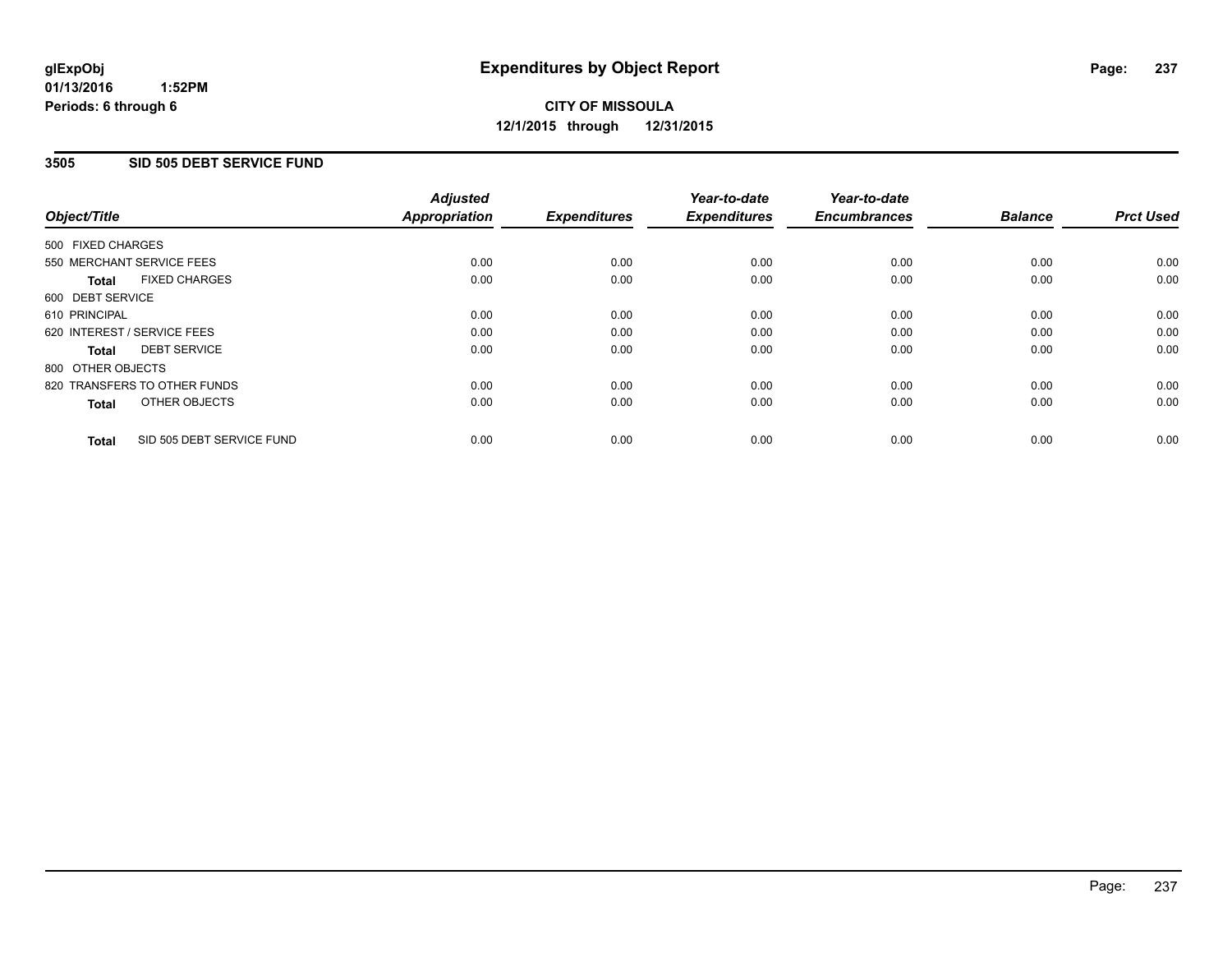glExpObj
01/13/2016 1:52PM
Periods: 6 through 6

# Expenditures by Object Report

**CITY OF MISSOULA**
**12/1/2015 through 12/31/2015**

## 3505 SID 505 DEBT SERVICE FUND

| Object/Title | | Adjusted Appropriation | Expenditures | Year-to-date Expenditures | Year-to-date Encumbrances | Balance | Prct Used |
|---|---|---|---|---|---|---|---|
| 500 FIXED CHARGES | | | | | | | |
| 550 MERCHANT SERVICE FEES | | 0.00 | 0.00 | 0.00 | 0.00 | 0.00 | 0.00 |
| **Total** | FIXED CHARGES | 0.00 | 0.00 | 0.00 | 0.00 | 0.00 | 0.00 |
| 600 DEBT SERVICE | | | | | | | |
| 610 PRINCIPAL | | 0.00 | 0.00 | 0.00 | 0.00 | 0.00 | 0.00 |
| 620 INTEREST / SERVICE FEES | | 0.00 | 0.00 | 0.00 | 0.00 | 0.00 | 0.00 |
| **Total** | DEBT SERVICE | 0.00 | 0.00 | 0.00 | 0.00 | 0.00 | 0.00 |
| 800 OTHER OBJECTS | | | | | | | |
| 820 TRANSFERS TO OTHER FUNDS | | 0.00 | 0.00 | 0.00 | 0.00 | 0.00 | 0.00 |
| **Total** | OTHER OBJECTS | 0.00 | 0.00 | 0.00 | 0.00 | 0.00 | 0.00 |
| **Total** | SID 505 DEBT SERVICE FUND | 0.00 | 0.00 | 0.00 | 0.00 | 0.00 | 0.00 |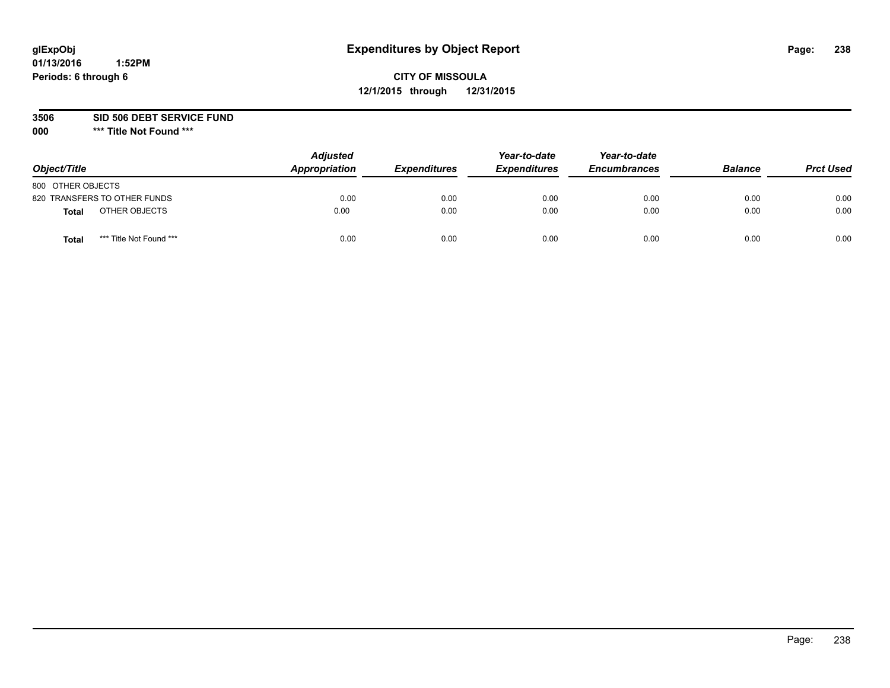glExpObj
01/13/2016 1:52PM
Periods: 6 through 6

# Expenditures by Object Report

**CITY OF MISSOULA**
**12/1/2015 through 12/31/2015**

**3506 SID 506 DEBT SERVICE FUND**
**000 \*\*\* Title Not Found \*\*\***

| Object/Title | | Adjusted Appropriation | Expenditures | Year-to-date Expenditures | Year-to-date Encumbrances | Balance | Prct Used |
|---|---|---|---|---|---|---|---|
| 800 OTHER OBJECTS | | | | | | | |
| 820 TRANSFERS TO OTHER FUNDS | | 0.00 | 0.00 | 0.00 | 0.00 | 0.00 | 0.00 |
| **Total** | OTHER OBJECTS | 0.00 | 0.00 | 0.00 | 0.00 | 0.00 | 0.00 |
| **Total** | *** Title Not Found *** | 0.00 | 0.00 | 0.00 | 0.00 | 0.00 | 0.00 |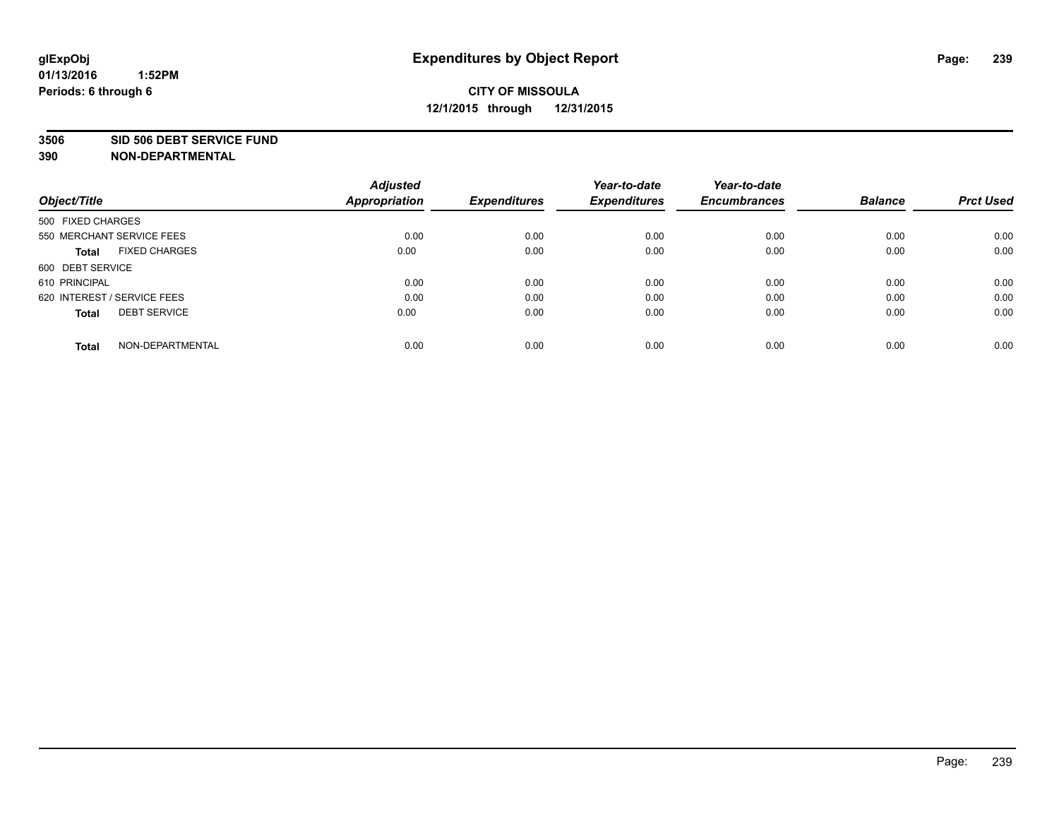**glExpObj** **Expenditures by Object Report**

**01/13/2016 1:52PM**

**Periods: 6 through 6**

**CITY OF MISSOULA**

**12/1/2015 through 12/31/2015**

**3506 SID 506 DEBT SERVICE FUND**

**390 NON-DEPARTMENTAL**

| Object/Title | | Adjusted Appropriation | Expenditures | Year-to-date Expenditures | Year-to-date Encumbrances | Balance | Prct Used |
|---|---|---|---|---|---|---|---|
| 500 FIXED CHARGES | | | | | | | |
| 550 MERCHANT SERVICE FEES | | 0.00 | 0.00 | 0.00 | 0.00 | 0.00 | 0.00 |
| **Total** | FIXED CHARGES | 0.00 | 0.00 | 0.00 | 0.00 | 0.00 | 0.00 |
| 600 DEBT SERVICE | | | | | | | |
| 610 PRINCIPAL | | 0.00 | 0.00 | 0.00 | 0.00 | 0.00 | 0.00 |
| 620 INTEREST / SERVICE FEES | | 0.00 | 0.00 | 0.00 | 0.00 | 0.00 | 0.00 |
| **Total** | DEBT SERVICE | 0.00 | 0.00 | 0.00 | 0.00 | 0.00 | 0.00 |
| **Total** | NON-DEPARTMENTAL | 0.00 | 0.00 | 0.00 | 0.00 | 0.00 | 0.00 |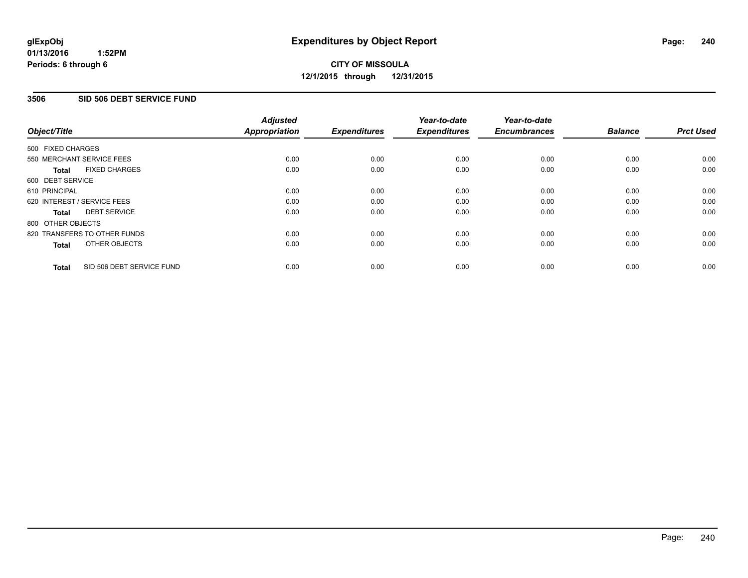**glExpObj** **Expenditures by Object Report**
**01/13/2016 1:52PM**
**Periods: 6 through 6**

**CITY OF MISSOULA**
**12/1/2015 through 12/31/2015**

## 3506 SID 506 DEBT SERVICE FUND

| Object/Title | Adjusted Appropriation | Expenditures | Year-to-date Expenditures | Year-to-date Encumbrances | Balance | Prct Used |
|---|---|---|---|---|---|---|
| 500 FIXED CHARGES | | | | | | |
| 550 MERCHANT SERVICE FEES | 0.00 | 0.00 | 0.00 | 0.00 | 0.00 | 0.00 |
| **Total** FIXED CHARGES | 0.00 | 0.00 | 0.00 | 0.00 | 0.00 | 0.00 |
| 600 DEBT SERVICE | | | | | | |
| 610 PRINCIPAL | 0.00 | 0.00 | 0.00 | 0.00 | 0.00 | 0.00 |
| 620 INTEREST / SERVICE FEES | 0.00 | 0.00 | 0.00 | 0.00 | 0.00 | 0.00 |
| **Total** DEBT SERVICE | 0.00 | 0.00 | 0.00 | 0.00 | 0.00 | 0.00 |
| 800 OTHER OBJECTS | | | | | | |
| 820 TRANSFERS TO OTHER FUNDS | 0.00 | 0.00 | 0.00 | 0.00 | 0.00 | 0.00 |
| **Total** OTHER OBJECTS | 0.00 | 0.00 | 0.00 | 0.00 | 0.00 | 0.00 |
| **Total** SID 506 DEBT SERVICE FUND | 0.00 | 0.00 | 0.00 | 0.00 | 0.00 | 0.00 |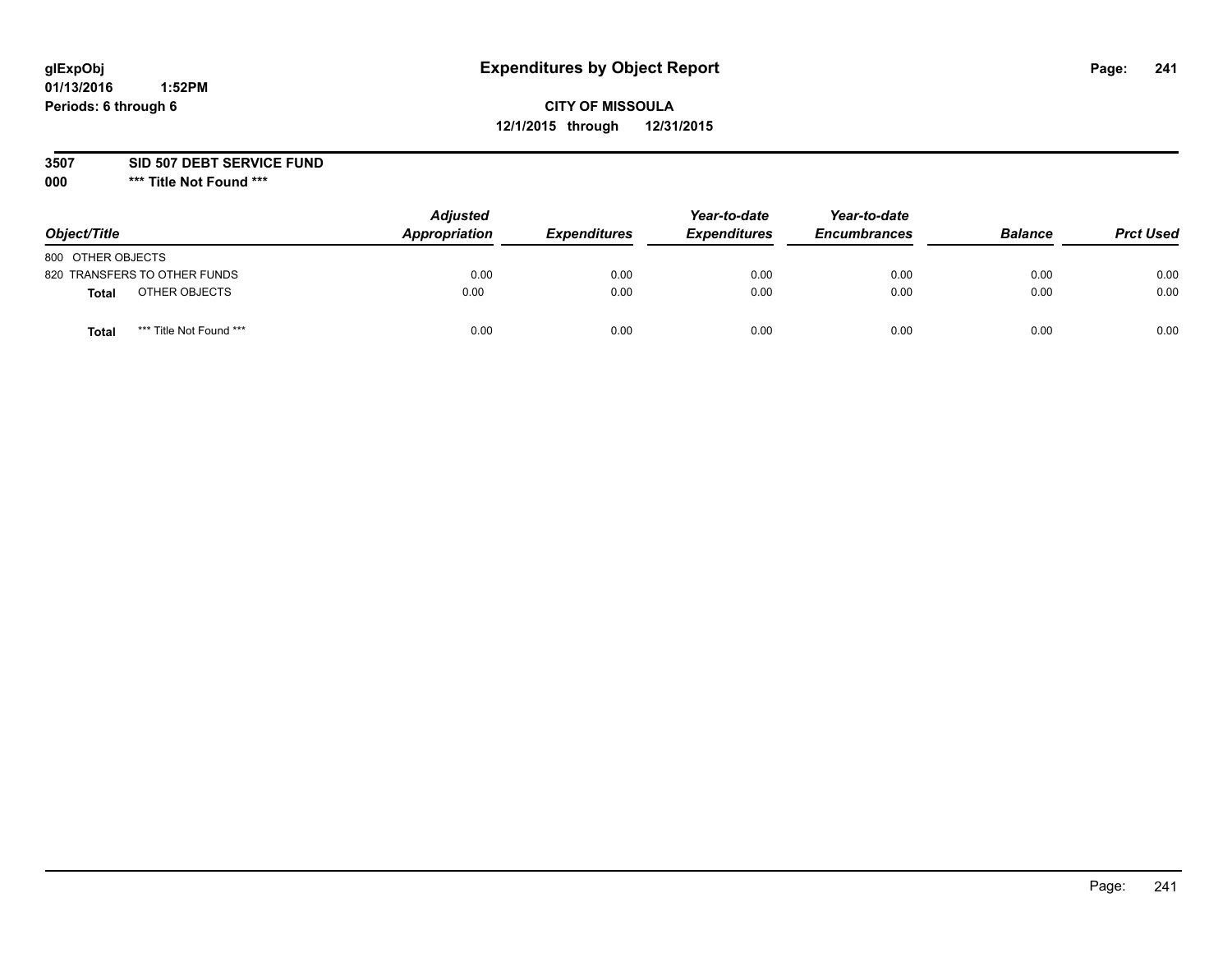glExpObj
01/13/2016 1:52PM
Periods: 6 through 6

# Expenditures by Object Report

**CITY OF MISSOULA**
**12/1/2015 through 12/31/2015**

**3507 SID 507 DEBT SERVICE FUND**
**000 *** Title Not Found *****

| Object/Title | Adjusted Appropriation | Expenditures | Year-to-date Expenditures | Year-to-date Encumbrances | Balance | Prct Used |
|---|---|---|---|---|---|---|
| 800 OTHER OBJECTS | | | | | | |
| 820 TRANSFERS TO OTHER FUNDS | 0.00 | 0.00 | 0.00 | 0.00 | 0.00 | 0.00 |
| **Total** OTHER OBJECTS | 0.00 | 0.00 | 0.00 | 0.00 | 0.00 | 0.00 |
| **Total** *** Title Not Found *** | 0.00 | 0.00 | 0.00 | 0.00 | 0.00 | 0.00 |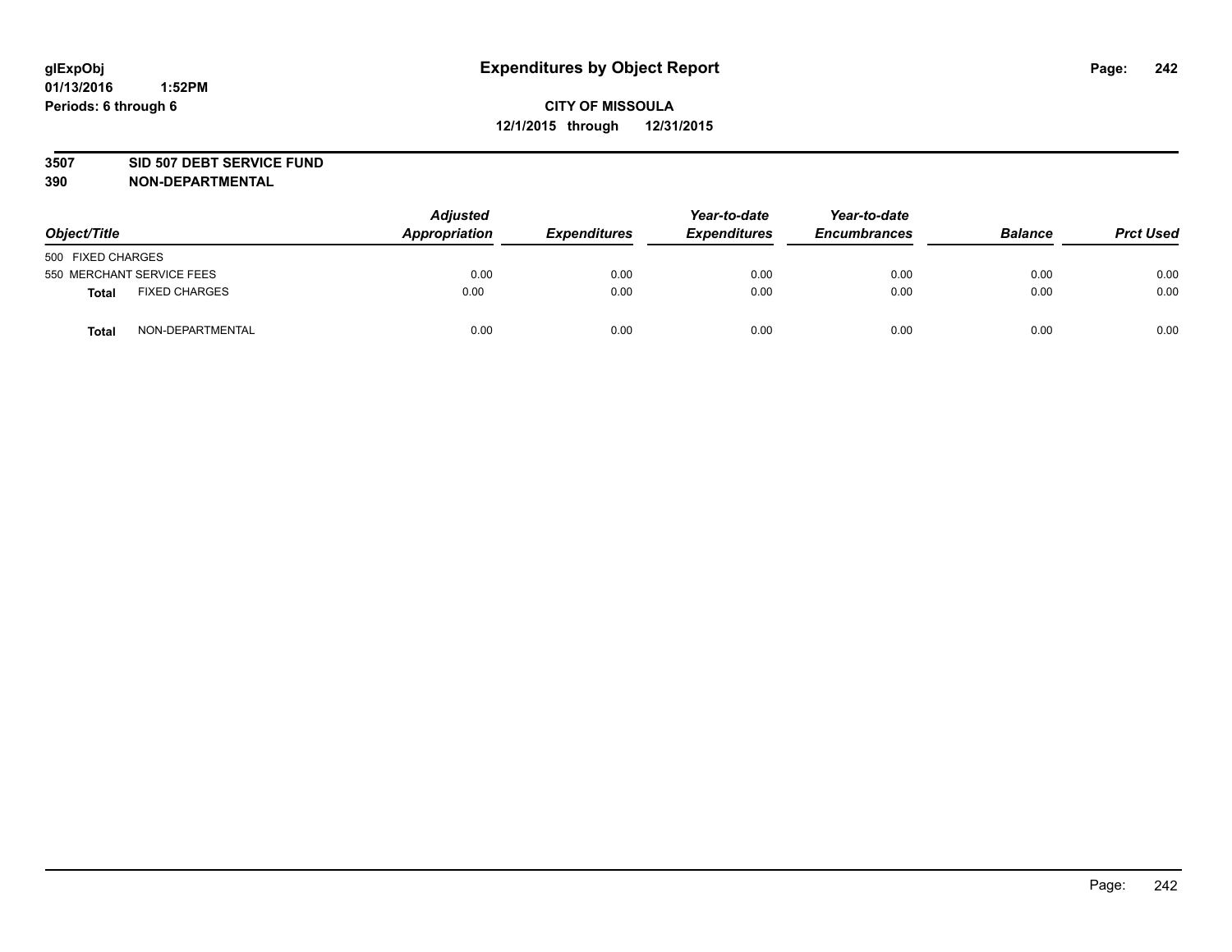glExpObj
01/13/2016 1:52PM
Periods: 6 through 6

# Expenditures by Object Report

**CITY OF MISSOULA**
**12/1/2015 through 12/31/2015**

**3507 SID 507 DEBT SERVICE FUND**
**390 NON-DEPARTMENTAL**

| Object/Title | Adjusted Appropriation | Expenditures | Year-to-date Expenditures | Year-to-date Encumbrances | Balance | Prct Used |
|---|---|---|---|---|---|---|
| 500 FIXED CHARGES | | | | | | |
| 550 MERCHANT SERVICE FEES | 0.00 | 0.00 | 0.00 | 0.00 | 0.00 | 0.00 |
| **Total** FIXED CHARGES | 0.00 | 0.00 | 0.00 | 0.00 | 0.00 | 0.00 |
| **Total** NON-DEPARTMENTAL | 0.00 | 0.00 | 0.00 | 0.00 | 0.00 | 0.00 |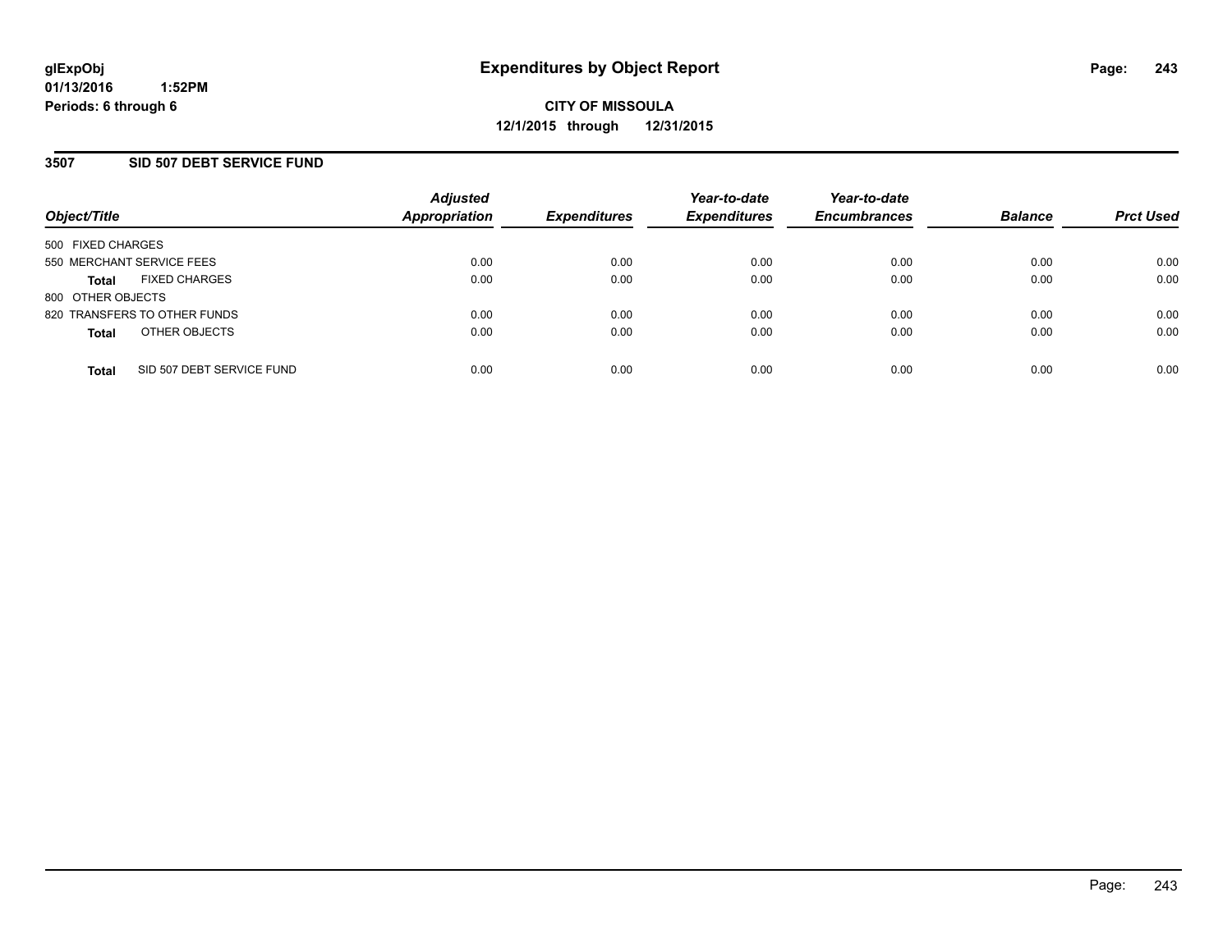# Expenditures by Object Report

glExpObj
01/13/2016 1:52PM
Periods: 6 through 6

**CITY OF MISSOULA**
**12/1/2015 through 12/31/2015**

## 3507 SID 507 DEBT SERVICE FUND

| Object/Title | Adjusted Appropriation | Expenditures | Year-to-date Expenditures | Year-to-date Encumbrances | Balance | Prct Used |
|---|---|---|---|---|---|---|
| 500 FIXED CHARGES | | | | | | |
| 550 MERCHANT SERVICE FEES | 0.00 | 0.00 | 0.00 | 0.00 | 0.00 | 0.00 |
| **Total** FIXED CHARGES | 0.00 | 0.00 | 0.00 | 0.00 | 0.00 | 0.00 |
| 800 OTHER OBJECTS | | | | | | |
| 820 TRANSFERS TO OTHER FUNDS | 0.00 | 0.00 | 0.00 | 0.00 | 0.00 | 0.00 |
| **Total** OTHER OBJECTS | 0.00 | 0.00 | 0.00 | 0.00 | 0.00 | 0.00 |
| **Total** SID 507 DEBT SERVICE FUND | 0.00 | 0.00 | 0.00 | 0.00 | 0.00 | 0.00 |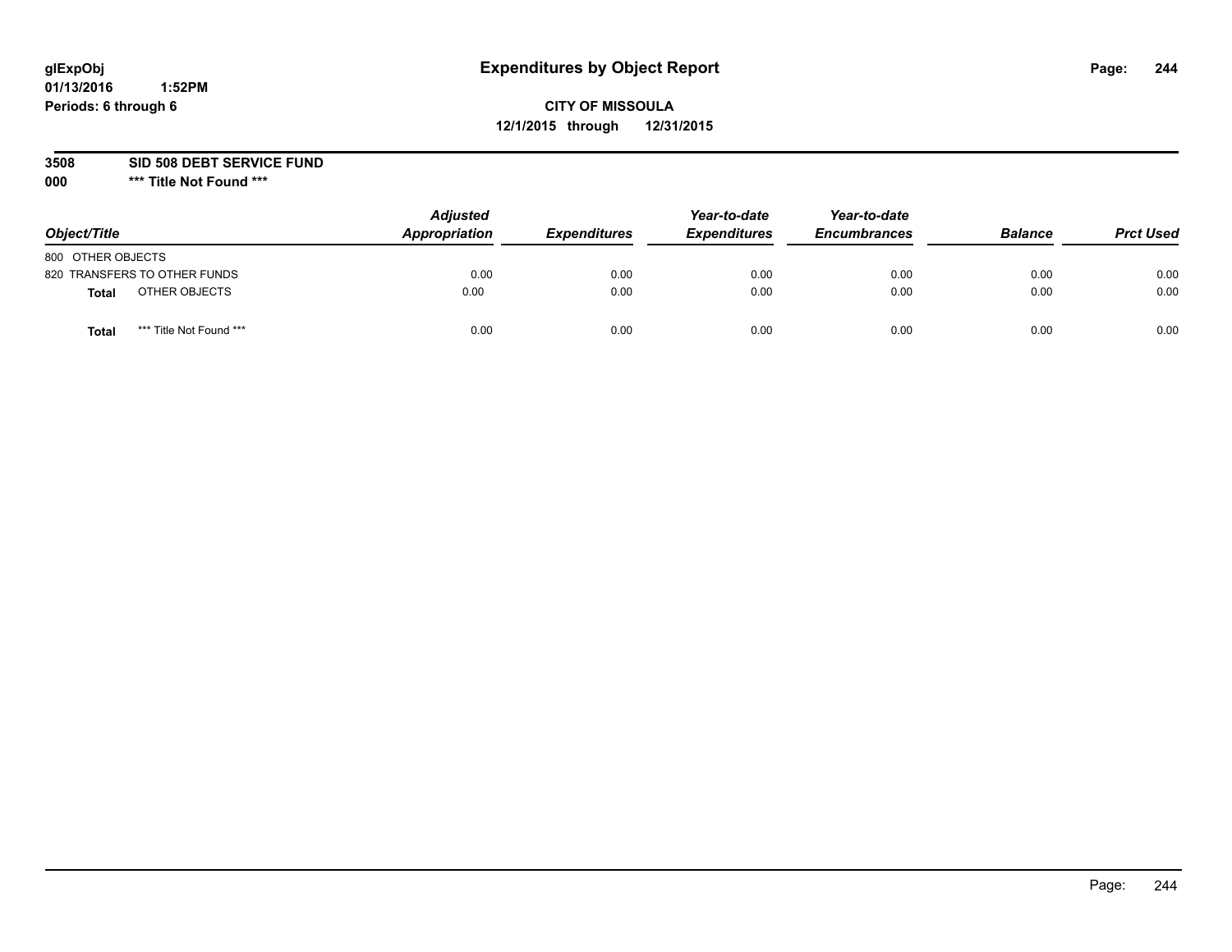glExpObj
01/13/2016 1:52PM
Periods: 6 through 6

# Expenditures by Object Report

**CITY OF MISSOULA**
**12/1/2015 through 12/31/2015**

**3508 SID 508 DEBT SERVICE FUND**
**000 \*\*\* Title Not Found \*\*\***

| Object/Title | Adjusted Appropriation | Expenditures | Year-to-date Expenditures | Year-to-date Encumbrances | Balance | Prct Used |
|---|---|---|---|---|---|---|
| 800 OTHER OBJECTS | | | | | | |
| 820 TRANSFERS TO OTHER FUNDS | 0.00 | 0.00 | 0.00 | 0.00 | 0.00 | 0.00 |
| **Total** OTHER OBJECTS | 0.00 | 0.00 | 0.00 | 0.00 | 0.00 | 0.00 |
| **Total** *** Title Not Found *** | 0.00 | 0.00 | 0.00 | 0.00 | 0.00 | 0.00 |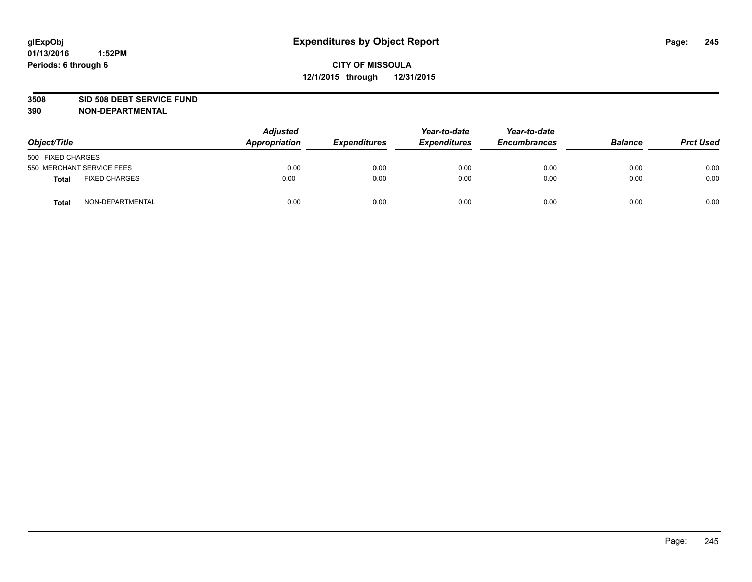**glExpObj**
**01/13/2016 1:52PM**
**Periods: 6 through 6**

# Expenditures by Object Report

**CITY OF MISSOULA**
**12/1/2015 through 12/31/2015**

**3508 SID 508 DEBT SERVICE FUND**
**390 NON-DEPARTMENTAL**

| Object/Title | | Adjusted Appropriation | Expenditures | Year-to-date Expenditures | Year-to-date Encumbrances | Balance | Prct Used |
|---|---|---|---|---|---|---|---|
| 500 FIXED CHARGES | | | | | | | |
| 550 MERCHANT SERVICE FEES | | 0.00 | 0.00 | 0.00 | 0.00 | 0.00 | 0.00 |
| **Total** | FIXED CHARGES | 0.00 | 0.00 | 0.00 | 0.00 | 0.00 | 0.00 |
| **Total** | NON-DEPARTMENTAL | 0.00 | 0.00 | 0.00 | 0.00 | 0.00 | 0.00 |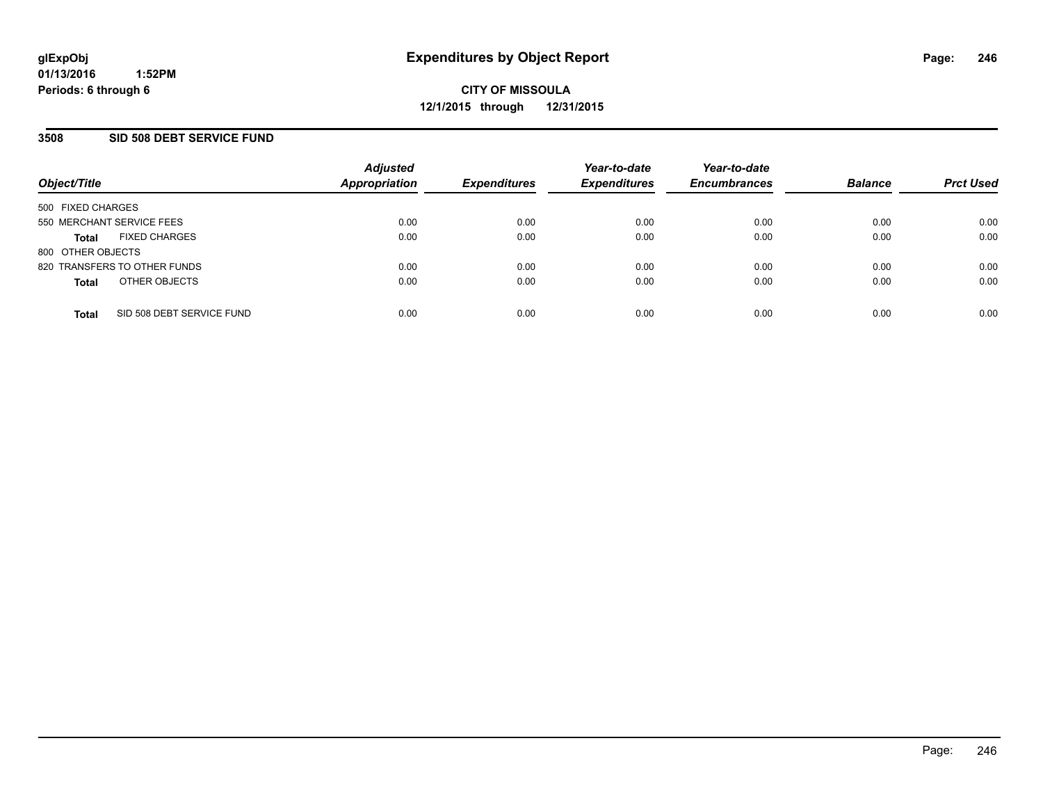# Expenditures by Object Report

glExpObj
01/13/2016 1:52PM
Periods: 6 through 6

**CITY OF MISSOULA**
**12/1/2015 through 12/31/2015**

## 3508 SID 508 DEBT SERVICE FUND

| Object/Title | Adjusted Appropriation | Expenditures | Year-to-date Expenditures | Year-to-date Encumbrances | Balance | Prct Used |
|---|---|---|---|---|---|---|
| 500 FIXED CHARGES | | | | | | |
| 550 MERCHANT SERVICE FEES | 0.00 | 0.00 | 0.00 | 0.00 | 0.00 | 0.00 |
| **Total** FIXED CHARGES | 0.00 | 0.00 | 0.00 | 0.00 | 0.00 | 0.00 |
| 800 OTHER OBJECTS | | | | | | |
| 820 TRANSFERS TO OTHER FUNDS | 0.00 | 0.00 | 0.00 | 0.00 | 0.00 | 0.00 |
| **Total** OTHER OBJECTS | 0.00 | 0.00 | 0.00 | 0.00 | 0.00 | 0.00 |
| **Total** SID 508 DEBT SERVICE FUND | 0.00 | 0.00 | 0.00 | 0.00 | 0.00 | 0.00 |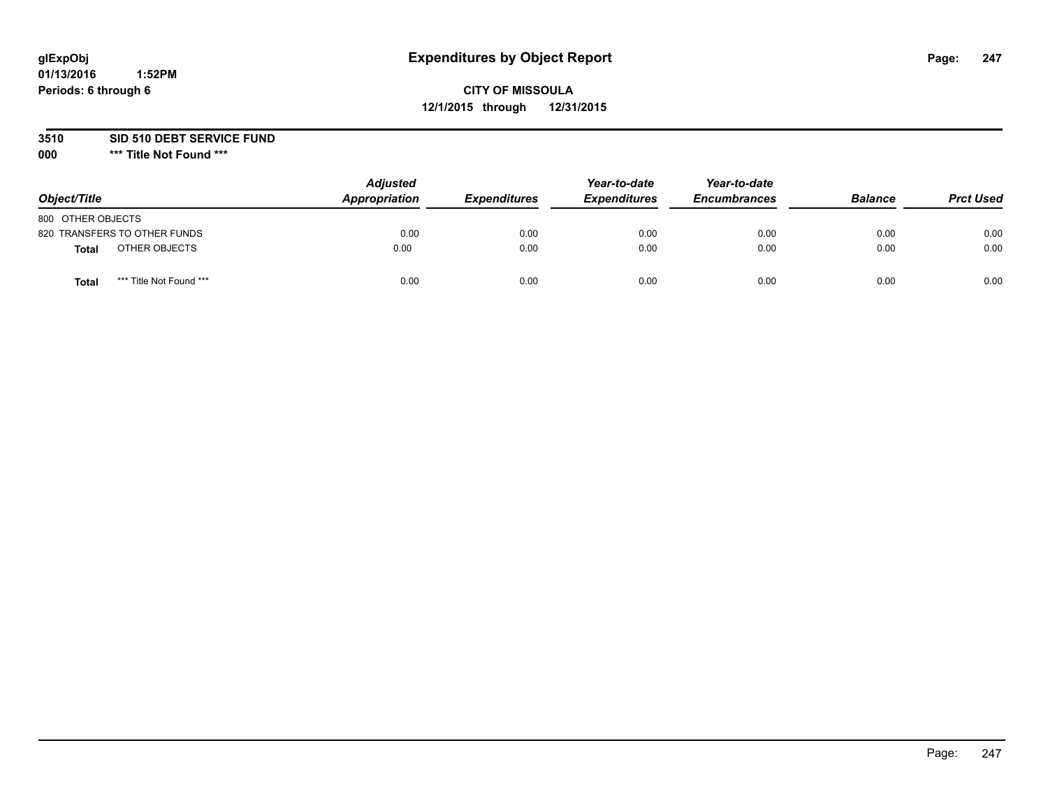glExpObj
01/13/2016 1:52PM
Periods: 6 through 6

# Expenditures by Object Report

**CITY OF MISSOULA**
**12/1/2015 through 12/31/2015**

**3510 SID 510 DEBT SERVICE FUND**
**000 \*\*\* Title Not Found \*\*\***

| Object/Title | | Adjusted Appropriation | Expenditures | Year-to-date Expenditures | Year-to-date Encumbrances | Balance | Prct Used |
|---|---|---|---|---|---|---|---|
| 800 OTHER OBJECTS | | | | | | | |
| 820 TRANSFERS TO OTHER FUNDS | | 0.00 | 0.00 | 0.00 | 0.00 | 0.00 | 0.00 |
| **Total** | OTHER OBJECTS | 0.00 | 0.00 | 0.00 | 0.00 | 0.00 | 0.00 |
| **Total** | *** Title Not Found *** | 0.00 | 0.00 | 0.00 | 0.00 | 0.00 | 0.00 |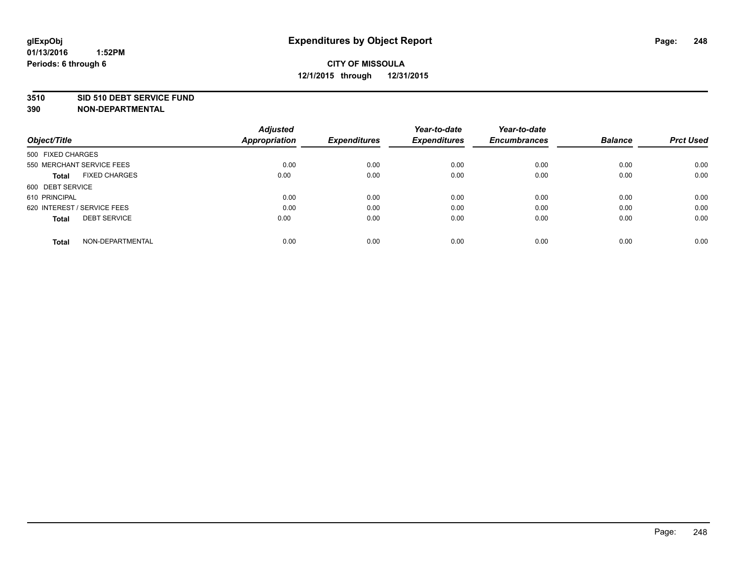# Expenditures by Object Report

glExpObj
01/13/2016 1:52PM
Periods: 6 through 6

**CITY OF MISSOULA**
**12/1/2015 through 12/31/2015**

**3510 SID 510 DEBT SERVICE FUND**
**390 NON-DEPARTMENTAL**

| Object/Title | Adjusted Appropriation | Expenditures | Year-to-date Expenditures | Year-to-date Encumbrances | Balance | Prct Used |
|---|---|---|---|---|---|---|
| 500 FIXED CHARGES | | | | | | |
| 550 MERCHANT SERVICE FEES | 0.00 | 0.00 | 0.00 | 0.00 | 0.00 | 0.00 |
| **Total** FIXED CHARGES | 0.00 | 0.00 | 0.00 | 0.00 | 0.00 | 0.00 |
| 600 DEBT SERVICE | | | | | | |
| 610 PRINCIPAL | 0.00 | 0.00 | 0.00 | 0.00 | 0.00 | 0.00 |
| 620 INTEREST / SERVICE FEES | 0.00 | 0.00 | 0.00 | 0.00 | 0.00 | 0.00 |
| **Total** DEBT SERVICE | 0.00 | 0.00 | 0.00 | 0.00 | 0.00 | 0.00 |
| **Total** NON-DEPARTMENTAL | 0.00 | 0.00 | 0.00 | 0.00 | 0.00 | 0.00 |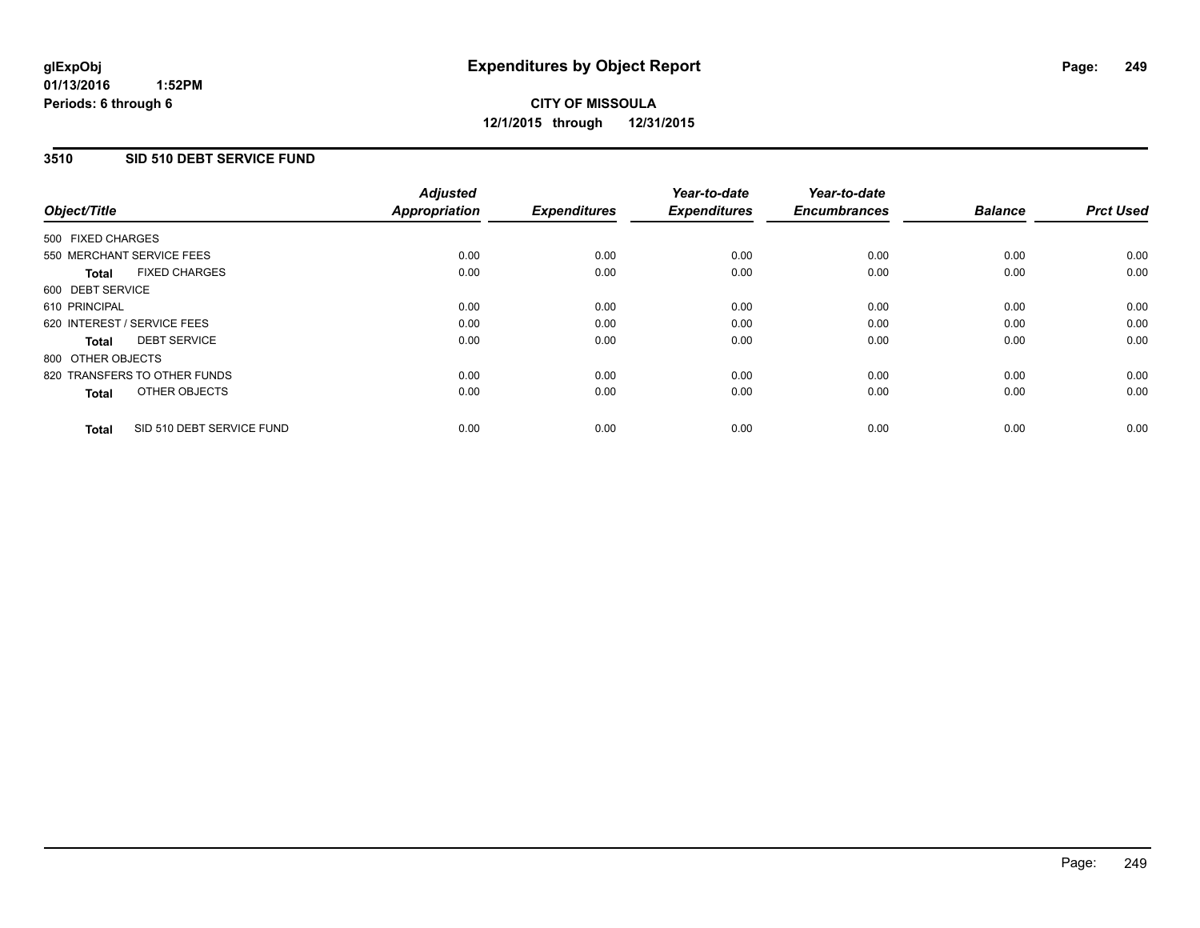# Expenditures by Object Report

glExpObj
01/13/2016 1:52PM
Periods: 6 through 6

**CITY OF MISSOULA**
**12/1/2015 through 12/31/2015**

## 3510 SID 510 DEBT SERVICE FUND

| Object/Title | Adjusted Appropriation | Expenditures | Year-to-date Expenditures | Year-to-date Encumbrances | Balance | Prct Used |
|---|---|---|---|---|---|---|
| 500 FIXED CHARGES | | | | | | |
| 550 MERCHANT SERVICE FEES | 0.00 | 0.00 | 0.00 | 0.00 | 0.00 | 0.00 |
| **Total** FIXED CHARGES | 0.00 | 0.00 | 0.00 | 0.00 | 0.00 | 0.00 |
| 600 DEBT SERVICE | | | | | | |
| 610 PRINCIPAL | 0.00 | 0.00 | 0.00 | 0.00 | 0.00 | 0.00 |
| 620 INTEREST / SERVICE FEES | 0.00 | 0.00 | 0.00 | 0.00 | 0.00 | 0.00 |
| **Total** DEBT SERVICE | 0.00 | 0.00 | 0.00 | 0.00 | 0.00 | 0.00 |
| 800 OTHER OBJECTS | | | | | | |
| 820 TRANSFERS TO OTHER FUNDS | 0.00 | 0.00 | 0.00 | 0.00 | 0.00 | 0.00 |
| **Total** OTHER OBJECTS | 0.00 | 0.00 | 0.00 | 0.00 | 0.00 | 0.00 |
| **Total** SID 510 DEBT SERVICE FUND | 0.00 | 0.00 | 0.00 | 0.00 | 0.00 | 0.00 |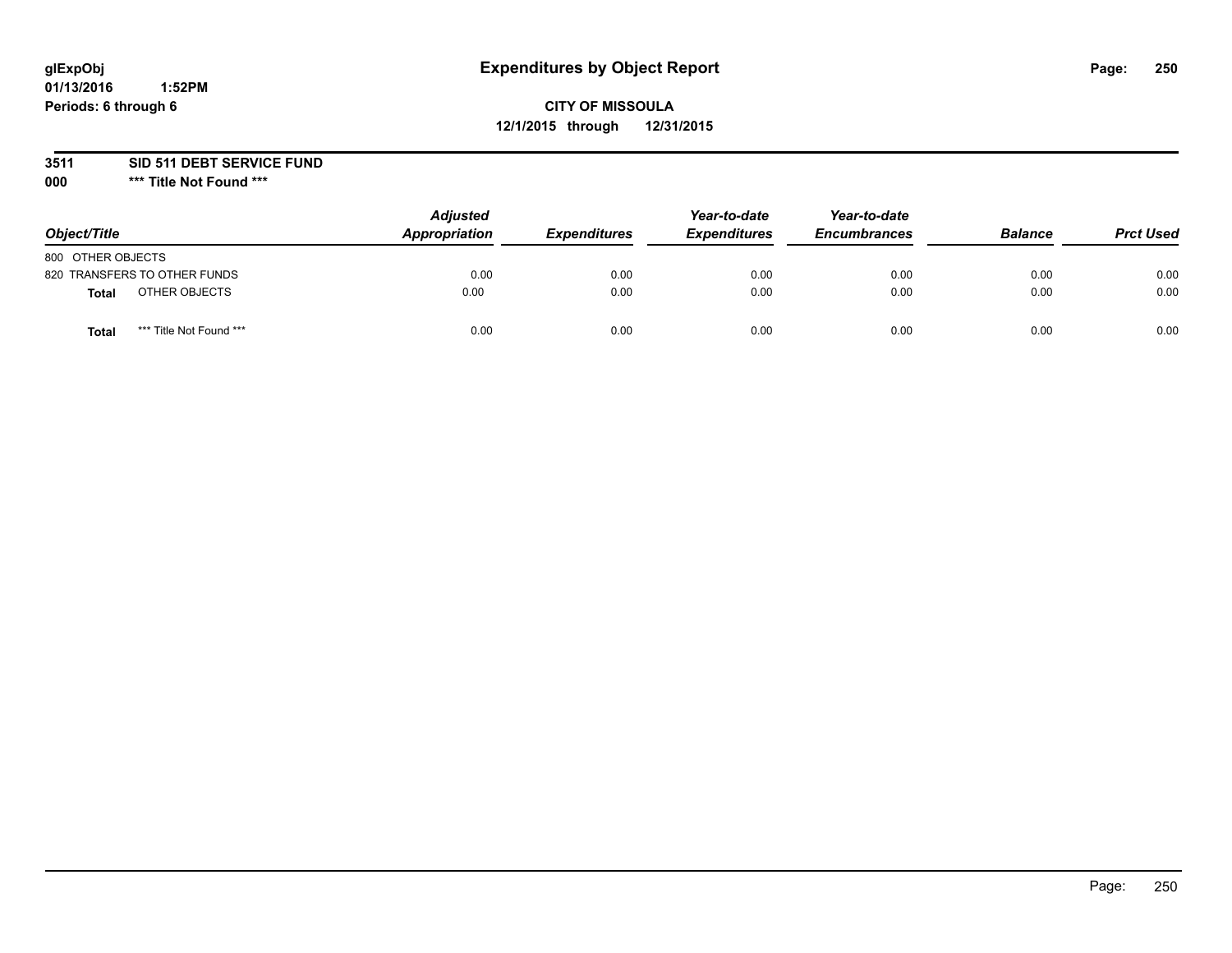# Expenditures by Object Report

glExpObj
01/13/2016 1:52PM
Periods: 6 through 6

**CITY OF MISSOULA**
**12/1/2015 through 12/31/2015**

**3511 SID 511 DEBT SERVICE FUND**
**000 \*\*\* Title Not Found \*\*\***

| Object/Title | Adjusted Appropriation | Expenditures | Year-to-date Expenditures | Year-to-date Encumbrances | Balance | Prct Used |
|---|---|---|---|---|---|---|
| 800 OTHER OBJECTS | | | | | | |
| 820 TRANSFERS TO OTHER FUNDS | 0.00 | 0.00 | 0.00 | 0.00 | 0.00 | 0.00 |
| **Total** OTHER OBJECTS | 0.00 | 0.00 | 0.00 | 0.00 | 0.00 | 0.00 |
| **Total** *** Title Not Found *** | 0.00 | 0.00 | 0.00 | 0.00 | 0.00 | 0.00 |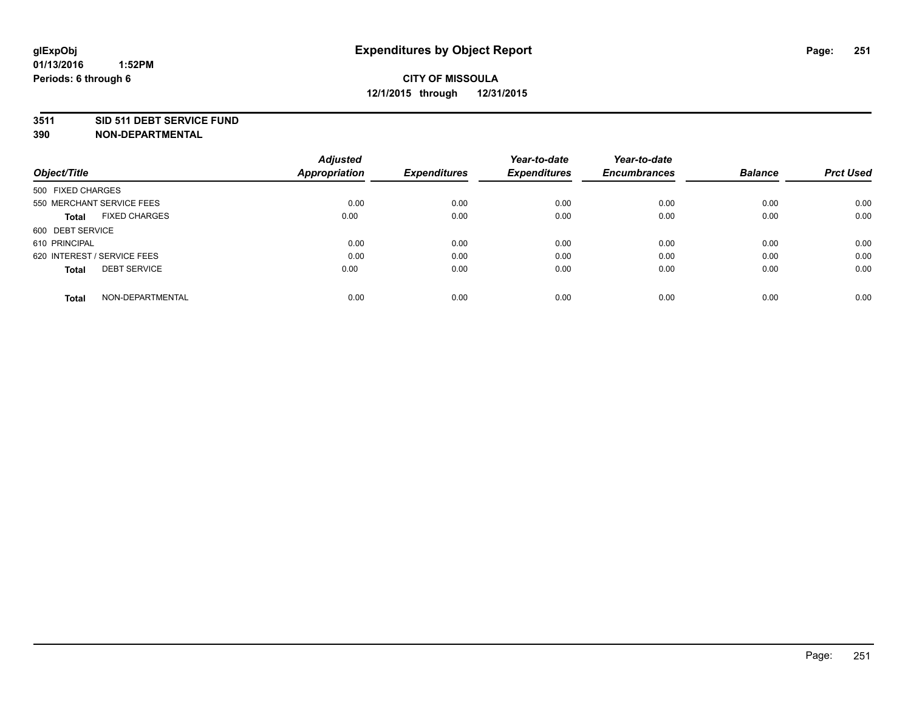glExpObj
01/13/2016 1:52PM
Periods: 6 through 6

# Expenditures by Object Report

**CITY OF MISSOULA**
**12/1/2015 through 12/31/2015**

**3511 SID 511 DEBT SERVICE FUND**
**390 NON-DEPARTMENTAL**

| Object/Title | Adjusted Appropriation | Expenditures | Year-to-date Expenditures | Year-to-date Encumbrances | Balance | Prct Used |
|---|---|---|---|---|---|---|
| 500 FIXED CHARGES | | | | | | |
| 550 MERCHANT SERVICE FEES | 0.00 | 0.00 | 0.00 | 0.00 | 0.00 | 0.00 |
| **Total** FIXED CHARGES | 0.00 | 0.00 | 0.00 | 0.00 | 0.00 | 0.00 |
| 600 DEBT SERVICE | | | | | | |
| 610 PRINCIPAL | 0.00 | 0.00 | 0.00 | 0.00 | 0.00 | 0.00 |
| 620 INTEREST / SERVICE FEES | 0.00 | 0.00 | 0.00 | 0.00 | 0.00 | 0.00 |
| **Total** DEBT SERVICE | 0.00 | 0.00 | 0.00 | 0.00 | 0.00 | 0.00 |
| **Total** NON-DEPARTMENTAL | 0.00 | 0.00 | 0.00 | 0.00 | 0.00 | 0.00 |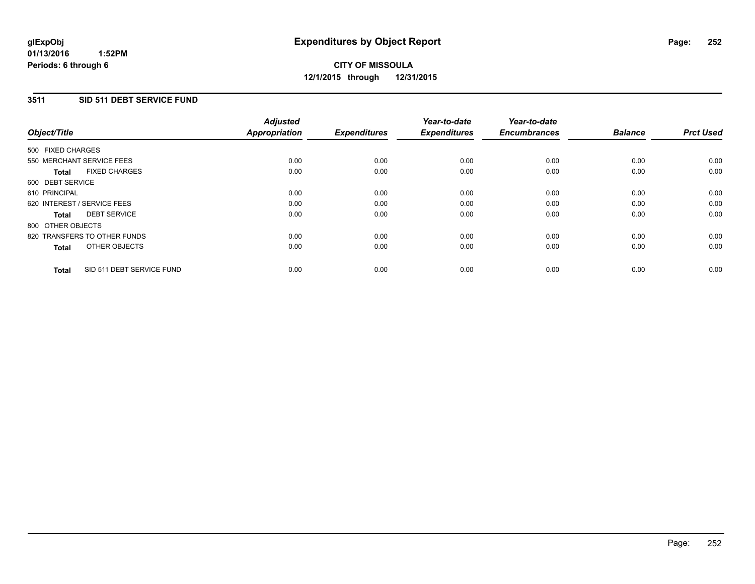**glExpObj**
**01/13/2016 1:52PM**
**Periods: 6 through 6**

# Expenditures by Object Report

**CITY OF MISSOULA**
**12/1/2015 through 12/31/2015**

## 3511 SID 511 DEBT SERVICE FUND

| Object/Title | Adjusted Appropriation | Expenditures | Year-to-date Expenditures | Year-to-date Encumbrances | Balance | Prct Used |
|---|---|---|---|---|---|---|
| 500 FIXED CHARGES | | | | | | |
| 550 MERCHANT SERVICE FEES | 0.00 | 0.00 | 0.00 | 0.00 | 0.00 | 0.00 |
| **Total** FIXED CHARGES | 0.00 | 0.00 | 0.00 | 0.00 | 0.00 | 0.00 |
| 600 DEBT SERVICE | | | | | | |
| 610 PRINCIPAL | 0.00 | 0.00 | 0.00 | 0.00 | 0.00 | 0.00 |
| 620 INTEREST / SERVICE FEES | 0.00 | 0.00 | 0.00 | 0.00 | 0.00 | 0.00 |
| **Total** DEBT SERVICE | 0.00 | 0.00 | 0.00 | 0.00 | 0.00 | 0.00 |
| 800 OTHER OBJECTS | | | | | | |
| 820 TRANSFERS TO OTHER FUNDS | 0.00 | 0.00 | 0.00 | 0.00 | 0.00 | 0.00 |
| **Total** OTHER OBJECTS | 0.00 | 0.00 | 0.00 | 0.00 | 0.00 | 0.00 |
| **Total** SID 511 DEBT SERVICE FUND | 0.00 | 0.00 | 0.00 | 0.00 | 0.00 | 0.00 |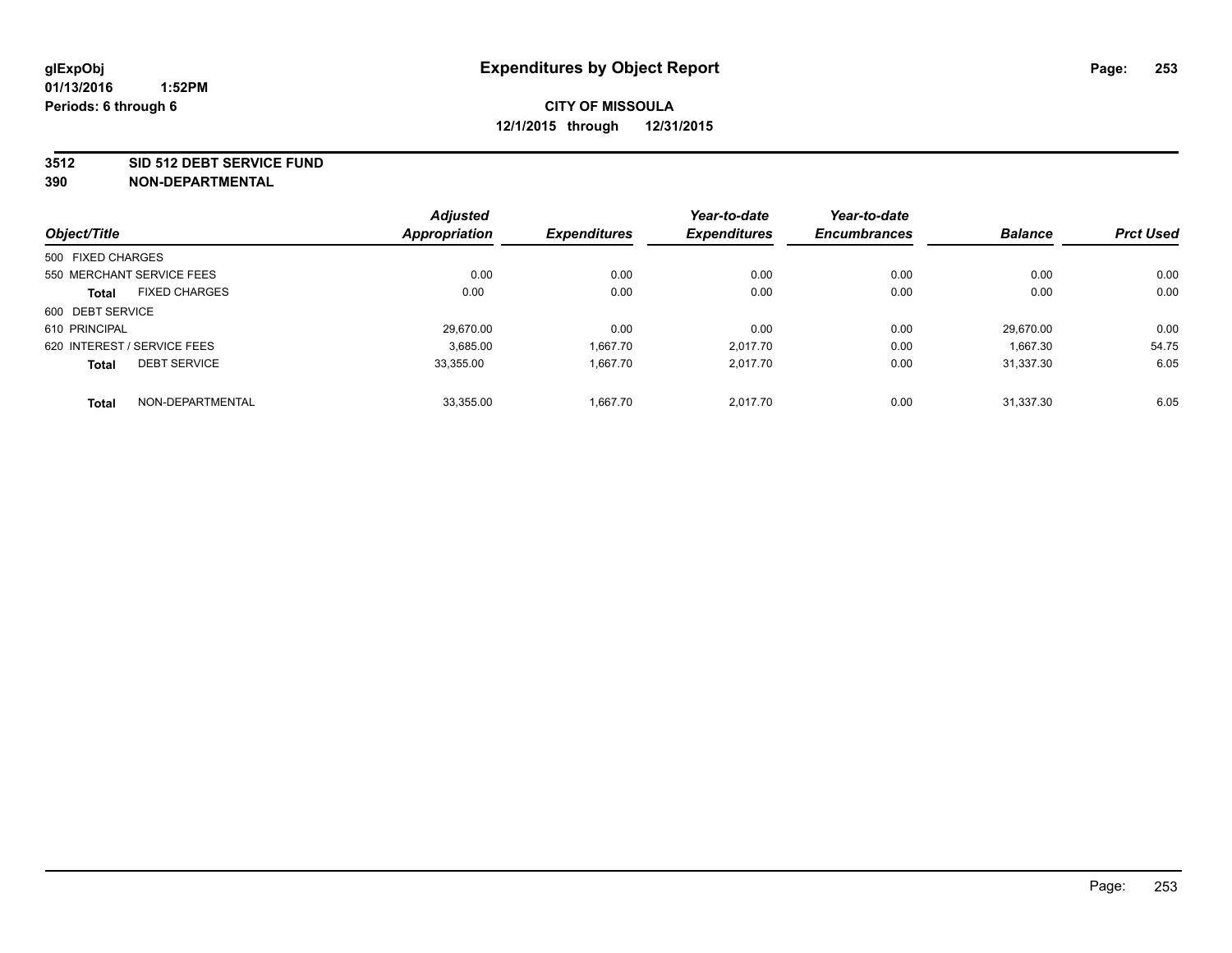glExpObj
01/13/2016 1:52PM
Periods: 6 through 6

# Expenditures by Object Report

**CITY OF MISSOULA**
**12/1/2015 through 12/31/2015**

**3512 SID 512 DEBT SERVICE FUND**
**390 NON-DEPARTMENTAL**

| Object/Title | | Adjusted Appropriation | Expenditures | Year-to-date Expenditures | Year-to-date Encumbrances | Balance | Prct Used |
|---|---|---|---|---|---|---|---|
| 500 FIXED CHARGES | | | | | | | |
| 550 MERCHANT SERVICE FEES | | 0.00 | 0.00 | 0.00 | 0.00 | 0.00 | 0.00 |
| **Total** | FIXED CHARGES | 0.00 | 0.00 | 0.00 | 0.00 | 0.00 | 0.00 |
| 600 DEBT SERVICE | | | | | | | |
| 610 PRINCIPAL | | 29,670.00 | 0.00 | 0.00 | 0.00 | 29,670.00 | 0.00 |
| 620 INTEREST / SERVICE FEES | | 3,685.00 | 1,667.70 | 2,017.70 | 0.00 | 1,667.30 | 54.75 |
| **Total** | DEBT SERVICE | 33,355.00 | 1,667.70 | 2,017.70 | 0.00 | 31,337.30 | 6.05 |
| **Total** | NON-DEPARTMENTAL | 33,355.00 | 1,667.70 | 2,017.70 | 0.00 | 31,337.30 | 6.05 |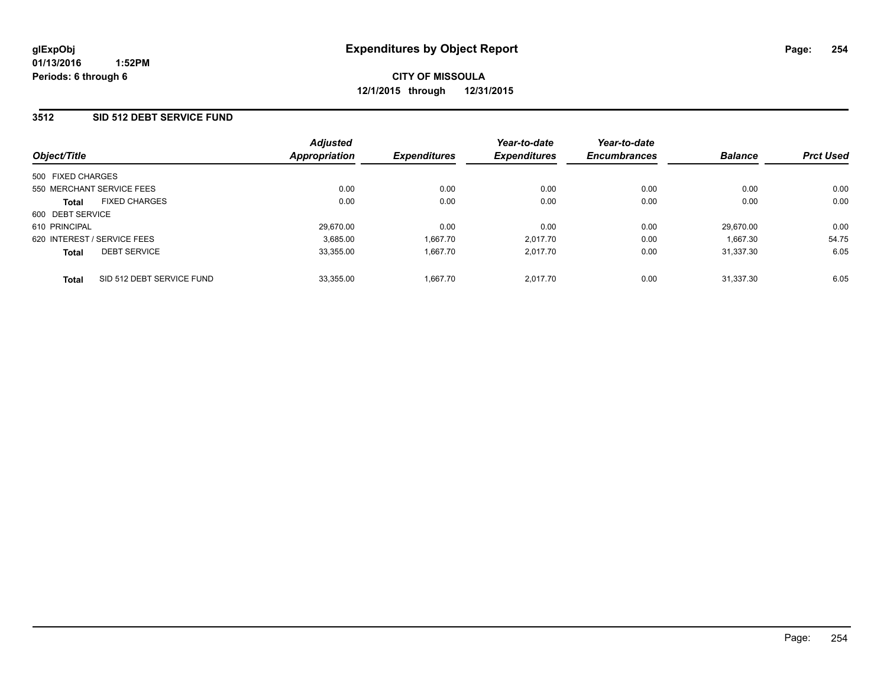# Expenditures by Object Report

glExpObj
01/13/2016 1:52PM
Periods: 6 through 6

**CITY OF MISSOULA**
**12/1/2015 through 12/31/2015**

## 3512 SID 512 DEBT SERVICE FUND

| Object/Title | Adjusted Appropriation | Expenditures | Year-to-date Expenditures | Year-to-date Encumbrances | Balance | Prct Used |
|---|---|---|---|---|---|---|
| 500 FIXED CHARGES | | | | | | |
| 550 MERCHANT SERVICE FEES | 0.00 | 0.00 | 0.00 | 0.00 | 0.00 | 0.00 |
| **Total** FIXED CHARGES | 0.00 | 0.00 | 0.00 | 0.00 | 0.00 | 0.00 |
| 600 DEBT SERVICE | | | | | | |
| 610 PRINCIPAL | 29,670.00 | 0.00 | 0.00 | 0.00 | 29,670.00 | 0.00 |
| 620 INTEREST / SERVICE FEES | 3,685.00 | 1,667.70 | 2,017.70 | 0.00 | 1,667.30 | 54.75 |
| **Total** DEBT SERVICE | 33,355.00 | 1,667.70 | 2,017.70 | 0.00 | 31,337.30 | 6.05 |
| **Total** SID 512 DEBT SERVICE FUND | 33,355.00 | 1,667.70 | 2,017.70 | 0.00 | 31,337.30 | 6.05 |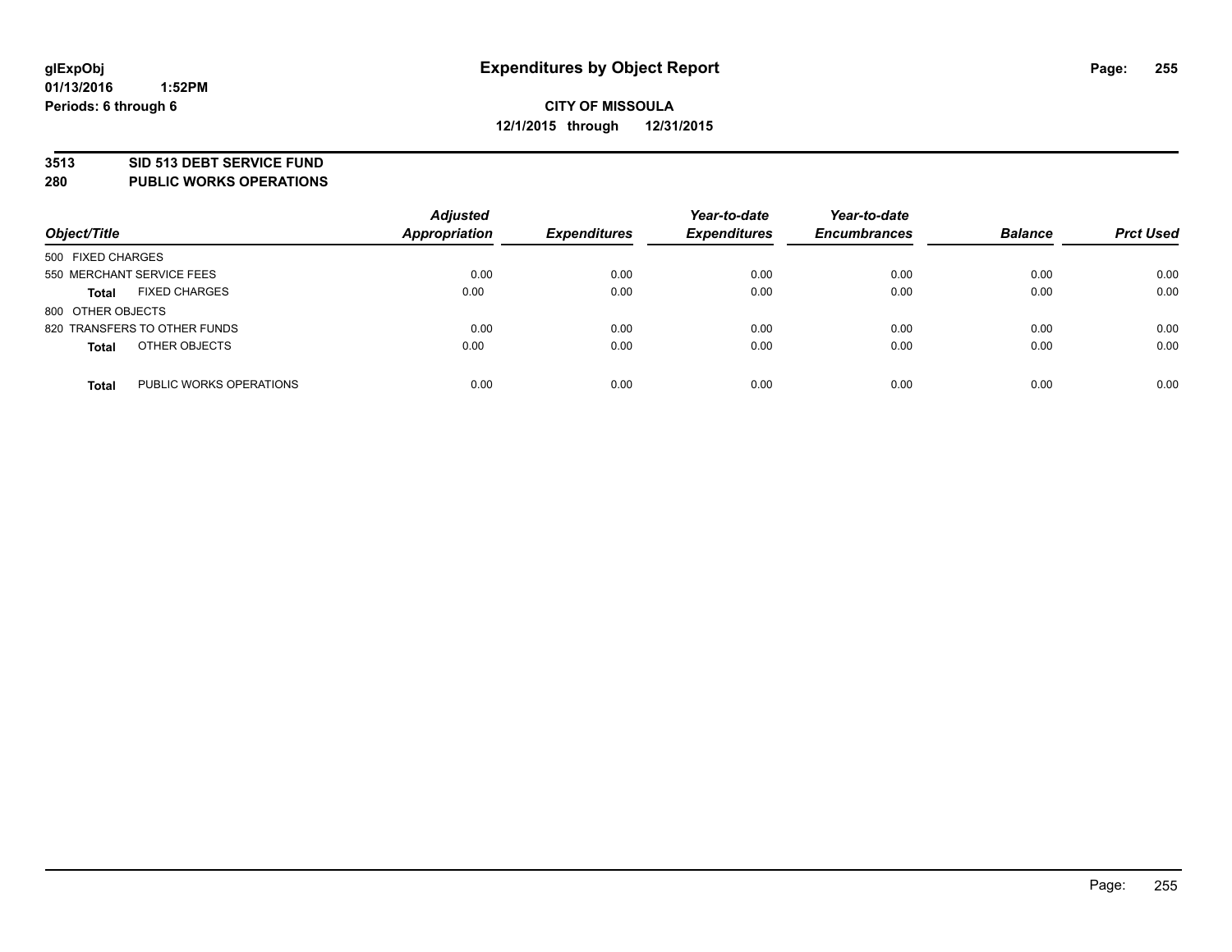**glExpObj**
**01/13/2016 1:52PM**
**Periods: 6 through 6**

# Expenditures by Object Report

**CITY OF MISSOULA**
**12/1/2015 through 12/31/2015**

## 3513 SID 513 DEBT SERVICE FUND
## 280 PUBLIC WORKS OPERATIONS

| Object/Title | | Adjusted Appropriation | Expenditures | Year-to-date Expenditures | Year-to-date Encumbrances | Balance | Prct Used |
|---|---|---|---|---|---|---|---|
| 500 FIXED CHARGES | | | | | | | |
| 550 MERCHANT SERVICE FEES | | 0.00 | 0.00 | 0.00 | 0.00 | 0.00 | 0.00 |
| **Total** | FIXED CHARGES | 0.00 | 0.00 | 0.00 | 0.00 | 0.00 | 0.00 |
| 800 OTHER OBJECTS | | | | | | | |
| 820 TRANSFERS TO OTHER FUNDS | | 0.00 | 0.00 | 0.00 | 0.00 | 0.00 | 0.00 |
| **Total** | OTHER OBJECTS | 0.00 | 0.00 | 0.00 | 0.00 | 0.00 | 0.00 |
| **Total** | PUBLIC WORKS OPERATIONS | 0.00 | 0.00 | 0.00 | 0.00 | 0.00 | 0.00 |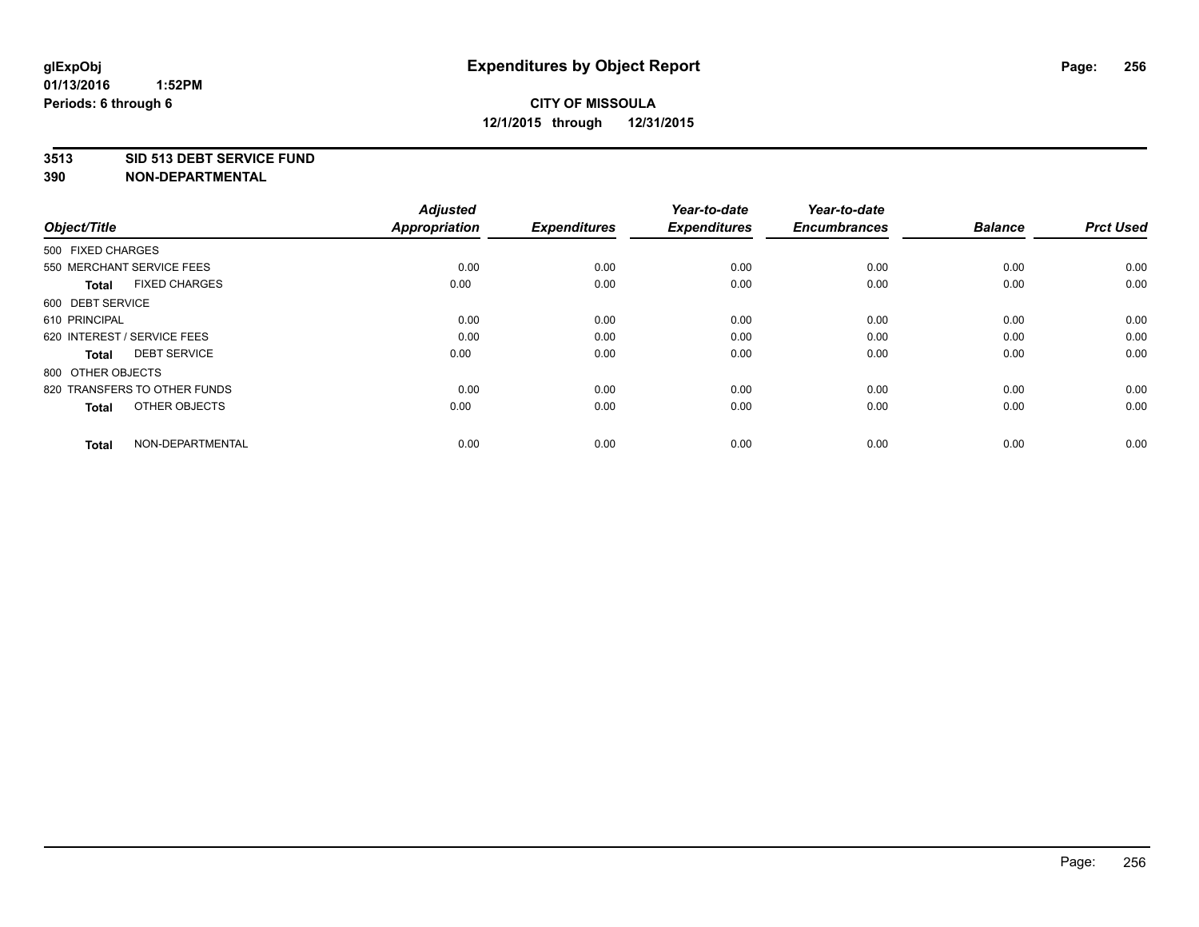**glExpObj**
**01/13/2016 1:52PM**
**Periods: 6 through 6**

# Expenditures by Object Report

**CITY OF MISSOULA**
**12/1/2015 through 12/31/2015**

**3513 SID 513 DEBT SERVICE FUND**
**390 NON-DEPARTMENTAL**

| Object/Title | Adjusted Appropriation | Expenditures | Year-to-date Expenditures | Year-to-date Encumbrances | Balance | Prct Used |
|---|---|---|---|---|---|---|
| 500 FIXED CHARGES | | | | | | |
| 550 MERCHANT SERVICE FEES | 0.00 | 0.00 | 0.00 | 0.00 | 0.00 | 0.00 |
| **Total** FIXED CHARGES | 0.00 | 0.00 | 0.00 | 0.00 | 0.00 | 0.00 |
| 600 DEBT SERVICE | | | | | | |
| 610 PRINCIPAL | 0.00 | 0.00 | 0.00 | 0.00 | 0.00 | 0.00 |
| 620 INTEREST / SERVICE FEES | 0.00 | 0.00 | 0.00 | 0.00 | 0.00 | 0.00 |
| **Total** DEBT SERVICE | 0.00 | 0.00 | 0.00 | 0.00 | 0.00 | 0.00 |
| 800 OTHER OBJECTS | | | | | | |
| 820 TRANSFERS TO OTHER FUNDS | 0.00 | 0.00 | 0.00 | 0.00 | 0.00 | 0.00 |
| **Total** OTHER OBJECTS | 0.00 | 0.00 | 0.00 | 0.00 | 0.00 | 0.00 |
| **Total** NON-DEPARTMENTAL | 0.00 | 0.00 | 0.00 | 0.00 | 0.00 | 0.00 |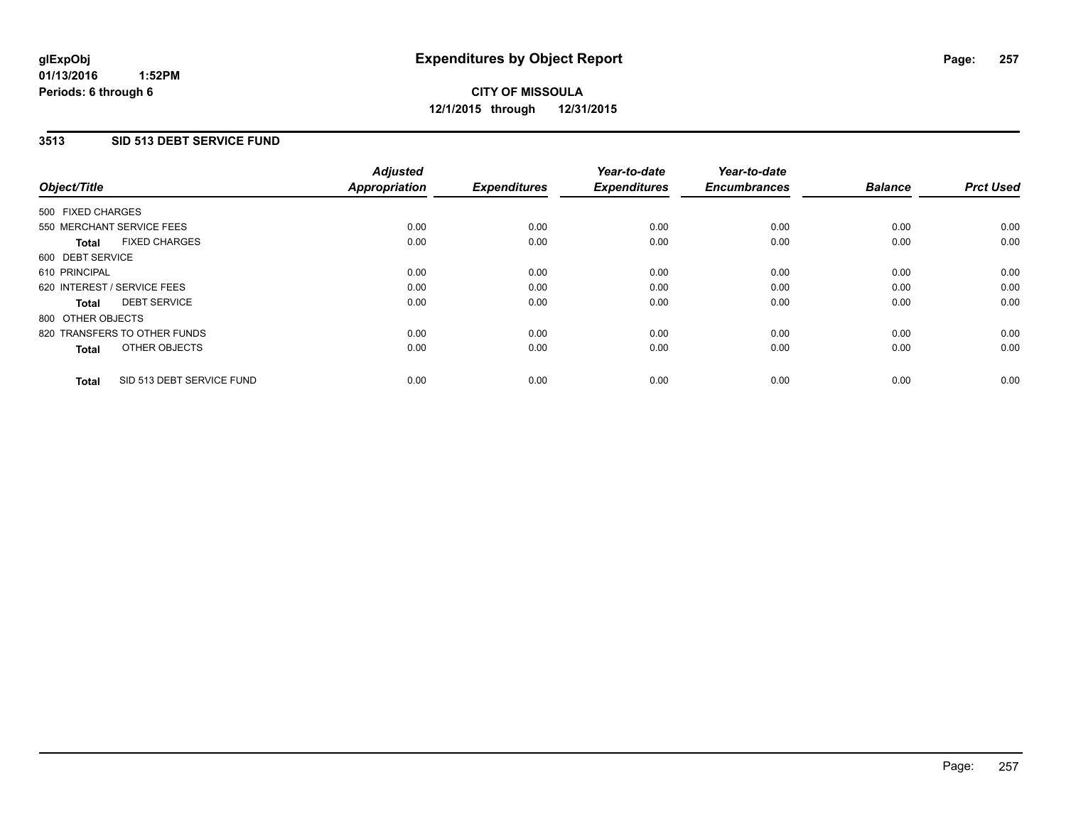# Expenditures by Object Report

glExpObj
01/13/2016 1:52PM
Periods: 6 through 6

**CITY OF MISSOULA**
**12/1/2015 through 12/31/2015**

## 3513 SID 513 DEBT SERVICE FUND

| Object/Title | Adjusted Appropriation | Expenditures | Year-to-date Expenditures | Year-to-date Encumbrances | Balance | Prct Used |
|---|---|---|---|---|---|---|
| 500 FIXED CHARGES | | | | | | |
| 550 MERCHANT SERVICE FEES | 0.00 | 0.00 | 0.00 | 0.00 | 0.00 | 0.00 |
| **Total** FIXED CHARGES | 0.00 | 0.00 | 0.00 | 0.00 | 0.00 | 0.00 |
| 600 DEBT SERVICE | | | | | | |
| 610 PRINCIPAL | 0.00 | 0.00 | 0.00 | 0.00 | 0.00 | 0.00 |
| 620 INTEREST / SERVICE FEES | 0.00 | 0.00 | 0.00 | 0.00 | 0.00 | 0.00 |
| **Total** DEBT SERVICE | 0.00 | 0.00 | 0.00 | 0.00 | 0.00 | 0.00 |
| 800 OTHER OBJECTS | | | | | | |
| 820 TRANSFERS TO OTHER FUNDS | 0.00 | 0.00 | 0.00 | 0.00 | 0.00 | 0.00 |
| **Total** OTHER OBJECTS | 0.00 | 0.00 | 0.00 | 0.00 | 0.00 | 0.00 |
| **Total** SID 513 DEBT SERVICE FUND | 0.00 | 0.00 | 0.00 | 0.00 | 0.00 | 0.00 |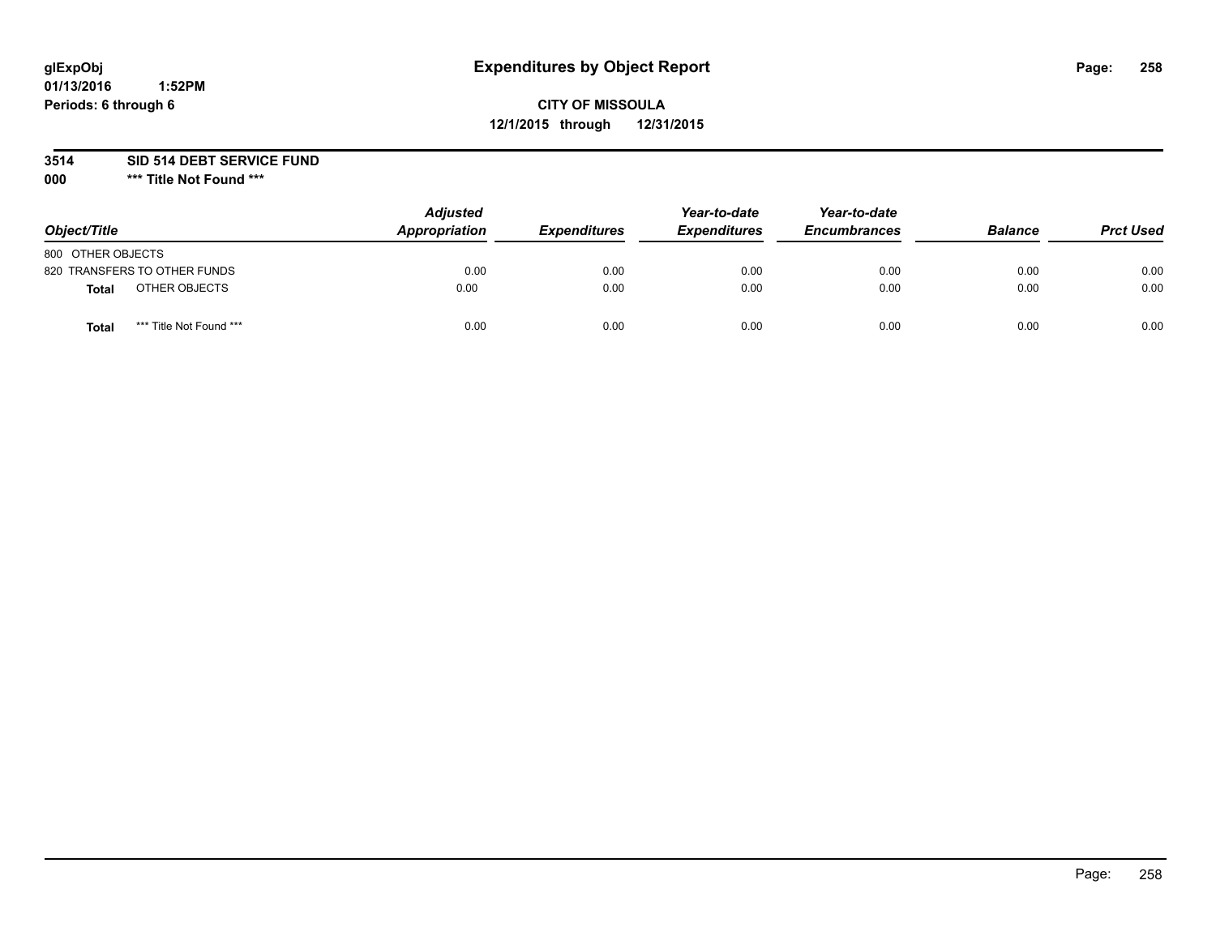glExpObj
01/13/2016 1:52PM
Periods: 6 through 6

# Expenditures by Object Report

**CITY OF MISSOULA**

**12/1/2015 through 12/31/2015**

**3514 SID 514 DEBT SERVICE FUND**

**000 \*\*\* Title Not Found \*\*\***

| Object/Title | | Adjusted Appropriation | Expenditures | Year-to-date Expenditures | Year-to-date Encumbrances | Balance | Prct Used |
|---|---|---|---|---|---|---|---|
| 800 OTHER OBJECTS | | | | | | | |
| 820 TRANSFERS TO OTHER FUNDS | | 0.00 | 0.00 | 0.00 | 0.00 | 0.00 | 0.00 |
| **Total** | OTHER OBJECTS | 0.00 | 0.00 | 0.00 | 0.00 | 0.00 | 0.00 |
| **Total** | *** Title Not Found *** | 0.00 | 0.00 | 0.00 | 0.00 | 0.00 | 0.00 |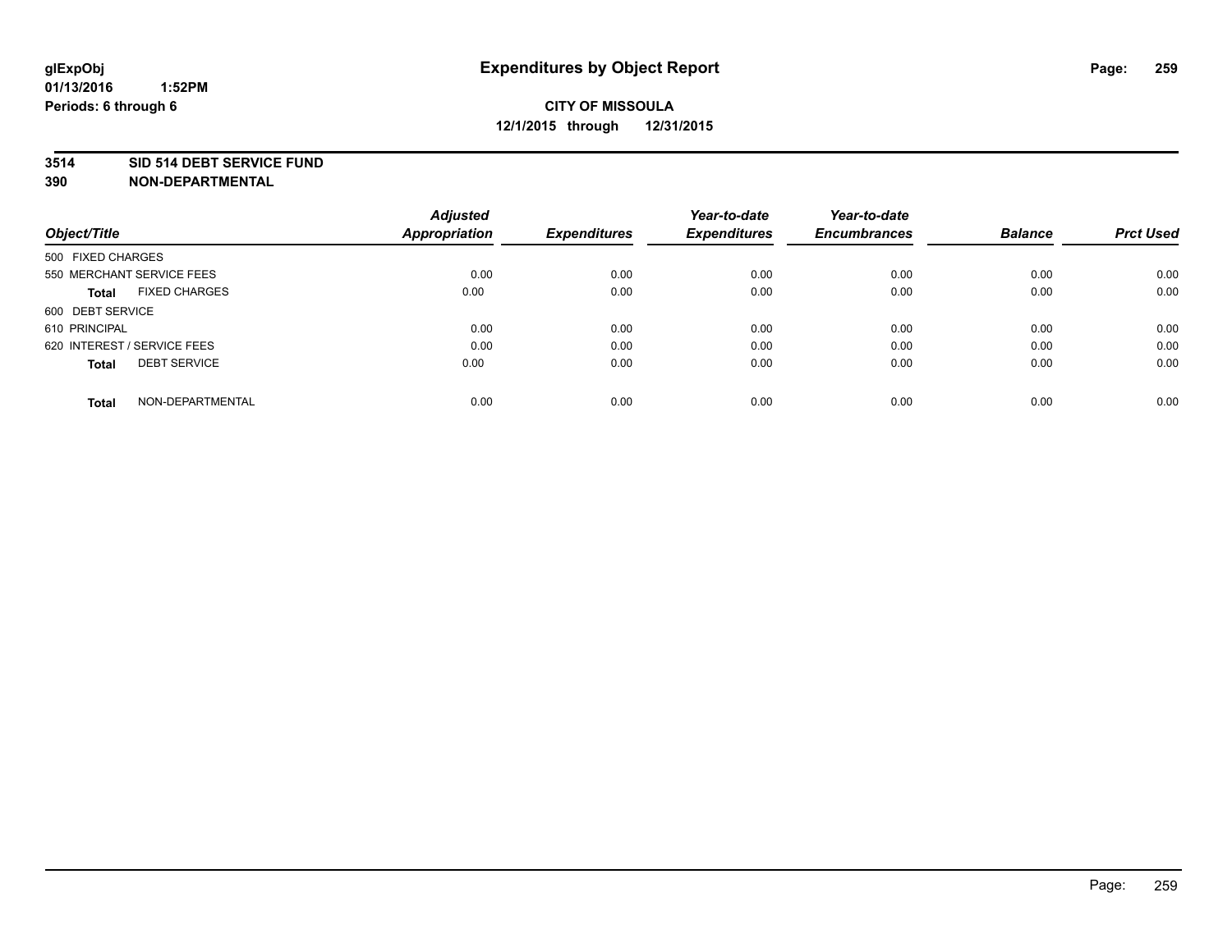glExpObj
01/13/2016 1:52PM
Periods: 6 through 6

# Expenditures by Object Report

**CITY OF MISSOULA**
**12/1/2015 through 12/31/2015**

**3514 SID 514 DEBT SERVICE FUND**
**390 NON-DEPARTMENTAL**

| Object/Title | | Adjusted Appropriation | Expenditures | Year-to-date Expenditures | Year-to-date Encumbrances | Balance | Prct Used |
|---|---|---|---|---|---|---|---|
| 500 FIXED CHARGES | | | | | | | |
| 550 MERCHANT SERVICE FEES | | 0.00 | 0.00 | 0.00 | 0.00 | 0.00 | 0.00 |
| **Total** | FIXED CHARGES | 0.00 | 0.00 | 0.00 | 0.00 | 0.00 | 0.00 |
| 600 DEBT SERVICE | | | | | | | |
| 610 PRINCIPAL | | 0.00 | 0.00 | 0.00 | 0.00 | 0.00 | 0.00 |
| 620 INTEREST / SERVICE FEES | | 0.00 | 0.00 | 0.00 | 0.00 | 0.00 | 0.00 |
| **Total** | DEBT SERVICE | 0.00 | 0.00 | 0.00 | 0.00 | 0.00 | 0.00 |
| **Total** | NON-DEPARTMENTAL | 0.00 | 0.00 | 0.00 | 0.00 | 0.00 | 0.00 |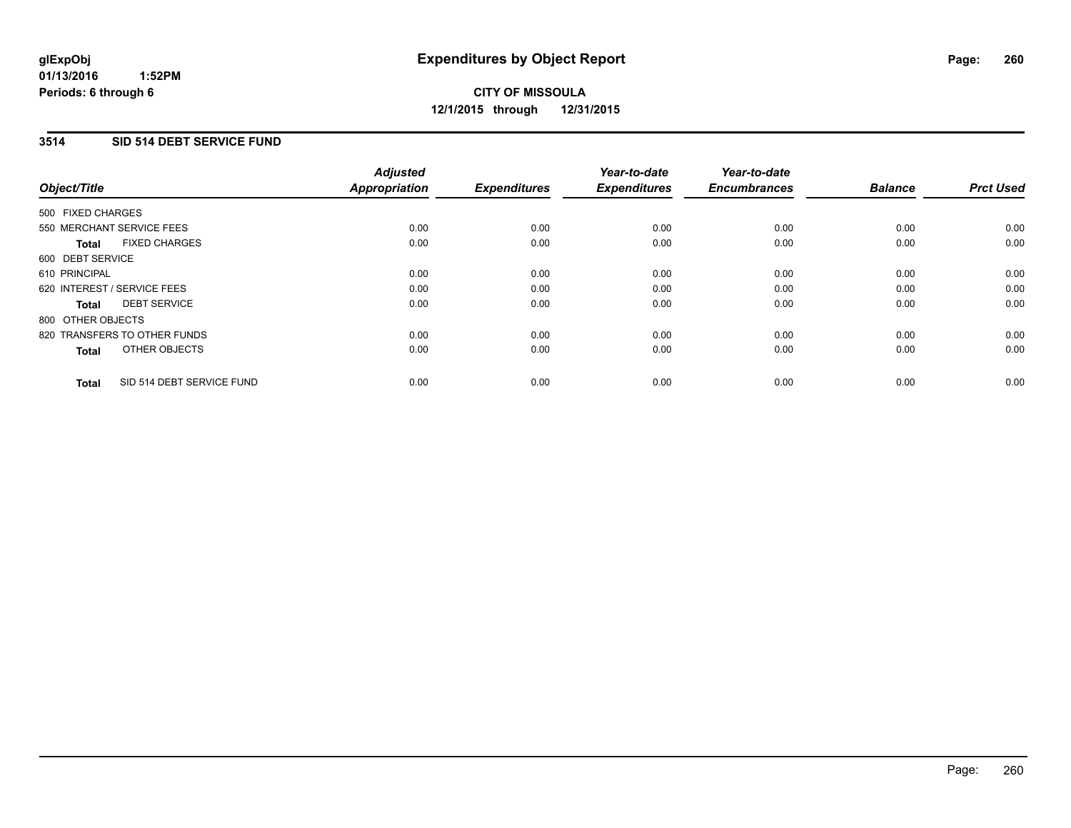# Expenditures by Object Report

glExpObj
01/13/2016 1:52PM
Periods: 6 through 6

**CITY OF MISSOULA**
**12/1/2015 through 12/31/2015**

## 3514 SID 514 DEBT SERVICE FUND

| Object/Title | | Adjusted Appropriation | Expenditures | Year-to-date Expenditures | Year-to-date Encumbrances | Balance | Prct Used |
|---|---|---|---|---|---|---|---|
| 500 FIXED CHARGES | | | | | | | |
| 550 MERCHANT SERVICE FEES | | 0.00 | 0.00 | 0.00 | 0.00 | 0.00 | 0.00 |
| **Total** | FIXED CHARGES | 0.00 | 0.00 | 0.00 | 0.00 | 0.00 | 0.00 |
| 600 DEBT SERVICE | | | | | | | |
| 610 PRINCIPAL | | 0.00 | 0.00 | 0.00 | 0.00 | 0.00 | 0.00 |
| 620 INTEREST / SERVICE FEES | | 0.00 | 0.00 | 0.00 | 0.00 | 0.00 | 0.00 |
| **Total** | DEBT SERVICE | 0.00 | 0.00 | 0.00 | 0.00 | 0.00 | 0.00 |
| 800 OTHER OBJECTS | | | | | | | |
| 820 TRANSFERS TO OTHER FUNDS | | 0.00 | 0.00 | 0.00 | 0.00 | 0.00 | 0.00 |
| **Total** | OTHER OBJECTS | 0.00 | 0.00 | 0.00 | 0.00 | 0.00 | 0.00 |
| **Total** | SID 514 DEBT SERVICE FUND | 0.00 | 0.00 | 0.00 | 0.00 | 0.00 | 0.00 |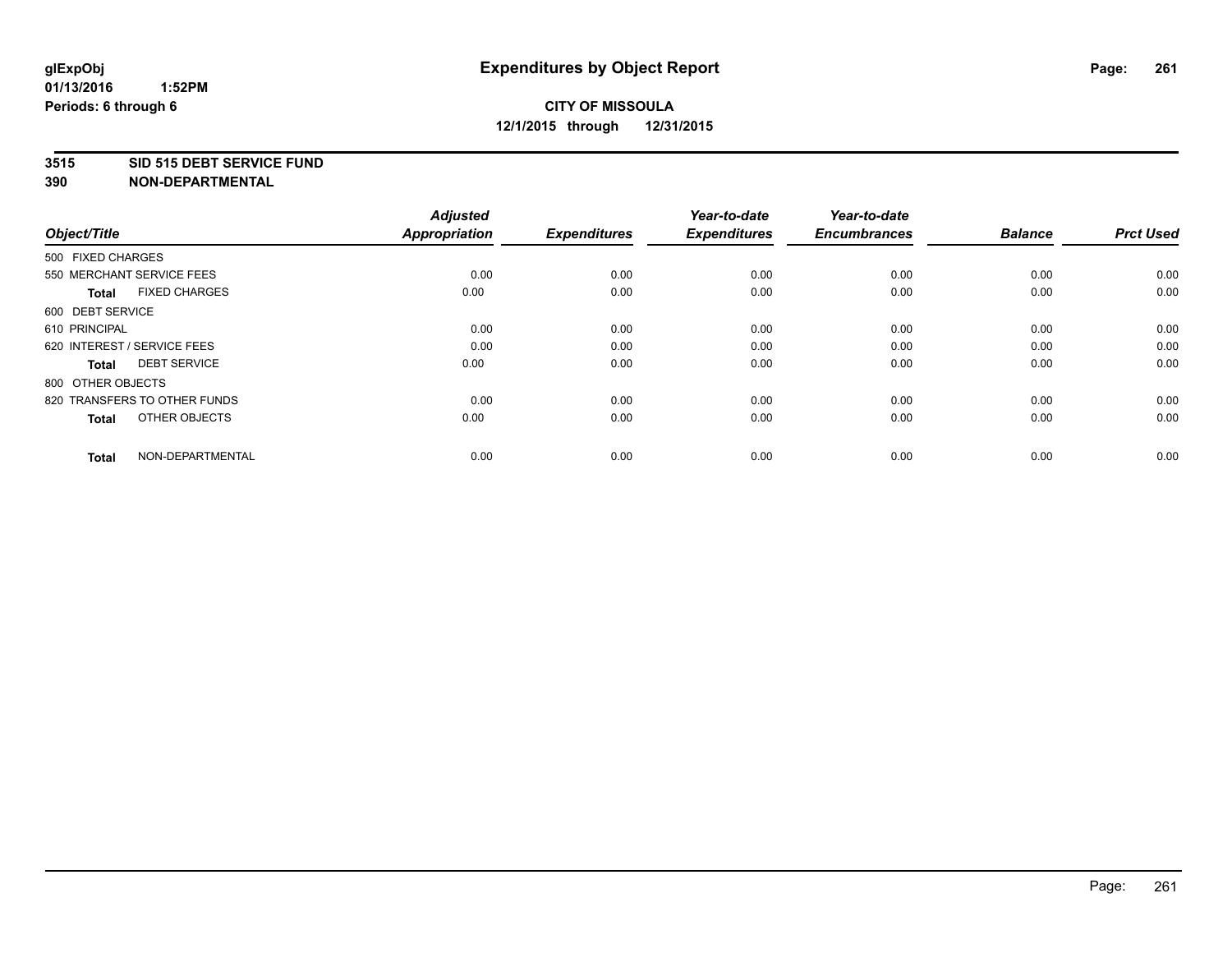# Expenditures by Object Report

glExpObj
01/13/2016 1:52PM
Periods: 6 through 6

**CITY OF MISSOULA**
**12/1/2015 through 12/31/2015**

**3515 SID 515 DEBT SERVICE FUND**
**390 NON-DEPARTMENTAL**

| Object/Title | | Adjusted Appropriation | Expenditures | Year-to-date Expenditures | Year-to-date Encumbrances | Balance | Prct Used |
|---|---|---|---|---|---|---|---|
| 500 FIXED CHARGES | | | | | | | |
| 550 MERCHANT SERVICE FEES | | 0.00 | 0.00 | 0.00 | 0.00 | 0.00 | 0.00 |
| **Total** | FIXED CHARGES | 0.00 | 0.00 | 0.00 | 0.00 | 0.00 | 0.00 |
| 600 DEBT SERVICE | | | | | | | |
| 610 PRINCIPAL | | 0.00 | 0.00 | 0.00 | 0.00 | 0.00 | 0.00 |
| 620 INTEREST / SERVICE FEES | | 0.00 | 0.00 | 0.00 | 0.00 | 0.00 | 0.00 |
| **Total** | DEBT SERVICE | 0.00 | 0.00 | 0.00 | 0.00 | 0.00 | 0.00 |
| 800 OTHER OBJECTS | | | | | | | |
| 820 TRANSFERS TO OTHER FUNDS | | 0.00 | 0.00 | 0.00 | 0.00 | 0.00 | 0.00 |
| **Total** | OTHER OBJECTS | 0.00 | 0.00 | 0.00 | 0.00 | 0.00 | 0.00 |
| **Total** | NON-DEPARTMENTAL | 0.00 | 0.00 | 0.00 | 0.00 | 0.00 | 0.00 |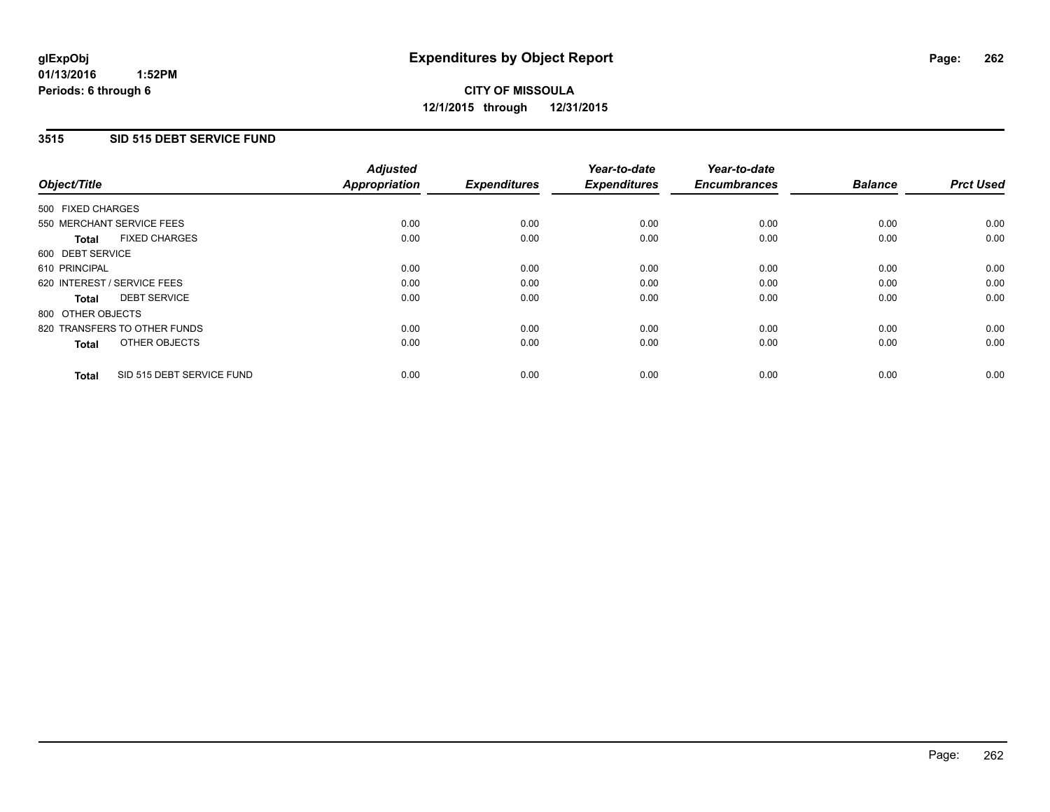# Expenditures by Object Report

glExpObj
01/13/2016 1:52PM
Periods: 6 through 6

**CITY OF MISSOULA**
**12/1/2015 through 12/31/2015**

## 3515 SID 515 DEBT SERVICE FUND

| Object/Title | Adjusted Appropriation | Expenditures | Year-to-date Expenditures | Year-to-date Encumbrances | Balance | Prct Used |
|---|---|---|---|---|---|---|
| 500 FIXED CHARGES | | | | | | |
| 550 MERCHANT SERVICE FEES | 0.00 | 0.00 | 0.00 | 0.00 | 0.00 | 0.00 |
| **Total** FIXED CHARGES | 0.00 | 0.00 | 0.00 | 0.00 | 0.00 | 0.00 |
| 600 DEBT SERVICE | | | | | | |
| 610 PRINCIPAL | 0.00 | 0.00 | 0.00 | 0.00 | 0.00 | 0.00 |
| 620 INTEREST / SERVICE FEES | 0.00 | 0.00 | 0.00 | 0.00 | 0.00 | 0.00 |
| **Total** DEBT SERVICE | 0.00 | 0.00 | 0.00 | 0.00 | 0.00 | 0.00 |
| 800 OTHER OBJECTS | | | | | | |
| 820 TRANSFERS TO OTHER FUNDS | 0.00 | 0.00 | 0.00 | 0.00 | 0.00 | 0.00 |
| **Total** OTHER OBJECTS | 0.00 | 0.00 | 0.00 | 0.00 | 0.00 | 0.00 |
| **Total** SID 515 DEBT SERVICE FUND | 0.00 | 0.00 | 0.00 | 0.00 | 0.00 | 0.00 |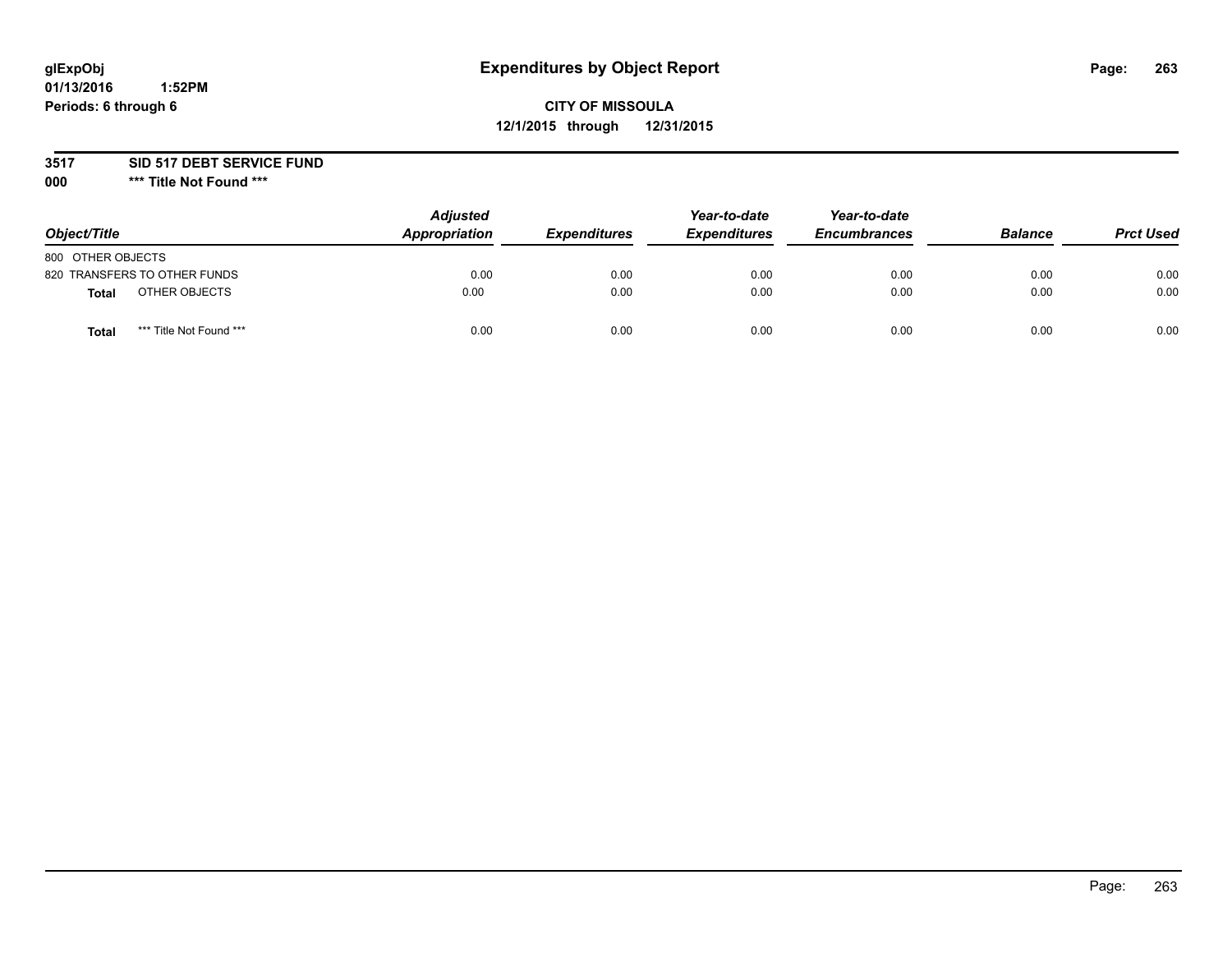# Expenditures by Object Report

glExpObj
01/13/2016 1:52PM
Periods: 6 through 6

**CITY OF MISSOULA**
**12/1/2015 through 12/31/2015**

**3517 SID 517 DEBT SERVICE FUND**
**000 *** Title Not Found *****

| Object/Title | Adjusted Appropriation | Expenditures | Year-to-date Expenditures | Year-to-date Encumbrances | Balance | Prct Used |
|---|---|---|---|---|---|---|
| 800 OTHER OBJECTS | | | | | | |
| 820 TRANSFERS TO OTHER FUNDS | 0.00 | 0.00 | 0.00 | 0.00 | 0.00 | 0.00 |
| **Total** OTHER OBJECTS | 0.00 | 0.00 | 0.00 | 0.00 | 0.00 | 0.00 |
| **Total** *** Title Not Found *** | 0.00 | 0.00 | 0.00 | 0.00 | 0.00 | 0.00 |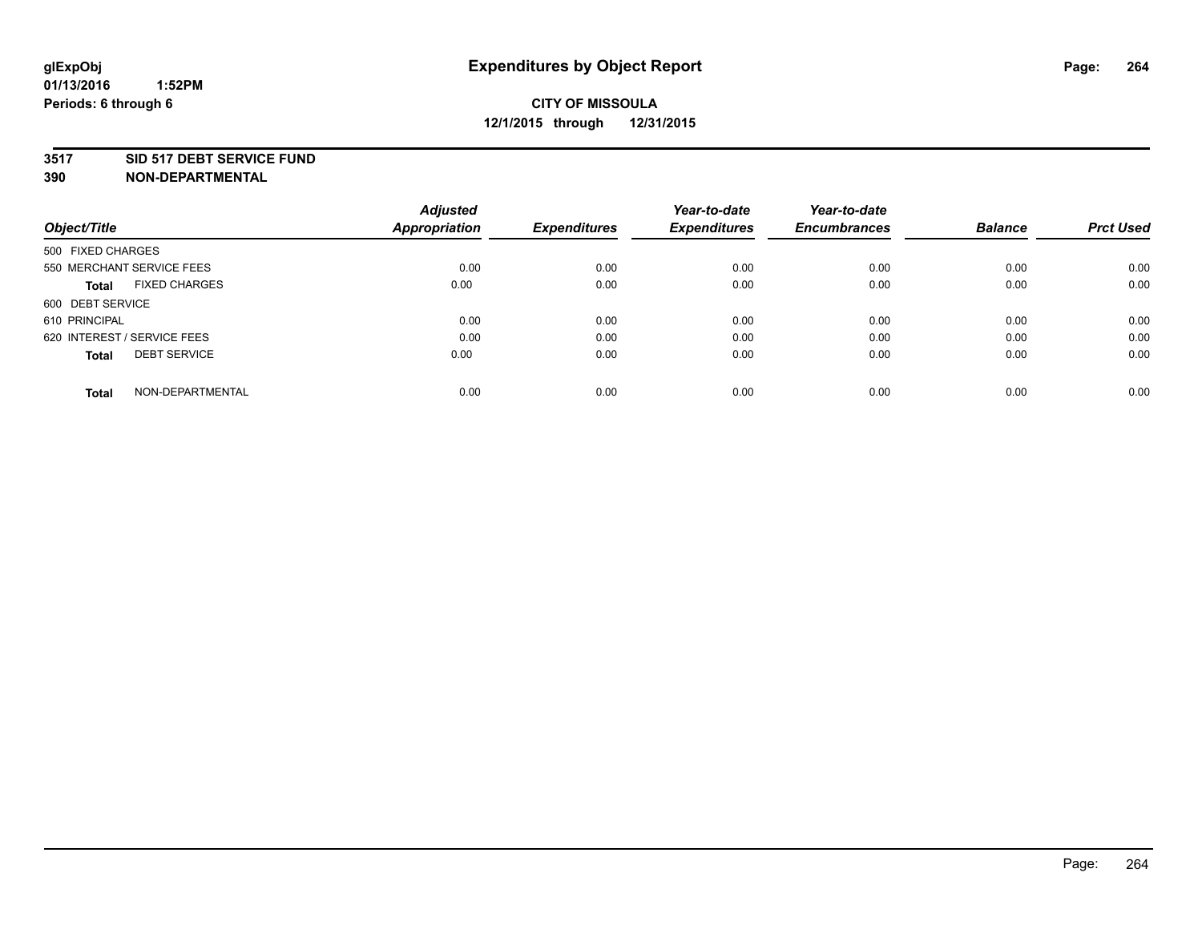**glExpObj**
**01/13/2016 1:52PM**
**Periods: 6 through 6**

# Expenditures by Object Report

**CITY OF MISSOULA**
**12/1/2015 through 12/31/2015**

**3517 SID 517 DEBT SERVICE FUND**
**390 NON-DEPARTMENTAL**

| Object/Title | Adjusted Appropriation | Expenditures | Year-to-date Expenditures | Year-to-date Encumbrances | Balance | Prct Used |
|---|---|---|---|---|---|---|
| 500 FIXED CHARGES | | | | | | |
| 550 MERCHANT SERVICE FEES | 0.00 | 0.00 | 0.00 | 0.00 | 0.00 | 0.00 |
| **Total** FIXED CHARGES | 0.00 | 0.00 | 0.00 | 0.00 | 0.00 | 0.00 |
| 600 DEBT SERVICE | | | | | | |
| 610 PRINCIPAL | 0.00 | 0.00 | 0.00 | 0.00 | 0.00 | 0.00 |
| 620 INTEREST / SERVICE FEES | 0.00 | 0.00 | 0.00 | 0.00 | 0.00 | 0.00 |
| **Total** DEBT SERVICE | 0.00 | 0.00 | 0.00 | 0.00 | 0.00 | 0.00 |
| **Total** NON-DEPARTMENTAL | 0.00 | 0.00 | 0.00 | 0.00 | 0.00 | 0.00 |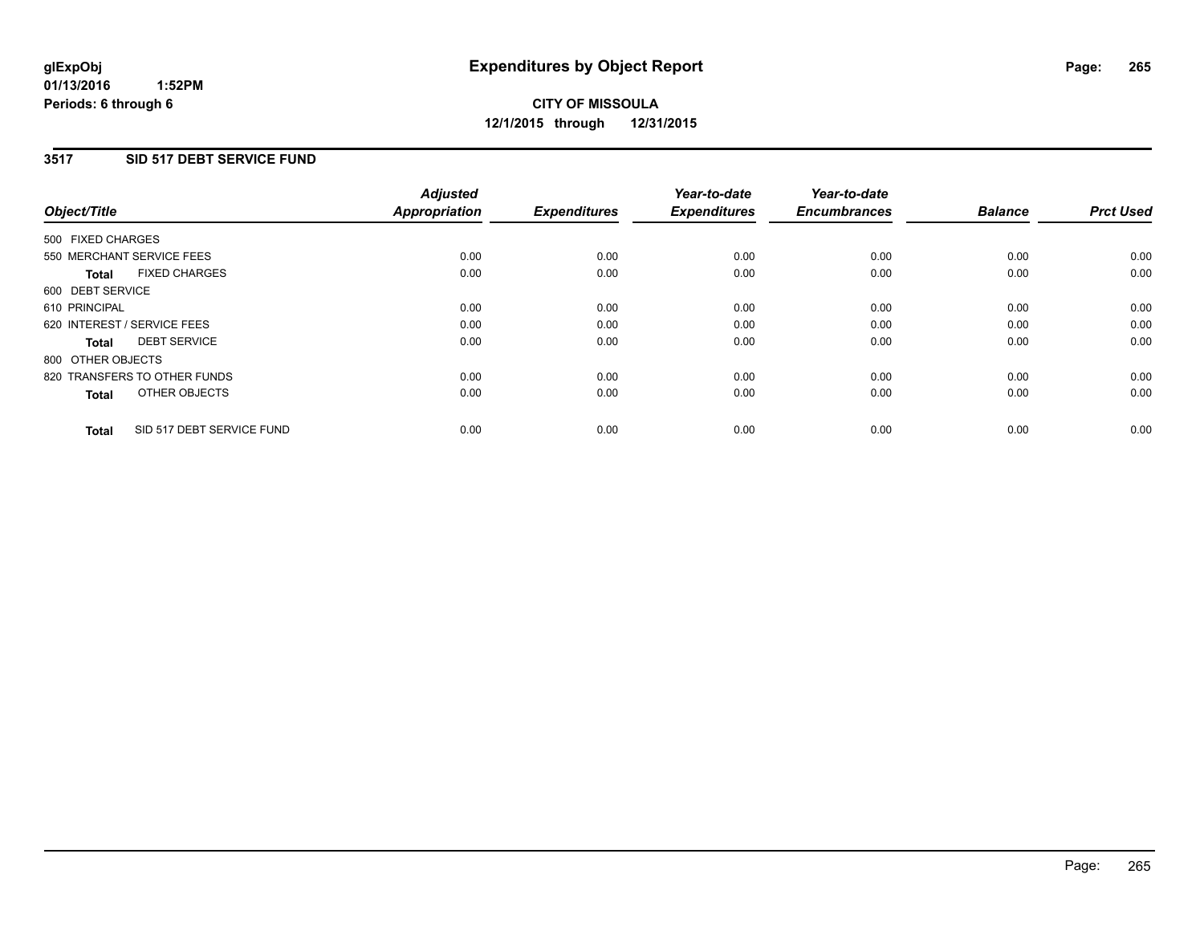**glExpObj**
**01/13/2016 1:52PM**
**Periods: 6 through 6**

# Expenditures by Object Report

**CITY OF MISSOULA**
**12/1/2015 through 12/31/2015**

## 3517 SID 517 DEBT SERVICE FUND

| Object/Title | Adjusted Appropriation | Expenditures | Year-to-date Expenditures | Year-to-date Encumbrances | Balance | Prct Used |
|---|---|---|---|---|---|---|
| 500 FIXED CHARGES | | | | | | |
| 550 MERCHANT SERVICE FEES | 0.00 | 0.00 | 0.00 | 0.00 | 0.00 | 0.00 |
| **Total** FIXED CHARGES | 0.00 | 0.00 | 0.00 | 0.00 | 0.00 | 0.00 |
| 600 DEBT SERVICE | | | | | | |
| 610 PRINCIPAL | 0.00 | 0.00 | 0.00 | 0.00 | 0.00 | 0.00 |
| 620 INTEREST / SERVICE FEES | 0.00 | 0.00 | 0.00 | 0.00 | 0.00 | 0.00 |
| **Total** DEBT SERVICE | 0.00 | 0.00 | 0.00 | 0.00 | 0.00 | 0.00 |
| 800 OTHER OBJECTS | | | | | | |
| 820 TRANSFERS TO OTHER FUNDS | 0.00 | 0.00 | 0.00 | 0.00 | 0.00 | 0.00 |
| **Total** OTHER OBJECTS | 0.00 | 0.00 | 0.00 | 0.00 | 0.00 | 0.00 |
| **Total** SID 517 DEBT SERVICE FUND | 0.00 | 0.00 | 0.00 | 0.00 | 0.00 | 0.00 |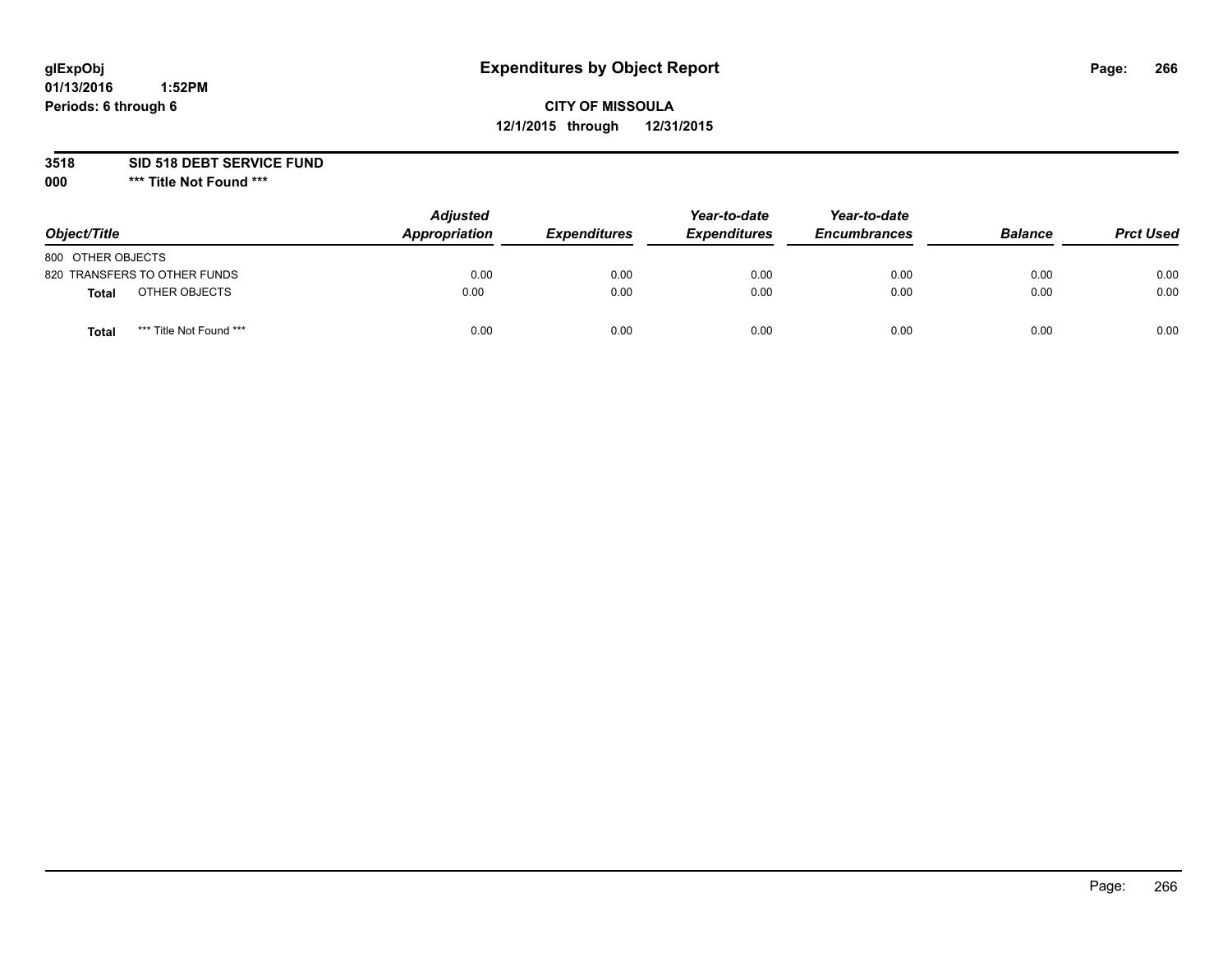glExpObj
01/13/2016 1:52PM
Periods: 6 through 6

# Expenditures by Object Report

**CITY OF MISSOULA**
**12/1/2015 through 12/31/2015**

**3518 SID 518 DEBT SERVICE FUND**
**000 \*\*\* Title Not Found \*\*\***

| Object/Title | Adjusted Appropriation | Expenditures | Year-to-date Expenditures | Year-to-date Encumbrances | Balance | Prct Used |
|---|---|---|---|---|---|---|
| 800 OTHER OBJECTS | | | | | | |
| 820 TRANSFERS TO OTHER FUNDS | 0.00 | 0.00 | 0.00 | 0.00 | 0.00 | 0.00 |
| **Total** OTHER OBJECTS | 0.00 | 0.00 | 0.00 | 0.00 | 0.00 | 0.00 |
| **Total** *** Title Not Found *** | 0.00 | 0.00 | 0.00 | 0.00 | 0.00 | 0.00 |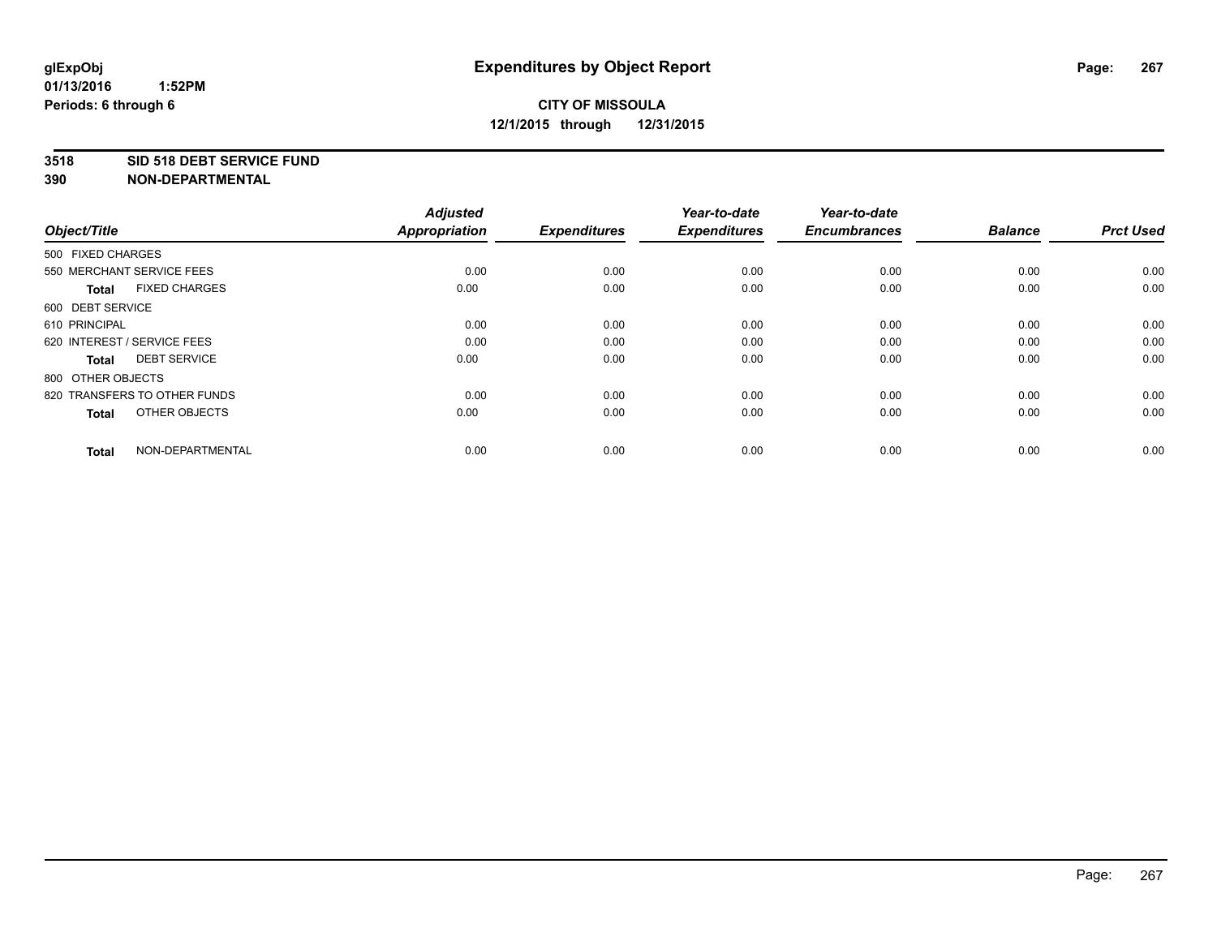**glExpObj** **Expenditures by Object Report**

**01/13/2016 1:52PM**

**Periods: 6 through 6**

**CITY OF MISSOULA**

**12/1/2015 through 12/31/2015**

## 3518 SID 518 DEBT SERVICE FUND
## 390 NON-DEPARTMENTAL

| Object/Title | Adjusted Appropriation | Expenditures | Year-to-date Expenditures | Year-to-date Encumbrances | Balance | Prct Used |
|---|---|---|---|---|---|---|
| 500 FIXED CHARGES | | | | | | |
| 550 MERCHANT SERVICE FEES | 0.00 | 0.00 | 0.00 | 0.00 | 0.00 | 0.00 |
| **Total** FIXED CHARGES | 0.00 | 0.00 | 0.00 | 0.00 | 0.00 | 0.00 |
| 600 DEBT SERVICE | | | | | | |
| 610 PRINCIPAL | 0.00 | 0.00 | 0.00 | 0.00 | 0.00 | 0.00 |
| 620 INTEREST / SERVICE FEES | 0.00 | 0.00 | 0.00 | 0.00 | 0.00 | 0.00 |
| **Total** DEBT SERVICE | 0.00 | 0.00 | 0.00 | 0.00 | 0.00 | 0.00 |
| 800 OTHER OBJECTS | | | | | | |
| 820 TRANSFERS TO OTHER FUNDS | 0.00 | 0.00 | 0.00 | 0.00 | 0.00 | 0.00 |
| **Total** OTHER OBJECTS | 0.00 | 0.00 | 0.00 | 0.00 | 0.00 | 0.00 |
| **Total** NON-DEPARTMENTAL | 0.00 | 0.00 | 0.00 | 0.00 | 0.00 | 0.00 |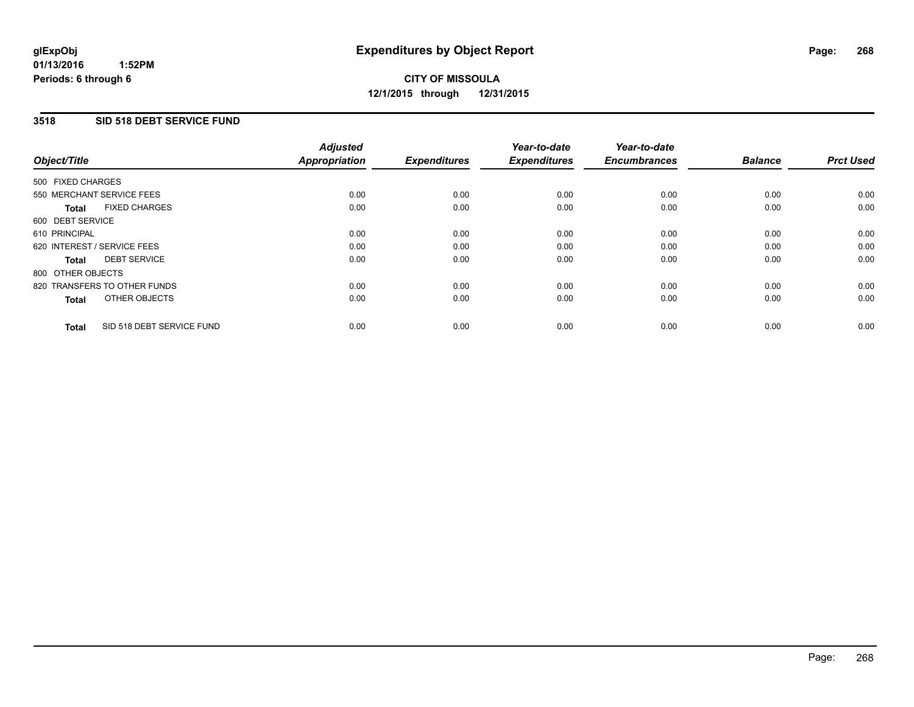**glExpObj**
**01/13/2016 1:52PM**
**Periods: 6 through 6**

# Expenditures by Object Report

**CITY OF MISSOULA**
**12/1/2015 through 12/31/2015**

## 3518 SID 518 DEBT SERVICE FUND

| Object/Title | Adjusted Appropriation | Expenditures | Year-to-date Expenditures | Year-to-date Encumbrances | Balance | Prct Used |
|---|---|---|---|---|---|---|
| 500 FIXED CHARGES | | | | | | |
| 550 MERCHANT SERVICE FEES | 0.00 | 0.00 | 0.00 | 0.00 | 0.00 | 0.00 |
| **Total** FIXED CHARGES | 0.00 | 0.00 | 0.00 | 0.00 | 0.00 | 0.00 |
| 600 DEBT SERVICE | | | | | | |
| 610 PRINCIPAL | 0.00 | 0.00 | 0.00 | 0.00 | 0.00 | 0.00 |
| 620 INTEREST / SERVICE FEES | 0.00 | 0.00 | 0.00 | 0.00 | 0.00 | 0.00 |
| **Total** DEBT SERVICE | 0.00 | 0.00 | 0.00 | 0.00 | 0.00 | 0.00 |
| 800 OTHER OBJECTS | | | | | | |
| 820 TRANSFERS TO OTHER FUNDS | 0.00 | 0.00 | 0.00 | 0.00 | 0.00 | 0.00 |
| **Total** OTHER OBJECTS | 0.00 | 0.00 | 0.00 | 0.00 | 0.00 | 0.00 |
| **Total** SID 518 DEBT SERVICE FUND | 0.00 | 0.00 | 0.00 | 0.00 | 0.00 | 0.00 |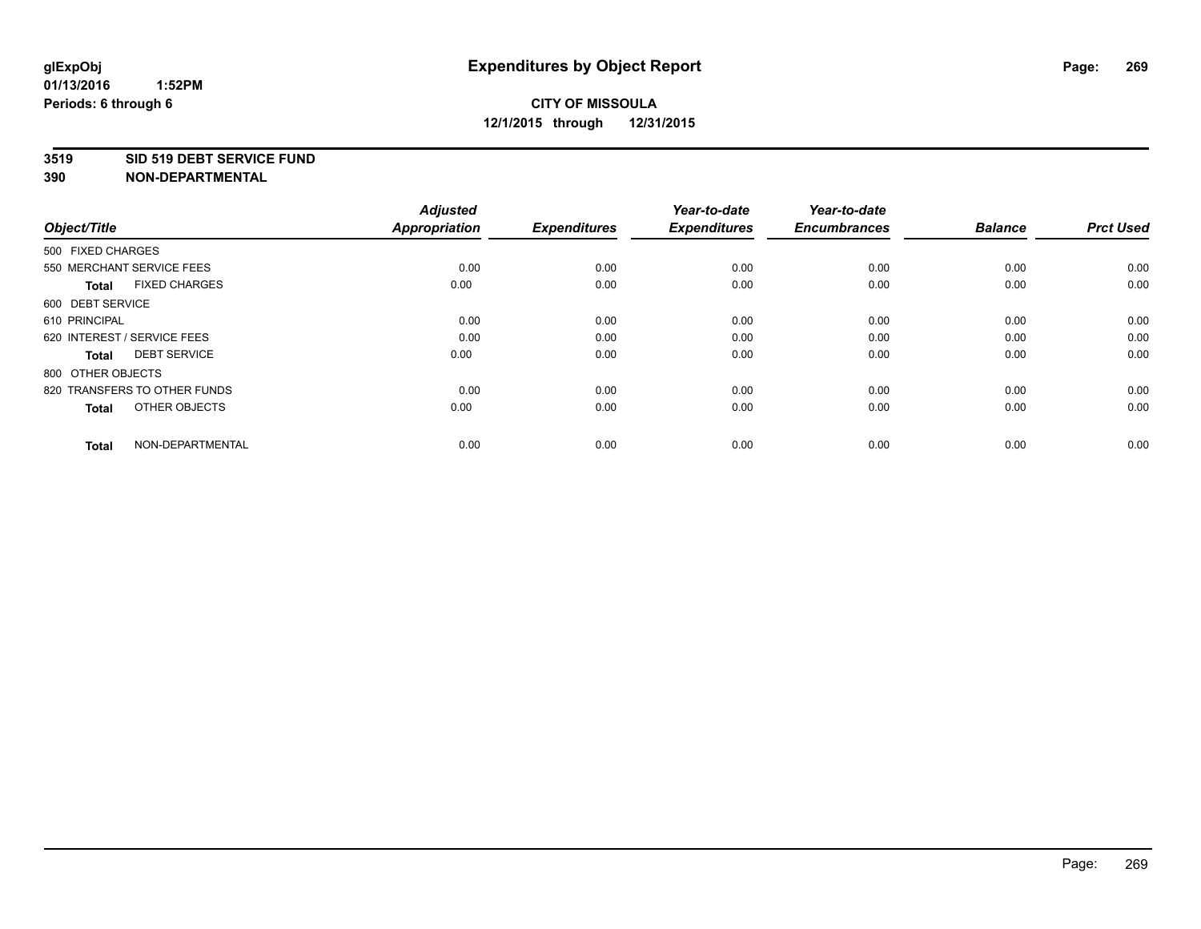glExpObj
01/13/2016 1:52PM
Periods: 6 through 6

# Expenditures by Object Report

**CITY OF MISSOULA**
**12/1/2015 through 12/31/2015**

**3519 SID 519 DEBT SERVICE FUND**
**390 NON-DEPARTMENTAL**

| Object/Title | Adjusted Appropriation | Expenditures | Year-to-date Expenditures | Year-to-date Encumbrances | Balance | Prct Used |
|---|---|---|---|---|---|---|
| 500 FIXED CHARGES | | | | | | |
| 550 MERCHANT SERVICE FEES | 0.00 | 0.00 | 0.00 | 0.00 | 0.00 | 0.00 |
| **Total** FIXED CHARGES | 0.00 | 0.00 | 0.00 | 0.00 | 0.00 | 0.00 |
| 600 DEBT SERVICE | | | | | | |
| 610 PRINCIPAL | 0.00 | 0.00 | 0.00 | 0.00 | 0.00 | 0.00 |
| 620 INTEREST / SERVICE FEES | 0.00 | 0.00 | 0.00 | 0.00 | 0.00 | 0.00 |
| **Total** DEBT SERVICE | 0.00 | 0.00 | 0.00 | 0.00 | 0.00 | 0.00 |
| 800 OTHER OBJECTS | | | | | | |
| 820 TRANSFERS TO OTHER FUNDS | 0.00 | 0.00 | 0.00 | 0.00 | 0.00 | 0.00 |
| **Total** OTHER OBJECTS | 0.00 | 0.00 | 0.00 | 0.00 | 0.00 | 0.00 |
| **Total** NON-DEPARTMENTAL | 0.00 | 0.00 | 0.00 | 0.00 | 0.00 | 0.00 |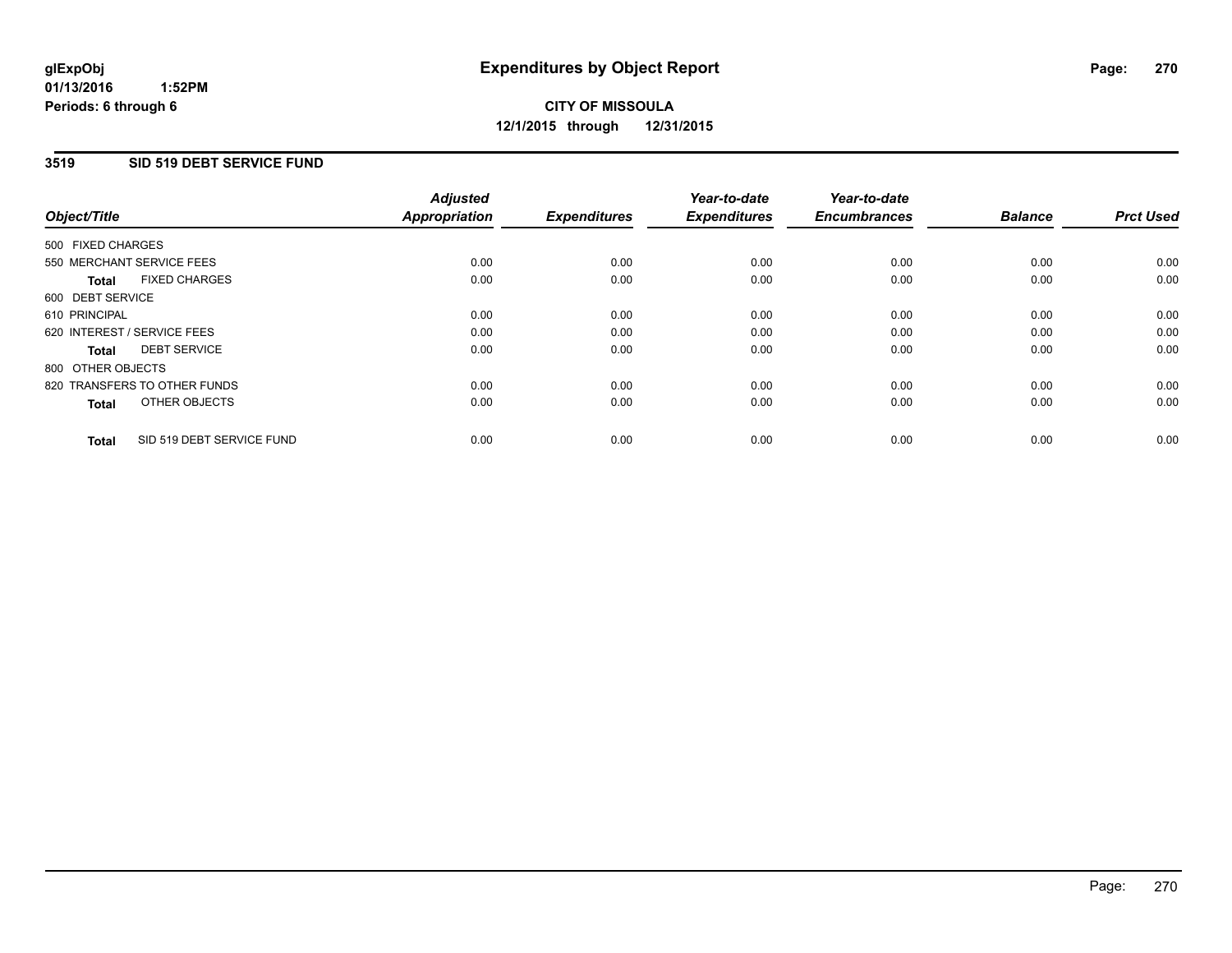**glExpObj**
**01/13/2016 1:52PM**
**Periods: 6 through 6**

# Expenditures by Object Report

**CITY OF MISSOULA**
**12/1/2015 through 12/31/2015**

## 3519 SID 519 DEBT SERVICE FUND

| Object/Title | Adjusted Appropriation | Expenditures | Year-to-date Expenditures | Year-to-date Encumbrances | Balance | Prct Used |
|---|---|---|---|---|---|---|
| 500 FIXED CHARGES | | | | | | |
| 550 MERCHANT SERVICE FEES | 0.00 | 0.00 | 0.00 | 0.00 | 0.00 | 0.00 |
| **Total** FIXED CHARGES | 0.00 | 0.00 | 0.00 | 0.00 | 0.00 | 0.00 |
| 600 DEBT SERVICE | | | | | | |
| 610 PRINCIPAL | 0.00 | 0.00 | 0.00 | 0.00 | 0.00 | 0.00 |
| 620 INTEREST / SERVICE FEES | 0.00 | 0.00 | 0.00 | 0.00 | 0.00 | 0.00 |
| **Total** DEBT SERVICE | 0.00 | 0.00 | 0.00 | 0.00 | 0.00 | 0.00 |
| 800 OTHER OBJECTS | | | | | | |
| 820 TRANSFERS TO OTHER FUNDS | 0.00 | 0.00 | 0.00 | 0.00 | 0.00 | 0.00 |
| **Total** OTHER OBJECTS | 0.00 | 0.00 | 0.00 | 0.00 | 0.00 | 0.00 |
| **Total** SID 519 DEBT SERVICE FUND | 0.00 | 0.00 | 0.00 | 0.00 | 0.00 | 0.00 |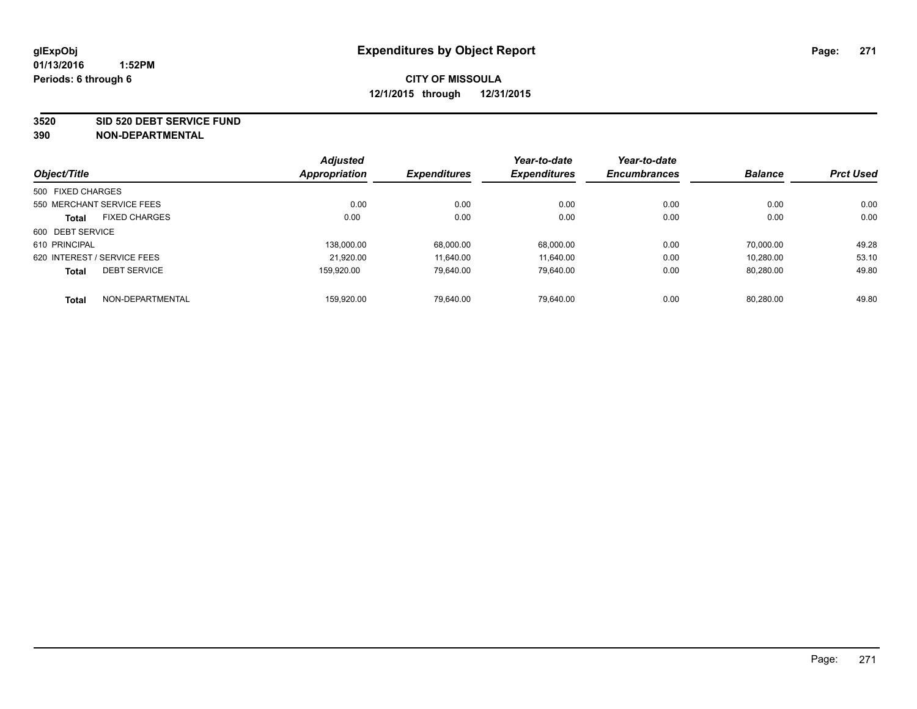**glExpObj**
**01/13/2016 1:52PM**
**Periods: 6 through 6**

# Expenditures by Object Report

**CITY OF MISSOULA**
**12/1/2015 through 12/31/2015**

**3520 SID 520 DEBT SERVICE FUND**
**390 NON-DEPARTMENTAL**

| Object/Title | Adjusted Appropriation | Expenditures | Year-to-date Expenditures | Year-to-date Encumbrances | Balance | Prct Used |
|---|---|---|---|---|---|---|
| 500 FIXED CHARGES | | | | | | |
| 550 MERCHANT SERVICE FEES | 0.00 | 0.00 | 0.00 | 0.00 | 0.00 | 0.00 |
| **Total** FIXED CHARGES | 0.00 | 0.00 | 0.00 | 0.00 | 0.00 | 0.00 |
| 600 DEBT SERVICE | | | | | | |
| 610 PRINCIPAL | 138,000.00 | 68,000.00 | 68,000.00 | 0.00 | 70,000.00 | 49.28 |
| 620 INTEREST / SERVICE FEES | 21,920.00 | 11,640.00 | 11,640.00 | 0.00 | 10,280.00 | 53.10 |
| **Total** DEBT SERVICE | 159,920.00 | 79,640.00 | 79,640.00 | 0.00 | 80,280.00 | 49.80 |
| **Total** NON-DEPARTMENTAL | 159,920.00 | 79,640.00 | 79,640.00 | 0.00 | 80,280.00 | 49.80 |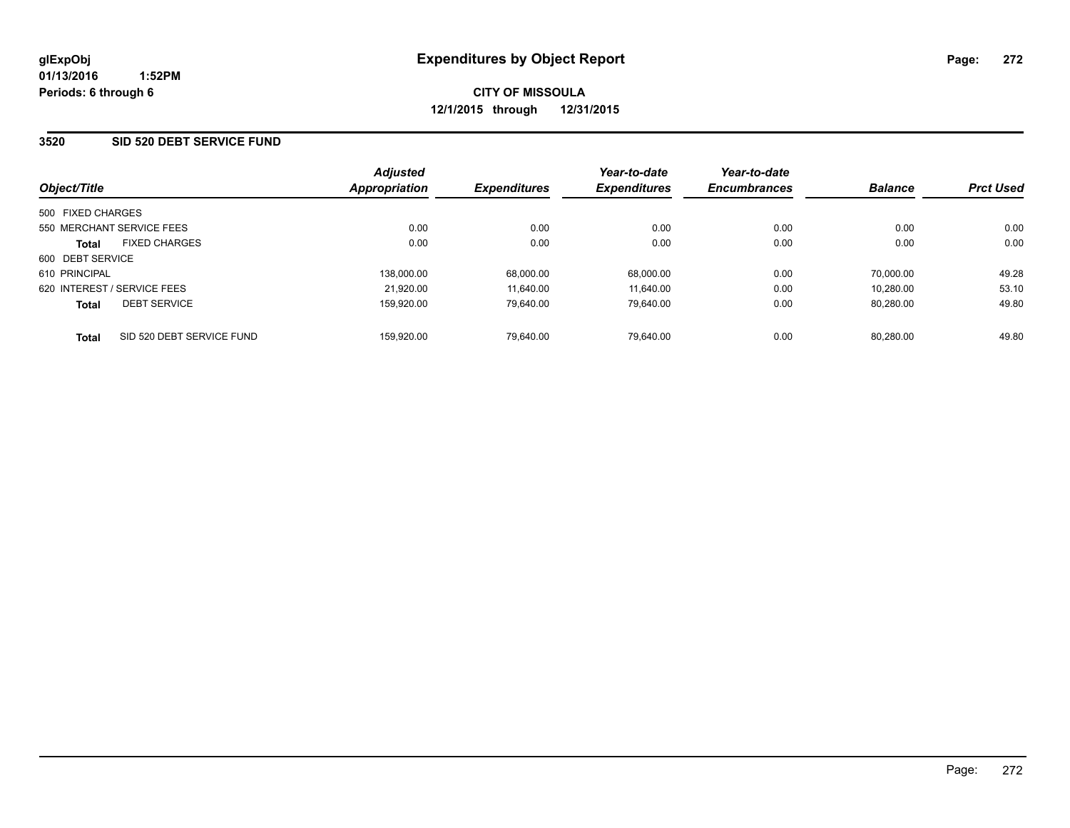glExpObj
01/13/2016 1:52PM
Periods: 6 through 6

# Expenditures by Object Report

**CITY OF MISSOULA**
**12/1/2015 through 12/31/2015**

## 3520 SID 520 DEBT SERVICE FUND

| Object/Title | Adjusted Appropriation | Expenditures | Year-to-date Expenditures | Year-to-date Encumbrances | Balance | Prct Used |
|---|---|---|---|---|---|---|
| 500 FIXED CHARGES | | | | | | |
| 550 MERCHANT SERVICE FEES | 0.00 | 0.00 | 0.00 | 0.00 | 0.00 | 0.00 |
| **Total** FIXED CHARGES | 0.00 | 0.00 | 0.00 | 0.00 | 0.00 | 0.00 |
| 600 DEBT SERVICE | | | | | | |
| 610 PRINCIPAL | 138,000.00 | 68,000.00 | 68,000.00 | 0.00 | 70,000.00 | 49.28 |
| 620 INTEREST / SERVICE FEES | 21,920.00 | 11,640.00 | 11,640.00 | 0.00 | 10,280.00 | 53.10 |
| **Total** DEBT SERVICE | 159,920.00 | 79,640.00 | 79,640.00 | 0.00 | 80,280.00 | 49.80 |
| **Total** SID 520 DEBT SERVICE FUND | 159,920.00 | 79,640.00 | 79,640.00 | 0.00 | 80,280.00 | 49.80 |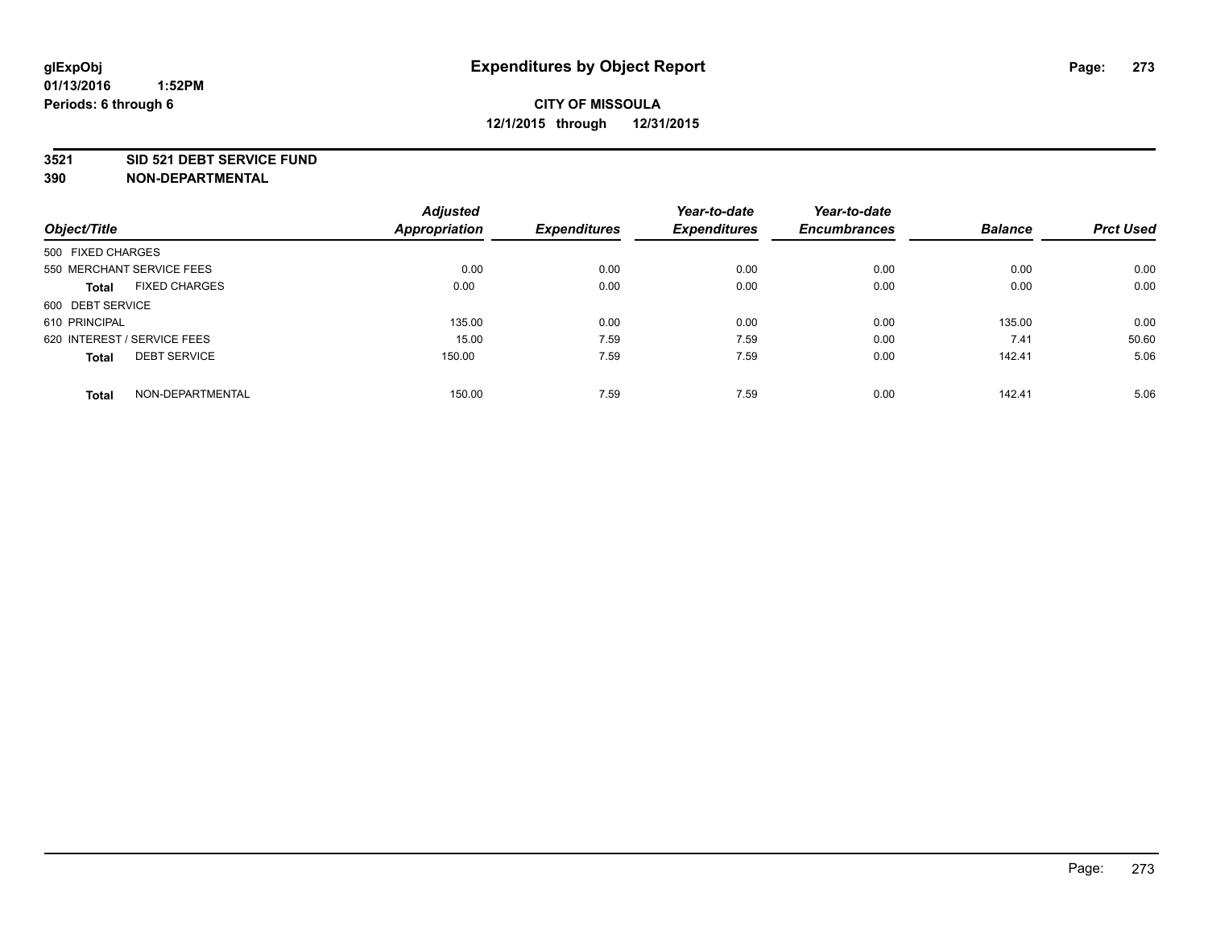glExpObj
01/13/2016 1:52PM
Periods: 6 through 6

# Expenditures by Object Report

**CITY OF MISSOULA**
**12/1/2015 through 12/31/2015**

**3521 SID 521 DEBT SERVICE FUND**
**390 NON-DEPARTMENTAL**

| Object/Title | Adjusted Appropriation | Expenditures | Year-to-date Expenditures | Year-to-date Encumbrances | Balance | Prct Used |
|---|---|---|---|---|---|---|
| 500 FIXED CHARGES | | | | | | |
| 550 MERCHANT SERVICE FEES | 0.00 | 0.00 | 0.00 | 0.00 | 0.00 | 0.00 |
| **Total** FIXED CHARGES | 0.00 | 0.00 | 0.00 | 0.00 | 0.00 | 0.00 |
| 600 DEBT SERVICE | | | | | | |
| 610 PRINCIPAL | 135.00 | 0.00 | 0.00 | 0.00 | 135.00 | 0.00 |
| 620 INTEREST / SERVICE FEES | 15.00 | 7.59 | 7.59 | 0.00 | 7.41 | 50.60 |
| **Total** DEBT SERVICE | 150.00 | 7.59 | 7.59 | 0.00 | 142.41 | 5.06 |
| **Total** NON-DEPARTMENTAL | 150.00 | 7.59 | 7.59 | 0.00 | 142.41 | 5.06 |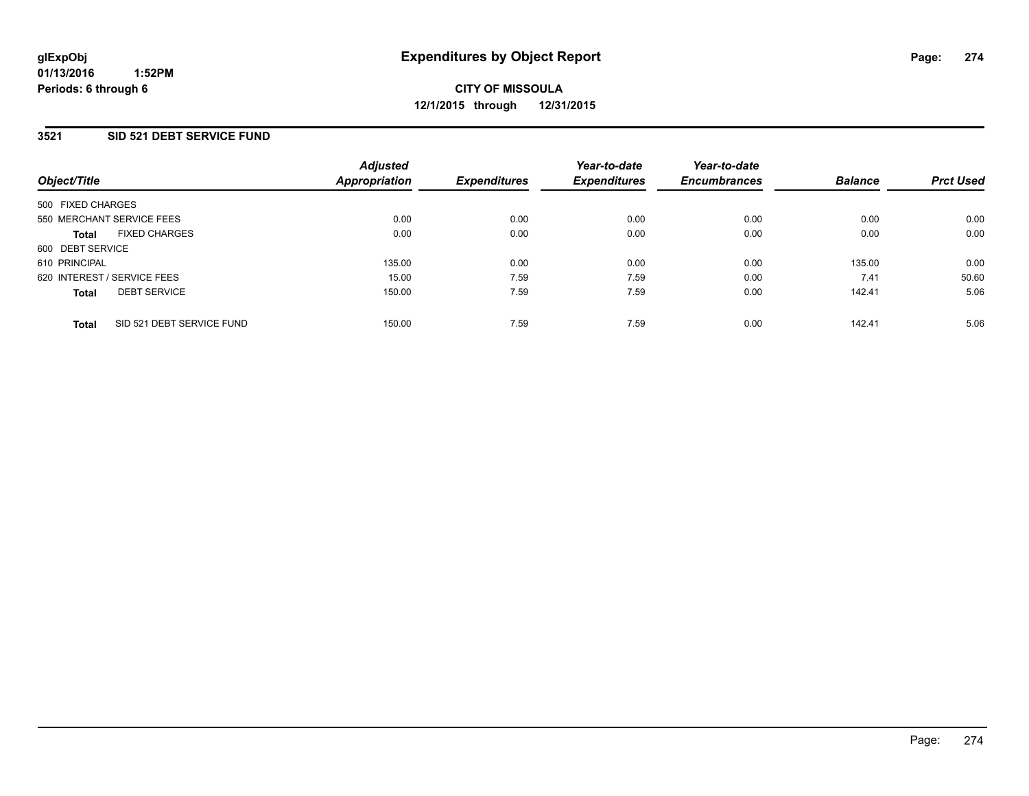glExpObj
01/13/2016 1:52PM
Periods: 6 through 6

# Expenditures by Object Report

**CITY OF MISSOULA**
**12/1/2015 through 12/31/2015**

## 3521 SID 521 DEBT SERVICE FUND

| Object/Title | | Adjusted Appropriation | Expenditures | Year-to-date Expenditures | Year-to-date Encumbrances | Balance | Prct Used |
|---|---|---|---|---|---|---|---|
| 500 FIXED CHARGES | | | | | | | |
| 550 MERCHANT SERVICE FEES | | 0.00 | 0.00 | 0.00 | 0.00 | 0.00 | 0.00 |
| **Total** | FIXED CHARGES | 0.00 | 0.00 | 0.00 | 0.00 | 0.00 | 0.00 |
| 600 DEBT SERVICE | | | | | | | |
| 610 PRINCIPAL | | 135.00 | 0.00 | 0.00 | 0.00 | 135.00 | 0.00 |
| 620 INTEREST / SERVICE FEES | | 15.00 | 7.59 | 7.59 | 0.00 | 7.41 | 50.60 |
| **Total** | DEBT SERVICE | 150.00 | 7.59 | 7.59 | 0.00 | 142.41 | 5.06 |
| **Total** | SID 521 DEBT SERVICE FUND | 150.00 | 7.59 | 7.59 | 0.00 | 142.41 | 5.06 |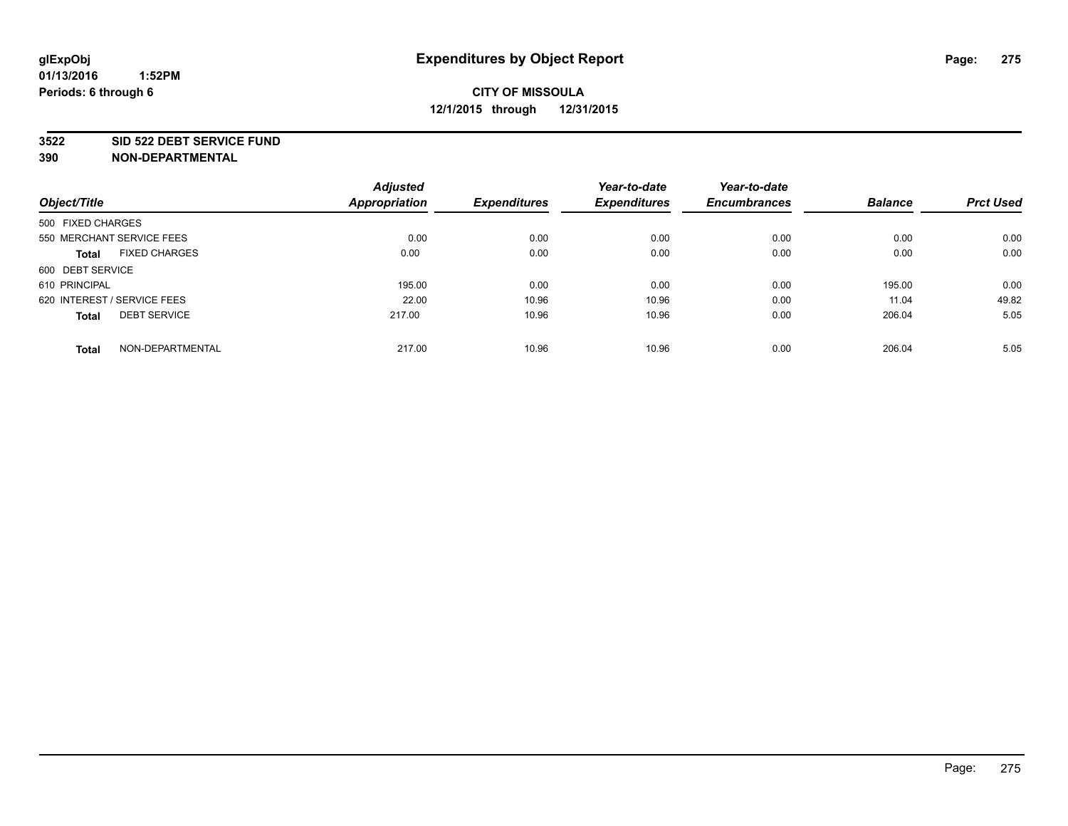**glExpObj** **Expenditures by Object Report**

**01/13/2016 1:52PM**

**Periods: 6 through 6**

**CITY OF MISSOULA**

**12/1/2015 through 12/31/2015**

## 3522 SID 522 DEBT SERVICE FUND
## 390 NON-DEPARTMENTAL

| Object/Title | Adjusted Appropriation | Expenditures | Year-to-date Expenditures | Year-to-date Encumbrances | Balance | Prct Used |
|---|---|---|---|---|---|---|
| 500 FIXED CHARGES | | | | | | |
| 550 MERCHANT SERVICE FEES | 0.00 | 0.00 | 0.00 | 0.00 | 0.00 | 0.00 |
| **Total** FIXED CHARGES | 0.00 | 0.00 | 0.00 | 0.00 | 0.00 | 0.00 |
| 600 DEBT SERVICE | | | | | | |
| 610 PRINCIPAL | 195.00 | 0.00 | 0.00 | 0.00 | 195.00 | 0.00 |
| 620 INTEREST / SERVICE FEES | 22.00 | 10.96 | 10.96 | 0.00 | 11.04 | 49.82 |
| **Total** DEBT SERVICE | 217.00 | 10.96 | 10.96 | 0.00 | 206.04 | 5.05 |
| **Total** NON-DEPARTMENTAL | 217.00 | 10.96 | 10.96 | 0.00 | 206.04 | 5.05 |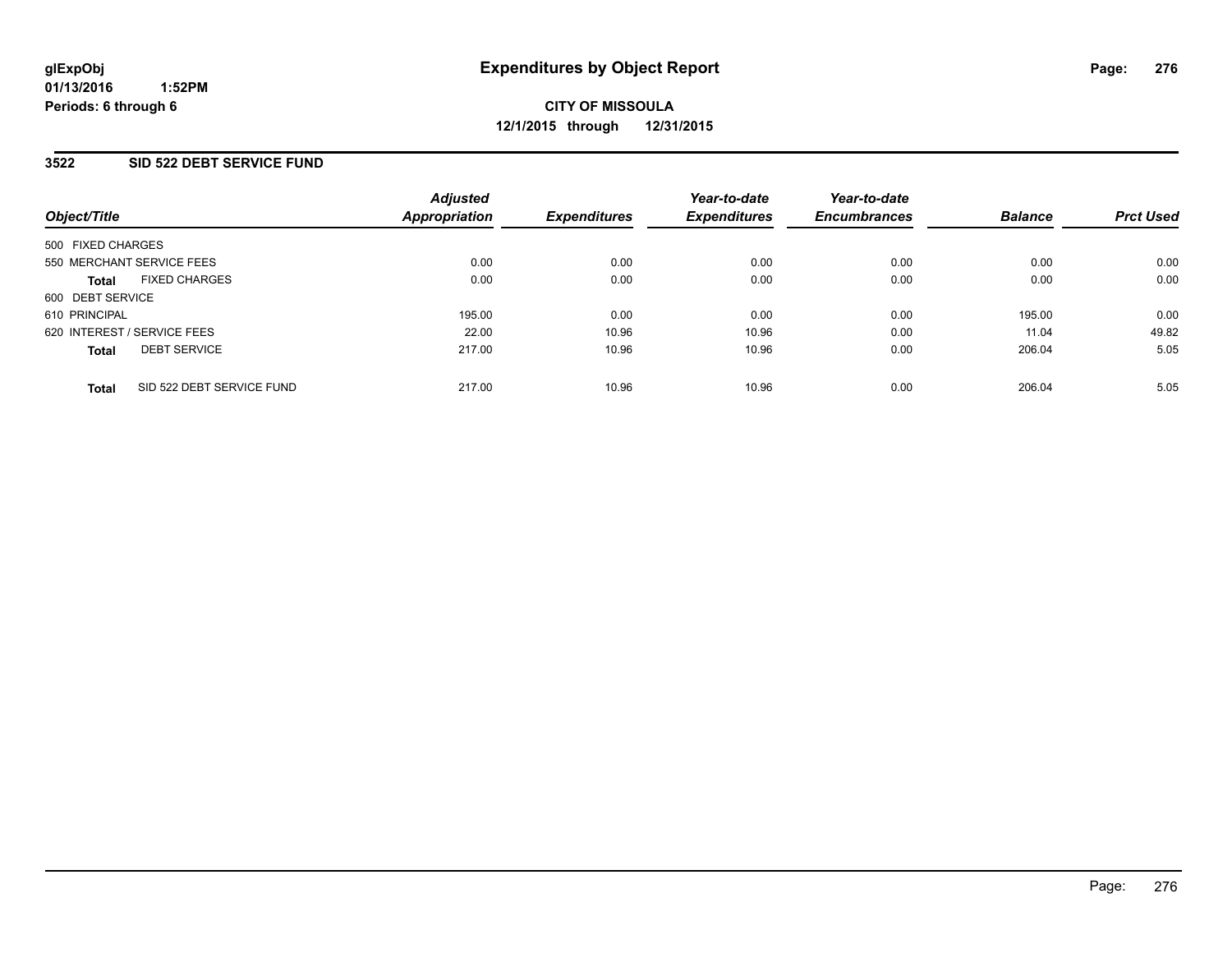glExpObj
01/13/2016 1:52PM
Periods: 6 through 6

# Expenditures by Object Report

**CITY OF MISSOULA**
**12/1/2015 through 12/31/2015**

## 3522 SID 522 DEBT SERVICE FUND

| Object/Title | | Adjusted Appropriation | Expenditures | Year-to-date Expenditures | Year-to-date Encumbrances | Balance | Prct Used |
|---|---|---|---|---|---|---|---|
| 500 FIXED CHARGES | | | | | | | |
| 550 MERCHANT SERVICE FEES | | 0.00 | 0.00 | 0.00 | 0.00 | 0.00 | 0.00 |
| **Total** | FIXED CHARGES | 0.00 | 0.00 | 0.00 | 0.00 | 0.00 | 0.00 |
| 600 DEBT SERVICE | | | | | | | |
| 610 PRINCIPAL | | 195.00 | 0.00 | 0.00 | 0.00 | 195.00 | 0.00 |
| 620 INTEREST / SERVICE FEES | | 22.00 | 10.96 | 10.96 | 0.00 | 11.04 | 49.82 |
| **Total** | DEBT SERVICE | 217.00 | 10.96 | 10.96 | 0.00 | 206.04 | 5.05 |
| **Total** | SID 522 DEBT SERVICE FUND | 217.00 | 10.96 | 10.96 | 0.00 | 206.04 | 5.05 |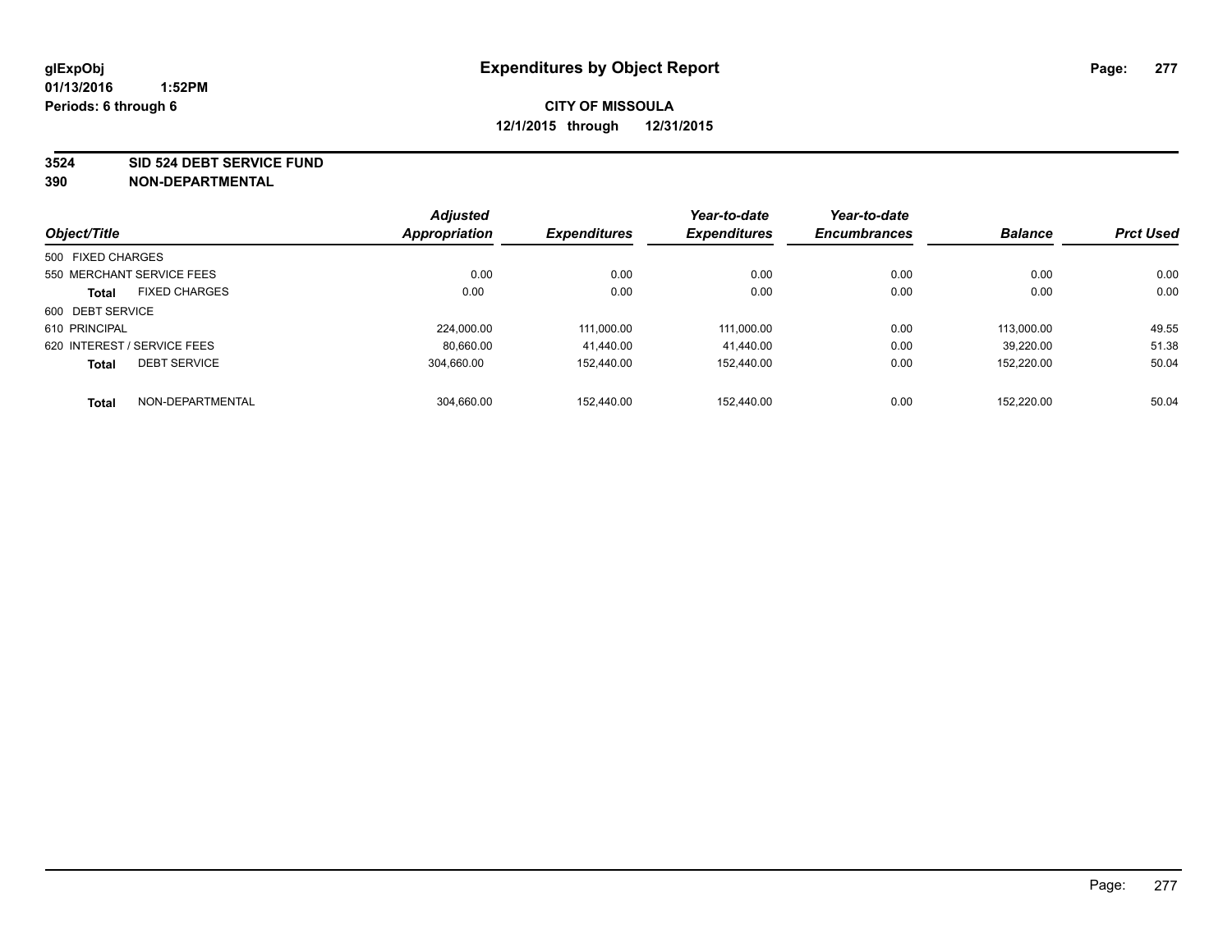**glExpObj**
**01/13/2016 1:52PM**
**Periods: 6 through 6**

# Expenditures by Object Report

**CITY OF MISSOULA**
**12/1/2015 through 12/31/2015**

**3524 SID 524 DEBT SERVICE FUND**
**390 NON-DEPARTMENTAL**

| Object/Title | | Adjusted Appropriation | Expenditures | Year-to-date Expenditures | Year-to-date Encumbrances | Balance | Prct Used |
|---|---|---|---|---|---|---|---|
| 500 FIXED CHARGES | | | | | | | |
| 550 MERCHANT SERVICE FEES | | 0.00 | 0.00 | 0.00 | 0.00 | 0.00 | 0.00 |
| **Total** | FIXED CHARGES | 0.00 | 0.00 | 0.00 | 0.00 | 0.00 | 0.00 |
| 600 DEBT SERVICE | | | | | | | |
| 610 PRINCIPAL | | 224,000.00 | 111,000.00 | 111,000.00 | 0.00 | 113,000.00 | 49.55 |
| 620 INTEREST / SERVICE FEES | | 80,660.00 | 41,440.00 | 41,440.00 | 0.00 | 39,220.00 | 51.38 |
| **Total** | DEBT SERVICE | 304,660.00 | 152,440.00 | 152,440.00 | 0.00 | 152,220.00 | 50.04 |
| **Total** | NON-DEPARTMENTAL | 304,660.00 | 152,440.00 | 152,440.00 | 0.00 | 152,220.00 | 50.04 |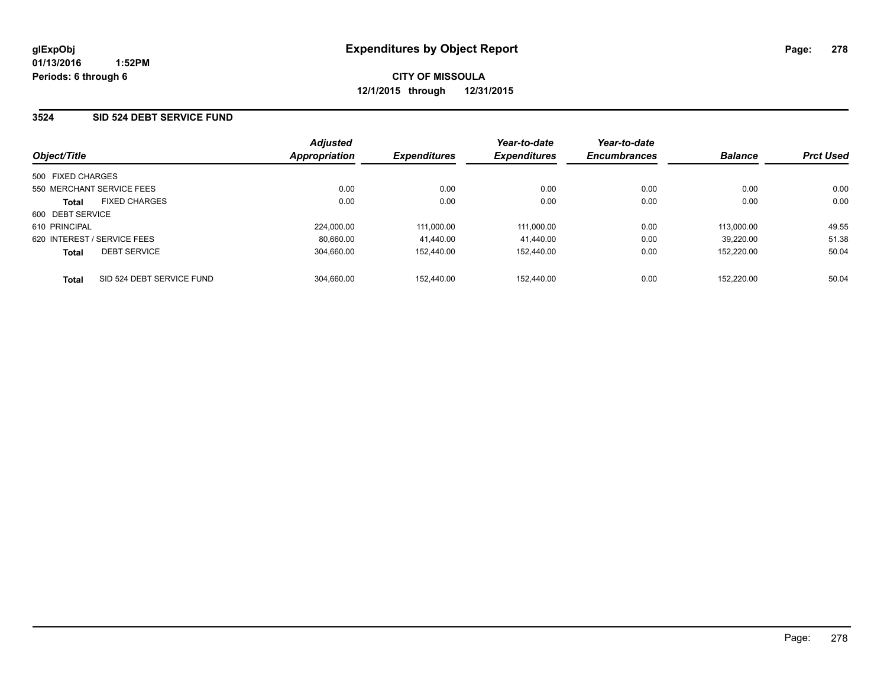glExpObj
01/13/2016 1:52PM
Periods: 6 through 6

# Expenditures by Object Report

**CITY OF MISSOULA**
**12/1/2015 through 12/31/2015**

## 3524 SID 524 DEBT SERVICE FUND

| Object/Title | | Adjusted Appropriation | Expenditures | Year-to-date Expenditures | Year-to-date Encumbrances | Balance | Prct Used |
|---|---|---|---|---|---|---|---|
| 500 FIXED CHARGES | | | | | | | |
| 550 MERCHANT SERVICE FEES | | 0.00 | 0.00 | 0.00 | 0.00 | 0.00 | 0.00 |
| **Total** | FIXED CHARGES | 0.00 | 0.00 | 0.00 | 0.00 | 0.00 | 0.00 |
| 600 DEBT SERVICE | | | | | | | |
| 610 PRINCIPAL | | 224,000.00 | 111,000.00 | 111,000.00 | 0.00 | 113,000.00 | 49.55 |
| 620 INTEREST / SERVICE FEES | | 80,660.00 | 41,440.00 | 41,440.00 | 0.00 | 39,220.00 | 51.38 |
| **Total** | DEBT SERVICE | 304,660.00 | 152,440.00 | 152,440.00 | 0.00 | 152,220.00 | 50.04 |
| **Total** | SID 524 DEBT SERVICE FUND | 304,660.00 | 152,440.00 | 152,440.00 | 0.00 | 152,220.00 | 50.04 |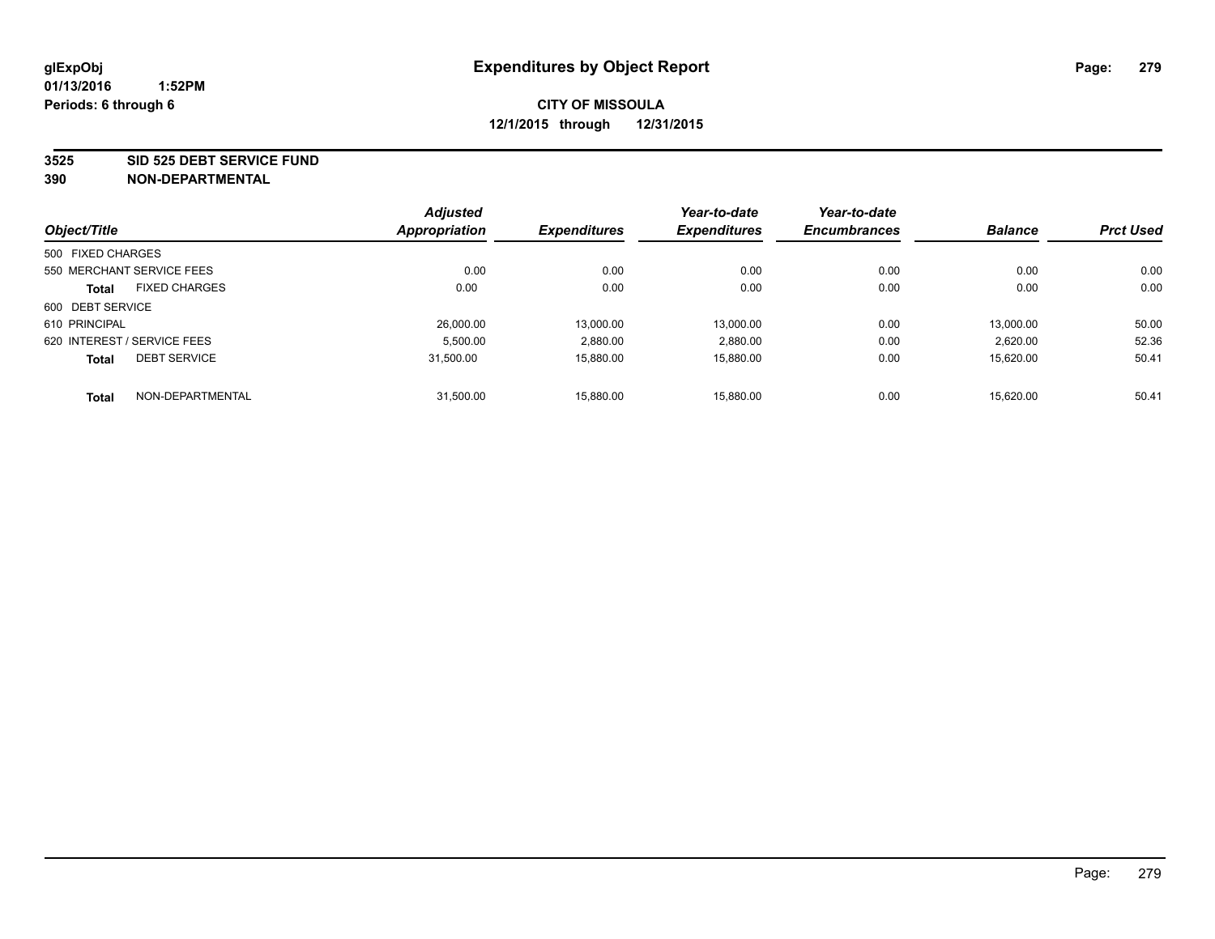glExpObj
01/13/2016 1:52PM
Periods: 6 through 6

# Expenditures by Object Report

**CITY OF MISSOULA**
**12/1/2015 through 12/31/2015**

**3525 SID 525 DEBT SERVICE FUND**
**390 NON-DEPARTMENTAL**

| Object/Title | | Adjusted Appropriation | Expenditures | Year-to-date Expenditures | Year-to-date Encumbrances | Balance | Prct Used |
|---|---|---|---|---|---|---|---|
| 500 FIXED CHARGES | | | | | | | |
| 550 MERCHANT SERVICE FEES | | 0.00 | 0.00 | 0.00 | 0.00 | 0.00 | 0.00 |
| **Total** | FIXED CHARGES | 0.00 | 0.00 | 0.00 | 0.00 | 0.00 | 0.00 |
| 600 DEBT SERVICE | | | | | | | |
| 610 PRINCIPAL | | 26,000.00 | 13,000.00 | 13,000.00 | 0.00 | 13,000.00 | 50.00 |
| 620 INTEREST / SERVICE FEES | | 5,500.00 | 2,880.00 | 2,880.00 | 0.00 | 2,620.00 | 52.36 |
| **Total** | DEBT SERVICE | 31,500.00 | 15,880.00 | 15,880.00 | 0.00 | 15,620.00 | 50.41 |
| **Total** | NON-DEPARTMENTAL | 31,500.00 | 15,880.00 | 15,880.00 | 0.00 | 15,620.00 | 50.41 |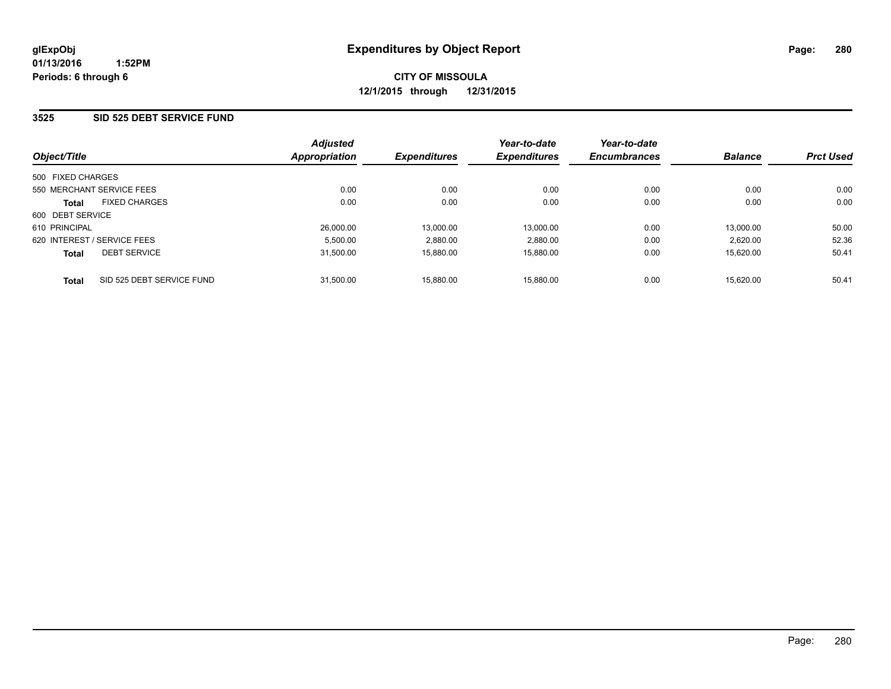glExpObj
01/13/2016 1:52PM
Periods: 6 through 6

# Expenditures by Object Report

**CITY OF MISSOULA**
**12/1/2015 through 12/31/2015**

## 3525 SID 525 DEBT SERVICE FUND

| Object/Title | | Adjusted Appropriation | Expenditures | Year-to-date Expenditures | Year-to-date Encumbrances | Balance | Prct Used |
|---|---|---|---|---|---|---|---|
| 500 FIXED CHARGES | | | | | | | |
| 550 MERCHANT SERVICE FEES | | 0.00 | 0.00 | 0.00 | 0.00 | 0.00 | 0.00 |
| **Total** | FIXED CHARGES | 0.00 | 0.00 | 0.00 | 0.00 | 0.00 | 0.00 |
| 600 DEBT SERVICE | | | | | | | |
| 610 PRINCIPAL | | 26,000.00 | 13,000.00 | 13,000.00 | 0.00 | 13,000.00 | 50.00 |
| 620 INTEREST / SERVICE FEES | | 5,500.00 | 2,880.00 | 2,880.00 | 0.00 | 2,620.00 | 52.36 |
| **Total** | DEBT SERVICE | 31,500.00 | 15,880.00 | 15,880.00 | 0.00 | 15,620.00 | 50.41 |
| **Total** | SID 525 DEBT SERVICE FUND | 31,500.00 | 15,880.00 | 15,880.00 | 0.00 | 15,620.00 | 50.41 |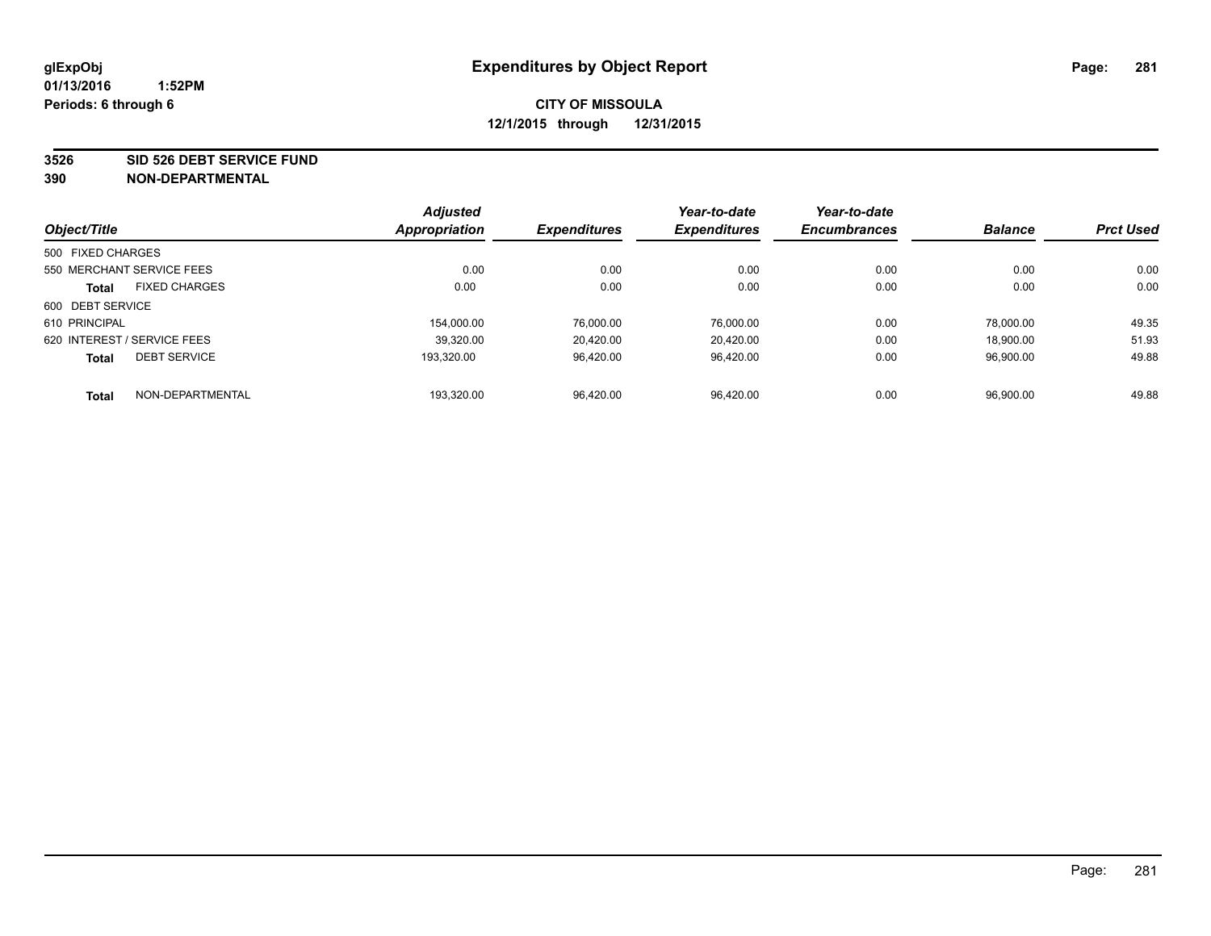**glExpObj**
**01/13/2016 1:52PM**
**Periods: 6 through 6**

# Expenditures by Object Report

**CITY OF MISSOULA**
**12/1/2015 through 12/31/2015**

**3526 SID 526 DEBT SERVICE FUND**
**390 NON-DEPARTMENTAL**

| Object/Title | Adjusted Appropriation | Expenditures | Year-to-date Expenditures | Year-to-date Encumbrances | Balance | Prct Used |
|---|---|---|---|---|---|---|
| 500 FIXED CHARGES | | | | | | |
| 550 MERCHANT SERVICE FEES | 0.00 | 0.00 | 0.00 | 0.00 | 0.00 | 0.00 |
| **Total** FIXED CHARGES | 0.00 | 0.00 | 0.00 | 0.00 | 0.00 | 0.00 |
| 600 DEBT SERVICE | | | | | | |
| 610 PRINCIPAL | 154,000.00 | 76,000.00 | 76,000.00 | 0.00 | 78,000.00 | 49.35 |
| 620 INTEREST / SERVICE FEES | 39,320.00 | 20,420.00 | 20,420.00 | 0.00 | 18,900.00 | 51.93 |
| **Total** DEBT SERVICE | 193,320.00 | 96,420.00 | 96,420.00 | 0.00 | 96,900.00 | 49.88 |
| **Total** NON-DEPARTMENTAL | 193,320.00 | 96,420.00 | 96,420.00 | 0.00 | 96,900.00 | 49.88 |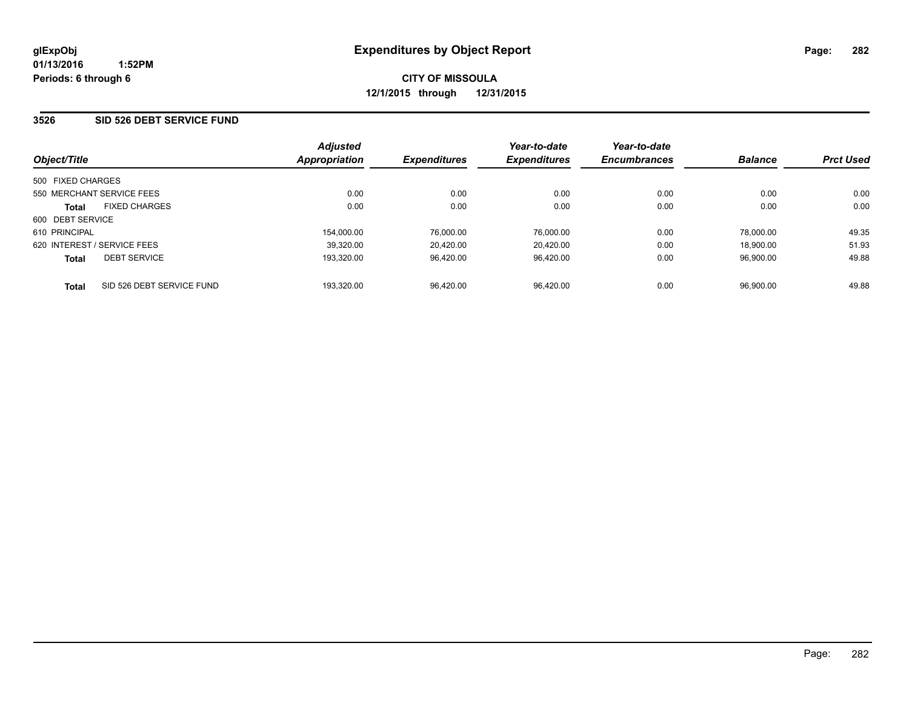# Expenditures by Object Report

glExpObj
01/13/2016 1:52PM
Periods: 6 through 6

**CITY OF MISSOULA**
**12/1/2015 through 12/31/2015**

## 3526 SID 526 DEBT SERVICE FUND

| Object/Title | Adjusted Appropriation | Expenditures | Year-to-date Expenditures | Year-to-date Encumbrances | Balance | Prct Used |
|---|---|---|---|---|---|---|
| 500 FIXED CHARGES | | | | | | |
| 550 MERCHANT SERVICE FEES | 0.00 | 0.00 | 0.00 | 0.00 | 0.00 | 0.00 |
| **Total** FIXED CHARGES | 0.00 | 0.00 | 0.00 | 0.00 | 0.00 | 0.00 |
| 600 DEBT SERVICE | | | | | | |
| 610 PRINCIPAL | 154,000.00 | 76,000.00 | 76,000.00 | 0.00 | 78,000.00 | 49.35 |
| 620 INTEREST / SERVICE FEES | 39,320.00 | 20,420.00 | 20,420.00 | 0.00 | 18,900.00 | 51.93 |
| **Total** DEBT SERVICE | 193,320.00 | 96,420.00 | 96,420.00 | 0.00 | 96,900.00 | 49.88 |
| **Total** SID 526 DEBT SERVICE FUND | 193,320.00 | 96,420.00 | 96,420.00 | 0.00 | 96,900.00 | 49.88 |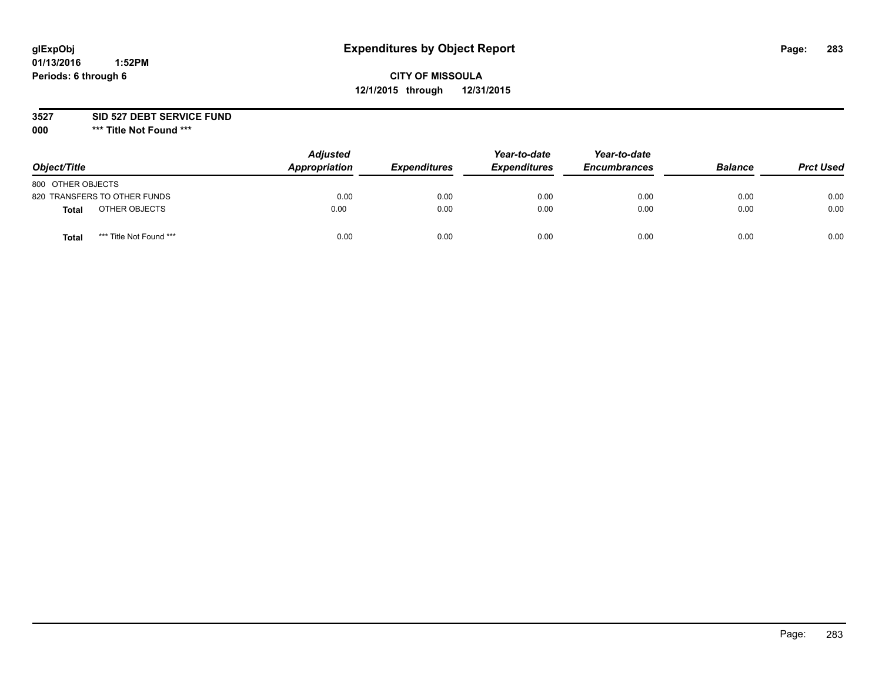glExpObj
01/13/2016 1:52PM
Periods: 6 through 6

# Expenditures by Object Report

**CITY OF MISSOULA**
**12/1/2015 through 12/31/2015**

**3527 SID 527 DEBT SERVICE FUND**
**000 \*\*\* Title Not Found \*\*\***

| Object/Title | Adjusted Appropriation | Expenditures | Year-to-date Expenditures | Year-to-date Encumbrances | Balance | Prct Used |
|---|---|---|---|---|---|---|
| 800 OTHER OBJECTS | | | | | | |
| 820 TRANSFERS TO OTHER FUNDS | 0.00 | 0.00 | 0.00 | 0.00 | 0.00 | 0.00 |
| **Total** OTHER OBJECTS | 0.00 | 0.00 | 0.00 | 0.00 | 0.00 | 0.00 |
| **Total** \*\*\* Title Not Found \*\*\* | 0.00 | 0.00 | 0.00 | 0.00 | 0.00 | 0.00 |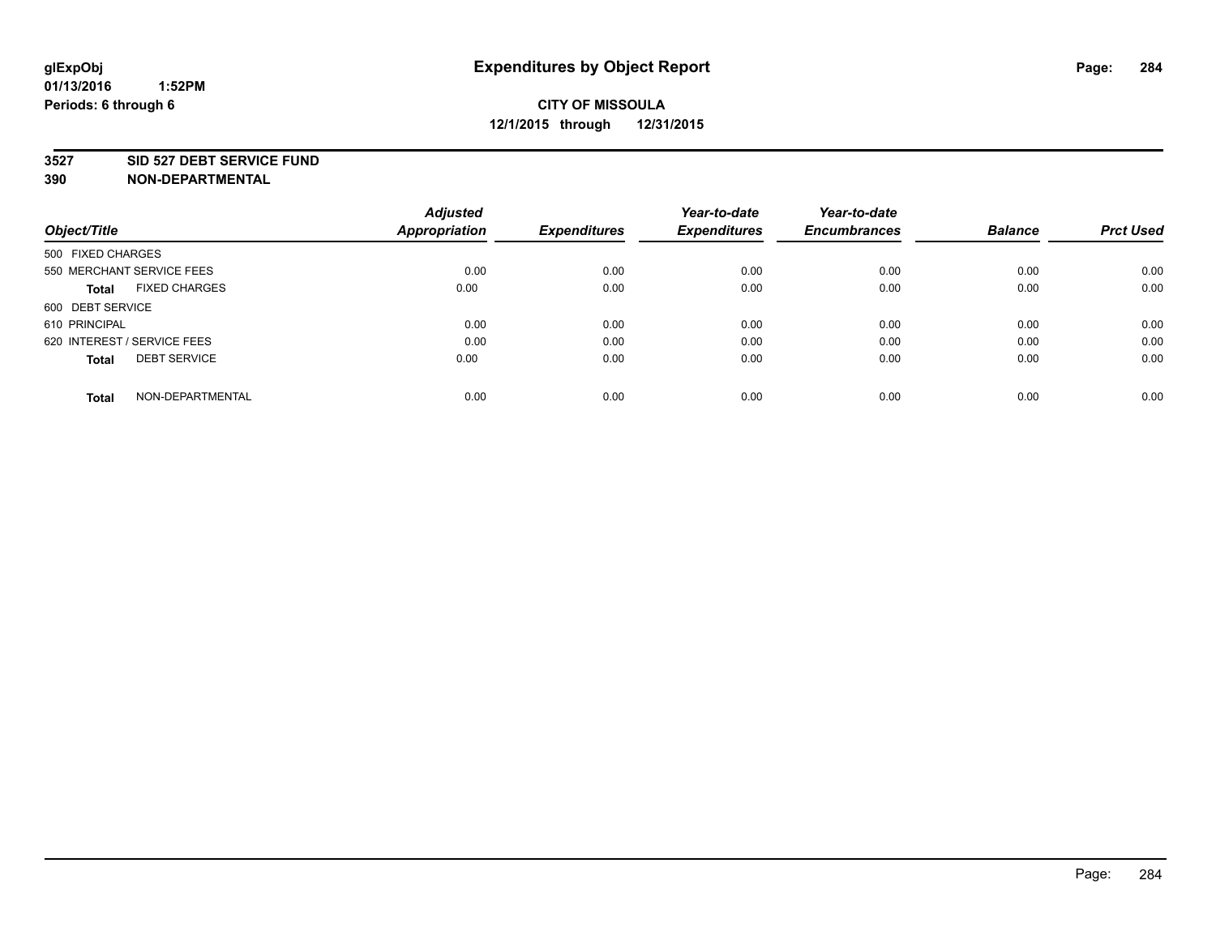# Expenditures by Object Report

glExpObj
01/13/2016 1:52PM
Periods: 6 through 6

**CITY OF MISSOULA**
**12/1/2015 through 12/31/2015**

**3527 SID 527 DEBT SERVICE FUND**
**390 NON-DEPARTMENTAL**

| Object/Title | Adjusted Appropriation | Expenditures | Year-to-date Expenditures | Year-to-date Encumbrances | Balance | Prct Used |
|---|---|---|---|---|---|---|
| 500 FIXED CHARGES | | | | | | |
| 550 MERCHANT SERVICE FEES | 0.00 | 0.00 | 0.00 | 0.00 | 0.00 | 0.00 |
| **Total** FIXED CHARGES | 0.00 | 0.00 | 0.00 | 0.00 | 0.00 | 0.00 |
| 600 DEBT SERVICE | | | | | | |
| 610 PRINCIPAL | 0.00 | 0.00 | 0.00 | 0.00 | 0.00 | 0.00 |
| 620 INTEREST / SERVICE FEES | 0.00 | 0.00 | 0.00 | 0.00 | 0.00 | 0.00 |
| **Total** DEBT SERVICE | 0.00 | 0.00 | 0.00 | 0.00 | 0.00 | 0.00 |
| **Total** NON-DEPARTMENTAL | 0.00 | 0.00 | 0.00 | 0.00 | 0.00 | 0.00 |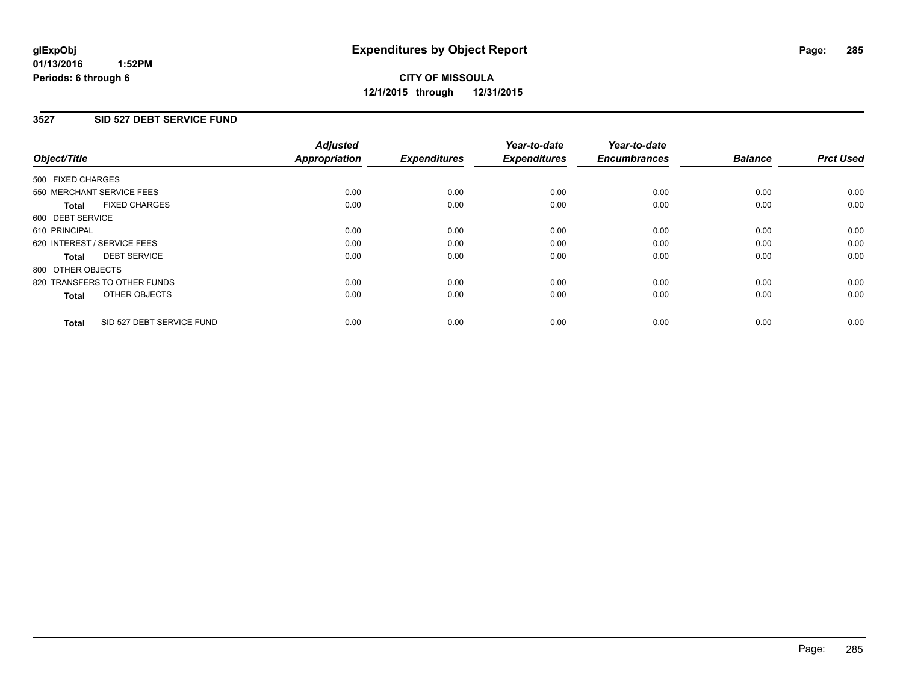glExpObj
01/13/2016 1:52PM
Periods: 6 through 6

# Expenditures by Object Report

**CITY OF MISSOULA**
**12/1/2015 through 12/31/2015**

## 3527 SID 527 DEBT SERVICE FUND

| Object/Title | Adjusted Appropriation | Expenditures | Year-to-date Expenditures | Year-to-date Encumbrances | Balance | Prct Used |
|---|---|---|---|---|---|---|
| 500 FIXED CHARGES | | | | | | |
| 550 MERCHANT SERVICE FEES | 0.00 | 0.00 | 0.00 | 0.00 | 0.00 | 0.00 |
| **Total** FIXED CHARGES | 0.00 | 0.00 | 0.00 | 0.00 | 0.00 | 0.00 |
| 600 DEBT SERVICE | | | | | | |
| 610 PRINCIPAL | 0.00 | 0.00 | 0.00 | 0.00 | 0.00 | 0.00 |
| 620 INTEREST / SERVICE FEES | 0.00 | 0.00 | 0.00 | 0.00 | 0.00 | 0.00 |
| **Total** DEBT SERVICE | 0.00 | 0.00 | 0.00 | 0.00 | 0.00 | 0.00 |
| 800 OTHER OBJECTS | | | | | | |
| 820 TRANSFERS TO OTHER FUNDS | 0.00 | 0.00 | 0.00 | 0.00 | 0.00 | 0.00 |
| **Total** OTHER OBJECTS | 0.00 | 0.00 | 0.00 | 0.00 | 0.00 | 0.00 |
| **Total** SID 527 DEBT SERVICE FUND | 0.00 | 0.00 | 0.00 | 0.00 | 0.00 | 0.00 |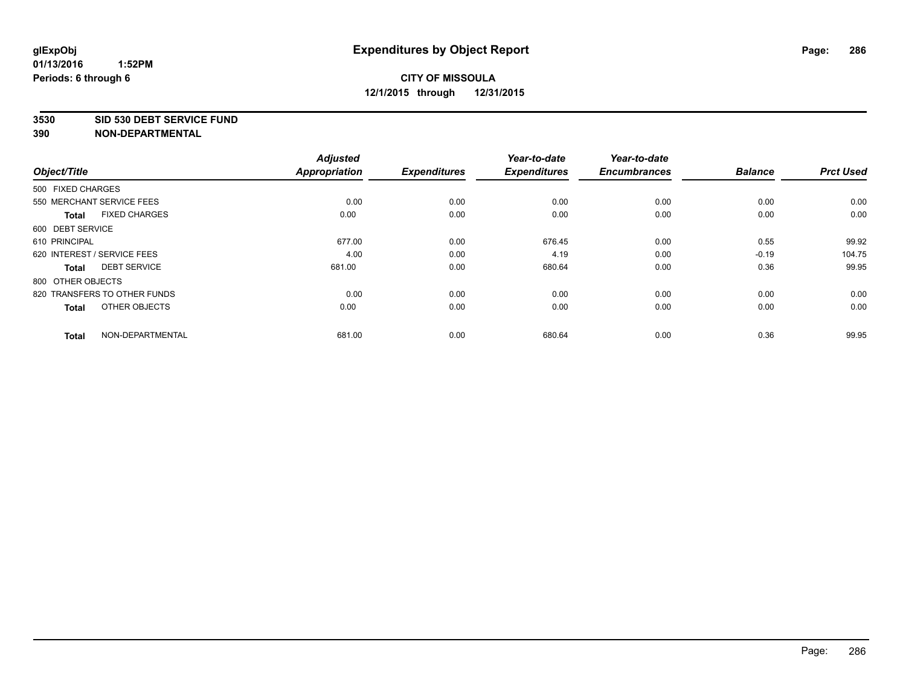**glExpObj** **Expenditures by Object Report**

**01/13/2016 1:52PM**

**Periods: 6 through 6**

**CITY OF MISSOULA**

**12/1/2015 through 12/31/2015**

**3530 SID 530 DEBT SERVICE FUND**

**390 NON-DEPARTMENTAL**

| Object/Title | | Adjusted Appropriation | Expenditures | Year-to-date Expenditures | Year-to-date Encumbrances | Balance | Prct Used |
|---|---|---|---|---|---|---|---|
| 500 FIXED CHARGES | | | | | | | |
| 550 MERCHANT SERVICE FEES | | 0.00 | 0.00 | 0.00 | 0.00 | 0.00 | 0.00 |
| **Total** | FIXED CHARGES | 0.00 | 0.00 | 0.00 | 0.00 | 0.00 | 0.00 |
| 600 DEBT SERVICE | | | | | | | |
| 610 PRINCIPAL | | 677.00 | 0.00 | 676.45 | 0.00 | 0.55 | 99.92 |
| 620 INTEREST / SERVICE FEES | | 4.00 | 0.00 | 4.19 | 0.00 | -0.19 | 104.75 |
| **Total** | DEBT SERVICE | 681.00 | 0.00 | 680.64 | 0.00 | 0.36 | 99.95 |
| 800 OTHER OBJECTS | | | | | | | |
| 820 TRANSFERS TO OTHER FUNDS | | 0.00 | 0.00 | 0.00 | 0.00 | 0.00 | 0.00 |
| **Total** | OTHER OBJECTS | 0.00 | 0.00 | 0.00 | 0.00 | 0.00 | 0.00 |
| **Total** | NON-DEPARTMENTAL | 681.00 | 0.00 | 680.64 | 0.00 | 0.36 | 99.95 |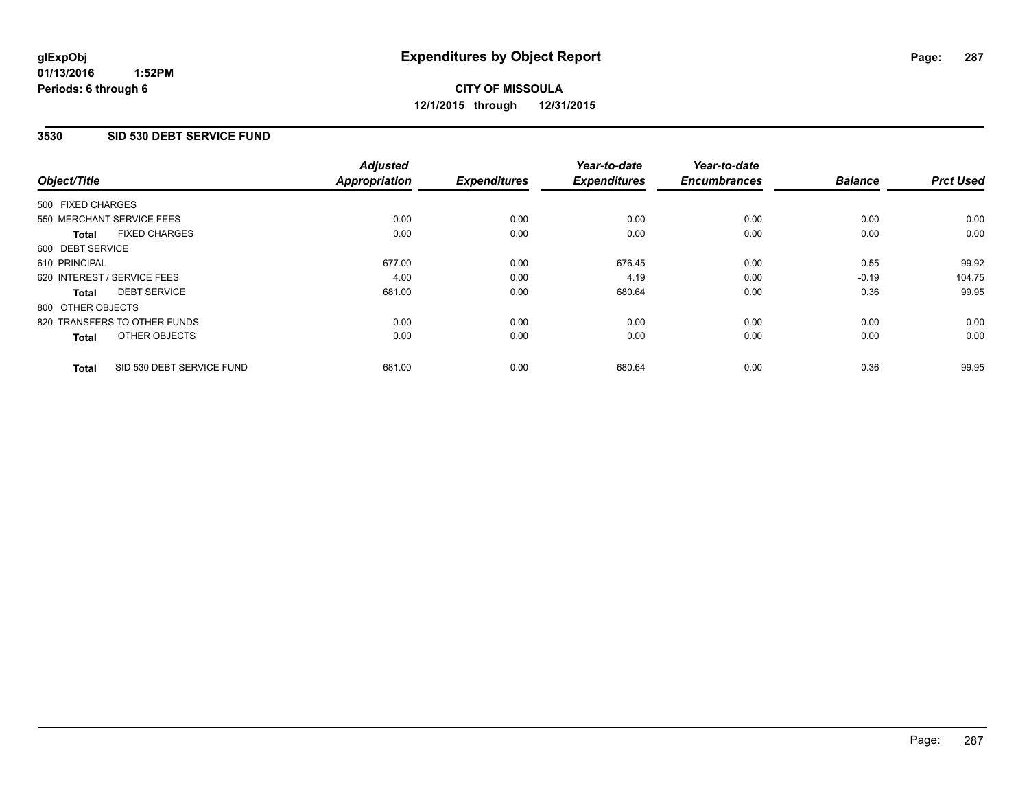glExpObj
01/13/2016 1:52PM
Periods: 6 through 6

# Expenditures by Object Report

**CITY OF MISSOULA**
**12/1/2015 through 12/31/2015**

## 3530 SID 530 DEBT SERVICE FUND

| Object/Title | Adjusted Appropriation | Expenditures | Year-to-date Expenditures | Year-to-date Encumbrances | Balance | Prct Used |
|---|---|---|---|---|---|---|
| 500 FIXED CHARGES | | | | | | |
| 550 MERCHANT SERVICE FEES | 0.00 | 0.00 | 0.00 | 0.00 | 0.00 | 0.00 |
| **Total** FIXED CHARGES | 0.00 | 0.00 | 0.00 | 0.00 | 0.00 | 0.00 |
| 600 DEBT SERVICE | | | | | | |
| 610 PRINCIPAL | 677.00 | 0.00 | 676.45 | 0.00 | 0.55 | 99.92 |
| 620 INTEREST / SERVICE FEES | 4.00 | 0.00 | 4.19 | 0.00 | -0.19 | 104.75 |
| **Total** DEBT SERVICE | 681.00 | 0.00 | 680.64 | 0.00 | 0.36 | 99.95 |
| 800 OTHER OBJECTS | | | | | | |
| 820 TRANSFERS TO OTHER FUNDS | 0.00 | 0.00 | 0.00 | 0.00 | 0.00 | 0.00 |
| **Total** OTHER OBJECTS | 0.00 | 0.00 | 0.00 | 0.00 | 0.00 | 0.00 |
| **Total** SID 530 DEBT SERVICE FUND | 681.00 | 0.00 | 680.64 | 0.00 | 0.36 | 99.95 |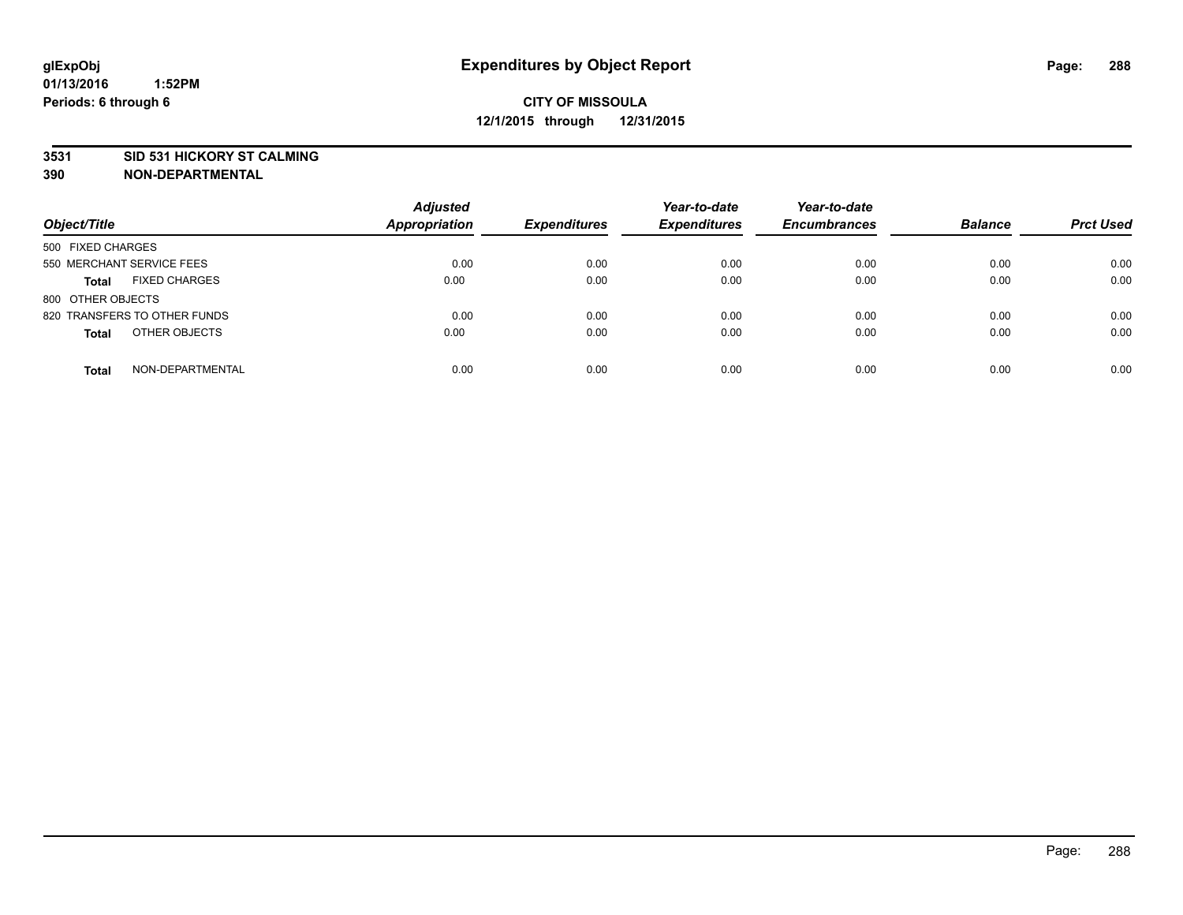# Expenditures by Object Report

glExpObj
01/13/2016 1:52PM
Periods: 6 through 6

**CITY OF MISSOULA**
**12/1/2015 through 12/31/2015**

**3531 SID 531 HICKORY ST CALMING**
**390 NON-DEPARTMENTAL**

| Object/Title | Adjusted Appropriation | Expenditures | Year-to-date Expenditures | Year-to-date Encumbrances | Balance | Prct Used |
|---|---|---|---|---|---|---|
| 500 FIXED CHARGES | | | | | | |
| 550 MERCHANT SERVICE FEES | 0.00 | 0.00 | 0.00 | 0.00 | 0.00 | 0.00 |
| **Total** FIXED CHARGES | 0.00 | 0.00 | 0.00 | 0.00 | 0.00 | 0.00 |
| 800 OTHER OBJECTS | | | | | | |
| 820 TRANSFERS TO OTHER FUNDS | 0.00 | 0.00 | 0.00 | 0.00 | 0.00 | 0.00 |
| **Total** OTHER OBJECTS | 0.00 | 0.00 | 0.00 | 0.00 | 0.00 | 0.00 |
| **Total** NON-DEPARTMENTAL | 0.00 | 0.00 | 0.00 | 0.00 | 0.00 | 0.00 |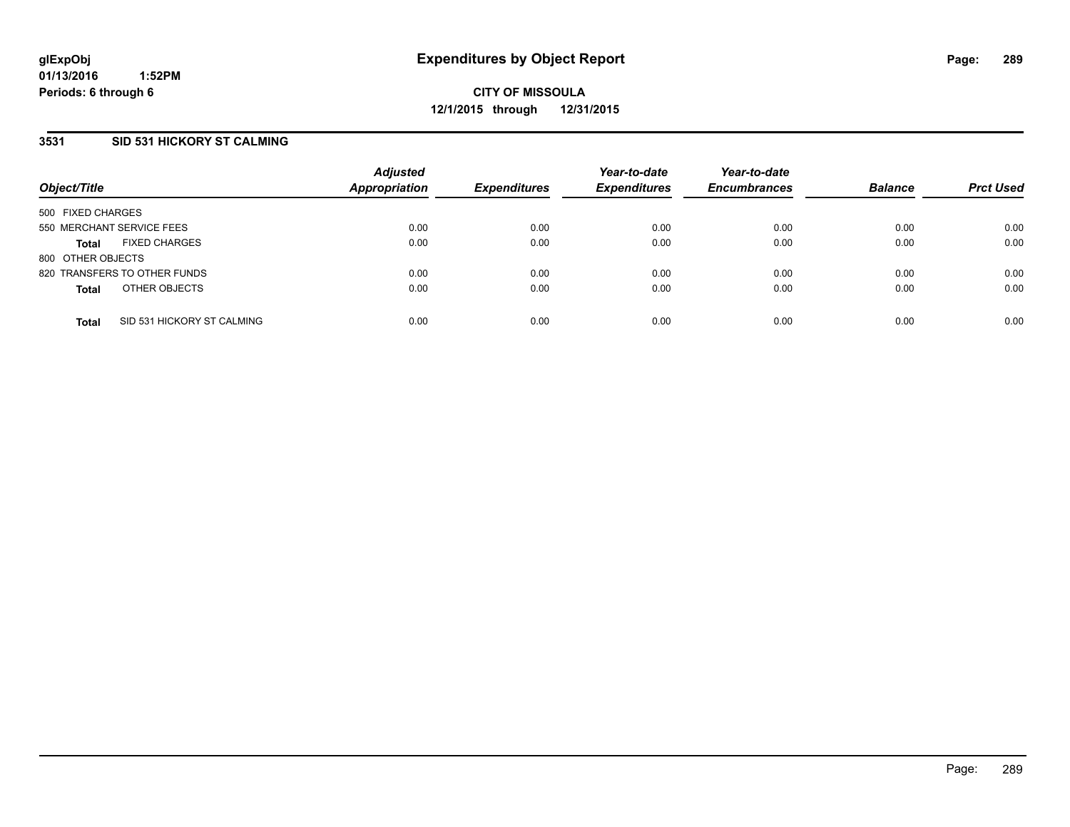glExpObj
01/13/2016 1:52PM
Periods: 6 through 6

# Expenditures by Object Report

**CITY OF MISSOULA**
**12/1/2015 through 12/31/2015**

### 3531 SID 531 HICKORY ST CALMING

| Object/Title | Adjusted Appropriation | Expenditures | Year-to-date Expenditures | Year-to-date Encumbrances | Balance | Prct Used |
|---|---|---|---|---|---|---|
| 500 FIXED CHARGES | | | | | | |
| 550 MERCHANT SERVICE FEES | 0.00 | 0.00 | 0.00 | 0.00 | 0.00 | 0.00 |
| **Total** FIXED CHARGES | 0.00 | 0.00 | 0.00 | 0.00 | 0.00 | 0.00 |
| 800 OTHER OBJECTS | | | | | | |
| 820 TRANSFERS TO OTHER FUNDS | 0.00 | 0.00 | 0.00 | 0.00 | 0.00 | 0.00 |
| **Total** OTHER OBJECTS | 0.00 | 0.00 | 0.00 | 0.00 | 0.00 | 0.00 |
| **Total** SID 531 HICKORY ST CALMING | 0.00 | 0.00 | 0.00 | 0.00 | 0.00 | 0.00 |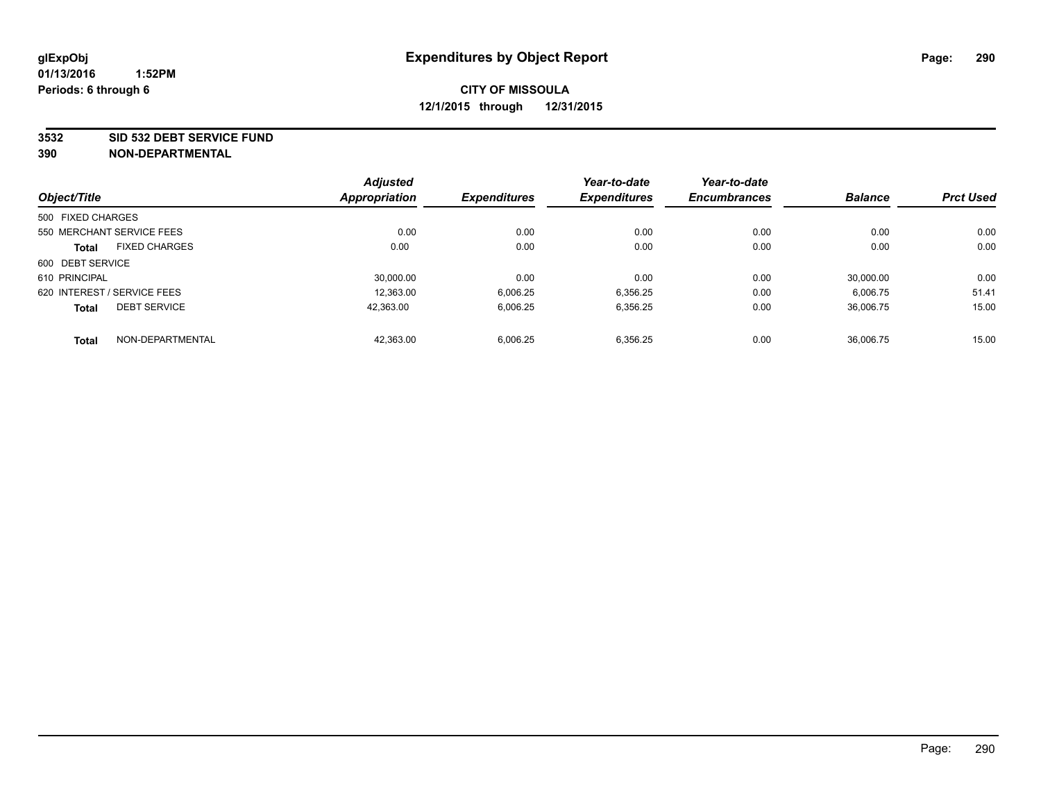**glExpObj**
**01/13/2016 1:52PM**
**Periods: 6 through 6**

# Expenditures by Object Report

**CITY OF MISSOULA**
**12/1/2015 through 12/31/2015**

**3532 SID 532 DEBT SERVICE FUND**
**390 NON-DEPARTMENTAL**

| Object/Title | Adjusted Appropriation | Expenditures | Year-to-date Expenditures | Year-to-date Encumbrances | Balance | Prct Used |
|---|---|---|---|---|---|---|
| 500 FIXED CHARGES | | | | | | |
| 550 MERCHANT SERVICE FEES | 0.00 | 0.00 | 0.00 | 0.00 | 0.00 | 0.00 |
| **Total** FIXED CHARGES | 0.00 | 0.00 | 0.00 | 0.00 | 0.00 | 0.00 |
| 600 DEBT SERVICE | | | | | | |
| 610 PRINCIPAL | 30,000.00 | 0.00 | 0.00 | 0.00 | 30,000.00 | 0.00 |
| 620 INTEREST / SERVICE FEES | 12,363.00 | 6,006.25 | 6,356.25 | 0.00 | 6,006.75 | 51.41 |
| **Total** DEBT SERVICE | 42,363.00 | 6,006.25 | 6,356.25 | 0.00 | 36,006.75 | 15.00 |
| **Total** NON-DEPARTMENTAL | 42,363.00 | 6,006.25 | 6,356.25 | 0.00 | 36,006.75 | 15.00 |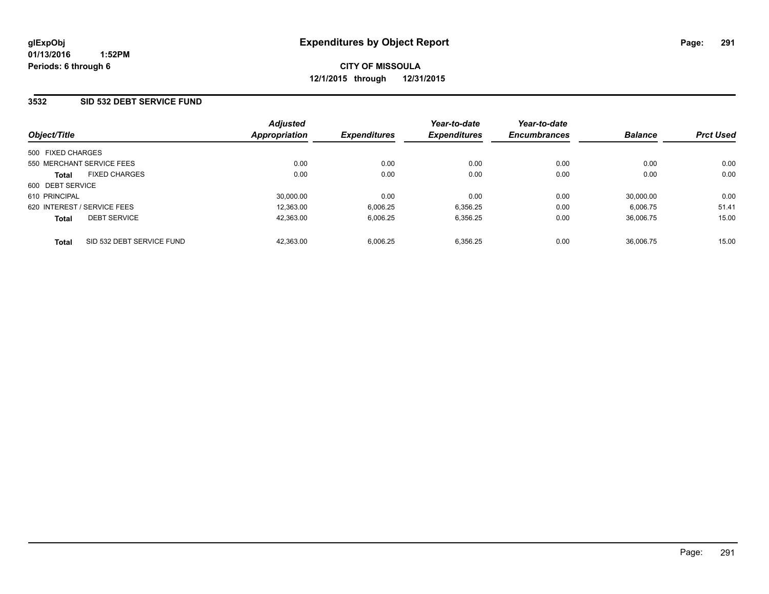**glExpObj**
**01/13/2016 1:52PM**
**Periods: 6 through 6**

# Expenditures by Object Report

**CITY OF MISSOULA**
**12/1/2015 through 12/31/2015**

## 3532 SID 532 DEBT SERVICE FUND

| Object/Title | Adjusted Appropriation | Expenditures | Year-to-date Expenditures | Year-to-date Encumbrances | Balance | Prct Used |
|---|---|---|---|---|---|---|
| 500 FIXED CHARGES | | | | | | |
| 550 MERCHANT SERVICE FEES | 0.00 | 0.00 | 0.00 | 0.00 | 0.00 | 0.00 |
| **Total** FIXED CHARGES | 0.00 | 0.00 | 0.00 | 0.00 | 0.00 | 0.00 |
| 600 DEBT SERVICE | | | | | | |
| 610 PRINCIPAL | 30,000.00 | 0.00 | 0.00 | 0.00 | 30,000.00 | 0.00 |
| 620 INTEREST / SERVICE FEES | 12,363.00 | 6,006.25 | 6,356.25 | 0.00 | 6,006.75 | 51.41 |
| **Total** DEBT SERVICE | 42,363.00 | 6,006.25 | 6,356.25 | 0.00 | 36,006.75 | 15.00 |
| **Total** SID 532 DEBT SERVICE FUND | 42,363.00 | 6,006.25 | 6,356.25 | 0.00 | 36,006.75 | 15.00 |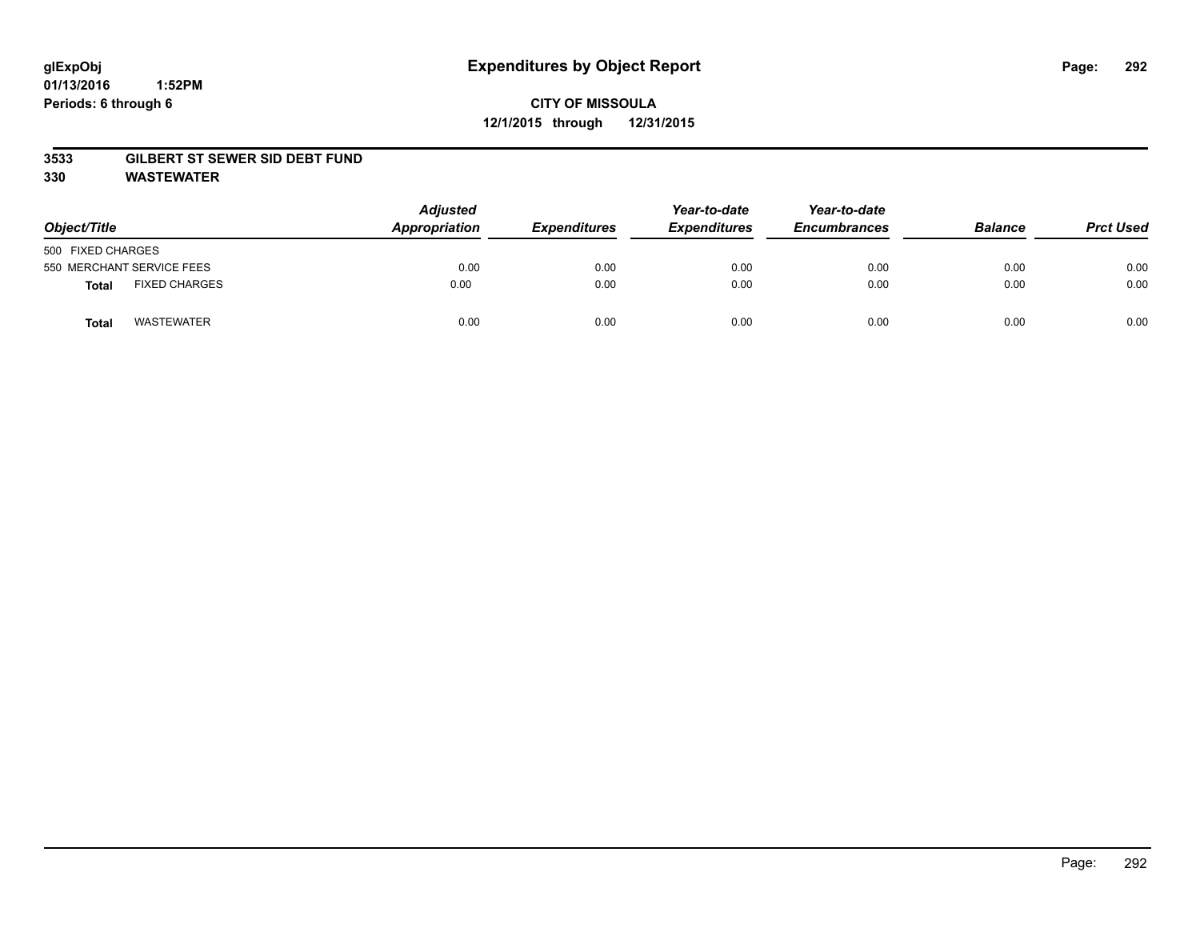glExpObj
01/13/2016 1:52PM
Periods: 6 through 6

# Expenditures by Object Report

**CITY OF MISSOULA**
**12/1/2015 through 12/31/2015**

**3533 GILBERT ST SEWER SID DEBT FUND**
**330 WASTEWATER**

| Object/Title | | Adjusted Appropriation | Expenditures | Year-to-date Expenditures | Year-to-date Encumbrances | Balance | Prct Used |
|---|---|---|---|---|---|---|---|
| 500 FIXED CHARGES | | | | | | | |
| 550 MERCHANT SERVICE FEES | | 0.00 | 0.00 | 0.00 | 0.00 | 0.00 | 0.00 |
| **Total** | FIXED CHARGES | 0.00 | 0.00 | 0.00 | 0.00 | 0.00 | 0.00 |
| **Total** | WASTEWATER | 0.00 | 0.00 | 0.00 | 0.00 | 0.00 | 0.00 |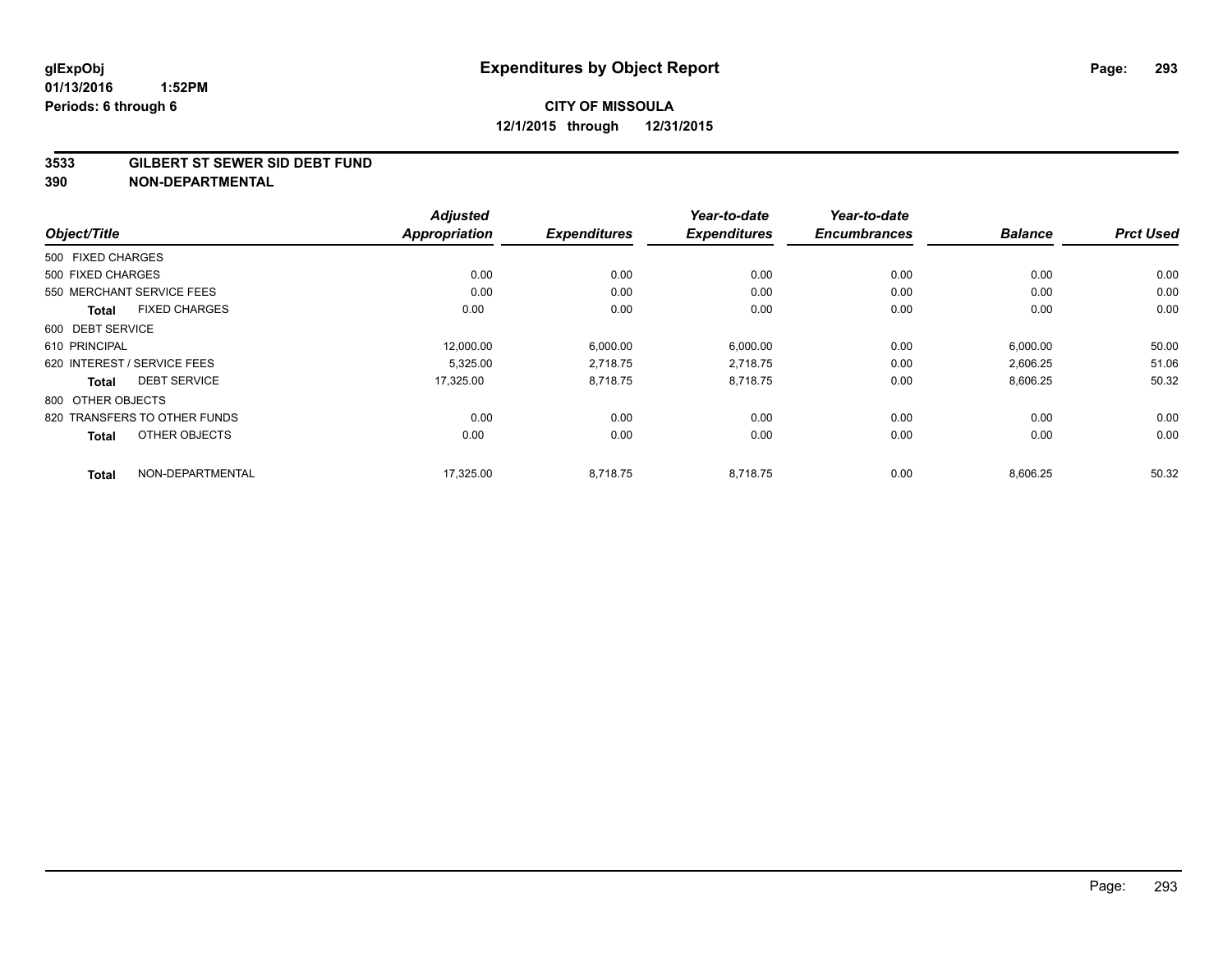glExpObj
01/13/2016 1:52PM
Periods: 6 through 6

# Expenditures by Object Report

**CITY OF MISSOULA**
**12/1/2015 through 12/31/2015**

**3533 GILBERT ST SEWER SID DEBT FUND**
**390 NON-DEPARTMENTAL**

| Object/Title | | Adjusted Appropriation | Expenditures | Year-to-date Expenditures | Year-to-date Encumbrances | Balance | Prct Used |
|---|---|---|---|---|---|---|---|
| 500 FIXED CHARGES | | | | | | | |
| 500 FIXED CHARGES | | 0.00 | 0.00 | 0.00 | 0.00 | 0.00 | 0.00 |
| 550 MERCHANT SERVICE FEES | | 0.00 | 0.00 | 0.00 | 0.00 | 0.00 | 0.00 |
| **Total** | FIXED CHARGES | 0.00 | 0.00 | 0.00 | 0.00 | 0.00 | 0.00 |
| 600 DEBT SERVICE | | | | | | | |
| 610 PRINCIPAL | | 12,000.00 | 6,000.00 | 6,000.00 | 0.00 | 6,000.00 | 50.00 |
| 620 INTEREST / SERVICE FEES | | 5,325.00 | 2,718.75 | 2,718.75 | 0.00 | 2,606.25 | 51.06 |
| **Total** | DEBT SERVICE | 17,325.00 | 8,718.75 | 8,718.75 | 0.00 | 8,606.25 | 50.32 |
| 800 OTHER OBJECTS | | | | | | | |
| 820 TRANSFERS TO OTHER FUNDS | | 0.00 | 0.00 | 0.00 | 0.00 | 0.00 | 0.00 |
| **Total** | OTHER OBJECTS | 0.00 | 0.00 | 0.00 | 0.00 | 0.00 | 0.00 |
| **Total** | NON-DEPARTMENTAL | 17,325.00 | 8,718.75 | 8,718.75 | 0.00 | 8,606.25 | 50.32 |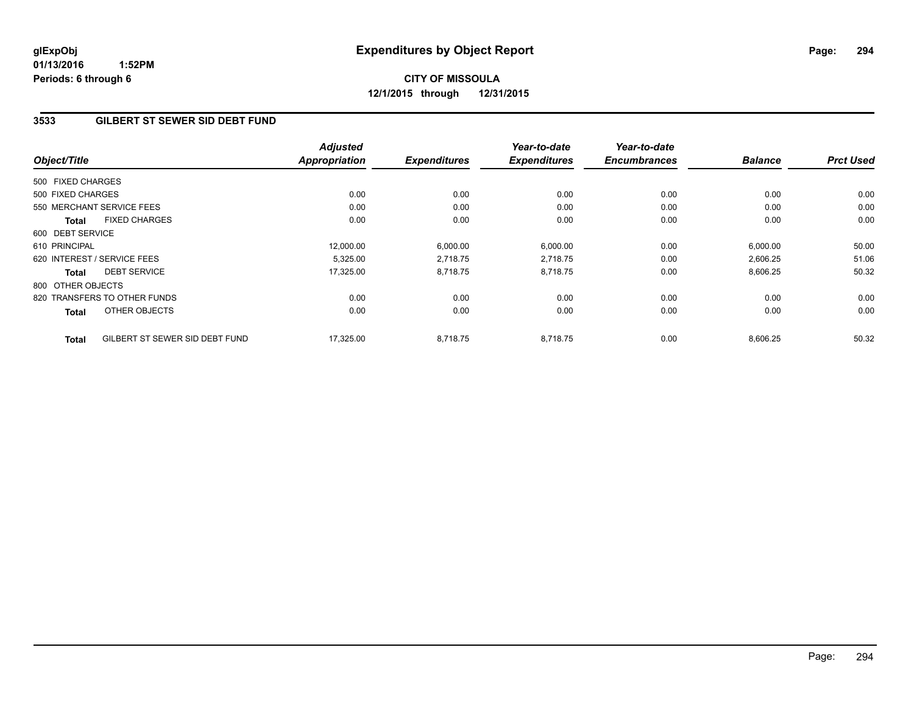glExpObj
01/13/2016 1:52PM
Periods: 6 through 6

# Expenditures by Object Report

**CITY OF MISSOULA**
**12/1/2015 through 12/31/2015**

## 3533 GILBERT ST SEWER SID DEBT FUND

| Object/Title | Adjusted Appropriation | Expenditures | Year-to-date Expenditures | Year-to-date Encumbrances | Balance | Prct Used |
|---|---|---|---|---|---|---|
| 500 FIXED CHARGES | | | | | | |
| 500 FIXED CHARGES | 0.00 | 0.00 | 0.00 | 0.00 | 0.00 | 0.00 |
| 550 MERCHANT SERVICE FEES | 0.00 | 0.00 | 0.00 | 0.00 | 0.00 | 0.00 |
| **Total** FIXED CHARGES | 0.00 | 0.00 | 0.00 | 0.00 | 0.00 | 0.00 |
| 600 DEBT SERVICE | | | | | | |
| 610 PRINCIPAL | 12,000.00 | 6,000.00 | 6,000.00 | 0.00 | 6,000.00 | 50.00 |
| 620 INTEREST / SERVICE FEES | 5,325.00 | 2,718.75 | 2,718.75 | 0.00 | 2,606.25 | 51.06 |
| **Total** DEBT SERVICE | 17,325.00 | 8,718.75 | 8,718.75 | 0.00 | 8,606.25 | 50.32 |
| 800 OTHER OBJECTS | | | | | | |
| 820 TRANSFERS TO OTHER FUNDS | 0.00 | 0.00 | 0.00 | 0.00 | 0.00 | 0.00 |
| **Total** OTHER OBJECTS | 0.00 | 0.00 | 0.00 | 0.00 | 0.00 | 0.00 |
| **Total** GILBERT ST SEWER SID DEBT FUND | 17,325.00 | 8,718.75 | 8,718.75 | 0.00 | 8,606.25 | 50.32 |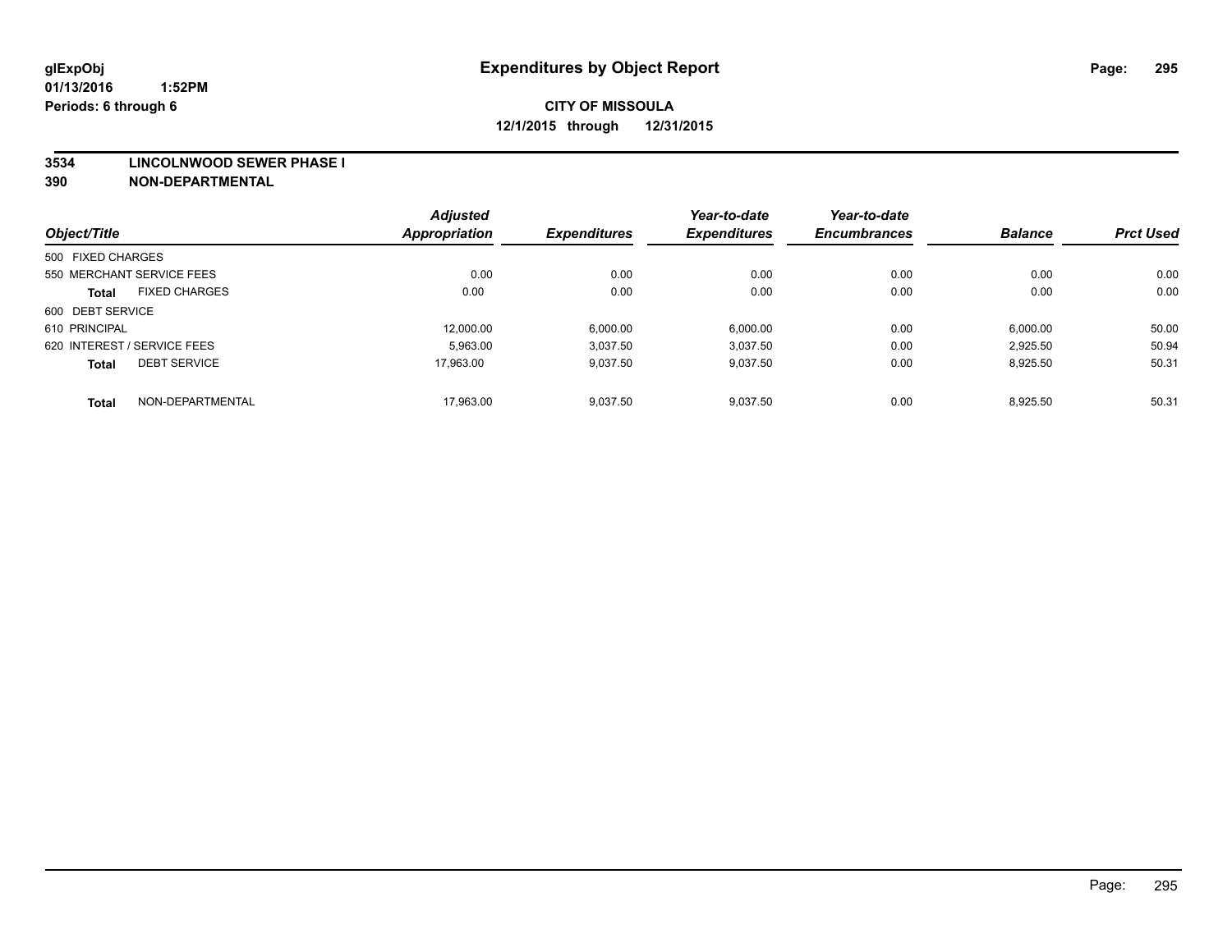**glExpObj** | **Expenditures by Object Report**

**01/13/2016 1:52PM**

**Periods: 6 through 6**

**CITY OF MISSOULA**

**12/1/2015 through 12/31/2015**

**3534 LINCOLNWOOD SEWER PHASE I**

**390 NON-DEPARTMENTAL**

| Object/Title | Adjusted Appropriation | Expenditures | Year-to-date Expenditures | Year-to-date Encumbrances | Balance | Prct Used |
|---|---|---|---|---|---|---|
| 500 FIXED CHARGES | | | | | | |
| 550 MERCHANT SERVICE FEES | 0.00 | 0.00 | 0.00 | 0.00 | 0.00 | 0.00 |
| **Total** FIXED CHARGES | 0.00 | 0.00 | 0.00 | 0.00 | 0.00 | 0.00 |
| 600 DEBT SERVICE | | | | | | |
| 610 PRINCIPAL | 12,000.00 | 6,000.00 | 6,000.00 | 0.00 | 6,000.00 | 50.00 |
| 620 INTEREST / SERVICE FEES | 5,963.00 | 3,037.50 | 3,037.50 | 0.00 | 2,925.50 | 50.94 |
| **Total** DEBT SERVICE | 17,963.00 | 9,037.50 | 9,037.50 | 0.00 | 8,925.50 | 50.31 |
| **Total** NON-DEPARTMENTAL | 17,963.00 | 9,037.50 | 9,037.50 | 0.00 | 8,925.50 | 50.31 |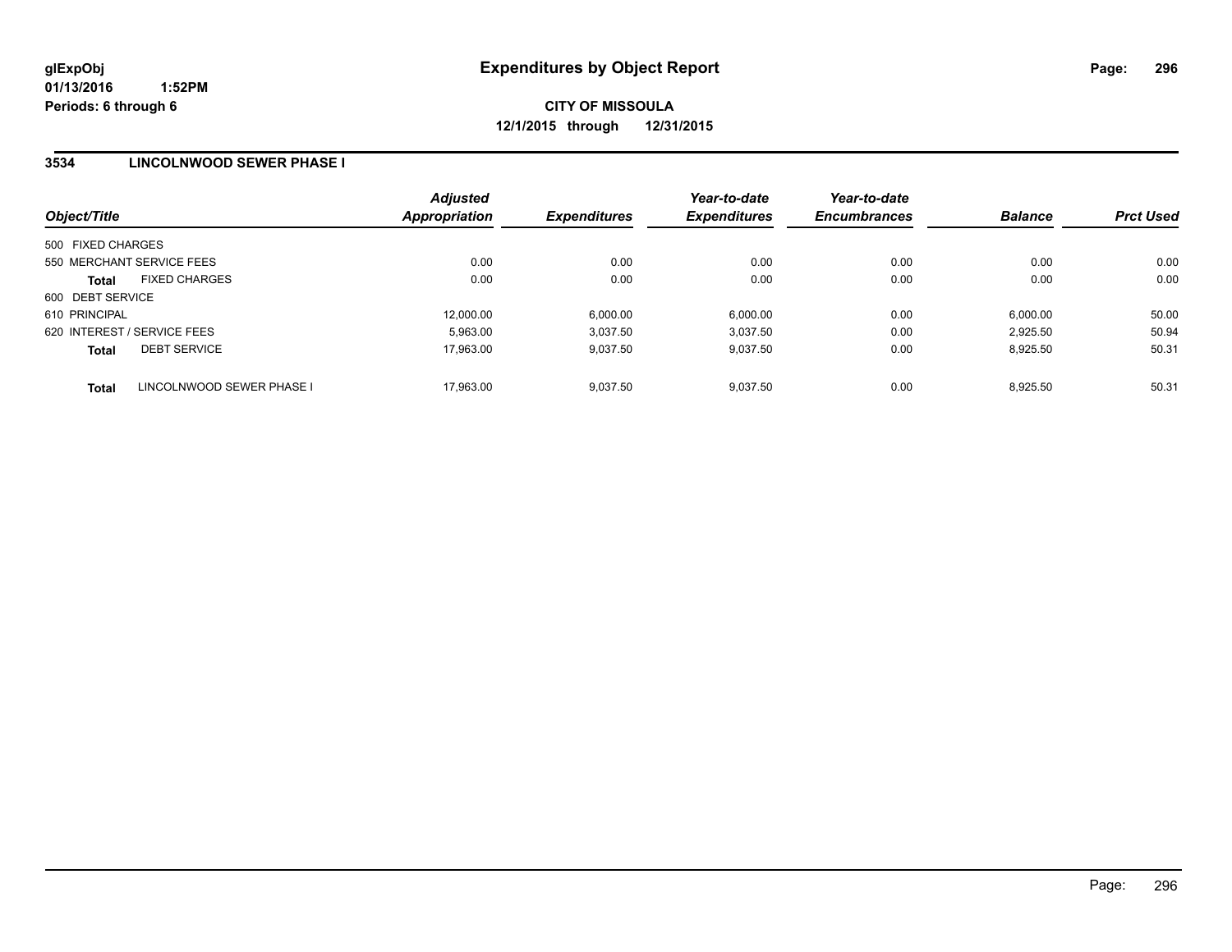glExpObj
01/13/2016 1:52PM
Periods: 6 through 6

# Expenditures by Object Report

**CITY OF MISSOULA**
**12/1/2015 through 12/31/2015**

## 3534 LINCOLNWOOD SEWER PHASE I

| Object/Title | | Adjusted Appropriation | Expenditures | Year-to-date Expenditures | Year-to-date Encumbrances | Balance | Prct Used |
|---|---|---|---|---|---|---|---|
| 500 FIXED CHARGES | | | | | | | |
| 550 MERCHANT SERVICE FEES | | 0.00 | 0.00 | 0.00 | 0.00 | 0.00 | 0.00 |
| **Total** | FIXED CHARGES | 0.00 | 0.00 | 0.00 | 0.00 | 0.00 | 0.00 |
| 600 DEBT SERVICE | | | | | | | |
| 610 PRINCIPAL | | 12,000.00 | 6,000.00 | 6,000.00 | 0.00 | 6,000.00 | 50.00 |
| 620 INTEREST / SERVICE FEES | | 5,963.00 | 3,037.50 | 3,037.50 | 0.00 | 2,925.50 | 50.94 |
| **Total** | DEBT SERVICE | 17,963.00 | 9,037.50 | 9,037.50 | 0.00 | 8,925.50 | 50.31 |
| **Total** | LINCOLNWOOD SEWER PHASE I | 17,963.00 | 9,037.50 | 9,037.50 | 0.00 | 8,925.50 | 50.31 |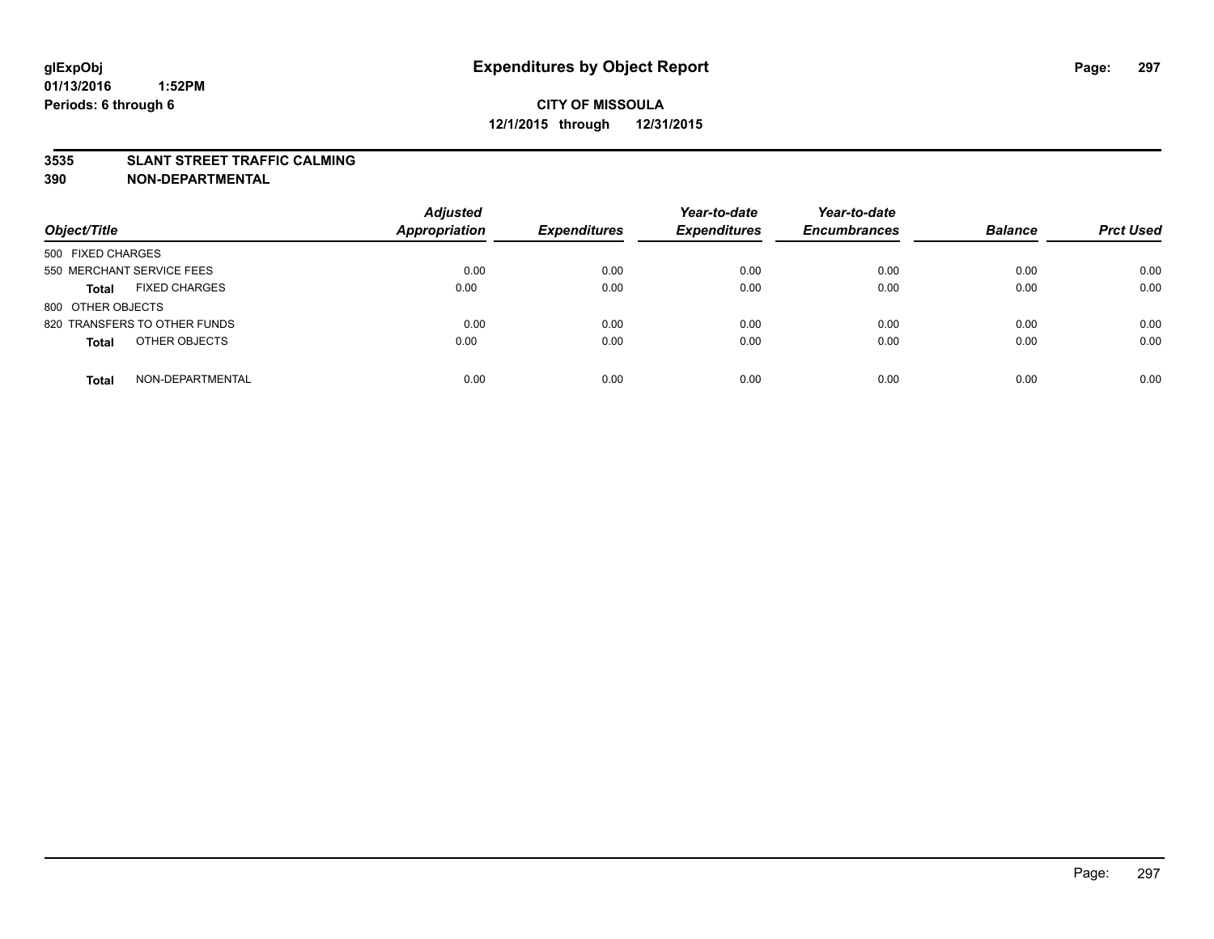**glExpObj** **Expenditures by Object Report**
**01/13/2016 1:52PM**
**Periods: 6 through 6**

**CITY OF MISSOULA**
**12/1/2015 through 12/31/2015**

## 3535 SLANT STREET TRAFFIC CALMING
## 390 NON-DEPARTMENTAL

| Object/Title | | Adjusted Appropriation | Expenditures | Year-to-date Expenditures | Year-to-date Encumbrances | Balance | Prct Used |
|---|---|---|---|---|---|---|---|
| 500 FIXED CHARGES | | | | | | | |
| 550 MERCHANT SERVICE FEES | | 0.00 | 0.00 | 0.00 | 0.00 | 0.00 | 0.00 |
| **Total** | FIXED CHARGES | 0.00 | 0.00 | 0.00 | 0.00 | 0.00 | 0.00 |
| 800 OTHER OBJECTS | | | | | | | |
| 820 TRANSFERS TO OTHER FUNDS | | 0.00 | 0.00 | 0.00 | 0.00 | 0.00 | 0.00 |
| **Total** | OTHER OBJECTS | 0.00 | 0.00 | 0.00 | 0.00 | 0.00 | 0.00 |
| **Total** | NON-DEPARTMENTAL | 0.00 | 0.00 | 0.00 | 0.00 | 0.00 | 0.00 |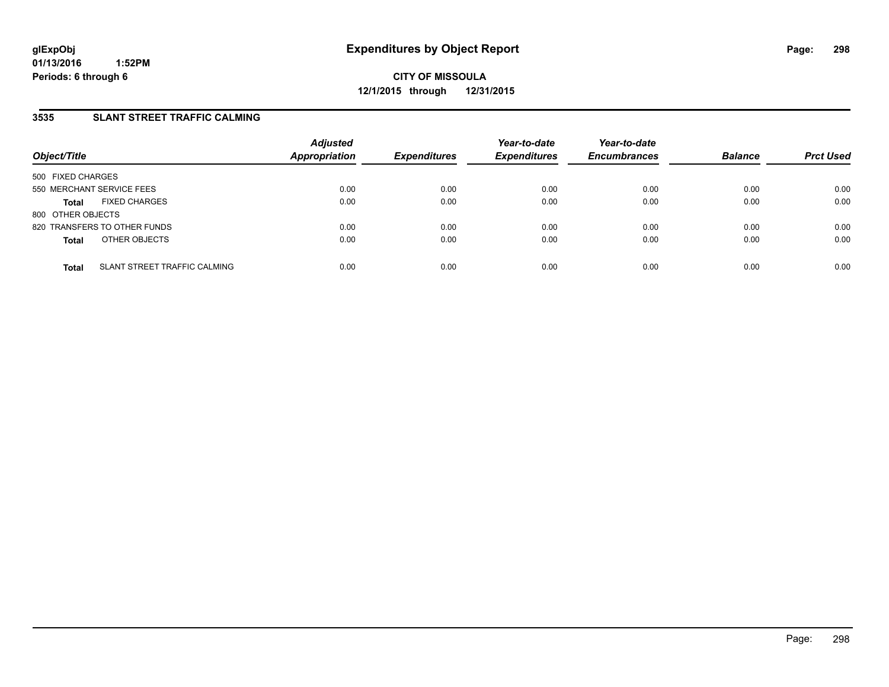# Expenditures by Object Report

glExpObj
01/13/2016 1:52PM
Periods: 6 through 6

**CITY OF MISSOULA**
**12/1/2015 through 12/31/2015**

## 3535 SLANT STREET TRAFFIC CALMING

| Object/Title | | Adjusted Appropriation | Expenditures | Year-to-date Expenditures | Year-to-date Encumbrances | Balance | Prct Used |
|---|---|---|---|---|---|---|---|
| 500 FIXED CHARGES | | | | | | | |
| 550 MERCHANT SERVICE FEES | | 0.00 | 0.00 | 0.00 | 0.00 | 0.00 | 0.00 |
| **Total** | FIXED CHARGES | 0.00 | 0.00 | 0.00 | 0.00 | 0.00 | 0.00 |
| 800 OTHER OBJECTS | | | | | | | |
| 820 TRANSFERS TO OTHER FUNDS | | 0.00 | 0.00 | 0.00 | 0.00 | 0.00 | 0.00 |
| **Total** | OTHER OBJECTS | 0.00 | 0.00 | 0.00 | 0.00 | 0.00 | 0.00 |
| **Total** | SLANT STREET TRAFFIC CALMING | 0.00 | 0.00 | 0.00 | 0.00 | 0.00 | 0.00 |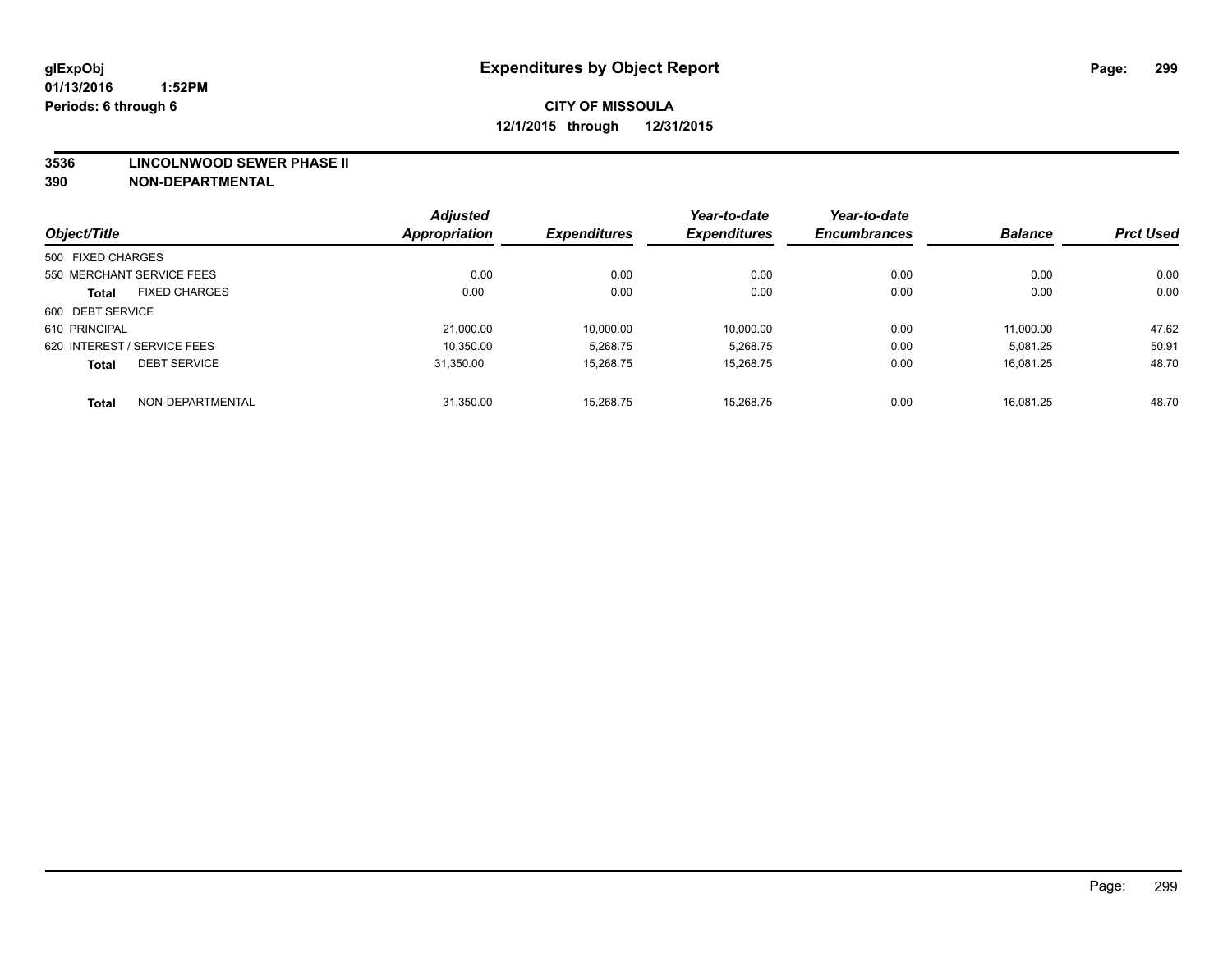**glExpObj**
**01/13/2016 1:52PM**
**Periods: 6 through 6**

# Expenditures by Object Report

**CITY OF MISSOULA**
**12/1/2015 through 12/31/2015**

**3536 LINCOLNWOOD SEWER PHASE II**
**390 NON-DEPARTMENTAL**

| Object/Title | | Adjusted Appropriation | Expenditures | Year-to-date Expenditures | Year-to-date Encumbrances | Balance | Prct Used |
|---|---|---|---|---|---|---|---|
| 500 FIXED CHARGES | | | | | | | |
| 550 MERCHANT SERVICE FEES | | 0.00 | 0.00 | 0.00 | 0.00 | 0.00 | 0.00 |
| **Total** | FIXED CHARGES | 0.00 | 0.00 | 0.00 | 0.00 | 0.00 | 0.00 |
| 600 DEBT SERVICE | | | | | | | |
| 610 PRINCIPAL | | 21,000.00 | 10,000.00 | 10,000.00 | 0.00 | 11,000.00 | 47.62 |
| 620 INTEREST / SERVICE FEES | | 10,350.00 | 5,268.75 | 5,268.75 | 0.00 | 5,081.25 | 50.91 |
| **Total** | DEBT SERVICE | 31,350.00 | 15,268.75 | 15,268.75 | 0.00 | 16,081.25 | 48.70 |
| **Total** | NON-DEPARTMENTAL | 31,350.00 | 15,268.75 | 15,268.75 | 0.00 | 16,081.25 | 48.70 |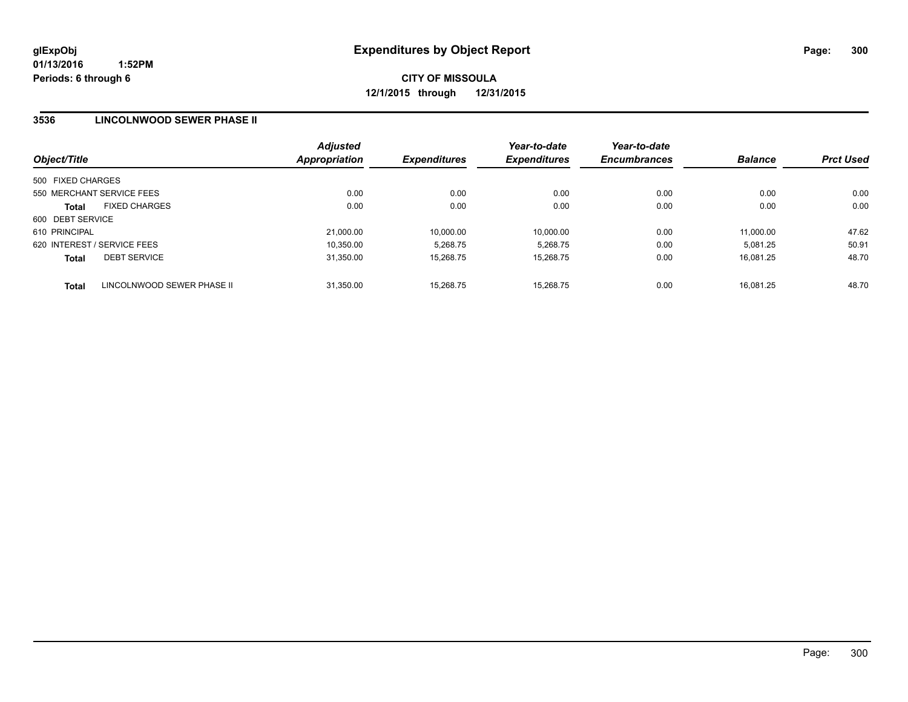**glExpObj**
**01/13/2016 1:52PM**
**Periods: 6 through 6**

# Expenditures by Object Report

**CITY OF MISSOULA**
**12/1/2015 through 12/31/2015**

## 3536 LINCOLNWOOD SEWER PHASE II

| Object/Title | Adjusted Appropriation | Expenditures | Year-to-date Expenditures | Year-to-date Encumbrances | Balance | Prct Used |
|---|---|---|---|---|---|---|
| 500 FIXED CHARGES | | | | | | |
| 550 MERCHANT SERVICE FEES | 0.00 | 0.00 | 0.00 | 0.00 | 0.00 | 0.00 |
| **Total** FIXED CHARGES | 0.00 | 0.00 | 0.00 | 0.00 | 0.00 | 0.00 |
| 600 DEBT SERVICE | | | | | | |
| 610 PRINCIPAL | 21,000.00 | 10,000.00 | 10,000.00 | 0.00 | 11,000.00 | 47.62 |
| 620 INTEREST / SERVICE FEES | 10,350.00 | 5,268.75 | 5,268.75 | 0.00 | 5,081.25 | 50.91 |
| **Total** DEBT SERVICE | 31,350.00 | 15,268.75 | 15,268.75 | 0.00 | 16,081.25 | 48.70 |
| **Total** LINCOLNWOOD SEWER PHASE II | 31,350.00 | 15,268.75 | 15,268.75 | 0.00 | 16,081.25 | 48.70 |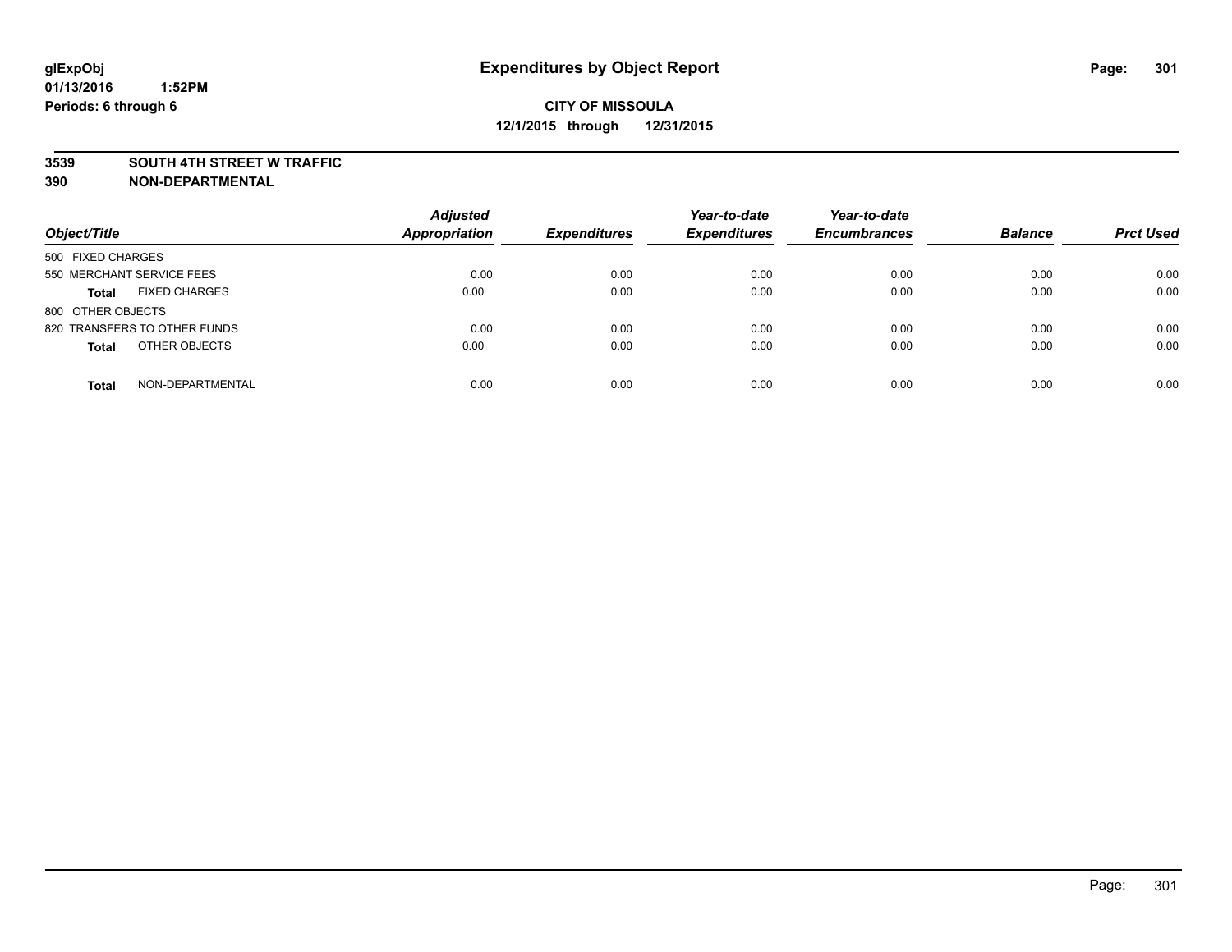**glExpObj**
**01/13/2016 1:52PM**
**Periods: 6 through 6**

# Expenditures by Object Report

**CITY OF MISSOULA**
**12/1/2015 through 12/31/2015**

**3539 SOUTH 4TH STREET W TRAFFIC**
**390 NON-DEPARTMENTAL**

| Object/Title | | Adjusted Appropriation | Expenditures | Year-to-date Expenditures | Year-to-date Encumbrances | Balance | Prct Used |
|---|---|---|---|---|---|---|---|
| 500 FIXED CHARGES | | | | | | | |
| 550 MERCHANT SERVICE FEES | | 0.00 | 0.00 | 0.00 | 0.00 | 0.00 | 0.00 |
| **Total** | FIXED CHARGES | 0.00 | 0.00 | 0.00 | 0.00 | 0.00 | 0.00 |
| 800 OTHER OBJECTS | | | | | | | |
| 820 TRANSFERS TO OTHER FUNDS | | 0.00 | 0.00 | 0.00 | 0.00 | 0.00 | 0.00 |
| **Total** | OTHER OBJECTS | 0.00 | 0.00 | 0.00 | 0.00 | 0.00 | 0.00 |
| **Total** | NON-DEPARTMENTAL | 0.00 | 0.00 | 0.00 | 0.00 | 0.00 | 0.00 |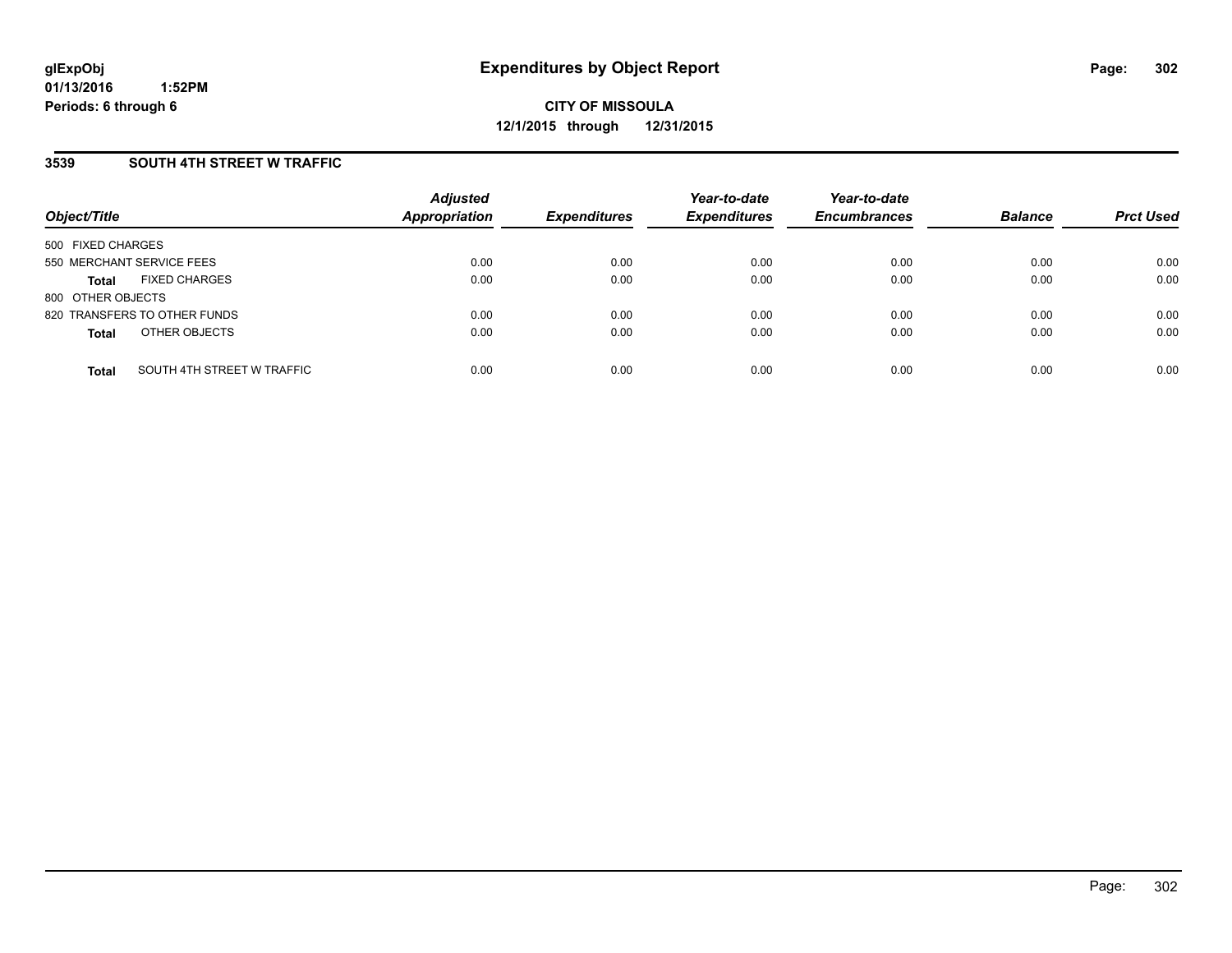# Expenditures by Object Report

glExpObj
01/13/2016 1:52PM
Periods: 6 through 6

**CITY OF MISSOULA**
**12/1/2015 through 12/31/2015**

## 3539 SOUTH 4TH STREET W TRAFFIC

| Object/Title | | Adjusted Appropriation | Expenditures | Year-to-date Expenditures | Year-to-date Encumbrances | Balance | Prct Used |
|---|---|---|---|---|---|---|---|
| 500 FIXED CHARGES | | | | | | | |
| 550 MERCHANT SERVICE FEES | | 0.00 | 0.00 | 0.00 | 0.00 | 0.00 | 0.00 |
| **Total** | FIXED CHARGES | 0.00 | 0.00 | 0.00 | 0.00 | 0.00 | 0.00 |
| 800 OTHER OBJECTS | | | | | | | |
| 820 TRANSFERS TO OTHER FUNDS | | 0.00 | 0.00 | 0.00 | 0.00 | 0.00 | 0.00 |
| **Total** | OTHER OBJECTS | 0.00 | 0.00 | 0.00 | 0.00 | 0.00 | 0.00 |
| **Total** | SOUTH 4TH STREET W TRAFFIC | 0.00 | 0.00 | 0.00 | 0.00 | 0.00 | 0.00 |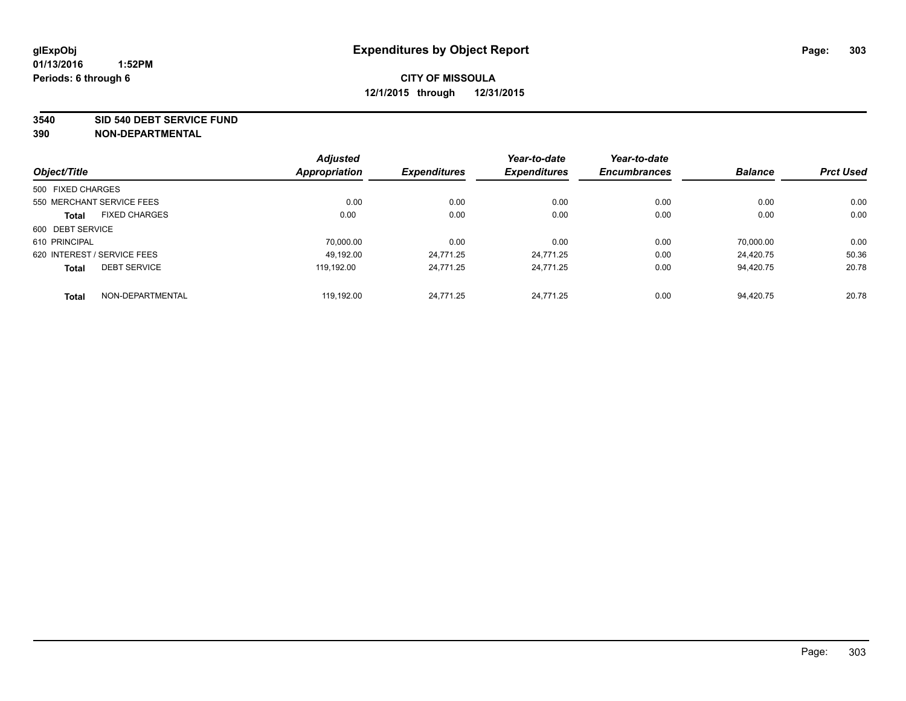**glExpObj**
**01/13/2016 1:52PM**
**Periods: 6 through 6**

# Expenditures by Object Report

**CITY OF MISSOULA**
**12/1/2015 through 12/31/2015**

**3540 SID 540 DEBT SERVICE FUND**
**390 NON-DEPARTMENTAL**

| Object/Title | Adjusted Appropriation | Expenditures | Year-to-date Expenditures | Year-to-date Encumbrances | Balance | Prct Used |
|---|---|---|---|---|---|---|
| 500 FIXED CHARGES | | | | | | |
| 550 MERCHANT SERVICE FEES | 0.00 | 0.00 | 0.00 | 0.00 | 0.00 | 0.00 |
| **Total** FIXED CHARGES | 0.00 | 0.00 | 0.00 | 0.00 | 0.00 | 0.00 |
| 600 DEBT SERVICE | | | | | | |
| 610 PRINCIPAL | 70,000.00 | 0.00 | 0.00 | 0.00 | 70,000.00 | 0.00 |
| 620 INTEREST / SERVICE FEES | 49,192.00 | 24,771.25 | 24,771.25 | 0.00 | 24,420.75 | 50.36 |
| **Total** DEBT SERVICE | 119,192.00 | 24,771.25 | 24,771.25 | 0.00 | 94,420.75 | 20.78 |
| **Total** NON-DEPARTMENTAL | 119,192.00 | 24,771.25 | 24,771.25 | 0.00 | 94,420.75 | 20.78 |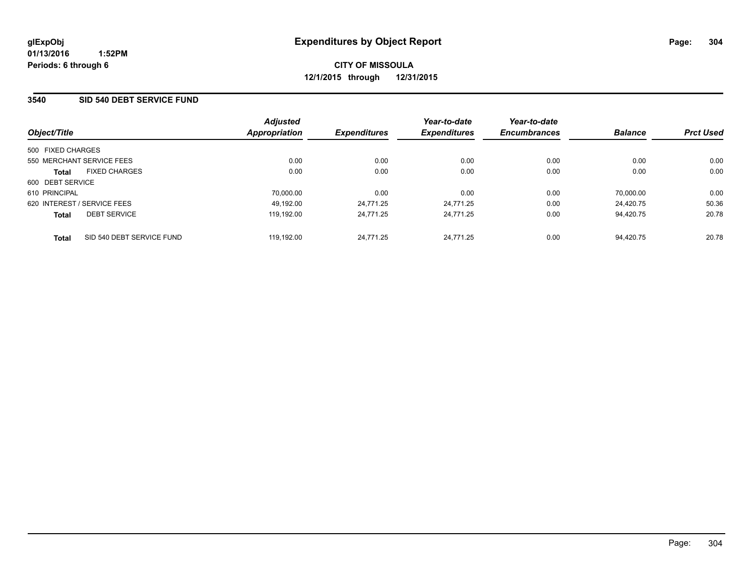**glExpObj**
**01/13/2016 1:52PM**
**Periods: 6 through 6**

# Expenditures by Object Report

**CITY OF MISSOULA**
**12/1/2015 through 12/31/2015**

## 3540 SID 540 DEBT SERVICE FUND

| Object/Title | Adjusted Appropriation | Expenditures | Year-to-date Expenditures | Year-to-date Encumbrances | Balance | Prct Used |
|---|---|---|---|---|---|---|
| 500 FIXED CHARGES | | | | | | |
| 550 MERCHANT SERVICE FEES | 0.00 | 0.00 | 0.00 | 0.00 | 0.00 | 0.00 |
| **Total** FIXED CHARGES | 0.00 | 0.00 | 0.00 | 0.00 | 0.00 | 0.00 |
| 600 DEBT SERVICE | | | | | | |
| 610 PRINCIPAL | 70,000.00 | 0.00 | 0.00 | 0.00 | 70,000.00 | 0.00 |
| 620 INTEREST / SERVICE FEES | 49,192.00 | 24,771.25 | 24,771.25 | 0.00 | 24,420.75 | 50.36 |
| **Total** DEBT SERVICE | 119,192.00 | 24,771.25 | 24,771.25 | 0.00 | 94,420.75 | 20.78 |
| **Total** SID 540 DEBT SERVICE FUND | 119,192.00 | 24,771.25 | 24,771.25 | 0.00 | 94,420.75 | 20.78 |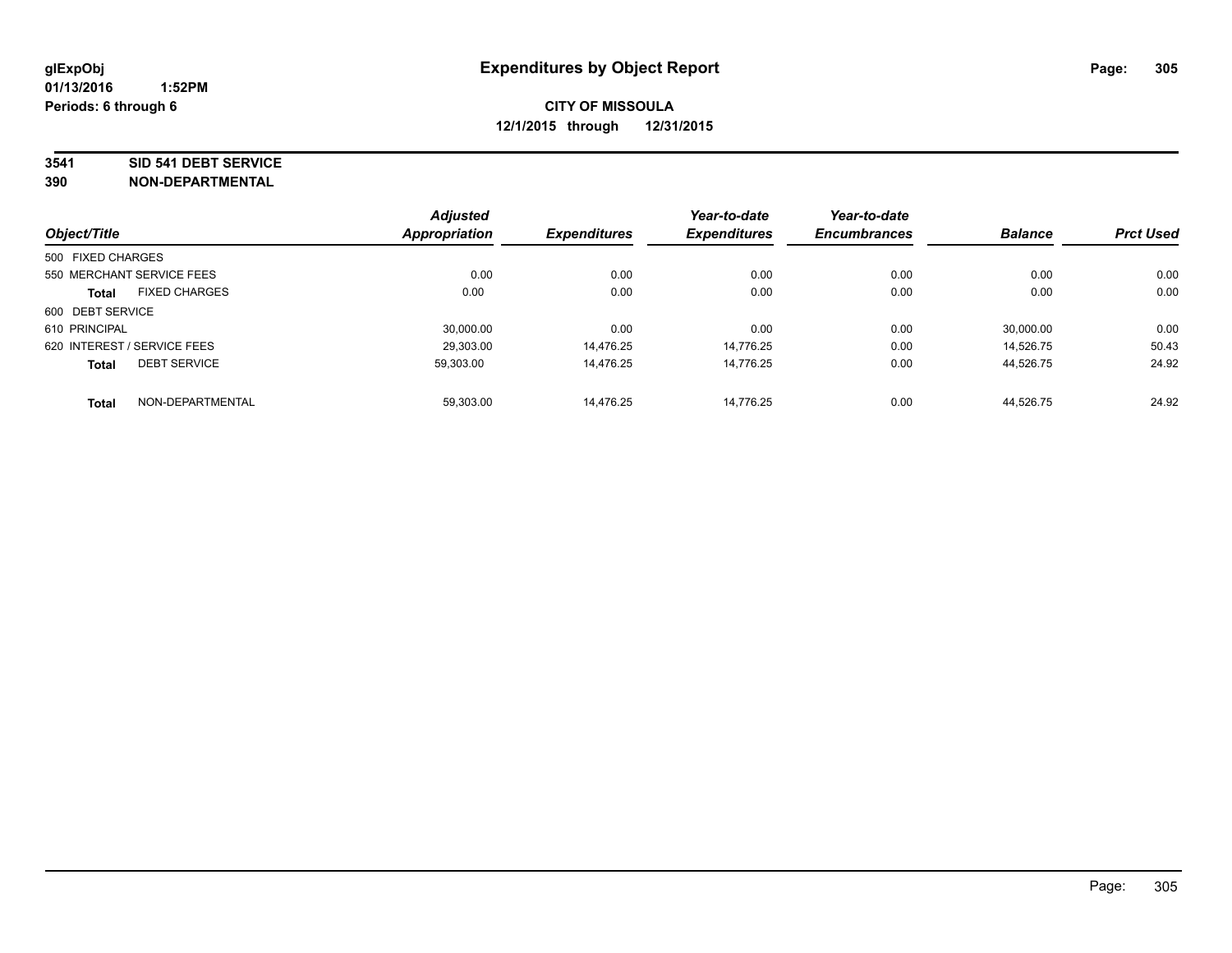glExpObj
01/13/2016 1:52PM
Periods: 6 through 6

# Expenditures by Object Report

**CITY OF MISSOULA**
**12/1/2015 through 12/31/2015**

**3541 SID 541 DEBT SERVICE**
**390 NON-DEPARTMENTAL**

| Object/Title | Adjusted Appropriation | Expenditures | Year-to-date Expenditures | Year-to-date Encumbrances | Balance | Prct Used |
|---|---|---|---|---|---|---|
| 500 FIXED CHARGES | | | | | | |
| 550 MERCHANT SERVICE FEES | 0.00 | 0.00 | 0.00 | 0.00 | 0.00 | 0.00 |
| **Total** FIXED CHARGES | 0.00 | 0.00 | 0.00 | 0.00 | 0.00 | 0.00 |
| 600 DEBT SERVICE | | | | | | |
| 610 PRINCIPAL | 30,000.00 | 0.00 | 0.00 | 0.00 | 30,000.00 | 0.00 |
| 620 INTEREST / SERVICE FEES | 29,303.00 | 14,476.25 | 14,776.25 | 0.00 | 14,526.75 | 50.43 |
| **Total** DEBT SERVICE | 59,303.00 | 14,476.25 | 14,776.25 | 0.00 | 44,526.75 | 24.92 |
| **Total** NON-DEPARTMENTAL | 59,303.00 | 14,476.25 | 14,776.25 | 0.00 | 44,526.75 | 24.92 |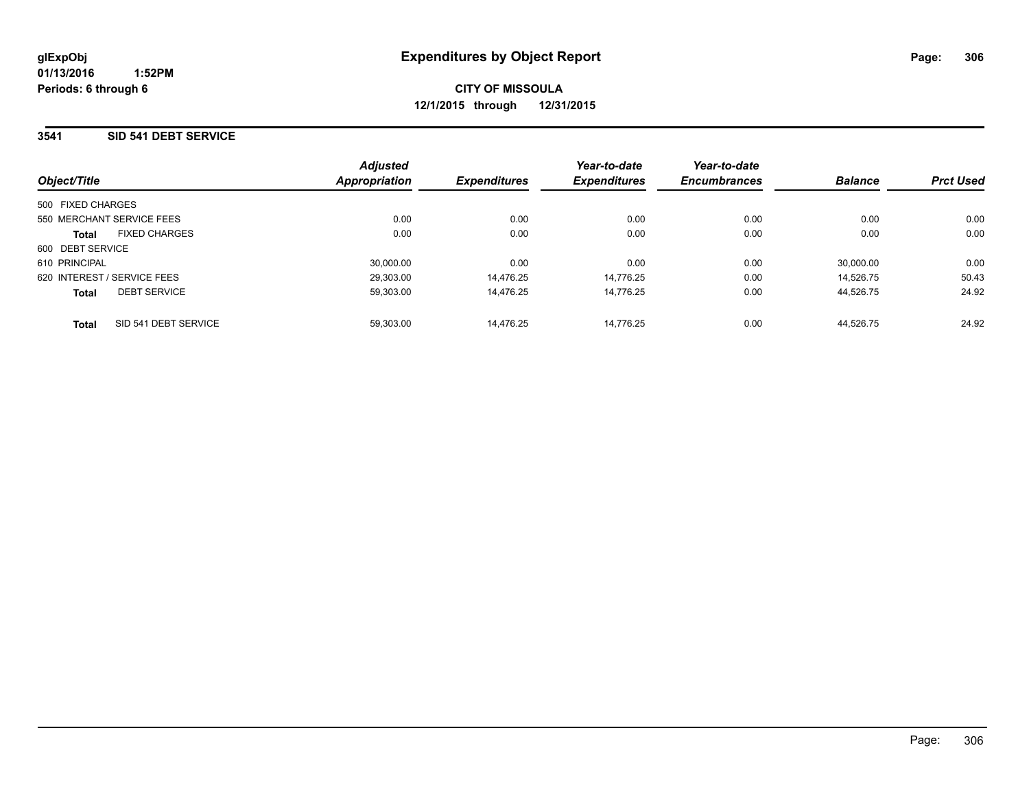**glExpObj**
**01/13/2016 1:52PM**
**Periods: 6 through 6**

# Expenditures by Object Report

**CITY OF MISSOULA**
**12/1/2015 through 12/31/2015**

## 3541 SID 541 DEBT SERVICE

| Object/Title | Adjusted Appropriation | Expenditures | Year-to-date Expenditures | Year-to-date Encumbrances | Balance | Prct Used |
|---|---|---|---|---|---|---|
| 500 FIXED CHARGES | | | | | | |
| 550 MERCHANT SERVICE FEES | 0.00 | 0.00 | 0.00 | 0.00 | 0.00 | 0.00 |
| **Total** FIXED CHARGES | 0.00 | 0.00 | 0.00 | 0.00 | 0.00 | 0.00 |
| 600 DEBT SERVICE | | | | | | |
| 610 PRINCIPAL | 30,000.00 | 0.00 | 0.00 | 0.00 | 30,000.00 | 0.00 |
| 620 INTEREST / SERVICE FEES | 29,303.00 | 14,476.25 | 14,776.25 | 0.00 | 14,526.75 | 50.43 |
| **Total** DEBT SERVICE | 59,303.00 | 14,476.25 | 14,776.25 | 0.00 | 44,526.75 | 24.92 |
| **Total** SID 541 DEBT SERVICE | 59,303.00 | 14,476.25 | 14,776.25 | 0.00 | 44,526.75 | 24.92 |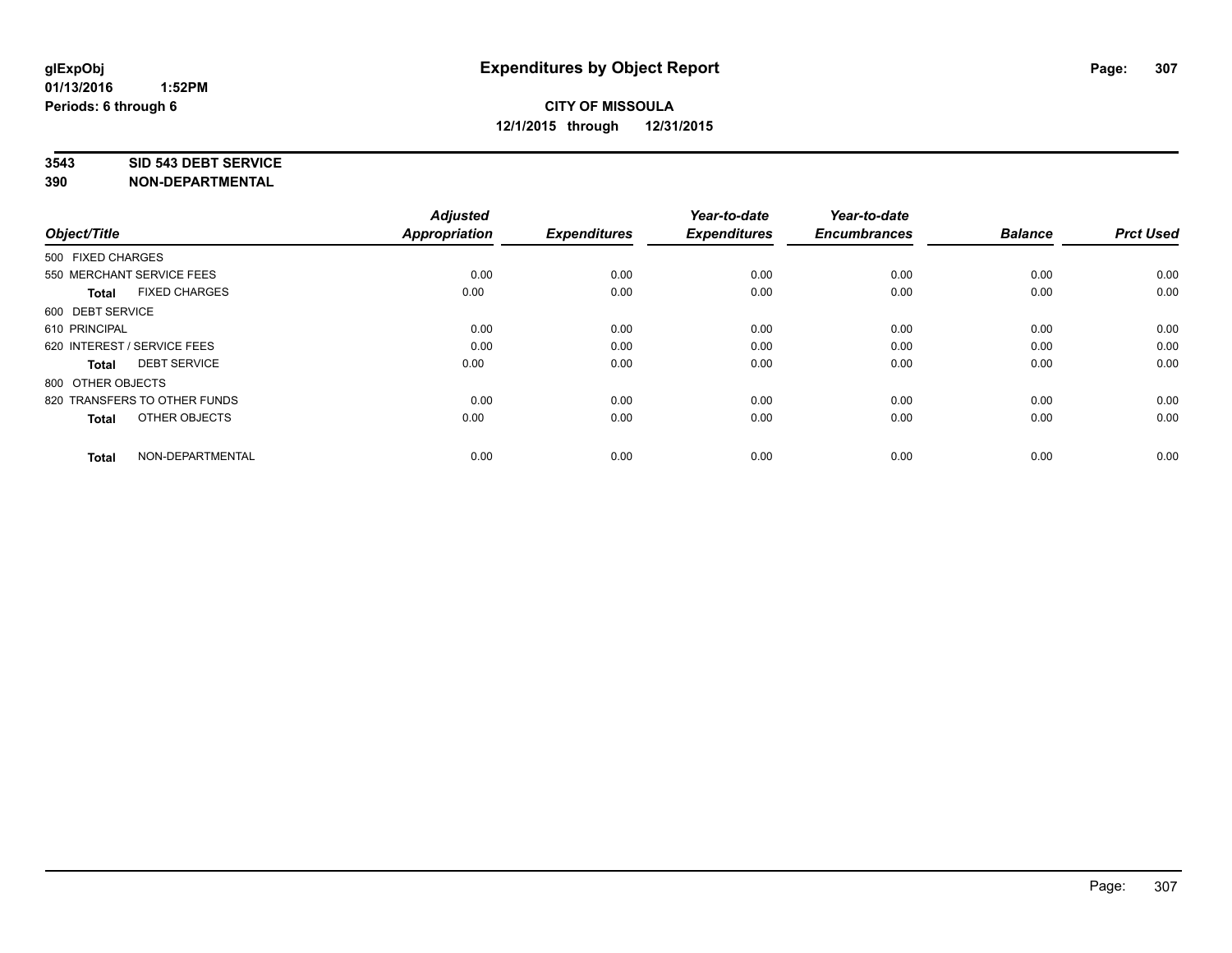glExpObj
01/13/2016 1:52PM
Periods: 6 through 6

# Expenditures by Object Report

**CITY OF MISSOULA**
**12/1/2015 through 12/31/2015**

**3543 SID 543 DEBT SERVICE**
**390 NON-DEPARTMENTAL**

| Object/Title | Adjusted Appropriation | Expenditures | Year-to-date Expenditures | Year-to-date Encumbrances | Balance | Prct Used |
|---|---|---|---|---|---|---|
| 500 FIXED CHARGES | | | | | | |
| 550 MERCHANT SERVICE FEES | 0.00 | 0.00 | 0.00 | 0.00 | 0.00 | 0.00 |
| **Total** FIXED CHARGES | 0.00 | 0.00 | 0.00 | 0.00 | 0.00 | 0.00 |
| 600 DEBT SERVICE | | | | | | |
| 610 PRINCIPAL | 0.00 | 0.00 | 0.00 | 0.00 | 0.00 | 0.00 |
| 620 INTEREST / SERVICE FEES | 0.00 | 0.00 | 0.00 | 0.00 | 0.00 | 0.00 |
| **Total** DEBT SERVICE | 0.00 | 0.00 | 0.00 | 0.00 | 0.00 | 0.00 |
| 800 OTHER OBJECTS | | | | | | |
| 820 TRANSFERS TO OTHER FUNDS | 0.00 | 0.00 | 0.00 | 0.00 | 0.00 | 0.00 |
| **Total** OTHER OBJECTS | 0.00 | 0.00 | 0.00 | 0.00 | 0.00 | 0.00 |
| **Total** NON-DEPARTMENTAL | 0.00 | 0.00 | 0.00 | 0.00 | 0.00 | 0.00 |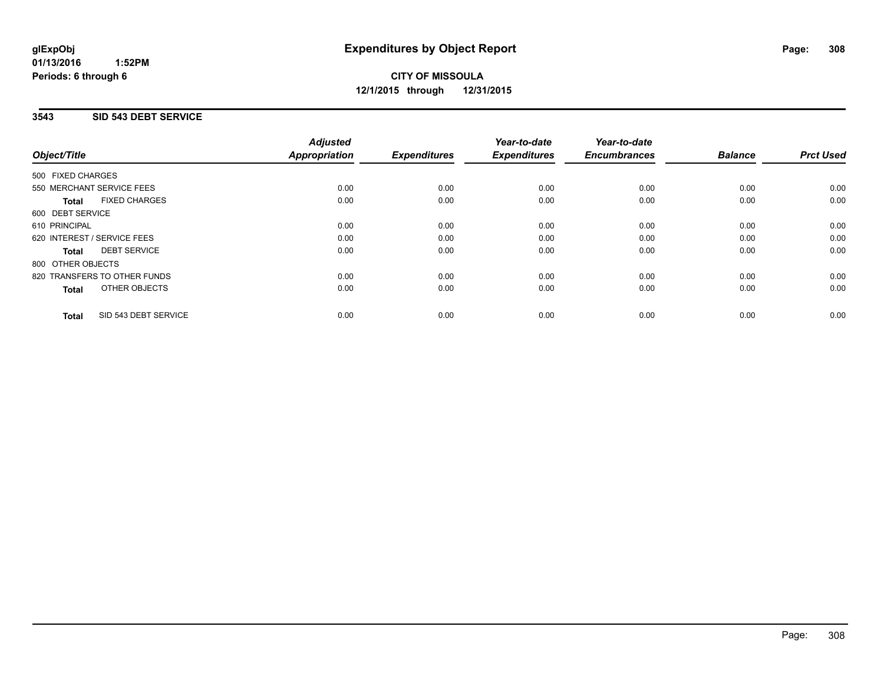**glExpObj**
**01/13/2016 1:52PM**
**Periods: 6 through 6**

# Expenditures by Object Report

**CITY OF MISSOULA**
**12/1/2015 through 12/31/2015**

## 3543 SID 543 DEBT SERVICE

| Object/Title | Adjusted Appropriation | Expenditures | Year-to-date Expenditures | Year-to-date Encumbrances | Balance | Prct Used |
|---|---|---|---|---|---|---|
| 500 FIXED CHARGES | | | | | | |
| 550 MERCHANT SERVICE FEES | 0.00 | 0.00 | 0.00 | 0.00 | 0.00 | 0.00 |
| **Total** FIXED CHARGES | 0.00 | 0.00 | 0.00 | 0.00 | 0.00 | 0.00 |
| 600 DEBT SERVICE | | | | | | |
| 610 PRINCIPAL | 0.00 | 0.00 | 0.00 | 0.00 | 0.00 | 0.00 |
| 620 INTEREST / SERVICE FEES | 0.00 | 0.00 | 0.00 | 0.00 | 0.00 | 0.00 |
| **Total** DEBT SERVICE | 0.00 | 0.00 | 0.00 | 0.00 | 0.00 | 0.00 |
| 800 OTHER OBJECTS | | | | | | |
| 820 TRANSFERS TO OTHER FUNDS | 0.00 | 0.00 | 0.00 | 0.00 | 0.00 | 0.00 |
| **Total** OTHER OBJECTS | 0.00 | 0.00 | 0.00 | 0.00 | 0.00 | 0.00 |
| **Total** SID 543 DEBT SERVICE | 0.00 | 0.00 | 0.00 | 0.00 | 0.00 | 0.00 |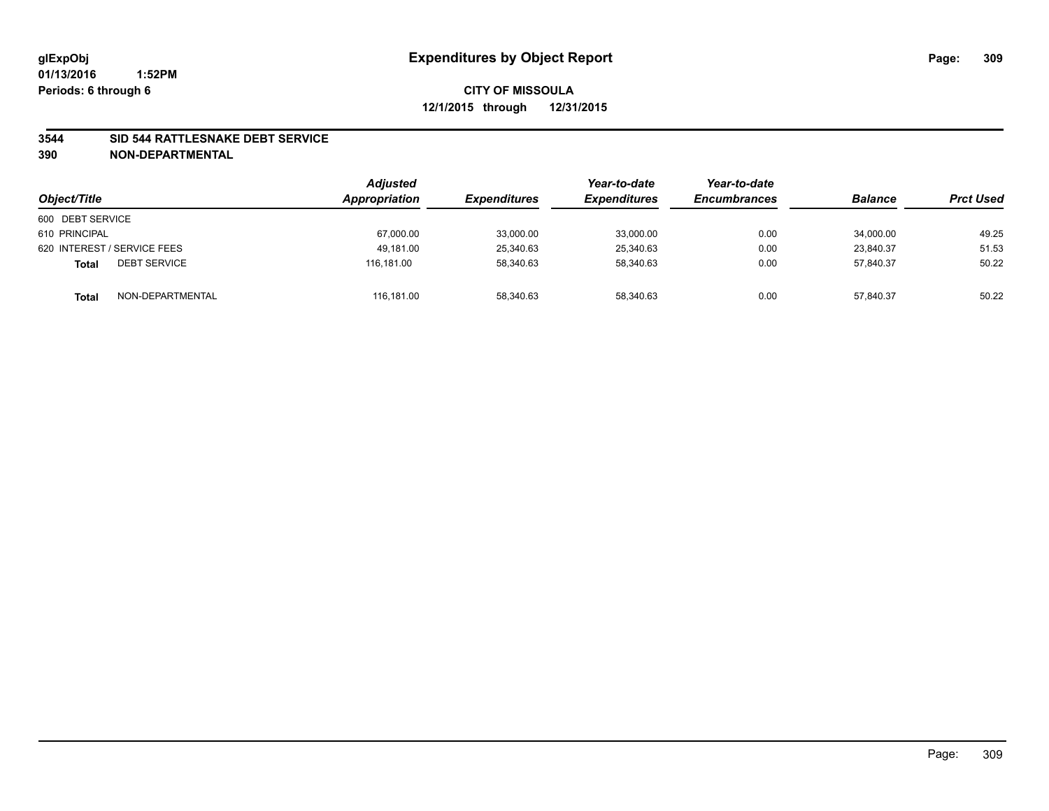**glExpObj** **Expenditures by Object Report**

**01/13/2016 1:52PM**

**Periods: 6 through 6**

**CITY OF MISSOULA**

**12/1/2015 through 12/31/2015**

**3544 SID 544 RATTLESNAKE DEBT SERVICE**

**390 NON-DEPARTMENTAL**

| Object/Title | Adjusted Appropriation | Expenditures | Year-to-date Expenditures | Year-to-date Encumbrances | Balance | Prct Used |
|---|---|---|---|---|---|---|
| 600 DEBT SERVICE | | | | | | |
| 610 PRINCIPAL | 67,000.00 | 33,000.00 | 33,000.00 | 0.00 | 34,000.00 | 49.25 |
| 620 INTEREST / SERVICE FEES | 49,181.00 | 25,340.63 | 25,340.63 | 0.00 | 23,840.37 | 51.53 |
| **Total** DEBT SERVICE | 116,181.00 | 58,340.63 | 58,340.63 | 0.00 | 57,840.37 | 50.22 |
| **Total** NON-DEPARTMENTAL | 116,181.00 | 58,340.63 | 58,340.63 | 0.00 | 57,840.37 | 50.22 |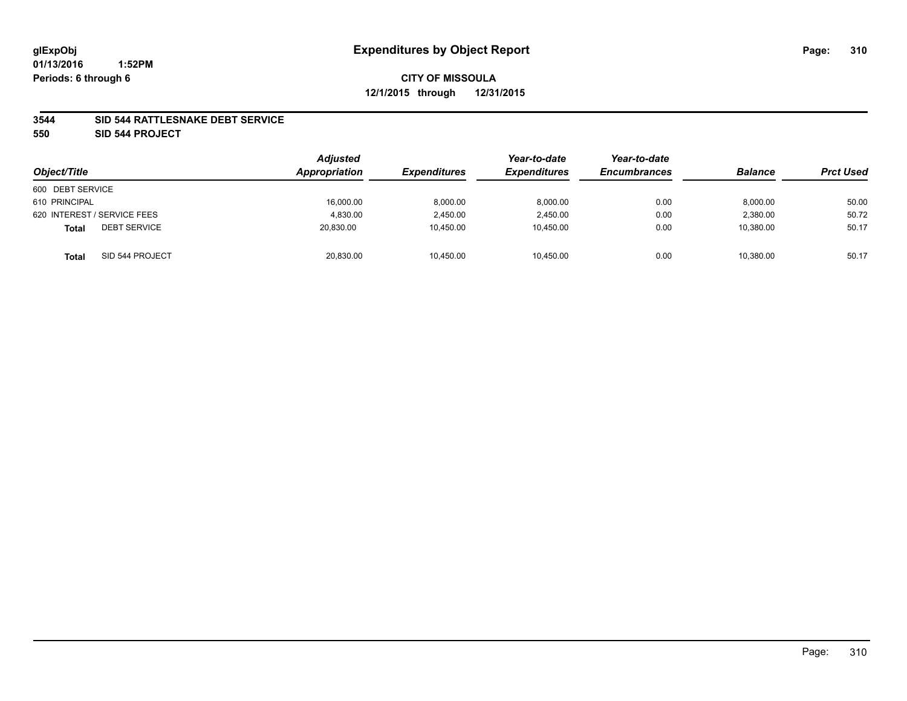glExpObj
01/13/2016 1:52PM
Periods: 6 through 6

# Expenditures by Object Report

**CITY OF MISSOULA**
**12/1/2015 through 12/31/2015**

**3544 SID 544 RATTLESNAKE DEBT SERVICE**
**550 SID 544 PROJECT**

| Object/Title | | Adjusted Appropriation | Expenditures | Year-to-date Expenditures | Year-to-date Encumbrances | Balance | Prct Used |
|---|---|---|---|---|---|---|---|
| 600 DEBT SERVICE | | | | | | | |
| 610 PRINCIPAL | | 16,000.00 | 8,000.00 | 8,000.00 | 0.00 | 8,000.00 | 50.00 |
| 620 INTEREST / SERVICE FEES | | 4,830.00 | 2,450.00 | 2,450.00 | 0.00 | 2,380.00 | 50.72 |
| **Total** | DEBT SERVICE | 20,830.00 | 10,450.00 | 10,450.00 | 0.00 | 10,380.00 | 50.17 |
| **Total** | SID 544 PROJECT | 20,830.00 | 10,450.00 | 10,450.00 | 0.00 | 10,380.00 | 50.17 |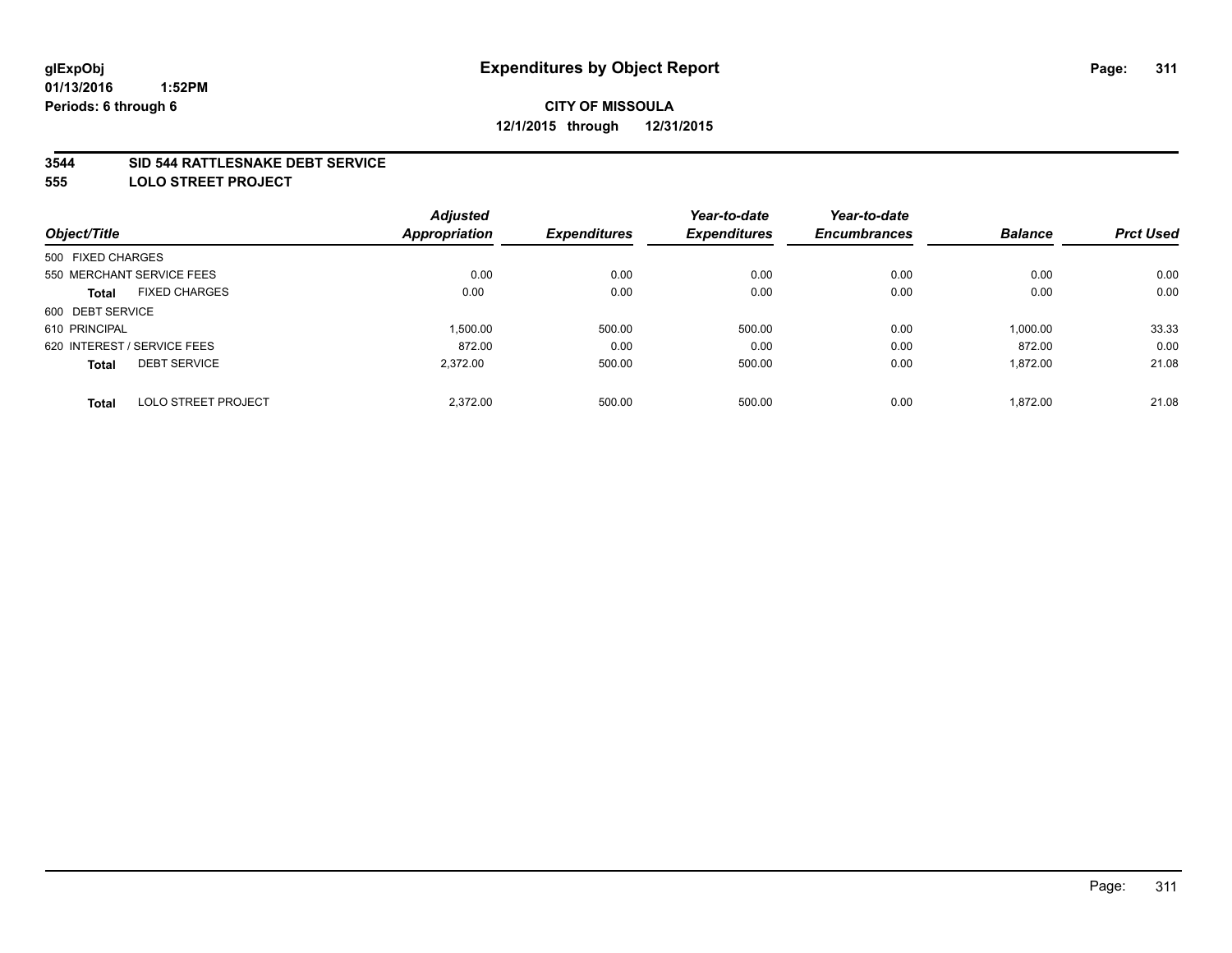**glExpObj** **Expenditures by Object Report**

**01/13/2016 1:52PM**

**Periods: 6 through 6**

**CITY OF MISSOULA**

**12/1/2015 through 12/31/2015**

## 3544 SID 544 RATTLESNAKE DEBT SERVICE

## 555 LOLO STREET PROJECT

| Object/Title | | Adjusted Appropriation | Expenditures | Year-to-date Expenditures | Year-to-date Encumbrances | Balance | Prct Used |
|---|---|---|---|---|---|---|---|
| 500 FIXED CHARGES | | | | | | | |
| 550 MERCHANT SERVICE FEES | | 0.00 | 0.00 | 0.00 | 0.00 | 0.00 | 0.00 |
| **Total** | FIXED CHARGES | 0.00 | 0.00 | 0.00 | 0.00 | 0.00 | 0.00 |
| 600 DEBT SERVICE | | | | | | | |
| 610 PRINCIPAL | | 1,500.00 | 500.00 | 500.00 | 0.00 | 1,000.00 | 33.33 |
| 620 INTEREST / SERVICE FEES | | 872.00 | 0.00 | 0.00 | 0.00 | 872.00 | 0.00 |
| **Total** | DEBT SERVICE | 2,372.00 | 500.00 | 500.00 | 0.00 | 1,872.00 | 21.08 |
| **Total** | LOLO STREET PROJECT | 2,372.00 | 500.00 | 500.00 | 0.00 | 1,872.00 | 21.08 |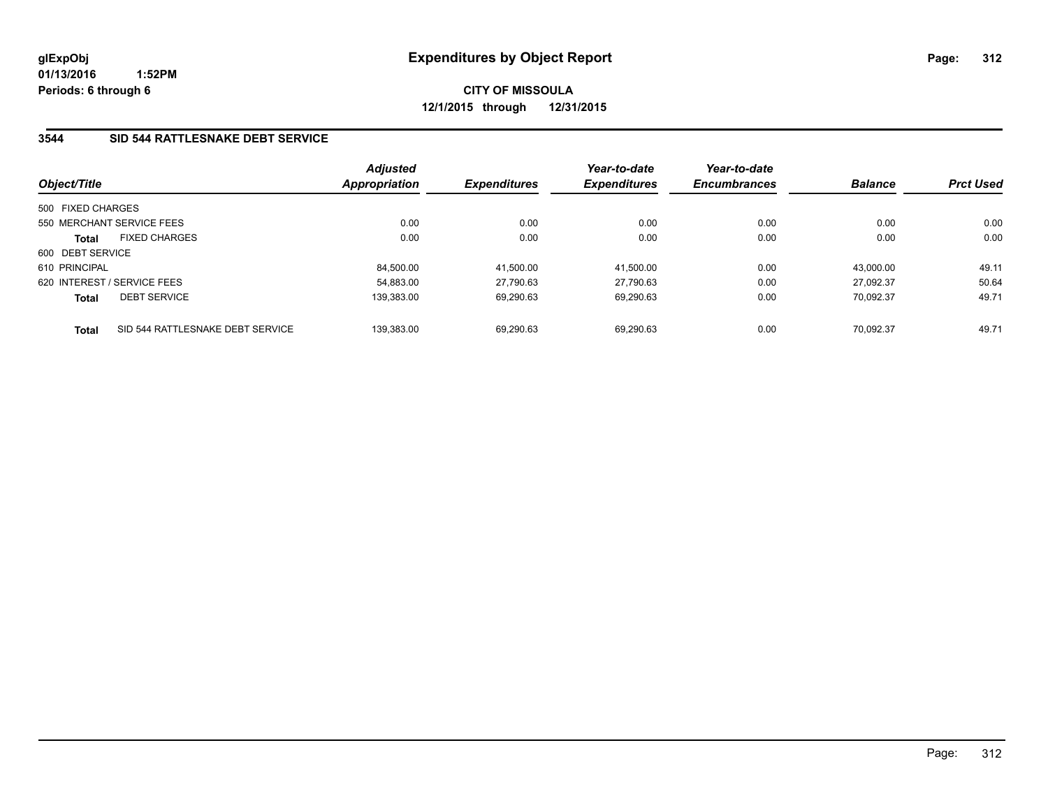glExpObj
01/13/2016 1:52PM
Periods: 6 through 6

# Expenditures by Object Report

**CITY OF MISSOULA**
**12/1/2015 through 12/31/2015**

## 3544 SID 544 RATTLESNAKE DEBT SERVICE

| Object/Title | | Adjusted Appropriation | Expenditures | Year-to-date Expenditures | Year-to-date Encumbrances | Balance | Prct Used |
|---|---|---|---|---|---|---|---|
| 500 FIXED CHARGES | | | | | | | |
| 550 MERCHANT SERVICE FEES | | 0.00 | 0.00 | 0.00 | 0.00 | 0.00 | 0.00 |
| **Total** | FIXED CHARGES | 0.00 | 0.00 | 0.00 | 0.00 | 0.00 | 0.00 |
| 600 DEBT SERVICE | | | | | | | |
| 610 PRINCIPAL | | 84,500.00 | 41,500.00 | 41,500.00 | 0.00 | 43,000.00 | 49.11 |
| 620 INTEREST / SERVICE FEES | | 54,883.00 | 27,790.63 | 27,790.63 | 0.00 | 27,092.37 | 50.64 |
| **Total** | DEBT SERVICE | 139,383.00 | 69,290.63 | 69,290.63 | 0.00 | 70,092.37 | 49.71 |
| **Total** | SID 544 RATTLESNAKE DEBT SERVICE | 139,383.00 | 69,290.63 | 69,290.63 | 0.00 | 70,092.37 | 49.71 |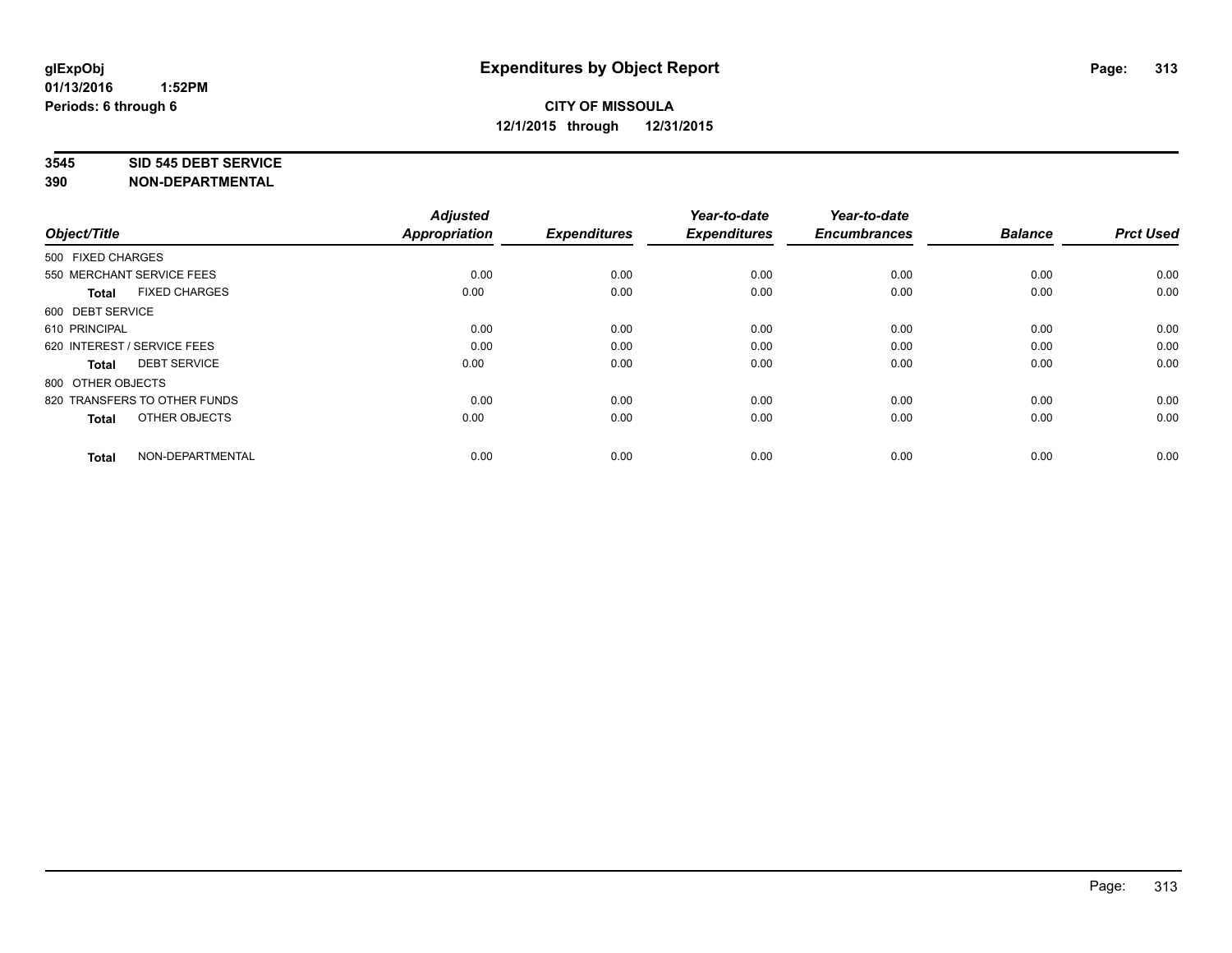glExpObj
01/13/2016 1:52PM
Periods: 6 through 6

# Expenditures by Object Report

**CITY OF MISSOULA**
**12/1/2015 through 12/31/2015**

**3545 SID 545 DEBT SERVICE**
**390 NON-DEPARTMENTAL**

| Object/Title | Adjusted Appropriation | Expenditures | Year-to-date Expenditures | Year-to-date Encumbrances | Balance | Prct Used |
|---|---|---|---|---|---|---|
| 500 FIXED CHARGES | | | | | | |
| 550 MERCHANT SERVICE FEES | 0.00 | 0.00 | 0.00 | 0.00 | 0.00 | 0.00 |
| **Total** FIXED CHARGES | 0.00 | 0.00 | 0.00 | 0.00 | 0.00 | 0.00 |
| 600 DEBT SERVICE | | | | | | |
| 610 PRINCIPAL | 0.00 | 0.00 | 0.00 | 0.00 | 0.00 | 0.00 |
| 620 INTEREST / SERVICE FEES | 0.00 | 0.00 | 0.00 | 0.00 | 0.00 | 0.00 |
| **Total** DEBT SERVICE | 0.00 | 0.00 | 0.00 | 0.00 | 0.00 | 0.00 |
| 800 OTHER OBJECTS | | | | | | |
| 820 TRANSFERS TO OTHER FUNDS | 0.00 | 0.00 | 0.00 | 0.00 | 0.00 | 0.00 |
| **Total** OTHER OBJECTS | 0.00 | 0.00 | 0.00 | 0.00 | 0.00 | 0.00 |
| **Total** NON-DEPARTMENTAL | 0.00 | 0.00 | 0.00 | 0.00 | 0.00 | 0.00 |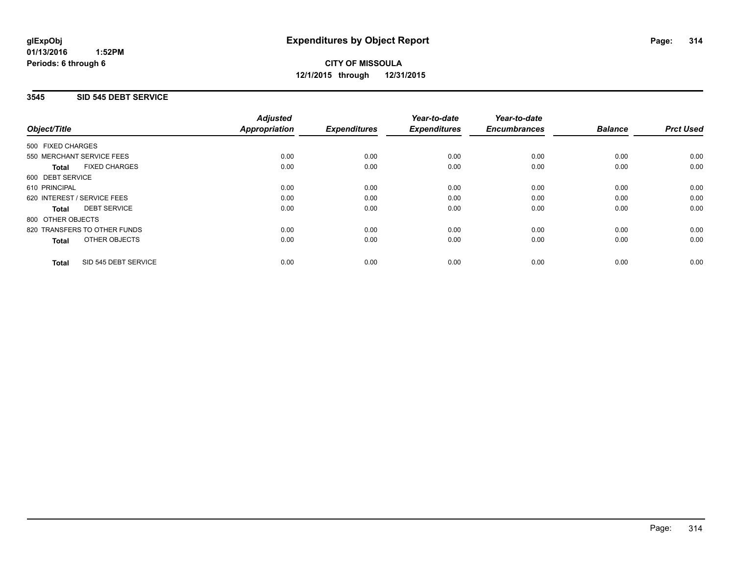glExpObj
01/13/2016 1:52PM
Periods: 6 through 6

# Expenditures by Object Report

**CITY OF MISSOULA**
**12/1/2015 through 12/31/2015**

## 3545 SID 545 DEBT SERVICE

| Object/Title | Adjusted Appropriation | Expenditures | Year-to-date Expenditures | Year-to-date Encumbrances | Balance | Prct Used |
|---|---|---|---|---|---|---|
| 500 FIXED CHARGES | | | | | | |
| 550 MERCHANT SERVICE FEES | 0.00 | 0.00 | 0.00 | 0.00 | 0.00 | 0.00 |
| **Total** FIXED CHARGES | 0.00 | 0.00 | 0.00 | 0.00 | 0.00 | 0.00 |
| 600 DEBT SERVICE | | | | | | |
| 610 PRINCIPAL | 0.00 | 0.00 | 0.00 | 0.00 | 0.00 | 0.00 |
| 620 INTEREST / SERVICE FEES | 0.00 | 0.00 | 0.00 | 0.00 | 0.00 | 0.00 |
| **Total** DEBT SERVICE | 0.00 | 0.00 | 0.00 | 0.00 | 0.00 | 0.00 |
| 800 OTHER OBJECTS | | | | | | |
| 820 TRANSFERS TO OTHER FUNDS | 0.00 | 0.00 | 0.00 | 0.00 | 0.00 | 0.00 |
| **Total** OTHER OBJECTS | 0.00 | 0.00 | 0.00 | 0.00 | 0.00 | 0.00 |
| **Total** SID 545 DEBT SERVICE | 0.00 | 0.00 | 0.00 | 0.00 | 0.00 | 0.00 |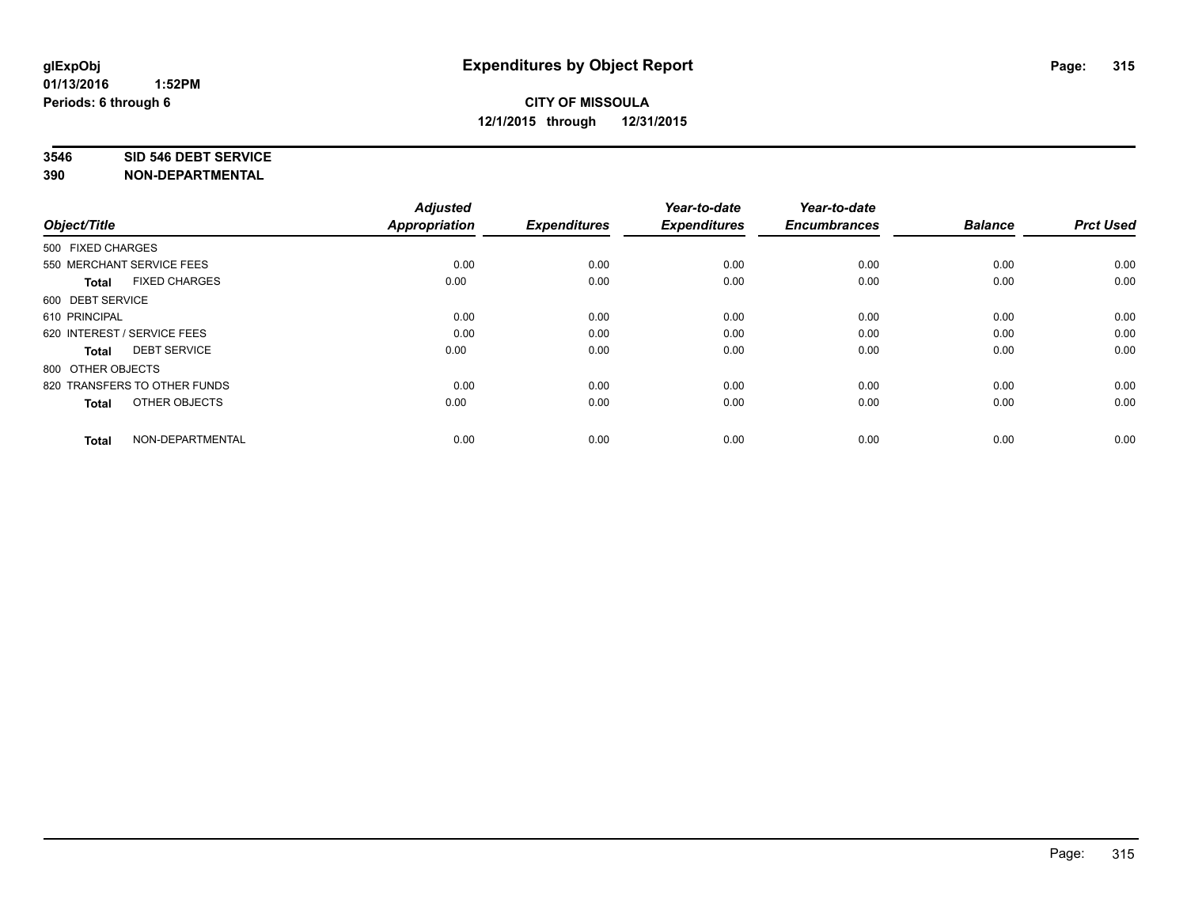**glExpObj**
**01/13/2016 1:52PM**
**Periods: 6 through 6**

# Expenditures by Object Report

**CITY OF MISSOULA**
**12/1/2015 through 12/31/2015**

**3546 SID 546 DEBT SERVICE**
**390 NON-DEPARTMENTAL**

| Object/Title | Adjusted Appropriation | Expenditures | Year-to-date Expenditures | Year-to-date Encumbrances | Balance | Prct Used |
|---|---|---|---|---|---|---|
| 500 FIXED CHARGES | | | | | | |
| 550 MERCHANT SERVICE FEES | 0.00 | 0.00 | 0.00 | 0.00 | 0.00 | 0.00 |
| **Total** FIXED CHARGES | 0.00 | 0.00 | 0.00 | 0.00 | 0.00 | 0.00 |
| 600 DEBT SERVICE | | | | | | |
| 610 PRINCIPAL | 0.00 | 0.00 | 0.00 | 0.00 | 0.00 | 0.00 |
| 620 INTEREST / SERVICE FEES | 0.00 | 0.00 | 0.00 | 0.00 | 0.00 | 0.00 |
| **Total** DEBT SERVICE | 0.00 | 0.00 | 0.00 | 0.00 | 0.00 | 0.00 |
| 800 OTHER OBJECTS | | | | | | |
| 820 TRANSFERS TO OTHER FUNDS | 0.00 | 0.00 | 0.00 | 0.00 | 0.00 | 0.00 |
| **Total** OTHER OBJECTS | 0.00 | 0.00 | 0.00 | 0.00 | 0.00 | 0.00 |
| **Total** NON-DEPARTMENTAL | 0.00 | 0.00 | 0.00 | 0.00 | 0.00 | 0.00 |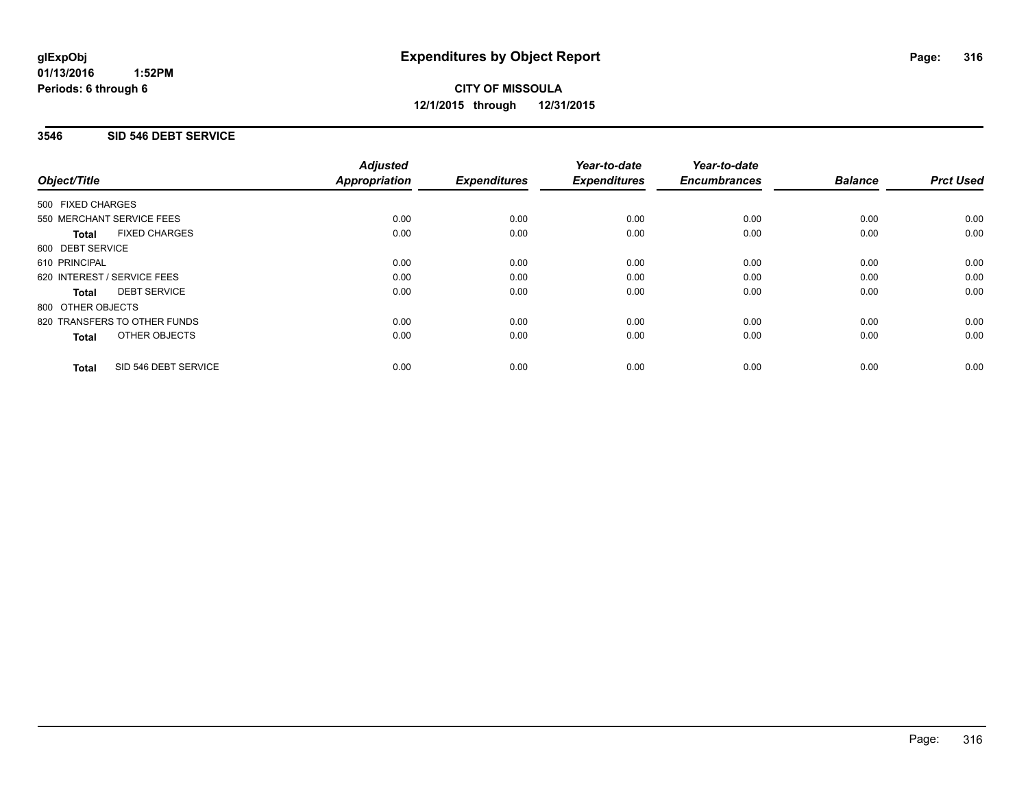**glExpObj**
**01/13/2016 1:52PM**
**Periods: 6 through 6**

# Expenditures by Object Report

**CITY OF MISSOULA**
**12/1/2015 through 12/31/2015**

## 3546 SID 546 DEBT SERVICE

| Object/Title | Adjusted Appropriation | Expenditures | Year-to-date Expenditures | Year-to-date Encumbrances | Balance | Prct Used |
|---|---|---|---|---|---|---|
| 500 FIXED CHARGES | | | | | | |
| 550 MERCHANT SERVICE FEES | 0.00 | 0.00 | 0.00 | 0.00 | 0.00 | 0.00 |
| **Total** FIXED CHARGES | 0.00 | 0.00 | 0.00 | 0.00 | 0.00 | 0.00 |
| 600 DEBT SERVICE | | | | | | |
| 610 PRINCIPAL | 0.00 | 0.00 | 0.00 | 0.00 | 0.00 | 0.00 |
| 620 INTEREST / SERVICE FEES | 0.00 | 0.00 | 0.00 | 0.00 | 0.00 | 0.00 |
| **Total** DEBT SERVICE | 0.00 | 0.00 | 0.00 | 0.00 | 0.00 | 0.00 |
| 800 OTHER OBJECTS | | | | | | |
| 820 TRANSFERS TO OTHER FUNDS | 0.00 | 0.00 | 0.00 | 0.00 | 0.00 | 0.00 |
| **Total** OTHER OBJECTS | 0.00 | 0.00 | 0.00 | 0.00 | 0.00 | 0.00 |
| **Total** SID 546 DEBT SERVICE | 0.00 | 0.00 | 0.00 | 0.00 | 0.00 | 0.00 |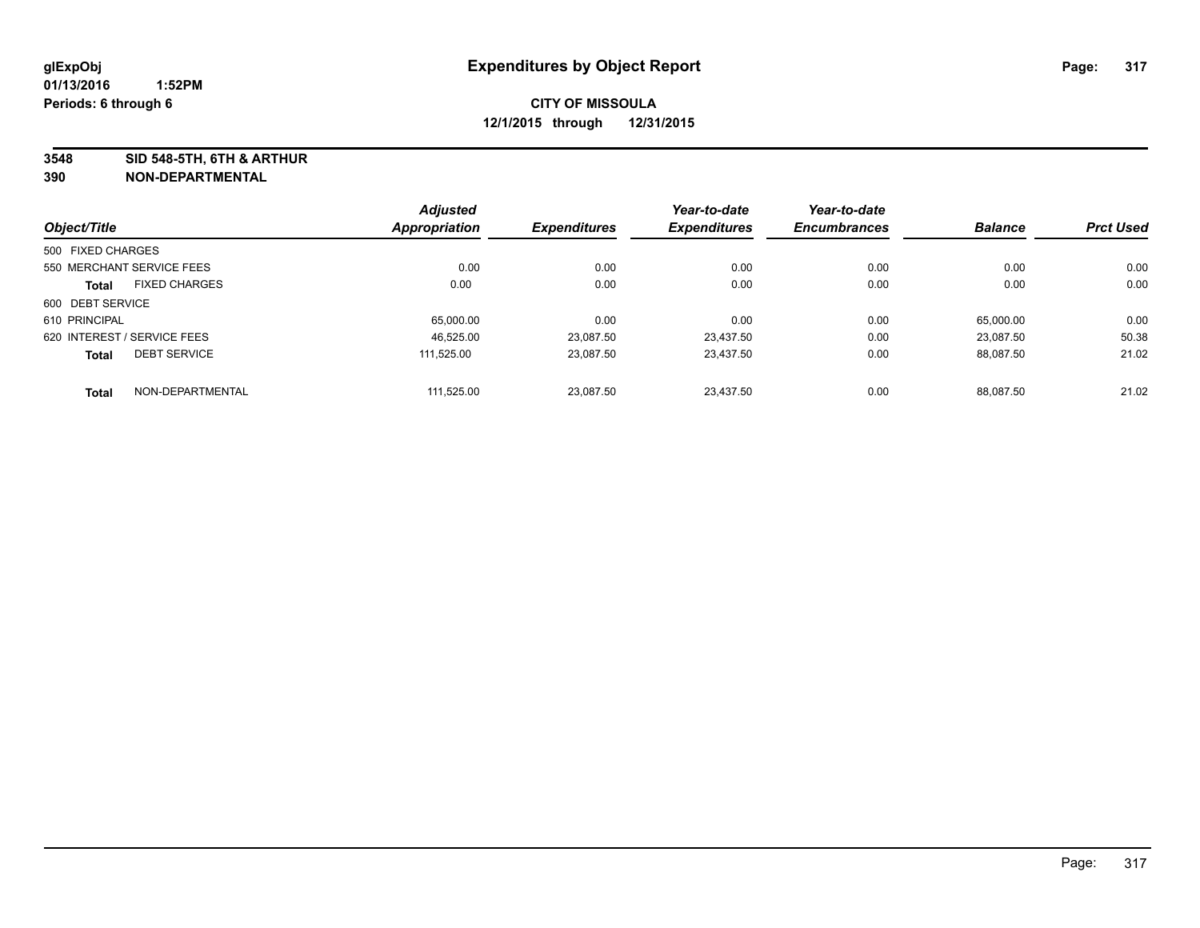# Expenditures by Object Report

glExpObj
01/13/2016 1:52PM
Periods: 6 through 6

**CITY OF MISSOULA**
**12/1/2015 through 12/31/2015**

**3548 SID 548-5TH, 6TH & ARTHUR**
**390 NON-DEPARTMENTAL**

| Object/Title | Adjusted Appropriation | Expenditures | Year-to-date Expenditures | Year-to-date Encumbrances | Balance | Prct Used |
|---|---|---|---|---|---|---|
| 500 FIXED CHARGES | | | | | | |
| 550 MERCHANT SERVICE FEES | 0.00 | 0.00 | 0.00 | 0.00 | 0.00 | 0.00 |
| **Total** FIXED CHARGES | 0.00 | 0.00 | 0.00 | 0.00 | 0.00 | 0.00 |
| 600 DEBT SERVICE | | | | | | |
| 610 PRINCIPAL | 65,000.00 | 0.00 | 0.00 | 0.00 | 65,000.00 | 0.00 |
| 620 INTEREST / SERVICE FEES | 46,525.00 | 23,087.50 | 23,437.50 | 0.00 | 23,087.50 | 50.38 |
| **Total** DEBT SERVICE | 111,525.00 | 23,087.50 | 23,437.50 | 0.00 | 88,087.50 | 21.02 |
| **Total** NON-DEPARTMENTAL | 111,525.00 | 23,087.50 | 23,437.50 | 0.00 | 88,087.50 | 21.02 |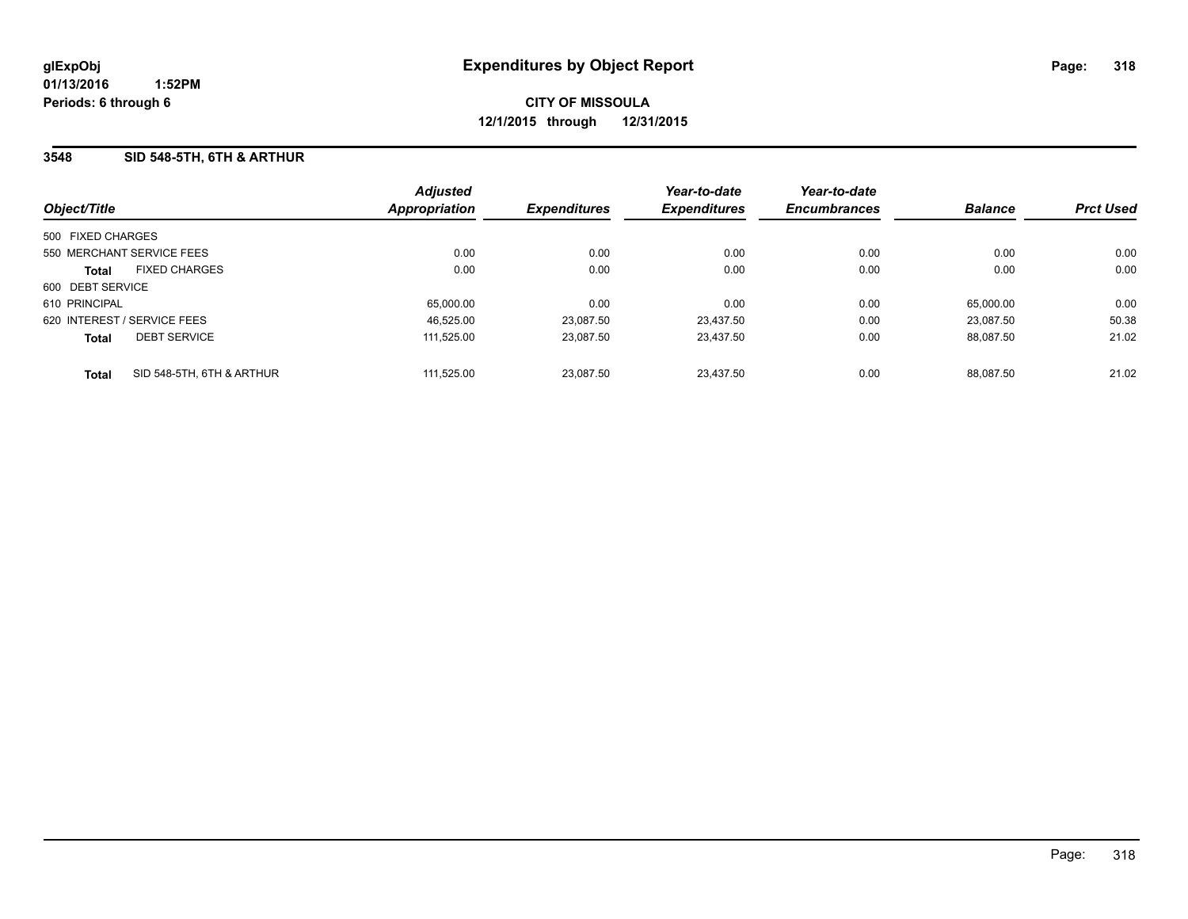glExpObj
01/13/2016 1:52PM
Periods: 6 through 6

# Expenditures by Object Report

**CITY OF MISSOULA**
**12/1/2015 through 12/31/2015**

## 3548 SID 548-5TH, 6TH & ARTHUR

| Object/Title | | Adjusted Appropriation | Expenditures | Year-to-date Expenditures | Year-to-date Encumbrances | Balance | Prct Used |
|---|---|---|---|---|---|---|---|
| 500 FIXED CHARGES | | | | | | | |
| 550 MERCHANT SERVICE FEES | | 0.00 | 0.00 | 0.00 | 0.00 | 0.00 | 0.00 |
| **Total** | FIXED CHARGES | 0.00 | 0.00 | 0.00 | 0.00 | 0.00 | 0.00 |
| 600 DEBT SERVICE | | | | | | | |
| 610 PRINCIPAL | | 65,000.00 | 0.00 | 0.00 | 0.00 | 65,000.00 | 0.00 |
| 620 INTEREST / SERVICE FEES | | 46,525.00 | 23,087.50 | 23,437.50 | 0.00 | 23,087.50 | 50.38 |
| **Total** | DEBT SERVICE | 111,525.00 | 23,087.50 | 23,437.50 | 0.00 | 88,087.50 | 21.02 |
| **Total** | SID 548-5TH, 6TH & ARTHUR | 111,525.00 | 23,087.50 | 23,437.50 | 0.00 | 88,087.50 | 21.02 |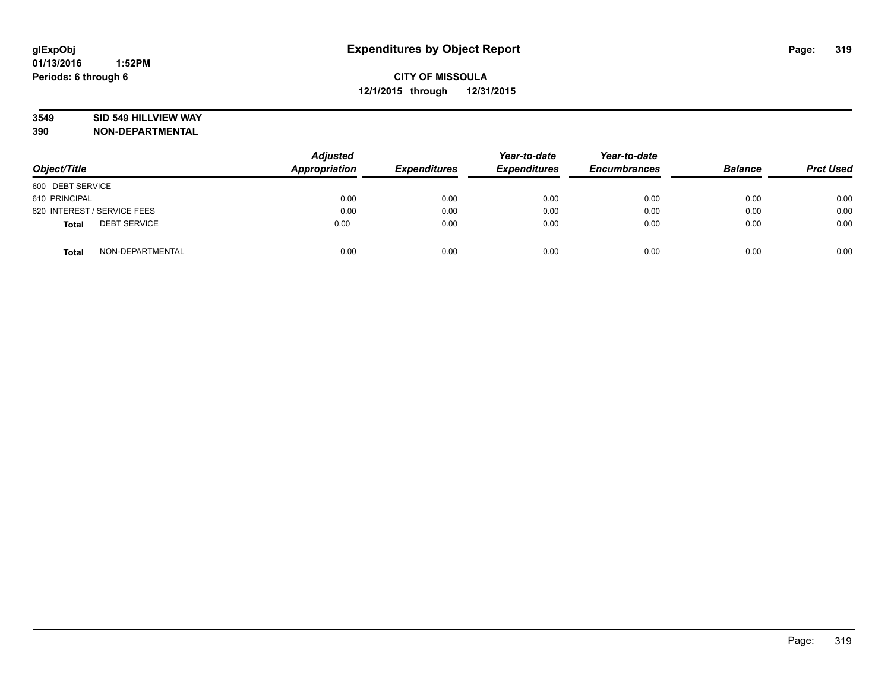glExpObj
01/13/2016 1:52PM
Periods: 6 through 6

# Expenditures by Object Report

**CITY OF MISSOULA**
**12/1/2015 through 12/31/2015**

**3549 SID 549 HILLVIEW WAY**
**390 NON-DEPARTMENTAL**

| Object/Title | Adjusted Appropriation | Expenditures | Year-to-date Expenditures | Year-to-date Encumbrances | Balance | Prct Used |
|---|---|---|---|---|---|---|
| 600 DEBT SERVICE | | | | | | |
| 610 PRINCIPAL | 0.00 | 0.00 | 0.00 | 0.00 | 0.00 | 0.00 |
| 620 INTEREST / SERVICE FEES | 0.00 | 0.00 | 0.00 | 0.00 | 0.00 | 0.00 |
| **Total** DEBT SERVICE | 0.00 | 0.00 | 0.00 | 0.00 | 0.00 | 0.00 |
| **Total** NON-DEPARTMENTAL | 0.00 | 0.00 | 0.00 | 0.00 | 0.00 | 0.00 |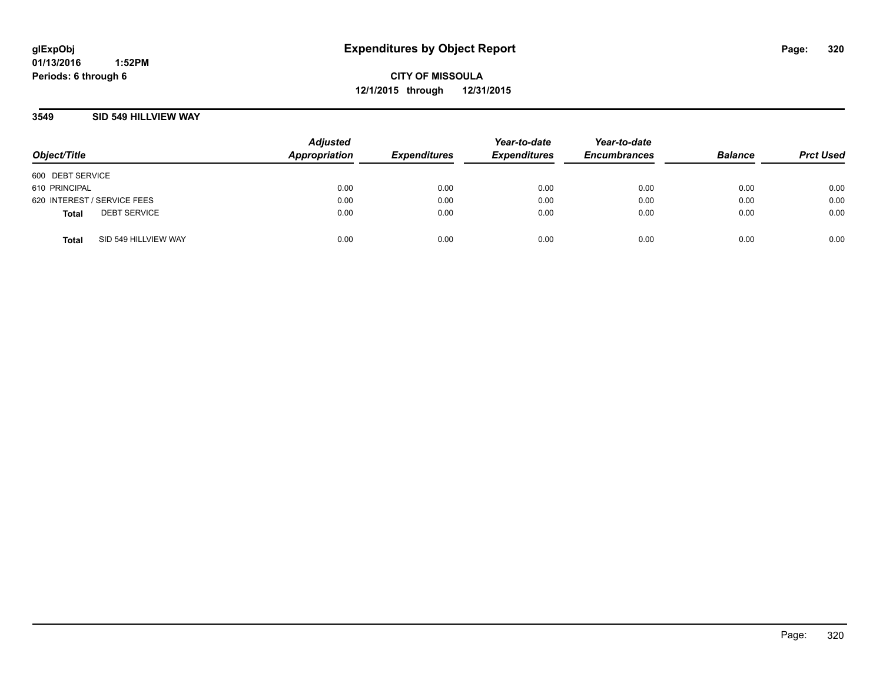glExpObj
01/13/2016 1:52PM
Periods: 6 through 6

# Expenditures by Object Report

**CITY OF MISSOULA**
**12/1/2015 through 12/31/2015**

## 3549 SID 549 HILLVIEW WAY

| Object/Title | Adjusted Appropriation | Expenditures | Year-to-date Expenditures | Year-to-date Encumbrances | Balance | Prct Used |
|---|---|---|---|---|---|---|
| 600 DEBT SERVICE | | | | | | |
| 610 PRINCIPAL | 0.00 | 0.00 | 0.00 | 0.00 | 0.00 | 0.00 |
| 620 INTEREST / SERVICE FEES | 0.00 | 0.00 | 0.00 | 0.00 | 0.00 | 0.00 |
| **Total** DEBT SERVICE | 0.00 | 0.00 | 0.00 | 0.00 | 0.00 | 0.00 |
| **Total** SID 549 HILLVIEW WAY | 0.00 | 0.00 | 0.00 | 0.00 | 0.00 | 0.00 |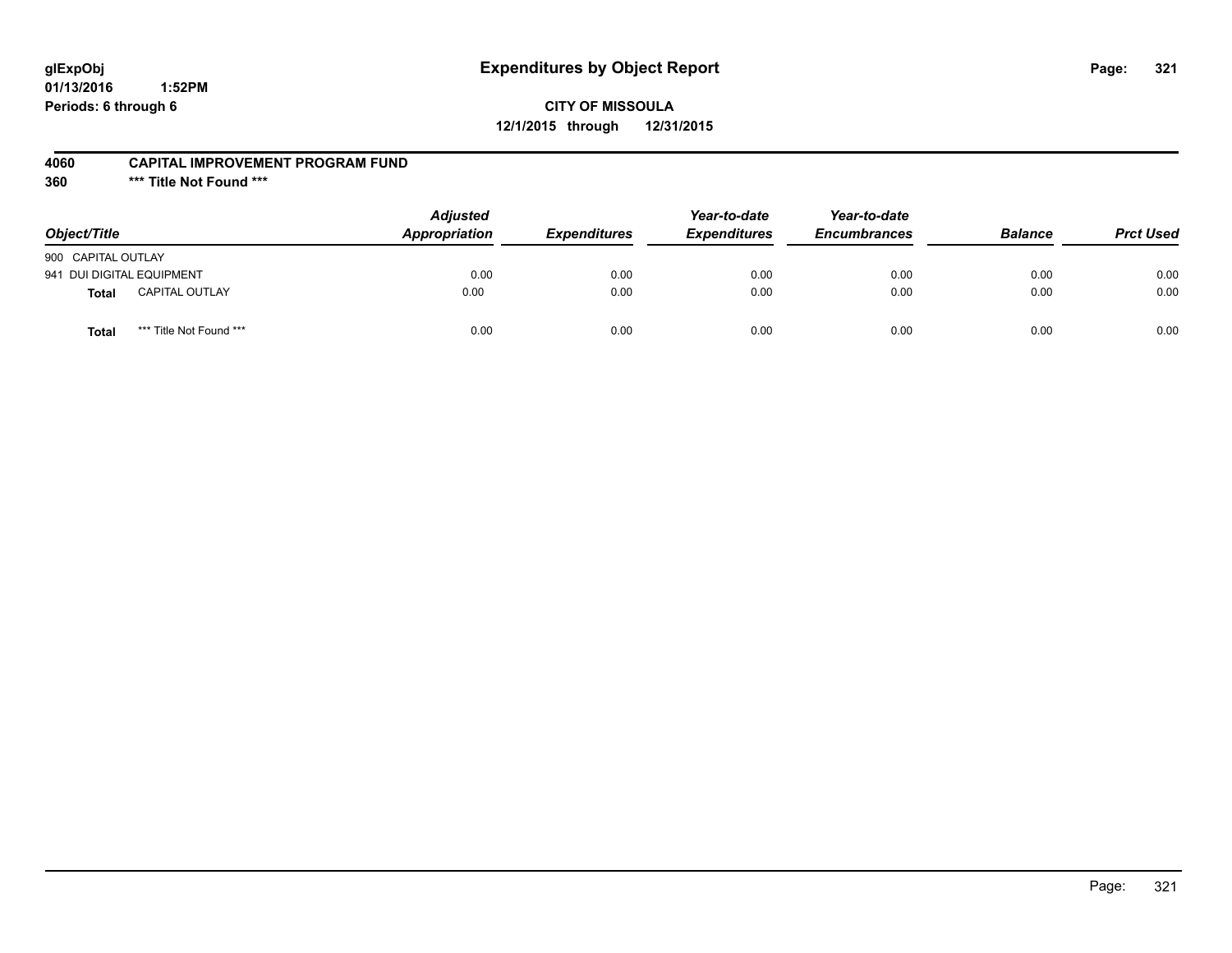**glExpObj**
**01/13/2016 1:52PM**
**Periods: 6 through 6**

# Expenditures by Object Report

**CITY OF MISSOULA**
**12/1/2015 through 12/31/2015**

**4060 CAPITAL IMPROVEMENT PROGRAM FUND**
**360 \*\*\* Title Not Found \*\*\***

| Object/Title | Adjusted Appropriation | Expenditures | Year-to-date Expenditures | Year-to-date Encumbrances | Balance | Prct Used |
|---|---|---|---|---|---|---|
| 900 CAPITAL OUTLAY | | | | | | |
| 941 DUI DIGITAL EQUIPMENT | 0.00 | 0.00 | 0.00 | 0.00 | 0.00 | 0.00 |
| **Total** CAPITAL OUTLAY | 0.00 | 0.00 | 0.00 | 0.00 | 0.00 | 0.00 |
| **Total** \*\*\* Title Not Found \*\*\* | 0.00 | 0.00 | 0.00 | 0.00 | 0.00 | 0.00 |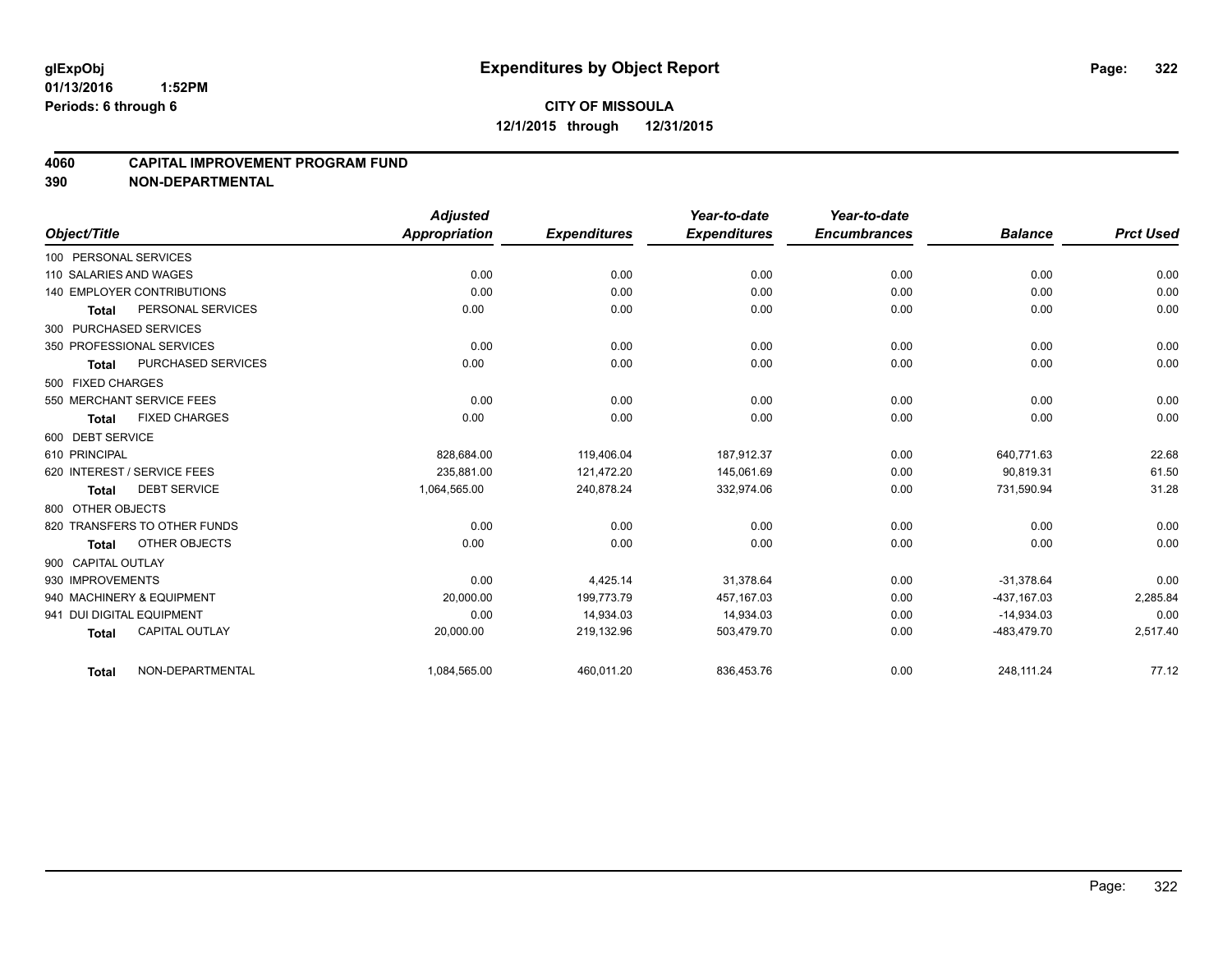glExpObj
01/13/2016 1:52PM
Periods: 6 through 6

# Expenditures by Object Report

**CITY OF MISSOULA**
**12/1/2015 through 12/31/2015**

## 4060 CAPITAL IMPROVEMENT PROGRAM FUND
## 390 NON-DEPARTMENTAL

| Object/Title | Adjusted Appropriation | Expenditures | Year-to-date Expenditures | Year-to-date Encumbrances | Balance | Prct Used |
|---|---|---|---|---|---|---|
| 100 PERSONAL SERVICES | | | | | | |
| 110 SALARIES AND WAGES | 0.00 | 0.00 | 0.00 | 0.00 | 0.00 | 0.00 |
| 140 EMPLOYER CONTRIBUTIONS | 0.00 | 0.00 | 0.00 | 0.00 | 0.00 | 0.00 |
| **Total** PERSONAL SERVICES | 0.00 | 0.00 | 0.00 | 0.00 | 0.00 | 0.00 |
| 300 PURCHASED SERVICES | | | | | | |
| 350 PROFESSIONAL SERVICES | 0.00 | 0.00 | 0.00 | 0.00 | 0.00 | 0.00 |
| **Total** PURCHASED SERVICES | 0.00 | 0.00 | 0.00 | 0.00 | 0.00 | 0.00 |
| 500 FIXED CHARGES | | | | | | |
| 550 MERCHANT SERVICE FEES | 0.00 | 0.00 | 0.00 | 0.00 | 0.00 | 0.00 |
| **Total** FIXED CHARGES | 0.00 | 0.00 | 0.00 | 0.00 | 0.00 | 0.00 |
| 600 DEBT SERVICE | | | | | | |
| 610 PRINCIPAL | 828,684.00 | 119,406.04 | 187,912.37 | 0.00 | 640,771.63 | 22.68 |
| 620 INTEREST / SERVICE FEES | 235,881.00 | 121,472.20 | 145,061.69 | 0.00 | 90,819.31 | 61.50 |
| **Total** DEBT SERVICE | 1,064,565.00 | 240,878.24 | 332,974.06 | 0.00 | 731,590.94 | 31.28 |
| 800 OTHER OBJECTS | | | | | | |
| 820 TRANSFERS TO OTHER FUNDS | 0.00 | 0.00 | 0.00 | 0.00 | 0.00 | 0.00 |
| **Total** OTHER OBJECTS | 0.00 | 0.00 | 0.00 | 0.00 | 0.00 | 0.00 |
| 900 CAPITAL OUTLAY | | | | | | |
| 930 IMPROVEMENTS | 0.00 | 4,425.14 | 31,378.64 | 0.00 | -31,378.64 | 0.00 |
| 940 MACHINERY & EQUIPMENT | 20,000.00 | 199,773.79 | 457,167.03 | 0.00 | -437,167.03 | 2,285.84 |
| 941 DUI DIGITAL EQUIPMENT | 0.00 | 14,934.03 | 14,934.03 | 0.00 | -14,934.03 | 0.00 |
| **Total** CAPITAL OUTLAY | 20,000.00 | 219,132.96 | 503,479.70 | 0.00 | -483,479.70 | 2,517.40 |
| **Total** NON-DEPARTMENTAL | 1,084,565.00 | 460,011.20 | 836,453.76 | 0.00 | 248,111.24 | 77.12 |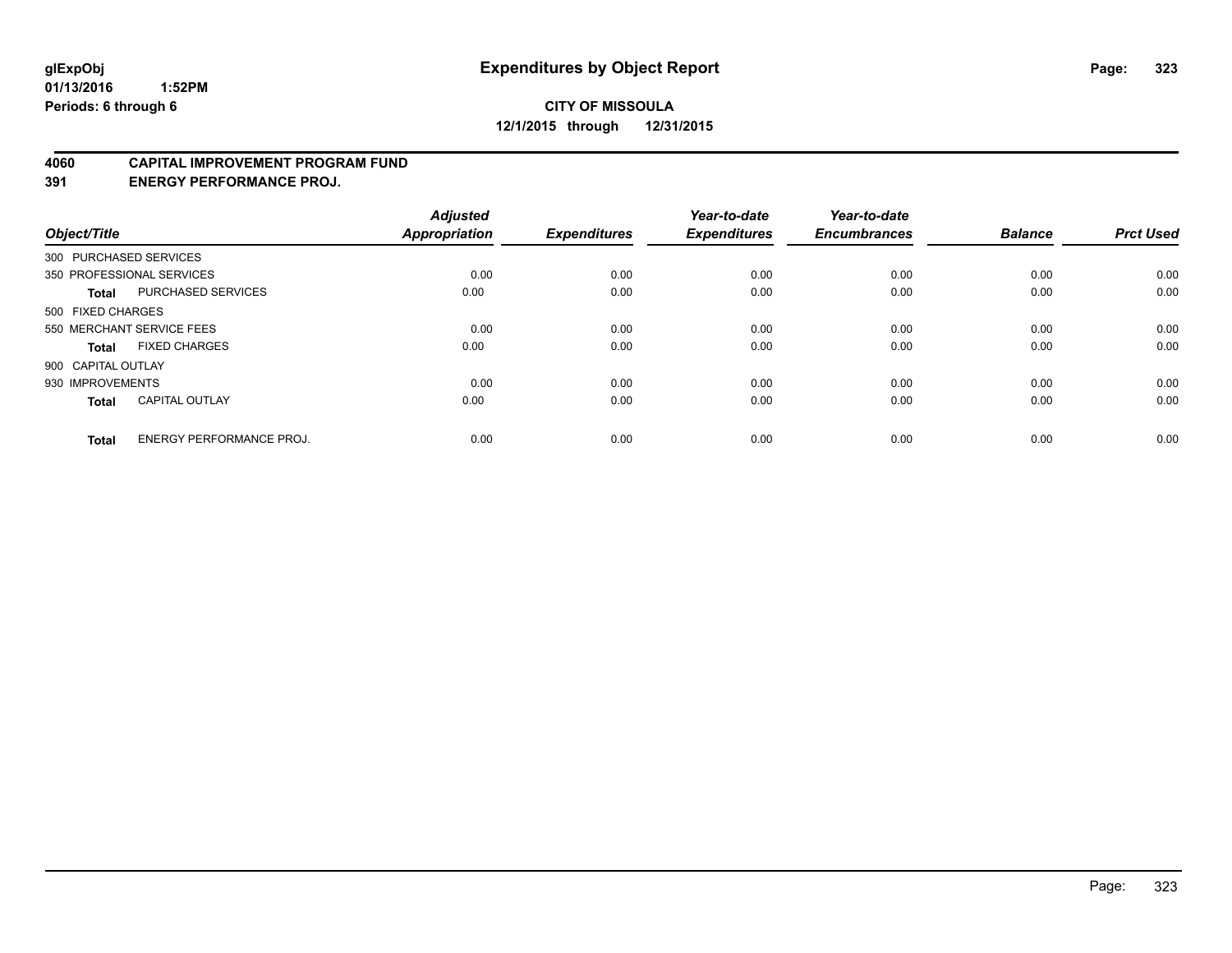**glExpObj**
**01/13/2016 1:52PM**
**Periods: 6 through 6**

# Expenditures by Object Report

**CITY OF MISSOULA**
**12/1/2015 through 12/31/2015**

## 4060 CAPITAL IMPROVEMENT PROGRAM FUND
## 391 ENERGY PERFORMANCE PROJ.

| Object/Title | | Adjusted Appropriation | Expenditures | Year-to-date Expenditures | Year-to-date Encumbrances | Balance | Prct Used |
|---|---|---|---|---|---|---|---|
| 300 PURCHASED SERVICES | | | | | | | |
| 350 PROFESSIONAL SERVICES | | 0.00 | 0.00 | 0.00 | 0.00 | 0.00 | 0.00 |
| **Total** | PURCHASED SERVICES | 0.00 | 0.00 | 0.00 | 0.00 | 0.00 | 0.00 |
| 500 FIXED CHARGES | | | | | | | |
| 550 MERCHANT SERVICE FEES | | 0.00 | 0.00 | 0.00 | 0.00 | 0.00 | 0.00 |
| **Total** | FIXED CHARGES | 0.00 | 0.00 | 0.00 | 0.00 | 0.00 | 0.00 |
| 900 CAPITAL OUTLAY | | | | | | | |
| 930 IMPROVEMENTS | | 0.00 | 0.00 | 0.00 | 0.00 | 0.00 | 0.00 |
| **Total** | CAPITAL OUTLAY | 0.00 | 0.00 | 0.00 | 0.00 | 0.00 | 0.00 |
| **Total** | ENERGY PERFORMANCE PROJ. | 0.00 | 0.00 | 0.00 | 0.00 | 0.00 | 0.00 |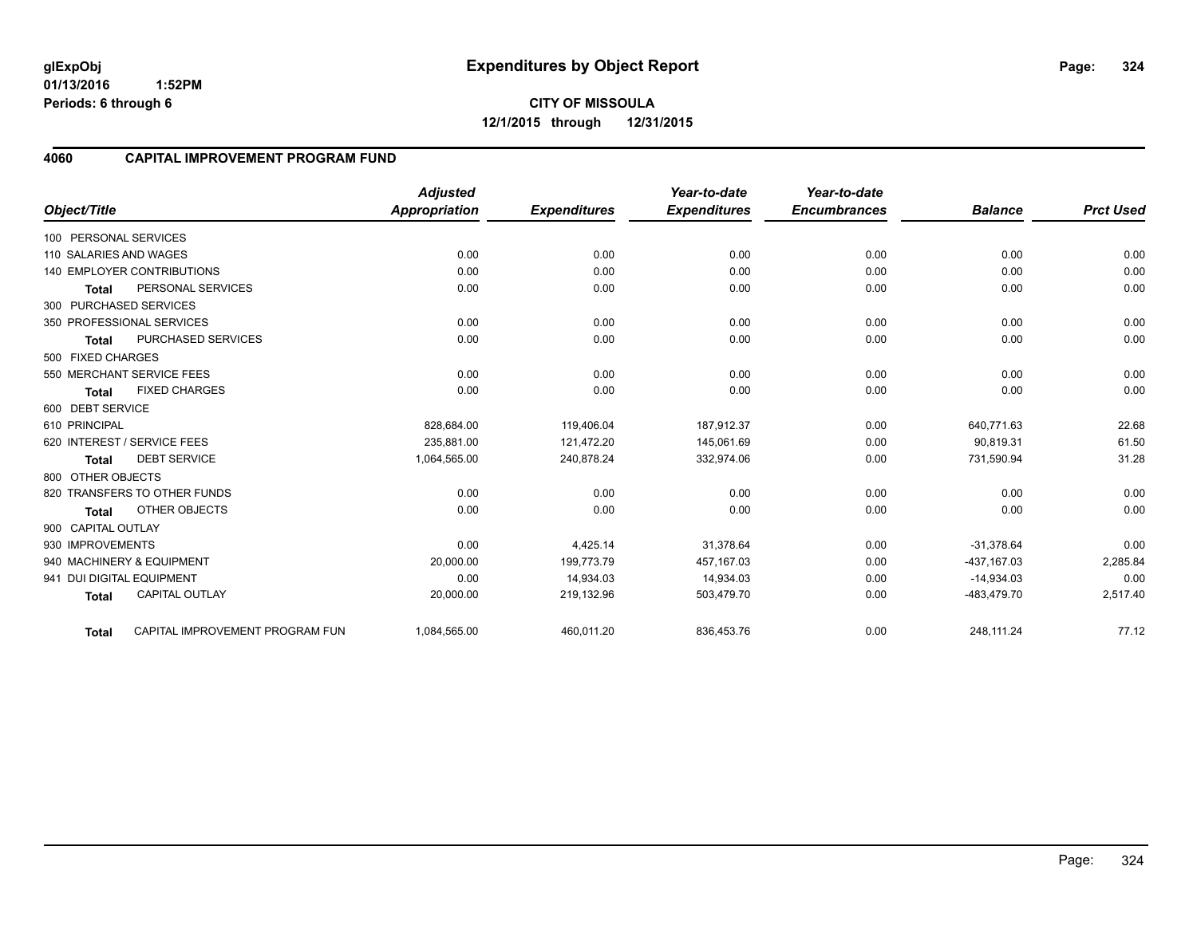glExpObj
01/13/2016 1:52PM
Periods: 6 through 6

# Expenditures by Object Report

**CITY OF MISSOULA**
**12/1/2015 through 12/31/2015**

## 4060 CAPITAL IMPROVEMENT PROGRAM FUND

| Object/Title | | Adjusted Appropriation | Expenditures | Year-to-date Expenditures | Year-to-date Encumbrances | Balance | Prct Used |
|---|---|---|---|---|---|---|---|
| 100 PERSONAL SERVICES | | | | | | | |
| 110 SALARIES AND WAGES | | 0.00 | 0.00 | 0.00 | 0.00 | 0.00 | 0.00 |
| 140 EMPLOYER CONTRIBUTIONS | | 0.00 | 0.00 | 0.00 | 0.00 | 0.00 | 0.00 |
| Total | PERSONAL SERVICES | 0.00 | 0.00 | 0.00 | 0.00 | 0.00 | 0.00 |
| 300 PURCHASED SERVICES | | | | | | | |
| 350 PROFESSIONAL SERVICES | | 0.00 | 0.00 | 0.00 | 0.00 | 0.00 | 0.00 |
| Total | PURCHASED SERVICES | 0.00 | 0.00 | 0.00 | 0.00 | 0.00 | 0.00 |
| 500 FIXED CHARGES | | | | | | | |
| 550 MERCHANT SERVICE FEES | | 0.00 | 0.00 | 0.00 | 0.00 | 0.00 | 0.00 |
| Total | FIXED CHARGES | 0.00 | 0.00 | 0.00 | 0.00 | 0.00 | 0.00 |
| 600 DEBT SERVICE | | | | | | | |
| 610 PRINCIPAL | | 828,684.00 | 119,406.04 | 187,912.37 | 0.00 | 640,771.63 | 22.68 |
| 620 INTEREST / SERVICE FEES | | 235,881.00 | 121,472.20 | 145,061.69 | 0.00 | 90,819.31 | 61.50 |
| Total | DEBT SERVICE | 1,064,565.00 | 240,878.24 | 332,974.06 | 0.00 | 731,590.94 | 31.28 |
| 800 OTHER OBJECTS | | | | | | | |
| 820 TRANSFERS TO OTHER FUNDS | | 0.00 | 0.00 | 0.00 | 0.00 | 0.00 | 0.00 |
| Total | OTHER OBJECTS | 0.00 | 0.00 | 0.00 | 0.00 | 0.00 | 0.00 |
| 900 CAPITAL OUTLAY | | | | | | | |
| 930 IMPROVEMENTS | | 0.00 | 4,425.14 | 31,378.64 | 0.00 | -31,378.64 | 0.00 |
| 940 MACHINERY & EQUIPMENT | | 20,000.00 | 199,773.79 | 457,167.03 | 0.00 | -437,167.03 | 2,285.84 |
| 941 DUI DIGITAL EQUIPMENT | | 0.00 | 14,934.03 | 14,934.03 | 0.00 | -14,934.03 | 0.00 |
| Total | CAPITAL OUTLAY | 20,000.00 | 219,132.96 | 503,479.70 | 0.00 | -483,479.70 | 2,517.40 |
| Total | CAPITAL IMPROVEMENT PROGRAM FUN | 1,084,565.00 | 460,011.20 | 836,453.76 | 0.00 | 248,111.24 | 77.12 |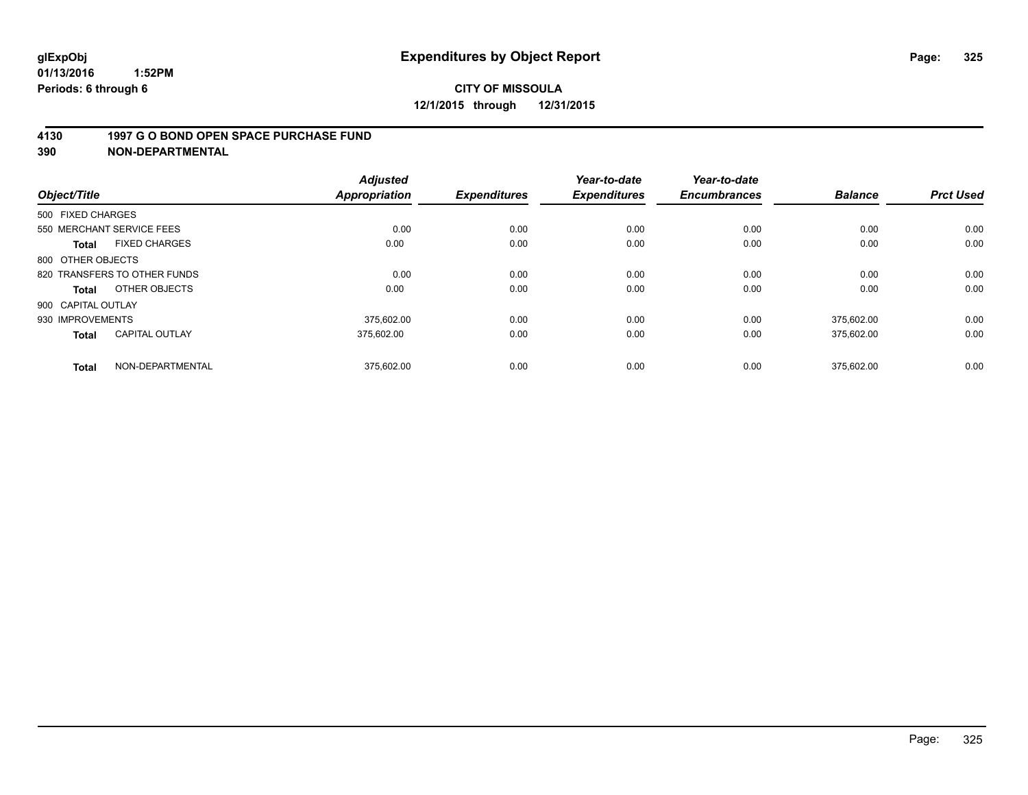**glExpObj**
**01/13/2016 1:52PM**
**Periods: 6 through 6**

# Expenditures by Object Report

**CITY OF MISSOULA**
**12/1/2015 through 12/31/2015**

## 4130 1997 G O BOND OPEN SPACE PURCHASE FUND
## 390 NON-DEPARTMENTAL

| Object/Title | Adjusted Appropriation | Expenditures | Year-to-date Expenditures | Year-to-date Encumbrances | Balance | Prct Used |
|---|---|---|---|---|---|---|
| 500 FIXED CHARGES | | | | | | |
| 550 MERCHANT SERVICE FEES | 0.00 | 0.00 | 0.00 | 0.00 | 0.00 | 0.00 |
| **Total** FIXED CHARGES | 0.00 | 0.00 | 0.00 | 0.00 | 0.00 | 0.00 |
| 800 OTHER OBJECTS | | | | | | |
| 820 TRANSFERS TO OTHER FUNDS | 0.00 | 0.00 | 0.00 | 0.00 | 0.00 | 0.00 |
| **Total** OTHER OBJECTS | 0.00 | 0.00 | 0.00 | 0.00 | 0.00 | 0.00 |
| 900 CAPITAL OUTLAY | | | | | | |
| 930 IMPROVEMENTS | 375,602.00 | 0.00 | 0.00 | 0.00 | 375,602.00 | 0.00 |
| **Total** CAPITAL OUTLAY | 375,602.00 | 0.00 | 0.00 | 0.00 | 375,602.00 | 0.00 |
| **Total** NON-DEPARTMENTAL | 375,602.00 | 0.00 | 0.00 | 0.00 | 375,602.00 | 0.00 |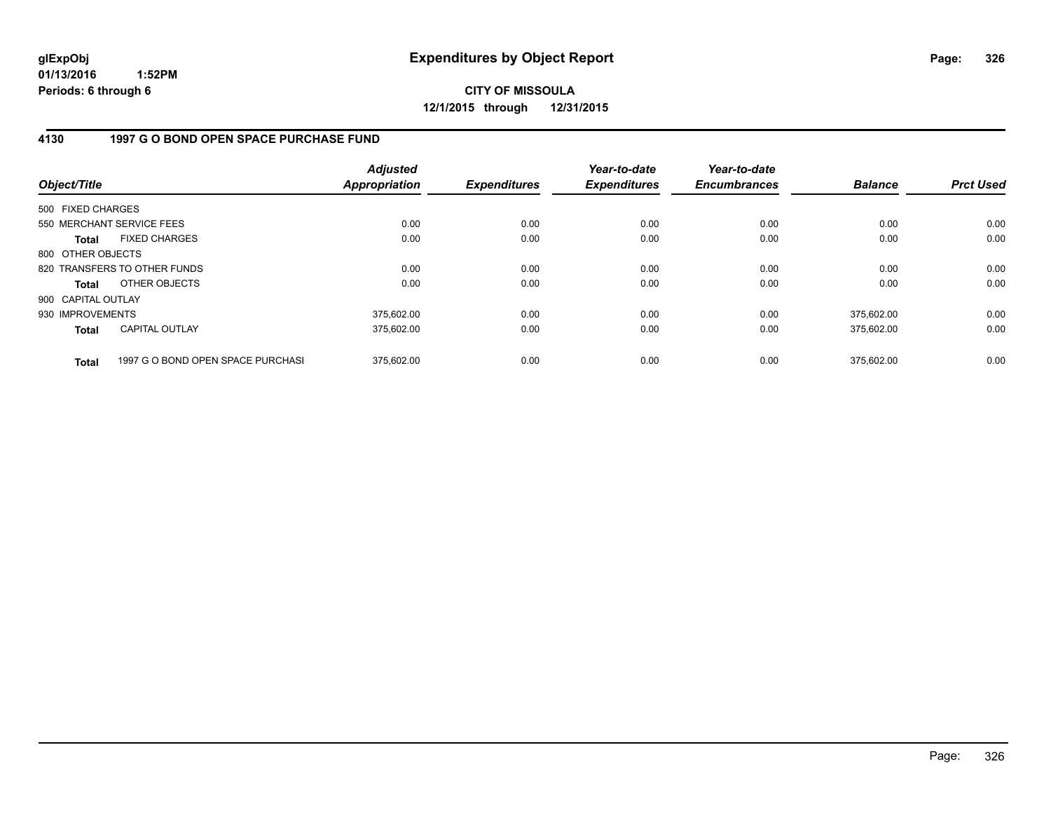**glExpObj**
**01/13/2016 1:52PM**
**Periods: 6 through 6**

# Expenditures by Object Report

**CITY OF MISSOULA**
**12/1/2015 through 12/31/2015**

## 4130 1997 G O BOND OPEN SPACE PURCHASE FUND

| Object/Title | Adjusted Appropriation | Expenditures | Year-to-date Expenditures | Year-to-date Encumbrances | Balance | Prct Used |
|---|---|---|---|---|---|---|
| 500 FIXED CHARGES | | | | | | |
| 550 MERCHANT SERVICE FEES | 0.00 | 0.00 | 0.00 | 0.00 | 0.00 | 0.00 |
| **Total** FIXED CHARGES | 0.00 | 0.00 | 0.00 | 0.00 | 0.00 | 0.00 |
| 800 OTHER OBJECTS | | | | | | |
| 820 TRANSFERS TO OTHER FUNDS | 0.00 | 0.00 | 0.00 | 0.00 | 0.00 | 0.00 |
| **Total** OTHER OBJECTS | 0.00 | 0.00 | 0.00 | 0.00 | 0.00 | 0.00 |
| 900 CAPITAL OUTLAY | | | | | | |
| 930 IMPROVEMENTS | 375,602.00 | 0.00 | 0.00 | 0.00 | 375,602.00 | 0.00 |
| **Total** CAPITAL OUTLAY | 375,602.00 | 0.00 | 0.00 | 0.00 | 375,602.00 | 0.00 |
| **Total** 1997 G O BOND OPEN SPACE PURCHASI | 375,602.00 | 0.00 | 0.00 | 0.00 | 375,602.00 | 0.00 |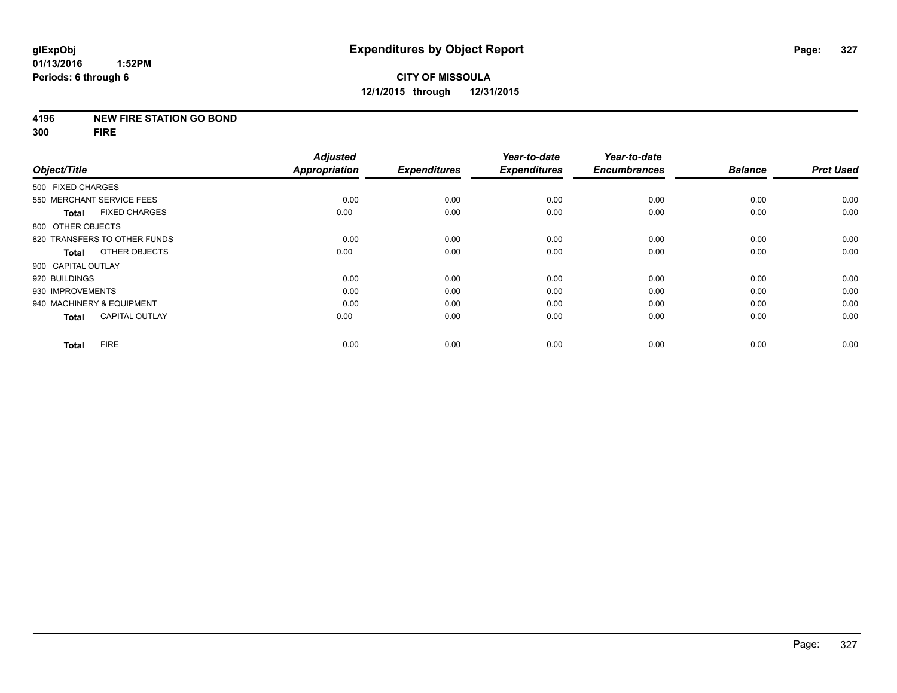glExpObj
01/13/2016 1:52PM
Periods: 6 through 6

# Expenditures by Object Report

**CITY OF MISSOULA**
**12/1/2015 through 12/31/2015**

**4196 NEW FIRE STATION GO BOND**
**300 FIRE**

| Object/Title | Adjusted Appropriation | Expenditures | Year-to-date Expenditures | Year-to-date Encumbrances | Balance | Prct Used |
|---|---|---|---|---|---|---|
| 500 FIXED CHARGES | | | | | | |
| 550 MERCHANT SERVICE FEES | 0.00 | 0.00 | 0.00 | 0.00 | 0.00 | 0.00 |
| **Total** FIXED CHARGES | 0.00 | 0.00 | 0.00 | 0.00 | 0.00 | 0.00 |
| 800 OTHER OBJECTS | | | | | | |
| 820 TRANSFERS TO OTHER FUNDS | 0.00 | 0.00 | 0.00 | 0.00 | 0.00 | 0.00 |
| **Total** OTHER OBJECTS | 0.00 | 0.00 | 0.00 | 0.00 | 0.00 | 0.00 |
| 900 CAPITAL OUTLAY | | | | | | |
| 920 BUILDINGS | 0.00 | 0.00 | 0.00 | 0.00 | 0.00 | 0.00 |
| 930 IMPROVEMENTS | 0.00 | 0.00 | 0.00 | 0.00 | 0.00 | 0.00 |
| 940 MACHINERY & EQUIPMENT | 0.00 | 0.00 | 0.00 | 0.00 | 0.00 | 0.00 |
| **Total** CAPITAL OUTLAY | 0.00 | 0.00 | 0.00 | 0.00 | 0.00 | 0.00 |
| **Total** FIRE | 0.00 | 0.00 | 0.00 | 0.00 | 0.00 | 0.00 |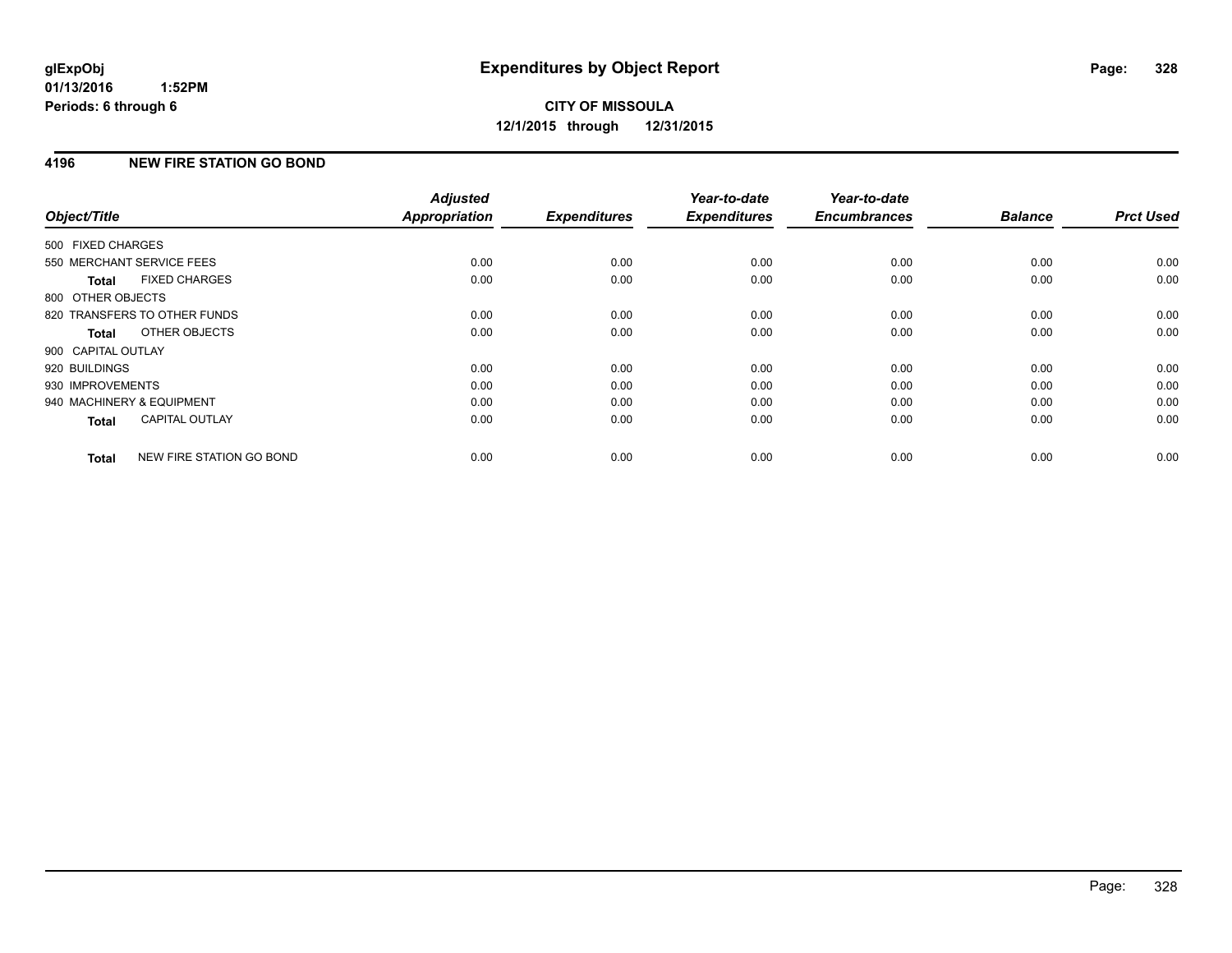**glExpObj**
**01/13/2016 1:52PM**
**Periods: 6 through 6**

# Expenditures by Object Report

**CITY OF MISSOULA**
**12/1/2015 through 12/31/2015**

## 4196 NEW FIRE STATION GO BOND

| Object/Title | | Adjusted Appropriation | Expenditures | Year-to-date Expenditures | Year-to-date Encumbrances | Balance | Prct Used |
|---|---|---|---|---|---|---|---|
| 500 FIXED CHARGES | | | | | | | |
| 550 MERCHANT SERVICE FEES | | 0.00 | 0.00 | 0.00 | 0.00 | 0.00 | 0.00 |
| **Total** | FIXED CHARGES | 0.00 | 0.00 | 0.00 | 0.00 | 0.00 | 0.00 |
| 800 OTHER OBJECTS | | | | | | | |
| 820 TRANSFERS TO OTHER FUNDS | | 0.00 | 0.00 | 0.00 | 0.00 | 0.00 | 0.00 |
| **Total** | OTHER OBJECTS | 0.00 | 0.00 | 0.00 | 0.00 | 0.00 | 0.00 |
| 900 CAPITAL OUTLAY | | | | | | | |
| 920 BUILDINGS | | 0.00 | 0.00 | 0.00 | 0.00 | 0.00 | 0.00 |
| 930 IMPROVEMENTS | | 0.00 | 0.00 | 0.00 | 0.00 | 0.00 | 0.00 |
| 940 MACHINERY & EQUIPMENT | | 0.00 | 0.00 | 0.00 | 0.00 | 0.00 | 0.00 |
| **Total** | CAPITAL OUTLAY | 0.00 | 0.00 | 0.00 | 0.00 | 0.00 | 0.00 |
| **Total** | NEW FIRE STATION GO BOND | 0.00 | 0.00 | 0.00 | 0.00 | 0.00 | 0.00 |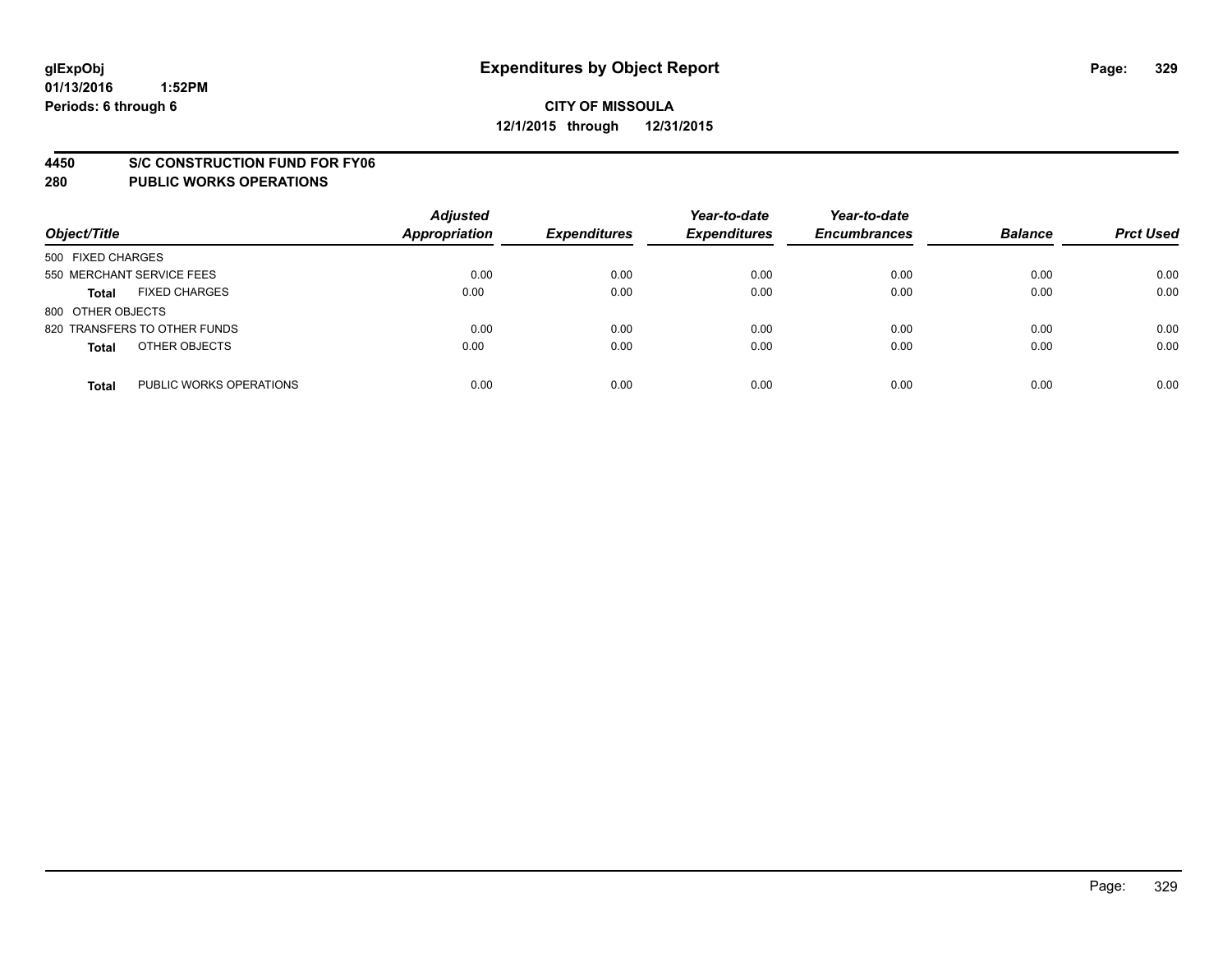**glExpObj**
**01/13/2016 1:52PM**
**Periods: 6 through 6**

# Expenditures by Object Report

**CITY OF MISSOULA**
**12/1/2015 through 12/31/2015**

## 4450 S/C CONSTRUCTION FUND FOR FY06
## 280 PUBLIC WORKS OPERATIONS

| Object/Title | Adjusted Appropriation | Expenditures | Year-to-date Expenditures | Year-to-date Encumbrances | Balance | Prct Used |
|---|---|---|---|---|---|---|
| 500 FIXED CHARGES | | | | | | |
| 550 MERCHANT SERVICE FEES | 0.00 | 0.00 | 0.00 | 0.00 | 0.00 | 0.00 |
| **Total** FIXED CHARGES | 0.00 | 0.00 | 0.00 | 0.00 | 0.00 | 0.00 |
| 800 OTHER OBJECTS | | | | | | |
| 820 TRANSFERS TO OTHER FUNDS | 0.00 | 0.00 | 0.00 | 0.00 | 0.00 | 0.00 |
| **Total** OTHER OBJECTS | 0.00 | 0.00 | 0.00 | 0.00 | 0.00 | 0.00 |
| **Total** PUBLIC WORKS OPERATIONS | 0.00 | 0.00 | 0.00 | 0.00 | 0.00 | 0.00 |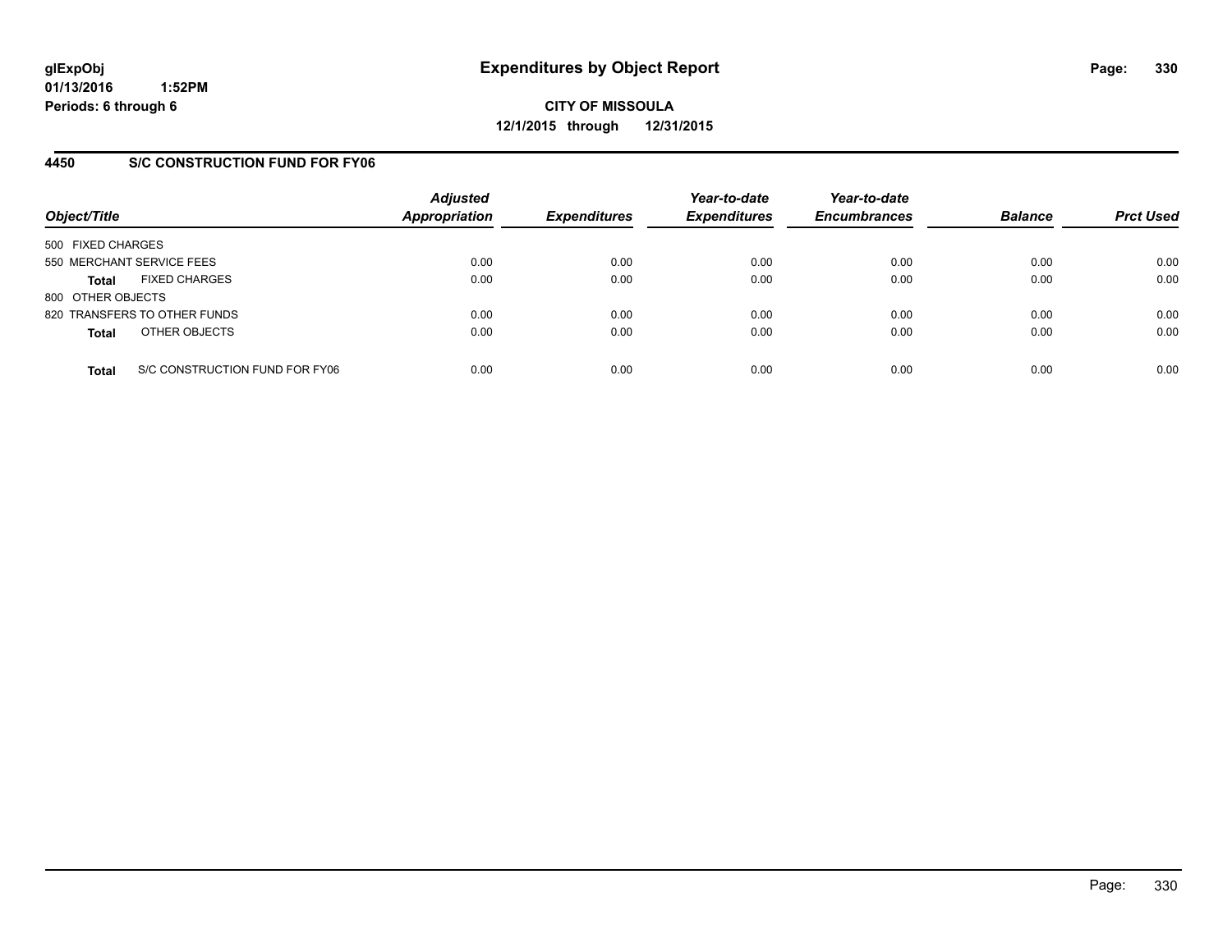**glExpObj**
**01/13/2016 1:52PM**
**Periods: 6 through 6**

# Expenditures by Object Report

**CITY OF MISSOULA**
**12/1/2015 through 12/31/2015**

## 4450 S/C CONSTRUCTION FUND FOR FY06

| Object/Title | Adjusted Appropriation | Expenditures | Year-to-date Expenditures | Year-to-date Encumbrances | Balance | Prct Used |
|---|---|---|---|---|---|---|
| 500 FIXED CHARGES | | | | | | |
| 550 MERCHANT SERVICE FEES | 0.00 | 0.00 | 0.00 | 0.00 | 0.00 | 0.00 |
| **Total** FIXED CHARGES | 0.00 | 0.00 | 0.00 | 0.00 | 0.00 | 0.00 |
| 800 OTHER OBJECTS | | | | | | |
| 820 TRANSFERS TO OTHER FUNDS | 0.00 | 0.00 | 0.00 | 0.00 | 0.00 | 0.00 |
| **Total** OTHER OBJECTS | 0.00 | 0.00 | 0.00 | 0.00 | 0.00 | 0.00 |
| **Total** S/C CONSTRUCTION FUND FOR FY06 | 0.00 | 0.00 | 0.00 | 0.00 | 0.00 | 0.00 |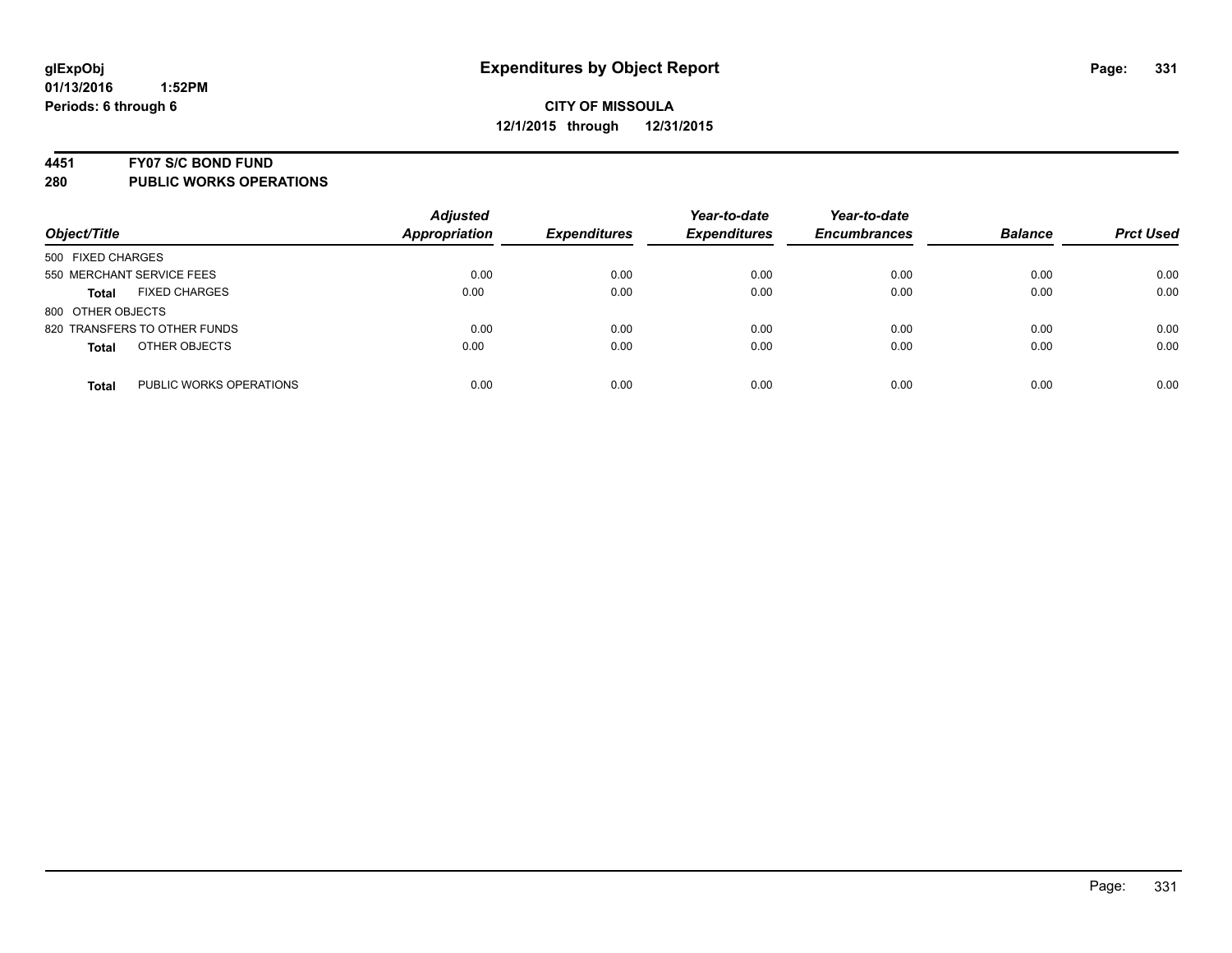glExpObj
01/13/2016 1:52PM
Periods: 6 through 6

# Expenditures by Object Report

**CITY OF MISSOULA**
**12/1/2015 through 12/31/2015**

**4451 FY07 S/C BOND FUND**
**280 PUBLIC WORKS OPERATIONS**

| Object/Title | Adjusted Appropriation | Expenditures | Year-to-date Expenditures | Year-to-date Encumbrances | Balance | Prct Used |
|---|---|---|---|---|---|---|
| 500 FIXED CHARGES | | | | | | |
| 550 MERCHANT SERVICE FEES | 0.00 | 0.00 | 0.00 | 0.00 | 0.00 | 0.00 |
| **Total** FIXED CHARGES | 0.00 | 0.00 | 0.00 | 0.00 | 0.00 | 0.00 |
| 800 OTHER OBJECTS | | | | | | |
| 820 TRANSFERS TO OTHER FUNDS | 0.00 | 0.00 | 0.00 | 0.00 | 0.00 | 0.00 |
| **Total** OTHER OBJECTS | 0.00 | 0.00 | 0.00 | 0.00 | 0.00 | 0.00 |
| **Total** PUBLIC WORKS OPERATIONS | 0.00 | 0.00 | 0.00 | 0.00 | 0.00 | 0.00 |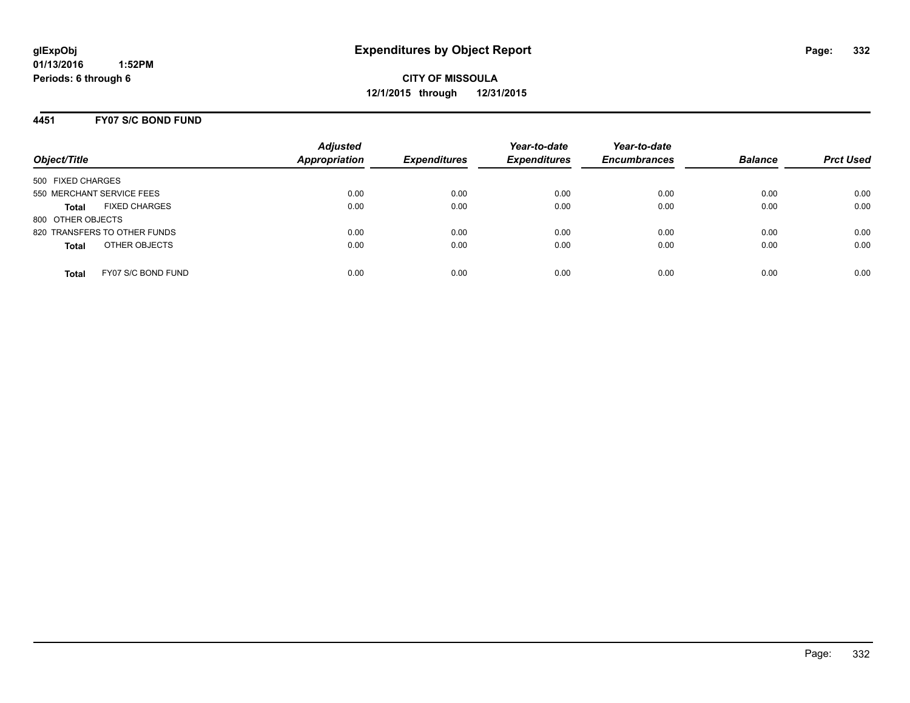# Expenditures by Object Report

glExpObj
01/13/2016 1:52PM
Periods: 6 through 6

**CITY OF MISSOULA**
**12/1/2015 through 12/31/2015**

## 4451 FY07 S/C BOND FUND

| Object/Title | Adjusted Appropriation | Expenditures | Year-to-date Expenditures | Year-to-date Encumbrances | Balance | Prct Used |
|---|---|---|---|---|---|---|
| 500 FIXED CHARGES | | | | | | |
| 550 MERCHANT SERVICE FEES | 0.00 | 0.00 | 0.00 | 0.00 | 0.00 | 0.00 |
| **Total** FIXED CHARGES | 0.00 | 0.00 | 0.00 | 0.00 | 0.00 | 0.00 |
| 800 OTHER OBJECTS | | | | | | |
| 820 TRANSFERS TO OTHER FUNDS | 0.00 | 0.00 | 0.00 | 0.00 | 0.00 | 0.00 |
| **Total** OTHER OBJECTS | 0.00 | 0.00 | 0.00 | 0.00 | 0.00 | 0.00 |
| **Total** FY07 S/C BOND FUND | 0.00 | 0.00 | 0.00 | 0.00 | 0.00 | 0.00 |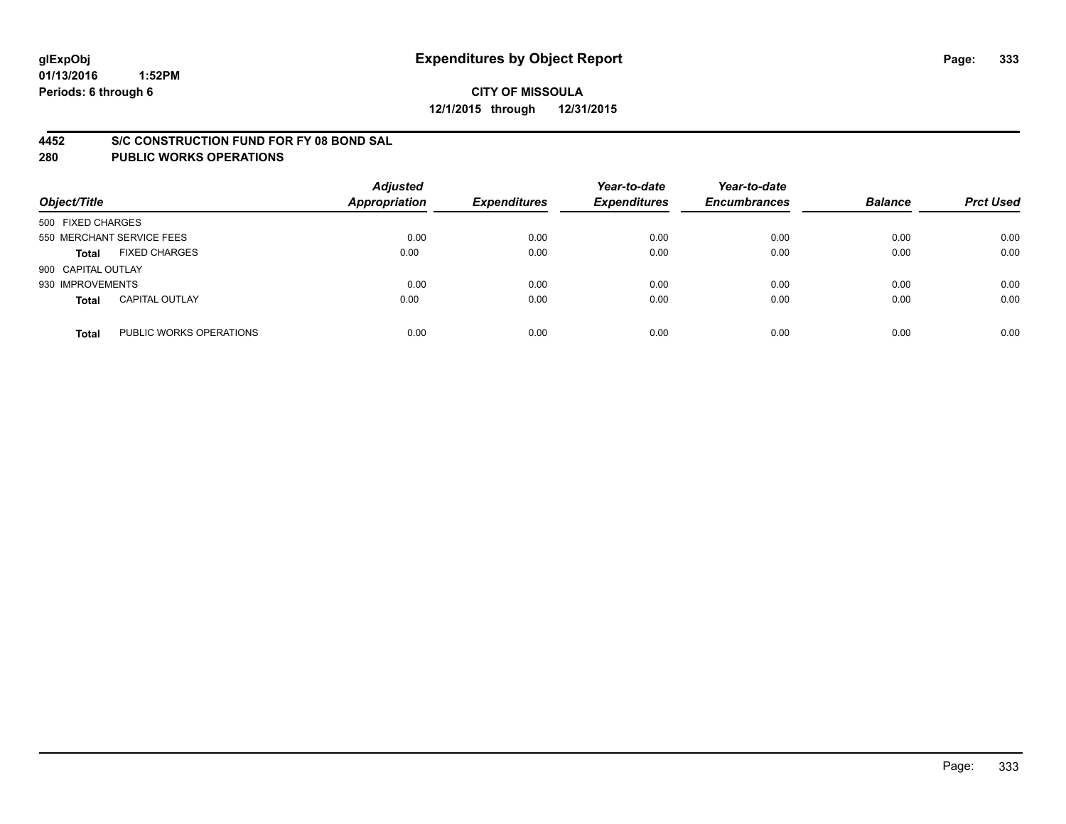**glExpObj** **Expenditures by Object Report**
**01/13/2016 1:52PM**
**Periods: 6 through 6**

**CITY OF MISSOULA**
**12/1/2015 through 12/31/2015**

## 4452 S/C CONSTRUCTION FUND FOR FY 08 BOND SAL
## 280 PUBLIC WORKS OPERATIONS

| Object/Title | | Adjusted Appropriation | Expenditures | Year-to-date Expenditures | Year-to-date Encumbrances | Balance | Prct Used |
|---|---|---|---|---|---|---|---|
| 500 FIXED CHARGES | | | | | | | |
| 550 MERCHANT SERVICE FEES | | 0.00 | 0.00 | 0.00 | 0.00 | 0.00 | 0.00 |
| **Total** | FIXED CHARGES | 0.00 | 0.00 | 0.00 | 0.00 | 0.00 | 0.00 |
| 900 CAPITAL OUTLAY | | | | | | | |
| 930 IMPROVEMENTS | | 0.00 | 0.00 | 0.00 | 0.00 | 0.00 | 0.00 |
| **Total** | CAPITAL OUTLAY | 0.00 | 0.00 | 0.00 | 0.00 | 0.00 | 0.00 |
| **Total** | PUBLIC WORKS OPERATIONS | 0.00 | 0.00 | 0.00 | 0.00 | 0.00 | 0.00 |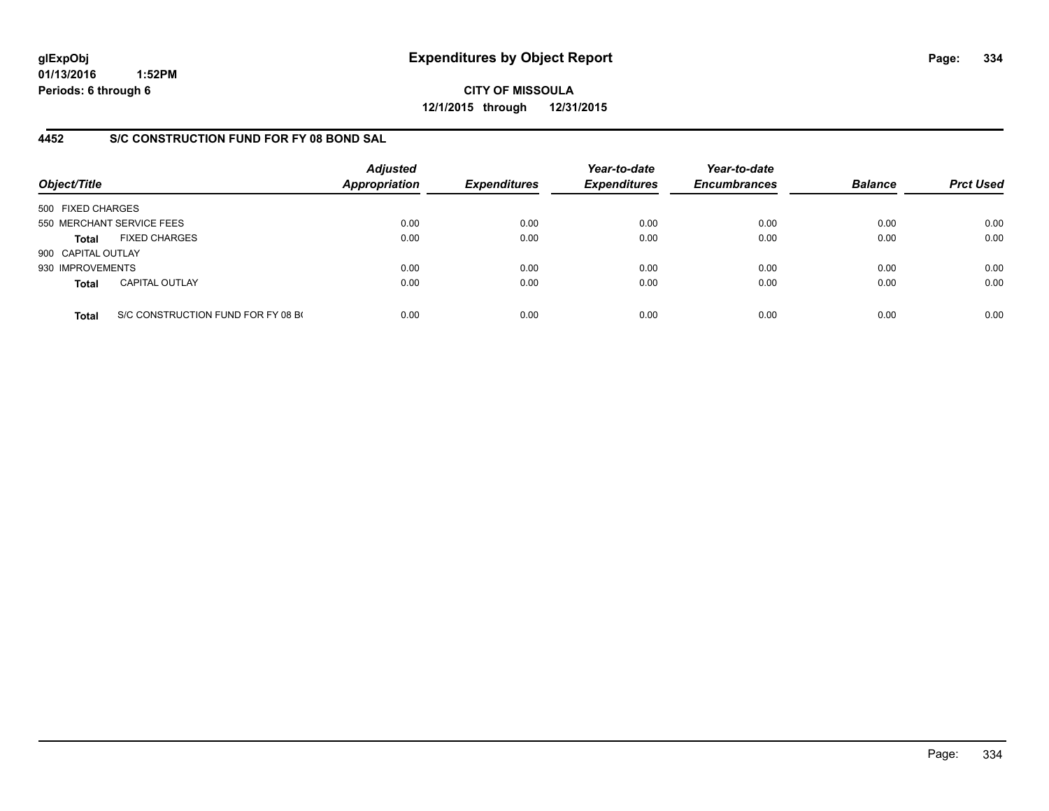# Expenditures by Object Report

glExpObj
01/13/2016 1:52PM
Periods: 6 through 6

**CITY OF MISSOULA**
**12/1/2015 through 12/31/2015**

## 4452 S/C CONSTRUCTION FUND FOR FY 08 BOND SAL

| Object/Title | | Adjusted Appropriation | Expenditures | Year-to-date Expenditures | Year-to-date Encumbrances | Balance | Prct Used |
|---|---|---|---|---|---|---|---|
| 500 FIXED CHARGES | | | | | | | |
| 550 MERCHANT SERVICE FEES | | 0.00 | 0.00 | 0.00 | 0.00 | 0.00 | 0.00 |
| **Total** | FIXED CHARGES | 0.00 | 0.00 | 0.00 | 0.00 | 0.00 | 0.00 |
| 900 CAPITAL OUTLAY | | | | | | | |
| 930 IMPROVEMENTS | | 0.00 | 0.00 | 0.00 | 0.00 | 0.00 | 0.00 |
| **Total** | CAPITAL OUTLAY | 0.00 | 0.00 | 0.00 | 0.00 | 0.00 | 0.00 |
| **Total** | S/C CONSTRUCTION FUND FOR FY 08 B( | 0.00 | 0.00 | 0.00 | 0.00 | 0.00 | 0.00 |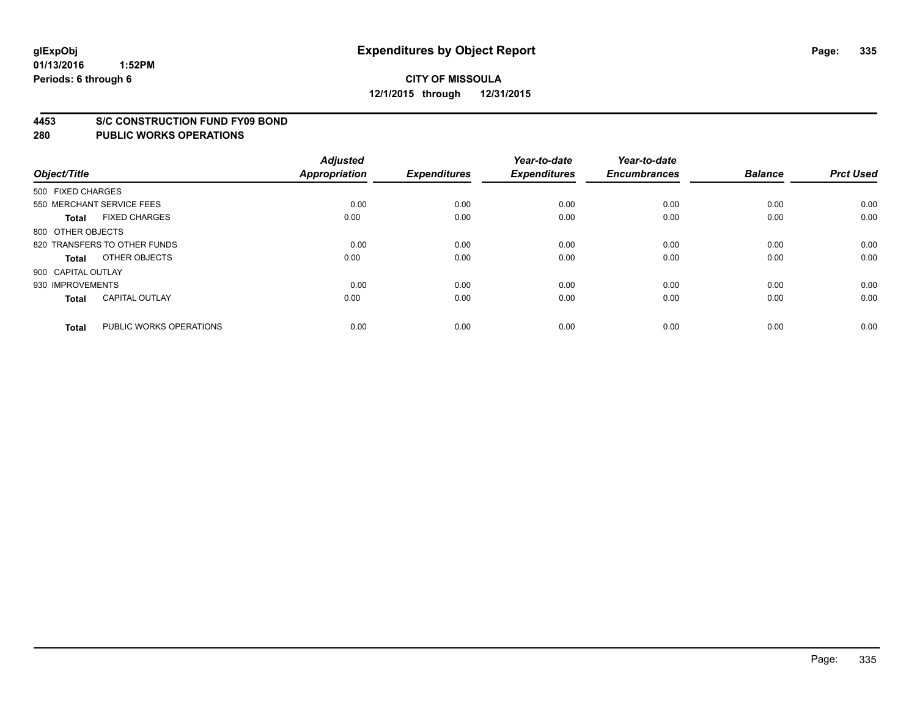**glExpObj** **Expenditures by Object Report**

**01/13/2016 1:52PM**

**Periods: 6 through 6**

**CITY OF MISSOULA**

**12/1/2015 through 12/31/2015**

## 4453 S/C CONSTRUCTION FUND FY09 BOND

## 280 PUBLIC WORKS OPERATIONS

| Object/Title | | Adjusted Appropriation | Expenditures | Year-to-date Expenditures | Year-to-date Encumbrances | Balance | Prct Used |
|---|---|---|---|---|---|---|---|
| 500 FIXED CHARGES | | | | | | | |
| 550 MERCHANT SERVICE FEES | | 0.00 | 0.00 | 0.00 | 0.00 | 0.00 | 0.00 |
| **Total** | FIXED CHARGES | 0.00 | 0.00 | 0.00 | 0.00 | 0.00 | 0.00 |
| 800 OTHER OBJECTS | | | | | | | |
| 820 TRANSFERS TO OTHER FUNDS | | 0.00 | 0.00 | 0.00 | 0.00 | 0.00 | 0.00 |
| **Total** | OTHER OBJECTS | 0.00 | 0.00 | 0.00 | 0.00 | 0.00 | 0.00 |
| 900 CAPITAL OUTLAY | | | | | | | |
| 930 IMPROVEMENTS | | 0.00 | 0.00 | 0.00 | 0.00 | 0.00 | 0.00 |
| **Total** | CAPITAL OUTLAY | 0.00 | 0.00 | 0.00 | 0.00 | 0.00 | 0.00 |
| **Total** | PUBLIC WORKS OPERATIONS | 0.00 | 0.00 | 0.00 | 0.00 | 0.00 | 0.00 |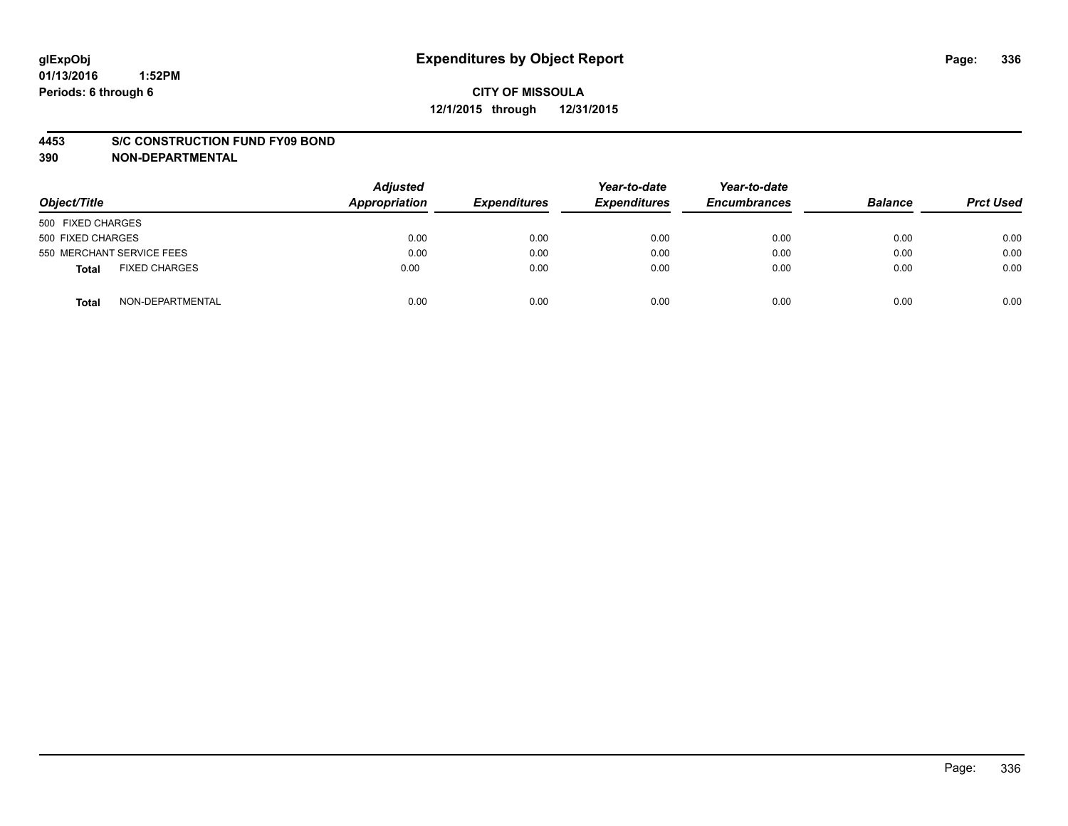glExpObj
01/13/2016 1:52PM
Periods: 6 through 6

# Expenditures by Object Report

**CITY OF MISSOULA**
**12/1/2015 through 12/31/2015**

**4453 S/C CONSTRUCTION FUND FY09 BOND**
**390 NON-DEPARTMENTAL**

| Object/Title | | Adjusted Appropriation | Expenditures | Year-to-date Expenditures | Year-to-date Encumbrances | Balance | Prct Used |
|---|---|---|---|---|---|---|---|
| 500 FIXED CHARGES | | | | | | | |
| 500 FIXED CHARGES | | 0.00 | 0.00 | 0.00 | 0.00 | 0.00 | 0.00 |
| 550 MERCHANT SERVICE FEES | | 0.00 | 0.00 | 0.00 | 0.00 | 0.00 | 0.00 |
| **Total** | FIXED CHARGES | 0.00 | 0.00 | 0.00 | 0.00 | 0.00 | 0.00 |
| **Total** | NON-DEPARTMENTAL | 0.00 | 0.00 | 0.00 | 0.00 | 0.00 | 0.00 |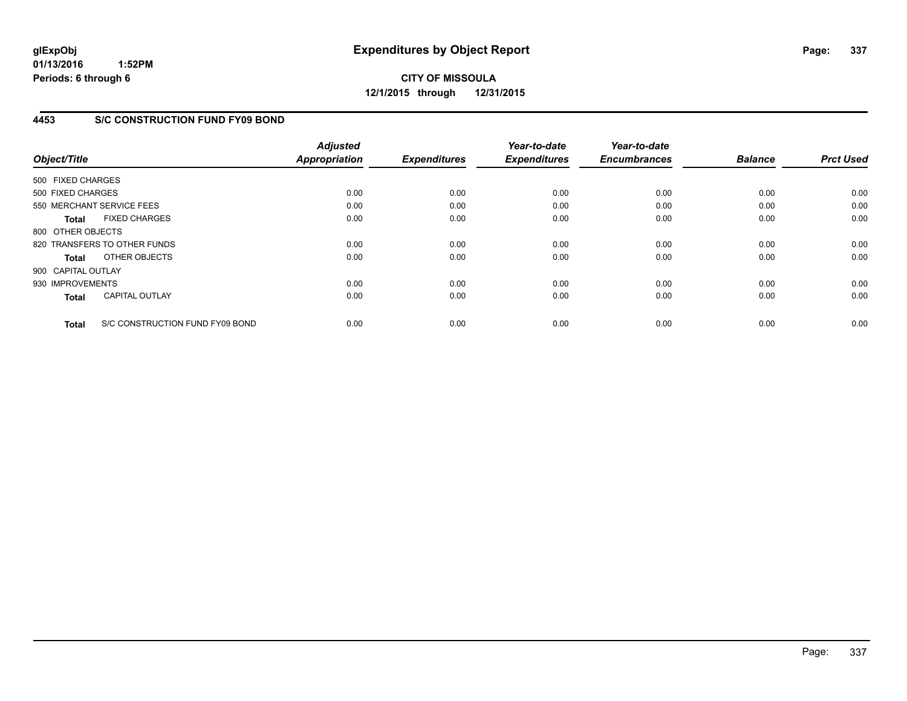# Expenditures by Object Report

glExpObj
01/13/2016 1:52PM
Periods: 6 through 6

**CITY OF MISSOULA**
**12/1/2015 through 12/31/2015**

## 4453 S/C CONSTRUCTION FUND FY09 BOND

| Object/Title | Adjusted Appropriation | Expenditures | Year-to-date Expenditures | Year-to-date Encumbrances | Balance | Prct Used |
|---|---|---|---|---|---|---|
| 500 FIXED CHARGES | | | | | | |
| 500 FIXED CHARGES | 0.00 | 0.00 | 0.00 | 0.00 | 0.00 | 0.00 |
| 550 MERCHANT SERVICE FEES | 0.00 | 0.00 | 0.00 | 0.00 | 0.00 | 0.00 |
| **Total** FIXED CHARGES | 0.00 | 0.00 | 0.00 | 0.00 | 0.00 | 0.00 |
| 800 OTHER OBJECTS | | | | | | |
| 820 TRANSFERS TO OTHER FUNDS | 0.00 | 0.00 | 0.00 | 0.00 | 0.00 | 0.00 |
| **Total** OTHER OBJECTS | 0.00 | 0.00 | 0.00 | 0.00 | 0.00 | 0.00 |
| 900 CAPITAL OUTLAY | | | | | | |
| 930 IMPROVEMENTS | 0.00 | 0.00 | 0.00 | 0.00 | 0.00 | 0.00 |
| **Total** CAPITAL OUTLAY | 0.00 | 0.00 | 0.00 | 0.00 | 0.00 | 0.00 |
| **Total** S/C CONSTRUCTION FUND FY09 BOND | 0.00 | 0.00 | 0.00 | 0.00 | 0.00 | 0.00 |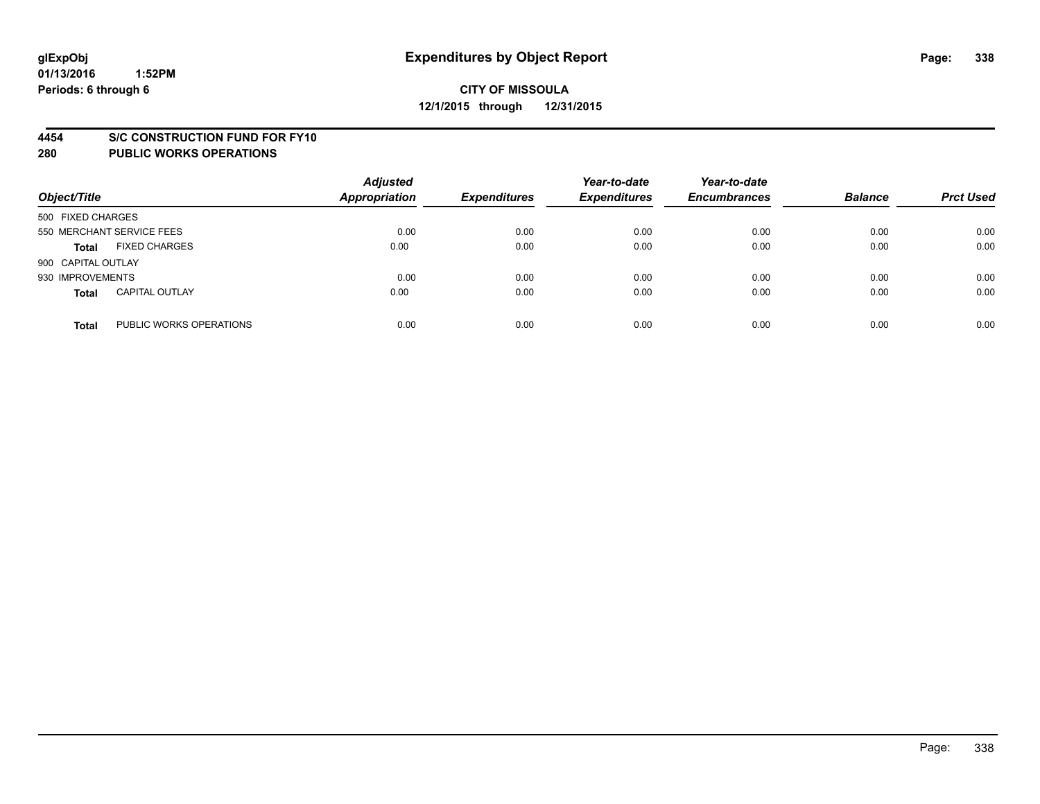glExpObj
01/13/2016 1:52PM
Periods: 6 through 6

# Expenditures by Object Report

**CITY OF MISSOULA**
**12/1/2015 through 12/31/2015**

**4454 S/C CONSTRUCTION FUND FOR FY10**
**280 PUBLIC WORKS OPERATIONS**

| Object/Title | Adjusted Appropriation | Expenditures | Year-to-date Expenditures | Year-to-date Encumbrances | Balance | Prct Used |
|---|---|---|---|---|---|---|
| 500 FIXED CHARGES | | | | | | |
| 550 MERCHANT SERVICE FEES | 0.00 | 0.00 | 0.00 | 0.00 | 0.00 | 0.00 |
| **Total** FIXED CHARGES | 0.00 | 0.00 | 0.00 | 0.00 | 0.00 | 0.00 |
| 900 CAPITAL OUTLAY | | | | | | |
| 930 IMPROVEMENTS | 0.00 | 0.00 | 0.00 | 0.00 | 0.00 | 0.00 |
| **Total** CAPITAL OUTLAY | 0.00 | 0.00 | 0.00 | 0.00 | 0.00 | 0.00 |
| **Total** PUBLIC WORKS OPERATIONS | 0.00 | 0.00 | 0.00 | 0.00 | 0.00 | 0.00 |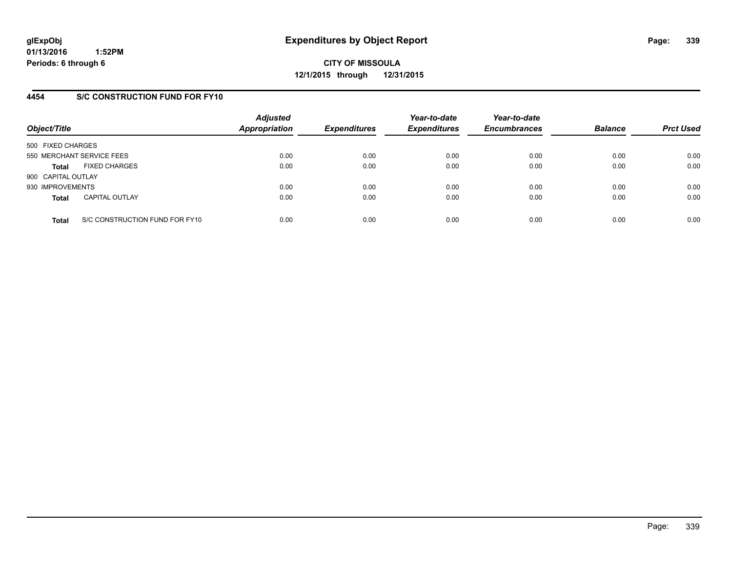**glExpObj**
**01/13/2016 1:52PM**
**Periods: 6 through 6**

# Expenditures by Object Report

**CITY OF MISSOULA**
**12/1/2015 through 12/31/2015**

## 4454 S/C CONSTRUCTION FUND FOR FY10

| Object/Title | Adjusted Appropriation | Expenditures | Year-to-date Expenditures | Year-to-date Encumbrances | Balance | Prct Used |
|---|---|---|---|---|---|---|
| 500 FIXED CHARGES | | | | | | |
| 550 MERCHANT SERVICE FEES | 0.00 | 0.00 | 0.00 | 0.00 | 0.00 | 0.00 |
| **Total** FIXED CHARGES | 0.00 | 0.00 | 0.00 | 0.00 | 0.00 | 0.00 |
| 900 CAPITAL OUTLAY | | | | | | |
| 930 IMPROVEMENTS | 0.00 | 0.00 | 0.00 | 0.00 | 0.00 | 0.00 |
| **Total** CAPITAL OUTLAY | 0.00 | 0.00 | 0.00 | 0.00 | 0.00 | 0.00 |
| **Total** S/C CONSTRUCTION FUND FOR FY10 | 0.00 | 0.00 | 0.00 | 0.00 | 0.00 | 0.00 |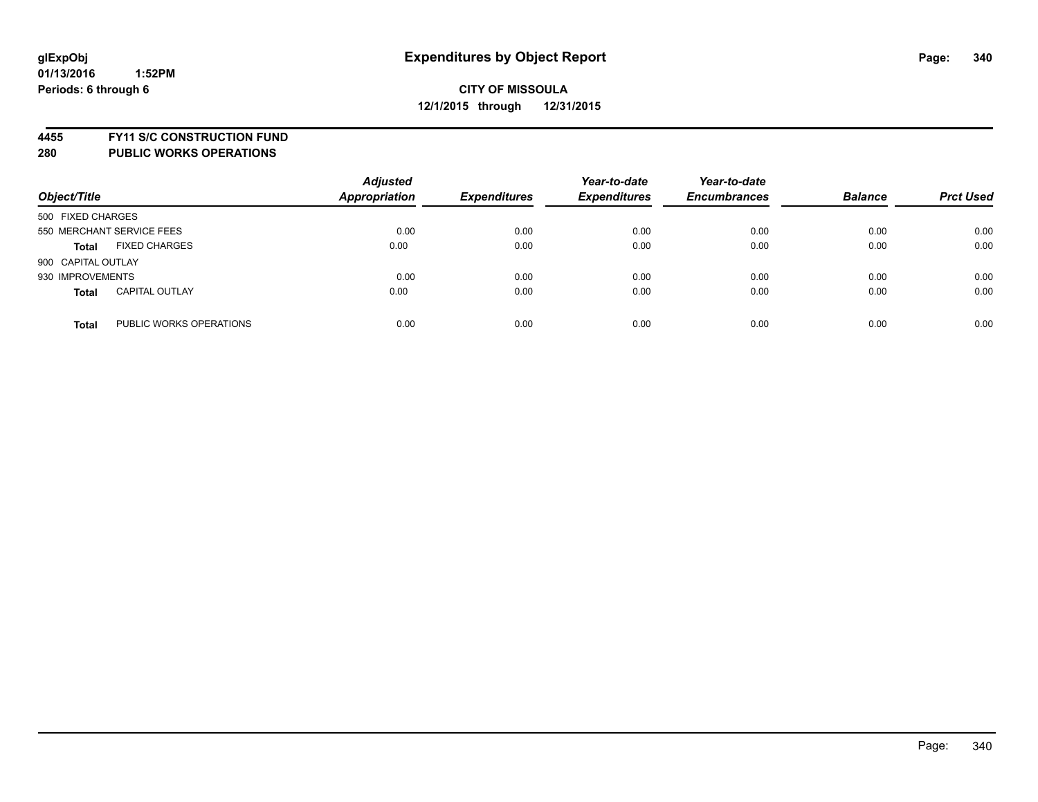**glExpObj**
**01/13/2016 1:52PM**
**Periods: 6 through 6**

# Expenditures by Object Report

**CITY OF MISSOULA**
**12/1/2015 through 12/31/2015**

**4455 FY11 S/C CONSTRUCTION FUND**
**280 PUBLIC WORKS OPERATIONS**

| Object/Title | | Adjusted Appropriation | Expenditures | Year-to-date Expenditures | Year-to-date Encumbrances | Balance | Prct Used |
|---|---|---|---|---|---|---|---|
| 500 FIXED CHARGES | | | | | | | |
| 550 MERCHANT SERVICE FEES | | 0.00 | 0.00 | 0.00 | 0.00 | 0.00 | 0.00 |
| **Total** | FIXED CHARGES | 0.00 | 0.00 | 0.00 | 0.00 | 0.00 | 0.00 |
| 900 CAPITAL OUTLAY | | | | | | | |
| 930 IMPROVEMENTS | | 0.00 | 0.00 | 0.00 | 0.00 | 0.00 | 0.00 |
| **Total** | CAPITAL OUTLAY | 0.00 | 0.00 | 0.00 | 0.00 | 0.00 | 0.00 |
| **Total** | PUBLIC WORKS OPERATIONS | 0.00 | 0.00 | 0.00 | 0.00 | 0.00 | 0.00 |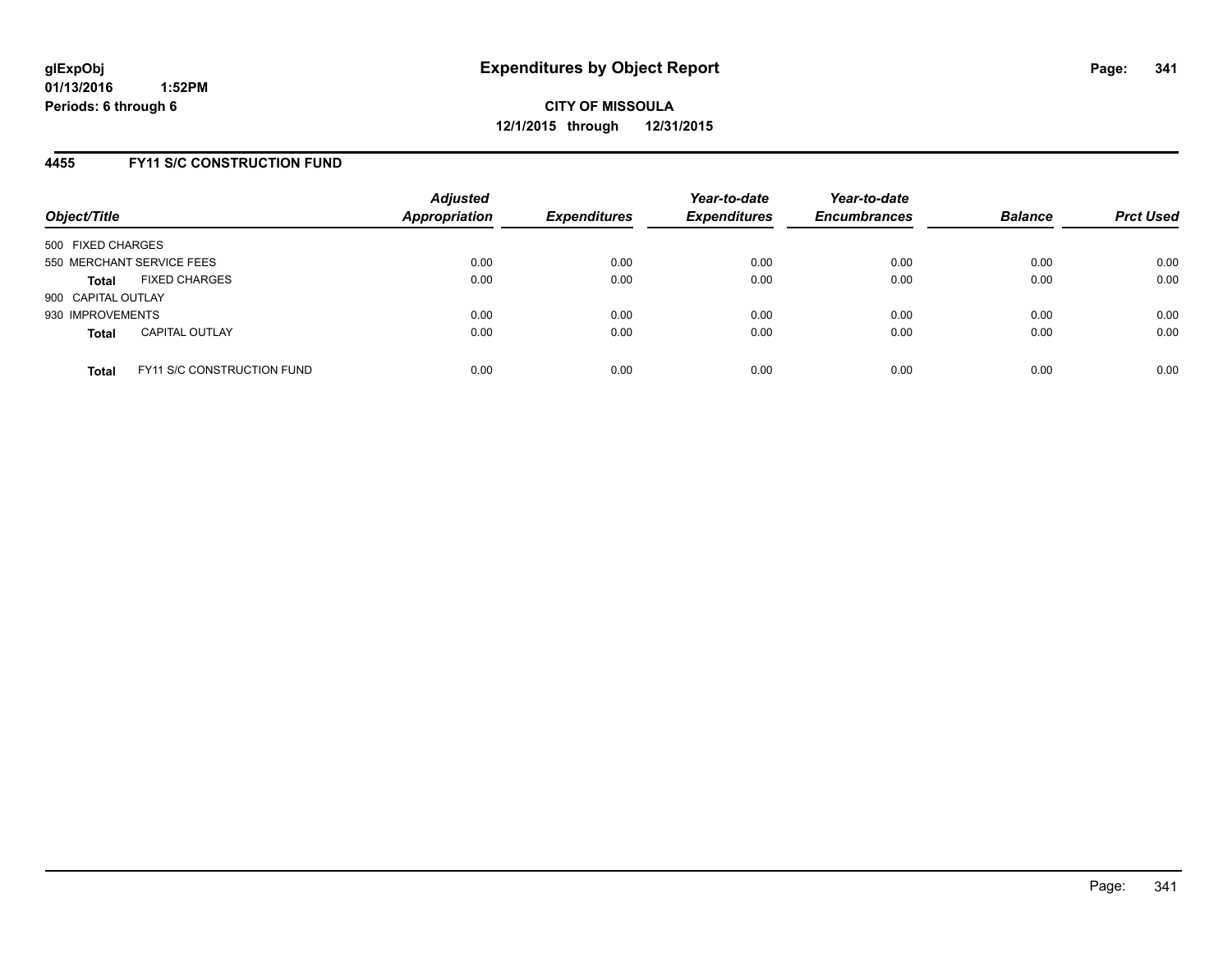**glExpObj**
**01/13/2016 1:52PM**
**Periods: 6 through 6**

# Expenditures by Object Report

**CITY OF MISSOULA**
**12/1/2015 through 12/31/2015**

## 4455 FY11 S/C CONSTRUCTION FUND

| Object/Title | | Adjusted Appropriation | Expenditures | Year-to-date Expenditures | Year-to-date Encumbrances | Balance | Prct Used |
|---|---|---|---|---|---|---|---|
| 500 FIXED CHARGES | | | | | | | |
| 550 MERCHANT SERVICE FEES | | 0.00 | 0.00 | 0.00 | 0.00 | 0.00 | 0.00 |
| **Total** | FIXED CHARGES | 0.00 | 0.00 | 0.00 | 0.00 | 0.00 | 0.00 |
| 900 CAPITAL OUTLAY | | | | | | | |
| 930 IMPROVEMENTS | | 0.00 | 0.00 | 0.00 | 0.00 | 0.00 | 0.00 |
| **Total** | CAPITAL OUTLAY | 0.00 | 0.00 | 0.00 | 0.00 | 0.00 | 0.00 |
| **Total** | FY11 S/C CONSTRUCTION FUND | 0.00 | 0.00 | 0.00 | 0.00 | 0.00 | 0.00 |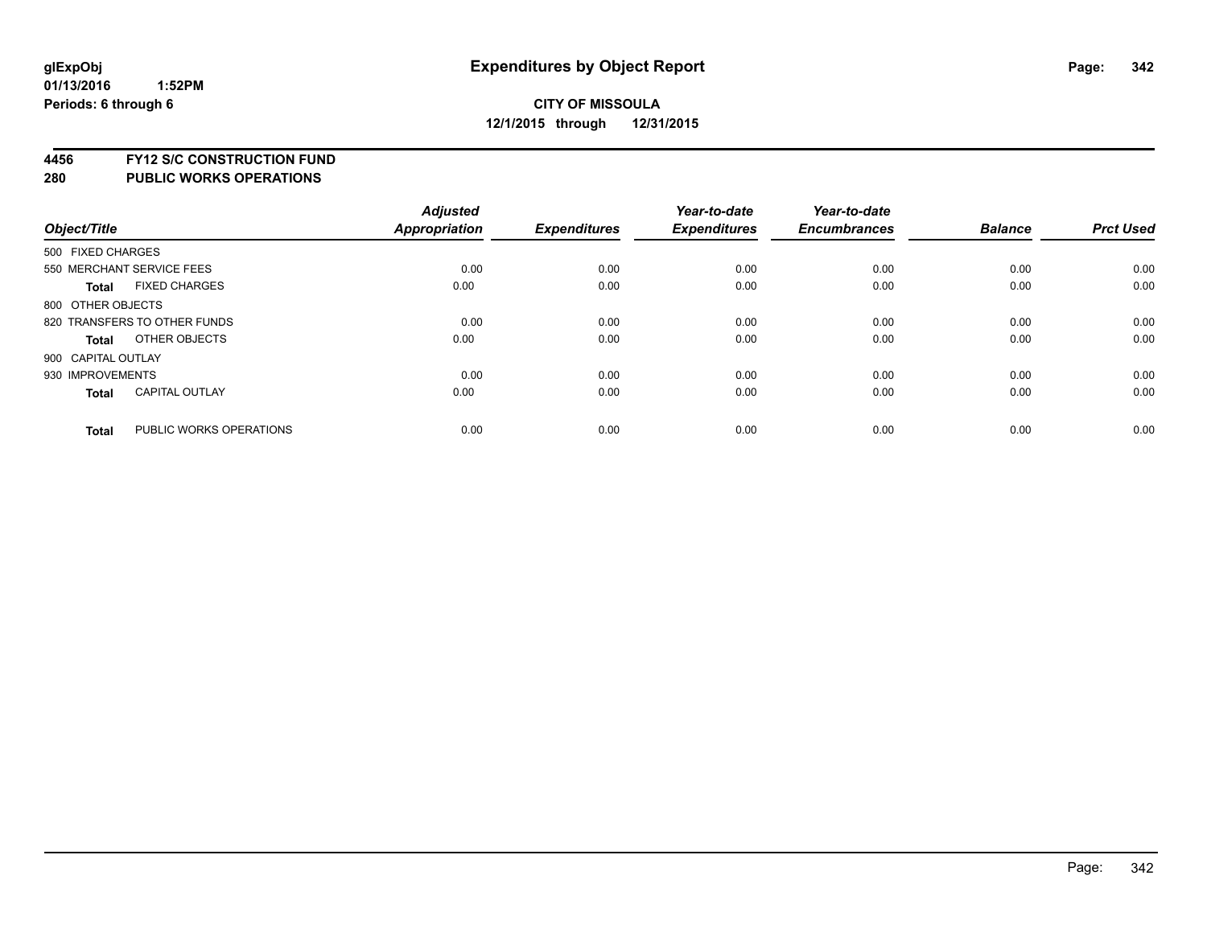**glExpObj**
**01/13/2016 1:52PM**
**Periods: 6 through 6**

# Expenditures by Object Report

**CITY OF MISSOULA**
**12/1/2015 through 12/31/2015**

## 4456 FY12 S/C CONSTRUCTION FUND
## 280 PUBLIC WORKS OPERATIONS

| Object/Title | | Adjusted Appropriation | Expenditures | Year-to-date Expenditures | Year-to-date Encumbrances | Balance | Prct Used |
|---|---|---|---|---|---|---|---|
| 500 FIXED CHARGES | | | | | | | |
| 550 MERCHANT SERVICE FEES | | 0.00 | 0.00 | 0.00 | 0.00 | 0.00 | 0.00 |
| **Total** | FIXED CHARGES | 0.00 | 0.00 | 0.00 | 0.00 | 0.00 | 0.00 |
| 800 OTHER OBJECTS | | | | | | | |
| 820 TRANSFERS TO OTHER FUNDS | | 0.00 | 0.00 | 0.00 | 0.00 | 0.00 | 0.00 |
| **Total** | OTHER OBJECTS | 0.00 | 0.00 | 0.00 | 0.00 | 0.00 | 0.00 |
| 900 CAPITAL OUTLAY | | | | | | | |
| 930 IMPROVEMENTS | | 0.00 | 0.00 | 0.00 | 0.00 | 0.00 | 0.00 |
| **Total** | CAPITAL OUTLAY | 0.00 | 0.00 | 0.00 | 0.00 | 0.00 | 0.00 |
| **Total** | PUBLIC WORKS OPERATIONS | 0.00 | 0.00 | 0.00 | 0.00 | 0.00 | 0.00 |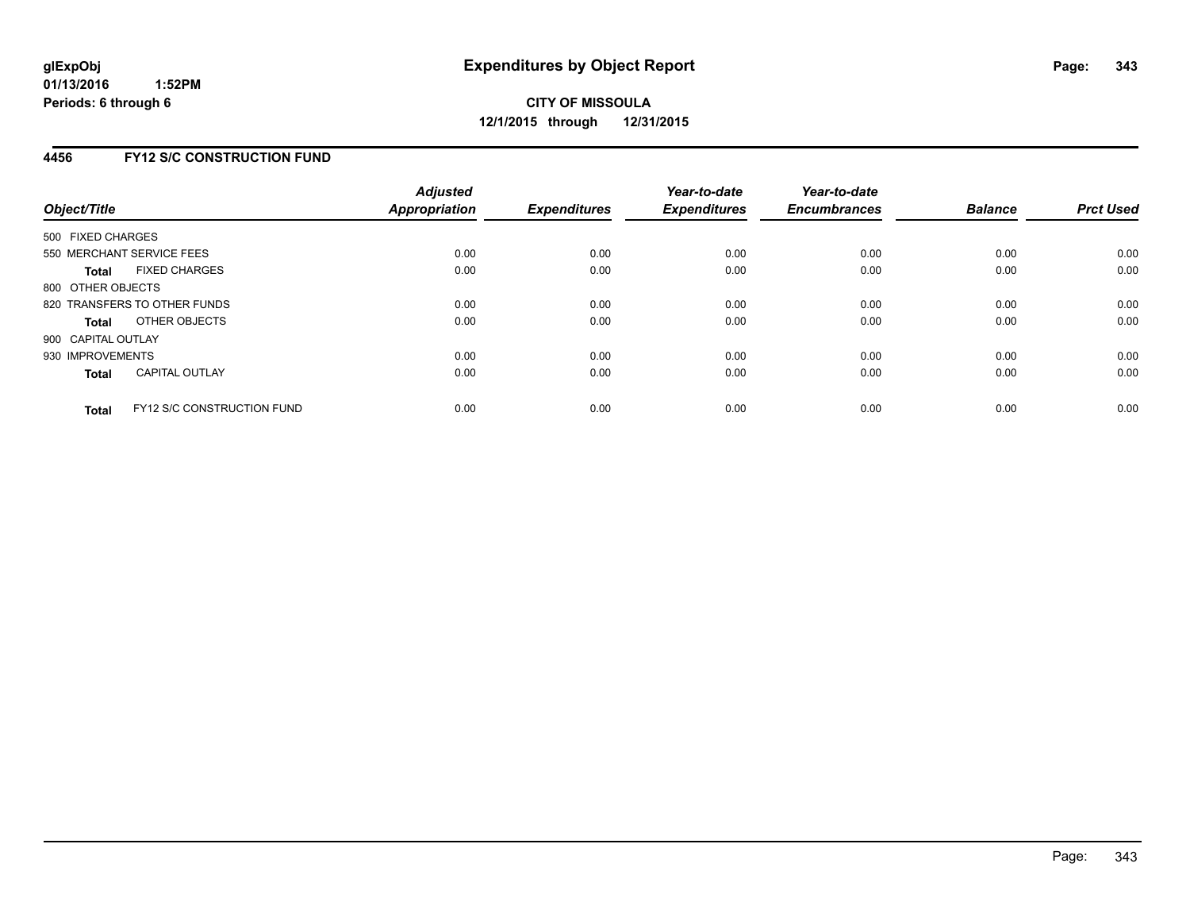**glExpObj**
**01/13/2016 1:52PM**
**Periods: 6 through 6**

# Expenditures by Object Report

**CITY OF MISSOULA**
**12/1/2015 through 12/31/2015**

## 4456 FY12 S/C CONSTRUCTION FUND

| Object/Title | Adjusted Appropriation | Expenditures | Year-to-date Expenditures | Year-to-date Encumbrances | Balance | Prct Used |
|---|---|---|---|---|---|---|
| 500 FIXED CHARGES | | | | | | |
| 550 MERCHANT SERVICE FEES | 0.00 | 0.00 | 0.00 | 0.00 | 0.00 | 0.00 |
| **Total** FIXED CHARGES | 0.00 | 0.00 | 0.00 | 0.00 | 0.00 | 0.00 |
| 800 OTHER OBJECTS | | | | | | |
| 820 TRANSFERS TO OTHER FUNDS | 0.00 | 0.00 | 0.00 | 0.00 | 0.00 | 0.00 |
| **Total** OTHER OBJECTS | 0.00 | 0.00 | 0.00 | 0.00 | 0.00 | 0.00 |
| 900 CAPITAL OUTLAY | | | | | | |
| 930 IMPROVEMENTS | 0.00 | 0.00 | 0.00 | 0.00 | 0.00 | 0.00 |
| **Total** CAPITAL OUTLAY | 0.00 | 0.00 | 0.00 | 0.00 | 0.00 | 0.00 |
| **Total** FY12 S/C CONSTRUCTION FUND | 0.00 | 0.00 | 0.00 | 0.00 | 0.00 | 0.00 |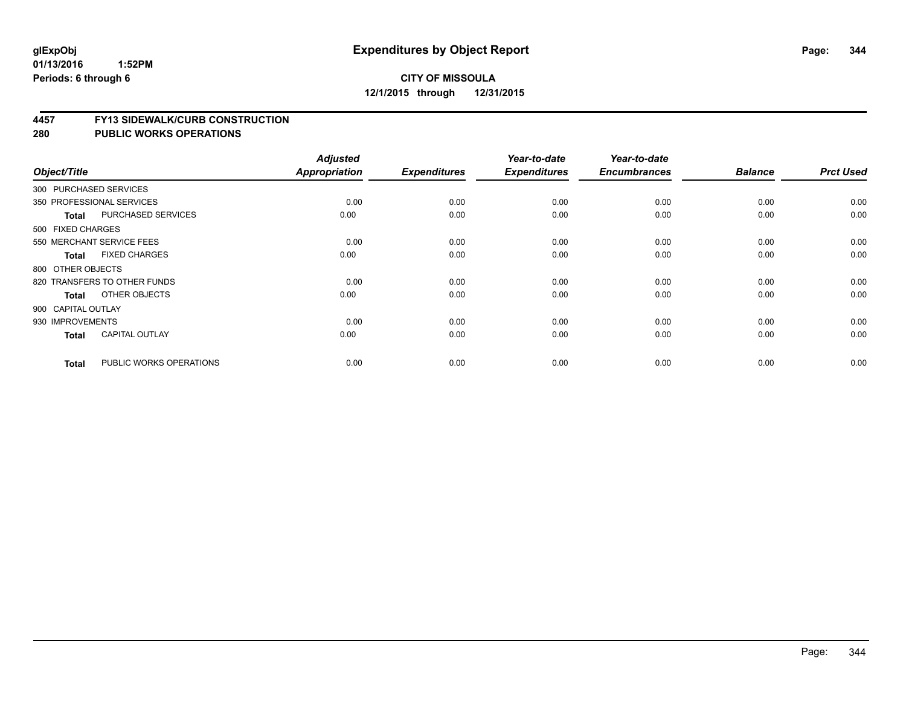**glExpObj**
**01/13/2016 1:52PM**
**Periods: 6 through 6**

# Expenditures by Object Report

**CITY OF MISSOULA**
**12/1/2015 through 12/31/2015**

## 4457 FY13 SIDEWALK/CURB CONSTRUCTION
## 280 PUBLIC WORKS OPERATIONS

| Object/Title | | Adjusted Appropriation | Expenditures | Year-to-date Expenditures | Year-to-date Encumbrances | Balance | Prct Used |
|---|---|---|---|---|---|---|---|
| 300 PURCHASED SERVICES | | | | | | | |
| 350 PROFESSIONAL SERVICES | | 0.00 | 0.00 | 0.00 | 0.00 | 0.00 | 0.00 |
| **Total** | PURCHASED SERVICES | 0.00 | 0.00 | 0.00 | 0.00 | 0.00 | 0.00 |
| 500 FIXED CHARGES | | | | | | | |
| 550 MERCHANT SERVICE FEES | | 0.00 | 0.00 | 0.00 | 0.00 | 0.00 | 0.00 |
| **Total** | FIXED CHARGES | 0.00 | 0.00 | 0.00 | 0.00 | 0.00 | 0.00 |
| 800 OTHER OBJECTS | | | | | | | |
| 820 TRANSFERS TO OTHER FUNDS | | 0.00 | 0.00 | 0.00 | 0.00 | 0.00 | 0.00 |
| **Total** | OTHER OBJECTS | 0.00 | 0.00 | 0.00 | 0.00 | 0.00 | 0.00 |
| 900 CAPITAL OUTLAY | | | | | | | |
| 930 IMPROVEMENTS | | 0.00 | 0.00 | 0.00 | 0.00 | 0.00 | 0.00 |
| **Total** | CAPITAL OUTLAY | 0.00 | 0.00 | 0.00 | 0.00 | 0.00 | 0.00 |
| **Total** | PUBLIC WORKS OPERATIONS | 0.00 | 0.00 | 0.00 | 0.00 | 0.00 | 0.00 |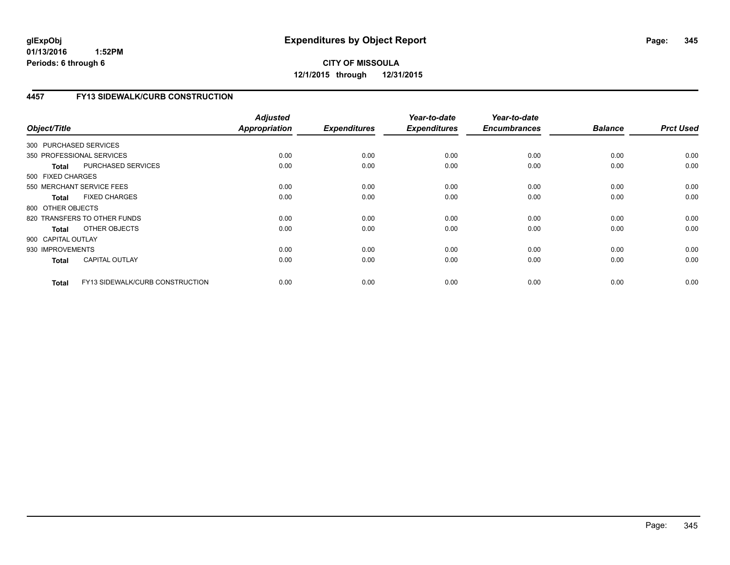# Expenditures by Object Report

glExpObj
01/13/2016 1:52PM
Periods: 6 through 6

**CITY OF MISSOULA**
**12/1/2015 through 12/31/2015**

## 4457 FY13 SIDEWALK/CURB CONSTRUCTION

| Object/Title | | Adjusted Appropriation | Expenditures | Year-to-date Expenditures | Year-to-date Encumbrances | Balance | Prct Used |
|---|---|---|---|---|---|---|---|
| 300 PURCHASED SERVICES | | | | | | | |
| 350 PROFESSIONAL SERVICES | | 0.00 | 0.00 | 0.00 | 0.00 | 0.00 | 0.00 |
| **Total** | PURCHASED SERVICES | 0.00 | 0.00 | 0.00 | 0.00 | 0.00 | 0.00 |
| 500 FIXED CHARGES | | | | | | | |
| 550 MERCHANT SERVICE FEES | | 0.00 | 0.00 | 0.00 | 0.00 | 0.00 | 0.00 |
| **Total** | FIXED CHARGES | 0.00 | 0.00 | 0.00 | 0.00 | 0.00 | 0.00 |
| 800 OTHER OBJECTS | | | | | | | |
| 820 TRANSFERS TO OTHER FUNDS | | 0.00 | 0.00 | 0.00 | 0.00 | 0.00 | 0.00 |
| **Total** | OTHER OBJECTS | 0.00 | 0.00 | 0.00 | 0.00 | 0.00 | 0.00 |
| 900 CAPITAL OUTLAY | | | | | | | |
| 930 IMPROVEMENTS | | 0.00 | 0.00 | 0.00 | 0.00 | 0.00 | 0.00 |
| **Total** | CAPITAL OUTLAY | 0.00 | 0.00 | 0.00 | 0.00 | 0.00 | 0.00 |
| **Total** | FY13 SIDEWALK/CURB CONSTRUCTION | 0.00 | 0.00 | 0.00 | 0.00 | 0.00 | 0.00 |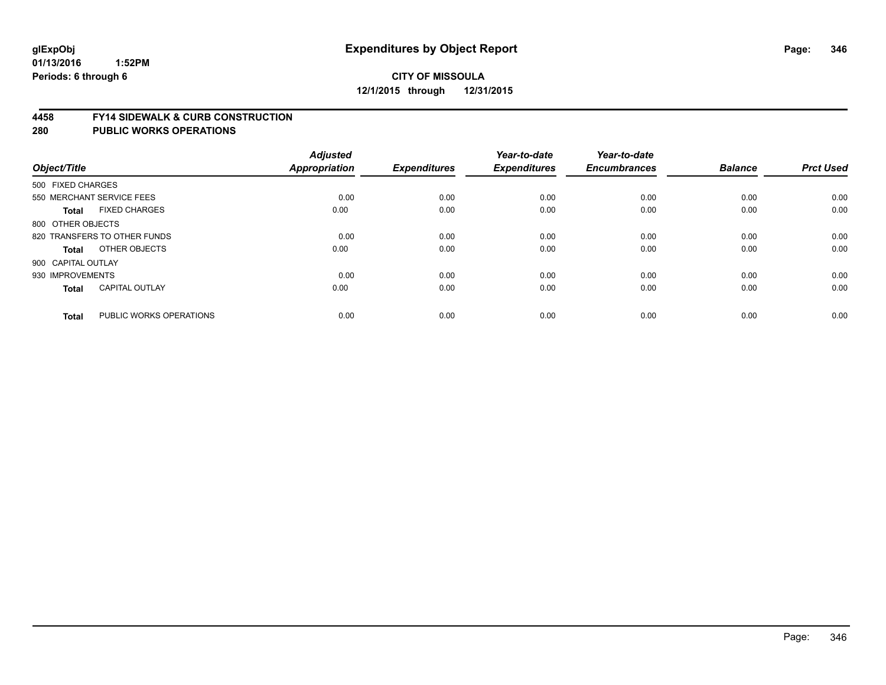**glExpObj**
**01/13/2016 1:52PM**
**Periods: 6 through 6**

# Expenditures by Object Report

**CITY OF MISSOULA**
**12/1/2015 through 12/31/2015**

## 4458 FY14 SIDEWALK & CURB CONSTRUCTION
## 280 PUBLIC WORKS OPERATIONS

| Object/Title | Adjusted Appropriation | Expenditures | Year-to-date Expenditures | Year-to-date Encumbrances | Balance | Prct Used |
|---|---|---|---|---|---|---|
| 500 FIXED CHARGES | | | | | | |
| 550 MERCHANT SERVICE FEES | 0.00 | 0.00 | 0.00 | 0.00 | 0.00 | 0.00 |
| **Total** FIXED CHARGES | 0.00 | 0.00 | 0.00 | 0.00 | 0.00 | 0.00 |
| 800 OTHER OBJECTS | | | | | | |
| 820 TRANSFERS TO OTHER FUNDS | 0.00 | 0.00 | 0.00 | 0.00 | 0.00 | 0.00 |
| **Total** OTHER OBJECTS | 0.00 | 0.00 | 0.00 | 0.00 | 0.00 | 0.00 |
| 900 CAPITAL OUTLAY | | | | | | |
| 930 IMPROVEMENTS | 0.00 | 0.00 | 0.00 | 0.00 | 0.00 | 0.00 |
| **Total** CAPITAL OUTLAY | 0.00 | 0.00 | 0.00 | 0.00 | 0.00 | 0.00 |
| **Total** PUBLIC WORKS OPERATIONS | 0.00 | 0.00 | 0.00 | 0.00 | 0.00 | 0.00 |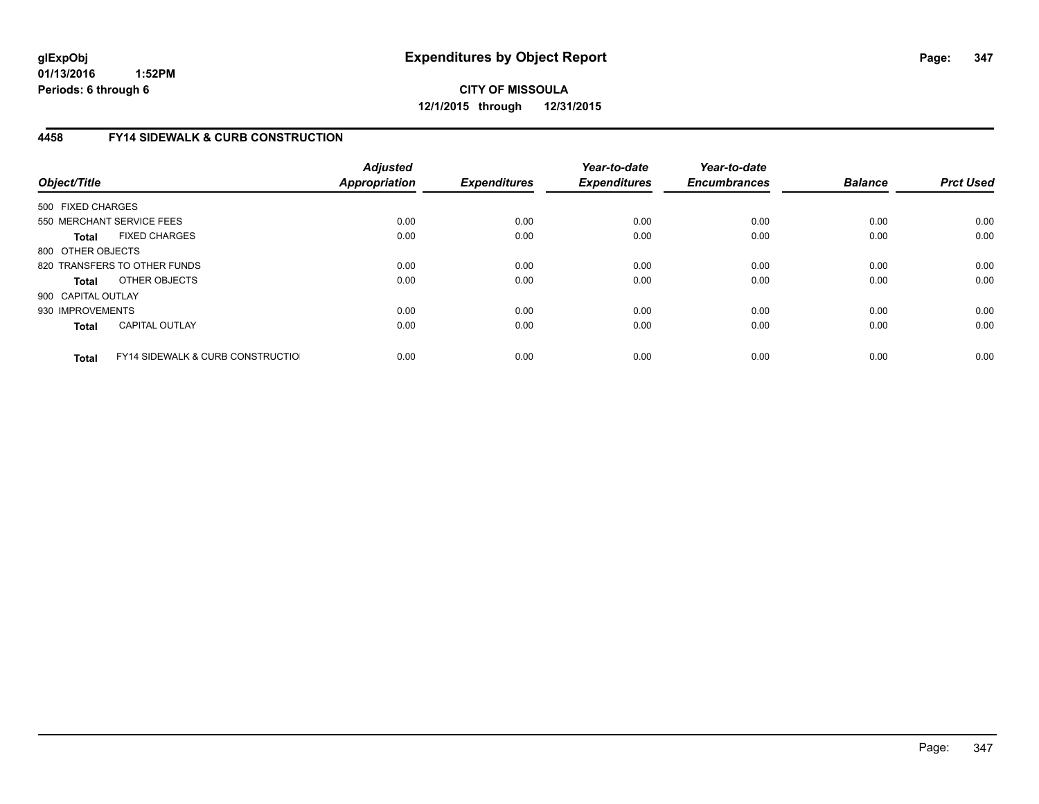**glExpObj**
**01/13/2016 1:52PM**
**Periods: 6 through 6**

# Expenditures by Object Report

**CITY OF MISSOULA**
**12/1/2015 through 12/31/2015**

## 4458 FY14 SIDEWALK & CURB CONSTRUCTION

| Object/Title | | *Adjusted Appropriation* | *Expenditures* | *Year-to-date Expenditures* | *Year-to-date Encumbrances* | *Balance* | *Prct Used* |
|---|---|---|---|---|---|---|---|
| 500 FIXED CHARGES | | | | | | | |
| 550 MERCHANT SERVICE FEES | | 0.00 | 0.00 | 0.00 | 0.00 | 0.00 | 0.00 |
| **Total** | FIXED CHARGES | 0.00 | 0.00 | 0.00 | 0.00 | 0.00 | 0.00 |
| 800 OTHER OBJECTS | | | | | | | |
| 820 TRANSFERS TO OTHER FUNDS | | 0.00 | 0.00 | 0.00 | 0.00 | 0.00 | 0.00 |
| **Total** | OTHER OBJECTS | 0.00 | 0.00 | 0.00 | 0.00 | 0.00 | 0.00 |
| 900 CAPITAL OUTLAY | | | | | | | |
| 930 IMPROVEMENTS | | 0.00 | 0.00 | 0.00 | 0.00 | 0.00 | 0.00 |
| **Total** | CAPITAL OUTLAY | 0.00 | 0.00 | 0.00 | 0.00 | 0.00 | 0.00 |
| **Total** | FY14 SIDEWALK & CURB CONSTRUCTIO | 0.00 | 0.00 | 0.00 | 0.00 | 0.00 | 0.00 |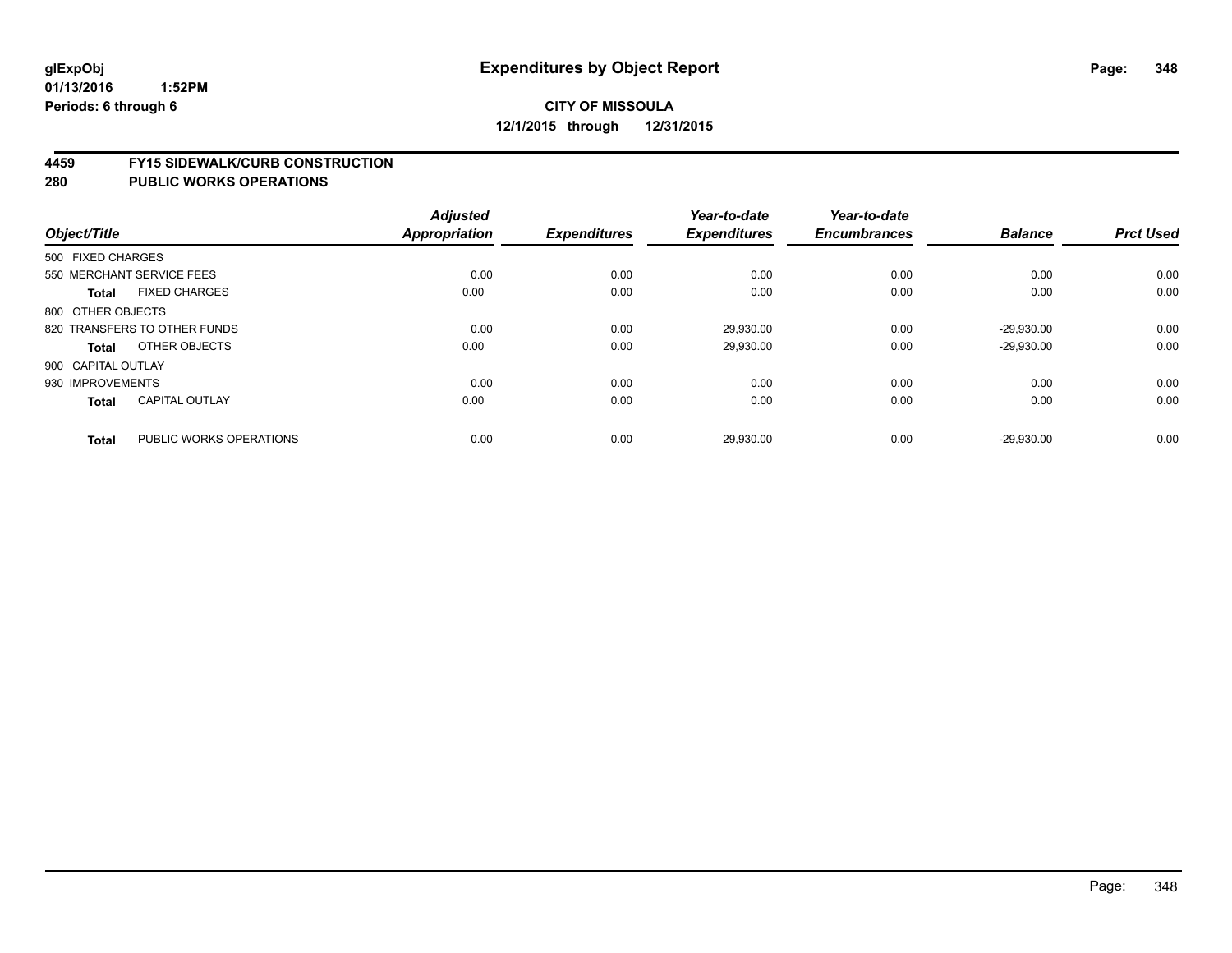**glExpObj**
**01/13/2016 1:52PM**
**Periods: 6 through 6**

# Expenditures by Object Report

**CITY OF MISSOULA**
**12/1/2015 through 12/31/2015**

## 4459 FY15 SIDEWALK/CURB CONSTRUCTION
## 280 PUBLIC WORKS OPERATIONS

| Object/Title | | Adjusted Appropriation | Expenditures | Year-to-date Expenditures | Year-to-date Encumbrances | Balance | Prct Used |
|---|---|---|---|---|---|---|---|
| 500 FIXED CHARGES | | | | | | | |
| 550 MERCHANT SERVICE FEES | | 0.00 | 0.00 | 0.00 | 0.00 | 0.00 | 0.00 |
| **Total** | FIXED CHARGES | 0.00 | 0.00 | 0.00 | 0.00 | 0.00 | 0.00 |
| 800 OTHER OBJECTS | | | | | | | |
| 820 TRANSFERS TO OTHER FUNDS | | 0.00 | 0.00 | 29,930.00 | 0.00 | -29,930.00 | 0.00 |
| **Total** | OTHER OBJECTS | 0.00 | 0.00 | 29,930.00 | 0.00 | -29,930.00 | 0.00 |
| 900 CAPITAL OUTLAY | | | | | | | |
| 930 IMPROVEMENTS | | 0.00 | 0.00 | 0.00 | 0.00 | 0.00 | 0.00 |
| **Total** | CAPITAL OUTLAY | 0.00 | 0.00 | 0.00 | 0.00 | 0.00 | 0.00 |
| **Total** | PUBLIC WORKS OPERATIONS | 0.00 | 0.00 | 29,930.00 | 0.00 | -29,930.00 | 0.00 |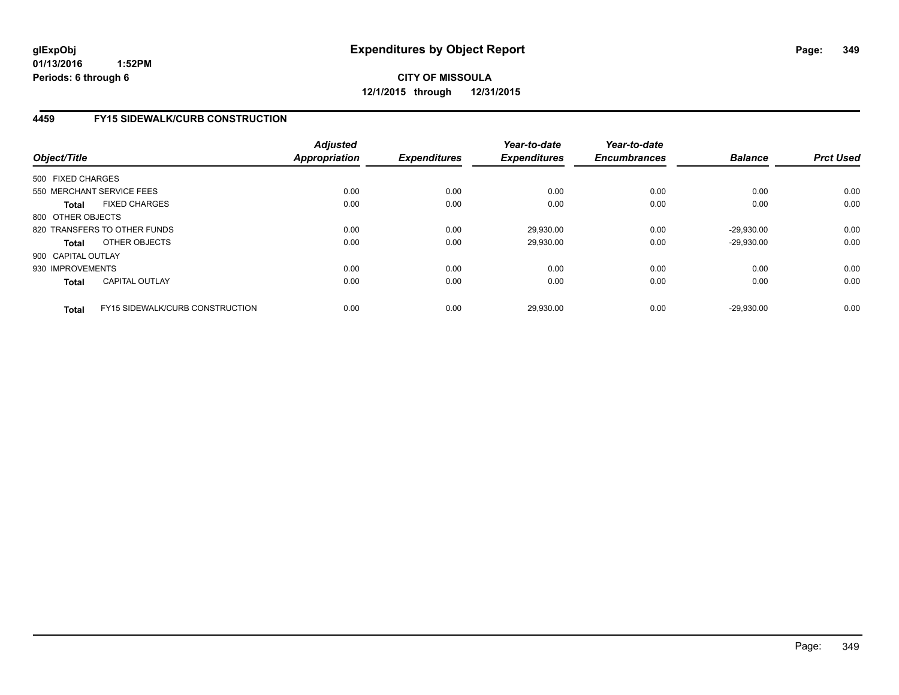**glExpObj**
**01/13/2016 1:52PM**
**Periods: 6 through 6**

# Expenditures by Object Report

**CITY OF MISSOULA**
**12/1/2015 through 12/31/2015**

## 4459 FY15 SIDEWALK/CURB CONSTRUCTION

| Object/Title | | Adjusted Appropriation | Expenditures | Year-to-date Expenditures | Year-to-date Encumbrances | Balance | Prct Used |
|---|---|---|---|---|---|---|---|
| 500 FIXED CHARGES | | | | | | | |
| 550 MERCHANT SERVICE FEES | | 0.00 | 0.00 | 0.00 | 0.00 | 0.00 | 0.00 |
| **Total** | FIXED CHARGES | 0.00 | 0.00 | 0.00 | 0.00 | 0.00 | 0.00 |
| 800 OTHER OBJECTS | | | | | | | |
| 820 TRANSFERS TO OTHER FUNDS | | 0.00 | 0.00 | 29,930.00 | 0.00 | -29,930.00 | 0.00 |
| **Total** | OTHER OBJECTS | 0.00 | 0.00 | 29,930.00 | 0.00 | -29,930.00 | 0.00 |
| 900 CAPITAL OUTLAY | | | | | | | |
| 930 IMPROVEMENTS | | 0.00 | 0.00 | 0.00 | 0.00 | 0.00 | 0.00 |
| **Total** | CAPITAL OUTLAY | 0.00 | 0.00 | 0.00 | 0.00 | 0.00 | 0.00 |
| **Total** | FY15 SIDEWALK/CURB CONSTRUCTION | 0.00 | 0.00 | 29,930.00 | 0.00 | -29,930.00 | 0.00 |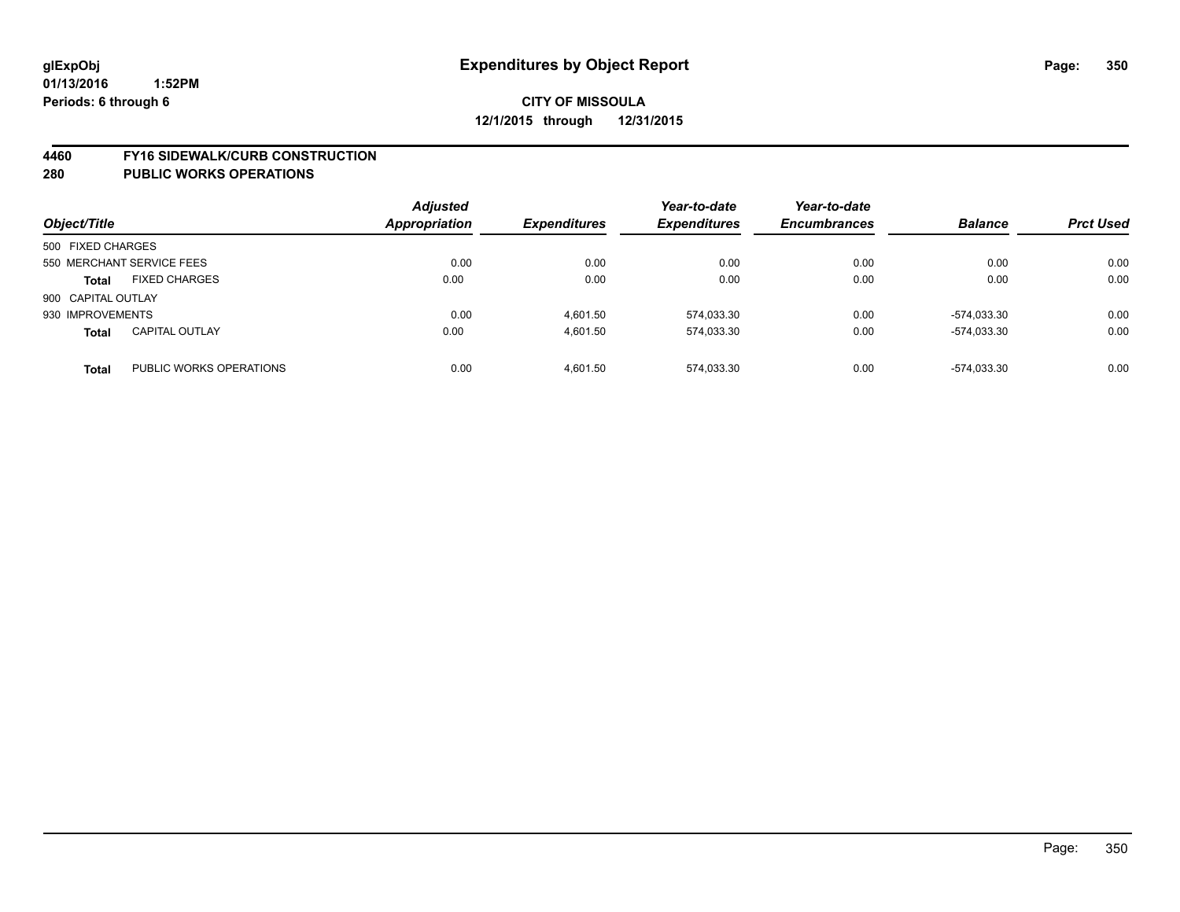**glExpObj**
**01/13/2016 1:52PM**
**Periods: 6 through 6**

# Expenditures by Object Report

**CITY OF MISSOULA**
**12/1/2015 through 12/31/2015**

## 4460 FY16 SIDEWALK/CURB CONSTRUCTION
## 280 PUBLIC WORKS OPERATIONS

| Object/Title | | Adjusted Appropriation | Expenditures | Year-to-date Expenditures | Year-to-date Encumbrances | Balance | Prct Used |
|---|---|---|---|---|---|---|---|
| 500 FIXED CHARGES | | | | | | | |
| 550 MERCHANT SERVICE FEES | | 0.00 | 0.00 | 0.00 | 0.00 | 0.00 | 0.00 |
| **Total** | FIXED CHARGES | 0.00 | 0.00 | 0.00 | 0.00 | 0.00 | 0.00 |
| 900 CAPITAL OUTLAY | | | | | | | |
| 930 IMPROVEMENTS | | 0.00 | 4,601.50 | 574,033.30 | 0.00 | -574,033.30 | 0.00 |
| **Total** | CAPITAL OUTLAY | 0.00 | 4,601.50 | 574,033.30 | 0.00 | -574,033.30 | 0.00 |
| **Total** | PUBLIC WORKS OPERATIONS | 0.00 | 4,601.50 | 574,033.30 | 0.00 | -574,033.30 | 0.00 |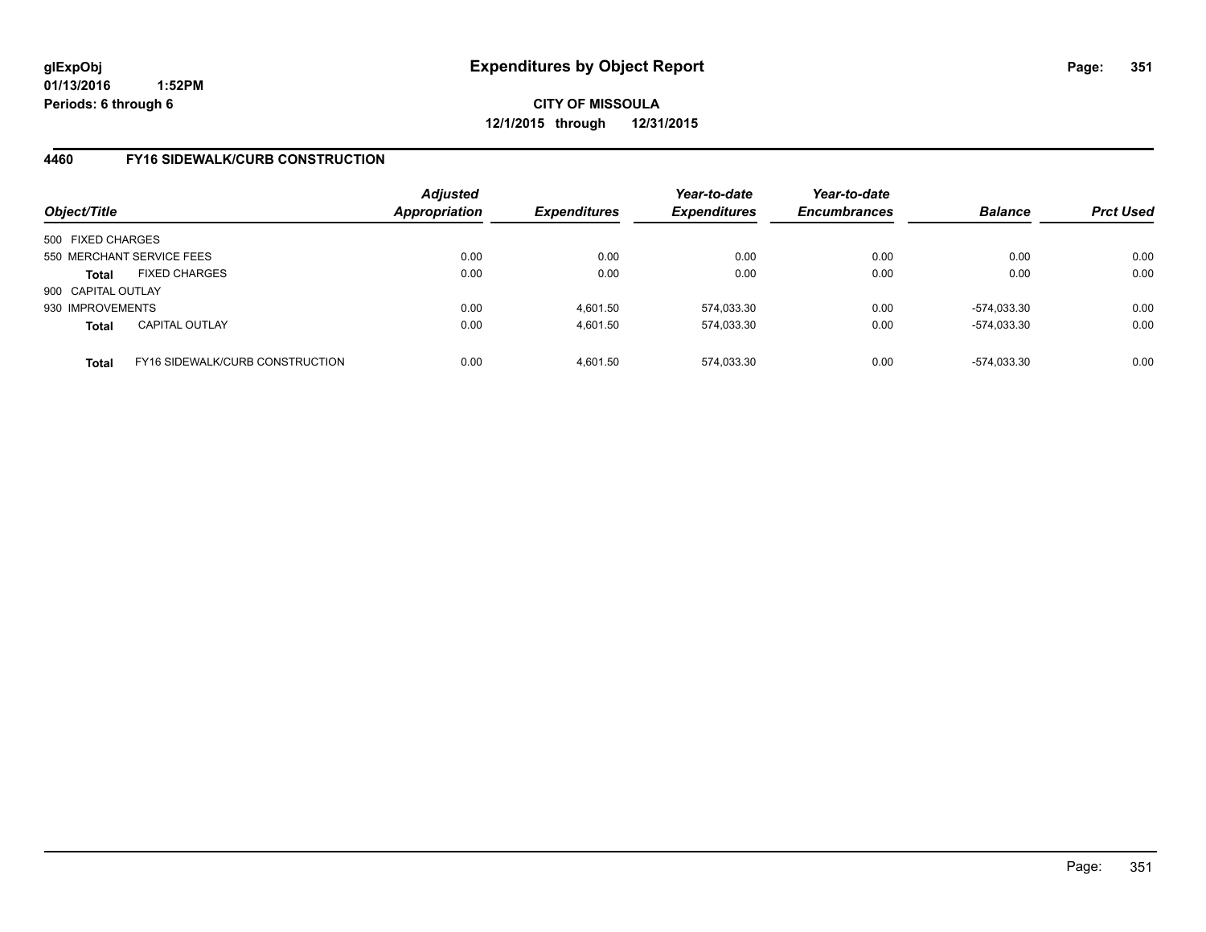**glExpObj** **Expenditures by Object Report**

**01/13/2016 1:52PM**

**Periods: 6 through 6**

**CITY OF MISSOULA**

**12/1/2015 through 12/31/2015**

## 4460 FY16 SIDEWALK/CURB CONSTRUCTION

| Object/Title | | Adjusted Appropriation | Expenditures | Year-to-date Expenditures | Year-to-date Encumbrances | Balance | Prct Used |
|---|---|---|---|---|---|---|---|
| 500 FIXED CHARGES | | | | | | | |
| 550 MERCHANT SERVICE FEES | | 0.00 | 0.00 | 0.00 | 0.00 | 0.00 | 0.00 |
| **Total** | FIXED CHARGES | 0.00 | 0.00 | 0.00 | 0.00 | 0.00 | 0.00 |
| 900 CAPITAL OUTLAY | | | | | | | |
| 930 IMPROVEMENTS | | 0.00 | 4,601.50 | 574,033.30 | 0.00 | -574,033.30 | 0.00 |
| **Total** | CAPITAL OUTLAY | 0.00 | 4,601.50 | 574,033.30 | 0.00 | -574,033.30 | 0.00 |
| **Total** | FY16 SIDEWALK/CURB CONSTRUCTION | 0.00 | 4,601.50 | 574,033.30 | 0.00 | -574,033.30 | 0.00 |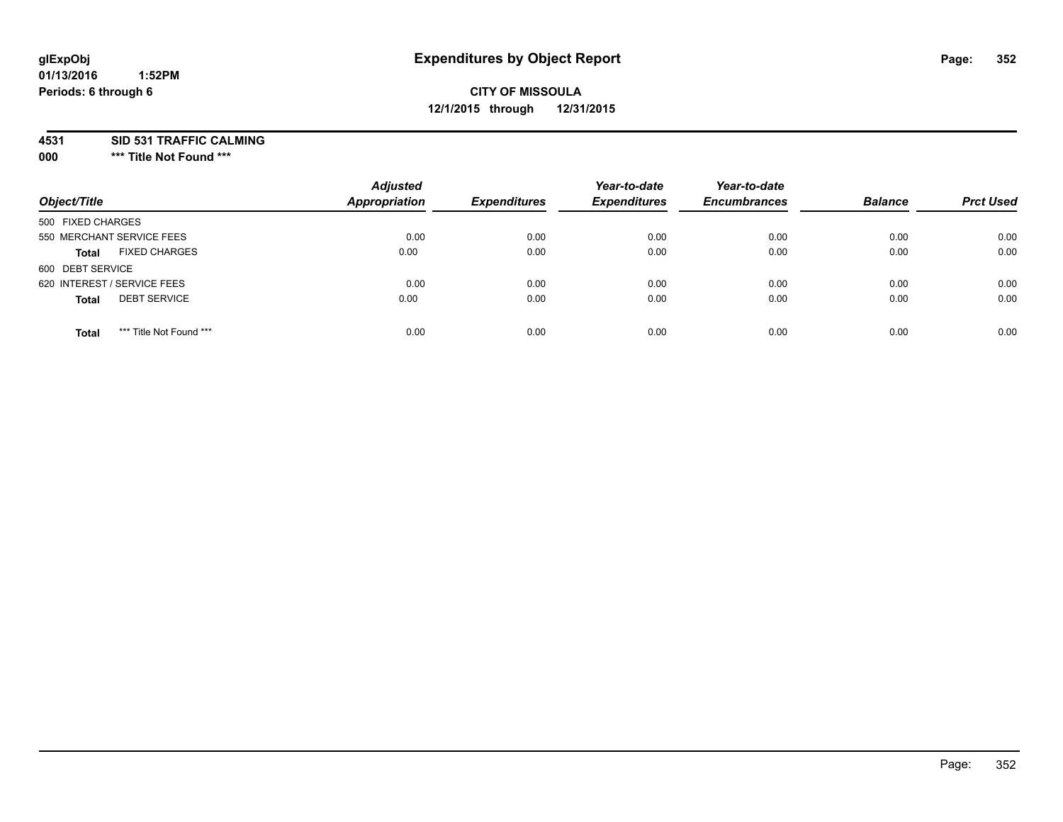**glExpObj**
**01/13/2016 1:52PM**
**Periods: 6 through 6**

# Expenditures by Object Report

**CITY OF MISSOULA**
**12/1/2015 through 12/31/2015**

**4531 SID 531 TRAFFIC CALMING**
**000 *** Title Not Found *****

| Object/Title | Adjusted Appropriation | Expenditures | Year-to-date Expenditures | Year-to-date Encumbrances | Balance | Prct Used |
|---|---|---|---|---|---|---|
| 500 FIXED CHARGES | | | | | | |
| 550 MERCHANT SERVICE FEES | 0.00 | 0.00 | 0.00 | 0.00 | 0.00 | 0.00 |
| **Total** FIXED CHARGES | 0.00 | 0.00 | 0.00 | 0.00 | 0.00 | 0.00 |
| 600 DEBT SERVICE | | | | | | |
| 620 INTEREST / SERVICE FEES | 0.00 | 0.00 | 0.00 | 0.00 | 0.00 | 0.00 |
| **Total** DEBT SERVICE | 0.00 | 0.00 | 0.00 | 0.00 | 0.00 | 0.00 |
| **Total** *** Title Not Found *** | 0.00 | 0.00 | 0.00 | 0.00 | 0.00 | 0.00 |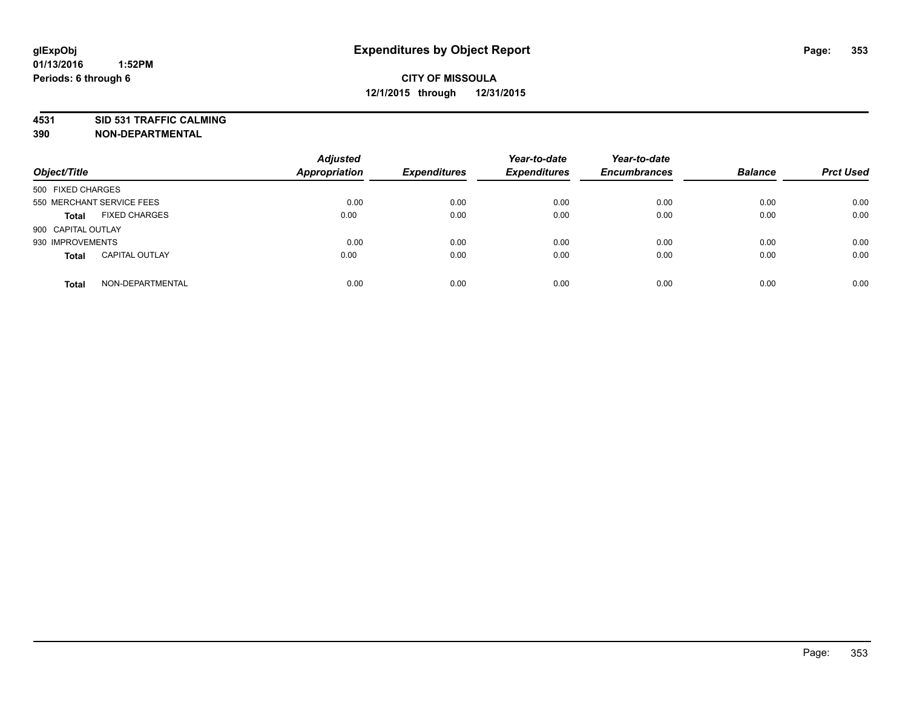# Expenditures by Object Report

glExpObj
01/13/2016 1:52PM
Periods: 6 through 6

**CITY OF MISSOULA**
**12/1/2015 through 12/31/2015**

**4531 SID 531 TRAFFIC CALMING**
**390 NON-DEPARTMENTAL**

| Object/Title | Adjusted Appropriation | Expenditures | Year-to-date Expenditures | Year-to-date Encumbrances | Balance | Prct Used |
|---|---|---|---|---|---|---|
| 500 FIXED CHARGES | | | | | | |
| 550 MERCHANT SERVICE FEES | 0.00 | 0.00 | 0.00 | 0.00 | 0.00 | 0.00 |
| **Total** FIXED CHARGES | 0.00 | 0.00 | 0.00 | 0.00 | 0.00 | 0.00 |
| 900 CAPITAL OUTLAY | | | | | | |
| 930 IMPROVEMENTS | 0.00 | 0.00 | 0.00 | 0.00 | 0.00 | 0.00 |
| **Total** CAPITAL OUTLAY | 0.00 | 0.00 | 0.00 | 0.00 | 0.00 | 0.00 |
| **Total** NON-DEPARTMENTAL | 0.00 | 0.00 | 0.00 | 0.00 | 0.00 | 0.00 |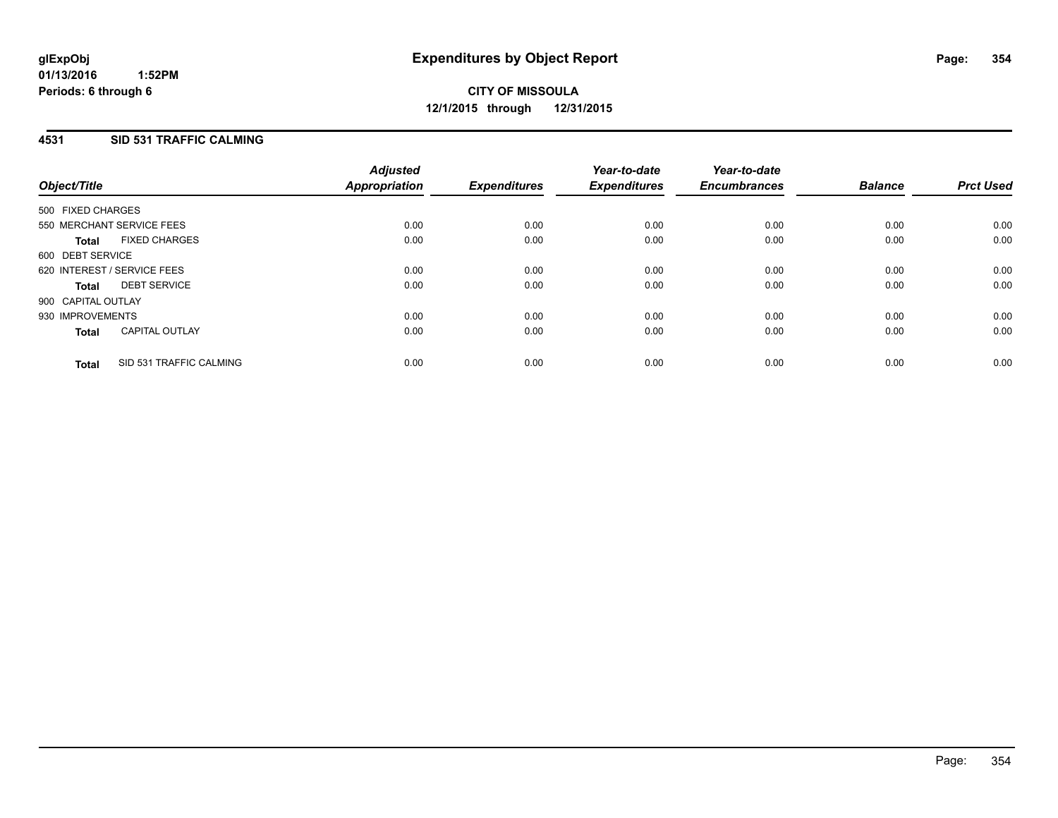# Expenditures by Object Report

glExpObj
01/13/2016 1:52PM
Periods: 6 through 6

**CITY OF MISSOULA**
**12/1/2015 through 12/31/2015**

## 4531 SID 531 TRAFFIC CALMING

| Object/Title | Adjusted Appropriation | Expenditures | Year-to-date Expenditures | Year-to-date Encumbrances | Balance | Prct Used |
|---|---|---|---|---|---|---|
| 500 FIXED CHARGES | | | | | | |
| 550 MERCHANT SERVICE FEES | 0.00 | 0.00 | 0.00 | 0.00 | 0.00 | 0.00 |
| **Total** FIXED CHARGES | 0.00 | 0.00 | 0.00 | 0.00 | 0.00 | 0.00 |
| 600 DEBT SERVICE | | | | | | |
| 620 INTEREST / SERVICE FEES | 0.00 | 0.00 | 0.00 | 0.00 | 0.00 | 0.00 |
| **Total** DEBT SERVICE | 0.00 | 0.00 | 0.00 | 0.00 | 0.00 | 0.00 |
| 900 CAPITAL OUTLAY | | | | | | |
| 930 IMPROVEMENTS | 0.00 | 0.00 | 0.00 | 0.00 | 0.00 | 0.00 |
| **Total** CAPITAL OUTLAY | 0.00 | 0.00 | 0.00 | 0.00 | 0.00 | 0.00 |
| **Total** SID 531 TRAFFIC CALMING | 0.00 | 0.00 | 0.00 | 0.00 | 0.00 | 0.00 |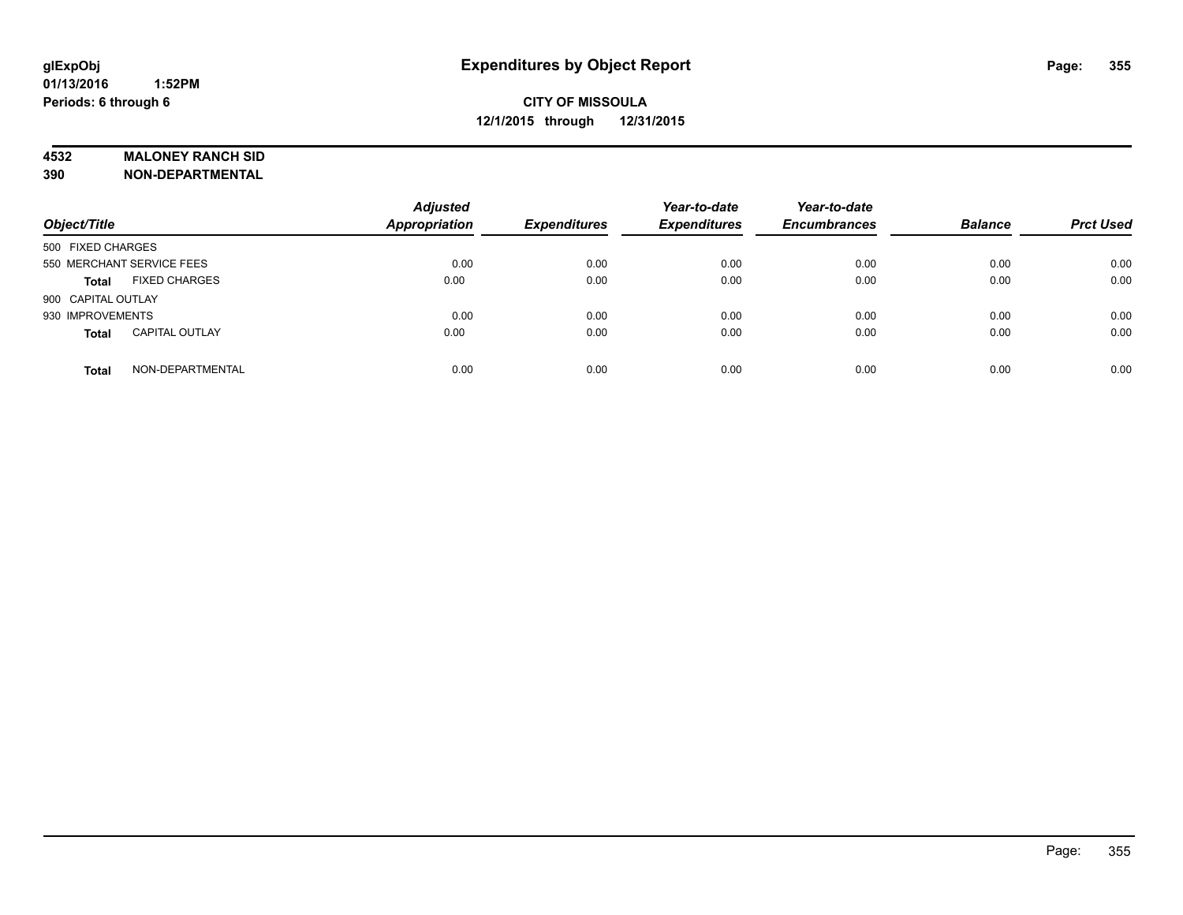**glExpObj**
**01/13/2016 1:52PM**
**Periods: 6 through 6**

# Expenditures by Object Report

**CITY OF MISSOULA**
**12/1/2015 through 12/31/2015**

**4532 MALONEY RANCH SID**
**390 NON-DEPARTMENTAL**

| Object/Title | Adjusted Appropriation | Expenditures | Year-to-date Expenditures | Year-to-date Encumbrances | Balance | Prct Used |
|---|---|---|---|---|---|---|
| 500 FIXED CHARGES | | | | | | |
| 550 MERCHANT SERVICE FEES | 0.00 | 0.00 | 0.00 | 0.00 | 0.00 | 0.00 |
| **Total** FIXED CHARGES | 0.00 | 0.00 | 0.00 | 0.00 | 0.00 | 0.00 |
| 900 CAPITAL OUTLAY | | | | | | |
| 930 IMPROVEMENTS | 0.00 | 0.00 | 0.00 | 0.00 | 0.00 | 0.00 |
| **Total** CAPITAL OUTLAY | 0.00 | 0.00 | 0.00 | 0.00 | 0.00 | 0.00 |
| **Total** NON-DEPARTMENTAL | 0.00 | 0.00 | 0.00 | 0.00 | 0.00 | 0.00 |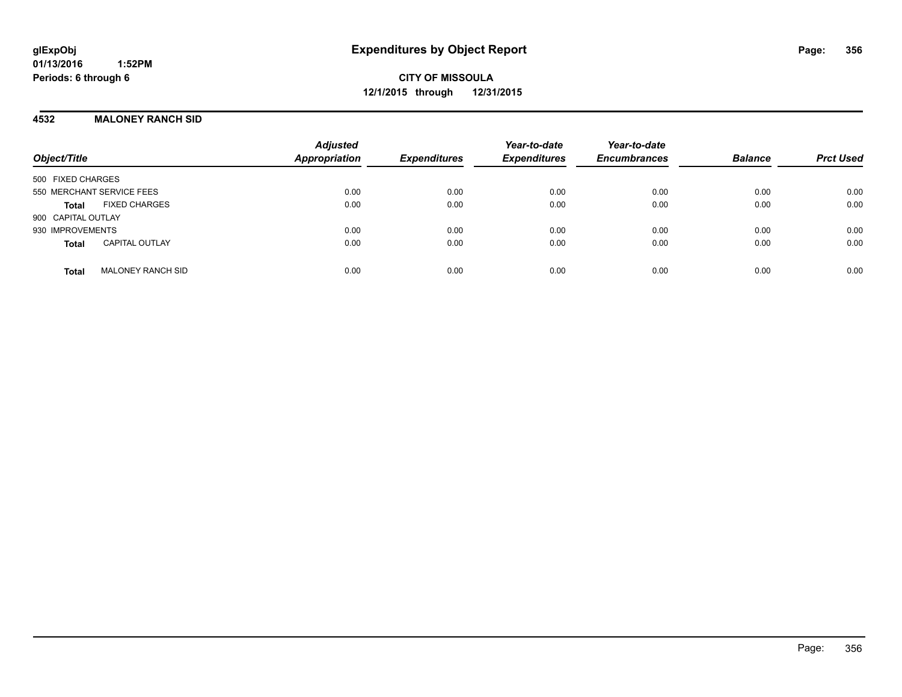**glExpObj**
**01/13/2016 1:52PM**
**Periods: 6 through 6**

# Expenditures by Object Report

**CITY OF MISSOULA**
**12/1/2015 through 12/31/2015**

## 4532 MALONEY RANCH SID

| Object/Title | | *Adjusted Appropriation* | *Expenditures* | *Year-to-date Expenditures* | *Year-to-date Encumbrances* | *Balance* | *Prct Used* |
|---|---|---|---|---|---|---|---|
| 500 FIXED CHARGES | | | | | | | |
| 550 MERCHANT SERVICE FEES | | 0.00 | 0.00 | 0.00 | 0.00 | 0.00 | 0.00 |
| **Total** | FIXED CHARGES | 0.00 | 0.00 | 0.00 | 0.00 | 0.00 | 0.00 |
| 900 CAPITAL OUTLAY | | | | | | | |
| 930 IMPROVEMENTS | | 0.00 | 0.00 | 0.00 | 0.00 | 0.00 | 0.00 |
| **Total** | CAPITAL OUTLAY | 0.00 | 0.00 | 0.00 | 0.00 | 0.00 | 0.00 |
| **Total** | MALONEY RANCH SID | 0.00 | 0.00 | 0.00 | 0.00 | 0.00 | 0.00 |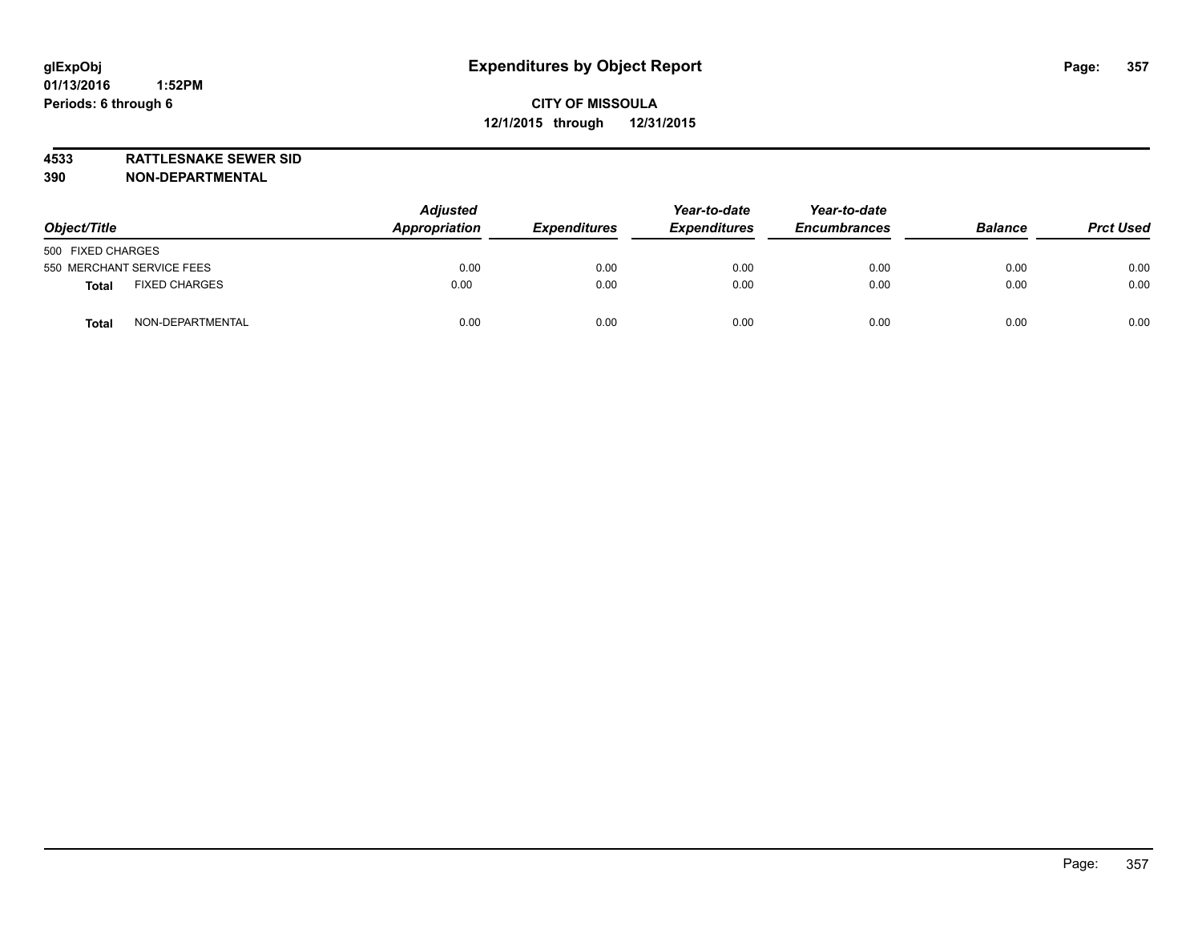glExpObj
01/13/2016 1:52PM
Periods: 6 through 6

# Expenditures by Object Report

**CITY OF MISSOULA**
**12/1/2015 through 12/31/2015**

**4533 RATTLESNAKE SEWER SID**
**390 NON-DEPARTMENTAL**

| Object/Title | | Adjusted Appropriation | Expenditures | Year-to-date Expenditures | Year-to-date Encumbrances | Balance | Prct Used |
|---|---|---|---|---|---|---|---|
| 500 FIXED CHARGES | | | | | | | |
| 550 MERCHANT SERVICE FEES | | 0.00 | 0.00 | 0.00 | 0.00 | 0.00 | 0.00 |
| **Total** | FIXED CHARGES | 0.00 | 0.00 | 0.00 | 0.00 | 0.00 | 0.00 |
| **Total** | NON-DEPARTMENTAL | 0.00 | 0.00 | 0.00 | 0.00 | 0.00 | 0.00 |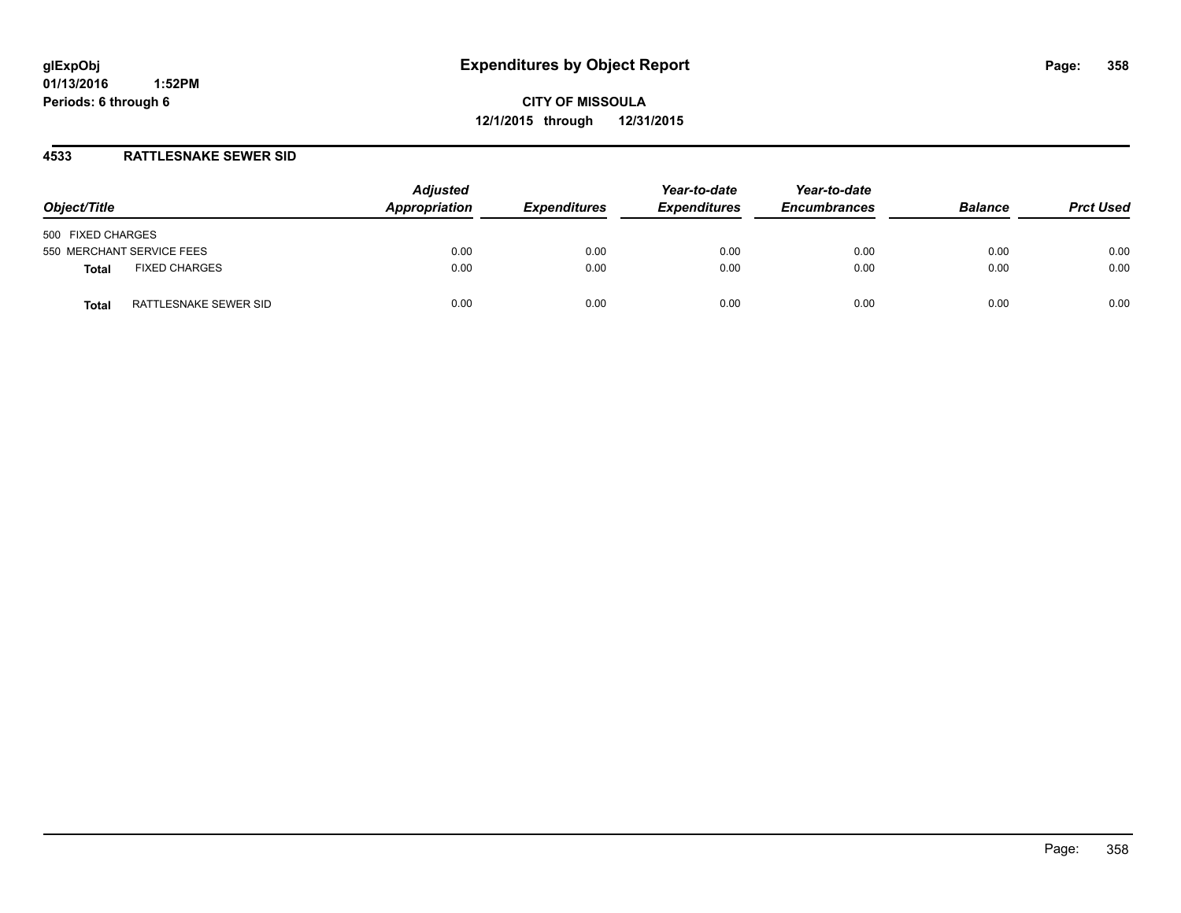**CITY OF MISSOULA**
**12/1/2015 through 12/31/2015**

## 4533 RATTLESNAKE SEWER SID

| Object/Title | | Adjusted Appropriation | Expenditures | Year-to-date Expenditures | Year-to-date Encumbrances | Balance | Prct Used |
|---|---|---|---|---|---|---|---|
| 500 FIXED CHARGES | | | | | | | |
| 550 MERCHANT SERVICE FEES | | 0.00 | 0.00 | 0.00 | 0.00 | 0.00 | 0.00 |
| **Total** | FIXED CHARGES | 0.00 | 0.00 | 0.00 | 0.00 | 0.00 | 0.00 |
| **Total** | RATTLESNAKE SEWER SID | 0.00 | 0.00 | 0.00 | 0.00 | 0.00 | 0.00 |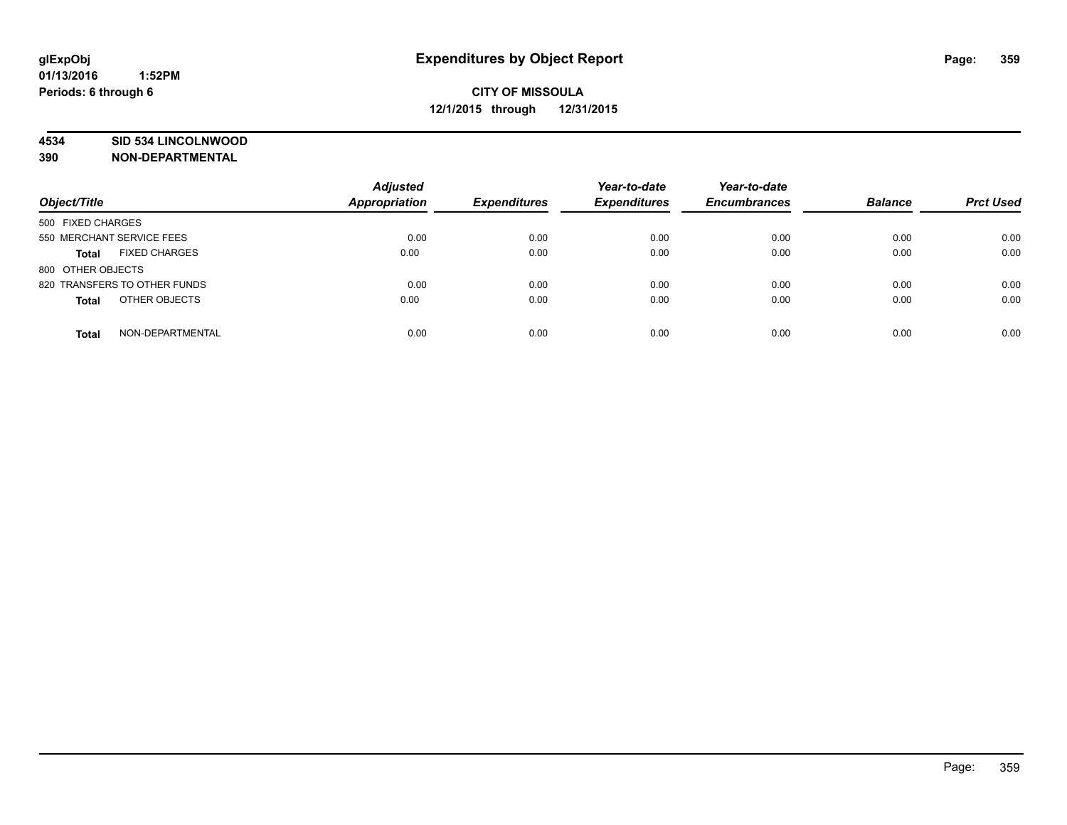# Expenditures by Object Report

glExpObj
01/13/2016 1:52PM
Periods: 6 through 6

**CITY OF MISSOULA**
**12/1/2015 through 12/31/2015**

**4534 SID 534 LINCOLNWOOD**
**390 NON-DEPARTMENTAL**

| Object/Title | Adjusted Appropriation | Expenditures | Year-to-date Expenditures | Year-to-date Encumbrances | Balance | Prct Used |
|---|---|---|---|---|---|---|
| 500 FIXED CHARGES | | | | | | |
| 550 MERCHANT SERVICE FEES | 0.00 | 0.00 | 0.00 | 0.00 | 0.00 | 0.00 |
| **Total** FIXED CHARGES | 0.00 | 0.00 | 0.00 | 0.00 | 0.00 | 0.00 |
| 800 OTHER OBJECTS | | | | | | |
| 820 TRANSFERS TO OTHER FUNDS | 0.00 | 0.00 | 0.00 | 0.00 | 0.00 | 0.00 |
| **Total** OTHER OBJECTS | 0.00 | 0.00 | 0.00 | 0.00 | 0.00 | 0.00 |
| **Total** NON-DEPARTMENTAL | 0.00 | 0.00 | 0.00 | 0.00 | 0.00 | 0.00 |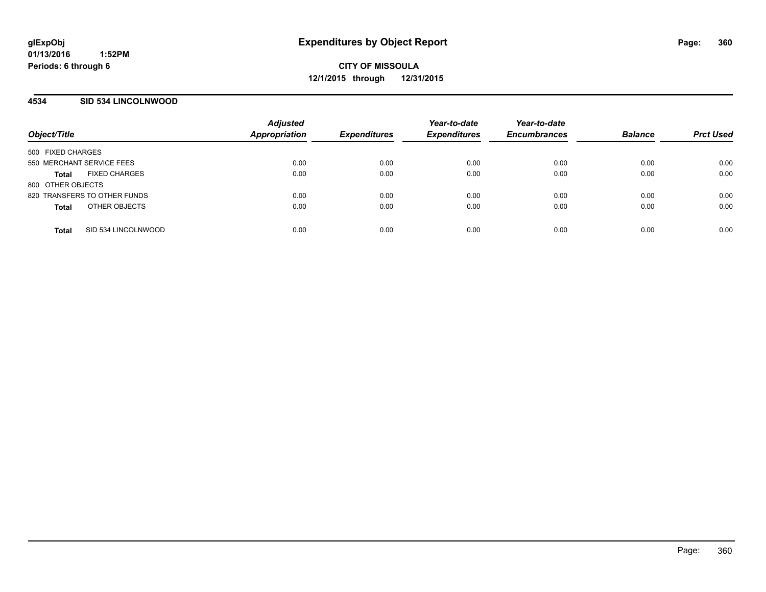**glExpObj**
**01/13/2016 1:52PM**
**Periods: 6 through 6**

# Expenditures by Object Report

**CITY OF MISSOULA**
**12/1/2015 through 12/31/2015**

## 4534 SID 534 LINCOLNWOOD

| Object/Title | Adjusted Appropriation | Expenditures | Year-to-date Expenditures | Year-to-date Encumbrances | Balance | Prct Used |
|---|---|---|---|---|---|---|
| 500 FIXED CHARGES | | | | | | |
| 550 MERCHANT SERVICE FEES | 0.00 | 0.00 | 0.00 | 0.00 | 0.00 | 0.00 |
| **Total** FIXED CHARGES | 0.00 | 0.00 | 0.00 | 0.00 | 0.00 | 0.00 |
| 800 OTHER OBJECTS | | | | | | |
| 820 TRANSFERS TO OTHER FUNDS | 0.00 | 0.00 | 0.00 | 0.00 | 0.00 | 0.00 |
| **Total** OTHER OBJECTS | 0.00 | 0.00 | 0.00 | 0.00 | 0.00 | 0.00 |
| **Total** SID 534 LINCOLNWOOD | 0.00 | 0.00 | 0.00 | 0.00 | 0.00 | 0.00 |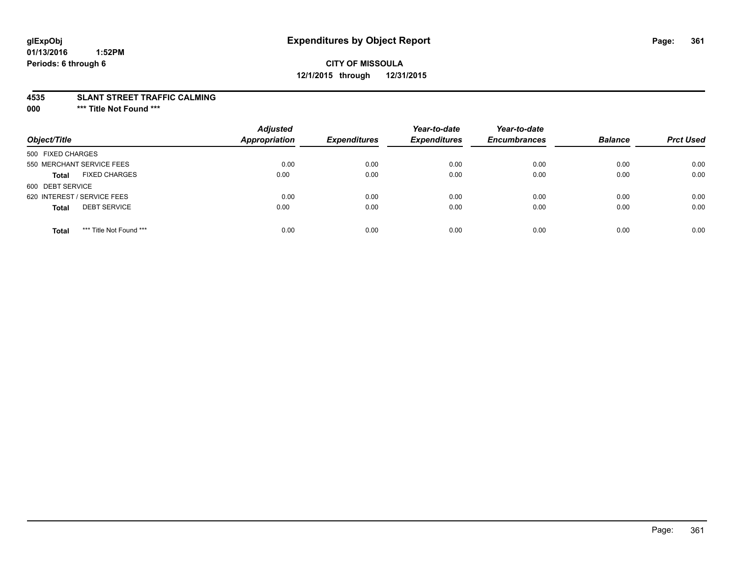glExpObj
01/13/2016 1:52PM
Periods: 6 through 6

# Expenditures by Object Report

**CITY OF MISSOULA**
**12/1/2015 through 12/31/2015**

**4535 SLANT STREET TRAFFIC CALMING**
**000 *** Title Not Found *****

| Object/Title | | Adjusted Appropriation | Expenditures | Year-to-date Expenditures | Year-to-date Encumbrances | Balance | Prct Used |
|---|---|---|---|---|---|---|---|
| 500 FIXED CHARGES | | | | | | | |
| 550 MERCHANT SERVICE FEES | | 0.00 | 0.00 | 0.00 | 0.00 | 0.00 | 0.00 |
| **Total** | FIXED CHARGES | 0.00 | 0.00 | 0.00 | 0.00 | 0.00 | 0.00 |
| 600 DEBT SERVICE | | | | | | | |
| 620 INTEREST / SERVICE FEES | | 0.00 | 0.00 | 0.00 | 0.00 | 0.00 | 0.00 |
| **Total** | DEBT SERVICE | 0.00 | 0.00 | 0.00 | 0.00 | 0.00 | 0.00 |
| **Total** | *** Title Not Found *** | 0.00 | 0.00 | 0.00 | 0.00 | 0.00 | 0.00 |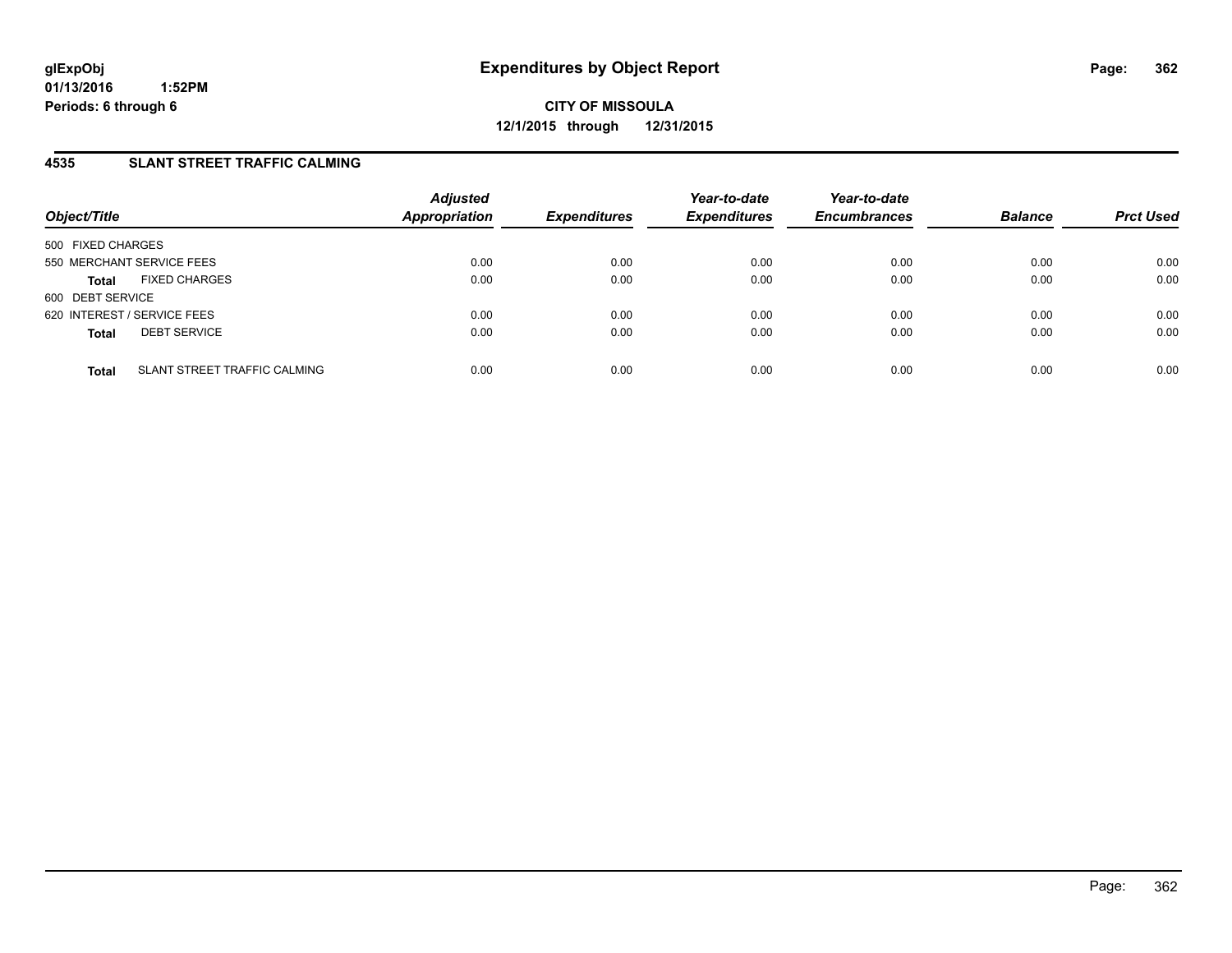glExpObj
01/13/2016 1:52PM
Periods: 6 through 6

# Expenditures by Object Report

**CITY OF MISSOULA**
**12/1/2015 through 12/31/2015**

## 4535 SLANT STREET TRAFFIC CALMING

| Object/Title | | Adjusted Appropriation | Expenditures | Year-to-date Expenditures | Year-to-date Encumbrances | Balance | Prct Used |
|---|---|---|---|---|---|---|---|
| 500 FIXED CHARGES | | | | | | | |
| 550 MERCHANT SERVICE FEES | | 0.00 | 0.00 | 0.00 | 0.00 | 0.00 | 0.00 |
| **Total** | FIXED CHARGES | 0.00 | 0.00 | 0.00 | 0.00 | 0.00 | 0.00 |
| 600 DEBT SERVICE | | | | | | | |
| 620 INTEREST / SERVICE FEES | | 0.00 | 0.00 | 0.00 | 0.00 | 0.00 | 0.00 |
| **Total** | DEBT SERVICE | 0.00 | 0.00 | 0.00 | 0.00 | 0.00 | 0.00 |
| **Total** | SLANT STREET TRAFFIC CALMING | 0.00 | 0.00 | 0.00 | 0.00 | 0.00 | 0.00 |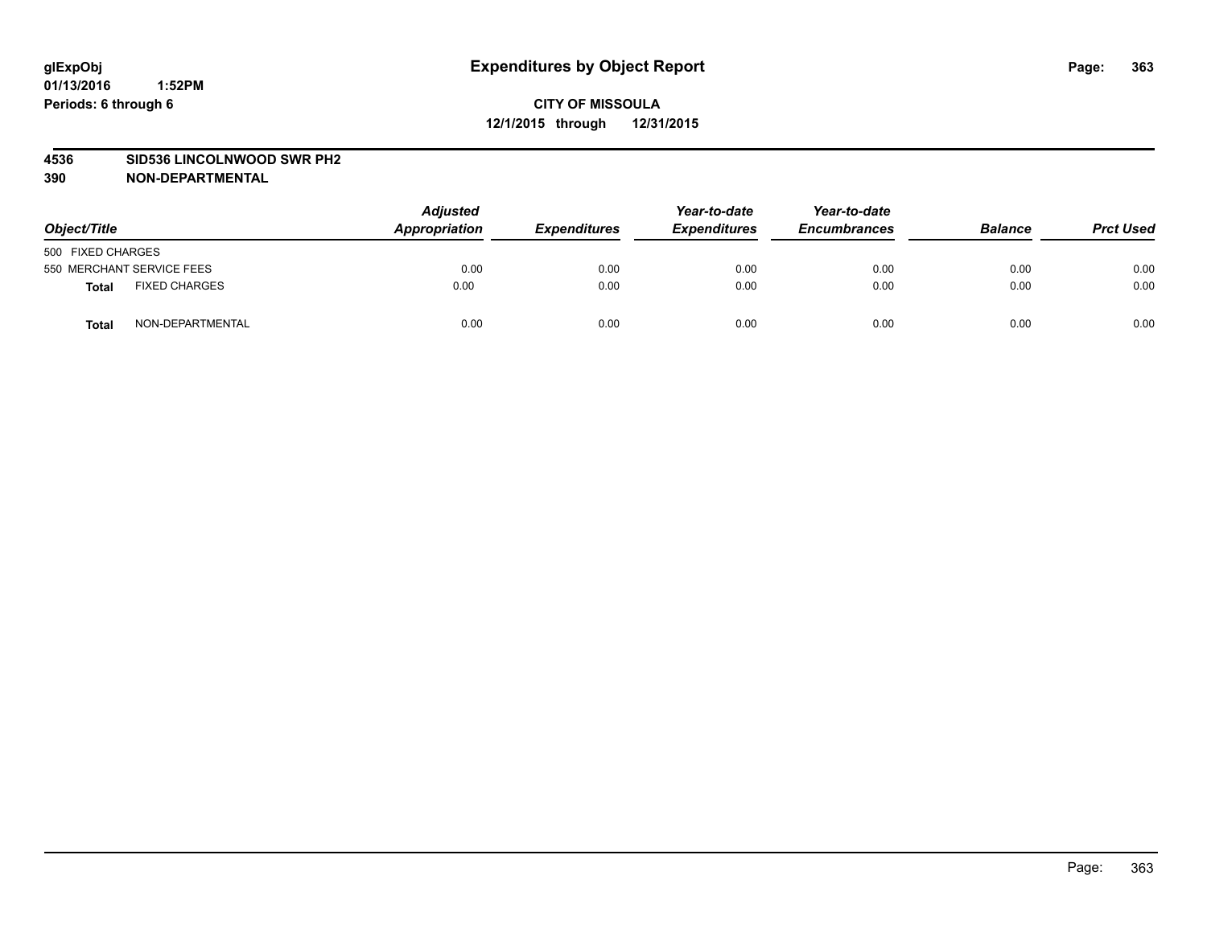**glExpObj**
**01/13/2016 1:52PM**
**Periods: 6 through 6**

# Expenditures by Object Report

**CITY OF MISSOULA**
**12/1/2015 through 12/31/2015**

**4536 SID536 LINCOLNWOOD SWR PH2**
**390 NON-DEPARTMENTAL**

| Object/Title | | Adjusted Appropriation | Expenditures | Year-to-date Expenditures | Year-to-date Encumbrances | Balance | Prct Used |
|---|---|---|---|---|---|---|---|
| 500 FIXED CHARGES | | | | | | | |
| 550 MERCHANT SERVICE FEES | | 0.00 | 0.00 | 0.00 | 0.00 | 0.00 | 0.00 |
| **Total** | FIXED CHARGES | 0.00 | 0.00 | 0.00 | 0.00 | 0.00 | 0.00 |
| **Total** | NON-DEPARTMENTAL | 0.00 | 0.00 | 0.00 | 0.00 | 0.00 | 0.00 |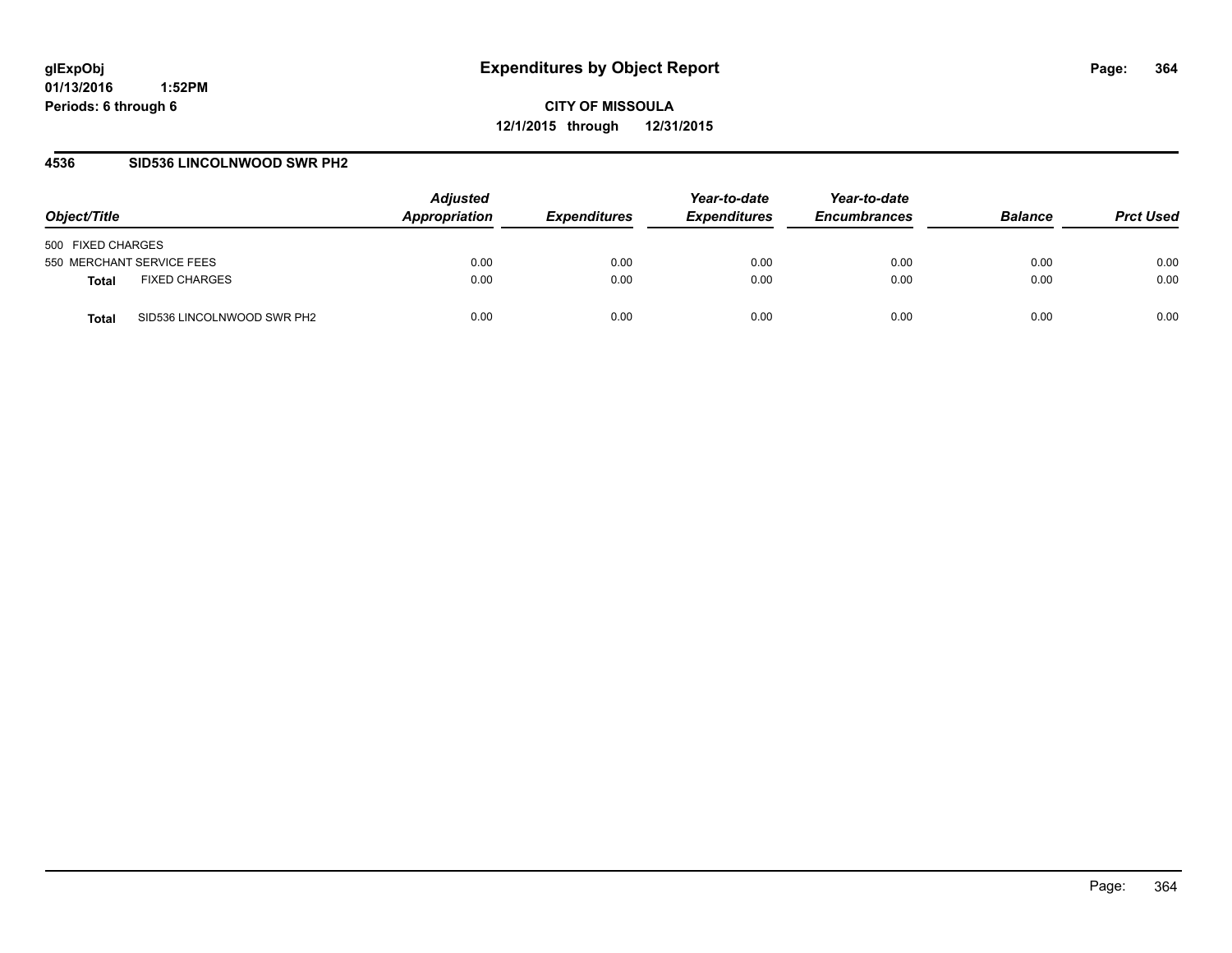glExpObj
01/13/2016 1:52PM
Periods: 6 through 6

# Expenditures by Object Report

**CITY OF MISSOULA**
**12/1/2015 through 12/31/2015**

## 4536 SID536 LINCOLNWOOD SWR PH2

| Object/Title | | Adjusted Appropriation | Expenditures | Year-to-date Expenditures | Year-to-date Encumbrances | Balance | Prct Used |
|---|---|---|---|---|---|---|---|
| 500 FIXED CHARGES | | | | | | | |
| 550 MERCHANT SERVICE FEES | | 0.00 | 0.00 | 0.00 | 0.00 | 0.00 | 0.00 |
| **Total** | FIXED CHARGES | 0.00 | 0.00 | 0.00 | 0.00 | 0.00 | 0.00 |
| **Total** | SID536 LINCOLNWOOD SWR PH2 | 0.00 | 0.00 | 0.00 | 0.00 | 0.00 | 0.00 |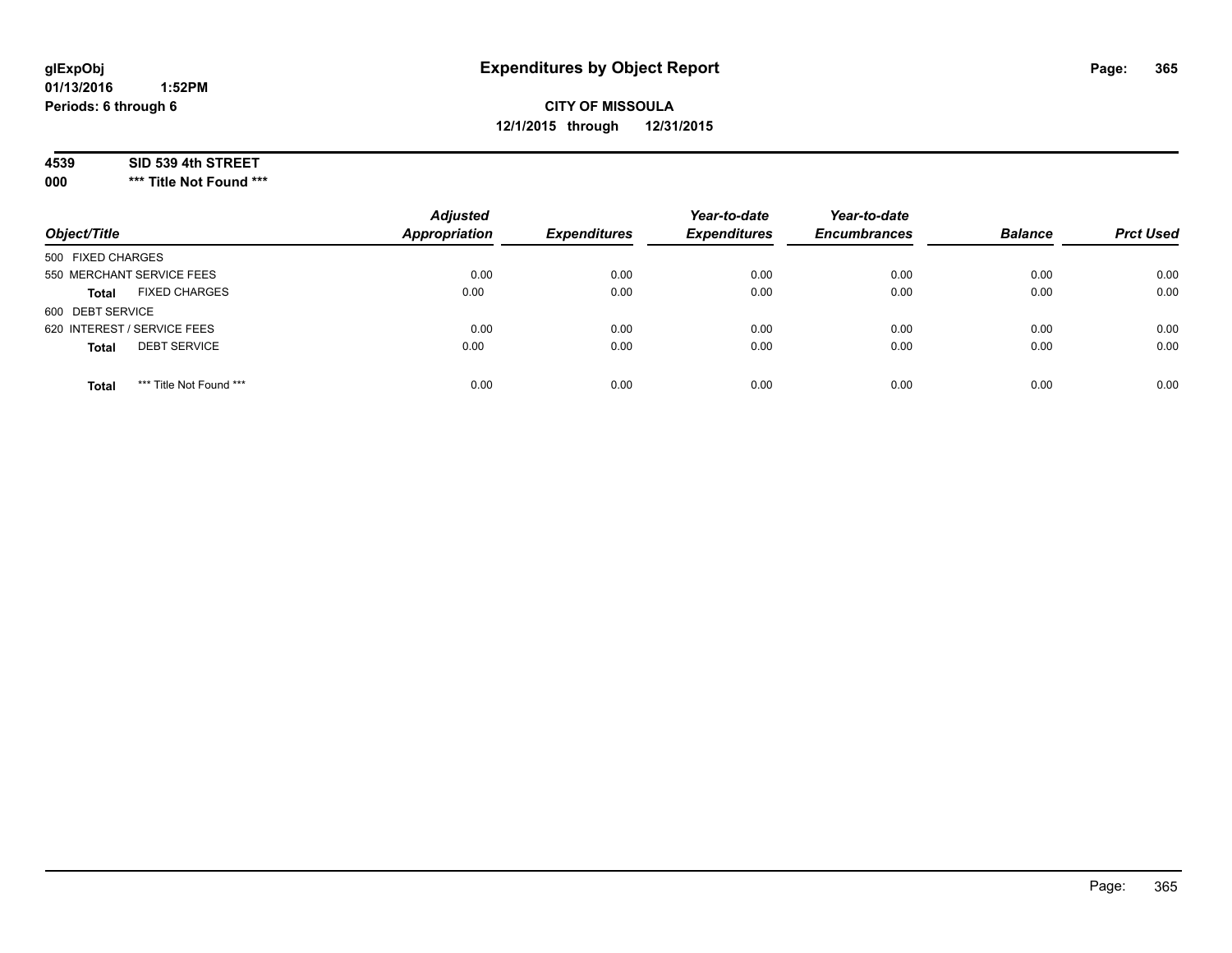**glExpObj**
**01/13/2016 1:52PM**
**Periods: 6 through 6**

# Expenditures by Object Report

**CITY OF MISSOULA**
**12/1/2015 through 12/31/2015**

**4539 SID 539 4th STREET**
**000 *** Title Not Found *****

| Object/Title | Adjusted Appropriation | Expenditures | Year-to-date Expenditures | Year-to-date Encumbrances | Balance | Prct Used |
|---|---|---|---|---|---|---|
| 500 FIXED CHARGES | | | | | | |
| 550 MERCHANT SERVICE FEES | 0.00 | 0.00 | 0.00 | 0.00 | 0.00 | 0.00 |
| **Total** FIXED CHARGES | 0.00 | 0.00 | 0.00 | 0.00 | 0.00 | 0.00 |
| 600 DEBT SERVICE | | | | | | |
| 620 INTEREST / SERVICE FEES | 0.00 | 0.00 | 0.00 | 0.00 | 0.00 | 0.00 |
| **Total** DEBT SERVICE | 0.00 | 0.00 | 0.00 | 0.00 | 0.00 | 0.00 |
| **Total** *** Title Not Found *** | 0.00 | 0.00 | 0.00 | 0.00 | 0.00 | 0.00 |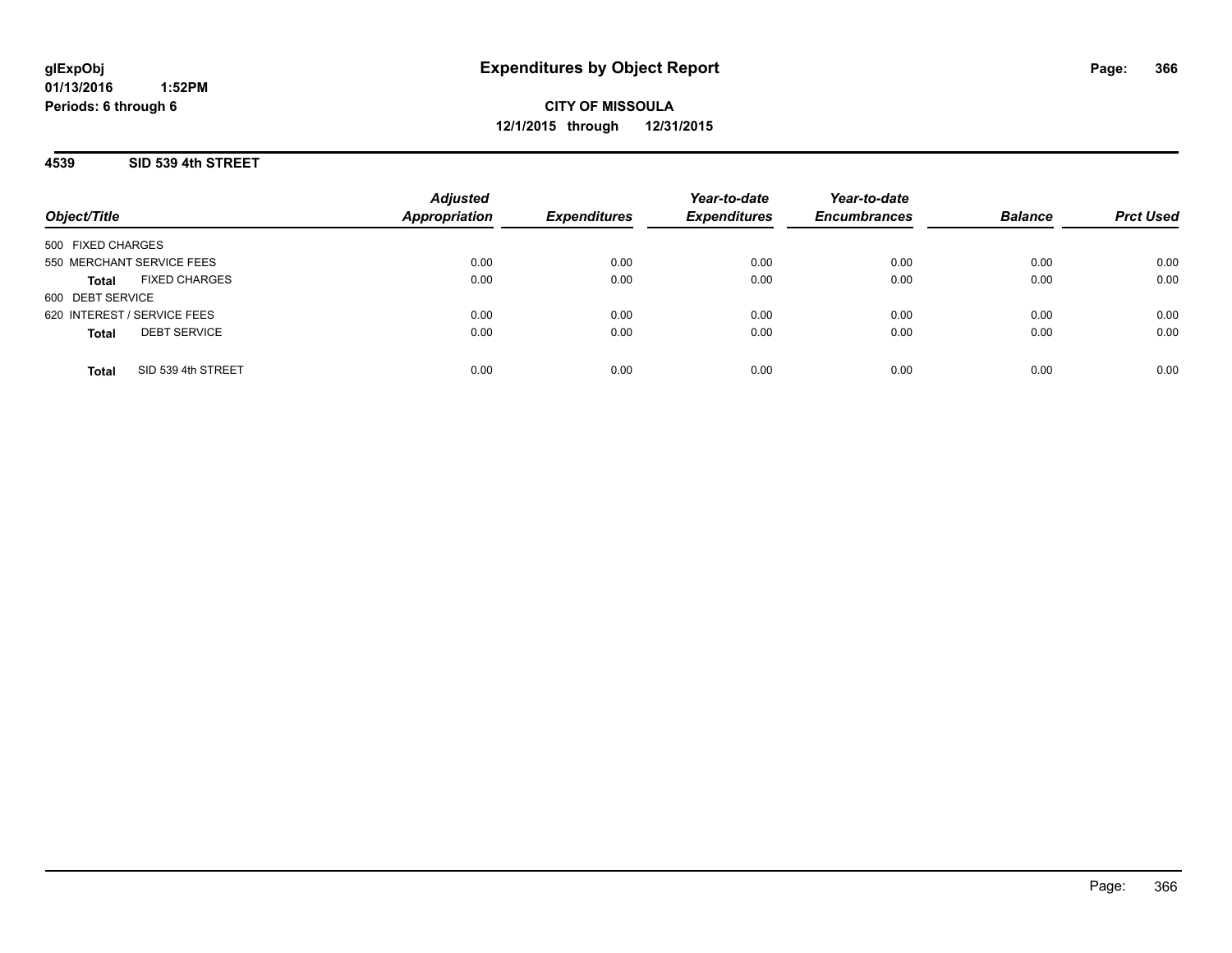glExpObj
01/13/2016 1:52PM
Periods: 6 through 6

# Expenditures by Object Report

**CITY OF MISSOULA**
**12/1/2015 through 12/31/2015**

## 4539 SID 539 4th STREET

| Object/Title | Adjusted Appropriation | Expenditures | Year-to-date Expenditures | Year-to-date Encumbrances | Balance | Prct Used |
|---|---|---|---|---|---|---|
| 500 FIXED CHARGES | | | | | | |
| 550 MERCHANT SERVICE FEES | 0.00 | 0.00 | 0.00 | 0.00 | 0.00 | 0.00 |
| **Total** FIXED CHARGES | 0.00 | 0.00 | 0.00 | 0.00 | 0.00 | 0.00 |
| 600 DEBT SERVICE | | | | | | |
| 620 INTEREST / SERVICE FEES | 0.00 | 0.00 | 0.00 | 0.00 | 0.00 | 0.00 |
| **Total** DEBT SERVICE | 0.00 | 0.00 | 0.00 | 0.00 | 0.00 | 0.00 |
| **Total** SID 539 4th STREET | 0.00 | 0.00 | 0.00 | 0.00 | 0.00 | 0.00 |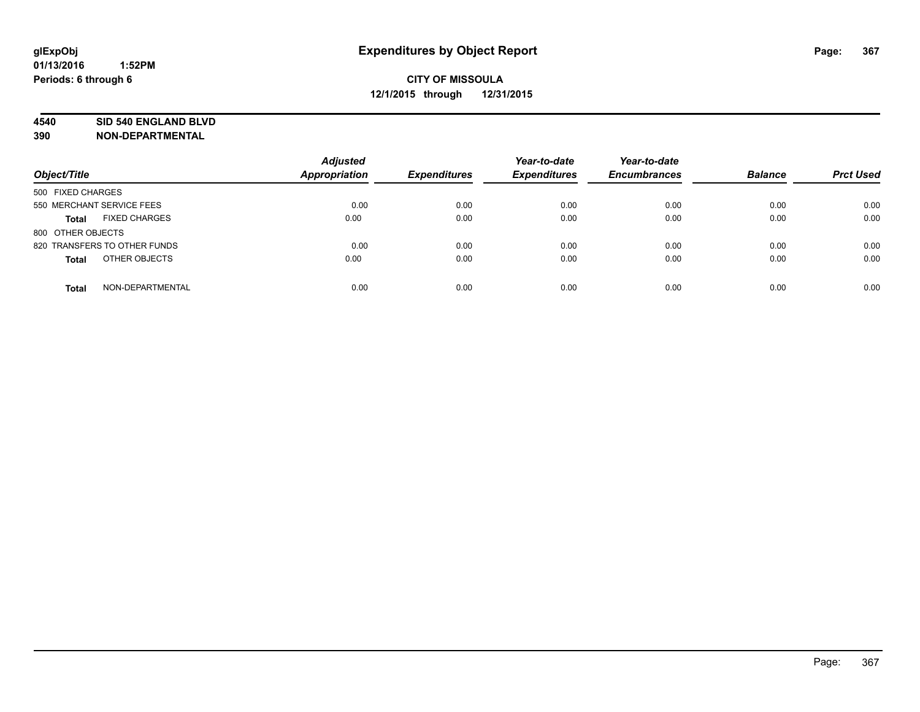**glExpObj**
**01/13/2016 1:52PM**
**Periods: 6 through 6**

# Expenditures by Object Report

**CITY OF MISSOULA**
**12/1/2015 through 12/31/2015**

**4540 SID 540 ENGLAND BLVD**
**390 NON-DEPARTMENTAL**

| Object/Title | Adjusted Appropriation | Expenditures | Year-to-date Expenditures | Year-to-date Encumbrances | Balance | Prct Used |
|---|---|---|---|---|---|---|
| 500 FIXED CHARGES | | | | | | |
| 550 MERCHANT SERVICE FEES | 0.00 | 0.00 | 0.00 | 0.00 | 0.00 | 0.00 |
| **Total** FIXED CHARGES | 0.00 | 0.00 | 0.00 | 0.00 | 0.00 | 0.00 |
| 800 OTHER OBJECTS | | | | | | |
| 820 TRANSFERS TO OTHER FUNDS | 0.00 | 0.00 | 0.00 | 0.00 | 0.00 | 0.00 |
| **Total** OTHER OBJECTS | 0.00 | 0.00 | 0.00 | 0.00 | 0.00 | 0.00 |
| **Total** NON-DEPARTMENTAL | 0.00 | 0.00 | 0.00 | 0.00 | 0.00 | 0.00 |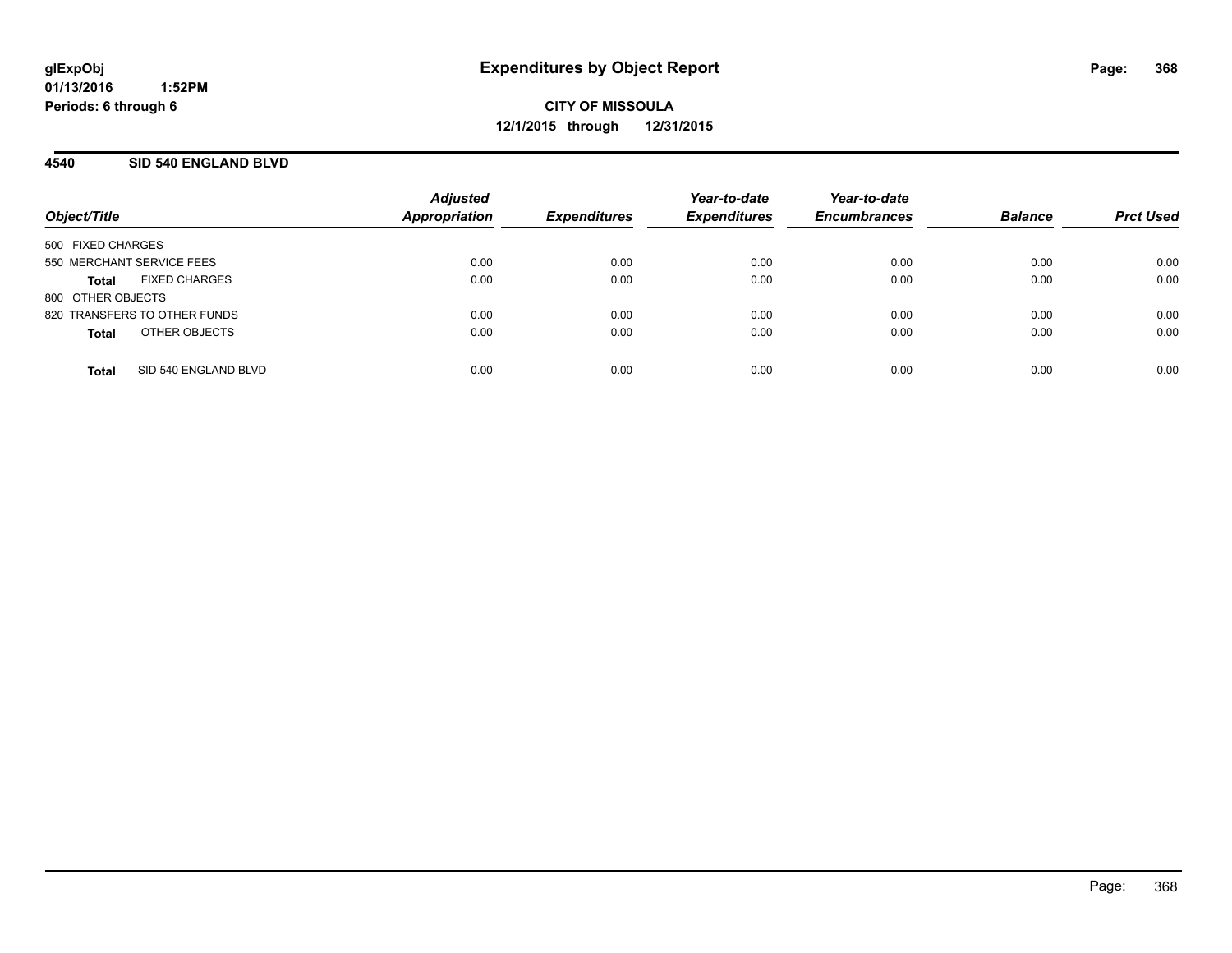glExpObj
01/13/2016 1:52PM
Periods: 6 through 6

# Expenditures by Object Report

**CITY OF MISSOULA**
**12/1/2015 through 12/31/2015**

## 4540 SID 540 ENGLAND BLVD

| Object/Title | Adjusted Appropriation | Expenditures | Year-to-date Expenditures | Year-to-date Encumbrances | Balance | Prct Used |
|---|---|---|---|---|---|---|
| 500 FIXED CHARGES | | | | | | |
| 550 MERCHANT SERVICE FEES | 0.00 | 0.00 | 0.00 | 0.00 | 0.00 | 0.00 |
| **Total** FIXED CHARGES | 0.00 | 0.00 | 0.00 | 0.00 | 0.00 | 0.00 |
| 800 OTHER OBJECTS | | | | | | |
| 820 TRANSFERS TO OTHER FUNDS | 0.00 | 0.00 | 0.00 | 0.00 | 0.00 | 0.00 |
| **Total** OTHER OBJECTS | 0.00 | 0.00 | 0.00 | 0.00 | 0.00 | 0.00 |
| **Total** SID 540 ENGLAND BLVD | 0.00 | 0.00 | 0.00 | 0.00 | 0.00 | 0.00 |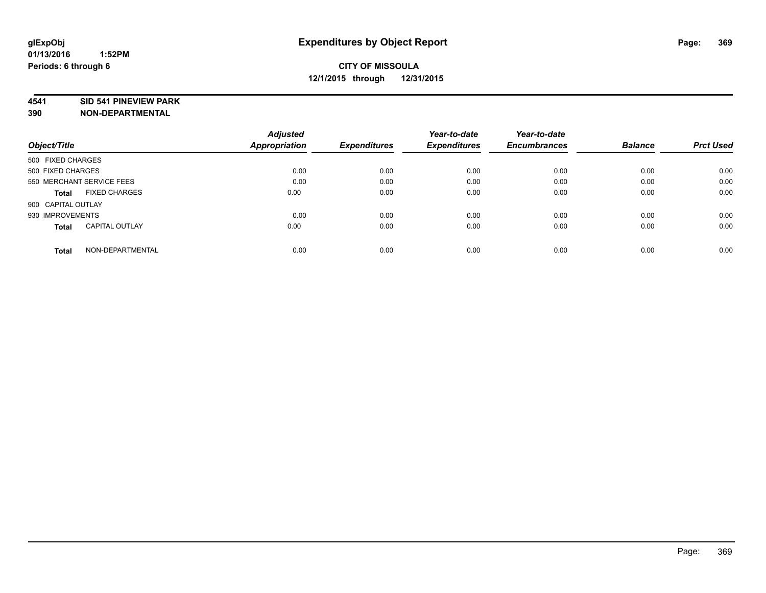**glExpObj**
**01/13/2016 1:52PM**
**Periods: 6 through 6**

# Expenditures by Object Report

**CITY OF MISSOULA**
**12/1/2015 through 12/31/2015**

**4541 SID 541 PINEVIEW PARK**
**390 NON-DEPARTMENTAL**

| Object/Title | Adjusted Appropriation | Expenditures | Year-to-date Expenditures | Year-to-date Encumbrances | Balance | Prct Used |
|---|---|---|---|---|---|---|
| 500 FIXED CHARGES | | | | | | |
| 500 FIXED CHARGES | 0.00 | 0.00 | 0.00 | 0.00 | 0.00 | 0.00 |
| 550 MERCHANT SERVICE FEES | 0.00 | 0.00 | 0.00 | 0.00 | 0.00 | 0.00 |
| **Total** FIXED CHARGES | 0.00 | 0.00 | 0.00 | 0.00 | 0.00 | 0.00 |
| 900 CAPITAL OUTLAY | | | | | | |
| 930 IMPROVEMENTS | 0.00 | 0.00 | 0.00 | 0.00 | 0.00 | 0.00 |
| **Total** CAPITAL OUTLAY | 0.00 | 0.00 | 0.00 | 0.00 | 0.00 | 0.00 |
| **Total** NON-DEPARTMENTAL | 0.00 | 0.00 | 0.00 | 0.00 | 0.00 | 0.00 |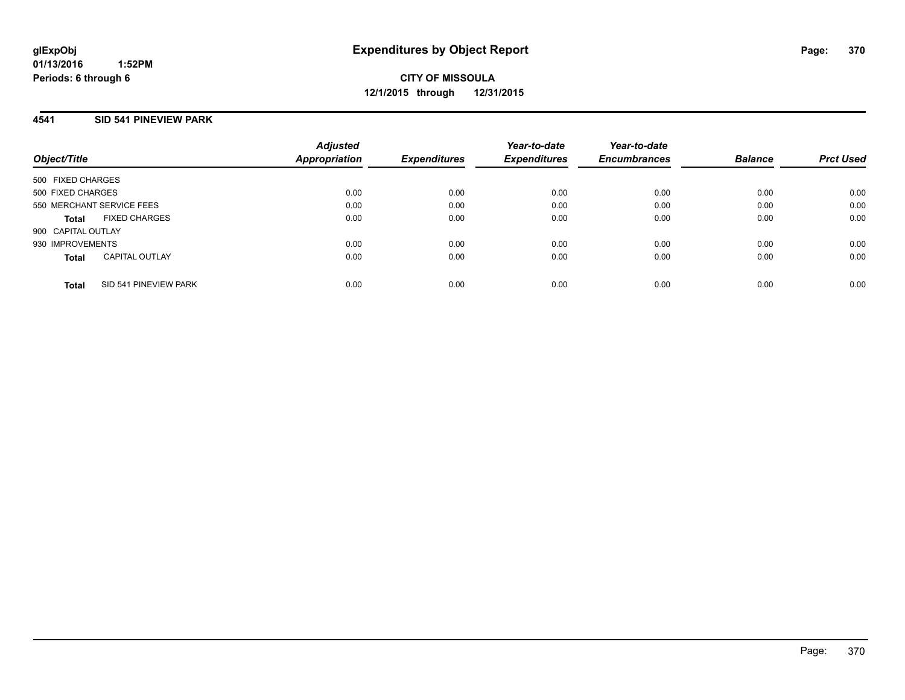**glExpObj**
**01/13/2016 1:52PM**
**Periods: 6 through 6**

# Expenditures by Object Report

**CITY OF MISSOULA**
**12/1/2015 through 12/31/2015**

## 4541 SID 541 PINEVIEW PARK

| Object/Title | Adjusted Appropriation | Expenditures | Year-to-date Expenditures | Year-to-date Encumbrances | Balance | Prct Used |
|---|---|---|---|---|---|---|
| 500 FIXED CHARGES | | | | | | |
| 500 FIXED CHARGES | 0.00 | 0.00 | 0.00 | 0.00 | 0.00 | 0.00 |
| 550 MERCHANT SERVICE FEES | 0.00 | 0.00 | 0.00 | 0.00 | 0.00 | 0.00 |
| **Total** FIXED CHARGES | 0.00 | 0.00 | 0.00 | 0.00 | 0.00 | 0.00 |
| 900 CAPITAL OUTLAY | | | | | | |
| 930 IMPROVEMENTS | 0.00 | 0.00 | 0.00 | 0.00 | 0.00 | 0.00 |
| **Total** CAPITAL OUTLAY | 0.00 | 0.00 | 0.00 | 0.00 | 0.00 | 0.00 |
| **Total** SID 541 PINEVIEW PARK | 0.00 | 0.00 | 0.00 | 0.00 | 0.00 | 0.00 |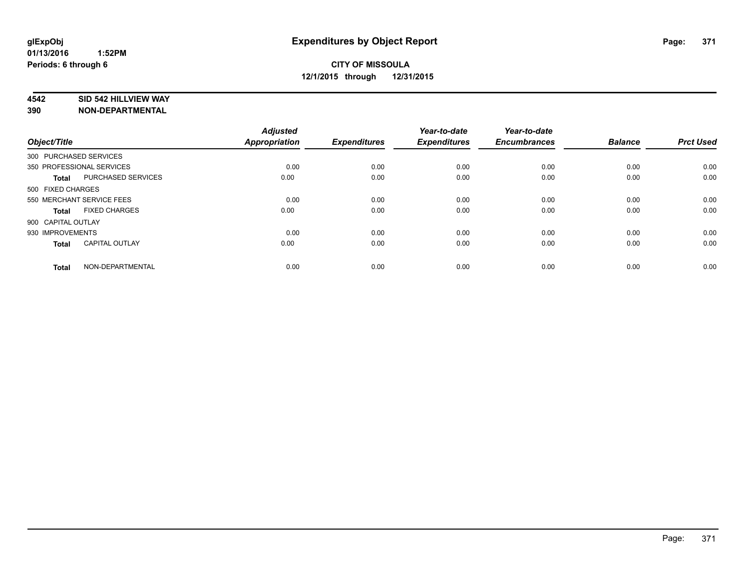**glExpObj**
**01/13/2016 1:52PM**
**Periods: 6 through 6**

# Expenditures by Object Report

**CITY OF MISSOULA**
**12/1/2015 through 12/31/2015**

**4542 SID 542 HILLVIEW WAY**
**390 NON-DEPARTMENTAL**

| Object/Title | Adjusted Appropriation | Expenditures | Year-to-date Expenditures | Year-to-date Encumbrances | Balance | Prct Used |
|---|---|---|---|---|---|---|
| 300 PURCHASED SERVICES | | | | | | |
| 350 PROFESSIONAL SERVICES | 0.00 | 0.00 | 0.00 | 0.00 | 0.00 | 0.00 |
| **Total** PURCHASED SERVICES | 0.00 | 0.00 | 0.00 | 0.00 | 0.00 | 0.00 |
| 500 FIXED CHARGES | | | | | | |
| 550 MERCHANT SERVICE FEES | 0.00 | 0.00 | 0.00 | 0.00 | 0.00 | 0.00 |
| **Total** FIXED CHARGES | 0.00 | 0.00 | 0.00 | 0.00 | 0.00 | 0.00 |
| 900 CAPITAL OUTLAY | | | | | | |
| 930 IMPROVEMENTS | 0.00 | 0.00 | 0.00 | 0.00 | 0.00 | 0.00 |
| **Total** CAPITAL OUTLAY | 0.00 | 0.00 | 0.00 | 0.00 | 0.00 | 0.00 |
| **Total** NON-DEPARTMENTAL | 0.00 | 0.00 | 0.00 | 0.00 | 0.00 | 0.00 |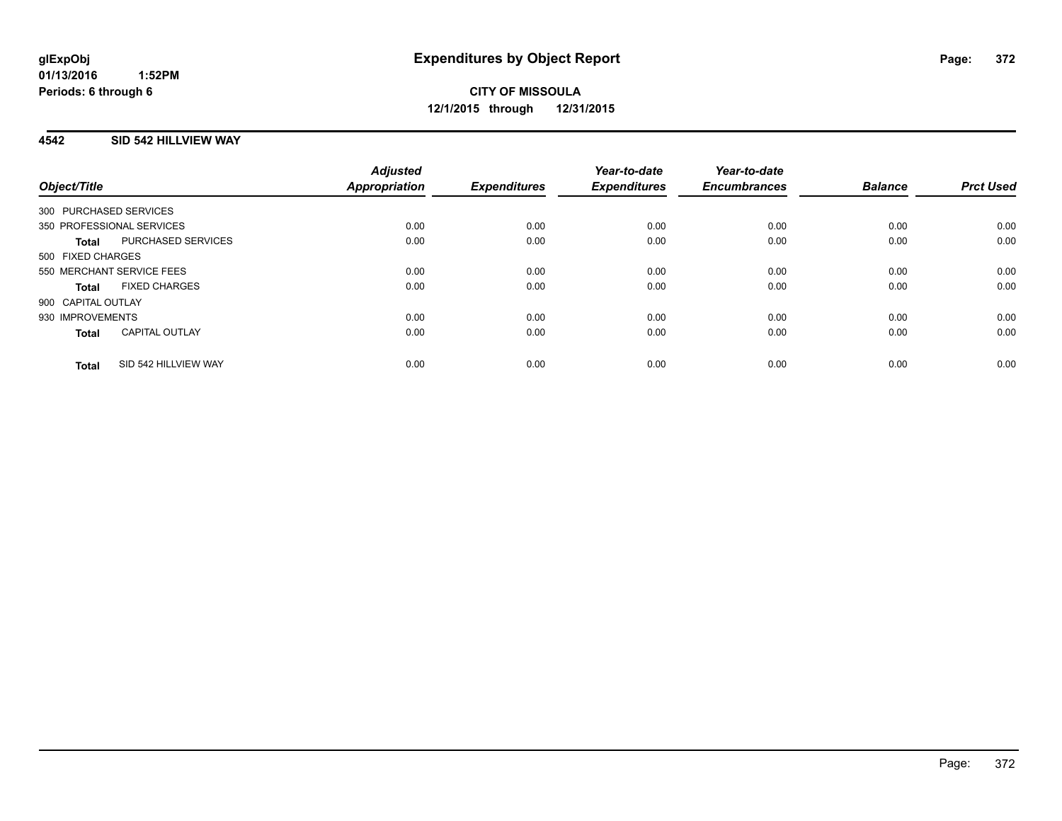**glExpObj**
**01/13/2016 1:52PM**
**Periods: 6 through 6**

# Expenditures by Object Report

**CITY OF MISSOULA**
**12/1/2015 through 12/31/2015**

## 4542 SID 542 HILLVIEW WAY

| Object/Title | | Adjusted Appropriation | Expenditures | Year-to-date Expenditures | Year-to-date Encumbrances | Balance | Prct Used |
|---|---|---|---|---|---|---|---|
| 300 PURCHASED SERVICES | | | | | | | |
| 350 PROFESSIONAL SERVICES | | 0.00 | 0.00 | 0.00 | 0.00 | 0.00 | 0.00 |
| **Total** | PURCHASED SERVICES | 0.00 | 0.00 | 0.00 | 0.00 | 0.00 | 0.00 |
| 500 FIXED CHARGES | | | | | | | |
| 550 MERCHANT SERVICE FEES | | 0.00 | 0.00 | 0.00 | 0.00 | 0.00 | 0.00 |
| **Total** | FIXED CHARGES | 0.00 | 0.00 | 0.00 | 0.00 | 0.00 | 0.00 |
| 900 CAPITAL OUTLAY | | | | | | | |
| 930 IMPROVEMENTS | | 0.00 | 0.00 | 0.00 | 0.00 | 0.00 | 0.00 |
| **Total** | CAPITAL OUTLAY | 0.00 | 0.00 | 0.00 | 0.00 | 0.00 | 0.00 |
| **Total** | SID 542 HILLVIEW WAY | 0.00 | 0.00 | 0.00 | 0.00 | 0.00 | 0.00 |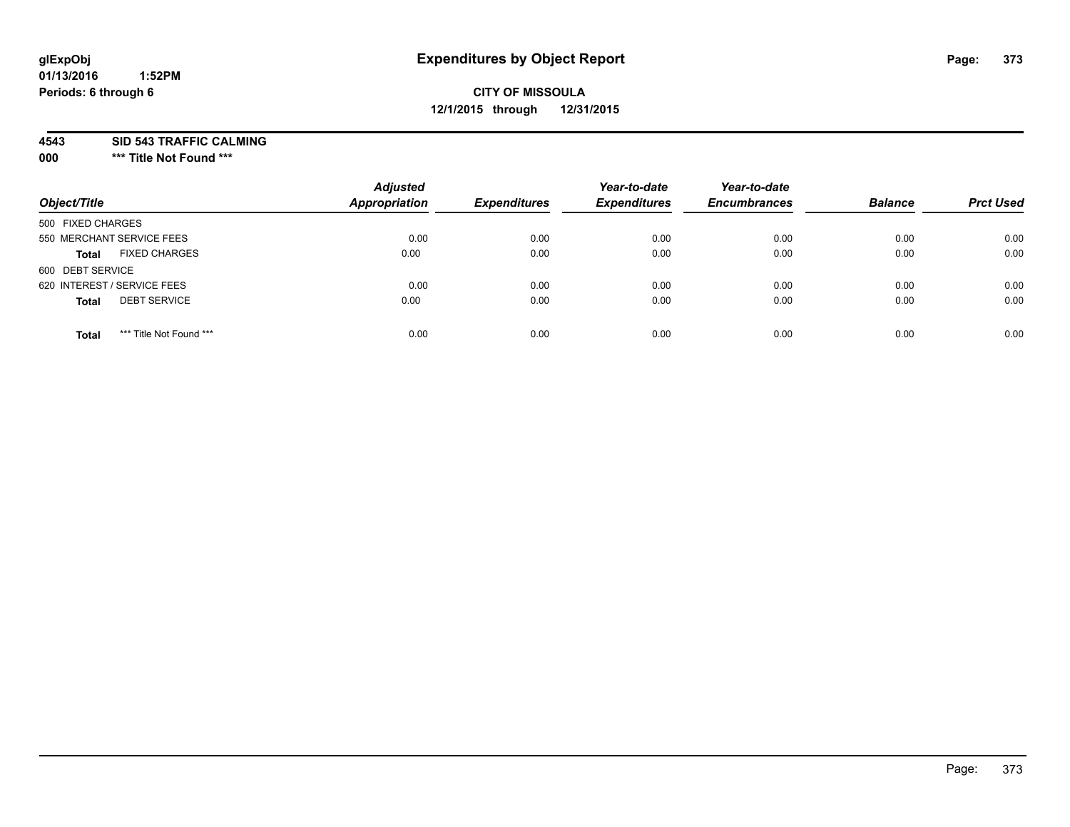glExpObj
01/13/2016 1:52PM
Periods: 6 through 6

# Expenditures by Object Report

**CITY OF MISSOULA**
**12/1/2015 through 12/31/2015**

**4543 SID 543 TRAFFIC CALMING**
**000 \*\*\* Title Not Found \*\*\***

| Object/Title | Adjusted Appropriation | Expenditures | Year-to-date Expenditures | Year-to-date Encumbrances | Balance | Prct Used |
|---|---|---|---|---|---|---|
| 500 FIXED CHARGES | | | | | | |
| 550 MERCHANT SERVICE FEES | 0.00 | 0.00 | 0.00 | 0.00 | 0.00 | 0.00 |
| **Total** FIXED CHARGES | 0.00 | 0.00 | 0.00 | 0.00 | 0.00 | 0.00 |
| 600 DEBT SERVICE | | | | | | |
| 620 INTEREST / SERVICE FEES | 0.00 | 0.00 | 0.00 | 0.00 | 0.00 | 0.00 |
| **Total** DEBT SERVICE | 0.00 | 0.00 | 0.00 | 0.00 | 0.00 | 0.00 |
| **Total** *** Title Not Found *** | 0.00 | 0.00 | 0.00 | 0.00 | 0.00 | 0.00 |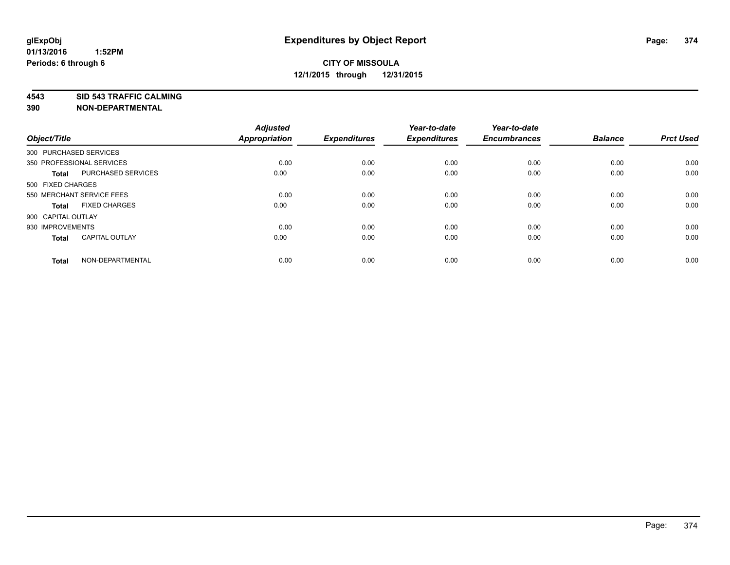**glExpObj**
**01/13/2016 1:52PM**
**Periods: 6 through 6**

# Expenditures by Object Report

**CITY OF MISSOULA**
**12/1/2015 through 12/31/2015**

**4543 SID 543 TRAFFIC CALMING**
**390 NON-DEPARTMENTAL**

| Object/Title | | Adjusted Appropriation | Expenditures | Year-to-date Expenditures | Year-to-date Encumbrances | Balance | Prct Used |
|---|---|---|---|---|---|---|---|
| 300 PURCHASED SERVICES | | | | | | | |
| 350 PROFESSIONAL SERVICES | | 0.00 | 0.00 | 0.00 | 0.00 | 0.00 | 0.00 |
| **Total** | PURCHASED SERVICES | 0.00 | 0.00 | 0.00 | 0.00 | 0.00 | 0.00 |
| 500 FIXED CHARGES | | | | | | | |
| 550 MERCHANT SERVICE FEES | | 0.00 | 0.00 | 0.00 | 0.00 | 0.00 | 0.00 |
| **Total** | FIXED CHARGES | 0.00 | 0.00 | 0.00 | 0.00 | 0.00 | 0.00 |
| 900 CAPITAL OUTLAY | | | | | | | |
| 930 IMPROVEMENTS | | 0.00 | 0.00 | 0.00 | 0.00 | 0.00 | 0.00 |
| **Total** | CAPITAL OUTLAY | 0.00 | 0.00 | 0.00 | 0.00 | 0.00 | 0.00 |
| **Total** | NON-DEPARTMENTAL | 0.00 | 0.00 | 0.00 | 0.00 | 0.00 | 0.00 |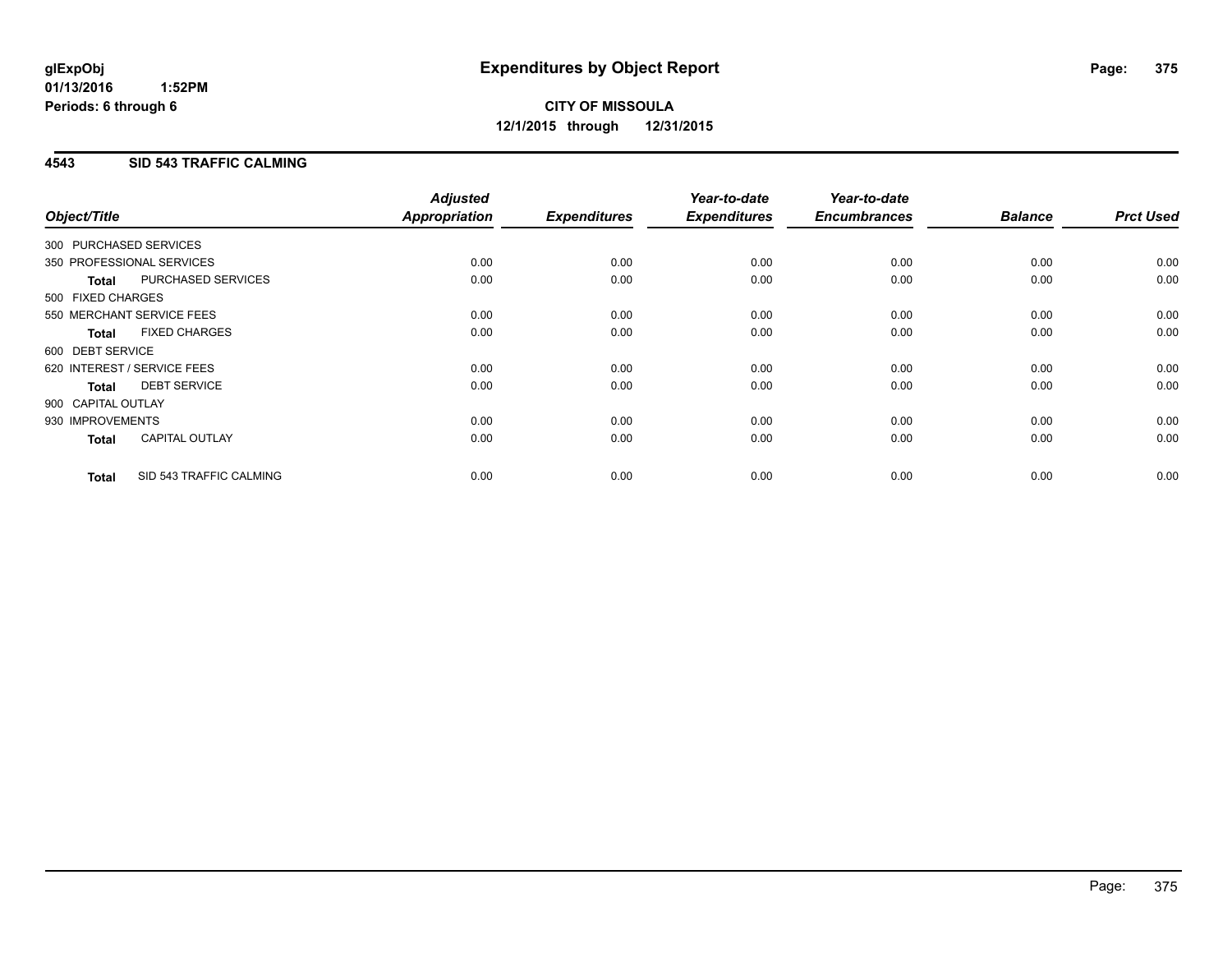# Expenditures by Object Report

glExpObj
01/13/2016 1:52PM
Periods: 6 through 6

**CITY OF MISSOULA**
**12/1/2015 through 12/31/2015**

## 4543 SID 543 TRAFFIC CALMING

| Object/Title | | Adjusted Appropriation | Expenditures | Year-to-date Expenditures | Year-to-date Encumbrances | Balance | Prct Used |
|---|---|---|---|---|---|---|---|
| 300 PURCHASED SERVICES | | | | | | | |
| 350 PROFESSIONAL SERVICES | | 0.00 | 0.00 | 0.00 | 0.00 | 0.00 | 0.00 |
| **Total** | PURCHASED SERVICES | 0.00 | 0.00 | 0.00 | 0.00 | 0.00 | 0.00 |
| 500 FIXED CHARGES | | | | | | | |
| 550 MERCHANT SERVICE FEES | | 0.00 | 0.00 | 0.00 | 0.00 | 0.00 | 0.00 |
| **Total** | FIXED CHARGES | 0.00 | 0.00 | 0.00 | 0.00 | 0.00 | 0.00 |
| 600 DEBT SERVICE | | | | | | | |
| 620 INTEREST / SERVICE FEES | | 0.00 | 0.00 | 0.00 | 0.00 | 0.00 | 0.00 |
| **Total** | DEBT SERVICE | 0.00 | 0.00 | 0.00 | 0.00 | 0.00 | 0.00 |
| 900 CAPITAL OUTLAY | | | | | | | |
| 930 IMPROVEMENTS | | 0.00 | 0.00 | 0.00 | 0.00 | 0.00 | 0.00 |
| **Total** | CAPITAL OUTLAY | 0.00 | 0.00 | 0.00 | 0.00 | 0.00 | 0.00 |
| **Total** | SID 543 TRAFFIC CALMING | 0.00 | 0.00 | 0.00 | 0.00 | 0.00 | 0.00 |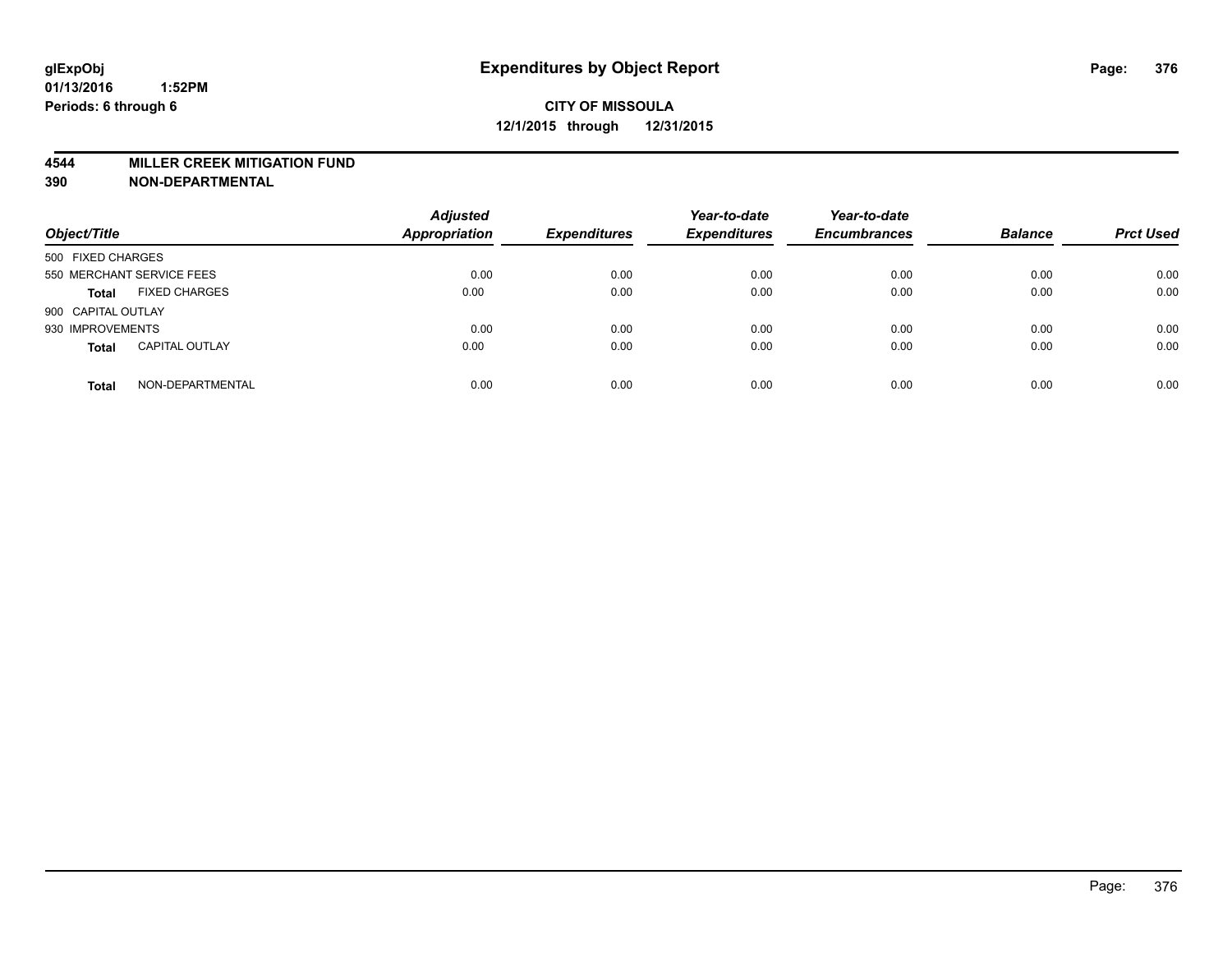**glExpObj** **Expenditures by Object Report**

**01/13/2016 1:52PM**

**Periods: 6 through 6**

**CITY OF MISSOULA**

**12/1/2015 through 12/31/2015**

**4544 MILLER CREEK MITIGATION FUND**

**390 NON-DEPARTMENTAL**

| Object/Title | | Adjusted Appropriation | Expenditures | Year-to-date Expenditures | Year-to-date Encumbrances | Balance | Prct Used |
|---|---|---|---|---|---|---|---|
| 500 FIXED CHARGES | | | | | | | |
| 550 MERCHANT SERVICE FEES | | 0.00 | 0.00 | 0.00 | 0.00 | 0.00 | 0.00 |
| **Total** | FIXED CHARGES | 0.00 | 0.00 | 0.00 | 0.00 | 0.00 | 0.00 |
| 900 CAPITAL OUTLAY | | | | | | | |
| 930 IMPROVEMENTS | | 0.00 | 0.00 | 0.00 | 0.00 | 0.00 | 0.00 |
| **Total** | CAPITAL OUTLAY | 0.00 | 0.00 | 0.00 | 0.00 | 0.00 | 0.00 |
| **Total** | NON-DEPARTMENTAL | 0.00 | 0.00 | 0.00 | 0.00 | 0.00 | 0.00 |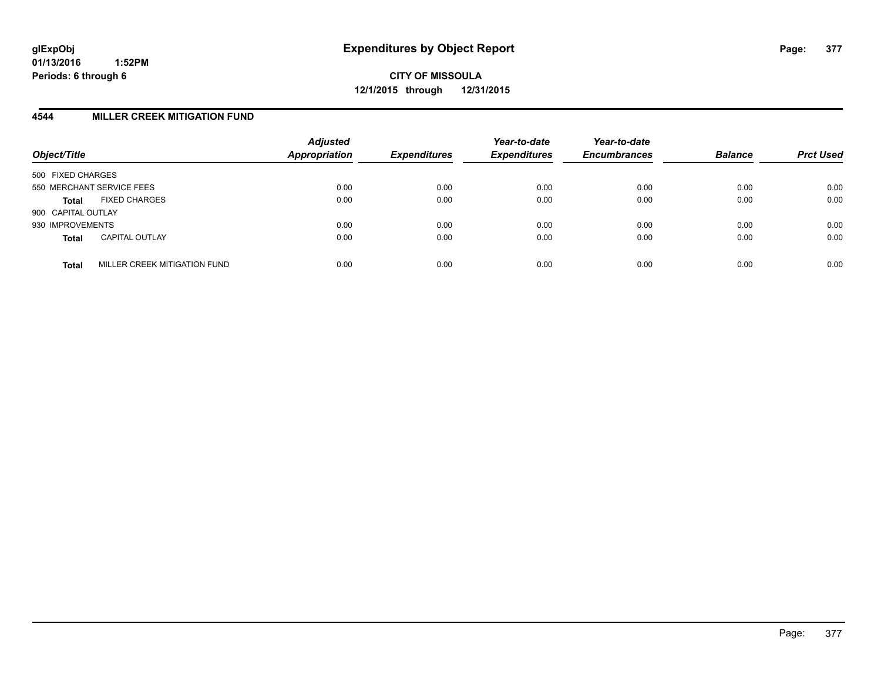**glExpObj**
**01/13/2016 1:52PM**
**Periods: 6 through 6**

# Expenditures by Object Report

**CITY OF MISSOULA**
**12/1/2015 through 12/31/2015**

## 4544 MILLER CREEK MITIGATION FUND

| Object/Title | | Adjusted Appropriation | Expenditures | Year-to-date Expenditures | Year-to-date Encumbrances | Balance | Prct Used |
|---|---|---|---|---|---|---|---|
| 500 FIXED CHARGES | | | | | | | |
| 550 MERCHANT SERVICE FEES | | 0.00 | 0.00 | 0.00 | 0.00 | 0.00 | 0.00 |
| **Total** | FIXED CHARGES | 0.00 | 0.00 | 0.00 | 0.00 | 0.00 | 0.00 |
| 900 CAPITAL OUTLAY | | | | | | | |
| 930 IMPROVEMENTS | | 0.00 | 0.00 | 0.00 | 0.00 | 0.00 | 0.00 |
| **Total** | CAPITAL OUTLAY | 0.00 | 0.00 | 0.00 | 0.00 | 0.00 | 0.00 |
| **Total** | MILLER CREEK MITIGATION FUND | 0.00 | 0.00 | 0.00 | 0.00 | 0.00 | 0.00 |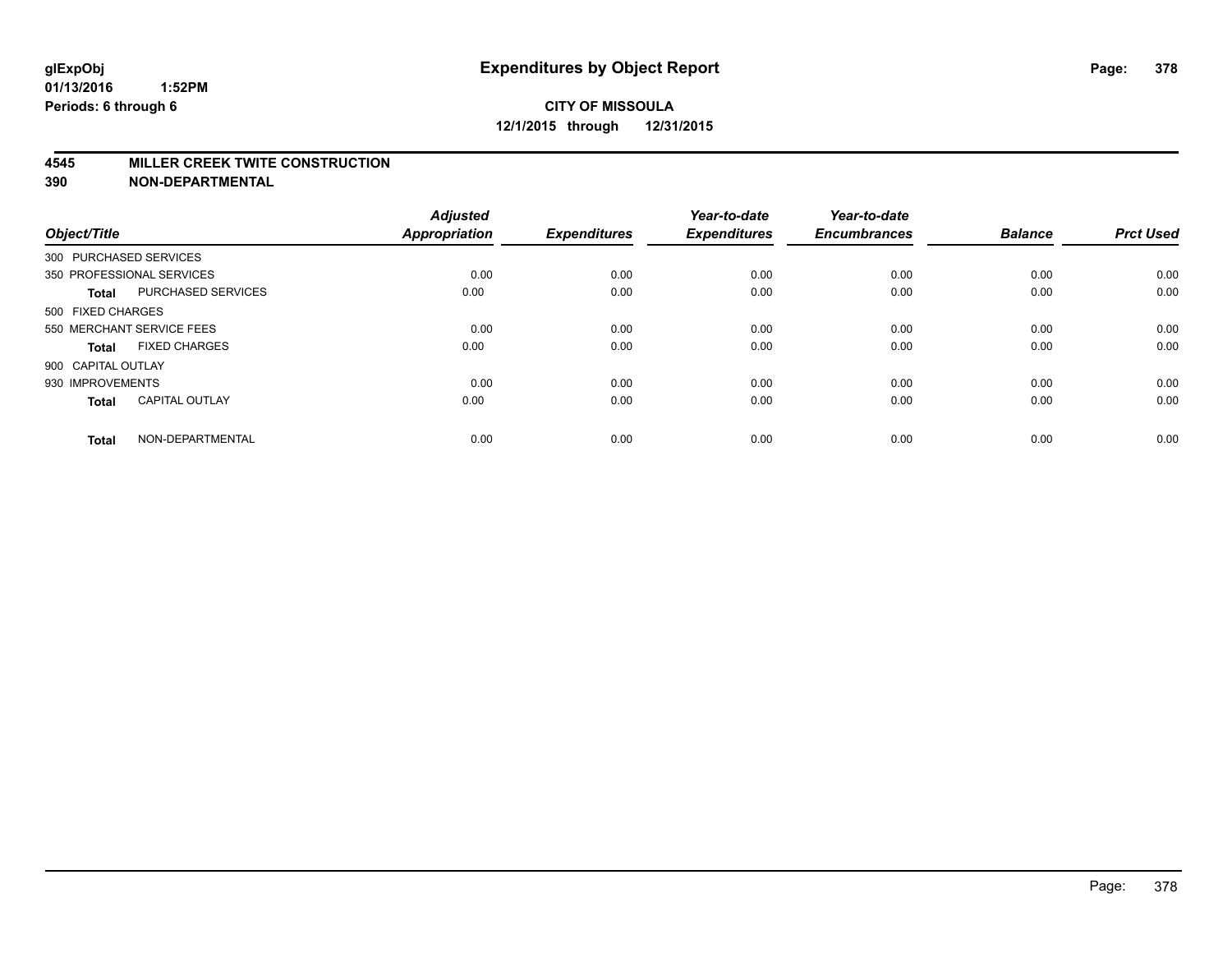**glExpObj**
**01/13/2016 1:52PM**
**Periods: 6 through 6**

# Expenditures by Object Report

**CITY OF MISSOULA**
**12/1/2015 through 12/31/2015**

## 4545 MILLER CREEK TWITE CONSTRUCTION
## 390 NON-DEPARTMENTAL

| Object/Title | | Adjusted Appropriation | Expenditures | Year-to-date Expenditures | Year-to-date Encumbrances | Balance | Prct Used |
|---|---|---|---|---|---|---|---|
| 300 PURCHASED SERVICES | | | | | | | |
| 350 PROFESSIONAL SERVICES | | 0.00 | 0.00 | 0.00 | 0.00 | 0.00 | 0.00 |
| **Total** | PURCHASED SERVICES | 0.00 | 0.00 | 0.00 | 0.00 | 0.00 | 0.00 |
| 500 FIXED CHARGES | | | | | | | |
| 550 MERCHANT SERVICE FEES | | 0.00 | 0.00 | 0.00 | 0.00 | 0.00 | 0.00 |
| **Total** | FIXED CHARGES | 0.00 | 0.00 | 0.00 | 0.00 | 0.00 | 0.00 |
| 900 CAPITAL OUTLAY | | | | | | | |
| 930 IMPROVEMENTS | | 0.00 | 0.00 | 0.00 | 0.00 | 0.00 | 0.00 |
| **Total** | CAPITAL OUTLAY | 0.00 | 0.00 | 0.00 | 0.00 | 0.00 | 0.00 |
| **Total** | NON-DEPARTMENTAL | 0.00 | 0.00 | 0.00 | 0.00 | 0.00 | 0.00 |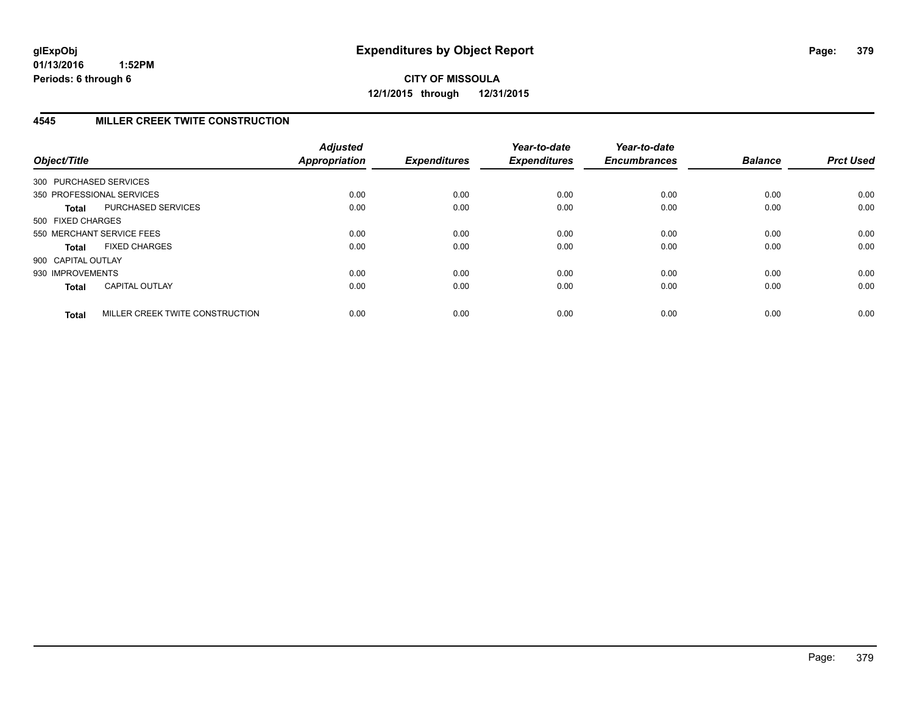**glExpObj**
**01/13/2016 1:52PM**
**Periods: 6 through 6**

# Expenditures by Object Report

**CITY OF MISSOULA**
**12/1/2015 through 12/31/2015**

## 4545 MILLER CREEK TWITE CONSTRUCTION

| Object/Title | | *Adjusted Appropriation* | *Expenditures* | *Year-to-date Expenditures* | *Year-to-date Encumbrances* | *Balance* | *Prct Used* |
|---|---|---|---|---|---|---|---|
| 300 PURCHASED SERVICES | | | | | | | |
| 350 PROFESSIONAL SERVICES | | 0.00 | 0.00 | 0.00 | 0.00 | 0.00 | 0.00 |
| **Total** | PURCHASED SERVICES | 0.00 | 0.00 | 0.00 | 0.00 | 0.00 | 0.00 |
| 500 FIXED CHARGES | | | | | | | |
| 550 MERCHANT SERVICE FEES | | 0.00 | 0.00 | 0.00 | 0.00 | 0.00 | 0.00 |
| **Total** | FIXED CHARGES | 0.00 | 0.00 | 0.00 | 0.00 | 0.00 | 0.00 |
| 900 CAPITAL OUTLAY | | | | | | | |
| 930 IMPROVEMENTS | | 0.00 | 0.00 | 0.00 | 0.00 | 0.00 | 0.00 |
| **Total** | CAPITAL OUTLAY | 0.00 | 0.00 | 0.00 | 0.00 | 0.00 | 0.00 |
| **Total** | MILLER CREEK TWITE CONSTRUCTION | 0.00 | 0.00 | 0.00 | 0.00 | 0.00 | 0.00 |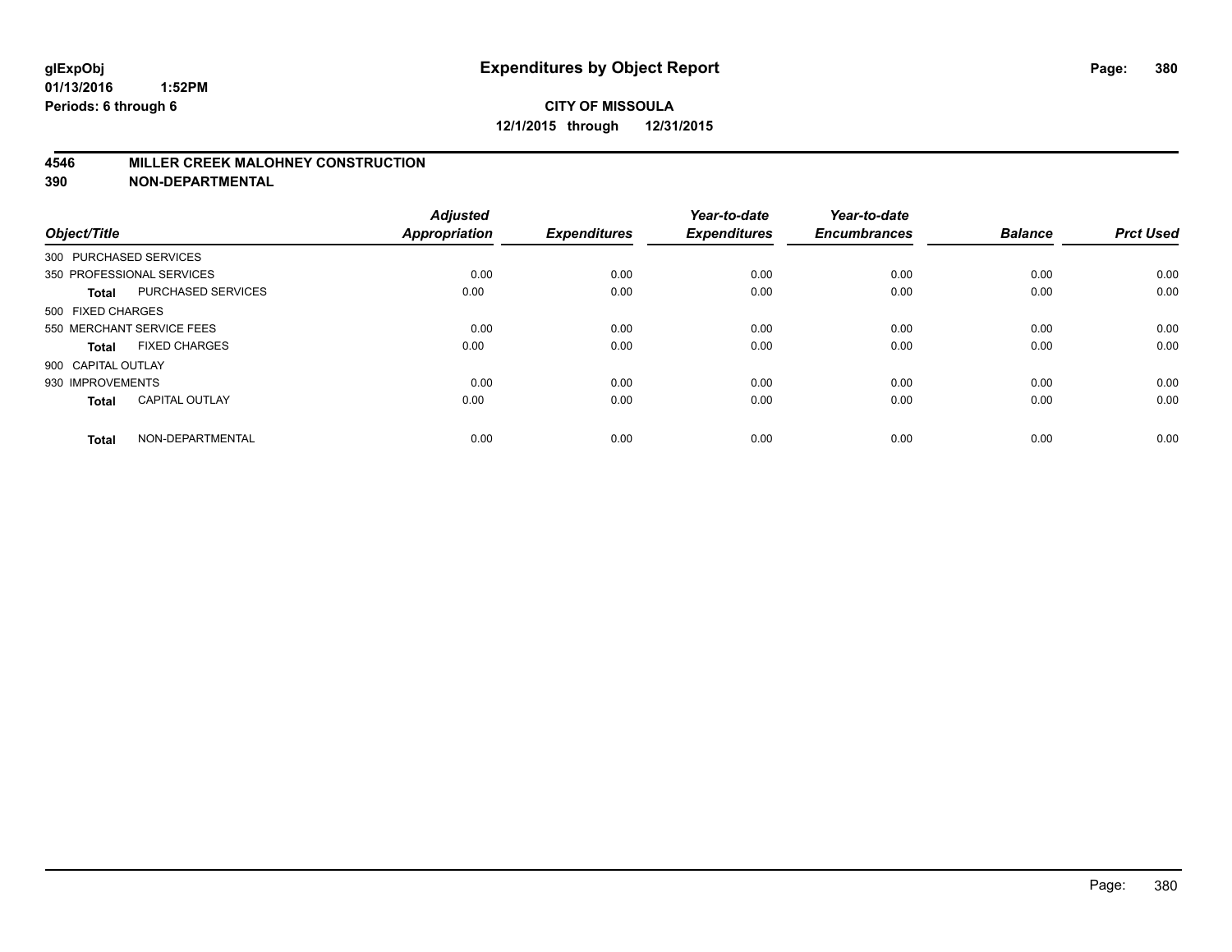# Expenditures by Object Report

glExpObj
01/13/2016 1:52PM
Periods: 6 through 6

**CITY OF MISSOULA**
**12/1/2015 through 12/31/2015**

## 4546 MILLER CREEK MALOHNEY CONSTRUCTION
## 390 NON-DEPARTMENTAL

| Object/Title | | Adjusted Appropriation | Expenditures | Year-to-date Expenditures | Year-to-date Encumbrances | Balance | Prct Used |
|---|---|---|---|---|---|---|---|
| 300 PURCHASED SERVICES | | | | | | | |
| 350 PROFESSIONAL SERVICES | | 0.00 | 0.00 | 0.00 | 0.00 | 0.00 | 0.00 |
| **Total** | PURCHASED SERVICES | 0.00 | 0.00 | 0.00 | 0.00 | 0.00 | 0.00 |
| 500 FIXED CHARGES | | | | | | | |
| 550 MERCHANT SERVICE FEES | | 0.00 | 0.00 | 0.00 | 0.00 | 0.00 | 0.00 |
| **Total** | FIXED CHARGES | 0.00 | 0.00 | 0.00 | 0.00 | 0.00 | 0.00 |
| 900 CAPITAL OUTLAY | | | | | | | |
| 930 IMPROVEMENTS | | 0.00 | 0.00 | 0.00 | 0.00 | 0.00 | 0.00 |
| **Total** | CAPITAL OUTLAY | 0.00 | 0.00 | 0.00 | 0.00 | 0.00 | 0.00 |
| **Total** | NON-DEPARTMENTAL | 0.00 | 0.00 | 0.00 | 0.00 | 0.00 | 0.00 |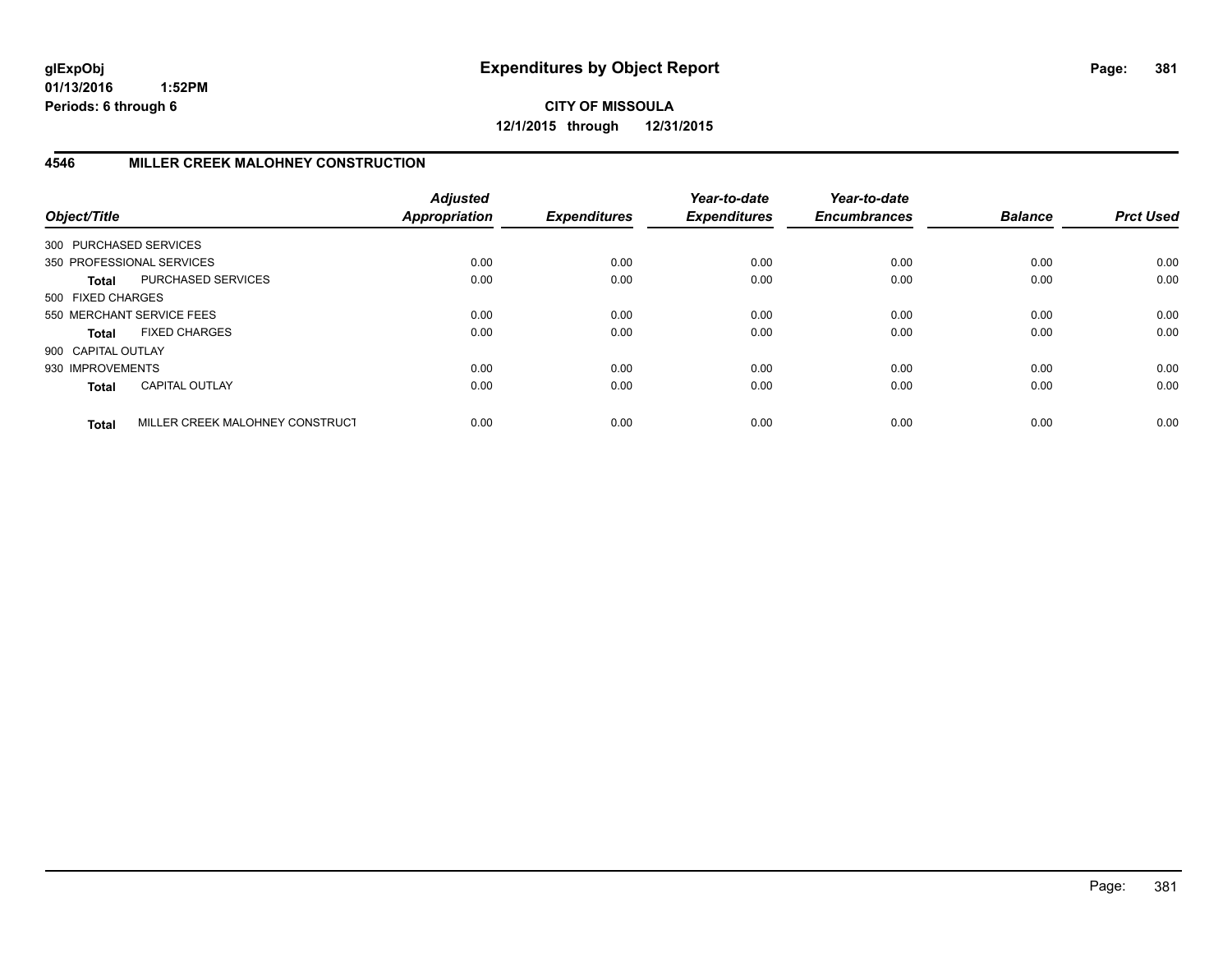**glExpObj**
**01/13/2016 1:52PM**
**Periods: 6 through 6**

# Expenditures by Object Report

**CITY OF MISSOULA**
**12/1/2015 through 12/31/2015**

## 4546 MILLER CREEK MALOHNEY CONSTRUCTION

| Object/Title | | Adjusted Appropriation | Expenditures | Year-to-date Expenditures | Year-to-date Encumbrances | Balance | Prct Used |
|---|---|---|---|---|---|---|---|
| 300 PURCHASED SERVICES | | | | | | | |
| 350 PROFESSIONAL SERVICES | | 0.00 | 0.00 | 0.00 | 0.00 | 0.00 | 0.00 |
| **Total** | PURCHASED SERVICES | 0.00 | 0.00 | 0.00 | 0.00 | 0.00 | 0.00 |
| 500 FIXED CHARGES | | | | | | | |
| 550 MERCHANT SERVICE FEES | | 0.00 | 0.00 | 0.00 | 0.00 | 0.00 | 0.00 |
| **Total** | FIXED CHARGES | 0.00 | 0.00 | 0.00 | 0.00 | 0.00 | 0.00 |
| 900 CAPITAL OUTLAY | | | | | | | |
| 930 IMPROVEMENTS | | 0.00 | 0.00 | 0.00 | 0.00 | 0.00 | 0.00 |
| **Total** | CAPITAL OUTLAY | 0.00 | 0.00 | 0.00 | 0.00 | 0.00 | 0.00 |
| **Total** | MILLER CREEK MALOHNEY CONSTRUCT | 0.00 | 0.00 | 0.00 | 0.00 | 0.00 | 0.00 |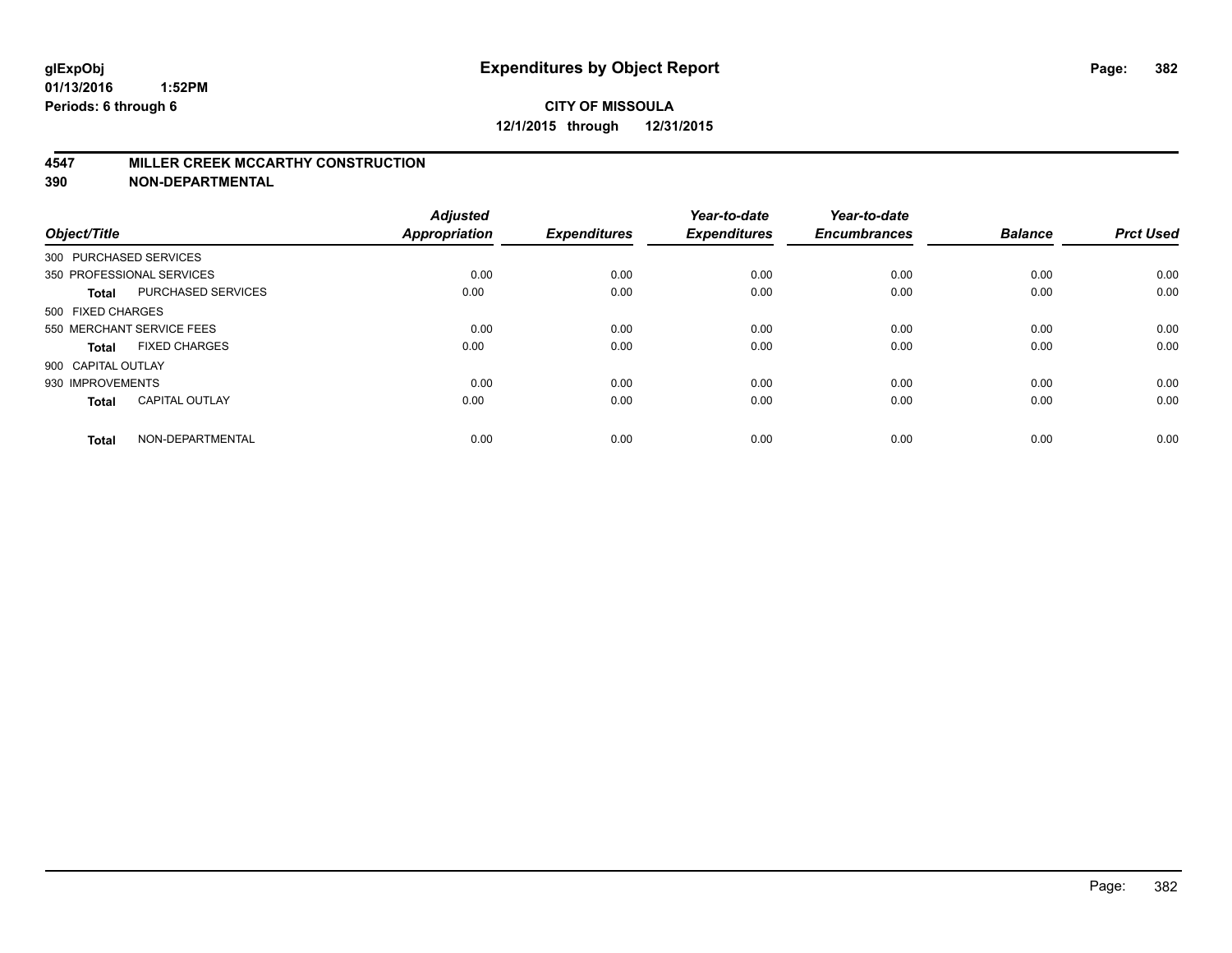glExpObj
01/13/2016 1:52PM
Periods: 6 through 6

# Expenditures by Object Report

**CITY OF MISSOULA**
**12/1/2015 through 12/31/2015**

**4547 MILLER CREEK MCCARTHY CONSTRUCTION**
**390 NON-DEPARTMENTAL**

| Object/Title | | Adjusted Appropriation | Expenditures | Year-to-date Expenditures | Year-to-date Encumbrances | Balance | Prct Used |
|---|---|---|---|---|---|---|---|
| 300 PURCHASED SERVICES | | | | | | | |
| 350 PROFESSIONAL SERVICES | | 0.00 | 0.00 | 0.00 | 0.00 | 0.00 | 0.00 |
| **Total** | PURCHASED SERVICES | 0.00 | 0.00 | 0.00 | 0.00 | 0.00 | 0.00 |
| 500 FIXED CHARGES | | | | | | | |
| 550 MERCHANT SERVICE FEES | | 0.00 | 0.00 | 0.00 | 0.00 | 0.00 | 0.00 |
| **Total** | FIXED CHARGES | 0.00 | 0.00 | 0.00 | 0.00 | 0.00 | 0.00 |
| 900 CAPITAL OUTLAY | | | | | | | |
| 930 IMPROVEMENTS | | 0.00 | 0.00 | 0.00 | 0.00 | 0.00 | 0.00 |
| **Total** | CAPITAL OUTLAY | 0.00 | 0.00 | 0.00 | 0.00 | 0.00 | 0.00 |
| **Total** | NON-DEPARTMENTAL | 0.00 | 0.00 | 0.00 | 0.00 | 0.00 | 0.00 |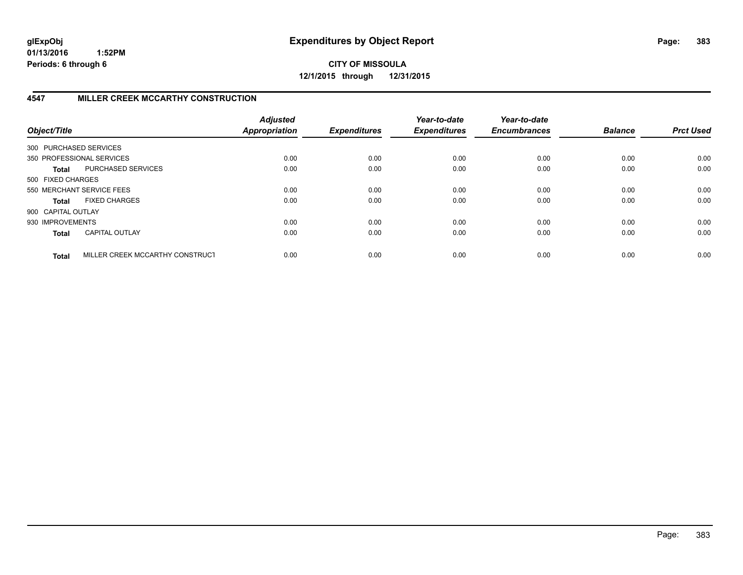**glExpObj** **Expenditures by Object Report**

**01/13/2016 1:52PM**

**Periods: 6 through 6**

**CITY OF MISSOULA**

**12/1/2015 through 12/31/2015**

## 4547 MILLER CREEK MCCARTHY CONSTRUCTION

| Object/Title | | Adjusted Appropriation | Expenditures | Year-to-date Expenditures | Year-to-date Encumbrances | Balance | Prct Used |
|---|---|---|---|---|---|---|---|
| 300 PURCHASED SERVICES | | | | | | | |
| 350 PROFESSIONAL SERVICES | | 0.00 | 0.00 | 0.00 | 0.00 | 0.00 | 0.00 |
| **Total** | PURCHASED SERVICES | 0.00 | 0.00 | 0.00 | 0.00 | 0.00 | 0.00 |
| 500 FIXED CHARGES | | | | | | | |
| 550 MERCHANT SERVICE FEES | | 0.00 | 0.00 | 0.00 | 0.00 | 0.00 | 0.00 |
| **Total** | FIXED CHARGES | 0.00 | 0.00 | 0.00 | 0.00 | 0.00 | 0.00 |
| 900 CAPITAL OUTLAY | | | | | | | |
| 930 IMPROVEMENTS | | 0.00 | 0.00 | 0.00 | 0.00 | 0.00 | 0.00 |
| **Total** | CAPITAL OUTLAY | 0.00 | 0.00 | 0.00 | 0.00 | 0.00 | 0.00 |
| **Total** | MILLER CREEK MCCARTHY CONSTRUCT | 0.00 | 0.00 | 0.00 | 0.00 | 0.00 | 0.00 |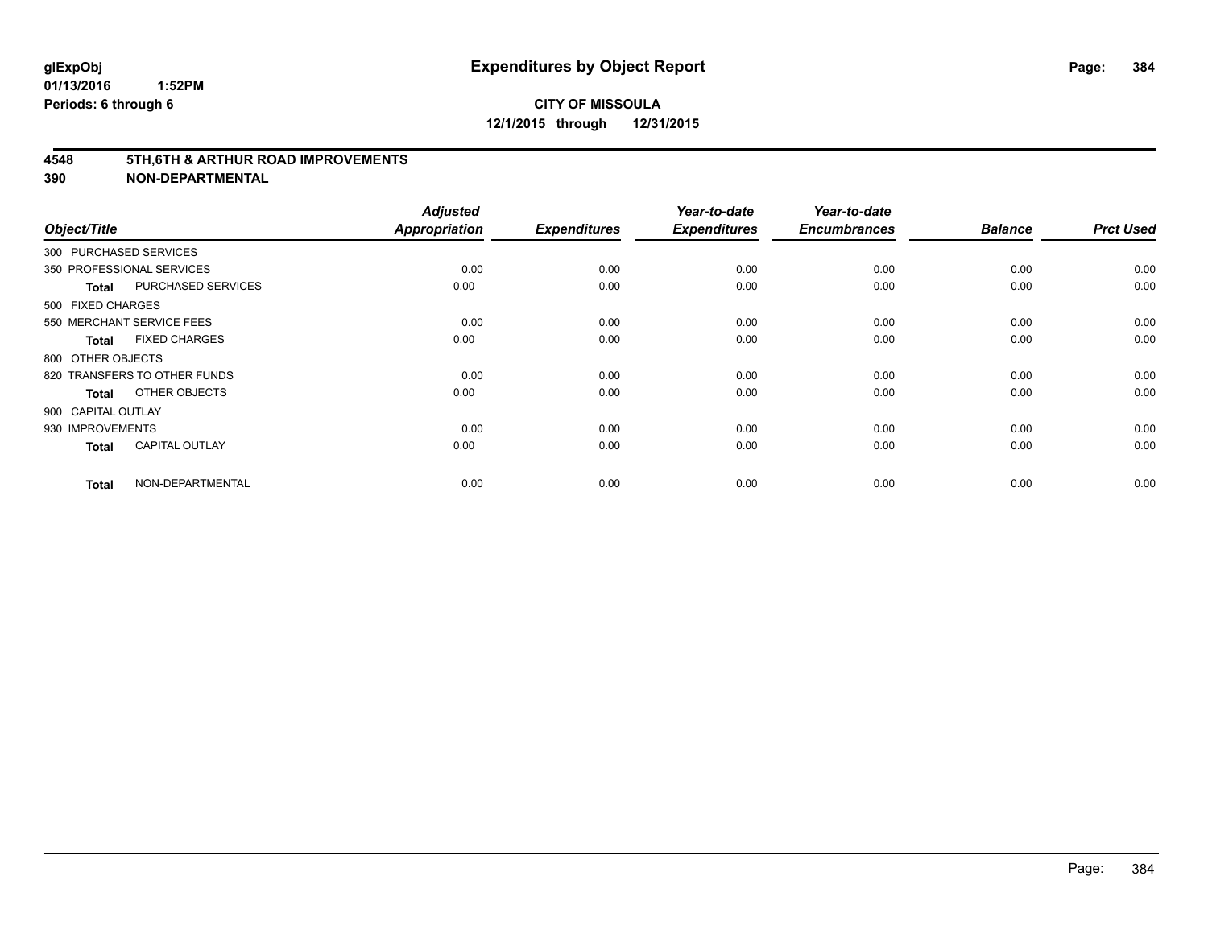**glExpObj** **Expenditures by Object Report**

**01/13/2016 1:52PM**

**Periods: 6 through 6**

**CITY OF MISSOULA**

**12/1/2015 through 12/31/2015**

**4548 5TH,6TH & ARTHUR ROAD IMPROVEMENTS**

**390 NON-DEPARTMENTAL**

| Object/Title | | Adjusted Appropriation | Expenditures | Year-to-date Expenditures | Year-to-date Encumbrances | Balance | Prct Used |
|---|---|---|---|---|---|---|---|
| 300 PURCHASED SERVICES | | | | | | | |
| 350 PROFESSIONAL SERVICES | | 0.00 | 0.00 | 0.00 | 0.00 | 0.00 | 0.00 |
| **Total** | PURCHASED SERVICES | 0.00 | 0.00 | 0.00 | 0.00 | 0.00 | 0.00 |
| 500 FIXED CHARGES | | | | | | | |
| 550 MERCHANT SERVICE FEES | | 0.00 | 0.00 | 0.00 | 0.00 | 0.00 | 0.00 |
| **Total** | FIXED CHARGES | 0.00 | 0.00 | 0.00 | 0.00 | 0.00 | 0.00 |
| 800 OTHER OBJECTS | | | | | | | |
| 820 TRANSFERS TO OTHER FUNDS | | 0.00 | 0.00 | 0.00 | 0.00 | 0.00 | 0.00 |
| **Total** | OTHER OBJECTS | 0.00 | 0.00 | 0.00 | 0.00 | 0.00 | 0.00 |
| 900 CAPITAL OUTLAY | | | | | | | |
| 930 IMPROVEMENTS | | 0.00 | 0.00 | 0.00 | 0.00 | 0.00 | 0.00 |
| **Total** | CAPITAL OUTLAY | 0.00 | 0.00 | 0.00 | 0.00 | 0.00 | 0.00 |
| **Total** | NON-DEPARTMENTAL | 0.00 | 0.00 | 0.00 | 0.00 | 0.00 | 0.00 |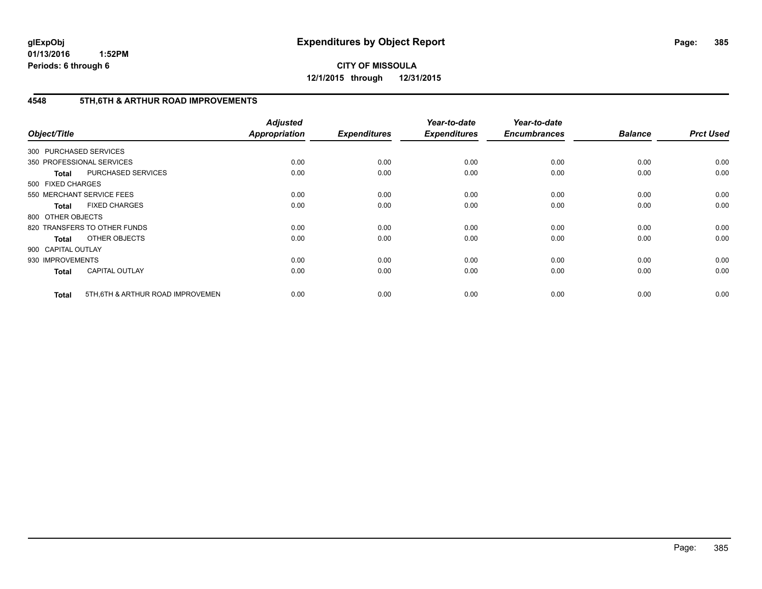**glExpObj**
**01/13/2016 1:52PM**
**Periods: 6 through 6**

# Expenditures by Object Report

**CITY OF MISSOULA**
**12/1/2015 through 12/31/2015**

## 4548 5TH,6TH & ARTHUR ROAD IMPROVEMENTS

| Object/Title | | Adjusted Appropriation | Expenditures | Year-to-date Expenditures | Year-to-date Encumbrances | Balance | Prct Used |
|---|---|---|---|---|---|---|---|
| 300 PURCHASED SERVICES | | | | | | | |
| 350 PROFESSIONAL SERVICES | | 0.00 | 0.00 | 0.00 | 0.00 | 0.00 | 0.00 |
| **Total** | PURCHASED SERVICES | 0.00 | 0.00 | 0.00 | 0.00 | 0.00 | 0.00 |
| 500 FIXED CHARGES | | | | | | | |
| 550 MERCHANT SERVICE FEES | | 0.00 | 0.00 | 0.00 | 0.00 | 0.00 | 0.00 |
| **Total** | FIXED CHARGES | 0.00 | 0.00 | 0.00 | 0.00 | 0.00 | 0.00 |
| 800 OTHER OBJECTS | | | | | | | |
| 820 TRANSFERS TO OTHER FUNDS | | 0.00 | 0.00 | 0.00 | 0.00 | 0.00 | 0.00 |
| **Total** | OTHER OBJECTS | 0.00 | 0.00 | 0.00 | 0.00 | 0.00 | 0.00 |
| 900 CAPITAL OUTLAY | | | | | | | |
| 930 IMPROVEMENTS | | 0.00 | 0.00 | 0.00 | 0.00 | 0.00 | 0.00 |
| **Total** | CAPITAL OUTLAY | 0.00 | 0.00 | 0.00 | 0.00 | 0.00 | 0.00 |
| **Total** | 5TH,6TH & ARTHUR ROAD IMPROVEMEN | 0.00 | 0.00 | 0.00 | 0.00 | 0.00 | 0.00 |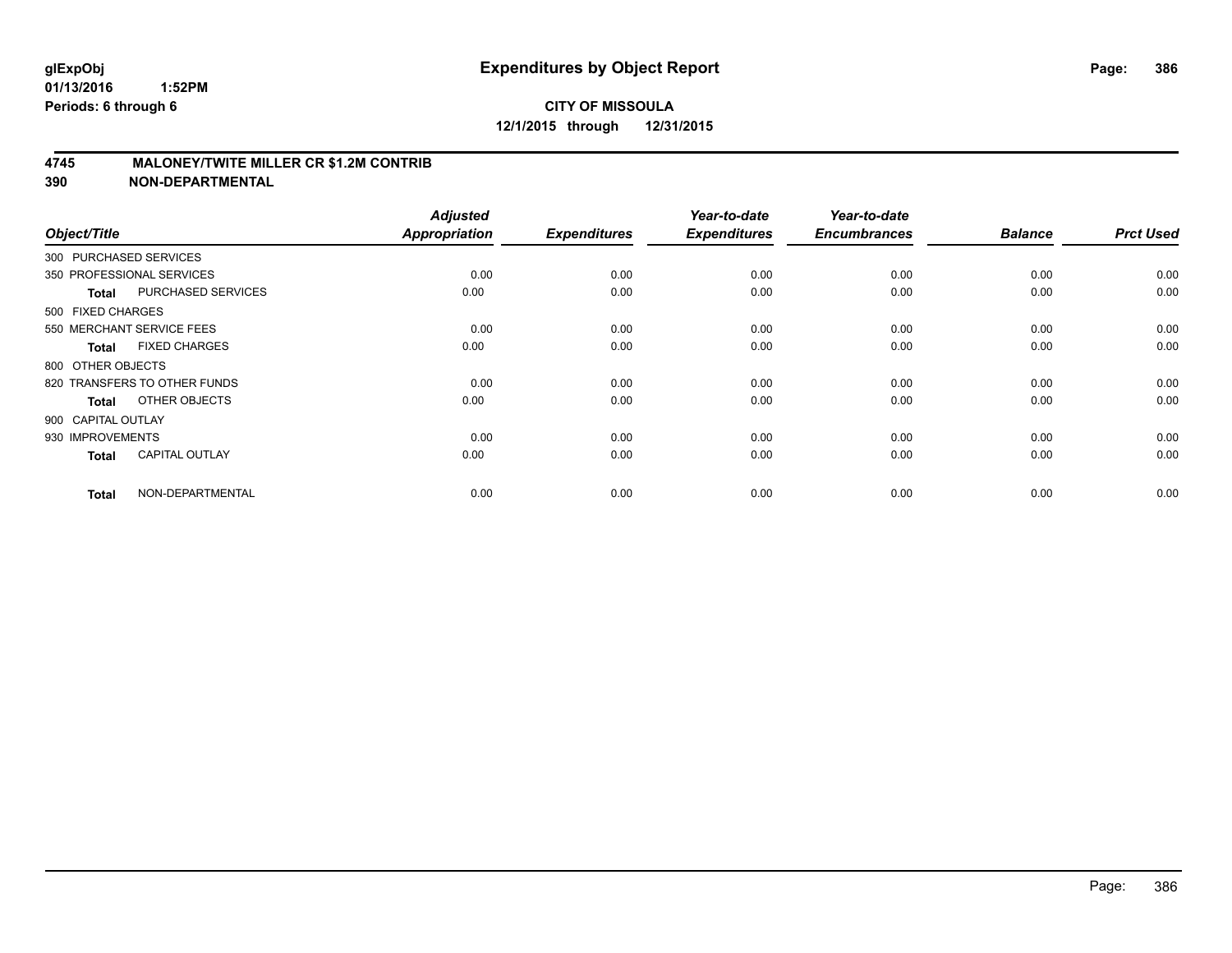**glExpObj**
**01/13/2016 1:52PM**
**Periods: 6 through 6**

# Expenditures by Object Report

**CITY OF MISSOULA**
**12/1/2015 through 12/31/2015**

## 4745 MALONEY/TWITE MILLER CR $1.2M CONTRIB
## 390 NON-DEPARTMENTAL

| Object/Title | | Adjusted Appropriation | Expenditures | Year-to-date Expenditures | Year-to-date Encumbrances | Balance | Prct Used |
|---|---|---|---|---|---|---|---|
| 300 PURCHASED SERVICES | | | | | | | |
| 350 PROFESSIONAL SERVICES | | 0.00 | 0.00 | 0.00 | 0.00 | 0.00 | 0.00 |
| **Total** | PURCHASED SERVICES | 0.00 | 0.00 | 0.00 | 0.00 | 0.00 | 0.00 |
| 500 FIXED CHARGES | | | | | | | |
| 550 MERCHANT SERVICE FEES | | 0.00 | 0.00 | 0.00 | 0.00 | 0.00 | 0.00 |
| **Total** | FIXED CHARGES | 0.00 | 0.00 | 0.00 | 0.00 | 0.00 | 0.00 |
| 800 OTHER OBJECTS | | | | | | | |
| 820 TRANSFERS TO OTHER FUNDS | | 0.00 | 0.00 | 0.00 | 0.00 | 0.00 | 0.00 |
| **Total** | OTHER OBJECTS | 0.00 | 0.00 | 0.00 | 0.00 | 0.00 | 0.00 |
| 900 CAPITAL OUTLAY | | | | | | | |
| 930 IMPROVEMENTS | | 0.00 | 0.00 | 0.00 | 0.00 | 0.00 | 0.00 |
| **Total** | CAPITAL OUTLAY | 0.00 | 0.00 | 0.00 | 0.00 | 0.00 | 0.00 |
| **Total** | NON-DEPARTMENTAL | 0.00 | 0.00 | 0.00 | 0.00 | 0.00 | 0.00 |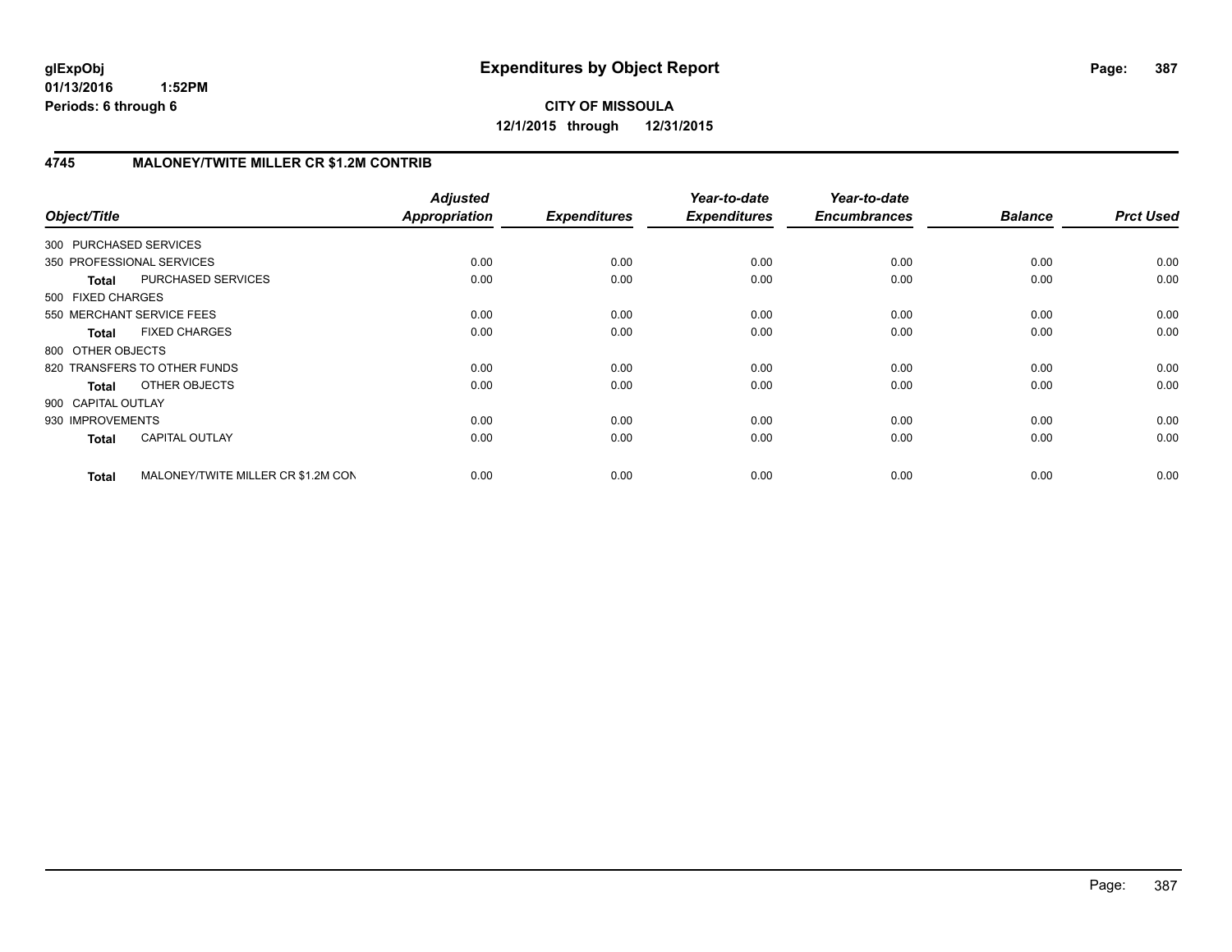**glExpObj**
**01/13/2016 1:52PM**
**Periods: 6 through 6**

# Expenditures by Object Report

**CITY OF MISSOULA**
**12/1/2015 through 12/31/2015**

## 4745 MALONEY/TWITE MILLER CR $1.2M CONTRIB

| Object/Title | | *Adjusted Appropriation* | *Expenditures* | *Year-to-date Expenditures* | *Year-to-date Encumbrances* | *Balance* | *Prct Used* |
|---|---|---|---|---|---|---|---|
| 300 PURCHASED SERVICES | | | | | | | |
| 350 PROFESSIONAL SERVICES | | 0.00 | 0.00 | 0.00 | 0.00 | 0.00 | 0.00 |
| **Total** | PURCHASED SERVICES | 0.00 | 0.00 | 0.00 | 0.00 | 0.00 | 0.00 |
| 500 FIXED CHARGES | | | | | | | |
| 550 MERCHANT SERVICE FEES | | 0.00 | 0.00 | 0.00 | 0.00 | 0.00 | 0.00 |
| **Total** | FIXED CHARGES | 0.00 | 0.00 | 0.00 | 0.00 | 0.00 | 0.00 |
| 800 OTHER OBJECTS | | | | | | | |
| 820 TRANSFERS TO OTHER FUNDS | | 0.00 | 0.00 | 0.00 | 0.00 | 0.00 | 0.00 |
| **Total** | OTHER OBJECTS | 0.00 | 0.00 | 0.00 | 0.00 | 0.00 | 0.00 |
| 900 CAPITAL OUTLAY | | | | | | | |
| 930 IMPROVEMENTS | | 0.00 | 0.00 | 0.00 | 0.00 | 0.00 | 0.00 |
| **Total** | CAPITAL OUTLAY | 0.00 | 0.00 | 0.00 | 0.00 | 0.00 | 0.00 |
| **Total** | MALONEY/TWITE MILLER CR $1.2M CON | 0.00 | 0.00 | 0.00 | 0.00 | 0.00 | 0.00 |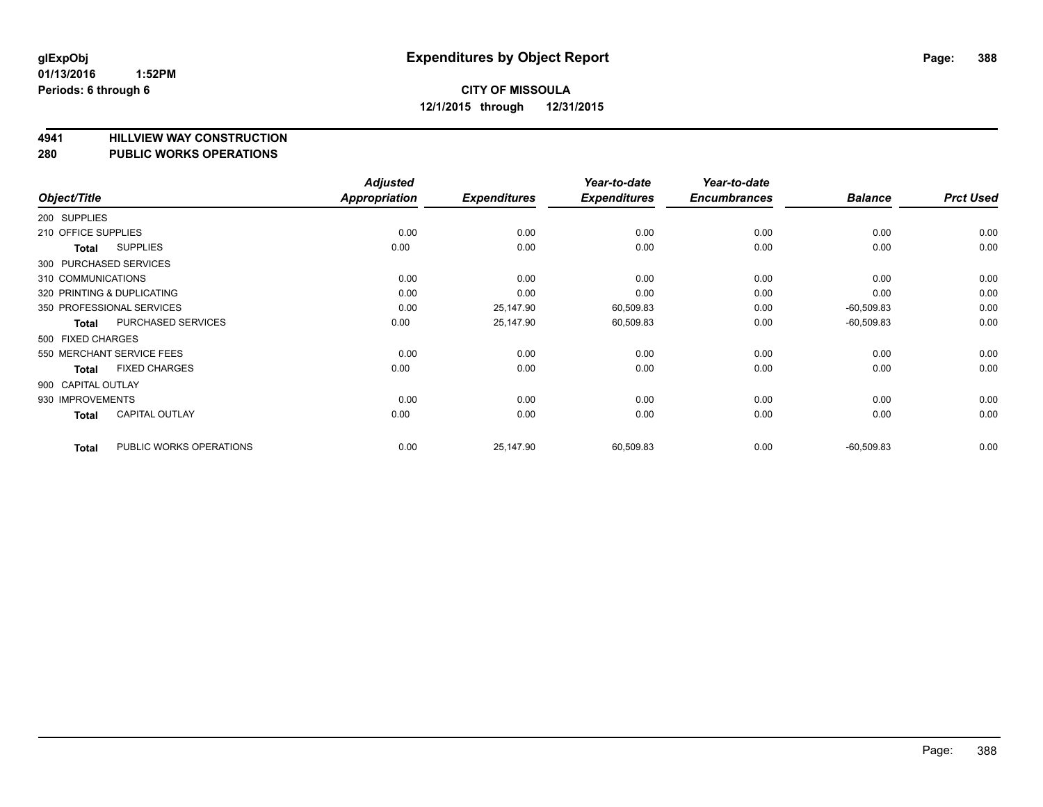glExpObj
01/13/2016 1:52PM
Periods: 6 through 6

# Expenditures by Object Report

**CITY OF MISSOULA**
**12/1/2015 through 12/31/2015**

**4941 HILLVIEW WAY CONSTRUCTION**
**280 PUBLIC WORKS OPERATIONS**

| Object/Title | | Adjusted Appropriation | Expenditures | Year-to-date Expenditures | Year-to-date Encumbrances | Balance | Prct Used |
|---|---|---|---|---|---|---|---|
| 200 SUPPLIES | | | | | | | |
| 210 OFFICE SUPPLIES | | 0.00 | 0.00 | 0.00 | 0.00 | 0.00 | 0.00 |
| **Total** | SUPPLIES | 0.00 | 0.00 | 0.00 | 0.00 | 0.00 | 0.00 |
| 300 PURCHASED SERVICES | | | | | | | |
| 310 COMMUNICATIONS | | 0.00 | 0.00 | 0.00 | 0.00 | 0.00 | 0.00 |
| 320 PRINTING & DUPLICATING | | 0.00 | 0.00 | 0.00 | 0.00 | 0.00 | 0.00 |
| 350 PROFESSIONAL SERVICES | | 0.00 | 25,147.90 | 60,509.83 | 0.00 | -60,509.83 | 0.00 |
| **Total** | PURCHASED SERVICES | 0.00 | 25,147.90 | 60,509.83 | 0.00 | -60,509.83 | 0.00 |
| 500 FIXED CHARGES | | | | | | | |
| 550 MERCHANT SERVICE FEES | | 0.00 | 0.00 | 0.00 | 0.00 | 0.00 | 0.00 |
| **Total** | FIXED CHARGES | 0.00 | 0.00 | 0.00 | 0.00 | 0.00 | 0.00 |
| 900 CAPITAL OUTLAY | | | | | | | |
| 930 IMPROVEMENTS | | 0.00 | 0.00 | 0.00 | 0.00 | 0.00 | 0.00 |
| **Total** | CAPITAL OUTLAY | 0.00 | 0.00 | 0.00 | 0.00 | 0.00 | 0.00 |
| **Total** | PUBLIC WORKS OPERATIONS | 0.00 | 25,147.90 | 60,509.83 | 0.00 | -60,509.83 | 0.00 |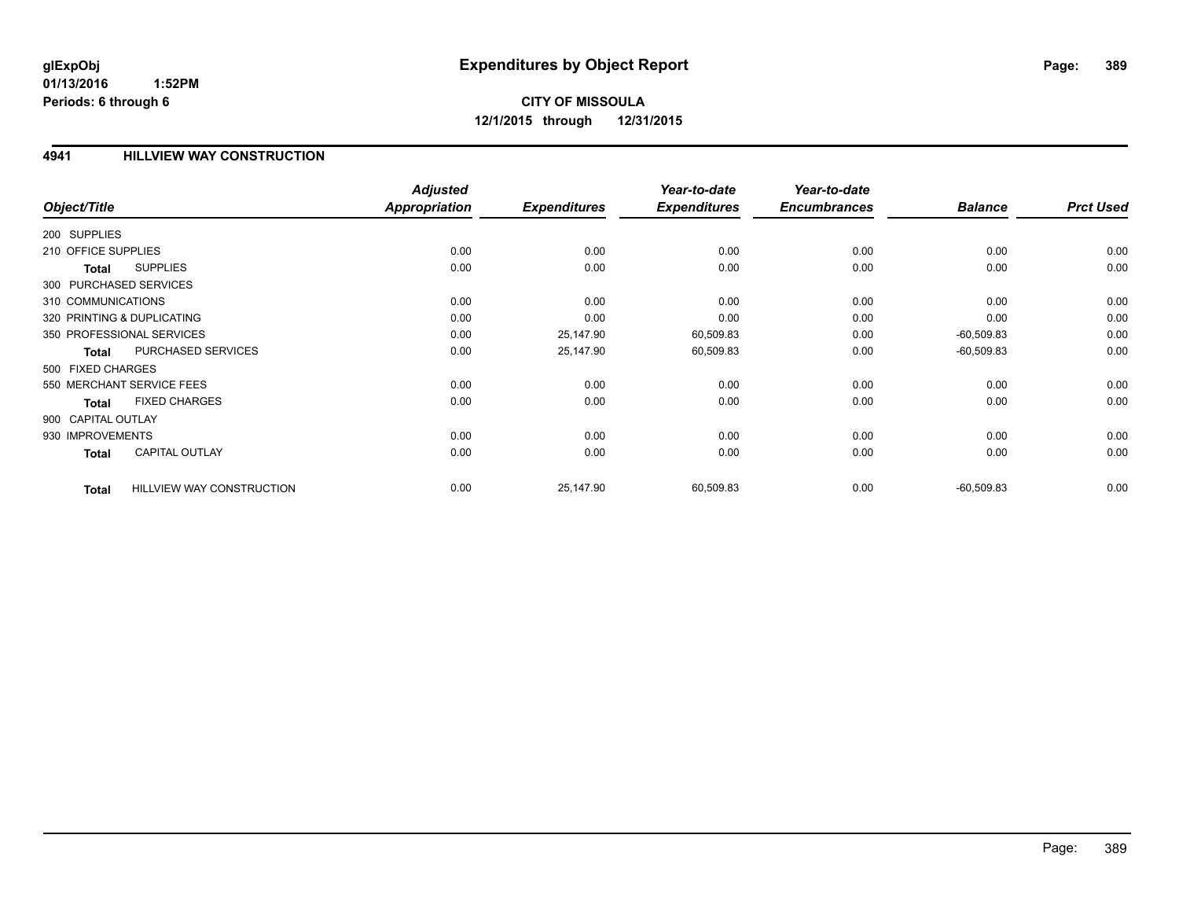# Expenditures by Object Report

glExpObj
01/13/2016 1:52PM
Periods: 6 through 6

**CITY OF MISSOULA**
**12/1/2015 through 12/31/2015**

## 4941 HILLVIEW WAY CONSTRUCTION

| Object/Title | | Adjusted Appropriation | Expenditures | Year-to-date Expenditures | Year-to-date Encumbrances | Balance | Prct Used |
|---|---|---|---|---|---|---|---|
| 200 SUPPLIES | | | | | | | |
| 210 OFFICE SUPPLIES | | 0.00 | 0.00 | 0.00 | 0.00 | 0.00 | 0.00 |
| **Total** | SUPPLIES | 0.00 | 0.00 | 0.00 | 0.00 | 0.00 | 0.00 |
| 300 PURCHASED SERVICES | | | | | | | |
| 310 COMMUNICATIONS | | 0.00 | 0.00 | 0.00 | 0.00 | 0.00 | 0.00 |
| 320 PRINTING & DUPLICATING | | 0.00 | 0.00 | 0.00 | 0.00 | 0.00 | 0.00 |
| 350 PROFESSIONAL SERVICES | | 0.00 | 25,147.90 | 60,509.83 | 0.00 | -60,509.83 | 0.00 |
| **Total** | PURCHASED SERVICES | 0.00 | 25,147.90 | 60,509.83 | 0.00 | -60,509.83 | 0.00 |
| 500 FIXED CHARGES | | | | | | | |
| 550 MERCHANT SERVICE FEES | | 0.00 | 0.00 | 0.00 | 0.00 | 0.00 | 0.00 |
| **Total** | FIXED CHARGES | 0.00 | 0.00 | 0.00 | 0.00 | 0.00 | 0.00 |
| 900 CAPITAL OUTLAY | | | | | | | |
| 930 IMPROVEMENTS | | 0.00 | 0.00 | 0.00 | 0.00 | 0.00 | 0.00 |
| **Total** | CAPITAL OUTLAY | 0.00 | 0.00 | 0.00 | 0.00 | 0.00 | 0.00 |
| **Total** | HILLVIEW WAY CONSTRUCTION | 0.00 | 25,147.90 | 60,509.83 | 0.00 | -60,509.83 | 0.00 |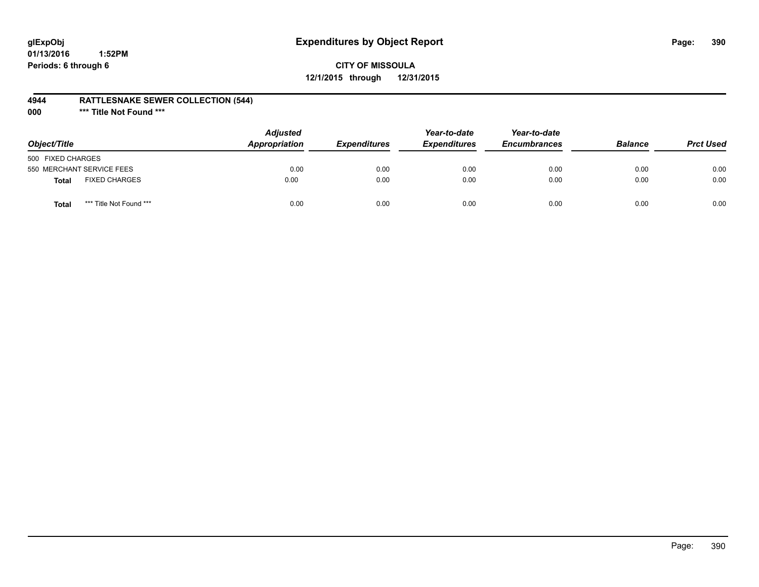**glExpObj**
**01/13/2016 1:52PM**
**Periods: 6 through 6**

# Expenditures by Object Report

**CITY OF MISSOULA**
**12/1/2015 through 12/31/2015**

**4944 RATTLESNAKE SEWER COLLECTION (544)**
**000 \*\*\* Title Not Found \*\*\***

| Object/Title | Adjusted Appropriation | Expenditures | Year-to-date Expenditures | Year-to-date Encumbrances | Balance | Prct Used |
|---|---|---|---|---|---|---|
| 500 FIXED CHARGES | | | | | | |
| 550 MERCHANT SERVICE FEES | 0.00 | 0.00 | 0.00 | 0.00 | 0.00 | 0.00 |
| **Total** FIXED CHARGES | 0.00 | 0.00 | 0.00 | 0.00 | 0.00 | 0.00 |
| **Total** *** Title Not Found *** | 0.00 | 0.00 | 0.00 | 0.00 | 0.00 | 0.00 |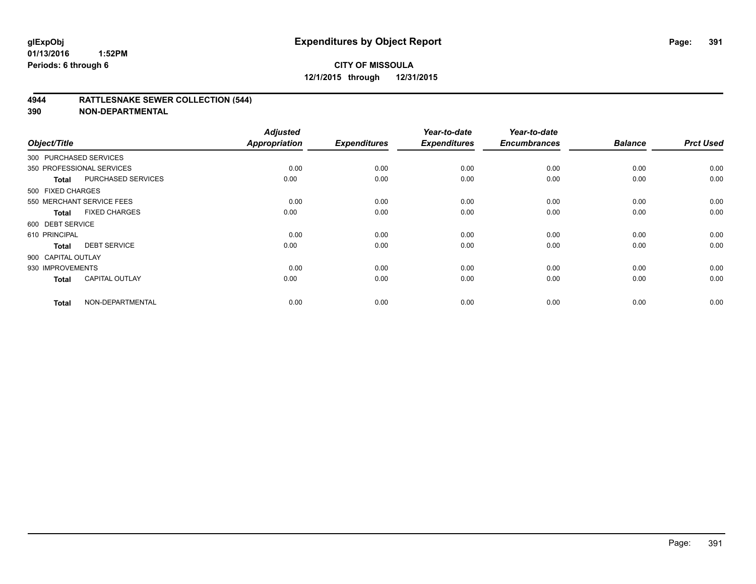**glExpObj** **Expenditures by Object Report**

**01/13/2016 1:52PM**

**Periods: 6 through 6**

**CITY OF MISSOULA**

**12/1/2015 through 12/31/2015**

## 4944 RATTLESNAKE SEWER COLLECTION (544)

## 390 NON-DEPARTMENTAL

| Object/Title | | Adjusted Appropriation | Expenditures | Year-to-date Expenditures | Year-to-date Encumbrances | Balance | Prct Used |
|---|---|---|---|---|---|---|---|
| 300 PURCHASED SERVICES | | | | | | | |
| 350 PROFESSIONAL SERVICES | | 0.00 | 0.00 | 0.00 | 0.00 | 0.00 | 0.00 |
| **Total** | PURCHASED SERVICES | 0.00 | 0.00 | 0.00 | 0.00 | 0.00 | 0.00 |
| 500 FIXED CHARGES | | | | | | | |
| 550 MERCHANT SERVICE FEES | | 0.00 | 0.00 | 0.00 | 0.00 | 0.00 | 0.00 |
| **Total** | FIXED CHARGES | 0.00 | 0.00 | 0.00 | 0.00 | 0.00 | 0.00 |
| 600 DEBT SERVICE | | | | | | | |
| 610 PRINCIPAL | | 0.00 | 0.00 | 0.00 | 0.00 | 0.00 | 0.00 |
| **Total** | DEBT SERVICE | 0.00 | 0.00 | 0.00 | 0.00 | 0.00 | 0.00 |
| 900 CAPITAL OUTLAY | | | | | | | |
| 930 IMPROVEMENTS | | 0.00 | 0.00 | 0.00 | 0.00 | 0.00 | 0.00 |
| **Total** | CAPITAL OUTLAY | 0.00 | 0.00 | 0.00 | 0.00 | 0.00 | 0.00 |
| **Total** | NON-DEPARTMENTAL | 0.00 | 0.00 | 0.00 | 0.00 | 0.00 | 0.00 |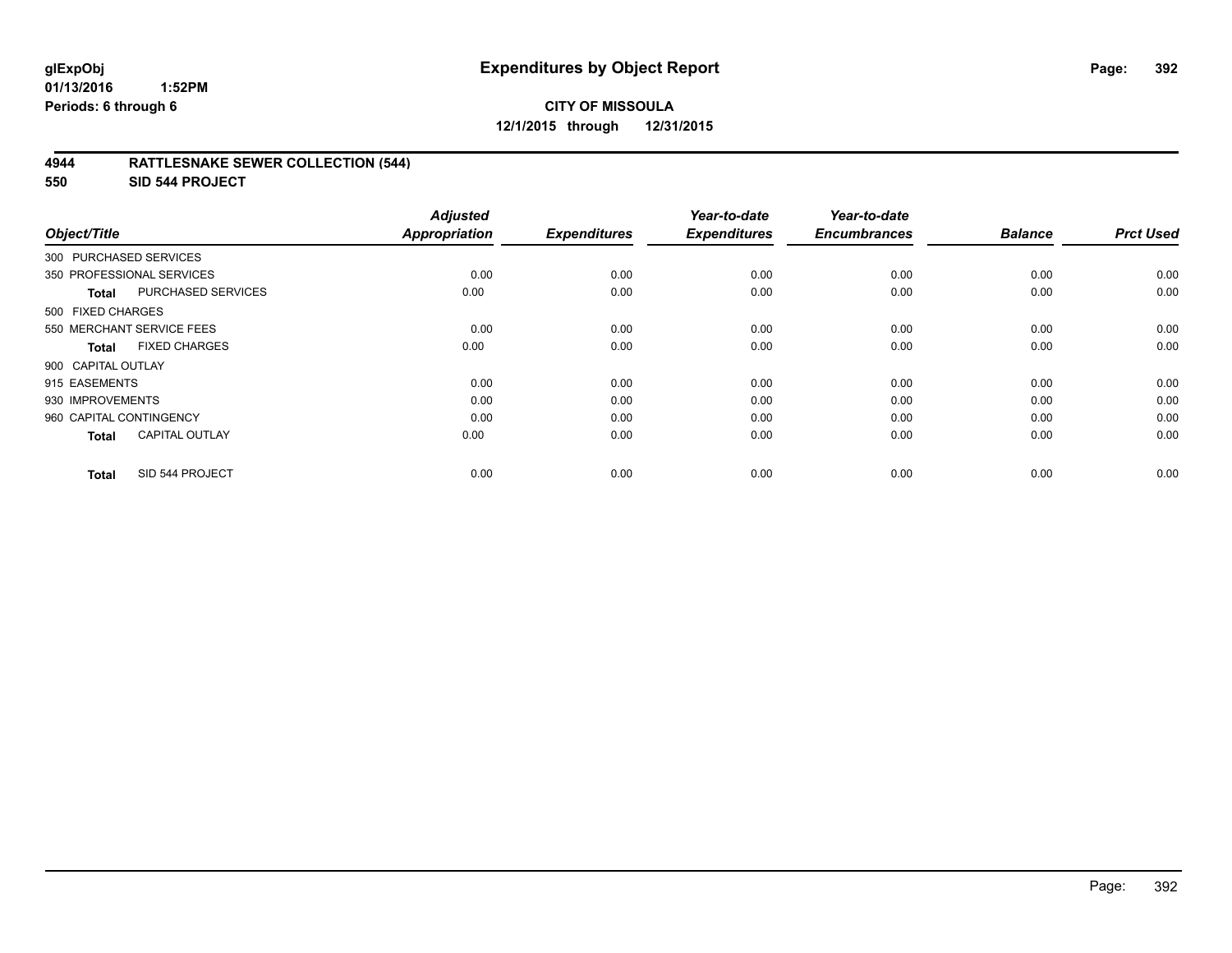**glExpObj**
**01/13/2016 1:52PM**
**Periods: 6 through 6**

# Expenditures by Object Report

**CITY OF MISSOULA**
**12/1/2015 through 12/31/2015**

## 4944 RATTLESNAKE SEWER COLLECTION (544)
## 550 SID 544 PROJECT

| Object/Title | Adjusted Appropriation | Expenditures | Year-to-date Expenditures | Year-to-date Encumbrances | Balance | Prct Used |
|---|---|---|---|---|---|---|
| 300 PURCHASED SERVICES | | | | | | |
| 350 PROFESSIONAL SERVICES | 0.00 | 0.00 | 0.00 | 0.00 | 0.00 | 0.00 |
| **Total** PURCHASED SERVICES | 0.00 | 0.00 | 0.00 | 0.00 | 0.00 | 0.00 |
| 500 FIXED CHARGES | | | | | | |
| 550 MERCHANT SERVICE FEES | 0.00 | 0.00 | 0.00 | 0.00 | 0.00 | 0.00 |
| **Total** FIXED CHARGES | 0.00 | 0.00 | 0.00 | 0.00 | 0.00 | 0.00 |
| 900 CAPITAL OUTLAY | | | | | | |
| 915 EASEMENTS | 0.00 | 0.00 | 0.00 | 0.00 | 0.00 | 0.00 |
| 930 IMPROVEMENTS | 0.00 | 0.00 | 0.00 | 0.00 | 0.00 | 0.00 |
| 960 CAPITAL CONTINGENCY | 0.00 | 0.00 | 0.00 | 0.00 | 0.00 | 0.00 |
| **Total** CAPITAL OUTLAY | 0.00 | 0.00 | 0.00 | 0.00 | 0.00 | 0.00 |
| **Total** SID 544 PROJECT | 0.00 | 0.00 | 0.00 | 0.00 | 0.00 | 0.00 |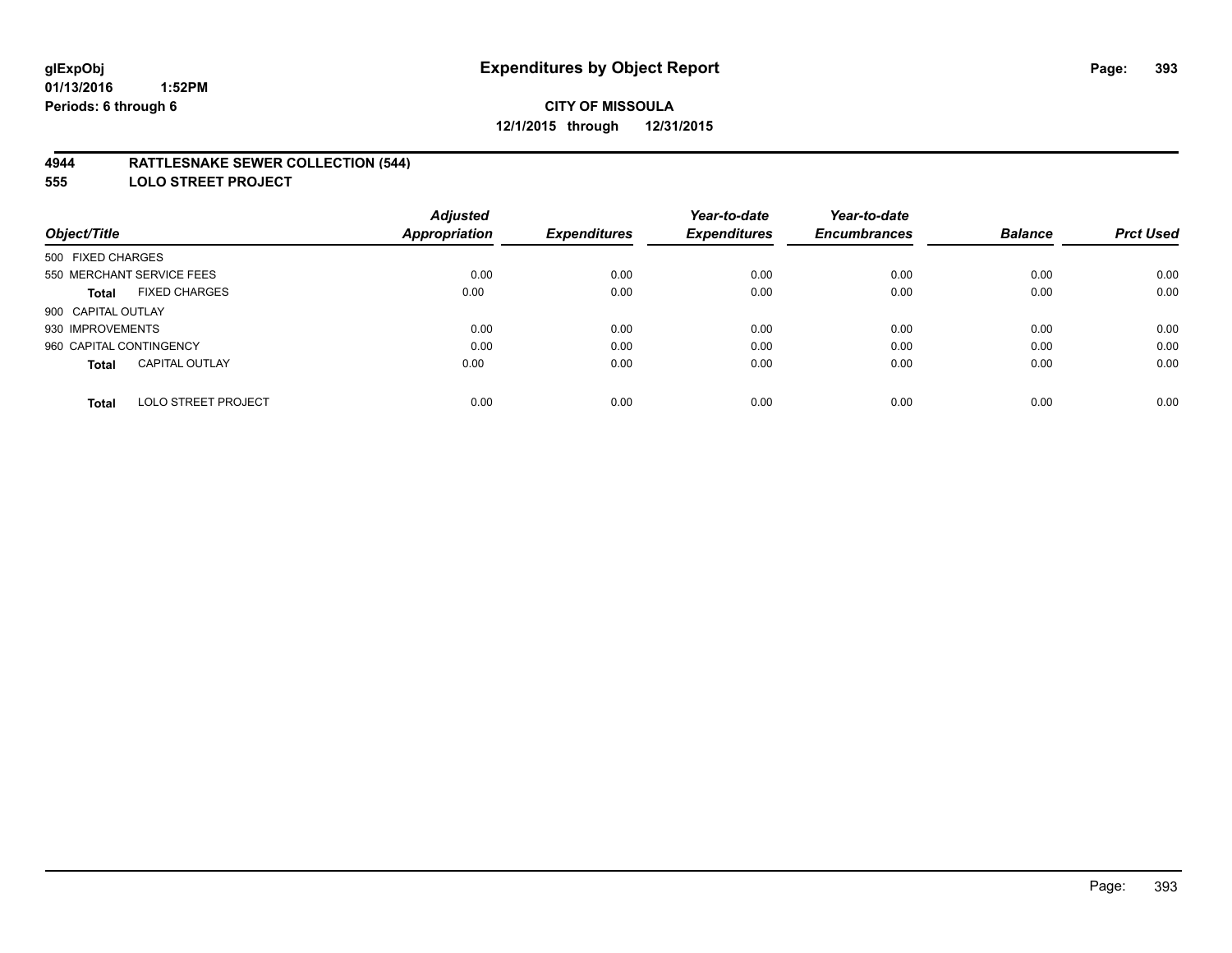**glExpObj**
**01/13/2016 1:52PM**
**Periods: 6 through 6**

# Expenditures by Object Report

**CITY OF MISSOULA**
**12/1/2015 through 12/31/2015**

## 4944 RATTLESNAKE SEWER COLLECTION (544)
## 555 LOLO STREET PROJECT

| Object/Title | Adjusted Appropriation | Expenditures | Year-to-date Expenditures | Year-to-date Encumbrances | Balance | Prct Used |
|---|---|---|---|---|---|---|
| 500 FIXED CHARGES | | | | | | |
| 550 MERCHANT SERVICE FEES | 0.00 | 0.00 | 0.00 | 0.00 | 0.00 | 0.00 |
| **Total** FIXED CHARGES | 0.00 | 0.00 | 0.00 | 0.00 | 0.00 | 0.00 |
| 900 CAPITAL OUTLAY | | | | | | |
| 930 IMPROVEMENTS | 0.00 | 0.00 | 0.00 | 0.00 | 0.00 | 0.00 |
| 960 CAPITAL CONTINGENCY | 0.00 | 0.00 | 0.00 | 0.00 | 0.00 | 0.00 |
| **Total** CAPITAL OUTLAY | 0.00 | 0.00 | 0.00 | 0.00 | 0.00 | 0.00 |
| **Total** LOLO STREET PROJECT | 0.00 | 0.00 | 0.00 | 0.00 | 0.00 | 0.00 |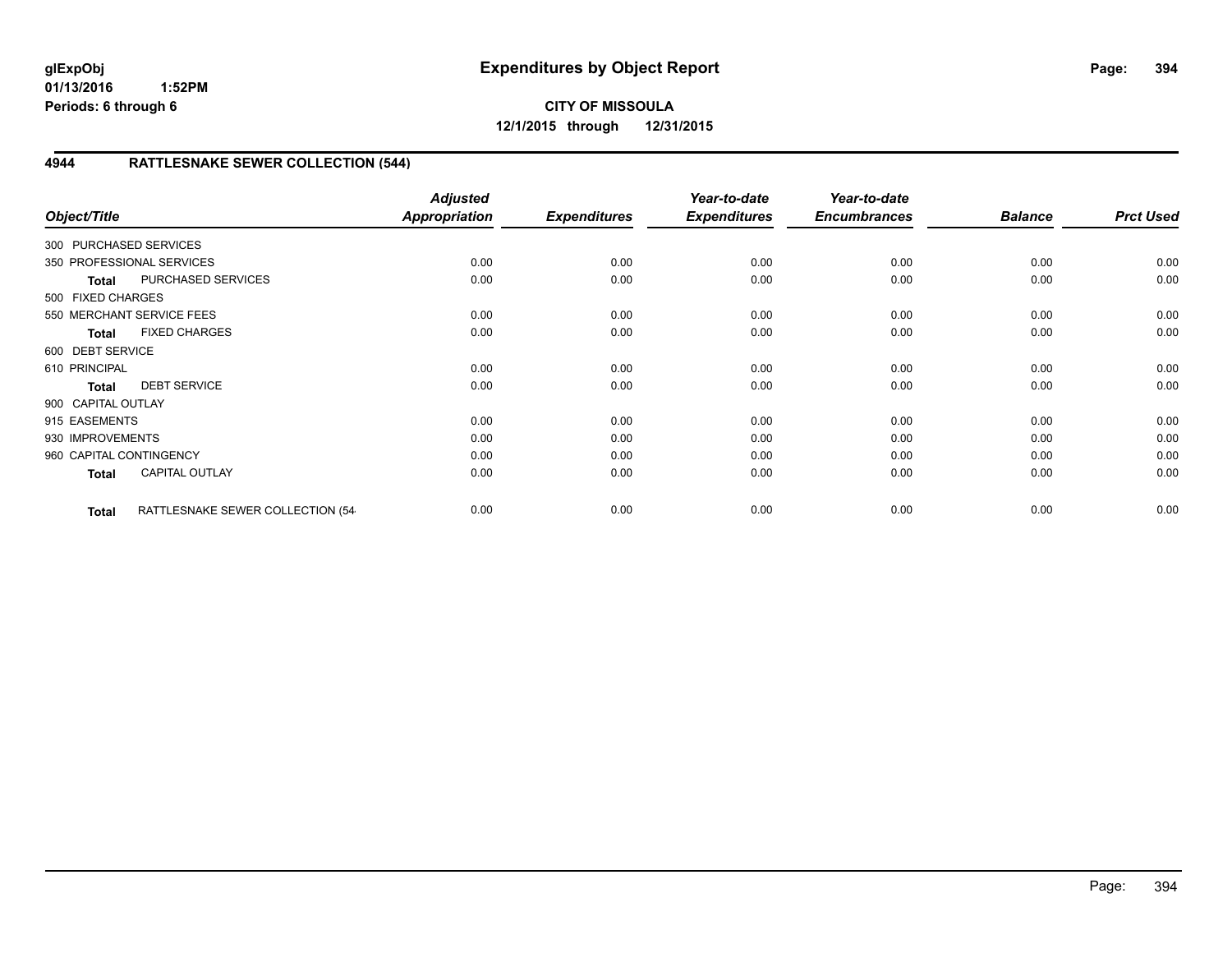**glExpObj**
**01/13/2016 1:52PM**
**Periods: 6 through 6**

# Expenditures by Object Report

**CITY OF MISSOULA**
**12/1/2015 through 12/31/2015**

## 4944 RATTLESNAKE SEWER COLLECTION (544)

| Object/Title | Adjusted Appropriation | Expenditures | Year-to-date Expenditures | Year-to-date Encumbrances | Balance | Prct Used |
|---|---|---|---|---|---|---|
| 300 PURCHASED SERVICES | | | | | | |
| 350 PROFESSIONAL SERVICES | 0.00 | 0.00 | 0.00 | 0.00 | 0.00 | 0.00 |
| **Total** PURCHASED SERVICES | 0.00 | 0.00 | 0.00 | 0.00 | 0.00 | 0.00 |
| 500 FIXED CHARGES | | | | | | |
| 550 MERCHANT SERVICE FEES | 0.00 | 0.00 | 0.00 | 0.00 | 0.00 | 0.00 |
| **Total** FIXED CHARGES | 0.00 | 0.00 | 0.00 | 0.00 | 0.00 | 0.00 |
| 600 DEBT SERVICE | | | | | | |
| 610 PRINCIPAL | 0.00 | 0.00 | 0.00 | 0.00 | 0.00 | 0.00 |
| **Total** DEBT SERVICE | 0.00 | 0.00 | 0.00 | 0.00 | 0.00 | 0.00 |
| 900 CAPITAL OUTLAY | | | | | | |
| 915 EASEMENTS | 0.00 | 0.00 | 0.00 | 0.00 | 0.00 | 0.00 |
| 930 IMPROVEMENTS | 0.00 | 0.00 | 0.00 | 0.00 | 0.00 | 0.00 |
| 960 CAPITAL CONTINGENCY | 0.00 | 0.00 | 0.00 | 0.00 | 0.00 | 0.00 |
| **Total** CAPITAL OUTLAY | 0.00 | 0.00 | 0.00 | 0.00 | 0.00 | 0.00 |
| **Total** RATTLESNAKE SEWER COLLECTION (54 | 0.00 | 0.00 | 0.00 | 0.00 | 0.00 | 0.00 |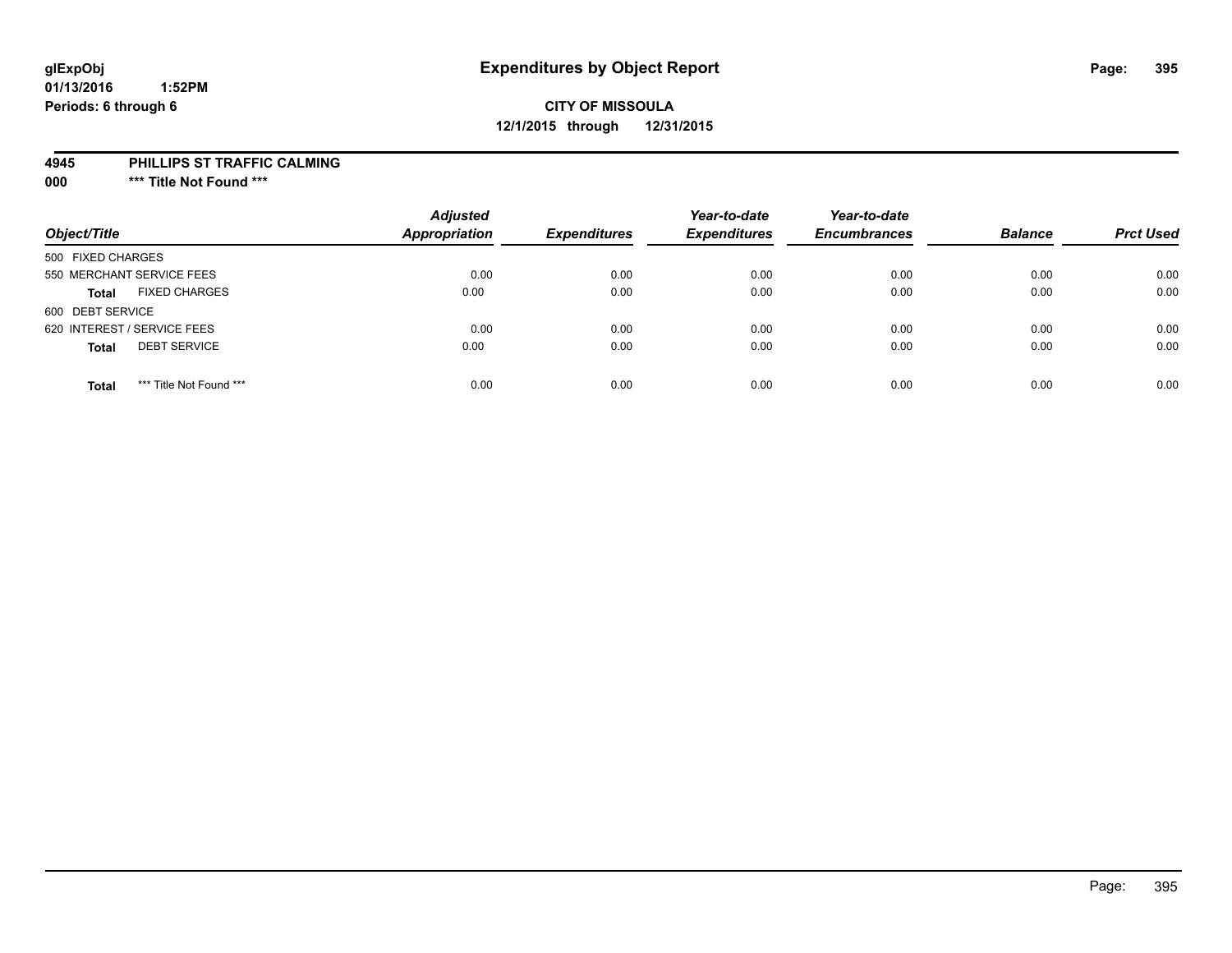# Expenditures by Object Report

glExpObj
01/13/2016 1:52PM
Periods: 6 through 6

**CITY OF MISSOULA**
**12/1/2015 through 12/31/2015**

**4945 PHILLIPS ST TRAFFIC CALMING**
**000 *** Title Not Found *****

| Object/Title | Adjusted Appropriation | Expenditures | Year-to-date Expenditures | Year-to-date Encumbrances | Balance | Prct Used |
|---|---|---|---|---|---|---|
| 500 FIXED CHARGES | | | | | | |
| 550 MERCHANT SERVICE FEES | 0.00 | 0.00 | 0.00 | 0.00 | 0.00 | 0.00 |
| **Total** FIXED CHARGES | 0.00 | 0.00 | 0.00 | 0.00 | 0.00 | 0.00 |
| 600 DEBT SERVICE | | | | | | |
| 620 INTEREST / SERVICE FEES | 0.00 | 0.00 | 0.00 | 0.00 | 0.00 | 0.00 |
| **Total** DEBT SERVICE | 0.00 | 0.00 | 0.00 | 0.00 | 0.00 | 0.00 |
| **Total** *** Title Not Found *** | 0.00 | 0.00 | 0.00 | 0.00 | 0.00 | 0.00 |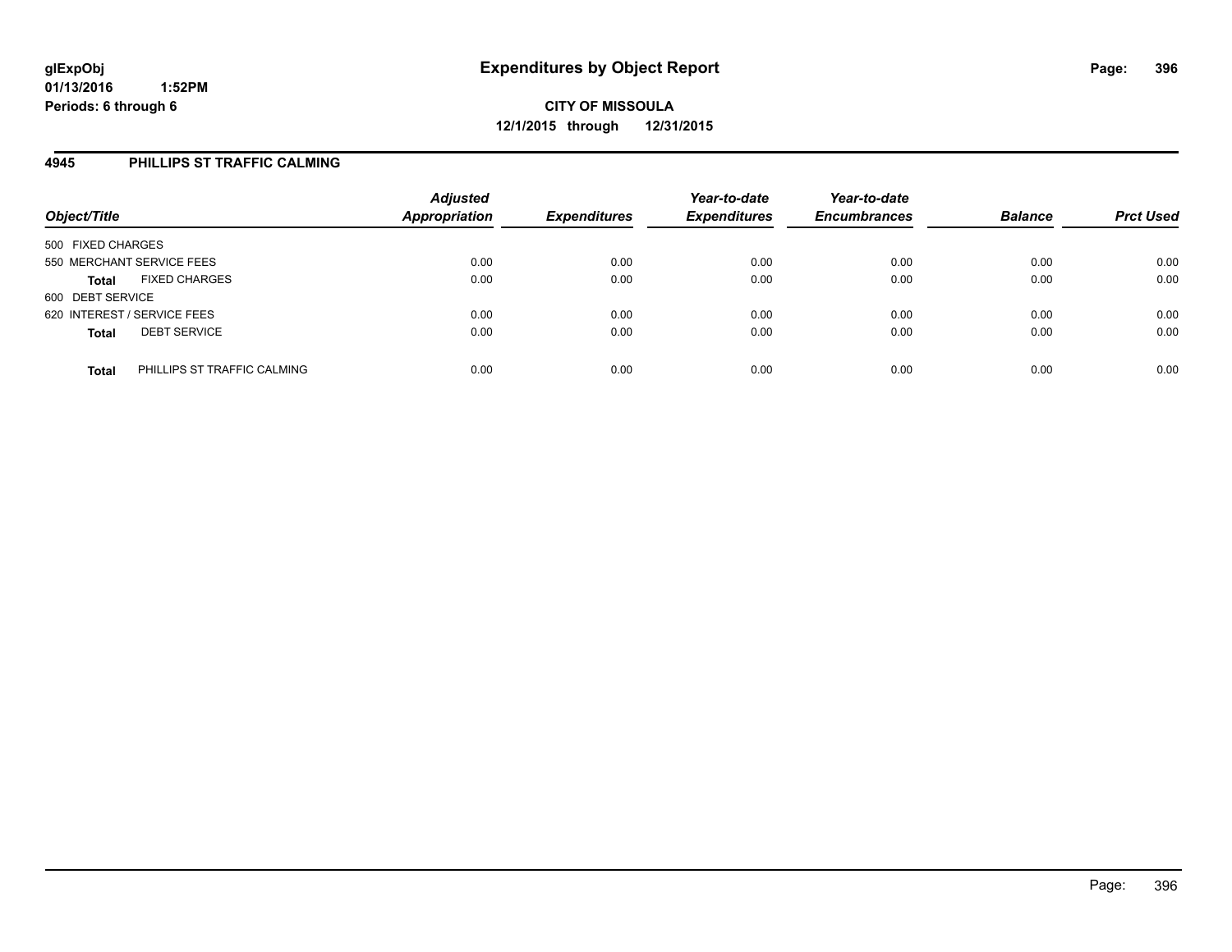**glExpObj**
**01/13/2016 1:52PM**
**Periods: 6 through 6**

# Expenditures by Object Report

**CITY OF MISSOULA**
**12/1/2015 through 12/31/2015**

## 4945 PHILLIPS ST TRAFFIC CALMING

| Object/Title | | Adjusted Appropriation | Expenditures | Year-to-date Expenditures | Year-to-date Encumbrances | Balance | Prct Used |
|---|---|---|---|---|---|---|---|
| 500 FIXED CHARGES | | | | | | | |
| 550 MERCHANT SERVICE FEES | | 0.00 | 0.00 | 0.00 | 0.00 | 0.00 | 0.00 |
| **Total** | FIXED CHARGES | 0.00 | 0.00 | 0.00 | 0.00 | 0.00 | 0.00 |
| 600 DEBT SERVICE | | | | | | | |
| 620 INTEREST / SERVICE FEES | | 0.00 | 0.00 | 0.00 | 0.00 | 0.00 | 0.00 |
| **Total** | DEBT SERVICE | 0.00 | 0.00 | 0.00 | 0.00 | 0.00 | 0.00 |
| **Total** | PHILLIPS ST TRAFFIC CALMING | 0.00 | 0.00 | 0.00 | 0.00 | 0.00 | 0.00 |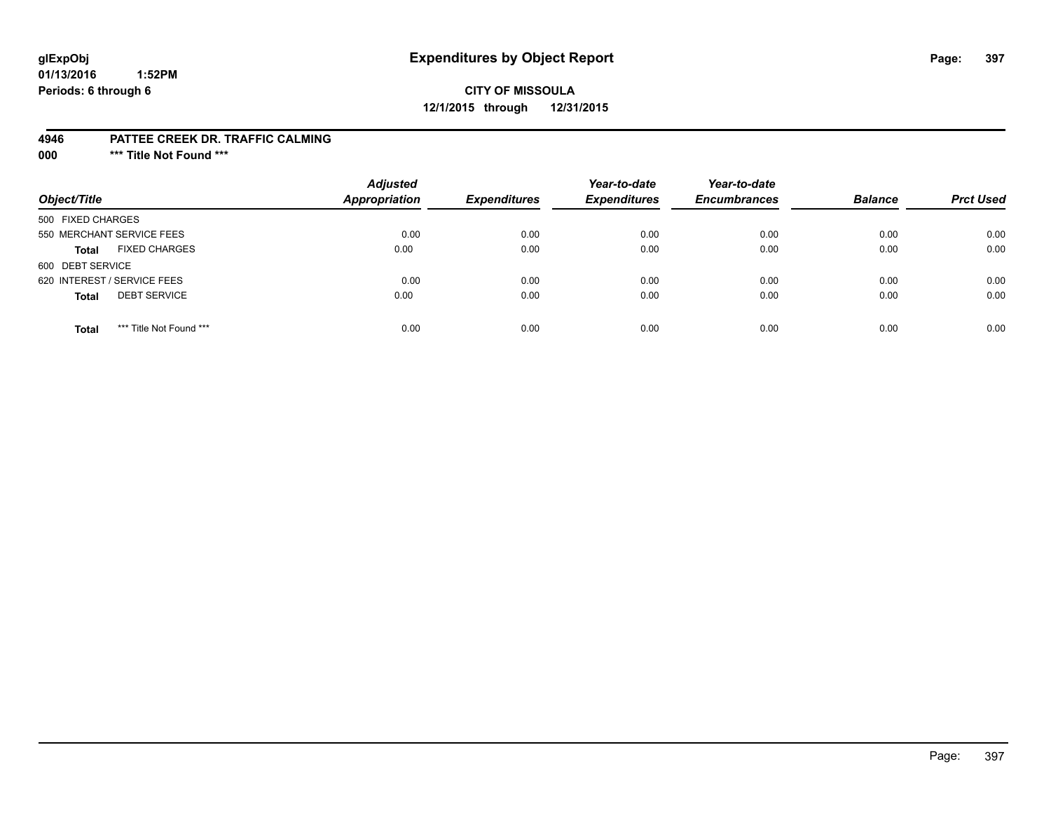**glExpObj**
**01/13/2016 1:52PM**
**Periods: 6 through 6**

# Expenditures by Object Report

**CITY OF MISSOULA**
**12/1/2015 through 12/31/2015**

**4946 PATTEE CREEK DR. TRAFFIC CALMING**
**000 \*\*\* Title Not Found \*\*\***

| Object/Title | Adjusted Appropriation | Expenditures | Year-to-date Expenditures | Year-to-date Encumbrances | Balance | Prct Used |
|---|---|---|---|---|---|---|
| 500 FIXED CHARGES | | | | | | |
| 550 MERCHANT SERVICE FEES | 0.00 | 0.00 | 0.00 | 0.00 | 0.00 | 0.00 |
| **Total** FIXED CHARGES | 0.00 | 0.00 | 0.00 | 0.00 | 0.00 | 0.00 |
| 600 DEBT SERVICE | | | | | | |
| 620 INTEREST / SERVICE FEES | 0.00 | 0.00 | 0.00 | 0.00 | 0.00 | 0.00 |
| **Total** DEBT SERVICE | 0.00 | 0.00 | 0.00 | 0.00 | 0.00 | 0.00 |
| **Total** *** Title Not Found *** | 0.00 | 0.00 | 0.00 | 0.00 | 0.00 | 0.00 |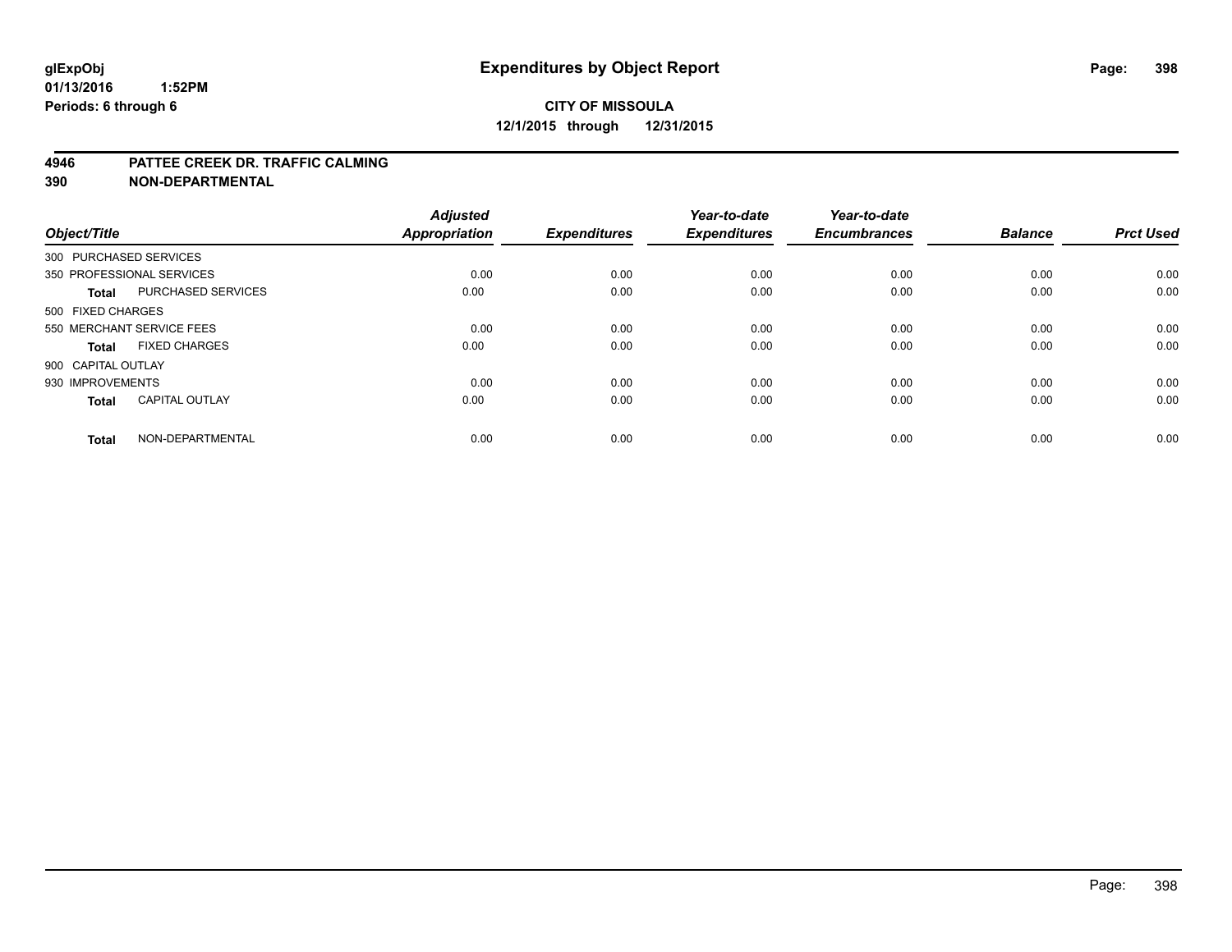**glExpObj** **Expenditures by Object Report**
**01/13/2016 1:52PM**
**Periods: 6 through 6**

**CITY OF MISSOULA**
**12/1/2015 through 12/31/2015**

**4946 PATTEE CREEK DR. TRAFFIC CALMING**
**390 NON-DEPARTMENTAL**

| Object/Title | | Adjusted Appropriation | Expenditures | Year-to-date Expenditures | Year-to-date Encumbrances | Balance | Prct Used |
|---|---|---|---|---|---|---|---|
| 300 PURCHASED SERVICES | | | | | | | |
| 350 PROFESSIONAL SERVICES | | 0.00 | 0.00 | 0.00 | 0.00 | 0.00 | 0.00 |
| **Total** | PURCHASED SERVICES | 0.00 | 0.00 | 0.00 | 0.00 | 0.00 | 0.00 |
| 500 FIXED CHARGES | | | | | | | |
| 550 MERCHANT SERVICE FEES | | 0.00 | 0.00 | 0.00 | 0.00 | 0.00 | 0.00 |
| **Total** | FIXED CHARGES | 0.00 | 0.00 | 0.00 | 0.00 | 0.00 | 0.00 |
| 900 CAPITAL OUTLAY | | | | | | | |
| 930 IMPROVEMENTS | | 0.00 | 0.00 | 0.00 | 0.00 | 0.00 | 0.00 |
| **Total** | CAPITAL OUTLAY | 0.00 | 0.00 | 0.00 | 0.00 | 0.00 | 0.00 |
| **Total** | NON-DEPARTMENTAL | 0.00 | 0.00 | 0.00 | 0.00 | 0.00 | 0.00 |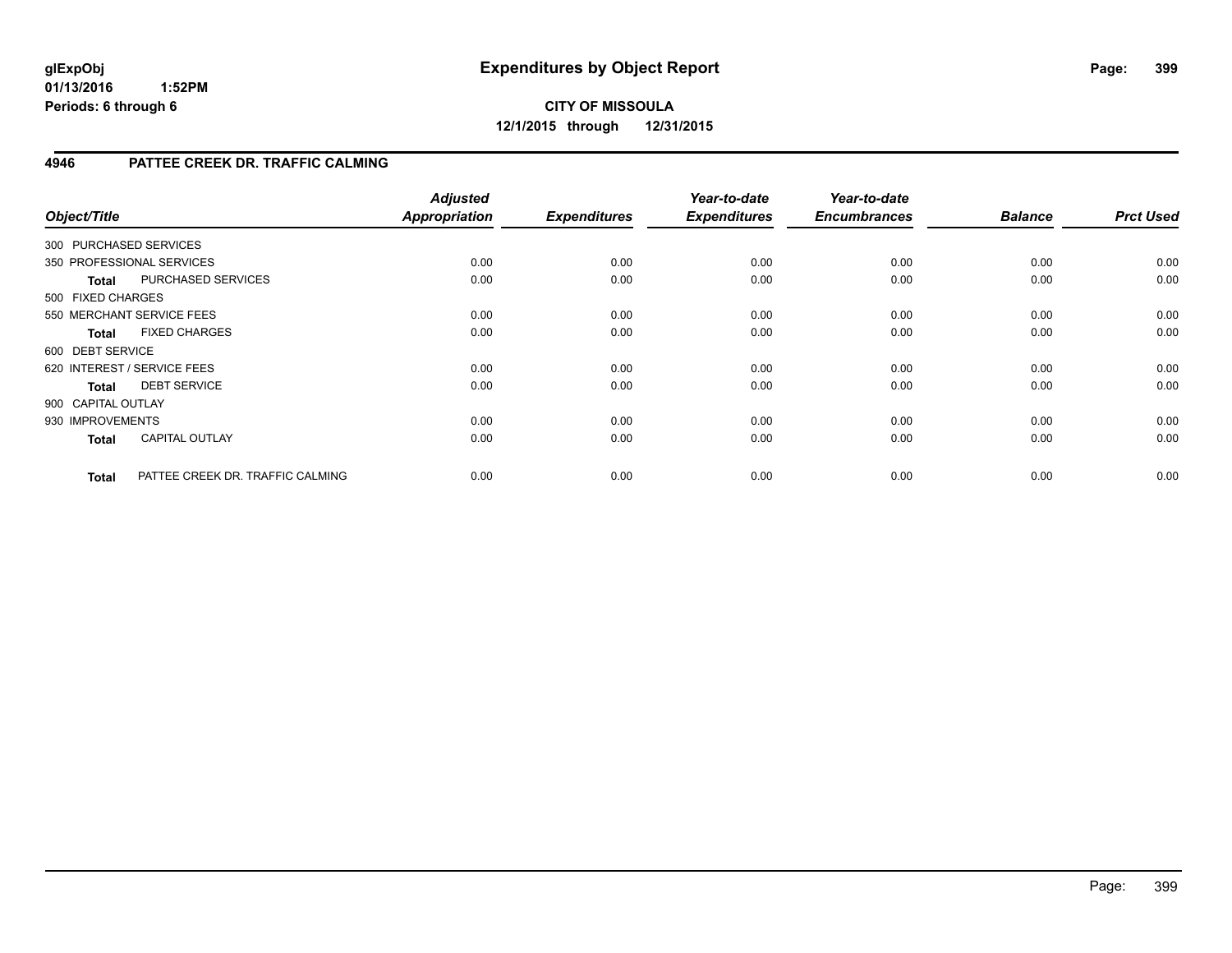**glExpObj**
**01/13/2016 1:52PM**
**Periods: 6 through 6**

# Expenditures by Object Report

**CITY OF MISSOULA**
**12/1/2015 through 12/31/2015**

## 4946 PATTEE CREEK DR. TRAFFIC CALMING

| Object/Title | | Adjusted Appropriation | Expenditures | Year-to-date Expenditures | Year-to-date Encumbrances | Balance | Prct Used |
|---|---|---|---|---|---|---|---|
| 300 PURCHASED SERVICES | | | | | | | |
| 350 PROFESSIONAL SERVICES | | 0.00 | 0.00 | 0.00 | 0.00 | 0.00 | 0.00 |
| **Total** | PURCHASED SERVICES | 0.00 | 0.00 | 0.00 | 0.00 | 0.00 | 0.00 |
| 500 FIXED CHARGES | | | | | | | |
| 550 MERCHANT SERVICE FEES | | 0.00 | 0.00 | 0.00 | 0.00 | 0.00 | 0.00 |
| **Total** | FIXED CHARGES | 0.00 | 0.00 | 0.00 | 0.00 | 0.00 | 0.00 |
| 600 DEBT SERVICE | | | | | | | |
| 620 INTEREST / SERVICE FEES | | 0.00 | 0.00 | 0.00 | 0.00 | 0.00 | 0.00 |
| **Total** | DEBT SERVICE | 0.00 | 0.00 | 0.00 | 0.00 | 0.00 | 0.00 |
| 900 CAPITAL OUTLAY | | | | | | | |
| 930 IMPROVEMENTS | | 0.00 | 0.00 | 0.00 | 0.00 | 0.00 | 0.00 |
| **Total** | CAPITAL OUTLAY | 0.00 | 0.00 | 0.00 | 0.00 | 0.00 | 0.00 |
| **Total** | PATTEE CREEK DR. TRAFFIC CALMING | 0.00 | 0.00 | 0.00 | 0.00 | 0.00 | 0.00 |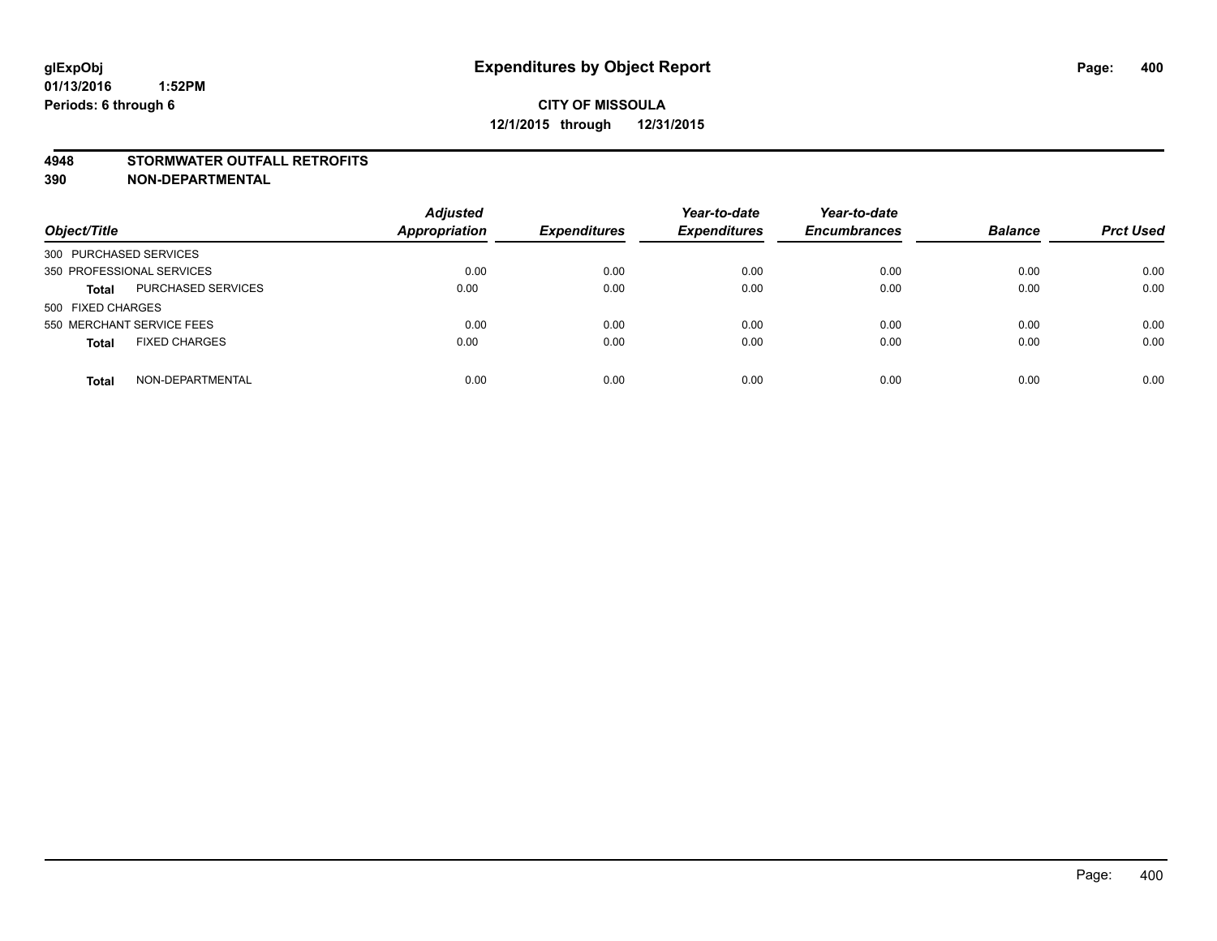**glExpObj**
**01/13/2016 1:52PM**
**Periods: 6 through 6**

# Expenditures by Object Report

**CITY OF MISSOULA**
**12/1/2015 through 12/31/2015**

**4948 STORMWATER OUTFALL RETROFITS**
**390 NON-DEPARTMENTAL**

| Object/Title | | Adjusted Appropriation | Expenditures | Year-to-date Expenditures | Year-to-date Encumbrances | Balance | Prct Used |
|---|---|---|---|---|---|---|---|
| 300 PURCHASED SERVICES | | | | | | | |
| 350 PROFESSIONAL SERVICES | | 0.00 | 0.00 | 0.00 | 0.00 | 0.00 | 0.00 |
| **Total** | PURCHASED SERVICES | 0.00 | 0.00 | 0.00 | 0.00 | 0.00 | 0.00 |
| 500 FIXED CHARGES | | | | | | | |
| 550 MERCHANT SERVICE FEES | | 0.00 | 0.00 | 0.00 | 0.00 | 0.00 | 0.00 |
| **Total** | FIXED CHARGES | 0.00 | 0.00 | 0.00 | 0.00 | 0.00 | 0.00 |
| **Total** | NON-DEPARTMENTAL | 0.00 | 0.00 | 0.00 | 0.00 | 0.00 | 0.00 |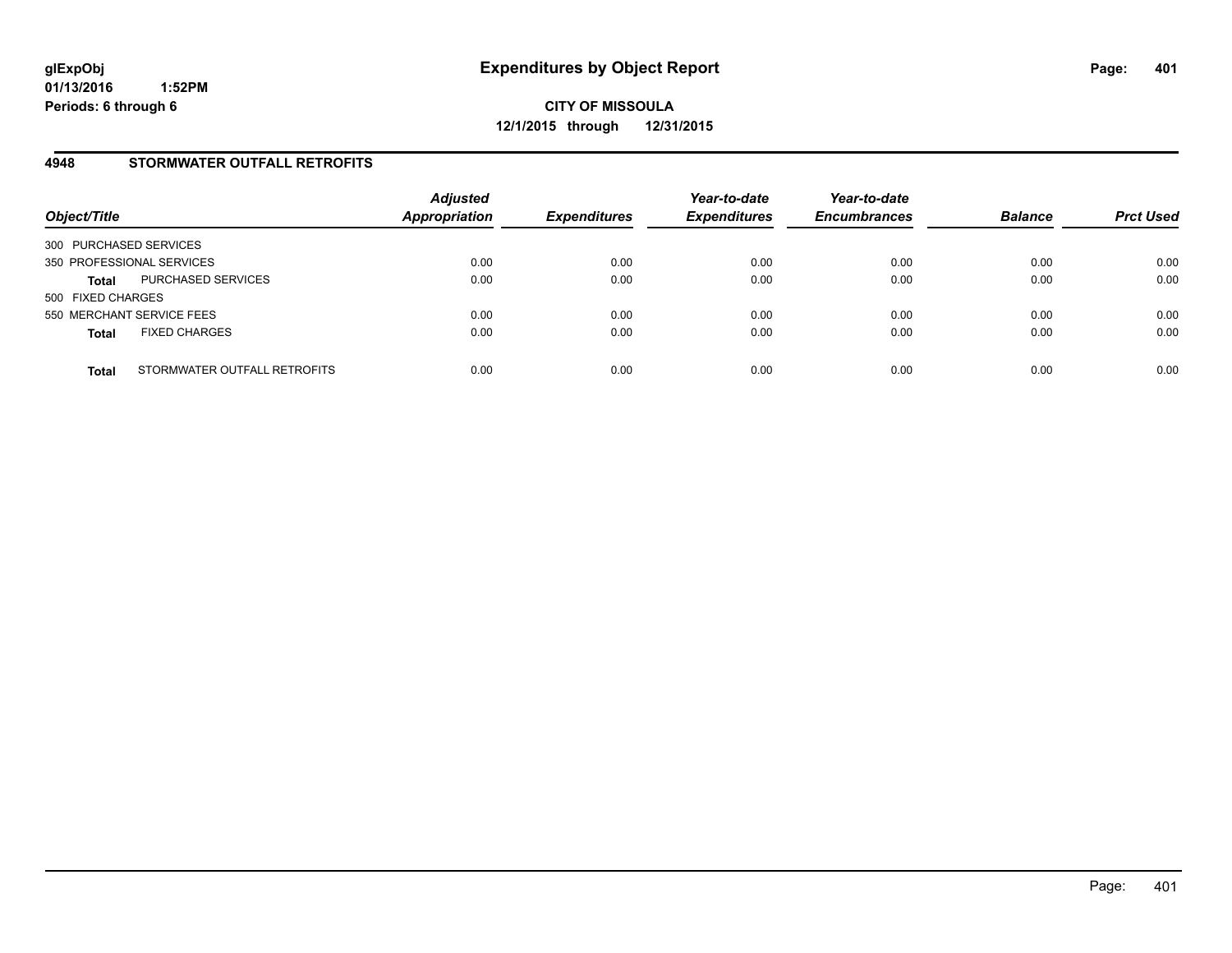# Expenditures by Object Report

glExpObj
01/13/2016 1:52PM
Periods: 6 through 6

**CITY OF MISSOULA**
**12/1/2015 through 12/31/2015**

## 4948 STORMWATER OUTFALL RETROFITS

| Object/Title | | Adjusted Appropriation | Expenditures | Year-to-date Expenditures | Year-to-date Encumbrances | Balance | Prct Used |
|---|---|---|---|---|---|---|---|
| 300 PURCHASED SERVICES | | | | | | | |
| 350 PROFESSIONAL SERVICES | | 0.00 | 0.00 | 0.00 | 0.00 | 0.00 | 0.00 |
| **Total** | PURCHASED SERVICES | 0.00 | 0.00 | 0.00 | 0.00 | 0.00 | 0.00 |
| 500 FIXED CHARGES | | | | | | | |
| 550 MERCHANT SERVICE FEES | | 0.00 | 0.00 | 0.00 | 0.00 | 0.00 | 0.00 |
| **Total** | FIXED CHARGES | 0.00 | 0.00 | 0.00 | 0.00 | 0.00 | 0.00 |
| **Total** | STORMWATER OUTFALL RETROFITS | 0.00 | 0.00 | 0.00 | 0.00 | 0.00 | 0.00 |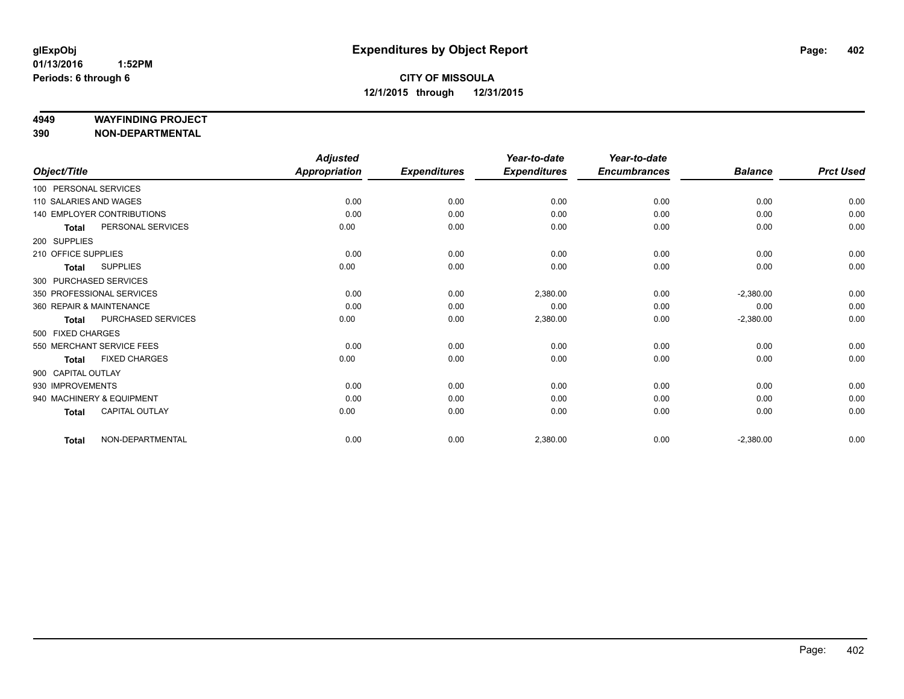**glExpObj** **Expenditures by Object Report**

**01/13/2016 1:52PM**

**Periods: 6 through 6**

**CITY OF MISSOULA**

**12/1/2015 through 12/31/2015**

**4949 WAYFINDING PROJECT**

**390 NON-DEPARTMENTAL**

| Object/Title | Adjusted Appropriation | Expenditures | Year-to-date Expenditures | Year-to-date Encumbrances | Balance | Prct Used |
|---|---|---|---|---|---|---|
| 100 PERSONAL SERVICES | | | | | | |
| 110 SALARIES AND WAGES | 0.00 | 0.00 | 0.00 | 0.00 | 0.00 | 0.00 |
| 140 EMPLOYER CONTRIBUTIONS | 0.00 | 0.00 | 0.00 | 0.00 | 0.00 | 0.00 |
| **Total** PERSONAL SERVICES | 0.00 | 0.00 | 0.00 | 0.00 | 0.00 | 0.00 |
| 200 SUPPLIES | | | | | | |
| 210 OFFICE SUPPLIES | 0.00 | 0.00 | 0.00 | 0.00 | 0.00 | 0.00 |
| **Total** SUPPLIES | 0.00 | 0.00 | 0.00 | 0.00 | 0.00 | 0.00 |
| 300 PURCHASED SERVICES | | | | | | |
| 350 PROFESSIONAL SERVICES | 0.00 | 0.00 | 2,380.00 | 0.00 | -2,380.00 | 0.00 |
| 360 REPAIR & MAINTENANCE | 0.00 | 0.00 | 0.00 | 0.00 | 0.00 | 0.00 |
| **Total** PURCHASED SERVICES | 0.00 | 0.00 | 2,380.00 | 0.00 | -2,380.00 | 0.00 |
| 500 FIXED CHARGES | | | | | | |
| 550 MERCHANT SERVICE FEES | 0.00 | 0.00 | 0.00 | 0.00 | 0.00 | 0.00 |
| **Total** FIXED CHARGES | 0.00 | 0.00 | 0.00 | 0.00 | 0.00 | 0.00 |
| 900 CAPITAL OUTLAY | | | | | | |
| 930 IMPROVEMENTS | 0.00 | 0.00 | 0.00 | 0.00 | 0.00 | 0.00 |
| 940 MACHINERY & EQUIPMENT | 0.00 | 0.00 | 0.00 | 0.00 | 0.00 | 0.00 |
| **Total** CAPITAL OUTLAY | 0.00 | 0.00 | 0.00 | 0.00 | 0.00 | 0.00 |
| **Total** NON-DEPARTMENTAL | 0.00 | 0.00 | 2,380.00 | 0.00 | -2,380.00 | 0.00 |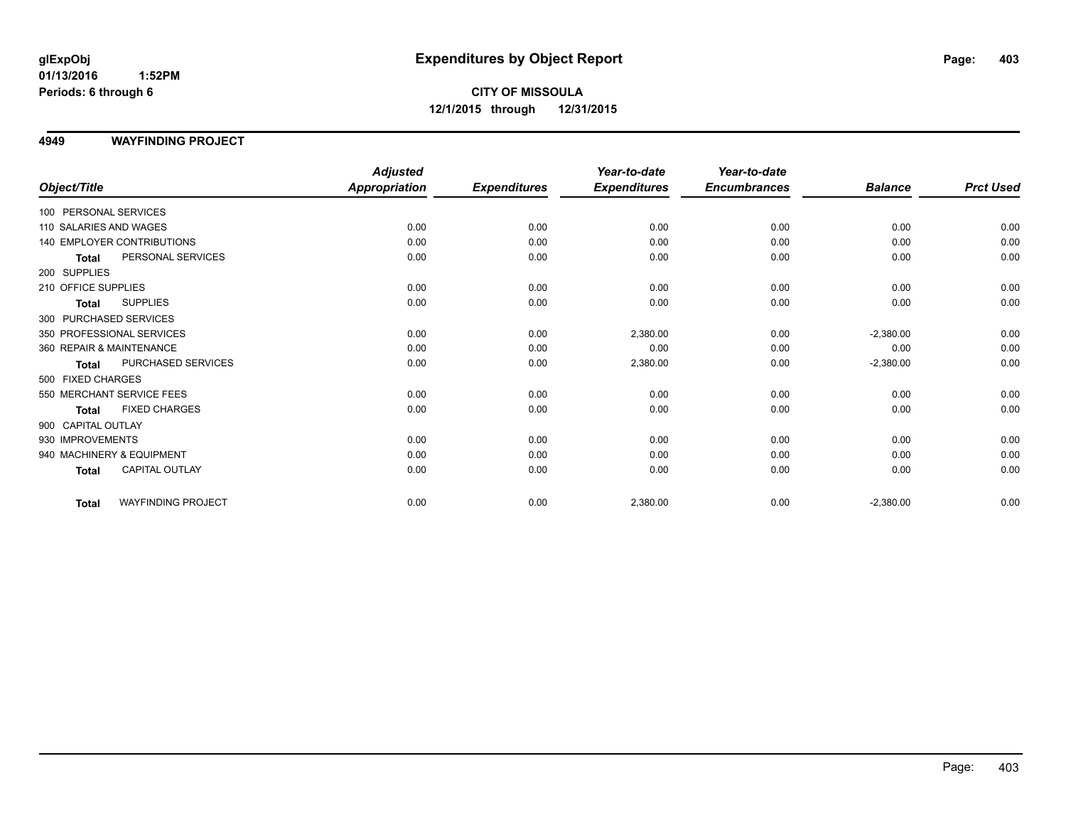glExpObj
01/13/2016 1:52PM
Periods: 6 through 6

# Expenditures by Object Report

**CITY OF MISSOULA**
**12/1/2015 through 12/31/2015**

## 4949 WAYFINDING PROJECT

| Object/Title | Adjusted Appropriation | Expenditures | Year-to-date Expenditures | Year-to-date Encumbrances | Balance | Prct Used |
|---|---|---|---|---|---|---|
| 100 PERSONAL SERVICES | | | | | | |
| 110 SALARIES AND WAGES | 0.00 | 0.00 | 0.00 | 0.00 | 0.00 | 0.00 |
| 140 EMPLOYER CONTRIBUTIONS | 0.00 | 0.00 | 0.00 | 0.00 | 0.00 | 0.00 |
| **Total** PERSONAL SERVICES | 0.00 | 0.00 | 0.00 | 0.00 | 0.00 | 0.00 |
| 200 SUPPLIES | | | | | | |
| 210 OFFICE SUPPLIES | 0.00 | 0.00 | 0.00 | 0.00 | 0.00 | 0.00 |
| **Total** SUPPLIES | 0.00 | 0.00 | 0.00 | 0.00 | 0.00 | 0.00 |
| 300 PURCHASED SERVICES | | | | | | |
| 350 PROFESSIONAL SERVICES | 0.00 | 0.00 | 2,380.00 | 0.00 | -2,380.00 | 0.00 |
| 360 REPAIR & MAINTENANCE | 0.00 | 0.00 | 0.00 | 0.00 | 0.00 | 0.00 |
| **Total** PURCHASED SERVICES | 0.00 | 0.00 | 2,380.00 | 0.00 | -2,380.00 | 0.00 |
| 500 FIXED CHARGES | | | | | | |
| 550 MERCHANT SERVICE FEES | 0.00 | 0.00 | 0.00 | 0.00 | 0.00 | 0.00 |
| **Total** FIXED CHARGES | 0.00 | 0.00 | 0.00 | 0.00 | 0.00 | 0.00 |
| 900 CAPITAL OUTLAY | | | | | | |
| 930 IMPROVEMENTS | 0.00 | 0.00 | 0.00 | 0.00 | 0.00 | 0.00 |
| 940 MACHINERY & EQUIPMENT | 0.00 | 0.00 | 0.00 | 0.00 | 0.00 | 0.00 |
| **Total** CAPITAL OUTLAY | 0.00 | 0.00 | 0.00 | 0.00 | 0.00 | 0.00 |
| **Total** WAYFINDING PROJECT | 0.00 | 0.00 | 2,380.00 | 0.00 | -2,380.00 | 0.00 |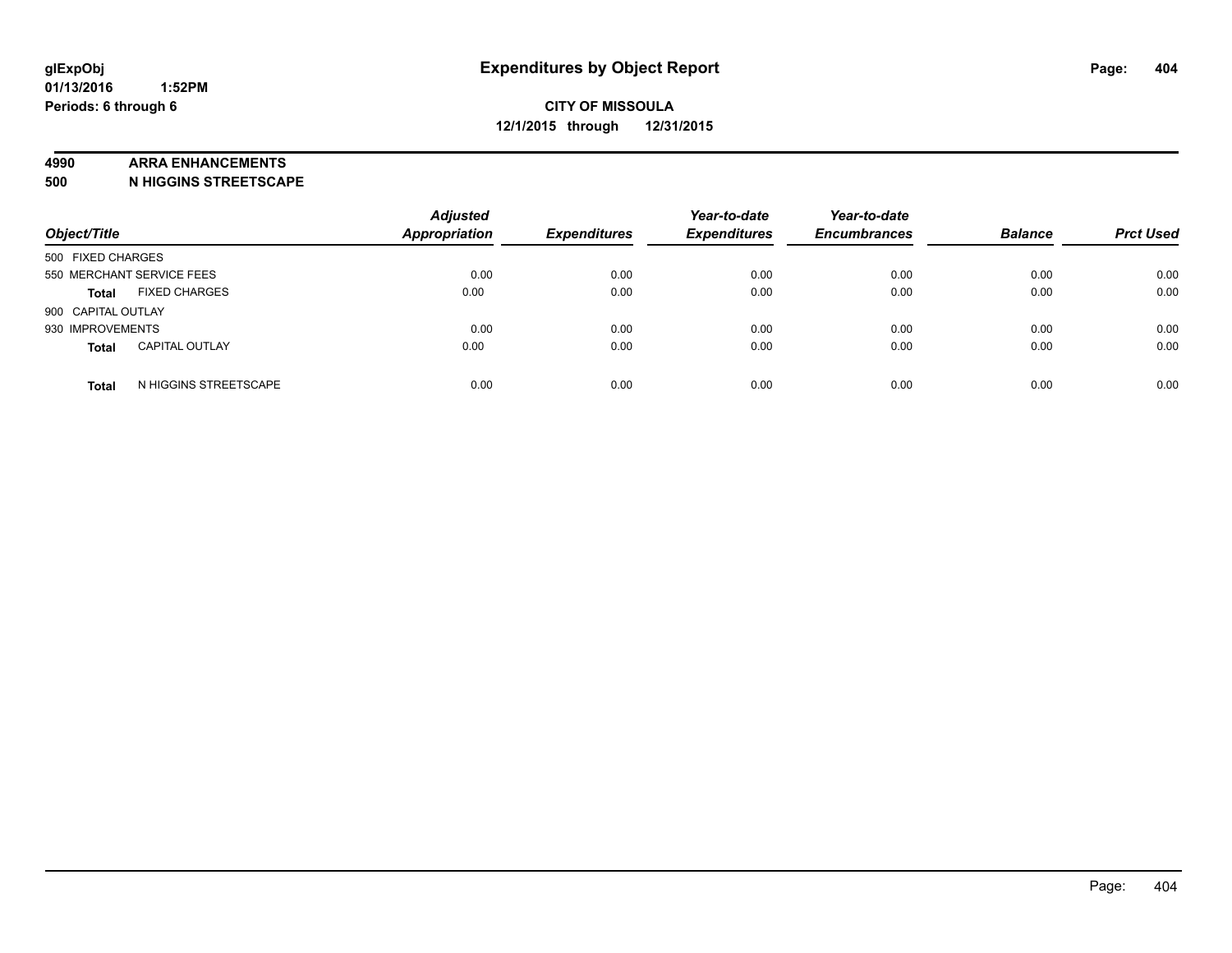glExpObj
01/13/2016 1:52PM
Periods: 6 through 6

# Expenditures by Object Report

**CITY OF MISSOULA**
**12/1/2015 through 12/31/2015**

**4990 ARRA ENHANCEMENTS**
**500 N HIGGINS STREETSCAPE**

| Object/Title | Adjusted Appropriation | Expenditures | Year-to-date Expenditures | Year-to-date Encumbrances | Balance | Prct Used |
|---|---|---|---|---|---|---|
| 500 FIXED CHARGES | | | | | | |
| 550 MERCHANT SERVICE FEES | 0.00 | 0.00 | 0.00 | 0.00 | 0.00 | 0.00 |
| **Total** FIXED CHARGES | 0.00 | 0.00 | 0.00 | 0.00 | 0.00 | 0.00 |
| 900 CAPITAL OUTLAY | | | | | | |
| 930 IMPROVEMENTS | 0.00 | 0.00 | 0.00 | 0.00 | 0.00 | 0.00 |
| **Total** CAPITAL OUTLAY | 0.00 | 0.00 | 0.00 | 0.00 | 0.00 | 0.00 |
| **Total** N HIGGINS STREETSCAPE | 0.00 | 0.00 | 0.00 | 0.00 | 0.00 | 0.00 |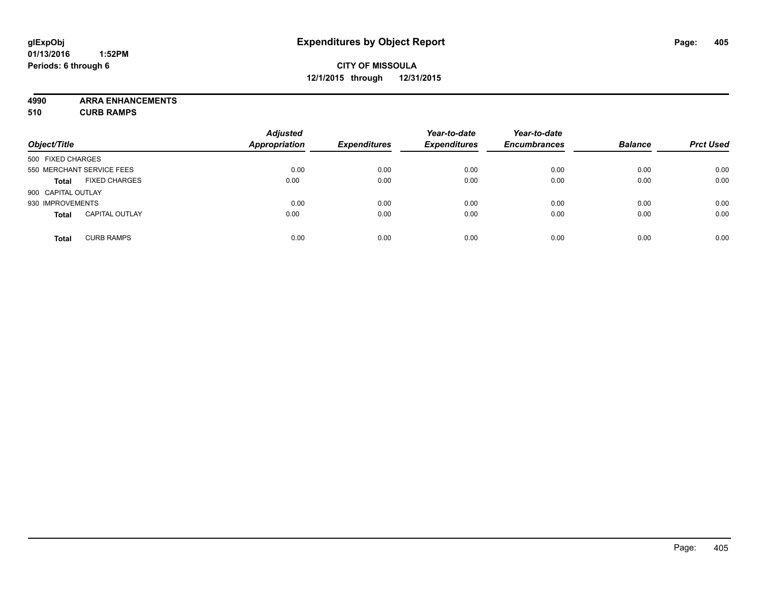**glExpObj**
**01/13/2016 1:52PM**
**Periods: 6 through 6**

# Expenditures by Object Report

**CITY OF MISSOULA**
**12/1/2015 through 12/31/2015**

**4990 ARRA ENHANCEMENTS**
**510 CURB RAMPS**

| Object/Title | Adjusted Appropriation | Expenditures | Year-to-date Expenditures | Year-to-date Encumbrances | Balance | Prct Used |
|---|---|---|---|---|---|---|
| 500 FIXED CHARGES | | | | | | |
| 550 MERCHANT SERVICE FEES | 0.00 | 0.00 | 0.00 | 0.00 | 0.00 | 0.00 |
| **Total** FIXED CHARGES | 0.00 | 0.00 | 0.00 | 0.00 | 0.00 | 0.00 |
| 900 CAPITAL OUTLAY | | | | | | |
| 930 IMPROVEMENTS | 0.00 | 0.00 | 0.00 | 0.00 | 0.00 | 0.00 |
| **Total** CAPITAL OUTLAY | 0.00 | 0.00 | 0.00 | 0.00 | 0.00 | 0.00 |
| **Total** CURB RAMPS | 0.00 | 0.00 | 0.00 | 0.00 | 0.00 | 0.00 |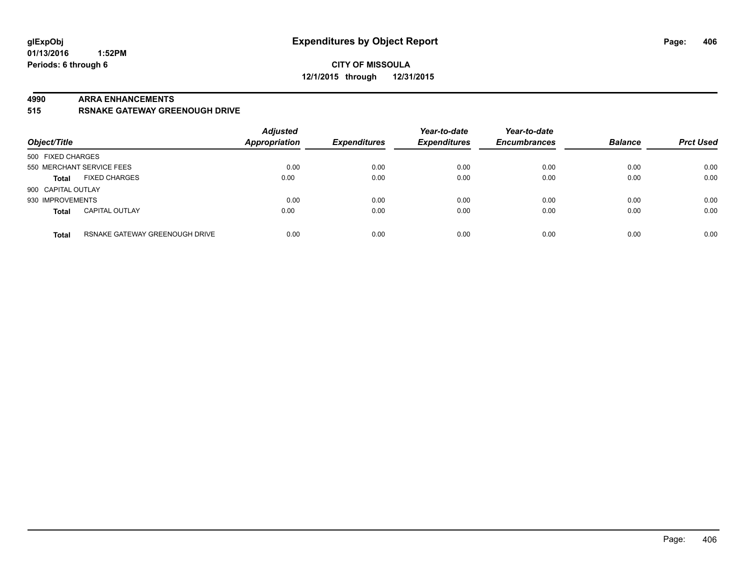**glExpObj**
**01/13/2016 1:52PM**
**Periods: 6 through 6**

# Expenditures by Object Report

**CITY OF MISSOULA**
**12/1/2015 through 12/31/2015**

**4990 ARRA ENHANCEMENTS**
**515 RSNAKE GATEWAY GREENOUGH DRIVE**

| Object/Title | | Adjusted Appropriation | Expenditures | Year-to-date Expenditures | Year-to-date Encumbrances | Balance | Prct Used |
|---|---|---|---|---|---|---|---|
| 500 FIXED CHARGES | | | | | | | |
| 550 MERCHANT SERVICE FEES | | 0.00 | 0.00 | 0.00 | 0.00 | 0.00 | 0.00 |
| **Total** | FIXED CHARGES | 0.00 | 0.00 | 0.00 | 0.00 | 0.00 | 0.00 |
| 900 CAPITAL OUTLAY | | | | | | | |
| 930 IMPROVEMENTS | | 0.00 | 0.00 | 0.00 | 0.00 | 0.00 | 0.00 |
| **Total** | CAPITAL OUTLAY | 0.00 | 0.00 | 0.00 | 0.00 | 0.00 | 0.00 |
| **Total** | RSNAKE GATEWAY GREENOUGH DRIVE | 0.00 | 0.00 | 0.00 | 0.00 | 0.00 | 0.00 |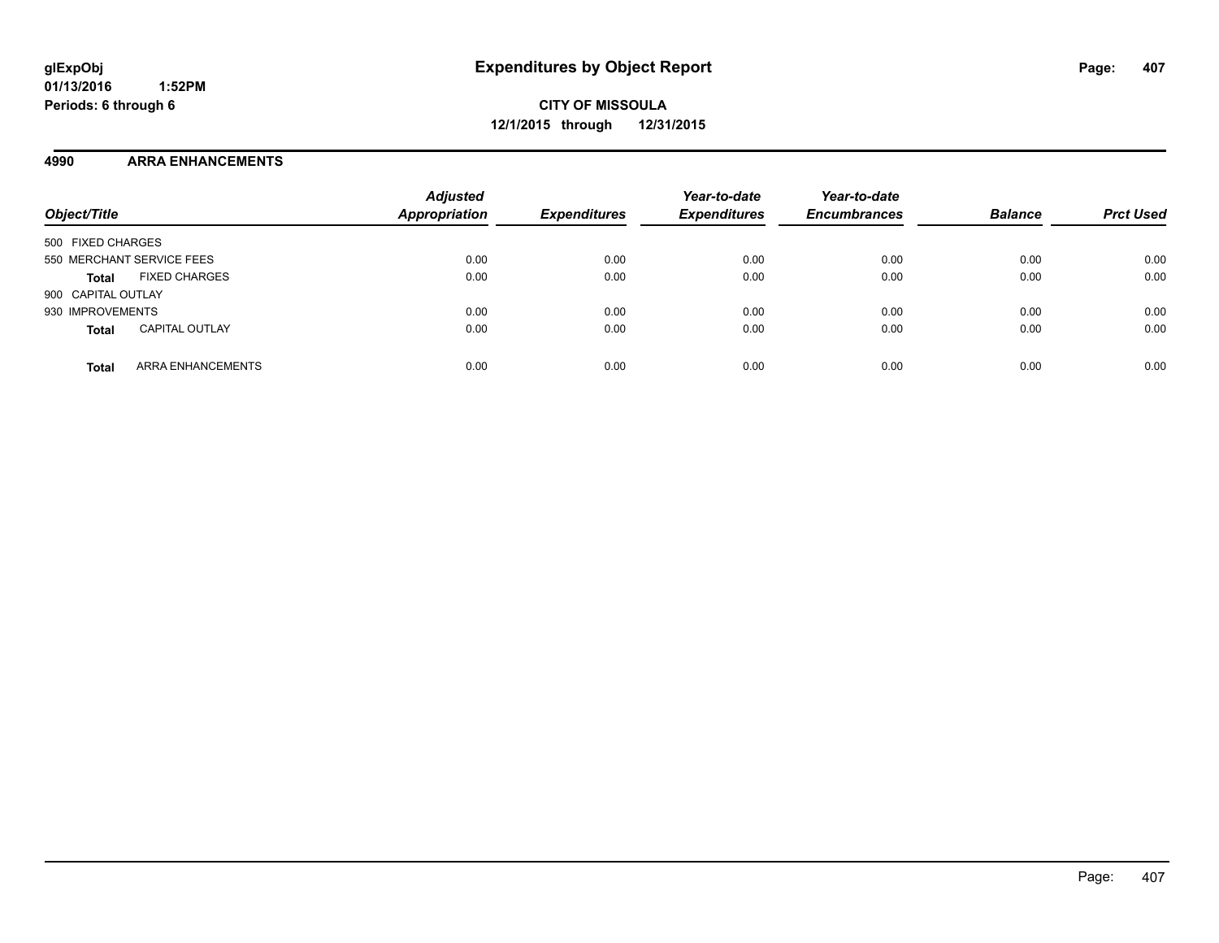**glExpObj**
**01/13/2016 1:52PM**
**Periods: 6 through 6**

# Expenditures by Object Report

**CITY OF MISSOULA**
**12/1/2015 through 12/31/2015**

## 4990 ARRA ENHANCEMENTS

| Object/Title | Adjusted Appropriation | Expenditures | Year-to-date Expenditures | Year-to-date Encumbrances | Balance | Prct Used |
|---|---|---|---|---|---|---|
| 500 FIXED CHARGES | | | | | | |
| 550 MERCHANT SERVICE FEES | 0.00 | 0.00 | 0.00 | 0.00 | 0.00 | 0.00 |
| **Total** FIXED CHARGES | 0.00 | 0.00 | 0.00 | 0.00 | 0.00 | 0.00 |
| 900 CAPITAL OUTLAY | | | | | | |
| 930 IMPROVEMENTS | 0.00 | 0.00 | 0.00 | 0.00 | 0.00 | 0.00 |
| **Total** CAPITAL OUTLAY | 0.00 | 0.00 | 0.00 | 0.00 | 0.00 | 0.00 |
| **Total** ARRA ENHANCEMENTS | 0.00 | 0.00 | 0.00 | 0.00 | 0.00 | 0.00 |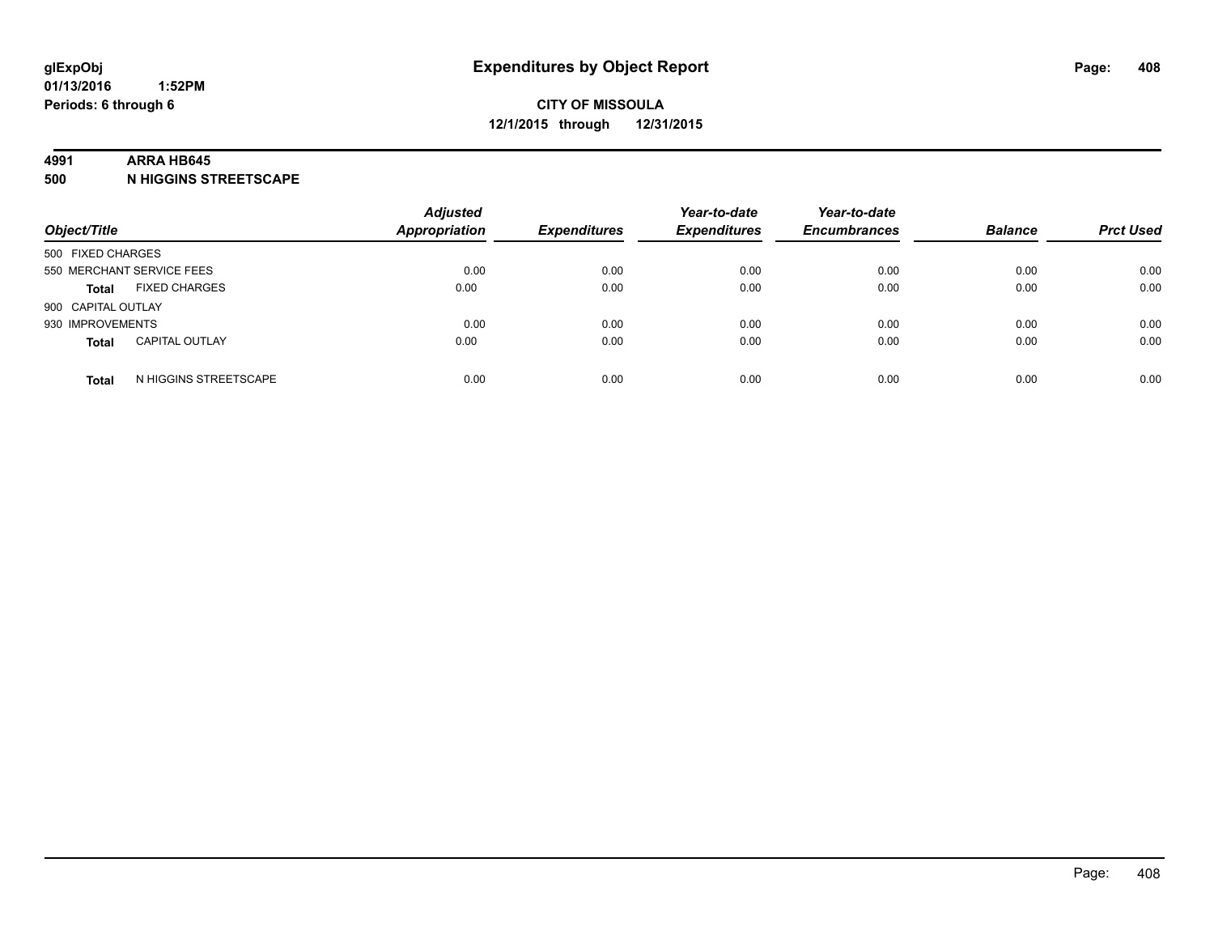**glExpObj**
**01/13/2016 1:52PM**
**Periods: 6 through 6**

# Expenditures by Object Report

**CITY OF MISSOULA**
**12/1/2015 through 12/31/2015**

**4991 ARRA HB645**
**500 N HIGGINS STREETSCAPE**

| Object/Title | | Adjusted Appropriation | Expenditures | Year-to-date Expenditures | Year-to-date Encumbrances | Balance | Prct Used |
|---|---|---|---|---|---|---|---|
| 500 FIXED CHARGES | | | | | | | |
| 550 MERCHANT SERVICE FEES | | 0.00 | 0.00 | 0.00 | 0.00 | 0.00 | 0.00 |
| **Total** | FIXED CHARGES | 0.00 | 0.00 | 0.00 | 0.00 | 0.00 | 0.00 |
| 900 CAPITAL OUTLAY | | | | | | | |
| 930 IMPROVEMENTS | | 0.00 | 0.00 | 0.00 | 0.00 | 0.00 | 0.00 |
| **Total** | CAPITAL OUTLAY | 0.00 | 0.00 | 0.00 | 0.00 | 0.00 | 0.00 |
| **Total** | N HIGGINS STREETSCAPE | 0.00 | 0.00 | 0.00 | 0.00 | 0.00 | 0.00 |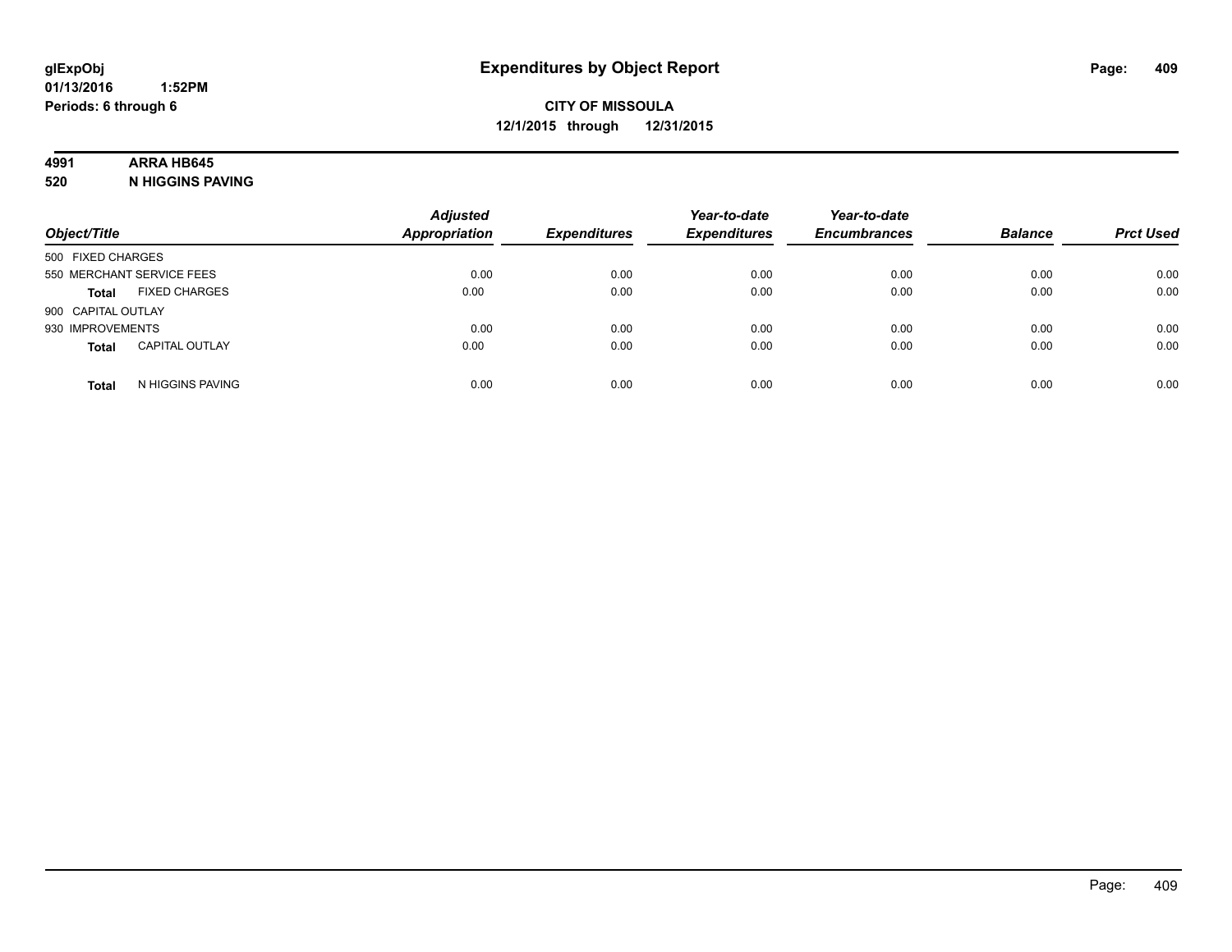**glExpObj**
**01/13/2016 1:52PM**
**Periods: 6 through 6**

# Expenditures by Object Report

**CITY OF MISSOULA**
**12/1/2015 through 12/31/2015**

**4991 ARRA HB645**
**520 N HIGGINS PAVING**

| Object/Title | | Adjusted Appropriation | Expenditures | Year-to-date Expenditures | Year-to-date Encumbrances | Balance | Prct Used |
|---|---|---|---|---|---|---|---|
| 500 FIXED CHARGES | | | | | | | |
| 550 MERCHANT SERVICE FEES | | 0.00 | 0.00 | 0.00 | 0.00 | 0.00 | 0.00 |
| **Total** | FIXED CHARGES | 0.00 | 0.00 | 0.00 | 0.00 | 0.00 | 0.00 |
| 900 CAPITAL OUTLAY | | | | | | | |
| 930 IMPROVEMENTS | | 0.00 | 0.00 | 0.00 | 0.00 | 0.00 | 0.00 |
| **Total** | CAPITAL OUTLAY | 0.00 | 0.00 | 0.00 | 0.00 | 0.00 | 0.00 |
| **Total** | N HIGGINS PAVING | 0.00 | 0.00 | 0.00 | 0.00 | 0.00 | 0.00 |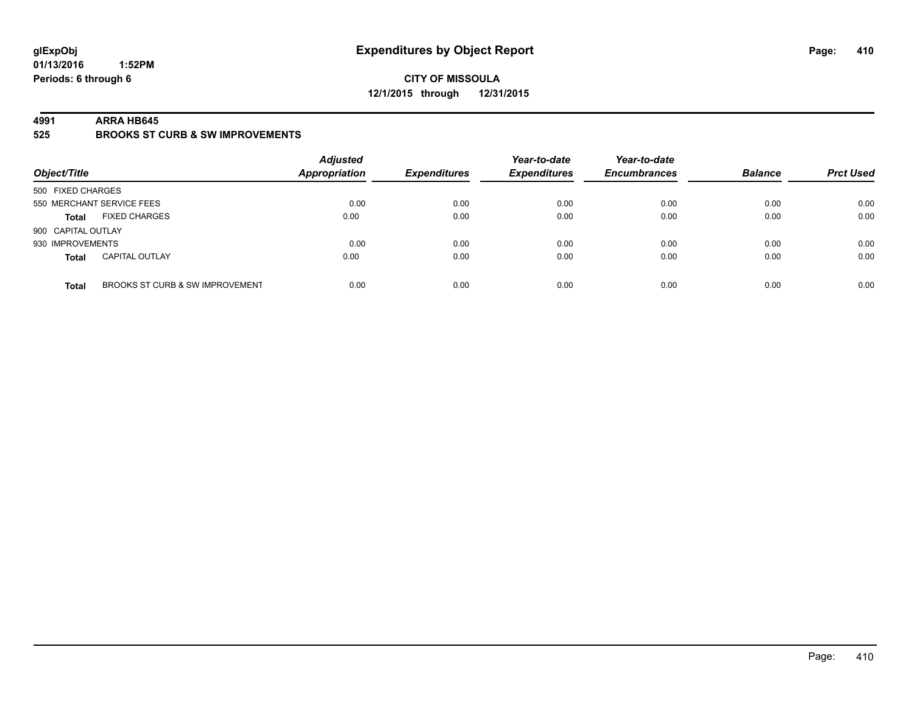**glExpObj**
**01/13/2016 1:52PM**
**Periods: 6 through 6**

# Expenditures by Object Report

**CITY OF MISSOULA**
**12/1/2015 through 12/31/2015**

**4991 ARRA HB645**
**525 BROOKS ST CURB & SW IMPROVEMENTS**

| Object/Title | | Adjusted Appropriation | Expenditures | Year-to-date Expenditures | Year-to-date Encumbrances | Balance | Prct Used |
|---|---|---|---|---|---|---|---|
| 500 FIXED CHARGES | | | | | | | |
| 550 MERCHANT SERVICE FEES | | 0.00 | 0.00 | 0.00 | 0.00 | 0.00 | 0.00 |
| **Total** | FIXED CHARGES | 0.00 | 0.00 | 0.00 | 0.00 | 0.00 | 0.00 |
| 900 CAPITAL OUTLAY | | | | | | | |
| 930 IMPROVEMENTS | | 0.00 | 0.00 | 0.00 | 0.00 | 0.00 | 0.00 |
| **Total** | CAPITAL OUTLAY | 0.00 | 0.00 | 0.00 | 0.00 | 0.00 | 0.00 |
| **Total** | BROOKS ST CURB & SW IMPROVEMENT | 0.00 | 0.00 | 0.00 | 0.00 | 0.00 | 0.00 |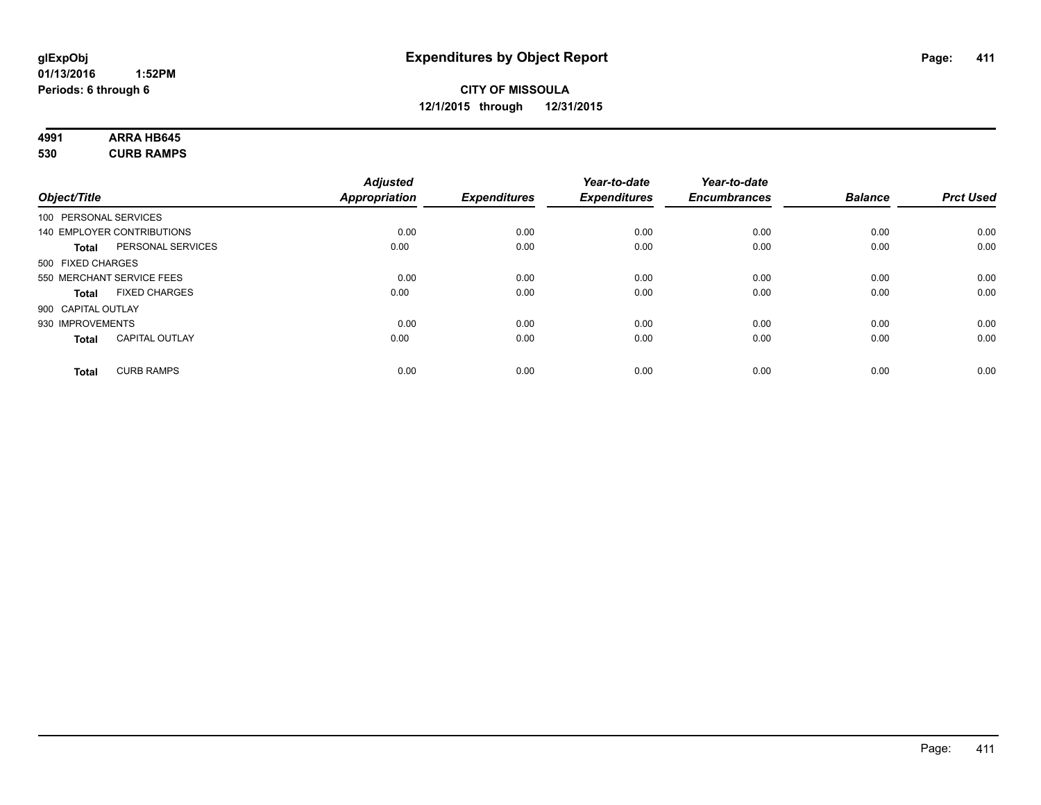# Expenditures by Object Report

glExpObj
01/13/2016 1:52PM
Periods: 6 through 6

**CITY OF MISSOULA**
**12/1/2015 through 12/31/2015**

**4991 ARRA HB645**
**530 CURB RAMPS**

| Object/Title | | Adjusted Appropriation | Expenditures | Year-to-date Expenditures | Year-to-date Encumbrances | Balance | Prct Used |
|---|---|---|---|---|---|---|---|
| 100 PERSONAL SERVICES | | | | | | | |
| 140 EMPLOYER CONTRIBUTIONS | | 0.00 | 0.00 | 0.00 | 0.00 | 0.00 | 0.00 |
| **Total** | PERSONAL SERVICES | 0.00 | 0.00 | 0.00 | 0.00 | 0.00 | 0.00 |
| 500 FIXED CHARGES | | | | | | | |
| 550 MERCHANT SERVICE FEES | | 0.00 | 0.00 | 0.00 | 0.00 | 0.00 | 0.00 |
| **Total** | FIXED CHARGES | 0.00 | 0.00 | 0.00 | 0.00 | 0.00 | 0.00 |
| 900 CAPITAL OUTLAY | | | | | | | |
| 930 IMPROVEMENTS | | 0.00 | 0.00 | 0.00 | 0.00 | 0.00 | 0.00 |
| **Total** | CAPITAL OUTLAY | 0.00 | 0.00 | 0.00 | 0.00 | 0.00 | 0.00 |
| **Total** | CURB RAMPS | 0.00 | 0.00 | 0.00 | 0.00 | 0.00 | 0.00 |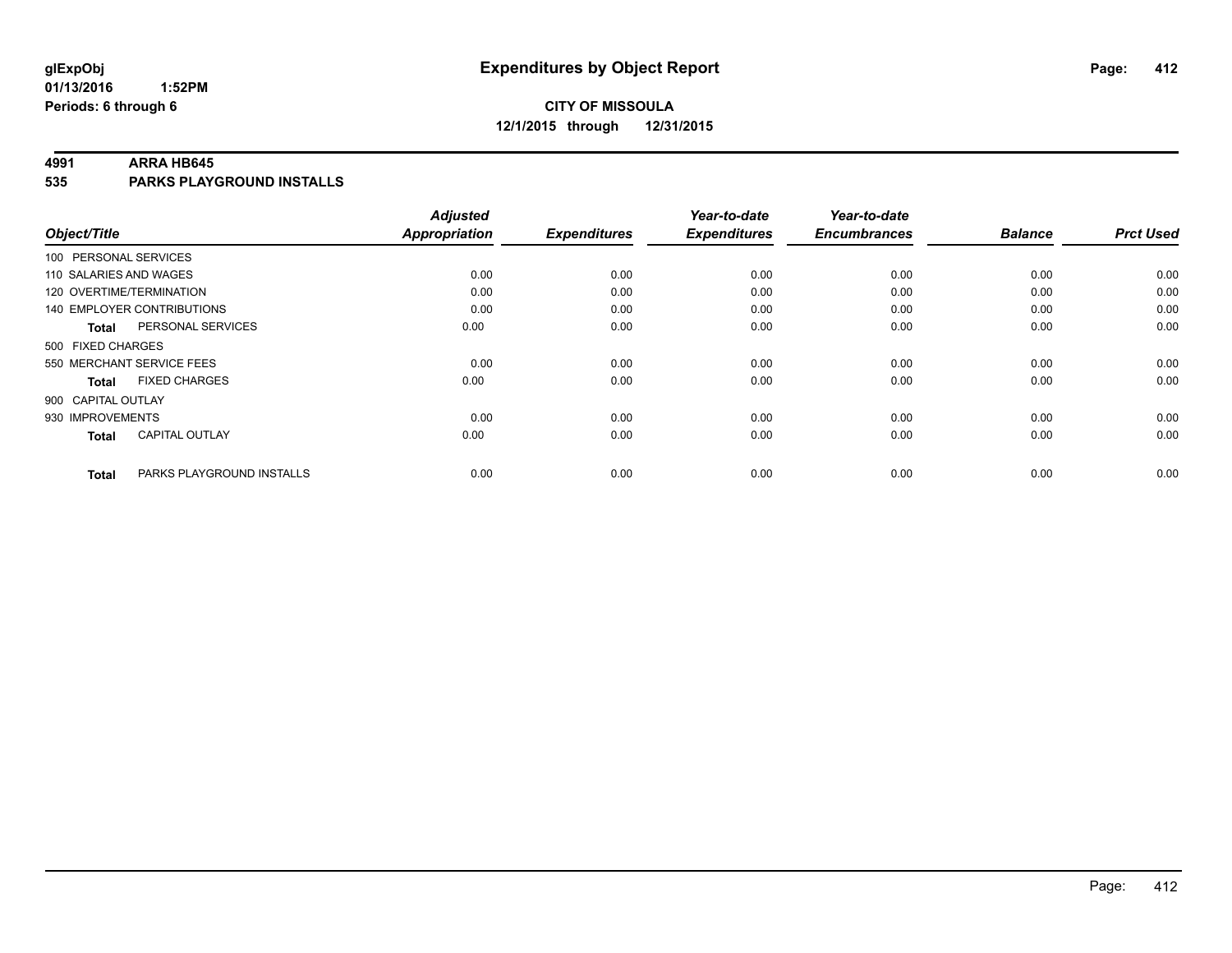**glExpObj** **Expenditures by Object Report**
**01/13/2016 1:52PM**
**Periods: 6 through 6**

**CITY OF MISSOULA**
**12/1/2015 through 12/31/2015**

**4991 ARRA HB645**
**535 PARKS PLAYGROUND INSTALLS**

| Object/Title | | Adjusted Appropriation | Expenditures | Year-to-date Expenditures | Year-to-date Encumbrances | Balance | Prct Used |
|---|---|---|---|---|---|---|---|
| 100 PERSONAL SERVICES | | | | | | | |
| 110 SALARIES AND WAGES | | 0.00 | 0.00 | 0.00 | 0.00 | 0.00 | 0.00 |
| 120 OVERTIME/TERMINATION | | 0.00 | 0.00 | 0.00 | 0.00 | 0.00 | 0.00 |
| 140 EMPLOYER CONTRIBUTIONS | | 0.00 | 0.00 | 0.00 | 0.00 | 0.00 | 0.00 |
| **Total** | PERSONAL SERVICES | 0.00 | 0.00 | 0.00 | 0.00 | 0.00 | 0.00 |
| 500 FIXED CHARGES | | | | | | | |
| 550 MERCHANT SERVICE FEES | | 0.00 | 0.00 | 0.00 | 0.00 | 0.00 | 0.00 |
| **Total** | FIXED CHARGES | 0.00 | 0.00 | 0.00 | 0.00 | 0.00 | 0.00 |
| 900 CAPITAL OUTLAY | | | | | | | |
| 930 IMPROVEMENTS | | 0.00 | 0.00 | 0.00 | 0.00 | 0.00 | 0.00 |
| **Total** | CAPITAL OUTLAY | 0.00 | 0.00 | 0.00 | 0.00 | 0.00 | 0.00 |
| **Total** | PARKS PLAYGROUND INSTALLS | 0.00 | 0.00 | 0.00 | 0.00 | 0.00 | 0.00 |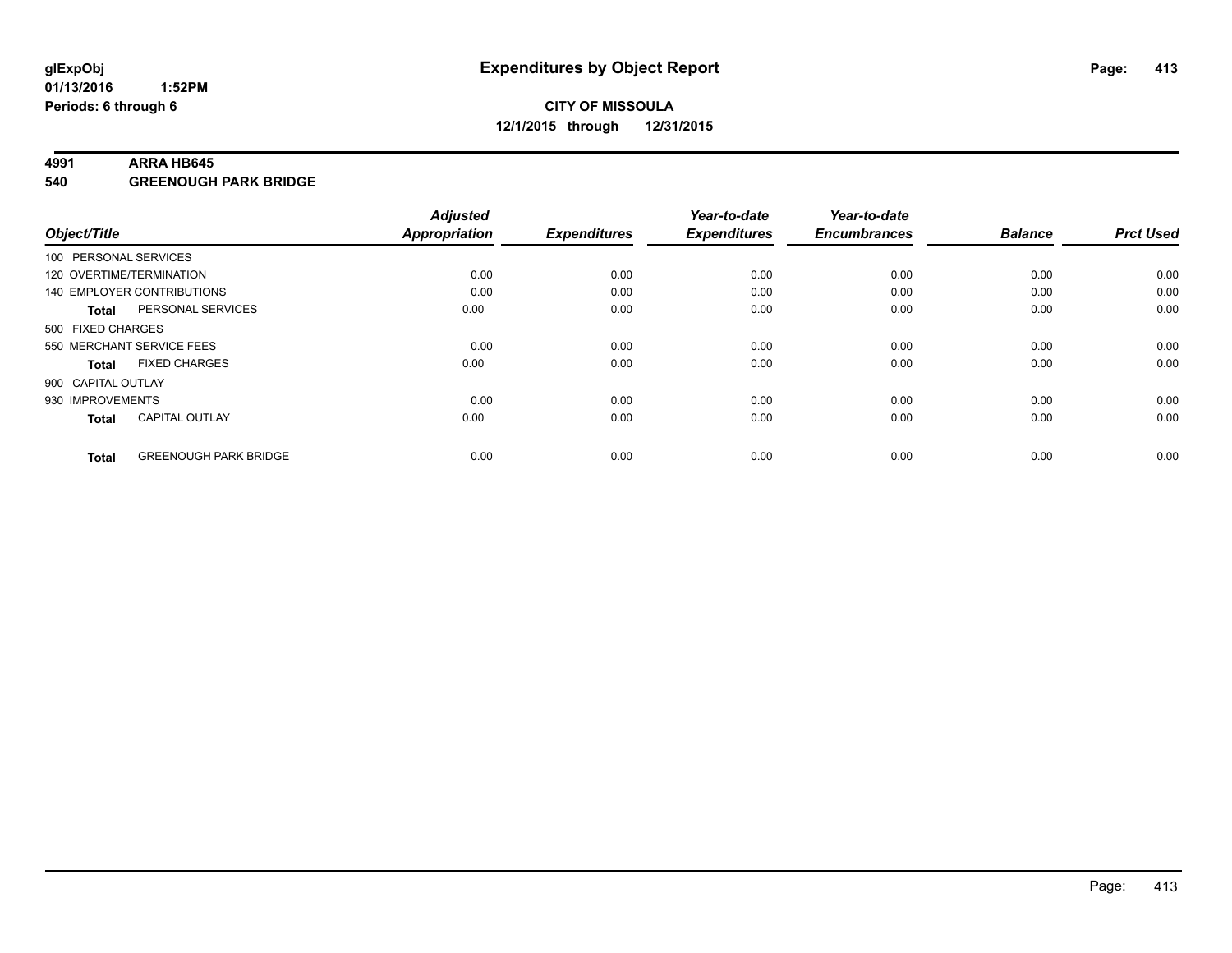**glExpObj**
**01/13/2016 1:52PM**
**Periods: 6 through 6**

# Expenditures by Object Report

**CITY OF MISSOULA**
**12/1/2015 through 12/31/2015**

**4991 ARRA HB645**
**540 GREENOUGH PARK BRIDGE**

| Object/Title | | Adjusted Appropriation | Expenditures | Year-to-date Expenditures | Year-to-date Encumbrances | Balance | Prct Used |
|---|---|---|---|---|---|---|---|
| 100 PERSONAL SERVICES | | | | | | | |
| 120 OVERTIME/TERMINATION | | 0.00 | 0.00 | 0.00 | 0.00 | 0.00 | 0.00 |
| 140 EMPLOYER CONTRIBUTIONS | | 0.00 | 0.00 | 0.00 | 0.00 | 0.00 | 0.00 |
| **Total** | PERSONAL SERVICES | 0.00 | 0.00 | 0.00 | 0.00 | 0.00 | 0.00 |
| 500 FIXED CHARGES | | | | | | | |
| 550 MERCHANT SERVICE FEES | | 0.00 | 0.00 | 0.00 | 0.00 | 0.00 | 0.00 |
| **Total** | FIXED CHARGES | 0.00 | 0.00 | 0.00 | 0.00 | 0.00 | 0.00 |
| 900 CAPITAL OUTLAY | | | | | | | |
| 930 IMPROVEMENTS | | 0.00 | 0.00 | 0.00 | 0.00 | 0.00 | 0.00 |
| **Total** | CAPITAL OUTLAY | 0.00 | 0.00 | 0.00 | 0.00 | 0.00 | 0.00 |
| **Total** | GREENOUGH PARK BRIDGE | 0.00 | 0.00 | 0.00 | 0.00 | 0.00 | 0.00 |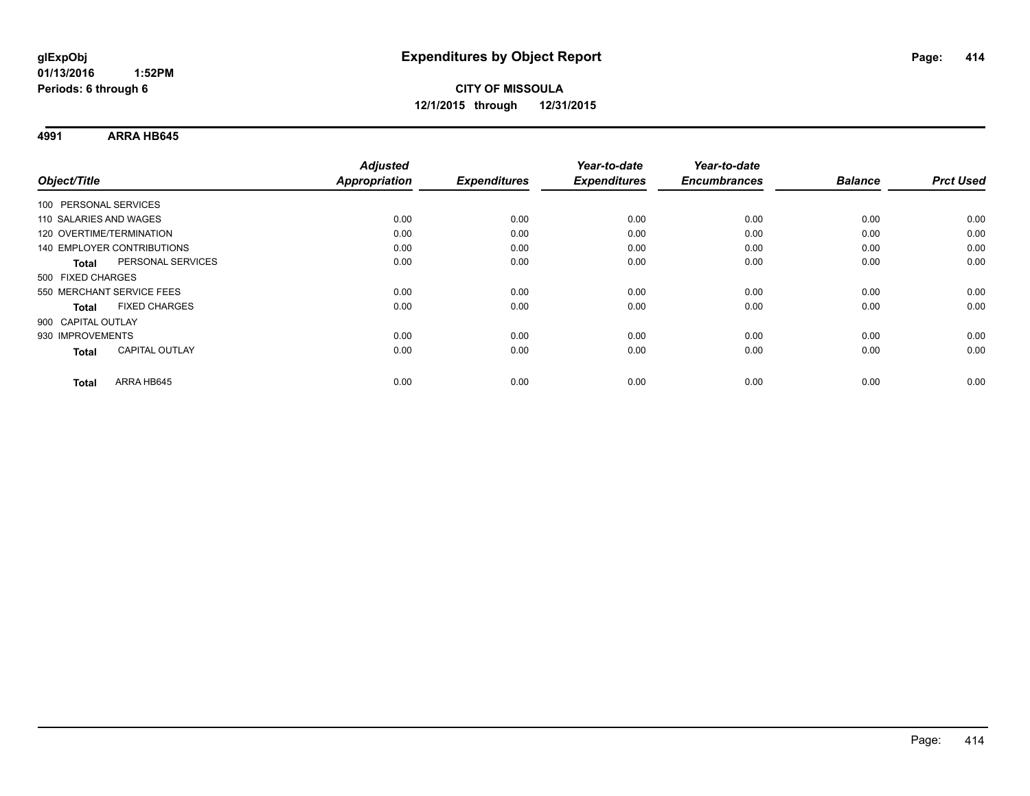**glExpObj**
**01/13/2016 1:52PM**
**Periods: 6 through 6**

# Expenditures by Object Report

**CITY OF MISSOULA**
**12/1/2015 through 12/31/2015**

**4991 ARRA HB645**

| Object/Title | Adjusted Appropriation | Expenditures | Year-to-date Expenditures | Year-to-date Encumbrances | Balance | Prct Used |
|---|---|---|---|---|---|---|
| 100 PERSONAL SERVICES | | | | | | |
| 110 SALARIES AND WAGES | 0.00 | 0.00 | 0.00 | 0.00 | 0.00 | 0.00 |
| 120 OVERTIME/TERMINATION | 0.00 | 0.00 | 0.00 | 0.00 | 0.00 | 0.00 |
| 140 EMPLOYER CONTRIBUTIONS | 0.00 | 0.00 | 0.00 | 0.00 | 0.00 | 0.00 |
| **Total** PERSONAL SERVICES | 0.00 | 0.00 | 0.00 | 0.00 | 0.00 | 0.00 |
| 500 FIXED CHARGES | | | | | | |
| 550 MERCHANT SERVICE FEES | 0.00 | 0.00 | 0.00 | 0.00 | 0.00 | 0.00 |
| **Total** FIXED CHARGES | 0.00 | 0.00 | 0.00 | 0.00 | 0.00 | 0.00 |
| 900 CAPITAL OUTLAY | | | | | | |
| 930 IMPROVEMENTS | 0.00 | 0.00 | 0.00 | 0.00 | 0.00 | 0.00 |
| **Total** CAPITAL OUTLAY | 0.00 | 0.00 | 0.00 | 0.00 | 0.00 | 0.00 |
| **Total** ARRA HB645 | 0.00 | 0.00 | 0.00 | 0.00 | 0.00 | 0.00 |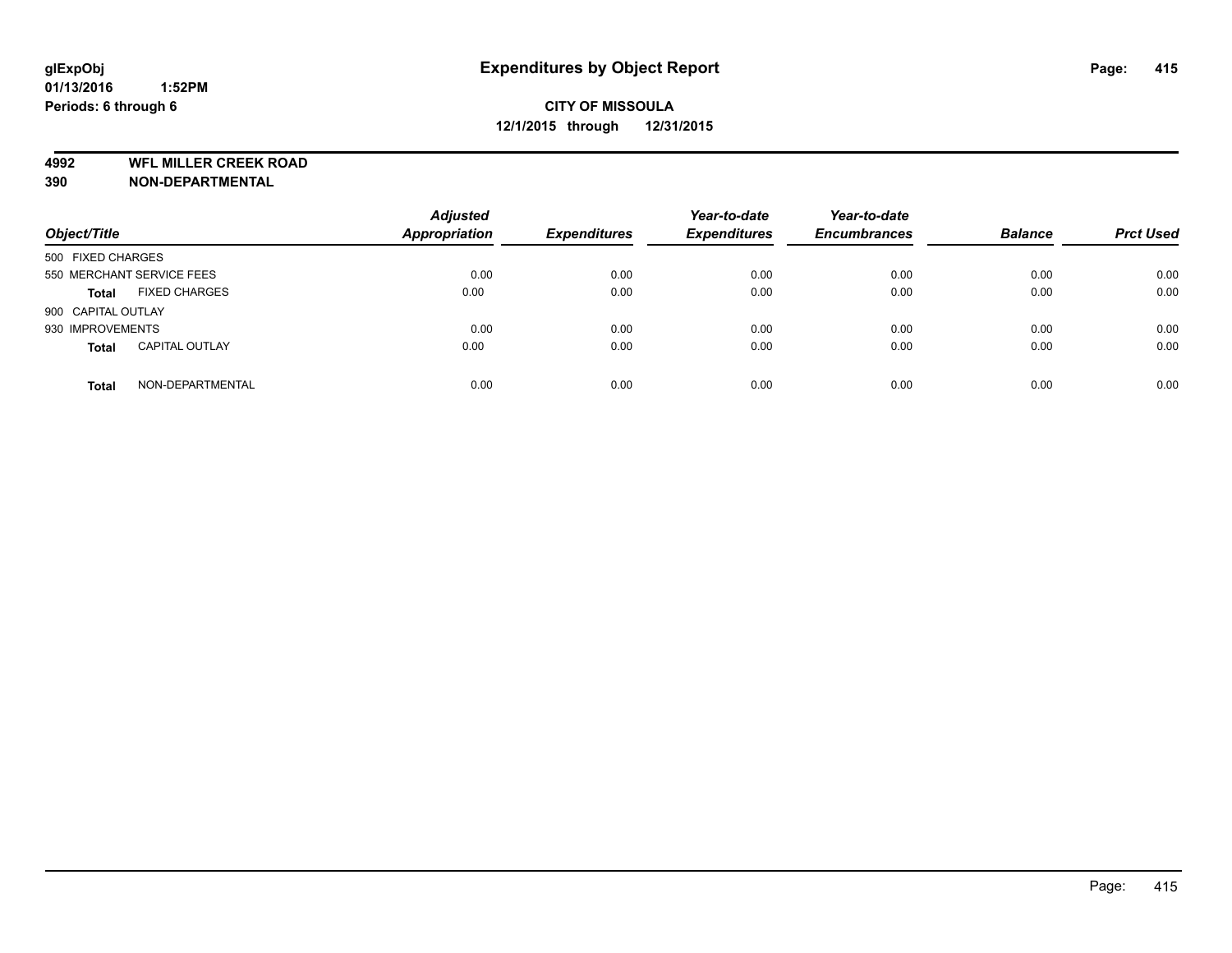**glExpObj**
**01/13/2016 1:52PM**
**Periods: 6 through 6**

# Expenditures by Object Report

**CITY OF MISSOULA**
**12/1/2015 through 12/31/2015**

**4992 WFL MILLER CREEK ROAD**
**390 NON-DEPARTMENTAL**

| Object/Title | | *Adjusted Appropriation* | *Expenditures* | *Year-to-date Expenditures* | *Year-to-date Encumbrances* | *Balance* | *Prct Used* |
|---|---|---|---|---|---|---|---|
| 500 FIXED CHARGES | | | | | | | |
| 550 MERCHANT SERVICE FEES | | 0.00 | 0.00 | 0.00 | 0.00 | 0.00 | 0.00 |
| **Total** | FIXED CHARGES | 0.00 | 0.00 | 0.00 | 0.00 | 0.00 | 0.00 |
| 900 CAPITAL OUTLAY | | | | | | | |
| 930 IMPROVEMENTS | | 0.00 | 0.00 | 0.00 | 0.00 | 0.00 | 0.00 |
| **Total** | CAPITAL OUTLAY | 0.00 | 0.00 | 0.00 | 0.00 | 0.00 | 0.00 |
| **Total** | NON-DEPARTMENTAL | 0.00 | 0.00 | 0.00 | 0.00 | 0.00 | 0.00 |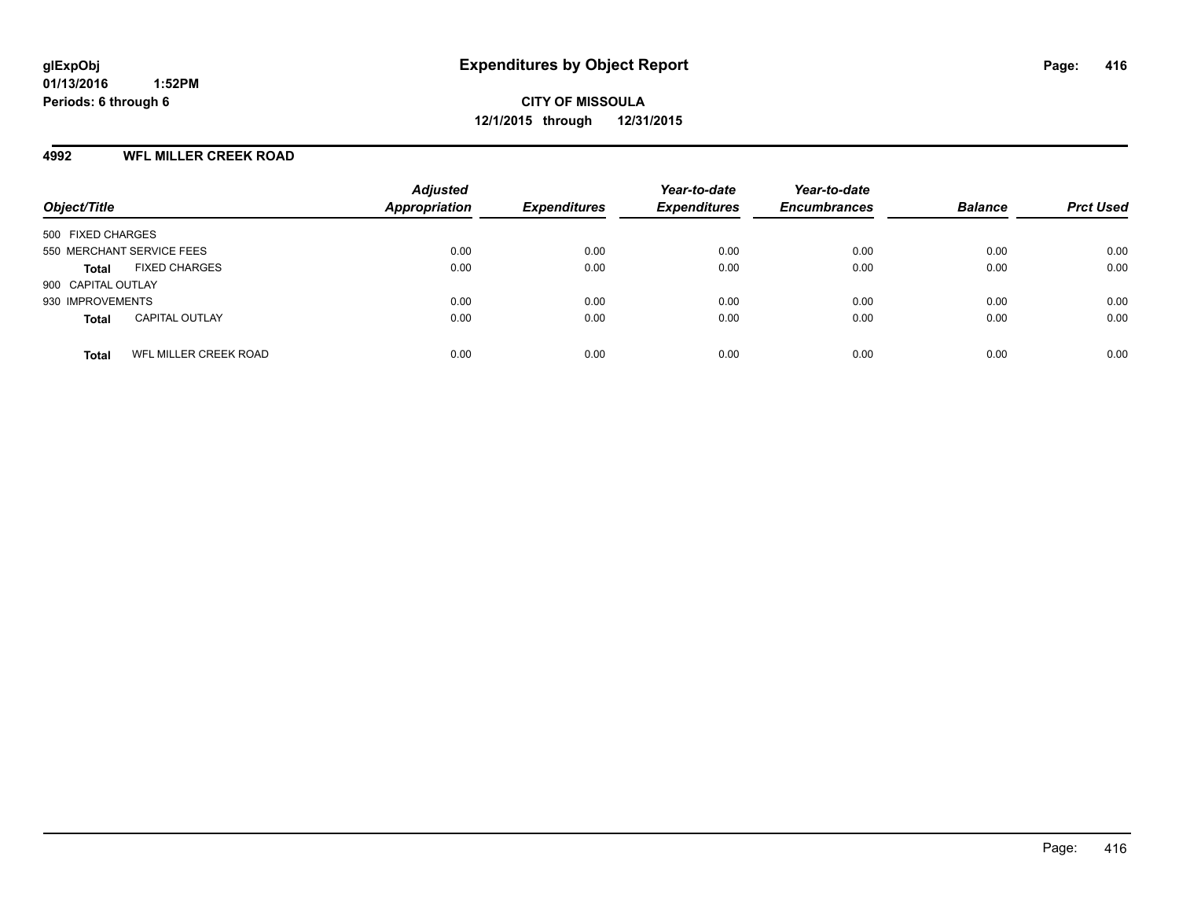# Expenditures by Object Report

glExpObj
01/13/2016 1:52PM
Periods: 6 through 6

**CITY OF MISSOULA**
**12/1/2015 through 12/31/2015**

## 4992 WFL MILLER CREEK ROAD

| Object/Title | | Adjusted Appropriation | Expenditures | Year-to-date Expenditures | Year-to-date Encumbrances | Balance | Prct Used |
|---|---|---|---|---|---|---|---|
| 500 FIXED CHARGES | | | | | | | |
| 550 MERCHANT SERVICE FEES | | 0.00 | 0.00 | 0.00 | 0.00 | 0.00 | 0.00 |
| **Total** | FIXED CHARGES | 0.00 | 0.00 | 0.00 | 0.00 | 0.00 | 0.00 |
| 900 CAPITAL OUTLAY | | | | | | | |
| 930 IMPROVEMENTS | | 0.00 | 0.00 | 0.00 | 0.00 | 0.00 | 0.00 |
| **Total** | CAPITAL OUTLAY | 0.00 | 0.00 | 0.00 | 0.00 | 0.00 | 0.00 |
| **Total** | WFL MILLER CREEK ROAD | 0.00 | 0.00 | 0.00 | 0.00 | 0.00 | 0.00 |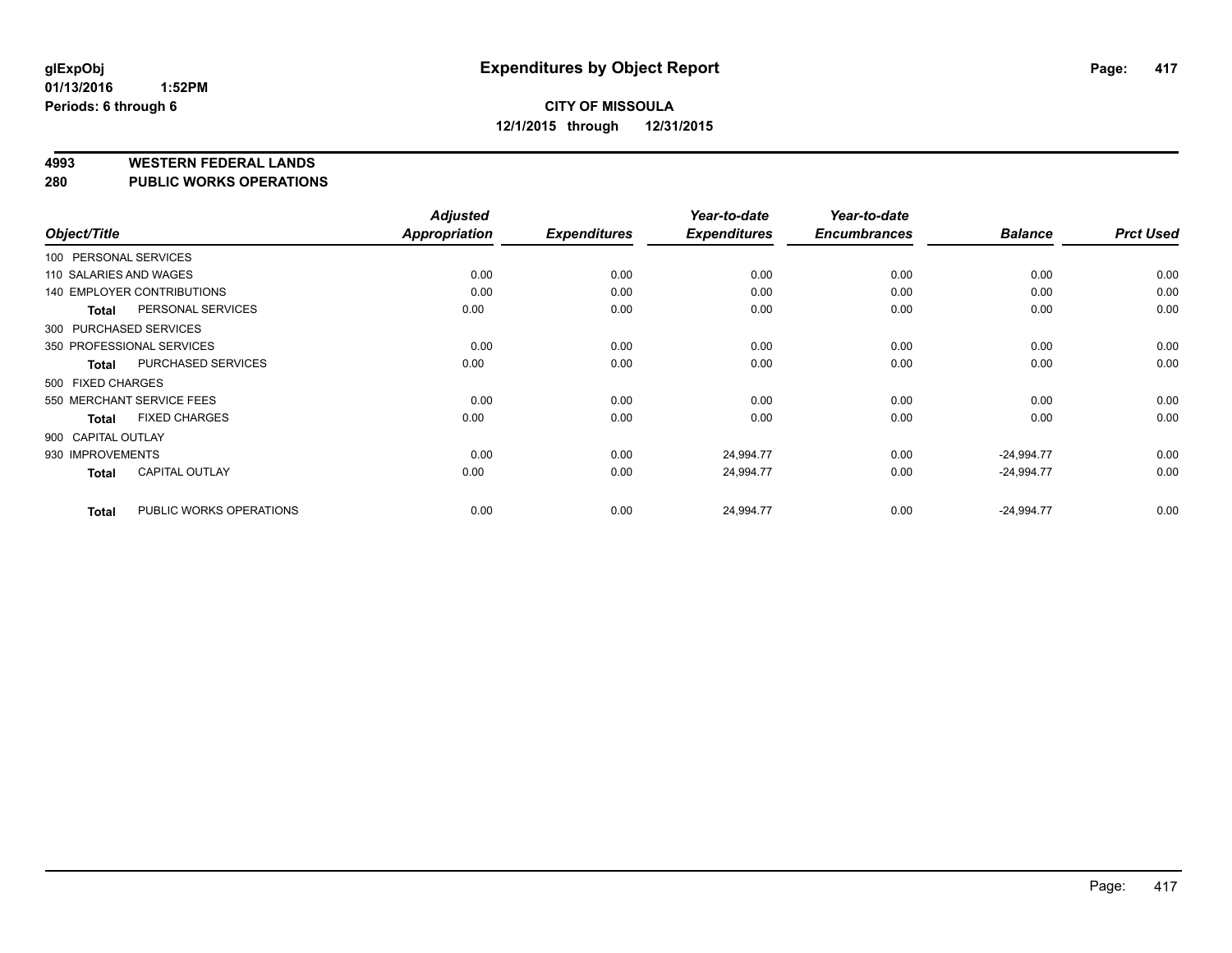# Expenditures by Object Report

glExpObj
01/13/2016 1:52PM
Periods: 6 through 6

**CITY OF MISSOULA**
**12/1/2015 through 12/31/2015**

## 4993 WESTERN FEDERAL LANDS
## 280 PUBLIC WORKS OPERATIONS

| Object/Title | Adjusted Appropriation | Expenditures | Year-to-date Expenditures | Year-to-date Encumbrances | Balance | Prct Used |
|---|---|---|---|---|---|---|
| 100 PERSONAL SERVICES | | | | | | |
| 110 SALARIES AND WAGES | 0.00 | 0.00 | 0.00 | 0.00 | 0.00 | 0.00 |
| 140 EMPLOYER CONTRIBUTIONS | 0.00 | 0.00 | 0.00 | 0.00 | 0.00 | 0.00 |
| **Total** PERSONAL SERVICES | 0.00 | 0.00 | 0.00 | 0.00 | 0.00 | 0.00 |
| 300 PURCHASED SERVICES | | | | | | |
| 350 PROFESSIONAL SERVICES | 0.00 | 0.00 | 0.00 | 0.00 | 0.00 | 0.00 |
| **Total** PURCHASED SERVICES | 0.00 | 0.00 | 0.00 | 0.00 | 0.00 | 0.00 |
| 500 FIXED CHARGES | | | | | | |
| 550 MERCHANT SERVICE FEES | 0.00 | 0.00 | 0.00 | 0.00 | 0.00 | 0.00 |
| **Total** FIXED CHARGES | 0.00 | 0.00 | 0.00 | 0.00 | 0.00 | 0.00 |
| 900 CAPITAL OUTLAY | | | | | | |
| 930 IMPROVEMENTS | 0.00 | 0.00 | 24,994.77 | 0.00 | -24,994.77 | 0.00 |
| **Total** CAPITAL OUTLAY | 0.00 | 0.00 | 24,994.77 | 0.00 | -24,994.77 | 0.00 |
| **Total** PUBLIC WORKS OPERATIONS | 0.00 | 0.00 | 24,994.77 | 0.00 | -24,994.77 | 0.00 |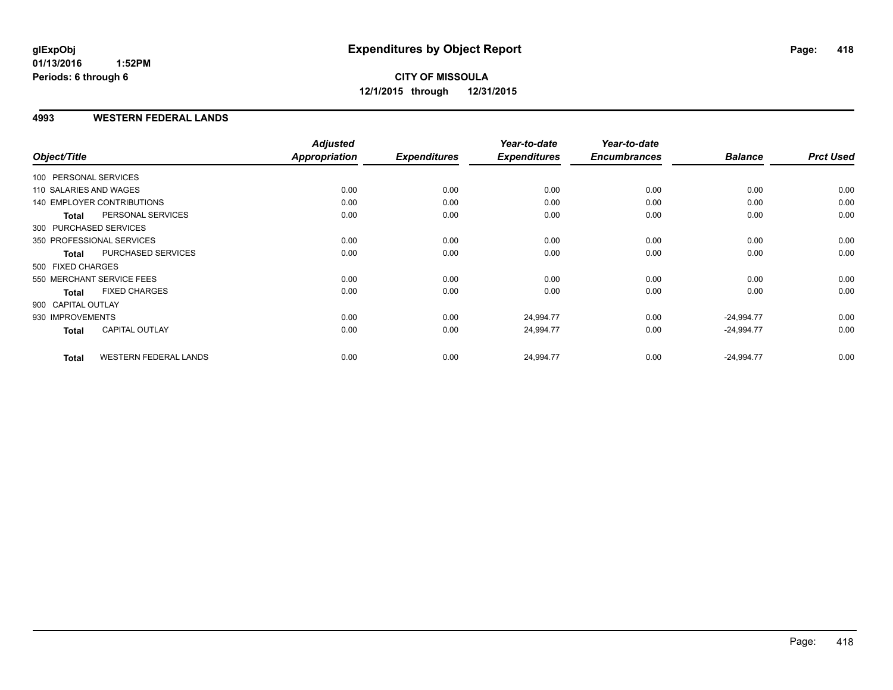glExpObj
01/13/2016 1:52PM
Periods: 6 through 6

# Expenditures by Object Report

**CITY OF MISSOULA**
**12/1/2015 through 12/31/2015**

## 4993 WESTERN FEDERAL LANDS

| Object/Title | Adjusted Appropriation | Expenditures | Year-to-date Expenditures | Year-to-date Encumbrances | Balance | Prct Used |
|---|---|---|---|---|---|---|
| 100 PERSONAL SERVICES | | | | | | |
| 110 SALARIES AND WAGES | 0.00 | 0.00 | 0.00 | 0.00 | 0.00 | 0.00 |
| 140 EMPLOYER CONTRIBUTIONS | 0.00 | 0.00 | 0.00 | 0.00 | 0.00 | 0.00 |
| **Total** PERSONAL SERVICES | 0.00 | 0.00 | 0.00 | 0.00 | 0.00 | 0.00 |
| 300 PURCHASED SERVICES | | | | | | |
| 350 PROFESSIONAL SERVICES | 0.00 | 0.00 | 0.00 | 0.00 | 0.00 | 0.00 |
| **Total** PURCHASED SERVICES | 0.00 | 0.00 | 0.00 | 0.00 | 0.00 | 0.00 |
| 500 FIXED CHARGES | | | | | | |
| 550 MERCHANT SERVICE FEES | 0.00 | 0.00 | 0.00 | 0.00 | 0.00 | 0.00 |
| **Total** FIXED CHARGES | 0.00 | 0.00 | 0.00 | 0.00 | 0.00 | 0.00 |
| 900 CAPITAL OUTLAY | | | | | | |
| 930 IMPROVEMENTS | 0.00 | 0.00 | 24,994.77 | 0.00 | -24,994.77 | 0.00 |
| **Total** CAPITAL OUTLAY | 0.00 | 0.00 | 24,994.77 | 0.00 | -24,994.77 | 0.00 |
| **Total** WESTERN FEDERAL LANDS | 0.00 | 0.00 | 24,994.77 | 0.00 | -24,994.77 | 0.00 |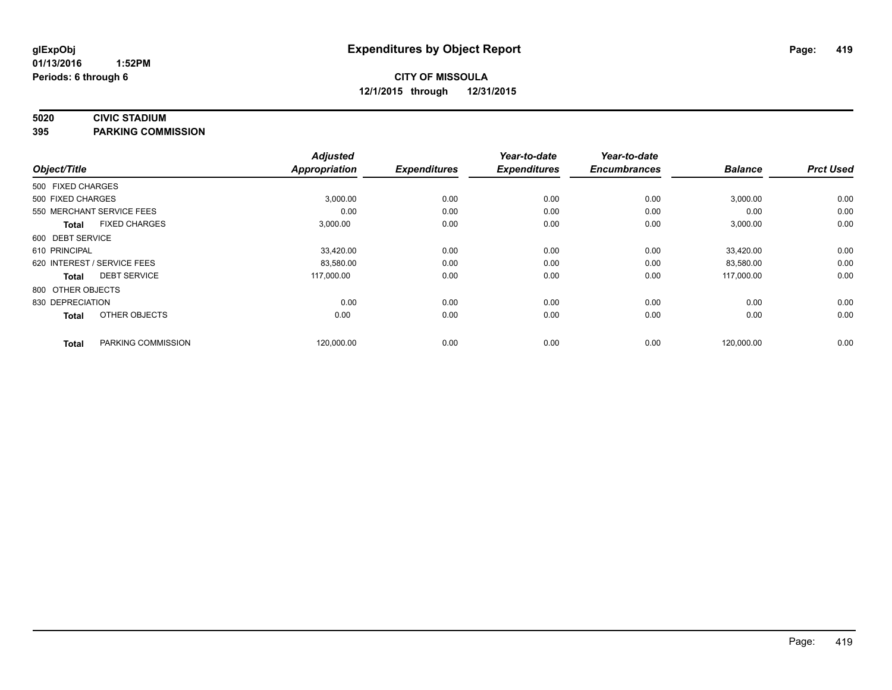glExpObj
01/13/2016 1:52PM
Periods: 6 through 6

# Expenditures by Object Report

**CITY OF MISSOULA**
**12/1/2015 through 12/31/2015**

**5020 CIVIC STADIUM**
**395 PARKING COMMISSION**

| Object/Title | Adjusted Appropriation | Expenditures | Year-to-date Expenditures | Year-to-date Encumbrances | Balance | Prct Used |
|---|---|---|---|---|---|---|
| 500 FIXED CHARGES | | | | | | |
| 500 FIXED CHARGES | 3,000.00 | 0.00 | 0.00 | 0.00 | 3,000.00 | 0.00 |
| 550 MERCHANT SERVICE FEES | 0.00 | 0.00 | 0.00 | 0.00 | 0.00 | 0.00 |
| **Total** FIXED CHARGES | 3,000.00 | 0.00 | 0.00 | 0.00 | 3,000.00 | 0.00 |
| 600 DEBT SERVICE | | | | | | |
| 610 PRINCIPAL | 33,420.00 | 0.00 | 0.00 | 0.00 | 33,420.00 | 0.00 |
| 620 INTEREST / SERVICE FEES | 83,580.00 | 0.00 | 0.00 | 0.00 | 83,580.00 | 0.00 |
| **Total** DEBT SERVICE | 117,000.00 | 0.00 | 0.00 | 0.00 | 117,000.00 | 0.00 |
| 800 OTHER OBJECTS | | | | | | |
| 830 DEPRECIATION | 0.00 | 0.00 | 0.00 | 0.00 | 0.00 | 0.00 |
| **Total** OTHER OBJECTS | 0.00 | 0.00 | 0.00 | 0.00 | 0.00 | 0.00 |
| **Total** PARKING COMMISSION | 120,000.00 | 0.00 | 0.00 | 0.00 | 120,000.00 | 0.00 |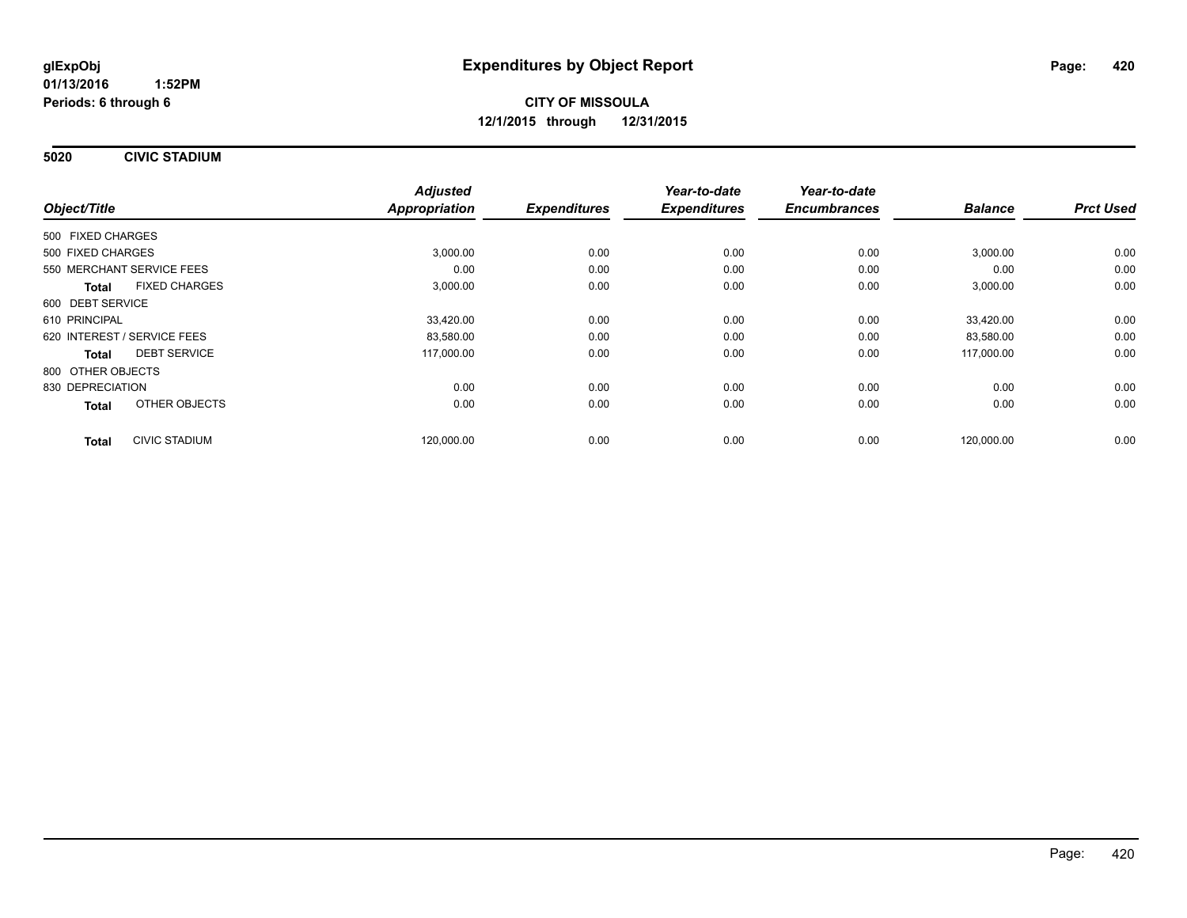**glExpObj**
**01/13/2016 1:52PM**
**Periods: 6 through 6**

# Expenditures by Object Report

**CITY OF MISSOULA**
**12/1/2015 through 12/31/2015**

## 5020 CIVIC STADIUM

| Object/Title | | Adjusted Appropriation | Expenditures | Year-to-date Expenditures | Year-to-date Encumbrances | Balance | Prct Used |
|---|---|---|---|---|---|---|---|
| 500 FIXED CHARGES | | | | | | | |
| 500 FIXED CHARGES | | 3,000.00 | 0.00 | 0.00 | 0.00 | 3,000.00 | 0.00 |
| 550 MERCHANT SERVICE FEES | | 0.00 | 0.00 | 0.00 | 0.00 | 0.00 | 0.00 |
| **Total** | FIXED CHARGES | 3,000.00 | 0.00 | 0.00 | 0.00 | 3,000.00 | 0.00 |
| 600 DEBT SERVICE | | | | | | | |
| 610 PRINCIPAL | | 33,420.00 | 0.00 | 0.00 | 0.00 | 33,420.00 | 0.00 |
| 620 INTEREST / SERVICE FEES | | 83,580.00 | 0.00 | 0.00 | 0.00 | 83,580.00 | 0.00 |
| **Total** | DEBT SERVICE | 117,000.00 | 0.00 | 0.00 | 0.00 | 117,000.00 | 0.00 |
| 800 OTHER OBJECTS | | | | | | | |
| 830 DEPRECIATION | | 0.00 | 0.00 | 0.00 | 0.00 | 0.00 | 0.00 |
| **Total** | OTHER OBJECTS | 0.00 | 0.00 | 0.00 | 0.00 | 0.00 | 0.00 |
| **Total** | CIVIC STADIUM | 120,000.00 | 0.00 | 0.00 | 0.00 | 120,000.00 | 0.00 |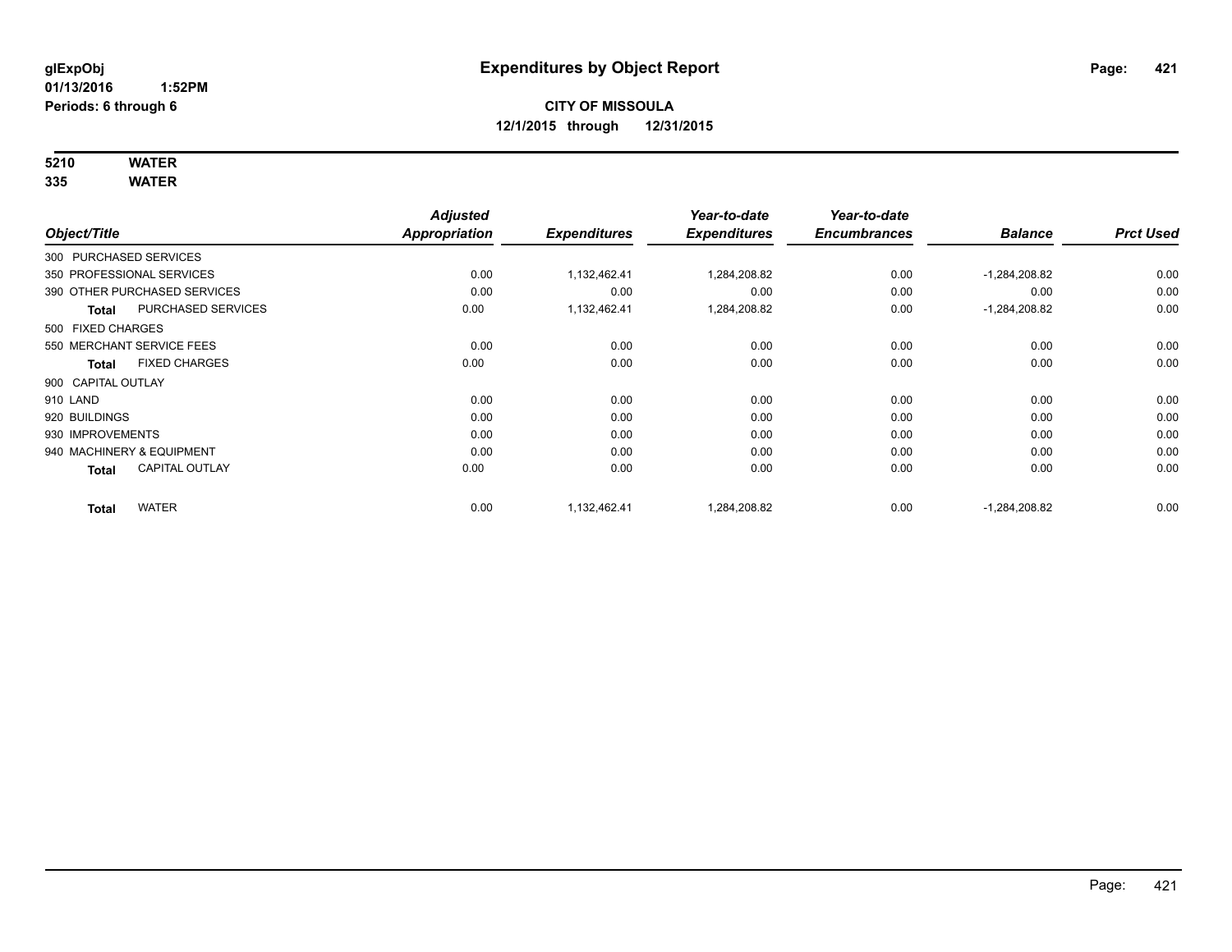glExpObj
01/13/2016 1:52PM
Periods: 6 through 6

# Expenditures by Object Report

**CITY OF MISSOULA**
**12/1/2015 through 12/31/2015**

**5210 WATER**
**335 WATER**

| Object/Title | | Adjusted Appropriation | Expenditures | Year-to-date Expenditures | Year-to-date Encumbrances | Balance | Prct Used |
|---|---|---|---|---|---|---|---|
| 300 PURCHASED SERVICES | | | | | | | |
| 350 PROFESSIONAL SERVICES | | 0.00 | 1,132,462.41 | 1,284,208.82 | 0.00 | -1,284,208.82 | 0.00 |
| 390 OTHER PURCHASED SERVICES | | 0.00 | 0.00 | 0.00 | 0.00 | 0.00 | 0.00 |
| **Total** | PURCHASED SERVICES | 0.00 | 1,132,462.41 | 1,284,208.82 | 0.00 | -1,284,208.82 | 0.00 |
| 500 FIXED CHARGES | | | | | | | |
| 550 MERCHANT SERVICE FEES | | 0.00 | 0.00 | 0.00 | 0.00 | 0.00 | 0.00 |
| **Total** | FIXED CHARGES | 0.00 | 0.00 | 0.00 | 0.00 | 0.00 | 0.00 |
| 900 CAPITAL OUTLAY | | | | | | | |
| 910 LAND | | 0.00 | 0.00 | 0.00 | 0.00 | 0.00 | 0.00 |
| 920 BUILDINGS | | 0.00 | 0.00 | 0.00 | 0.00 | 0.00 | 0.00 |
| 930 IMPROVEMENTS | | 0.00 | 0.00 | 0.00 | 0.00 | 0.00 | 0.00 |
| 940 MACHINERY & EQUIPMENT | | 0.00 | 0.00 | 0.00 | 0.00 | 0.00 | 0.00 |
| **Total** | CAPITAL OUTLAY | 0.00 | 0.00 | 0.00 | 0.00 | 0.00 | 0.00 |
| **Total** | WATER | 0.00 | 1,132,462.41 | 1,284,208.82 | 0.00 | -1,284,208.82 | 0.00 |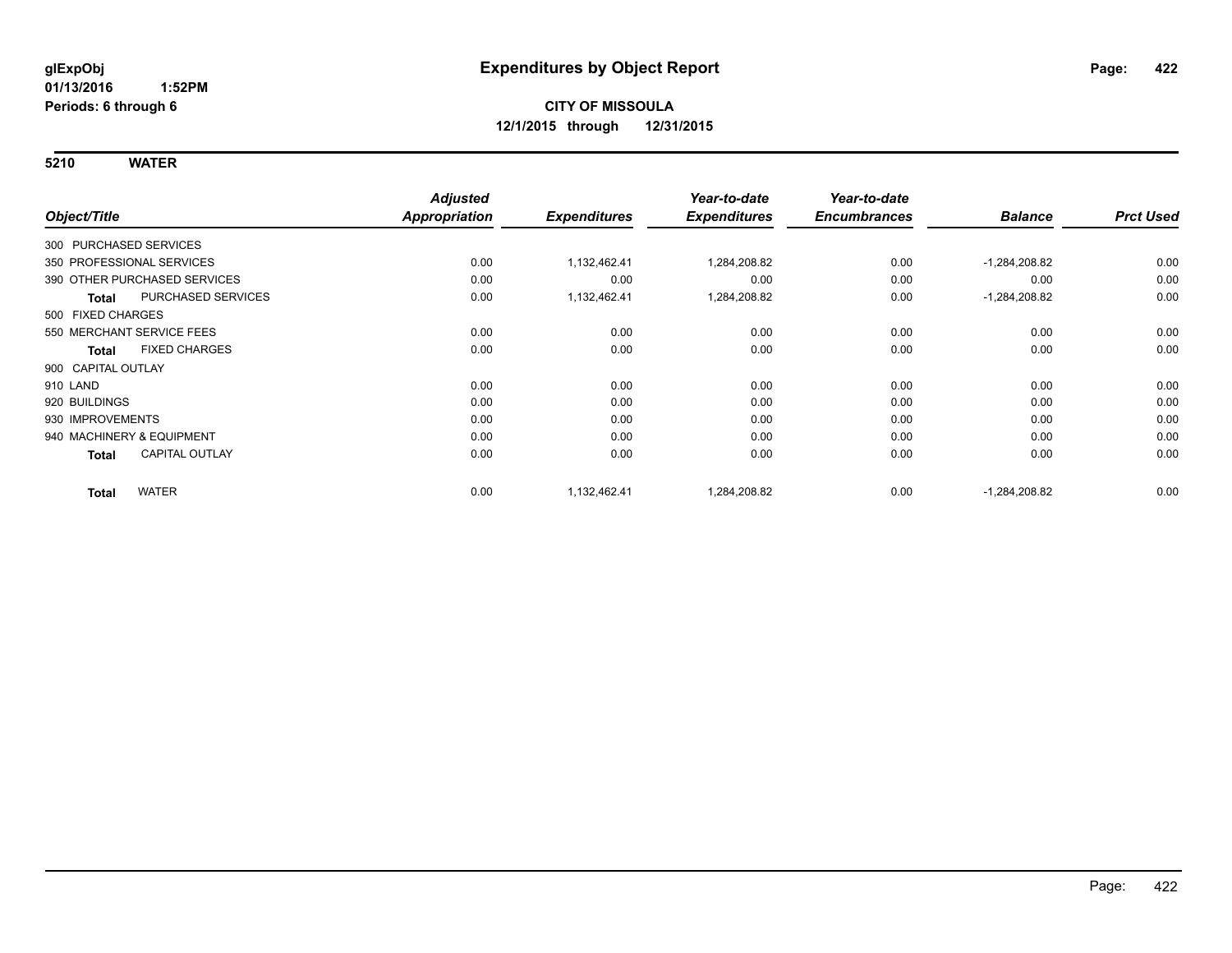# Expenditures by Object Report

glExpObj
01/13/2016 1:52PM
Periods: 6 through 6

**CITY OF MISSOULA**
**12/1/2015 through 12/31/2015**

**5210 WATER**

| Object/Title | Adjusted Appropriation | Expenditures | Year-to-date Expenditures | Year-to-date Encumbrances | Balance | Prct Used |
|---|---|---|---|---|---|---|
| 300 PURCHASED SERVICES | | | | | | |
| 350 PROFESSIONAL SERVICES | 0.00 | 1,132,462.41 | 1,284,208.82 | 0.00 | -1,284,208.82 | 0.00 |
| 390 OTHER PURCHASED SERVICES | 0.00 | 0.00 | 0.00 | 0.00 | 0.00 | 0.00 |
| **Total** PURCHASED SERVICES | 0.00 | 1,132,462.41 | 1,284,208.82 | 0.00 | -1,284,208.82 | 0.00 |
| 500 FIXED CHARGES | | | | | | |
| 550 MERCHANT SERVICE FEES | 0.00 | 0.00 | 0.00 | 0.00 | 0.00 | 0.00 |
| **Total** FIXED CHARGES | 0.00 | 0.00 | 0.00 | 0.00 | 0.00 | 0.00 |
| 900 CAPITAL OUTLAY | | | | | | |
| 910 LAND | 0.00 | 0.00 | 0.00 | 0.00 | 0.00 | 0.00 |
| 920 BUILDINGS | 0.00 | 0.00 | 0.00 | 0.00 | 0.00 | 0.00 |
| 930 IMPROVEMENTS | 0.00 | 0.00 | 0.00 | 0.00 | 0.00 | 0.00 |
| 940 MACHINERY & EQUIPMENT | 0.00 | 0.00 | 0.00 | 0.00 | 0.00 | 0.00 |
| **Total** CAPITAL OUTLAY | 0.00 | 0.00 | 0.00 | 0.00 | 0.00 | 0.00 |
| **Total** WATER | 0.00 | 1,132,462.41 | 1,284,208.82 | 0.00 | -1,284,208.82 | 0.00 |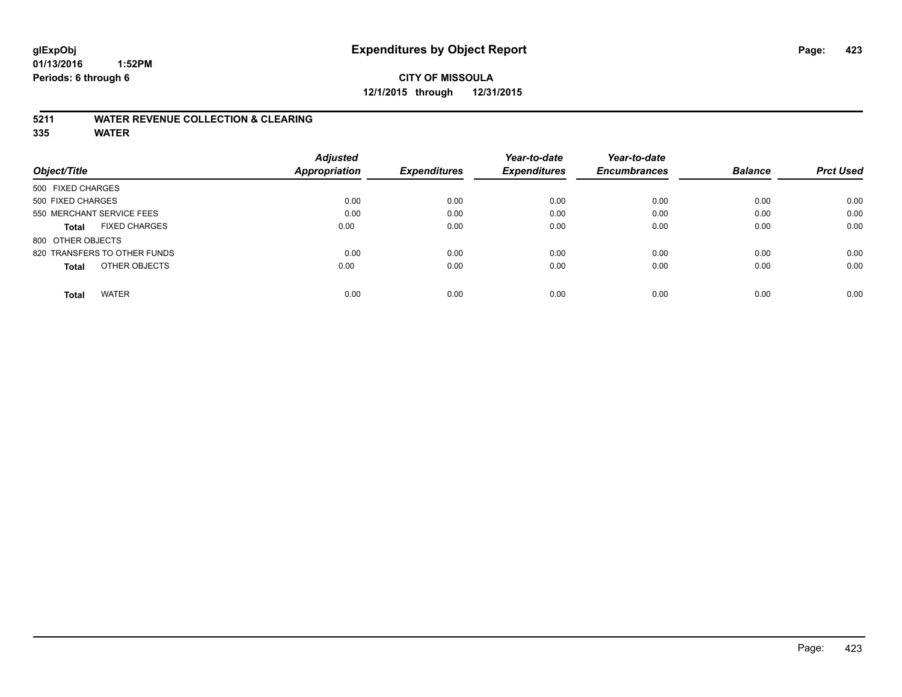# Expenditures by Object Report

glExpObj
01/13/2016 1:52PM
Periods: 6 through 6

**CITY OF MISSOULA**
**12/1/2015 through 12/31/2015**

## 5211 WATER REVENUE COLLECTION & CLEARING
## 335 WATER

| Object/Title | Adjusted Appropriation | Expenditures | Year-to-date Expenditures | Year-to-date Encumbrances | Balance | Prct Used |
|---|---|---|---|---|---|---|
| 500 FIXED CHARGES | | | | | | |
| 500 FIXED CHARGES | 0.00 | 0.00 | 0.00 | 0.00 | 0.00 | 0.00 |
| 550 MERCHANT SERVICE FEES | 0.00 | 0.00 | 0.00 | 0.00 | 0.00 | 0.00 |
| **Total** FIXED CHARGES | 0.00 | 0.00 | 0.00 | 0.00 | 0.00 | 0.00 |
| 800 OTHER OBJECTS | | | | | | |
| 820 TRANSFERS TO OTHER FUNDS | 0.00 | 0.00 | 0.00 | 0.00 | 0.00 | 0.00 |
| **Total** OTHER OBJECTS | 0.00 | 0.00 | 0.00 | 0.00 | 0.00 | 0.00 |
| **Total** WATER | 0.00 | 0.00 | 0.00 | 0.00 | 0.00 | 0.00 |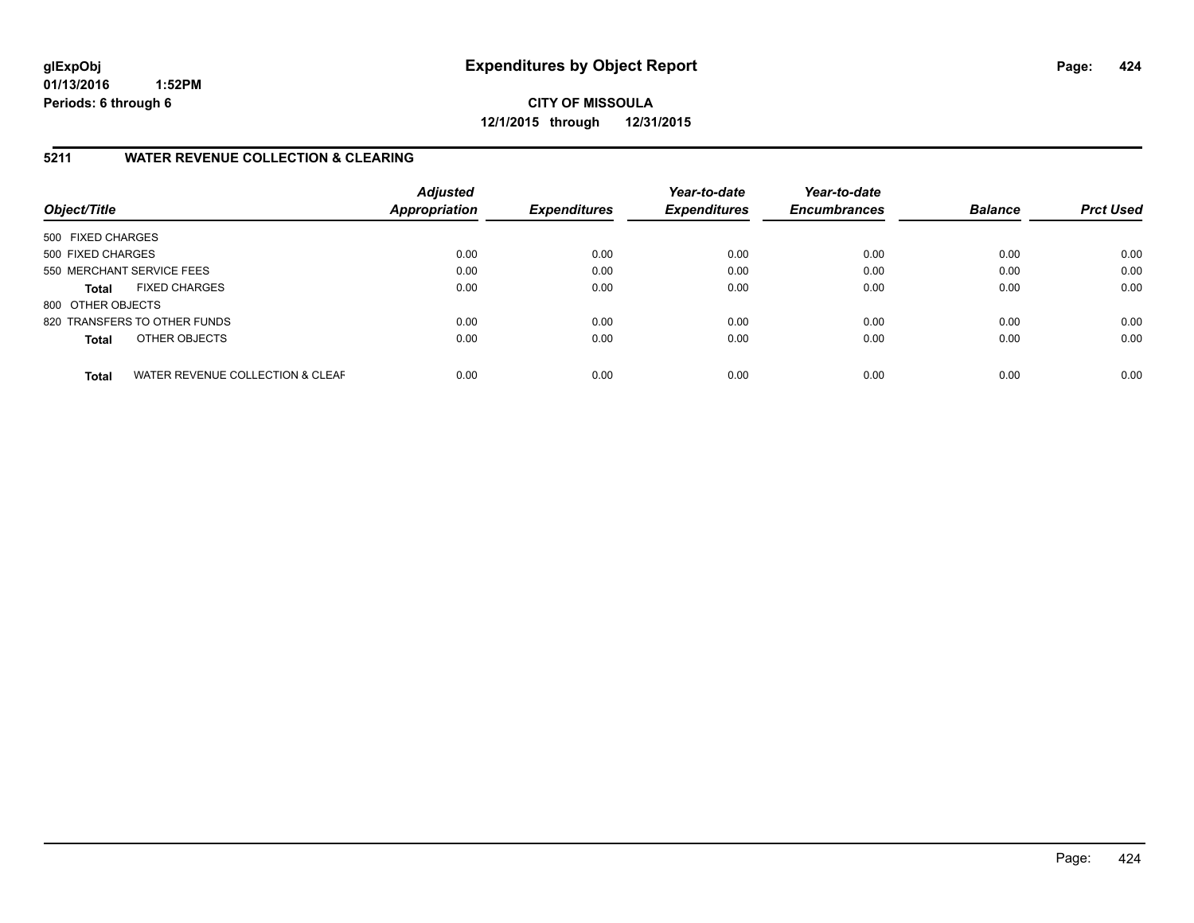**glExpObj**
**01/13/2016 1:52PM**
**Periods: 6 through 6**

# Expenditures by Object Report

**CITY OF MISSOULA**
**12/1/2015 through 12/31/2015**

## 5211 WATER REVENUE COLLECTION & CLEARING

| Object/Title | Adjusted Appropriation | Expenditures | Year-to-date Expenditures | Year-to-date Encumbrances | Balance | Prct Used |
|---|---|---|---|---|---|---|
| 500 FIXED CHARGES | | | | | | |
| 500 FIXED CHARGES | 0.00 | 0.00 | 0.00 | 0.00 | 0.00 | 0.00 |
| 550 MERCHANT SERVICE FEES | 0.00 | 0.00 | 0.00 | 0.00 | 0.00 | 0.00 |
| **Total** FIXED CHARGES | 0.00 | 0.00 | 0.00 | 0.00 | 0.00 | 0.00 |
| 800 OTHER OBJECTS | | | | | | |
| 820 TRANSFERS TO OTHER FUNDS | 0.00 | 0.00 | 0.00 | 0.00 | 0.00 | 0.00 |
| **Total** OTHER OBJECTS | 0.00 | 0.00 | 0.00 | 0.00 | 0.00 | 0.00 |
| **Total** WATER REVENUE COLLECTION & CLEAF | 0.00 | 0.00 | 0.00 | 0.00 | 0.00 | 0.00 |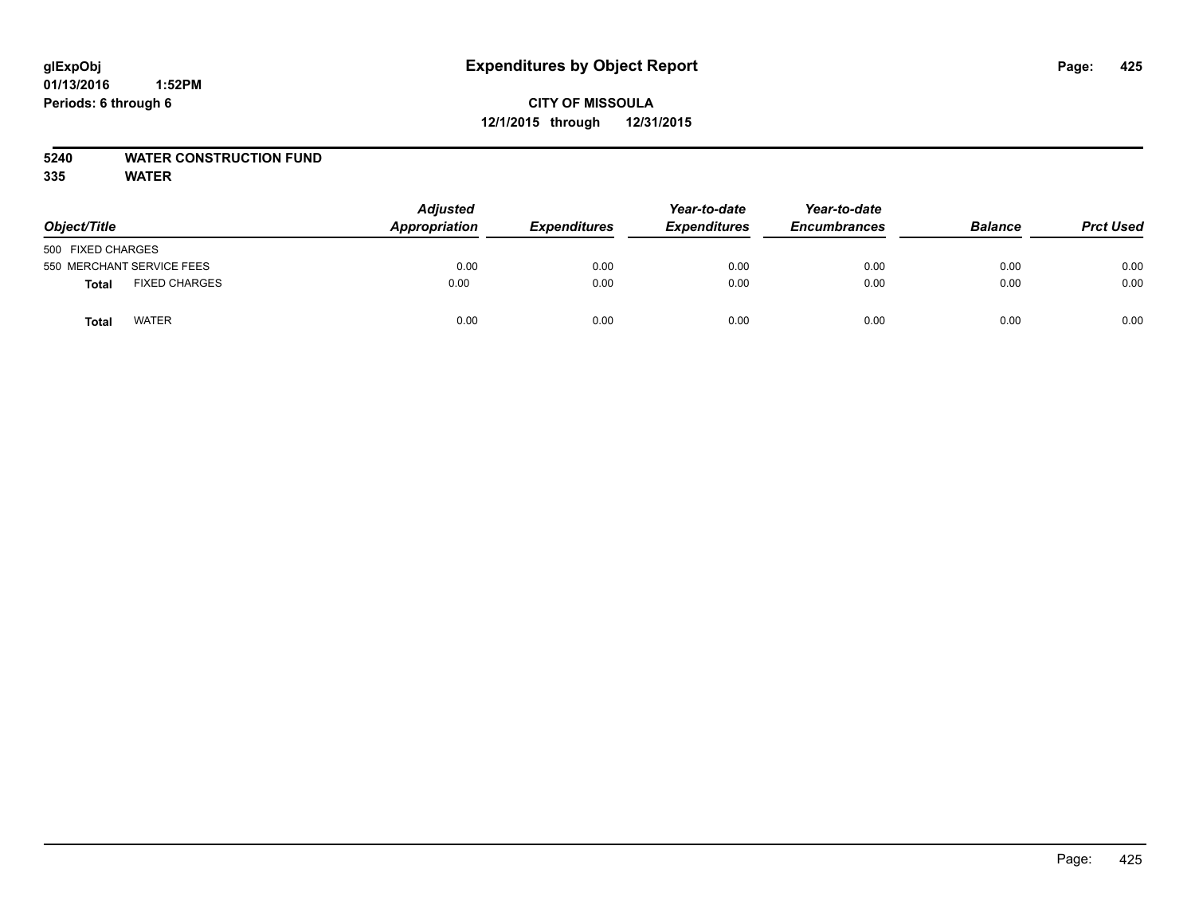glExpObj
01/13/2016 1:52PM
Periods: 6 through 6

# Expenditures by Object Report

**CITY OF MISSOULA**
**12/1/2015 through 12/31/2015**

**5240 WATER CONSTRUCTION FUND**
**335 WATER**

| Object/Title | | Adjusted Appropriation | Expenditures | Year-to-date Expenditures | Year-to-date Encumbrances | Balance | Prct Used |
|---|---|---|---|---|---|---|---|
| 500 FIXED CHARGES | | | | | | | |
| 550 MERCHANT SERVICE FEES | | 0.00 | 0.00 | 0.00 | 0.00 | 0.00 | 0.00 |
| **Total** | FIXED CHARGES | 0.00 | 0.00 | 0.00 | 0.00 | 0.00 | 0.00 |
| **Total** | WATER | 0.00 | 0.00 | 0.00 | 0.00 | 0.00 | 0.00 |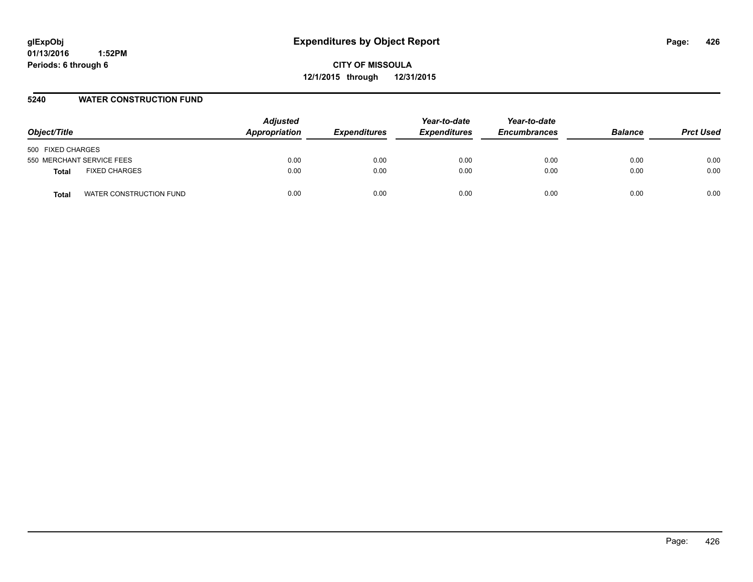**glExpObj**
**01/13/2016 1:52PM**
**Periods: 6 through 6**

# Expenditures by Object Report

**CITY OF MISSOULA**
**12/1/2015 through 12/31/2015**

## 5240 WATER CONSTRUCTION FUND

| Object/Title | | Adjusted Appropriation | Expenditures | Year-to-date Expenditures | Year-to-date Encumbrances | Balance | Prct Used |
|---|---|---|---|---|---|---|---|
| 500 FIXED CHARGES | | | | | | | |
| 550 MERCHANT SERVICE FEES | | 0.00 | 0.00 | 0.00 | 0.00 | 0.00 | 0.00 |
| **Total** | FIXED CHARGES | 0.00 | 0.00 | 0.00 | 0.00 | 0.00 | 0.00 |
| **Total** | WATER CONSTRUCTION FUND | 0.00 | 0.00 | 0.00 | 0.00 | 0.00 | 0.00 |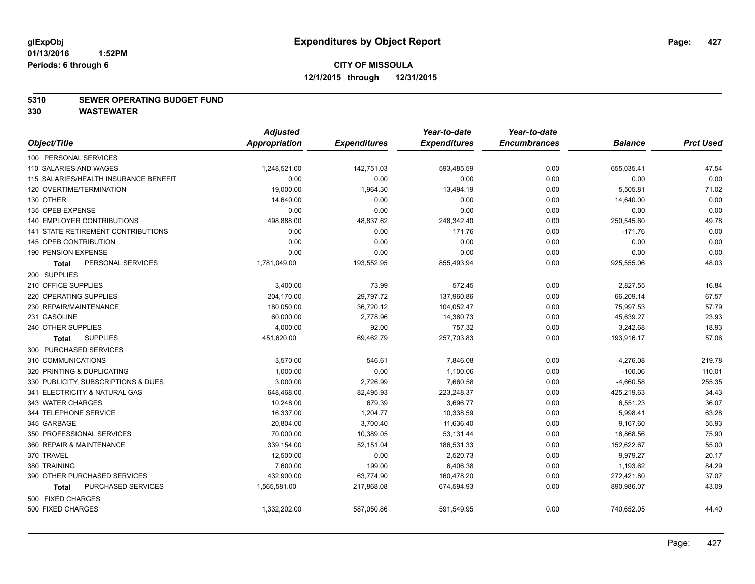# Expenditures by Object Report

glExpObj
01/13/2016 1:52PM
Periods: 6 through 6

**CITY OF MISSOULA**
**12/1/2015 through 12/31/2015**

## 5310 SEWER OPERATING BUDGET FUND
## 330 WASTEWATER

| Object/Title | Adjusted Appropriation | Expenditures | Year-to-date Expenditures | Year-to-date Encumbrances | Balance | Prct Used |
|---|---|---|---|---|---|---|
| 100 PERSONAL SERVICES | | | | | | |
| 110 SALARIES AND WAGES | 1,248,521.00 | 142,751.03 | 593,485.59 | 0.00 | 655,035.41 | 47.54 |
| 115 SALARIES/HEALTH INSURANCE BENEFIT | 0.00 | 0.00 | 0.00 | 0.00 | 0.00 | 0.00 |
| 120 OVERTIME/TERMINATION | 19,000.00 | 1,964.30 | 13,494.19 | 0.00 | 5,505.81 | 71.02 |
| 130 OTHER | 14,640.00 | 0.00 | 0.00 | 0.00 | 14,640.00 | 0.00 |
| 135 OPEB EXPENSE | 0.00 | 0.00 | 0.00 | 0.00 | 0.00 | 0.00 |
| 140 EMPLOYER CONTRIBUTIONS | 498,888.00 | 48,837.62 | 248,342.40 | 0.00 | 250,545.60 | 49.78 |
| 141 STATE RETIREMENT CONTRIBUTIONS | 0.00 | 0.00 | 171.76 | 0.00 | -171.76 | 0.00 |
| 145 OPEB CONTRIBUTION | 0.00 | 0.00 | 0.00 | 0.00 | 0.00 | 0.00 |
| 190 PENSION EXPENSE | 0.00 | 0.00 | 0.00 | 0.00 | 0.00 | 0.00 |
| **Total** PERSONAL SERVICES | 1,781,049.00 | 193,552.95 | 855,493.94 | 0.00 | 925,555.06 | 48.03 |
| 200 SUPPLIES | | | | | | |
| 210 OFFICE SUPPLIES | 3,400.00 | 73.99 | 572.45 | 0.00 | 2,827.55 | 16.84 |
| 220 OPERATING SUPPLIES | 204,170.00 | 29,797.72 | 137,960.86 | 0.00 | 66,209.14 | 67.57 |
| 230 REPAIR/MAINTENANCE | 180,050.00 | 36,720.12 | 104,052.47 | 0.00 | 75,997.53 | 57.79 |
| 231 GASOLINE | 60,000.00 | 2,778.96 | 14,360.73 | 0.00 | 45,639.27 | 23.93 |
| 240 OTHER SUPPLIES | 4,000.00 | 92.00 | 757.32 | 0.00 | 3,242.68 | 18.93 |
| **Total** SUPPLIES | 451,620.00 | 69,462.79 | 257,703.83 | 0.00 | 193,916.17 | 57.06 |
| 300 PURCHASED SERVICES | | | | | | |
| 310 COMMUNICATIONS | 3,570.00 | 546.61 | 7,846.08 | 0.00 | -4,276.08 | 219.78 |
| 320 PRINTING & DUPLICATING | 1,000.00 | 0.00 | 1,100.06 | 0.00 | -100.06 | 110.01 |
| 330 PUBLICITY, SUBSCRIPTIONS & DUES | 3,000.00 | 2,726.99 | 7,660.58 | 0.00 | -4,660.58 | 255.35 |
| 341 ELECTRICITY & NATURAL GAS | 648,468.00 | 82,495.93 | 223,248.37 | 0.00 | 425,219.63 | 34.43 |
| 343 WATER CHARGES | 10,248.00 | 679.39 | 3,696.77 | 0.00 | 6,551.23 | 36.07 |
| 344 TELEPHONE SERVICE | 16,337.00 | 1,204.77 | 10,338.59 | 0.00 | 5,998.41 | 63.28 |
| 345 GARBAGE | 20,804.00 | 3,700.40 | 11,636.40 | 0.00 | 9,167.60 | 55.93 |
| 350 PROFESSIONAL SERVICES | 70,000.00 | 10,389.05 | 53,131.44 | 0.00 | 16,868.56 | 75.90 |
| 360 REPAIR & MAINTENANCE | 339,154.00 | 52,151.04 | 186,531.33 | 0.00 | 152,622.67 | 55.00 |
| 370 TRAVEL | 12,500.00 | 0.00 | 2,520.73 | 0.00 | 9,979.27 | 20.17 |
| 380 TRAINING | 7,600.00 | 199.00 | 6,406.38 | 0.00 | 1,193.62 | 84.29 |
| 390 OTHER PURCHASED SERVICES | 432,900.00 | 63,774.90 | 160,478.20 | 0.00 | 272,421.80 | 37.07 |
| **Total** PURCHASED SERVICES | 1,565,581.00 | 217,868.08 | 674,594.93 | 0.00 | 890,986.07 | 43.09 |
| 500 FIXED CHARGES | | | | | | |
| 500 FIXED CHARGES | 1,332,202.00 | 587,050.86 | 591,549.95 | 0.00 | 740,652.05 | 44.40 |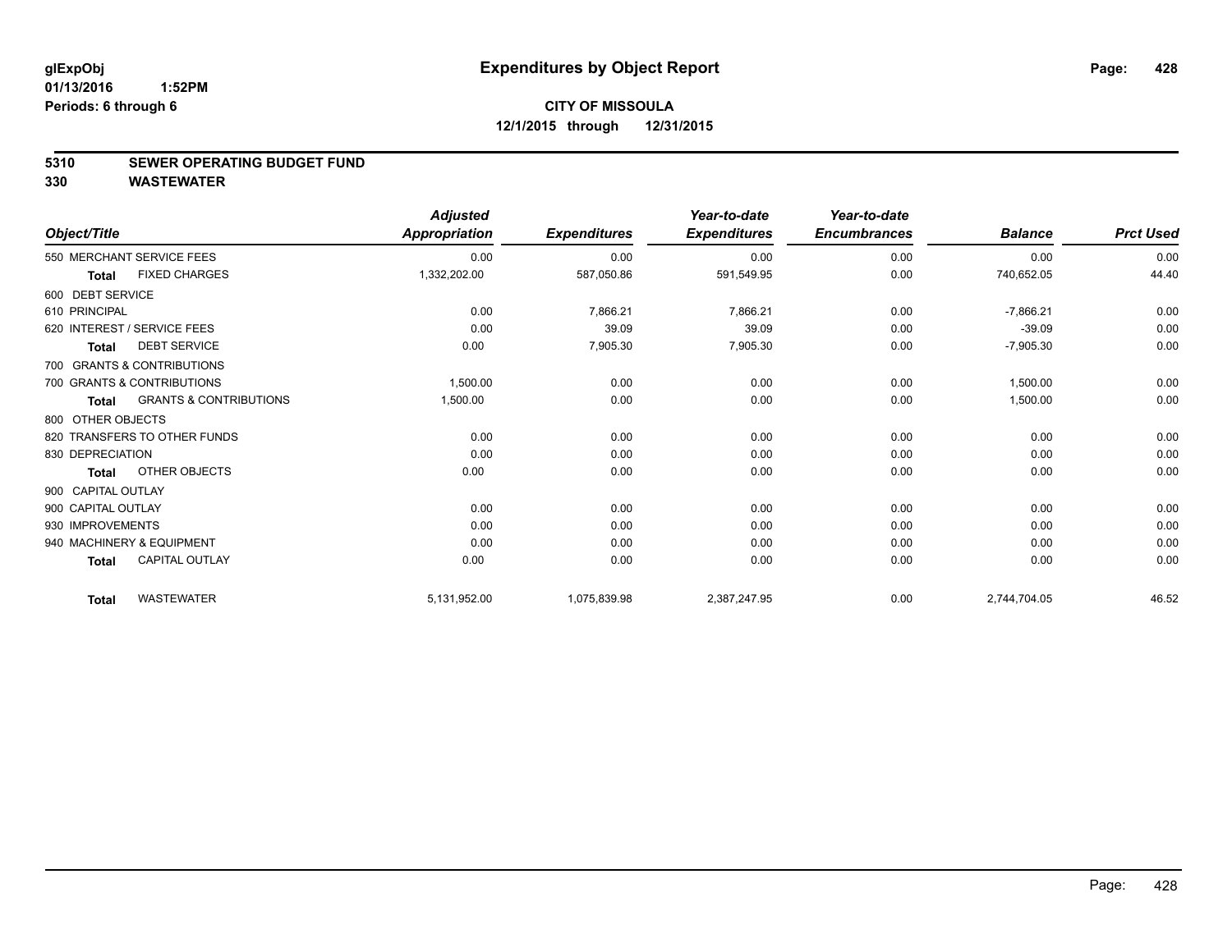# Expenditures by Object Report

glExpObj
01/13/2016 1:52PM
Periods: 6 through 6

**CITY OF MISSOULA**
**12/1/2015 through 12/31/2015**

## 5310 SEWER OPERATING BUDGET FUND
## 330 WASTEWATER

| Object/Title | Adjusted Appropriation | Expenditures | Year-to-date Expenditures | Year-to-date Encumbrances | Balance | Prct Used |
|---|---|---|---|---|---|---|
| 550 MERCHANT SERVICE FEES | 0.00 | 0.00 | 0.00 | 0.00 | 0.00 | 0.00 |
| **Total** FIXED CHARGES | 1,332,202.00 | 587,050.86 | 591,549.95 | 0.00 | 740,652.05 | 44.40 |
| 600 DEBT SERVICE | | | | | | |
| 610 PRINCIPAL | 0.00 | 7,866.21 | 7,866.21 | 0.00 | -7,866.21 | 0.00 |
| 620 INTEREST / SERVICE FEES | 0.00 | 39.09 | 39.09 | 0.00 | -39.09 | 0.00 |
| **Total** DEBT SERVICE | 0.00 | 7,905.30 | 7,905.30 | 0.00 | -7,905.30 | 0.00 |
| 700 GRANTS & CONTRIBUTIONS | | | | | | |
| 700 GRANTS & CONTRIBUTIONS | 1,500.00 | 0.00 | 0.00 | 0.00 | 1,500.00 | 0.00 |
| **Total** GRANTS & CONTRIBUTIONS | 1,500.00 | 0.00 | 0.00 | 0.00 | 1,500.00 | 0.00 |
| 800 OTHER OBJECTS | | | | | | |
| 820 TRANSFERS TO OTHER FUNDS | 0.00 | 0.00 | 0.00 | 0.00 | 0.00 | 0.00 |
| 830 DEPRECIATION | 0.00 | 0.00 | 0.00 | 0.00 | 0.00 | 0.00 |
| **Total** OTHER OBJECTS | 0.00 | 0.00 | 0.00 | 0.00 | 0.00 | 0.00 |
| 900 CAPITAL OUTLAY | | | | | | |
| 900 CAPITAL OUTLAY | 0.00 | 0.00 | 0.00 | 0.00 | 0.00 | 0.00 |
| 930 IMPROVEMENTS | 0.00 | 0.00 | 0.00 | 0.00 | 0.00 | 0.00 |
| 940 MACHINERY & EQUIPMENT | 0.00 | 0.00 | 0.00 | 0.00 | 0.00 | 0.00 |
| **Total** CAPITAL OUTLAY | 0.00 | 0.00 | 0.00 | 0.00 | 0.00 | 0.00 |
| **Total** WASTEWATER | 5,131,952.00 | 1,075,839.98 | 2,387,247.95 | 0.00 | 2,744,704.05 | 46.52 |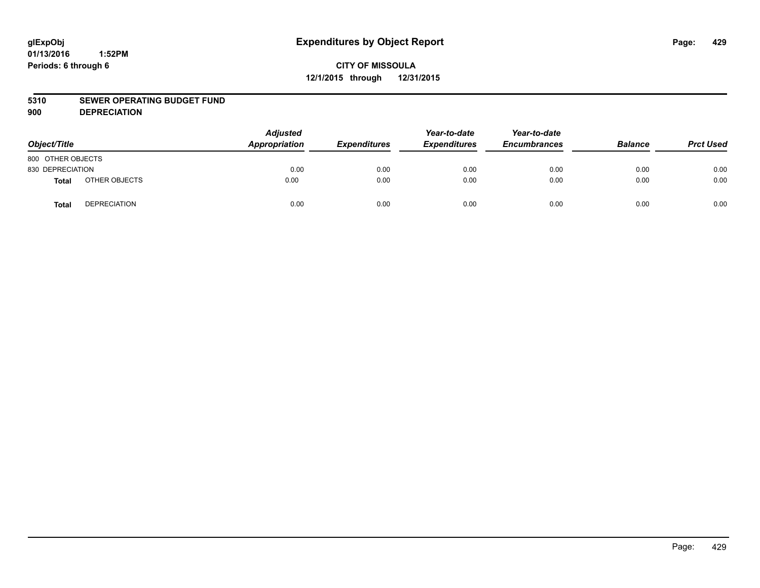# Expenditures by Object Report

glExpObj
01/13/2016 1:52PM
Periods: 6 through 6

**CITY OF MISSOULA**
**12/1/2015 through 12/31/2015**

**5310 SEWER OPERATING BUDGET FUND**
**900 DEPRECIATION**

| Object/Title | | Adjusted Appropriation | Expenditures | Year-to-date Expenditures | Year-to-date Encumbrances | Balance | Prct Used |
|---|---|---|---|---|---|---|---|
| 800 OTHER OBJECTS | | | | | | | |
| 830 DEPRECIATION | | 0.00 | 0.00 | 0.00 | 0.00 | 0.00 | 0.00 |
| **Total** | OTHER OBJECTS | 0.00 | 0.00 | 0.00 | 0.00 | 0.00 | 0.00 |
| **Total** | DEPRECIATION | 0.00 | 0.00 | 0.00 | 0.00 | 0.00 | 0.00 |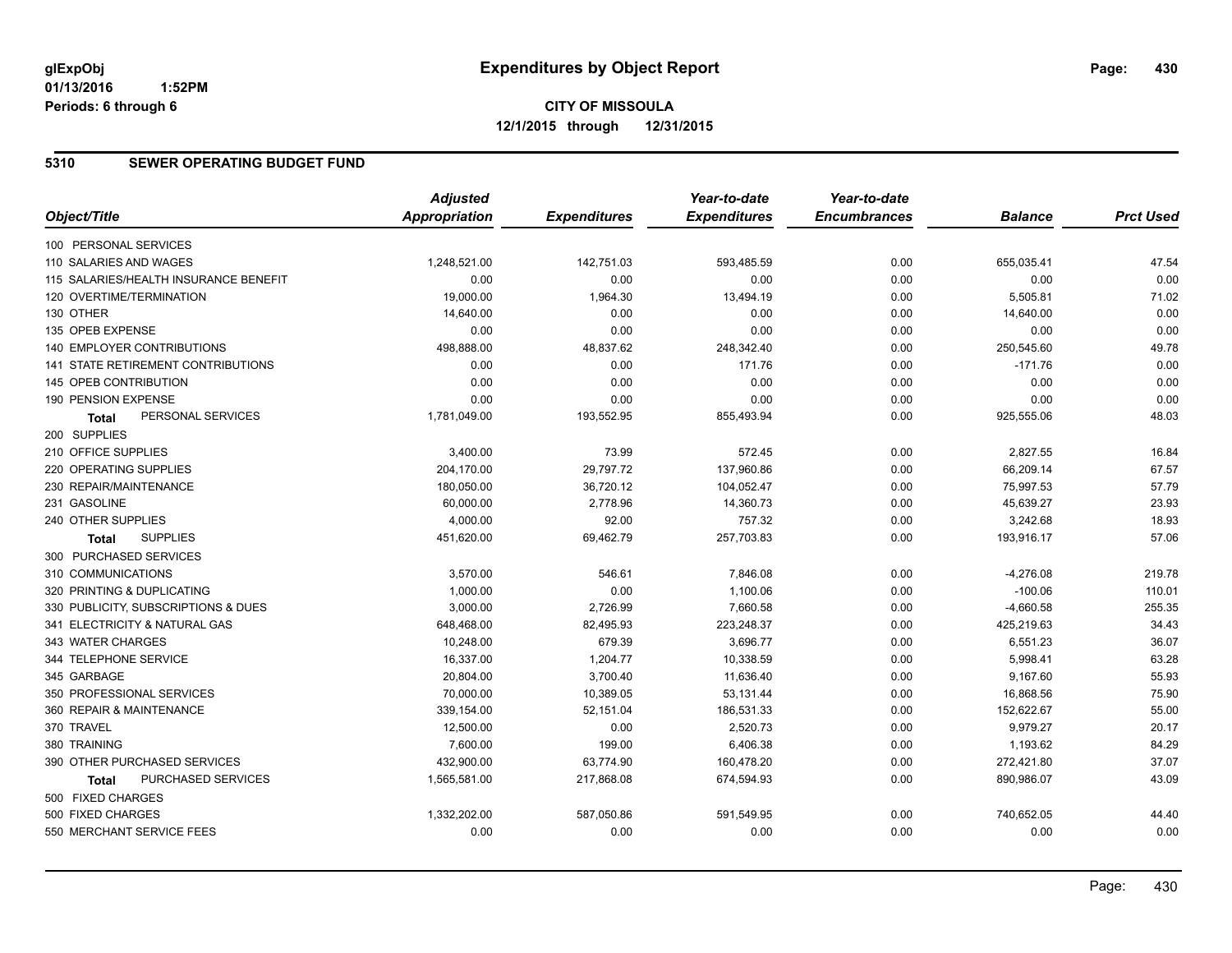**glExpObj**
**01/13/2016 1:52PM**
**Periods: 6 through 6**

# Expenditures by Object Report

**CITY OF MISSOULA**
**12/1/2015 through 12/31/2015**

## 5310 SEWER OPERATING BUDGET FUND

| Object/Title | Adjusted Appropriation | Expenditures | Year-to-date Expenditures | Year-to-date Encumbrances | Balance | Prct Used |
|---|---|---|---|---|---|---|
| 100 PERSONAL SERVICES | | | | | | |
| 110 SALARIES AND WAGES | 1,248,521.00 | 142,751.03 | 593,485.59 | 0.00 | 655,035.41 | 47.54 |
| 115 SALARIES/HEALTH INSURANCE BENEFIT | 0.00 | 0.00 | 0.00 | 0.00 | 0.00 | 0.00 |
| 120 OVERTIME/TERMINATION | 19,000.00 | 1,964.30 | 13,494.19 | 0.00 | 5,505.81 | 71.02 |
| 130 OTHER | 14,640.00 | 0.00 | 0.00 | 0.00 | 14,640.00 | 0.00 |
| 135 OPEB EXPENSE | 0.00 | 0.00 | 0.00 | 0.00 | 0.00 | 0.00 |
| 140 EMPLOYER CONTRIBUTIONS | 498,888.00 | 48,837.62 | 248,342.40 | 0.00 | 250,545.60 | 49.78 |
| 141 STATE RETIREMENT CONTRIBUTIONS | 0.00 | 0.00 | 171.76 | 0.00 | -171.76 | 0.00 |
| 145 OPEB CONTRIBUTION | 0.00 | 0.00 | 0.00 | 0.00 | 0.00 | 0.00 |
| 190 PENSION EXPENSE | 0.00 | 0.00 | 0.00 | 0.00 | 0.00 | 0.00 |
| **Total** PERSONAL SERVICES | 1,781,049.00 | 193,552.95 | 855,493.94 | 0.00 | 925,555.06 | 48.03 |
| 200 SUPPLIES | | | | | | |
| 210 OFFICE SUPPLIES | 3,400.00 | 73.99 | 572.45 | 0.00 | 2,827.55 | 16.84 |
| 220 OPERATING SUPPLIES | 204,170.00 | 29,797.72 | 137,960.86 | 0.00 | 66,209.14 | 67.57 |
| 230 REPAIR/MAINTENANCE | 180,050.00 | 36,720.12 | 104,052.47 | 0.00 | 75,997.53 | 57.79 |
| 231 GASOLINE | 60,000.00 | 2,778.96 | 14,360.73 | 0.00 | 45,639.27 | 23.93 |
| 240 OTHER SUPPLIES | 4,000.00 | 92.00 | 757.32 | 0.00 | 3,242.68 | 18.93 |
| **Total** SUPPLIES | 451,620.00 | 69,462.79 | 257,703.83 | 0.00 | 193,916.17 | 57.06 |
| 300 PURCHASED SERVICES | | | | | | |
| 310 COMMUNICATIONS | 3,570.00 | 546.61 | 7,846.08 | 0.00 | -4,276.08 | 219.78 |
| 320 PRINTING & DUPLICATING | 1,000.00 | 0.00 | 1,100.06 | 0.00 | -100.06 | 110.01 |
| 330 PUBLICITY, SUBSCRIPTIONS & DUES | 3,000.00 | 2,726.99 | 7,660.58 | 0.00 | -4,660.58 | 255.35 |
| 341 ELECTRICITY & NATURAL GAS | 648,468.00 | 82,495.93 | 223,248.37 | 0.00 | 425,219.63 | 34.43 |
| 343 WATER CHARGES | 10,248.00 | 679.39 | 3,696.77 | 0.00 | 6,551.23 | 36.07 |
| 344 TELEPHONE SERVICE | 16,337.00 | 1,204.77 | 10,338.59 | 0.00 | 5,998.41 | 63.28 |
| 345 GARBAGE | 20,804.00 | 3,700.40 | 11,636.40 | 0.00 | 9,167.60 | 55.93 |
| 350 PROFESSIONAL SERVICES | 70,000.00 | 10,389.05 | 53,131.44 | 0.00 | 16,868.56 | 75.90 |
| 360 REPAIR & MAINTENANCE | 339,154.00 | 52,151.04 | 186,531.33 | 0.00 | 152,622.67 | 55.00 |
| 370 TRAVEL | 12,500.00 | 0.00 | 2,520.73 | 0.00 | 9,979.27 | 20.17 |
| 380 TRAINING | 7,600.00 | 199.00 | 6,406.38 | 0.00 | 1,193.62 | 84.29 |
| 390 OTHER PURCHASED SERVICES | 432,900.00 | 63,774.90 | 160,478.20 | 0.00 | 272,421.80 | 37.07 |
| **Total** PURCHASED SERVICES | 1,565,581.00 | 217,868.08 | 674,594.93 | 0.00 | 890,986.07 | 43.09 |
| 500 FIXED CHARGES | | | | | | |
| 500 FIXED CHARGES | 1,332,202.00 | 587,050.86 | 591,549.95 | 0.00 | 740,652.05 | 44.40 |
| 550 MERCHANT SERVICE FEES | 0.00 | 0.00 | 0.00 | 0.00 | 0.00 | 0.00 |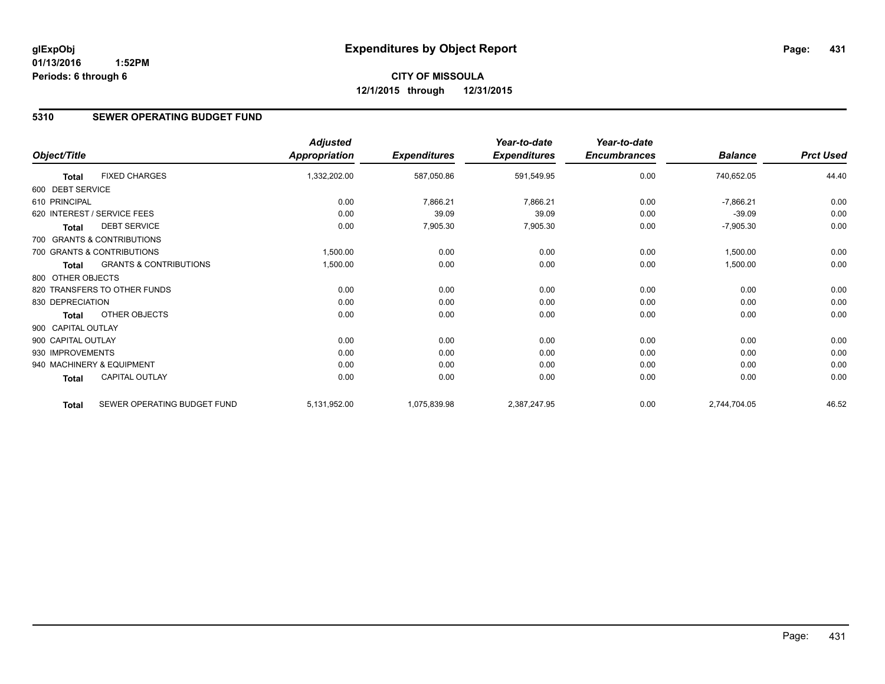glExpObj
01/13/2016 1:52PM
Periods: 6 through 6

# Expenditures by Object Report

**CITY OF MISSOULA**
**12/1/2015 through 12/31/2015**

## 5310 SEWER OPERATING BUDGET FUND

| Object/Title | | Adjusted Appropriation | Expenditures | Year-to-date Expenditures | Year-to-date Encumbrances | Balance | Prct Used |
|---|---|---|---|---|---|---|---|
| **Total** | FIXED CHARGES | 1,332,202.00 | 587,050.86 | 591,549.95 | 0.00 | 740,652.05 | 44.40 |
| 600 DEBT SERVICE | | | | | | | |
| 610 PRINCIPAL | | 0.00 | 7,866.21 | 7,866.21 | 0.00 | -7,866.21 | 0.00 |
| 620 INTEREST / SERVICE FEES | | 0.00 | 39.09 | 39.09 | 0.00 | -39.09 | 0.00 |
| **Total** | DEBT SERVICE | 0.00 | 7,905.30 | 7,905.30 | 0.00 | -7,905.30 | 0.00 |
| 700 GRANTS & CONTRIBUTIONS | | | | | | | |
| 700 GRANTS & CONTRIBUTIONS | | 1,500.00 | 0.00 | 0.00 | 0.00 | 1,500.00 | 0.00 |
| **Total** | GRANTS & CONTRIBUTIONS | 1,500.00 | 0.00 | 0.00 | 0.00 | 1,500.00 | 0.00 |
| 800 OTHER OBJECTS | | | | | | | |
| 820 TRANSFERS TO OTHER FUNDS | | 0.00 | 0.00 | 0.00 | 0.00 | 0.00 | 0.00 |
| 830 DEPRECIATION | | 0.00 | 0.00 | 0.00 | 0.00 | 0.00 | 0.00 |
| **Total** | OTHER OBJECTS | 0.00 | 0.00 | 0.00 | 0.00 | 0.00 | 0.00 |
| 900 CAPITAL OUTLAY | | | | | | | |
| 900 CAPITAL OUTLAY | | 0.00 | 0.00 | 0.00 | 0.00 | 0.00 | 0.00 |
| 930 IMPROVEMENTS | | 0.00 | 0.00 | 0.00 | 0.00 | 0.00 | 0.00 |
| 940 MACHINERY & EQUIPMENT | | 0.00 | 0.00 | 0.00 | 0.00 | 0.00 | 0.00 |
| **Total** | CAPITAL OUTLAY | 0.00 | 0.00 | 0.00 | 0.00 | 0.00 | 0.00 |
| **Total** | SEWER OPERATING BUDGET FUND | 5,131,952.00 | 1,075,839.98 | 2,387,247.95 | 0.00 | 2,744,704.05 | 46.52 |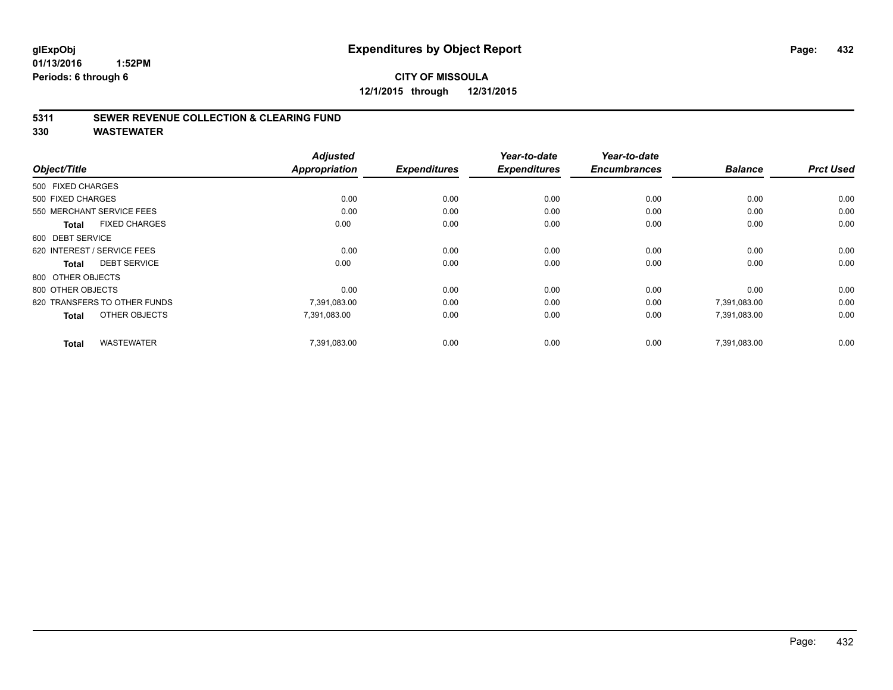glExpObj
01/13/2016 1:52PM
Periods: 6 through 6

# Expenditures by Object Report

**CITY OF MISSOULA**
**12/1/2015 through 12/31/2015**

## 5311 SEWER REVENUE COLLECTION & CLEARING FUND
## 330 WASTEWATER

| Object/Title | Adjusted Appropriation | Expenditures | Year-to-date Expenditures | Year-to-date Encumbrances | Balance | Prct Used |
|---|---|---|---|---|---|---|
| 500 FIXED CHARGES | | | | | | |
| 500 FIXED CHARGES | 0.00 | 0.00 | 0.00 | 0.00 | 0.00 | 0.00 |
| 550 MERCHANT SERVICE FEES | 0.00 | 0.00 | 0.00 | 0.00 | 0.00 | 0.00 |
| **Total** FIXED CHARGES | 0.00 | 0.00 | 0.00 | 0.00 | 0.00 | 0.00 |
| 600 DEBT SERVICE | | | | | | |
| 620 INTEREST / SERVICE FEES | 0.00 | 0.00 | 0.00 | 0.00 | 0.00 | 0.00 |
| **Total** DEBT SERVICE | 0.00 | 0.00 | 0.00 | 0.00 | 0.00 | 0.00 |
| 800 OTHER OBJECTS | | | | | | |
| 800 OTHER OBJECTS | 0.00 | 0.00 | 0.00 | 0.00 | 0.00 | 0.00 |
| 820 TRANSFERS TO OTHER FUNDS | 7,391,083.00 | 0.00 | 0.00 | 0.00 | 7,391,083.00 | 0.00 |
| **Total** OTHER OBJECTS | 7,391,083.00 | 0.00 | 0.00 | 0.00 | 7,391,083.00 | 0.00 |
| **Total** WASTEWATER | 7,391,083.00 | 0.00 | 0.00 | 0.00 | 7,391,083.00 | 0.00 |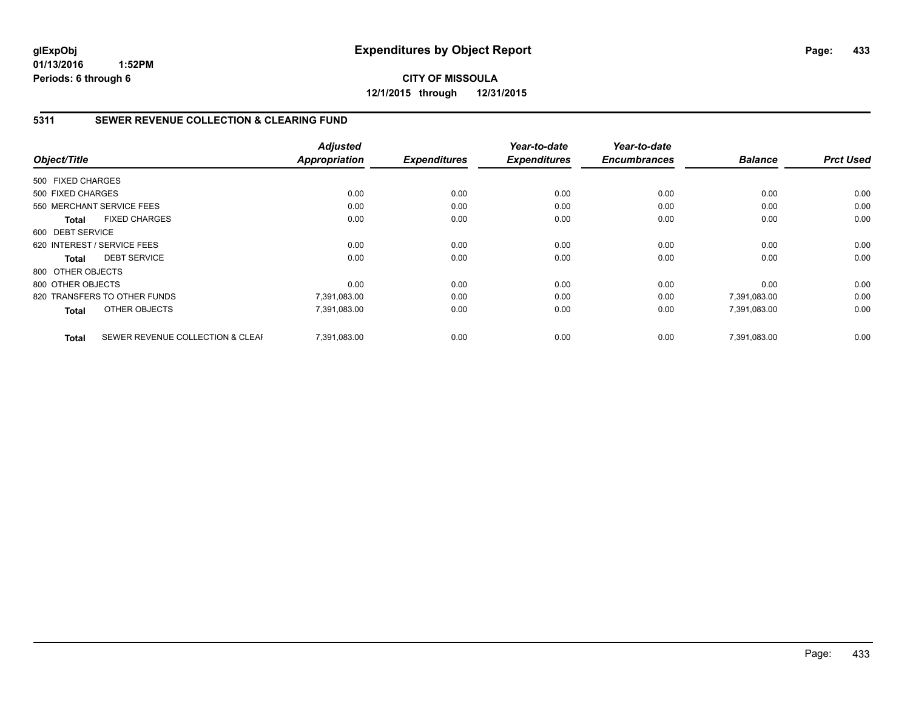**glExpObj** **Expenditures by Object Report**

**01/13/2016 1:52PM**

**Periods: 6 through 6**

**CITY OF MISSOULA**

**12/1/2015 through 12/31/2015**

## 5311 SEWER REVENUE COLLECTION & CLEARING FUND

| Object/Title | | Adjusted Appropriation | Expenditures | Year-to-date Expenditures | Year-to-date Encumbrances | Balance | Prct Used |
|---|---|---|---|---|---|---|---|
| 500 FIXED CHARGES | | | | | | | |
| 500 FIXED CHARGES | | 0.00 | 0.00 | 0.00 | 0.00 | 0.00 | 0.00 |
| 550 MERCHANT SERVICE FEES | | 0.00 | 0.00 | 0.00 | 0.00 | 0.00 | 0.00 |
| **Total** | FIXED CHARGES | 0.00 | 0.00 | 0.00 | 0.00 | 0.00 | 0.00 |
| 600 DEBT SERVICE | | | | | | | |
| 620 INTEREST / SERVICE FEES | | 0.00 | 0.00 | 0.00 | 0.00 | 0.00 | 0.00 |
| **Total** | DEBT SERVICE | 0.00 | 0.00 | 0.00 | 0.00 | 0.00 | 0.00 |
| 800 OTHER OBJECTS | | | | | | | |
| 800 OTHER OBJECTS | | 0.00 | 0.00 | 0.00 | 0.00 | 0.00 | 0.00 |
| 820 TRANSFERS TO OTHER FUNDS | | 7,391,083.00 | 0.00 | 0.00 | 0.00 | 7,391,083.00 | 0.00 |
| **Total** | OTHER OBJECTS | 7,391,083.00 | 0.00 | 0.00 | 0.00 | 7,391,083.00 | 0.00 |
| **Total** | SEWER REVENUE COLLECTION & CLEAI | 7,391,083.00 | 0.00 | 0.00 | 0.00 | 7,391,083.00 | 0.00 |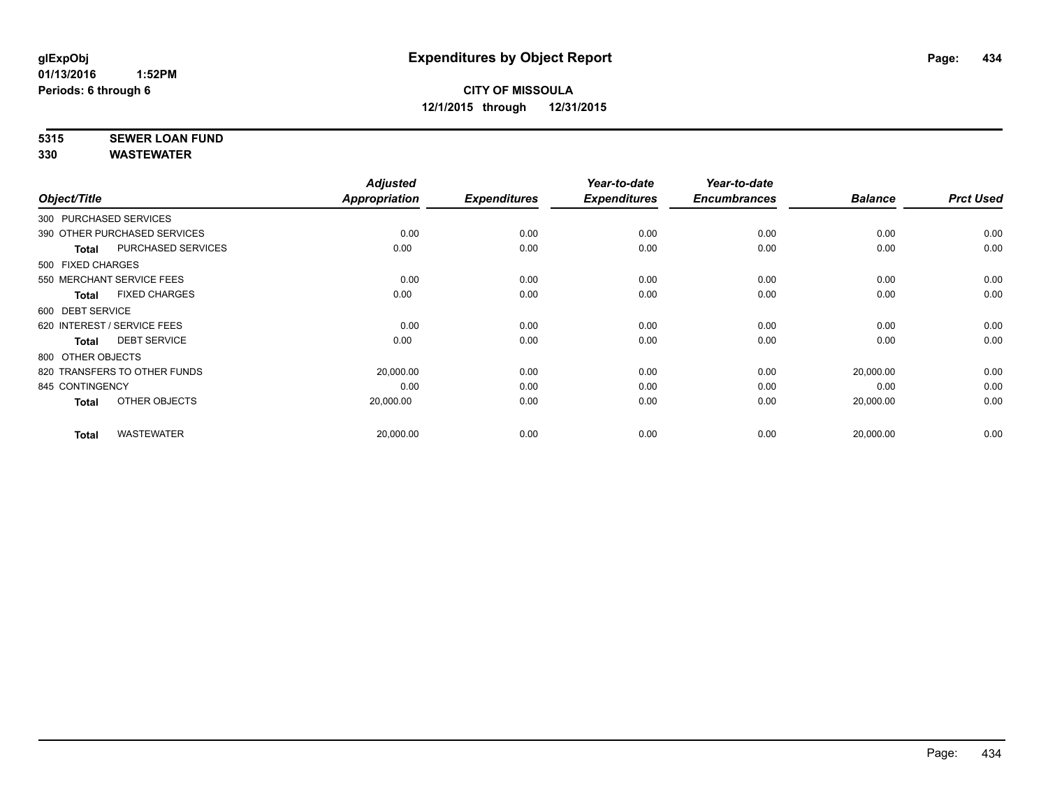# Expenditures by Object Report

glExpObj
01/13/2016 1:52PM
Periods: 6 through 6

**CITY OF MISSOULA**
**12/1/2015 through 12/31/2015**

**5315 SEWER LOAN FUND**
**330 WASTEWATER**

| Object/Title | | Adjusted Appropriation | Expenditures | Year-to-date Expenditures | Year-to-date Encumbrances | Balance | Prct Used |
|---|---|---|---|---|---|---|---|
| 300 PURCHASED SERVICES | | | | | | | |
| 390 OTHER PURCHASED SERVICES | | 0.00 | 0.00 | 0.00 | 0.00 | 0.00 | 0.00 |
| **Total** | PURCHASED SERVICES | 0.00 | 0.00 | 0.00 | 0.00 | 0.00 | 0.00 |
| 500 FIXED CHARGES | | | | | | | |
| 550 MERCHANT SERVICE FEES | | 0.00 | 0.00 | 0.00 | 0.00 | 0.00 | 0.00 |
| **Total** | FIXED CHARGES | 0.00 | 0.00 | 0.00 | 0.00 | 0.00 | 0.00 |
| 600 DEBT SERVICE | | | | | | | |
| 620 INTEREST / SERVICE FEES | | 0.00 | 0.00 | 0.00 | 0.00 | 0.00 | 0.00 |
| **Total** | DEBT SERVICE | 0.00 | 0.00 | 0.00 | 0.00 | 0.00 | 0.00 |
| 800 OTHER OBJECTS | | | | | | | |
| 820 TRANSFERS TO OTHER FUNDS | | 20,000.00 | 0.00 | 0.00 | 0.00 | 20,000.00 | 0.00 |
| 845 CONTINGENCY | | 0.00 | 0.00 | 0.00 | 0.00 | 0.00 | 0.00 |
| **Total** | OTHER OBJECTS | 20,000.00 | 0.00 | 0.00 | 0.00 | 20,000.00 | 0.00 |
| **Total** | WASTEWATER | 20,000.00 | 0.00 | 0.00 | 0.00 | 20,000.00 | 0.00 |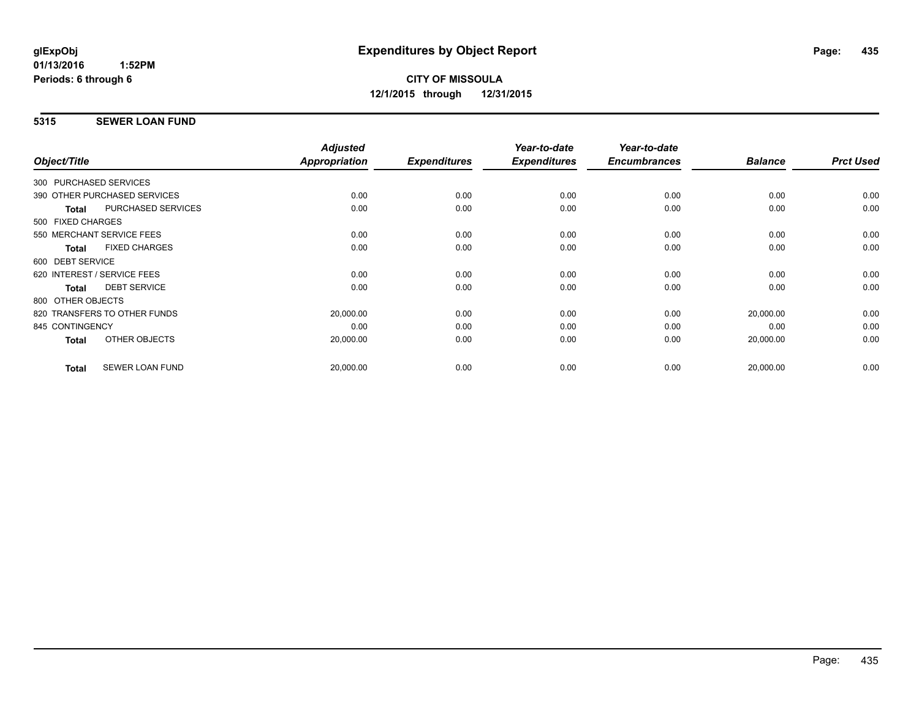**glExpObj**
**01/13/2016 1:52PM**
**Periods: 6 through 6**

# Expenditures by Object Report

**CITY OF MISSOULA**
**12/1/2015 through 12/31/2015**

## 5315 SEWER LOAN FUND

| Object/Title | *Adjusted Appropriation* | *Expenditures* | *Year-to-date Expenditures* | *Year-to-date Encumbrances* | *Balance* | *Prct Used* |
|---|---|---|---|---|---|---|
| 300 PURCHASED SERVICES | | | | | | |
| 390 OTHER PURCHASED SERVICES | 0.00 | 0.00 | 0.00 | 0.00 | 0.00 | 0.00 |
| **Total** PURCHASED SERVICES | 0.00 | 0.00 | 0.00 | 0.00 | 0.00 | 0.00 |
| 500 FIXED CHARGES | | | | | | |
| 550 MERCHANT SERVICE FEES | 0.00 | 0.00 | 0.00 | 0.00 | 0.00 | 0.00 |
| **Total** FIXED CHARGES | 0.00 | 0.00 | 0.00 | 0.00 | 0.00 | 0.00 |
| 600 DEBT SERVICE | | | | | | |
| 620 INTEREST / SERVICE FEES | 0.00 | 0.00 | 0.00 | 0.00 | 0.00 | 0.00 |
| **Total** DEBT SERVICE | 0.00 | 0.00 | 0.00 | 0.00 | 0.00 | 0.00 |
| 800 OTHER OBJECTS | | | | | | |
| 820 TRANSFERS TO OTHER FUNDS | 20,000.00 | 0.00 | 0.00 | 0.00 | 20,000.00 | 0.00 |
| 845 CONTINGENCY | 0.00 | 0.00 | 0.00 | 0.00 | 0.00 | 0.00 |
| **Total** OTHER OBJECTS | 20,000.00 | 0.00 | 0.00 | 0.00 | 20,000.00 | 0.00 |
| **Total** SEWER LOAN FUND | 20,000.00 | 0.00 | 0.00 | 0.00 | 20,000.00 | 0.00 |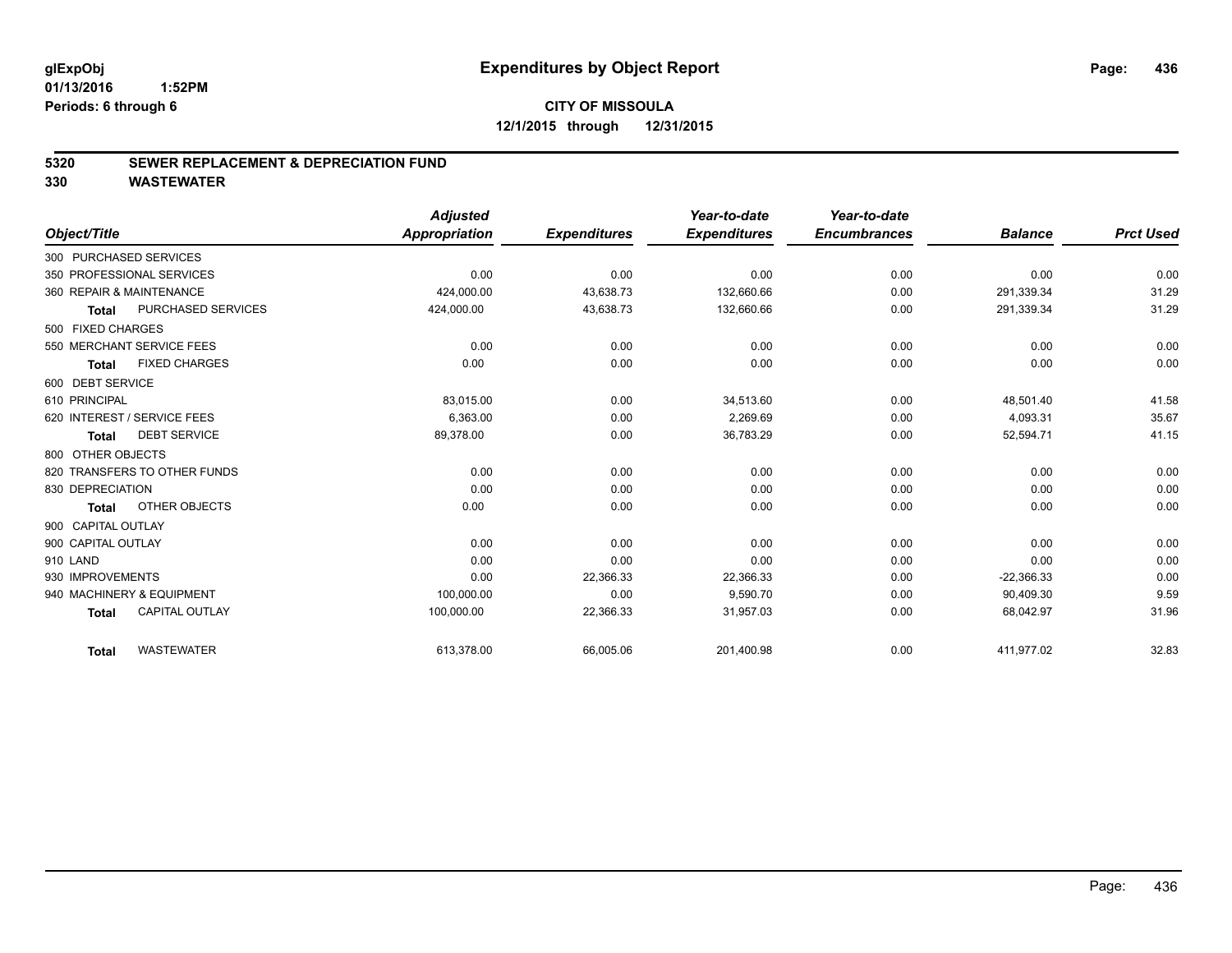glExpObj
01/13/2016 1:52PM
Periods: 6 through 6

# Expenditures by Object Report

**CITY OF MISSOULA**
**12/1/2015 through 12/31/2015**

## 5320 SEWER REPLACEMENT & DEPRECIATION FUND
## 330 WASTEWATER

| Object/Title | Adjusted Appropriation | Expenditures | Year-to-date Expenditures | Year-to-date Encumbrances | Balance | Prct Used |
|---|---|---|---|---|---|---|
| 300 PURCHASED SERVICES | | | | | | |
| 350 PROFESSIONAL SERVICES | 0.00 | 0.00 | 0.00 | 0.00 | 0.00 | 0.00 |
| 360 REPAIR & MAINTENANCE | 424,000.00 | 43,638.73 | 132,660.66 | 0.00 | 291,339.34 | 31.29 |
| **Total** PURCHASED SERVICES | 424,000.00 | 43,638.73 | 132,660.66 | 0.00 | 291,339.34 | 31.29 |
| 500 FIXED CHARGES | | | | | | |
| 550 MERCHANT SERVICE FEES | 0.00 | 0.00 | 0.00 | 0.00 | 0.00 | 0.00 |
| **Total** FIXED CHARGES | 0.00 | 0.00 | 0.00 | 0.00 | 0.00 | 0.00 |
| 600 DEBT SERVICE | | | | | | |
| 610 PRINCIPAL | 83,015.00 | 0.00 | 34,513.60 | 0.00 | 48,501.40 | 41.58 |
| 620 INTEREST / SERVICE FEES | 6,363.00 | 0.00 | 2,269.69 | 0.00 | 4,093.31 | 35.67 |
| **Total** DEBT SERVICE | 89,378.00 | 0.00 | 36,783.29 | 0.00 | 52,594.71 | 41.15 |
| 800 OTHER OBJECTS | | | | | | |
| 820 TRANSFERS TO OTHER FUNDS | 0.00 | 0.00 | 0.00 | 0.00 | 0.00 | 0.00 |
| 830 DEPRECIATION | 0.00 | 0.00 | 0.00 | 0.00 | 0.00 | 0.00 |
| **Total** OTHER OBJECTS | 0.00 | 0.00 | 0.00 | 0.00 | 0.00 | 0.00 |
| 900 CAPITAL OUTLAY | | | | | | |
| 900 CAPITAL OUTLAY | 0.00 | 0.00 | 0.00 | 0.00 | 0.00 | 0.00 |
| 910 LAND | 0.00 | 0.00 | 0.00 | 0.00 | 0.00 | 0.00 |
| 930 IMPROVEMENTS | 0.00 | 22,366.33 | 22,366.33 | 0.00 | -22,366.33 | 0.00 |
| 940 MACHINERY & EQUIPMENT | 100,000.00 | 0.00 | 9,590.70 | 0.00 | 90,409.30 | 9.59 |
| **Total** CAPITAL OUTLAY | 100,000.00 | 22,366.33 | 31,957.03 | 0.00 | 68,042.97 | 31.96 |
| **Total** WASTEWATER | 613,378.00 | 66,005.06 | 201,400.98 | 0.00 | 411,977.02 | 32.83 |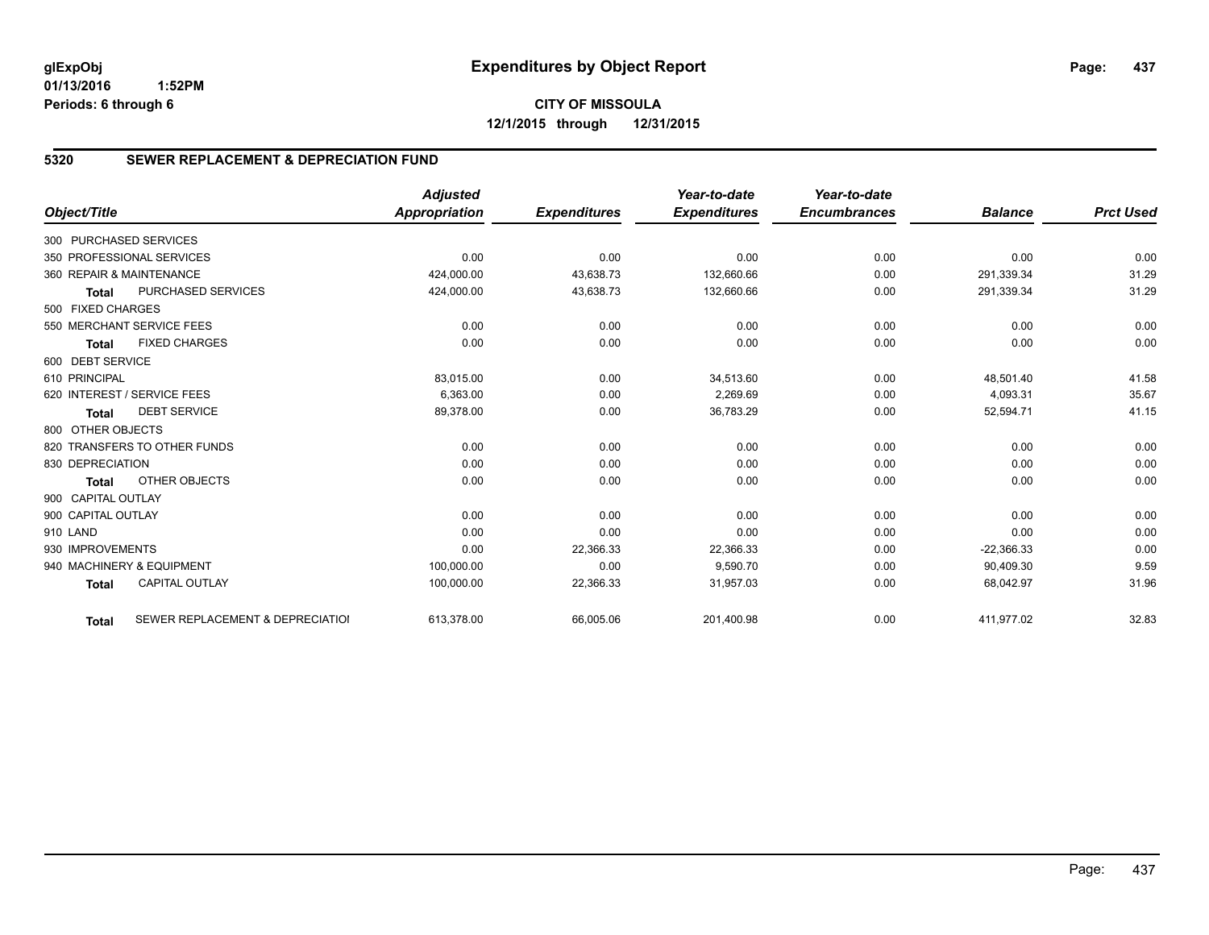**glExpObj**
**01/13/2016 1:52PM**
**Periods: 6 through 6**

# Expenditures by Object Report

**CITY OF MISSOULA**
**12/1/2015 through 12/31/2015**

## 5320 SEWER REPLACEMENT & DEPRECIATION FUND

| Object/Title | Adjusted Appropriation | Expenditures | Year-to-date Expenditures | Year-to-date Encumbrances | Balance | Prct Used |
|---|---|---|---|---|---|---|
| 300 PURCHASED SERVICES | | | | | | |
| 350 PROFESSIONAL SERVICES | 0.00 | 0.00 | 0.00 | 0.00 | 0.00 | 0.00 |
| 360 REPAIR & MAINTENANCE | 424,000.00 | 43,638.73 | 132,660.66 | 0.00 | 291,339.34 | 31.29 |
| **Total** PURCHASED SERVICES | 424,000.00 | 43,638.73 | 132,660.66 | 0.00 | 291,339.34 | 31.29 |
| 500 FIXED CHARGES | | | | | | |
| 550 MERCHANT SERVICE FEES | 0.00 | 0.00 | 0.00 | 0.00 | 0.00 | 0.00 |
| **Total** FIXED CHARGES | 0.00 | 0.00 | 0.00 | 0.00 | 0.00 | 0.00 |
| 600 DEBT SERVICE | | | | | | |
| 610 PRINCIPAL | 83,015.00 | 0.00 | 34,513.60 | 0.00 | 48,501.40 | 41.58 |
| 620 INTEREST / SERVICE FEES | 6,363.00 | 0.00 | 2,269.69 | 0.00 | 4,093.31 | 35.67 |
| **Total** DEBT SERVICE | 89,378.00 | 0.00 | 36,783.29 | 0.00 | 52,594.71 | 41.15 |
| 800 OTHER OBJECTS | | | | | | |
| 820 TRANSFERS TO OTHER FUNDS | 0.00 | 0.00 | 0.00 | 0.00 | 0.00 | 0.00 |
| 830 DEPRECIATION | 0.00 | 0.00 | 0.00 | 0.00 | 0.00 | 0.00 |
| **Total** OTHER OBJECTS | 0.00 | 0.00 | 0.00 | 0.00 | 0.00 | 0.00 |
| 900 CAPITAL OUTLAY | | | | | | |
| 900 CAPITAL OUTLAY | 0.00 | 0.00 | 0.00 | 0.00 | 0.00 | 0.00 |
| 910 LAND | 0.00 | 0.00 | 0.00 | 0.00 | 0.00 | 0.00 |
| 930 IMPROVEMENTS | 0.00 | 22,366.33 | 22,366.33 | 0.00 | -22,366.33 | 0.00 |
| 940 MACHINERY & EQUIPMENT | 100,000.00 | 0.00 | 9,590.70 | 0.00 | 90,409.30 | 9.59 |
| **Total** CAPITAL OUTLAY | 100,000.00 | 22,366.33 | 31,957.03 | 0.00 | 68,042.97 | 31.96 |
| **Total** SEWER REPLACEMENT & DEPRECIATIOI | 613,378.00 | 66,005.06 | 201,400.98 | 0.00 | 411,977.02 | 32.83 |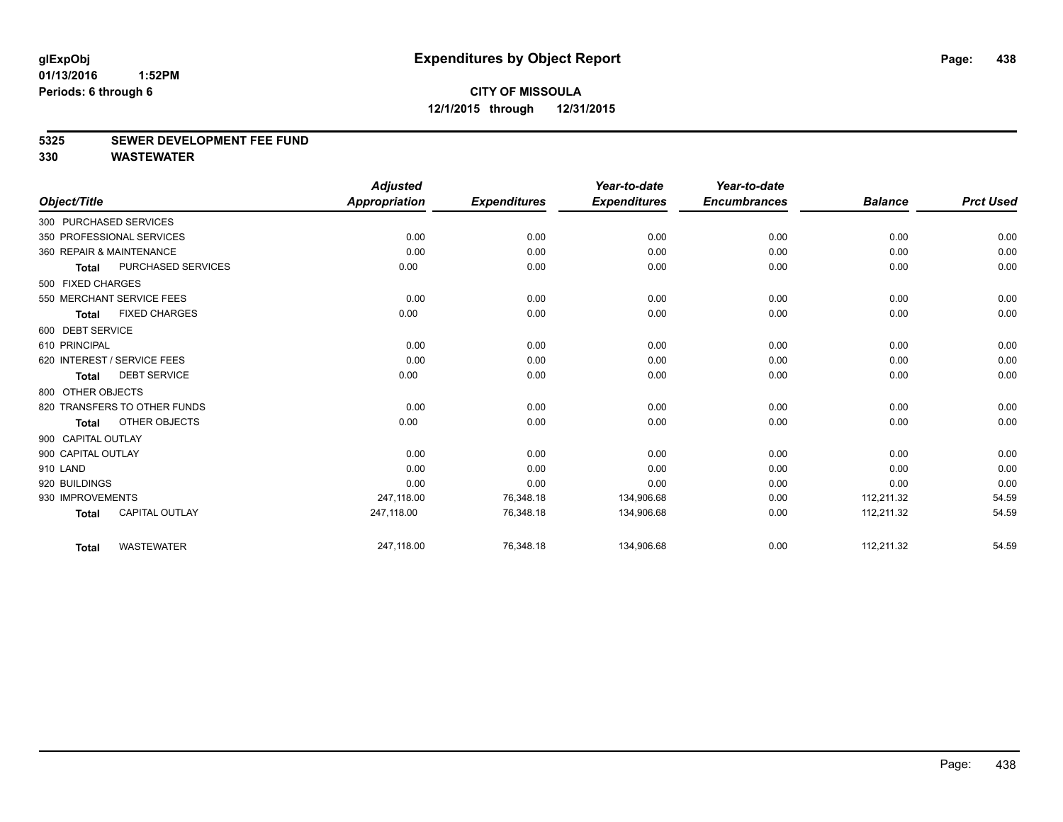**glExpObj**
**01/13/2016 1:52PM**
**Periods: 6 through 6**

# Expenditures by Object Report

**CITY OF MISSOULA**
**12/1/2015 through 12/31/2015**

## 5325 SEWER DEVELOPMENT FEE FUND
## 330 WASTEWATER

| Object/Title | Adjusted Appropriation | Expenditures | Year-to-date Expenditures | Year-to-date Encumbrances | Balance | Prct Used |
|---|---|---|---|---|---|---|
| 300 PURCHASED SERVICES | | | | | | |
| 350 PROFESSIONAL SERVICES | 0.00 | 0.00 | 0.00 | 0.00 | 0.00 | 0.00 |
| 360 REPAIR & MAINTENANCE | 0.00 | 0.00 | 0.00 | 0.00 | 0.00 | 0.00 |
| **Total** PURCHASED SERVICES | 0.00 | 0.00 | 0.00 | 0.00 | 0.00 | 0.00 |
| 500 FIXED CHARGES | | | | | | |
| 550 MERCHANT SERVICE FEES | 0.00 | 0.00 | 0.00 | 0.00 | 0.00 | 0.00 |
| **Total** FIXED CHARGES | 0.00 | 0.00 | 0.00 | 0.00 | 0.00 | 0.00 |
| 600 DEBT SERVICE | | | | | | |
| 610 PRINCIPAL | 0.00 | 0.00 | 0.00 | 0.00 | 0.00 | 0.00 |
| 620 INTEREST / SERVICE FEES | 0.00 | 0.00 | 0.00 | 0.00 | 0.00 | 0.00 |
| **Total** DEBT SERVICE | 0.00 | 0.00 | 0.00 | 0.00 | 0.00 | 0.00 |
| 800 OTHER OBJECTS | | | | | | |
| 820 TRANSFERS TO OTHER FUNDS | 0.00 | 0.00 | 0.00 | 0.00 | 0.00 | 0.00 |
| **Total** OTHER OBJECTS | 0.00 | 0.00 | 0.00 | 0.00 | 0.00 | 0.00 |
| 900 CAPITAL OUTLAY | | | | | | |
| 900 CAPITAL OUTLAY | 0.00 | 0.00 | 0.00 | 0.00 | 0.00 | 0.00 |
| 910 LAND | 0.00 | 0.00 | 0.00 | 0.00 | 0.00 | 0.00 |
| 920 BUILDINGS | 0.00 | 0.00 | 0.00 | 0.00 | 0.00 | 0.00 |
| 930 IMPROVEMENTS | 247,118.00 | 76,348.18 | 134,906.68 | 0.00 | 112,211.32 | 54.59 |
| **Total** CAPITAL OUTLAY | 247,118.00 | 76,348.18 | 134,906.68 | 0.00 | 112,211.32 | 54.59 |
| **Total** WASTEWATER | 247,118.00 | 76,348.18 | 134,906.68 | 0.00 | 112,211.32 | 54.59 |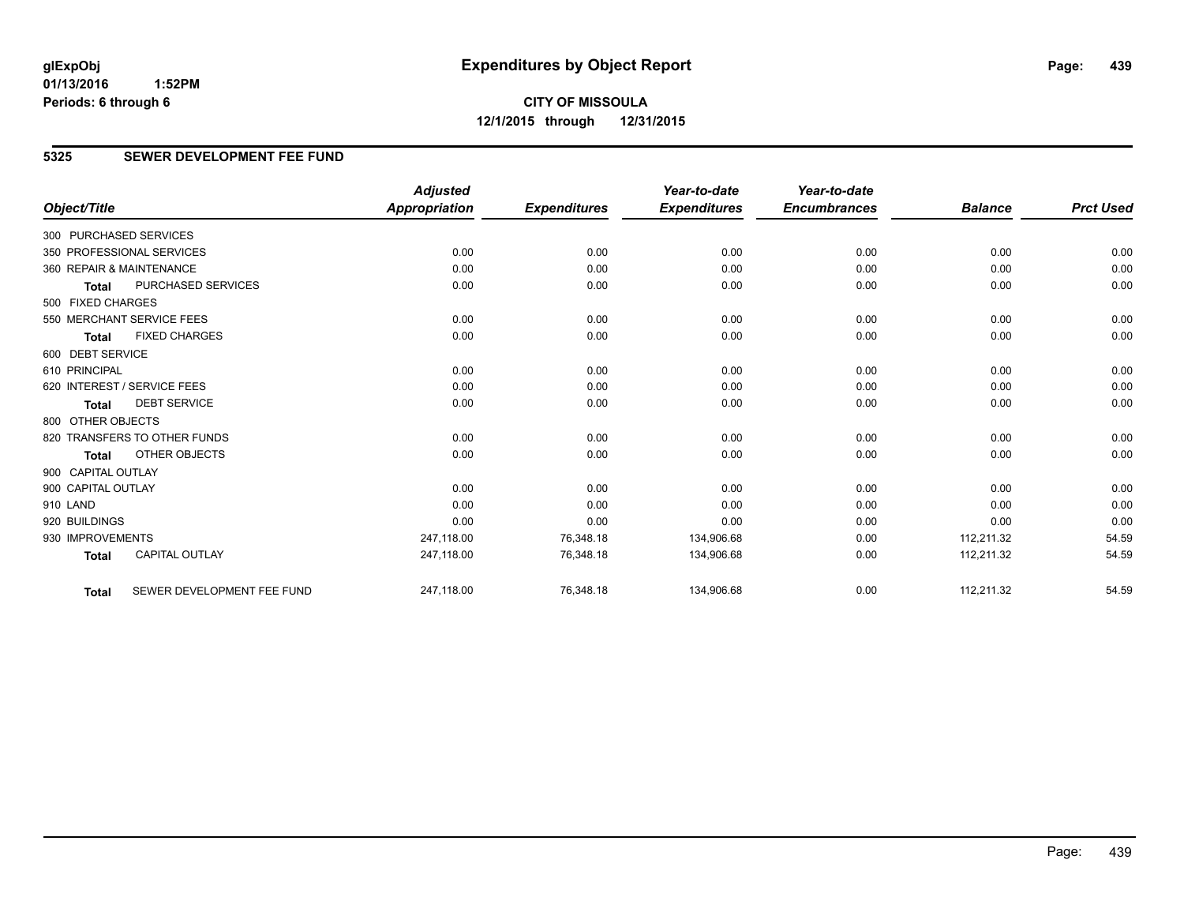**glExpObj** 
**01/13/2016 1:52PM**
**Periods: 6 through 6**

# Expenditures by Object Report

**CITY OF MISSOULA**
**12/1/2015 through 12/31/2015**

## 5325 SEWER DEVELOPMENT FEE FUND

| Object/Title | Adjusted Appropriation | Expenditures | Year-to-date Expenditures | Year-to-date Encumbrances | Balance | Prct Used |
|---|---|---|---|---|---|---|
| 300 PURCHASED SERVICES | | | | | | |
| 350 PROFESSIONAL SERVICES | 0.00 | 0.00 | 0.00 | 0.00 | 0.00 | 0.00 |
| 360 REPAIR & MAINTENANCE | 0.00 | 0.00 | 0.00 | 0.00 | 0.00 | 0.00 |
| **Total** PURCHASED SERVICES | 0.00 | 0.00 | 0.00 | 0.00 | 0.00 | 0.00 |
| 500 FIXED CHARGES | | | | | | |
| 550 MERCHANT SERVICE FEES | 0.00 | 0.00 | 0.00 | 0.00 | 0.00 | 0.00 |
| **Total** FIXED CHARGES | 0.00 | 0.00 | 0.00 | 0.00 | 0.00 | 0.00 |
| 600 DEBT SERVICE | | | | | | |
| 610 PRINCIPAL | 0.00 | 0.00 | 0.00 | 0.00 | 0.00 | 0.00 |
| 620 INTEREST / SERVICE FEES | 0.00 | 0.00 | 0.00 | 0.00 | 0.00 | 0.00 |
| **Total** DEBT SERVICE | 0.00 | 0.00 | 0.00 | 0.00 | 0.00 | 0.00 |
| 800 OTHER OBJECTS | | | | | | |
| 820 TRANSFERS TO OTHER FUNDS | 0.00 | 0.00 | 0.00 | 0.00 | 0.00 | 0.00 |
| **Total** OTHER OBJECTS | 0.00 | 0.00 | 0.00 | 0.00 | 0.00 | 0.00 |
| 900 CAPITAL OUTLAY | | | | | | |
| 900 CAPITAL OUTLAY | 0.00 | 0.00 | 0.00 | 0.00 | 0.00 | 0.00 |
| 910 LAND | 0.00 | 0.00 | 0.00 | 0.00 | 0.00 | 0.00 |
| 920 BUILDINGS | 0.00 | 0.00 | 0.00 | 0.00 | 0.00 | 0.00 |
| 930 IMPROVEMENTS | 247,118.00 | 76,348.18 | 134,906.68 | 0.00 | 112,211.32 | 54.59 |
| **Total** CAPITAL OUTLAY | 247,118.00 | 76,348.18 | 134,906.68 | 0.00 | 112,211.32 | 54.59 |
| **Total** SEWER DEVELOPMENT FEE FUND | 247,118.00 | 76,348.18 | 134,906.68 | 0.00 | 112,211.32 | 54.59 |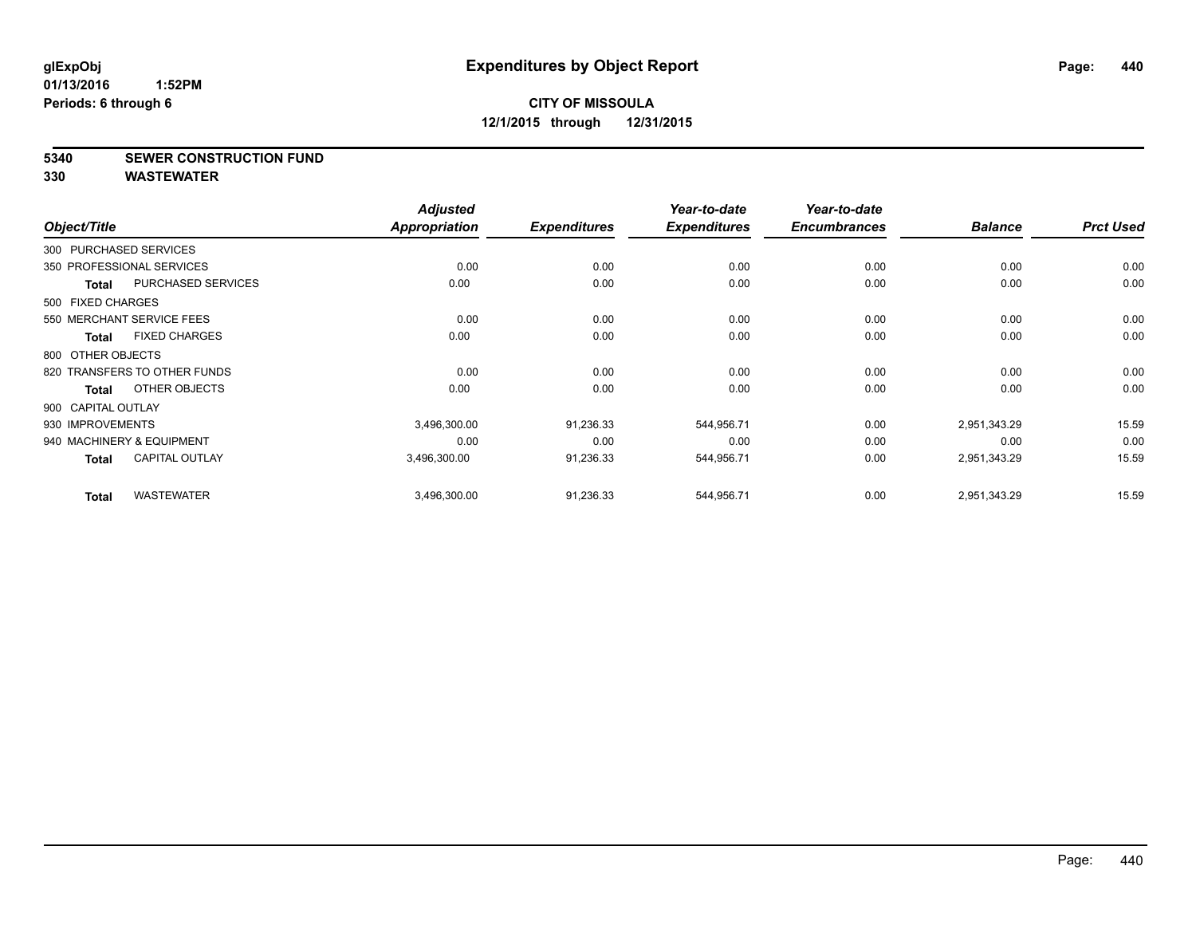**glExpObj** **Expenditures by Object Report**
**01/13/2016 1:52PM**
**Periods: 6 through 6**

**CITY OF MISSOULA**
**12/1/2015 through 12/31/2015**

## 5340 SEWER CONSTRUCTION FUND
## 330 WASTEWATER

| Object/Title | | Adjusted Appropriation | Expenditures | Year-to-date Expenditures | Year-to-date Encumbrances | Balance | Prct Used |
|---|---|---|---|---|---|---|---|
| 300 PURCHASED SERVICES | | | | | | | |
| 350 PROFESSIONAL SERVICES | | 0.00 | 0.00 | 0.00 | 0.00 | 0.00 | 0.00 |
| **Total** | PURCHASED SERVICES | 0.00 | 0.00 | 0.00 | 0.00 | 0.00 | 0.00 |
| 500 FIXED CHARGES | | | | | | | |
| 550 MERCHANT SERVICE FEES | | 0.00 | 0.00 | 0.00 | 0.00 | 0.00 | 0.00 |
| **Total** | FIXED CHARGES | 0.00 | 0.00 | 0.00 | 0.00 | 0.00 | 0.00 |
| 800 OTHER OBJECTS | | | | | | | |
| 820 TRANSFERS TO OTHER FUNDS | | 0.00 | 0.00 | 0.00 | 0.00 | 0.00 | 0.00 |
| **Total** | OTHER OBJECTS | 0.00 | 0.00 | 0.00 | 0.00 | 0.00 | 0.00 |
| 900 CAPITAL OUTLAY | | | | | | | |
| 930 IMPROVEMENTS | | 3,496,300.00 | 91,236.33 | 544,956.71 | 0.00 | 2,951,343.29 | 15.59 |
| 940 MACHINERY & EQUIPMENT | | 0.00 | 0.00 | 0.00 | 0.00 | 0.00 | 0.00 |
| **Total** | CAPITAL OUTLAY | 3,496,300.00 | 91,236.33 | 544,956.71 | 0.00 | 2,951,343.29 | 15.59 |
| **Total** | WASTEWATER | 3,496,300.00 | 91,236.33 | 544,956.71 | 0.00 | 2,951,343.29 | 15.59 |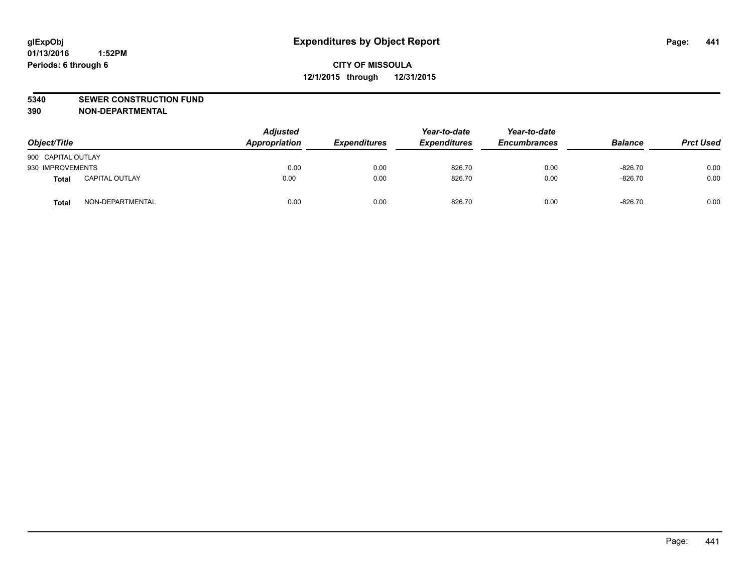# Expenditures by Object Report

glExpObj
01/13/2016 1:52PM
Periods: 6 through 6

**CITY OF MISSOULA**
**12/1/2015 through 12/31/2015**

**5340 SEWER CONSTRUCTION FUND**
**390 NON-DEPARTMENTAL**

| Object/Title | | Adjusted Appropriation | Expenditures | Year-to-date Expenditures | Year-to-date Encumbrances | Balance | Prct Used |
|---|---|---|---|---|---|---|---|
| 900 CAPITAL OUTLAY | | | | | | | |
| 930 IMPROVEMENTS | | 0.00 | 0.00 | 826.70 | 0.00 | -826.70 | 0.00 |
| **Total** | CAPITAL OUTLAY | 0.00 | 0.00 | 826.70 | 0.00 | -826.70 | 0.00 |
| **Total** | NON-DEPARTMENTAL | 0.00 | 0.00 | 826.70 | 0.00 | -826.70 | 0.00 |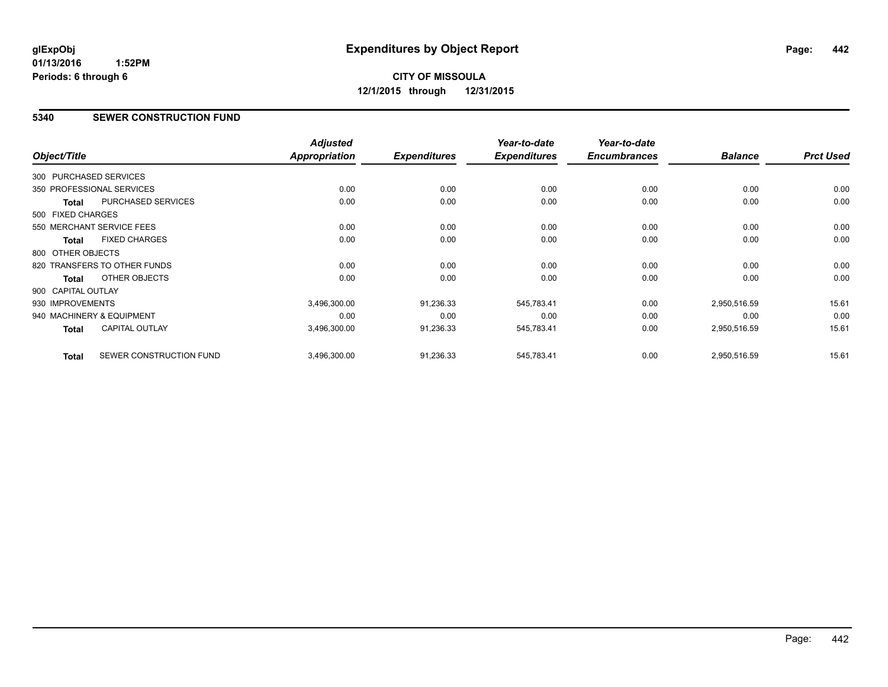**glExpObj**
**01/13/2016 1:52PM**
**Periods: 6 through 6**

# Expenditures by Object Report

**CITY OF MISSOULA**
**12/1/2015 through 12/31/2015**

## 5340 SEWER CONSTRUCTION FUND

| Object/Title | | Adjusted Appropriation | Expenditures | Year-to-date Expenditures | Year-to-date Encumbrances | Balance | Prct Used |
|---|---|---|---|---|---|---|---|
| 300 PURCHASED SERVICES | | | | | | | |
| 350 PROFESSIONAL SERVICES | | 0.00 | 0.00 | 0.00 | 0.00 | 0.00 | 0.00 |
| **Total** | PURCHASED SERVICES | 0.00 | 0.00 | 0.00 | 0.00 | 0.00 | 0.00 |
| 500 FIXED CHARGES | | | | | | | |
| 550 MERCHANT SERVICE FEES | | 0.00 | 0.00 | 0.00 | 0.00 | 0.00 | 0.00 |
| **Total** | FIXED CHARGES | 0.00 | 0.00 | 0.00 | 0.00 | 0.00 | 0.00 |
| 800 OTHER OBJECTS | | | | | | | |
| 820 TRANSFERS TO OTHER FUNDS | | 0.00 | 0.00 | 0.00 | 0.00 | 0.00 | 0.00 |
| **Total** | OTHER OBJECTS | 0.00 | 0.00 | 0.00 | 0.00 | 0.00 | 0.00 |
| 900 CAPITAL OUTLAY | | | | | | | |
| 930 IMPROVEMENTS | | 3,496,300.00 | 91,236.33 | 545,783.41 | 0.00 | 2,950,516.59 | 15.61 |
| 940 MACHINERY & EQUIPMENT | | 0.00 | 0.00 | 0.00 | 0.00 | 0.00 | 0.00 |
| **Total** | CAPITAL OUTLAY | 3,496,300.00 | 91,236.33 | 545,783.41 | 0.00 | 2,950,516.59 | 15.61 |
| **Total** | SEWER CONSTRUCTION FUND | 3,496,300.00 | 91,236.33 | 545,783.41 | 0.00 | 2,950,516.59 | 15.61 |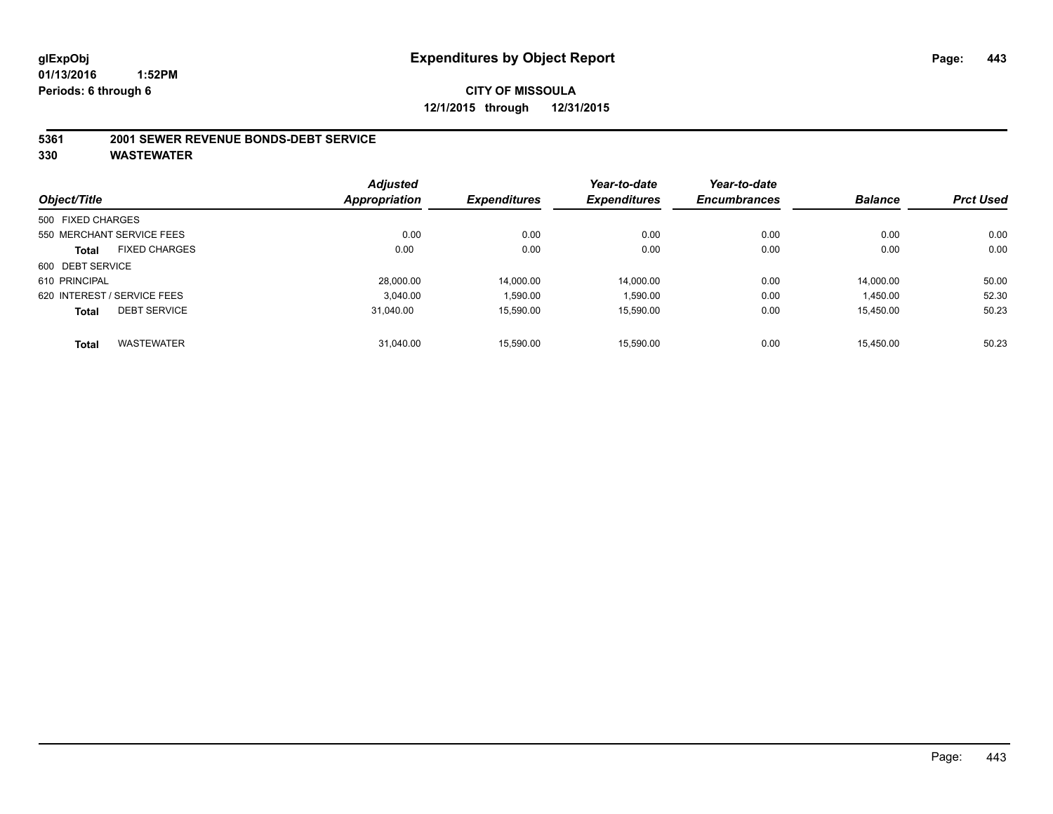# Expenditures by Object Report

glExpObj
01/13/2016 1:52PM
Periods: 6 through 6

**CITY OF MISSOULA**
**12/1/2015 through 12/31/2015**

**5361 2001 SEWER REVENUE BONDS-DEBT SERVICE**
**330 WASTEWATER**

| Object/Title | Adjusted Appropriation | Expenditures | Year-to-date Expenditures | Year-to-date Encumbrances | Balance | Prct Used |
|---|---|---|---|---|---|---|
| 500 FIXED CHARGES | | | | | | |
| 550 MERCHANT SERVICE FEES | 0.00 | 0.00 | 0.00 | 0.00 | 0.00 | 0.00 |
| **Total** FIXED CHARGES | 0.00 | 0.00 | 0.00 | 0.00 | 0.00 | 0.00 |
| 600 DEBT SERVICE | | | | | | |
| 610 PRINCIPAL | 28,000.00 | 14,000.00 | 14,000.00 | 0.00 | 14,000.00 | 50.00 |
| 620 INTEREST / SERVICE FEES | 3,040.00 | 1,590.00 | 1,590.00 | 0.00 | 1,450.00 | 52.30 |
| **Total** DEBT SERVICE | 31,040.00 | 15,590.00 | 15,590.00 | 0.00 | 15,450.00 | 50.23 |
| **Total** WASTEWATER | 31,040.00 | 15,590.00 | 15,590.00 | 0.00 | 15,450.00 | 50.23 |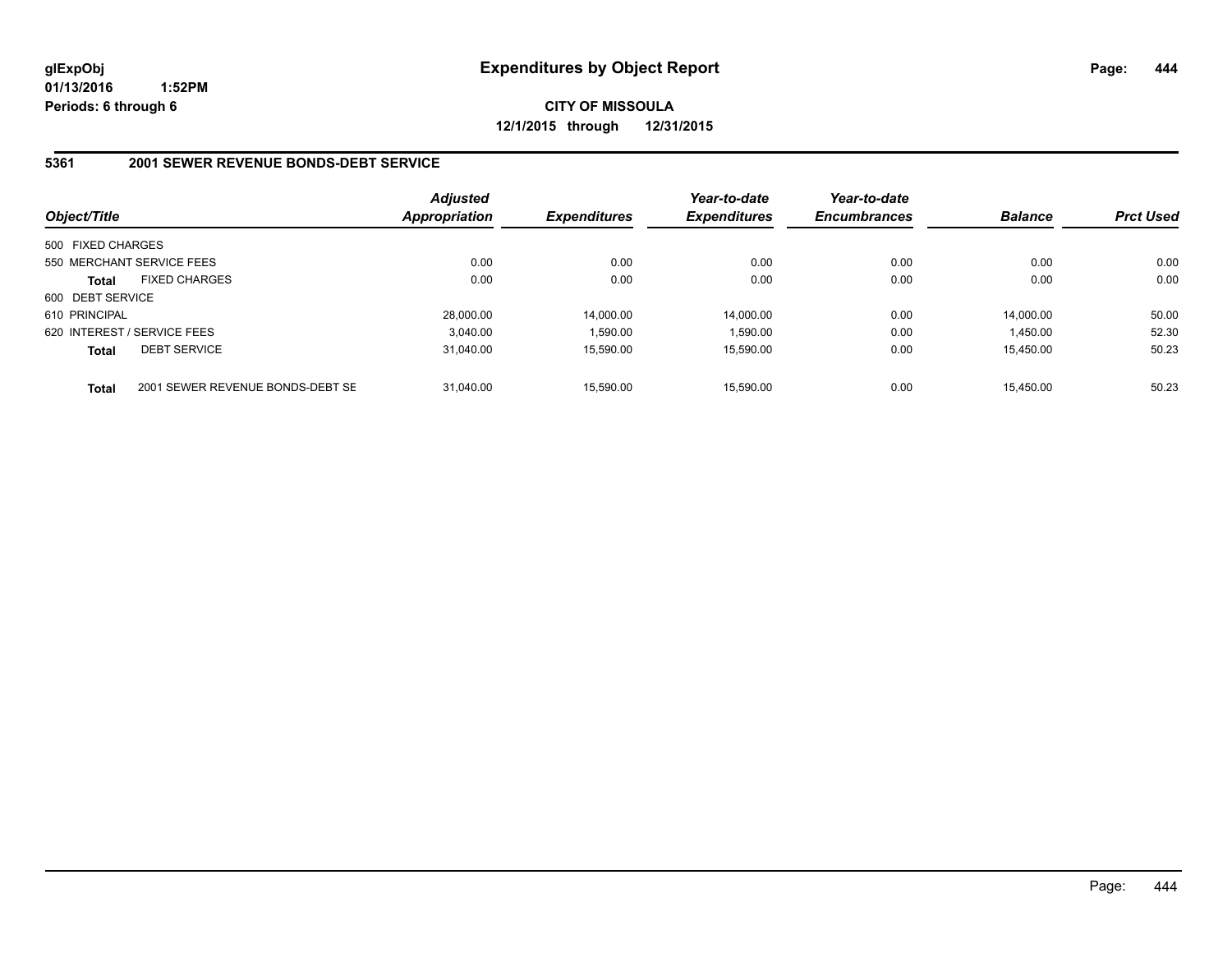**glExpObj**
**01/13/2016 1:52PM**
**Periods: 6 through 6**

# Expenditures by Object Report

**CITY OF MISSOULA**
**12/1/2015 through 12/31/2015**

## 5361 2001 SEWER REVENUE BONDS-DEBT SERVICE

| Object/Title | | Adjusted Appropriation | Expenditures | Year-to-date Expenditures | Year-to-date Encumbrances | Balance | Prct Used |
|---|---|---|---|---|---|---|---|
| 500 FIXED CHARGES | | | | | | | |
| 550 MERCHANT SERVICE FEES | | 0.00 | 0.00 | 0.00 | 0.00 | 0.00 | 0.00 |
| **Total** | FIXED CHARGES | 0.00 | 0.00 | 0.00 | 0.00 | 0.00 | 0.00 |
| 600 DEBT SERVICE | | | | | | | |
| 610 PRINCIPAL | | 28,000.00 | 14,000.00 | 14,000.00 | 0.00 | 14,000.00 | 50.00 |
| 620 INTEREST / SERVICE FEES | | 3,040.00 | 1,590.00 | 1,590.00 | 0.00 | 1,450.00 | 52.30 |
| **Total** | DEBT SERVICE | 31,040.00 | 15,590.00 | 15,590.00 | 0.00 | 15,450.00 | 50.23 |
| **Total** | 2001 SEWER REVENUE BONDS-DEBT SE | 31,040.00 | 15,590.00 | 15,590.00 | 0.00 | 15,450.00 | 50.23 |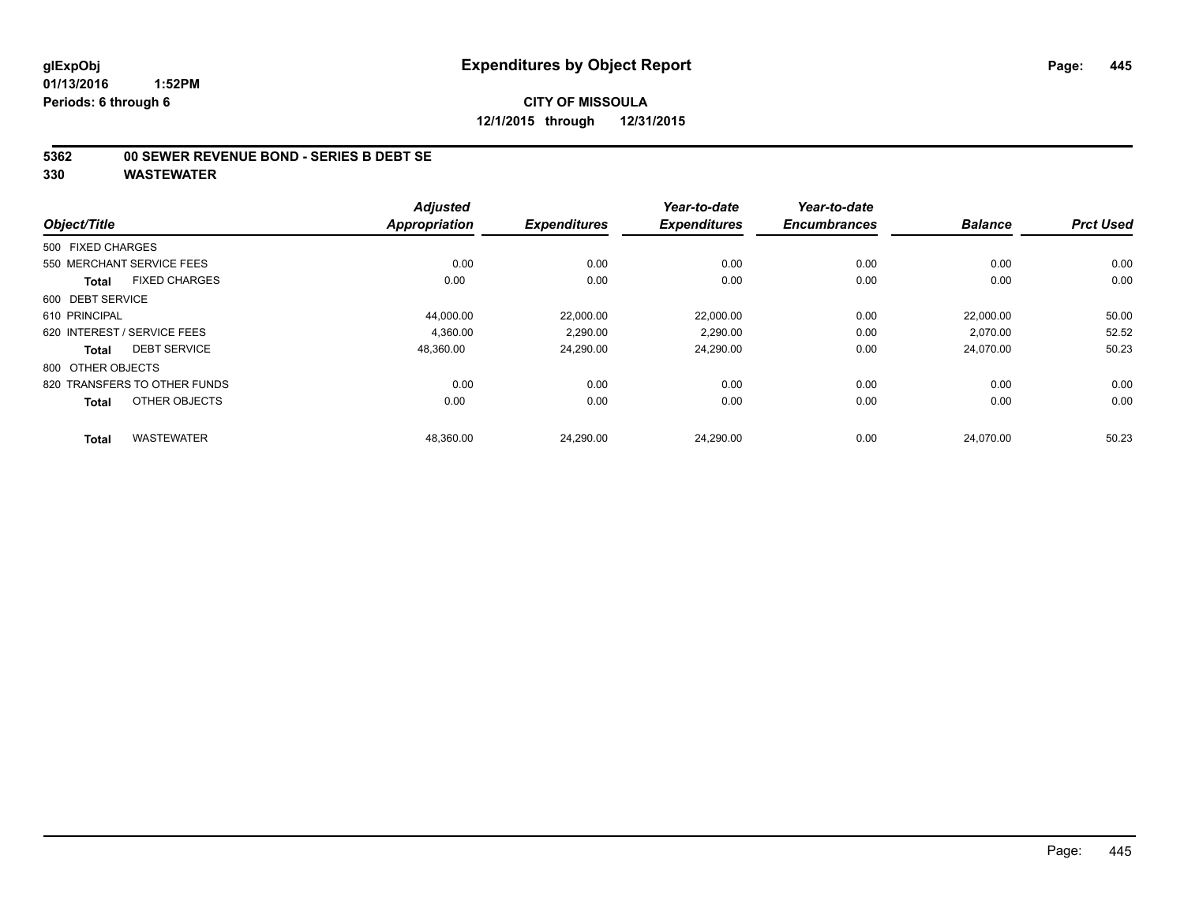# Expenditures by Object Report

glExpObj
01/13/2016 1:52PM
Periods: 6 through 6

**CITY OF MISSOULA**
**12/1/2015 through 12/31/2015**

## 5362 00 SEWER REVENUE BOND - SERIES B DEBT SE
## 330 WASTEWATER

| Object/Title | Adjusted Appropriation | Expenditures | Year-to-date Expenditures | Year-to-date Encumbrances | Balance | Prct Used |
|---|---|---|---|---|---|---|
| 500 FIXED CHARGES | | | | | | |
| 550 MERCHANT SERVICE FEES | 0.00 | 0.00 | 0.00 | 0.00 | 0.00 | 0.00 |
| **Total** FIXED CHARGES | 0.00 | 0.00 | 0.00 | 0.00 | 0.00 | 0.00 |
| 600 DEBT SERVICE | | | | | | |
| 610 PRINCIPAL | 44,000.00 | 22,000.00 | 22,000.00 | 0.00 | 22,000.00 | 50.00 |
| 620 INTEREST / SERVICE FEES | 4,360.00 | 2,290.00 | 2,290.00 | 0.00 | 2,070.00 | 52.52 |
| **Total** DEBT SERVICE | 48,360.00 | 24,290.00 | 24,290.00 | 0.00 | 24,070.00 | 50.23 |
| 800 OTHER OBJECTS | | | | | | |
| 820 TRANSFERS TO OTHER FUNDS | 0.00 | 0.00 | 0.00 | 0.00 | 0.00 | 0.00 |
| **Total** OTHER OBJECTS | 0.00 | 0.00 | 0.00 | 0.00 | 0.00 | 0.00 |
| **Total** WASTEWATER | 48,360.00 | 24,290.00 | 24,290.00 | 0.00 | 24,070.00 | 50.23 |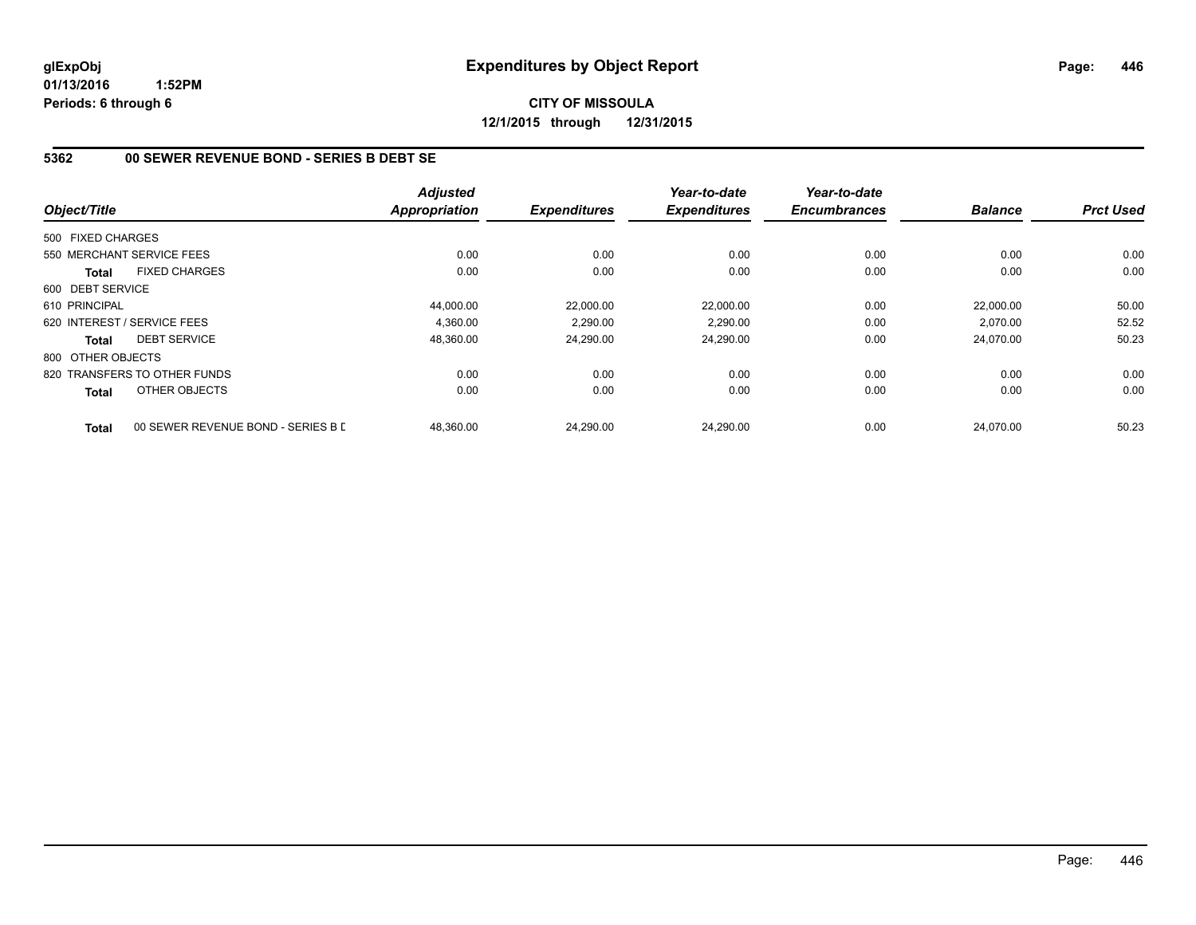**glExpObj**
**01/13/2016 1:52PM**
**Periods: 6 through 6**

# Expenditures by Object Report

**CITY OF MISSOULA**
**12/1/2015 through 12/31/2015**

## 5362 00 SEWER REVENUE BOND - SERIES B DEBT SE

| Object/Title | | Adjusted Appropriation | Expenditures | Year-to-date Expenditures | Year-to-date Encumbrances | Balance | Prct Used |
|---|---|---|---|---|---|---|---|
| 500 FIXED CHARGES | | | | | | | |
| 550 MERCHANT SERVICE FEES | | 0.00 | 0.00 | 0.00 | 0.00 | 0.00 | 0.00 |
| **Total** | FIXED CHARGES | 0.00 | 0.00 | 0.00 | 0.00 | 0.00 | 0.00 |
| 600 DEBT SERVICE | | | | | | | |
| 610 PRINCIPAL | | 44,000.00 | 22,000.00 | 22,000.00 | 0.00 | 22,000.00 | 50.00 |
| 620 INTEREST / SERVICE FEES | | 4,360.00 | 2,290.00 | 2,290.00 | 0.00 | 2,070.00 | 52.52 |
| **Total** | DEBT SERVICE | 48,360.00 | 24,290.00 | 24,290.00 | 0.00 | 24,070.00 | 50.23 |
| 800 OTHER OBJECTS | | | | | | | |
| 820 TRANSFERS TO OTHER FUNDS | | 0.00 | 0.00 | 0.00 | 0.00 | 0.00 | 0.00 |
| **Total** | OTHER OBJECTS | 0.00 | 0.00 | 0.00 | 0.00 | 0.00 | 0.00 |
| **Total** | 00 SEWER REVENUE BOND - SERIES B D | 48,360.00 | 24,290.00 | 24,290.00 | 0.00 | 24,070.00 | 50.23 |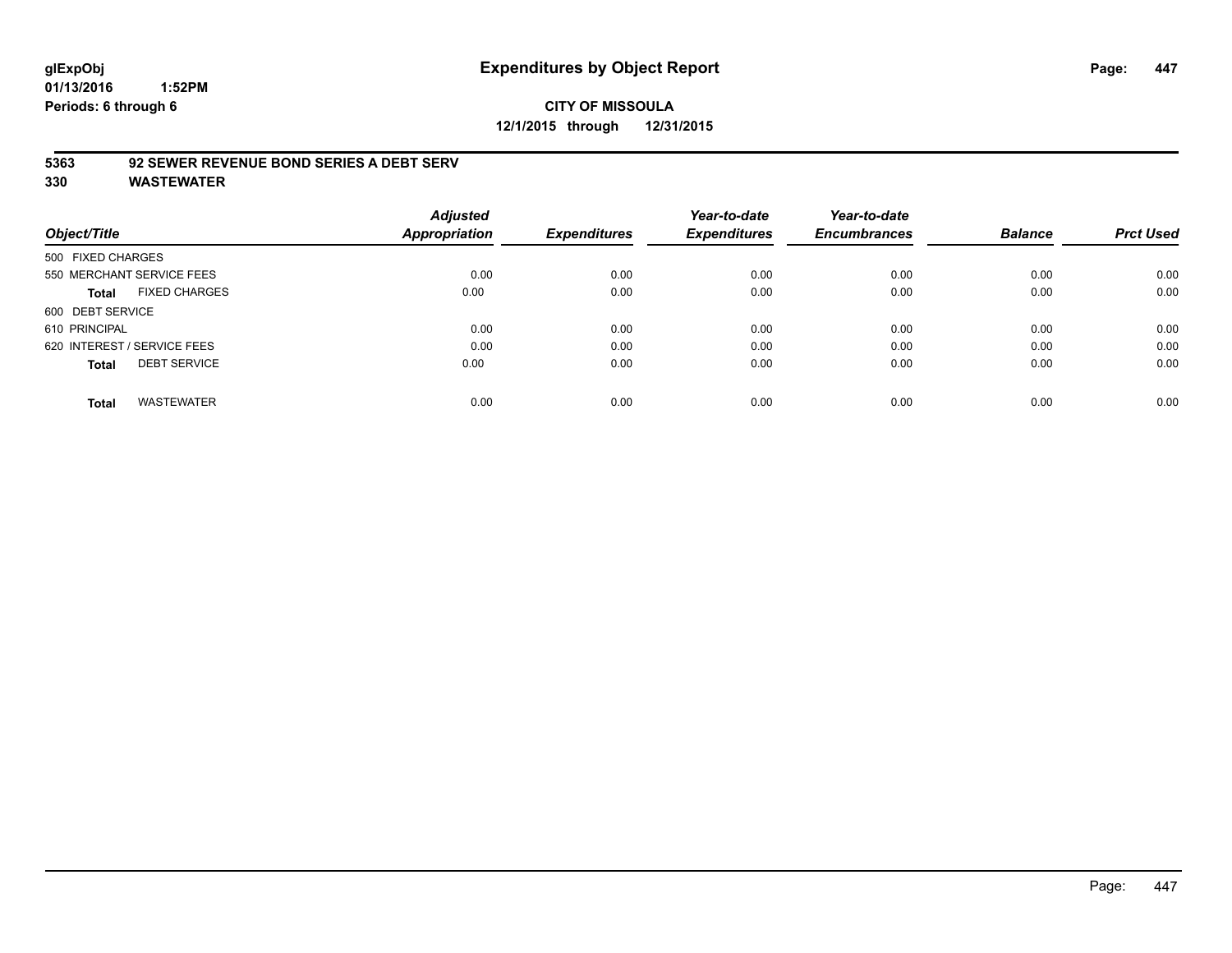glExpObj
01/13/2016 1:52PM
Periods: 6 through 6

# Expenditures by Object Report

**CITY OF MISSOULA**
**12/1/2015 through 12/31/2015**

**5363 92 SEWER REVENUE BOND SERIES A DEBT SERV**
**330 WASTEWATER**

| Object/Title | | Adjusted Appropriation | Expenditures | Year-to-date Expenditures | Year-to-date Encumbrances | Balance | Prct Used |
|---|---|---|---|---|---|---|---|
| 500 FIXED CHARGES | | | | | | | |
| 550 MERCHANT SERVICE FEES | | 0.00 | 0.00 | 0.00 | 0.00 | 0.00 | 0.00 |
| **Total** | FIXED CHARGES | 0.00 | 0.00 | 0.00 | 0.00 | 0.00 | 0.00 |
| 600 DEBT SERVICE | | | | | | | |
| 610 PRINCIPAL | | 0.00 | 0.00 | 0.00 | 0.00 | 0.00 | 0.00 |
| 620 INTEREST / SERVICE FEES | | 0.00 | 0.00 | 0.00 | 0.00 | 0.00 | 0.00 |
| **Total** | DEBT SERVICE | 0.00 | 0.00 | 0.00 | 0.00 | 0.00 | 0.00 |
| **Total** | WASTEWATER | 0.00 | 0.00 | 0.00 | 0.00 | 0.00 | 0.00 |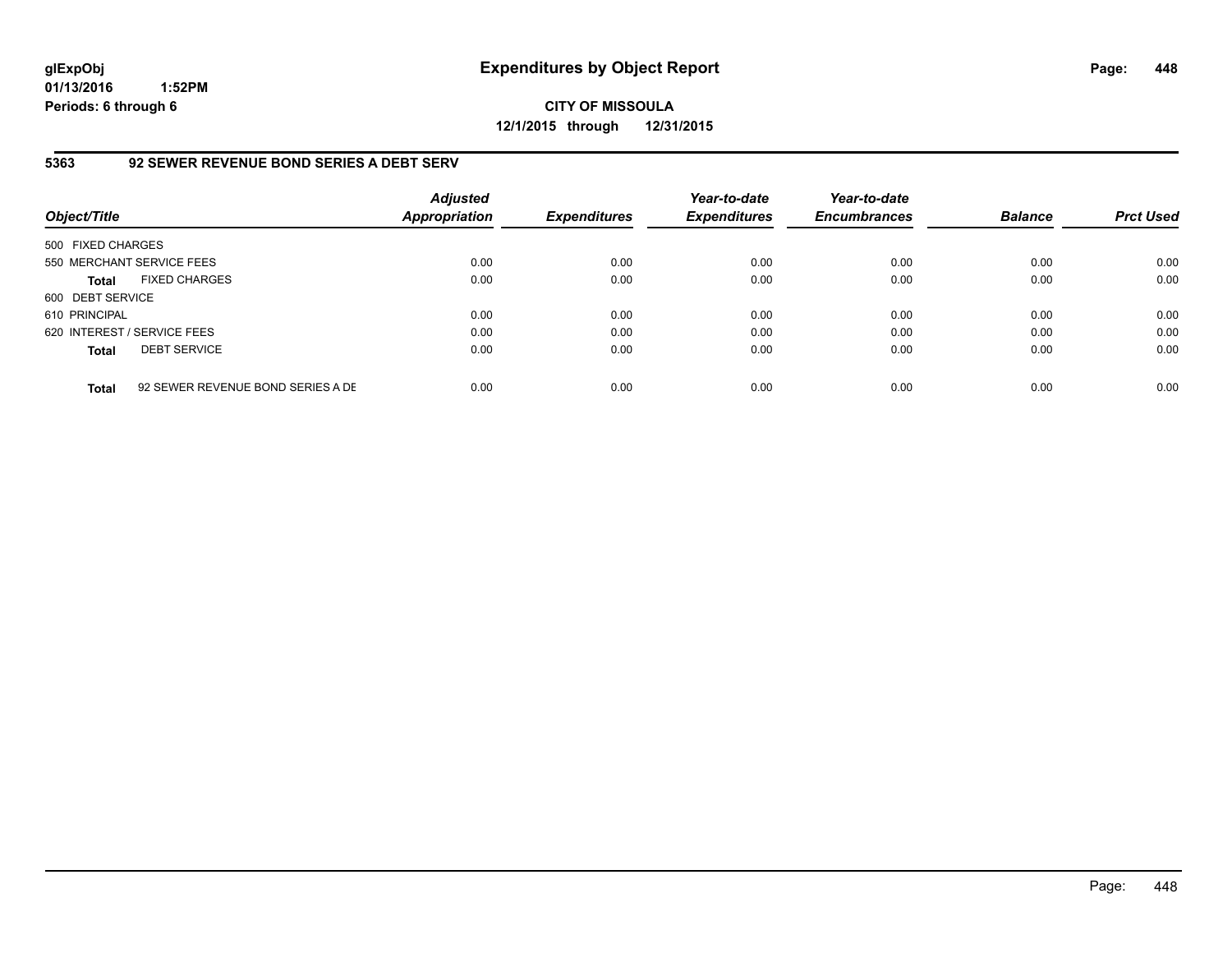glExpObj
01/13/2016 1:52PM
Periods: 6 through 6

# Expenditures by Object Report

**CITY OF MISSOULA**
**12/1/2015 through 12/31/2015**

## 5363 92 SEWER REVENUE BOND SERIES A DEBT SERV

| Object/Title | Adjusted Appropriation | Expenditures | Year-to-date Expenditures | Year-to-date Encumbrances | Balance | Prct Used |
|---|---|---|---|---|---|---|
| 500 FIXED CHARGES | | | | | | |
| 550 MERCHANT SERVICE FEES | 0.00 | 0.00 | 0.00 | 0.00 | 0.00 | 0.00 |
| **Total** FIXED CHARGES | 0.00 | 0.00 | 0.00 | 0.00 | 0.00 | 0.00 |
| 600 DEBT SERVICE | | | | | | |
| 610 PRINCIPAL | 0.00 | 0.00 | 0.00 | 0.00 | 0.00 | 0.00 |
| 620 INTEREST / SERVICE FEES | 0.00 | 0.00 | 0.00 | 0.00 | 0.00 | 0.00 |
| **Total** DEBT SERVICE | 0.00 | 0.00 | 0.00 | 0.00 | 0.00 | 0.00 |
| **Total** 92 SEWER REVENUE BOND SERIES A DE | 0.00 | 0.00 | 0.00 | 0.00 | 0.00 | 0.00 |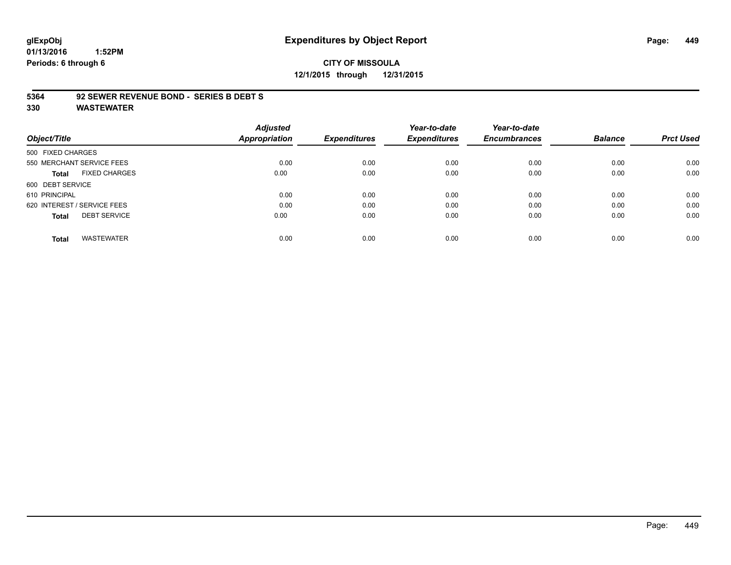**glExpObj** **Expenditures by Object Report**

**01/13/2016 1:52PM**

**Periods: 6 through 6**

**CITY OF MISSOULA**

**12/1/2015 through 12/31/2015**

**5364 92 SEWER REVENUE BOND - SERIES B DEBT S**

**330 WASTEWATER**

| Object/Title | Adjusted Appropriation | Expenditures | Year-to-date Expenditures | Year-to-date Encumbrances | Balance | Prct Used |
|---|---|---|---|---|---|---|
| 500 FIXED CHARGES | | | | | | |
| 550 MERCHANT SERVICE FEES | 0.00 | 0.00 | 0.00 | 0.00 | 0.00 | 0.00 |
| **Total** FIXED CHARGES | 0.00 | 0.00 | 0.00 | 0.00 | 0.00 | 0.00 |
| 600 DEBT SERVICE | | | | | | |
| 610 PRINCIPAL | 0.00 | 0.00 | 0.00 | 0.00 | 0.00 | 0.00 |
| 620 INTEREST / SERVICE FEES | 0.00 | 0.00 | 0.00 | 0.00 | 0.00 | 0.00 |
| **Total** DEBT SERVICE | 0.00 | 0.00 | 0.00 | 0.00 | 0.00 | 0.00 |
| **Total** WASTEWATER | 0.00 | 0.00 | 0.00 | 0.00 | 0.00 | 0.00 |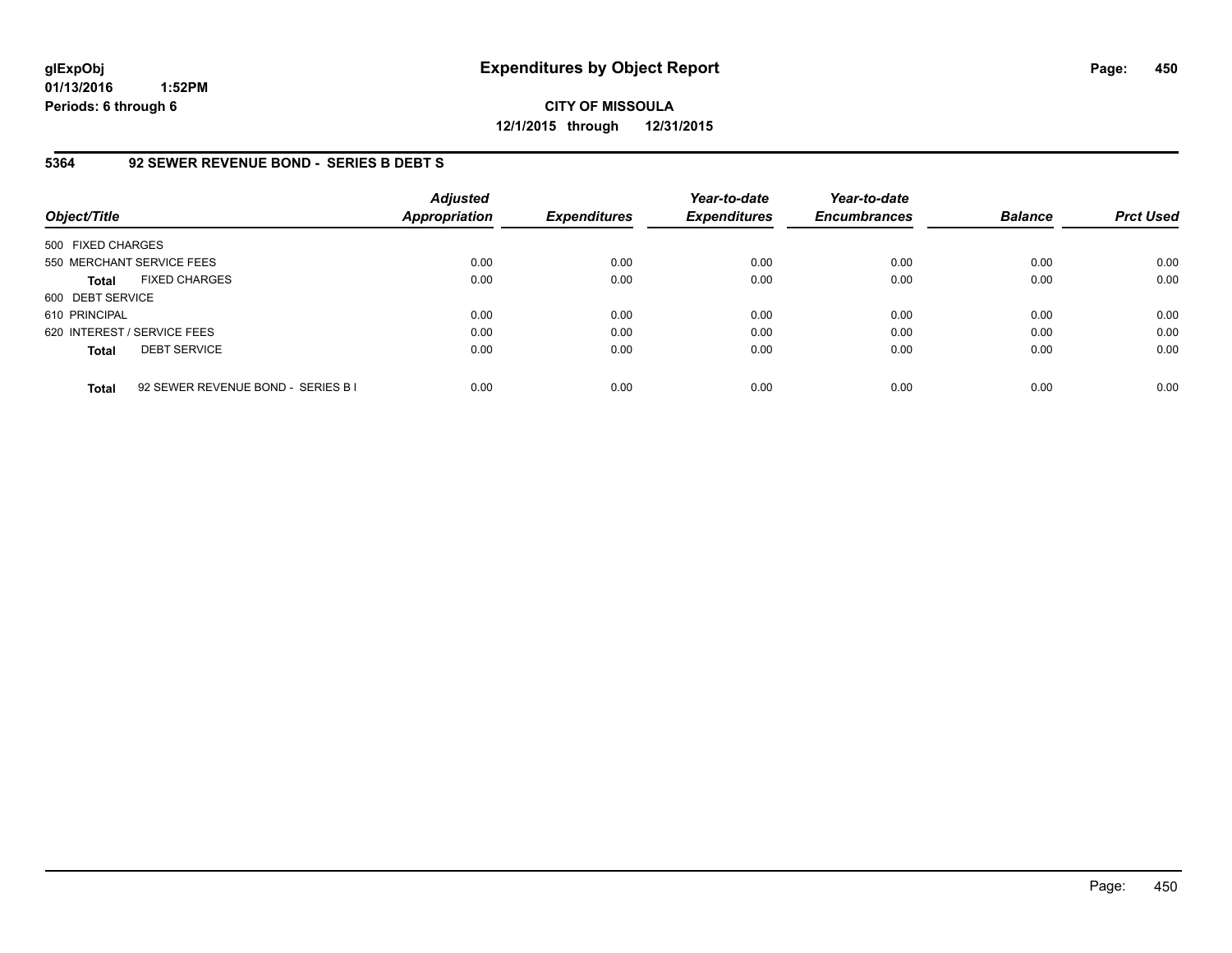**glExpObj**
**01/13/2016 1:52PM**
**Periods: 6 through 6**

# Expenditures by Object Report

**CITY OF MISSOULA**
**12/1/2015 through 12/31/2015**

## 5364 92 SEWER REVENUE BOND - SERIES B DEBT S

| Object/Title | Adjusted Appropriation | Expenditures | Year-to-date Expenditures | Year-to-date Encumbrances | Balance | Prct Used |
|---|---|---|---|---|---|---|
| 500 FIXED CHARGES | | | | | | |
| 550 MERCHANT SERVICE FEES | 0.00 | 0.00 | 0.00 | 0.00 | 0.00 | 0.00 |
| **Total** FIXED CHARGES | 0.00 | 0.00 | 0.00 | 0.00 | 0.00 | 0.00 |
| 600 DEBT SERVICE | | | | | | |
| 610 PRINCIPAL | 0.00 | 0.00 | 0.00 | 0.00 | 0.00 | 0.00 |
| 620 INTEREST / SERVICE FEES | 0.00 | 0.00 | 0.00 | 0.00 | 0.00 | 0.00 |
| **Total** DEBT SERVICE | 0.00 | 0.00 | 0.00 | 0.00 | 0.00 | 0.00 |
| **Total** 92 SEWER REVENUE BOND - SERIES B I | 0.00 | 0.00 | 0.00 | 0.00 | 0.00 | 0.00 |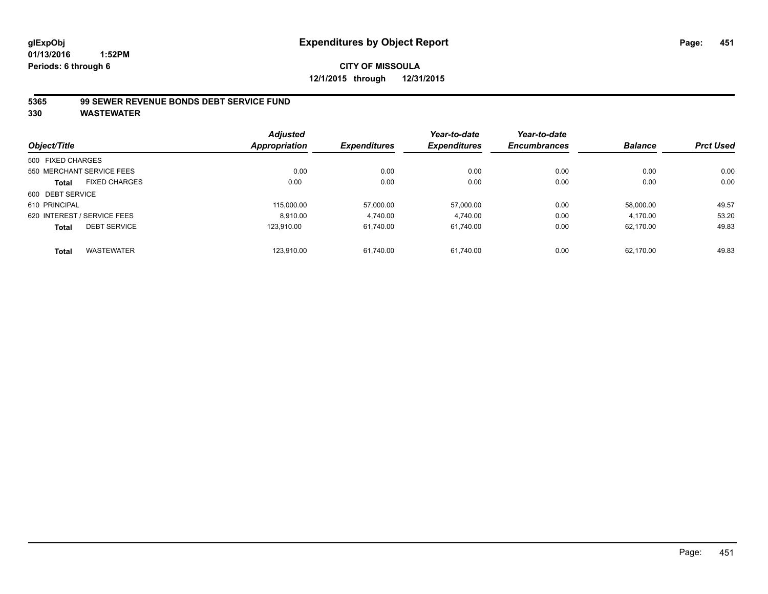glExpObj
01/13/2016 1:52PM
Periods: 6 through 6

# Expenditures by Object Report

**CITY OF MISSOULA**
**12/1/2015 through 12/31/2015**

**5365 99 SEWER REVENUE BONDS DEBT SERVICE FUND**
**330 WASTEWATER**

| Object/Title | Adjusted Appropriation | Expenditures | Year-to-date Expenditures | Year-to-date Encumbrances | Balance | Prct Used |
|---|---|---|---|---|---|---|
| 500 FIXED CHARGES | | | | | | |
| 550 MERCHANT SERVICE FEES | 0.00 | 0.00 | 0.00 | 0.00 | 0.00 | 0.00 |
| **Total** FIXED CHARGES | 0.00 | 0.00 | 0.00 | 0.00 | 0.00 | 0.00 |
| 600 DEBT SERVICE | | | | | | |
| 610 PRINCIPAL | 115,000.00 | 57,000.00 | 57,000.00 | 0.00 | 58,000.00 | 49.57 |
| 620 INTEREST / SERVICE FEES | 8,910.00 | 4,740.00 | 4,740.00 | 0.00 | 4,170.00 | 53.20 |
| **Total** DEBT SERVICE | 123,910.00 | 61,740.00 | 61,740.00 | 0.00 | 62,170.00 | 49.83 |
| **Total** WASTEWATER | 123,910.00 | 61,740.00 | 61,740.00 | 0.00 | 62,170.00 | 49.83 |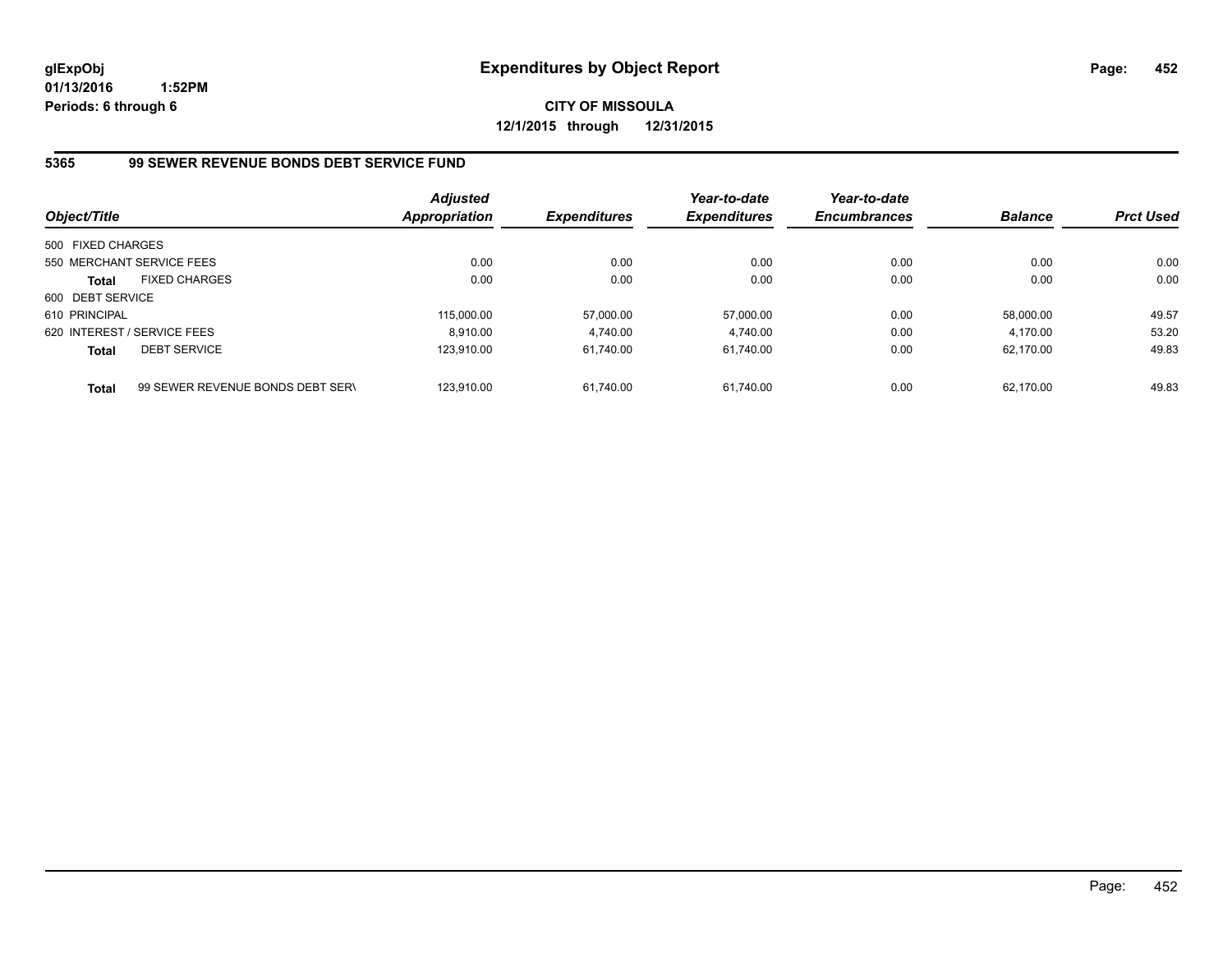glExpObj
01/13/2016 1:52PM
Periods: 6 through 6

# Expenditures by Object Report

**CITY OF MISSOULA**
**12/1/2015 through 12/31/2015**

## 5365 99 SEWER REVENUE BONDS DEBT SERVICE FUND

| Object/Title | Adjusted Appropriation | Expenditures | Year-to-date Expenditures | Year-to-date Encumbrances | Balance | Prct Used |
|---|---|---|---|---|---|---|
| 500 FIXED CHARGES | | | | | | |
| 550 MERCHANT SERVICE FEES | 0.00 | 0.00 | 0.00 | 0.00 | 0.00 | 0.00 |
| **Total** FIXED CHARGES | 0.00 | 0.00 | 0.00 | 0.00 | 0.00 | 0.00 |
| 600 DEBT SERVICE | | | | | | |
| 610 PRINCIPAL | 115,000.00 | 57,000.00 | 57,000.00 | 0.00 | 58,000.00 | 49.57 |
| 620 INTEREST / SERVICE FEES | 8,910.00 | 4,740.00 | 4,740.00 | 0.00 | 4,170.00 | 53.20 |
| **Total** DEBT SERVICE | 123,910.00 | 61,740.00 | 61,740.00 | 0.00 | 62,170.00 | 49.83 |
| **Total** 99 SEWER REVENUE BONDS DEBT SERV | 123,910.00 | 61,740.00 | 61,740.00 | 0.00 | 62,170.00 | 49.83 |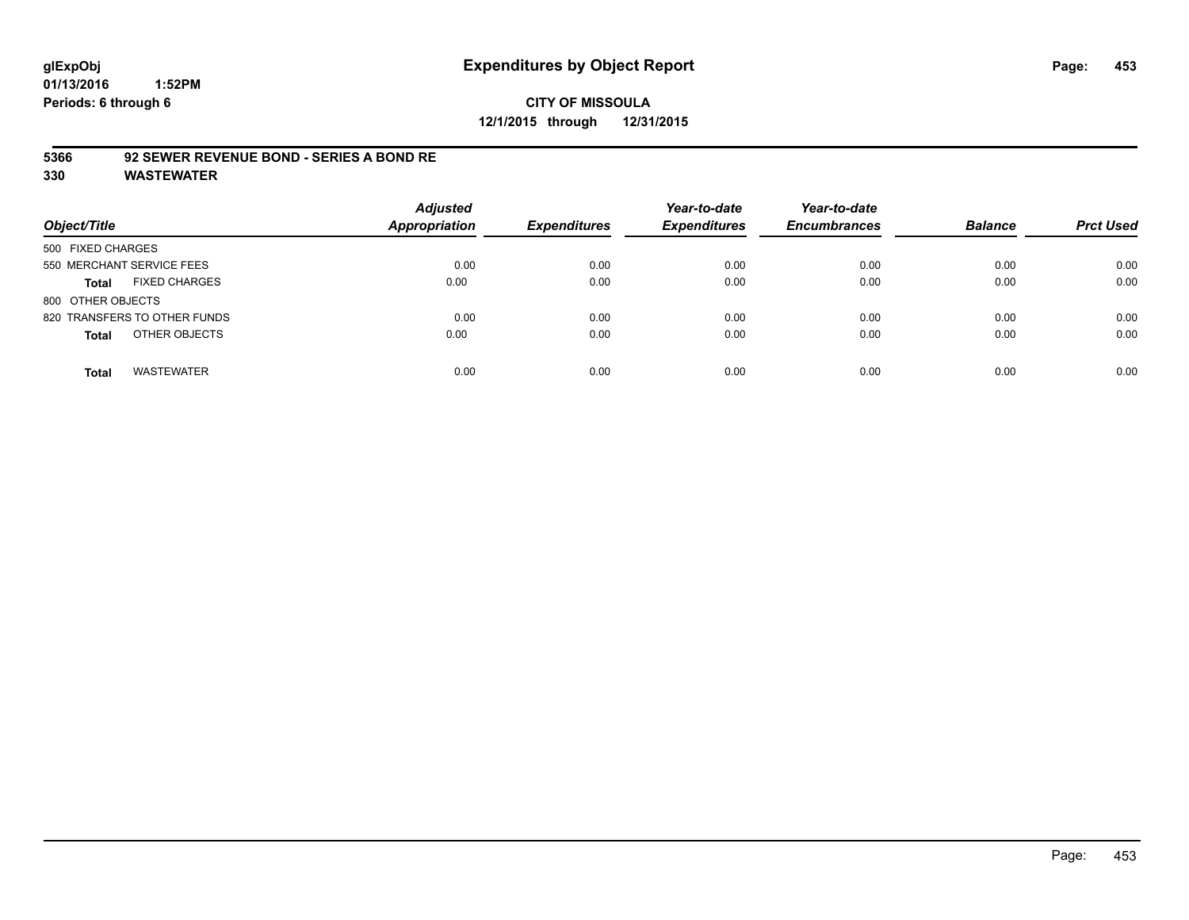**CITY OF MISSOULA**
**12/1/2015 through 12/31/2015**

**5366 92 SEWER REVENUE BOND - SERIES A BOND RE**
**330 WASTEWATER**

| Object/Title | Adjusted Appropriation | Expenditures | Year-to-date Expenditures | Year-to-date Encumbrances | Balance | Prct Used |
|---|---|---|---|---|---|---|
| 500 FIXED CHARGES | | | | | | |
| 550 MERCHANT SERVICE FEES | 0.00 | 0.00 | 0.00 | 0.00 | 0.00 | 0.00 |
| **Total** FIXED CHARGES | 0.00 | 0.00 | 0.00 | 0.00 | 0.00 | 0.00 |
| 800 OTHER OBJECTS | | | | | | |
| 820 TRANSFERS TO OTHER FUNDS | 0.00 | 0.00 | 0.00 | 0.00 | 0.00 | 0.00 |
| **Total** OTHER OBJECTS | 0.00 | 0.00 | 0.00 | 0.00 | 0.00 | 0.00 |
| **Total** WASTEWATER | 0.00 | 0.00 | 0.00 | 0.00 | 0.00 | 0.00 |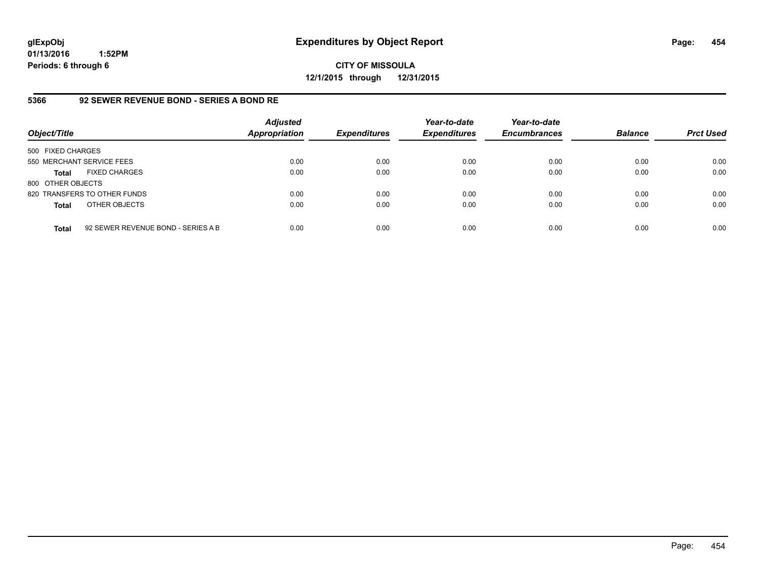**glExpObj**
**01/13/2016 1:52PM**
**Periods: 6 through 6**

# Expenditures by Object Report

**CITY OF MISSOULA**
**12/1/2015 through 12/31/2015**

## 5366 92 SEWER REVENUE BOND - SERIES A BOND RE

| Object/Title | Adjusted Appropriation | Expenditures | Year-to-date Expenditures | Year-to-date Encumbrances | Balance | Prct Used |
|---|---|---|---|---|---|---|
| 500 FIXED CHARGES | | | | | | |
| 550 MERCHANT SERVICE FEES | 0.00 | 0.00 | 0.00 | 0.00 | 0.00 | 0.00 |
| **Total** FIXED CHARGES | 0.00 | 0.00 | 0.00 | 0.00 | 0.00 | 0.00 |
| 800 OTHER OBJECTS | | | | | | |
| 820 TRANSFERS TO OTHER FUNDS | 0.00 | 0.00 | 0.00 | 0.00 | 0.00 | 0.00 |
| **Total** OTHER OBJECTS | 0.00 | 0.00 | 0.00 | 0.00 | 0.00 | 0.00 |
| **Total** 92 SEWER REVENUE BOND - SERIES A B | 0.00 | 0.00 | 0.00 | 0.00 | 0.00 | 0.00 |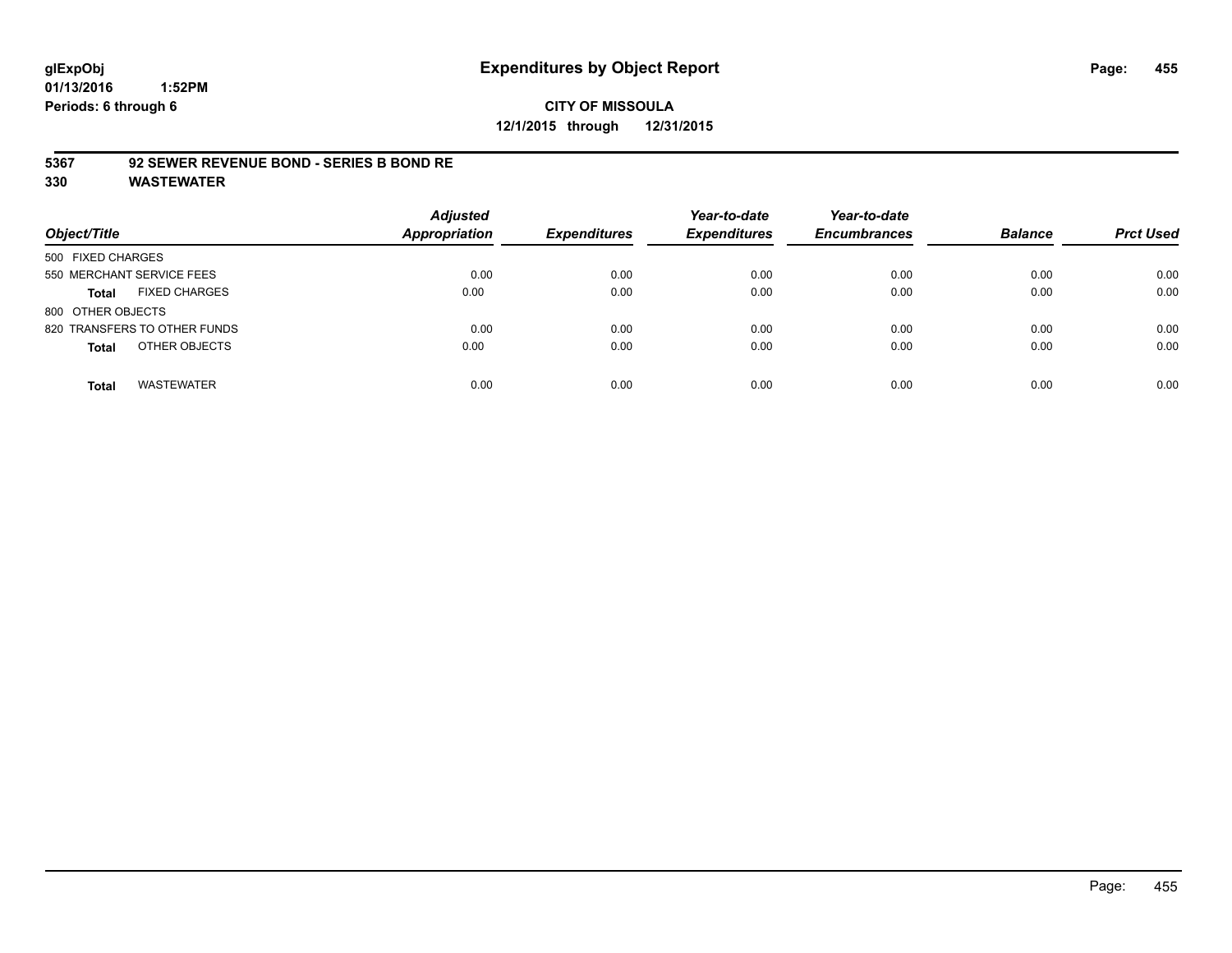**glExpObj** **Expenditures by Object Report**

**01/13/2016 1:52PM**

**Periods: 6 through 6**

**CITY OF MISSOULA**

**12/1/2015 through 12/31/2015**

**5367 92 SEWER REVENUE BOND - SERIES B BOND RE**

**330 WASTEWATER**

| Object/Title | Adjusted Appropriation | Expenditures | Year-to-date Expenditures | Year-to-date Encumbrances | Balance | Prct Used |
|---|---|---|---|---|---|---|
| 500 FIXED CHARGES | | | | | | |
| 550 MERCHANT SERVICE FEES | 0.00 | 0.00 | 0.00 | 0.00 | 0.00 | 0.00 |
| **Total** FIXED CHARGES | 0.00 | 0.00 | 0.00 | 0.00 | 0.00 | 0.00 |
| 800 OTHER OBJECTS | | | | | | |
| 820 TRANSFERS TO OTHER FUNDS | 0.00 | 0.00 | 0.00 | 0.00 | 0.00 | 0.00 |
| **Total** OTHER OBJECTS | 0.00 | 0.00 | 0.00 | 0.00 | 0.00 | 0.00 |
| **Total** WASTEWATER | 0.00 | 0.00 | 0.00 | 0.00 | 0.00 | 0.00 |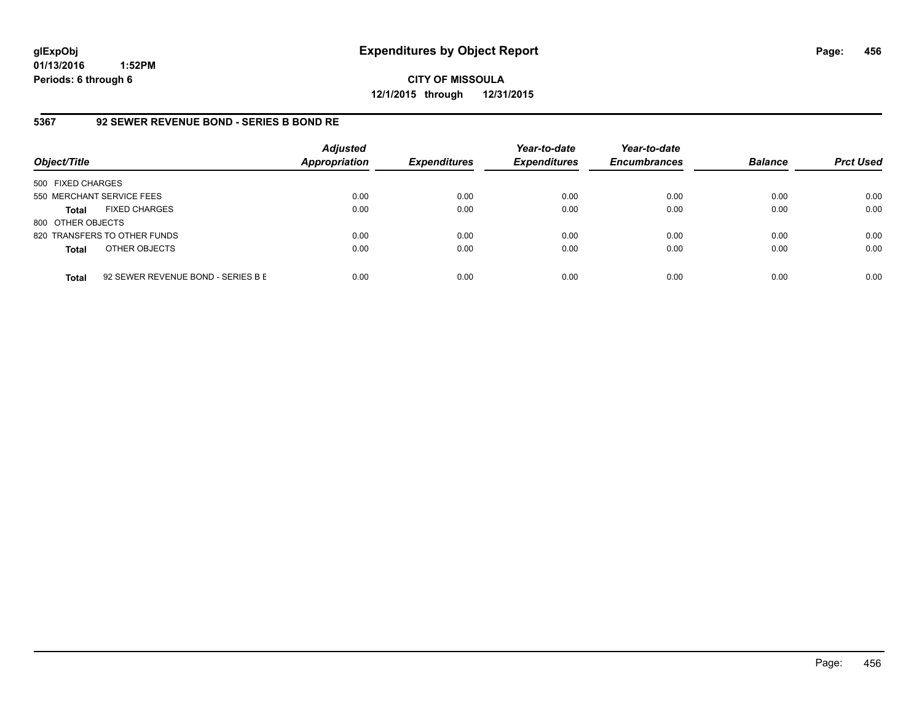glExpObj
01/13/2016 1:52PM
Periods: 6 through 6

# Expenditures by Object Report

**CITY OF MISSOULA**
**12/1/2015 through 12/31/2015**

## 5367 92 SEWER REVENUE BOND - SERIES B BOND RE

| Object/Title | Adjusted Appropriation | Expenditures | Year-to-date Expenditures | Year-to-date Encumbrances | Balance | Prct Used |
|---|---|---|---|---|---|---|
| 500 FIXED CHARGES | | | | | | |
| 550 MERCHANT SERVICE FEES | 0.00 | 0.00 | 0.00 | 0.00 | 0.00 | 0.00 |
| **Total** FIXED CHARGES | 0.00 | 0.00 | 0.00 | 0.00 | 0.00 | 0.00 |
| 800 OTHER OBJECTS | | | | | | |
| 820 TRANSFERS TO OTHER FUNDS | 0.00 | 0.00 | 0.00 | 0.00 | 0.00 | 0.00 |
| **Total** OTHER OBJECTS | 0.00 | 0.00 | 0.00 | 0.00 | 0.00 | 0.00 |
| **Total** 92 SEWER REVENUE BOND - SERIES B E | 0.00 | 0.00 | 0.00 | 0.00 | 0.00 | 0.00 |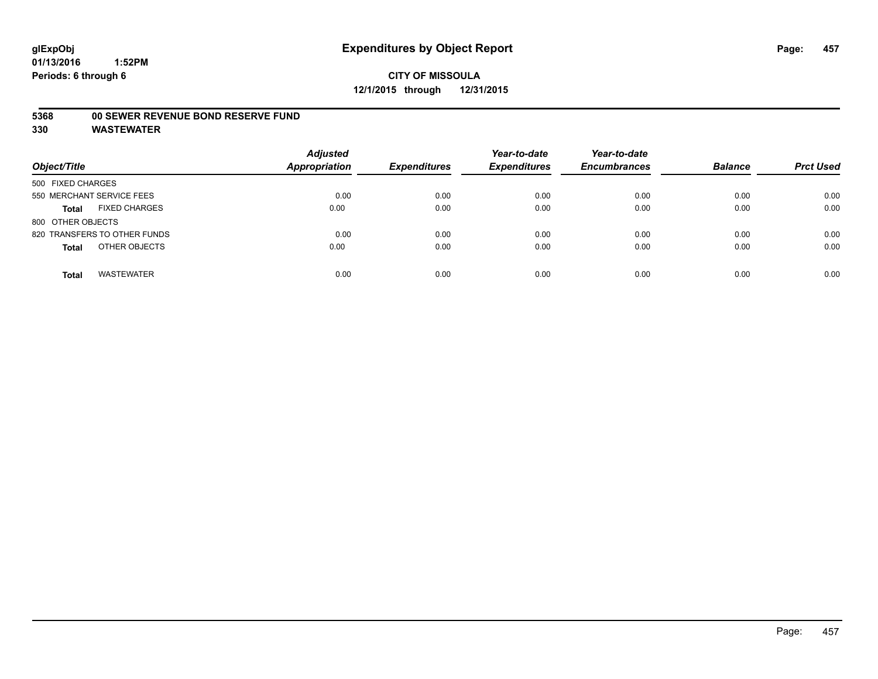**glExpObj**
**01/13/2016 1:52PM**
**Periods: 6 through 6**

# Expenditures by Object Report

**CITY OF MISSOULA**
**12/1/2015 through 12/31/2015**

**5368 00 SEWER REVENUE BOND RESERVE FUND**
**330 WASTEWATER**

| Object/Title | Adjusted Appropriation | Expenditures | Year-to-date Expenditures | Year-to-date Encumbrances | Balance | Prct Used |
|---|---|---|---|---|---|---|
| 500 FIXED CHARGES | | | | | | |
| 550 MERCHANT SERVICE FEES | 0.00 | 0.00 | 0.00 | 0.00 | 0.00 | 0.00 |
| **Total** FIXED CHARGES | 0.00 | 0.00 | 0.00 | 0.00 | 0.00 | 0.00 |
| 800 OTHER OBJECTS | | | | | | |
| 820 TRANSFERS TO OTHER FUNDS | 0.00 | 0.00 | 0.00 | 0.00 | 0.00 | 0.00 |
| **Total** OTHER OBJECTS | 0.00 | 0.00 | 0.00 | 0.00 | 0.00 | 0.00 |
| **Total** WASTEWATER | 0.00 | 0.00 | 0.00 | 0.00 | 0.00 | 0.00 |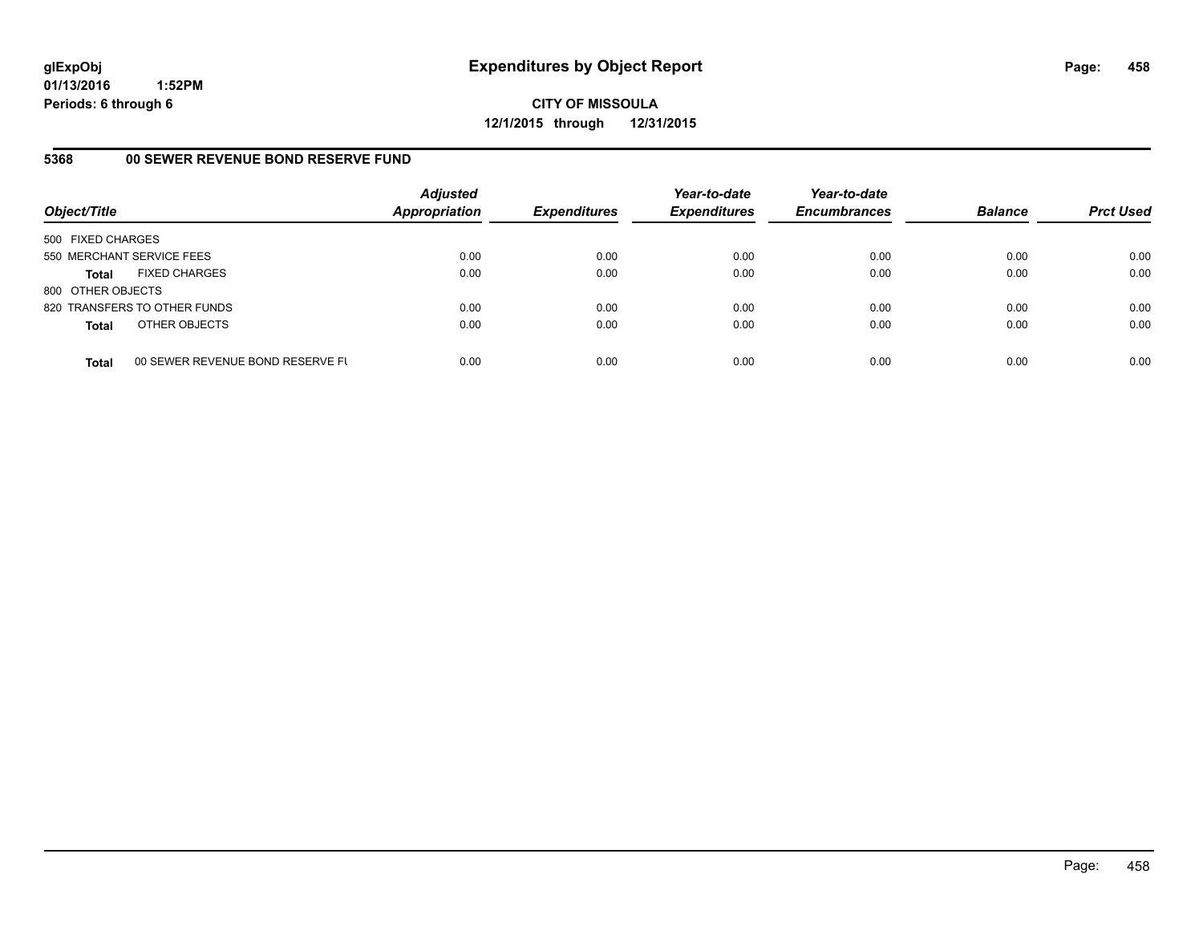# Expenditures by Object Report

glExpObj
01/13/2016 1:52PM
Periods: 6 through 6

**CITY OF MISSOULA**
**12/1/2015 through 12/31/2015**

**5368 00 SEWER REVENUE BOND RESERVE FUND**

| Object/Title | | Adjusted Appropriation | Expenditures | Year-to-date Expenditures | Year-to-date Encumbrances | Balance | Prct Used |
|---|---|---|---|---|---|---|---|
| 500 FIXED CHARGES | | | | | | | |
| 550 MERCHANT SERVICE FEES | | 0.00 | 0.00 | 0.00 | 0.00 | 0.00 | 0.00 |
| **Total** | FIXED CHARGES | 0.00 | 0.00 | 0.00 | 0.00 | 0.00 | 0.00 |
| 800 OTHER OBJECTS | | | | | | | |
| 820 TRANSFERS TO OTHER FUNDS | | 0.00 | 0.00 | 0.00 | 0.00 | 0.00 | 0.00 |
| **Total** | OTHER OBJECTS | 0.00 | 0.00 | 0.00 | 0.00 | 0.00 | 0.00 |
| **Total** | 00 SEWER REVENUE BOND RESERVE FU | 0.00 | 0.00 | 0.00 | 0.00 | 0.00 | 0.00 |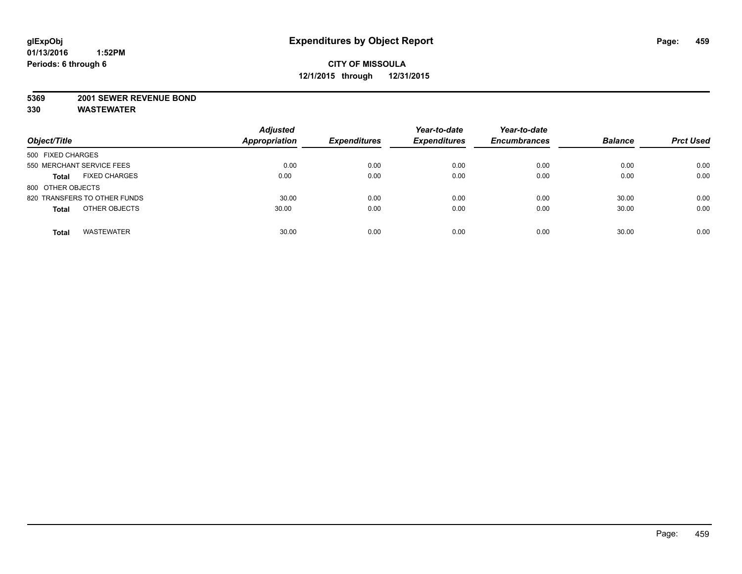**glExpObj**
**01/13/2016 1:52PM**
**Periods: 6 through 6**

# Expenditures by Object Report

**CITY OF MISSOULA**
**12/1/2015 through 12/31/2015**

**5369 2001 SEWER REVENUE BOND**
**330 WASTEWATER**

| Object/Title | Adjusted Appropriation | Expenditures | Year-to-date Expenditures | Year-to-date Encumbrances | Balance | Prct Used |
|---|---|---|---|---|---|---|
| 500 FIXED CHARGES | | | | | | |
| 550 MERCHANT SERVICE FEES | 0.00 | 0.00 | 0.00 | 0.00 | 0.00 | 0.00 |
| **Total** FIXED CHARGES | 0.00 | 0.00 | 0.00 | 0.00 | 0.00 | 0.00 |
| 800 OTHER OBJECTS | | | | | | |
| 820 TRANSFERS TO OTHER FUNDS | 30.00 | 0.00 | 0.00 | 0.00 | 30.00 | 0.00 |
| **Total** OTHER OBJECTS | 30.00 | 0.00 | 0.00 | 0.00 | 30.00 | 0.00 |
| **Total** WASTEWATER | 30.00 | 0.00 | 0.00 | 0.00 | 30.00 | 0.00 |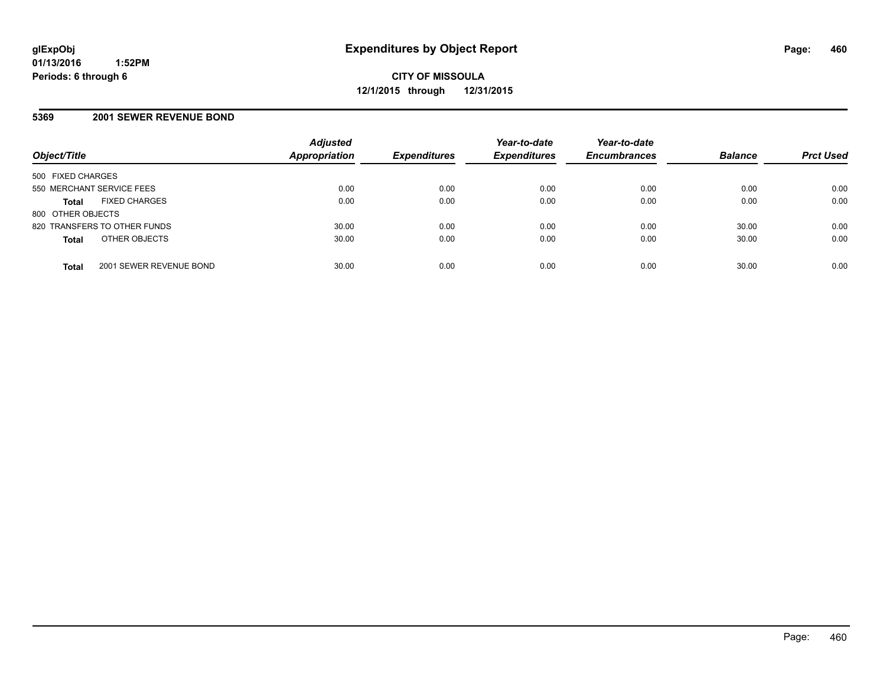# Expenditures by Object Report

**glExpObj**
**01/13/2016 1:52PM**
**Periods: 6 through 6**

**CITY OF MISSOULA**
**12/1/2015 through 12/31/2015**

## 5369 2001 SEWER REVENUE BOND

| Object/Title | Adjusted Appropriation | Expenditures | Year-to-date Expenditures | Year-to-date Encumbrances | Balance | Prct Used |
|---|---|---|---|---|---|---|
| 500 FIXED CHARGES | | | | | | |
| 550 MERCHANT SERVICE FEES | 0.00 | 0.00 | 0.00 | 0.00 | 0.00 | 0.00 |
| **Total** FIXED CHARGES | 0.00 | 0.00 | 0.00 | 0.00 | 0.00 | 0.00 |
| 800 OTHER OBJECTS | | | | | | |
| 820 TRANSFERS TO OTHER FUNDS | 30.00 | 0.00 | 0.00 | 0.00 | 30.00 | 0.00 |
| **Total** OTHER OBJECTS | 30.00 | 0.00 | 0.00 | 0.00 | 30.00 | 0.00 |
| **Total** 2001 SEWER REVENUE BOND | 30.00 | 0.00 | 0.00 | 0.00 | 30.00 | 0.00 |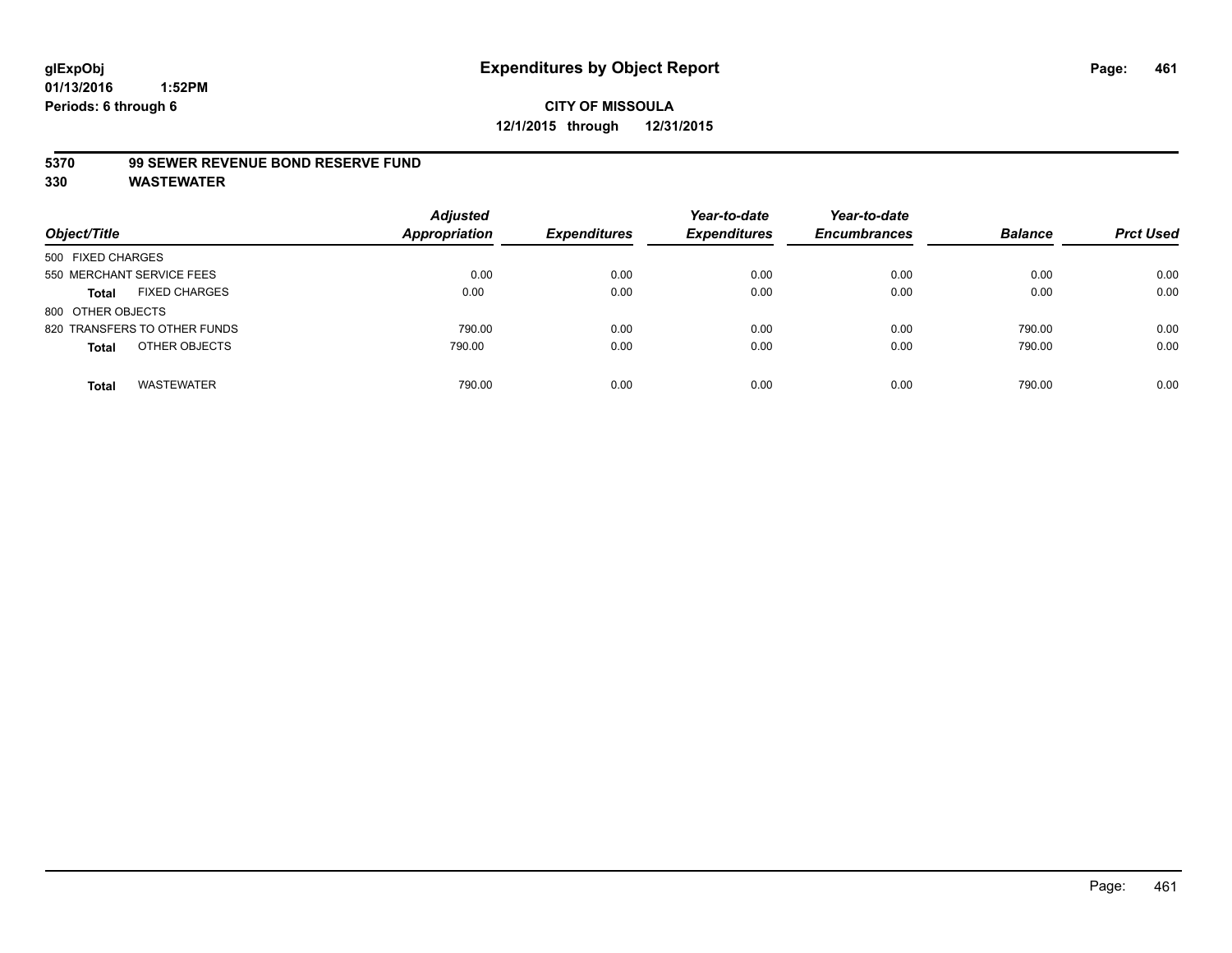glExpObj
01/13/2016 1:52PM
Periods: 6 through 6

# Expenditures by Object Report

**CITY OF MISSOULA**
**12/1/2015 through 12/31/2015**

**5370 99 SEWER REVENUE BOND RESERVE FUND**
**330 WASTEWATER**

| Object/Title | | Adjusted Appropriation | Expenditures | Year-to-date Expenditures | Year-to-date Encumbrances | Balance | Prct Used |
|---|---|---|---|---|---|---|---|
| 500 FIXED CHARGES | | | | | | | |
| 550 MERCHANT SERVICE FEES | | 0.00 | 0.00 | 0.00 | 0.00 | 0.00 | 0.00 |
| **Total** | FIXED CHARGES | 0.00 | 0.00 | 0.00 | 0.00 | 0.00 | 0.00 |
| 800 OTHER OBJECTS | | | | | | | |
| 820 TRANSFERS TO OTHER FUNDS | | 790.00 | 0.00 | 0.00 | 0.00 | 790.00 | 0.00 |
| **Total** | OTHER OBJECTS | 790.00 | 0.00 | 0.00 | 0.00 | 790.00 | 0.00 |
| **Total** | WASTEWATER | 790.00 | 0.00 | 0.00 | 0.00 | 790.00 | 0.00 |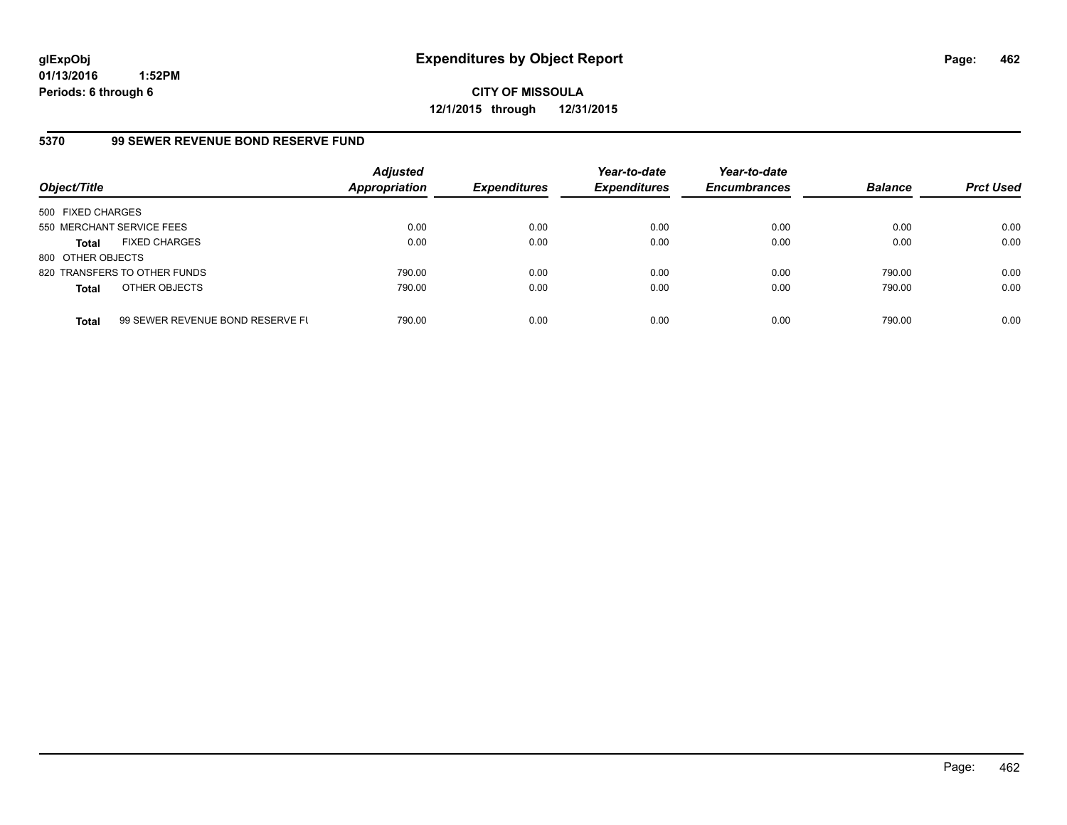glExpObj
01/13/2016 1:52PM
Periods: 6 through 6

# Expenditures by Object Report

**CITY OF MISSOULA**
**12/1/2015 through 12/31/2015**

## 5370 99 SEWER REVENUE BOND RESERVE FUND

| Object/Title | | Adjusted Appropriation | Expenditures | Year-to-date Expenditures | Year-to-date Encumbrances | Balance | Prct Used |
|---|---|---|---|---|---|---|---|
| 500 FIXED CHARGES | | | | | | | |
| 550 MERCHANT SERVICE FEES | | 0.00 | 0.00 | 0.00 | 0.00 | 0.00 | 0.00 |
| **Total** | FIXED CHARGES | 0.00 | 0.00 | 0.00 | 0.00 | 0.00 | 0.00 |
| 800 OTHER OBJECTS | | | | | | | |
| 820 TRANSFERS TO OTHER FUNDS | | 790.00 | 0.00 | 0.00 | 0.00 | 790.00 | 0.00 |
| **Total** | OTHER OBJECTS | 790.00 | 0.00 | 0.00 | 0.00 | 790.00 | 0.00 |
| **Total** | 99 SEWER REVENUE BOND RESERVE FU | 790.00 | 0.00 | 0.00 | 0.00 | 790.00 | 0.00 |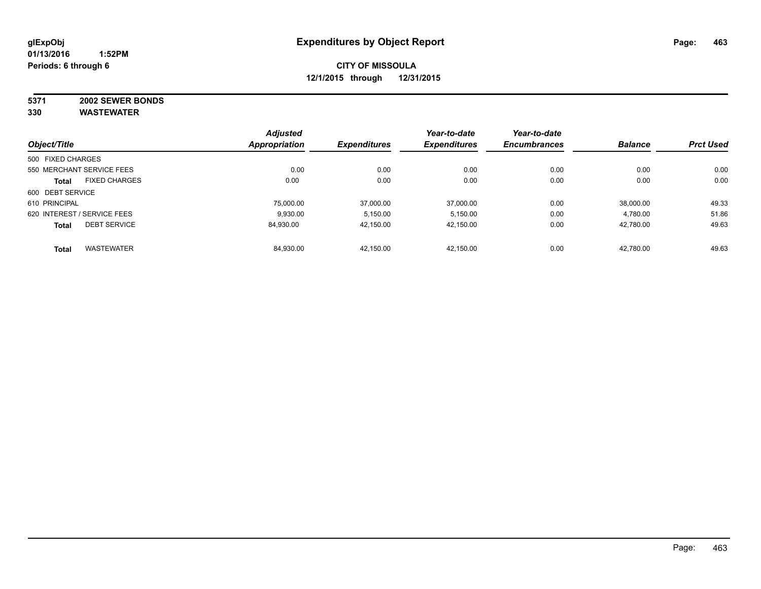glExpObj
01/13/2016 1:52PM
Periods: 6 through 6

# Expenditures by Object Report

**CITY OF MISSOULA**
**12/1/2015 through 12/31/2015**

**5371 2002 SEWER BONDS**
**330 WASTEWATER**

| Object/Title | Adjusted Appropriation | Expenditures | Year-to-date Expenditures | Year-to-date Encumbrances | Balance | Prct Used |
|---|---|---|---|---|---|---|
| 500 FIXED CHARGES | | | | | | |
| 550 MERCHANT SERVICE FEES | 0.00 | 0.00 | 0.00 | 0.00 | 0.00 | 0.00 |
| **Total** FIXED CHARGES | 0.00 | 0.00 | 0.00 | 0.00 | 0.00 | 0.00 |
| 600 DEBT SERVICE | | | | | | |
| 610 PRINCIPAL | 75,000.00 | 37,000.00 | 37,000.00 | 0.00 | 38,000.00 | 49.33 |
| 620 INTEREST / SERVICE FEES | 9,930.00 | 5,150.00 | 5,150.00 | 0.00 | 4,780.00 | 51.86 |
| **Total** DEBT SERVICE | 84,930.00 | 42,150.00 | 42,150.00 | 0.00 | 42,780.00 | 49.63 |
| **Total** WASTEWATER | 84,930.00 | 42,150.00 | 42,150.00 | 0.00 | 42,780.00 | 49.63 |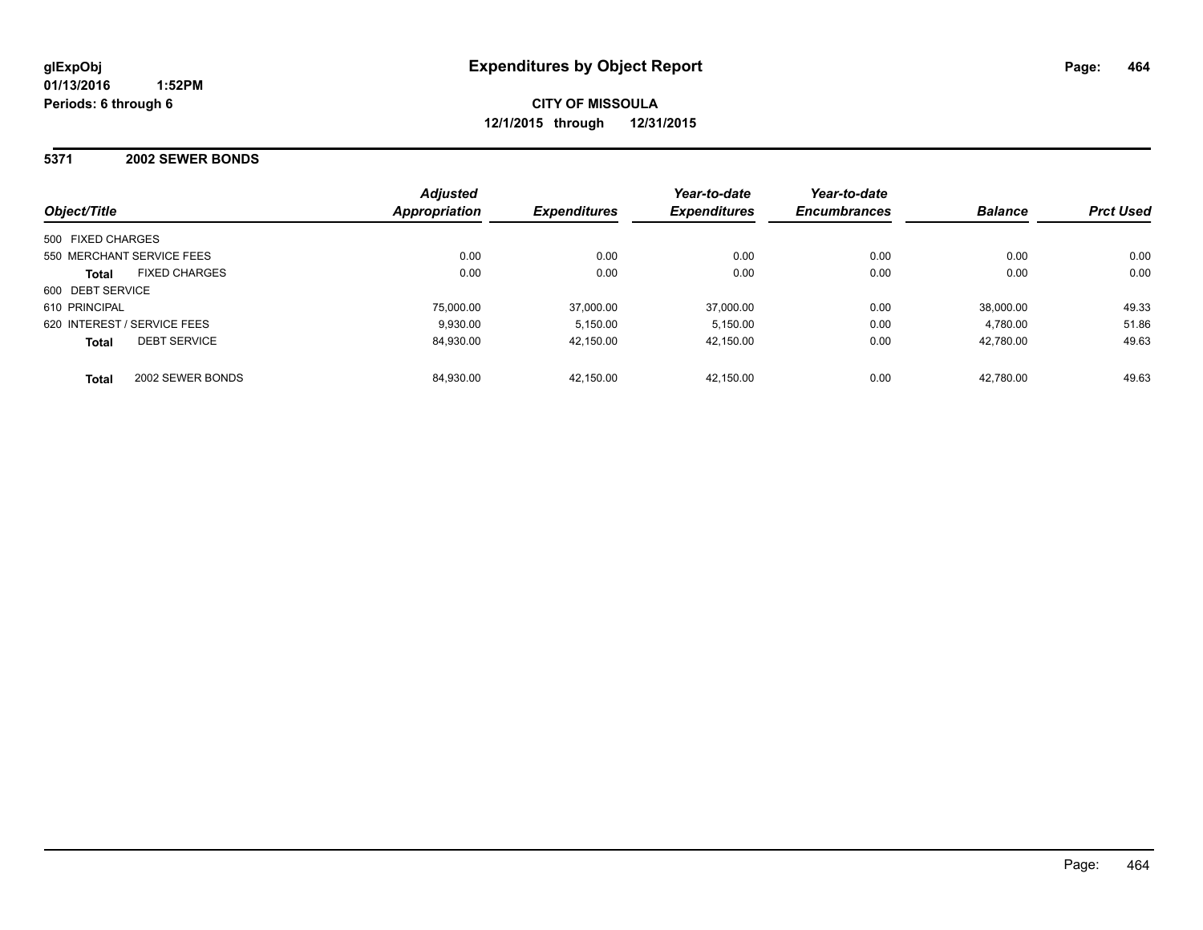**glExpObj**
**01/13/2016 1:52PM**
**Periods: 6 through 6**

# Expenditures by Object Report

**CITY OF MISSOULA**
**12/1/2015 through 12/31/2015**

## 5371 2002 SEWER BONDS

| Object/Title | Adjusted Appropriation | Expenditures | Year-to-date Expenditures | Year-to-date Encumbrances | Balance | Prct Used |
|---|---|---|---|---|---|---|
| 500 FIXED CHARGES | | | | | | |
| 550 MERCHANT SERVICE FEES | 0.00 | 0.00 | 0.00 | 0.00 | 0.00 | 0.00 |
| **Total** FIXED CHARGES | 0.00 | 0.00 | 0.00 | 0.00 | 0.00 | 0.00 |
| 600 DEBT SERVICE | | | | | | |
| 610 PRINCIPAL | 75,000.00 | 37,000.00 | 37,000.00 | 0.00 | 38,000.00 | 49.33 |
| 620 INTEREST / SERVICE FEES | 9,930.00 | 5,150.00 | 5,150.00 | 0.00 | 4,780.00 | 51.86 |
| **Total** DEBT SERVICE | 84,930.00 | 42,150.00 | 42,150.00 | 0.00 | 42,780.00 | 49.63 |
| **Total** 2002 SEWER BONDS | 84,930.00 | 42,150.00 | 42,150.00 | 0.00 | 42,780.00 | 49.63 |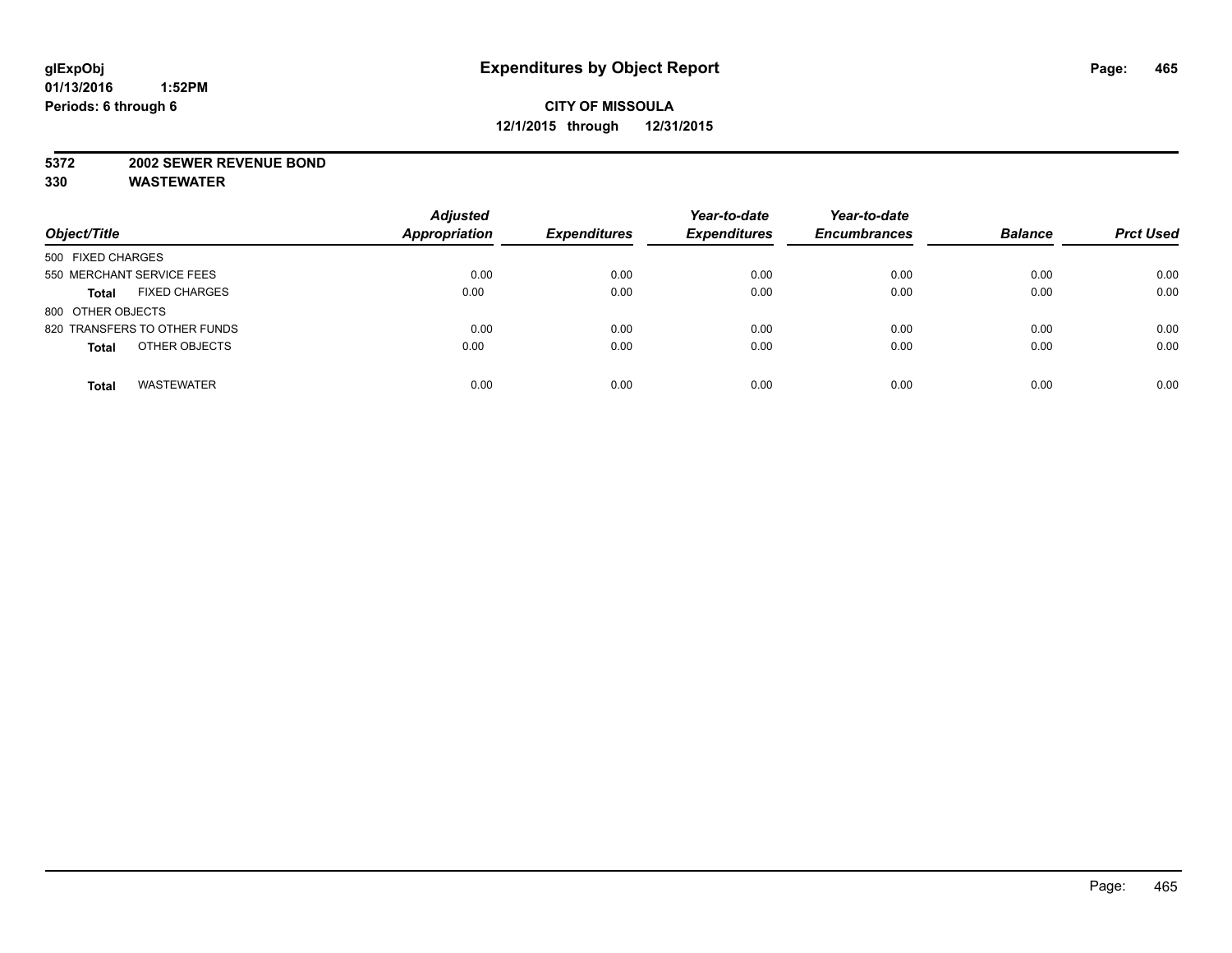glExpObj
01/13/2016 1:52PM
Periods: 6 through 6

# Expenditures by Object Report

**CITY OF MISSOULA**
**12/1/2015 through 12/31/2015**

**5372 2002 SEWER REVENUE BOND**
**330 WASTEWATER**

| Object/Title | Adjusted Appropriation | Expenditures | Year-to-date Expenditures | Year-to-date Encumbrances | Balance | Prct Used |
|---|---|---|---|---|---|---|
| 500 FIXED CHARGES | | | | | | |
| 550 MERCHANT SERVICE FEES | 0.00 | 0.00 | 0.00 | 0.00 | 0.00 | 0.00 |
| **Total** FIXED CHARGES | 0.00 | 0.00 | 0.00 | 0.00 | 0.00 | 0.00 |
| 800 OTHER OBJECTS | | | | | | |
| 820 TRANSFERS TO OTHER FUNDS | 0.00 | 0.00 | 0.00 | 0.00 | 0.00 | 0.00 |
| **Total** OTHER OBJECTS | 0.00 | 0.00 | 0.00 | 0.00 | 0.00 | 0.00 |
| **Total** WASTEWATER | 0.00 | 0.00 | 0.00 | 0.00 | 0.00 | 0.00 |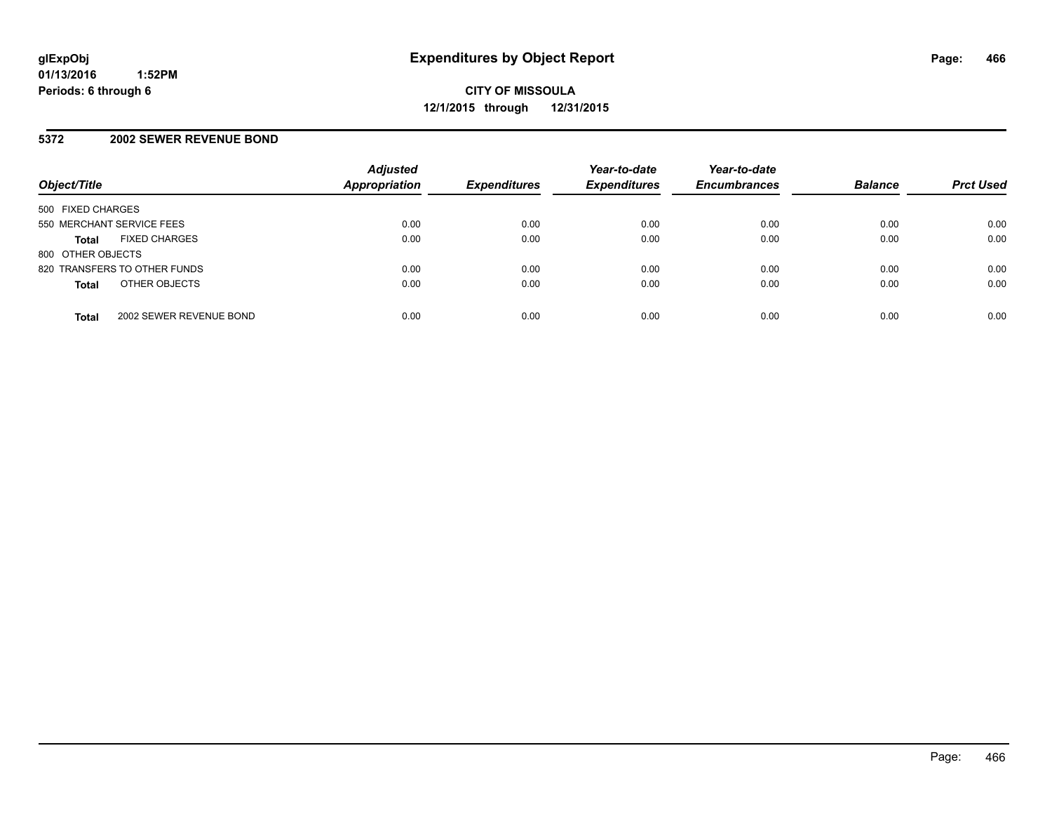glExpObj
01/13/2016 1:52PM
Periods: 6 through 6

# Expenditures by Object Report

**CITY OF MISSOULA**
**12/1/2015 through 12/31/2015**

## 5372 2002 SEWER REVENUE BOND

| Object/Title | | Adjusted Appropriation | Expenditures | Year-to-date Expenditures | Year-to-date Encumbrances | Balance | Prct Used |
|---|---|---|---|---|---|---|---|
| 500 FIXED CHARGES | | | | | | | |
| 550 MERCHANT SERVICE FEES | | 0.00 | 0.00 | 0.00 | 0.00 | 0.00 | 0.00 |
| **Total** | FIXED CHARGES | 0.00 | 0.00 | 0.00 | 0.00 | 0.00 | 0.00 |
| 800 OTHER OBJECTS | | | | | | | |
| 820 TRANSFERS TO OTHER FUNDS | | 0.00 | 0.00 | 0.00 | 0.00 | 0.00 | 0.00 |
| **Total** | OTHER OBJECTS | 0.00 | 0.00 | 0.00 | 0.00 | 0.00 | 0.00 |
| **Total** | 2002 SEWER REVENUE BOND | 0.00 | 0.00 | 0.00 | 0.00 | 0.00 | 0.00 |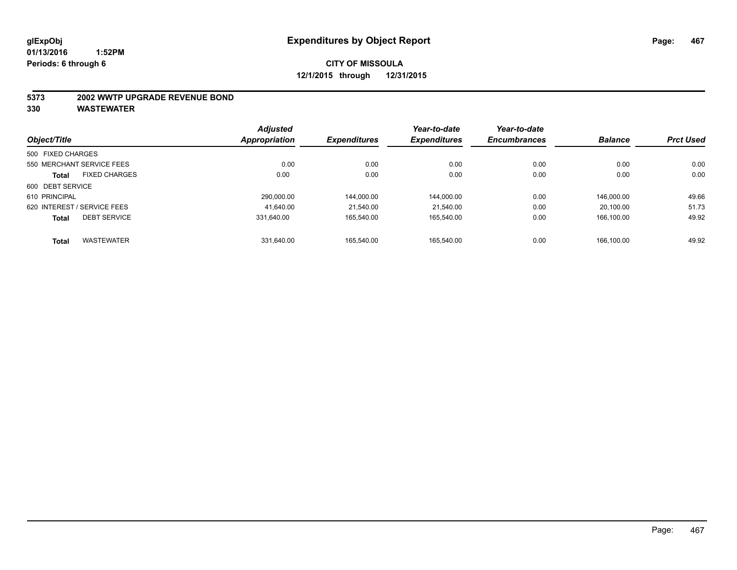glExpObj
01/13/2016 1:52PM
Periods: 6 through 6

# Expenditures by Object Report

**CITY OF MISSOULA**
**12/1/2015 through 12/31/2015**

**5373 2002 WWTP UPGRADE REVENUE BOND**
**330 WASTEWATER**

| Object/Title | | Adjusted Appropriation | Expenditures | Year-to-date Expenditures | Year-to-date Encumbrances | Balance | Prct Used |
|---|---|---|---|---|---|---|---|
| 500 FIXED CHARGES | | | | | | | |
| 550 MERCHANT SERVICE FEES | | 0.00 | 0.00 | 0.00 | 0.00 | 0.00 | 0.00 |
| **Total** | FIXED CHARGES | 0.00 | 0.00 | 0.00 | 0.00 | 0.00 | 0.00 |
| 600 DEBT SERVICE | | | | | | | |
| 610 PRINCIPAL | | 290,000.00 | 144,000.00 | 144,000.00 | 0.00 | 146,000.00 | 49.66 |
| 620 INTEREST / SERVICE FEES | | 41,640.00 | 21,540.00 | 21,540.00 | 0.00 | 20,100.00 | 51.73 |
| **Total** | DEBT SERVICE | 331,640.00 | 165,540.00 | 165,540.00 | 0.00 | 166,100.00 | 49.92 |
| **Total** | WASTEWATER | 331,640.00 | 165,540.00 | 165,540.00 | 0.00 | 166,100.00 | 49.92 |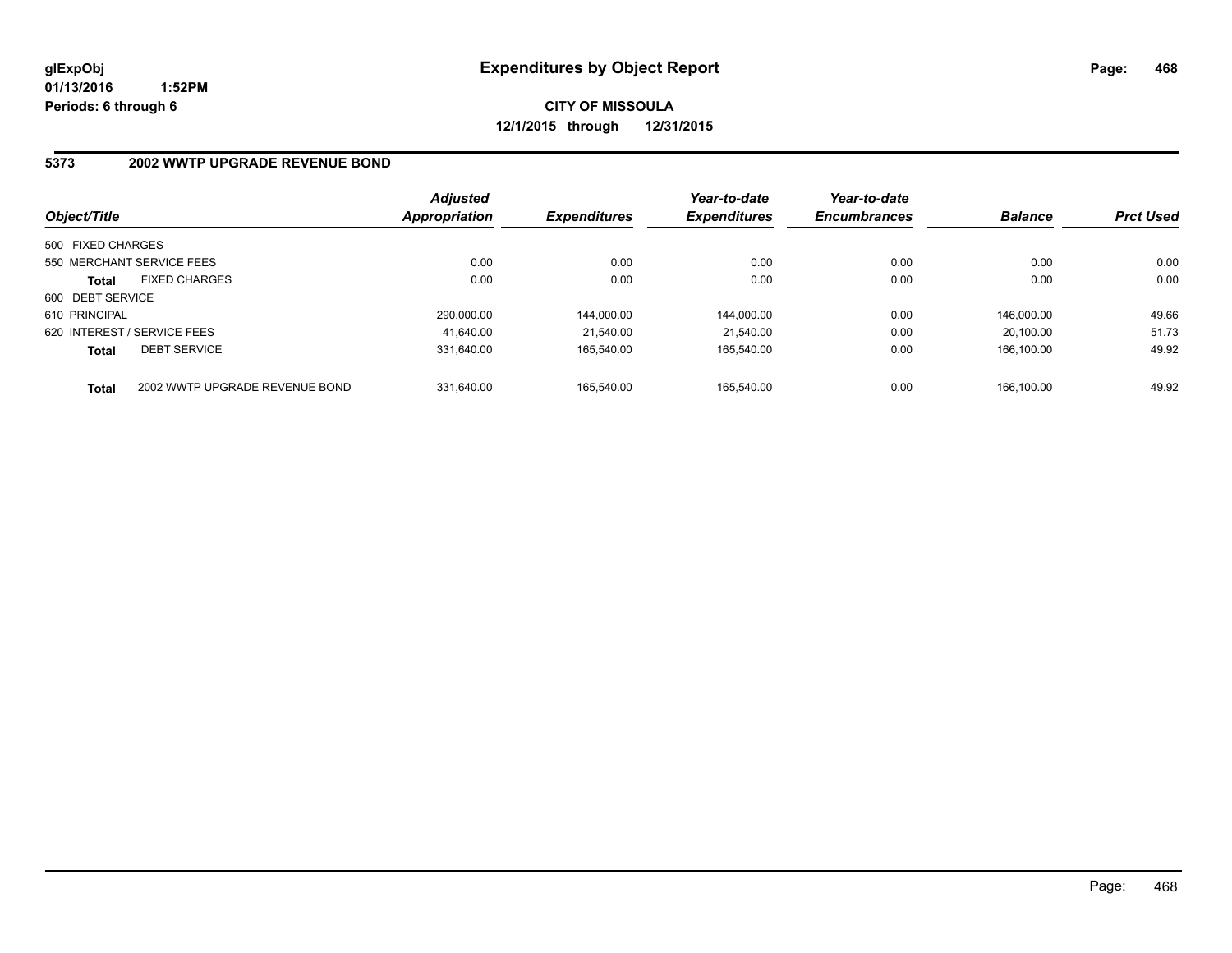# Expenditures by Object Report

glExpObj
01/13/2016 1:52PM
Periods: 6 through 6

**CITY OF MISSOULA**
**12/1/2015 through 12/31/2015**

## 5373 2002 WWTP UPGRADE REVENUE BOND

| Object/Title | | Adjusted Appropriation | Expenditures | Year-to-date Expenditures | Year-to-date Encumbrances | Balance | Prct Used |
|---|---|---|---|---|---|---|---|
| 500 FIXED CHARGES | | | | | | | |
| 550 MERCHANT SERVICE FEES | | 0.00 | 0.00 | 0.00 | 0.00 | 0.00 | 0.00 |
| **Total** | FIXED CHARGES | 0.00 | 0.00 | 0.00 | 0.00 | 0.00 | 0.00 |
| 600 DEBT SERVICE | | | | | | | |
| 610 PRINCIPAL | | 290,000.00 | 144,000.00 | 144,000.00 | 0.00 | 146,000.00 | 49.66 |
| 620 INTEREST / SERVICE FEES | | 41,640.00 | 21,540.00 | 21,540.00 | 0.00 | 20,100.00 | 51.73 |
| **Total** | DEBT SERVICE | 331,640.00 | 165,540.00 | 165,540.00 | 0.00 | 166,100.00 | 49.92 |
| **Total** | 2002 WWTP UPGRADE REVENUE BOND | 331,640.00 | 165,540.00 | 165,540.00 | 0.00 | 166,100.00 | 49.92 |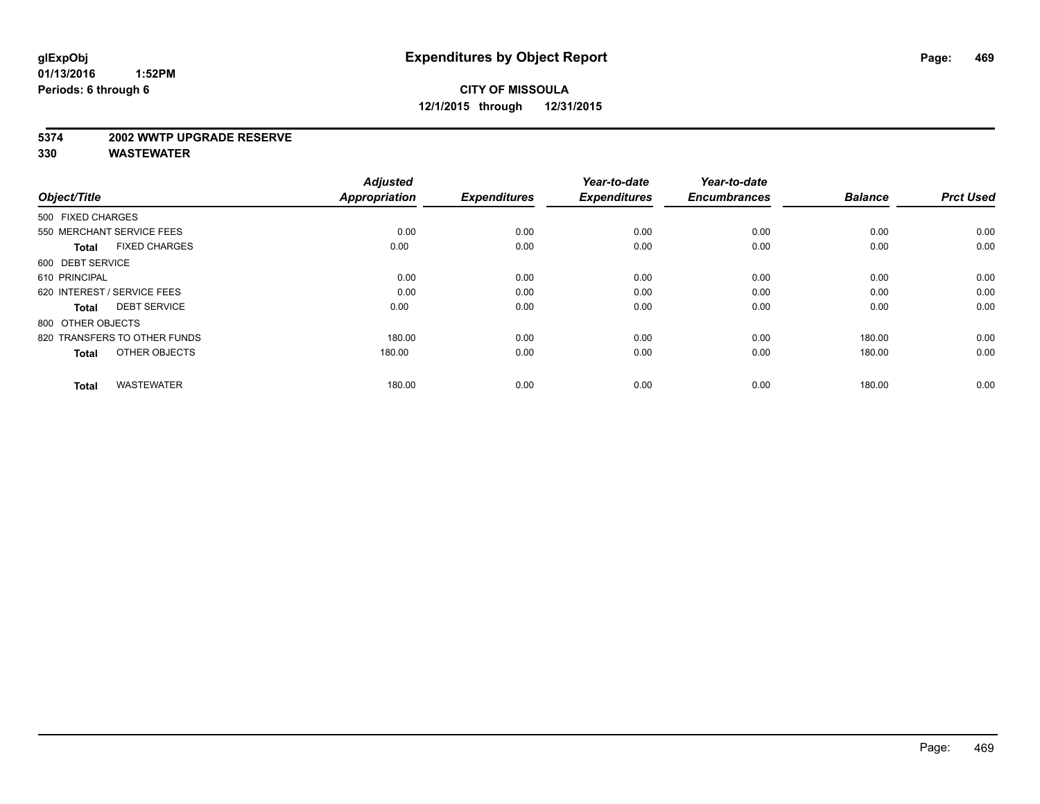**glExpObj**
**01/13/2016 1:52PM**
**Periods: 6 through 6**

# Expenditures by Object Report

**CITY OF MISSOULA**
**12/1/2015 through 12/31/2015**

**5374 2002 WWTP UPGRADE RESERVE**
**330 WASTEWATER**

| Object/Title | Adjusted Appropriation | Expenditures | Year-to-date Expenditures | Year-to-date Encumbrances | Balance | Prct Used |
|---|---|---|---|---|---|---|
| 500 FIXED CHARGES | | | | | | |
| 550 MERCHANT SERVICE FEES | 0.00 | 0.00 | 0.00 | 0.00 | 0.00 | 0.00 |
| **Total** FIXED CHARGES | 0.00 | 0.00 | 0.00 | 0.00 | 0.00 | 0.00 |
| 600 DEBT SERVICE | | | | | | |
| 610 PRINCIPAL | 0.00 | 0.00 | 0.00 | 0.00 | 0.00 | 0.00 |
| 620 INTEREST / SERVICE FEES | 0.00 | 0.00 | 0.00 | 0.00 | 0.00 | 0.00 |
| **Total** DEBT SERVICE | 0.00 | 0.00 | 0.00 | 0.00 | 0.00 | 0.00 |
| 800 OTHER OBJECTS | | | | | | |
| 820 TRANSFERS TO OTHER FUNDS | 180.00 | 0.00 | 0.00 | 0.00 | 180.00 | 0.00 |
| **Total** OTHER OBJECTS | 180.00 | 0.00 | 0.00 | 0.00 | 180.00 | 0.00 |
| **Total** WASTEWATER | 180.00 | 0.00 | 0.00 | 0.00 | 180.00 | 0.00 |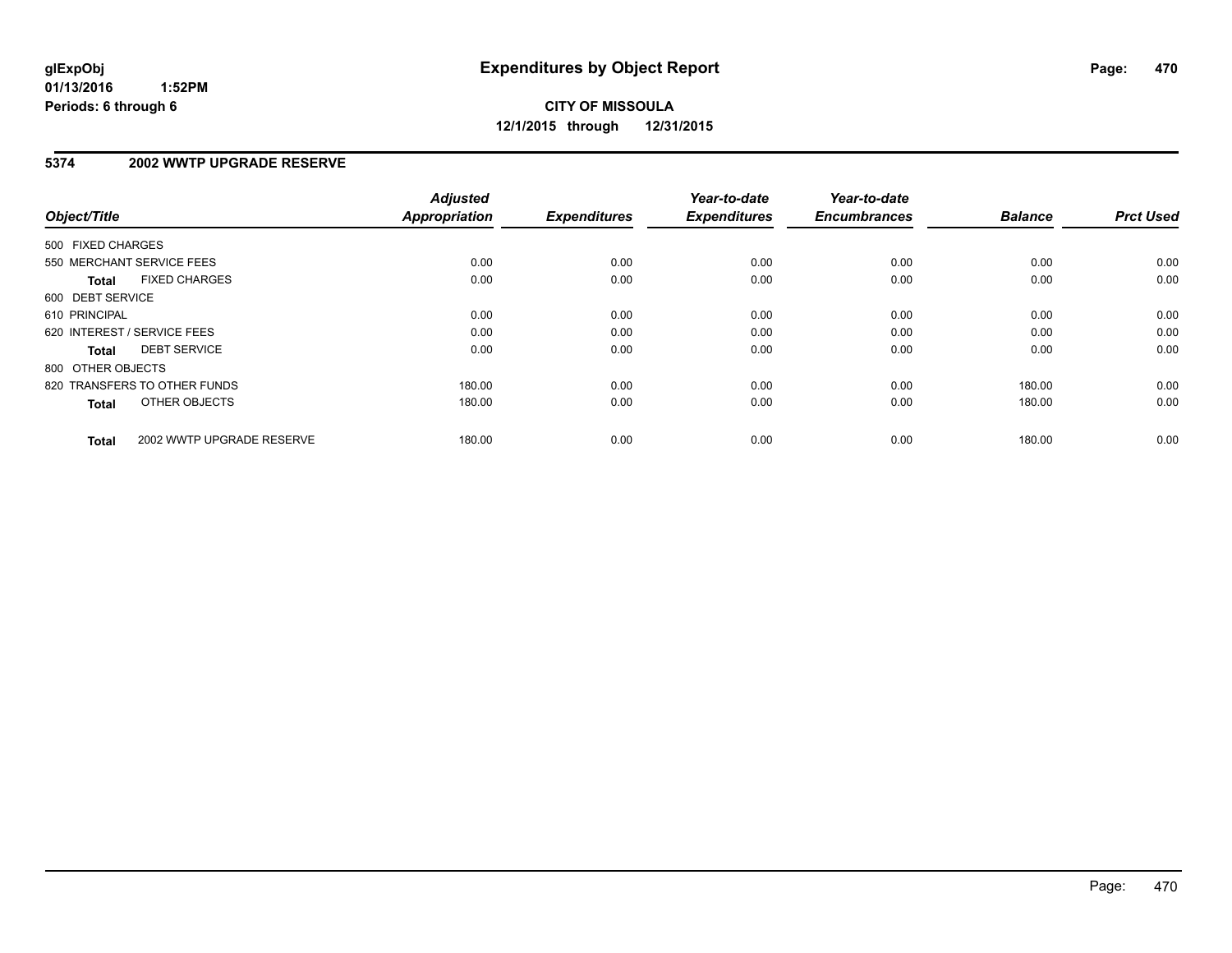# Expenditures by Object Report

glExpObj
01/13/2016 1:52PM
Periods: 6 through 6

**CITY OF MISSOULA**
**12/1/2015 through 12/31/2015**

## 5374 2002 WWTP UPGRADE RESERVE

| Object/Title | Adjusted Appropriation | Expenditures | Year-to-date Expenditures | Year-to-date Encumbrances | Balance | Prct Used |
|---|---|---|---|---|---|---|
| 500 FIXED CHARGES | | | | | | |
| 550 MERCHANT SERVICE FEES | 0.00 | 0.00 | 0.00 | 0.00 | 0.00 | 0.00 |
| **Total** FIXED CHARGES | 0.00 | 0.00 | 0.00 | 0.00 | 0.00 | 0.00 |
| 600 DEBT SERVICE | | | | | | |
| 610 PRINCIPAL | 0.00 | 0.00 | 0.00 | 0.00 | 0.00 | 0.00 |
| 620 INTEREST / SERVICE FEES | 0.00 | 0.00 | 0.00 | 0.00 | 0.00 | 0.00 |
| **Total** DEBT SERVICE | 0.00 | 0.00 | 0.00 | 0.00 | 0.00 | 0.00 |
| 800 OTHER OBJECTS | | | | | | |
| 820 TRANSFERS TO OTHER FUNDS | 180.00 | 0.00 | 0.00 | 0.00 | 180.00 | 0.00 |
| **Total** OTHER OBJECTS | 180.00 | 0.00 | 0.00 | 0.00 | 180.00 | 0.00 |
| **Total** 2002 WWTP UPGRADE RESERVE | 180.00 | 0.00 | 0.00 | 0.00 | 180.00 | 0.00 |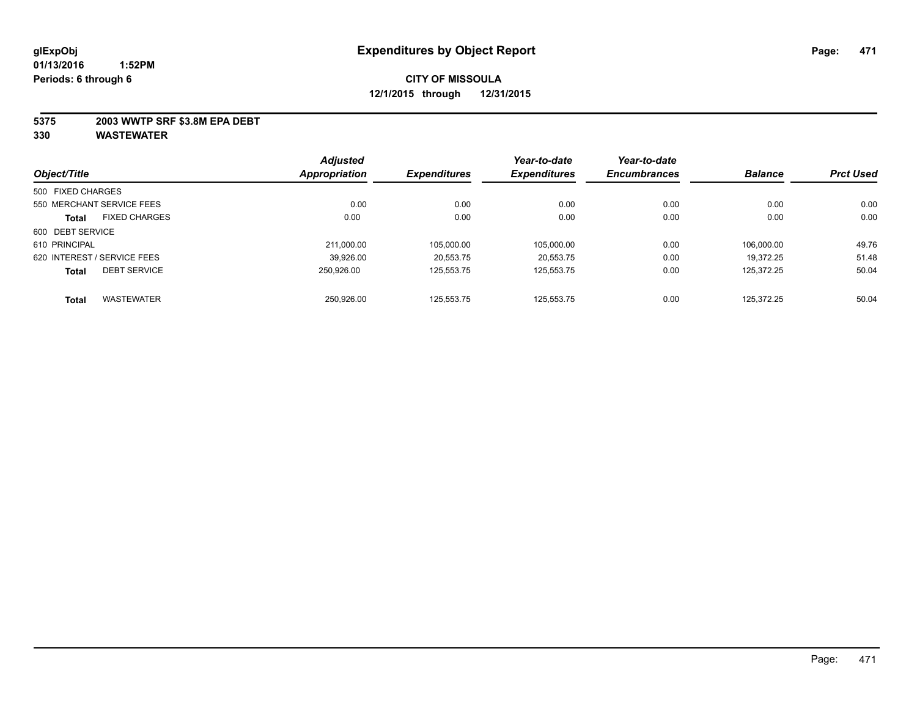glExpObj
01/13/2016 1:52PM
Periods: 6 through 6

# Expenditures by Object Report

**CITY OF MISSOULA**
**12/1/2015 through 12/31/2015**

**5375 2003 WWTP SRF $3.8M EPA DEBT**
**330 WASTEWATER**

| Object/Title | Adjusted Appropriation | Expenditures | Year-to-date Expenditures | Year-to-date Encumbrances | Balance | Prct Used |
|---|---|---|---|---|---|---|
| 500 FIXED CHARGES | | | | | | |
| 550 MERCHANT SERVICE FEES | 0.00 | 0.00 | 0.00 | 0.00 | 0.00 | 0.00 |
| **Total** FIXED CHARGES | 0.00 | 0.00 | 0.00 | 0.00 | 0.00 | 0.00 |
| 600 DEBT SERVICE | | | | | | |
| 610 PRINCIPAL | 211,000.00 | 105,000.00 | 105,000.00 | 0.00 | 106,000.00 | 49.76 |
| 620 INTEREST / SERVICE FEES | 39,926.00 | 20,553.75 | 20,553.75 | 0.00 | 19,372.25 | 51.48 |
| **Total** DEBT SERVICE | 250,926.00 | 125,553.75 | 125,553.75 | 0.00 | 125,372.25 | 50.04 |
| **Total** WASTEWATER | 250,926.00 | 125,553.75 | 125,553.75 | 0.00 | 125,372.25 | 50.04 |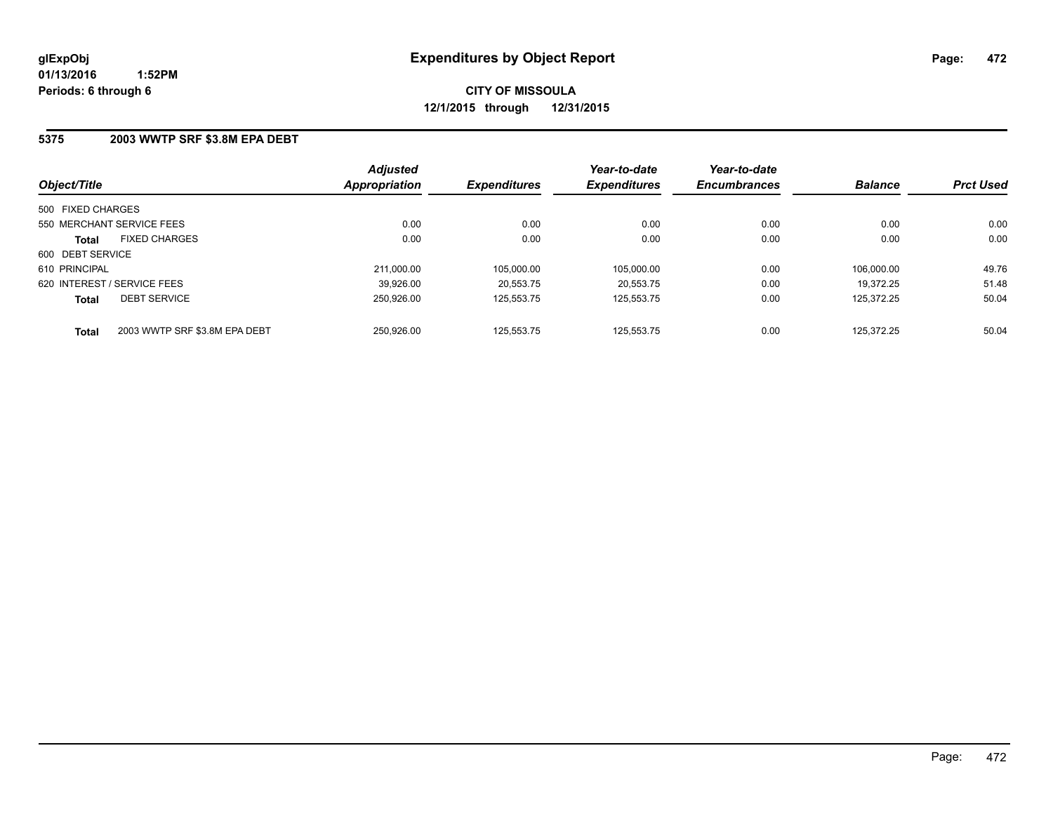**glExpObj**
**01/13/2016 1:52PM**
**Periods: 6 through 6**

# Expenditures by Object Report

**CITY OF MISSOULA**
**12/1/2015 through 12/31/2015**

## 5375 2003 WWTP SRF $3.8M EPA DEBT

| Object/Title | Adjusted Appropriation | Expenditures | Year-to-date Expenditures | Year-to-date Encumbrances | Balance | Prct Used |
|---|---|---|---|---|---|---|
| 500 FIXED CHARGES | | | | | | |
| 550 MERCHANT SERVICE FEES | 0.00 | 0.00 | 0.00 | 0.00 | 0.00 | 0.00 |
| **Total** FIXED CHARGES | 0.00 | 0.00 | 0.00 | 0.00 | 0.00 | 0.00 |
| 600 DEBT SERVICE | | | | | | |
| 610 PRINCIPAL | 211,000.00 | 105,000.00 | 105,000.00 | 0.00 | 106,000.00 | 49.76 |
| 620 INTEREST / SERVICE FEES | 39,926.00 | 20,553.75 | 20,553.75 | 0.00 | 19,372.25 | 51.48 |
| **Total** DEBT SERVICE | 250,926.00 | 125,553.75 | 125,553.75 | 0.00 | 125,372.25 | 50.04 |
| **Total** 2003 WWTP SRF $3.8M EPA DEBT | 250,926.00 | 125,553.75 | 125,553.75 | 0.00 | 125,372.25 | 50.04 |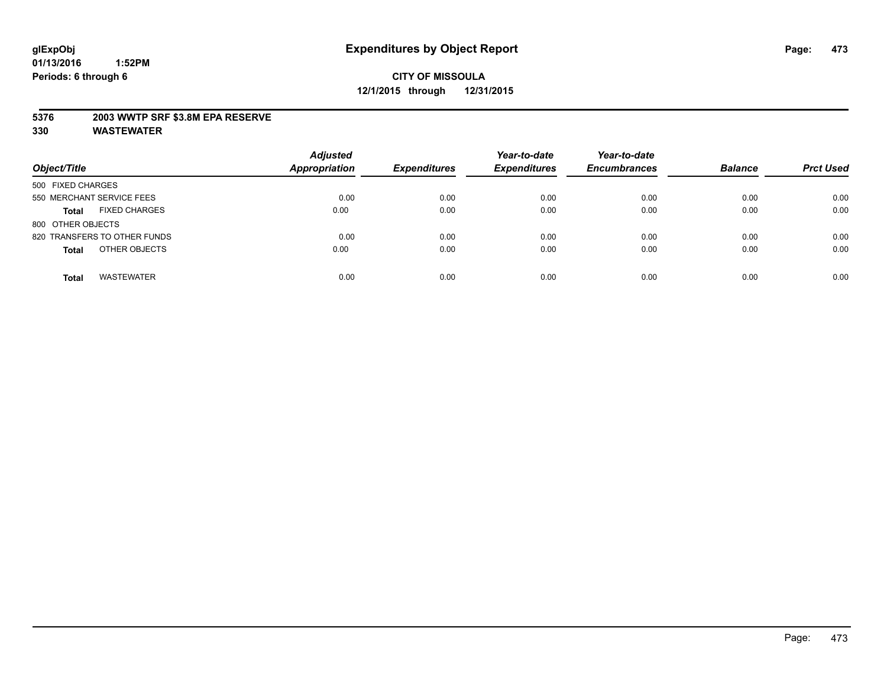# Expenditures by Object Report

glExpObj
01/13/2016 1:52PM
Periods: 6 through 6

**CITY OF MISSOULA**
**12/1/2015 through 12/31/2015**

**5376 2003 WWTP SRF $3.8M EPA RESERVE**
**330 WASTEWATER**

| Object/Title | Adjusted Appropriation | Expenditures | Year-to-date Expenditures | Year-to-date Encumbrances | Balance | Prct Used |
|---|---|---|---|---|---|---|
| 500 FIXED CHARGES | | | | | | |
| 550 MERCHANT SERVICE FEES | 0.00 | 0.00 | 0.00 | 0.00 | 0.00 | 0.00 |
| **Total** FIXED CHARGES | 0.00 | 0.00 | 0.00 | 0.00 | 0.00 | 0.00 |
| 800 OTHER OBJECTS | | | | | | |
| 820 TRANSFERS TO OTHER FUNDS | 0.00 | 0.00 | 0.00 | 0.00 | 0.00 | 0.00 |
| **Total** OTHER OBJECTS | 0.00 | 0.00 | 0.00 | 0.00 | 0.00 | 0.00 |
| **Total** WASTEWATER | 0.00 | 0.00 | 0.00 | 0.00 | 0.00 | 0.00 |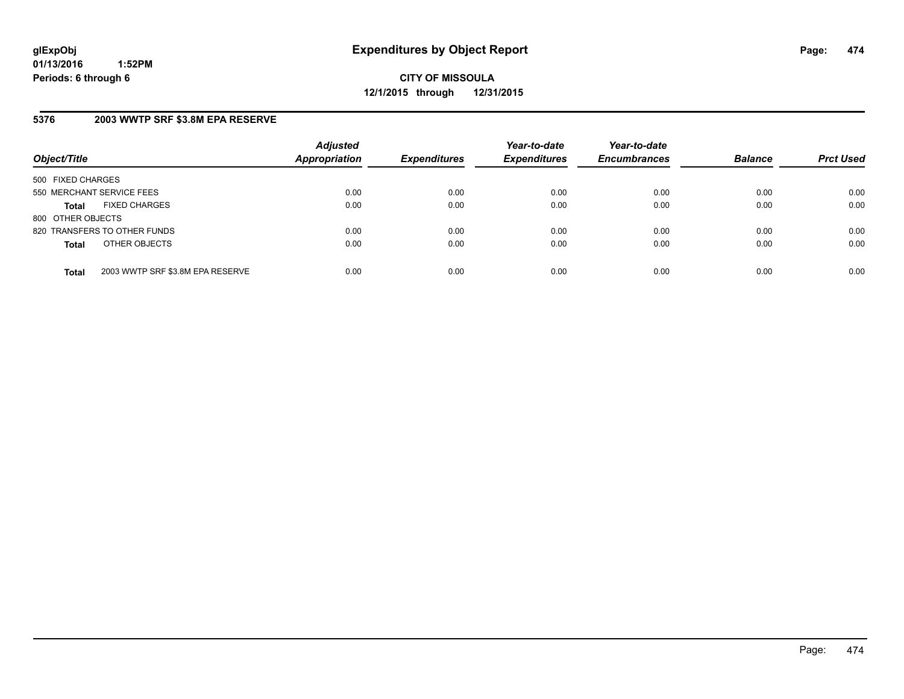**glExpObj**
**01/13/2016 1:52PM**
**Periods: 6 through 6**

# Expenditures by Object Report

**CITY OF MISSOULA**
**12/1/2015 through 12/31/2015**

## 5376 2003 WWTP SRF $3.8M EPA RESERVE

| Object/Title | Adjusted Appropriation | Expenditures | Year-to-date Expenditures | Year-to-date Encumbrances | Balance | Prct Used |
|---|---|---|---|---|---|---|
| 500 FIXED CHARGES | | | | | | |
| 550 MERCHANT SERVICE FEES | 0.00 | 0.00 | 0.00 | 0.00 | 0.00 | 0.00 |
| **Total** FIXED CHARGES | 0.00 | 0.00 | 0.00 | 0.00 | 0.00 | 0.00 |
| 800 OTHER OBJECTS | | | | | | |
| 820 TRANSFERS TO OTHER FUNDS | 0.00 | 0.00 | 0.00 | 0.00 | 0.00 | 0.00 |
| **Total** OTHER OBJECTS | 0.00 | 0.00 | 0.00 | 0.00 | 0.00 | 0.00 |
| **Total** 2003 WWTP SRF $3.8M EPA RESERVE | 0.00 | 0.00 | 0.00 | 0.00 | 0.00 | 0.00 |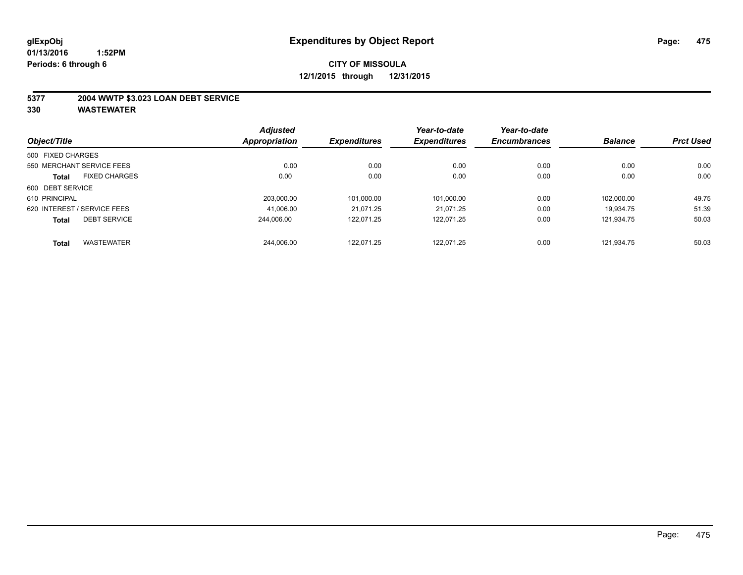# Expenditures by Object Report

glExpObj
01/13/2016 1:52PM
Periods: 6 through 6

**CITY OF MISSOULA**
**12/1/2015 through 12/31/2015**

**5377 2004 WWTP $3.023 LOAN DEBT SERVICE**
**330 WASTEWATER**

| Object/Title | Adjusted Appropriation | Expenditures | Year-to-date Expenditures | Year-to-date Encumbrances | Balance | Prct Used |
|---|---|---|---|---|---|---|
| 500 FIXED CHARGES | | | | | | |
| 550 MERCHANT SERVICE FEES | 0.00 | 0.00 | 0.00 | 0.00 | 0.00 | 0.00 |
| **Total** FIXED CHARGES | 0.00 | 0.00 | 0.00 | 0.00 | 0.00 | 0.00 |
| 600 DEBT SERVICE | | | | | | |
| 610 PRINCIPAL | 203,000.00 | 101,000.00 | 101,000.00 | 0.00 | 102,000.00 | 49.75 |
| 620 INTEREST / SERVICE FEES | 41,006.00 | 21,071.25 | 21,071.25 | 0.00 | 19,934.75 | 51.39 |
| **Total** DEBT SERVICE | 244,006.00 | 122,071.25 | 122,071.25 | 0.00 | 121,934.75 | 50.03 |
| **Total** WASTEWATER | 244,006.00 | 122,071.25 | 122,071.25 | 0.00 | 121,934.75 | 50.03 |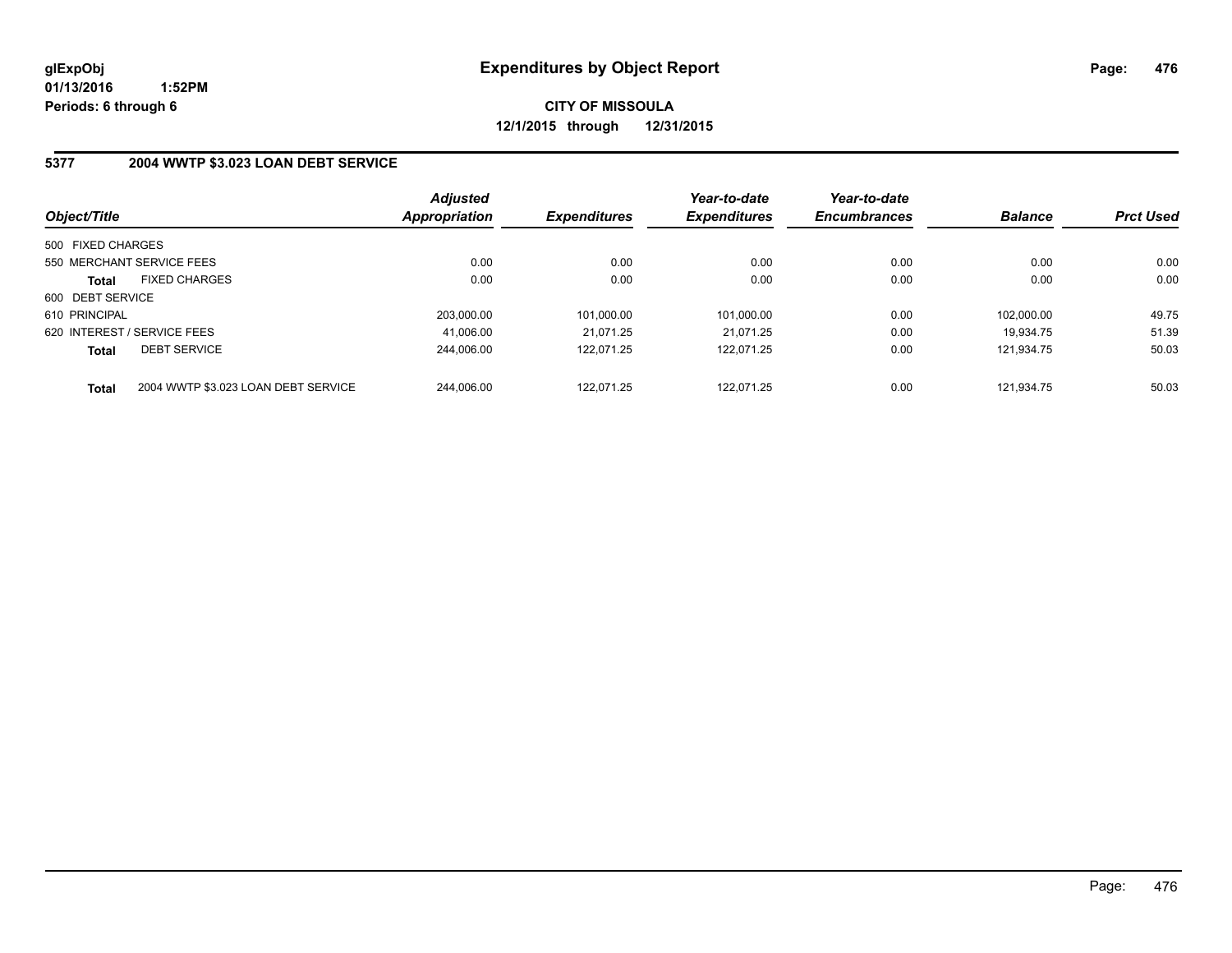**glExpObj**
**01/13/2016 1:52PM**
**Periods: 6 through 6**

# Expenditures by Object Report

**CITY OF MISSOULA**
**12/1/2015 through 12/31/2015**

## 5377 2004 WWTP $3.023 LOAN DEBT SERVICE

| Object/Title | | Adjusted Appropriation | Expenditures | Year-to-date Expenditures | Year-to-date Encumbrances | Balance | Prct Used |
|---|---|---|---|---|---|---|---|
| 500 FIXED CHARGES | | | | | | | |
| 550 MERCHANT SERVICE FEES | | 0.00 | 0.00 | 0.00 | 0.00 | 0.00 | 0.00 |
| **Total** | FIXED CHARGES | 0.00 | 0.00 | 0.00 | 0.00 | 0.00 | 0.00 |
| 600 DEBT SERVICE | | | | | | | |
| 610 PRINCIPAL | | 203,000.00 | 101,000.00 | 101,000.00 | 0.00 | 102,000.00 | 49.75 |
| 620 INTEREST / SERVICE FEES | | 41,006.00 | 21,071.25 | 21,071.25 | 0.00 | 19,934.75 | 51.39 |
| **Total** | DEBT SERVICE | 244,006.00 | 122,071.25 | 122,071.25 | 0.00 | 121,934.75 | 50.03 |
| **Total** | 2004 WWTP $3.023 LOAN DEBT SERVICE | 244,006.00 | 122,071.25 | 122,071.25 | 0.00 | 121,934.75 | 50.03 |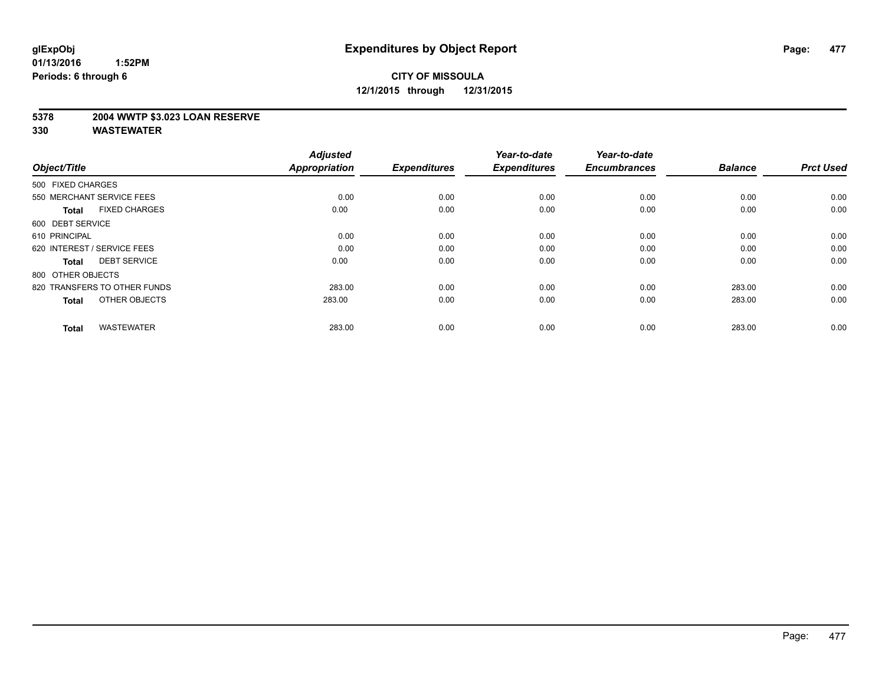**glExpObj** **Expenditures by Object Report**
**01/13/2016 1:52PM**
**Periods: 6 through 6**

**CITY OF MISSOULA**
**12/1/2015 through 12/31/2015**

**5378 2004 WWTP $3.023 LOAN RESERVE**
**330 WASTEWATER**

| Object/Title | Adjusted Appropriation | Expenditures | Year-to-date Expenditures | Year-to-date Encumbrances | Balance | Prct Used |
|---|---|---|---|---|---|---|
| 500 FIXED CHARGES | | | | | | |
| 550 MERCHANT SERVICE FEES | 0.00 | 0.00 | 0.00 | 0.00 | 0.00 | 0.00 |
| **Total** FIXED CHARGES | 0.00 | 0.00 | 0.00 | 0.00 | 0.00 | 0.00 |
| 600 DEBT SERVICE | | | | | | |
| 610 PRINCIPAL | 0.00 | 0.00 | 0.00 | 0.00 | 0.00 | 0.00 |
| 620 INTEREST / SERVICE FEES | 0.00 | 0.00 | 0.00 | 0.00 | 0.00 | 0.00 |
| **Total** DEBT SERVICE | 0.00 | 0.00 | 0.00 | 0.00 | 0.00 | 0.00 |
| 800 OTHER OBJECTS | | | | | | |
| 820 TRANSFERS TO OTHER FUNDS | 283.00 | 0.00 | 0.00 | 0.00 | 283.00 | 0.00 |
| **Total** OTHER OBJECTS | 283.00 | 0.00 | 0.00 | 0.00 | 283.00 | 0.00 |
| **Total** WASTEWATER | 283.00 | 0.00 | 0.00 | 0.00 | 283.00 | 0.00 |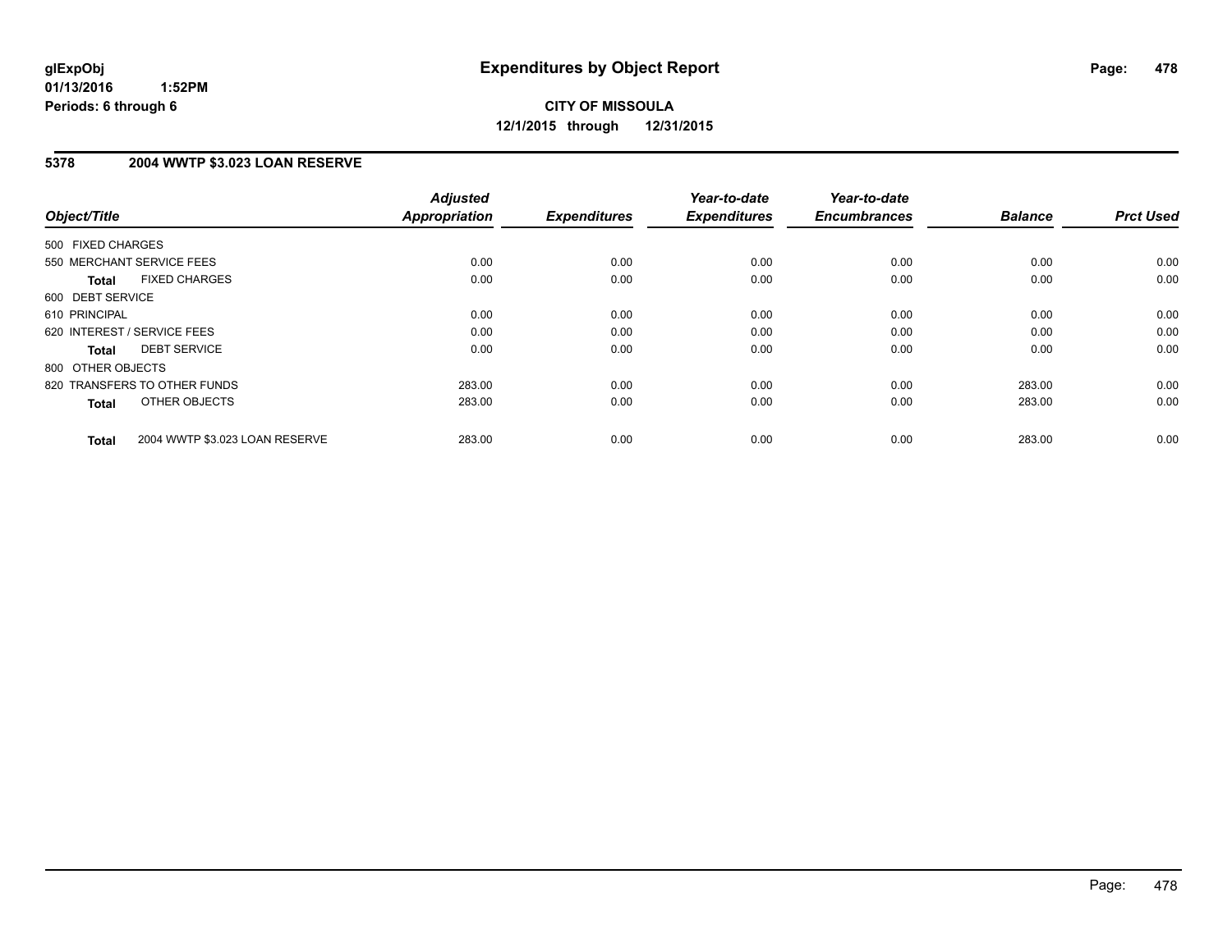glExpObj
01/13/2016 1:52PM
Periods: 6 through 6

# Expenditures by Object Report

**CITY OF MISSOULA**
**12/1/2015 through 12/31/2015**

## 5378 2004 WWTP $3.023 LOAN RESERVE

| Object/Title | Adjusted Appropriation | Expenditures | Year-to-date Expenditures | Year-to-date Encumbrances | Balance | Prct Used |
|---|---|---|---|---|---|---|
| 500 FIXED CHARGES | | | | | | |
| 550 MERCHANT SERVICE FEES | 0.00 | 0.00 | 0.00 | 0.00 | 0.00 | 0.00 |
| **Total** FIXED CHARGES | 0.00 | 0.00 | 0.00 | 0.00 | 0.00 | 0.00 |
| 600 DEBT SERVICE | | | | | | |
| 610 PRINCIPAL | 0.00 | 0.00 | 0.00 | 0.00 | 0.00 | 0.00 |
| 620 INTEREST / SERVICE FEES | 0.00 | 0.00 | 0.00 | 0.00 | 0.00 | 0.00 |
| **Total** DEBT SERVICE | 0.00 | 0.00 | 0.00 | 0.00 | 0.00 | 0.00 |
| 800 OTHER OBJECTS | | | | | | |
| 820 TRANSFERS TO OTHER FUNDS | 283.00 | 0.00 | 0.00 | 0.00 | 283.00 | 0.00 |
| **Total** OTHER OBJECTS | 283.00 | 0.00 | 0.00 | 0.00 | 283.00 | 0.00 |
| **Total** 2004 WWTP $3.023 LOAN RESERVE | 283.00 | 0.00 | 0.00 | 0.00 | 283.00 | 0.00 |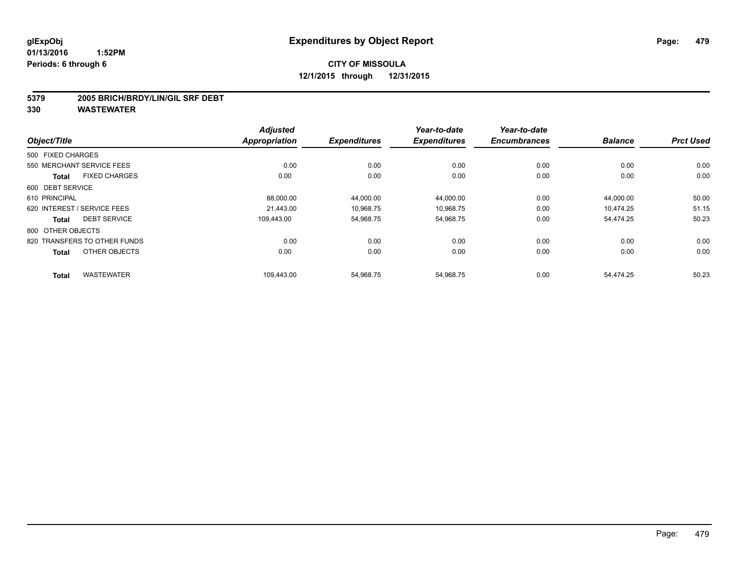**glExpObj** **Expenditures by Object Report**
**01/13/2016 1:52PM**
**Periods: 6 through 6**

**CITY OF MISSOULA**
**12/1/2015 through 12/31/2015**

## 5379 2005 BRICH/BRDY/LIN/GIL SRF DEBT
## 330 WASTEWATER

| Object/Title | Adjusted Appropriation | Expenditures | Year-to-date Expenditures | Year-to-date Encumbrances | Balance | Prct Used |
|---|---|---|---|---|---|---|
| 500 FIXED CHARGES | | | | | | |
| 550 MERCHANT SERVICE FEES | 0.00 | 0.00 | 0.00 | 0.00 | 0.00 | 0.00 |
| **Total** FIXED CHARGES | 0.00 | 0.00 | 0.00 | 0.00 | 0.00 | 0.00 |
| 600 DEBT SERVICE | | | | | | |
| 610 PRINCIPAL | 88,000.00 | 44,000.00 | 44,000.00 | 0.00 | 44,000.00 | 50.00 |
| 620 INTEREST / SERVICE FEES | 21,443.00 | 10,968.75 | 10,968.75 | 0.00 | 10,474.25 | 51.15 |
| **Total** DEBT SERVICE | 109,443.00 | 54,968.75 | 54,968.75 | 0.00 | 54,474.25 | 50.23 |
| 800 OTHER OBJECTS | | | | | | |
| 820 TRANSFERS TO OTHER FUNDS | 0.00 | 0.00 | 0.00 | 0.00 | 0.00 | 0.00 |
| **Total** OTHER OBJECTS | 0.00 | 0.00 | 0.00 | 0.00 | 0.00 | 0.00 |
| **Total** WASTEWATER | 109,443.00 | 54,968.75 | 54,968.75 | 0.00 | 54,474.25 | 50.23 |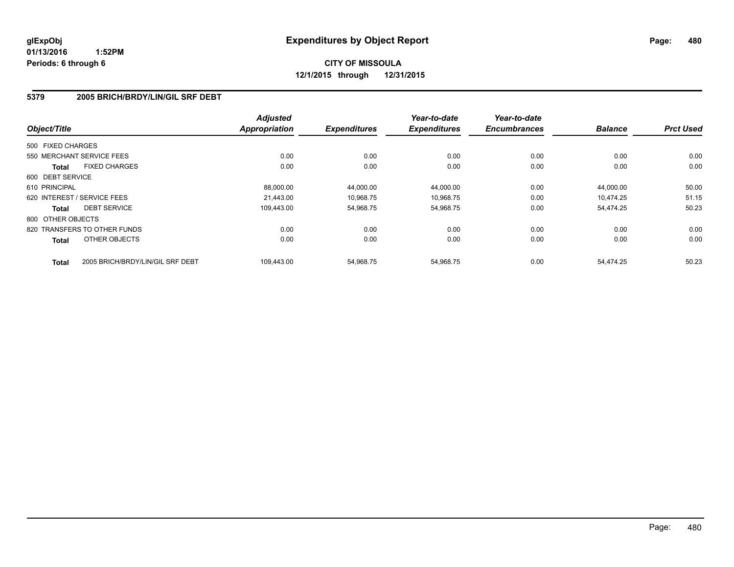glExpObj
01/13/2016 1:52PM
Periods: 6 through 6

# Expenditures by Object Report

**CITY OF MISSOULA**
**12/1/2015 through 12/31/2015**

## 5379 2005 BRICH/BRDY/LIN/GIL SRF DEBT

| Object/Title | | Adjusted Appropriation | Expenditures | Year-to-date Expenditures | Year-to-date Encumbrances | Balance | Prct Used |
|---|---|---|---|---|---|---|---|
| 500 FIXED CHARGES | | | | | | | |
| 550 MERCHANT SERVICE FEES | | 0.00 | 0.00 | 0.00 | 0.00 | 0.00 | 0.00 |
| **Total** | FIXED CHARGES | 0.00 | 0.00 | 0.00 | 0.00 | 0.00 | 0.00 |
| 600 DEBT SERVICE | | | | | | | |
| 610 PRINCIPAL | | 88,000.00 | 44,000.00 | 44,000.00 | 0.00 | 44,000.00 | 50.00 |
| 620 INTEREST / SERVICE FEES | | 21,443.00 | 10,968.75 | 10,968.75 | 0.00 | 10,474.25 | 51.15 |
| **Total** | DEBT SERVICE | 109,443.00 | 54,968.75 | 54,968.75 | 0.00 | 54,474.25 | 50.23 |
| 800 OTHER OBJECTS | | | | | | | |
| 820 TRANSFERS TO OTHER FUNDS | | 0.00 | 0.00 | 0.00 | 0.00 | 0.00 | 0.00 |
| **Total** | OTHER OBJECTS | 0.00 | 0.00 | 0.00 | 0.00 | 0.00 | 0.00 |
| **Total** | 2005 BRICH/BRDY/LIN/GIL SRF DEBT | 109,443.00 | 54,968.75 | 54,968.75 | 0.00 | 54,474.25 | 50.23 |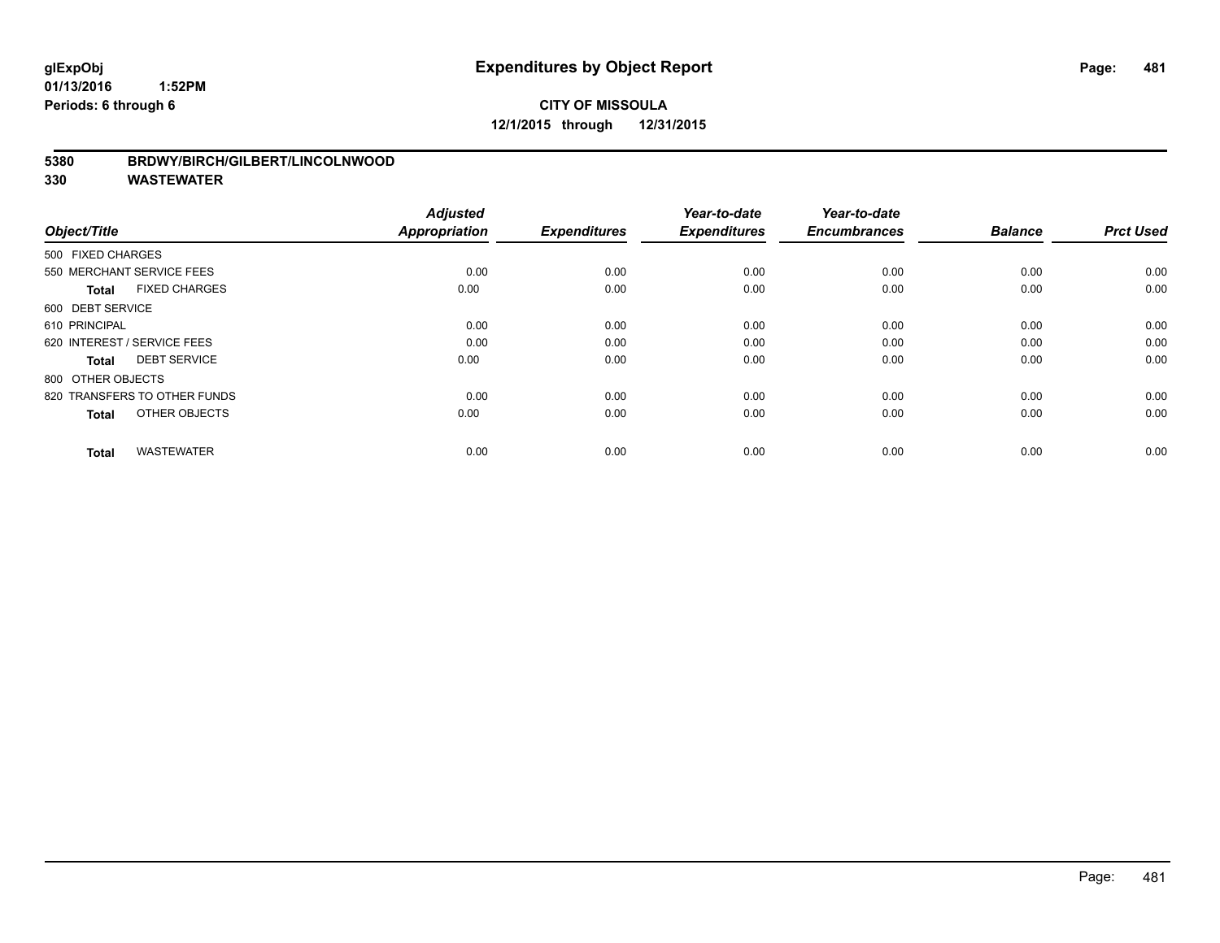# Expenditures by Object Report

glExpObj
01/13/2016 1:52PM
Periods: 6 through 6

**CITY OF MISSOULA**
**12/1/2015 through 12/31/2015**

**5380 BRDWY/BIRCH/GILBERT/LINCOLNWOOD**
**330 WASTEWATER**

| Object/Title | Adjusted Appropriation | Expenditures | Year-to-date Expenditures | Year-to-date Encumbrances | Balance | Prct Used |
|---|---|---|---|---|---|---|
| 500 FIXED CHARGES | | | | | | |
| 550 MERCHANT SERVICE FEES | 0.00 | 0.00 | 0.00 | 0.00 | 0.00 | 0.00 |
| **Total** FIXED CHARGES | 0.00 | 0.00 | 0.00 | 0.00 | 0.00 | 0.00 |
| 600 DEBT SERVICE | | | | | | |
| 610 PRINCIPAL | 0.00 | 0.00 | 0.00 | 0.00 | 0.00 | 0.00 |
| 620 INTEREST / SERVICE FEES | 0.00 | 0.00 | 0.00 | 0.00 | 0.00 | 0.00 |
| **Total** DEBT SERVICE | 0.00 | 0.00 | 0.00 | 0.00 | 0.00 | 0.00 |
| 800 OTHER OBJECTS | | | | | | |
| 820 TRANSFERS TO OTHER FUNDS | 0.00 | 0.00 | 0.00 | 0.00 | 0.00 | 0.00 |
| **Total** OTHER OBJECTS | 0.00 | 0.00 | 0.00 | 0.00 | 0.00 | 0.00 |
| **Total** WASTEWATER | 0.00 | 0.00 | 0.00 | 0.00 | 0.00 | 0.00 |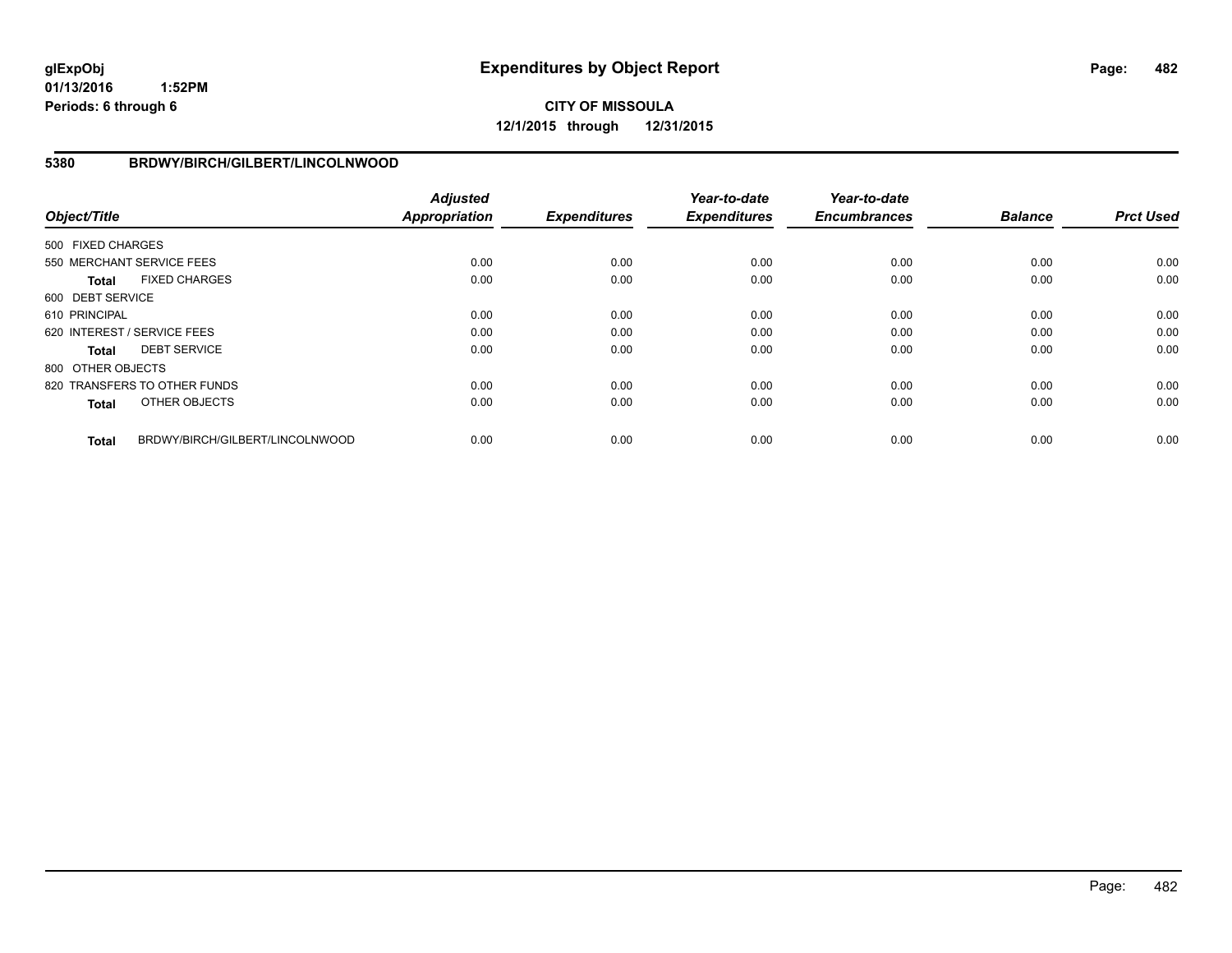**glExpObj**
**01/13/2016 1:52PM**
**Periods: 6 through 6**

# Expenditures by Object Report

**CITY OF MISSOULA**
**12/1/2015 through 12/31/2015**

## 5380 BRDWY/BIRCH/GILBERT/LINCOLNWOOD

| Object/Title | Adjusted Appropriation | Expenditures | Year-to-date Expenditures | Year-to-date Encumbrances | Balance | Prct Used |
|---|---|---|---|---|---|---|
| 500 FIXED CHARGES | | | | | | |
| 550 MERCHANT SERVICE FEES | 0.00 | 0.00 | 0.00 | 0.00 | 0.00 | 0.00 |
| **Total** FIXED CHARGES | 0.00 | 0.00 | 0.00 | 0.00 | 0.00 | 0.00 |
| 600 DEBT SERVICE | | | | | | |
| 610 PRINCIPAL | 0.00 | 0.00 | 0.00 | 0.00 | 0.00 | 0.00 |
| 620 INTEREST / SERVICE FEES | 0.00 | 0.00 | 0.00 | 0.00 | 0.00 | 0.00 |
| **Total** DEBT SERVICE | 0.00 | 0.00 | 0.00 | 0.00 | 0.00 | 0.00 |
| 800 OTHER OBJECTS | | | | | | |
| 820 TRANSFERS TO OTHER FUNDS | 0.00 | 0.00 | 0.00 | 0.00 | 0.00 | 0.00 |
| **Total** OTHER OBJECTS | 0.00 | 0.00 | 0.00 | 0.00 | 0.00 | 0.00 |
| **Total** BRDWY/BIRCH/GILBERT/LINCOLNWOOD | 0.00 | 0.00 | 0.00 | 0.00 | 0.00 | 0.00 |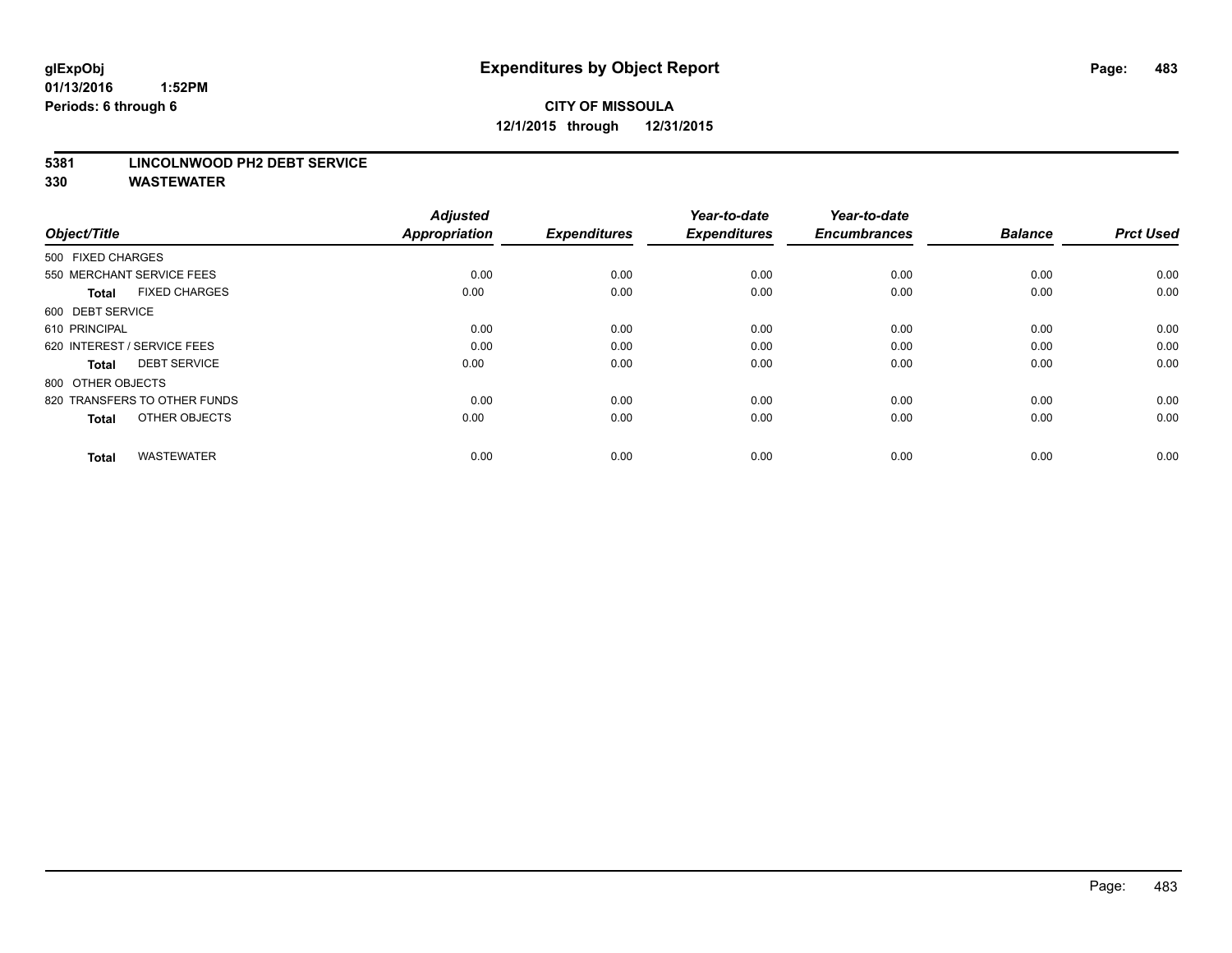# Expenditures by Object Report

glExpObj
01/13/2016 1:52PM
Periods: 6 through 6

**CITY OF MISSOULA**
**12/1/2015 through 12/31/2015**

**5381 LINCOLNWOOD PH2 DEBT SERVICE**
**330 WASTEWATER**

| Object/Title | Adjusted Appropriation | Expenditures | Year-to-date Expenditures | Year-to-date Encumbrances | Balance | Prct Used |
|---|---|---|---|---|---|---|
| 500 FIXED CHARGES | | | | | | |
| 550 MERCHANT SERVICE FEES | 0.00 | 0.00 | 0.00 | 0.00 | 0.00 | 0.00 |
| **Total** FIXED CHARGES | 0.00 | 0.00 | 0.00 | 0.00 | 0.00 | 0.00 |
| 600 DEBT SERVICE | | | | | | |
| 610 PRINCIPAL | 0.00 | 0.00 | 0.00 | 0.00 | 0.00 | 0.00 |
| 620 INTEREST / SERVICE FEES | 0.00 | 0.00 | 0.00 | 0.00 | 0.00 | 0.00 |
| **Total** DEBT SERVICE | 0.00 | 0.00 | 0.00 | 0.00 | 0.00 | 0.00 |
| 800 OTHER OBJECTS | | | | | | |
| 820 TRANSFERS TO OTHER FUNDS | 0.00 | 0.00 | 0.00 | 0.00 | 0.00 | 0.00 |
| **Total** OTHER OBJECTS | 0.00 | 0.00 | 0.00 | 0.00 | 0.00 | 0.00 |
| **Total** WASTEWATER | 0.00 | 0.00 | 0.00 | 0.00 | 0.00 | 0.00 |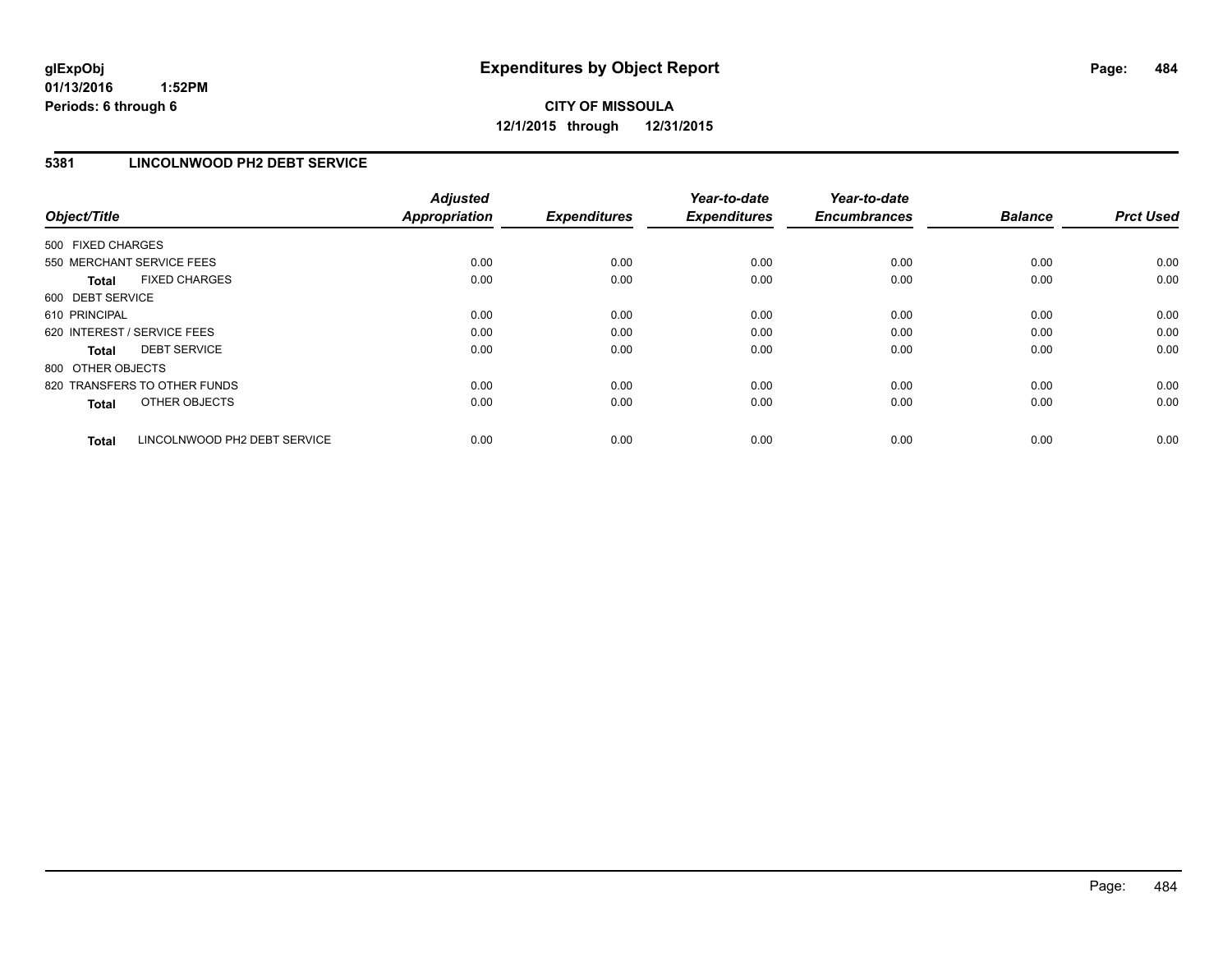**glExpObj** | **Expenditures by Object Report**
**01/13/2016 1:52PM**
**Periods: 6 through 6**

**CITY OF MISSOULA**
**12/1/2015 through 12/31/2015**

## 5381 LINCOLNWOOD PH2 DEBT SERVICE

| Object/Title | Adjusted Appropriation | Expenditures | Year-to-date Expenditures | Year-to-date Encumbrances | Balance | Prct Used |
|---|---|---|---|---|---|---|
| 500 FIXED CHARGES | | | | | | |
| 550 MERCHANT SERVICE FEES | 0.00 | 0.00 | 0.00 | 0.00 | 0.00 | 0.00 |
| **Total** FIXED CHARGES | 0.00 | 0.00 | 0.00 | 0.00 | 0.00 | 0.00 |
| 600 DEBT SERVICE | | | | | | |
| 610 PRINCIPAL | 0.00 | 0.00 | 0.00 | 0.00 | 0.00 | 0.00 |
| 620 INTEREST / SERVICE FEES | 0.00 | 0.00 | 0.00 | 0.00 | 0.00 | 0.00 |
| **Total** DEBT SERVICE | 0.00 | 0.00 | 0.00 | 0.00 | 0.00 | 0.00 |
| 800 OTHER OBJECTS | | | | | | |
| 820 TRANSFERS TO OTHER FUNDS | 0.00 | 0.00 | 0.00 | 0.00 | 0.00 | 0.00 |
| **Total** OTHER OBJECTS | 0.00 | 0.00 | 0.00 | 0.00 | 0.00 | 0.00 |
| **Total** LINCOLNWOOD PH2 DEBT SERVICE | 0.00 | 0.00 | 0.00 | 0.00 | 0.00 | 0.00 |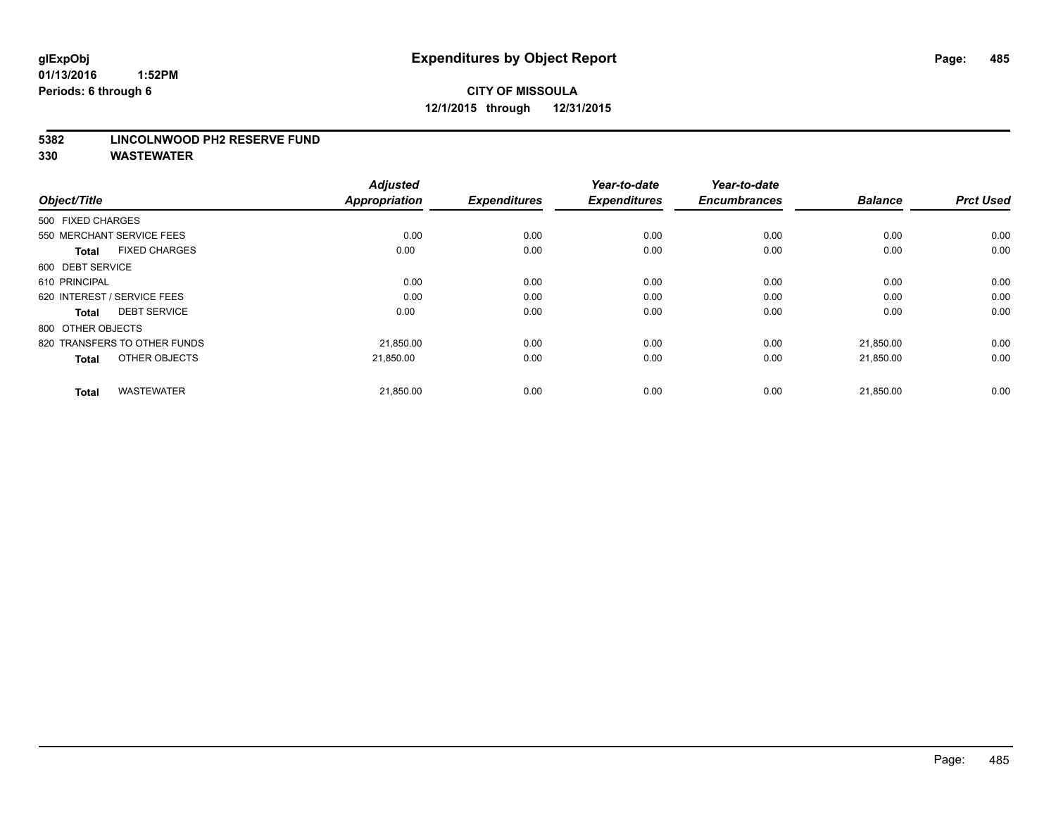**glExpObj**
**01/13/2016 1:52PM**
**Periods: 6 through 6**

# Expenditures by Object Report

**CITY OF MISSOULA**
**12/1/2015 through 12/31/2015**

**5382 LINCOLNWOOD PH2 RESERVE FUND**
**330 WASTEWATER**

| Object/Title | | Adjusted Appropriation | Expenditures | Year-to-date Expenditures | Year-to-date Encumbrances | Balance | Prct Used |
|---|---|---|---|---|---|---|---|
| 500 FIXED CHARGES | | | | | | | |
| 550 MERCHANT SERVICE FEES | | 0.00 | 0.00 | 0.00 | 0.00 | 0.00 | 0.00 |
| **Total** | FIXED CHARGES | 0.00 | 0.00 | 0.00 | 0.00 | 0.00 | 0.00 |
| 600 DEBT SERVICE | | | | | | | |
| 610 PRINCIPAL | | 0.00 | 0.00 | 0.00 | 0.00 | 0.00 | 0.00 |
| 620 INTEREST / SERVICE FEES | | 0.00 | 0.00 | 0.00 | 0.00 | 0.00 | 0.00 |
| **Total** | DEBT SERVICE | 0.00 | 0.00 | 0.00 | 0.00 | 0.00 | 0.00 |
| 800 OTHER OBJECTS | | | | | | | |
| 820 TRANSFERS TO OTHER FUNDS | | 21,850.00 | 0.00 | 0.00 | 0.00 | 21,850.00 | 0.00 |
| **Total** | OTHER OBJECTS | 21,850.00 | 0.00 | 0.00 | 0.00 | 21,850.00 | 0.00 |
| **Total** | WASTEWATER | 21,850.00 | 0.00 | 0.00 | 0.00 | 21,850.00 | 0.00 |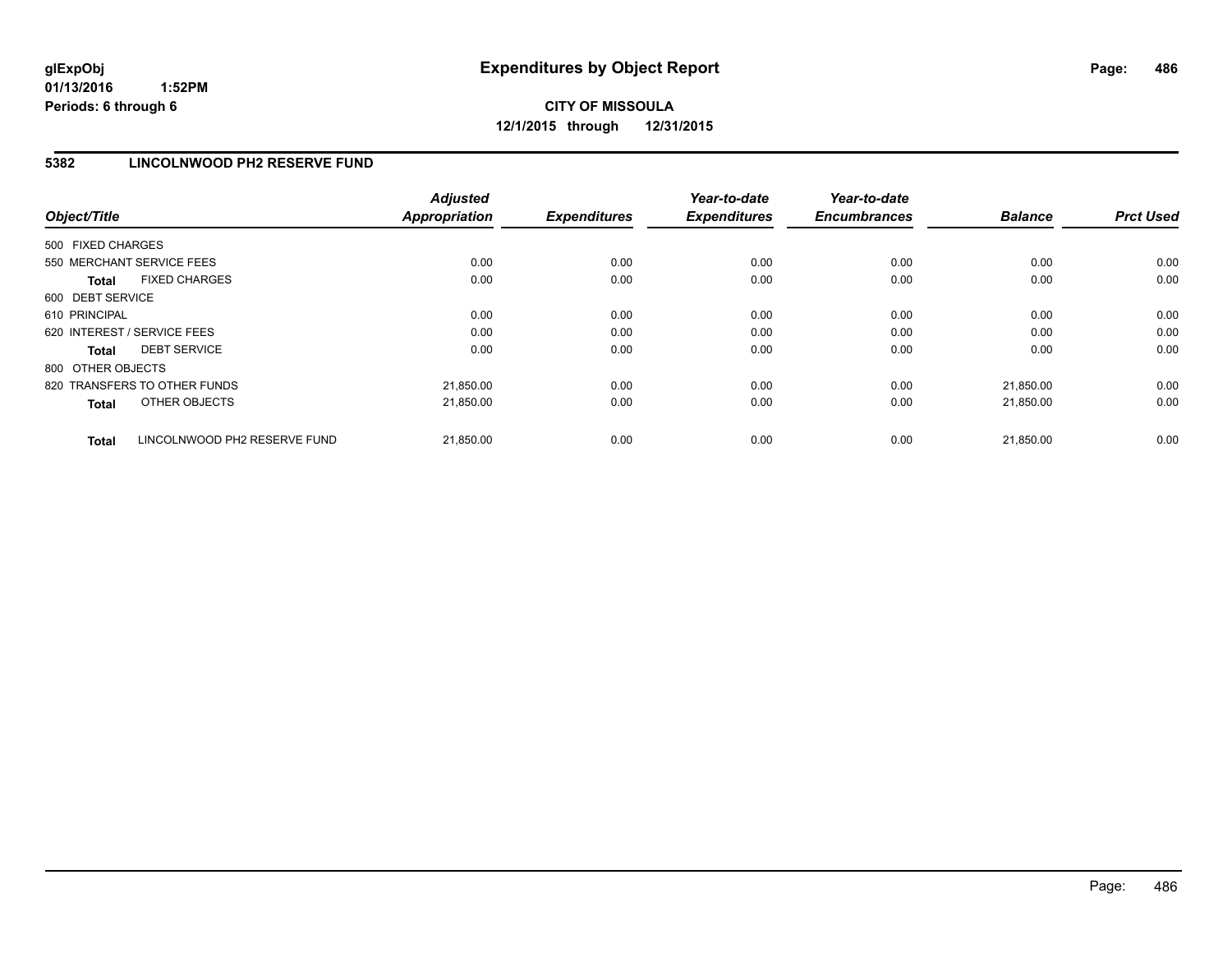**glExpObj**
**01/13/2016 1:52PM**
**Periods: 6 through 6**

# Expenditures by Object Report

**CITY OF MISSOULA**
**12/1/2015 through 12/31/2015**

## 5382 LINCOLNWOOD PH2 RESERVE FUND

| Object/Title | Adjusted Appropriation | Expenditures | Year-to-date Expenditures | Year-to-date Encumbrances | Balance | Prct Used |
|---|---|---|---|---|---|---|
| 500 FIXED CHARGES | | | | | | |
| 550 MERCHANT SERVICE FEES | 0.00 | 0.00 | 0.00 | 0.00 | 0.00 | 0.00 |
| **Total** FIXED CHARGES | 0.00 | 0.00 | 0.00 | 0.00 | 0.00 | 0.00 |
| 600 DEBT SERVICE | | | | | | |
| 610 PRINCIPAL | 0.00 | 0.00 | 0.00 | 0.00 | 0.00 | 0.00 |
| 620 INTEREST / SERVICE FEES | 0.00 | 0.00 | 0.00 | 0.00 | 0.00 | 0.00 |
| **Total** DEBT SERVICE | 0.00 | 0.00 | 0.00 | 0.00 | 0.00 | 0.00 |
| 800 OTHER OBJECTS | | | | | | |
| 820 TRANSFERS TO OTHER FUNDS | 21,850.00 | 0.00 | 0.00 | 0.00 | 21,850.00 | 0.00 |
| **Total** OTHER OBJECTS | 21,850.00 | 0.00 | 0.00 | 0.00 | 21,850.00 | 0.00 |
| **Total** LINCOLNWOOD PH2 RESERVE FUND | 21,850.00 | 0.00 | 0.00 | 0.00 | 21,850.00 | 0.00 |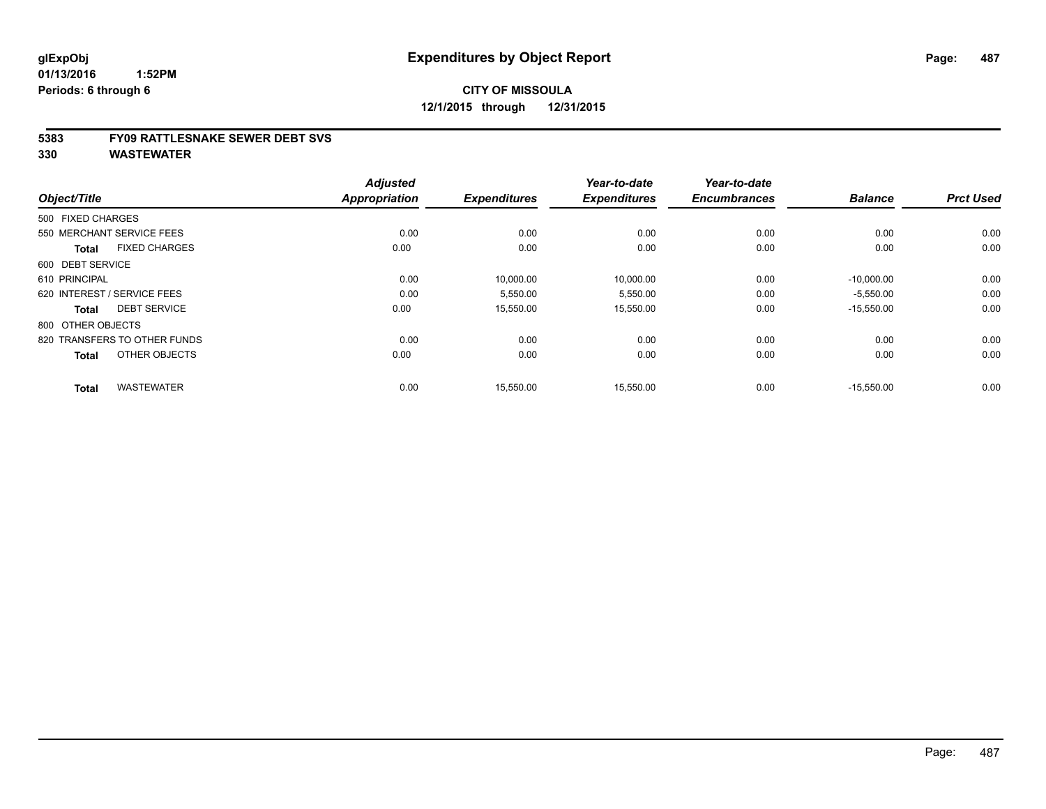glExpObj
01/13/2016 1:52PM
Periods: 6 through 6

# Expenditures by Object Report

**CITY OF MISSOULA**
**12/1/2015 through 12/31/2015**

**5383 FY09 RATTLESNAKE SEWER DEBT SVS**
**330 WASTEWATER**

| Object/Title | Adjusted Appropriation | Expenditures | Year-to-date Expenditures | Year-to-date Encumbrances | Balance | Prct Used |
|---|---|---|---|---|---|---|
| 500 FIXED CHARGES | | | | | | |
| 550 MERCHANT SERVICE FEES | 0.00 | 0.00 | 0.00 | 0.00 | 0.00 | 0.00 |
| **Total** FIXED CHARGES | 0.00 | 0.00 | 0.00 | 0.00 | 0.00 | 0.00 |
| 600 DEBT SERVICE | | | | | | |
| 610 PRINCIPAL | 0.00 | 10,000.00 | 10,000.00 | 0.00 | -10,000.00 | 0.00 |
| 620 INTEREST / SERVICE FEES | 0.00 | 5,550.00 | 5,550.00 | 0.00 | -5,550.00 | 0.00 |
| **Total** DEBT SERVICE | 0.00 | 15,550.00 | 15,550.00 | 0.00 | -15,550.00 | 0.00 |
| 800 OTHER OBJECTS | | | | | | |
| 820 TRANSFERS TO OTHER FUNDS | 0.00 | 0.00 | 0.00 | 0.00 | 0.00 | 0.00 |
| **Total** OTHER OBJECTS | 0.00 | 0.00 | 0.00 | 0.00 | 0.00 | 0.00 |
| **Total** WASTEWATER | 0.00 | 15,550.00 | 15,550.00 | 0.00 | -15,550.00 | 0.00 |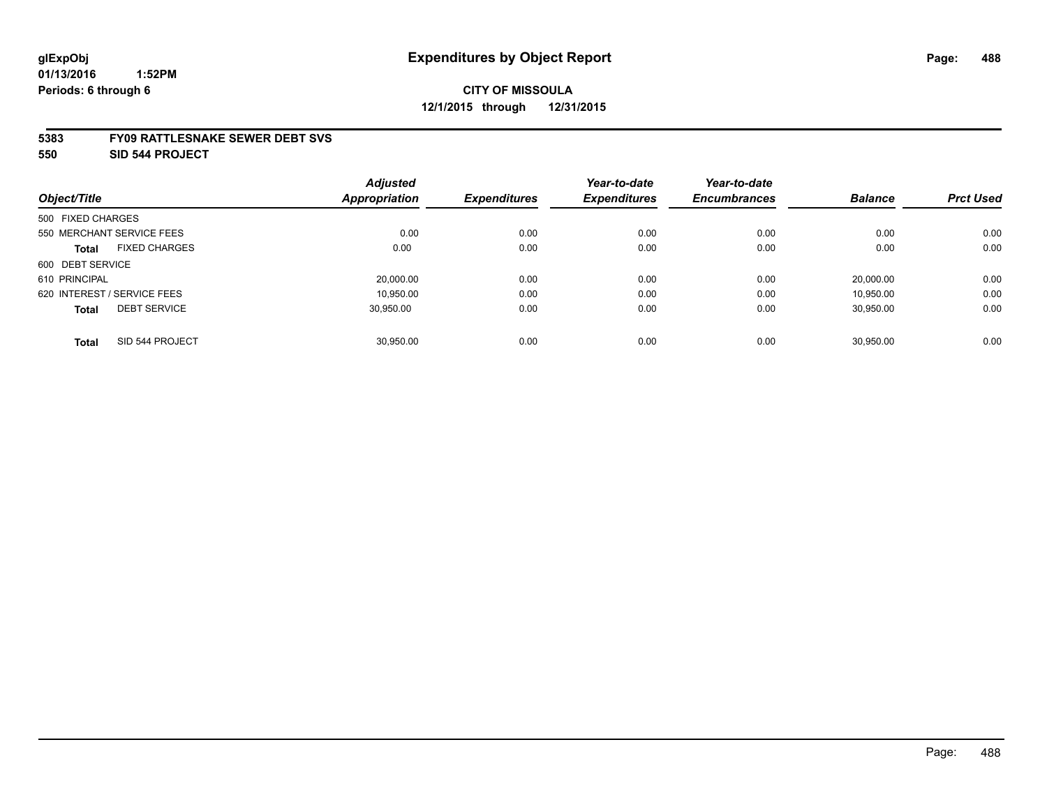# Expenditures by Object Report

glExpObj
01/13/2016 1:52PM
Periods: 6 through 6

**CITY OF MISSOULA**
**12/1/2015 through 12/31/2015**

**5383 FY09 RATTLESNAKE SEWER DEBT SVS**
**550 SID 544 PROJECT**

| Object/Title | Adjusted Appropriation | Expenditures | Year-to-date Expenditures | Year-to-date Encumbrances | Balance | Prct Used |
|---|---|---|---|---|---|---|
| 500 FIXED CHARGES | | | | | | |
| 550 MERCHANT SERVICE FEES | 0.00 | 0.00 | 0.00 | 0.00 | 0.00 | 0.00 |
| **Total** FIXED CHARGES | 0.00 | 0.00 | 0.00 | 0.00 | 0.00 | 0.00 |
| 600 DEBT SERVICE | | | | | | |
| 610 PRINCIPAL | 20,000.00 | 0.00 | 0.00 | 0.00 | 20,000.00 | 0.00 |
| 620 INTEREST / SERVICE FEES | 10,950.00 | 0.00 | 0.00 | 0.00 | 10,950.00 | 0.00 |
| **Total** DEBT SERVICE | 30,950.00 | 0.00 | 0.00 | 0.00 | 30,950.00 | 0.00 |
| **Total** SID 544 PROJECT | 30,950.00 | 0.00 | 0.00 | 0.00 | 30,950.00 | 0.00 |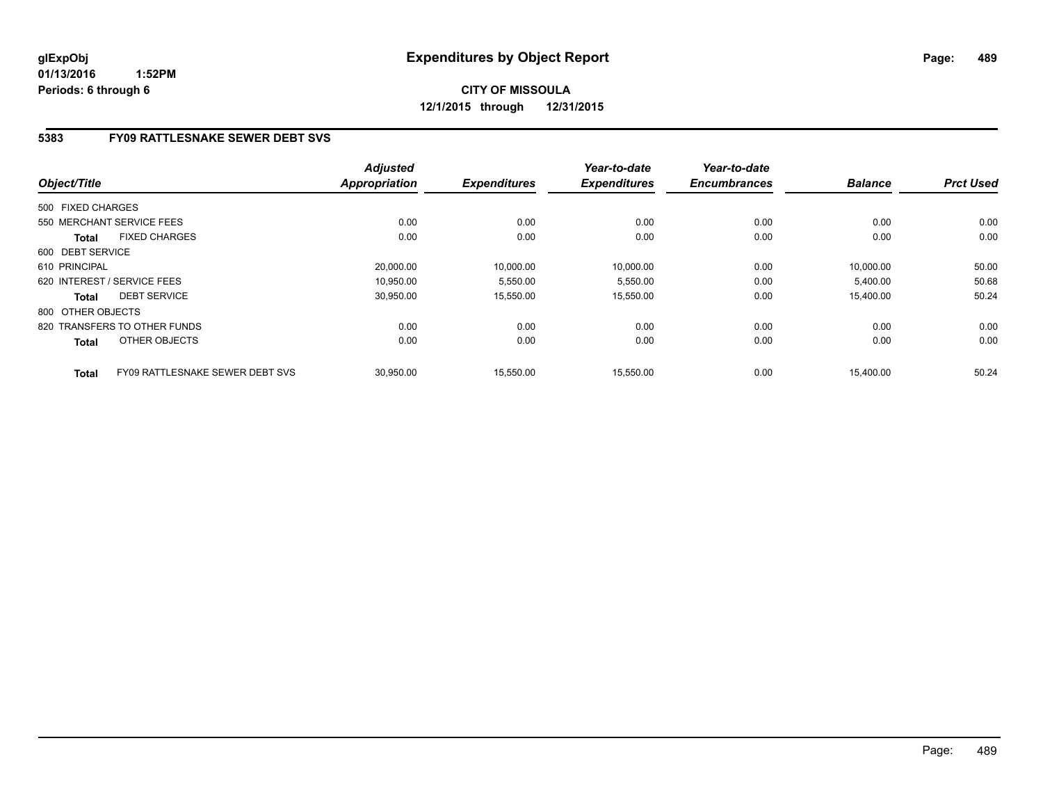**CITY OF MISSOULA**
**12/1/2015 through 12/31/2015**

**Expenditures by Object Report**

glExpObj
01/13/2016 1:52PM
Periods: 6 through 6

## 5383 FY09 RATTLESNAKE SEWER DEBT SVS

| Object/Title | | Adjusted Appropriation | Expenditures | Year-to-date Expenditures | Year-to-date Encumbrances | Balance | Prct Used |
|---|---|---|---|---|---|---|---|
| 500 FIXED CHARGES | | | | | | | |
| 550 MERCHANT SERVICE FEES | | 0.00 | 0.00 | 0.00 | 0.00 | 0.00 | 0.00 |
| **Total** | FIXED CHARGES | 0.00 | 0.00 | 0.00 | 0.00 | 0.00 | 0.00 |
| 600 DEBT SERVICE | | | | | | | |
| 610 PRINCIPAL | | 20,000.00 | 10,000.00 | 10,000.00 | 0.00 | 10,000.00 | 50.00 |
| 620 INTEREST / SERVICE FEES | | 10,950.00 | 5,550.00 | 5,550.00 | 0.00 | 5,400.00 | 50.68 |
| **Total** | DEBT SERVICE | 30,950.00 | 15,550.00 | 15,550.00 | 0.00 | 15,400.00 | 50.24 |
| 800 OTHER OBJECTS | | | | | | | |
| 820 TRANSFERS TO OTHER FUNDS | | 0.00 | 0.00 | 0.00 | 0.00 | 0.00 | 0.00 |
| **Total** | OTHER OBJECTS | 0.00 | 0.00 | 0.00 | 0.00 | 0.00 | 0.00 |
| **Total** | FY09 RATTLESNAKE SEWER DEBT SVS | 30,950.00 | 15,550.00 | 15,550.00 | 0.00 | 15,400.00 | 50.24 |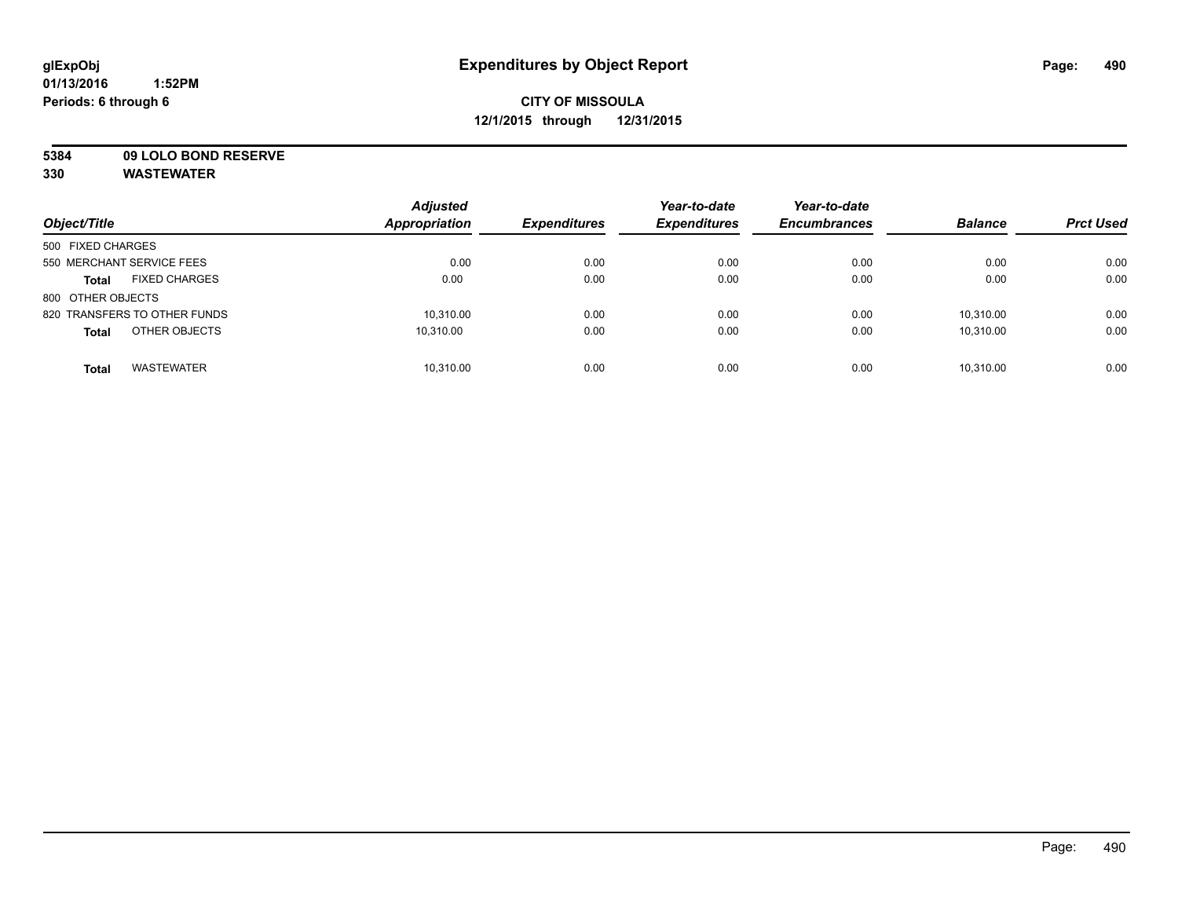**glExpObj**
**01/13/2016 1:52PM**
**Periods: 6 through 6**

# Expenditures by Object Report

**CITY OF MISSOULA**
**12/1/2015 through 12/31/2015**

**5384 09 LOLO BOND RESERVE**
**330 WASTEWATER**

| Object/Title | Adjusted Appropriation | Expenditures | Year-to-date Expenditures | Year-to-date Encumbrances | Balance | Prct Used |
|---|---|---|---|---|---|---|
| 500 FIXED CHARGES | | | | | | |
| 550 MERCHANT SERVICE FEES | 0.00 | 0.00 | 0.00 | 0.00 | 0.00 | 0.00 |
| **Total** FIXED CHARGES | 0.00 | 0.00 | 0.00 | 0.00 | 0.00 | 0.00 |
| 800 OTHER OBJECTS | | | | | | |
| 820 TRANSFERS TO OTHER FUNDS | 10,310.00 | 0.00 | 0.00 | 0.00 | 10,310.00 | 0.00 |
| **Total** OTHER OBJECTS | 10,310.00 | 0.00 | 0.00 | 0.00 | 10,310.00 | 0.00 |
| **Total** WASTEWATER | 10,310.00 | 0.00 | 0.00 | 0.00 | 10,310.00 | 0.00 |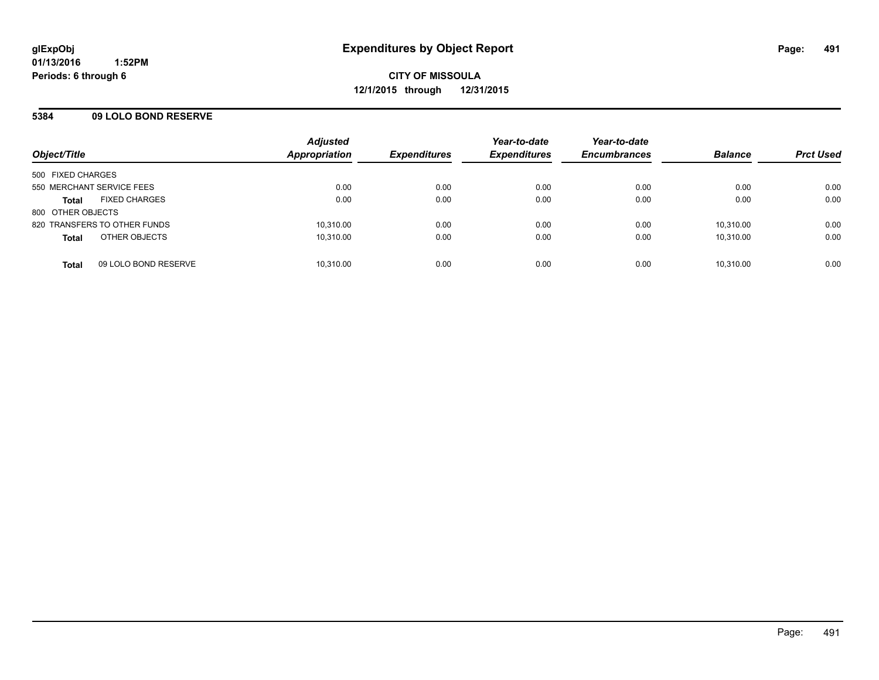glExpObj
01/13/2016 1:52PM
Periods: 6 through 6

# Expenditures by Object Report

**CITY OF MISSOULA**
**12/1/2015 through 12/31/2015**

## 5384 09 LOLO BOND RESERVE

| Object/Title | Adjusted Appropriation | Expenditures | Year-to-date Expenditures | Year-to-date Encumbrances | Balance | Prct Used |
|---|---|---|---|---|---|---|
| 500 FIXED CHARGES | | | | | | |
| 550 MERCHANT SERVICE FEES | 0.00 | 0.00 | 0.00 | 0.00 | 0.00 | 0.00 |
| **Total** FIXED CHARGES | 0.00 | 0.00 | 0.00 | 0.00 | 0.00 | 0.00 |
| 800 OTHER OBJECTS | | | | | | |
| 820 TRANSFERS TO OTHER FUNDS | 10,310.00 | 0.00 | 0.00 | 0.00 | 10,310.00 | 0.00 |
| **Total** OTHER OBJECTS | 10,310.00 | 0.00 | 0.00 | 0.00 | 10,310.00 | 0.00 |
| **Total** 09 LOLO BOND RESERVE | 10,310.00 | 0.00 | 0.00 | 0.00 | 10,310.00 | 0.00 |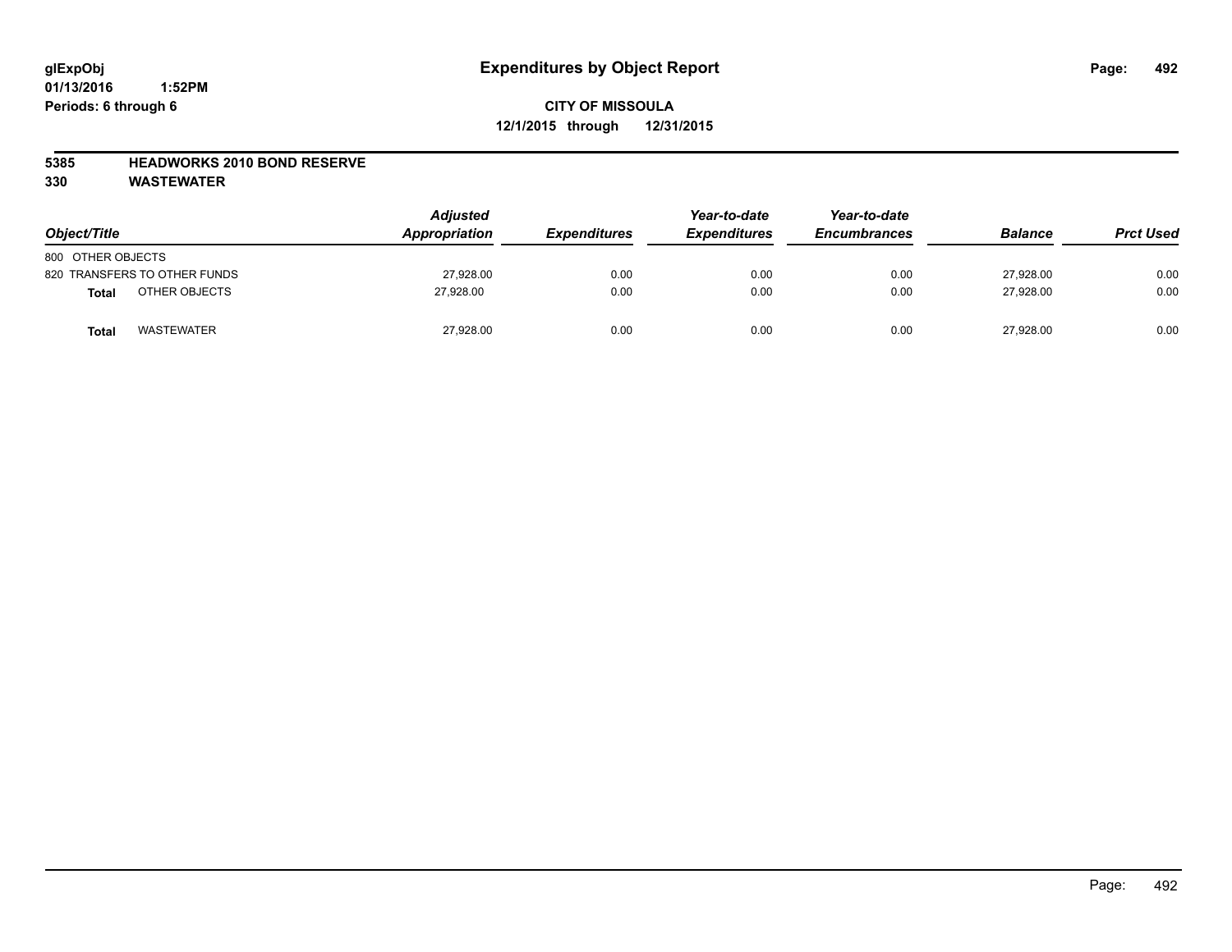**glExpObj**
**01/13/2016 1:52PM**
**Periods: 6 through 6**

# Expenditures by Object Report

**CITY OF MISSOULA**
**12/1/2015 through 12/31/2015**

**5385 HEADWORKS 2010 BOND RESERVE**
**330 WASTEWATER**

| Object/Title | | Adjusted Appropriation | Expenditures | Year-to-date Expenditures | Year-to-date Encumbrances | Balance | Prct Used |
|---|---|---|---|---|---|---|---|
| 800 OTHER OBJECTS | | | | | | | |
| 820 TRANSFERS TO OTHER FUNDS | | 27,928.00 | 0.00 | 0.00 | 0.00 | 27,928.00 | 0.00 |
| **Total** | OTHER OBJECTS | 27,928.00 | 0.00 | 0.00 | 0.00 | 27,928.00 | 0.00 |
| **Total** | WASTEWATER | 27,928.00 | 0.00 | 0.00 | 0.00 | 27,928.00 | 0.00 |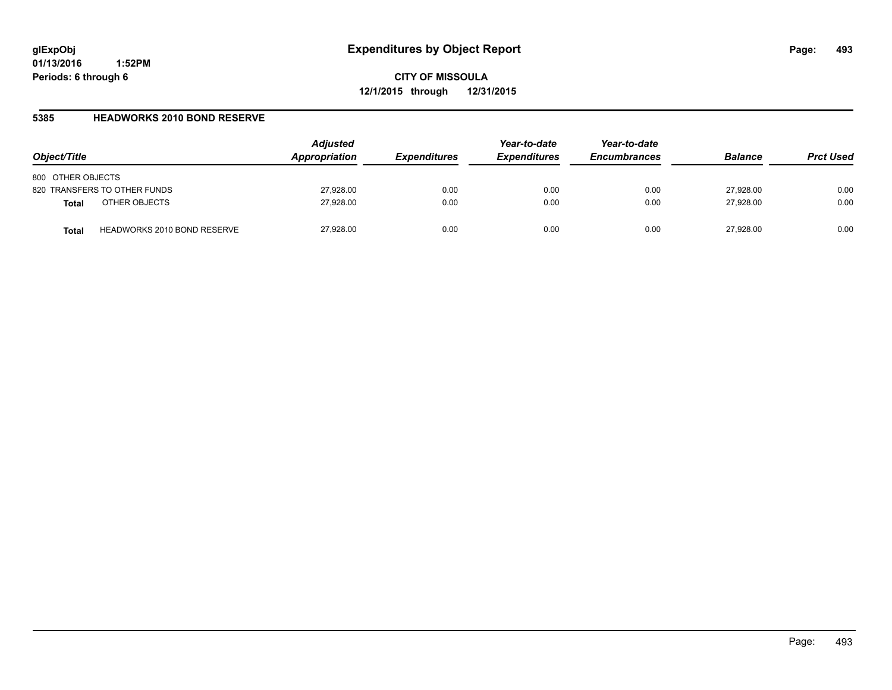glExpObj
01/13/2016 1:52PM
Periods: 6 through 6

# Expenditures by Object Report

**CITY OF MISSOULA**
**12/1/2015 through 12/31/2015**

## 5385 HEADWORKS 2010 BOND RESERVE

| Object/Title | | Adjusted Appropriation | Expenditures | Year-to-date Expenditures | Year-to-date Encumbrances | Balance | Prct Used |
|---|---|---|---|---|---|---|---|
| 800 OTHER OBJECTS | | | | | | | |
| 820 TRANSFERS TO OTHER FUNDS | | 27,928.00 | 0.00 | 0.00 | 0.00 | 27,928.00 | 0.00 |
| **Total** | OTHER OBJECTS | 27,928.00 | 0.00 | 0.00 | 0.00 | 27,928.00 | 0.00 |
| **Total** | HEADWORKS 2010 BOND RESERVE | 27,928.00 | 0.00 | 0.00 | 0.00 | 27,928.00 | 0.00 |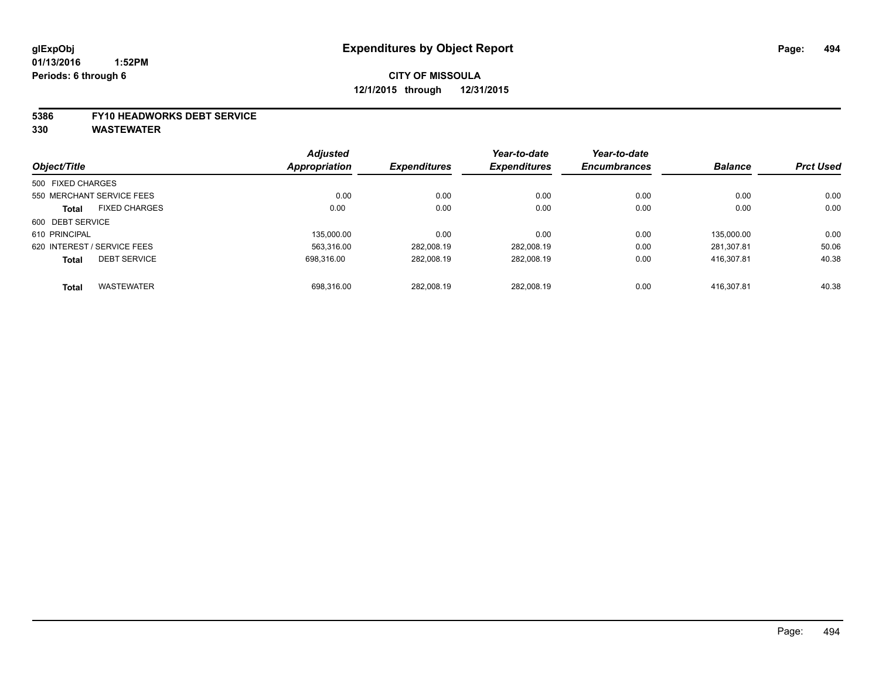**glExpObj** **Expenditures by Object Report**
**01/13/2016 1:52PM**
**Periods: 6 through 6**

**CITY OF MISSOULA**
**12/1/2015 through 12/31/2015**

**5386 FY10 HEADWORKS DEBT SERVICE**
**330 WASTEWATER**

| Object/Title | Adjusted Appropriation | Expenditures | Year-to-date Expenditures | Year-to-date Encumbrances | Balance | Prct Used |
|---|---|---|---|---|---|---|
| 500 FIXED CHARGES | | | | | | |
| 550 MERCHANT SERVICE FEES | 0.00 | 0.00 | 0.00 | 0.00 | 0.00 | 0.00 |
| **Total** FIXED CHARGES | 0.00 | 0.00 | 0.00 | 0.00 | 0.00 | 0.00 |
| 600 DEBT SERVICE | | | | | | |
| 610 PRINCIPAL | 135,000.00 | 0.00 | 0.00 | 0.00 | 135,000.00 | 0.00 |
| 620 INTEREST / SERVICE FEES | 563,316.00 | 282,008.19 | 282,008.19 | 0.00 | 281,307.81 | 50.06 |
| **Total** DEBT SERVICE | 698,316.00 | 282,008.19 | 282,008.19 | 0.00 | 416,307.81 | 40.38 |
| **Total** WASTEWATER | 698,316.00 | 282,008.19 | 282,008.19 | 0.00 | 416,307.81 | 40.38 |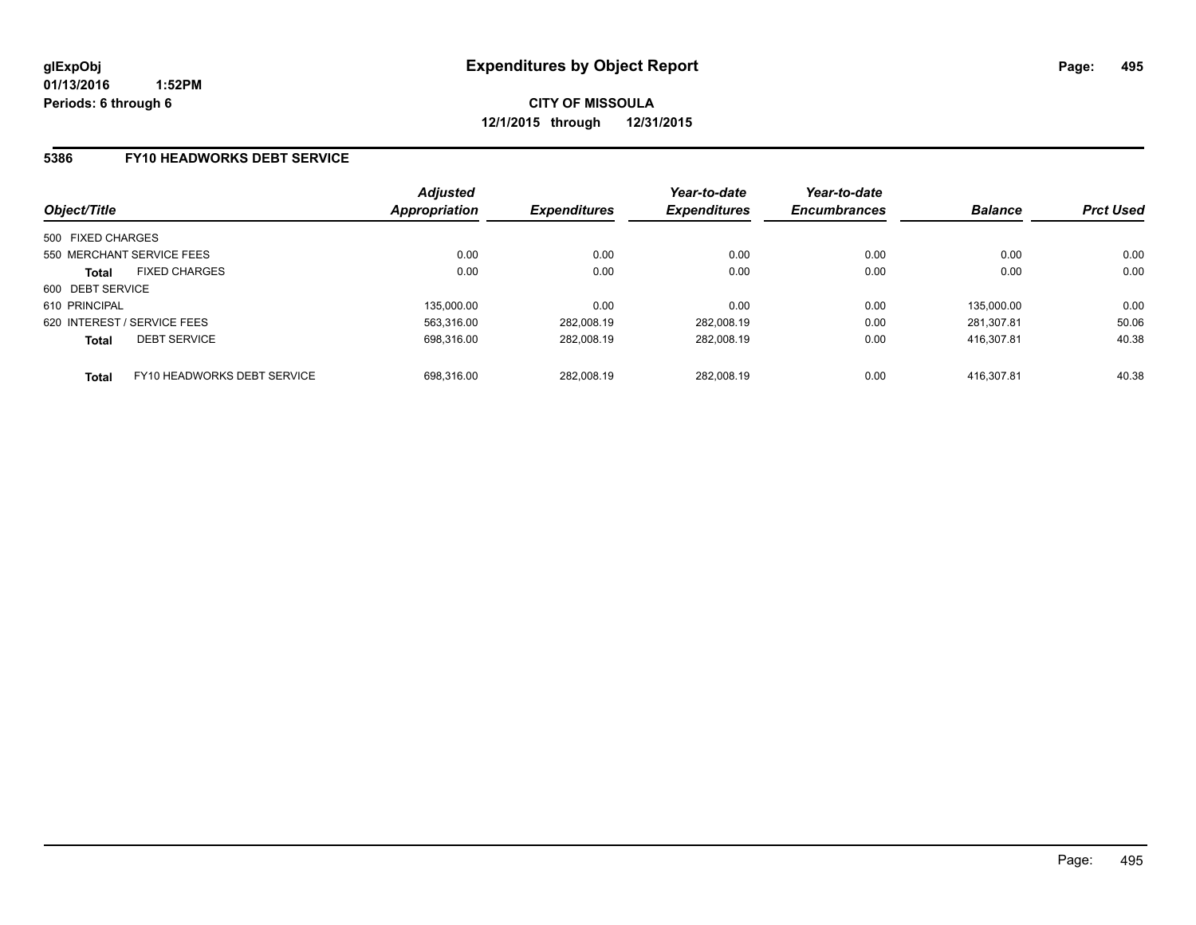**glExpObj**
**01/13/2016 1:52PM**
**Periods: 6 through 6**

# Expenditures by Object Report

**CITY OF MISSOULA**
**12/1/2015 through 12/31/2015**

## 5386 FY10 HEADWORKS DEBT SERVICE

| Object/Title | | Adjusted Appropriation | Expenditures | Year-to-date Expenditures | Year-to-date Encumbrances | Balance | Prct Used |
|---|---|---|---|---|---|---|---|
| 500 FIXED CHARGES | | | | | | | |
| 550 MERCHANT SERVICE FEES | | 0.00 | 0.00 | 0.00 | 0.00 | 0.00 | 0.00 |
| **Total** | FIXED CHARGES | 0.00 | 0.00 | 0.00 | 0.00 | 0.00 | 0.00 |
| 600 DEBT SERVICE | | | | | | | |
| 610 PRINCIPAL | | 135,000.00 | 0.00 | 0.00 | 0.00 | 135,000.00 | 0.00 |
| 620 INTEREST / SERVICE FEES | | 563,316.00 | 282,008.19 | 282,008.19 | 0.00 | 281,307.81 | 50.06 |
| **Total** | DEBT SERVICE | 698,316.00 | 282,008.19 | 282,008.19 | 0.00 | 416,307.81 | 40.38 |
| **Total** | FY10 HEADWORKS DEBT SERVICE | 698,316.00 | 282,008.19 | 282,008.19 | 0.00 | 416,307.81 | 40.38 |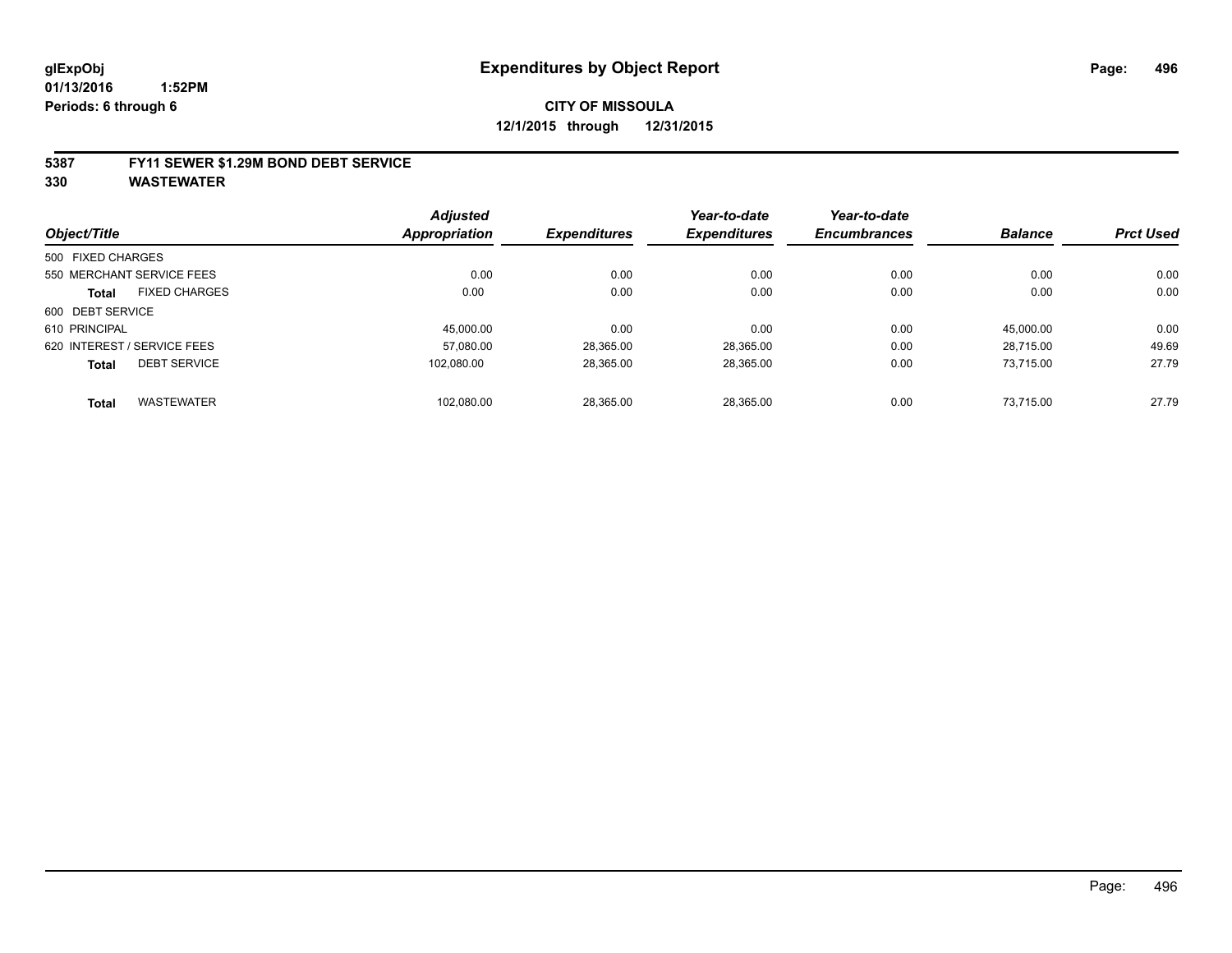**glExpObj**
**01/13/2016 1:52PM**
**Periods: 6 through 6**

# Expenditures by Object Report

**CITY OF MISSOULA**
**12/1/2015 through 12/31/2015**

## 5387 FY11 SEWER $1.29M BOND DEBT SERVICE
## 330 WASTEWATER

| Object/Title | Adjusted Appropriation | Expenditures | Year-to-date Expenditures | Year-to-date Encumbrances | Balance | Prct Used |
|---|---|---|---|---|---|---|
| 500 FIXED CHARGES | | | | | | |
| 550 MERCHANT SERVICE FEES | 0.00 | 0.00 | 0.00 | 0.00 | 0.00 | 0.00 |
| **Total** FIXED CHARGES | 0.00 | 0.00 | 0.00 | 0.00 | 0.00 | 0.00 |
| 600 DEBT SERVICE | | | | | | |
| 610 PRINCIPAL | 45,000.00 | 0.00 | 0.00 | 0.00 | 45,000.00 | 0.00 |
| 620 INTEREST / SERVICE FEES | 57,080.00 | 28,365.00 | 28,365.00 | 0.00 | 28,715.00 | 49.69 |
| **Total** DEBT SERVICE | 102,080.00 | 28,365.00 | 28,365.00 | 0.00 | 73,715.00 | 27.79 |
| **Total** WASTEWATER | 102,080.00 | 28,365.00 | 28,365.00 | 0.00 | 73,715.00 | 27.79 |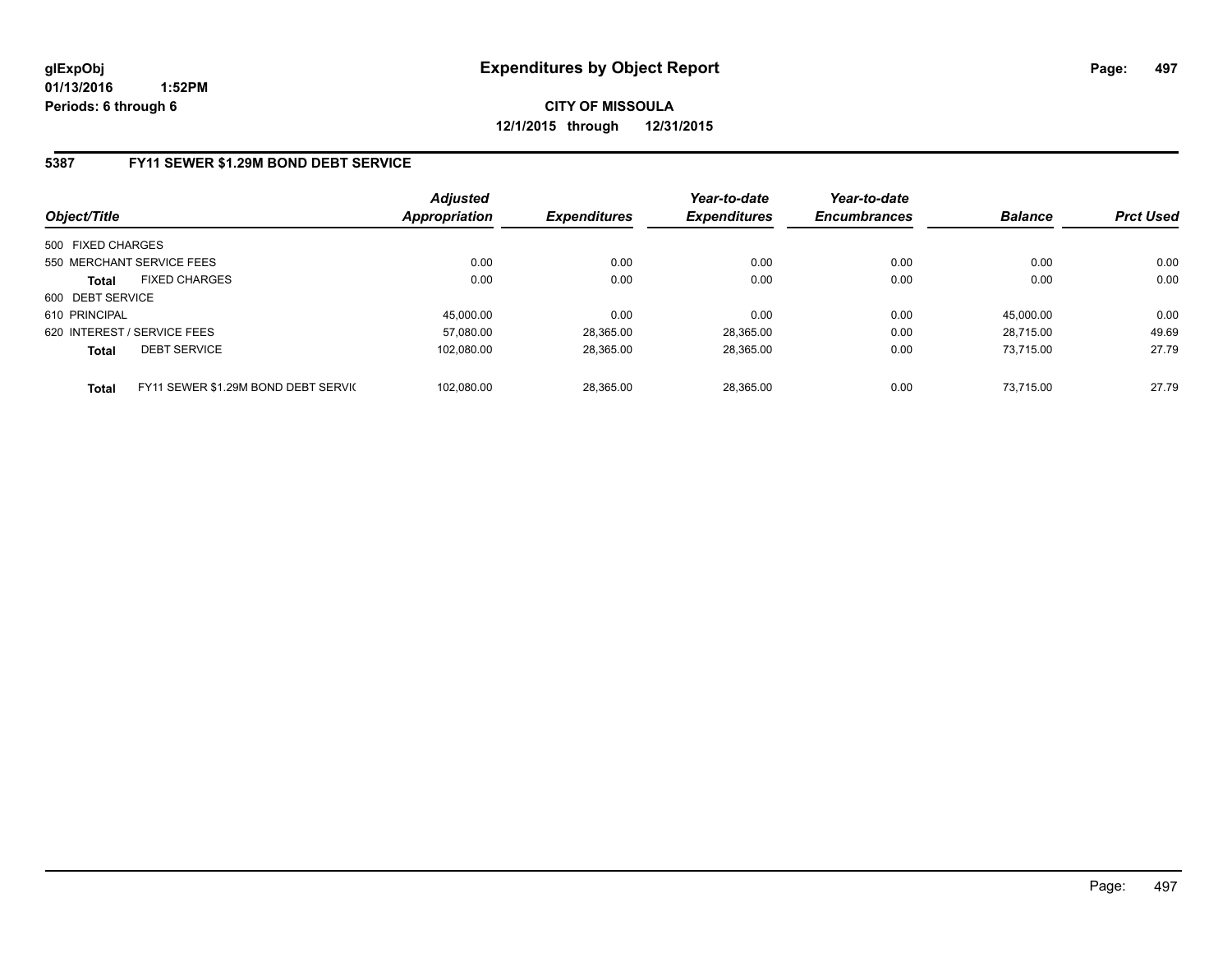**glExpObj**
**01/13/2016 1:52PM**
**Periods: 6 through 6**

# Expenditures by Object Report

**CITY OF MISSOULA**
**12/1/2015 through 12/31/2015**

## 5387 FY11 SEWER $1.29M BOND DEBT SERVICE

| Object/Title | | Adjusted Appropriation | Expenditures | Year-to-date Expenditures | Year-to-date Encumbrances | Balance | Prct Used |
|---|---|---|---|---|---|---|---|
| 500 FIXED CHARGES | | | | | | | |
| 550 MERCHANT SERVICE FEES | | 0.00 | 0.00 | 0.00 | 0.00 | 0.00 | 0.00 |
| **Total** | FIXED CHARGES | 0.00 | 0.00 | 0.00 | 0.00 | 0.00 | 0.00 |
| 600 DEBT SERVICE | | | | | | | |
| 610 PRINCIPAL | | 45,000.00 | 0.00 | 0.00 | 0.00 | 45,000.00 | 0.00 |
| 620 INTEREST / SERVICE FEES | | 57,080.00 | 28,365.00 | 28,365.00 | 0.00 | 28,715.00 | 49.69 |
| **Total** | DEBT SERVICE | 102,080.00 | 28,365.00 | 28,365.00 | 0.00 | 73,715.00 | 27.79 |
| **Total** | FY11 SEWER $1.29M BOND DEBT SERVIC | 102,080.00 | 28,365.00 | 28,365.00 | 0.00 | 73,715.00 | 27.79 |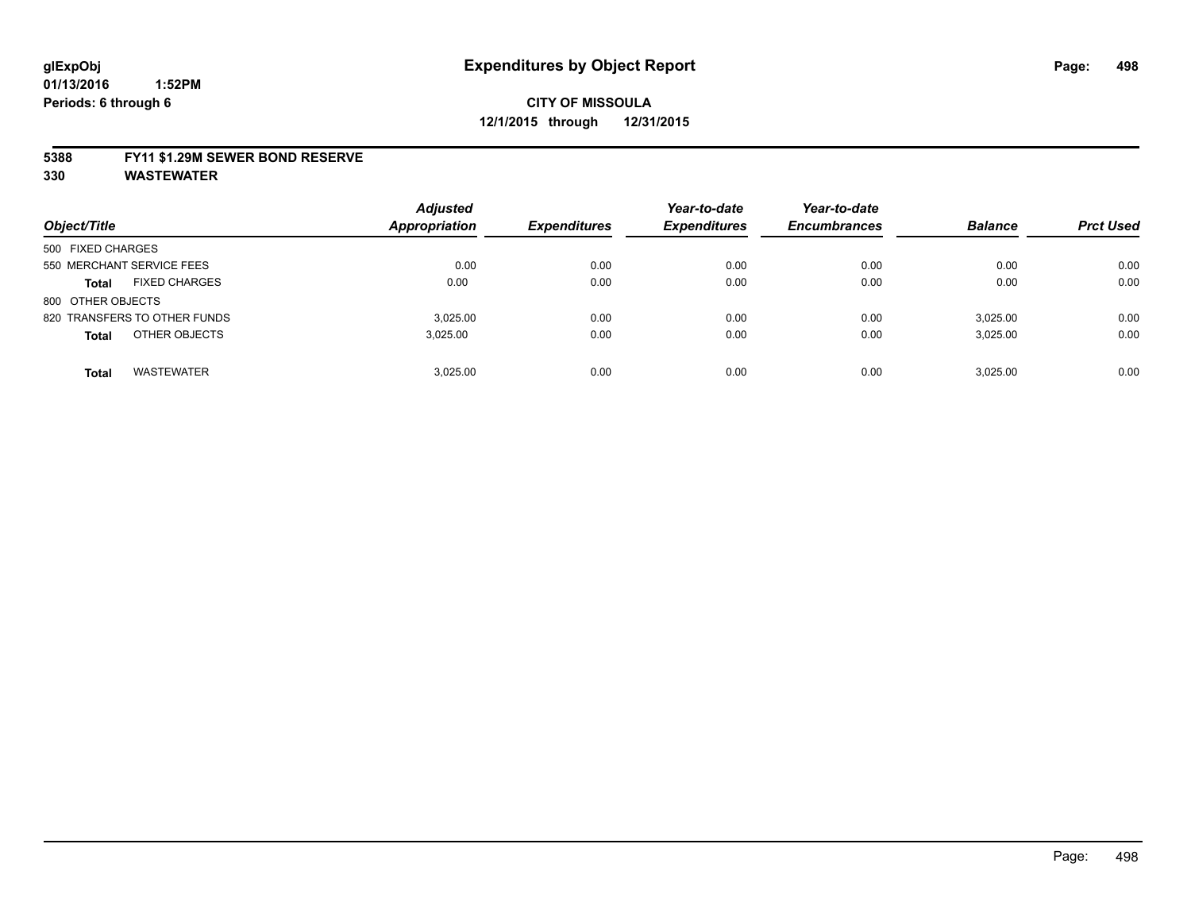glExpObj
01/13/2016 1:52PM
Periods: 6 through 6

# Expenditures by Object Report

**CITY OF MISSOULA**
**12/1/2015 through 12/31/2015**

**5388 FY11 $1.29M SEWER BOND RESERVE**
**330 WASTEWATER**

| Object/Title | Adjusted Appropriation | Expenditures | Year-to-date Expenditures | Year-to-date Encumbrances | Balance | Prct Used |
|---|---|---|---|---|---|---|
| 500 FIXED CHARGES | | | | | | |
| 550 MERCHANT SERVICE FEES | 0.00 | 0.00 | 0.00 | 0.00 | 0.00 | 0.00 |
| **Total** FIXED CHARGES | 0.00 | 0.00 | 0.00 | 0.00 | 0.00 | 0.00 |
| 800 OTHER OBJECTS | | | | | | |
| 820 TRANSFERS TO OTHER FUNDS | 3,025.00 | 0.00 | 0.00 | 0.00 | 3,025.00 | 0.00 |
| **Total** OTHER OBJECTS | 3,025.00 | 0.00 | 0.00 | 0.00 | 3,025.00 | 0.00 |
| **Total** WASTEWATER | 3,025.00 | 0.00 | 0.00 | 0.00 | 3,025.00 | 0.00 |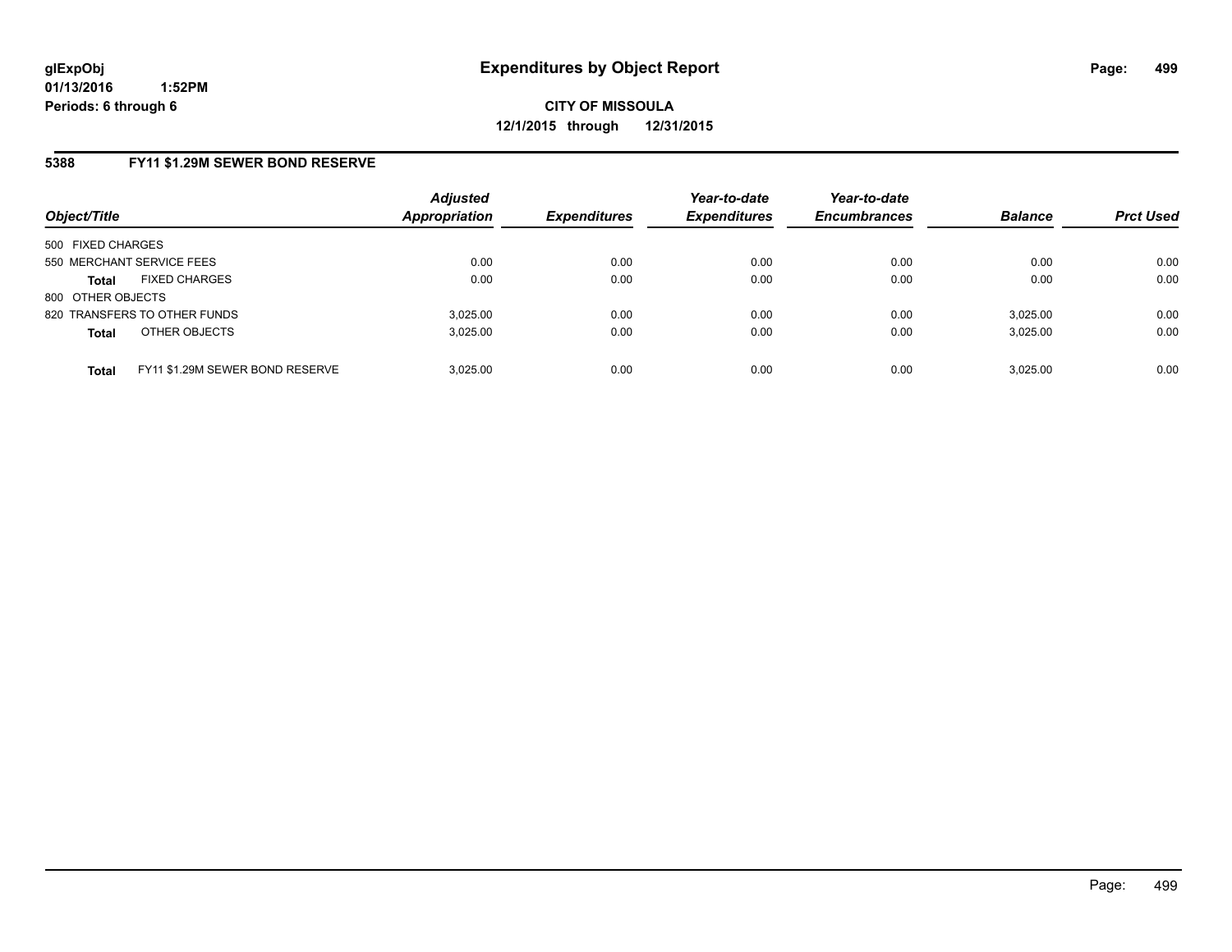# Expenditures by Object Report

glExpObj
01/13/2016 1:52PM
Periods: 6 through 6

**CITY OF MISSOULA**
**12/1/2015 through 12/31/2015**

## 5388 FY11 $1.29M SEWER BOND RESERVE

| Object/Title | | Adjusted Appropriation | Expenditures | Year-to-date Expenditures | Year-to-date Encumbrances | Balance | Prct Used |
|---|---|---|---|---|---|---|---|
| 500 FIXED CHARGES | | | | | | | |
| 550 MERCHANT SERVICE FEES | | 0.00 | 0.00 | 0.00 | 0.00 | 0.00 | 0.00 |
| **Total** | FIXED CHARGES | 0.00 | 0.00 | 0.00 | 0.00 | 0.00 | 0.00 |
| 800 OTHER OBJECTS | | | | | | | |
| 820 TRANSFERS TO OTHER FUNDS | | 3,025.00 | 0.00 | 0.00 | 0.00 | 3,025.00 | 0.00 |
| **Total** | OTHER OBJECTS | 3,025.00 | 0.00 | 0.00 | 0.00 | 3,025.00 | 0.00 |
| **Total** | FY11 $1.29M SEWER BOND RESERVE | 3,025.00 | 0.00 | 0.00 | 0.00 | 3,025.00 | 0.00 |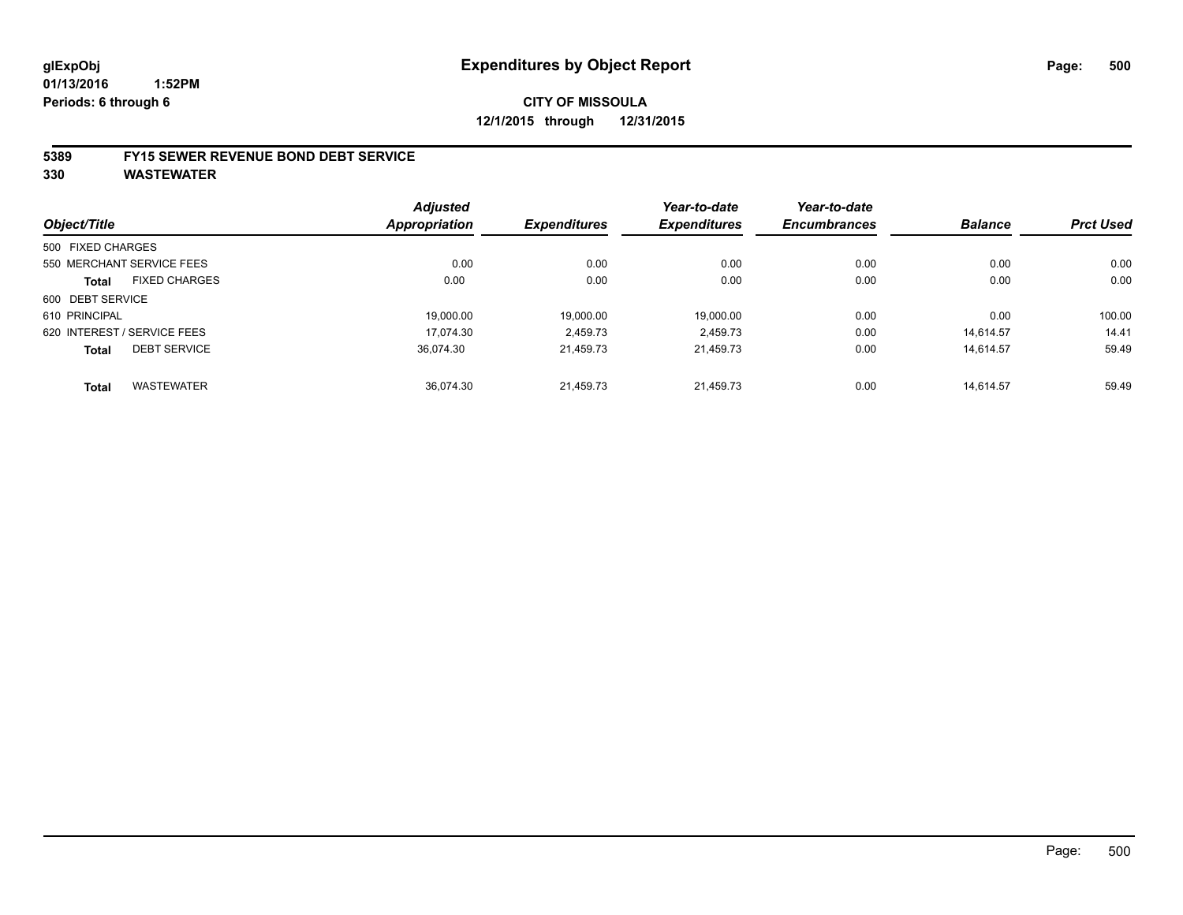**glExpObj**
**01/13/2016 1:52PM**
**Periods: 6 through 6**

# Expenditures by Object Report

**CITY OF MISSOULA**
**12/1/2015 through 12/31/2015**

**5389 FY15 SEWER REVENUE BOND DEBT SERVICE**
**330 WASTEWATER**

| Object/Title | Adjusted Appropriation | Expenditures | Year-to-date Expenditures | Year-to-date Encumbrances | Balance | Prct Used |
|---|---|---|---|---|---|---|
| 500 FIXED CHARGES | | | | | | |
| 550 MERCHANT SERVICE FEES | 0.00 | 0.00 | 0.00 | 0.00 | 0.00 | 0.00 |
| **Total** FIXED CHARGES | 0.00 | 0.00 | 0.00 | 0.00 | 0.00 | 0.00 |
| 600 DEBT SERVICE | | | | | | |
| 610 PRINCIPAL | 19,000.00 | 19,000.00 | 19,000.00 | 0.00 | 0.00 | 100.00 |
| 620 INTEREST / SERVICE FEES | 17,074.30 | 2,459.73 | 2,459.73 | 0.00 | 14,614.57 | 14.41 |
| **Total** DEBT SERVICE | 36,074.30 | 21,459.73 | 21,459.73 | 0.00 | 14,614.57 | 59.49 |
| **Total** WASTEWATER | 36,074.30 | 21,459.73 | 21,459.73 | 0.00 | 14,614.57 | 59.49 |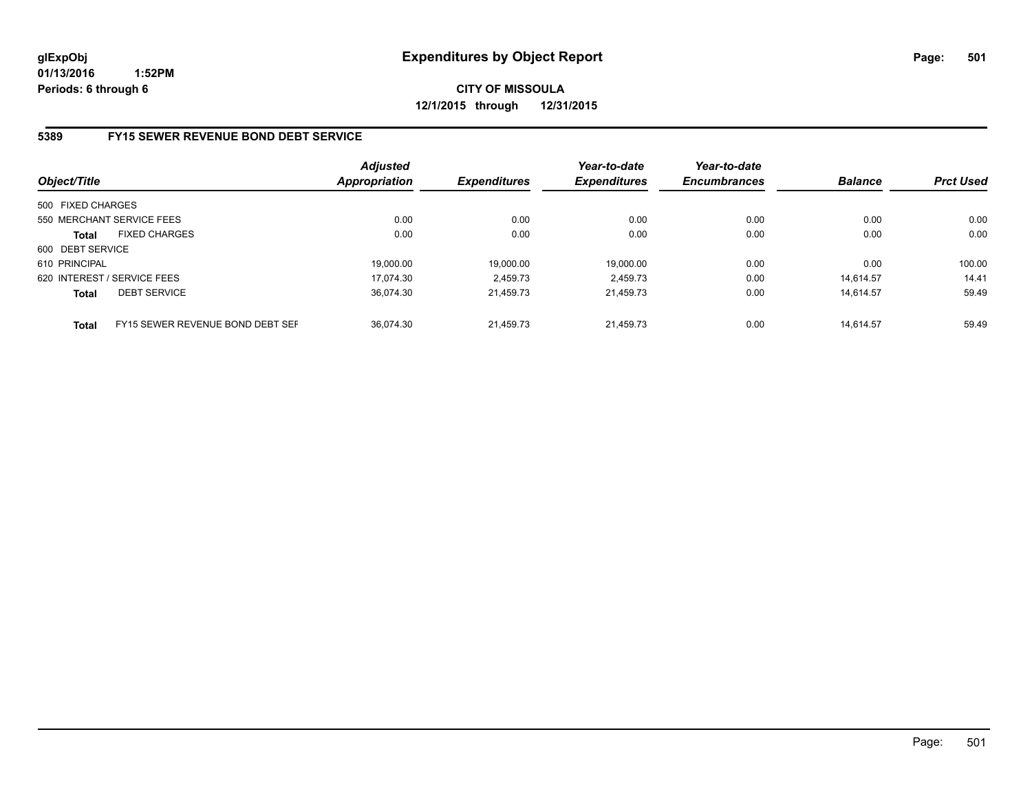glExpObj
01/13/2016 1:52PM
Periods: 6 through 6

# Expenditures by Object Report

**CITY OF MISSOULA**
**12/1/2015 through 12/31/2015**

## 5389 FY15 SEWER REVENUE BOND DEBT SERVICE

| Object/Title | | Adjusted Appropriation | Expenditures | Year-to-date Expenditures | Year-to-date Encumbrances | Balance | Prct Used |
|---|---|---|---|---|---|---|---|
| 500 FIXED CHARGES | | | | | | | |
| 550 MERCHANT SERVICE FEES | | 0.00 | 0.00 | 0.00 | 0.00 | 0.00 | 0.00 |
| **Total** | FIXED CHARGES | 0.00 | 0.00 | 0.00 | 0.00 | 0.00 | 0.00 |
| 600 DEBT SERVICE | | | | | | | |
| 610 PRINCIPAL | | 19,000.00 | 19,000.00 | 19,000.00 | 0.00 | 0.00 | 100.00 |
| 620 INTEREST / SERVICE FEES | | 17,074.30 | 2,459.73 | 2,459.73 | 0.00 | 14,614.57 | 14.41 |
| **Total** | DEBT SERVICE | 36,074.30 | 21,459.73 | 21,459.73 | 0.00 | 14,614.57 | 59.49 |
| **Total** | FY15 SEWER REVENUE BOND DEBT SEF | 36,074.30 | 21,459.73 | 21,459.73 | 0.00 | 14,614.57 | 59.49 |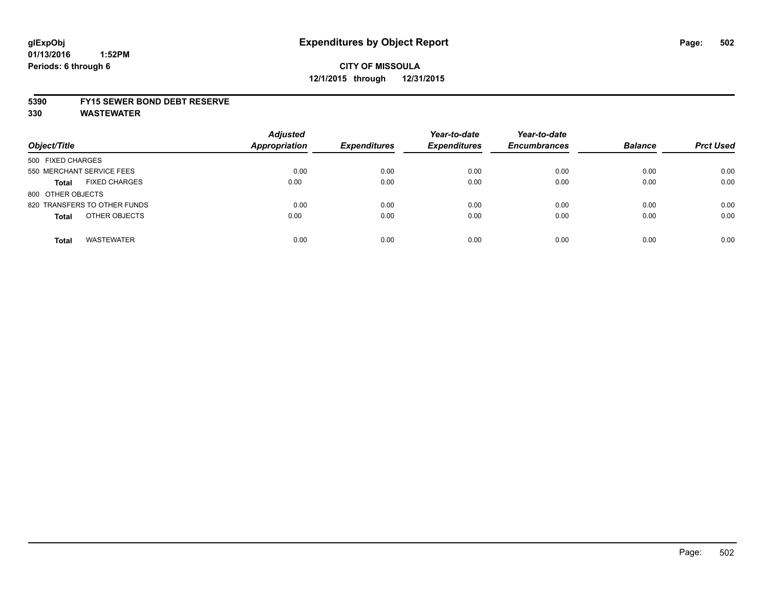glExpObj
01/13/2016 1:52PM
Periods: 6 through 6

# Expenditures by Object Report

**CITY OF MISSOULA**
**12/1/2015 through 12/31/2015**

**5390 FY15 SEWER BOND DEBT RESERVE**
**330 WASTEWATER**

| Object/Title | Adjusted Appropriation | Expenditures | Year-to-date Expenditures | Year-to-date Encumbrances | Balance | Prct Used |
|---|---|---|---|---|---|---|
| 500 FIXED CHARGES | | | | | | |
| 550 MERCHANT SERVICE FEES | 0.00 | 0.00 | 0.00 | 0.00 | 0.00 | 0.00 |
| **Total** FIXED CHARGES | 0.00 | 0.00 | 0.00 | 0.00 | 0.00 | 0.00 |
| 800 OTHER OBJECTS | | | | | | |
| 820 TRANSFERS TO OTHER FUNDS | 0.00 | 0.00 | 0.00 | 0.00 | 0.00 | 0.00 |
| **Total** OTHER OBJECTS | 0.00 | 0.00 | 0.00 | 0.00 | 0.00 | 0.00 |
| **Total** WASTEWATER | 0.00 | 0.00 | 0.00 | 0.00 | 0.00 | 0.00 |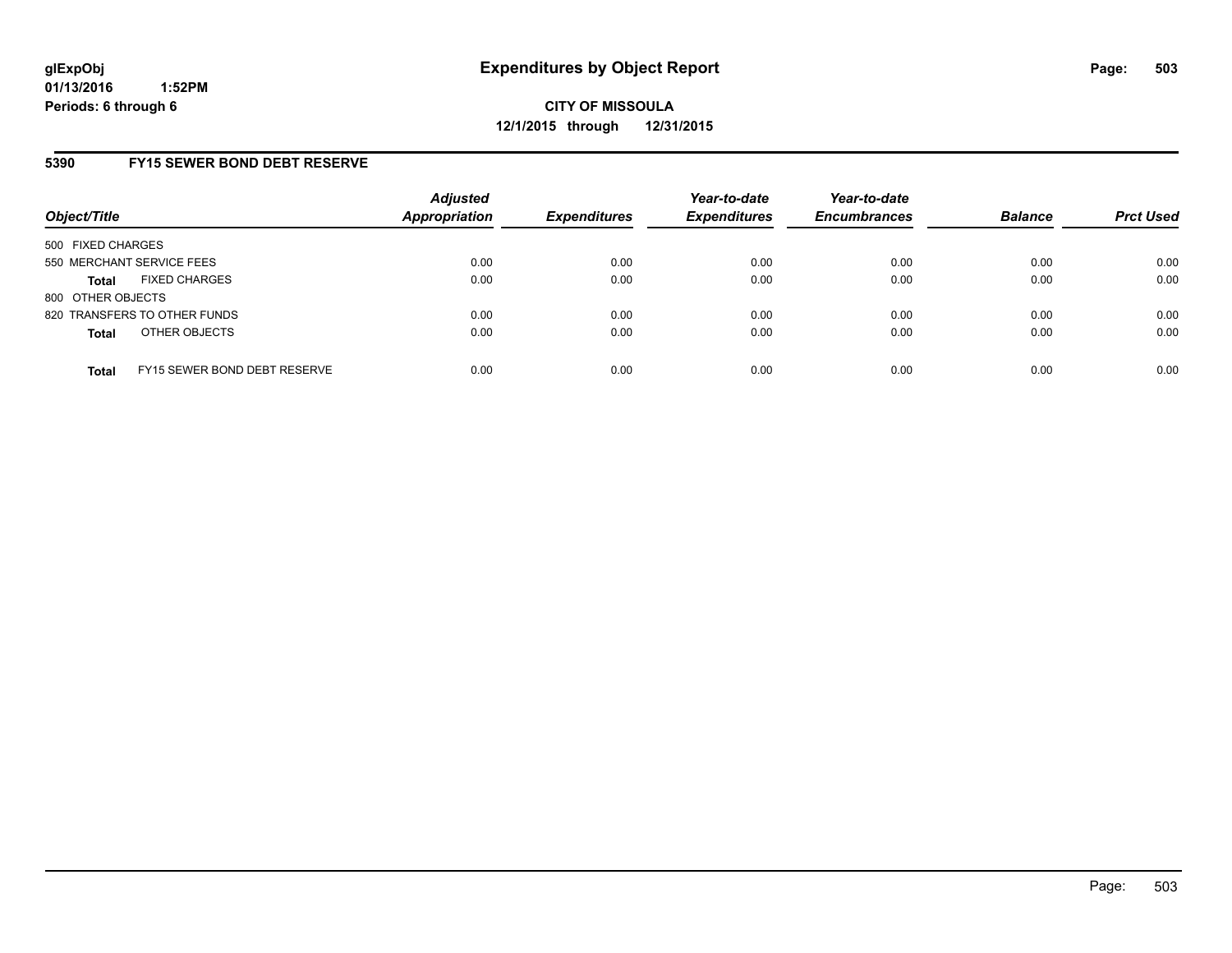# Expenditures by Object Report

**glExpObj**
**01/13/2016 1:52PM**
**Periods: 6 through 6**

**CITY OF MISSOULA**
**12/1/2015 through 12/31/2015**

## 5390 FY15 SEWER BOND DEBT RESERVE

| Object/Title | Adjusted Appropriation | Expenditures | Year-to-date Expenditures | Year-to-date Encumbrances | Balance | Prct Used |
|---|---|---|---|---|---|---|
| 500 FIXED CHARGES | | | | | | |
| 550 MERCHANT SERVICE FEES | 0.00 | 0.00 | 0.00 | 0.00 | 0.00 | 0.00 |
| **Total** FIXED CHARGES | 0.00 | 0.00 | 0.00 | 0.00 | 0.00 | 0.00 |
| 800 OTHER OBJECTS | | | | | | |
| 820 TRANSFERS TO OTHER FUNDS | 0.00 | 0.00 | 0.00 | 0.00 | 0.00 | 0.00 |
| **Total** OTHER OBJECTS | 0.00 | 0.00 | 0.00 | 0.00 | 0.00 | 0.00 |
| **Total** FY15 SEWER BOND DEBT RESERVE | 0.00 | 0.00 | 0.00 | 0.00 | 0.00 | 0.00 |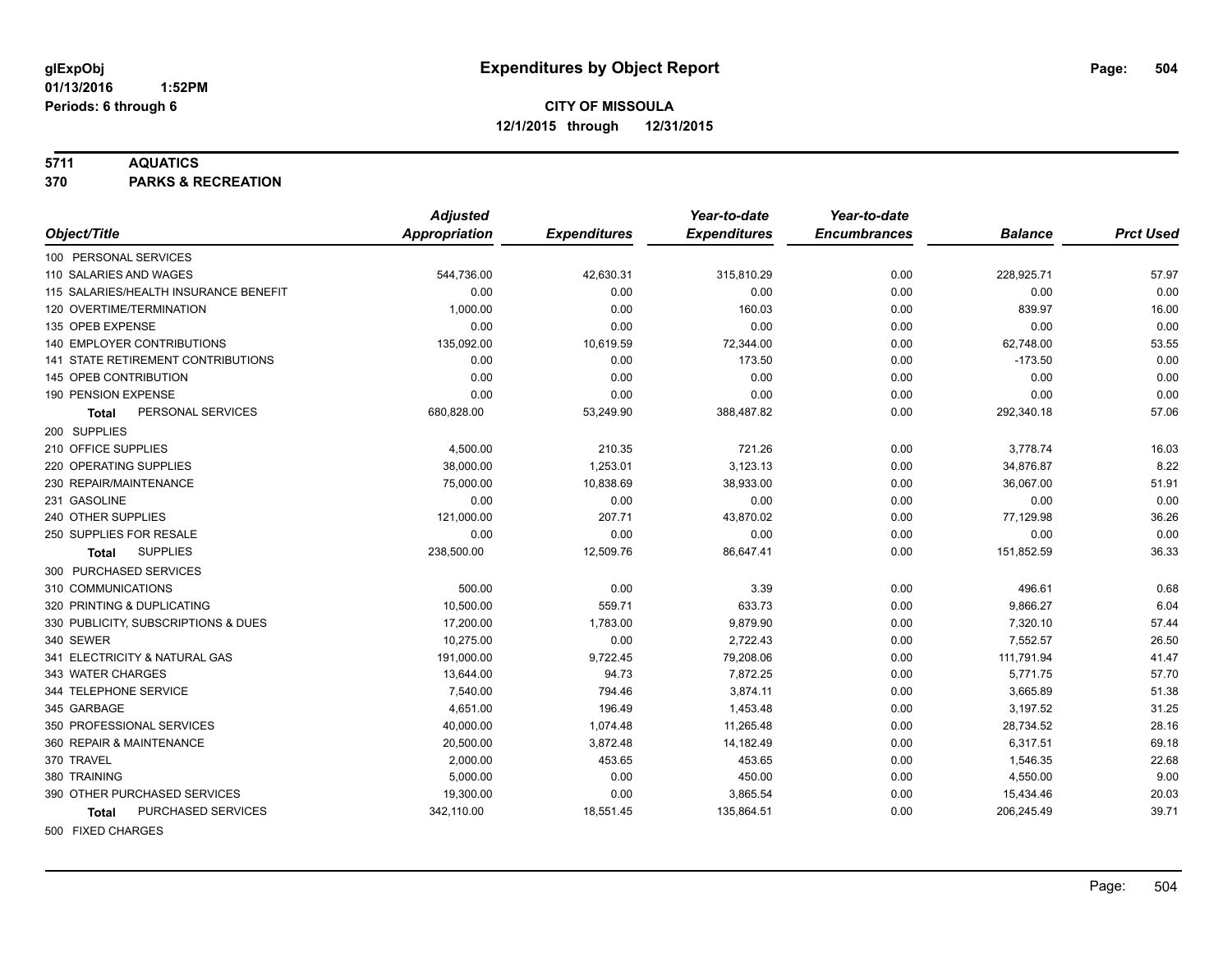glExpObj
01/13/2016 1:52PM
Periods: 6 through 6

# Expenditures by Object Report

**CITY OF MISSOULA**
**12/1/2015 through 12/31/2015**

**5711 AQUATICS**
**370 PARKS & RECREATION**

| Object/Title | Adjusted Appropriation | Expenditures | Year-to-date Expenditures | Year-to-date Encumbrances | Balance | Prct Used |
|---|---|---|---|---|---|---|
| 100 PERSONAL SERVICES | | | | | | |
| 110 SALARIES AND WAGES | 544,736.00 | 42,630.31 | 315,810.29 | 0.00 | 228,925.71 | 57.97 |
| 115 SALARIES/HEALTH INSURANCE BENEFIT | 0.00 | 0.00 | 0.00 | 0.00 | 0.00 | 0.00 |
| 120 OVERTIME/TERMINATION | 1,000.00 | 0.00 | 160.03 | 0.00 | 839.97 | 16.00 |
| 135 OPEB EXPENSE | 0.00 | 0.00 | 0.00 | 0.00 | 0.00 | 0.00 |
| 140 EMPLOYER CONTRIBUTIONS | 135,092.00 | 10,619.59 | 72,344.00 | 0.00 | 62,748.00 | 53.55 |
| 141 STATE RETIREMENT CONTRIBUTIONS | 0.00 | 0.00 | 173.50 | 0.00 | -173.50 | 0.00 |
| 145 OPEB CONTRIBUTION | 0.00 | 0.00 | 0.00 | 0.00 | 0.00 | 0.00 |
| 190 PENSION EXPENSE | 0.00 | 0.00 | 0.00 | 0.00 | 0.00 | 0.00 |
| **Total** PERSONAL SERVICES | 680,828.00 | 53,249.90 | 388,487.82 | 0.00 | 292,340.18 | 57.06 |
| 200 SUPPLIES | | | | | | |
| 210 OFFICE SUPPLIES | 4,500.00 | 210.35 | 721.26 | 0.00 | 3,778.74 | 16.03 |
| 220 OPERATING SUPPLIES | 38,000.00 | 1,253.01 | 3,123.13 | 0.00 | 34,876.87 | 8.22 |
| 230 REPAIR/MAINTENANCE | 75,000.00 | 10,838.69 | 38,933.00 | 0.00 | 36,067.00 | 51.91 |
| 231 GASOLINE | 0.00 | 0.00 | 0.00 | 0.00 | 0.00 | 0.00 |
| 240 OTHER SUPPLIES | 121,000.00 | 207.71 | 43,870.02 | 0.00 | 77,129.98 | 36.26 |
| 250 SUPPLIES FOR RESALE | 0.00 | 0.00 | 0.00 | 0.00 | 0.00 | 0.00 |
| **Total** SUPPLIES | 238,500.00 | 12,509.76 | 86,647.41 | 0.00 | 151,852.59 | 36.33 |
| 300 PURCHASED SERVICES | | | | | | |
| 310 COMMUNICATIONS | 500.00 | 0.00 | 3.39 | 0.00 | 496.61 | 0.68 |
| 320 PRINTING & DUPLICATING | 10,500.00 | 559.71 | 633.73 | 0.00 | 9,866.27 | 6.04 |
| 330 PUBLICITY, SUBSCRIPTIONS & DUES | 17,200.00 | 1,783.00 | 9,879.90 | 0.00 | 7,320.10 | 57.44 |
| 340 SEWER | 10,275.00 | 0.00 | 2,722.43 | 0.00 | 7,552.57 | 26.50 |
| 341 ELECTRICITY & NATURAL GAS | 191,000.00 | 9,722.45 | 79,208.06 | 0.00 | 111,791.94 | 41.47 |
| 343 WATER CHARGES | 13,644.00 | 94.73 | 7,872.25 | 0.00 | 5,771.75 | 57.70 |
| 344 TELEPHONE SERVICE | 7,540.00 | 794.46 | 3,874.11 | 0.00 | 3,665.89 | 51.38 |
| 345 GARBAGE | 4,651.00 | 196.49 | 1,453.48 | 0.00 | 3,197.52 | 31.25 |
| 350 PROFESSIONAL SERVICES | 40,000.00 | 1,074.48 | 11,265.48 | 0.00 | 28,734.52 | 28.16 |
| 360 REPAIR & MAINTENANCE | 20,500.00 | 3,872.48 | 14,182.49 | 0.00 | 6,317.51 | 69.18 |
| 370 TRAVEL | 2,000.00 | 453.65 | 453.65 | 0.00 | 1,546.35 | 22.68 |
| 380 TRAINING | 5,000.00 | 0.00 | 450.00 | 0.00 | 4,550.00 | 9.00 |
| 390 OTHER PURCHASED SERVICES | 19,300.00 | 0.00 | 3,865.54 | 0.00 | 15,434.46 | 20.03 |
| **Total** PURCHASED SERVICES | 342,110.00 | 18,551.45 | 135,864.51 | 0.00 | 206,245.49 | 39.71 |
| 500 FIXED CHARGES | | | | | | |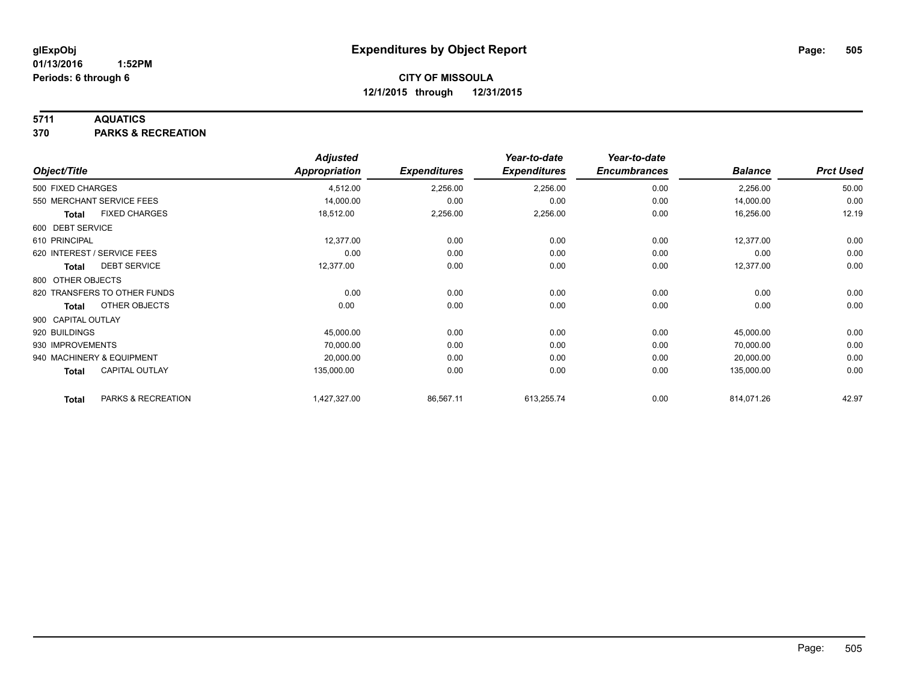glExpObj
01/13/2016 1:52PM
Periods: 6 through 6

# Expenditures by Object Report

**CITY OF MISSOULA**
**12/1/2015 through 12/31/2015**

**5711 AQUATICS**
**370 PARKS & RECREATION**

| Object/Title | Adjusted Appropriation | Expenditures | Year-to-date Expenditures | Year-to-date Encumbrances | Balance | Prct Used |
|---|---|---|---|---|---|---|
| 500 FIXED CHARGES | 4,512.00 | 2,256.00 | 2,256.00 | 0.00 | 2,256.00 | 50.00 |
| 550 MERCHANT SERVICE FEES | 14,000.00 | 0.00 | 0.00 | 0.00 | 14,000.00 | 0.00 |
| **Total** FIXED CHARGES | 18,512.00 | 2,256.00 | 2,256.00 | 0.00 | 16,256.00 | 12.19 |
| 600 DEBT SERVICE | | | | | | |
| 610 PRINCIPAL | 12,377.00 | 0.00 | 0.00 | 0.00 | 12,377.00 | 0.00 |
| 620 INTEREST / SERVICE FEES | 0.00 | 0.00 | 0.00 | 0.00 | 0.00 | 0.00 |
| **Total** DEBT SERVICE | 12,377.00 | 0.00 | 0.00 | 0.00 | 12,377.00 | 0.00 |
| 800 OTHER OBJECTS | | | | | | |
| 820 TRANSFERS TO OTHER FUNDS | 0.00 | 0.00 | 0.00 | 0.00 | 0.00 | 0.00 |
| **Total** OTHER OBJECTS | 0.00 | 0.00 | 0.00 | 0.00 | 0.00 | 0.00 |
| 900 CAPITAL OUTLAY | | | | | | |
| 920 BUILDINGS | 45,000.00 | 0.00 | 0.00 | 0.00 | 45,000.00 | 0.00 |
| 930 IMPROVEMENTS | 70,000.00 | 0.00 | 0.00 | 0.00 | 70,000.00 | 0.00 |
| 940 MACHINERY & EQUIPMENT | 20,000.00 | 0.00 | 0.00 | 0.00 | 20,000.00 | 0.00 |
| **Total** CAPITAL OUTLAY | 135,000.00 | 0.00 | 0.00 | 0.00 | 135,000.00 | 0.00 |
| **Total** PARKS & RECREATION | 1,427,327.00 | 86,567.11 | 613,255.74 | 0.00 | 814,071.26 | 42.97 |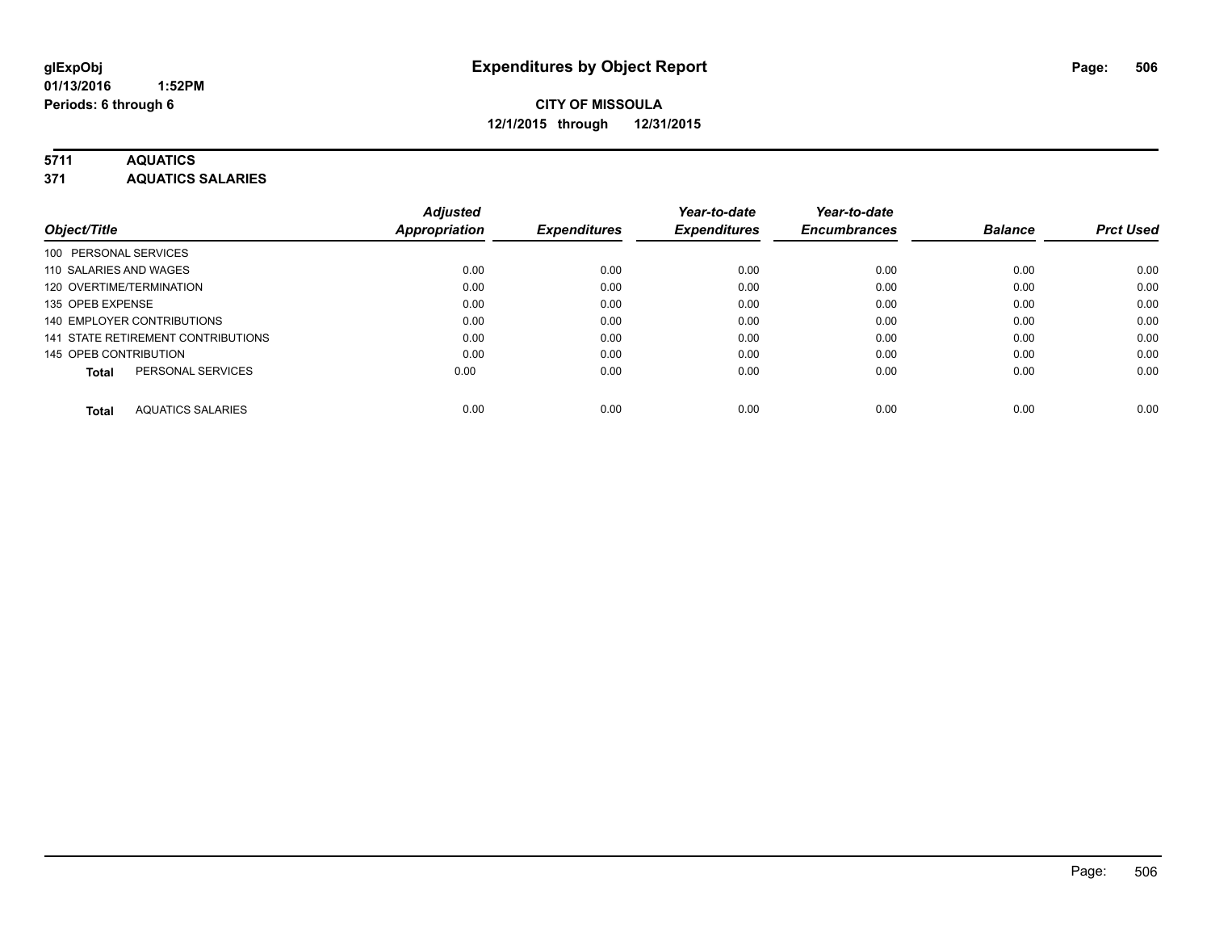**glExpObj** **Expenditures by Object Report**

**01/13/2016 1:52PM**

**Periods: 6 through 6**

**CITY OF MISSOULA**

**12/1/2015 through 12/31/2015**

**5711 AQUATICS**

**371 AQUATICS SALARIES**

| Object/Title | Adjusted Appropriation | Expenditures | Year-to-date Expenditures | Year-to-date Encumbrances | Balance | Prct Used |
|---|---|---|---|---|---|---|
| 100 PERSONAL SERVICES | | | | | | |
| 110 SALARIES AND WAGES | 0.00 | 0.00 | 0.00 | 0.00 | 0.00 | 0.00 |
| 120 OVERTIME/TERMINATION | 0.00 | 0.00 | 0.00 | 0.00 | 0.00 | 0.00 |
| 135 OPEB EXPENSE | 0.00 | 0.00 | 0.00 | 0.00 | 0.00 | 0.00 |
| 140 EMPLOYER CONTRIBUTIONS | 0.00 | 0.00 | 0.00 | 0.00 | 0.00 | 0.00 |
| 141 STATE RETIREMENT CONTRIBUTIONS | 0.00 | 0.00 | 0.00 | 0.00 | 0.00 | 0.00 |
| 145 OPEB CONTRIBUTION | 0.00 | 0.00 | 0.00 | 0.00 | 0.00 | 0.00 |
| **Total** PERSONAL SERVICES | 0.00 | 0.00 | 0.00 | 0.00 | 0.00 | 0.00 |
| **Total** AQUATICS SALARIES | 0.00 | 0.00 | 0.00 | 0.00 | 0.00 | 0.00 |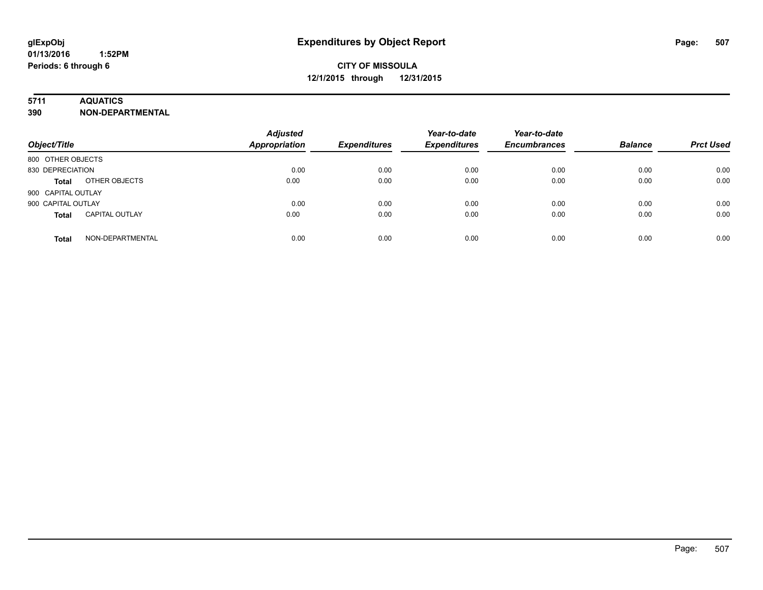**glExpObj** **Expenditures by Object Report**

**01/13/2016 1:52PM**

**Periods: 6 through 6**

**CITY OF MISSOULA**

**12/1/2015 through 12/31/2015**

**5711 AQUATICS**

**390 NON-DEPARTMENTAL**

| Object/Title | | Adjusted Appropriation | Expenditures | Year-to-date Expenditures | Year-to-date Encumbrances | Balance | Prct Used |
|---|---|---|---|---|---|---|---|
| 800 OTHER OBJECTS | | | | | | | |
| 830 DEPRECIATION | | 0.00 | 0.00 | 0.00 | 0.00 | 0.00 | 0.00 |
| **Total** | OTHER OBJECTS | 0.00 | 0.00 | 0.00 | 0.00 | 0.00 | 0.00 |
| 900 CAPITAL OUTLAY | | | | | | | |
| 900 CAPITAL OUTLAY | | 0.00 | 0.00 | 0.00 | 0.00 | 0.00 | 0.00 |
| **Total** | CAPITAL OUTLAY | 0.00 | 0.00 | 0.00 | 0.00 | 0.00 | 0.00 |
| **Total** | NON-DEPARTMENTAL | 0.00 | 0.00 | 0.00 | 0.00 | 0.00 | 0.00 |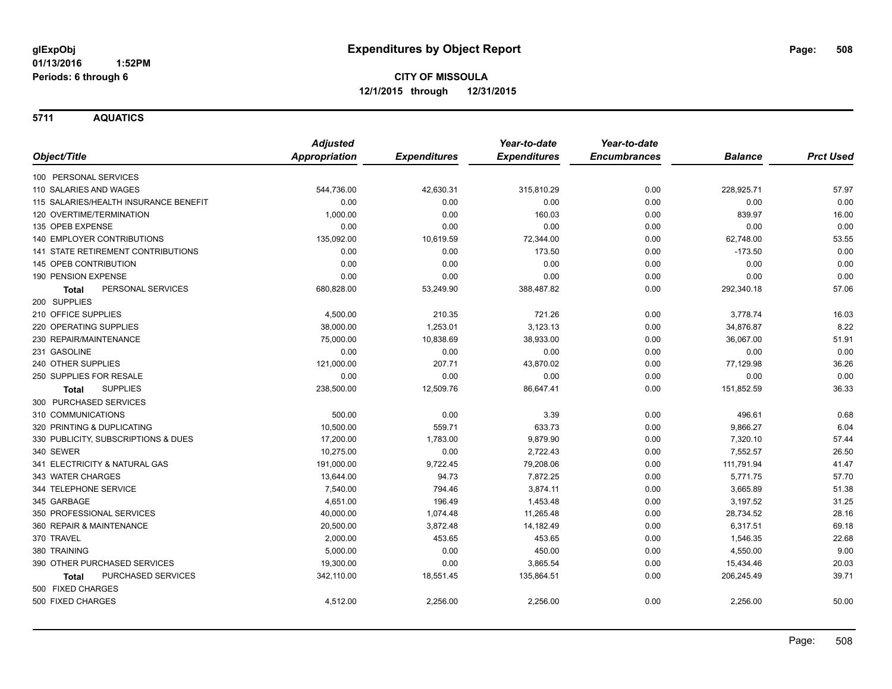# Expenditures by Object Report

glExpObj
01/13/2016 1:52PM
Periods: 6 through 6

**CITY OF MISSOULA**
**12/1/2015 through 12/31/2015**

## 5711 AQUATICS

| Object/Title | Adjusted Appropriation | Expenditures | Year-to-date Expenditures | Year-to-date Encumbrances | Balance | Prct Used |
|---|---|---|---|---|---|---|
| 100 PERSONAL SERVICES | | | | | | |
| 110 SALARIES AND WAGES | 544,736.00 | 42,630.31 | 315,810.29 | 0.00 | 228,925.71 | 57.97 |
| 115 SALARIES/HEALTH INSURANCE BENEFIT | 0.00 | 0.00 | 0.00 | 0.00 | 0.00 | 0.00 |
| 120 OVERTIME/TERMINATION | 1,000.00 | 0.00 | 160.03 | 0.00 | 839.97 | 16.00 |
| 135 OPEB EXPENSE | 0.00 | 0.00 | 0.00 | 0.00 | 0.00 | 0.00 |
| 140 EMPLOYER CONTRIBUTIONS | 135,092.00 | 10,619.59 | 72,344.00 | 0.00 | 62,748.00 | 53.55 |
| 141 STATE RETIREMENT CONTRIBUTIONS | 0.00 | 0.00 | 173.50 | 0.00 | -173.50 | 0.00 |
| 145 OPEB CONTRIBUTION | 0.00 | 0.00 | 0.00 | 0.00 | 0.00 | 0.00 |
| 190 PENSION EXPENSE | 0.00 | 0.00 | 0.00 | 0.00 | 0.00 | 0.00 |
| **Total** PERSONAL SERVICES | 680,828.00 | 53,249.90 | 388,487.82 | 0.00 | 292,340.18 | 57.06 |
| 200 SUPPLIES | | | | | | |
| 210 OFFICE SUPPLIES | 4,500.00 | 210.35 | 721.26 | 0.00 | 3,778.74 | 16.03 |
| 220 OPERATING SUPPLIES | 38,000.00 | 1,253.01 | 3,123.13 | 0.00 | 34,876.87 | 8.22 |
| 230 REPAIR/MAINTENANCE | 75,000.00 | 10,838.69 | 38,933.00 | 0.00 | 36,067.00 | 51.91 |
| 231 GASOLINE | 0.00 | 0.00 | 0.00 | 0.00 | 0.00 | 0.00 |
| 240 OTHER SUPPLIES | 121,000.00 | 207.71 | 43,870.02 | 0.00 | 77,129.98 | 36.26 |
| 250 SUPPLIES FOR RESALE | 0.00 | 0.00 | 0.00 | 0.00 | 0.00 | 0.00 |
| **Total** SUPPLIES | 238,500.00 | 12,509.76 | 86,647.41 | 0.00 | 151,852.59 | 36.33 |
| 300 PURCHASED SERVICES | | | | | | |
| 310 COMMUNICATIONS | 500.00 | 0.00 | 3.39 | 0.00 | 496.61 | 0.68 |
| 320 PRINTING & DUPLICATING | 10,500.00 | 559.71 | 633.73 | 0.00 | 9,866.27 | 6.04 |
| 330 PUBLICITY, SUBSCRIPTIONS & DUES | 17,200.00 | 1,783.00 | 9,879.90 | 0.00 | 7,320.10 | 57.44 |
| 340 SEWER | 10,275.00 | 0.00 | 2,722.43 | 0.00 | 7,552.57 | 26.50 |
| 341 ELECTRICITY & NATURAL GAS | 191,000.00 | 9,722.45 | 79,208.06 | 0.00 | 111,791.94 | 41.47 |
| 343 WATER CHARGES | 13,644.00 | 94.73 | 7,872.25 | 0.00 | 5,771.75 | 57.70 |
| 344 TELEPHONE SERVICE | 7,540.00 | 794.46 | 3,874.11 | 0.00 | 3,665.89 | 51.38 |
| 345 GARBAGE | 4,651.00 | 196.49 | 1,453.48 | 0.00 | 3,197.52 | 31.25 |
| 350 PROFESSIONAL SERVICES | 40,000.00 | 1,074.48 | 11,265.48 | 0.00 | 28,734.52 | 28.16 |
| 360 REPAIR & MAINTENANCE | 20,500.00 | 3,872.48 | 14,182.49 | 0.00 | 6,317.51 | 69.18 |
| 370 TRAVEL | 2,000.00 | 453.65 | 453.65 | 0.00 | 1,546.35 | 22.68 |
| 380 TRAINING | 5,000.00 | 0.00 | 450.00 | 0.00 | 4,550.00 | 9.00 |
| 390 OTHER PURCHASED SERVICES | 19,300.00 | 0.00 | 3,865.54 | 0.00 | 15,434.46 | 20.03 |
| **Total** PURCHASED SERVICES | 342,110.00 | 18,551.45 | 135,864.51 | 0.00 | 206,245.49 | 39.71 |
| 500 FIXED CHARGES | | | | | | |
| 500 FIXED CHARGES | 4,512.00 | 2,256.00 | 2,256.00 | 0.00 | 2,256.00 | 50.00 |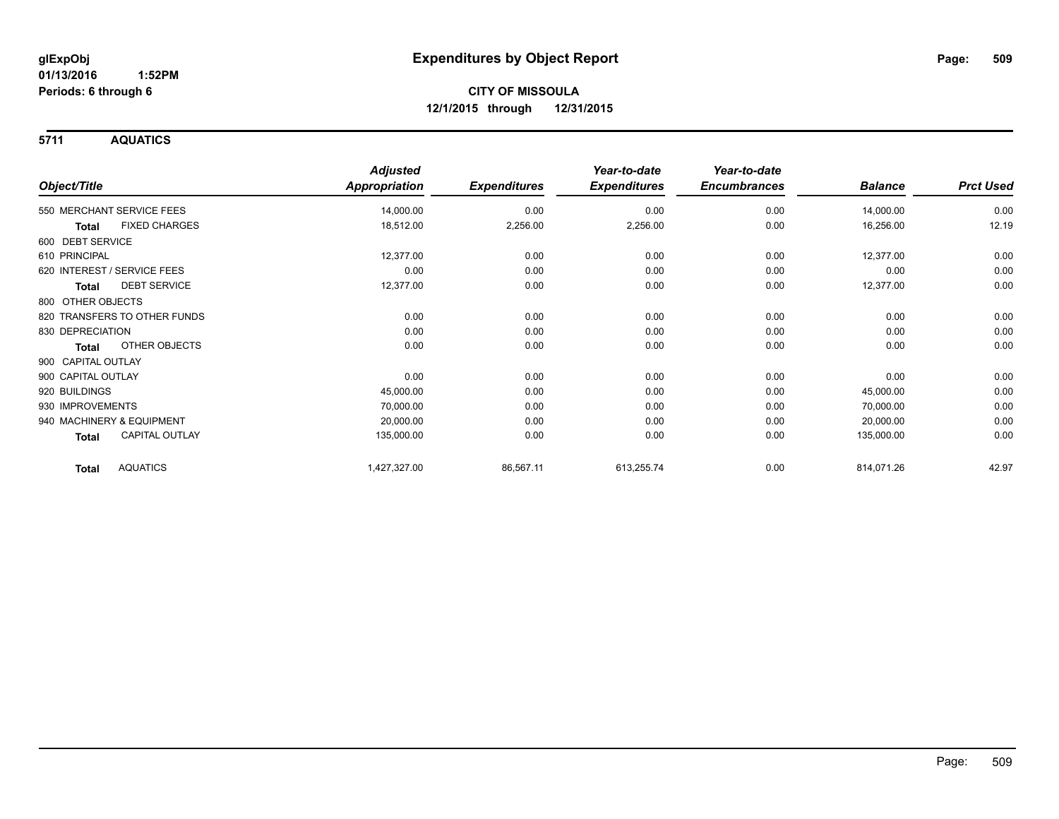**glExpObj**
**01/13/2016 1:52PM**
**Periods: 6 through 6**

# Expenditures by Object Report

**CITY OF MISSOULA**
**12/1/2015 through 12/31/2015**

## 5711 AQUATICS

| Object/Title | | Adjusted Appropriation | Expenditures | Year-to-date Expenditures | Year-to-date Encumbrances | Balance | Prct Used |
|---|---|---|---|---|---|---|---|
| 550 MERCHANT SERVICE FEES | | 14,000.00 | 0.00 | 0.00 | 0.00 | 14,000.00 | 0.00 |
| **Total** | FIXED CHARGES | 18,512.00 | 2,256.00 | 2,256.00 | 0.00 | 16,256.00 | 12.19 |
| 600 DEBT SERVICE | | | | | | | |
| 610 PRINCIPAL | | 12,377.00 | 0.00 | 0.00 | 0.00 | 12,377.00 | 0.00 |
| 620 INTEREST / SERVICE FEES | | 0.00 | 0.00 | 0.00 | 0.00 | 0.00 | 0.00 |
| **Total** | DEBT SERVICE | 12,377.00 | 0.00 | 0.00 | 0.00 | 12,377.00 | 0.00 |
| 800 OTHER OBJECTS | | | | | | | |
| 820 TRANSFERS TO OTHER FUNDS | | 0.00 | 0.00 | 0.00 | 0.00 | 0.00 | 0.00 |
| 830 DEPRECIATION | | 0.00 | 0.00 | 0.00 | 0.00 | 0.00 | 0.00 |
| **Total** | OTHER OBJECTS | 0.00 | 0.00 | 0.00 | 0.00 | 0.00 | 0.00 |
| 900 CAPITAL OUTLAY | | | | | | | |
| 900 CAPITAL OUTLAY | | 0.00 | 0.00 | 0.00 | 0.00 | 0.00 | 0.00 |
| 920 BUILDINGS | | 45,000.00 | 0.00 | 0.00 | 0.00 | 45,000.00 | 0.00 |
| 930 IMPROVEMENTS | | 70,000.00 | 0.00 | 0.00 | 0.00 | 70,000.00 | 0.00 |
| 940 MACHINERY & EQUIPMENT | | 20,000.00 | 0.00 | 0.00 | 0.00 | 20,000.00 | 0.00 |
| **Total** | CAPITAL OUTLAY | 135,000.00 | 0.00 | 0.00 | 0.00 | 135,000.00 | 0.00 |
| **Total** | AQUATICS | 1,427,327.00 | 86,567.11 | 613,255.74 | 0.00 | 814,071.26 | 42.97 |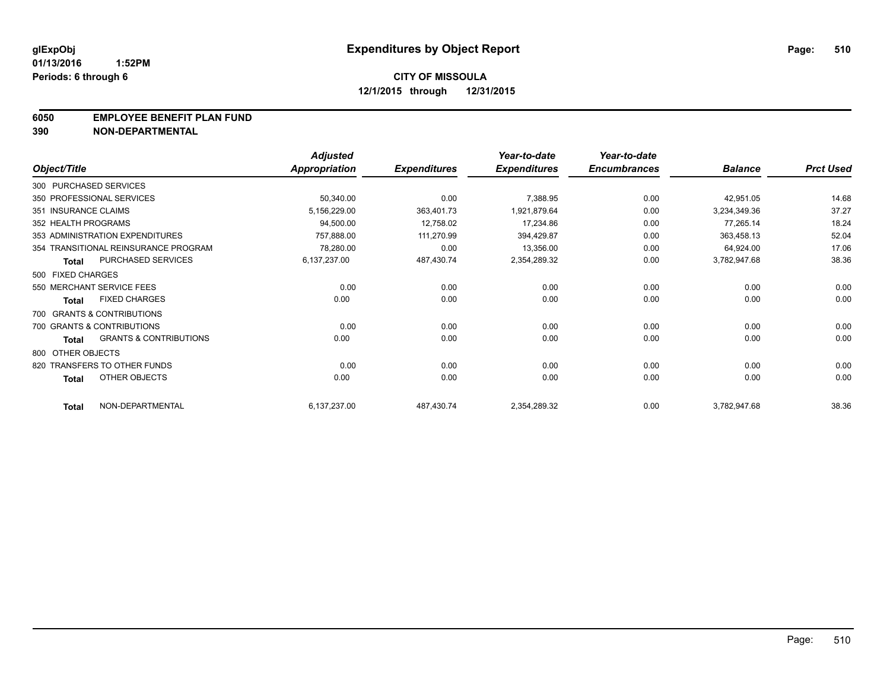glExpObj
01/13/2016 1:52PM
Periods: 6 through 6

# Expenditures by Object Report

**CITY OF MISSOULA**
**12/1/2015 through 12/31/2015**

**6050 EMPLOYEE BENEFIT PLAN FUND**
**390 NON-DEPARTMENTAL**

| Object/Title | Adjusted Appropriation | Expenditures | Year-to-date Expenditures | Year-to-date Encumbrances | Balance | Prct Used |
|---|---|---|---|---|---|---|
| 300 PURCHASED SERVICES | | | | | | |
| 350 PROFESSIONAL SERVICES | 50,340.00 | 0.00 | 7,388.95 | 0.00 | 42,951.05 | 14.68 |
| 351 INSURANCE CLAIMS | 5,156,229.00 | 363,401.73 | 1,921,879.64 | 0.00 | 3,234,349.36 | 37.27 |
| 352 HEALTH PROGRAMS | 94,500.00 | 12,758.02 | 17,234.86 | 0.00 | 77,265.14 | 18.24 |
| 353 ADMINISTRATION EXPENDITURES | 757,888.00 | 111,270.99 | 394,429.87 | 0.00 | 363,458.13 | 52.04 |
| 354 TRANSITIONAL REINSURANCE PROGRAM | 78,280.00 | 0.00 | 13,356.00 | 0.00 | 64,924.00 | 17.06 |
| **Total** PURCHASED SERVICES | 6,137,237.00 | 487,430.74 | 2,354,289.32 | 0.00 | 3,782,947.68 | 38.36 |
| 500 FIXED CHARGES | | | | | | |
| 550 MERCHANT SERVICE FEES | 0.00 | 0.00 | 0.00 | 0.00 | 0.00 | 0.00 |
| **Total** FIXED CHARGES | 0.00 | 0.00 | 0.00 | 0.00 | 0.00 | 0.00 |
| 700 GRANTS & CONTRIBUTIONS | | | | | | |
| 700 GRANTS & CONTRIBUTIONS | 0.00 | 0.00 | 0.00 | 0.00 | 0.00 | 0.00 |
| **Total** GRANTS & CONTRIBUTIONS | 0.00 | 0.00 | 0.00 | 0.00 | 0.00 | 0.00 |
| 800 OTHER OBJECTS | | | | | | |
| 820 TRANSFERS TO OTHER FUNDS | 0.00 | 0.00 | 0.00 | 0.00 | 0.00 | 0.00 |
| **Total** OTHER OBJECTS | 0.00 | 0.00 | 0.00 | 0.00 | 0.00 | 0.00 |
| **Total** NON-DEPARTMENTAL | 6,137,237.00 | 487,430.74 | 2,354,289.32 | 0.00 | 3,782,947.68 | 38.36 |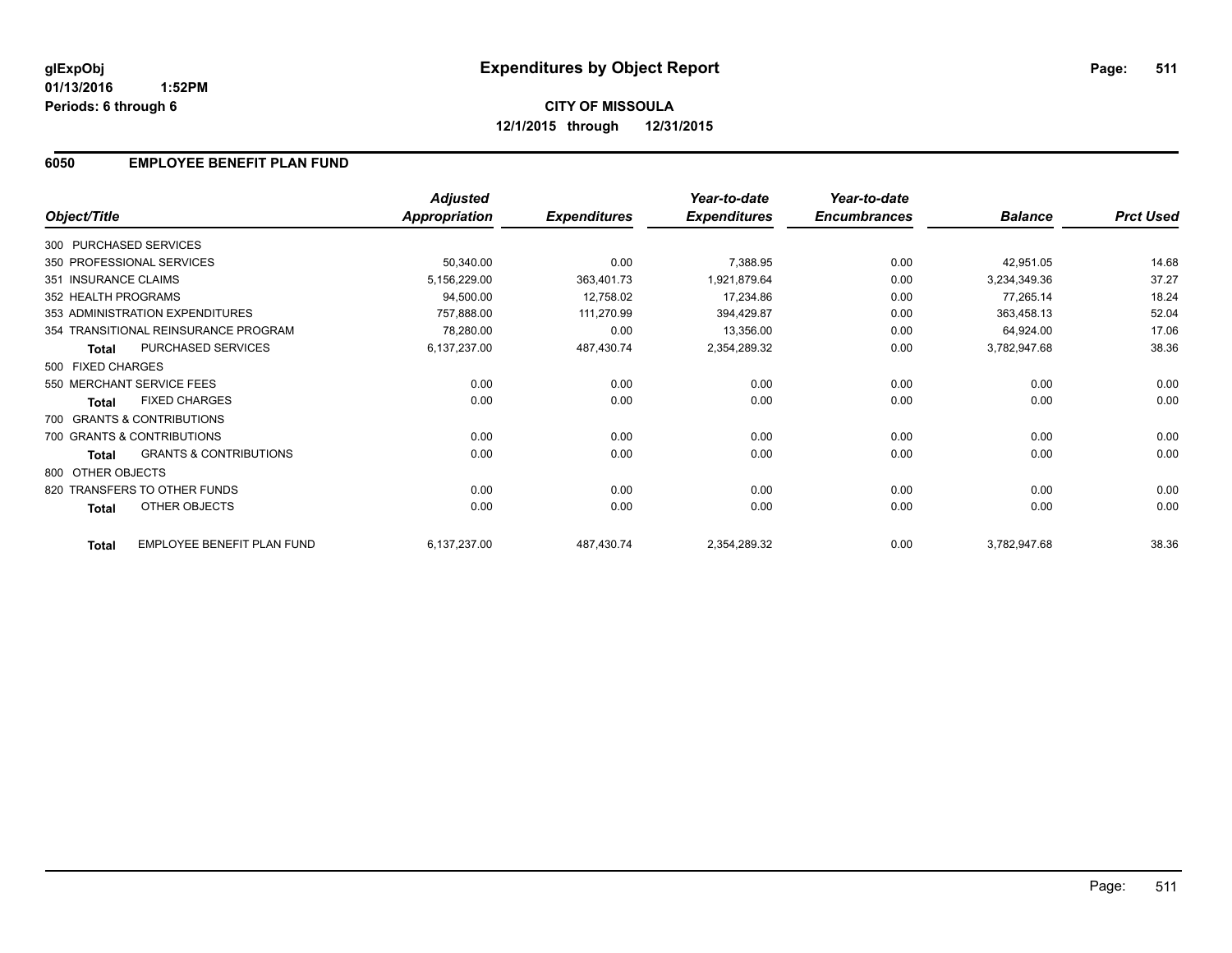# Expenditures by Object Report

glExpObj
01/13/2016 1:52PM
Periods: 6 through 6

**CITY OF MISSOULA**
**12/1/2015 through 12/31/2015**

## 6050 EMPLOYEE BENEFIT PLAN FUND

| Object/Title | | Adjusted Appropriation | Expenditures | Year-to-date Expenditures | Year-to-date Encumbrances | Balance | Prct Used |
|---|---|---|---|---|---|---|---|
| 300 PURCHASED SERVICES | | | | | | | |
| 350 PROFESSIONAL SERVICES | | 50,340.00 | 0.00 | 7,388.95 | 0.00 | 42,951.05 | 14.68 |
| 351 INSURANCE CLAIMS | | 5,156,229.00 | 363,401.73 | 1,921,879.64 | 0.00 | 3,234,349.36 | 37.27 |
| 352 HEALTH PROGRAMS | | 94,500.00 | 12,758.02 | 17,234.86 | 0.00 | 77,265.14 | 18.24 |
| 353 ADMINISTRATION EXPENDITURES | | 757,888.00 | 111,270.99 | 394,429.87 | 0.00 | 363,458.13 | 52.04 |
| 354 TRANSITIONAL REINSURANCE PROGRAM | | 78,280.00 | 0.00 | 13,356.00 | 0.00 | 64,924.00 | 17.06 |
| **Total** | PURCHASED SERVICES | 6,137,237.00 | 487,430.74 | 2,354,289.32 | 0.00 | 3,782,947.68 | 38.36 |
| 500 FIXED CHARGES | | | | | | | |
| 550 MERCHANT SERVICE FEES | | 0.00 | 0.00 | 0.00 | 0.00 | 0.00 | 0.00 |
| **Total** | FIXED CHARGES | 0.00 | 0.00 | 0.00 | 0.00 | 0.00 | 0.00 |
| 700 GRANTS & CONTRIBUTIONS | | | | | | | |
| 700 GRANTS & CONTRIBUTIONS | | 0.00 | 0.00 | 0.00 | 0.00 | 0.00 | 0.00 |
| **Total** | GRANTS & CONTRIBUTIONS | 0.00 | 0.00 | 0.00 | 0.00 | 0.00 | 0.00 |
| 800 OTHER OBJECTS | | | | | | | |
| 820 TRANSFERS TO OTHER FUNDS | | 0.00 | 0.00 | 0.00 | 0.00 | 0.00 | 0.00 |
| **Total** | OTHER OBJECTS | 0.00 | 0.00 | 0.00 | 0.00 | 0.00 | 0.00 |
| **Total** | EMPLOYEE BENEFIT PLAN FUND | 6,137,237.00 | 487,430.74 | 2,354,289.32 | 0.00 | 3,782,947.68 | 38.36 |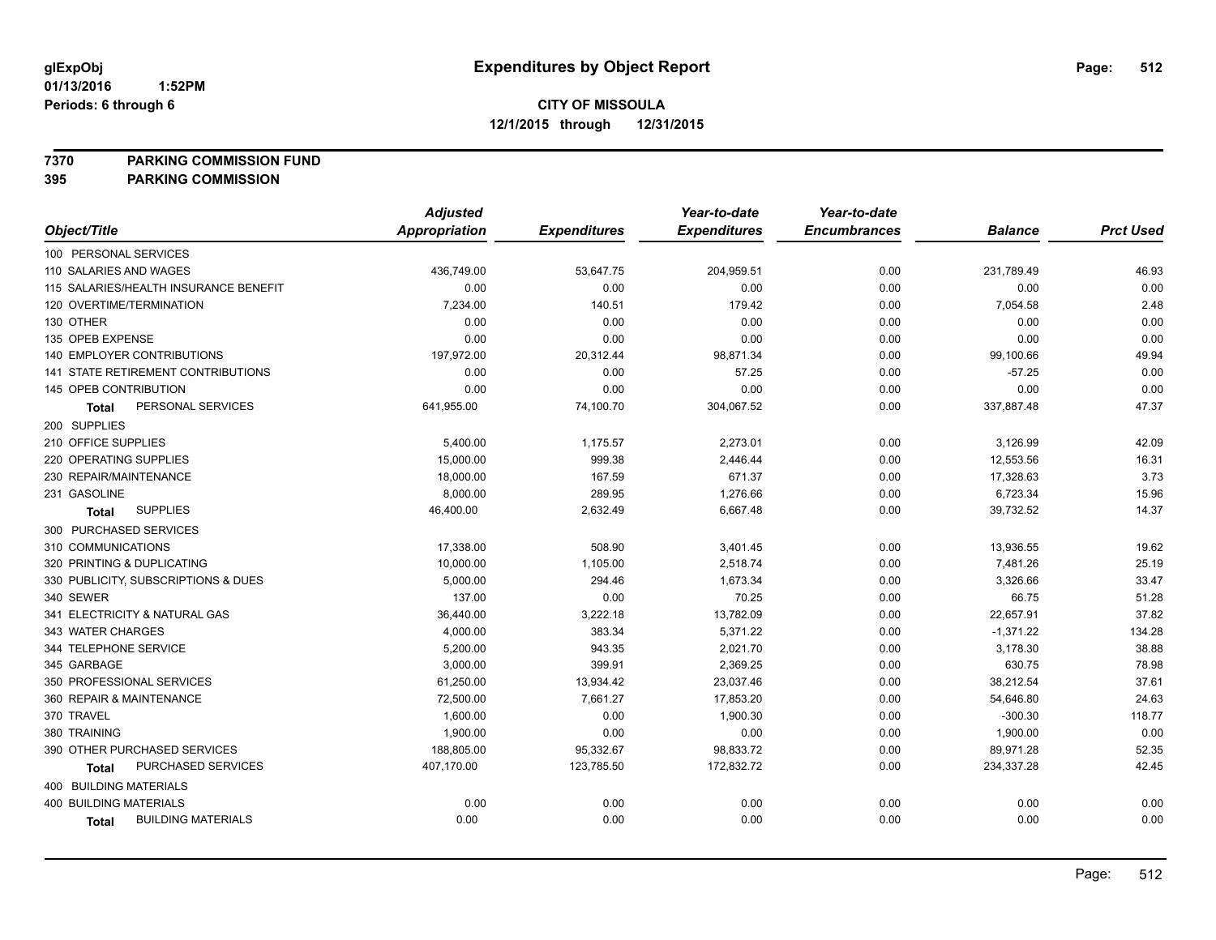glExpObj
01/13/2016 1:52PM
Periods: 6 through 6

# Expenditures by Object Report

**CITY OF MISSOULA**
**12/1/2015 through 12/31/2015**

**7370 PARKING COMMISSION FUND**
**395 PARKING COMMISSION**

| Object/Title | Adjusted Appropriation | Expenditures | Year-to-date Expenditures | Year-to-date Encumbrances | Balance | Prct Used |
|---|---|---|---|---|---|---|
| 100 PERSONAL SERVICES | | | | | | |
| 110 SALARIES AND WAGES | 436,749.00 | 53,647.75 | 204,959.51 | 0.00 | 231,789.49 | 46.93 |
| 115 SALARIES/HEALTH INSURANCE BENEFIT | 0.00 | 0.00 | 0.00 | 0.00 | 0.00 | 0.00 |
| 120 OVERTIME/TERMINATION | 7,234.00 | 140.51 | 179.42 | 0.00 | 7,054.58 | 2.48 |
| 130 OTHER | 0.00 | 0.00 | 0.00 | 0.00 | 0.00 | 0.00 |
| 135 OPEB EXPENSE | 0.00 | 0.00 | 0.00 | 0.00 | 0.00 | 0.00 |
| 140 EMPLOYER CONTRIBUTIONS | 197,972.00 | 20,312.44 | 98,871.34 | 0.00 | 99,100.66 | 49.94 |
| 141 STATE RETIREMENT CONTRIBUTIONS | 0.00 | 0.00 | 57.25 | 0.00 | -57.25 | 0.00 |
| 145 OPEB CONTRIBUTION | 0.00 | 0.00 | 0.00 | 0.00 | 0.00 | 0.00 |
| **Total** PERSONAL SERVICES | 641,955.00 | 74,100.70 | 304,067.52 | 0.00 | 337,887.48 | 47.37 |
| 200 SUPPLIES | | | | | | |
| 210 OFFICE SUPPLIES | 5,400.00 | 1,175.57 | 2,273.01 | 0.00 | 3,126.99 | 42.09 |
| 220 OPERATING SUPPLIES | 15,000.00 | 999.38 | 2,446.44 | 0.00 | 12,553.56 | 16.31 |
| 230 REPAIR/MAINTENANCE | 18,000.00 | 167.59 | 671.37 | 0.00 | 17,328.63 | 3.73 |
| 231 GASOLINE | 8,000.00 | 289.95 | 1,276.66 | 0.00 | 6,723.34 | 15.96 |
| **Total** SUPPLIES | 46,400.00 | 2,632.49 | 6,667.48 | 0.00 | 39,732.52 | 14.37 |
| 300 PURCHASED SERVICES | | | | | | |
| 310 COMMUNICATIONS | 17,338.00 | 508.90 | 3,401.45 | 0.00 | 13,936.55 | 19.62 |
| 320 PRINTING & DUPLICATING | 10,000.00 | 1,105.00 | 2,518.74 | 0.00 | 7,481.26 | 25.19 |
| 330 PUBLICITY, SUBSCRIPTIONS & DUES | 5,000.00 | 294.46 | 1,673.34 | 0.00 | 3,326.66 | 33.47 |
| 340 SEWER | 137.00 | 0.00 | 70.25 | 0.00 | 66.75 | 51.28 |
| 341 ELECTRICITY & NATURAL GAS | 36,440.00 | 3,222.18 | 13,782.09 | 0.00 | 22,657.91 | 37.82 |
| 343 WATER CHARGES | 4,000.00 | 383.34 | 5,371.22 | 0.00 | -1,371.22 | 134.28 |
| 344 TELEPHONE SERVICE | 5,200.00 | 943.35 | 2,021.70 | 0.00 | 3,178.30 | 38.88 |
| 345 GARBAGE | 3,000.00 | 399.91 | 2,369.25 | 0.00 | 630.75 | 78.98 |
| 350 PROFESSIONAL SERVICES | 61,250.00 | 13,934.42 | 23,037.46 | 0.00 | 38,212.54 | 37.61 |
| 360 REPAIR & MAINTENANCE | 72,500.00 | 7,661.27 | 17,853.20 | 0.00 | 54,646.80 | 24.63 |
| 370 TRAVEL | 1,600.00 | 0.00 | 1,900.30 | 0.00 | -300.30 | 118.77 |
| 380 TRAINING | 1,900.00 | 0.00 | 0.00 | 0.00 | 1,900.00 | 0.00 |
| 390 OTHER PURCHASED SERVICES | 188,805.00 | 95,332.67 | 98,833.72 | 0.00 | 89,971.28 | 52.35 |
| **Total** PURCHASED SERVICES | 407,170.00 | 123,785.50 | 172,832.72 | 0.00 | 234,337.28 | 42.45 |
| 400 BUILDING MATERIALS | | | | | | |
| 400 BUILDING MATERIALS | 0.00 | 0.00 | 0.00 | 0.00 | 0.00 | 0.00 |
| **Total** BUILDING MATERIALS | 0.00 | 0.00 | 0.00 | 0.00 | 0.00 | 0.00 |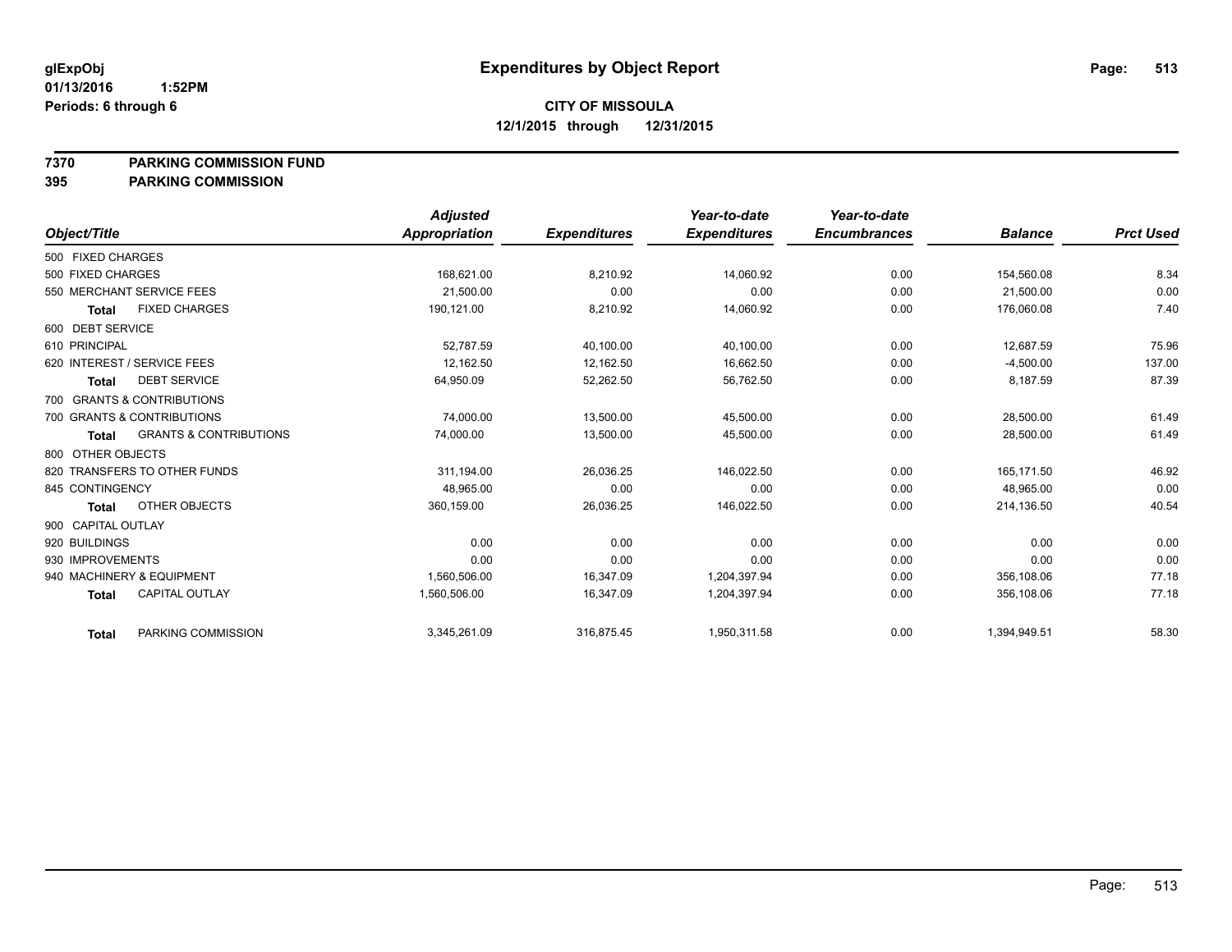glExpObj
01/13/2016 1:52PM
Periods: 6 through 6

# Expenditures by Object Report

**CITY OF MISSOULA**
**12/1/2015 through 12/31/2015**

**7370 PARKING COMMISSION FUND**
**395 PARKING COMMISSION**

| Object/Title | Adjusted Appropriation | Expenditures | Year-to-date Expenditures | Year-to-date Encumbrances | Balance | Prct Used |
|---|---|---|---|---|---|---|
| 500 FIXED CHARGES | | | | | | |
| 500 FIXED CHARGES | 168,621.00 | 8,210.92 | 14,060.92 | 0.00 | 154,560.08 | 8.34 |
| 550 MERCHANT SERVICE FEES | 21,500.00 | 0.00 | 0.00 | 0.00 | 21,500.00 | 0.00 |
| **Total** FIXED CHARGES | 190,121.00 | 8,210.92 | 14,060.92 | 0.00 | 176,060.08 | 7.40 |
| 600 DEBT SERVICE | | | | | | |
| 610 PRINCIPAL | 52,787.59 | 40,100.00 | 40,100.00 | 0.00 | 12,687.59 | 75.96 |
| 620 INTEREST / SERVICE FEES | 12,162.50 | 12,162.50 | 16,662.50 | 0.00 | -4,500.00 | 137.00 |
| **Total** DEBT SERVICE | 64,950.09 | 52,262.50 | 56,762.50 | 0.00 | 8,187.59 | 87.39 |
| 700 GRANTS & CONTRIBUTIONS | | | | | | |
| 700 GRANTS & CONTRIBUTIONS | 74,000.00 | 13,500.00 | 45,500.00 | 0.00 | 28,500.00 | 61.49 |
| **Total** GRANTS & CONTRIBUTIONS | 74,000.00 | 13,500.00 | 45,500.00 | 0.00 | 28,500.00 | 61.49 |
| 800 OTHER OBJECTS | | | | | | |
| 820 TRANSFERS TO OTHER FUNDS | 311,194.00 | 26,036.25 | 146,022.50 | 0.00 | 165,171.50 | 46.92 |
| 845 CONTINGENCY | 48,965.00 | 0.00 | 0.00 | 0.00 | 48,965.00 | 0.00 |
| **Total** OTHER OBJECTS | 360,159.00 | 26,036.25 | 146,022.50 | 0.00 | 214,136.50 | 40.54 |
| 900 CAPITAL OUTLAY | | | | | | |
| 920 BUILDINGS | 0.00 | 0.00 | 0.00 | 0.00 | 0.00 | 0.00 |
| 930 IMPROVEMENTS | 0.00 | 0.00 | 0.00 | 0.00 | 0.00 | 0.00 |
| 940 MACHINERY & EQUIPMENT | 1,560,506.00 | 16,347.09 | 1,204,397.94 | 0.00 | 356,108.06 | 77.18 |
| **Total** CAPITAL OUTLAY | 1,560,506.00 | 16,347.09 | 1,204,397.94 | 0.00 | 356,108.06 | 77.18 |
| **Total** PARKING COMMISSION | 3,345,261.09 | 316,875.45 | 1,950,311.58 | 0.00 | 1,394,949.51 | 58.30 |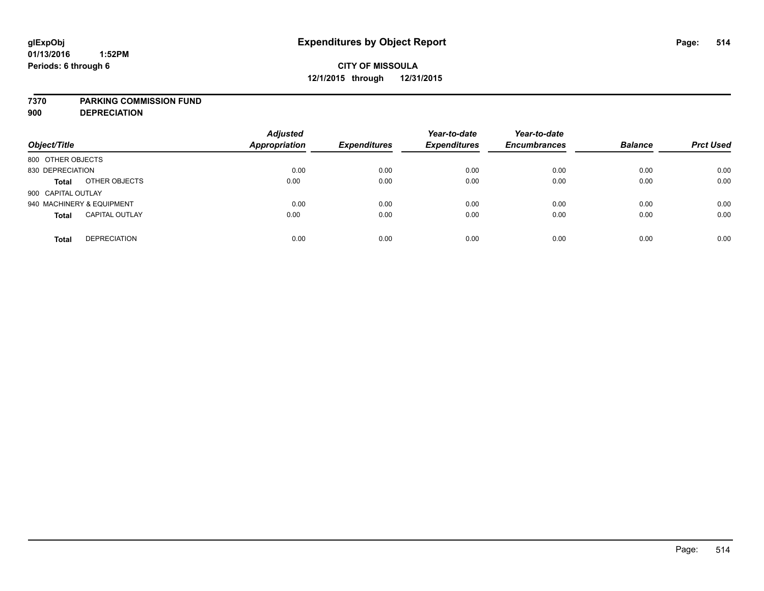**glExpObj**
**01/13/2016 1:52PM**
**Periods: 6 through 6**

# Expenditures by Object Report

**CITY OF MISSOULA**
**12/1/2015 through 12/31/2015**

**7370 PARKING COMMISSION FUND**
**900 DEPRECIATION**

| Object/Title | | Adjusted Appropriation | Expenditures | Year-to-date Expenditures | Year-to-date Encumbrances | Balance | Prct Used |
|---|---|---|---|---|---|---|---|
| 800 OTHER OBJECTS | | | | | | | |
| 830 DEPRECIATION | | 0.00 | 0.00 | 0.00 | 0.00 | 0.00 | 0.00 |
| **Total** | OTHER OBJECTS | 0.00 | 0.00 | 0.00 | 0.00 | 0.00 | 0.00 |
| 900 CAPITAL OUTLAY | | | | | | | |
| 940 MACHINERY & EQUIPMENT | | 0.00 | 0.00 | 0.00 | 0.00 | 0.00 | 0.00 |
| **Total** | CAPITAL OUTLAY | 0.00 | 0.00 | 0.00 | 0.00 | 0.00 | 0.00 |
| **Total** | DEPRECIATION | 0.00 | 0.00 | 0.00 | 0.00 | 0.00 | 0.00 |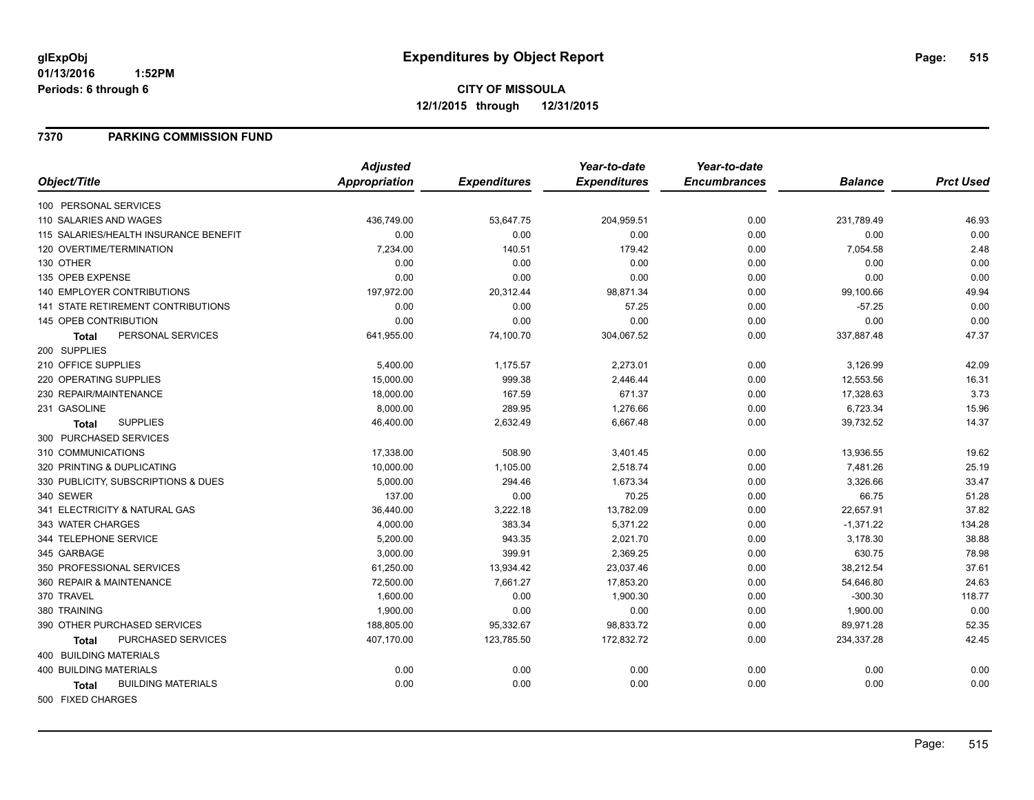**glExpObj**
**01/13/2016 1:52PM**
**Periods: 6 through 6**

# Expenditures by Object Report

**CITY OF MISSOULA**
**12/1/2015 through 12/31/2015**

## 7370 PARKING COMMISSION FUND

| Object/Title | Adjusted Appropriation | Expenditures | Year-to-date Expenditures | Year-to-date Encumbrances | Balance | Prct Used |
|---|---|---|---|---|---|---|
| 100 PERSONAL SERVICES | | | | | | |
| 110 SALARIES AND WAGES | 436,749.00 | 53,647.75 | 204,959.51 | 0.00 | 231,789.49 | 46.93 |
| 115 SALARIES/HEALTH INSURANCE BENEFIT | 0.00 | 0.00 | 0.00 | 0.00 | 0.00 | 0.00 |
| 120 OVERTIME/TERMINATION | 7,234.00 | 140.51 | 179.42 | 0.00 | 7,054.58 | 2.48 |
| 130 OTHER | 0.00 | 0.00 | 0.00 | 0.00 | 0.00 | 0.00 |
| 135 OPEB EXPENSE | 0.00 | 0.00 | 0.00 | 0.00 | 0.00 | 0.00 |
| 140 EMPLOYER CONTRIBUTIONS | 197,972.00 | 20,312.44 | 98,871.34 | 0.00 | 99,100.66 | 49.94 |
| 141 STATE RETIREMENT CONTRIBUTIONS | 0.00 | 0.00 | 57.25 | 0.00 | -57.25 | 0.00 |
| 145 OPEB CONTRIBUTION | 0.00 | 0.00 | 0.00 | 0.00 | 0.00 | 0.00 |
| **Total** PERSONAL SERVICES | 641,955.00 | 74,100.70 | 304,067.52 | 0.00 | 337,887.48 | 47.37 |
| 200 SUPPLIES | | | | | | |
| 210 OFFICE SUPPLIES | 5,400.00 | 1,175.57 | 2,273.01 | 0.00 | 3,126.99 | 42.09 |
| 220 OPERATING SUPPLIES | 15,000.00 | 999.38 | 2,446.44 | 0.00 | 12,553.56 | 16.31 |
| 230 REPAIR/MAINTENANCE | 18,000.00 | 167.59 | 671.37 | 0.00 | 17,328.63 | 3.73 |
| 231 GASOLINE | 8,000.00 | 289.95 | 1,276.66 | 0.00 | 6,723.34 | 15.96 |
| **Total** SUPPLIES | 46,400.00 | 2,632.49 | 6,667.48 | 0.00 | 39,732.52 | 14.37 |
| 300 PURCHASED SERVICES | | | | | | |
| 310 COMMUNICATIONS | 17,338.00 | 508.90 | 3,401.45 | 0.00 | 13,936.55 | 19.62 |
| 320 PRINTING & DUPLICATING | 10,000.00 | 1,105.00 | 2,518.74 | 0.00 | 7,481.26 | 25.19 |
| 330 PUBLICITY, SUBSCRIPTIONS & DUES | 5,000.00 | 294.46 | 1,673.34 | 0.00 | 3,326.66 | 33.47 |
| 340 SEWER | 137.00 | 0.00 | 70.25 | 0.00 | 66.75 | 51.28 |
| 341 ELECTRICITY & NATURAL GAS | 36,440.00 | 3,222.18 | 13,782.09 | 0.00 | 22,657.91 | 37.82 |
| 343 WATER CHARGES | 4,000.00 | 383.34 | 5,371.22 | 0.00 | -1,371.22 | 134.28 |
| 344 TELEPHONE SERVICE | 5,200.00 | 943.35 | 2,021.70 | 0.00 | 3,178.30 | 38.88 |
| 345 GARBAGE | 3,000.00 | 399.91 | 2,369.25 | 0.00 | 630.75 | 78.98 |
| 350 PROFESSIONAL SERVICES | 61,250.00 | 13,934.42 | 23,037.46 | 0.00 | 38,212.54 | 37.61 |
| 360 REPAIR & MAINTENANCE | 72,500.00 | 7,661.27 | 17,853.20 | 0.00 | 54,646.80 | 24.63 |
| 370 TRAVEL | 1,600.00 | 0.00 | 1,900.30 | 0.00 | -300.30 | 118.77 |
| 380 TRAINING | 1,900.00 | 0.00 | 0.00 | 0.00 | 1,900.00 | 0.00 |
| 390 OTHER PURCHASED SERVICES | 188,805.00 | 95,332.67 | 98,833.72 | 0.00 | 89,971.28 | 52.35 |
| **Total** PURCHASED SERVICES | 407,170.00 | 123,785.50 | 172,832.72 | 0.00 | 234,337.28 | 42.45 |
| 400 BUILDING MATERIALS | | | | | | |
| 400 BUILDING MATERIALS | 0.00 | 0.00 | 0.00 | 0.00 | 0.00 | 0.00 |
| **Total** BUILDING MATERIALS | 0.00 | 0.00 | 0.00 | 0.00 | 0.00 | 0.00 |
| 500 FIXED CHARGES | | | | | | |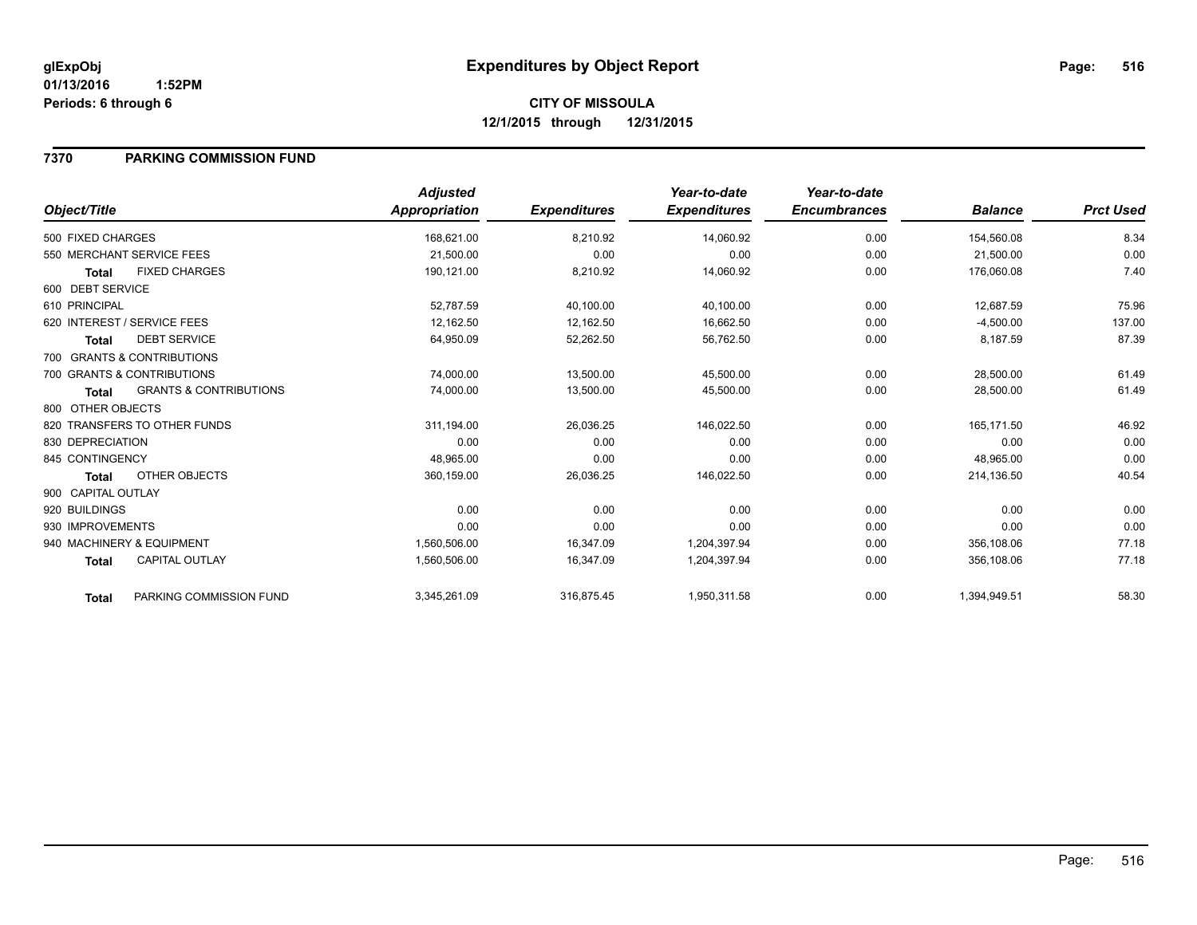**glExpObj**
**01/13/2016 1:52PM**
**Periods: 6 through 6**

# Expenditures by Object Report

**CITY OF MISSOULA**
**12/1/2015 through 12/31/2015**

## 7370 PARKING COMMISSION FUND

| Object/Title | Adjusted Appropriation | Expenditures | Year-to-date Expenditures | Year-to-date Encumbrances | Balance | Prct Used |
|---|---|---|---|---|---|---|
| 500 FIXED CHARGES | 168,621.00 | 8,210.92 | 14,060.92 | 0.00 | 154,560.08 | 8.34 |
| 550 MERCHANT SERVICE FEES | 21,500.00 | 0.00 | 0.00 | 0.00 | 21,500.00 | 0.00 |
| **Total** FIXED CHARGES | 190,121.00 | 8,210.92 | 14,060.92 | 0.00 | 176,060.08 | 7.40 |
| 600 DEBT SERVICE | | | | | | |
| 610 PRINCIPAL | 52,787.59 | 40,100.00 | 40,100.00 | 0.00 | 12,687.59 | 75.96 |
| 620 INTEREST / SERVICE FEES | 12,162.50 | 12,162.50 | 16,662.50 | 0.00 | -4,500.00 | 137.00 |
| **Total** DEBT SERVICE | 64,950.09 | 52,262.50 | 56,762.50 | 0.00 | 8,187.59 | 87.39 |
| 700 GRANTS & CONTRIBUTIONS | | | | | | |
| 700 GRANTS & CONTRIBUTIONS | 74,000.00 | 13,500.00 | 45,500.00 | 0.00 | 28,500.00 | 61.49 |
| **Total** GRANTS & CONTRIBUTIONS | 74,000.00 | 13,500.00 | 45,500.00 | 0.00 | 28,500.00 | 61.49 |
| 800 OTHER OBJECTS | | | | | | |
| 820 TRANSFERS TO OTHER FUNDS | 311,194.00 | 26,036.25 | 146,022.50 | 0.00 | 165,171.50 | 46.92 |
| 830 DEPRECIATION | 0.00 | 0.00 | 0.00 | 0.00 | 0.00 | 0.00 |
| 845 CONTINGENCY | 48,965.00 | 0.00 | 0.00 | 0.00 | 48,965.00 | 0.00 |
| **Total** OTHER OBJECTS | 360,159.00 | 26,036.25 | 146,022.50 | 0.00 | 214,136.50 | 40.54 |
| 900 CAPITAL OUTLAY | | | | | | |
| 920 BUILDINGS | 0.00 | 0.00 | 0.00 | 0.00 | 0.00 | 0.00 |
| 930 IMPROVEMENTS | 0.00 | 0.00 | 0.00 | 0.00 | 0.00 | 0.00 |
| 940 MACHINERY & EQUIPMENT | 1,560,506.00 | 16,347.09 | 1,204,397.94 | 0.00 | 356,108.06 | 77.18 |
| **Total** CAPITAL OUTLAY | 1,560,506.00 | 16,347.09 | 1,204,397.94 | 0.00 | 356,108.06 | 77.18 |
| **Total** PARKING COMMISSION FUND | 3,345,261.09 | 316,875.45 | 1,950,311.58 | 0.00 | 1,394,949.51 | 58.30 |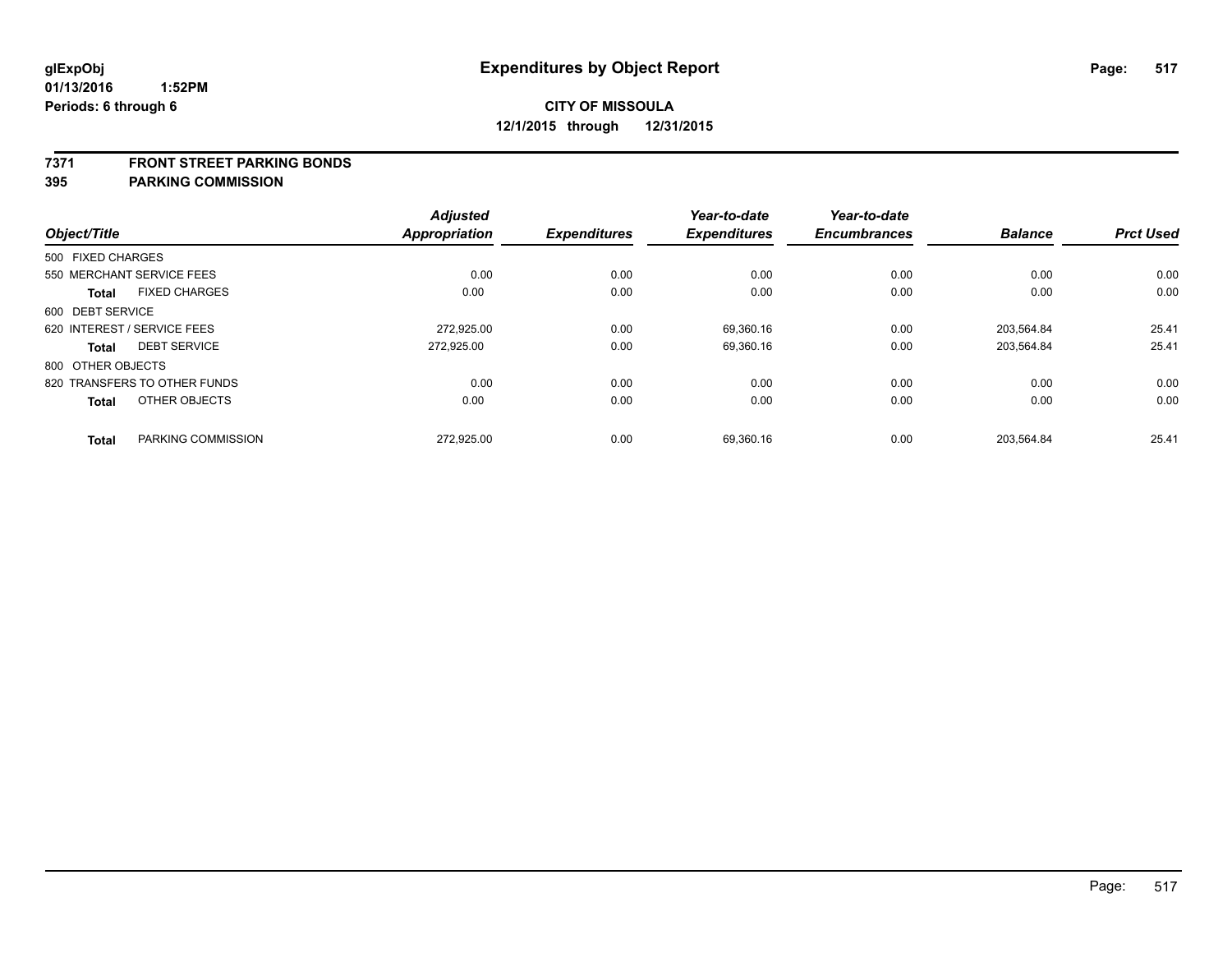**glExpObj**
**01/13/2016 1:52PM**
**Periods: 6 through 6**

# Expenditures by Object Report

**CITY OF MISSOULA**
**12/1/2015 through 12/31/2015**

## 7371 FRONT STREET PARKING BONDS
## 395 PARKING COMMISSION

| Object/Title | Adjusted Appropriation | Expenditures | Year-to-date Expenditures | Year-to-date Encumbrances | Balance | Prct Used |
|---|---|---|---|---|---|---|
| 500 FIXED CHARGES | | | | | | |
| 550 MERCHANT SERVICE FEES | 0.00 | 0.00 | 0.00 | 0.00 | 0.00 | 0.00 |
| **Total** FIXED CHARGES | 0.00 | 0.00 | 0.00 | 0.00 | 0.00 | 0.00 |
| 600 DEBT SERVICE | | | | | | |
| 620 INTEREST / SERVICE FEES | 272,925.00 | 0.00 | 69,360.16 | 0.00 | 203,564.84 | 25.41 |
| **Total** DEBT SERVICE | 272,925.00 | 0.00 | 69,360.16 | 0.00 | 203,564.84 | 25.41 |
| 800 OTHER OBJECTS | | | | | | |
| 820 TRANSFERS TO OTHER FUNDS | 0.00 | 0.00 | 0.00 | 0.00 | 0.00 | 0.00 |
| **Total** OTHER OBJECTS | 0.00 | 0.00 | 0.00 | 0.00 | 0.00 | 0.00 |
| **Total** PARKING COMMISSION | 272,925.00 | 0.00 | 69,360.16 | 0.00 | 203,564.84 | 25.41 |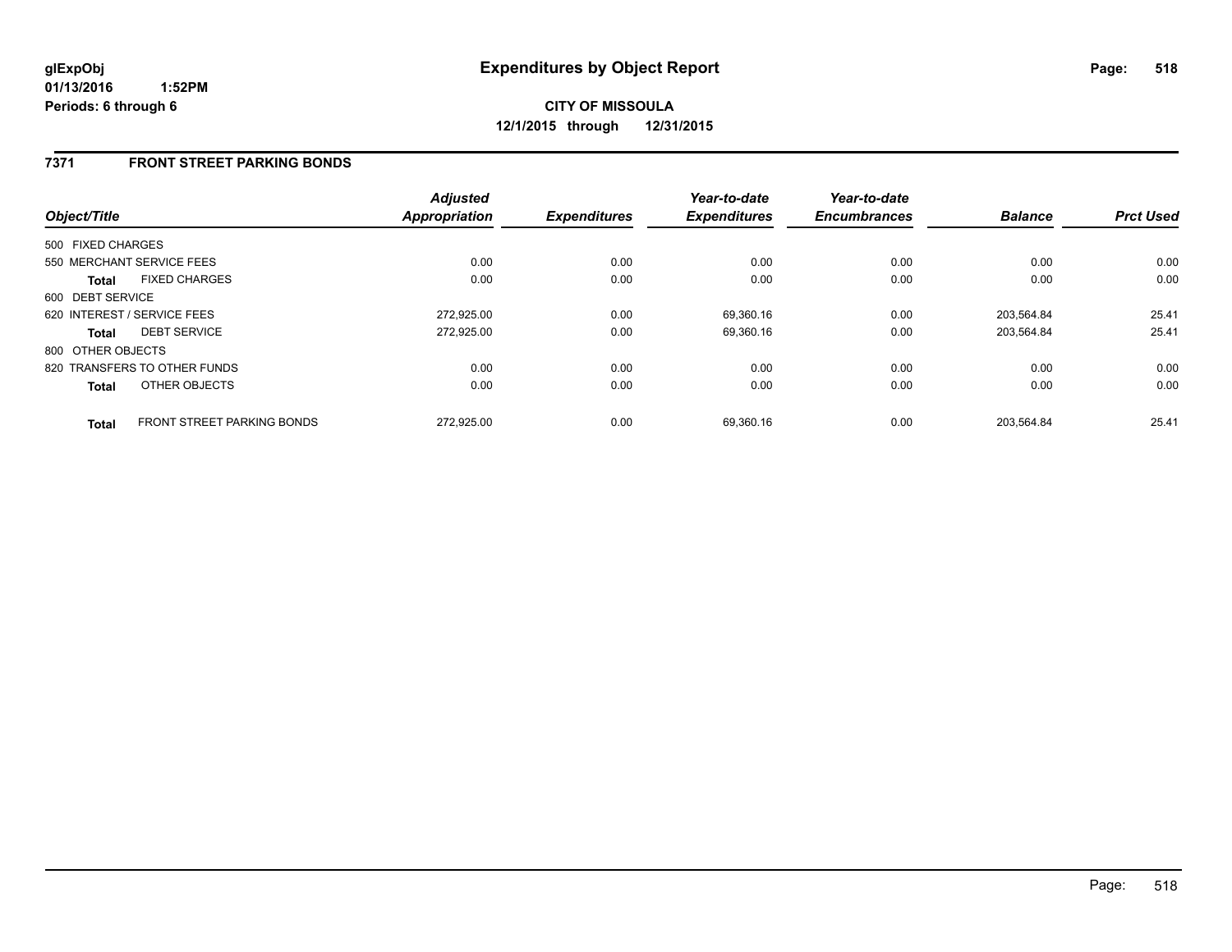**glExpObj**
**01/13/2016 1:52PM**
**Periods: 6 through 6**

# Expenditures by Object Report

**CITY OF MISSOULA**
**12/1/2015 through 12/31/2015**

## 7371 FRONT STREET PARKING BONDS

| Object/Title | | *Adjusted Appropriation* | *Expenditures* | *Year-to-date Expenditures* | *Year-to-date Encumbrances* | *Balance* | *Prct Used* |
|---|---|---|---|---|---|---|---|
| 500 FIXED CHARGES | | | | | | | |
| 550 MERCHANT SERVICE FEES | | 0.00 | 0.00 | 0.00 | 0.00 | 0.00 | 0.00 |
| **Total** | FIXED CHARGES | 0.00 | 0.00 | 0.00 | 0.00 | 0.00 | 0.00 |
| 600 DEBT SERVICE | | | | | | | |
| 620 INTEREST / SERVICE FEES | | 272,925.00 | 0.00 | 69,360.16 | 0.00 | 203,564.84 | 25.41 |
| **Total** | DEBT SERVICE | 272,925.00 | 0.00 | 69,360.16 | 0.00 | 203,564.84 | 25.41 |
| 800 OTHER OBJECTS | | | | | | | |
| 820 TRANSFERS TO OTHER FUNDS | | 0.00 | 0.00 | 0.00 | 0.00 | 0.00 | 0.00 |
| **Total** | OTHER OBJECTS | 0.00 | 0.00 | 0.00 | 0.00 | 0.00 | 0.00 |
| **Total** | FRONT STREET PARKING BONDS | 272,925.00 | 0.00 | 69,360.16 | 0.00 | 203,564.84 | 25.41 |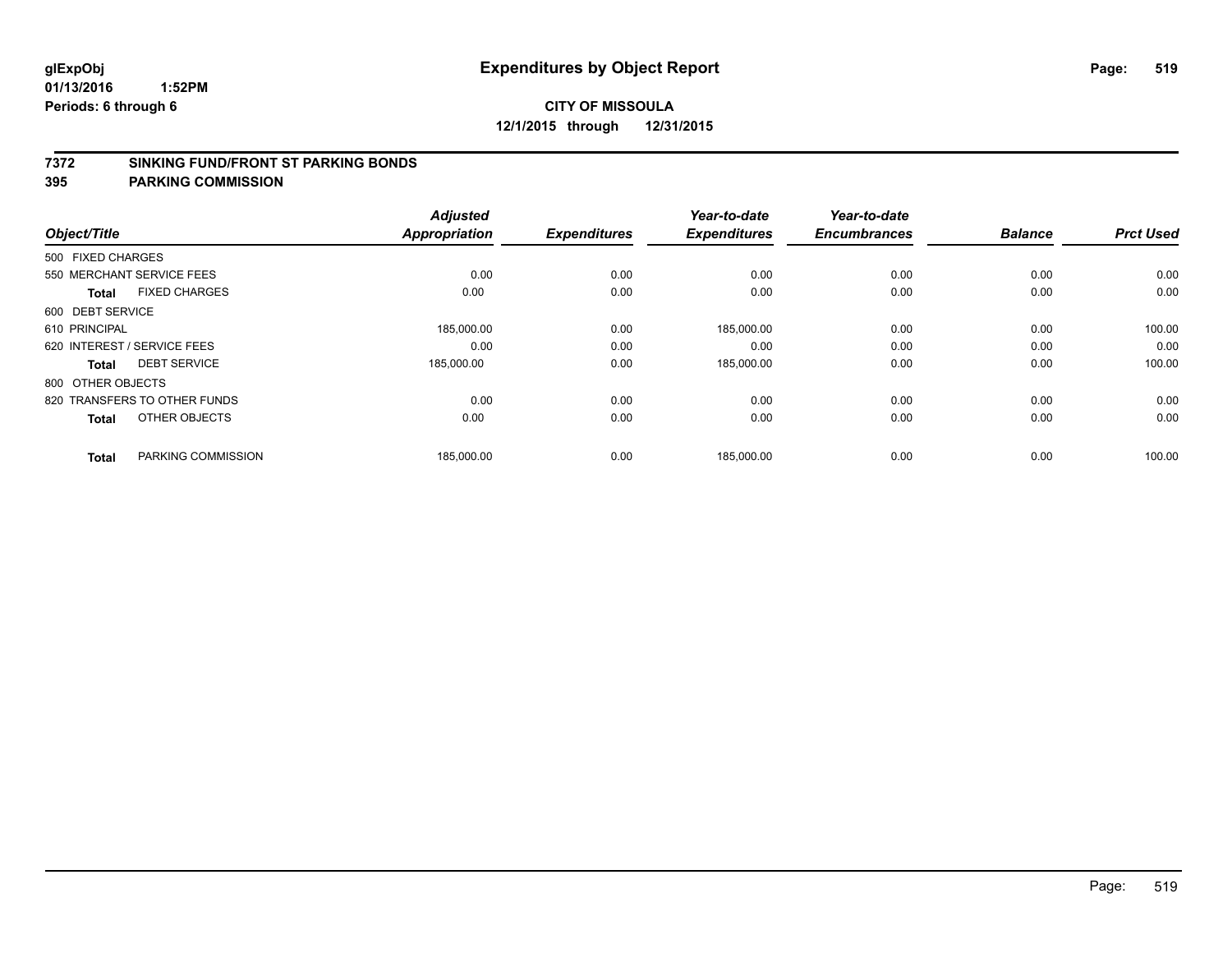**glExpObj** **Expenditures by Object Report**
**01/13/2016 1:52PM**
**Periods: 6 through 6**

**CITY OF MISSOULA**
**12/1/2015 through 12/31/2015**

## 7372 SINKING FUND/FRONT ST PARKING BONDS
## 395 PARKING COMMISSION

| Object/Title | Adjusted Appropriation | Expenditures | Year-to-date Expenditures | Year-to-date Encumbrances | Balance | Prct Used |
|---|---|---|---|---|---|---|
| 500 FIXED CHARGES | | | | | | |
| 550 MERCHANT SERVICE FEES | 0.00 | 0.00 | 0.00 | 0.00 | 0.00 | 0.00 |
| **Total** FIXED CHARGES | 0.00 | 0.00 | 0.00 | 0.00 | 0.00 | 0.00 |
| 600 DEBT SERVICE | | | | | | |
| 610 PRINCIPAL | 185,000.00 | 0.00 | 185,000.00 | 0.00 | 0.00 | 100.00 |
| 620 INTEREST / SERVICE FEES | 0.00 | 0.00 | 0.00 | 0.00 | 0.00 | 0.00 |
| **Total** DEBT SERVICE | 185,000.00 | 0.00 | 185,000.00 | 0.00 | 0.00 | 100.00 |
| 800 OTHER OBJECTS | | | | | | |
| 820 TRANSFERS TO OTHER FUNDS | 0.00 | 0.00 | 0.00 | 0.00 | 0.00 | 0.00 |
| **Total** OTHER OBJECTS | 0.00 | 0.00 | 0.00 | 0.00 | 0.00 | 0.00 |
| **Total** PARKING COMMISSION | 185,000.00 | 0.00 | 185,000.00 | 0.00 | 0.00 | 100.00 |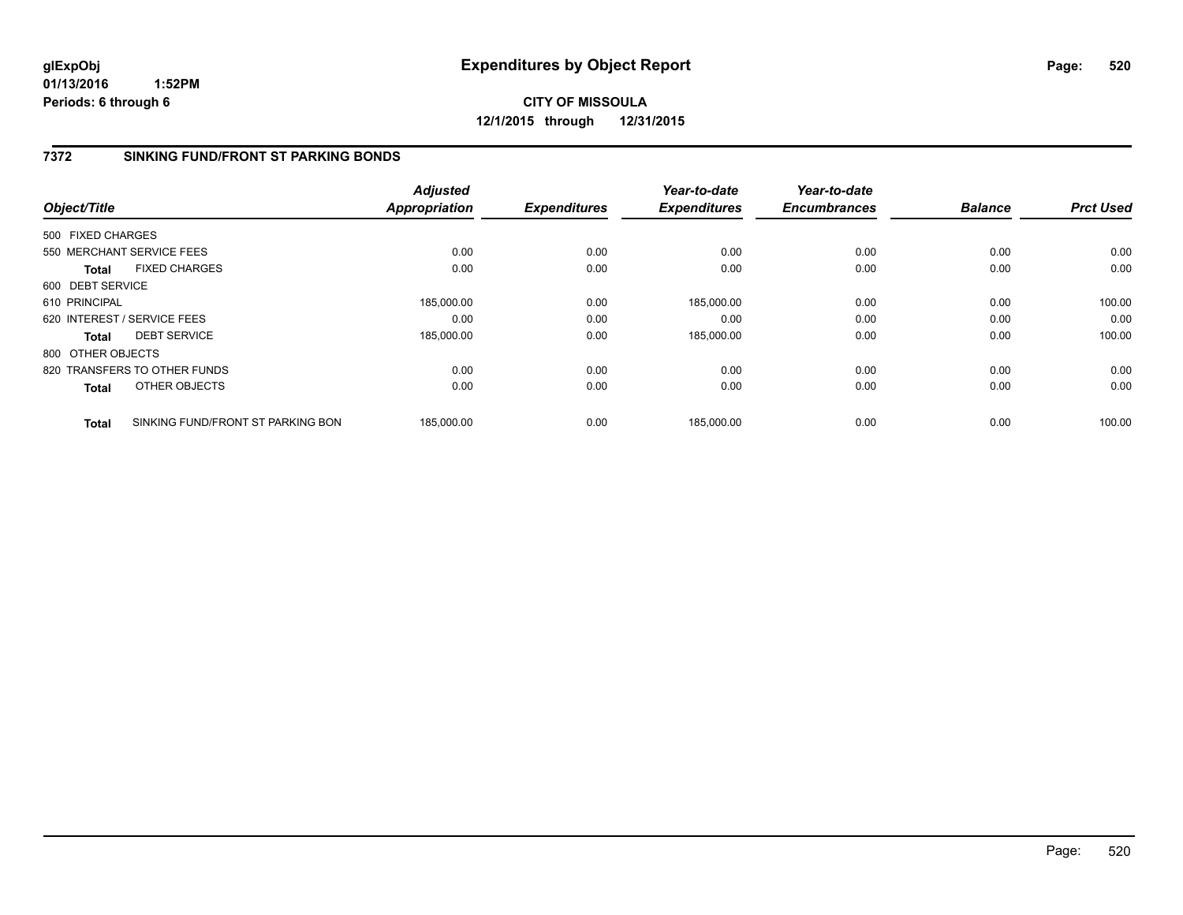**glExpObj** **Expenditures by Object Report**

**01/13/2016 1:52PM**

**Periods: 6 through 6**

**CITY OF MISSOULA**

**12/1/2015 through 12/31/2015**

## 7372 SINKING FUND/FRONT ST PARKING BONDS

| Object/Title | Adjusted Appropriation | Expenditures | Year-to-date Expenditures | Year-to-date Encumbrances | Balance | Prct Used |
|---|---|---|---|---|---|---|
| 500 FIXED CHARGES | | | | | | |
| 550 MERCHANT SERVICE FEES | 0.00 | 0.00 | 0.00 | 0.00 | 0.00 | 0.00 |
| **Total** FIXED CHARGES | 0.00 | 0.00 | 0.00 | 0.00 | 0.00 | 0.00 |
| 600 DEBT SERVICE | | | | | | |
| 610 PRINCIPAL | 185,000.00 | 0.00 | 185,000.00 | 0.00 | 0.00 | 100.00 |
| 620 INTEREST / SERVICE FEES | 0.00 | 0.00 | 0.00 | 0.00 | 0.00 | 0.00 |
| **Total** DEBT SERVICE | 185,000.00 | 0.00 | 185,000.00 | 0.00 | 0.00 | 100.00 |
| 800 OTHER OBJECTS | | | | | | |
| 820 TRANSFERS TO OTHER FUNDS | 0.00 | 0.00 | 0.00 | 0.00 | 0.00 | 0.00 |
| **Total** OTHER OBJECTS | 0.00 | 0.00 | 0.00 | 0.00 | 0.00 | 0.00 |
| **Total** SINKING FUND/FRONT ST PARKING BON | 185,000.00 | 0.00 | 185,000.00 | 0.00 | 0.00 | 100.00 |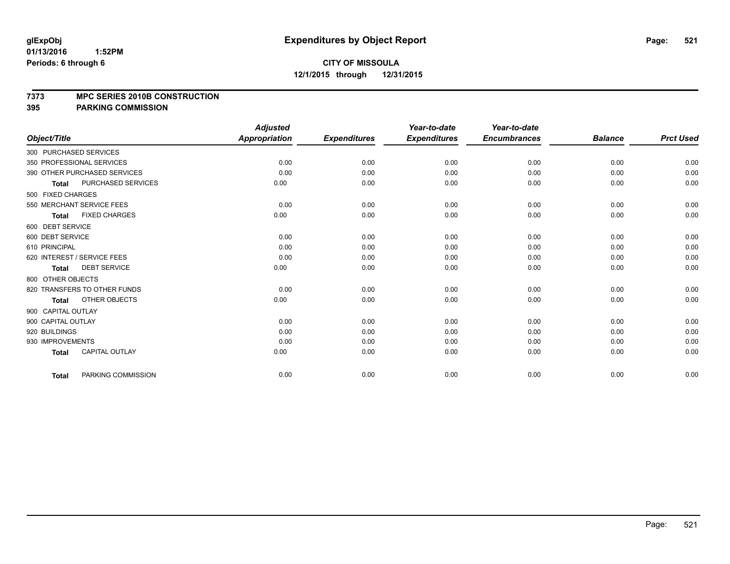glExpObj
01/13/2016 1:52PM
Periods: 6 through 6

# Expenditures by Object Report

**CITY OF MISSOULA**
**12/1/2015 through 12/31/2015**

**7373 MPC SERIES 2010B CONSTRUCTION**
**395 PARKING COMMISSION**

| Object/Title | Adjusted Appropriation | Expenditures | Year-to-date Expenditures | Year-to-date Encumbrances | Balance | Prct Used |
|---|---|---|---|---|---|---|
| 300 PURCHASED SERVICES | | | | | | |
| 350 PROFESSIONAL SERVICES | 0.00 | 0.00 | 0.00 | 0.00 | 0.00 | 0.00 |
| 390 OTHER PURCHASED SERVICES | 0.00 | 0.00 | 0.00 | 0.00 | 0.00 | 0.00 |
| **Total** PURCHASED SERVICES | 0.00 | 0.00 | 0.00 | 0.00 | 0.00 | 0.00 |
| 500 FIXED CHARGES | | | | | | |
| 550 MERCHANT SERVICE FEES | 0.00 | 0.00 | 0.00 | 0.00 | 0.00 | 0.00 |
| **Total** FIXED CHARGES | 0.00 | 0.00 | 0.00 | 0.00 | 0.00 | 0.00 |
| 600 DEBT SERVICE | | | | | | |
| 600 DEBT SERVICE | 0.00 | 0.00 | 0.00 | 0.00 | 0.00 | 0.00 |
| 610 PRINCIPAL | 0.00 | 0.00 | 0.00 | 0.00 | 0.00 | 0.00 |
| 620 INTEREST / SERVICE FEES | 0.00 | 0.00 | 0.00 | 0.00 | 0.00 | 0.00 |
| **Total** DEBT SERVICE | 0.00 | 0.00 | 0.00 | 0.00 | 0.00 | 0.00 |
| 800 OTHER OBJECTS | | | | | | |
| 820 TRANSFERS TO OTHER FUNDS | 0.00 | 0.00 | 0.00 | 0.00 | 0.00 | 0.00 |
| **Total** OTHER OBJECTS | 0.00 | 0.00 | 0.00 | 0.00 | 0.00 | 0.00 |
| 900 CAPITAL OUTLAY | | | | | | |
| 900 CAPITAL OUTLAY | 0.00 | 0.00 | 0.00 | 0.00 | 0.00 | 0.00 |
| 920 BUILDINGS | 0.00 | 0.00 | 0.00 | 0.00 | 0.00 | 0.00 |
| 930 IMPROVEMENTS | 0.00 | 0.00 | 0.00 | 0.00 | 0.00 | 0.00 |
| **Total** CAPITAL OUTLAY | 0.00 | 0.00 | 0.00 | 0.00 | 0.00 | 0.00 |
| **Total** PARKING COMMISSION | 0.00 | 0.00 | 0.00 | 0.00 | 0.00 | 0.00 |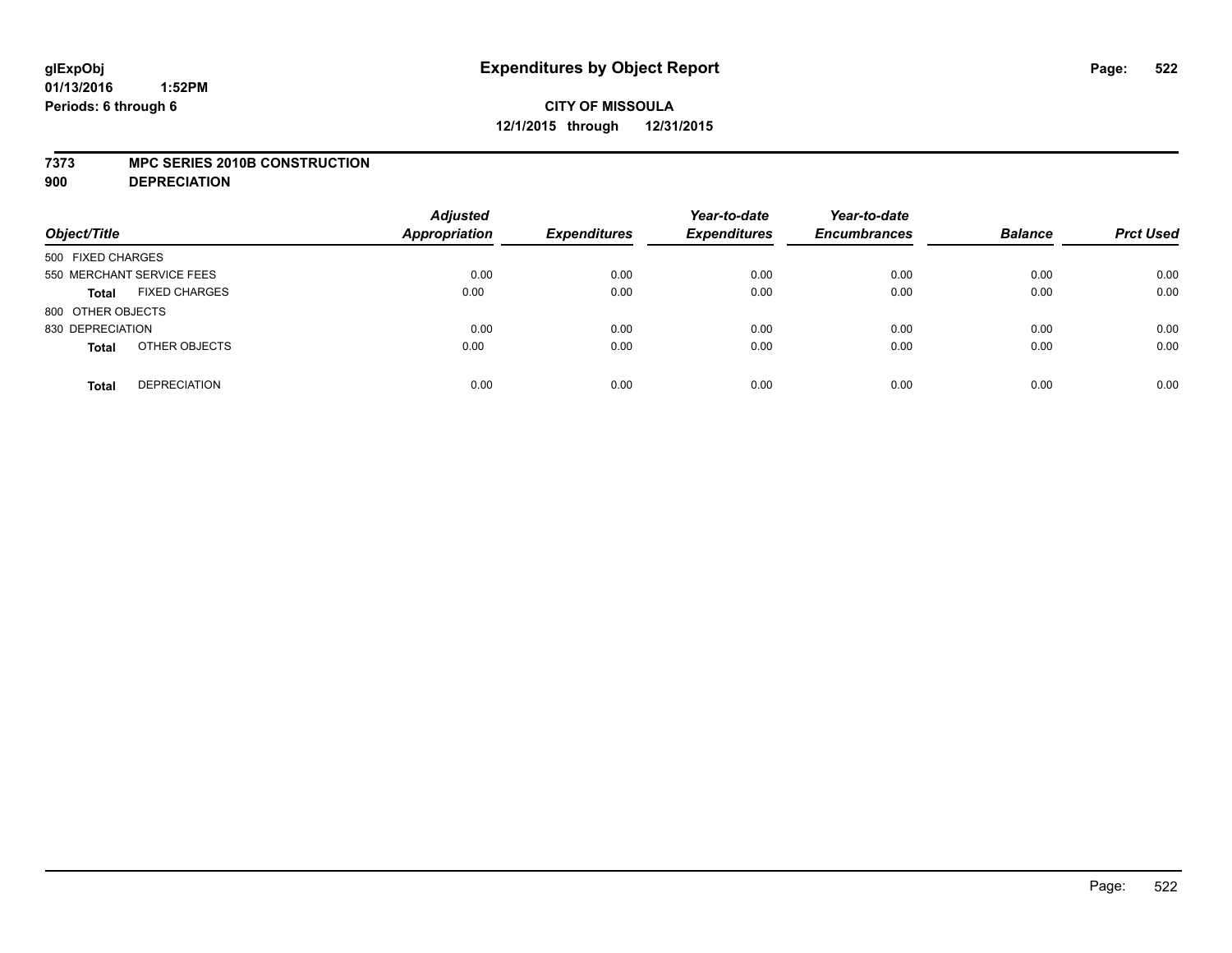**glExpObj**
**01/13/2016 1:52PM**
**Periods: 6 through 6**

# Expenditures by Object Report

**CITY OF MISSOULA**
**12/1/2015 through 12/31/2015**

**7373 MPC SERIES 2010B CONSTRUCTION**
**900 DEPRECIATION**

| Object/Title | | Adjusted Appropriation | Expenditures | Year-to-date Expenditures | Year-to-date Encumbrances | Balance | Prct Used |
|---|---|---|---|---|---|---|---|
| 500 FIXED CHARGES | | | | | | | |
| 550 MERCHANT SERVICE FEES | | 0.00 | 0.00 | 0.00 | 0.00 | 0.00 | 0.00 |
| **Total** | FIXED CHARGES | 0.00 | 0.00 | 0.00 | 0.00 | 0.00 | 0.00 |
| 800 OTHER OBJECTS | | | | | | | |
| 830 DEPRECIATION | | 0.00 | 0.00 | 0.00 | 0.00 | 0.00 | 0.00 |
| **Total** | OTHER OBJECTS | 0.00 | 0.00 | 0.00 | 0.00 | 0.00 | 0.00 |
| **Total** | DEPRECIATION | 0.00 | 0.00 | 0.00 | 0.00 | 0.00 | 0.00 |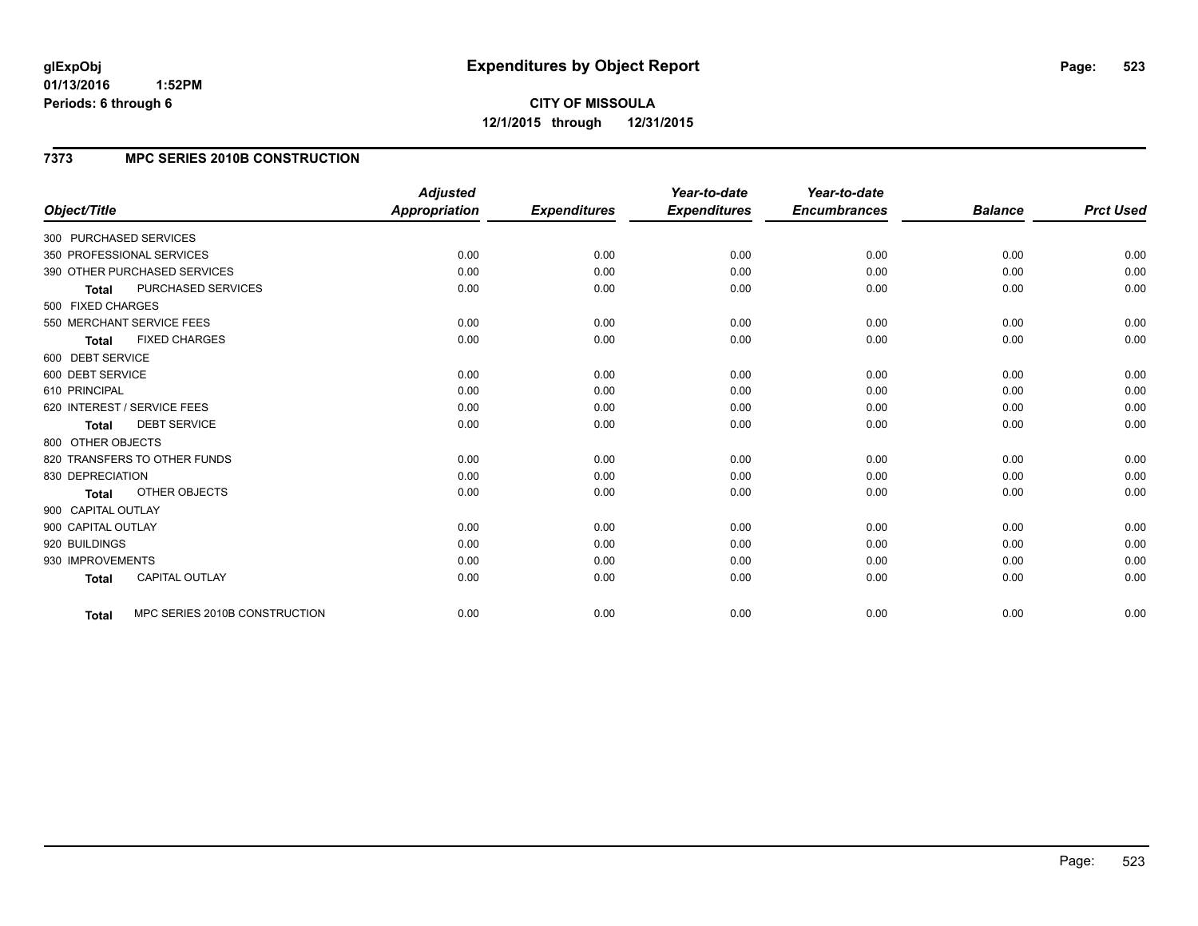**glExpObj**
**01/13/2016 1:52PM**
**Periods: 6 through 6**

# Expenditures by Object Report

**CITY OF MISSOULA**
**12/1/2015 through 12/31/2015**

## 7373 MPC SERIES 2010B CONSTRUCTION

| Object/Title | Adjusted Appropriation | Expenditures | Year-to-date Expenditures | Year-to-date Encumbrances | Balance | Prct Used |
|---|---|---|---|---|---|---|
| 300 PURCHASED SERVICES | | | | | | |
| 350 PROFESSIONAL SERVICES | 0.00 | 0.00 | 0.00 | 0.00 | 0.00 | 0.00 |
| 390 OTHER PURCHASED SERVICES | 0.00 | 0.00 | 0.00 | 0.00 | 0.00 | 0.00 |
| **Total** PURCHASED SERVICES | 0.00 | 0.00 | 0.00 | 0.00 | 0.00 | 0.00 |
| 500 FIXED CHARGES | | | | | | |
| 550 MERCHANT SERVICE FEES | 0.00 | 0.00 | 0.00 | 0.00 | 0.00 | 0.00 |
| **Total** FIXED CHARGES | 0.00 | 0.00 | 0.00 | 0.00 | 0.00 | 0.00 |
| 600 DEBT SERVICE | | | | | | |
| 600 DEBT SERVICE | 0.00 | 0.00 | 0.00 | 0.00 | 0.00 | 0.00 |
| 610 PRINCIPAL | 0.00 | 0.00 | 0.00 | 0.00 | 0.00 | 0.00 |
| 620 INTEREST / SERVICE FEES | 0.00 | 0.00 | 0.00 | 0.00 | 0.00 | 0.00 |
| **Total** DEBT SERVICE | 0.00 | 0.00 | 0.00 | 0.00 | 0.00 | 0.00 |
| 800 OTHER OBJECTS | | | | | | |
| 820 TRANSFERS TO OTHER FUNDS | 0.00 | 0.00 | 0.00 | 0.00 | 0.00 | 0.00 |
| 830 DEPRECIATION | 0.00 | 0.00 | 0.00 | 0.00 | 0.00 | 0.00 |
| **Total** OTHER OBJECTS | 0.00 | 0.00 | 0.00 | 0.00 | 0.00 | 0.00 |
| 900 CAPITAL OUTLAY | | | | | | |
| 900 CAPITAL OUTLAY | 0.00 | 0.00 | 0.00 | 0.00 | 0.00 | 0.00 |
| 920 BUILDINGS | 0.00 | 0.00 | 0.00 | 0.00 | 0.00 | 0.00 |
| 930 IMPROVEMENTS | 0.00 | 0.00 | 0.00 | 0.00 | 0.00 | 0.00 |
| **Total** CAPITAL OUTLAY | 0.00 | 0.00 | 0.00 | 0.00 | 0.00 | 0.00 |
| **Total** MPC SERIES 2010B CONSTRUCTION | 0.00 | 0.00 | 0.00 | 0.00 | 0.00 | 0.00 |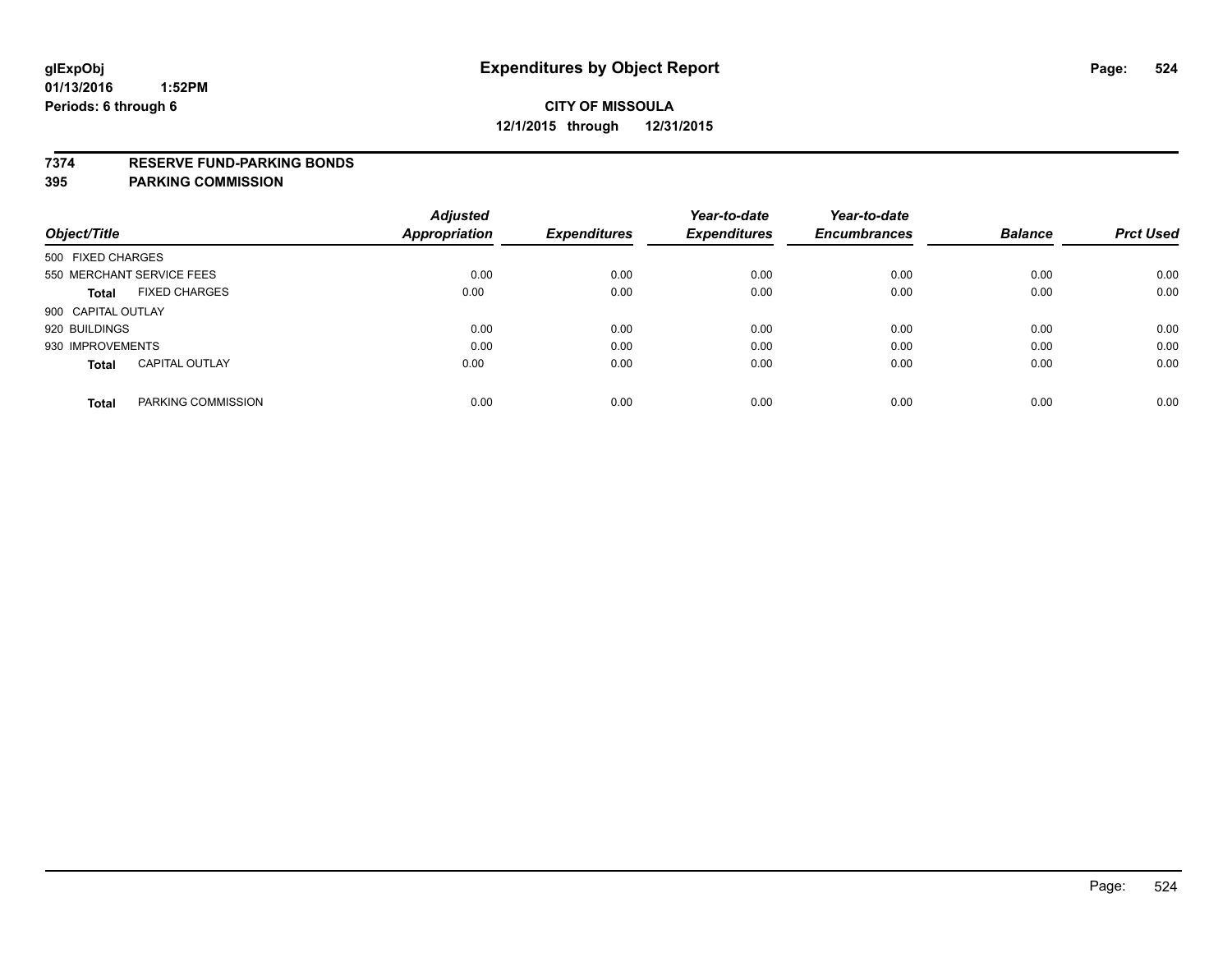glExpObj
01/13/2016 1:52PM
Periods: 6 through 6

# Expenditures by Object Report

**CITY OF MISSOULA**
**12/1/2015 through 12/31/2015**

**7374 RESERVE FUND-PARKING BONDS**
**395 PARKING COMMISSION**

| Object/Title | Adjusted Appropriation | Expenditures | Year-to-date Expenditures | Year-to-date Encumbrances | Balance | Prct Used |
|---|---|---|---|---|---|---|
| 500 FIXED CHARGES | | | | | | |
| 550 MERCHANT SERVICE FEES | 0.00 | 0.00 | 0.00 | 0.00 | 0.00 | 0.00 |
| **Total** FIXED CHARGES | 0.00 | 0.00 | 0.00 | 0.00 | 0.00 | 0.00 |
| 900 CAPITAL OUTLAY | | | | | | |
| 920 BUILDINGS | 0.00 | 0.00 | 0.00 | 0.00 | 0.00 | 0.00 |
| 930 IMPROVEMENTS | 0.00 | 0.00 | 0.00 | 0.00 | 0.00 | 0.00 |
| **Total** CAPITAL OUTLAY | 0.00 | 0.00 | 0.00 | 0.00 | 0.00 | 0.00 |
| **Total** PARKING COMMISSION | 0.00 | 0.00 | 0.00 | 0.00 | 0.00 | 0.00 |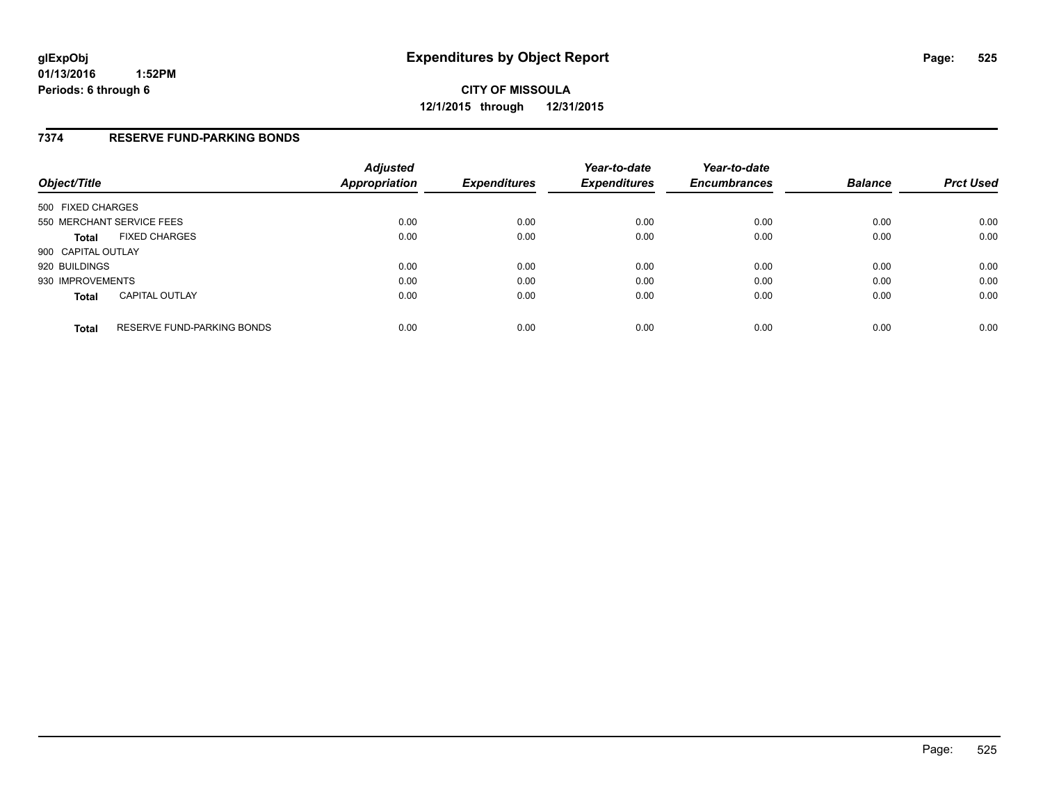**glExpObj** **Expenditures by Object Report**
**01/13/2016 1:52PM**
**Periods: 6 through 6**

**CITY OF MISSOULA**
**12/1/2015 through 12/31/2015**

## 7374 RESERVE FUND-PARKING BONDS

| Object/Title | Adjusted Appropriation | Expenditures | Year-to-date Expenditures | Year-to-date Encumbrances | Balance | Prct Used |
|---|---|---|---|---|---|---|
| 500 FIXED CHARGES | | | | | | |
| 550 MERCHANT SERVICE FEES | 0.00 | 0.00 | 0.00 | 0.00 | 0.00 | 0.00 |
| **Total** FIXED CHARGES | 0.00 | 0.00 | 0.00 | 0.00 | 0.00 | 0.00 |
| 900 CAPITAL OUTLAY | | | | | | |
| 920 BUILDINGS | 0.00 | 0.00 | 0.00 | 0.00 | 0.00 | 0.00 |
| 930 IMPROVEMENTS | 0.00 | 0.00 | 0.00 | 0.00 | 0.00 | 0.00 |
| **Total** CAPITAL OUTLAY | 0.00 | 0.00 | 0.00 | 0.00 | 0.00 | 0.00 |
| **Total** RESERVE FUND-PARKING BONDS | 0.00 | 0.00 | 0.00 | 0.00 | 0.00 | 0.00 |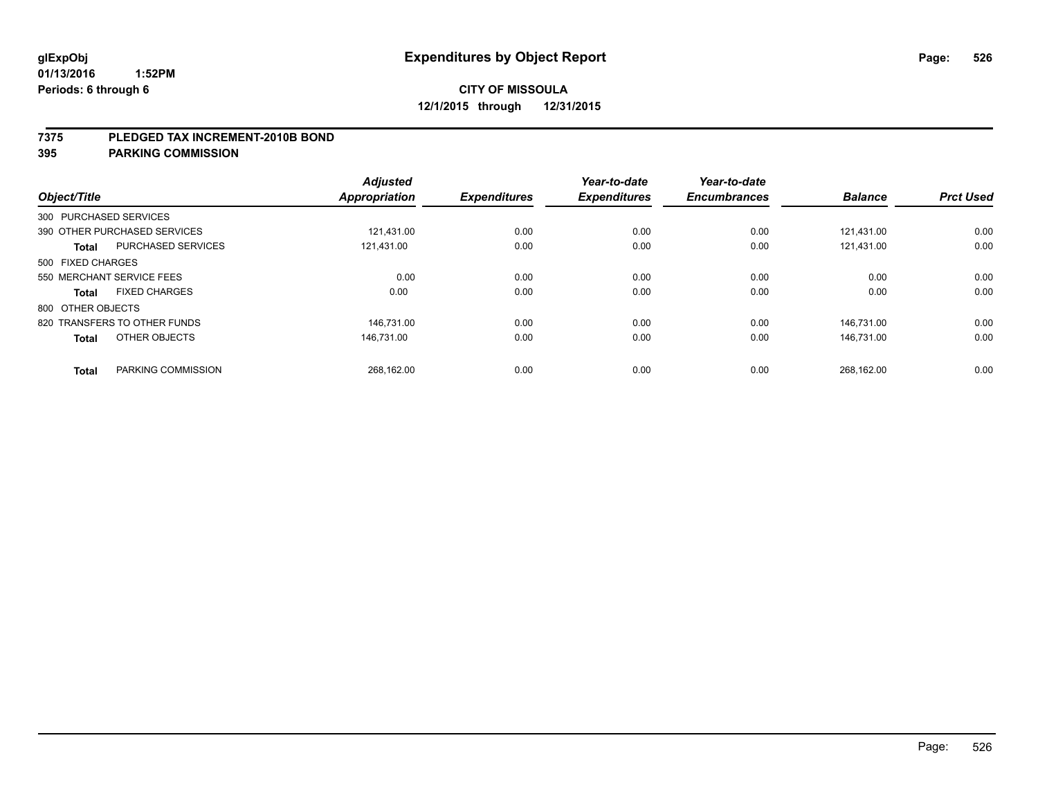# Expenditures by Object Report

glExpObj
01/13/2016 1:52PM
Periods: 6 through 6

**CITY OF MISSOULA**
**12/1/2015 through 12/31/2015**

## 7375 PLEDGED TAX INCREMENT-2010B BOND
## 395 PARKING COMMISSION

| Object/Title | | Adjusted Appropriation | Expenditures | Year-to-date Expenditures | Year-to-date Encumbrances | Balance | Prct Used |
|---|---|---|---|---|---|---|---|
| 300 PURCHASED SERVICES | | | | | | | |
| 390 OTHER PURCHASED SERVICES | | 121,431.00 | 0.00 | 0.00 | 0.00 | 121,431.00 | 0.00 |
| **Total** | PURCHASED SERVICES | 121,431.00 | 0.00 | 0.00 | 0.00 | 121,431.00 | 0.00 |
| 500 FIXED CHARGES | | | | | | | |
| 550 MERCHANT SERVICE FEES | | 0.00 | 0.00 | 0.00 | 0.00 | 0.00 | 0.00 |
| **Total** | FIXED CHARGES | 0.00 | 0.00 | 0.00 | 0.00 | 0.00 | 0.00 |
| 800 OTHER OBJECTS | | | | | | | |
| 820 TRANSFERS TO OTHER FUNDS | | 146,731.00 | 0.00 | 0.00 | 0.00 | 146,731.00 | 0.00 |
| **Total** | OTHER OBJECTS | 146,731.00 | 0.00 | 0.00 | 0.00 | 146,731.00 | 0.00 |
| **Total** | PARKING COMMISSION | 268,162.00 | 0.00 | 0.00 | 0.00 | 268,162.00 | 0.00 |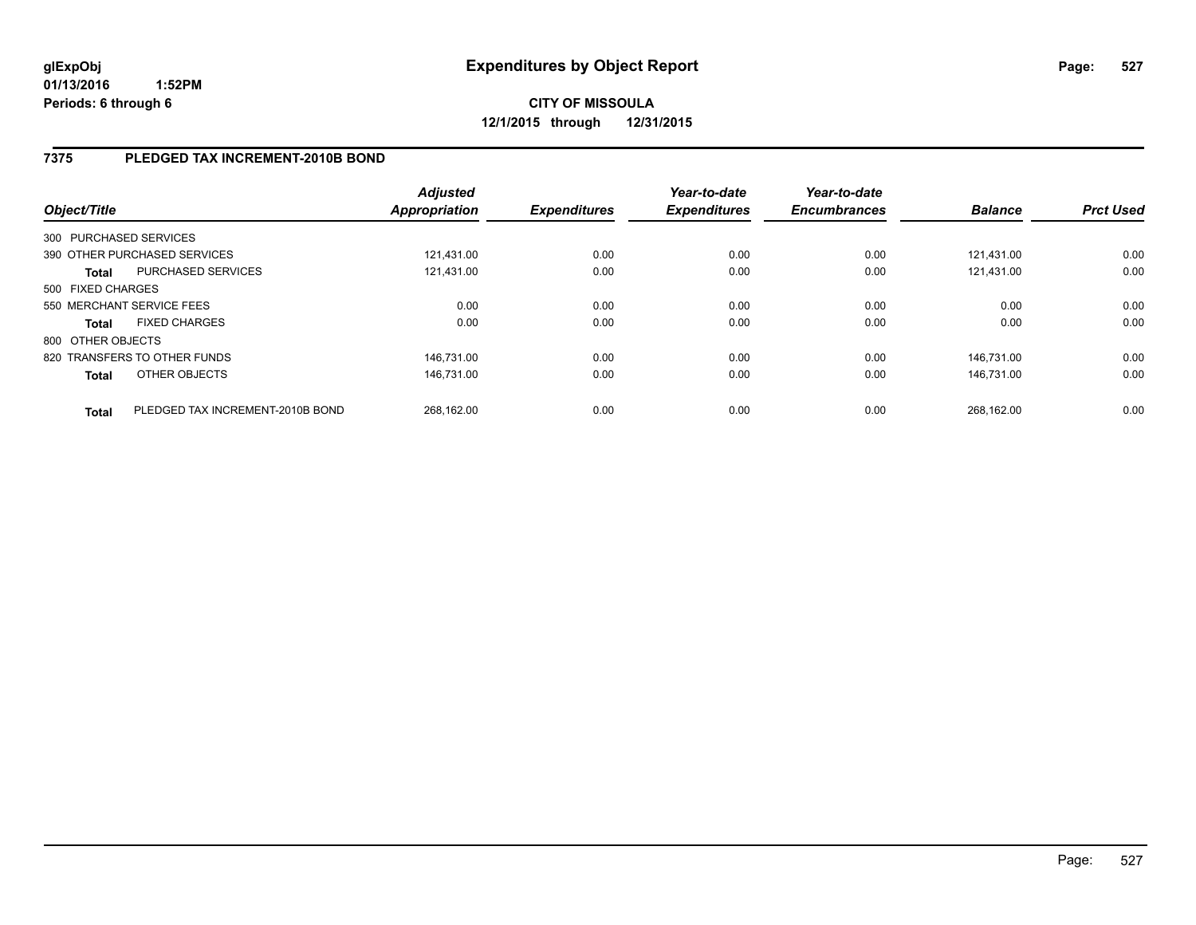**glExpObj** **Expenditures by Object Report**
**01/13/2016 1:52PM**
**Periods: 6 through 6**

**CITY OF MISSOULA**
**12/1/2015 through 12/31/2015**

## 7375 PLEDGED TAX INCREMENT-2010B BOND

| Object/Title | Adjusted Appropriation | Expenditures | Year-to-date Expenditures | Year-to-date Encumbrances | Balance | Prct Used |
|---|---|---|---|---|---|---|
| 300 PURCHASED SERVICES | | | | | | |
| 390 OTHER PURCHASED SERVICES | 121,431.00 | 0.00 | 0.00 | 0.00 | 121,431.00 | 0.00 |
| **Total** PURCHASED SERVICES | 121,431.00 | 0.00 | 0.00 | 0.00 | 121,431.00 | 0.00 |
| 500 FIXED CHARGES | | | | | | |
| 550 MERCHANT SERVICE FEES | 0.00 | 0.00 | 0.00 | 0.00 | 0.00 | 0.00 |
| **Total** FIXED CHARGES | 0.00 | 0.00 | 0.00 | 0.00 | 0.00 | 0.00 |
| 800 OTHER OBJECTS | | | | | | |
| 820 TRANSFERS TO OTHER FUNDS | 146,731.00 | 0.00 | 0.00 | 0.00 | 146,731.00 | 0.00 |
| **Total** OTHER OBJECTS | 146,731.00 | 0.00 | 0.00 | 0.00 | 146,731.00 | 0.00 |
| **Total** PLEDGED TAX INCREMENT-2010B BOND | 268,162.00 | 0.00 | 0.00 | 0.00 | 268,162.00 | 0.00 |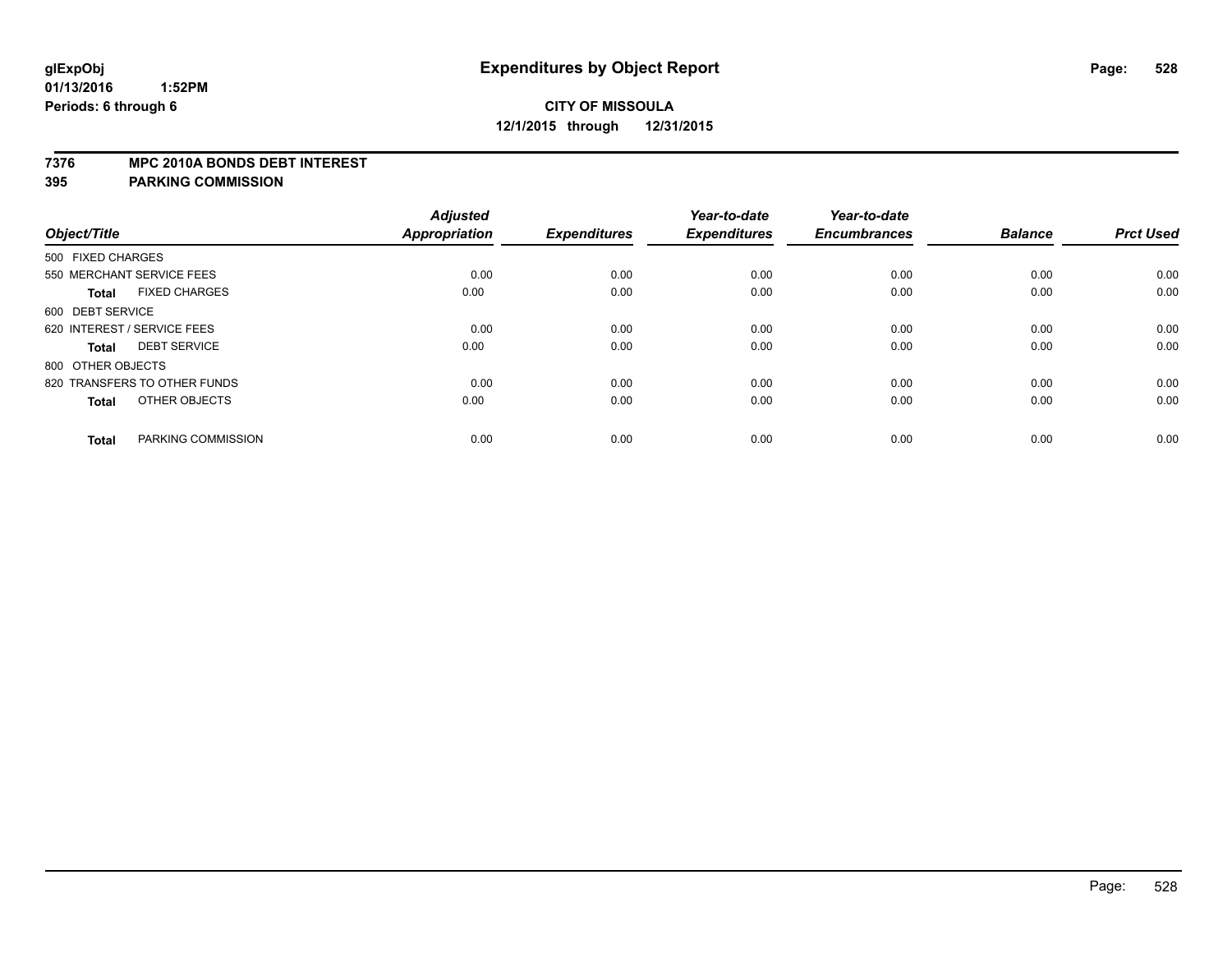**glExpObj**
**01/13/2016 1:52PM**
**Periods: 6 through 6**

# Expenditures by Object Report

**CITY OF MISSOULA**
**12/1/2015 through 12/31/2015**

**7376 MPC 2010A BONDS DEBT INTEREST**
**395 PARKING COMMISSION**

| Object/Title | Adjusted Appropriation | Expenditures | Year-to-date Expenditures | Year-to-date Encumbrances | Balance | Prct Used |
|---|---|---|---|---|---|---|
| 500 FIXED CHARGES | | | | | | |
| 550 MERCHANT SERVICE FEES | 0.00 | 0.00 | 0.00 | 0.00 | 0.00 | 0.00 |
| **Total** FIXED CHARGES | 0.00 | 0.00 | 0.00 | 0.00 | 0.00 | 0.00 |
| 600 DEBT SERVICE | | | | | | |
| 620 INTEREST / SERVICE FEES | 0.00 | 0.00 | 0.00 | 0.00 | 0.00 | 0.00 |
| **Total** DEBT SERVICE | 0.00 | 0.00 | 0.00 | 0.00 | 0.00 | 0.00 |
| 800 OTHER OBJECTS | | | | | | |
| 820 TRANSFERS TO OTHER FUNDS | 0.00 | 0.00 | 0.00 | 0.00 | 0.00 | 0.00 |
| **Total** OTHER OBJECTS | 0.00 | 0.00 | 0.00 | 0.00 | 0.00 | 0.00 |
| **Total** PARKING COMMISSION | 0.00 | 0.00 | 0.00 | 0.00 | 0.00 | 0.00 |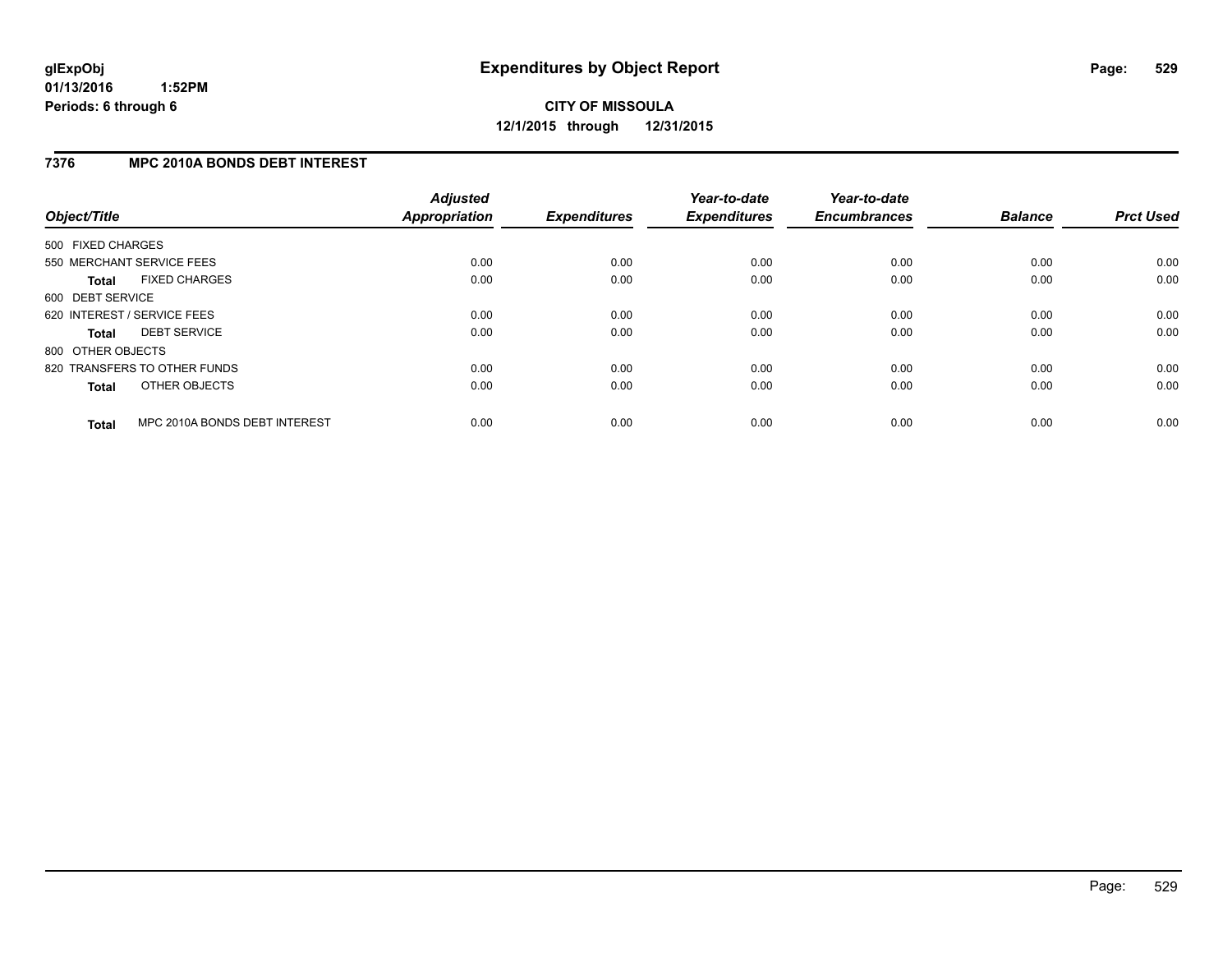glExpObj
01/13/2016 1:52PM
Periods: 6 through 6

# Expenditures by Object Report

**CITY OF MISSOULA**
**12/1/2015 through 12/31/2015**

## 7376 MPC 2010A BONDS DEBT INTEREST

| Object/Title | | *Adjusted Appropriation* | *Expenditures* | *Year-to-date Expenditures* | *Year-to-date Encumbrances* | *Balance* | *Prct Used* |
|---|---|---|---|---|---|---|---|
| 500 FIXED CHARGES | | | | | | | |
| 550 MERCHANT SERVICE FEES | | 0.00 | 0.00 | 0.00 | 0.00 | 0.00 | 0.00 |
| **Total** | FIXED CHARGES | 0.00 | 0.00 | 0.00 | 0.00 | 0.00 | 0.00 |
| 600 DEBT SERVICE | | | | | | | |
| 620 INTEREST / SERVICE FEES | | 0.00 | 0.00 | 0.00 | 0.00 | 0.00 | 0.00 |
| **Total** | DEBT SERVICE | 0.00 | 0.00 | 0.00 | 0.00 | 0.00 | 0.00 |
| 800 OTHER OBJECTS | | | | | | | |
| 820 TRANSFERS TO OTHER FUNDS | | 0.00 | 0.00 | 0.00 | 0.00 | 0.00 | 0.00 |
| **Total** | OTHER OBJECTS | 0.00 | 0.00 | 0.00 | 0.00 | 0.00 | 0.00 |
| **Total** | MPC 2010A BONDS DEBT INTEREST | 0.00 | 0.00 | 0.00 | 0.00 | 0.00 | 0.00 |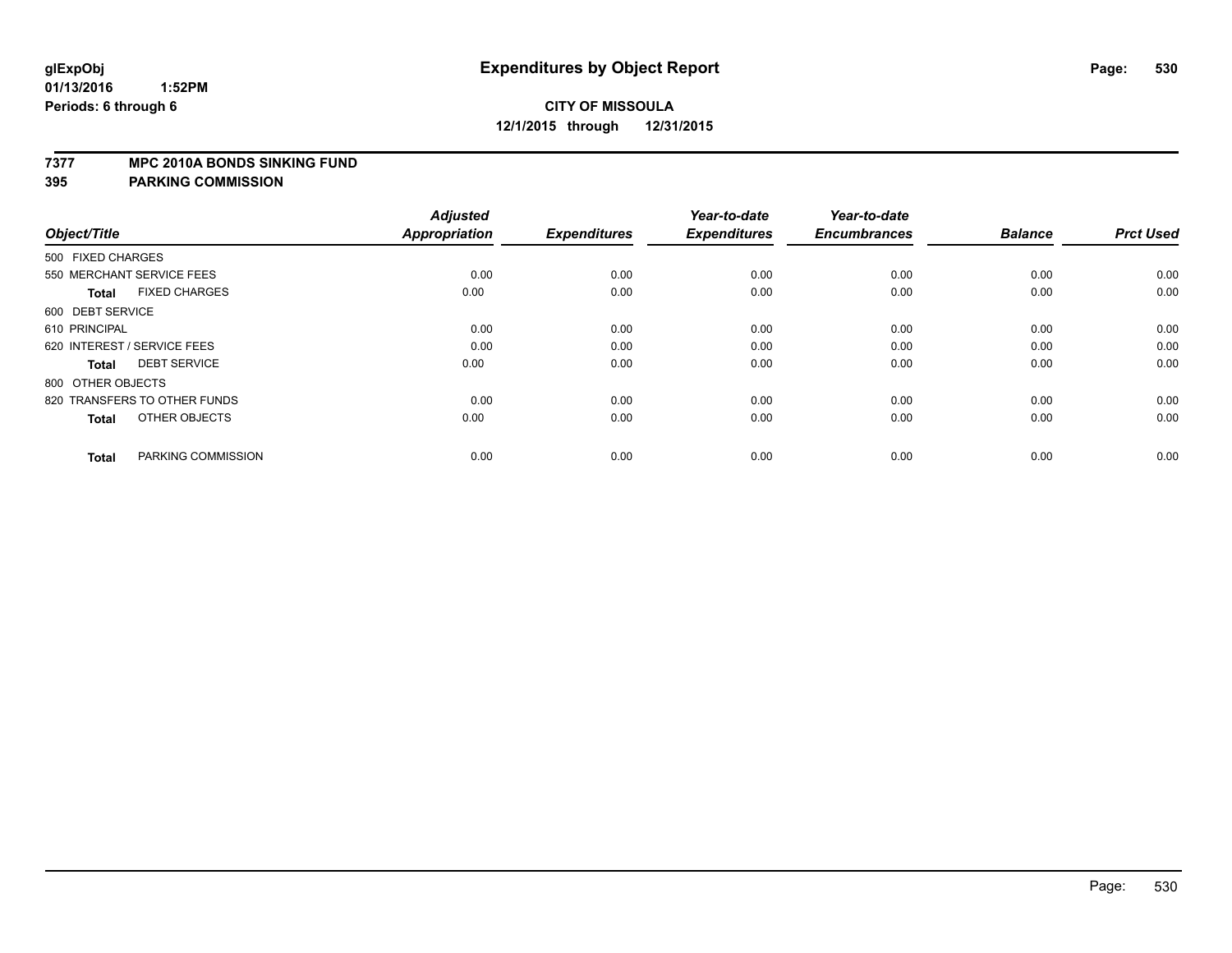**glExpObj**
**01/13/2016 1:52PM**
**Periods: 6 through 6**

# Expenditures by Object Report

**CITY OF MISSOULA**
**12/1/2015 through 12/31/2015**

**7377 MPC 2010A BONDS SINKING FUND**
**395 PARKING COMMISSION**

| Object/Title | Adjusted Appropriation | Expenditures | Year-to-date Expenditures | Year-to-date Encumbrances | Balance | Prct Used |
|---|---|---|---|---|---|---|
| 500 FIXED CHARGES | | | | | | |
| 550 MERCHANT SERVICE FEES | 0.00 | 0.00 | 0.00 | 0.00 | 0.00 | 0.00 |
| **Total** FIXED CHARGES | 0.00 | 0.00 | 0.00 | 0.00 | 0.00 | 0.00 |
| 600 DEBT SERVICE | | | | | | |
| 610 PRINCIPAL | 0.00 | 0.00 | 0.00 | 0.00 | 0.00 | 0.00 |
| 620 INTEREST / SERVICE FEES | 0.00 | 0.00 | 0.00 | 0.00 | 0.00 | 0.00 |
| **Total** DEBT SERVICE | 0.00 | 0.00 | 0.00 | 0.00 | 0.00 | 0.00 |
| 800 OTHER OBJECTS | | | | | | |
| 820 TRANSFERS TO OTHER FUNDS | 0.00 | 0.00 | 0.00 | 0.00 | 0.00 | 0.00 |
| **Total** OTHER OBJECTS | 0.00 | 0.00 | 0.00 | 0.00 | 0.00 | 0.00 |
| **Total** PARKING COMMISSION | 0.00 | 0.00 | 0.00 | 0.00 | 0.00 | 0.00 |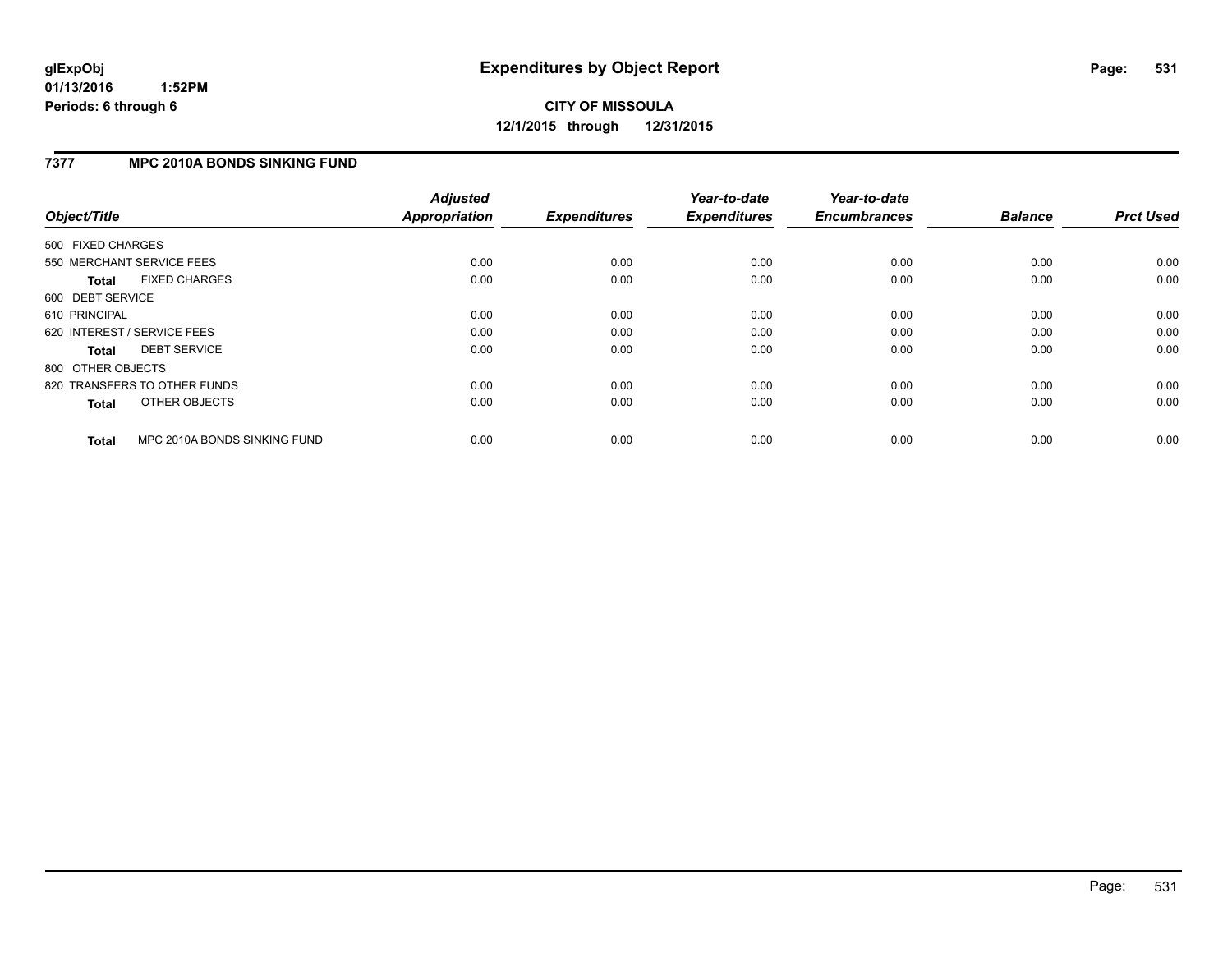**glExpObj**
**01/13/2016 1:52PM**
**Periods: 6 through 6**

# Expenditures by Object Report

**CITY OF MISSOULA**
**12/1/2015 through 12/31/2015**

## 7377 MPC 2010A BONDS SINKING FUND

| Object/Title | Adjusted Appropriation | Expenditures | Year-to-date Expenditures | Year-to-date Encumbrances | Balance | Prct Used |
|---|---|---|---|---|---|---|
| 500 FIXED CHARGES | | | | | | |
| 550 MERCHANT SERVICE FEES | 0.00 | 0.00 | 0.00 | 0.00 | 0.00 | 0.00 |
| **Total** FIXED CHARGES | 0.00 | 0.00 | 0.00 | 0.00 | 0.00 | 0.00 |
| 600 DEBT SERVICE | | | | | | |
| 610 PRINCIPAL | 0.00 | 0.00 | 0.00 | 0.00 | 0.00 | 0.00 |
| 620 INTEREST / SERVICE FEES | 0.00 | 0.00 | 0.00 | 0.00 | 0.00 | 0.00 |
| **Total** DEBT SERVICE | 0.00 | 0.00 | 0.00 | 0.00 | 0.00 | 0.00 |
| 800 OTHER OBJECTS | | | | | | |
| 820 TRANSFERS TO OTHER FUNDS | 0.00 | 0.00 | 0.00 | 0.00 | 0.00 | 0.00 |
| **Total** OTHER OBJECTS | 0.00 | 0.00 | 0.00 | 0.00 | 0.00 | 0.00 |
| **Total** MPC 2010A BONDS SINKING FUND | 0.00 | 0.00 | 0.00 | 0.00 | 0.00 | 0.00 |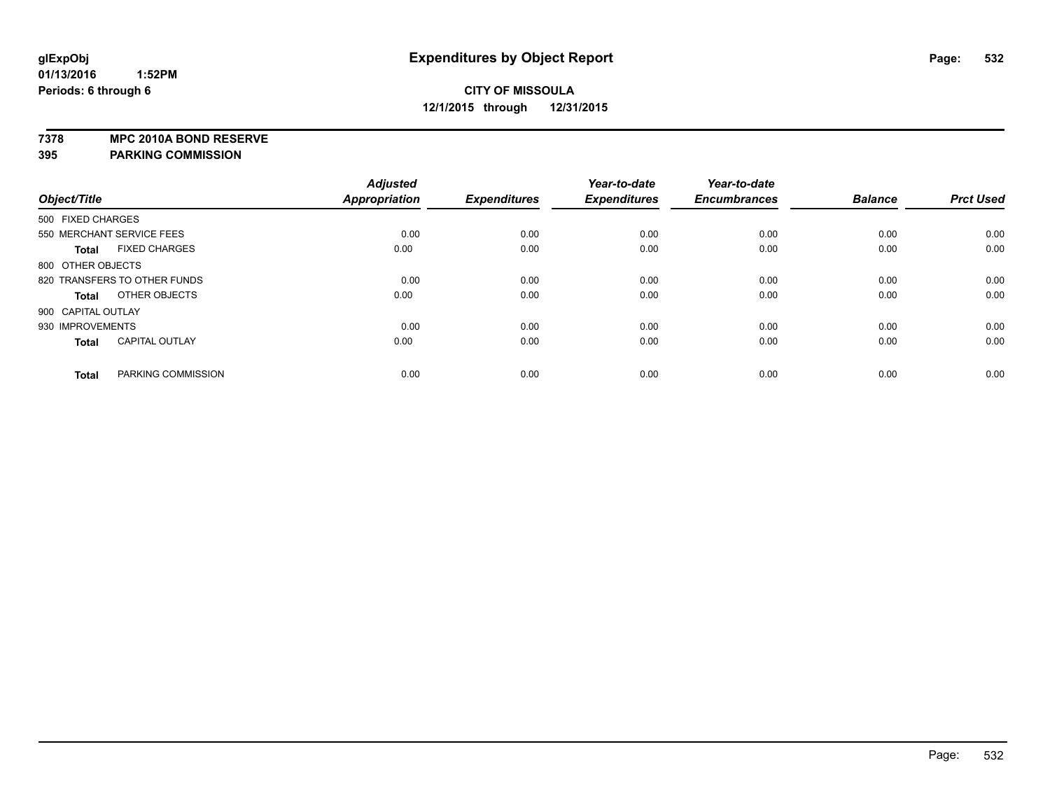**CITY OF MISSOULA**

**12/1/2015 through 12/31/2015**

**glExpObj**
**01/13/2016 1:52PM**
**Periods: 6 through 6**

# Expenditures by Object Report

**7378 MPC 2010A BOND RESERVE**
**395 PARKING COMMISSION**

| Object/Title | Adjusted Appropriation | Expenditures | Year-to-date Expenditures | Year-to-date Encumbrances | Balance | Prct Used |
|---|---|---|---|---|---|---|
| 500 FIXED CHARGES | | | | | | |
| 550 MERCHANT SERVICE FEES | 0.00 | 0.00 | 0.00 | 0.00 | 0.00 | 0.00 |
| **Total** FIXED CHARGES | 0.00 | 0.00 | 0.00 | 0.00 | 0.00 | 0.00 |
| 800 OTHER OBJECTS | | | | | | |
| 820 TRANSFERS TO OTHER FUNDS | 0.00 | 0.00 | 0.00 | 0.00 | 0.00 | 0.00 |
| **Total** OTHER OBJECTS | 0.00 | 0.00 | 0.00 | 0.00 | 0.00 | 0.00 |
| 900 CAPITAL OUTLAY | | | | | | |
| 930 IMPROVEMENTS | 0.00 | 0.00 | 0.00 | 0.00 | 0.00 | 0.00 |
| **Total** CAPITAL OUTLAY | 0.00 | 0.00 | 0.00 | 0.00 | 0.00 | 0.00 |
| **Total** PARKING COMMISSION | 0.00 | 0.00 | 0.00 | 0.00 | 0.00 | 0.00 |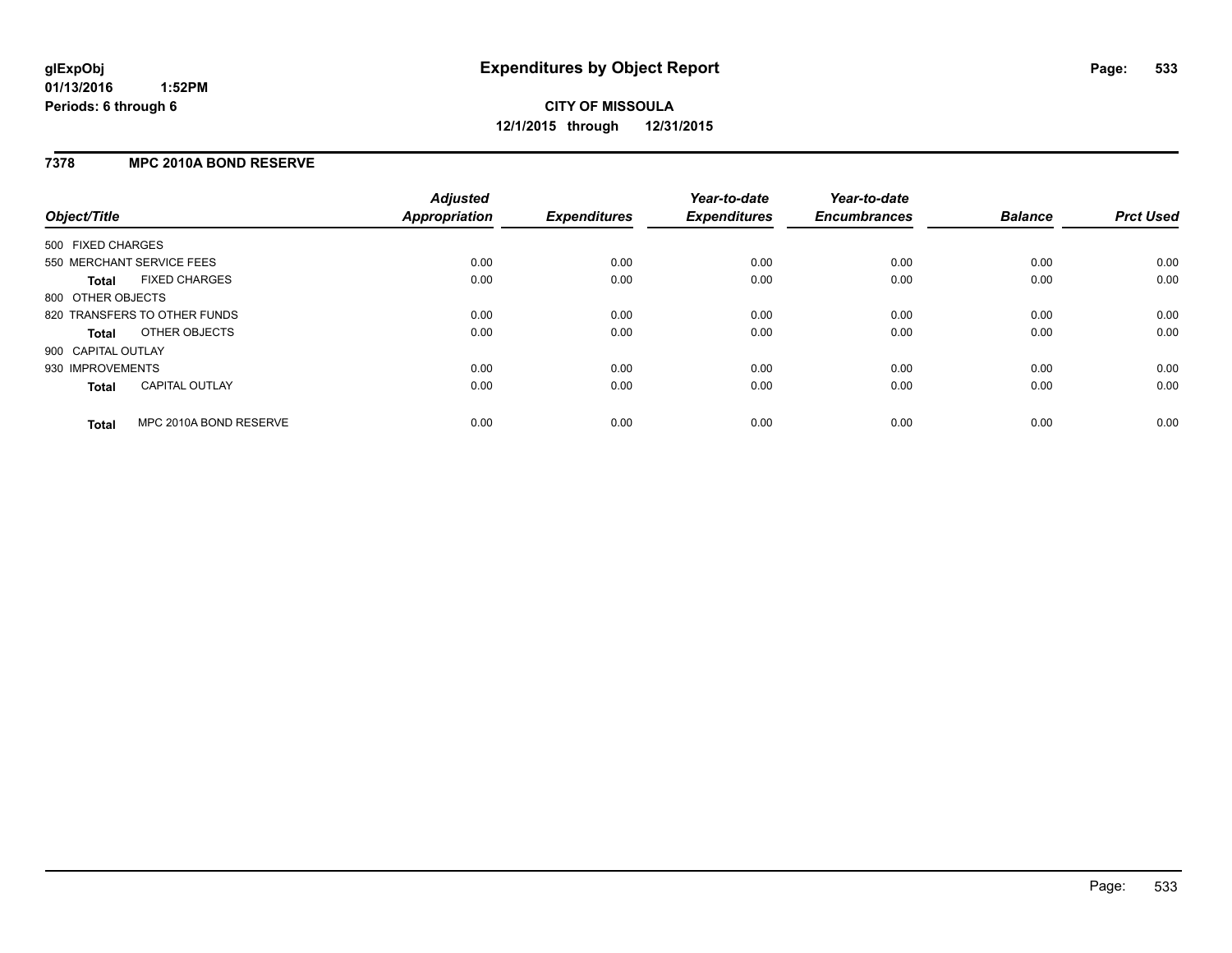# Expenditures by Object Report

glExpObj
01/13/2016 1:52PM
Periods: 6 through 6

**CITY OF MISSOULA**
**12/1/2015 through 12/31/2015**

## 7378 MPC 2010A BOND RESERVE

| Object/Title | Adjusted Appropriation | Expenditures | Year-to-date Expenditures | Year-to-date Encumbrances | Balance | Prct Used |
|---|---|---|---|---|---|---|
| 500 FIXED CHARGES | | | | | | |
| 550 MERCHANT SERVICE FEES | 0.00 | 0.00 | 0.00 | 0.00 | 0.00 | 0.00 |
| **Total** FIXED CHARGES | 0.00 | 0.00 | 0.00 | 0.00 | 0.00 | 0.00 |
| 800 OTHER OBJECTS | | | | | | |
| 820 TRANSFERS TO OTHER FUNDS | 0.00 | 0.00 | 0.00 | 0.00 | 0.00 | 0.00 |
| **Total** OTHER OBJECTS | 0.00 | 0.00 | 0.00 | 0.00 | 0.00 | 0.00 |
| 900 CAPITAL OUTLAY | | | | | | |
| 930 IMPROVEMENTS | 0.00 | 0.00 | 0.00 | 0.00 | 0.00 | 0.00 |
| **Total** CAPITAL OUTLAY | 0.00 | 0.00 | 0.00 | 0.00 | 0.00 | 0.00 |
| **Total** MPC 2010A BOND RESERVE | 0.00 | 0.00 | 0.00 | 0.00 | 0.00 | 0.00 |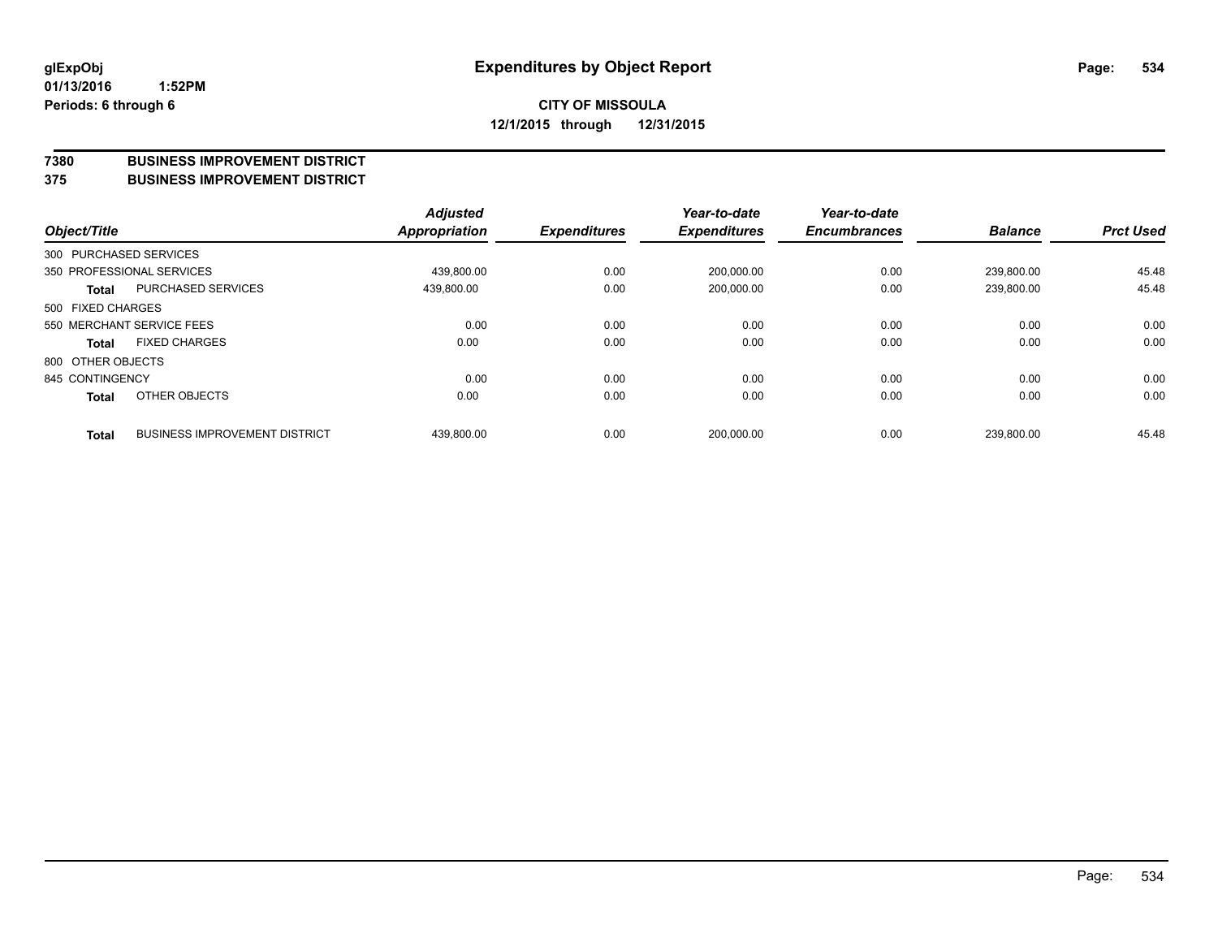glExpObj
01/13/2016 1:52PM
Periods: 6 through 6

# Expenditures by Object Report

**CITY OF MISSOULA**
**12/1/2015 through 12/31/2015**

**7380 BUSINESS IMPROVEMENT DISTRICT**
**375 BUSINESS IMPROVEMENT DISTRICT**

| Object/Title | | Adjusted Appropriation | Expenditures | Year-to-date Expenditures | Year-to-date Encumbrances | Balance | Prct Used |
|---|---|---|---|---|---|---|---|
| 300 PURCHASED SERVICES | | | | | | | |
| 350 PROFESSIONAL SERVICES | | 439,800.00 | 0.00 | 200,000.00 | 0.00 | 239,800.00 | 45.48 |
| **Total** | PURCHASED SERVICES | 439,800.00 | 0.00 | 200,000.00 | 0.00 | 239,800.00 | 45.48 |
| 500 FIXED CHARGES | | | | | | | |
| 550 MERCHANT SERVICE FEES | | 0.00 | 0.00 | 0.00 | 0.00 | 0.00 | 0.00 |
| **Total** | FIXED CHARGES | 0.00 | 0.00 | 0.00 | 0.00 | 0.00 | 0.00 |
| 800 OTHER OBJECTS | | | | | | | |
| 845 CONTINGENCY | | 0.00 | 0.00 | 0.00 | 0.00 | 0.00 | 0.00 |
| **Total** | OTHER OBJECTS | 0.00 | 0.00 | 0.00 | 0.00 | 0.00 | 0.00 |
| **Total** | BUSINESS IMPROVEMENT DISTRICT | 439,800.00 | 0.00 | 200,000.00 | 0.00 | 239,800.00 | 45.48 |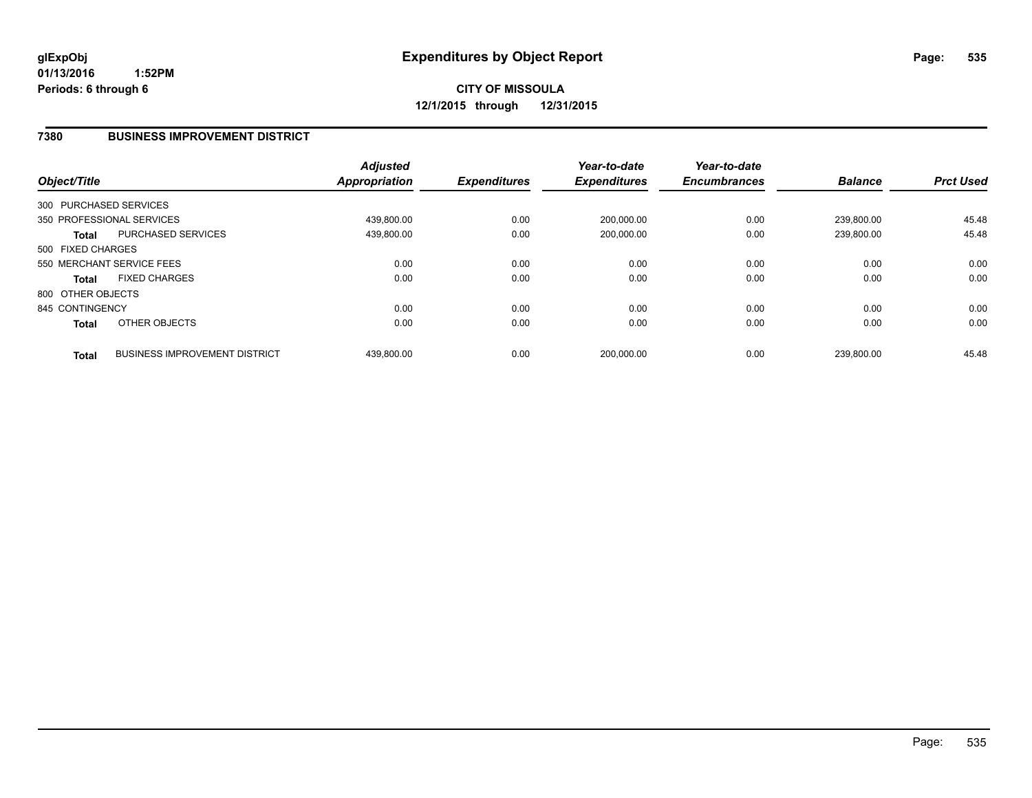glExpObj
01/13/2016 1:52PM
Periods: 6 through 6

# Expenditures by Object Report

**CITY OF MISSOULA**
**12/1/2015 through 12/31/2015**

## 7380 BUSINESS IMPROVEMENT DISTRICT

| Object/Title | | Adjusted Appropriation | Expenditures | Year-to-date Expenditures | Year-to-date Encumbrances | Balance | Prct Used |
|---|---|---|---|---|---|---|---|
| 300 PURCHASED SERVICES | | | | | | | |
| 350 PROFESSIONAL SERVICES | | 439,800.00 | 0.00 | 200,000.00 | 0.00 | 239,800.00 | 45.48 |
| **Total** | PURCHASED SERVICES | 439,800.00 | 0.00 | 200,000.00 | 0.00 | 239,800.00 | 45.48 |
| 500 FIXED CHARGES | | | | | | | |
| 550 MERCHANT SERVICE FEES | | 0.00 | 0.00 | 0.00 | 0.00 | 0.00 | 0.00 |
| **Total** | FIXED CHARGES | 0.00 | 0.00 | 0.00 | 0.00 | 0.00 | 0.00 |
| 800 OTHER OBJECTS | | | | | | | |
| 845 CONTINGENCY | | 0.00 | 0.00 | 0.00 | 0.00 | 0.00 | 0.00 |
| **Total** | OTHER OBJECTS | 0.00 | 0.00 | 0.00 | 0.00 | 0.00 | 0.00 |
| **Total** | BUSINESS IMPROVEMENT DISTRICT | 439,800.00 | 0.00 | 200,000.00 | 0.00 | 239,800.00 | 45.48 |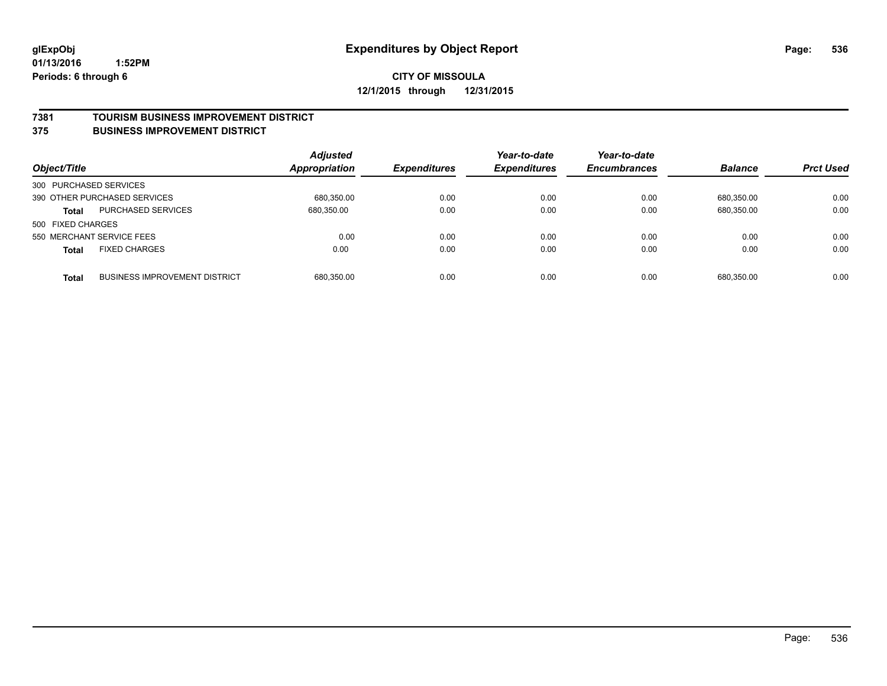glExpObj
01/13/2016 1:52PM
Periods: 6 through 6

# Expenditures by Object Report

**CITY OF MISSOULA**
**12/1/2015 through 12/31/2015**

## 7381 TOURISM BUSINESS IMPROVEMENT DISTRICT
## 375 BUSINESS IMPROVEMENT DISTRICT

| Object/Title | | Adjusted Appropriation | Expenditures | Year-to-date Expenditures | Year-to-date Encumbrances | Balance | Prct Used |
|---|---|---|---|---|---|---|---|
| 300 PURCHASED SERVICES | | | | | | | |
| 390 OTHER PURCHASED SERVICES | | 680,350.00 | 0.00 | 0.00 | 0.00 | 680,350.00 | 0.00 |
| **Total** | PURCHASED SERVICES | 680,350.00 | 0.00 | 0.00 | 0.00 | 680,350.00 | 0.00 |
| 500 FIXED CHARGES | | | | | | | |
| 550 MERCHANT SERVICE FEES | | 0.00 | 0.00 | 0.00 | 0.00 | 0.00 | 0.00 |
| **Total** | FIXED CHARGES | 0.00 | 0.00 | 0.00 | 0.00 | 0.00 | 0.00 |
| **Total** | BUSINESS IMPROVEMENT DISTRICT | 680,350.00 | 0.00 | 0.00 | 0.00 | 680,350.00 | 0.00 |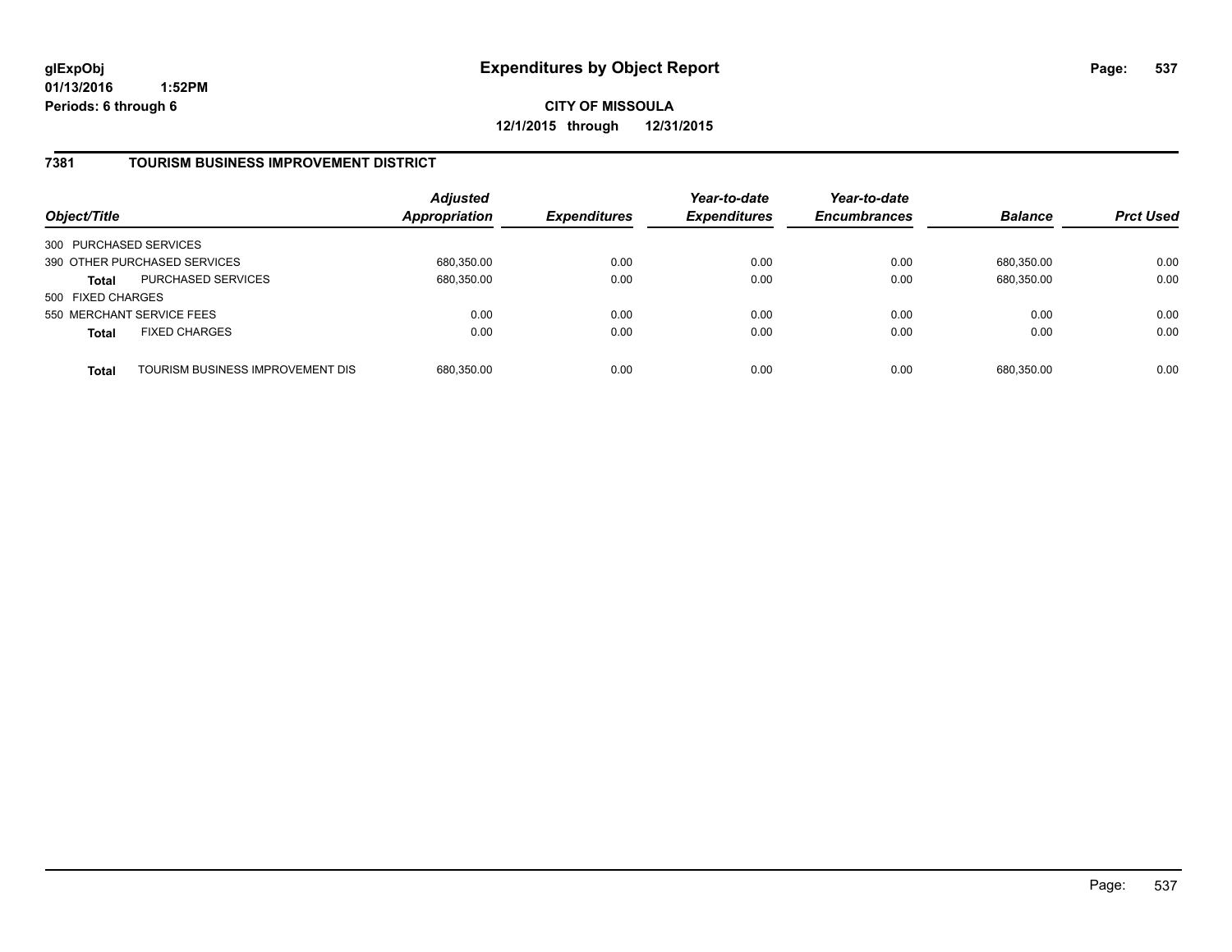**glExpObj**
**01/13/2016 1:52PM**
**Periods: 6 through 6**

# Expenditures by Object Report

**CITY OF MISSOULA**
**12/1/2015 through 12/31/2015**

## 7381 TOURISM BUSINESS IMPROVEMENT DISTRICT

| Object/Title | | Adjusted Appropriation | Expenditures | Year-to-date Expenditures | Year-to-date Encumbrances | Balance | Prct Used |
|---|---|---|---|---|---|---|---|
| 300 PURCHASED SERVICES | | | | | | | |
| 390 OTHER PURCHASED SERVICES | | 680,350.00 | 0.00 | 0.00 | 0.00 | 680,350.00 | 0.00 |
| **Total** | PURCHASED SERVICES | 680,350.00 | 0.00 | 0.00 | 0.00 | 680,350.00 | 0.00 |
| 500 FIXED CHARGES | | | | | | | |
| 550 MERCHANT SERVICE FEES | | 0.00 | 0.00 | 0.00 | 0.00 | 0.00 | 0.00 |
| **Total** | FIXED CHARGES | 0.00 | 0.00 | 0.00 | 0.00 | 0.00 | 0.00 |
| **Total** | TOURISM BUSINESS IMPROVEMENT DIS | 680,350.00 | 0.00 | 0.00 | 0.00 | 680,350.00 | 0.00 |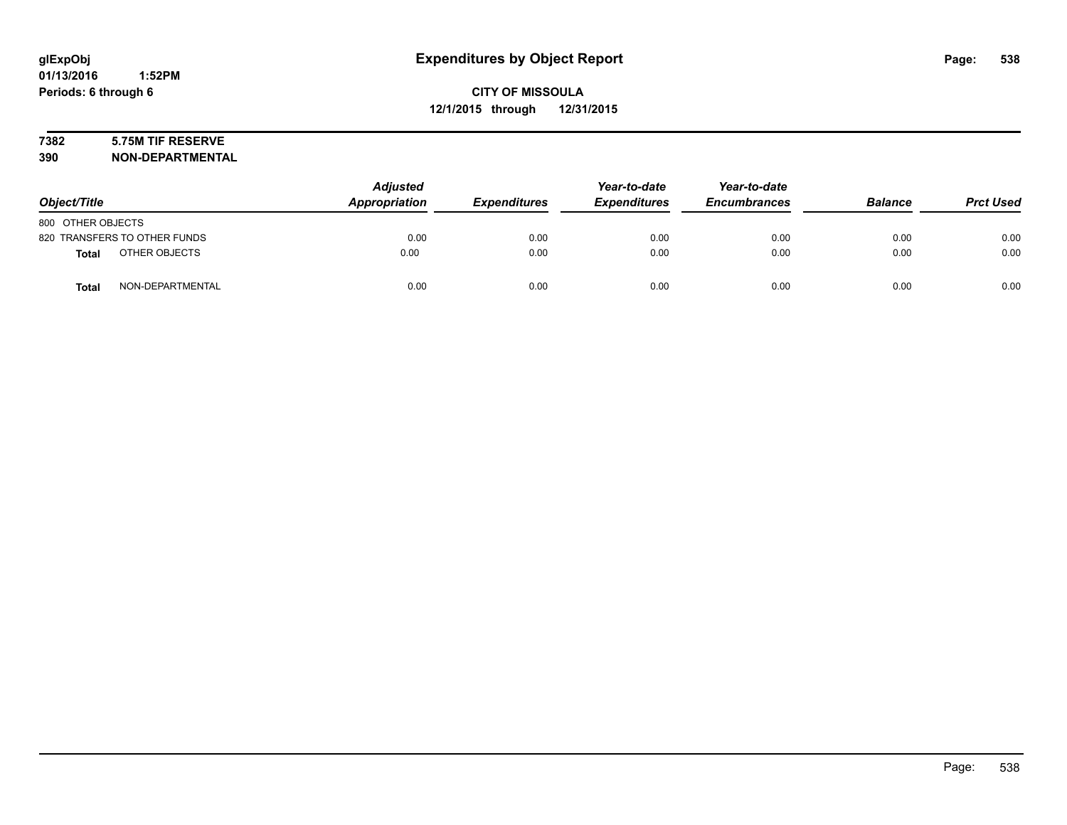**glExpObj**
**01/13/2016 1:52PM**
**Periods: 6 through 6**

# Expenditures by Object Report

**CITY OF MISSOULA**
**12/1/2015 through 12/31/2015**

**7382 5.75M TIF RESERVE**
**390 NON-DEPARTMENTAL**

| Object/Title | Adjusted Appropriation | Expenditures | Year-to-date Expenditures | Year-to-date Encumbrances | Balance | Prct Used |
|---|---|---|---|---|---|---|
| 800 OTHER OBJECTS | | | | | | |
| 820 TRANSFERS TO OTHER FUNDS | 0.00 | 0.00 | 0.00 | 0.00 | 0.00 | 0.00 |
| **Total** OTHER OBJECTS | 0.00 | 0.00 | 0.00 | 0.00 | 0.00 | 0.00 |
| **Total** NON-DEPARTMENTAL | 0.00 | 0.00 | 0.00 | 0.00 | 0.00 | 0.00 |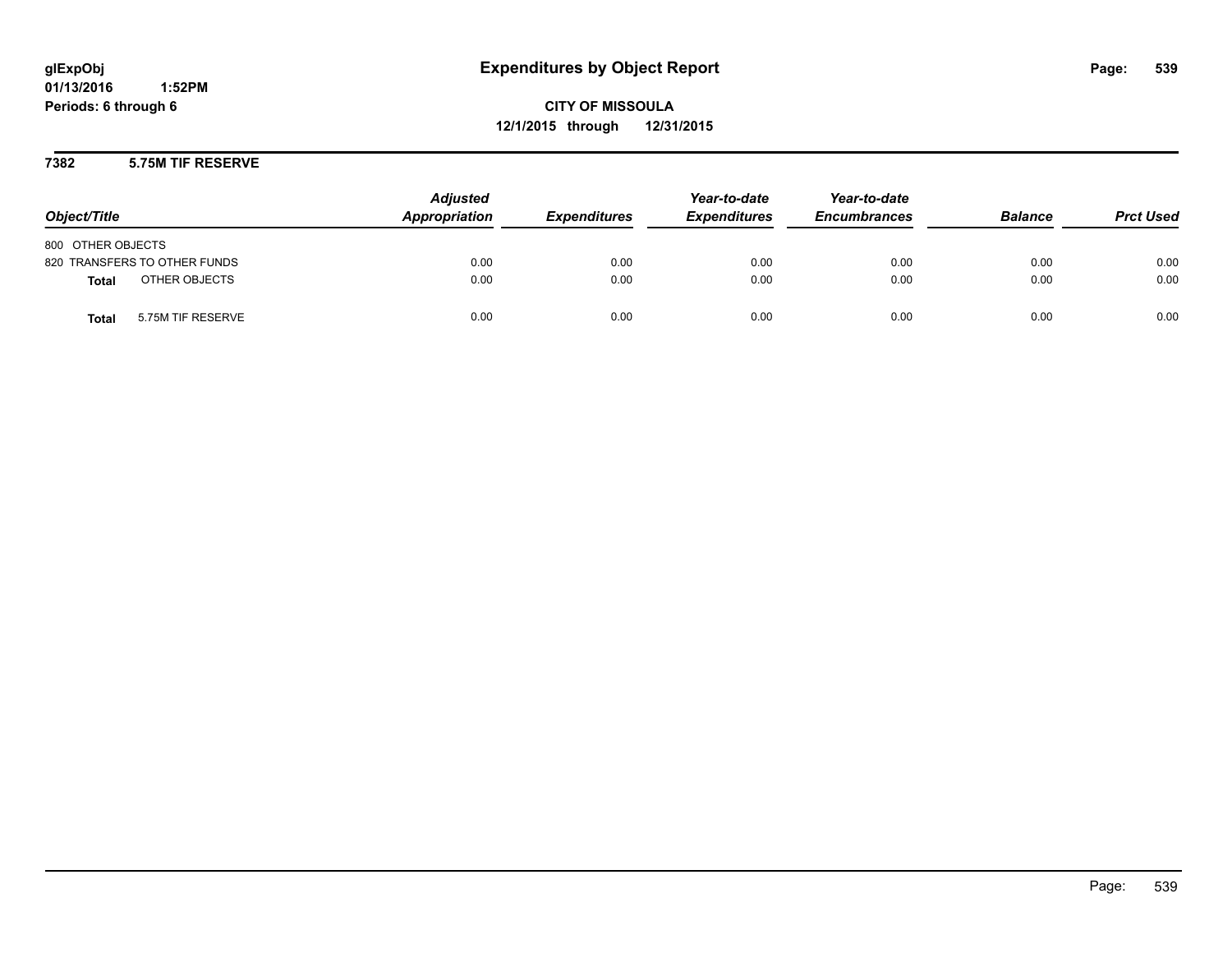glExpObj
01/13/2016 1:52PM
Periods: 6 through 6

# Expenditures by Object Report

**CITY OF MISSOULA**
**12/1/2015 through 12/31/2015**

## 7382 5.75M TIF RESERVE

| Object/Title | | Adjusted Appropriation | Expenditures | Year-to-date Expenditures | Year-to-date Encumbrances | Balance | Prct Used |
|---|---|---|---|---|---|---|---|
| 800 OTHER OBJECTS | | | | | | | |
| 820 TRANSFERS TO OTHER FUNDS | | 0.00 | 0.00 | 0.00 | 0.00 | 0.00 | 0.00 |
| **Total** | OTHER OBJECTS | 0.00 | 0.00 | 0.00 | 0.00 | 0.00 | 0.00 |
| **Total** | 5.75M TIF RESERVE | 0.00 | 0.00 | 0.00 | 0.00 | 0.00 | 0.00 |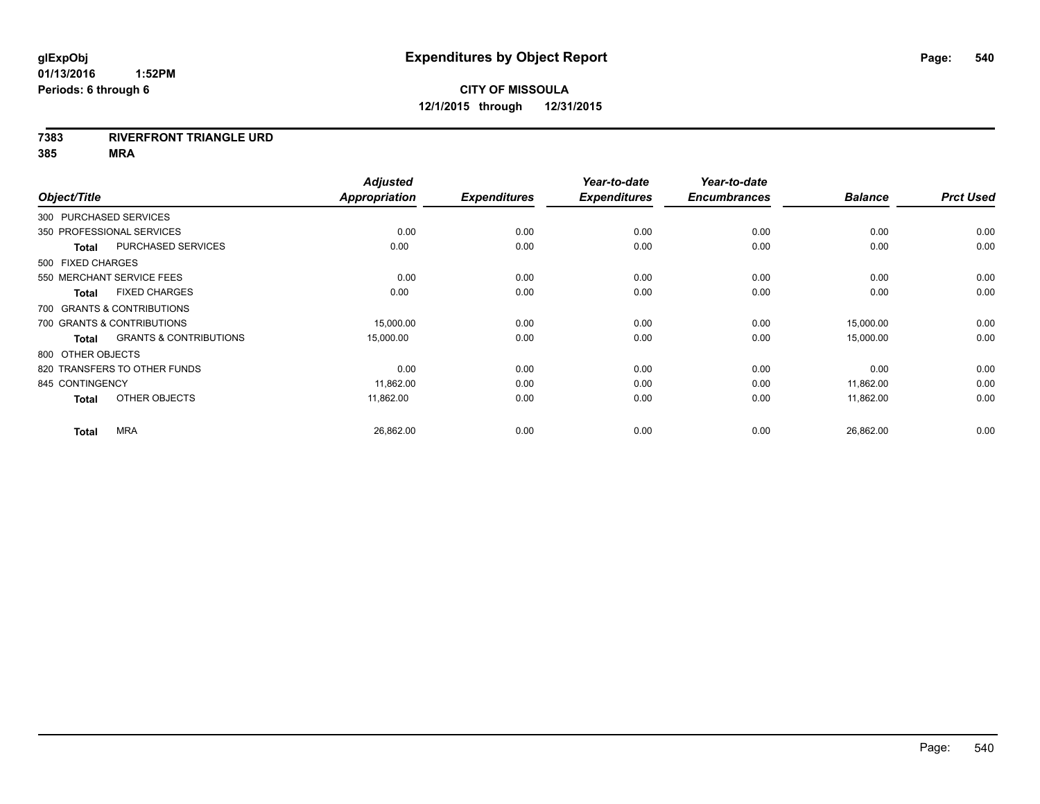glExpObj
01/13/2016 1:52PM
Periods: 6 through 6

# Expenditures by Object Report

**CITY OF MISSOULA**
**12/1/2015 through 12/31/2015**

**7383 RIVERFRONT TRIANGLE URD**
**385 MRA**

| Object/Title | Adjusted Appropriation | Expenditures | Year-to-date Expenditures | Year-to-date Encumbrances | Balance | Prct Used |
|---|---|---|---|---|---|---|
| 300 PURCHASED SERVICES | | | | | | |
| 350 PROFESSIONAL SERVICES | 0.00 | 0.00 | 0.00 | 0.00 | 0.00 | 0.00 |
| **Total** PURCHASED SERVICES | 0.00 | 0.00 | 0.00 | 0.00 | 0.00 | 0.00 |
| 500 FIXED CHARGES | | | | | | |
| 550 MERCHANT SERVICE FEES | 0.00 | 0.00 | 0.00 | 0.00 | 0.00 | 0.00 |
| **Total** FIXED CHARGES | 0.00 | 0.00 | 0.00 | 0.00 | 0.00 | 0.00 |
| 700 GRANTS & CONTRIBUTIONS | | | | | | |
| 700 GRANTS & CONTRIBUTIONS | 15,000.00 | 0.00 | 0.00 | 0.00 | 15,000.00 | 0.00 |
| **Total** GRANTS & CONTRIBUTIONS | 15,000.00 | 0.00 | 0.00 | 0.00 | 15,000.00 | 0.00 |
| 800 OTHER OBJECTS | | | | | | |
| 820 TRANSFERS TO OTHER FUNDS | 0.00 | 0.00 | 0.00 | 0.00 | 0.00 | 0.00 |
| 845 CONTINGENCY | 11,862.00 | 0.00 | 0.00 | 0.00 | 11,862.00 | 0.00 |
| **Total** OTHER OBJECTS | 11,862.00 | 0.00 | 0.00 | 0.00 | 11,862.00 | 0.00 |
| **Total** MRA | 26,862.00 | 0.00 | 0.00 | 0.00 | 26,862.00 | 0.00 |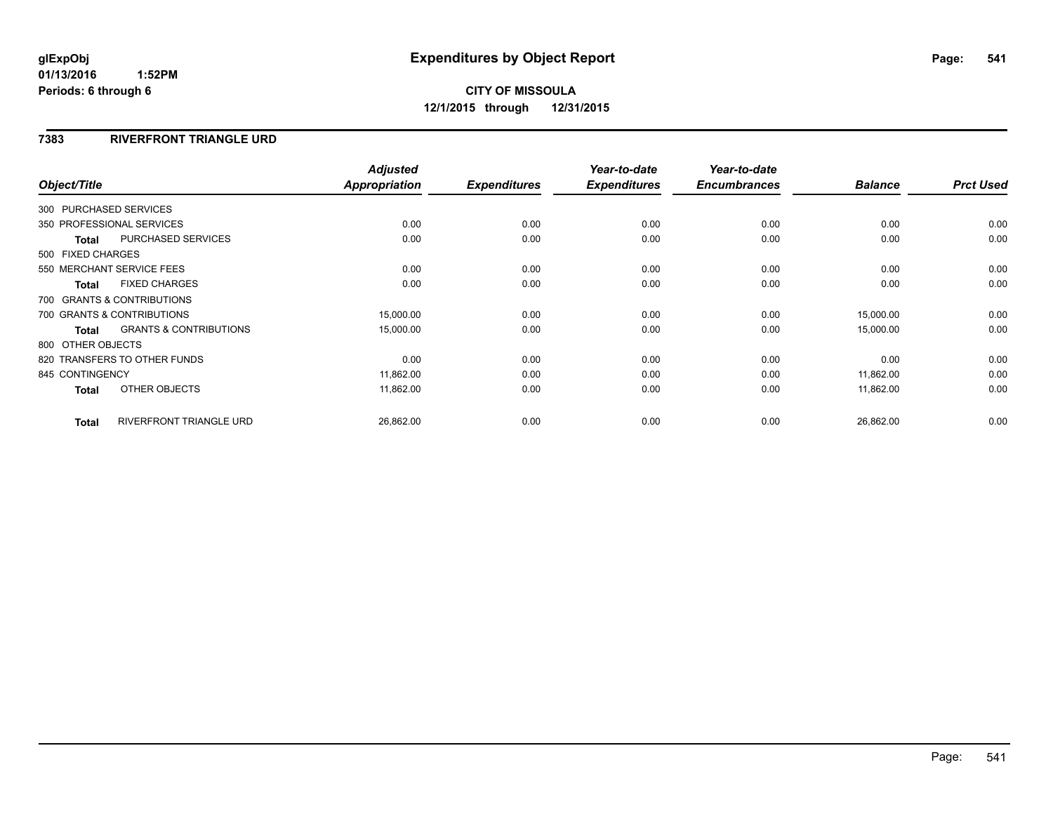# Expenditures by Object Report

glExpObj
01/13/2016 1:52PM
Periods: 6 through 6

**CITY OF MISSOULA**
**12/1/2015 through 12/31/2015**

## 7383 RIVERFRONT TRIANGLE URD

| Object/Title | | Adjusted Appropriation | Expenditures | Year-to-date Expenditures | Year-to-date Encumbrances | Balance | Prct Used |
|---|---|---|---|---|---|---|---|
| 300 PURCHASED SERVICES | | | | | | | |
| 350 PROFESSIONAL SERVICES | | 0.00 | 0.00 | 0.00 | 0.00 | 0.00 | 0.00 |
| **Total** | PURCHASED SERVICES | 0.00 | 0.00 | 0.00 | 0.00 | 0.00 | 0.00 |
| 500 FIXED CHARGES | | | | | | | |
| 550 MERCHANT SERVICE FEES | | 0.00 | 0.00 | 0.00 | 0.00 | 0.00 | 0.00 |
| **Total** | FIXED CHARGES | 0.00 | 0.00 | 0.00 | 0.00 | 0.00 | 0.00 |
| 700 GRANTS & CONTRIBUTIONS | | | | | | | |
| 700 GRANTS & CONTRIBUTIONS | | 15,000.00 | 0.00 | 0.00 | 0.00 | 15,000.00 | 0.00 |
| **Total** | GRANTS & CONTRIBUTIONS | 15,000.00 | 0.00 | 0.00 | 0.00 | 15,000.00 | 0.00 |
| 800 OTHER OBJECTS | | | | | | | |
| 820 TRANSFERS TO OTHER FUNDS | | 0.00 | 0.00 | 0.00 | 0.00 | 0.00 | 0.00 |
| 845 CONTINGENCY | | 11,862.00 | 0.00 | 0.00 | 0.00 | 11,862.00 | 0.00 |
| **Total** | OTHER OBJECTS | 11,862.00 | 0.00 | 0.00 | 0.00 | 11,862.00 | 0.00 |
| **Total** | RIVERFRONT TRIANGLE URD | 26,862.00 | 0.00 | 0.00 | 0.00 | 26,862.00 | 0.00 |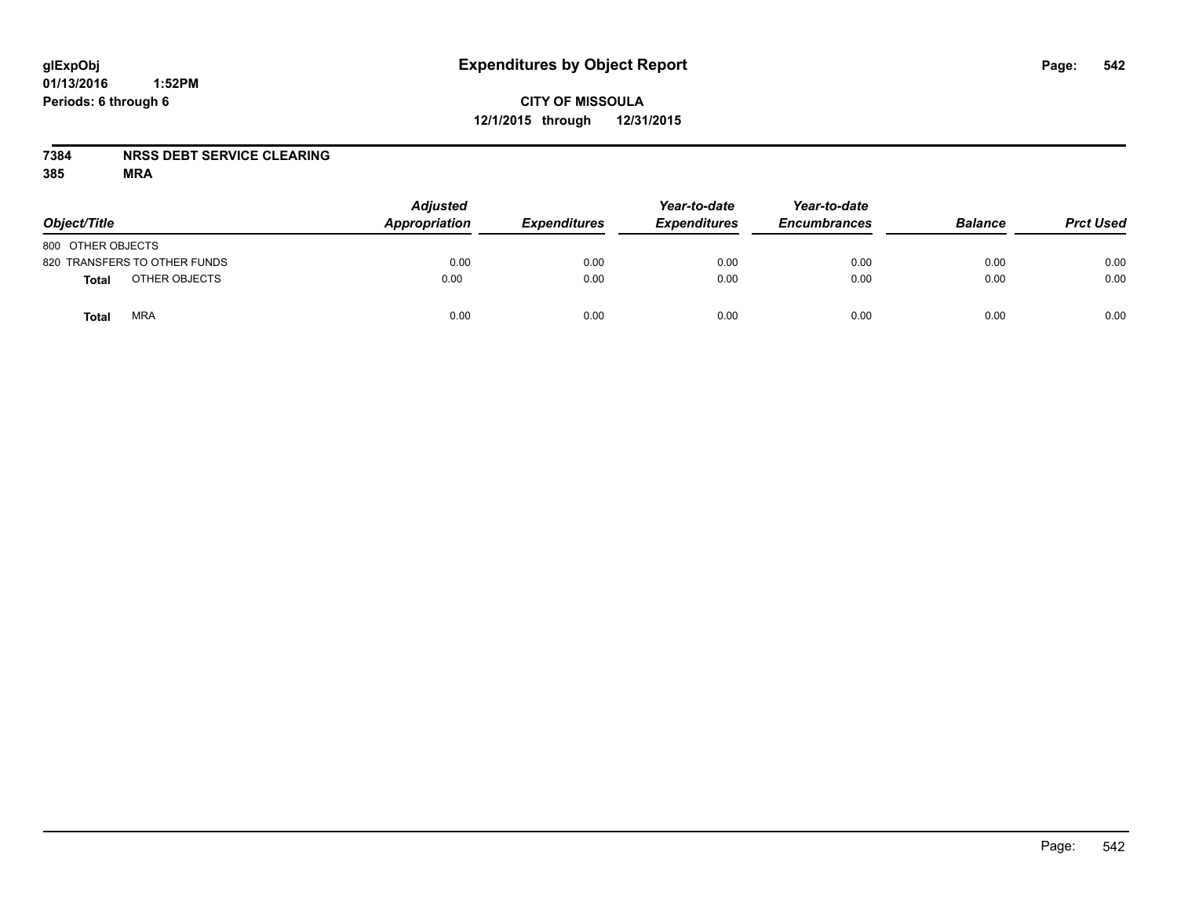**glExpObj** **Expenditures by Object Report**
**01/13/2016 1:52PM**
**Periods: 6 through 6**

**CITY OF MISSOULA**
**12/1/2015 through 12/31/2015**

**7384 NRSS DEBT SERVICE CLEARING**
**385 MRA**

| Object/Title | Adjusted Appropriation | Expenditures | Year-to-date Expenditures | Year-to-date Encumbrances | Balance | Prct Used |
|---|---|---|---|---|---|---|
| 800 OTHER OBJECTS | | | | | | |
| 820 TRANSFERS TO OTHER FUNDS | 0.00 | 0.00 | 0.00 | 0.00 | 0.00 | 0.00 |
| **Total** OTHER OBJECTS | 0.00 | 0.00 | 0.00 | 0.00 | 0.00 | 0.00 |
| **Total** MRA | 0.00 | 0.00 | 0.00 | 0.00 | 0.00 | 0.00 |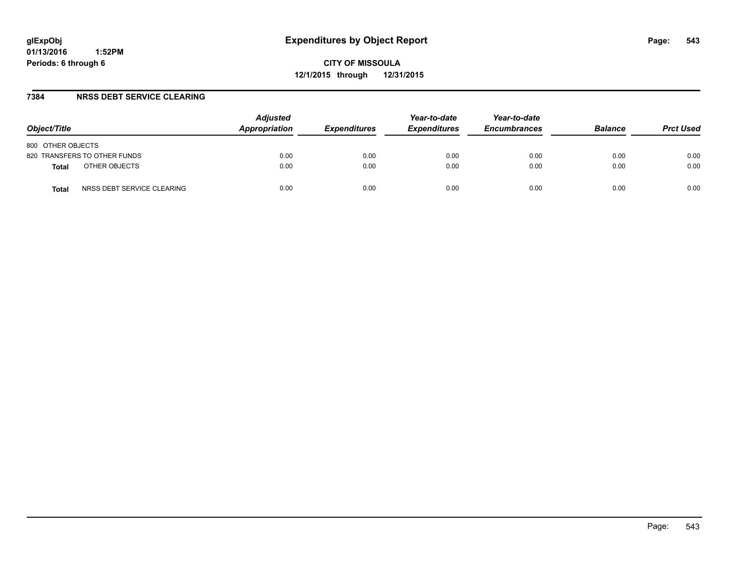# Expenditures by Object Report

glExpObj
01/13/2016 1:52PM
Periods: 6 through 6

**CITY OF MISSOULA**
**12/1/2015 through 12/31/2015**

## 7384 NRSS DEBT SERVICE CLEARING

| Object/Title | Adjusted Appropriation | Expenditures | Year-to-date Expenditures | Year-to-date Encumbrances | Balance | Prct Used |
|---|---|---|---|---|---|---|
| 800 OTHER OBJECTS | | | | | | |
| 820 TRANSFERS TO OTHER FUNDS | 0.00 | 0.00 | 0.00 | 0.00 | 0.00 | 0.00 |
| **Total** OTHER OBJECTS | 0.00 | 0.00 | 0.00 | 0.00 | 0.00 | 0.00 |
| **Total** NRSS DEBT SERVICE CLEARING | 0.00 | 0.00 | 0.00 | 0.00 | 0.00 | 0.00 |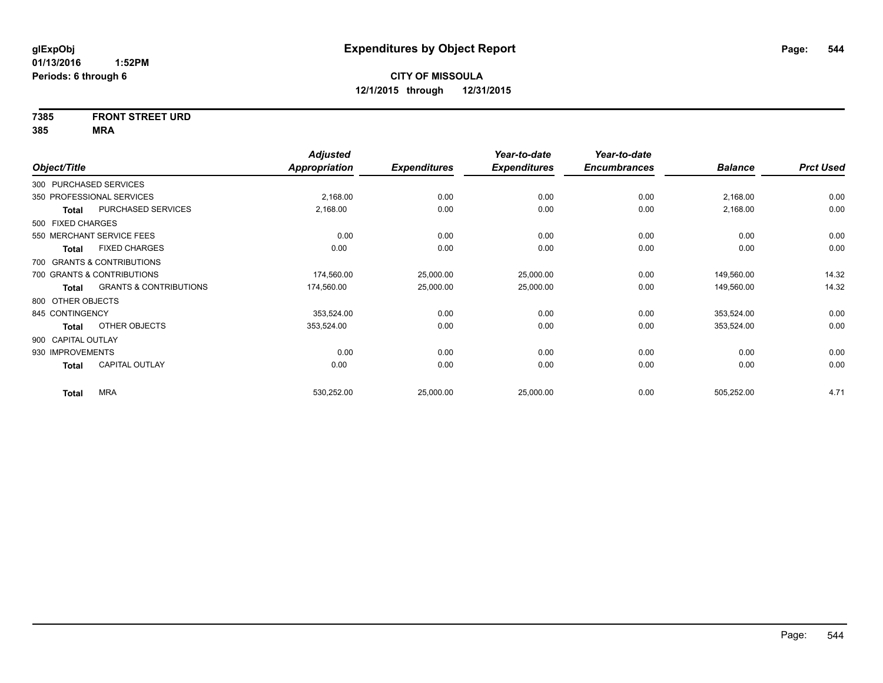**glExpObj**
**01/13/2016 1:52PM**
**Periods: 6 through 6**

# Expenditures by Object Report

**CITY OF MISSOULA**
**12/1/2015 through 12/31/2015**

**7385 FRONT STREET URD**
**385 MRA**

| Object/Title | | Adjusted Appropriation | Expenditures | Year-to-date Expenditures | Year-to-date Encumbrances | Balance | Prct Used |
|---|---|---|---|---|---|---|---|
| 300 PURCHASED SERVICES | | | | | | | |
| 350 PROFESSIONAL SERVICES | | 2,168.00 | 0.00 | 0.00 | 0.00 | 2,168.00 | 0.00 |
| **Total** | PURCHASED SERVICES | 2,168.00 | 0.00 | 0.00 | 0.00 | 2,168.00 | 0.00 |
| 500 FIXED CHARGES | | | | | | | |
| 550 MERCHANT SERVICE FEES | | 0.00 | 0.00 | 0.00 | 0.00 | 0.00 | 0.00 |
| **Total** | FIXED CHARGES | 0.00 | 0.00 | 0.00 | 0.00 | 0.00 | 0.00 |
| 700 GRANTS & CONTRIBUTIONS | | | | | | | |
| 700 GRANTS & CONTRIBUTIONS | | 174,560.00 | 25,000.00 | 25,000.00 | 0.00 | 149,560.00 | 14.32 |
| **Total** | GRANTS & CONTRIBUTIONS | 174,560.00 | 25,000.00 | 25,000.00 | 0.00 | 149,560.00 | 14.32 |
| 800 OTHER OBJECTS | | | | | | | |
| 845 CONTINGENCY | | 353,524.00 | 0.00 | 0.00 | 0.00 | 353,524.00 | 0.00 |
| **Total** | OTHER OBJECTS | 353,524.00 | 0.00 | 0.00 | 0.00 | 353,524.00 | 0.00 |
| 900 CAPITAL OUTLAY | | | | | | | |
| 930 IMPROVEMENTS | | 0.00 | 0.00 | 0.00 | 0.00 | 0.00 | 0.00 |
| **Total** | CAPITAL OUTLAY | 0.00 | 0.00 | 0.00 | 0.00 | 0.00 | 0.00 |
| **Total** | MRA | 530,252.00 | 25,000.00 | 25,000.00 | 0.00 | 505,252.00 | 4.71 |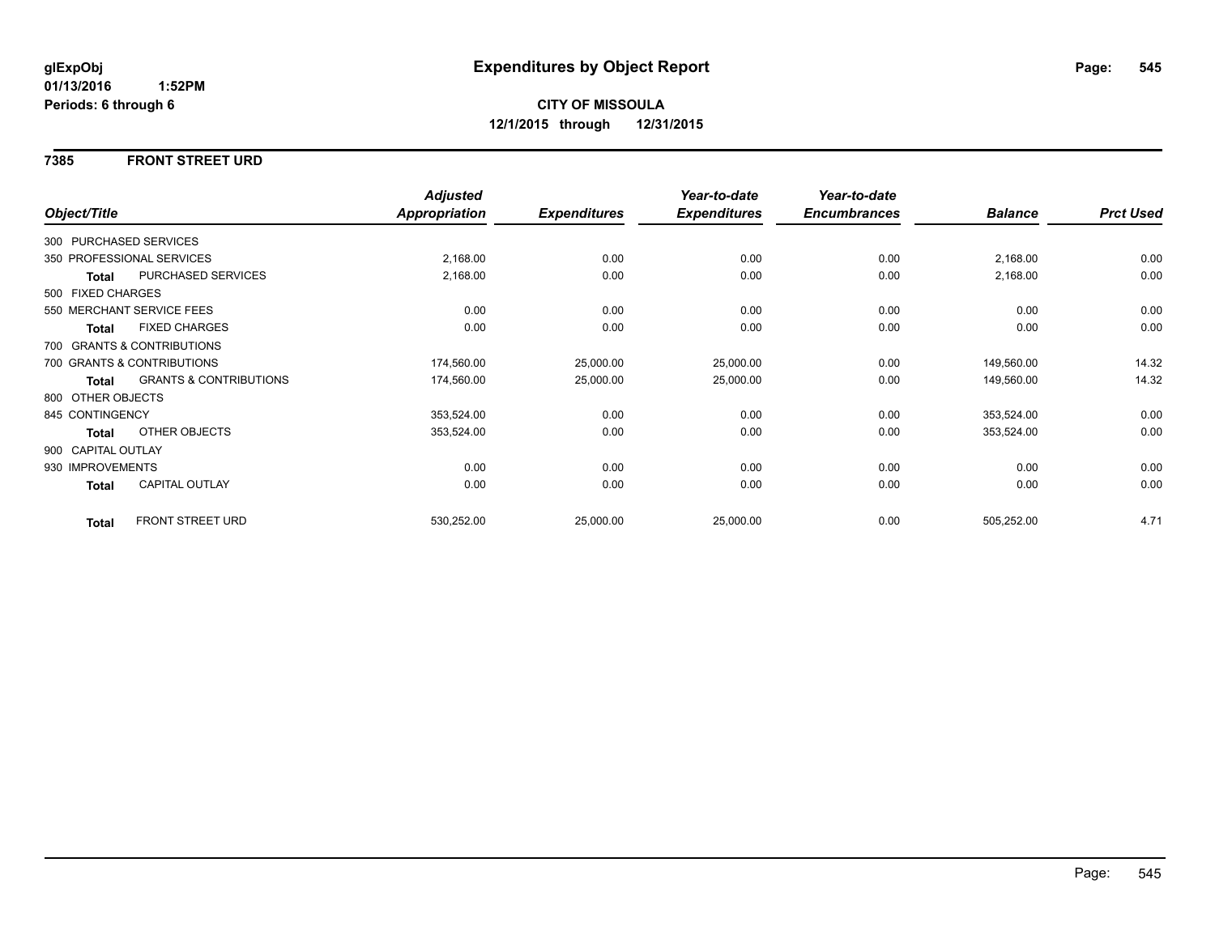glExpObj
01/13/2016 1:52PM
Periods: 6 through 6

# Expenditures by Object Report

**CITY OF MISSOULA**
**12/1/2015 through 12/31/2015**

## 7385 FRONT STREET URD

| Object/Title | | Adjusted Appropriation | Expenditures | Year-to-date Expenditures | Year-to-date Encumbrances | Balance | Prct Used |
|---|---|---|---|---|---|---|---|
| 300 PURCHASED SERVICES | | | | | | | |
| 350 PROFESSIONAL SERVICES | | 2,168.00 | 0.00 | 0.00 | 0.00 | 2,168.00 | 0.00 |
| **Total** | PURCHASED SERVICES | 2,168.00 | 0.00 | 0.00 | 0.00 | 2,168.00 | 0.00 |
| 500 FIXED CHARGES | | | | | | | |
| 550 MERCHANT SERVICE FEES | | 0.00 | 0.00 | 0.00 | 0.00 | 0.00 | 0.00 |
| **Total** | FIXED CHARGES | 0.00 | 0.00 | 0.00 | 0.00 | 0.00 | 0.00 |
| 700 GRANTS & CONTRIBUTIONS | | | | | | | |
| 700 GRANTS & CONTRIBUTIONS | | 174,560.00 | 25,000.00 | 25,000.00 | 0.00 | 149,560.00 | 14.32 |
| **Total** | GRANTS & CONTRIBUTIONS | 174,560.00 | 25,000.00 | 25,000.00 | 0.00 | 149,560.00 | 14.32 |
| 800 OTHER OBJECTS | | | | | | | |
| 845 CONTINGENCY | | 353,524.00 | 0.00 | 0.00 | 0.00 | 353,524.00 | 0.00 |
| **Total** | OTHER OBJECTS | 353,524.00 | 0.00 | 0.00 | 0.00 | 353,524.00 | 0.00 |
| 900 CAPITAL OUTLAY | | | | | | | |
| 930 IMPROVEMENTS | | 0.00 | 0.00 | 0.00 | 0.00 | 0.00 | 0.00 |
| **Total** | CAPITAL OUTLAY | 0.00 | 0.00 | 0.00 | 0.00 | 0.00 | 0.00 |
| **Total** | FRONT STREET URD | 530,252.00 | 25,000.00 | 25,000.00 | 0.00 | 505,252.00 | 4.71 |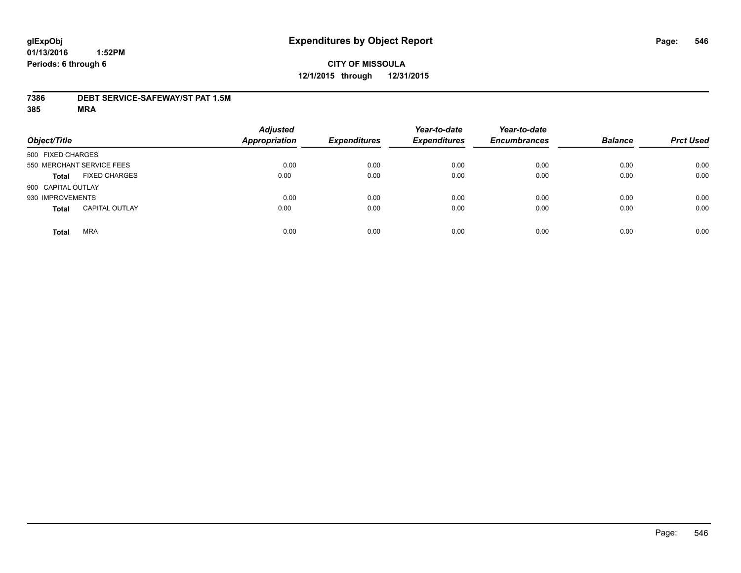glExpObj
01/13/2016 1:52PM
Periods: 6 through 6

# Expenditures by Object Report

**CITY OF MISSOULA**
**12/1/2015 through 12/31/2015**

**7386 DEBT SERVICE-SAFEWAY/ST PAT 1.5M**
**385 MRA**

| Object/Title | Adjusted Appropriation | Expenditures | Year-to-date Expenditures | Year-to-date Encumbrances | Balance | Prct Used |
|---|---|---|---|---|---|---|
| 500 FIXED CHARGES | | | | | | |
| 550 MERCHANT SERVICE FEES | 0.00 | 0.00 | 0.00 | 0.00 | 0.00 | 0.00 |
| **Total** FIXED CHARGES | 0.00 | 0.00 | 0.00 | 0.00 | 0.00 | 0.00 |
| 900 CAPITAL OUTLAY | | | | | | |
| 930 IMPROVEMENTS | 0.00 | 0.00 | 0.00 | 0.00 | 0.00 | 0.00 |
| **Total** CAPITAL OUTLAY | 0.00 | 0.00 | 0.00 | 0.00 | 0.00 | 0.00 |
| **Total** MRA | 0.00 | 0.00 | 0.00 | 0.00 | 0.00 | 0.00 |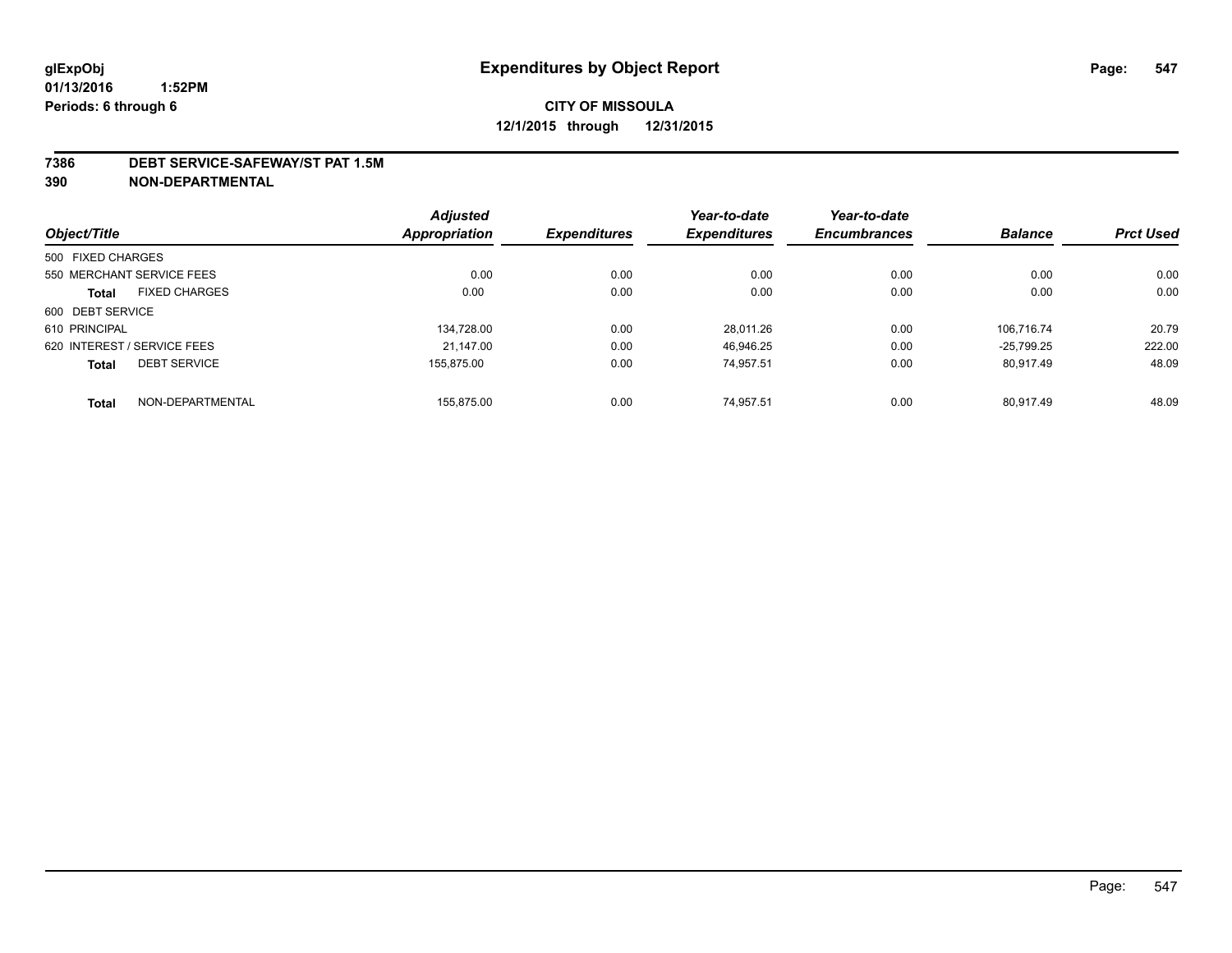**glExpObj** **Expenditures by Object Report**

**01/13/2016 1:52PM**

**Periods: 6 through 6**

**CITY OF MISSOULA**

**12/1/2015 through 12/31/2015**

**7386 DEBT SERVICE-SAFEWAY/ST PAT 1.5M**

**390 NON-DEPARTMENTAL**

| Object/Title | | Adjusted Appropriation | Expenditures | Year-to-date Expenditures | Year-to-date Encumbrances | Balance | Prct Used |
|---|---|---|---|---|---|---|---|
| 500 FIXED CHARGES | | | | | | | |
| 550 MERCHANT SERVICE FEES | | 0.00 | 0.00 | 0.00 | 0.00 | 0.00 | 0.00 |
| Total | FIXED CHARGES | 0.00 | 0.00 | 0.00 | 0.00 | 0.00 | 0.00 |
| 600 DEBT SERVICE | | | | | | | |
| 610 PRINCIPAL | | 134,728.00 | 0.00 | 28,011.26 | 0.00 | 106,716.74 | 20.79 |
| 620 INTEREST / SERVICE FEES | | 21,147.00 | 0.00 | 46,946.25 | 0.00 | -25,799.25 | 222.00 |
| Total | DEBT SERVICE | 155,875.00 | 0.00 | 74,957.51 | 0.00 | 80,917.49 | 48.09 |
| Total | NON-DEPARTMENTAL | 155,875.00 | 0.00 | 74,957.51 | 0.00 | 80,917.49 | 48.09 |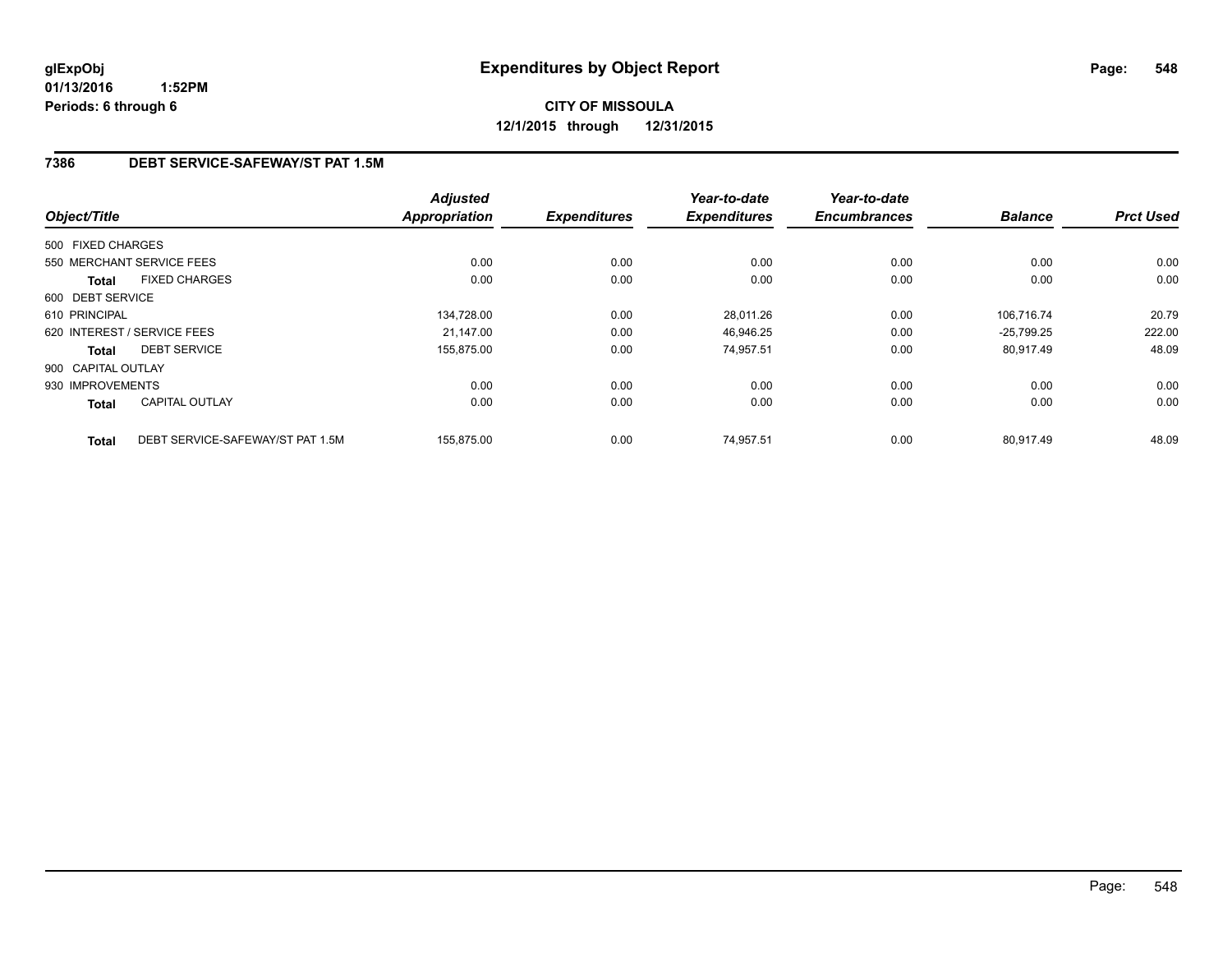**glExpObj**
**01/13/2016 1:52PM**
**Periods: 6 through 6**

# Expenditures by Object Report

**CITY OF MISSOULA**
**12/1/2015 through 12/31/2015**

## 7386 DEBT SERVICE-SAFEWAY/ST PAT 1.5M

| Object/Title | | Adjusted Appropriation | Expenditures | Year-to-date Expenditures | Year-to-date Encumbrances | Balance | Prct Used |
|---|---|---|---|---|---|---|---|
| 500 FIXED CHARGES | | | | | | | |
| 550 MERCHANT SERVICE FEES | | 0.00 | 0.00 | 0.00 | 0.00 | 0.00 | 0.00 |
| **Total** | FIXED CHARGES | 0.00 | 0.00 | 0.00 | 0.00 | 0.00 | 0.00 |
| 600 DEBT SERVICE | | | | | | | |
| 610 PRINCIPAL | | 134,728.00 | 0.00 | 28,011.26 | 0.00 | 106,716.74 | 20.79 |
| 620 INTEREST / SERVICE FEES | | 21,147.00 | 0.00 | 46,946.25 | 0.00 | -25,799.25 | 222.00 |
| **Total** | DEBT SERVICE | 155,875.00 | 0.00 | 74,957.51 | 0.00 | 80,917.49 | 48.09 |
| 900 CAPITAL OUTLAY | | | | | | | |
| 930 IMPROVEMENTS | | 0.00 | 0.00 | 0.00 | 0.00 | 0.00 | 0.00 |
| **Total** | CAPITAL OUTLAY | 0.00 | 0.00 | 0.00 | 0.00 | 0.00 | 0.00 |
| **Total** | DEBT SERVICE-SAFEWAY/ST PAT 1.5M | 155,875.00 | 0.00 | 74,957.51 | 0.00 | 80,917.49 | 48.09 |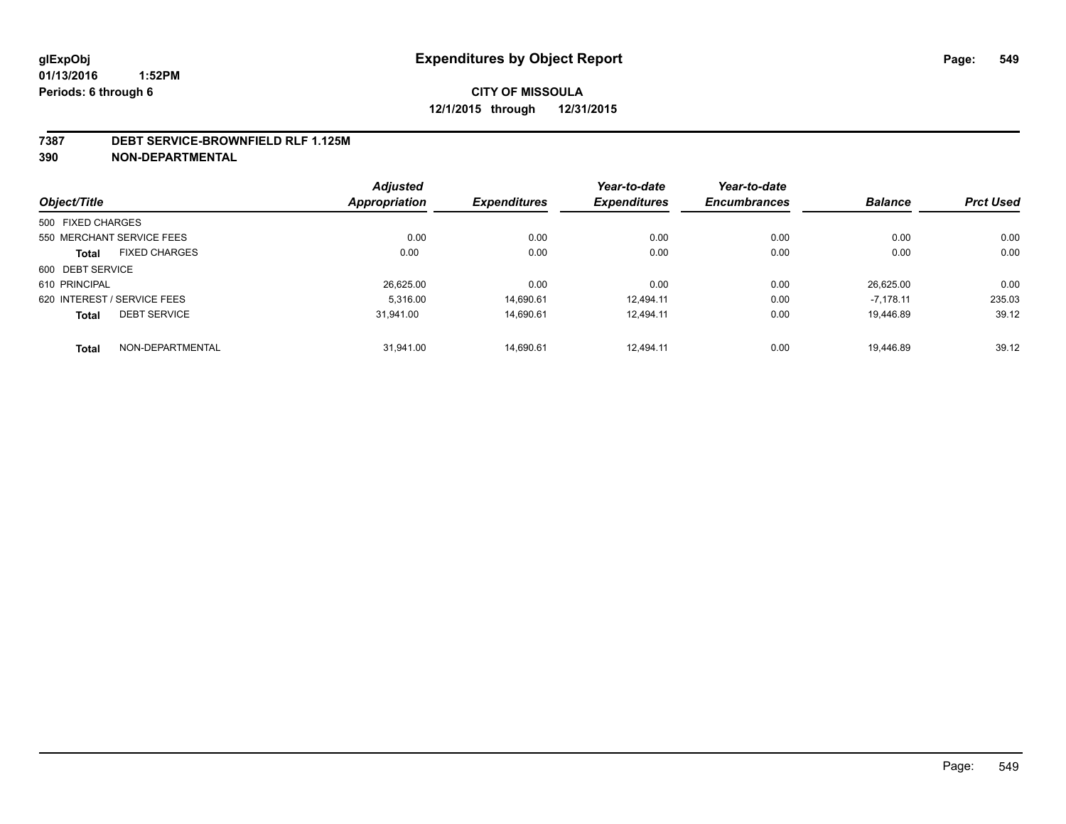**glExpObj**
**01/13/2016 1:52PM**
**Periods: 6 through 6**

# Expenditures by Object Report

**CITY OF MISSOULA**
**12/1/2015 through 12/31/2015**

## 7387 DEBT SERVICE-BROWNFIELD RLF 1.125M
## 390 NON-DEPARTMENTAL

| Object/Title | Adjusted Appropriation | Expenditures | Year-to-date Expenditures | Year-to-date Encumbrances | Balance | Prct Used |
|---|---|---|---|---|---|---|
| 500 FIXED CHARGES | | | | | | |
| 550 MERCHANT SERVICE FEES | 0.00 | 0.00 | 0.00 | 0.00 | 0.00 | 0.00 |
| **Total** FIXED CHARGES | 0.00 | 0.00 | 0.00 | 0.00 | 0.00 | 0.00 |
| 600 DEBT SERVICE | | | | | | |
| 610 PRINCIPAL | 26,625.00 | 0.00 | 0.00 | 0.00 | 26,625.00 | 0.00 |
| 620 INTEREST / SERVICE FEES | 5,316.00 | 14,690.61 | 12,494.11 | 0.00 | -7,178.11 | 235.03 |
| **Total** DEBT SERVICE | 31,941.00 | 14,690.61 | 12,494.11 | 0.00 | 19,446.89 | 39.12 |
| **Total** NON-DEPARTMENTAL | 31,941.00 | 14,690.61 | 12,494.11 | 0.00 | 19,446.89 | 39.12 |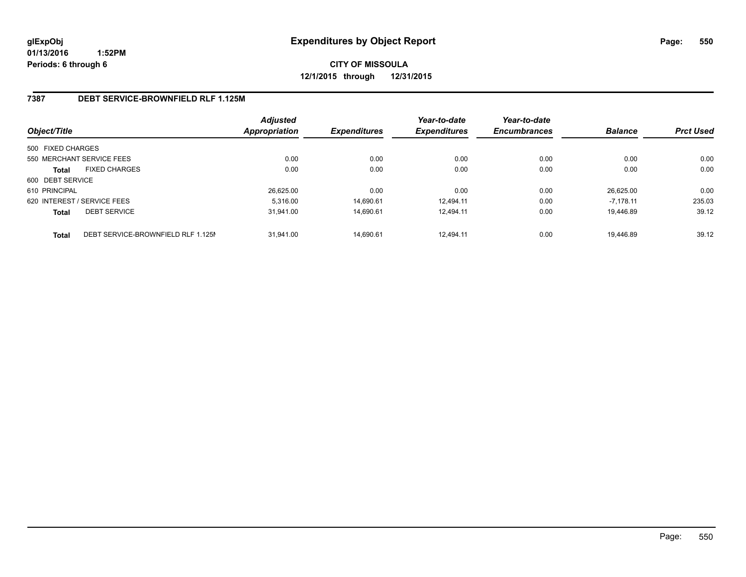**glExpObj** **Expenditures by Object Report**
**01/13/2016 1:52PM**
**Periods: 6 through 6**

**CITY OF MISSOULA**
**12/1/2015 through 12/31/2015**

## 7387 DEBT SERVICE-BROWNFIELD RLF 1.125M

| Object/Title | | *Adjusted Appropriation* | *Expenditures* | *Year-to-date Expenditures* | *Year-to-date Encumbrances* | *Balance* | *Prct Used* |
|---|---|---|---|---|---|---|---|
| 500 FIXED CHARGES | | | | | | | |
| 550 MERCHANT SERVICE FEES | | 0.00 | 0.00 | 0.00 | 0.00 | 0.00 | 0.00 |
| **Total** | FIXED CHARGES | 0.00 | 0.00 | 0.00 | 0.00 | 0.00 | 0.00 |
| 600 DEBT SERVICE | | | | | | | |
| 610 PRINCIPAL | | 26,625.00 | 0.00 | 0.00 | 0.00 | 26,625.00 | 0.00 |
| 620 INTEREST / SERVICE FEES | | 5,316.00 | 14,690.61 | 12,494.11 | 0.00 | -7,178.11 | 235.03 |
| **Total** | DEBT SERVICE | 31,941.00 | 14,690.61 | 12,494.11 | 0.00 | 19,446.89 | 39.12 |
| **Total** | DEBT SERVICE-BROWNFIELD RLF 1.125M | 31,941.00 | 14,690.61 | 12,494.11 | 0.00 | 19,446.89 | 39.12 |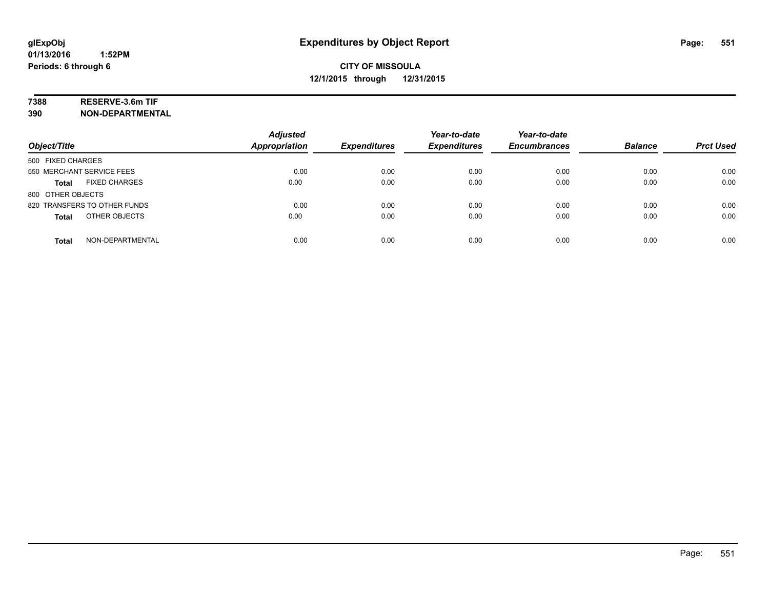**glExpObj**
**01/13/2016 1:52PM**
**Periods: 6 through 6**

# Expenditures by Object Report

**CITY OF MISSOULA**
**12/1/2015 through 12/31/2015**

**7388 RESERVE-3.6m TIF**
**390 NON-DEPARTMENTAL**

| Object/Title | Adjusted Appropriation | Expenditures | Year-to-date Expenditures | Year-to-date Encumbrances | Balance | Prct Used |
|---|---|---|---|---|---|---|
| 500 FIXED CHARGES | | | | | | |
| 550 MERCHANT SERVICE FEES | 0.00 | 0.00 | 0.00 | 0.00 | 0.00 | 0.00 |
| **Total** FIXED CHARGES | 0.00 | 0.00 | 0.00 | 0.00 | 0.00 | 0.00 |
| 800 OTHER OBJECTS | | | | | | |
| 820 TRANSFERS TO OTHER FUNDS | 0.00 | 0.00 | 0.00 | 0.00 | 0.00 | 0.00 |
| **Total** OTHER OBJECTS | 0.00 | 0.00 | 0.00 | 0.00 | 0.00 | 0.00 |
| **Total** NON-DEPARTMENTAL | 0.00 | 0.00 | 0.00 | 0.00 | 0.00 | 0.00 |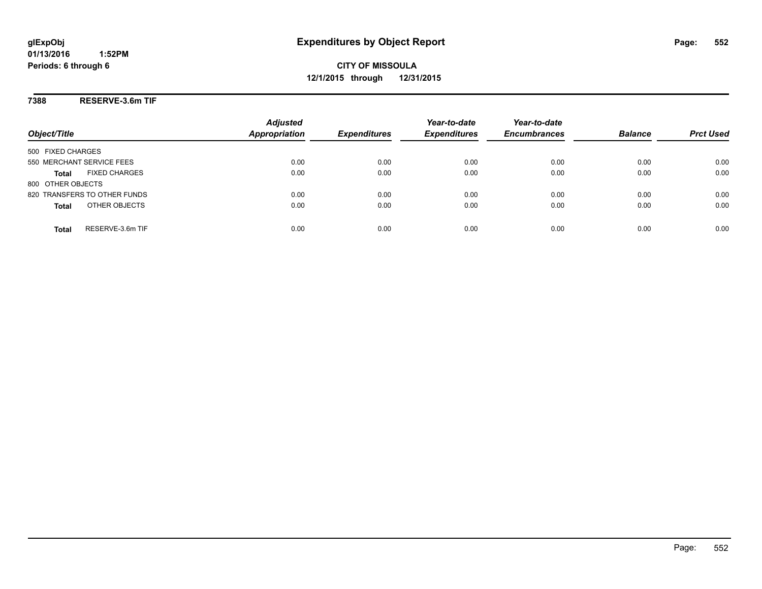# Expenditures by Object Report

glExpObj
01/13/2016 1:52PM
Periods: 6 through 6

**CITY OF MISSOULA**
**12/1/2015 through 12/31/2015**

## 7388 RESERVE-3.6m TIF

| Object/Title | Adjusted Appropriation | Expenditures | Year-to-date Expenditures | Year-to-date Encumbrances | Balance | Prct Used |
|---|---|---|---|---|---|---|
| 500 FIXED CHARGES | | | | | | |
| 550 MERCHANT SERVICE FEES | 0.00 | 0.00 | 0.00 | 0.00 | 0.00 | 0.00 |
| **Total** FIXED CHARGES | 0.00 | 0.00 | 0.00 | 0.00 | 0.00 | 0.00 |
| 800 OTHER OBJECTS | | | | | | |
| 820 TRANSFERS TO OTHER FUNDS | 0.00 | 0.00 | 0.00 | 0.00 | 0.00 | 0.00 |
| **Total** OTHER OBJECTS | 0.00 | 0.00 | 0.00 | 0.00 | 0.00 | 0.00 |
| **Total** RESERVE-3.6m TIF | 0.00 | 0.00 | 0.00 | 0.00 | 0.00 | 0.00 |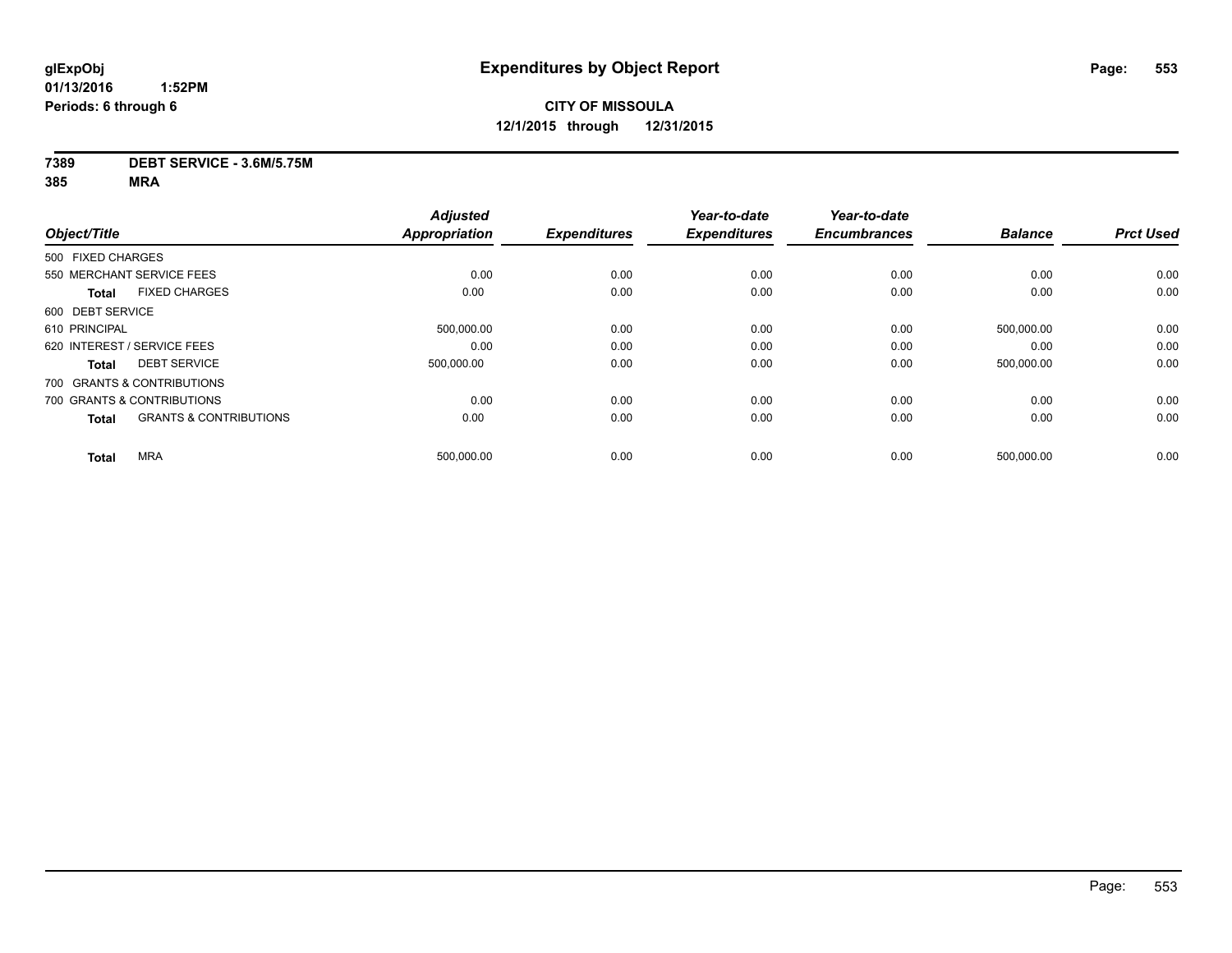**glExpObj** **Expenditures by Object Report**

**01/13/2016 1:52PM**

**Periods: 6 through 6**

**CITY OF MISSOULA**

**12/1/2015 through 12/31/2015**

**7389 DEBT SERVICE - 3.6M/5.75M**

**385 MRA**

| Object/Title | | Adjusted Appropriation | Expenditures | Year-to-date Expenditures | Year-to-date Encumbrances | Balance | Prct Used |
|---|---|---|---|---|---|---|---|
| 500 FIXED CHARGES | | | | | | | |
| 550 MERCHANT SERVICE FEES | | 0.00 | 0.00 | 0.00 | 0.00 | 0.00 | 0.00 |
| **Total** | FIXED CHARGES | 0.00 | 0.00 | 0.00 | 0.00 | 0.00 | 0.00 |
| 600 DEBT SERVICE | | | | | | | |
| 610 PRINCIPAL | | 500,000.00 | 0.00 | 0.00 | 0.00 | 500,000.00 | 0.00 |
| 620 INTEREST / SERVICE FEES | | 0.00 | 0.00 | 0.00 | 0.00 | 0.00 | 0.00 |
| **Total** | DEBT SERVICE | 500,000.00 | 0.00 | 0.00 | 0.00 | 500,000.00 | 0.00 |
| 700 GRANTS & CONTRIBUTIONS | | | | | | | |
| 700 GRANTS & CONTRIBUTIONS | | 0.00 | 0.00 | 0.00 | 0.00 | 0.00 | 0.00 |
| **Total** | GRANTS & CONTRIBUTIONS | 0.00 | 0.00 | 0.00 | 0.00 | 0.00 | 0.00 |
| **Total** | MRA | 500,000.00 | 0.00 | 0.00 | 0.00 | 500,000.00 | 0.00 |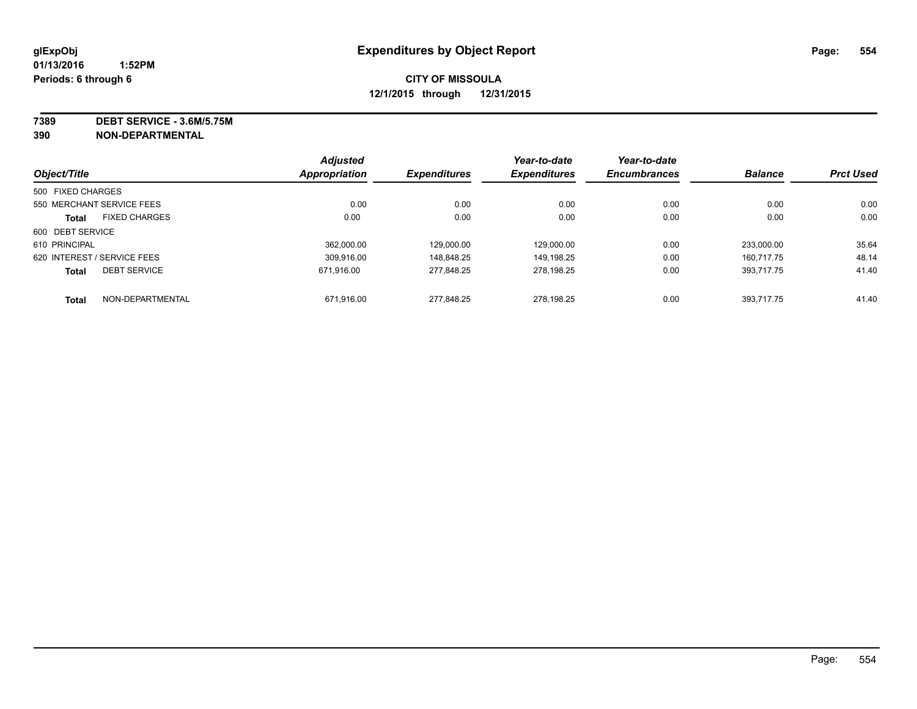glExpObj
01/13/2016 1:52PM
Periods: 6 through 6

# Expenditures by Object Report

**CITY OF MISSOULA**
**12/1/2015 through 12/31/2015**

**7389 DEBT SERVICE - 3.6M/5.75M**
**390 NON-DEPARTMENTAL**

| Object/Title | Adjusted Appropriation | Expenditures | Year-to-date Expenditures | Year-to-date Encumbrances | Balance | Prct Used |
|---|---|---|---|---|---|---|
| 500 FIXED CHARGES | | | | | | |
| 550 MERCHANT SERVICE FEES | 0.00 | 0.00 | 0.00 | 0.00 | 0.00 | 0.00 |
| **Total** FIXED CHARGES | 0.00 | 0.00 | 0.00 | 0.00 | 0.00 | 0.00 |
| 600 DEBT SERVICE | | | | | | |
| 610 PRINCIPAL | 362,000.00 | 129,000.00 | 129,000.00 | 0.00 | 233,000.00 | 35.64 |
| 620 INTEREST / SERVICE FEES | 309,916.00 | 148,848.25 | 149,198.25 | 0.00 | 160,717.75 | 48.14 |
| **Total** DEBT SERVICE | 671,916.00 | 277,848.25 | 278,198.25 | 0.00 | 393,717.75 | 41.40 |
| **Total** NON-DEPARTMENTAL | 671,916.00 | 277,848.25 | 278,198.25 | 0.00 | 393,717.75 | 41.40 |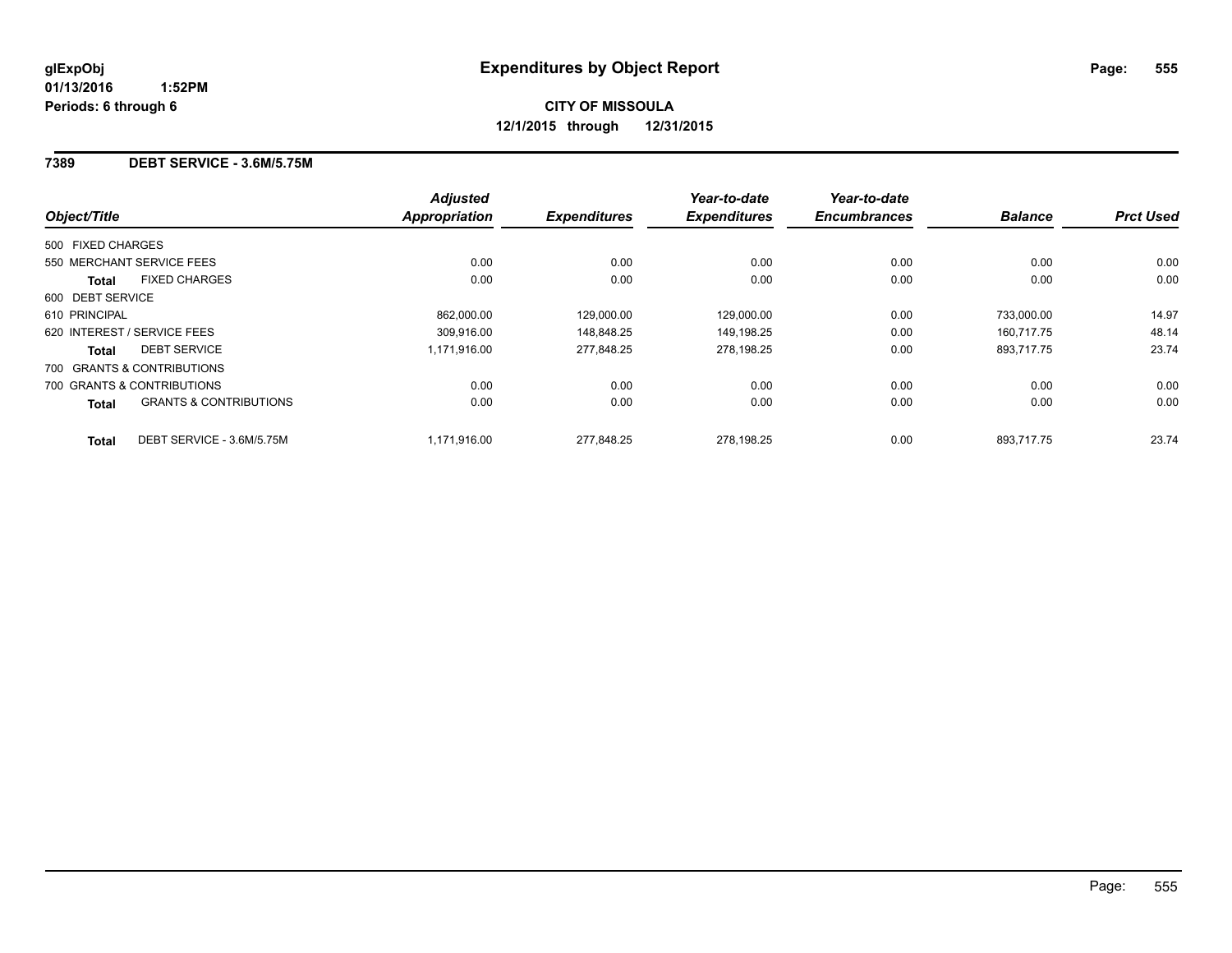glExpObj
01/13/2016 1:52PM
Periods: 6 through 6

# Expenditures by Object Report

**CITY OF MISSOULA**
**12/1/2015 through 12/31/2015**

## 7389 DEBT SERVICE - 3.6M/5.75M

| Object/Title | Adjusted Appropriation | Expenditures | Year-to-date Expenditures | Year-to-date Encumbrances | Balance | Prct Used |
|---|---|---|---|---|---|---|
| 500 FIXED CHARGES | | | | | | |
| 550 MERCHANT SERVICE FEES | 0.00 | 0.00 | 0.00 | 0.00 | 0.00 | 0.00 |
| **Total** FIXED CHARGES | 0.00 | 0.00 | 0.00 | 0.00 | 0.00 | 0.00 |
| 600 DEBT SERVICE | | | | | | |
| 610 PRINCIPAL | 862,000.00 | 129,000.00 | 129,000.00 | 0.00 | 733,000.00 | 14.97 |
| 620 INTEREST / SERVICE FEES | 309,916.00 | 148,848.25 | 149,198.25 | 0.00 | 160,717.75 | 48.14 |
| **Total** DEBT SERVICE | 1,171,916.00 | 277,848.25 | 278,198.25 | 0.00 | 893,717.75 | 23.74 |
| 700 GRANTS & CONTRIBUTIONS | | | | | | |
| 700 GRANTS & CONTRIBUTIONS | 0.00 | 0.00 | 0.00 | 0.00 | 0.00 | 0.00 |
| **Total** GRANTS & CONTRIBUTIONS | 0.00 | 0.00 | 0.00 | 0.00 | 0.00 | 0.00 |
| **Total** DEBT SERVICE - 3.6M/5.75M | 1,171,916.00 | 277,848.25 | 278,198.25 | 0.00 | 893,717.75 | 23.74 |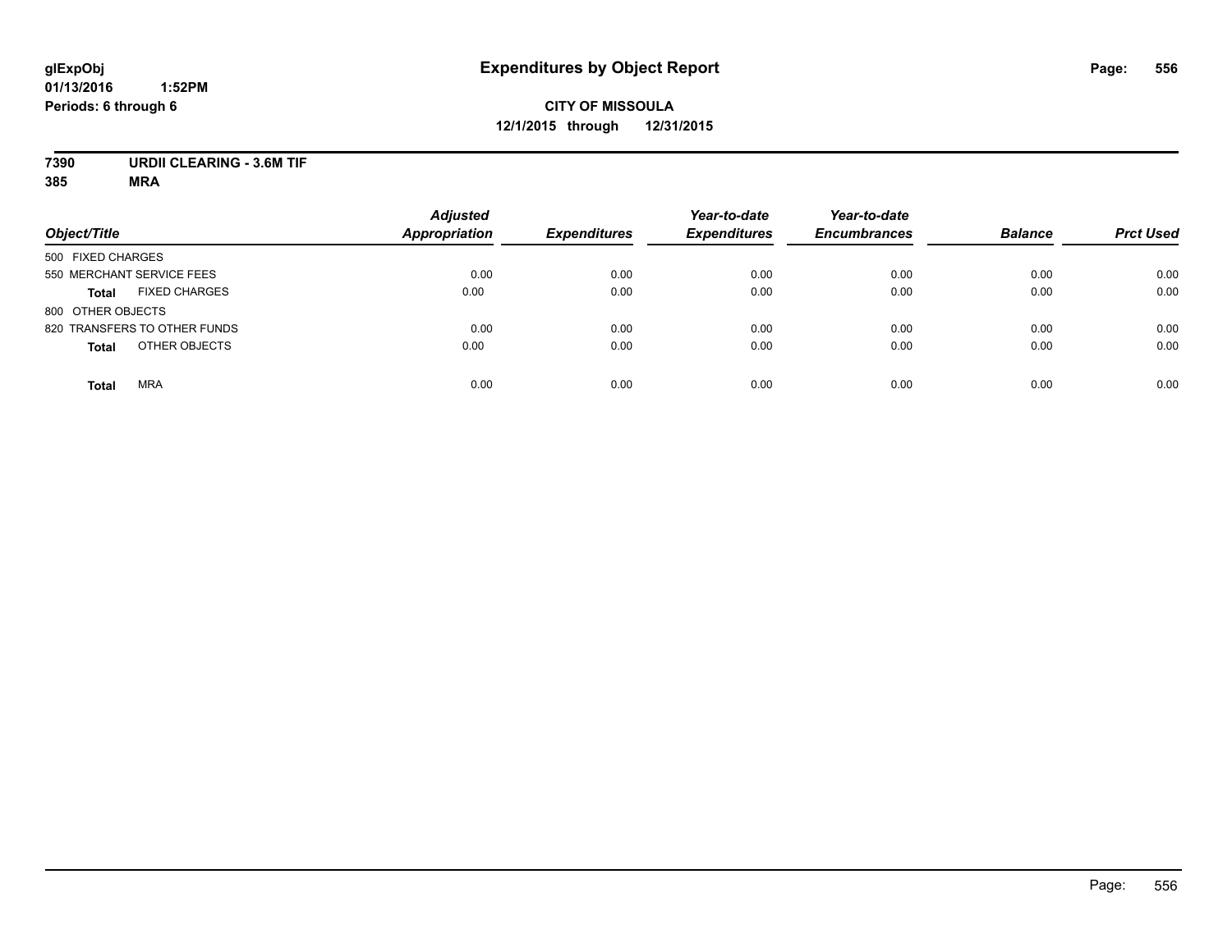**glExpObj**
**01/13/2016 1:52PM**
**Periods: 6 through 6**

# Expenditures by Object Report

**CITY OF MISSOULA**
**12/1/2015 through 12/31/2015**

**7390 URDII CLEARING - 3.6M TIF**
**385 MRA**

| Object/Title | Adjusted Appropriation | Expenditures | Year-to-date Expenditures | Year-to-date Encumbrances | Balance | Prct Used |
|---|---|---|---|---|---|---|
| 500 FIXED CHARGES | | | | | | |
| 550 MERCHANT SERVICE FEES | 0.00 | 0.00 | 0.00 | 0.00 | 0.00 | 0.00 |
| **Total** FIXED CHARGES | 0.00 | 0.00 | 0.00 | 0.00 | 0.00 | 0.00 |
| 800 OTHER OBJECTS | | | | | | |
| 820 TRANSFERS TO OTHER FUNDS | 0.00 | 0.00 | 0.00 | 0.00 | 0.00 | 0.00 |
| **Total** OTHER OBJECTS | 0.00 | 0.00 | 0.00 | 0.00 | 0.00 | 0.00 |
| **Total** MRA | 0.00 | 0.00 | 0.00 | 0.00 | 0.00 | 0.00 |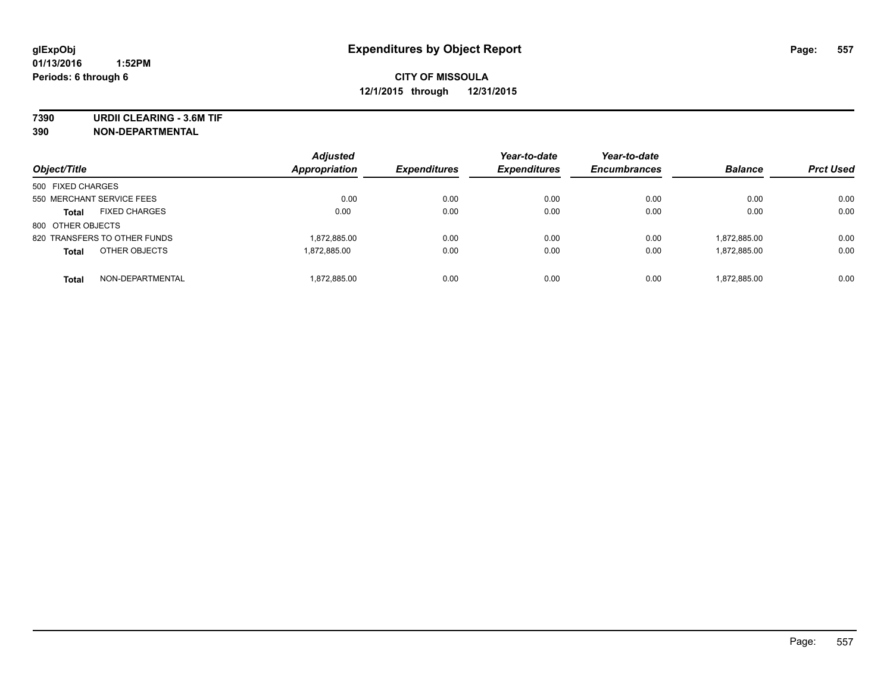# Expenditures by Object Report

glExpObj
01/13/2016 1:52PM
Periods: 6 through 6

**CITY OF MISSOULA**
**12/1/2015 through 12/31/2015**

**7390 URDII CLEARING - 3.6M TIF**
**390 NON-DEPARTMENTAL**

| Object/Title | | Adjusted Appropriation | Expenditures | Year-to-date Expenditures | Year-to-date Encumbrances | Balance | Prct Used |
|---|---|---|---|---|---|---|---|
| 500 FIXED CHARGES | | | | | | | |
| 550 MERCHANT SERVICE FEES | | 0.00 | 0.00 | 0.00 | 0.00 | 0.00 | 0.00 |
| **Total** | FIXED CHARGES | 0.00 | 0.00 | 0.00 | 0.00 | 0.00 | 0.00 |
| 800 OTHER OBJECTS | | | | | | | |
| 820 TRANSFERS TO OTHER FUNDS | | 1,872,885.00 | 0.00 | 0.00 | 0.00 | 1,872,885.00 | 0.00 |
| **Total** | OTHER OBJECTS | 1,872,885.00 | 0.00 | 0.00 | 0.00 | 1,872,885.00 | 0.00 |
| **Total** | NON-DEPARTMENTAL | 1,872,885.00 | 0.00 | 0.00 | 0.00 | 1,872,885.00 | 0.00 |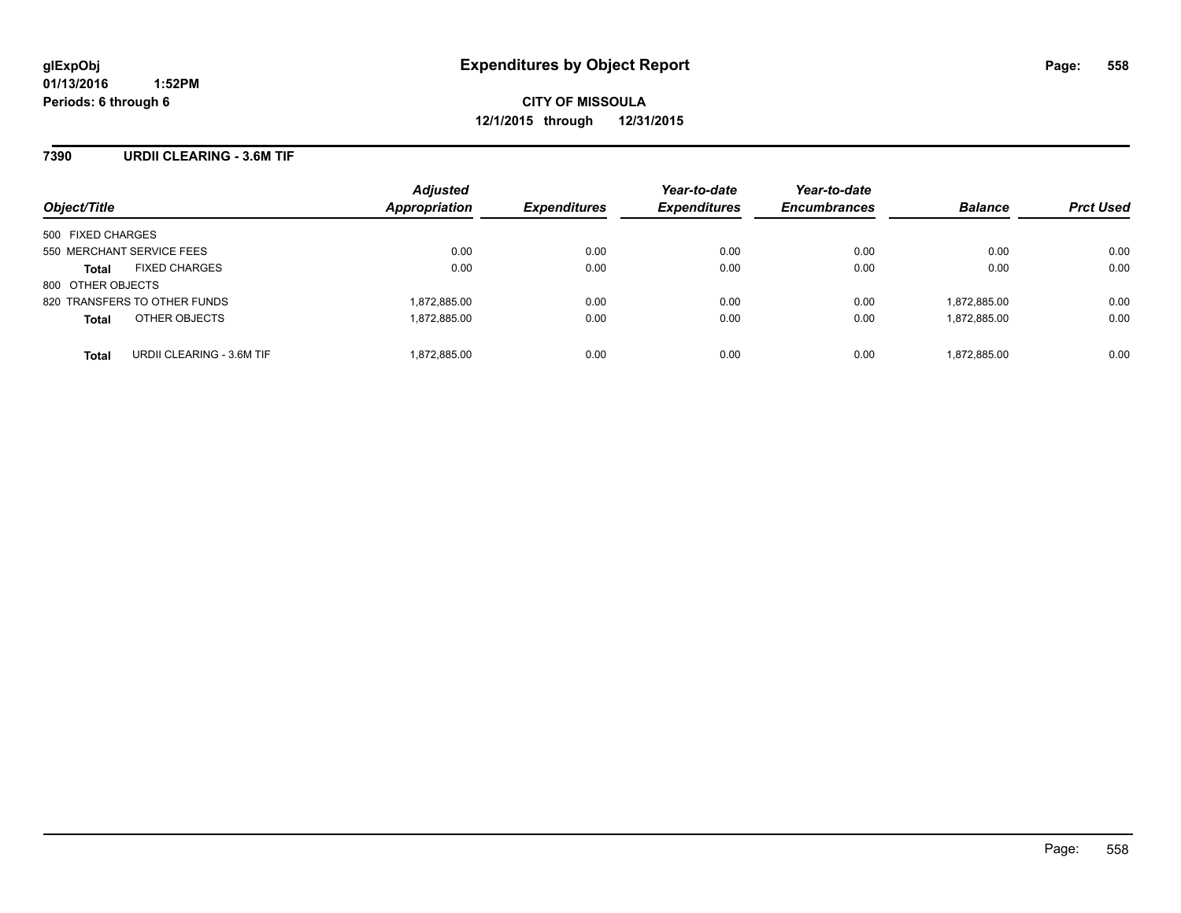**glExpObj**
**01/13/2016 1:52PM**
**Periods: 6 through 6**

# Expenditures by Object Report

**CITY OF MISSOULA**
**12/1/2015 through 12/31/2015**

## 7390 URDII CLEARING - 3.6M TIF

| Object/Title | Adjusted Appropriation | Expenditures | Year-to-date Expenditures | Year-to-date Encumbrances | Balance | Prct Used |
|---|---|---|---|---|---|---|
| 500 FIXED CHARGES | | | | | | |
| 550 MERCHANT SERVICE FEES | 0.00 | 0.00 | 0.00 | 0.00 | 0.00 | 0.00 |
| **Total** FIXED CHARGES | 0.00 | 0.00 | 0.00 | 0.00 | 0.00 | 0.00 |
| 800 OTHER OBJECTS | | | | | | |
| 820 TRANSFERS TO OTHER FUNDS | 1,872,885.00 | 0.00 | 0.00 | 0.00 | 1,872,885.00 | 0.00 |
| **Total** OTHER OBJECTS | 1,872,885.00 | 0.00 | 0.00 | 0.00 | 1,872,885.00 | 0.00 |
| **Total** URDII CLEARING - 3.6M TIF | 1,872,885.00 | 0.00 | 0.00 | 0.00 | 1,872,885.00 | 0.00 |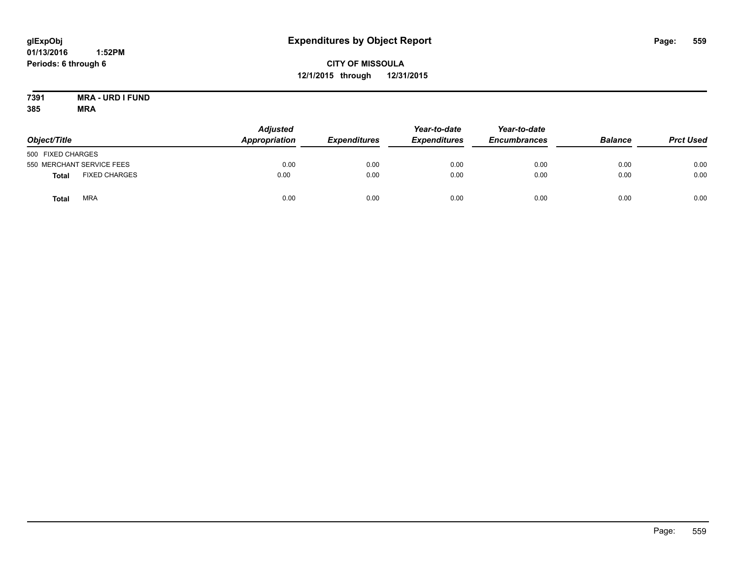# Expenditures by Object Report

glExpObj
01/13/2016 1:52PM
Periods: 6 through 6

**CITY OF MISSOULA**
**12/1/2015 through 12/31/2015**

**7391 MRA - URD I FUND**
**385 MRA**

| Object/Title | | Adjusted Appropriation | Expenditures | Year-to-date Expenditures | Year-to-date Encumbrances | Balance | Prct Used |
|---|---|---|---|---|---|---|---|
| 500 FIXED CHARGES | | | | | | | |
| 550 MERCHANT SERVICE FEES | | 0.00 | 0.00 | 0.00 | 0.00 | 0.00 | 0.00 |
| **Total** | FIXED CHARGES | 0.00 | 0.00 | 0.00 | 0.00 | 0.00 | 0.00 |
| **Total** | MRA | 0.00 | 0.00 | 0.00 | 0.00 | 0.00 | 0.00 |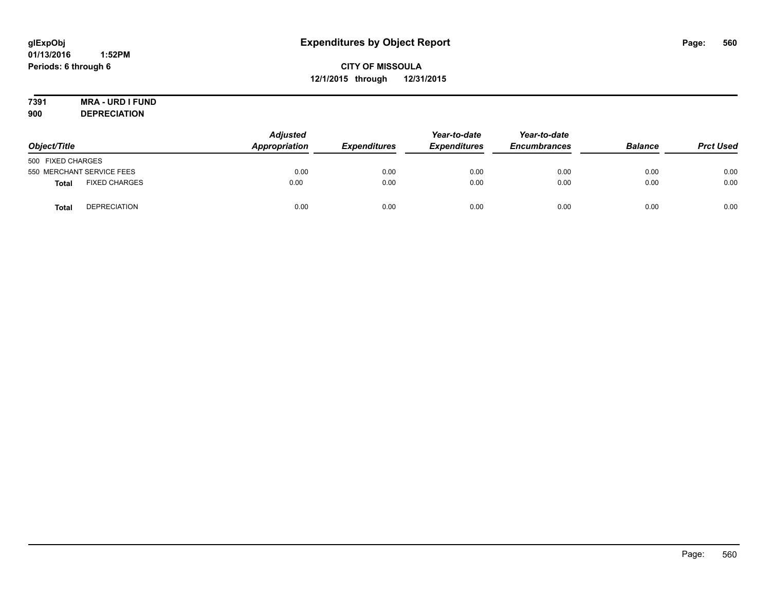# Expenditures by Object Report

glExpObj
01/13/2016 1:52PM
Periods: 6 through 6

**CITY OF MISSOULA**
**12/1/2015 through 12/31/2015**

**7391 MRA - URD I FUND**
**900 DEPRECIATION**

| Object/Title | | Adjusted Appropriation | Expenditures | Year-to-date Expenditures | Year-to-date Encumbrances | Balance | Prct Used |
|---|---|---|---|---|---|---|---|
| 500 FIXED CHARGES | | | | | | | |
| 550 MERCHANT SERVICE FEES | | 0.00 | 0.00 | 0.00 | 0.00 | 0.00 | 0.00 |
| **Total** | FIXED CHARGES | 0.00 | 0.00 | 0.00 | 0.00 | 0.00 | 0.00 |
| **Total** | DEPRECIATION | 0.00 | 0.00 | 0.00 | 0.00 | 0.00 | 0.00 |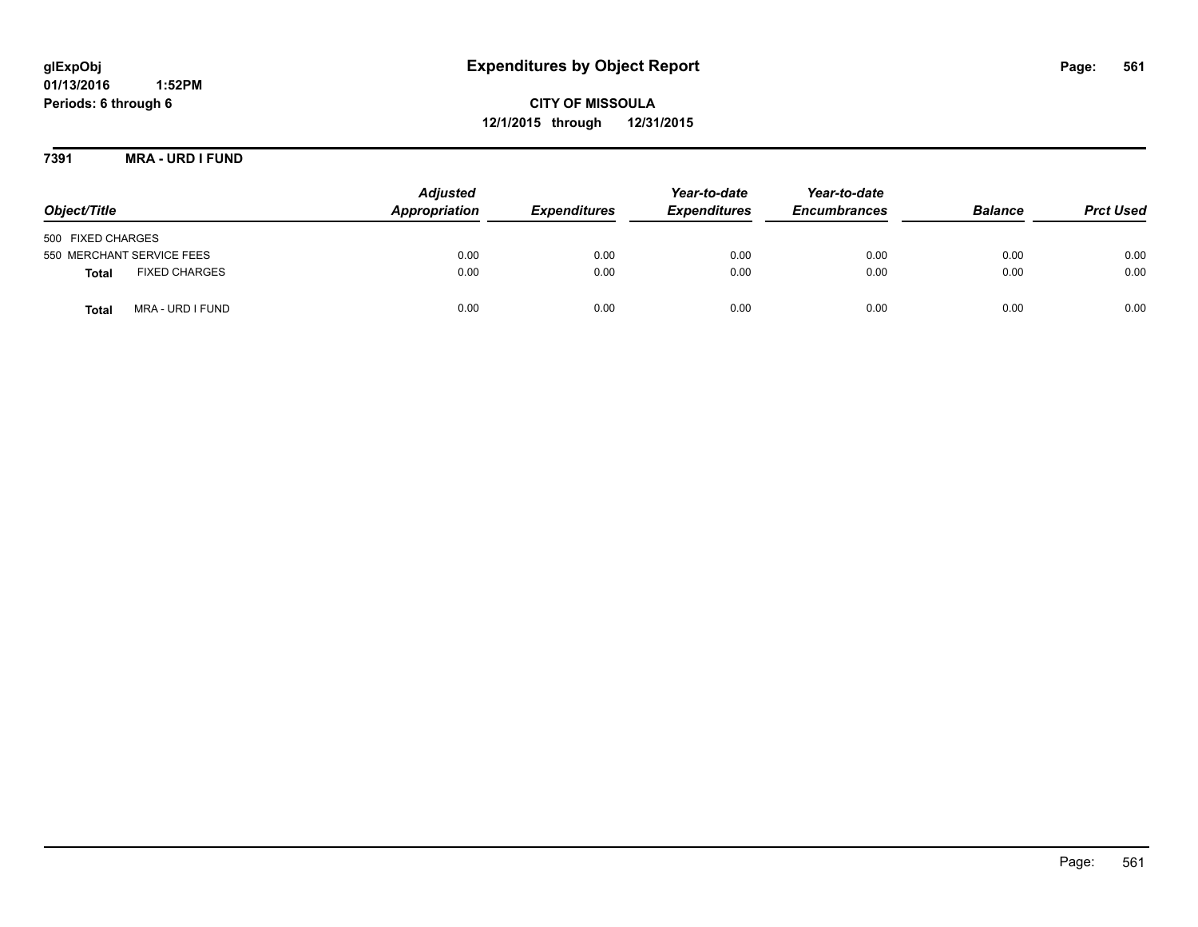# Expenditures by Object Report

glExpObj
01/13/2016 1:52PM
Periods: 6 through 6

**CITY OF MISSOULA**
**12/1/2015 through 12/31/2015**

## 7391 MRA - URD I FUND

| Object/Title | | Adjusted Appropriation | Expenditures | Year-to-date Expenditures | Year-to-date Encumbrances | Balance | Prct Used |
|---|---|---|---|---|---|---|---|
| 500 FIXED CHARGES | | | | | | | |
| 550 MERCHANT SERVICE FEES | | 0.00 | 0.00 | 0.00 | 0.00 | 0.00 | 0.00 |
| **Total** | FIXED CHARGES | 0.00 | 0.00 | 0.00 | 0.00 | 0.00 | 0.00 |
| **Total** | MRA - URD I FUND | 0.00 | 0.00 | 0.00 | 0.00 | 0.00 | 0.00 |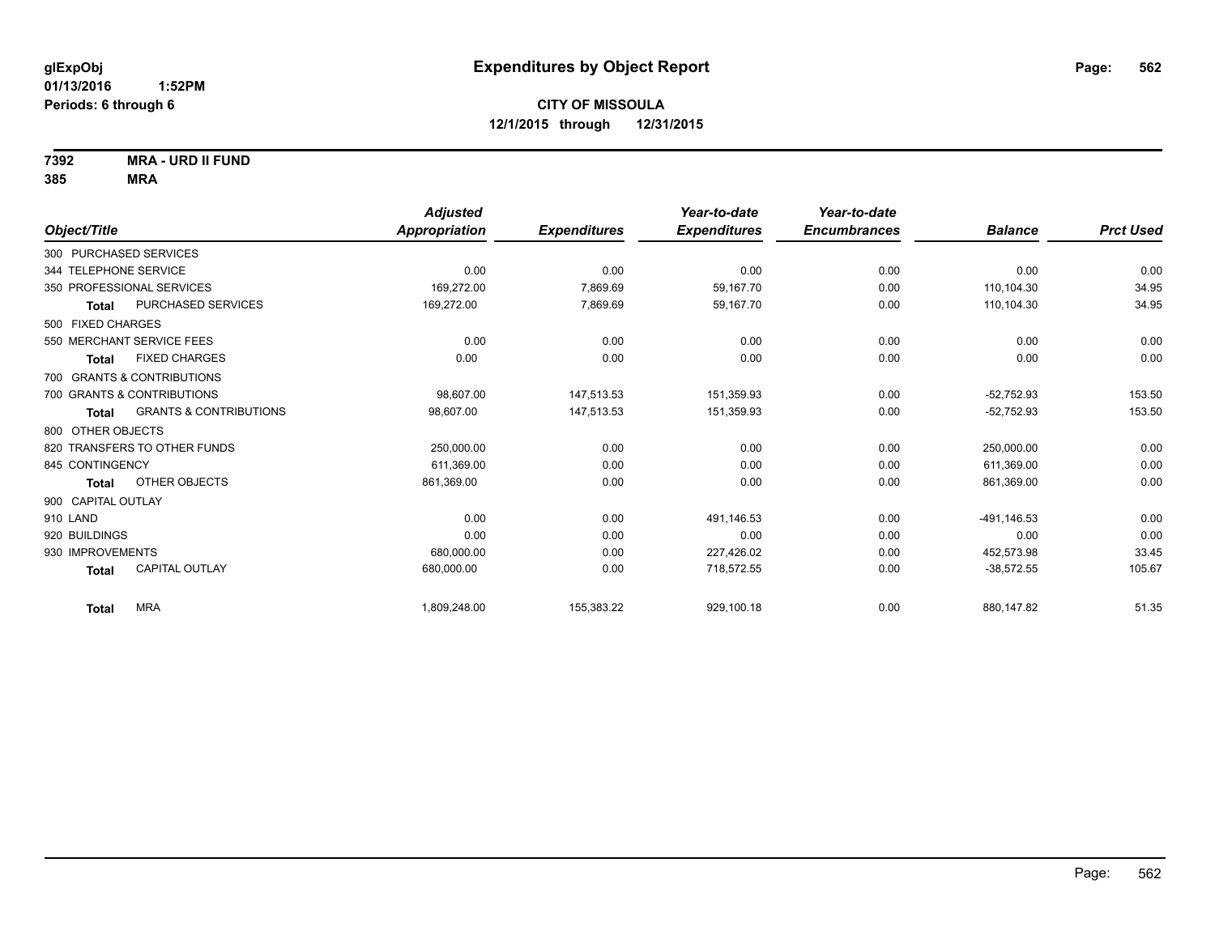**glExpObj**
**01/13/2016 1:52PM**
**Periods: 6 through 6**

# Expenditures by Object Report

**CITY OF MISSOULA**
**12/1/2015 through 12/31/2015**

**7392 MRA - URD II FUND**
**385 MRA**

| Object/Title | Adjusted Appropriation | Expenditures | Year-to-date Expenditures | Year-to-date Encumbrances | Balance | Prct Used |
|---|---|---|---|---|---|---|
| 300 PURCHASED SERVICES | | | | | | |
| 344 TELEPHONE SERVICE | 0.00 | 0.00 | 0.00 | 0.00 | 0.00 | 0.00 |
| 350 PROFESSIONAL SERVICES | 169,272.00 | 7,869.69 | 59,167.70 | 0.00 | 110,104.30 | 34.95 |
| **Total** PURCHASED SERVICES | 169,272.00 | 7,869.69 | 59,167.70 | 0.00 | 110,104.30 | 34.95 |
| 500 FIXED CHARGES | | | | | | |
| 550 MERCHANT SERVICE FEES | 0.00 | 0.00 | 0.00 | 0.00 | 0.00 | 0.00 |
| **Total** FIXED CHARGES | 0.00 | 0.00 | 0.00 | 0.00 | 0.00 | 0.00 |
| 700 GRANTS & CONTRIBUTIONS | | | | | | |
| 700 GRANTS & CONTRIBUTIONS | 98,607.00 | 147,513.53 | 151,359.93 | 0.00 | -52,752.93 | 153.50 |
| **Total** GRANTS & CONTRIBUTIONS | 98,607.00 | 147,513.53 | 151,359.93 | 0.00 | -52,752.93 | 153.50 |
| 800 OTHER OBJECTS | | | | | | |
| 820 TRANSFERS TO OTHER FUNDS | 250,000.00 | 0.00 | 0.00 | 0.00 | 250,000.00 | 0.00 |
| 845 CONTINGENCY | 611,369.00 | 0.00 | 0.00 | 0.00 | 611,369.00 | 0.00 |
| **Total** OTHER OBJECTS | 861,369.00 | 0.00 | 0.00 | 0.00 | 861,369.00 | 0.00 |
| 900 CAPITAL OUTLAY | | | | | | |
| 910 LAND | 0.00 | 0.00 | 491,146.53 | 0.00 | -491,146.53 | 0.00 |
| 920 BUILDINGS | 0.00 | 0.00 | 0.00 | 0.00 | 0.00 | 0.00 |
| 930 IMPROVEMENTS | 680,000.00 | 0.00 | 227,426.02 | 0.00 | 452,573.98 | 33.45 |
| **Total** CAPITAL OUTLAY | 680,000.00 | 0.00 | 718,572.55 | 0.00 | -38,572.55 | 105.67 |
| **Total** MRA | 1,809,248.00 | 155,383.22 | 929,100.18 | 0.00 | 880,147.82 | 51.35 |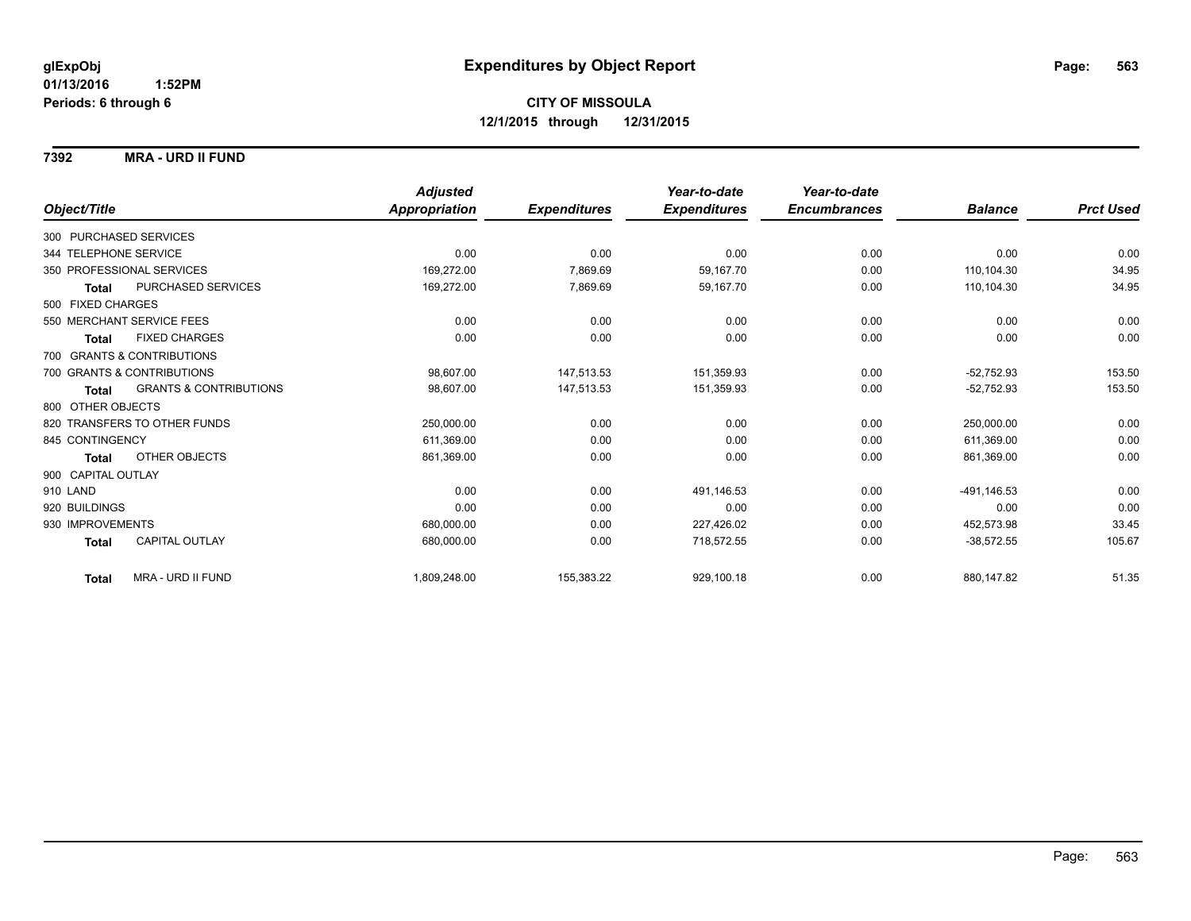glExpObj
01/13/2016 1:52PM
Periods: 6 through 6

# Expenditures by Object Report

**CITY OF MISSOULA**
**12/1/2015 through 12/31/2015**

**7392 MRA - URD II FUND**

| Object/Title | Adjusted Appropriation | Expenditures | Year-to-date Expenditures | Year-to-date Encumbrances | Balance | Prct Used |
|---|---|---|---|---|---|---|
| 300 PURCHASED SERVICES | | | | | | |
| 344 TELEPHONE SERVICE | 0.00 | 0.00 | 0.00 | 0.00 | 0.00 | 0.00 |
| 350 PROFESSIONAL SERVICES | 169,272.00 | 7,869.69 | 59,167.70 | 0.00 | 110,104.30 | 34.95 |
| **Total** PURCHASED SERVICES | 169,272.00 | 7,869.69 | 59,167.70 | 0.00 | 110,104.30 | 34.95 |
| 500 FIXED CHARGES | | | | | | |
| 550 MERCHANT SERVICE FEES | 0.00 | 0.00 | 0.00 | 0.00 | 0.00 | 0.00 |
| **Total** FIXED CHARGES | 0.00 | 0.00 | 0.00 | 0.00 | 0.00 | 0.00 |
| 700 GRANTS & CONTRIBUTIONS | | | | | | |
| 700 GRANTS & CONTRIBUTIONS | 98,607.00 | 147,513.53 | 151,359.93 | 0.00 | -52,752.93 | 153.50 |
| **Total** GRANTS & CONTRIBUTIONS | 98,607.00 | 147,513.53 | 151,359.93 | 0.00 | -52,752.93 | 153.50 |
| 800 OTHER OBJECTS | | | | | | |
| 820 TRANSFERS TO OTHER FUNDS | 250,000.00 | 0.00 | 0.00 | 0.00 | 250,000.00 | 0.00 |
| 845 CONTINGENCY | 611,369.00 | 0.00 | 0.00 | 0.00 | 611,369.00 | 0.00 |
| **Total** OTHER OBJECTS | 861,369.00 | 0.00 | 0.00 | 0.00 | 861,369.00 | 0.00 |
| 900 CAPITAL OUTLAY | | | | | | |
| 910 LAND | 0.00 | 0.00 | 491,146.53 | 0.00 | -491,146.53 | 0.00 |
| 920 BUILDINGS | 0.00 | 0.00 | 0.00 | 0.00 | 0.00 | 0.00 |
| 930 IMPROVEMENTS | 680,000.00 | 0.00 | 227,426.02 | 0.00 | 452,573.98 | 33.45 |
| **Total** CAPITAL OUTLAY | 680,000.00 | 0.00 | 718,572.55 | 0.00 | -38,572.55 | 105.67 |
| **Total** MRA - URD II FUND | 1,809,248.00 | 155,383.22 | 929,100.18 | 0.00 | 880,147.82 | 51.35 |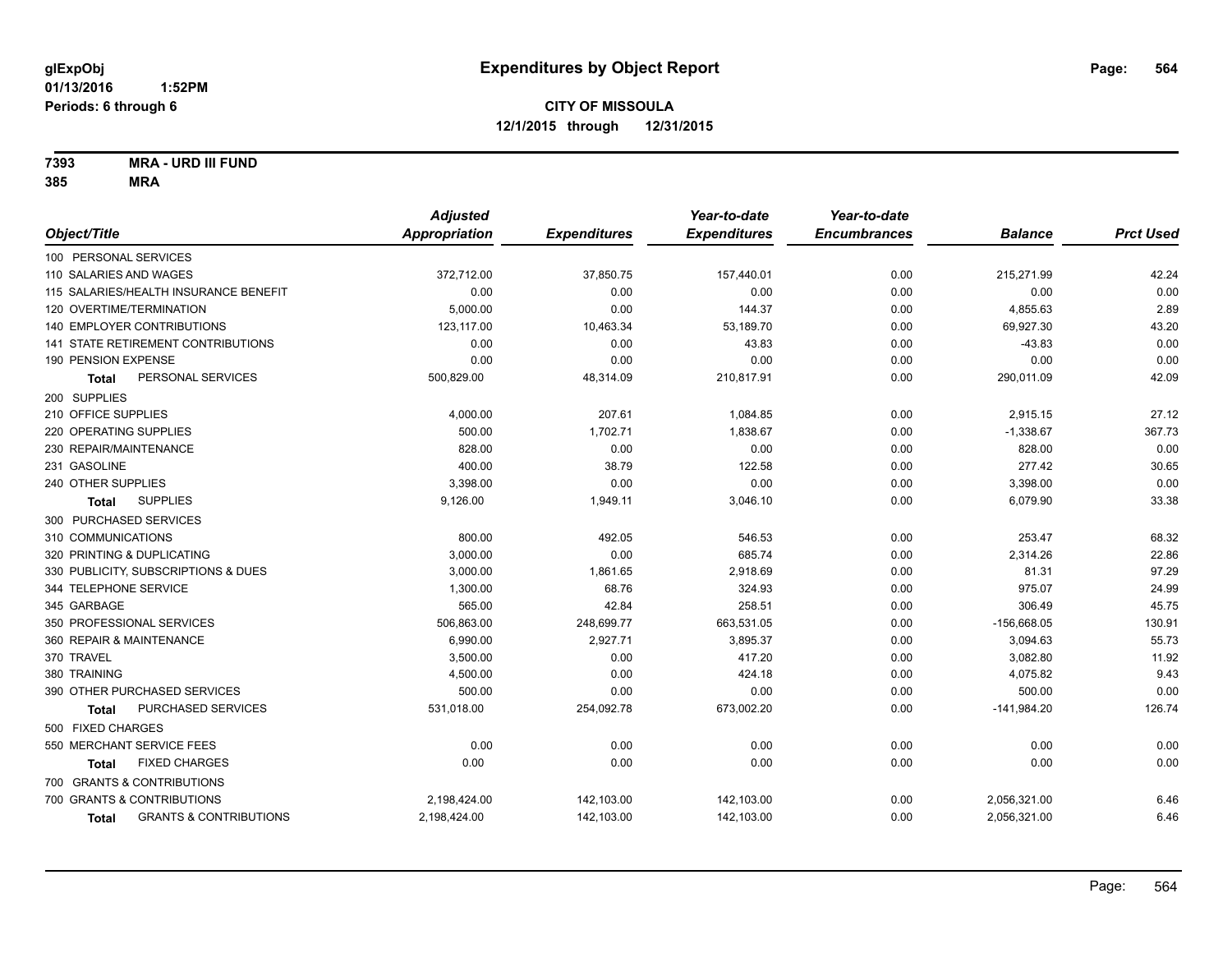**glExpObj**
**01/13/2016 1:52PM**
**Periods: 6 through 6**

# Expenditures by Object Report

**CITY OF MISSOULA**
**12/1/2015 through 12/31/2015**

**7393 MRA - URD III FUND**
**385 MRA**

| Object/Title | Adjusted Appropriation | Expenditures | Year-to-date Expenditures | Year-to-date Encumbrances | Balance | Prct Used |
|---|---|---|---|---|---|---|
| 100 PERSONAL SERVICES | | | | | | |
| 110 SALARIES AND WAGES | 372,712.00 | 37,850.75 | 157,440.01 | 0.00 | 215,271.99 | 42.24 |
| 115 SALARIES/HEALTH INSURANCE BENEFIT | 0.00 | 0.00 | 0.00 | 0.00 | 0.00 | 0.00 |
| 120 OVERTIME/TERMINATION | 5,000.00 | 0.00 | 144.37 | 0.00 | 4,855.63 | 2.89 |
| 140 EMPLOYER CONTRIBUTIONS | 123,117.00 | 10,463.34 | 53,189.70 | 0.00 | 69,927.30 | 43.20 |
| 141 STATE RETIREMENT CONTRIBUTIONS | 0.00 | 0.00 | 43.83 | 0.00 | -43.83 | 0.00 |
| 190 PENSION EXPENSE | 0.00 | 0.00 | 0.00 | 0.00 | 0.00 | 0.00 |
| **Total** PERSONAL SERVICES | 500,829.00 | 48,314.09 | 210,817.91 | 0.00 | 290,011.09 | 42.09 |
| 200 SUPPLIES | | | | | | |
| 210 OFFICE SUPPLIES | 4,000.00 | 207.61 | 1,084.85 | 0.00 | 2,915.15 | 27.12 |
| 220 OPERATING SUPPLIES | 500.00 | 1,702.71 | 1,838.67 | 0.00 | -1,338.67 | 367.73 |
| 230 REPAIR/MAINTENANCE | 828.00 | 0.00 | 0.00 | 0.00 | 828.00 | 0.00 |
| 231 GASOLINE | 400.00 | 38.79 | 122.58 | 0.00 | 277.42 | 30.65 |
| 240 OTHER SUPPLIES | 3,398.00 | 0.00 | 0.00 | 0.00 | 3,398.00 | 0.00 |
| **Total** SUPPLIES | 9,126.00 | 1,949.11 | 3,046.10 | 0.00 | 6,079.90 | 33.38 |
| 300 PURCHASED SERVICES | | | | | | |
| 310 COMMUNICATIONS | 800.00 | 492.05 | 546.53 | 0.00 | 253.47 | 68.32 |
| 320 PRINTING & DUPLICATING | 3,000.00 | 0.00 | 685.74 | 0.00 | 2,314.26 | 22.86 |
| 330 PUBLICITY, SUBSCRIPTIONS & DUES | 3,000.00 | 1,861.65 | 2,918.69 | 0.00 | 81.31 | 97.29 |
| 344 TELEPHONE SERVICE | 1,300.00 | 68.76 | 324.93 | 0.00 | 975.07 | 24.99 |
| 345 GARBAGE | 565.00 | 42.84 | 258.51 | 0.00 | 306.49 | 45.75 |
| 350 PROFESSIONAL SERVICES | 506,863.00 | 248,699.77 | 663,531.05 | 0.00 | -156,668.05 | 130.91 |
| 360 REPAIR & MAINTENANCE | 6,990.00 | 2,927.71 | 3,895.37 | 0.00 | 3,094.63 | 55.73 |
| 370 TRAVEL | 3,500.00 | 0.00 | 417.20 | 0.00 | 3,082.80 | 11.92 |
| 380 TRAINING | 4,500.00 | 0.00 | 424.18 | 0.00 | 4,075.82 | 9.43 |
| 390 OTHER PURCHASED SERVICES | 500.00 | 0.00 | 0.00 | 0.00 | 500.00 | 0.00 |
| **Total** PURCHASED SERVICES | 531,018.00 | 254,092.78 | 673,002.20 | 0.00 | -141,984.20 | 126.74 |
| 500 FIXED CHARGES | | | | | | |
| 550 MERCHANT SERVICE FEES | 0.00 | 0.00 | 0.00 | 0.00 | 0.00 | 0.00 |
| **Total** FIXED CHARGES | 0.00 | 0.00 | 0.00 | 0.00 | 0.00 | 0.00 |
| 700 GRANTS & CONTRIBUTIONS | | | | | | |
| 700 GRANTS & CONTRIBUTIONS | 2,198,424.00 | 142,103.00 | 142,103.00 | 0.00 | 2,056,321.00 | 6.46 |
| **Total** GRANTS & CONTRIBUTIONS | 2,198,424.00 | 142,103.00 | 142,103.00 | 0.00 | 2,056,321.00 | 6.46 |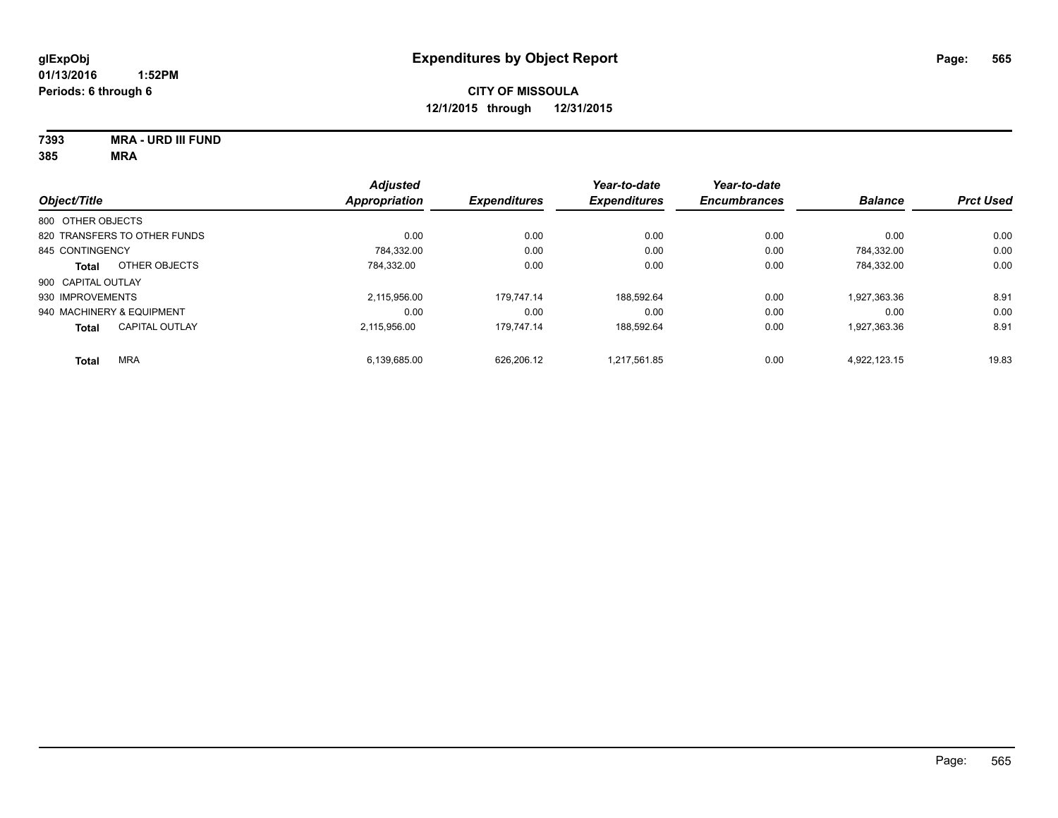**glExpObj**
**01/13/2016 1:52PM**
**Periods: 6 through 6**

# Expenditures by Object Report

**CITY OF MISSOULA**
**12/1/2015 through 12/31/2015**

**7393 MRA - URD III FUND**
**385 MRA**

| Object/Title | Adjusted Appropriation | Expenditures | Year-to-date Expenditures | Year-to-date Encumbrances | Balance | Prct Used |
|---|---|---|---|---|---|---|
| 800 OTHER OBJECTS | | | | | | |
| 820 TRANSFERS TO OTHER FUNDS | 0.00 | 0.00 | 0.00 | 0.00 | 0.00 | 0.00 |
| 845 CONTINGENCY | 784,332.00 | 0.00 | 0.00 | 0.00 | 784,332.00 | 0.00 |
| **Total** OTHER OBJECTS | 784,332.00 | 0.00 | 0.00 | 0.00 | 784,332.00 | 0.00 |
| 900 CAPITAL OUTLAY | | | | | | |
| 930 IMPROVEMENTS | 2,115,956.00 | 179,747.14 | 188,592.64 | 0.00 | 1,927,363.36 | 8.91 |
| 940 MACHINERY & EQUIPMENT | 0.00 | 0.00 | 0.00 | 0.00 | 0.00 | 0.00 |
| **Total** CAPITAL OUTLAY | 2,115,956.00 | 179,747.14 | 188,592.64 | 0.00 | 1,927,363.36 | 8.91 |
| **Total** MRA | 6,139,685.00 | 626,206.12 | 1,217,561.85 | 0.00 | 4,922,123.15 | 19.83 |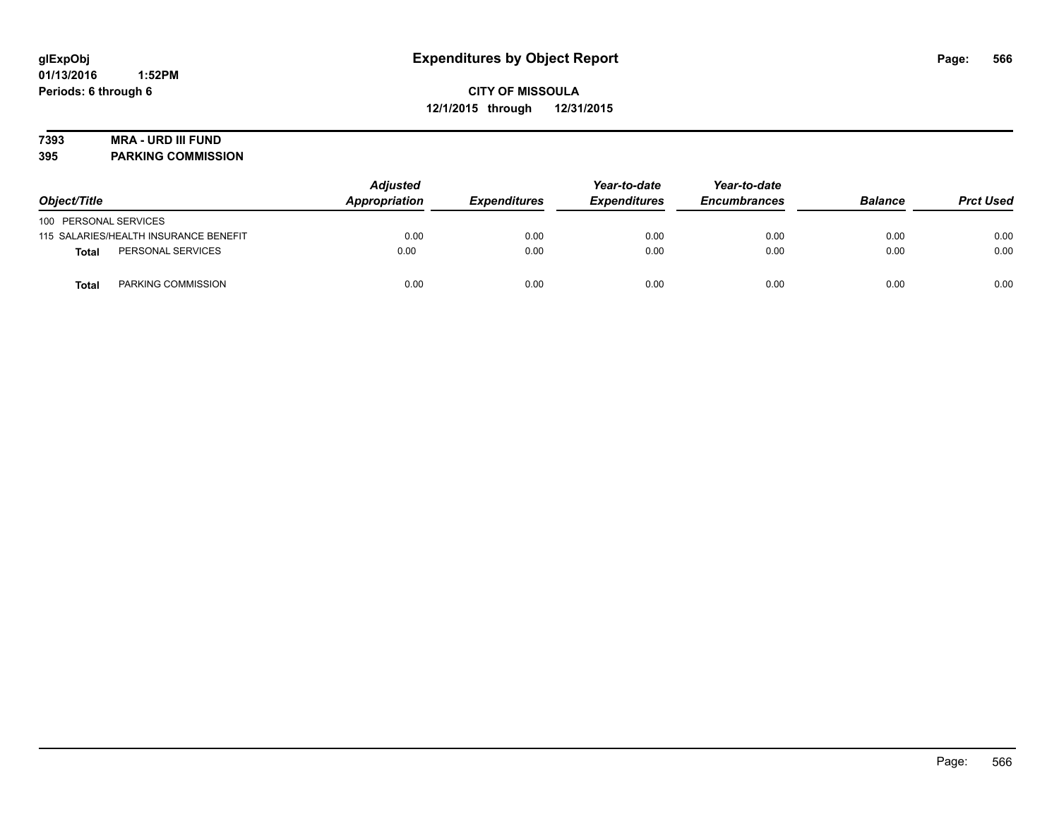glExpObj
01/13/2016 1:52PM
Periods: 6 through 6

# Expenditures by Object Report

**CITY OF MISSOULA**
**12/1/2015 through 12/31/2015**

**7393 MRA - URD III FUND**
**395 PARKING COMMISSION**

| Object/Title | Adjusted Appropriation | Expenditures | Year-to-date Expenditures | Year-to-date Encumbrances | Balance | Prct Used |
|---|---|---|---|---|---|---|
| 100 PERSONAL SERVICES | | | | | | |
| 115 SALARIES/HEALTH INSURANCE BENEFIT | 0.00 | 0.00 | 0.00 | 0.00 | 0.00 | 0.00 |
| **Total** PERSONAL SERVICES | 0.00 | 0.00 | 0.00 | 0.00 | 0.00 | 0.00 |
| **Total** PARKING COMMISSION | 0.00 | 0.00 | 0.00 | 0.00 | 0.00 | 0.00 |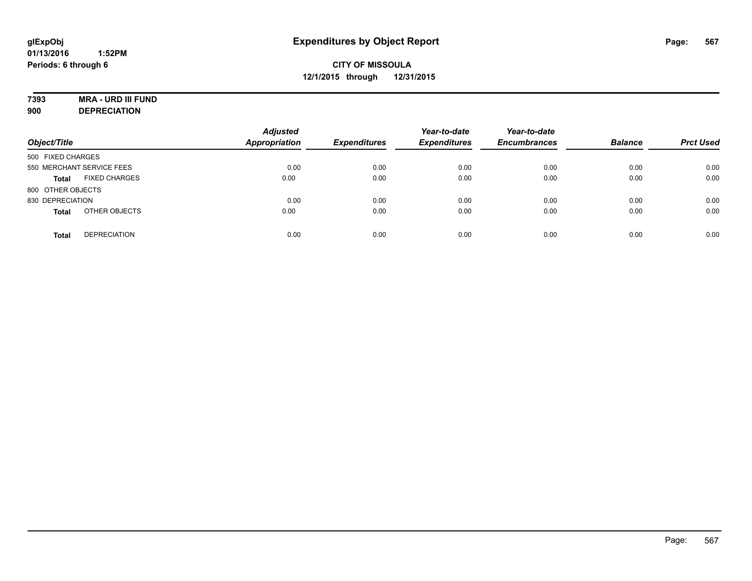glExpObj
01/13/2016 1:52PM
Periods: 6 through 6

# Expenditures by Object Report

**CITY OF MISSOULA**
**12/1/2015 through 12/31/2015**

**7393 MRA - URD III FUND**
**900 DEPRECIATION**

| Object/Title | | Adjusted Appropriation | Expenditures | Year-to-date Expenditures | Year-to-date Encumbrances | Balance | Prct Used |
|---|---|---|---|---|---|---|---|
| 500 FIXED CHARGES | | | | | | | |
| 550 MERCHANT SERVICE FEES | | 0.00 | 0.00 | 0.00 | 0.00 | 0.00 | 0.00 |
| **Total** | FIXED CHARGES | 0.00 | 0.00 | 0.00 | 0.00 | 0.00 | 0.00 |
| 800 OTHER OBJECTS | | | | | | | |
| 830 DEPRECIATION | | 0.00 | 0.00 | 0.00 | 0.00 | 0.00 | 0.00 |
| **Total** | OTHER OBJECTS | 0.00 | 0.00 | 0.00 | 0.00 | 0.00 | 0.00 |
| **Total** | DEPRECIATION | 0.00 | 0.00 | 0.00 | 0.00 | 0.00 | 0.00 |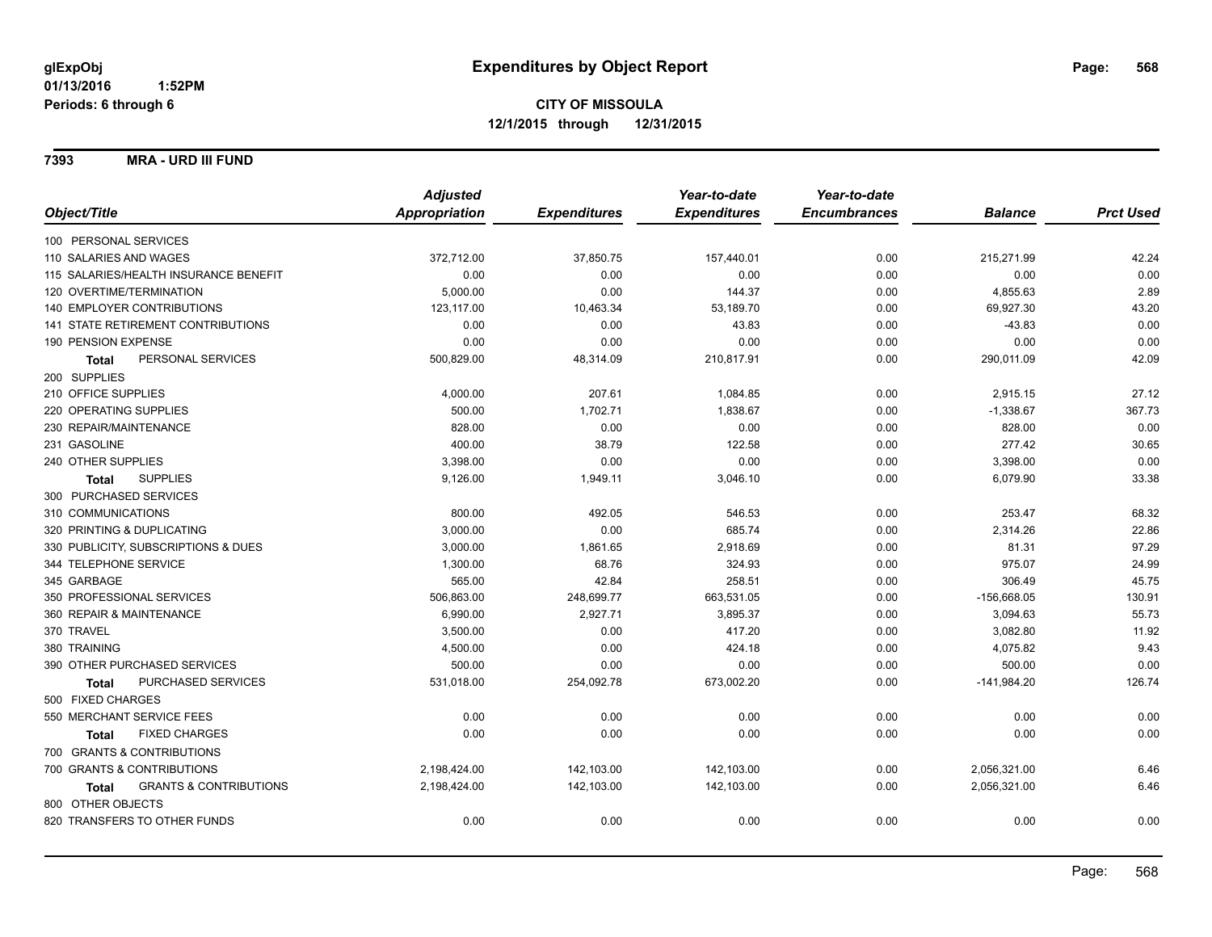# Expenditures by Object Report

glExpObj
01/13/2016 1:52PM
Periods: 6 through 6

**CITY OF MISSOULA**
**12/1/2015 through 12/31/2015**

**7393 MRA - URD III FUND**

| Object/Title | Adjusted Appropriation | Expenditures | Year-to-date Expenditures | Year-to-date Encumbrances | Balance | Prct Used |
|---|---|---|---|---|---|---|
| 100 PERSONAL SERVICES | | | | | | |
| 110 SALARIES AND WAGES | 372,712.00 | 37,850.75 | 157,440.01 | 0.00 | 215,271.99 | 42.24 |
| 115 SALARIES/HEALTH INSURANCE BENEFIT | 0.00 | 0.00 | 0.00 | 0.00 | 0.00 | 0.00 |
| 120 OVERTIME/TERMINATION | 5,000.00 | 0.00 | 144.37 | 0.00 | 4,855.63 | 2.89 |
| 140 EMPLOYER CONTRIBUTIONS | 123,117.00 | 10,463.34 | 53,189.70 | 0.00 | 69,927.30 | 43.20 |
| 141 STATE RETIREMENT CONTRIBUTIONS | 0.00 | 0.00 | 43.83 | 0.00 | -43.83 | 0.00 |
| 190 PENSION EXPENSE | 0.00 | 0.00 | 0.00 | 0.00 | 0.00 | 0.00 |
| **Total** PERSONAL SERVICES | 500,829.00 | 48,314.09 | 210,817.91 | 0.00 | 290,011.09 | 42.09 |
| 200 SUPPLIES | | | | | | |
| 210 OFFICE SUPPLIES | 4,000.00 | 207.61 | 1,084.85 | 0.00 | 2,915.15 | 27.12 |
| 220 OPERATING SUPPLIES | 500.00 | 1,702.71 | 1,838.67 | 0.00 | -1,338.67 | 367.73 |
| 230 REPAIR/MAINTENANCE | 828.00 | 0.00 | 0.00 | 0.00 | 828.00 | 0.00 |
| 231 GASOLINE | 400.00 | 38.79 | 122.58 | 0.00 | 277.42 | 30.65 |
| 240 OTHER SUPPLIES | 3,398.00 | 0.00 | 0.00 | 0.00 | 3,398.00 | 0.00 |
| **Total** SUPPLIES | 9,126.00 | 1,949.11 | 3,046.10 | 0.00 | 6,079.90 | 33.38 |
| 300 PURCHASED SERVICES | | | | | | |
| 310 COMMUNICATIONS | 800.00 | 492.05 | 546.53 | 0.00 | 253.47 | 68.32 |
| 320 PRINTING & DUPLICATING | 3,000.00 | 0.00 | 685.74 | 0.00 | 2,314.26 | 22.86 |
| 330 PUBLICITY, SUBSCRIPTIONS & DUES | 3,000.00 | 1,861.65 | 2,918.69 | 0.00 | 81.31 | 97.29 |
| 344 TELEPHONE SERVICE | 1,300.00 | 68.76 | 324.93 | 0.00 | 975.07 | 24.99 |
| 345 GARBAGE | 565.00 | 42.84 | 258.51 | 0.00 | 306.49 | 45.75 |
| 350 PROFESSIONAL SERVICES | 506,863.00 | 248,699.77 | 663,531.05 | 0.00 | -156,668.05 | 130.91 |
| 360 REPAIR & MAINTENANCE | 6,990.00 | 2,927.71 | 3,895.37 | 0.00 | 3,094.63 | 55.73 |
| 370 TRAVEL | 3,500.00 | 0.00 | 417.20 | 0.00 | 3,082.80 | 11.92 |
| 380 TRAINING | 4,500.00 | 0.00 | 424.18 | 0.00 | 4,075.82 | 9.43 |
| 390 OTHER PURCHASED SERVICES | 500.00 | 0.00 | 0.00 | 0.00 | 500.00 | 0.00 |
| **Total** PURCHASED SERVICES | 531,018.00 | 254,092.78 | 673,002.20 | 0.00 | -141,984.20 | 126.74 |
| 500 FIXED CHARGES | | | | | | |
| 550 MERCHANT SERVICE FEES | 0.00 | 0.00 | 0.00 | 0.00 | 0.00 | 0.00 |
| **Total** FIXED CHARGES | 0.00 | 0.00 | 0.00 | 0.00 | 0.00 | 0.00 |
| 700 GRANTS & CONTRIBUTIONS | | | | | | |
| 700 GRANTS & CONTRIBUTIONS | 2,198,424.00 | 142,103.00 | 142,103.00 | 0.00 | 2,056,321.00 | 6.46 |
| **Total** GRANTS & CONTRIBUTIONS | 2,198,424.00 | 142,103.00 | 142,103.00 | 0.00 | 2,056,321.00 | 6.46 |
| 800 OTHER OBJECTS | | | | | | |
| 820 TRANSFERS TO OTHER FUNDS | 0.00 | 0.00 | 0.00 | 0.00 | 0.00 | 0.00 |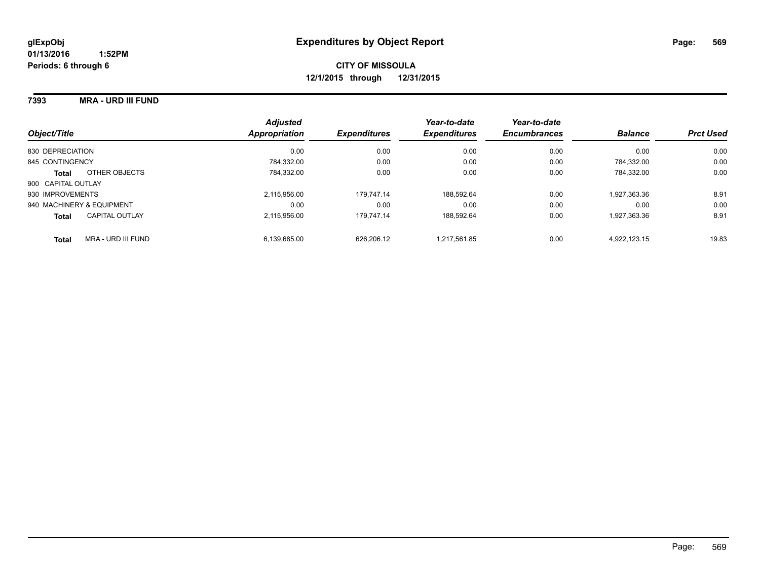# Expenditures by Object Report

glExpObj
01/13/2016 1:52PM
Periods: 6 through 6

**CITY OF MISSOULA**
**12/1/2015 through 12/31/2015**

**7393 MRA - URD III FUND**

| Object/Title | | Adjusted Appropriation | Expenditures | Year-to-date Expenditures | Year-to-date Encumbrances | Balance | Prct Used |
|---|---|---|---|---|---|---|---|
| 830 DEPRECIATION | | 0.00 | 0.00 | 0.00 | 0.00 | 0.00 | 0.00 |
| 845 CONTINGENCY | | 784,332.00 | 0.00 | 0.00 | 0.00 | 784,332.00 | 0.00 |
| **Total** | OTHER OBJECTS | 784,332.00 | 0.00 | 0.00 | 0.00 | 784,332.00 | 0.00 |
| 900 CAPITAL OUTLAY | | | | | | | |
| 930 IMPROVEMENTS | | 2,115,956.00 | 179,747.14 | 188,592.64 | 0.00 | 1,927,363.36 | 8.91 |
| 940 MACHINERY & EQUIPMENT | | 0.00 | 0.00 | 0.00 | 0.00 | 0.00 | 0.00 |
| **Total** | CAPITAL OUTLAY | 2,115,956.00 | 179,747.14 | 188,592.64 | 0.00 | 1,927,363.36 | 8.91 |
| **Total** | MRA - URD III FUND | 6,139,685.00 | 626,206.12 | 1,217,561.85 | 0.00 | 4,922,123.15 | 19.83 |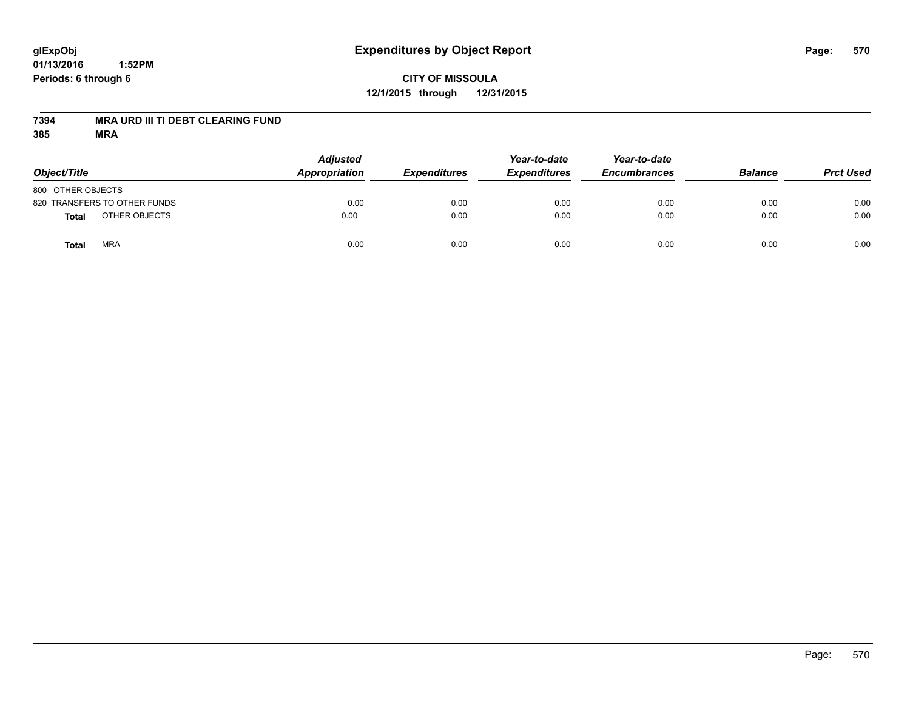# Expenditures by Object Report

glExpObj
01/13/2016 1:52PM
Periods: 6 through 6

**CITY OF MISSOULA**
**12/1/2015 through 12/31/2015**

**7394 MRA URD III TI DEBT CLEARING FUND**
**385 MRA**

| Object/Title | Adjusted Appropriation | Expenditures | Year-to-date Expenditures | Year-to-date Encumbrances | Balance | Prct Used |
|---|---|---|---|---|---|---|
| 800 OTHER OBJECTS | | | | | | |
| 820 TRANSFERS TO OTHER FUNDS | 0.00 | 0.00 | 0.00 | 0.00 | 0.00 | 0.00 |
| **Total** OTHER OBJECTS | 0.00 | 0.00 | 0.00 | 0.00 | 0.00 | 0.00 |
| **Total** MRA | 0.00 | 0.00 | 0.00 | 0.00 | 0.00 | 0.00 |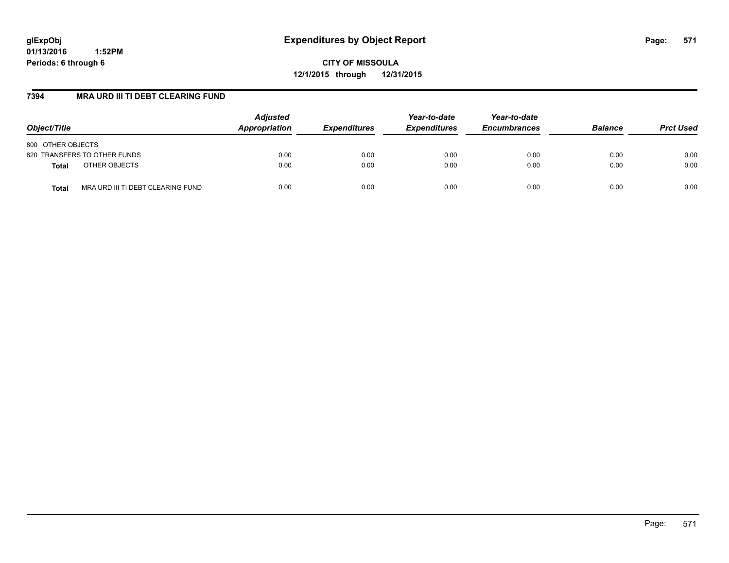**CITY OF MISSOULA**

**12/1/2015 through 12/31/2015**

## 7394 MRA URD III TI DEBT CLEARING FUND

| Object/Title | | Adjusted Appropriation | Expenditures | Year-to-date Expenditures | Year-to-date Encumbrances | Balance | Prct Used |
|---|---|---|---|---|---|---|---|
| 800 OTHER OBJECTS | | | | | | | |
| 820 TRANSFERS TO OTHER FUNDS | | 0.00 | 0.00 | 0.00 | 0.00 | 0.00 | 0.00 |
| **Total** | OTHER OBJECTS | 0.00 | 0.00 | 0.00 | 0.00 | 0.00 | 0.00 |
| **Total** | MRA URD III TI DEBT CLEARING FUND | 0.00 | 0.00 | 0.00 | 0.00 | 0.00 | 0.00 |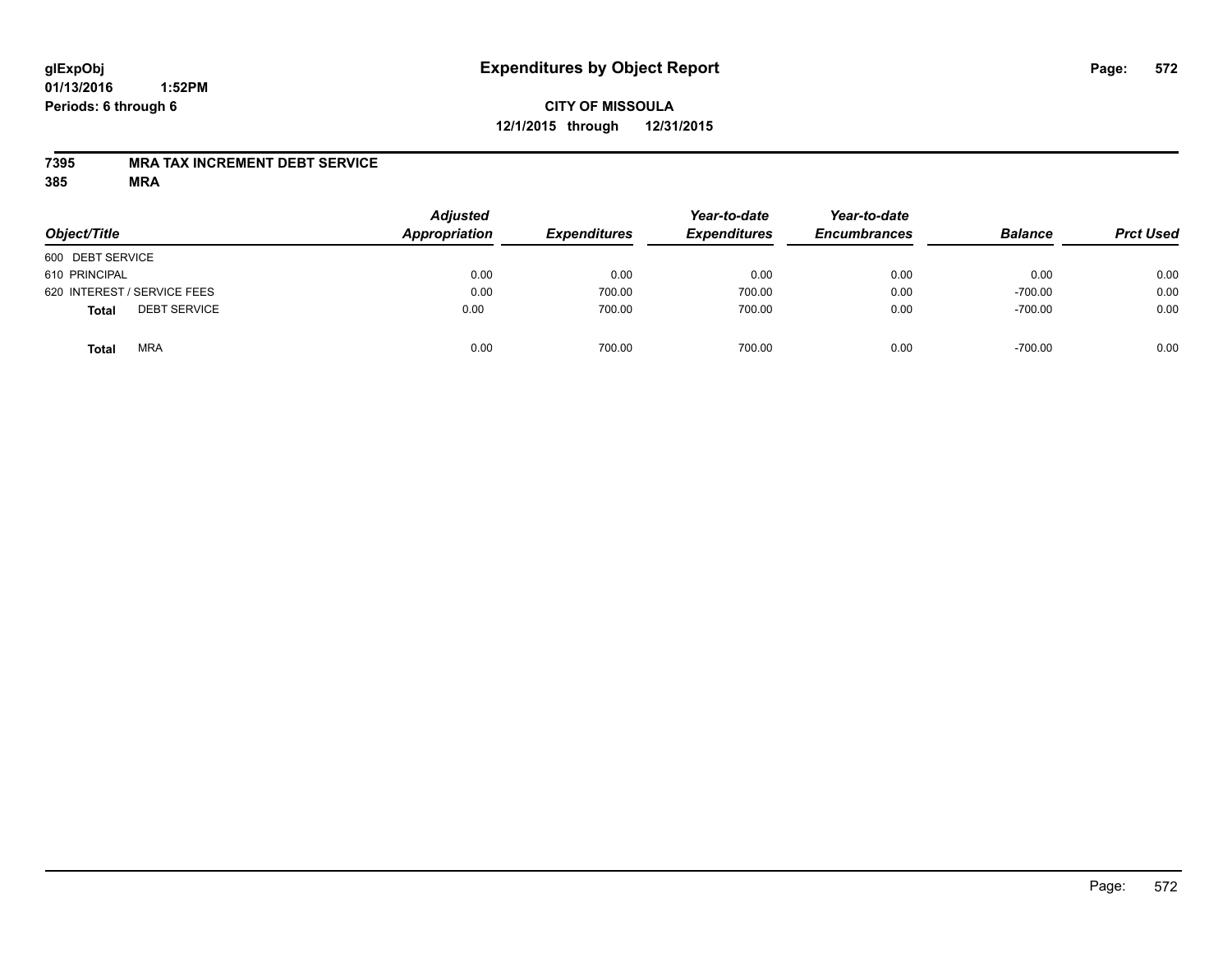**glExpObj** **Expenditures by Object Report**
**01/13/2016 1:52PM**
**Periods: 6 through 6**

**CITY OF MISSOULA**
**12/1/2015 through 12/31/2015**

**7395 MRA TAX INCREMENT DEBT SERVICE**
**385 MRA**

| Object/Title | Adjusted Appropriation | Expenditures | Year-to-date Expenditures | Year-to-date Encumbrances | Balance | Prct Used |
|---|---|---|---|---|---|---|
| 600 DEBT SERVICE | | | | | | |
| 610 PRINCIPAL | 0.00 | 0.00 | 0.00 | 0.00 | 0.00 | 0.00 |
| 620 INTEREST / SERVICE FEES | 0.00 | 700.00 | 700.00 | 0.00 | -700.00 | 0.00 |
| **Total** DEBT SERVICE | 0.00 | 700.00 | 700.00 | 0.00 | -700.00 | 0.00 |
| **Total** MRA | 0.00 | 700.00 | 700.00 | 0.00 | -700.00 | 0.00 |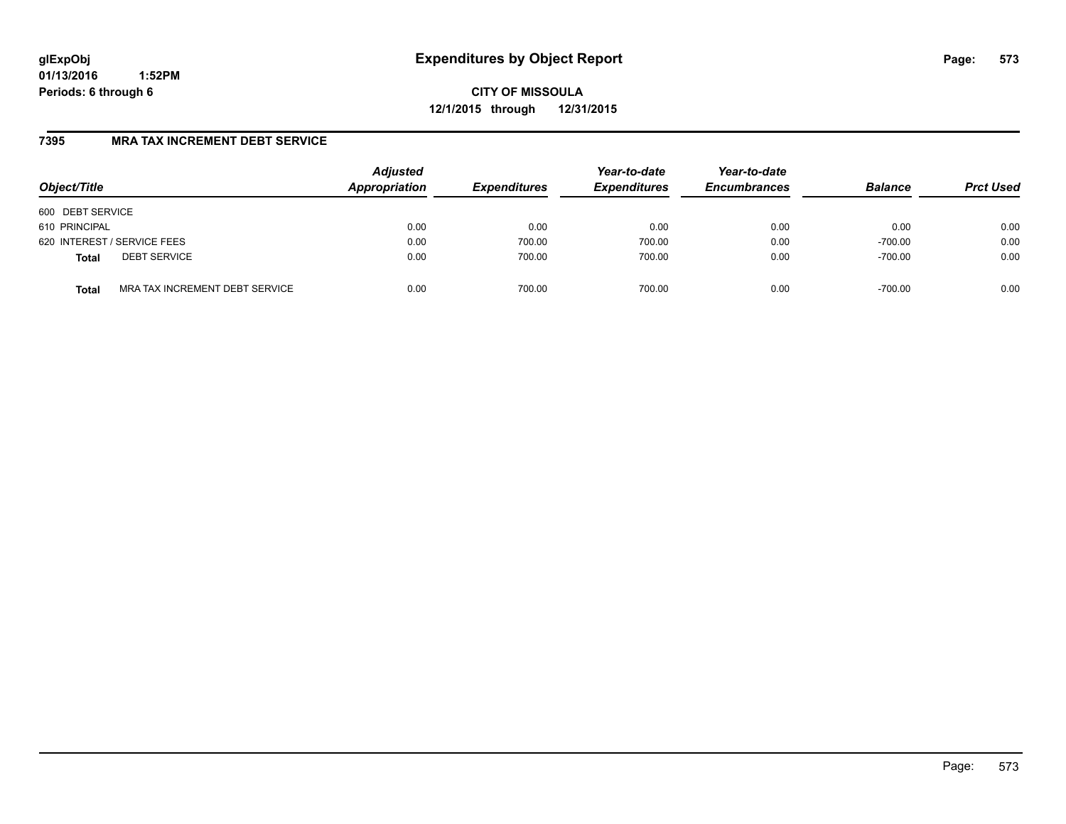**glExpObj**
**01/13/2016 1:52PM**
**Periods: 6 through 6**

# Expenditures by Object Report

**CITY OF MISSOULA**
**12/1/2015 through 12/31/2015**

## 7395 MRA TAX INCREMENT DEBT SERVICE

| Object/Title | | Adjusted Appropriation | Expenditures | Year-to-date Expenditures | Year-to-date Encumbrances | Balance | Prct Used |
|---|---|---|---|---|---|---|---|
| 600 DEBT SERVICE | | | | | | | |
| 610 PRINCIPAL | | 0.00 | 0.00 | 0.00 | 0.00 | 0.00 | 0.00 |
| 620 INTEREST / SERVICE FEES | | 0.00 | 700.00 | 700.00 | 0.00 | -700.00 | 0.00 |
| **Total** | DEBT SERVICE | 0.00 | 700.00 | 700.00 | 0.00 | -700.00 | 0.00 |
| **Total** | MRA TAX INCREMENT DEBT SERVICE | 0.00 | 700.00 | 700.00 | 0.00 | -700.00 | 0.00 |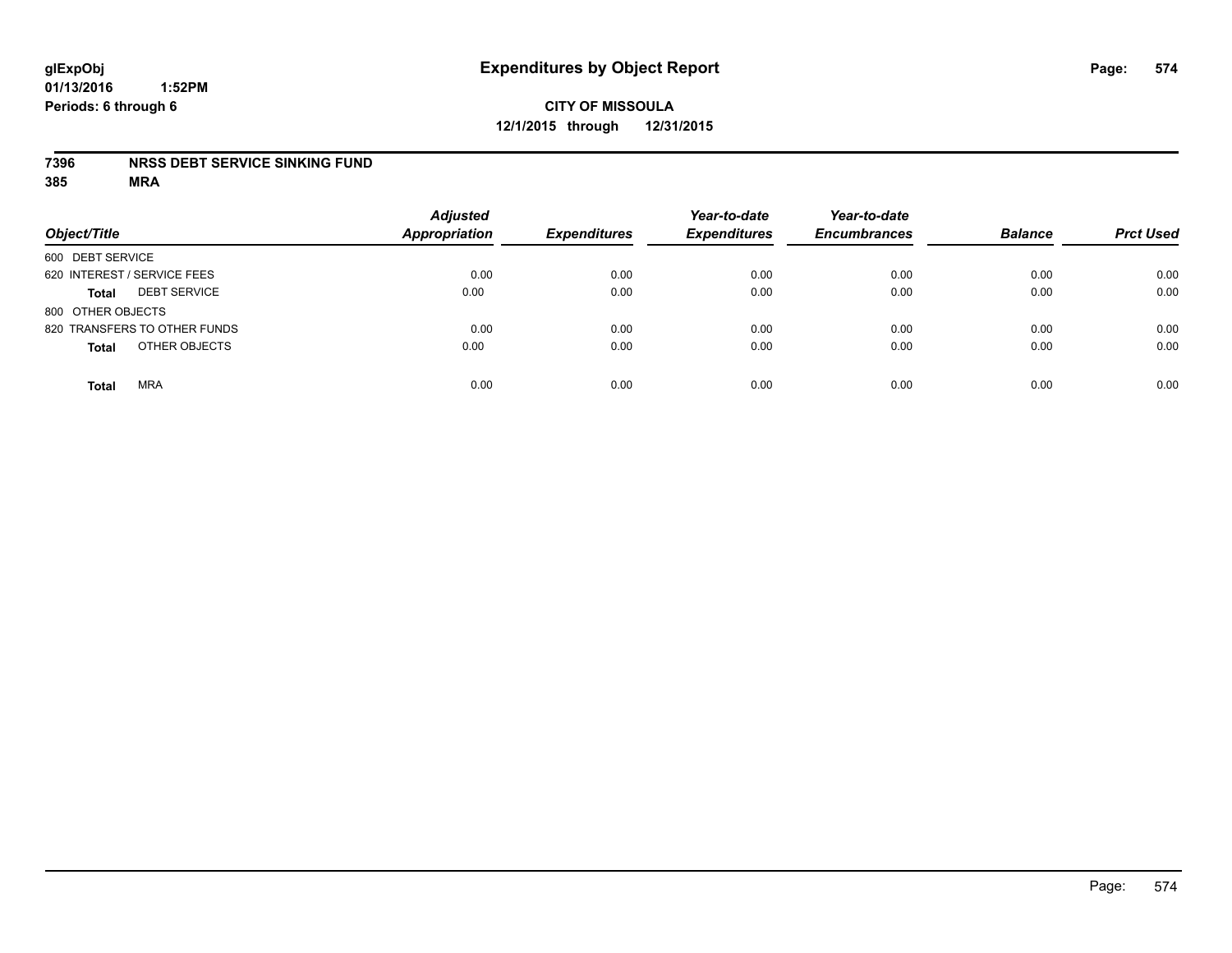**glExpObj**
**01/13/2016 1:52PM**
**Periods: 6 through 6**

# Expenditures by Object Report

**CITY OF MISSOULA**
**12/1/2015 through 12/31/2015**

**7396 NRSS DEBT SERVICE SINKING FUND**
**385 MRA**

| Object/Title | Adjusted Appropriation | Expenditures | Year-to-date Expenditures | Year-to-date Encumbrances | Balance | Prct Used |
|---|---|---|---|---|---|---|
| 600 DEBT SERVICE | | | | | | |
| 620 INTEREST / SERVICE FEES | 0.00 | 0.00 | 0.00 | 0.00 | 0.00 | 0.00 |
| **Total** DEBT SERVICE | 0.00 | 0.00 | 0.00 | 0.00 | 0.00 | 0.00 |
| 800 OTHER OBJECTS | | | | | | |
| 820 TRANSFERS TO OTHER FUNDS | 0.00 | 0.00 | 0.00 | 0.00 | 0.00 | 0.00 |
| **Total** OTHER OBJECTS | 0.00 | 0.00 | 0.00 | 0.00 | 0.00 | 0.00 |
| **Total** MRA | 0.00 | 0.00 | 0.00 | 0.00 | 0.00 | 0.00 |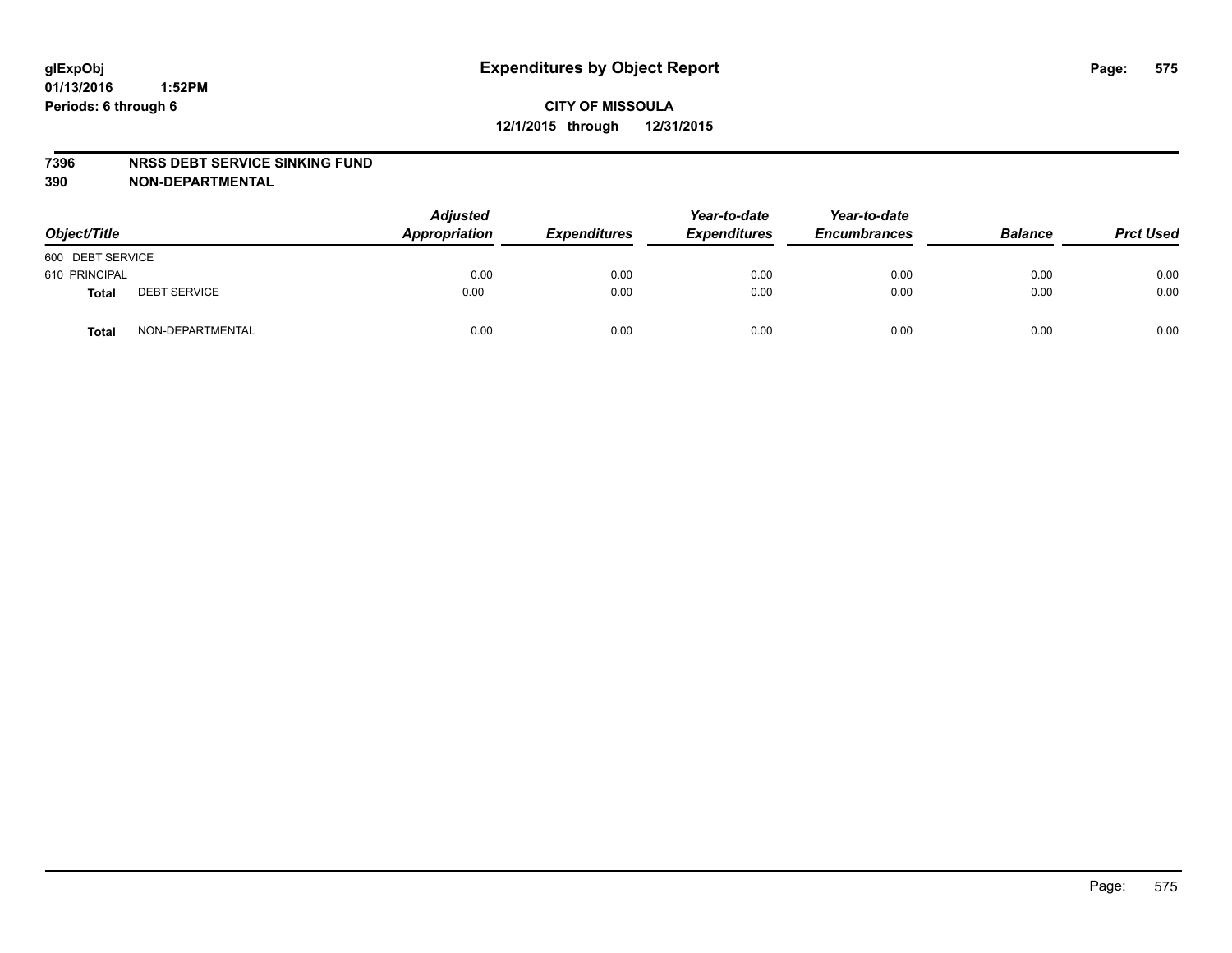# Expenditures by Object Report

glExpObj
01/13/2016 1:52PM
Periods: 6 through 6

**CITY OF MISSOULA**
**12/1/2015 through 12/31/2015**

**7396 NRSS DEBT SERVICE SINKING FUND**
**390 NON-DEPARTMENTAL**

| Object/Title | | Adjusted Appropriation | Expenditures | Year-to-date Expenditures | Year-to-date Encumbrances | Balance | Prct Used |
|---|---|---|---|---|---|---|---|
| 600 DEBT SERVICE | | | | | | | |
| 610 PRINCIPAL | | 0.00 | 0.00 | 0.00 | 0.00 | 0.00 | 0.00 |
| **Total** | DEBT SERVICE | 0.00 | 0.00 | 0.00 | 0.00 | 0.00 | 0.00 |
| **Total** | NON-DEPARTMENTAL | 0.00 | 0.00 | 0.00 | 0.00 | 0.00 | 0.00 |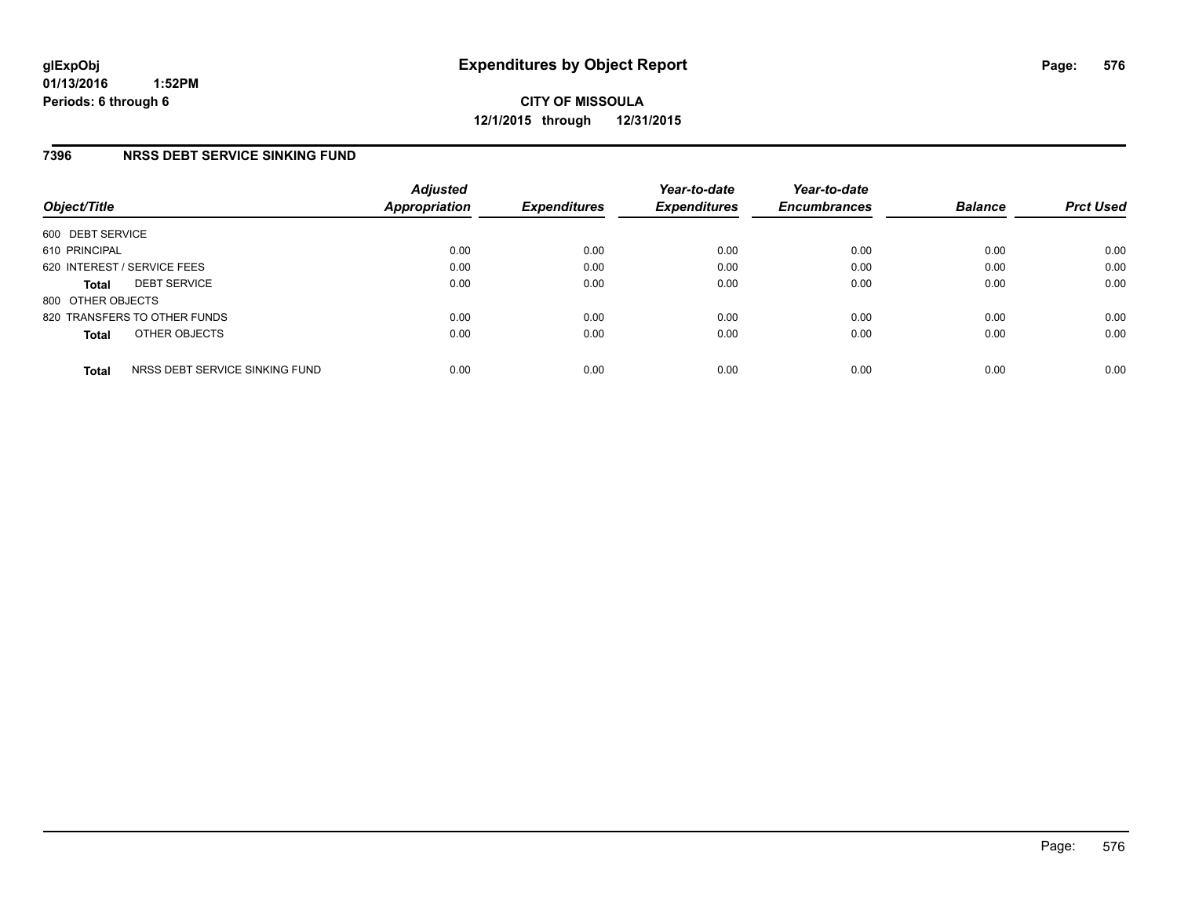glExpObj
01/13/2016 1:52PM
Periods: 6 through 6

# Expenditures by Object Report

**CITY OF MISSOULA**
**12/1/2015 through 12/31/2015**

## 7396 NRSS DEBT SERVICE SINKING FUND

| Object/Title | Adjusted Appropriation | Expenditures | Year-to-date Expenditures | Year-to-date Encumbrances | Balance | Prct Used |
|---|---|---|---|---|---|---|
| 600 DEBT SERVICE | | | | | | |
| 610 PRINCIPAL | 0.00 | 0.00 | 0.00 | 0.00 | 0.00 | 0.00 |
| 620 INTEREST / SERVICE FEES | 0.00 | 0.00 | 0.00 | 0.00 | 0.00 | 0.00 |
| **Total** DEBT SERVICE | 0.00 | 0.00 | 0.00 | 0.00 | 0.00 | 0.00 |
| 800 OTHER OBJECTS | | | | | | |
| 820 TRANSFERS TO OTHER FUNDS | 0.00 | 0.00 | 0.00 | 0.00 | 0.00 | 0.00 |
| **Total** OTHER OBJECTS | 0.00 | 0.00 | 0.00 | 0.00 | 0.00 | 0.00 |
| **Total** NRSS DEBT SERVICE SINKING FUND | 0.00 | 0.00 | 0.00 | 0.00 | 0.00 | 0.00 |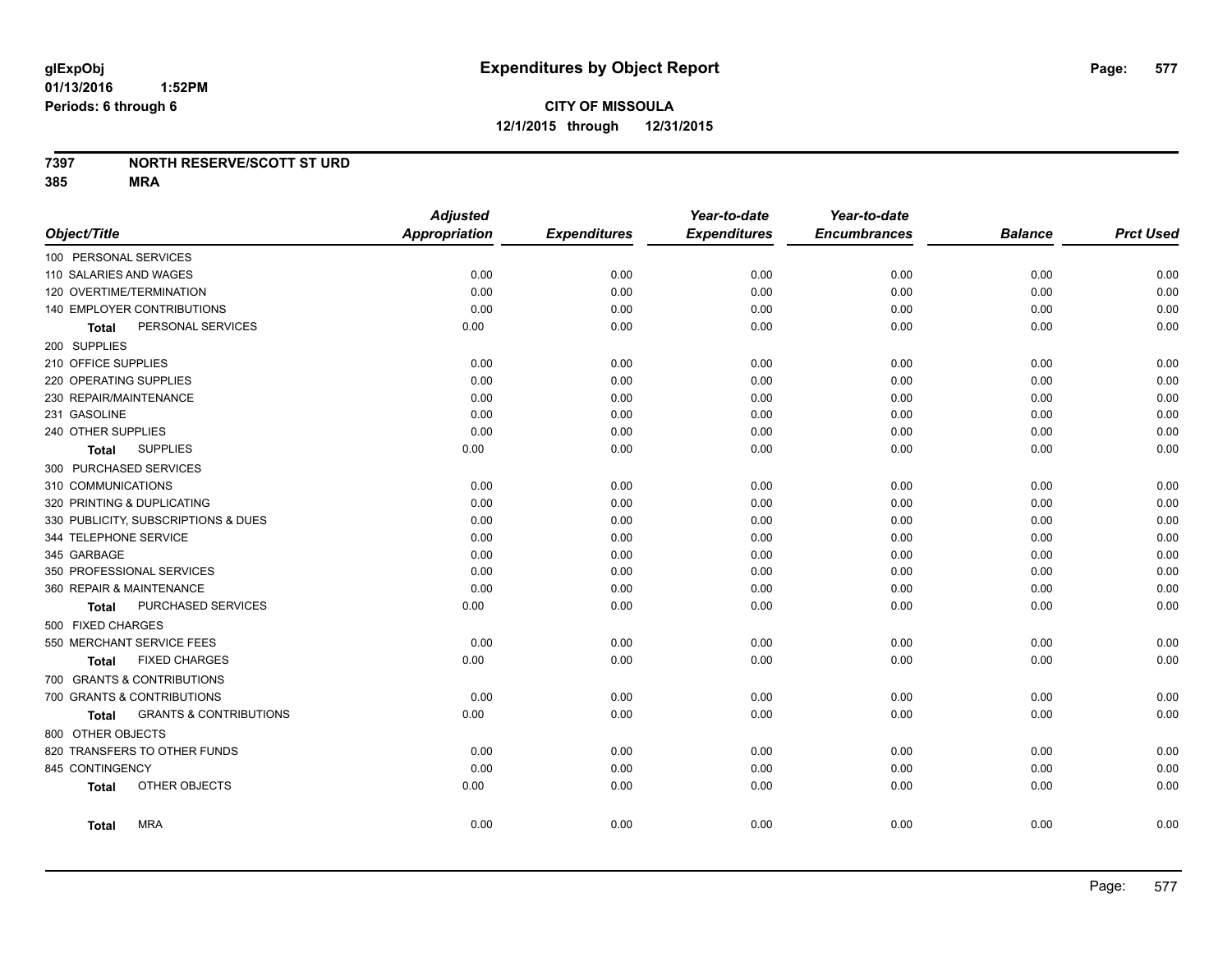**glExpObj**
**01/13/2016 1:52PM**
**Periods: 6 through 6**

# Expenditures by Object Report

**CITY OF MISSOULA**
**12/1/2015 through 12/31/2015**

**7397 NORTH RESERVE/SCOTT ST URD**
**385 MRA**

| Object/Title | Adjusted Appropriation | Expenditures | Year-to-date Expenditures | Year-to-date Encumbrances | Balance | Prct Used |
|---|---|---|---|---|---|---|
| 100 PERSONAL SERVICES | | | | | | |
| 110 SALARIES AND WAGES | 0.00 | 0.00 | 0.00 | 0.00 | 0.00 | 0.00 |
| 120 OVERTIME/TERMINATION | 0.00 | 0.00 | 0.00 | 0.00 | 0.00 | 0.00 |
| 140 EMPLOYER CONTRIBUTIONS | 0.00 | 0.00 | 0.00 | 0.00 | 0.00 | 0.00 |
| **Total** PERSONAL SERVICES | 0.00 | 0.00 | 0.00 | 0.00 | 0.00 | 0.00 |
| 200 SUPPLIES | | | | | | |
| 210 OFFICE SUPPLIES | 0.00 | 0.00 | 0.00 | 0.00 | 0.00 | 0.00 |
| 220 OPERATING SUPPLIES | 0.00 | 0.00 | 0.00 | 0.00 | 0.00 | 0.00 |
| 230 REPAIR/MAINTENANCE | 0.00 | 0.00 | 0.00 | 0.00 | 0.00 | 0.00 |
| 231 GASOLINE | 0.00 | 0.00 | 0.00 | 0.00 | 0.00 | 0.00 |
| 240 OTHER SUPPLIES | 0.00 | 0.00 | 0.00 | 0.00 | 0.00 | 0.00 |
| **Total** SUPPLIES | 0.00 | 0.00 | 0.00 | 0.00 | 0.00 | 0.00 |
| 300 PURCHASED SERVICES | | | | | | |
| 310 COMMUNICATIONS | 0.00 | 0.00 | 0.00 | 0.00 | 0.00 | 0.00 |
| 320 PRINTING & DUPLICATING | 0.00 | 0.00 | 0.00 | 0.00 | 0.00 | 0.00 |
| 330 PUBLICITY, SUBSCRIPTIONS & DUES | 0.00 | 0.00 | 0.00 | 0.00 | 0.00 | 0.00 |
| 344 TELEPHONE SERVICE | 0.00 | 0.00 | 0.00 | 0.00 | 0.00 | 0.00 |
| 345 GARBAGE | 0.00 | 0.00 | 0.00 | 0.00 | 0.00 | 0.00 |
| 350 PROFESSIONAL SERVICES | 0.00 | 0.00 | 0.00 | 0.00 | 0.00 | 0.00 |
| 360 REPAIR & MAINTENANCE | 0.00 | 0.00 | 0.00 | 0.00 | 0.00 | 0.00 |
| **Total** PURCHASED SERVICES | 0.00 | 0.00 | 0.00 | 0.00 | 0.00 | 0.00 |
| 500 FIXED CHARGES | | | | | | |
| 550 MERCHANT SERVICE FEES | 0.00 | 0.00 | 0.00 | 0.00 | 0.00 | 0.00 |
| **Total** FIXED CHARGES | 0.00 | 0.00 | 0.00 | 0.00 | 0.00 | 0.00 |
| 700 GRANTS & CONTRIBUTIONS | | | | | | |
| 700 GRANTS & CONTRIBUTIONS | 0.00 | 0.00 | 0.00 | 0.00 | 0.00 | 0.00 |
| **Total** GRANTS & CONTRIBUTIONS | 0.00 | 0.00 | 0.00 | 0.00 | 0.00 | 0.00 |
| 800 OTHER OBJECTS | | | | | | |
| 820 TRANSFERS TO OTHER FUNDS | 0.00 | 0.00 | 0.00 | 0.00 | 0.00 | 0.00 |
| 845 CONTINGENCY | 0.00 | 0.00 | 0.00 | 0.00 | 0.00 | 0.00 |
| **Total** OTHER OBJECTS | 0.00 | 0.00 | 0.00 | 0.00 | 0.00 | 0.00 |
| **Total** MRA | 0.00 | 0.00 | 0.00 | 0.00 | 0.00 | 0.00 |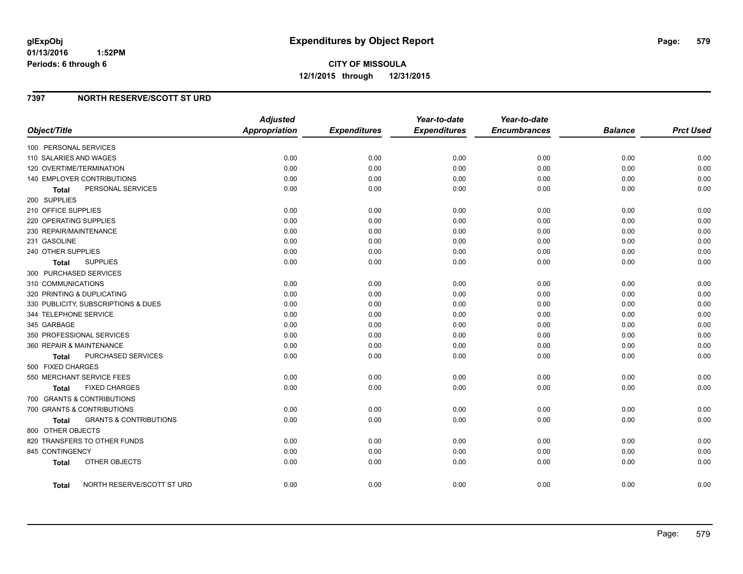**glExpObj** **Expenditures by Object Report**
**01/13/2016 1:52PM**
**Periods: 6 through 6**

**CITY OF MISSOULA**
**12/1/2015 through 12/31/2015**

## 7397 NORTH RESERVE/SCOTT ST URD

| Object/Title | Adjusted Appropriation | Expenditures | Year-to-date Expenditures | Year-to-date Encumbrances | Balance | Prct Used |
|---|---|---|---|---|---|---|
| 100 PERSONAL SERVICES | | | | | | |
| 110 SALARIES AND WAGES | 0.00 | 0.00 | 0.00 | 0.00 | 0.00 | 0.00 |
| 120 OVERTIME/TERMINATION | 0.00 | 0.00 | 0.00 | 0.00 | 0.00 | 0.00 |
| 140 EMPLOYER CONTRIBUTIONS | 0.00 | 0.00 | 0.00 | 0.00 | 0.00 | 0.00 |
| **Total** PERSONAL SERVICES | 0.00 | 0.00 | 0.00 | 0.00 | 0.00 | 0.00 |
| 200 SUPPLIES | | | | | | |
| 210 OFFICE SUPPLIES | 0.00 | 0.00 | 0.00 | 0.00 | 0.00 | 0.00 |
| 220 OPERATING SUPPLIES | 0.00 | 0.00 | 0.00 | 0.00 | 0.00 | 0.00 |
| 230 REPAIR/MAINTENANCE | 0.00 | 0.00 | 0.00 | 0.00 | 0.00 | 0.00 |
| 231 GASOLINE | 0.00 | 0.00 | 0.00 | 0.00 | 0.00 | 0.00 |
| 240 OTHER SUPPLIES | 0.00 | 0.00 | 0.00 | 0.00 | 0.00 | 0.00 |
| **Total** SUPPLIES | 0.00 | 0.00 | 0.00 | 0.00 | 0.00 | 0.00 |
| 300 PURCHASED SERVICES | | | | | | |
| 310 COMMUNICATIONS | 0.00 | 0.00 | 0.00 | 0.00 | 0.00 | 0.00 |
| 320 PRINTING & DUPLICATING | 0.00 | 0.00 | 0.00 | 0.00 | 0.00 | 0.00 |
| 330 PUBLICITY, SUBSCRIPTIONS & DUES | 0.00 | 0.00 | 0.00 | 0.00 | 0.00 | 0.00 |
| 344 TELEPHONE SERVICE | 0.00 | 0.00 | 0.00 | 0.00 | 0.00 | 0.00 |
| 345 GARBAGE | 0.00 | 0.00 | 0.00 | 0.00 | 0.00 | 0.00 |
| 350 PROFESSIONAL SERVICES | 0.00 | 0.00 | 0.00 | 0.00 | 0.00 | 0.00 |
| 360 REPAIR & MAINTENANCE | 0.00 | 0.00 | 0.00 | 0.00 | 0.00 | 0.00 |
| **Total** PURCHASED SERVICES | 0.00 | 0.00 | 0.00 | 0.00 | 0.00 | 0.00 |
| 500 FIXED CHARGES | | | | | | |
| 550 MERCHANT SERVICE FEES | 0.00 | 0.00 | 0.00 | 0.00 | 0.00 | 0.00 |
| **Total** FIXED CHARGES | 0.00 | 0.00 | 0.00 | 0.00 | 0.00 | 0.00 |
| 700 GRANTS & CONTRIBUTIONS | | | | | | |
| 700 GRANTS & CONTRIBUTIONS | 0.00 | 0.00 | 0.00 | 0.00 | 0.00 | 0.00 |
| **Total** GRANTS & CONTRIBUTIONS | 0.00 | 0.00 | 0.00 | 0.00 | 0.00 | 0.00 |
| 800 OTHER OBJECTS | | | | | | |
| 820 TRANSFERS TO OTHER FUNDS | 0.00 | 0.00 | 0.00 | 0.00 | 0.00 | 0.00 |
| 845 CONTINGENCY | 0.00 | 0.00 | 0.00 | 0.00 | 0.00 | 0.00 |
| **Total** OTHER OBJECTS | 0.00 | 0.00 | 0.00 | 0.00 | 0.00 | 0.00 |
| **Total** NORTH RESERVE/SCOTT ST URD | 0.00 | 0.00 | 0.00 | 0.00 | 0.00 | 0.00 |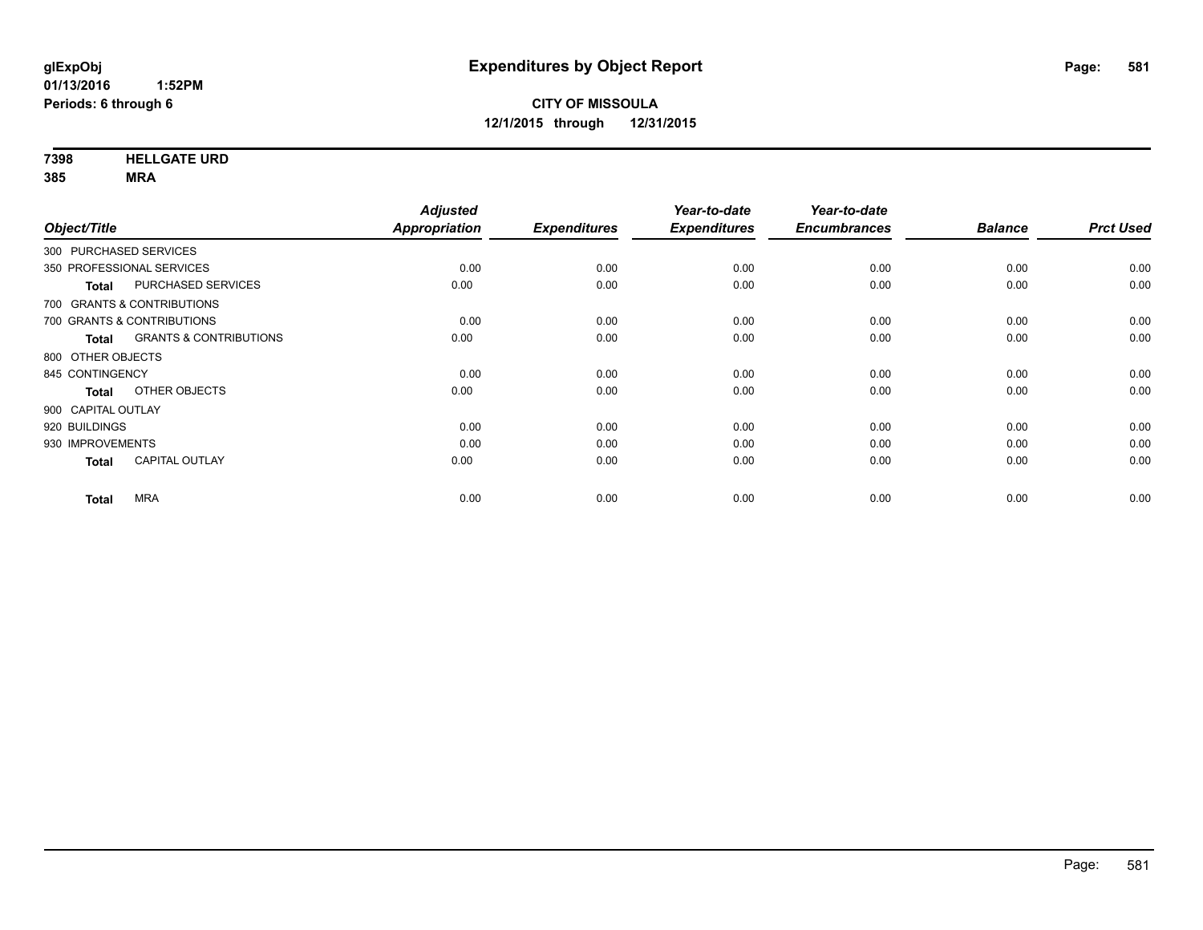**glExpObj**
**01/13/2016 1:52PM**
**Periods: 6 through 6**

# Expenditures by Object Report

**CITY OF MISSOULA**
**12/1/2015 through 12/31/2015**

**7398 HELLGATE URD**
**385 MRA**

| Object/Title | Adjusted Appropriation | Expenditures | Year-to-date Expenditures | Year-to-date Encumbrances | Balance | Prct Used |
|---|---|---|---|---|---|---|
| 300 PURCHASED SERVICES | | | | | | |
| 350 PROFESSIONAL SERVICES | 0.00 | 0.00 | 0.00 | 0.00 | 0.00 | 0.00 |
| **Total** PURCHASED SERVICES | 0.00 | 0.00 | 0.00 | 0.00 | 0.00 | 0.00 |
| 700 GRANTS & CONTRIBUTIONS | | | | | | |
| 700 GRANTS & CONTRIBUTIONS | 0.00 | 0.00 | 0.00 | 0.00 | 0.00 | 0.00 |
| **Total** GRANTS & CONTRIBUTIONS | 0.00 | 0.00 | 0.00 | 0.00 | 0.00 | 0.00 |
| 800 OTHER OBJECTS | | | | | | |
| 845 CONTINGENCY | 0.00 | 0.00 | 0.00 | 0.00 | 0.00 | 0.00 |
| **Total** OTHER OBJECTS | 0.00 | 0.00 | 0.00 | 0.00 | 0.00 | 0.00 |
| 900 CAPITAL OUTLAY | | | | | | |
| 920 BUILDINGS | 0.00 | 0.00 | 0.00 | 0.00 | 0.00 | 0.00 |
| 930 IMPROVEMENTS | 0.00 | 0.00 | 0.00 | 0.00 | 0.00 | 0.00 |
| **Total** CAPITAL OUTLAY | 0.00 | 0.00 | 0.00 | 0.00 | 0.00 | 0.00 |
| **Total** MRA | 0.00 | 0.00 | 0.00 | 0.00 | 0.00 | 0.00 |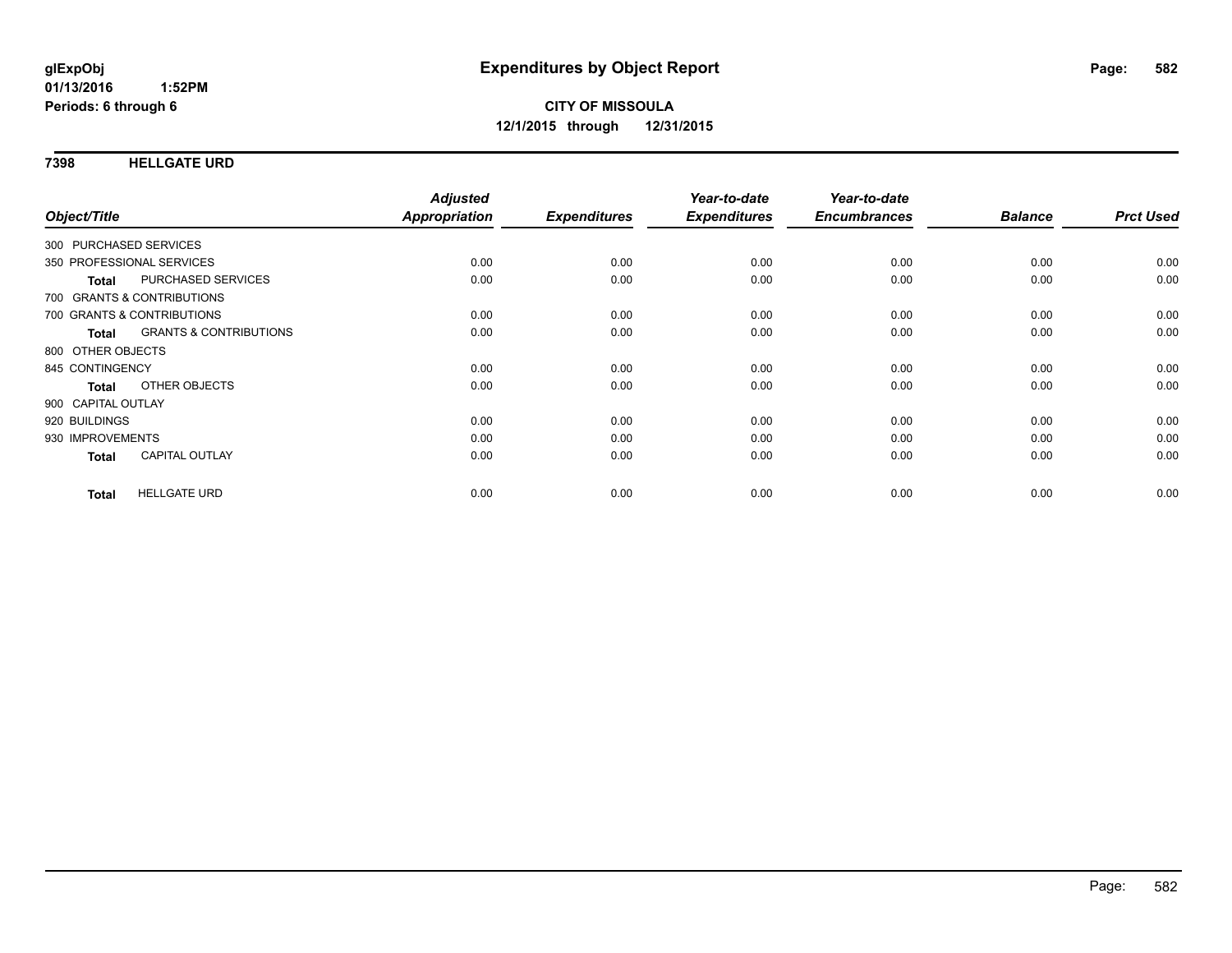**glExpObj**
**01/13/2016 1:52PM**
**Periods: 6 through 6**

# Expenditures by Object Report

**CITY OF MISSOULA**
**12/1/2015 through 12/31/2015**

## 7398 HELLGATE URD

| Object/Title | Adjusted Appropriation | Expenditures | Year-to-date Expenditures | Year-to-date Encumbrances | Balance | Prct Used |
|---|---|---|---|---|---|---|
| 300 PURCHASED SERVICES | | | | | | |
| 350 PROFESSIONAL SERVICES | 0.00 | 0.00 | 0.00 | 0.00 | 0.00 | 0.00 |
| **Total** PURCHASED SERVICES | 0.00 | 0.00 | 0.00 | 0.00 | 0.00 | 0.00 |
| 700 GRANTS & CONTRIBUTIONS | | | | | | |
| 700 GRANTS & CONTRIBUTIONS | 0.00 | 0.00 | 0.00 | 0.00 | 0.00 | 0.00 |
| **Total** GRANTS & CONTRIBUTIONS | 0.00 | 0.00 | 0.00 | 0.00 | 0.00 | 0.00 |
| 800 OTHER OBJECTS | | | | | | |
| 845 CONTINGENCY | 0.00 | 0.00 | 0.00 | 0.00 | 0.00 | 0.00 |
| **Total** OTHER OBJECTS | 0.00 | 0.00 | 0.00 | 0.00 | 0.00 | 0.00 |
| 900 CAPITAL OUTLAY | | | | | | |
| 920 BUILDINGS | 0.00 | 0.00 | 0.00 | 0.00 | 0.00 | 0.00 |
| 930 IMPROVEMENTS | 0.00 | 0.00 | 0.00 | 0.00 | 0.00 | 0.00 |
| **Total** CAPITAL OUTLAY | 0.00 | 0.00 | 0.00 | 0.00 | 0.00 | 0.00 |
| **Total** HELLGATE URD | 0.00 | 0.00 | 0.00 | 0.00 | 0.00 | 0.00 |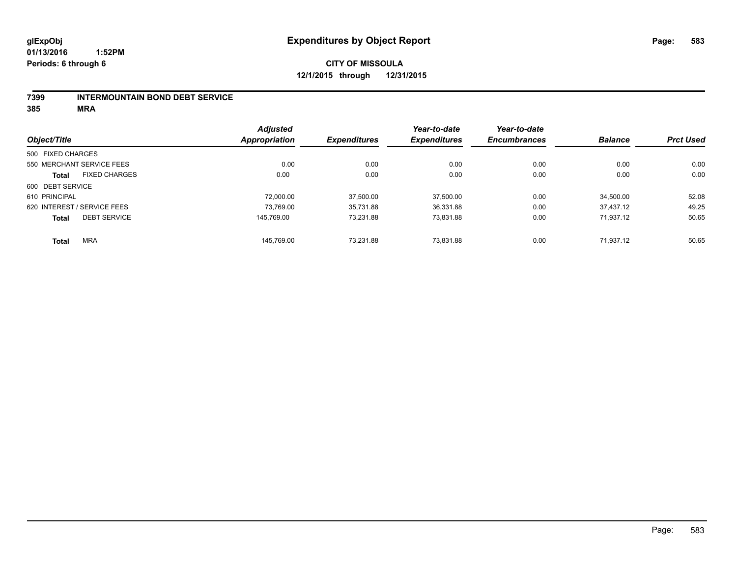**glExpObj**
**01/13/2016 1:52PM**
**Periods: 6 through 6**

# Expenditures by Object Report

**CITY OF MISSOULA**
**12/1/2015 through 12/31/2015**

**7399 INTERMOUNTAIN BOND DEBT SERVICE**
**385 MRA**

| Object/Title | Adjusted Appropriation | Expenditures | Year-to-date Expenditures | Year-to-date Encumbrances | Balance | Prct Used |
|---|---|---|---|---|---|---|
| 500 FIXED CHARGES | | | | | | |
| 550 MERCHANT SERVICE FEES | 0.00 | 0.00 | 0.00 | 0.00 | 0.00 | 0.00 |
| **Total** FIXED CHARGES | 0.00 | 0.00 | 0.00 | 0.00 | 0.00 | 0.00 |
| 600 DEBT SERVICE | | | | | | |
| 610 PRINCIPAL | 72,000.00 | 37,500.00 | 37,500.00 | 0.00 | 34,500.00 | 52.08 |
| 620 INTEREST / SERVICE FEES | 73,769.00 | 35,731.88 | 36,331.88 | 0.00 | 37,437.12 | 49.25 |
| **Total** DEBT SERVICE | 145,769.00 | 73,231.88 | 73,831.88 | 0.00 | 71,937.12 | 50.65 |
| **Total** MRA | 145,769.00 | 73,231.88 | 73,831.88 | 0.00 | 71,937.12 | 50.65 |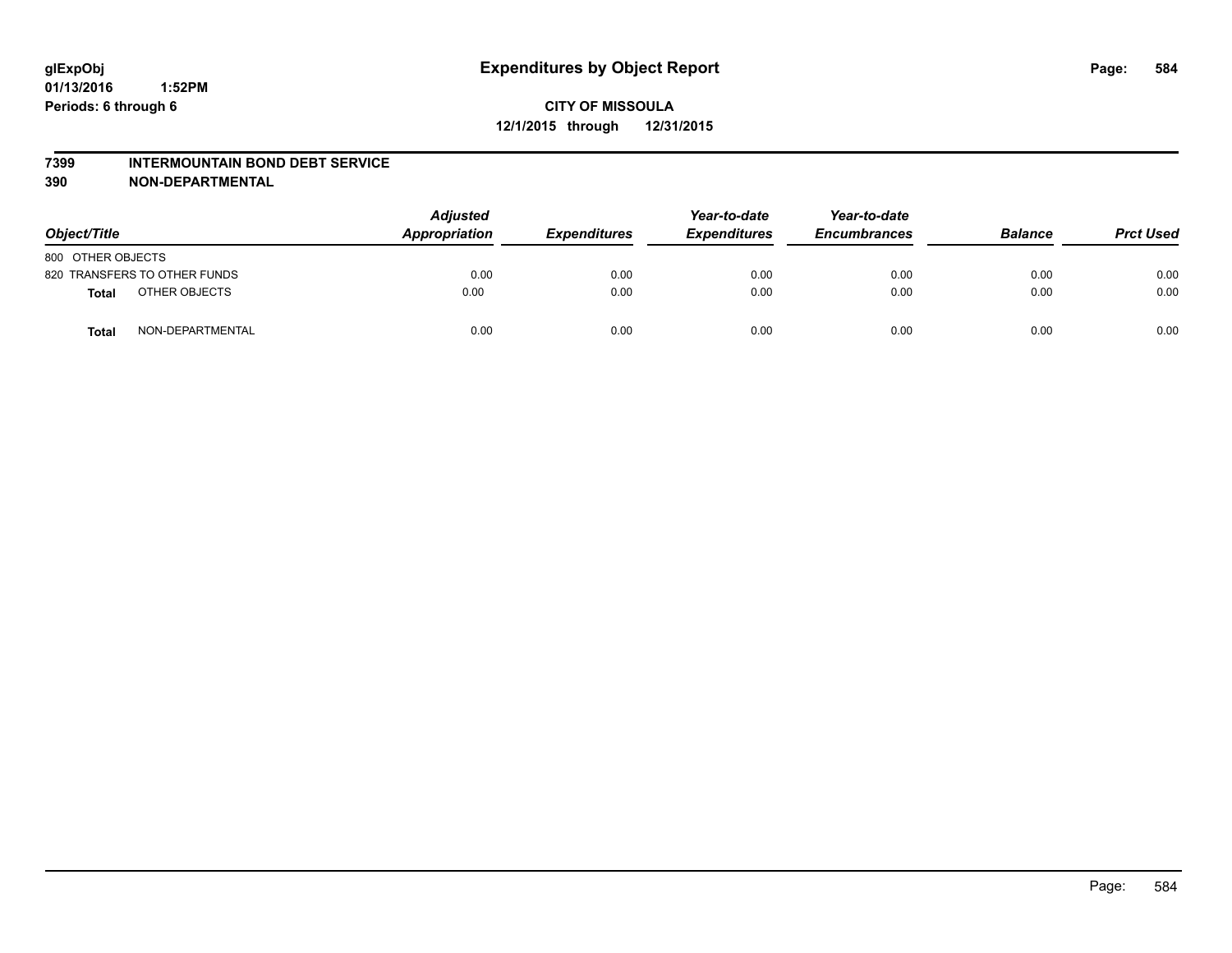glExpObj
01/13/2016 1:52PM
Periods: 6 through 6

# Expenditures by Object Report

**CITY OF MISSOULA**
**12/1/2015 through 12/31/2015**

**7399 INTERMOUNTAIN BOND DEBT SERVICE**
**390 NON-DEPARTMENTAL**

| Object/Title | | Adjusted Appropriation | Expenditures | Year-to-date Expenditures | Year-to-date Encumbrances | Balance | Prct Used |
|---|---|---|---|---|---|---|---|
| 800 OTHER OBJECTS | | | | | | | |
| 820 TRANSFERS TO OTHER FUNDS | | 0.00 | 0.00 | 0.00 | 0.00 | 0.00 | 0.00 |
| **Total** | OTHER OBJECTS | 0.00 | 0.00 | 0.00 | 0.00 | 0.00 | 0.00 |
| **Total** | NON-DEPARTMENTAL | 0.00 | 0.00 | 0.00 | 0.00 | 0.00 | 0.00 |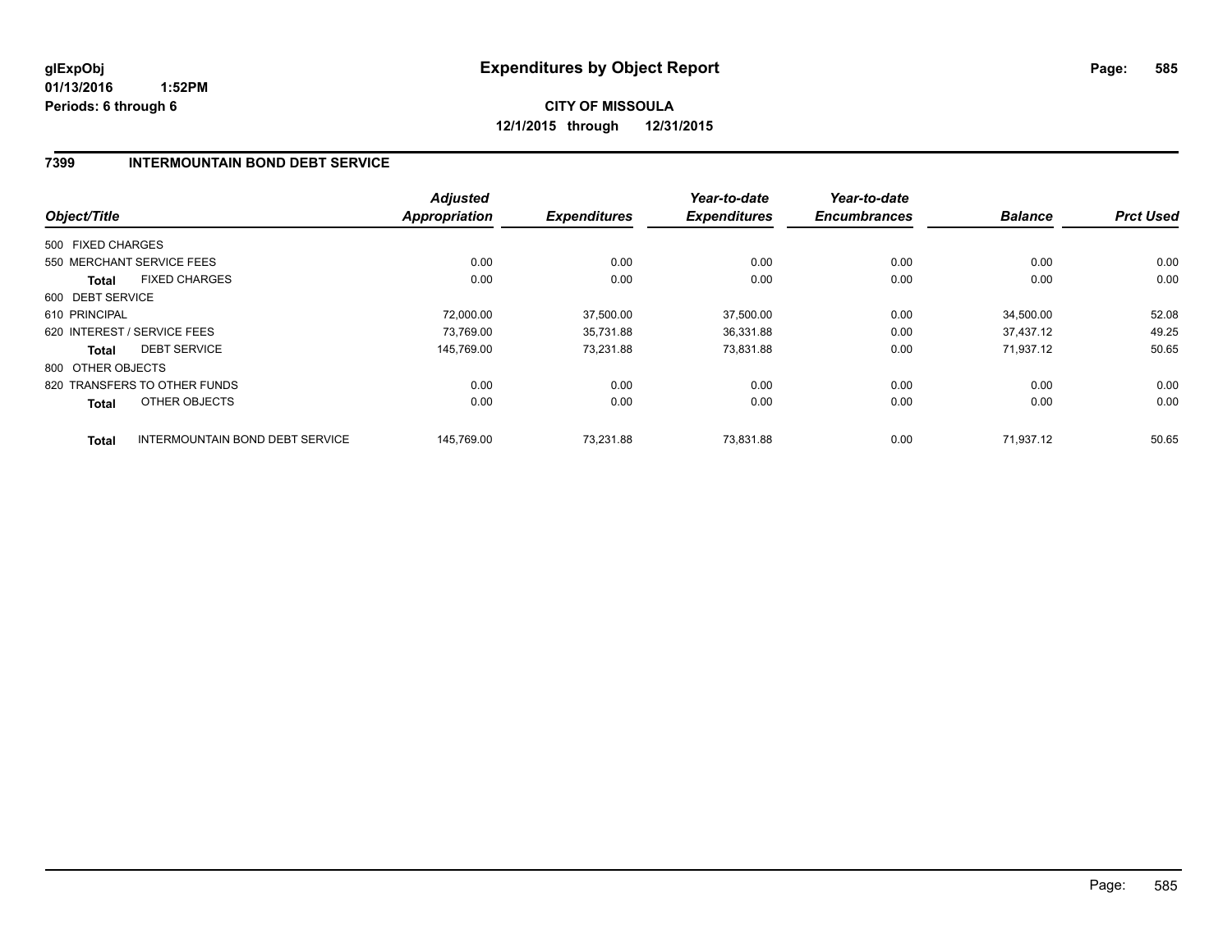glExpObj
01/13/2016 1:52PM
Periods: 6 through 6

# Expenditures by Object Report

**CITY OF MISSOULA**
**12/1/2015 through 12/31/2015**

## 7399 INTERMOUNTAIN BOND DEBT SERVICE

| Object/Title | | Adjusted Appropriation | Expenditures | Year-to-date Expenditures | Year-to-date Encumbrances | Balance | Prct Used |
|---|---|---|---|---|---|---|---|
| 500 FIXED CHARGES | | | | | | | |
| 550 MERCHANT SERVICE FEES | | 0.00 | 0.00 | 0.00 | 0.00 | 0.00 | 0.00 |
| **Total** | FIXED CHARGES | 0.00 | 0.00 | 0.00 | 0.00 | 0.00 | 0.00 |
| 600 DEBT SERVICE | | | | | | | |
| 610 PRINCIPAL | | 72,000.00 | 37,500.00 | 37,500.00 | 0.00 | 34,500.00 | 52.08 |
| 620 INTEREST / SERVICE FEES | | 73,769.00 | 35,731.88 | 36,331.88 | 0.00 | 37,437.12 | 49.25 |
| **Total** | DEBT SERVICE | 145,769.00 | 73,231.88 | 73,831.88 | 0.00 | 71,937.12 | 50.65 |
| 800 OTHER OBJECTS | | | | | | | |
| 820 TRANSFERS TO OTHER FUNDS | | 0.00 | 0.00 | 0.00 | 0.00 | 0.00 | 0.00 |
| **Total** | OTHER OBJECTS | 0.00 | 0.00 | 0.00 | 0.00 | 0.00 | 0.00 |
| **Total** | INTERMOUNTAIN BOND DEBT SERVICE | 145,769.00 | 73,231.88 | 73,831.88 | 0.00 | 71,937.12 | 50.65 |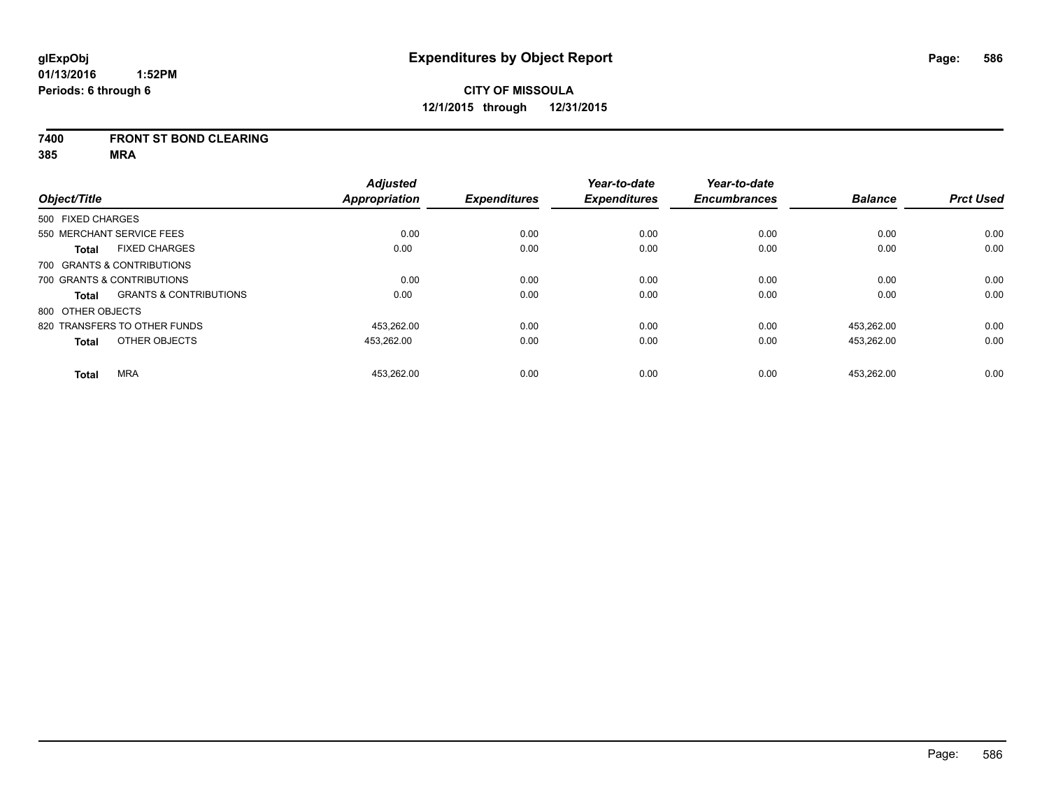glExpObj
01/13/2016 1:52PM
Periods: 6 through 6

# Expenditures by Object Report

**CITY OF MISSOULA**
**12/1/2015 through 12/31/2015**

**7400 FRONT ST BOND CLEARING**
**385 MRA**

| Object/Title | Adjusted Appropriation | Expenditures | Year-to-date Expenditures | Year-to-date Encumbrances | Balance | Prct Used |
|---|---|---|---|---|---|---|
| 500 FIXED CHARGES | | | | | | |
| 550 MERCHANT SERVICE FEES | 0.00 | 0.00 | 0.00 | 0.00 | 0.00 | 0.00 |
| **Total** FIXED CHARGES | 0.00 | 0.00 | 0.00 | 0.00 | 0.00 | 0.00 |
| 700 GRANTS & CONTRIBUTIONS | | | | | | |
| 700 GRANTS & CONTRIBUTIONS | 0.00 | 0.00 | 0.00 | 0.00 | 0.00 | 0.00 |
| **Total** GRANTS & CONTRIBUTIONS | 0.00 | 0.00 | 0.00 | 0.00 | 0.00 | 0.00 |
| 800 OTHER OBJECTS | | | | | | |
| 820 TRANSFERS TO OTHER FUNDS | 453,262.00 | 0.00 | 0.00 | 0.00 | 453,262.00 | 0.00 |
| **Total** OTHER OBJECTS | 453,262.00 | 0.00 | 0.00 | 0.00 | 453,262.00 | 0.00 |
| **Total** MRA | 453,262.00 | 0.00 | 0.00 | 0.00 | 453,262.00 | 0.00 |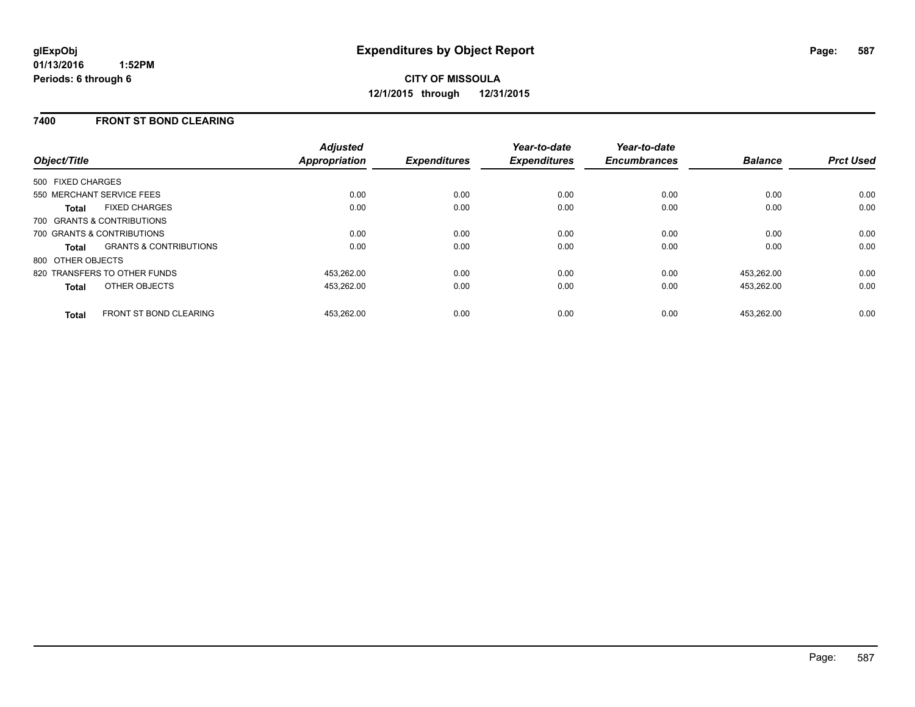glExpObj
01/13/2016 1:52PM
Periods: 6 through 6

# Expenditures by Object Report

**CITY OF MISSOULA**
**12/1/2015 through 12/31/2015**

## 7400 FRONT ST BOND CLEARING

| Object/Title | | Adjusted Appropriation | Expenditures | Year-to-date Expenditures | Year-to-date Encumbrances | Balance | Prct Used |
|---|---|---|---|---|---|---|---|
| 500 FIXED CHARGES | | | | | | | |
| 550 MERCHANT SERVICE FEES | | 0.00 | 0.00 | 0.00 | 0.00 | 0.00 | 0.00 |
| **Total** | FIXED CHARGES | 0.00 | 0.00 | 0.00 | 0.00 | 0.00 | 0.00 |
| 700 GRANTS & CONTRIBUTIONS | | | | | | | |
| 700 GRANTS & CONTRIBUTIONS | | 0.00 | 0.00 | 0.00 | 0.00 | 0.00 | 0.00 |
| **Total** | GRANTS & CONTRIBUTIONS | 0.00 | 0.00 | 0.00 | 0.00 | 0.00 | 0.00 |
| 800 OTHER OBJECTS | | | | | | | |
| 820 TRANSFERS TO OTHER FUNDS | | 453,262.00 | 0.00 | 0.00 | 0.00 | 453,262.00 | 0.00 |
| **Total** | OTHER OBJECTS | 453,262.00 | 0.00 | 0.00 | 0.00 | 453,262.00 | 0.00 |
| **Total** | FRONT ST BOND CLEARING | 453,262.00 | 0.00 | 0.00 | 0.00 | 453,262.00 | 0.00 |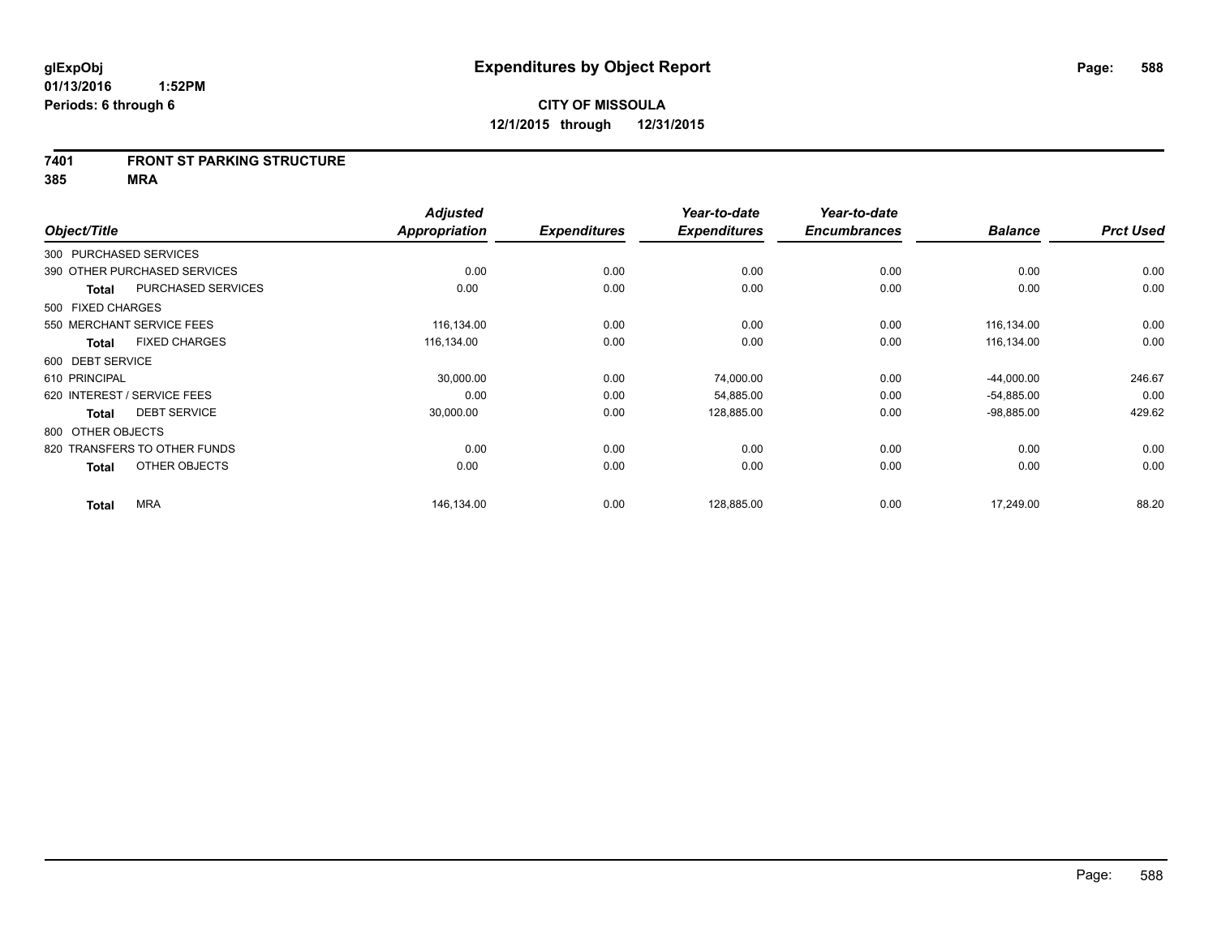# Expenditures by Object Report

glExpObj
01/13/2016 1:52PM
Periods: 6 through 6

**CITY OF MISSOULA**
**12/1/2015 through 12/31/2015**

**7401 FRONT ST PARKING STRUCTURE**
**385 MRA**

| Object/Title | | Adjusted Appropriation | Expenditures | Year-to-date Expenditures | Year-to-date Encumbrances | Balance | Prct Used |
|---|---|---|---|---|---|---|---|
| 300 PURCHASED SERVICES | | | | | | | |
| 390 OTHER PURCHASED SERVICES | | 0.00 | 0.00 | 0.00 | 0.00 | 0.00 | 0.00 |
| **Total** | PURCHASED SERVICES | 0.00 | 0.00 | 0.00 | 0.00 | 0.00 | 0.00 |
| 500 FIXED CHARGES | | | | | | | |
| 550 MERCHANT SERVICE FEES | | 116,134.00 | 0.00 | 0.00 | 0.00 | 116,134.00 | 0.00 |
| **Total** | FIXED CHARGES | 116,134.00 | 0.00 | 0.00 | 0.00 | 116,134.00 | 0.00 |
| 600 DEBT SERVICE | | | | | | | |
| 610 PRINCIPAL | | 30,000.00 | 0.00 | 74,000.00 | 0.00 | -44,000.00 | 246.67 |
| 620 INTEREST / SERVICE FEES | | 0.00 | 0.00 | 54,885.00 | 0.00 | -54,885.00 | 0.00 |
| **Total** | DEBT SERVICE | 30,000.00 | 0.00 | 128,885.00 | 0.00 | -98,885.00 | 429.62 |
| 800 OTHER OBJECTS | | | | | | | |
| 820 TRANSFERS TO OTHER FUNDS | | 0.00 | 0.00 | 0.00 | 0.00 | 0.00 | 0.00 |
| **Total** | OTHER OBJECTS | 0.00 | 0.00 | 0.00 | 0.00 | 0.00 | 0.00 |
| **Total** | MRA | 146,134.00 | 0.00 | 128,885.00 | 0.00 | 17,249.00 | 88.20 |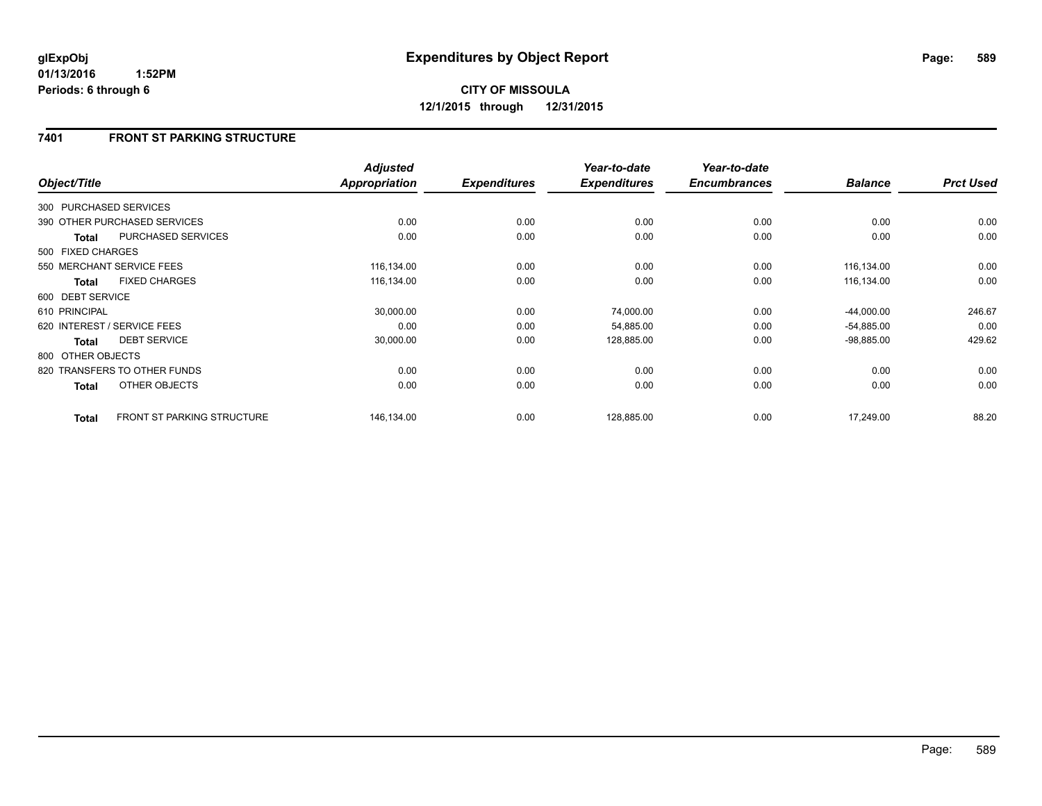**glExpObj**
**01/13/2016 1:52PM**
**Periods: 6 through 6**

# Expenditures by Object Report

**CITY OF MISSOULA**
**12/1/2015 through 12/31/2015**

## 7401 FRONT ST PARKING STRUCTURE

| Object/Title | Adjusted Appropriation | Expenditures | Year-to-date Expenditures | Year-to-date Encumbrances | Balance | Prct Used |
|---|---|---|---|---|---|---|
| 300 PURCHASED SERVICES | | | | | | |
| 390 OTHER PURCHASED SERVICES | 0.00 | 0.00 | 0.00 | 0.00 | 0.00 | 0.00 |
| **Total** PURCHASED SERVICES | 0.00 | 0.00 | 0.00 | 0.00 | 0.00 | 0.00 |
| 500 FIXED CHARGES | | | | | | |
| 550 MERCHANT SERVICE FEES | 116,134.00 | 0.00 | 0.00 | 0.00 | 116,134.00 | 0.00 |
| **Total** FIXED CHARGES | 116,134.00 | 0.00 | 0.00 | 0.00 | 116,134.00 | 0.00 |
| 600 DEBT SERVICE | | | | | | |
| 610 PRINCIPAL | 30,000.00 | 0.00 | 74,000.00 | 0.00 | -44,000.00 | 246.67 |
| 620 INTEREST / SERVICE FEES | 0.00 | 0.00 | 54,885.00 | 0.00 | -54,885.00 | 0.00 |
| **Total** DEBT SERVICE | 30,000.00 | 0.00 | 128,885.00 | 0.00 | -98,885.00 | 429.62 |
| 800 OTHER OBJECTS | | | | | | |
| 820 TRANSFERS TO OTHER FUNDS | 0.00 | 0.00 | 0.00 | 0.00 | 0.00 | 0.00 |
| **Total** OTHER OBJECTS | 0.00 | 0.00 | 0.00 | 0.00 | 0.00 | 0.00 |
| **Total** FRONT ST PARKING STRUCTURE | 146,134.00 | 0.00 | 128,885.00 | 0.00 | 17,249.00 | 88.20 |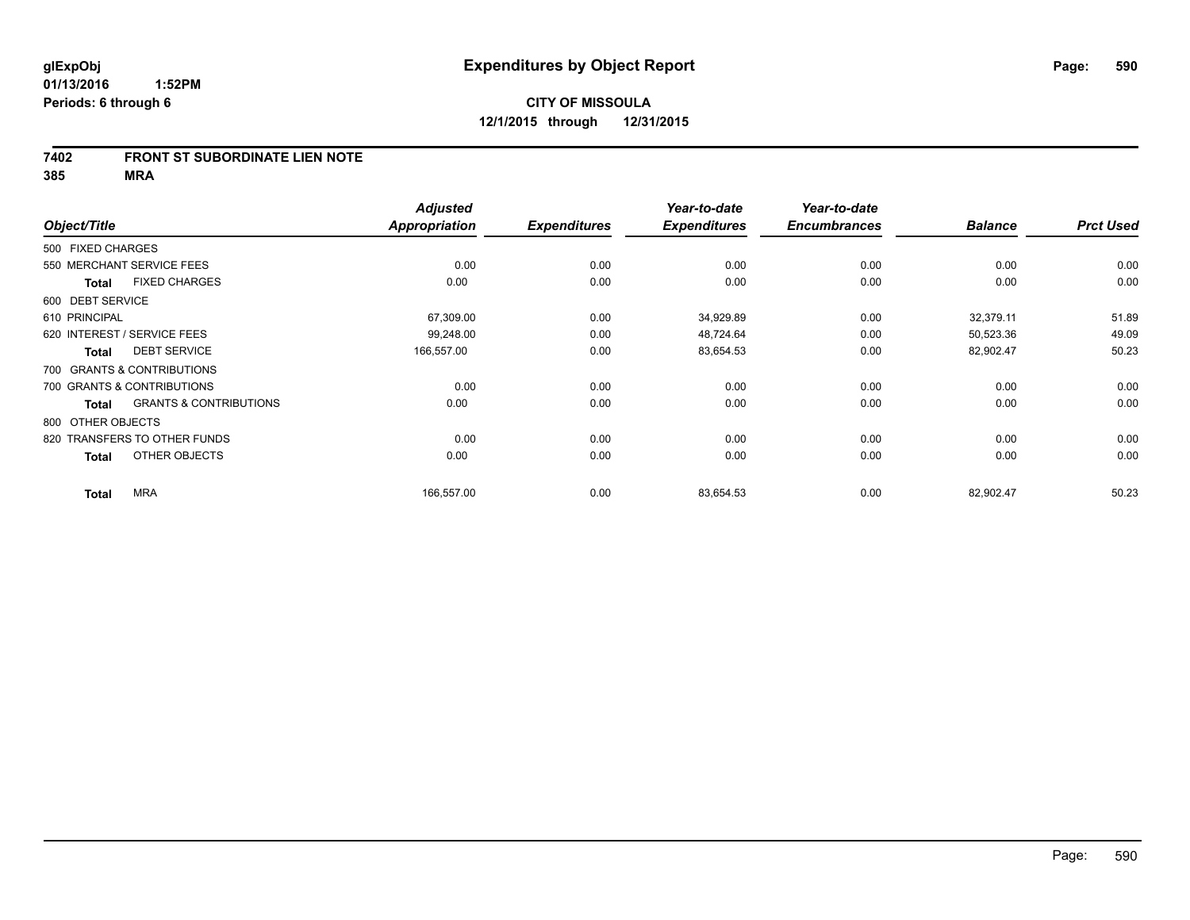**glExpObj** | **Expenditures by Object Report**

**01/13/2016 1:52PM**

**Periods: 6 through 6**

**CITY OF MISSOULA**

**12/1/2015 through 12/31/2015**

**7402 FRONT ST SUBORDINATE LIEN NOTE**

**385 MRA**

| Object/Title | Adjusted Appropriation | Expenditures | Year-to-date Expenditures | Year-to-date Encumbrances | Balance | Prct Used |
|---|---|---|---|---|---|---|
| 500 FIXED CHARGES | | | | | | |
| 550 MERCHANT SERVICE FEES | 0.00 | 0.00 | 0.00 | 0.00 | 0.00 | 0.00 |
| **Total** FIXED CHARGES | 0.00 | 0.00 | 0.00 | 0.00 | 0.00 | 0.00 |
| 600 DEBT SERVICE | | | | | | |
| 610 PRINCIPAL | 67,309.00 | 0.00 | 34,929.89 | 0.00 | 32,379.11 | 51.89 |
| 620 INTEREST / SERVICE FEES | 99,248.00 | 0.00 | 48,724.64 | 0.00 | 50,523.36 | 49.09 |
| **Total** DEBT SERVICE | 166,557.00 | 0.00 | 83,654.53 | 0.00 | 82,902.47 | 50.23 |
| 700 GRANTS & CONTRIBUTIONS | | | | | | |
| 700 GRANTS & CONTRIBUTIONS | 0.00 | 0.00 | 0.00 | 0.00 | 0.00 | 0.00 |
| **Total** GRANTS & CONTRIBUTIONS | 0.00 | 0.00 | 0.00 | 0.00 | 0.00 | 0.00 |
| 800 OTHER OBJECTS | | | | | | |
| 820 TRANSFERS TO OTHER FUNDS | 0.00 | 0.00 | 0.00 | 0.00 | 0.00 | 0.00 |
| **Total** OTHER OBJECTS | 0.00 | 0.00 | 0.00 | 0.00 | 0.00 | 0.00 |
| **Total** MRA | 166,557.00 | 0.00 | 83,654.53 | 0.00 | 82,902.47 | 50.23 |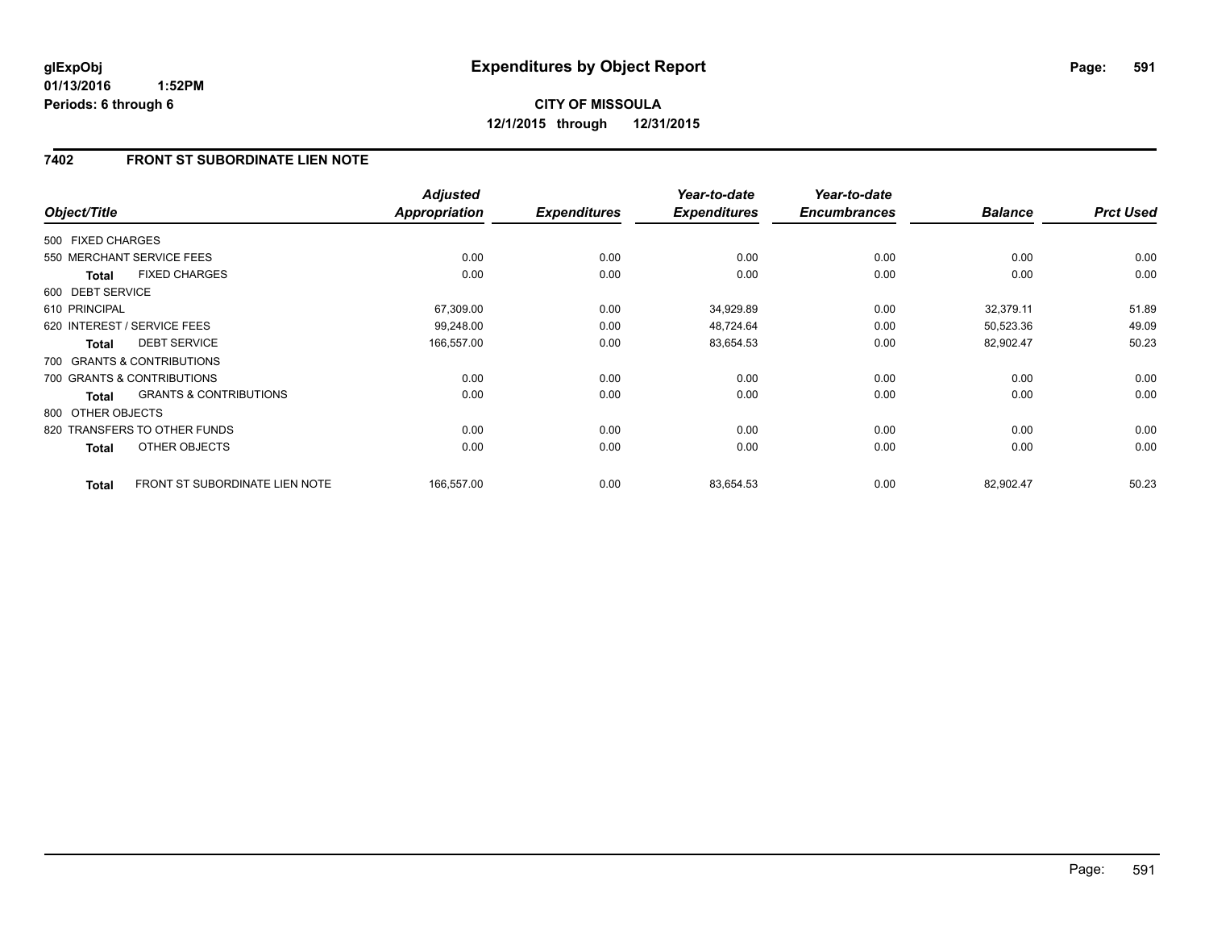**glExpObj** **Expenditures by Object Report**

**01/13/2016 1:52PM**

**Periods: 6 through 6**

**CITY OF MISSOULA**

**12/1/2015 through 12/31/2015**

## 7402 FRONT ST SUBORDINATE LIEN NOTE

| Object/Title | | Adjusted Appropriation | Expenditures | Year-to-date Expenditures | Year-to-date Encumbrances | Balance | Prct Used |
|---|---|---|---|---|---|---|---|
| 500 FIXED CHARGES | | | | | | | |
| 550 MERCHANT SERVICE FEES | | 0.00 | 0.00 | 0.00 | 0.00 | 0.00 | 0.00 |
| **Total** | FIXED CHARGES | 0.00 | 0.00 | 0.00 | 0.00 | 0.00 | 0.00 |
| 600 DEBT SERVICE | | | | | | | |
| 610 PRINCIPAL | | 67,309.00 | 0.00 | 34,929.89 | 0.00 | 32,379.11 | 51.89 |
| 620 INTEREST / SERVICE FEES | | 99,248.00 | 0.00 | 48,724.64 | 0.00 | 50,523.36 | 49.09 |
| **Total** | DEBT SERVICE | 166,557.00 | 0.00 | 83,654.53 | 0.00 | 82,902.47 | 50.23 |
| 700 GRANTS & CONTRIBUTIONS | | | | | | | |
| 700 GRANTS & CONTRIBUTIONS | | 0.00 | 0.00 | 0.00 | 0.00 | 0.00 | 0.00 |
| **Total** | GRANTS & CONTRIBUTIONS | 0.00 | 0.00 | 0.00 | 0.00 | 0.00 | 0.00 |
| 800 OTHER OBJECTS | | | | | | | |
| 820 TRANSFERS TO OTHER FUNDS | | 0.00 | 0.00 | 0.00 | 0.00 | 0.00 | 0.00 |
| **Total** | OTHER OBJECTS | 0.00 | 0.00 | 0.00 | 0.00 | 0.00 | 0.00 |
| **Total** | FRONT ST SUBORDINATE LIEN NOTE | 166,557.00 | 0.00 | 83,654.53 | 0.00 | 82,902.47 | 50.23 |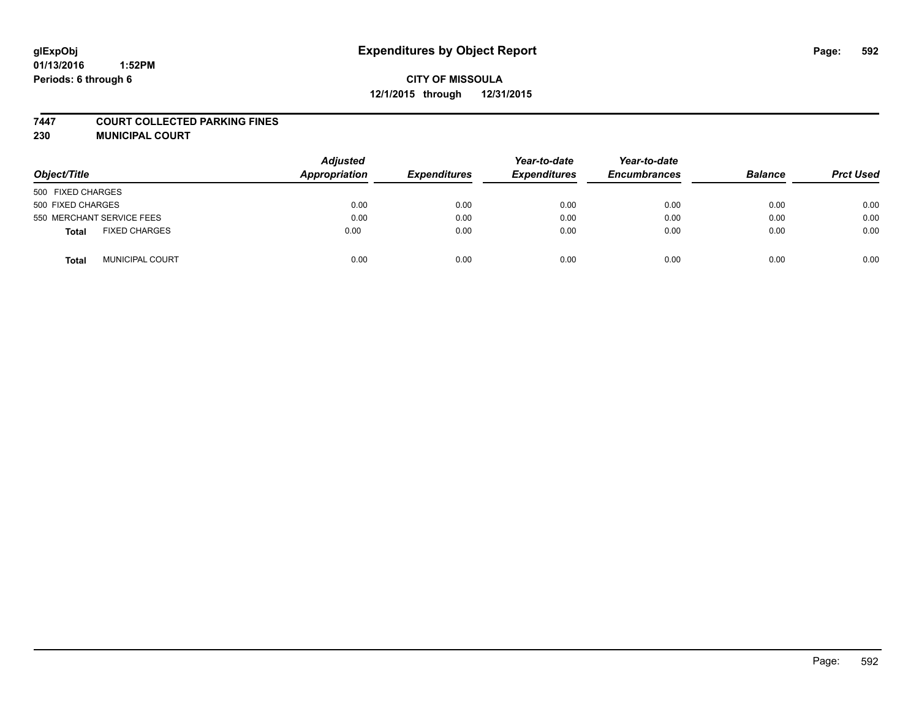glExpObj
01/13/2016 1:52PM
Periods: 6 through 6

# Expenditures by Object Report

**CITY OF MISSOULA**
**12/1/2015 through 12/31/2015**

**7447 COURT COLLECTED PARKING FINES**
**230 MUNICIPAL COURT**

| Object/Title | Adjusted Appropriation | Expenditures | Year-to-date Expenditures | Year-to-date Encumbrances | Balance | Prct Used |
|---|---|---|---|---|---|---|
| 500 FIXED CHARGES | | | | | | |
| 500 FIXED CHARGES | 0.00 | 0.00 | 0.00 | 0.00 | 0.00 | 0.00 |
| 550 MERCHANT SERVICE FEES | 0.00 | 0.00 | 0.00 | 0.00 | 0.00 | 0.00 |
| **Total** FIXED CHARGES | 0.00 | 0.00 | 0.00 | 0.00 | 0.00 | 0.00 |
| **Total** MUNICIPAL COURT | 0.00 | 0.00 | 0.00 | 0.00 | 0.00 | 0.00 |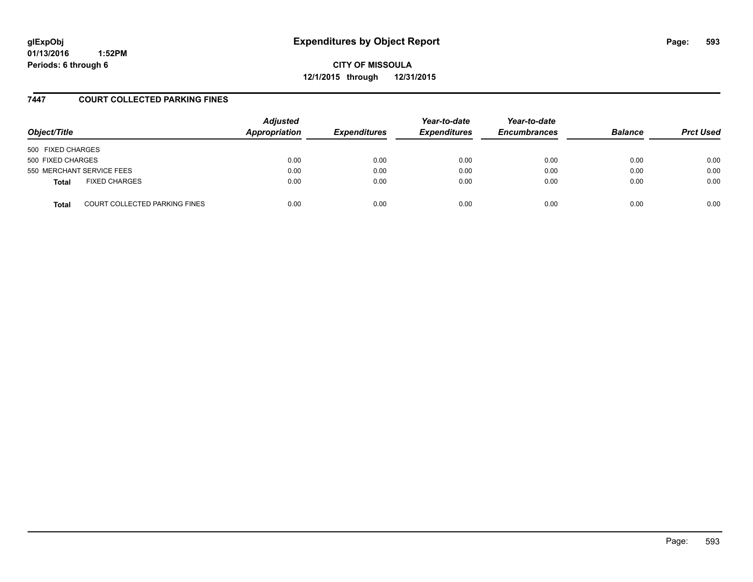# Expenditures by Object Report

glExpObj
01/13/2016 1:52PM
Periods: 6 through 6

**CITY OF MISSOULA**
**12/1/2015 through 12/31/2015**

## 7447 COURT COLLECTED PARKING FINES

| Object/Title | Adjusted Appropriation | Expenditures | Year-to-date Expenditures | Year-to-date Encumbrances | Balance | Prct Used |
|---|---|---|---|---|---|---|
| 500 FIXED CHARGES | | | | | | |
| 500 FIXED CHARGES | 0.00 | 0.00 | 0.00 | 0.00 | 0.00 | 0.00 |
| 550 MERCHANT SERVICE FEES | 0.00 | 0.00 | 0.00 | 0.00 | 0.00 | 0.00 |
| **Total** FIXED CHARGES | 0.00 | 0.00 | 0.00 | 0.00 | 0.00 | 0.00 |
| **Total** COURT COLLECTED PARKING FINES | 0.00 | 0.00 | 0.00 | 0.00 | 0.00 | 0.00 |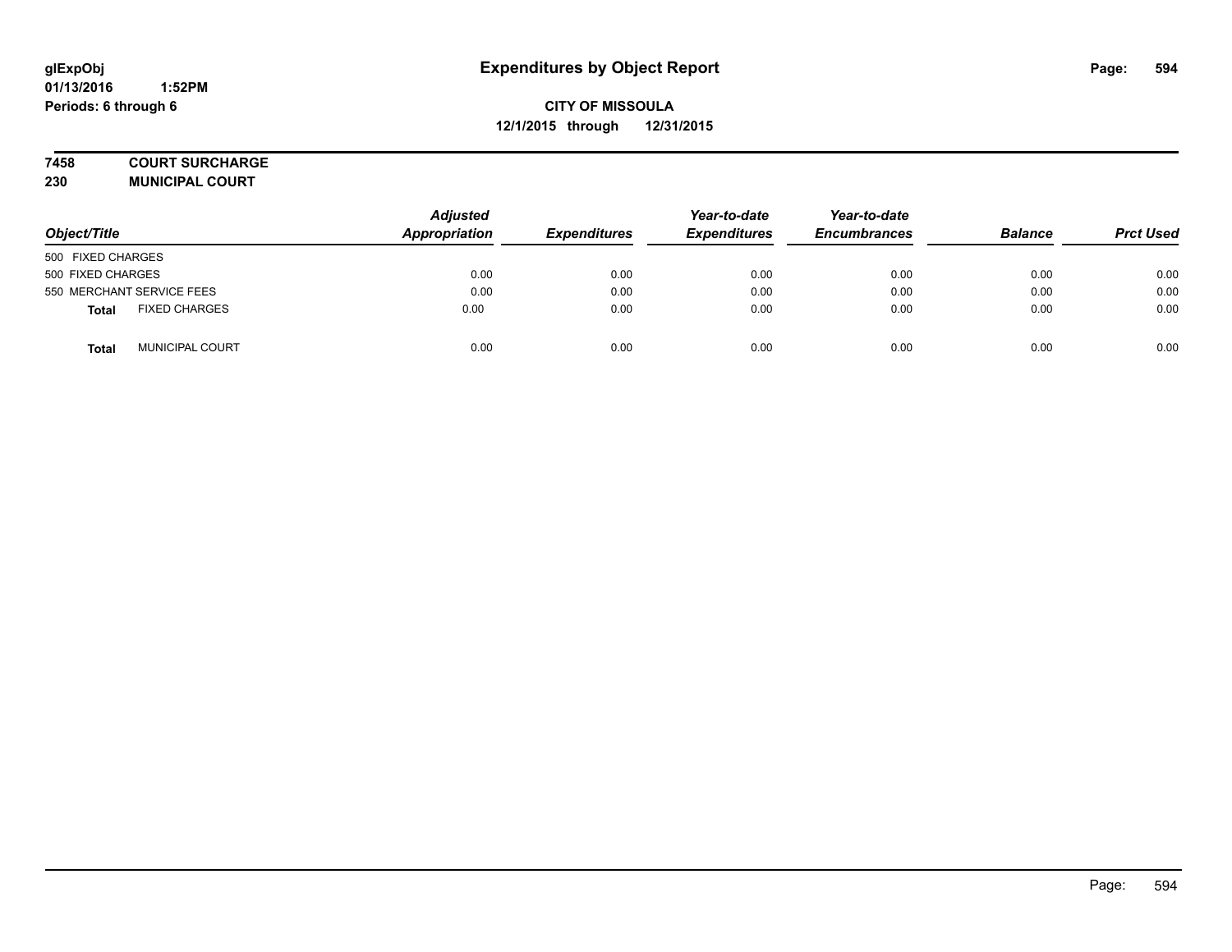# Expenditures by Object Report

glExpObj
01/13/2016 1:52PM
Periods: 6 through 6

**CITY OF MISSOULA**
**12/1/2015 through 12/31/2015**

**7458 COURT SURCHARGE**
**230 MUNICIPAL COURT**

| Object/Title | | Adjusted Appropriation | Expenditures | Year-to-date Expenditures | Year-to-date Encumbrances | Balance | Prct Used |
|---|---|---|---|---|---|---|---|
| 500 FIXED CHARGES | | | | | | | |
| 500 FIXED CHARGES | | 0.00 | 0.00 | 0.00 | 0.00 | 0.00 | 0.00 |
| 550 MERCHANT SERVICE FEES | | 0.00 | 0.00 | 0.00 | 0.00 | 0.00 | 0.00 |
| **Total** | FIXED CHARGES | 0.00 | 0.00 | 0.00 | 0.00 | 0.00 | 0.00 |
| **Total** | MUNICIPAL COURT | 0.00 | 0.00 | 0.00 | 0.00 | 0.00 | 0.00 |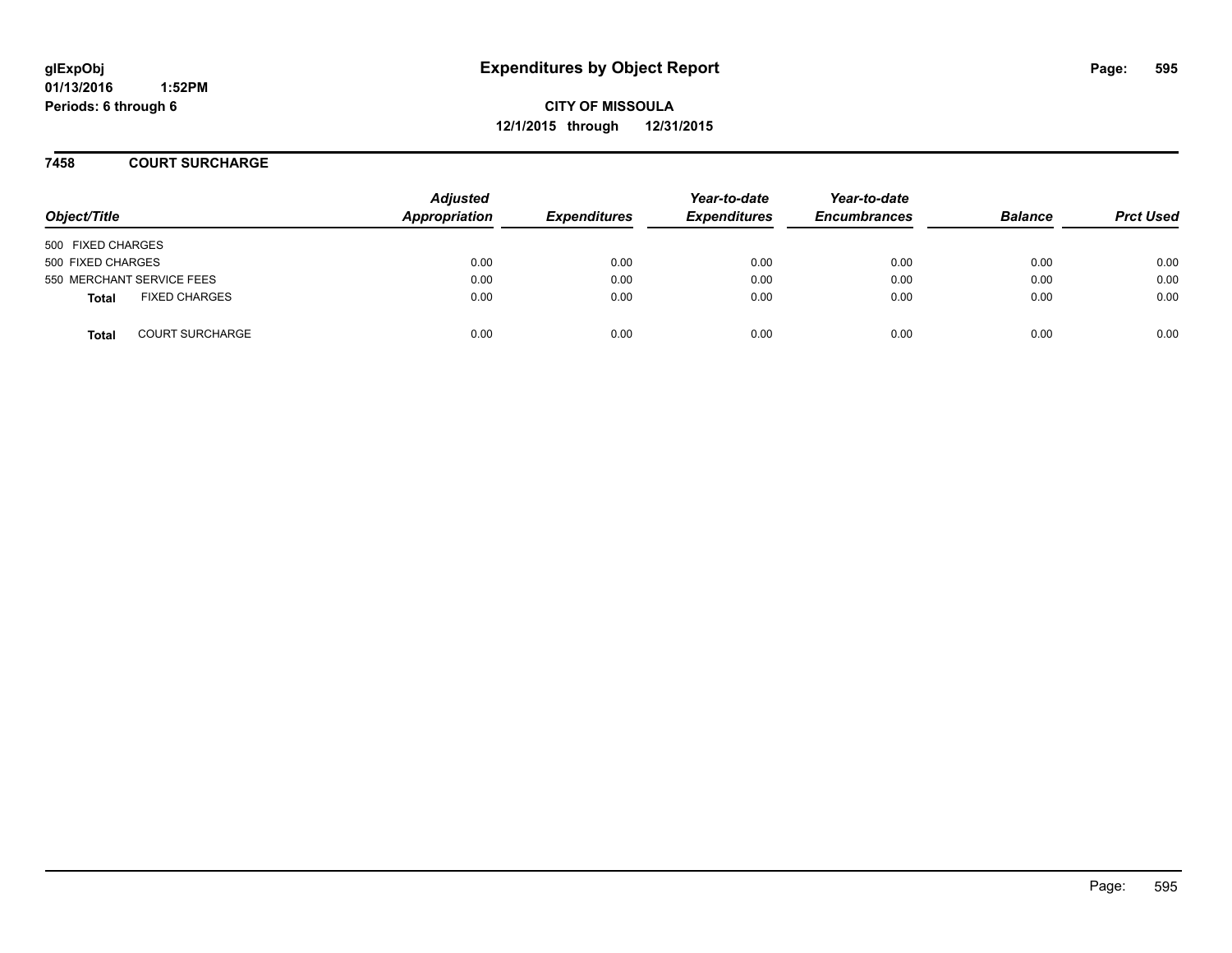**glExpObj**
**01/13/2016 1:52PM**
**Periods: 6 through 6**

# Expenditures by Object Report

**CITY OF MISSOULA**
**12/1/2015 through 12/31/2015**

## 7458 COURT SURCHARGE

| Object/Title | Adjusted Appropriation | Expenditures | Year-to-date Expenditures | Year-to-date Encumbrances | Balance | Prct Used |
|---|---|---|---|---|---|---|
| 500 FIXED CHARGES | | | | | | |
| 500 FIXED CHARGES | 0.00 | 0.00 | 0.00 | 0.00 | 0.00 | 0.00 |
| 550 MERCHANT SERVICE FEES | 0.00 | 0.00 | 0.00 | 0.00 | 0.00 | 0.00 |
| **Total** FIXED CHARGES | 0.00 | 0.00 | 0.00 | 0.00 | 0.00 | 0.00 |
| **Total** COURT SURCHARGE | 0.00 | 0.00 | 0.00 | 0.00 | 0.00 | 0.00 |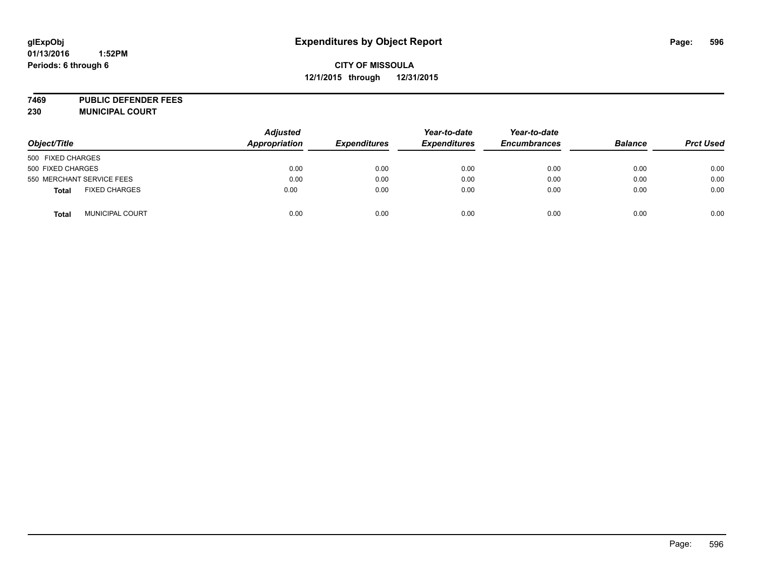glExpObj
01/13/2016 1:52PM
Periods: 6 through 6

# Expenditures by Object Report

**CITY OF MISSOULA**
**12/1/2015 through 12/31/2015**

**7469 PUBLIC DEFENDER FEES**
**230 MUNICIPAL COURT**

| Object/Title | Adjusted Appropriation | Expenditures | Year-to-date Expenditures | Year-to-date Encumbrances | Balance | Prct Used |
|---|---|---|---|---|---|---|
| 500 FIXED CHARGES | | | | | | |
| 500 FIXED CHARGES | 0.00 | 0.00 | 0.00 | 0.00 | 0.00 | 0.00 |
| 550 MERCHANT SERVICE FEES | 0.00 | 0.00 | 0.00 | 0.00 | 0.00 | 0.00 |
| **Total** FIXED CHARGES | 0.00 | 0.00 | 0.00 | 0.00 | 0.00 | 0.00 |
| **Total** MUNICIPAL COURT | 0.00 | 0.00 | 0.00 | 0.00 | 0.00 | 0.00 |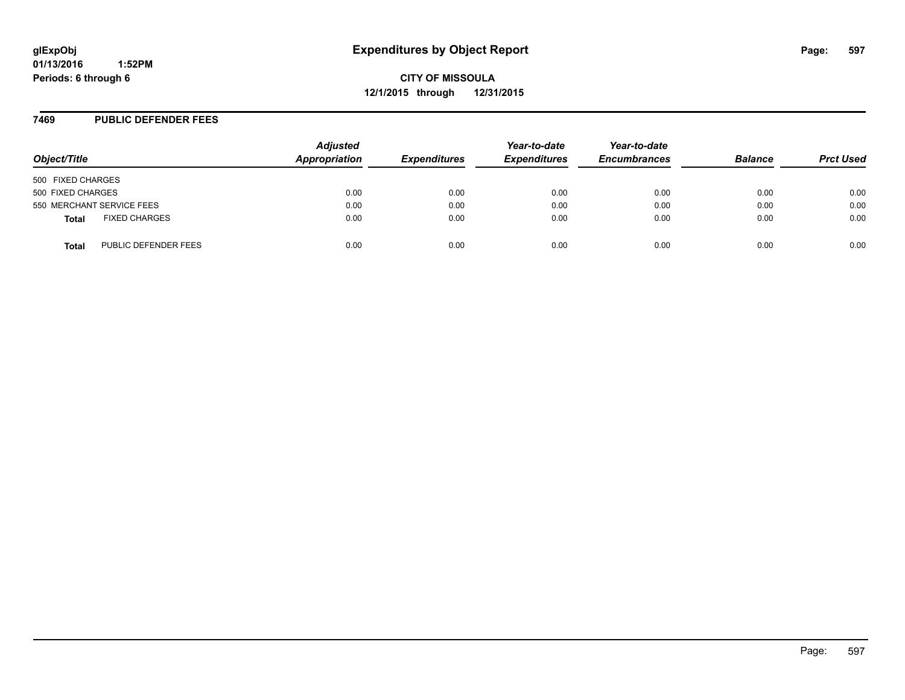glExpObj
01/13/2016 1:52PM
Periods: 6 through 6

# Expenditures by Object Report

**CITY OF MISSOULA**
**12/1/2015 through 12/31/2015**

## 7469 PUBLIC DEFENDER FEES

| Object/Title | Adjusted Appropriation | Expenditures | Year-to-date Expenditures | Year-to-date Encumbrances | Balance | Prct Used |
|---|---|---|---|---|---|---|
| 500 FIXED CHARGES | | | | | | |
| 500 FIXED CHARGES | 0.00 | 0.00 | 0.00 | 0.00 | 0.00 | 0.00 |
| 550 MERCHANT SERVICE FEES | 0.00 | 0.00 | 0.00 | 0.00 | 0.00 | 0.00 |
| **Total** FIXED CHARGES | 0.00 | 0.00 | 0.00 | 0.00 | 0.00 | 0.00 |
| **Total** PUBLIC DEFENDER FEES | 0.00 | 0.00 | 0.00 | 0.00 | 0.00 | 0.00 |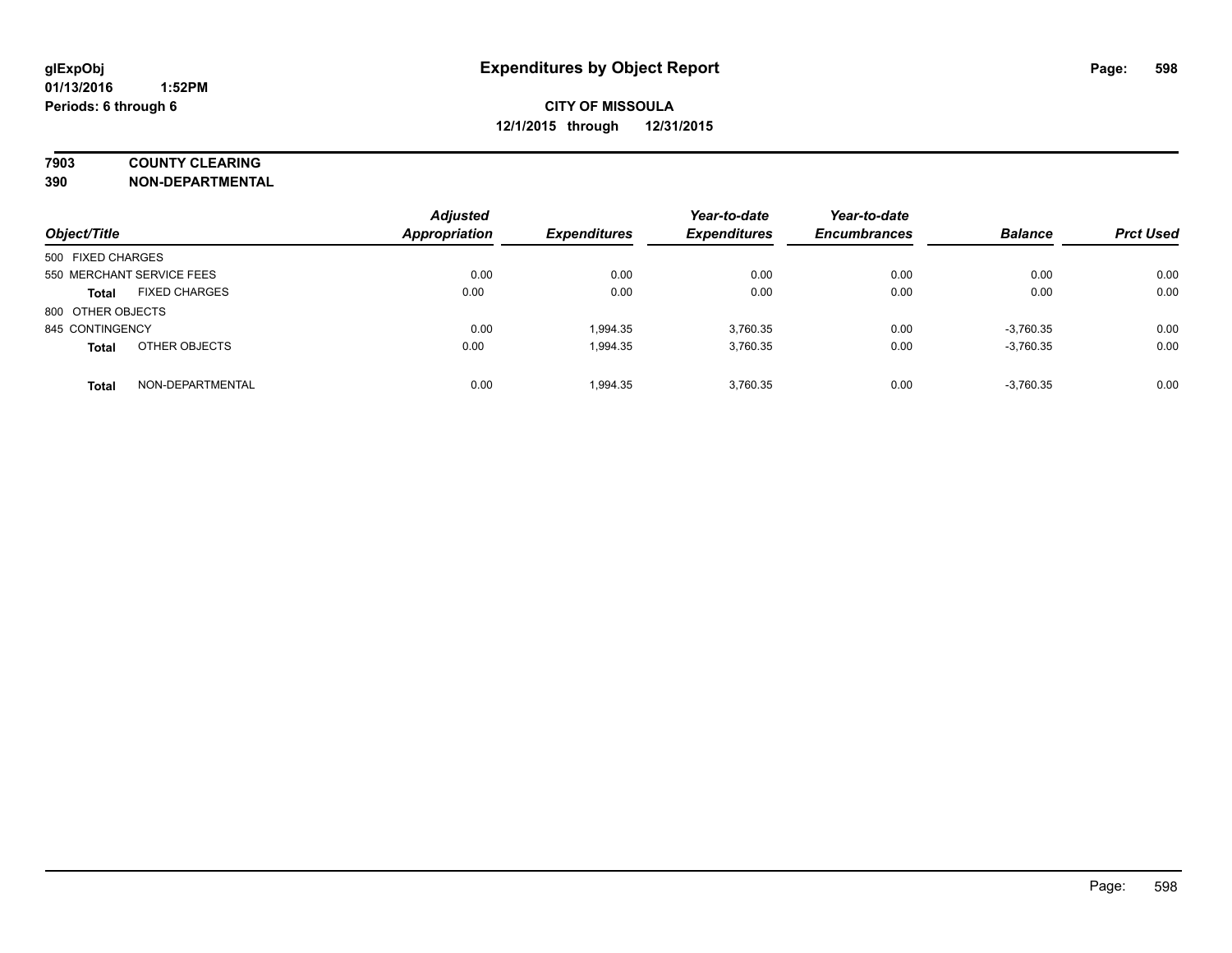**glExpObj**
**01/13/2016 1:52PM**
**Periods: 6 through 6**

# Expenditures by Object Report

**CITY OF MISSOULA**
**12/1/2015 through 12/31/2015**

**7903 COUNTY CLEARING**
**390 NON-DEPARTMENTAL**

| Object/Title | | Adjusted Appropriation | Expenditures | Year-to-date Expenditures | Year-to-date Encumbrances | Balance | Prct Used |
|---|---|---|---|---|---|---|---|
| 500 FIXED CHARGES | | | | | | | |
| 550 MERCHANT SERVICE FEES | | 0.00 | 0.00 | 0.00 | 0.00 | 0.00 | 0.00 |
| **Total** | FIXED CHARGES | 0.00 | 0.00 | 0.00 | 0.00 | 0.00 | 0.00 |
| 800 OTHER OBJECTS | | | | | | | |
| 845 CONTINGENCY | | 0.00 | 1,994.35 | 3,760.35 | 0.00 | -3,760.35 | 0.00 |
| **Total** | OTHER OBJECTS | 0.00 | 1,994.35 | 3,760.35 | 0.00 | -3,760.35 | 0.00 |
| **Total** | NON-DEPARTMENTAL | 0.00 | 1,994.35 | 3,760.35 | 0.00 | -3,760.35 | 0.00 |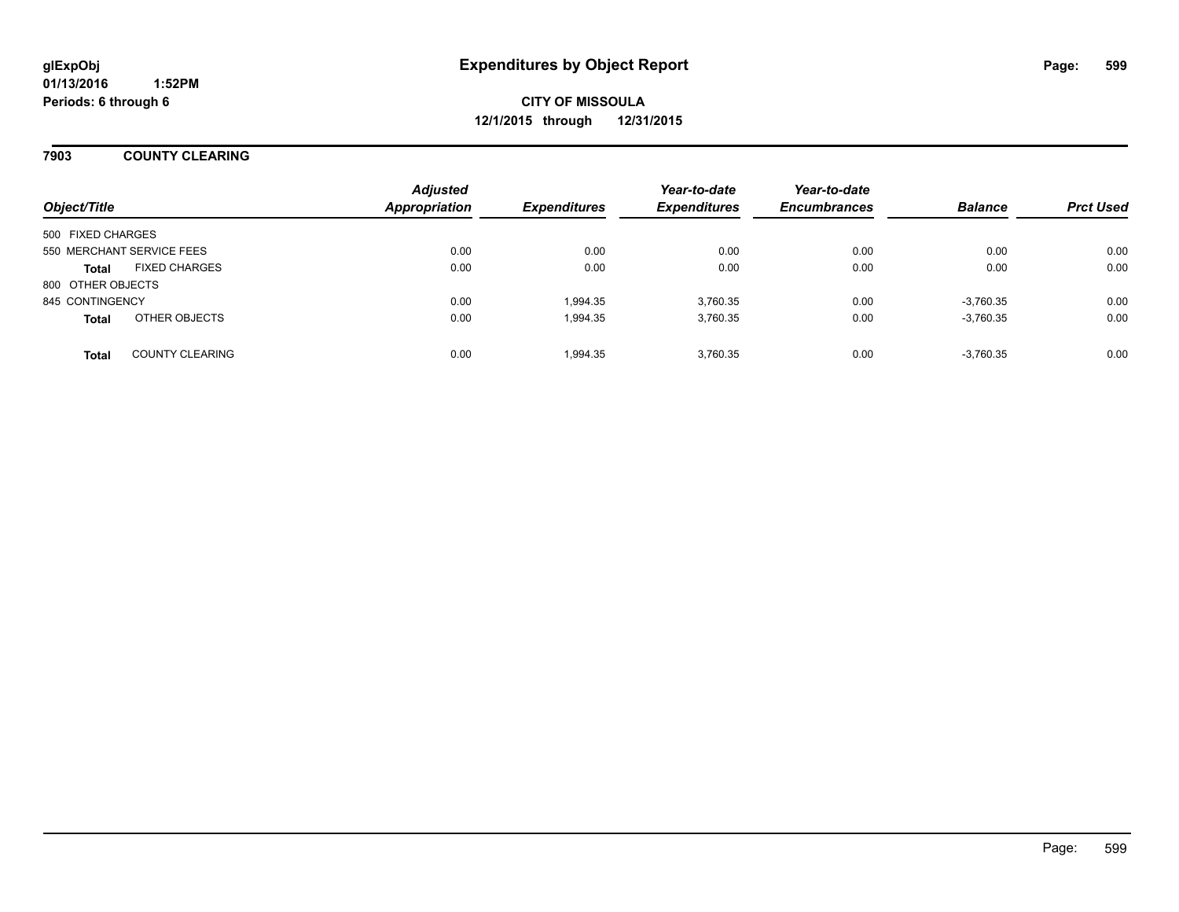**glExpObj**
**01/13/2016 1:52PM**
**Periods: 6 through 6**

# Expenditures by Object Report

**CITY OF MISSOULA**
**12/1/2015 through 12/31/2015**

## 7903 COUNTY CLEARING

| Object/Title | | Adjusted Appropriation | Expenditures | Year-to-date Expenditures | Year-to-date Encumbrances | Balance | Prct Used |
|---|---|---|---|---|---|---|---|
| 500 FIXED CHARGES | | | | | | | |
| 550 MERCHANT SERVICE FEES | | 0.00 | 0.00 | 0.00 | 0.00 | 0.00 | 0.00 |
| **Total** | FIXED CHARGES | 0.00 | 0.00 | 0.00 | 0.00 | 0.00 | 0.00 |
| 800 OTHER OBJECTS | | | | | | | |
| 845 CONTINGENCY | | 0.00 | 1,994.35 | 3,760.35 | 0.00 | -3,760.35 | 0.00 |
| **Total** | OTHER OBJECTS | 0.00 | 1,994.35 | 3,760.35 | 0.00 | -3,760.35 | 0.00 |
| **Total** | COUNTY CLEARING | 0.00 | 1,994.35 | 3,760.35 | 0.00 | -3,760.35 | 0.00 |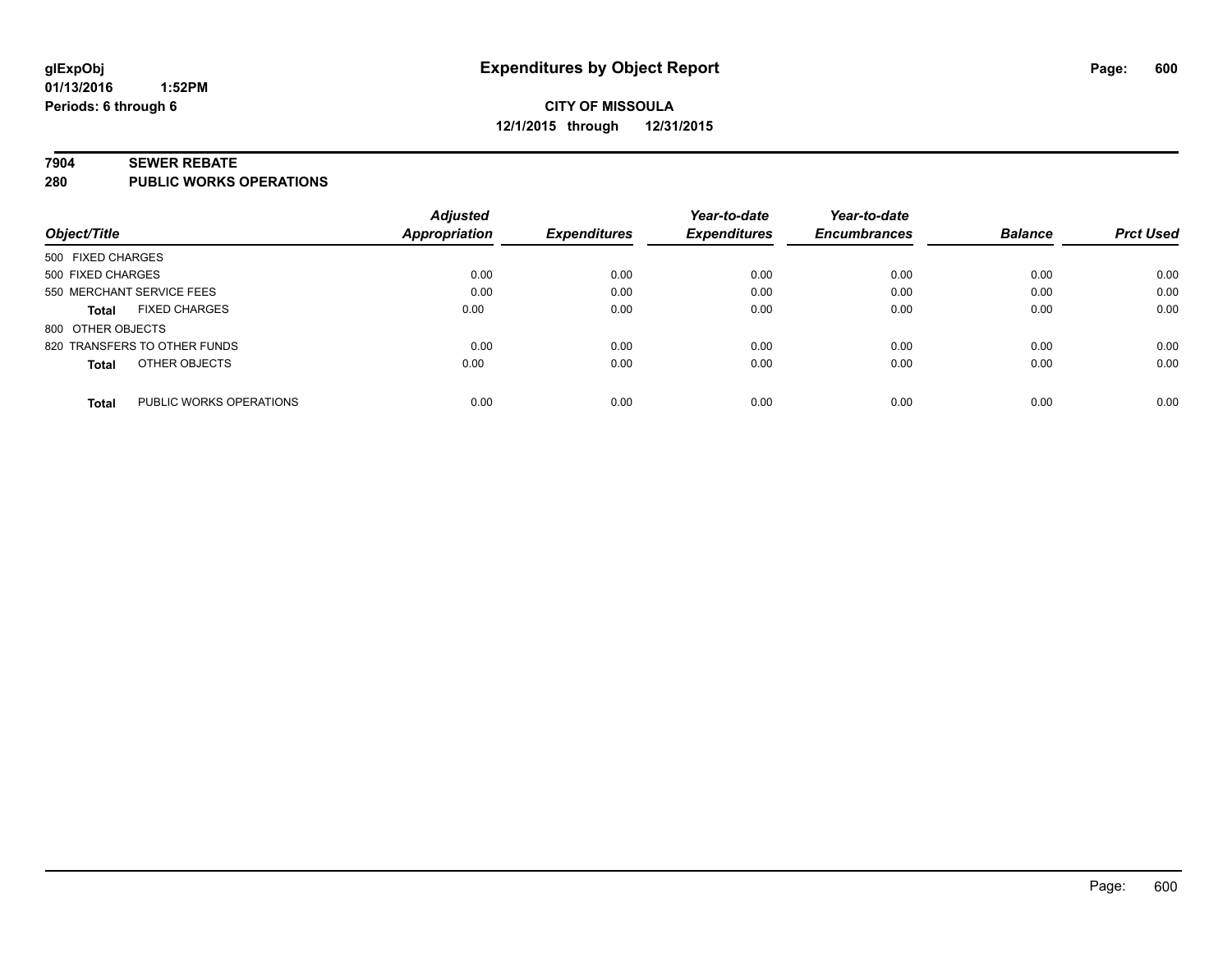# Expenditures by Object Report

glExpObj
01/13/2016 1:52PM
Periods: 6 through 6

**CITY OF MISSOULA**
**12/1/2015 through 12/31/2015**

## 7904 SEWER REBATE
## 280 PUBLIC WORKS OPERATIONS

| Object/Title | | Adjusted Appropriation | Expenditures | Year-to-date Expenditures | Year-to-date Encumbrances | Balance | Prct Used |
|---|---|---|---|---|---|---|---|
| 500 FIXED CHARGES | | | | | | | |
| 500 FIXED CHARGES | | 0.00 | 0.00 | 0.00 | 0.00 | 0.00 | 0.00 |
| 550 MERCHANT SERVICE FEES | | 0.00 | 0.00 | 0.00 | 0.00 | 0.00 | 0.00 |
| **Total** | FIXED CHARGES | 0.00 | 0.00 | 0.00 | 0.00 | 0.00 | 0.00 |
| 800 OTHER OBJECTS | | | | | | | |
| 820 TRANSFERS TO OTHER FUNDS | | 0.00 | 0.00 | 0.00 | 0.00 | 0.00 | 0.00 |
| **Total** | OTHER OBJECTS | 0.00 | 0.00 | 0.00 | 0.00 | 0.00 | 0.00 |
| **Total** | PUBLIC WORKS OPERATIONS | 0.00 | 0.00 | 0.00 | 0.00 | 0.00 | 0.00 |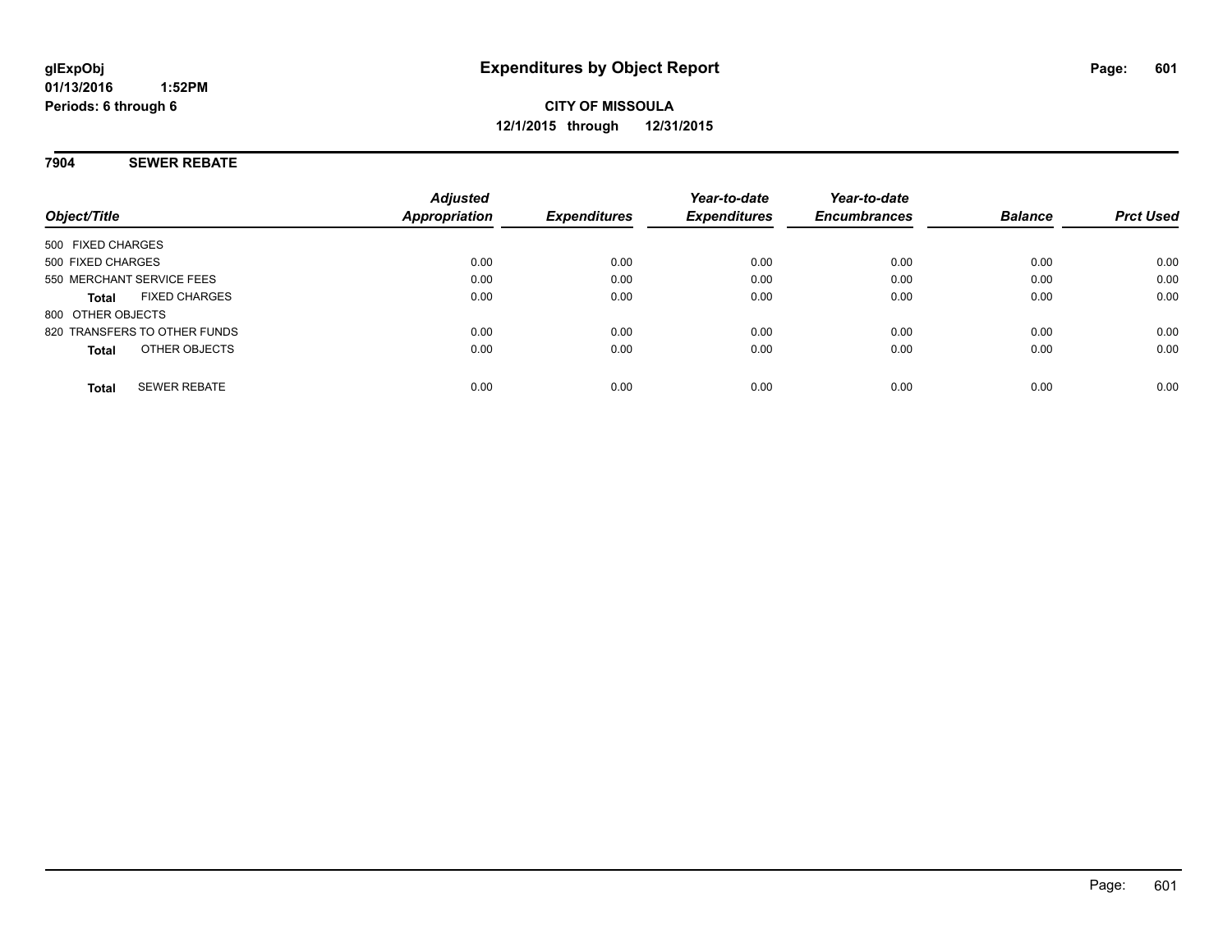glExpObj
01/13/2016 1:52PM
Periods: 6 through 6

# Expenditures by Object Report

**CITY OF MISSOULA**
**12/1/2015 through 12/31/2015**

## 7904 SEWER REBATE

| Object/Title | Adjusted Appropriation | Expenditures | Year-to-date Expenditures | Year-to-date Encumbrances | Balance | Prct Used |
|---|---|---|---|---|---|---|
| 500 FIXED CHARGES | | | | | | |
| 500 FIXED CHARGES | 0.00 | 0.00 | 0.00 | 0.00 | 0.00 | 0.00 |
| 550 MERCHANT SERVICE FEES | 0.00 | 0.00 | 0.00 | 0.00 | 0.00 | 0.00 |
| **Total** FIXED CHARGES | 0.00 | 0.00 | 0.00 | 0.00 | 0.00 | 0.00 |
| 800 OTHER OBJECTS | | | | | | |
| 820 TRANSFERS TO OTHER FUNDS | 0.00 | 0.00 | 0.00 | 0.00 | 0.00 | 0.00 |
| **Total** OTHER OBJECTS | 0.00 | 0.00 | 0.00 | 0.00 | 0.00 | 0.00 |
| **Total** SEWER REBATE | 0.00 | 0.00 | 0.00 | 0.00 | 0.00 | 0.00 |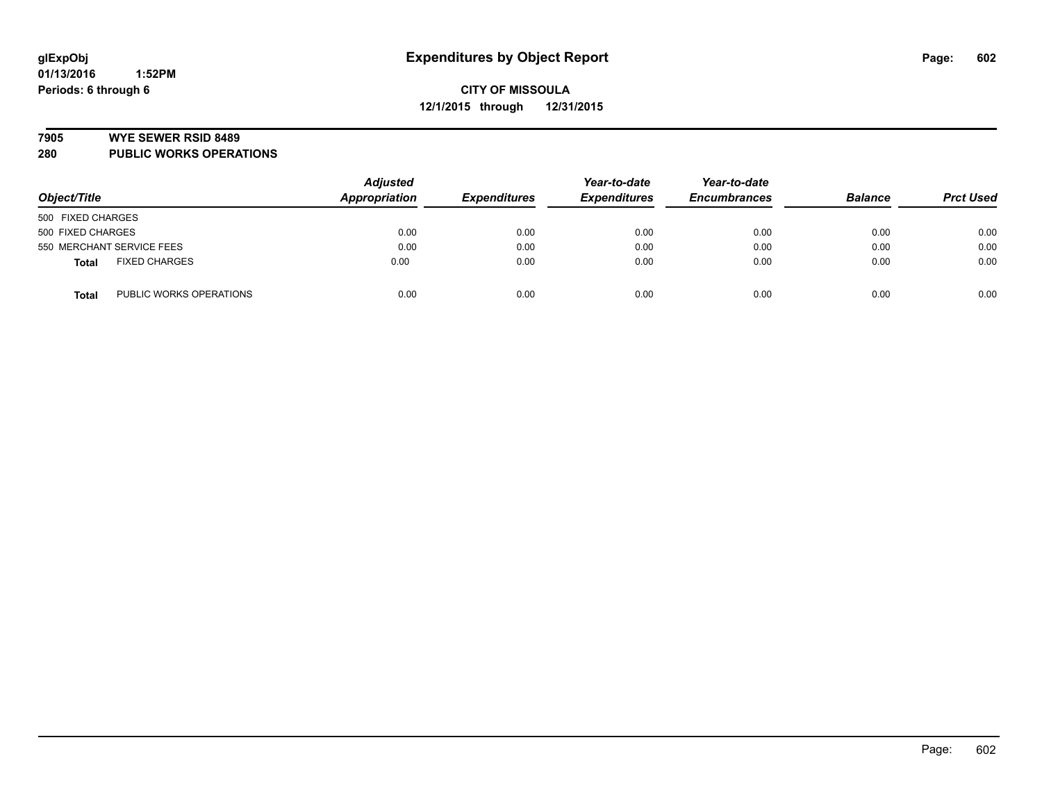# Expenditures by Object Report

glExpObj
01/13/2016 1:52PM
Periods: 6 through 6

**CITY OF MISSOULA**
**12/1/2015 through 12/31/2015**

## 7905 WYE SEWER RSID 8489
## 280 PUBLIC WORKS OPERATIONS

| Object/Title | Adjusted Appropriation | Expenditures | Year-to-date Expenditures | Year-to-date Encumbrances | Balance | Prct Used |
|---|---|---|---|---|---|---|
| 500 FIXED CHARGES | | | | | | |
| 500 FIXED CHARGES | 0.00 | 0.00 | 0.00 | 0.00 | 0.00 | 0.00 |
| 550 MERCHANT SERVICE FEES | 0.00 | 0.00 | 0.00 | 0.00 | 0.00 | 0.00 |
| **Total** FIXED CHARGES | 0.00 | 0.00 | 0.00 | 0.00 | 0.00 | 0.00 |
| **Total** PUBLIC WORKS OPERATIONS | 0.00 | 0.00 | 0.00 | 0.00 | 0.00 | 0.00 |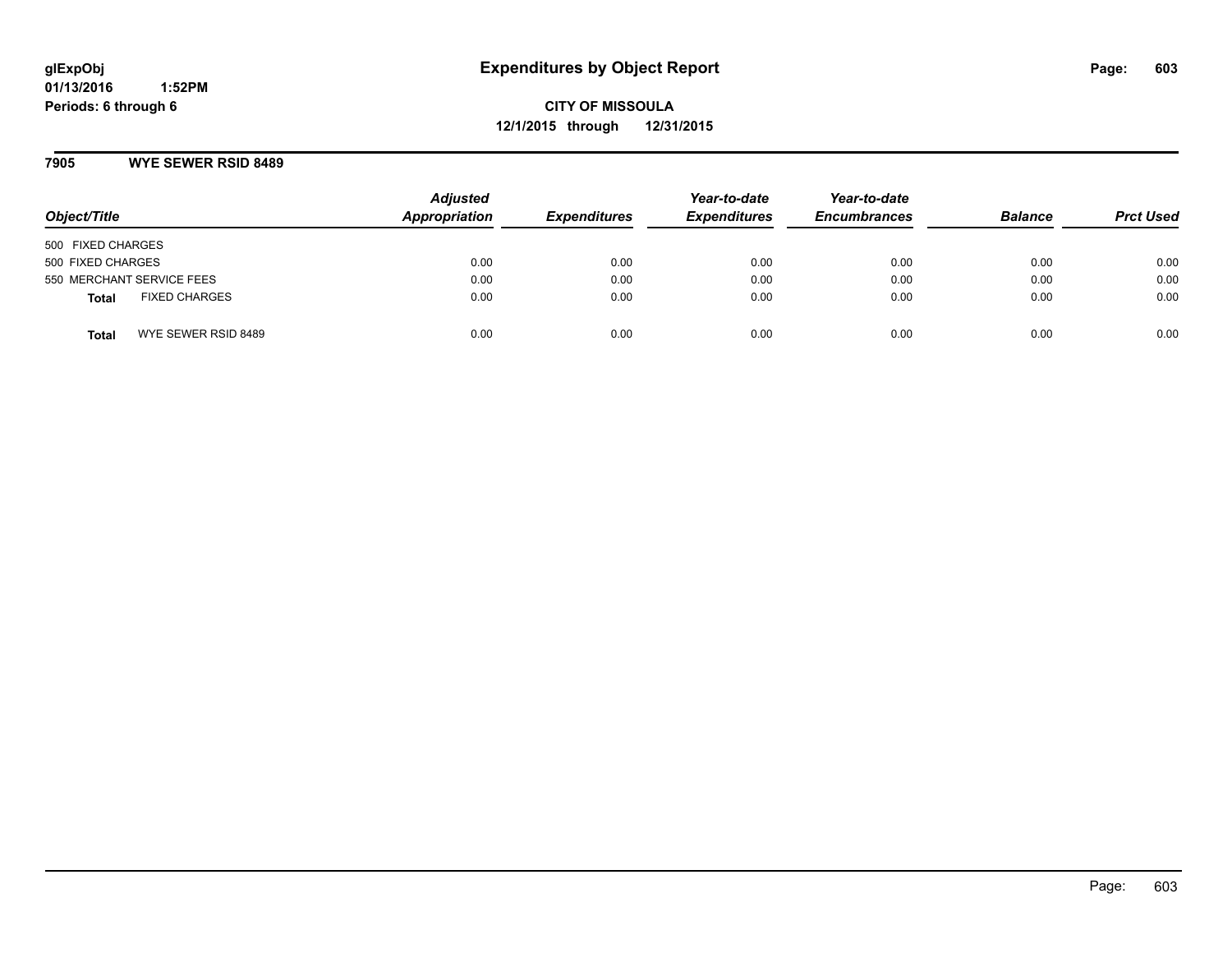# Expenditures by Object Report

glExpObj
01/13/2016 1:52PM
Periods: 6 through 6

**CITY OF MISSOULA**
**12/1/2015 through 12/31/2015**

## 7905 WYE SEWER RSID 8489

| Object/Title | Adjusted Appropriation | Expenditures | Year-to-date Expenditures | Year-to-date Encumbrances | Balance | Prct Used |
|---|---|---|---|---|---|---|
| 500 FIXED CHARGES | | | | | | |
| 500 FIXED CHARGES | 0.00 | 0.00 | 0.00 | 0.00 | 0.00 | 0.00 |
| 550 MERCHANT SERVICE FEES | 0.00 | 0.00 | 0.00 | 0.00 | 0.00 | 0.00 |
| **Total** FIXED CHARGES | 0.00 | 0.00 | 0.00 | 0.00 | 0.00 | 0.00 |
| **Total** WYE SEWER RSID 8489 | 0.00 | 0.00 | 0.00 | 0.00 | 0.00 | 0.00 |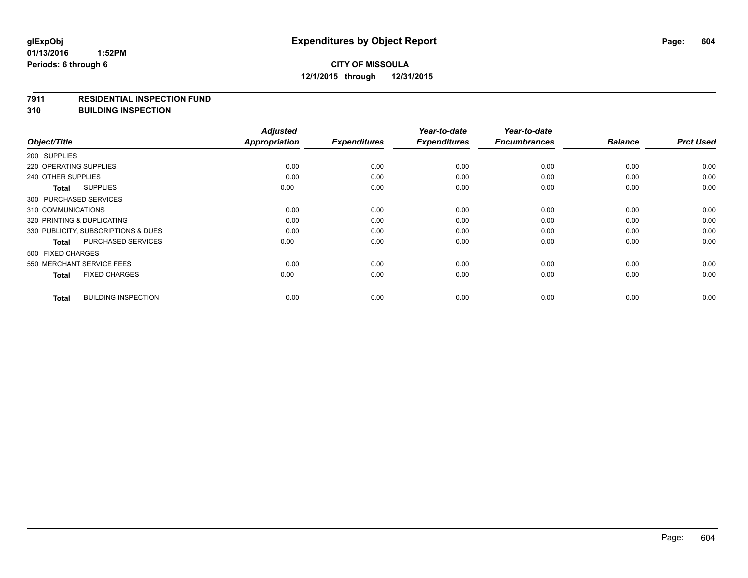**glExpObj** **Expenditures by Object Report**

**01/13/2016 1:52PM**

**Periods: 6 through 6**

**CITY OF MISSOULA**

**12/1/2015 through 12/31/2015**

**7911 RESIDENTIAL INSPECTION FUND**

**310 BUILDING INSPECTION**

| Object/Title | Adjusted Appropriation | Expenditures | Year-to-date Expenditures | Year-to-date Encumbrances | Balance | Prct Used |
|---|---|---|---|---|---|---|
| 200 SUPPLIES | | | | | | |
| 220 OPERATING SUPPLIES | 0.00 | 0.00 | 0.00 | 0.00 | 0.00 | 0.00 |
| 240 OTHER SUPPLIES | 0.00 | 0.00 | 0.00 | 0.00 | 0.00 | 0.00 |
| **Total** SUPPLIES | 0.00 | 0.00 | 0.00 | 0.00 | 0.00 | 0.00 |
| 300 PURCHASED SERVICES | | | | | | |
| 310 COMMUNICATIONS | 0.00 | 0.00 | 0.00 | 0.00 | 0.00 | 0.00 |
| 320 PRINTING & DUPLICATING | 0.00 | 0.00 | 0.00 | 0.00 | 0.00 | 0.00 |
| 330 PUBLICITY, SUBSCRIPTIONS & DUES | 0.00 | 0.00 | 0.00 | 0.00 | 0.00 | 0.00 |
| **Total** PURCHASED SERVICES | 0.00 | 0.00 | 0.00 | 0.00 | 0.00 | 0.00 |
| 500 FIXED CHARGES | | | | | | |
| 550 MERCHANT SERVICE FEES | 0.00 | 0.00 | 0.00 | 0.00 | 0.00 | 0.00 |
| **Total** FIXED CHARGES | 0.00 | 0.00 | 0.00 | 0.00 | 0.00 | 0.00 |
| **Total** BUILDING INSPECTION | 0.00 | 0.00 | 0.00 | 0.00 | 0.00 | 0.00 |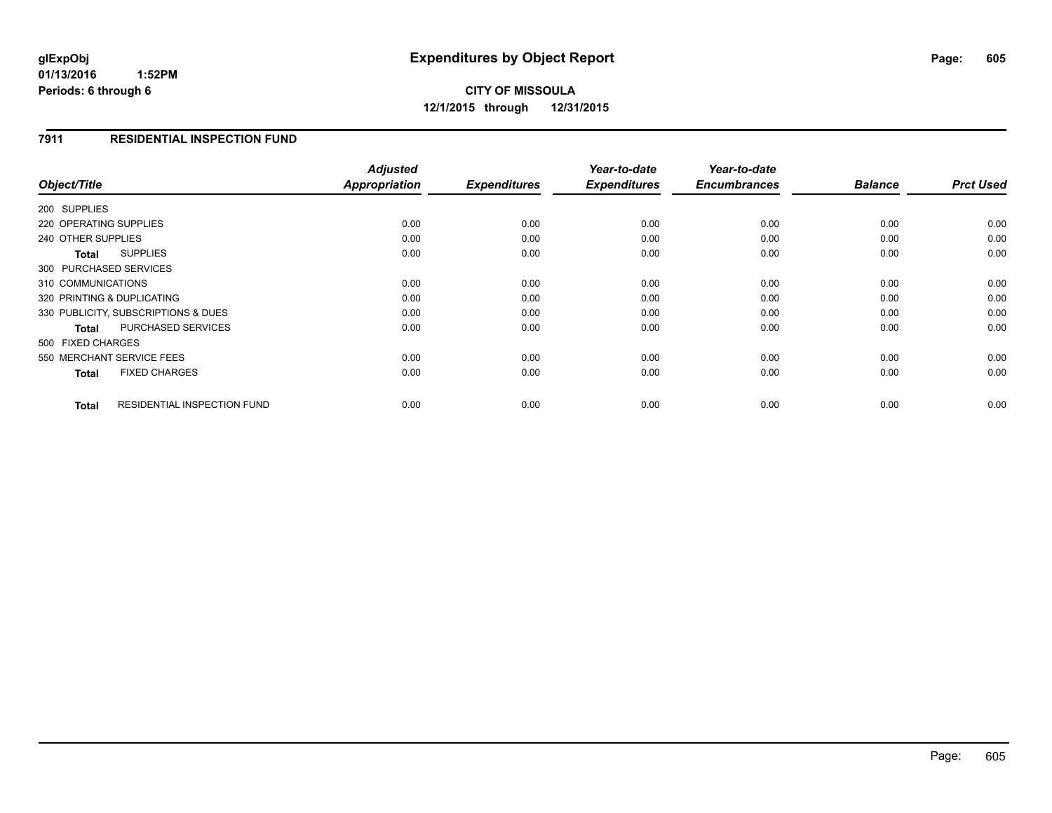# Expenditures by Object Report

glExpObj
01/13/2016 1:52PM
Periods: 6 through 6

**CITY OF MISSOULA**
**12/1/2015 through 12/31/2015**

## 7911 RESIDENTIAL INSPECTION FUND

| Object/Title | Adjusted Appropriation | Expenditures | Year-to-date Expenditures | Year-to-date Encumbrances | Balance | Prct Used |
|---|---|---|---|---|---|---|
| 200 SUPPLIES | | | | | | |
| 220 OPERATING SUPPLIES | 0.00 | 0.00 | 0.00 | 0.00 | 0.00 | 0.00 |
| 240 OTHER SUPPLIES | 0.00 | 0.00 | 0.00 | 0.00 | 0.00 | 0.00 |
| **Total** SUPPLIES | 0.00 | 0.00 | 0.00 | 0.00 | 0.00 | 0.00 |
| 300 PURCHASED SERVICES | | | | | | |
| 310 COMMUNICATIONS | 0.00 | 0.00 | 0.00 | 0.00 | 0.00 | 0.00 |
| 320 PRINTING & DUPLICATING | 0.00 | 0.00 | 0.00 | 0.00 | 0.00 | 0.00 |
| 330 PUBLICITY, SUBSCRIPTIONS & DUES | 0.00 | 0.00 | 0.00 | 0.00 | 0.00 | 0.00 |
| **Total** PURCHASED SERVICES | 0.00 | 0.00 | 0.00 | 0.00 | 0.00 | 0.00 |
| 500 FIXED CHARGES | | | | | | |
| 550 MERCHANT SERVICE FEES | 0.00 | 0.00 | 0.00 | 0.00 | 0.00 | 0.00 |
| **Total** FIXED CHARGES | 0.00 | 0.00 | 0.00 | 0.00 | 0.00 | 0.00 |
| **Total** RESIDENTIAL INSPECTION FUND | 0.00 | 0.00 | 0.00 | 0.00 | 0.00 | 0.00 |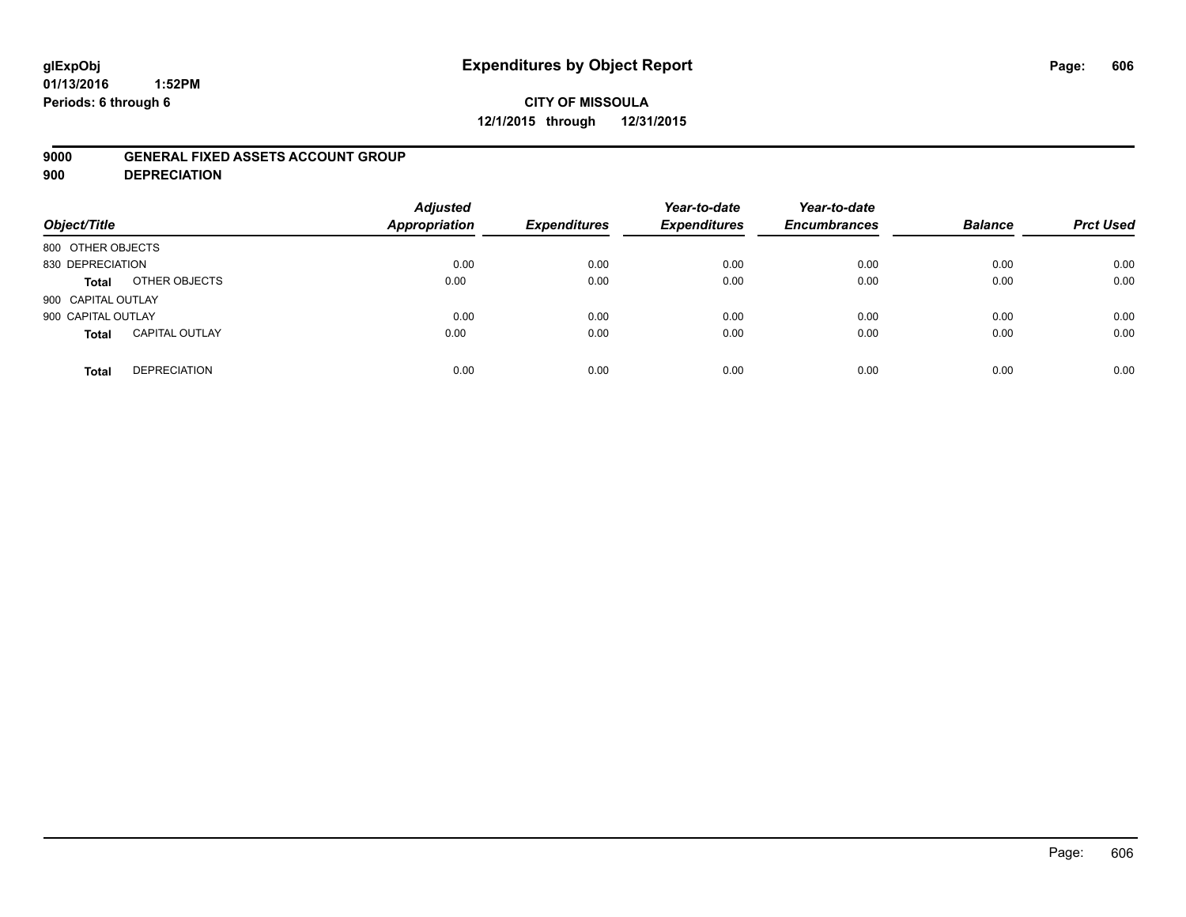**glExpObj**
**01/13/2016 1:52PM**
**Periods: 6 through 6**

# Expenditures by Object Report

**CITY OF MISSOULA**
**12/1/2015 through 12/31/2015**

**9000 GENERAL FIXED ASSETS ACCOUNT GROUP**
**900 DEPRECIATION**

| Object/Title | | Adjusted Appropriation | Expenditures | Year-to-date Expenditures | Year-to-date Encumbrances | Balance | Prct Used |
|---|---|---|---|---|---|---|---|
| 800 OTHER OBJECTS | | | | | | | |
| 830 DEPRECIATION | | 0.00 | 0.00 | 0.00 | 0.00 | 0.00 | 0.00 |
| **Total** | OTHER OBJECTS | 0.00 | 0.00 | 0.00 | 0.00 | 0.00 | 0.00 |
| 900 CAPITAL OUTLAY | | | | | | | |
| 900 CAPITAL OUTLAY | | 0.00 | 0.00 | 0.00 | 0.00 | 0.00 | 0.00 |
| **Total** | CAPITAL OUTLAY | 0.00 | 0.00 | 0.00 | 0.00 | 0.00 | 0.00 |
| **Total** | DEPRECIATION | 0.00 | 0.00 | 0.00 | 0.00 | 0.00 | 0.00 |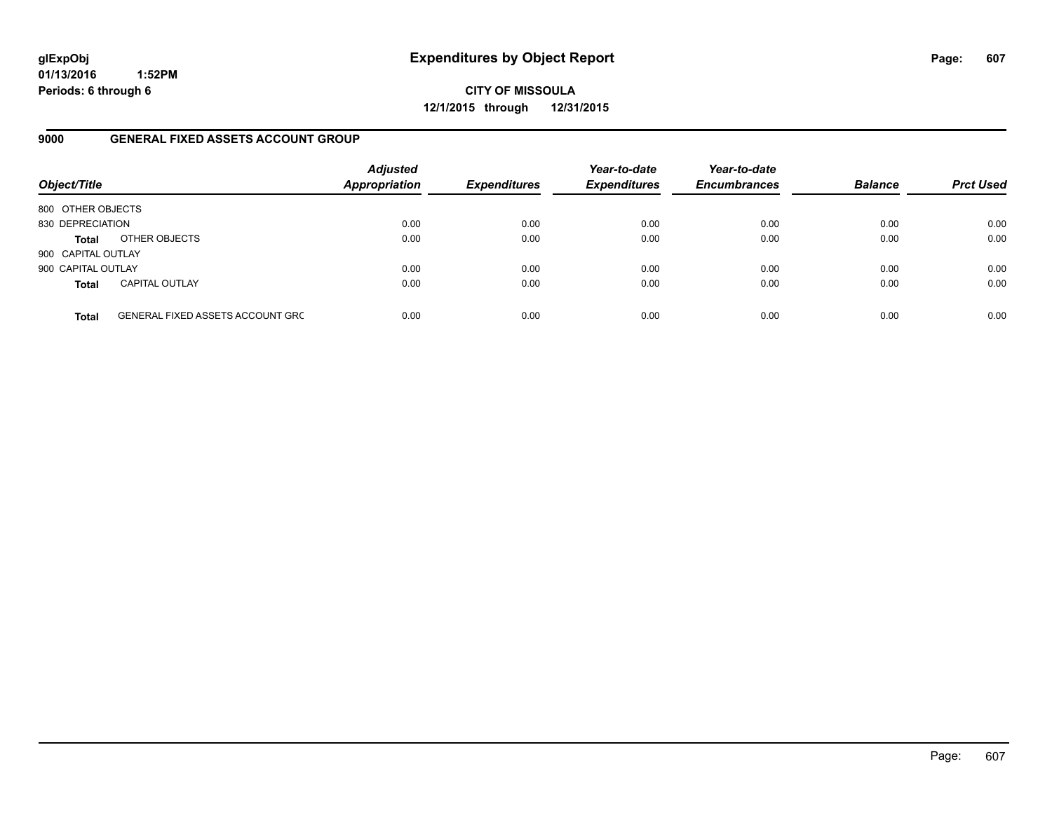glExpObj
01/13/2016 1:52PM
Periods: 6 through 6

# Expenditures by Object Report

**CITY OF MISSOULA**
**12/1/2015 through 12/31/2015**

## 9000 GENERAL FIXED ASSETS ACCOUNT GROUP

| Object/Title | | Adjusted Appropriation | Expenditures | Year-to-date Expenditures | Year-to-date Encumbrances | Balance | Prct Used |
|---|---|---|---|---|---|---|---|
| 800 OTHER OBJECTS | | | | | | | |
| 830 DEPRECIATION | | 0.00 | 0.00 | 0.00 | 0.00 | 0.00 | 0.00 |
| **Total** | OTHER OBJECTS | 0.00 | 0.00 | 0.00 | 0.00 | 0.00 | 0.00 |
| 900 CAPITAL OUTLAY | | | | | | | |
| 900 CAPITAL OUTLAY | | 0.00 | 0.00 | 0.00 | 0.00 | 0.00 | 0.00 |
| **Total** | CAPITAL OUTLAY | 0.00 | 0.00 | 0.00 | 0.00 | 0.00 | 0.00 |
| **Total** | GENERAL FIXED ASSETS ACCOUNT GRC | 0.00 | 0.00 | 0.00 | 0.00 | 0.00 | 0.00 |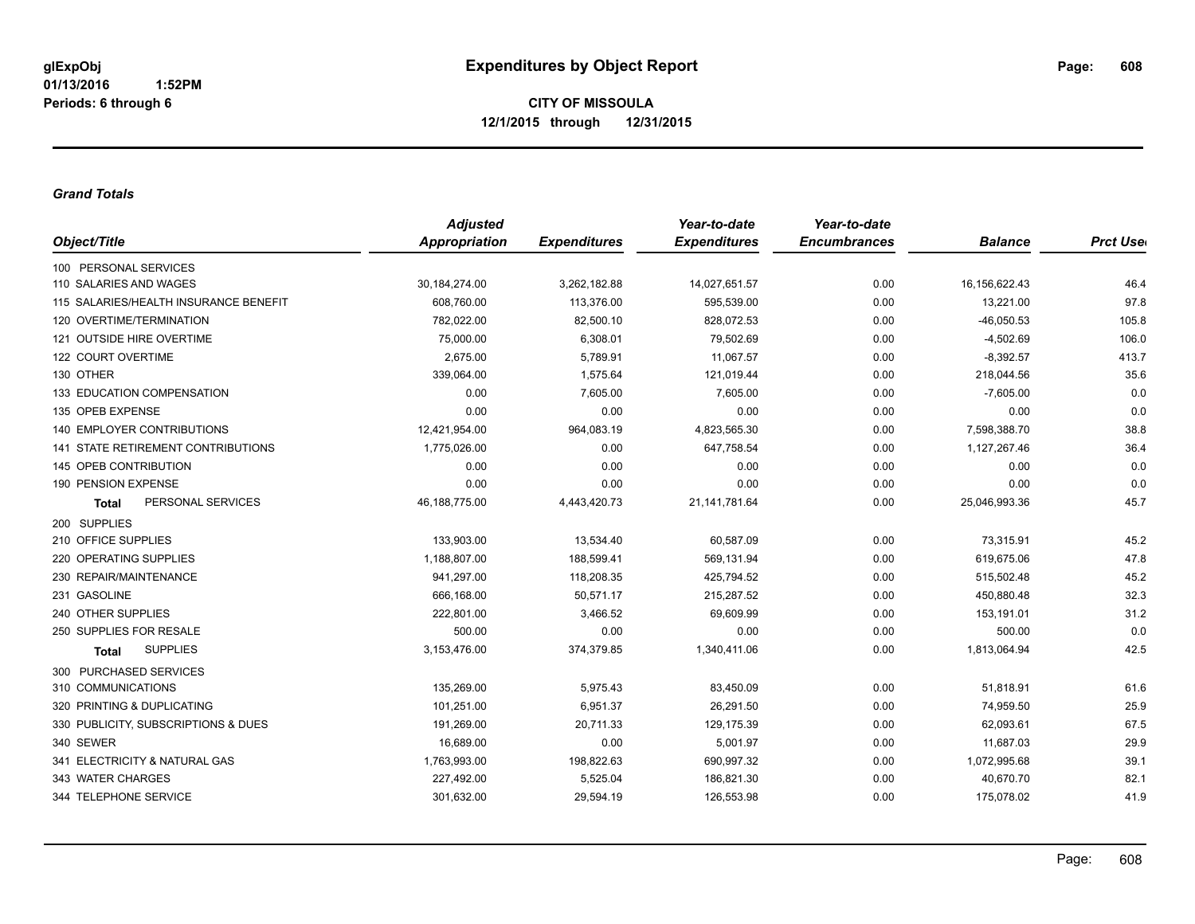glExpObj
01/13/2016 1:52PM
Periods: 6 through 6

# Expenditures by Object Report

**CITY OF MISSOULA**
**12/1/2015 through 12/31/2015**

### *Grand Totals*

| Object/Title | Adjusted Appropriation | Expenditures | Year-to-date Expenditures | Year-to-date Encumbrances | Balance | Prct Used |
|---|---|---|---|---|---|---|
| 100 PERSONAL SERVICES | | | | | | |
| 110 SALARIES AND WAGES | 30,184,274.00 | 3,262,182.88 | 14,027,651.57 | 0.00 | 16,156,622.43 | 46.4 |
| 115 SALARIES/HEALTH INSURANCE BENEFIT | 608,760.00 | 113,376.00 | 595,539.00 | 0.00 | 13,221.00 | 97.8 |
| 120 OVERTIME/TERMINATION | 782,022.00 | 82,500.10 | 828,072.53 | 0.00 | -46,050.53 | 105.8 |
| 121 OUTSIDE HIRE OVERTIME | 75,000.00 | 6,308.01 | 79,502.69 | 0.00 | -4,502.69 | 106.0 |
| 122 COURT OVERTIME | 2,675.00 | 5,789.91 | 11,067.57 | 0.00 | -8,392.57 | 413.7 |
| 130 OTHER | 339,064.00 | 1,575.64 | 121,019.44 | 0.00 | 218,044.56 | 35.6 |
| 133 EDUCATION COMPENSATION | 0.00 | 7,605.00 | 7,605.00 | 0.00 | -7,605.00 | 0.0 |
| 135 OPEB EXPENSE | 0.00 | 0.00 | 0.00 | 0.00 | 0.00 | 0.0 |
| 140 EMPLOYER CONTRIBUTIONS | 12,421,954.00 | 964,083.19 | 4,823,565.30 | 0.00 | 7,598,388.70 | 38.8 |
| 141 STATE RETIREMENT CONTRIBUTIONS | 1,775,026.00 | 0.00 | 647,758.54 | 0.00 | 1,127,267.46 | 36.4 |
| 145 OPEB CONTRIBUTION | 0.00 | 0.00 | 0.00 | 0.00 | 0.00 | 0.0 |
| 190 PENSION EXPENSE | 0.00 | 0.00 | 0.00 | 0.00 | 0.00 | 0.0 |
| **Total** PERSONAL SERVICES | 46,188,775.00 | 4,443,420.73 | 21,141,781.64 | 0.00 | 25,046,993.36 | 45.7 |
| 200 SUPPLIES | | | | | | |
| 210 OFFICE SUPPLIES | 133,903.00 | 13,534.40 | 60,587.09 | 0.00 | 73,315.91 | 45.2 |
| 220 OPERATING SUPPLIES | 1,188,807.00 | 188,599.41 | 569,131.94 | 0.00 | 619,675.06 | 47.8 |
| 230 REPAIR/MAINTENANCE | 941,297.00 | 118,208.35 | 425,794.52 | 0.00 | 515,502.48 | 45.2 |
| 231 GASOLINE | 666,168.00 | 50,571.17 | 215,287.52 | 0.00 | 450,880.48 | 32.3 |
| 240 OTHER SUPPLIES | 222,801.00 | 3,466.52 | 69,609.99 | 0.00 | 153,191.01 | 31.2 |
| 250 SUPPLIES FOR RESALE | 500.00 | 0.00 | 0.00 | 0.00 | 500.00 | 0.0 |
| **Total** SUPPLIES | 3,153,476.00 | 374,379.85 | 1,340,411.06 | 0.00 | 1,813,064.94 | 42.5 |
| 300 PURCHASED SERVICES | | | | | | |
| 310 COMMUNICATIONS | 135,269.00 | 5,975.43 | 83,450.09 | 0.00 | 51,818.91 | 61.6 |
| 320 PRINTING & DUPLICATING | 101,251.00 | 6,951.37 | 26,291.50 | 0.00 | 74,959.50 | 25.9 |
| 330 PUBLICITY, SUBSCRIPTIONS & DUES | 191,269.00 | 20,711.33 | 129,175.39 | 0.00 | 62,093.61 | 67.5 |
| 340 SEWER | 16,689.00 | 0.00 | 5,001.97 | 0.00 | 11,687.03 | 29.9 |
| 341 ELECTRICITY & NATURAL GAS | 1,763,993.00 | 198,822.63 | 690,997.32 | 0.00 | 1,072,995.68 | 39.1 |
| 343 WATER CHARGES | 227,492.00 | 5,525.04 | 186,821.30 | 0.00 | 40,670.70 | 82.1 |
| 344 TELEPHONE SERVICE | 301,632.00 | 29,594.19 | 126,553.98 | 0.00 | 175,078.02 | 41.9 |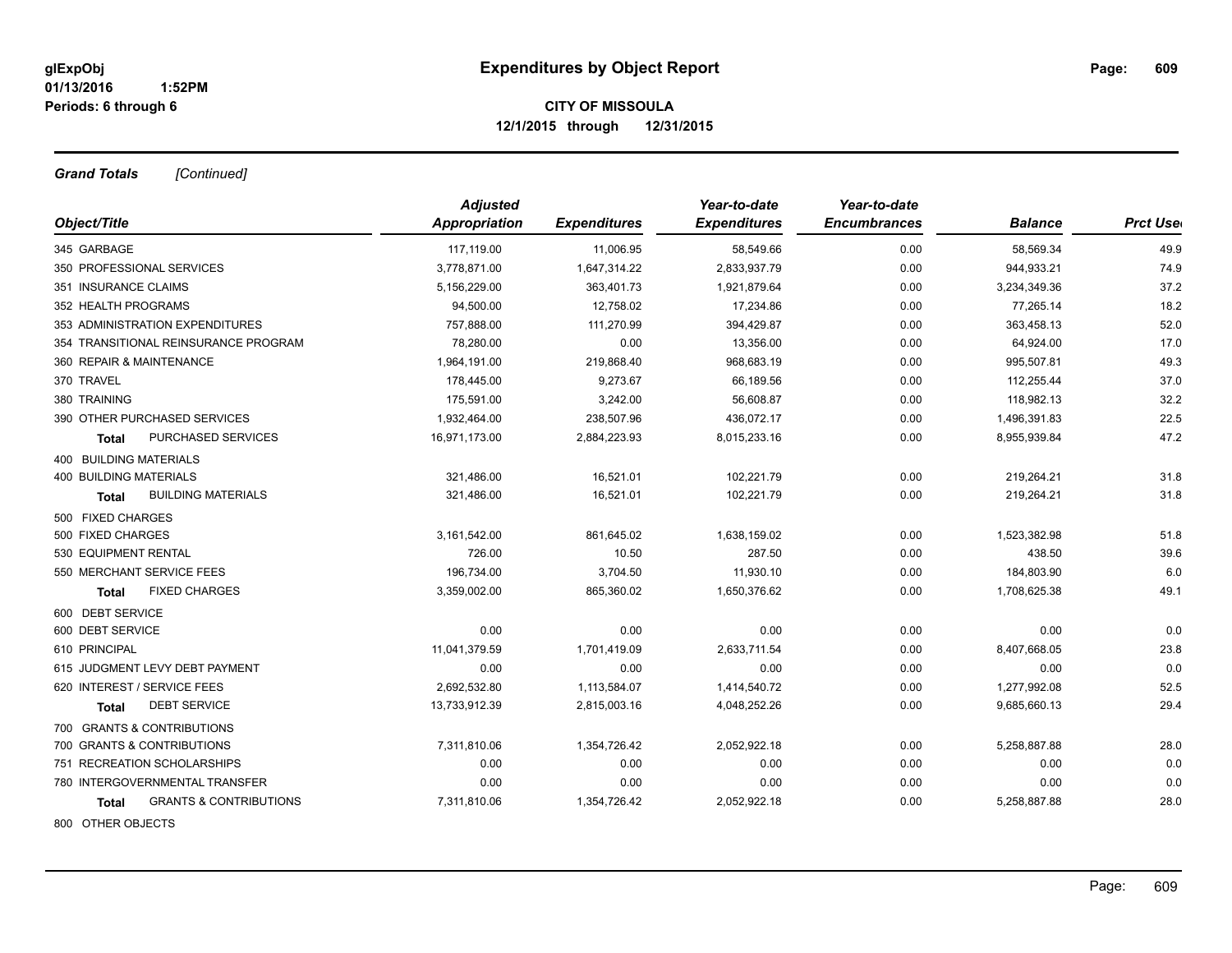**glExpObj**
**01/13/2016 1:52PM**
**Periods: 6 through 6**

# Expenditures by Object Report

## CITY OF MISSOULA
**12/1/2015 through 12/31/2015**

***Grand Totals*** *[Continued]*

| Object/Title | Adjusted Appropriation | Expenditures | Year-to-date Expenditures | Year-to-date Encumbrances | Balance | Prct Used |
|---|---|---|---|---|---|---|
| 345 GARBAGE | 117,119.00 | 11,006.95 | 58,549.66 | 0.00 | 58,569.34 | 49.9 |
| 350 PROFESSIONAL SERVICES | 3,778,871.00 | 1,647,314.22 | 2,833,937.79 | 0.00 | 944,933.21 | 74.9 |
| 351 INSURANCE CLAIMS | 5,156,229.00 | 363,401.73 | 1,921,879.64 | 0.00 | 3,234,349.36 | 37.2 |
| 352 HEALTH PROGRAMS | 94,500.00 | 12,758.02 | 17,234.86 | 0.00 | 77,265.14 | 18.2 |
| 353 ADMINISTRATION EXPENDITURES | 757,888.00 | 111,270.99 | 394,429.87 | 0.00 | 363,458.13 | 52.0 |
| 354 TRANSITIONAL REINSURANCE PROGRAM | 78,280.00 | 0.00 | 13,356.00 | 0.00 | 64,924.00 | 17.0 |
| 360 REPAIR & MAINTENANCE | 1,964,191.00 | 219,868.40 | 968,683.19 | 0.00 | 995,507.81 | 49.3 |
| 370 TRAVEL | 178,445.00 | 9,273.67 | 66,189.56 | 0.00 | 112,255.44 | 37.0 |
| 380 TRAINING | 175,591.00 | 3,242.00 | 56,608.87 | 0.00 | 118,982.13 | 32.2 |
| 390 OTHER PURCHASED SERVICES | 1,932,464.00 | 238,507.96 | 436,072.17 | 0.00 | 1,496,391.83 | 22.5 |
| **Total** PURCHASED SERVICES | 16,971,173.00 | 2,884,223.93 | 8,015,233.16 | 0.00 | 8,955,939.84 | 47.2 |
| 400 BUILDING MATERIALS | | | | | | |
| 400 BUILDING MATERIALS | 321,486.00 | 16,521.01 | 102,221.79 | 0.00 | 219,264.21 | 31.8 |
| **Total** BUILDING MATERIALS | 321,486.00 | 16,521.01 | 102,221.79 | 0.00 | 219,264.21 | 31.8 |
| 500 FIXED CHARGES | | | | | | |
| 500 FIXED CHARGES | 3,161,542.00 | 861,645.02 | 1,638,159.02 | 0.00 | 1,523,382.98 | 51.8 |
| 530 EQUIPMENT RENTAL | 726.00 | 10.50 | 287.50 | 0.00 | 438.50 | 39.6 |
| 550 MERCHANT SERVICE FEES | 196,734.00 | 3,704.50 | 11,930.10 | 0.00 | 184,803.90 | 6.0 |
| **Total** FIXED CHARGES | 3,359,002.00 | 865,360.02 | 1,650,376.62 | 0.00 | 1,708,625.38 | 49.1 |
| 600 DEBT SERVICE | | | | | | |
| 600 DEBT SERVICE | 0.00 | 0.00 | 0.00 | 0.00 | 0.00 | 0.0 |
| 610 PRINCIPAL | 11,041,379.59 | 1,701,419.09 | 2,633,711.54 | 0.00 | 8,407,668.05 | 23.8 |
| 615 JUDGMENT LEVY DEBT PAYMENT | 0.00 | 0.00 | 0.00 | 0.00 | 0.00 | 0.0 |
| 620 INTEREST / SERVICE FEES | 2,692,532.80 | 1,113,584.07 | 1,414,540.72 | 0.00 | 1,277,992.08 | 52.5 |
| **Total** DEBT SERVICE | 13,733,912.39 | 2,815,003.16 | 4,048,252.26 | 0.00 | 9,685,660.13 | 29.4 |
| 700 GRANTS & CONTRIBUTIONS | | | | | | |
| 700 GRANTS & CONTRIBUTIONS | 7,311,810.06 | 1,354,726.42 | 2,052,922.18 | 0.00 | 5,258,887.88 | 28.0 |
| 751 RECREATION SCHOLARSHIPS | 0.00 | 0.00 | 0.00 | 0.00 | 0.00 | 0.0 |
| 780 INTERGOVERNMENTAL TRANSFER | 0.00 | 0.00 | 0.00 | 0.00 | 0.00 | 0.0 |
| **Total** GRANTS & CONTRIBUTIONS | 7,311,810.06 | 1,354,726.42 | 2,052,922.18 | 0.00 | 5,258,887.88 | 28.0 |
| 800 OTHER OBJECTS | | | | | | |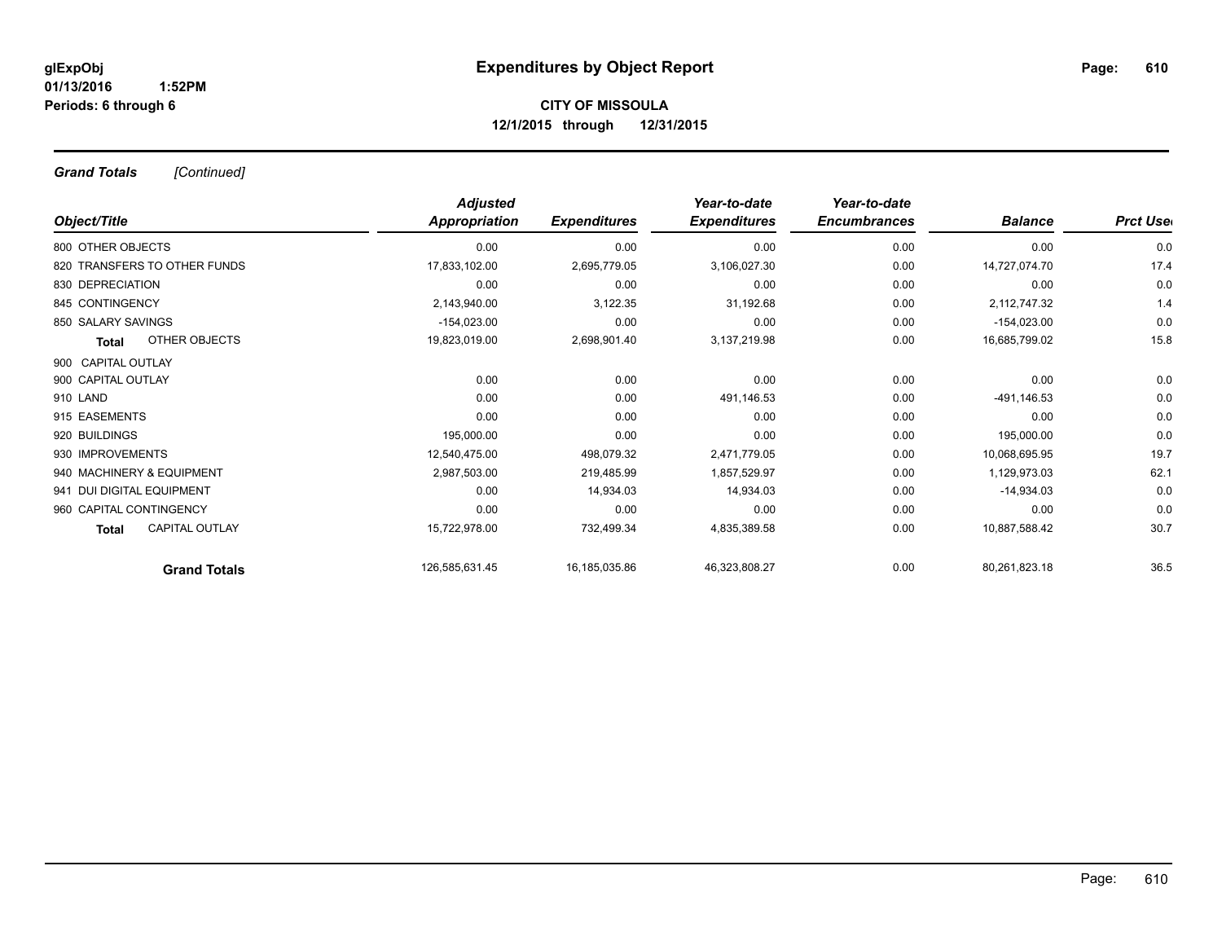# Expenditures by Object Report

glExpObj
01/13/2016 1:52PM
Periods: 6 through 6

**CITY OF MISSOULA**
**12/1/2015 through 12/31/2015**

***Grand Totals*** *[Continued]*

| Object/Title | | Adjusted Appropriation | Expenditures | Year-to-date Expenditures | Year-to-date Encumbrances | Balance | Prct Used |
|---|---|---|---|---|---|---|---|
| 800 OTHER OBJECTS | | 0.00 | 0.00 | 0.00 | 0.00 | 0.00 | 0.0 |
| 820 TRANSFERS TO OTHER FUNDS | | 17,833,102.00 | 2,695,779.05 | 3,106,027.30 | 0.00 | 14,727,074.70 | 17.4 |
| 830 DEPRECIATION | | 0.00 | 0.00 | 0.00 | 0.00 | 0.00 | 0.0 |
| 845 CONTINGENCY | | 2,143,940.00 | 3,122.35 | 31,192.68 | 0.00 | 2,112,747.32 | 1.4 |
| 850 SALARY SAVINGS | | -154,023.00 | 0.00 | 0.00 | 0.00 | -154,023.00 | 0.0 |
| **Total** | OTHER OBJECTS | 19,823,019.00 | 2,698,901.40 | 3,137,219.98 | 0.00 | 16,685,799.02 | 15.8 |
| 900 CAPITAL OUTLAY | | | | | | | |
| 900 CAPITAL OUTLAY | | 0.00 | 0.00 | 0.00 | 0.00 | 0.00 | 0.0 |
| 910 LAND | | 0.00 | 0.00 | 491,146.53 | 0.00 | -491,146.53 | 0.0 |
| 915 EASEMENTS | | 0.00 | 0.00 | 0.00 | 0.00 | 0.00 | 0.0 |
| 920 BUILDINGS | | 195,000.00 | 0.00 | 0.00 | 0.00 | 195,000.00 | 0.0 |
| 930 IMPROVEMENTS | | 12,540,475.00 | 498,079.32 | 2,471,779.05 | 0.00 | 10,068,695.95 | 19.7 |
| 940 MACHINERY & EQUIPMENT | | 2,987,503.00 | 219,485.99 | 1,857,529.97 | 0.00 | 1,129,973.03 | 62.1 |
| 941 DUI DIGITAL EQUIPMENT | | 0.00 | 14,934.03 | 14,934.03 | 0.00 | -14,934.03 | 0.0 |
| 960 CAPITAL CONTINGENCY | | 0.00 | 0.00 | 0.00 | 0.00 | 0.00 | 0.0 |
| **Total** | CAPITAL OUTLAY | 15,722,978.00 | 732,499.34 | 4,835,389.58 | 0.00 | 10,887,588.42 | 30.7 |
| **Grand Totals** | | 126,585,631.45 | 16,185,035.86 | 46,323,808.27 | 0.00 | 80,261,823.18 | 36.5 |